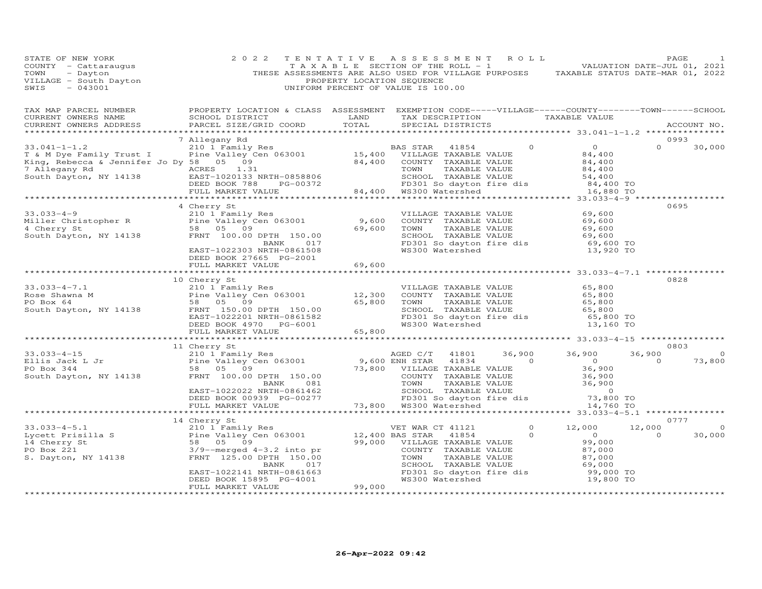STATE OF NEW YORK
COUNTY - Cattaraugus
TOWN - Dayton
VILLAGE - South Dayton
SWIS - 043001

2022 TENTATIVE ASSESSMENT ROLL
TAXABLE SECTION OF THE ROLL - 1
THESE ASSESSMENTS ARE ALSO USED FOR VILLAGE PURPOSES
PROPERTY LOCATION SEQUENCE
UNIFORM PERCENT OF VALUE IS 100.00

VALUATION DATE-JUL 01, 2021
TAXABLE STATUS DATE-MAR 01, 2022

| TAX MAP PARCEL NUMBER / CURRENT OWNERS NAME / CURRENT OWNERS ADDRESS | PROPERTY LOCATION & CLASS / SCHOOL DISTRICT / PARCEL SIZE/GRID COORD | LAND | ASSESSMENT TOTAL | EXEMPTION CODE / TAX DESCRIPTION / SPECIAL DISTRICTS | VILLAGE | COUNTY | TOWN | SCHOOL | ACCOUNT NO. |
|---|---|---|---|---|---|---|---|---|---|
| **33.041-1-1.2** | 7 Allegany Rd | | | | | | | | 0993 |
| T & M Dye Family Trust I | 210 1 Family Res | 15,400 | | BAS STAR 41854 | 0 | 0 | 0 | 30,000 | |
| King, Rebecca & Jennifer Jo Dy | Pine Valley Cen 063001 | | 84,400 | VILLAGE TAXABLE VALUE | 84,400 | | | | |
| 7 Allegany Rd | 58 05 09 | | | COUNTY TAXABLE VALUE | | 84,400 | | | |
| South Dayton, NY 14138 | ACRES 1.31 | | | TOWN TAXABLE VALUE | | | 84,400 | | |
| | EAST-1020133 NRTH-0858806 | | | SCHOOL TAXABLE VALUE | | | | 54,400 | |
| | DEED BOOK 788 PG-00372 | | | FD301 So dayton fire dis | 84,400 TO | | | | |
| | FULL MARKET VALUE | | 84,400 | WS300 Watershed | 16,880 TO | | | | |
| **33.033-4-9** | 4 Cherry St | | | | | | | | 0695 |
| Miller Christopher R | 210 1 Family Res | 9,600 | | VILLAGE TAXABLE VALUE | 69,600 | | | | |
| 4 Cherry St | Pine Valley Cen 063001 | | 69,600 | COUNTY TAXABLE VALUE | | 69,600 | | | |
| South Dayton, NY 14138 | 58 05 09 | | | TOWN TAXABLE VALUE | | | 69,600 | | |
| | FRNT 100.00 DPTH 150.00 | | | SCHOOL TAXABLE VALUE | | | | 69,600 | |
| | BANK 017 | | | FD301 So dayton fire dis | 69,600 TO | | | | |
| | EAST-1022303 NRTH-0861508 | | | WS300 Watershed | 13,920 TO | | | | |
| | DEED BOOK 27665 PG-2001 | | | | | | | | |
| | FULL MARKET VALUE | | 69,600 | | | | | | |
| **33.033-4-7.1** | 10 Cherry St | | | | | | | | 0828 |
| Rose Shawna M | 210 1 Family Res | 12,300 | | VILLAGE TAXABLE VALUE | 65,800 | | | | |
| PO Box 64 | Pine Valley Cen 063001 | | 65,800 | COUNTY TAXABLE VALUE | | 65,800 | | | |
| South Dayton, NY 14138 | 58 05 09 | | | TOWN TAXABLE VALUE | | | 65,800 | | |
| | FRNT 150.00 DPTH 150.00 | | | SCHOOL TAXABLE VALUE | | | | 65,800 | |
| | EAST-1022201 NRTH-0861582 | | | FD301 So dayton fire dis | 65,800 TO | | | | |
| | DEED BOOK 4970 PG-6001 | | | WS300 Watershed | 13,160 TO | | | | |
| | FULL MARKET VALUE | | 65,800 | | | | | | |
| **33.033-4-15** | 11 Cherry St | | | | | | | | 0803 |
| Ellis Jack L Jr | 210 1 Family Res | | | AGED C/T 41801 | 36,900 | 36,900 | 36,900 | 0 | |
| PO Box 344 | Pine Valley Cen 063001 | 9,600 | | ENH STAR 41834 | 0 | 0 | 0 | 73,800 | |
| South Dayton, NY 14138 | 58 05 09 | | 73,800 | VILLAGE TAXABLE VALUE | 36,900 | | | | |
| | FRNT 100.00 DPTH 150.00 | | | COUNTY TAXABLE VALUE | | 36,900 | | | |
| | BANK 081 | | | TOWN TAXABLE VALUE | | | 36,900 | | |
| | EAST-1022022 NRTH-0861462 | | | SCHOOL TAXABLE VALUE | | | | 0 | |
| | DEED BOOK 00939 PG-00277 | | | FD301 So dayton fire dis | 73,800 TO | | | | |
| | FULL MARKET VALUE | | 73,800 | WS300 Watershed | 14,760 TO | | | | |
| **33.033-4-5.1** | 14 Cherry St | | | | | | | | 0777 |
| Lycett Prisilla S | 210 1 Family Res | | | VET WAR CT 41121 | 0 | 12,000 | 12,000 | 0 | |
| 14 Cherry St | Pine Valley Cen 063001 | 12,400 | | BAS STAR 41854 | 0 | 0 | 0 | 30,000 | |
| PO Box 221 | 58 05 09 | | 99,000 | VILLAGE TAXABLE VALUE | 99,000 | | | | |
| S. Dayton, NY 14138 | 3/9--merged 4-3.2 into pr | | | COUNTY TAXABLE VALUE | | 87,000 | | | |
| | FRNT 125.00 DPTH 150.00 | | | TOWN TAXABLE VALUE | | | 87,000 | | |
| | BANK 017 | | | SCHOOL TAXABLE VALUE | | | | 69,000 | |
| | EAST-1022141 NRTH-0861663 | | | FD301 So dayton fire dis | 99,000 TO | | | | |
| | DEED BOOK 15895 PG-4001 | | | WS300 Watershed | 19,800 TO | | | | |
| | FULL MARKET VALUE | | 99,000 | | | | | | |

26-Apr-2022 09:42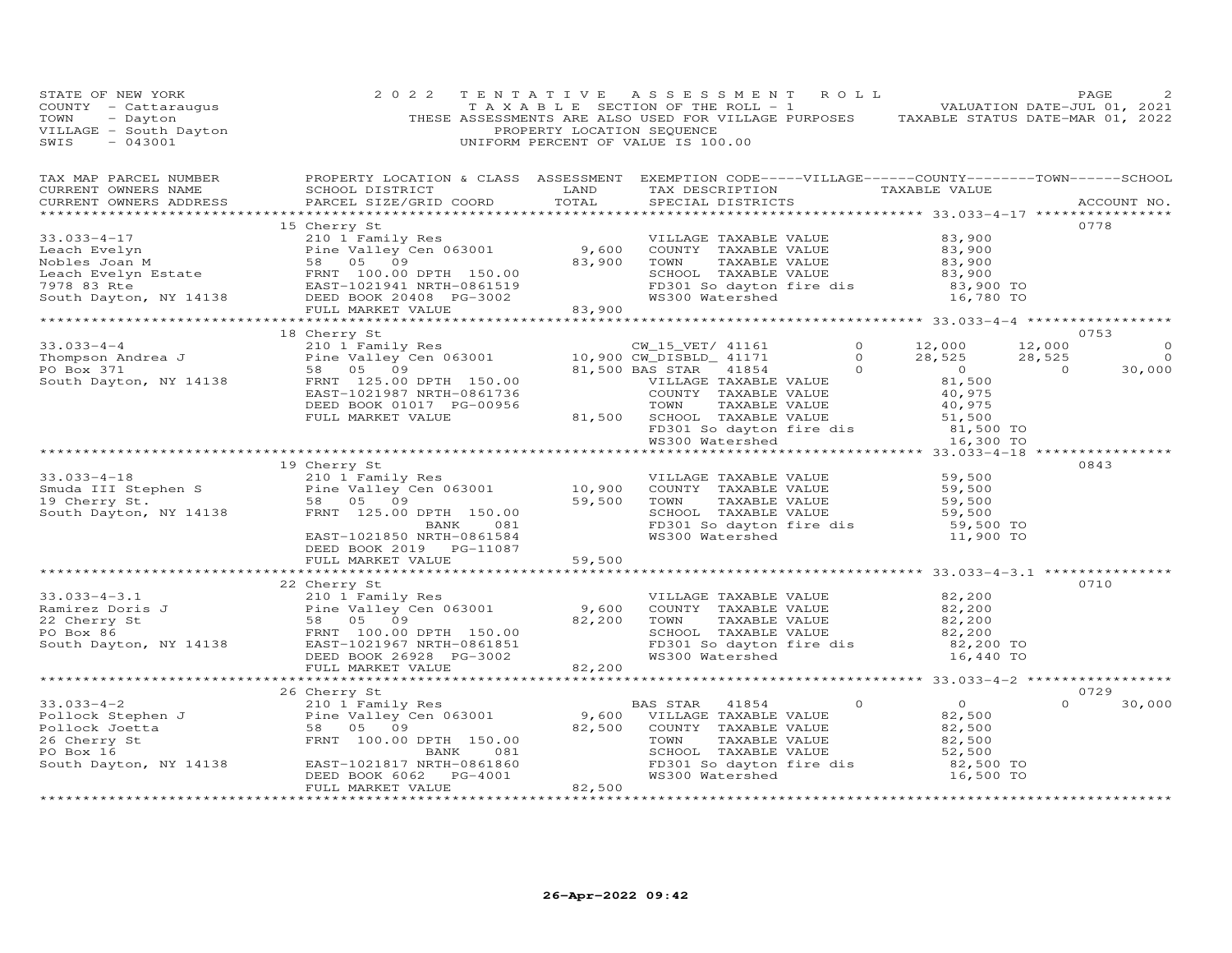STATE OF NEW YORK
COUNTY - Cattaraugus
TOWN - Dayton
VILLAGE - South Dayton
SWIS - 043001

2022 TENTATIVE ASSESSMENT ROLL
TAXABLE SECTION OF THE ROLL - 1
THESE ASSESSMENTS ARE ALSO USED FOR VILLAGE PURPOSES
PROPERTY LOCATION SEQUENCE
UNIFORM PERCENT OF VALUE IS 100.00

VALUATION DATE-JUL 01, 2021
TAXABLE STATUS DATE-MAR 01, 2022

| TAX MAP PARCEL NUMBER / CURRENT OWNERS NAME / CURRENT OWNERS ADDRESS | PROPERTY LOCATION & CLASS / SCHOOL DISTRICT / PARCEL SIZE/GRID COORD | ASSESSMENT LAND | TOTAL | EXEMPTION CODE / TAX DESCRIPTION / SPECIAL DISTRICTS | VILLAGE | COUNTY TAXABLE VALUE | TOWN | SCHOOL | ACCOUNT NO. |
|---|---|---|---|---|---|---|---|---|---|
| **33.033-4-17** | 15 Cherry St | | | | | | | | 0778 |
| Leach Evelyn | 210 1 Family Res | | | VILLAGE TAXABLE VALUE | | 83,900 | | | |
| Nobles Joan M | Pine Valley Cen 063001 | 9,600 | | COUNTY TAXABLE VALUE | | 83,900 | | | |
| Leach Evelyn Estate | 58 05 09 | | 83,900 | TOWN TAXABLE VALUE | | 83,900 | | | |
| 7978 83 Rte | FRNT 100.00 DPTH 150.00 | | | SCHOOL TAXABLE VALUE | | 83,900 | | | |
| South Dayton, NY 14138 | EAST-1021941 NRTH-0861519 | | | FD301 So dayton fire dis | | 83,900 TO | | | |
| | DEED BOOK 20408 PG-3002 | | | WS300 Watershed | | 16,780 TO | | | |
| | FULL MARKET VALUE | | 83,900 | | | | | | |
| **33.033-4-4** | 18 Cherry St | | | | | | | | 0753 |
| Thompson Andrea J | 210 1 Family Res | | | CW_15_VET/ 41161 | 0 | 12,000 | 12,000 | 0 | |
| PO Box 371 | Pine Valley Cen 063001 | 10,900 | | CW_DISBLD_ 41171 | 0 | 28,525 | 28,525 | 0 | |
| South Dayton, NY 14138 | 58 05 09 | | 81,500 | BAS STAR 41854 | 0 | 0 | 0 | 30,000 | |
| | FRNT 125.00 DPTH 150.00 | | | VILLAGE TAXABLE VALUE | | 81,500 | | | |
| | EAST-1021987 NRTH-0861736 | | | COUNTY TAXABLE VALUE | | 40,975 | | | |
| | DEED BOOK 01017 PG-00956 | | | TOWN TAXABLE VALUE | | 40,975 | | | |
| | FULL MARKET VALUE | | 81,500 | SCHOOL TAXABLE VALUE | | 51,500 | | | |
| | | | | FD301 So dayton fire dis | | 81,500 TO | | | |
| | | | | WS300 Watershed | | 16,300 TO | | | |
| **33.033-4-18** | 19 Cherry St | | | | | | | | 0843 |
| Smuda III Stephen S | 210 1 Family Res | | | VILLAGE TAXABLE VALUE | | 59,500 | | | |
| 19 Cherry St. | Pine Valley Cen 063001 | 10,900 | | COUNTY TAXABLE VALUE | | 59,500 | | | |
| South Dayton, NY 14138 | 58 05 09 | | 59,500 | TOWN TAXABLE VALUE | | 59,500 | | | |
| | FRNT 125.00 DPTH 150.00 | | | SCHOOL TAXABLE VALUE | | 59,500 | | | |
| | BANK 081 | | | FD301 So dayton fire dis | | 59,500 TO | | | |
| | EAST-1021850 NRTH-0861584 | | | WS300 Watershed | | 11,900 TO | | | |
| | DEED BOOK 2019 PG-11087 | | | | | | | | |
| | FULL MARKET VALUE | | 59,500 | | | | | | |
| **33.033-4-3.1** | 22 Cherry St | | | | | | | | 0710 |
| Ramirez Doris J | 210 1 Family Res | | | VILLAGE TAXABLE VALUE | | 82,200 | | | |
| 22 Cherry St | Pine Valley Cen 063001 | 9,600 | | COUNTY TAXABLE VALUE | | 82,200 | | | |
| PO Box 86 | 58 05 09 | | 82,200 | TOWN TAXABLE VALUE | | 82,200 | | | |
| South Dayton, NY 14138 | FRNT 100.00 DPTH 150.00 | | | SCHOOL TAXABLE VALUE | | 82,200 | | | |
| | EAST-1021967 NRTH-0861851 | | | FD301 So dayton fire dis | | 82,200 TO | | | |
| | DEED BOOK 26928 PG-3002 | | | WS300 Watershed | | 16,440 TO | | | |
| | FULL MARKET VALUE | | 82,200 | | | | | | |
| **33.033-4-2** | 26 Cherry St | | | | | | | | 0729 |
| Pollock Stephen J | 210 1 Family Res | | | BAS STAR 41854 | 0 | 0 | 0 | 30,000 | |
| Pollock Joetta | Pine Valley Cen 063001 | 9,600 | | VILLAGE TAXABLE VALUE | | 82,500 | | | |
| 26 Cherry St | 58 05 09 | | 82,500 | COUNTY TAXABLE VALUE | | 82,500 | | | |
| PO Box 16 | FRNT 100.00 DPTH 150.00 | | | TOWN TAXABLE VALUE | | 82,500 | | | |
| South Dayton, NY 14138 | BANK 081 | | | SCHOOL TAXABLE VALUE | | 52,500 | | | |
| | EAST-1021817 NRTH-0861860 | | | FD301 So dayton fire dis | | 82,500 TO | | | |
| | DEED BOOK 6062 PG-4001 | | | WS300 Watershed | | 16,500 TO | | | |
| | FULL MARKET VALUE | | 82,500 | | | | | | |

26-Apr-2022 09:42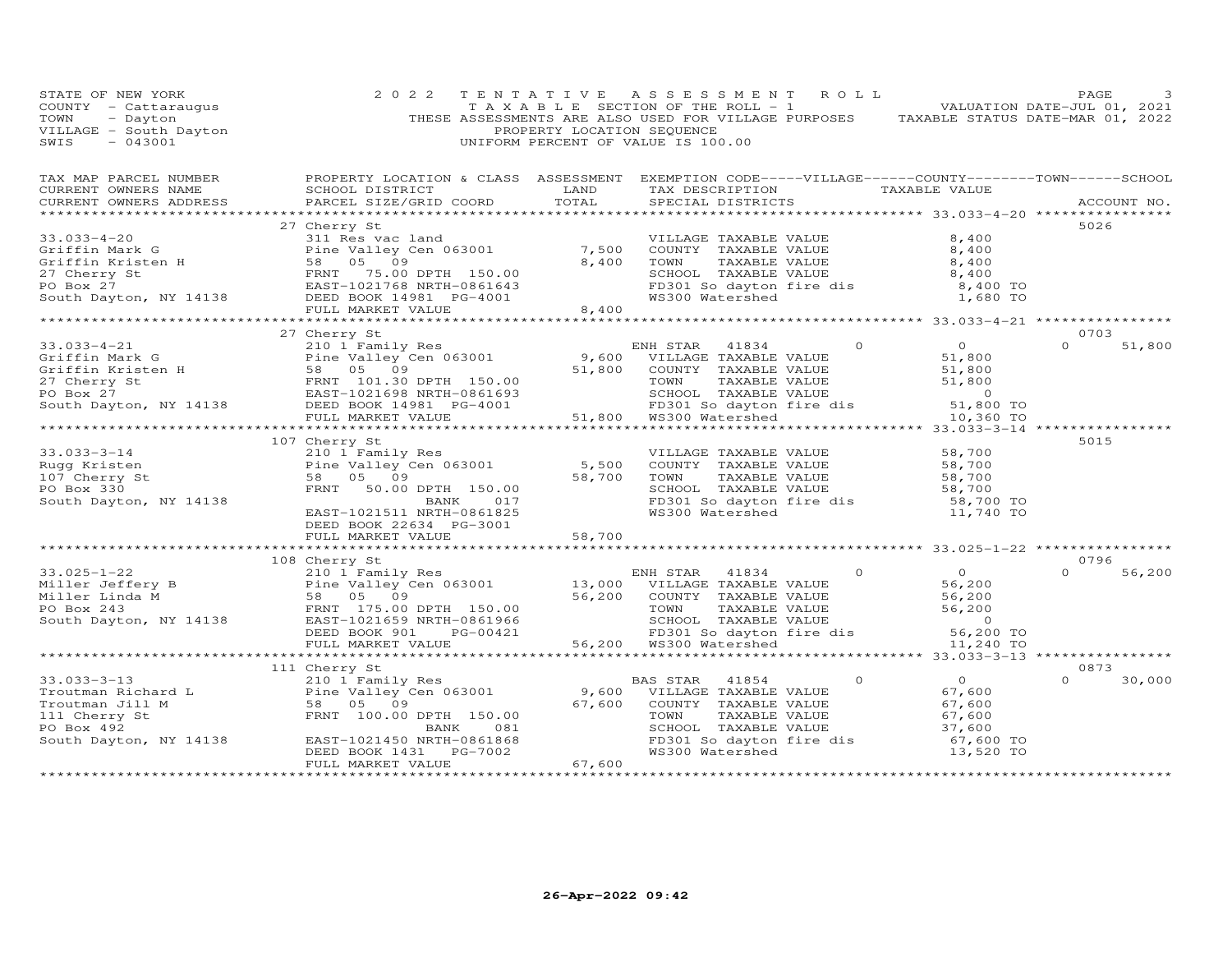STATE OF NEW YORK
COUNTY - Cattaraugus
TOWN - Dayton
VILLAGE - South Dayton
SWIS - 043001

2022 TENTATIVE ASSESSMENT ROLL
TAXABLE SECTION OF THE ROLL - 1
THESE ASSESSMENTS ARE ALSO USED FOR VILLAGE PURPOSES
PROPERTY LOCATION SEQUENCE
UNIFORM PERCENT OF VALUE IS 100.00

VALUATION DATE-JUL 01, 2021
TAXABLE STATUS DATE-MAR 01, 2022

| TAX MAP PARCEL NUMBER / CURRENT OWNERS NAME / CURRENT OWNERS ADDRESS | PROPERTY LOCATION & CLASS / SCHOOL DISTRICT / PARCEL SIZE/GRID COORD | ASSESSMENT LAND | TOTAL | EXEMPTION CODE-----VILLAGE------COUNTY--------TOWN------SCHOOL / TAX DESCRIPTION / SPECIAL DISTRICTS | TAXABLE VALUE | ACCOUNT NO. |
|---|---|---|---|---|---|---|
| | 27 Cherry St | | | | | 5026 |
| 33.033-4-20 | 311 Res vac land | | | VILLAGE TAXABLE VALUE | 8,400 | |
| Griffin Mark G | Pine Valley Cen 063001 | 7,500 | | COUNTY TAXABLE VALUE | 8,400 | |
| Griffin Kristen H | 58 05 09 | | 8,400 | TOWN TAXABLE VALUE | 8,400 | |
| 27 Cherry St | FRNT 75.00 DPTH 150.00 | | | SCHOOL TAXABLE VALUE | 8,400 | |
| PO Box 27 | EAST-1021768 NRTH-0861643 | | | FD301 So dayton fire dis | 8,400 TO | |
| South Dayton, NY 14138 | DEED BOOK 14981 PG-4001 | | | WS300 Watershed | 1,680 TO | |
| | FULL MARKET VALUE | | 8,400 | | | |
| | 27 Cherry St | | | | | 0703 |
| 33.033-4-21 | 210 1 Family Res | | | ENH STAR 41834 0 | 0 | 0 51,800 |
| Griffin Mark G | Pine Valley Cen 063001 | 9,600 | | VILLAGE TAXABLE VALUE | 51,800 | |
| Griffin Kristen H | 58 05 09 | | 51,800 | COUNTY TAXABLE VALUE | 51,800 | |
| 27 Cherry St | FRNT 101.30 DPTH 150.00 | | | TOWN TAXABLE VALUE | 51,800 | |
| PO Box 27 | EAST-1021698 NRTH-0861693 | | | SCHOOL TAXABLE VALUE | 0 | |
| South Dayton, NY 14138 | DEED BOOK 14981 PG-4001 | | | FD301 So dayton fire dis | 51,800 TO | |
| | FULL MARKET VALUE | | 51,800 | WS300 Watershed | 10,360 TO | |
| | 107 Cherry St | | | | | 5015 |
| 33.033-3-14 | 210 1 Family Res | | | VILLAGE TAXABLE VALUE | 58,700 | |
| Rugg Kristen | Pine Valley Cen 063001 | 5,500 | | COUNTY TAXABLE VALUE | 58,700 | |
| 107 Cherry St | 58 05 09 | | 58,700 | TOWN TAXABLE VALUE | 58,700 | |
| PO Box 330 | FRNT 50.00 DPTH 150.00 | | | SCHOOL TAXABLE VALUE | 58,700 | |
| South Dayton, NY 14138 | BANK 017 | | | FD301 So dayton fire dis | 58,700 TO | |
| | EAST-1021511 NRTH-0861825 | | | WS300 Watershed | 11,740 TO | |
| | DEED BOOK 22634 PG-3001 | | | | | |
| | FULL MARKET VALUE | | 58,700 | | | |
| | 108 Cherry St | | | | | 0796 |
| 33.025-1-22 | 210 1 Family Res | | | ENH STAR 41834 0 | 0 | 0 56,200 |
| Miller Jeffery B | Pine Valley Cen 063001 | 13,000 | | VILLAGE TAXABLE VALUE | 56,200 | |
| Miller Linda M | 58 05 09 | | 56,200 | COUNTY TAXABLE VALUE | 56,200 | |
| PO Box 243 | FRNT 175.00 DPTH 150.00 | | | TOWN TAXABLE VALUE | 56,200 | |
| South Dayton, NY 14138 | EAST-1021659 NRTH-0861966 | | | SCHOOL TAXABLE VALUE | 0 | |
| | DEED BOOK 901 PG-00421 | | | FD301 So dayton fire dis | 56,200 TO | |
| | FULL MARKET VALUE | | 56,200 | WS300 Watershed | 11,240 TO | |
| | 111 Cherry St | | | | | 0873 |
| 33.033-3-13 | 210 1 Family Res | | | BAS STAR 41854 0 | 0 | 0 30,000 |
| Troutman Richard L | Pine Valley Cen 063001 | 9,600 | | VILLAGE TAXABLE VALUE | 67,600 | |
| Troutman Jill M | 58 05 09 | | 67,600 | COUNTY TAXABLE VALUE | 67,600 | |
| 111 Cherry St | FRNT 100.00 DPTH 150.00 | | | TOWN TAXABLE VALUE | 67,600 | |
| PO Box 492 | BANK 081 | | | SCHOOL TAXABLE VALUE | 37,600 | |
| South Dayton, NY 14138 | EAST-1021450 NRTH-0861868 | | | FD301 So dayton fire dis | 67,600 TO | |
| | DEED BOOK 1431 PG-7002 | | | WS300 Watershed | 13,520 TO | |
| | FULL MARKET VALUE | | 67,600 | | | |

26-Apr-2022 09:42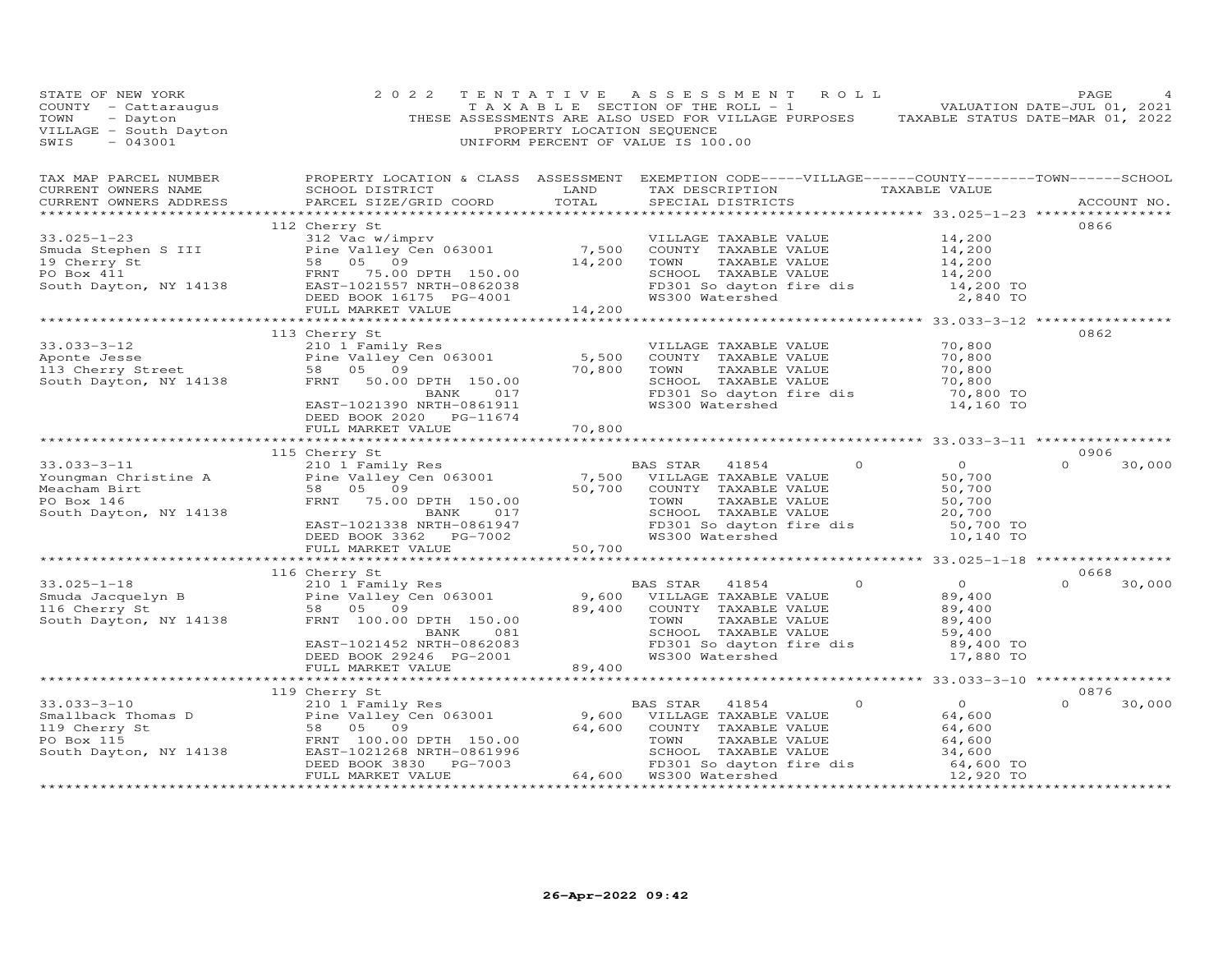STATE OF NEW YORK
COUNTY - Cattaraugus
TOWN - Dayton
VILLAGE - South Dayton
SWIS - 043001

2022 TENTATIVE ASSESSMENT ROLL
TAXABLE SECTION OF THE ROLL - 1
THESE ASSESSMENTS ARE ALSO USED FOR VILLAGE PURPOSES
PROPERTY LOCATION SEQUENCE
UNIFORM PERCENT OF VALUE IS 100.00

VALUATION DATE-JUL 01, 2021
TAXABLE STATUS DATE-MAR 01, 2022

| TAX MAP PARCEL NUMBER / CURRENT OWNERS NAME / CURRENT OWNERS ADDRESS | PROPERTY LOCATION & CLASS / SCHOOL DISTRICT / PARCEL SIZE/GRID COORD | ASSESSMENT LAND | TOTAL | EXEMPTION CODE / TAX DESCRIPTION / SPECIAL DISTRICTS | VILLAGE | COUNTY TAXABLE VALUE | TOWN | SCHOOL | ACCOUNT NO. |
|---|---|---|---|---|---|---|---|---|---|
| **33.025-1-23** | 112 Cherry St | | | | | | | | 0866 |
| 33.025-1-23 | 312 Vac w/imprv | | | VILLAGE TAXABLE VALUE | | 14,200 | | | |
| Smuda Stephen S III | Pine Valley Cen 063001 | 7,500 | | COUNTY TAXABLE VALUE | | 14,200 | | | |
| 19 Cherry St | 58 05 09 | | 14,200 | TOWN TAXABLE VALUE | | 14,200 | | | |
| PO Box 411 | FRNT 75.00 DPTH 150.00 | | | SCHOOL TAXABLE VALUE | | 14,200 | | | |
| South Dayton, NY 14138 | EAST-1021557 NRTH-0862038 | | | FD301 So dayton fire dis | | 14,200 TO | | | |
| | DEED BOOK 16175 PG-4001 | | | WS300 Watershed | | 2,840 TO | | | |
| | FULL MARKET VALUE | | 14,200 | | | | | | |
| **33.033-3-12** | 113 Cherry St | | | | | | | | 0862 |
| 33.033-3-12 | 210 1 Family Res | | | VILLAGE TAXABLE VALUE | | 70,800 | | | |
| Aponte Jesse | Pine Valley Cen 063001 | 5,500 | | COUNTY TAXABLE VALUE | | 70,800 | | | |
| 113 Cherry Street | 58 05 09 | | 70,800 | TOWN TAXABLE VALUE | | 70,800 | | | |
| South Dayton, NY 14138 | FRNT 50.00 DPTH 150.00 | | | SCHOOL TAXABLE VALUE | | 70,800 | | | |
| | BANK 017 | | | FD301 So dayton fire dis | | 70,800 TO | | | |
| | EAST-1021390 NRTH-0861911 | | | WS300 Watershed | | 14,160 TO | | | |
| | DEED BOOK 2020 PG-11674 | | | | | | | | |
| | FULL MARKET VALUE | | 70,800 | | | | | | |
| **33.033-3-11** | 115 Cherry St | | | | | | | | 0906 |
| 33.033-3-11 | 210 1 Family Res | | | BAS STAR 41854 | 0 | 0 | 0 | 30,000 | |
| Youngman Christine A | Pine Valley Cen 063001 | 7,500 | | VILLAGE TAXABLE VALUE | | 50,700 | | | |
| Meacham Birt | 58 05 09 | | 50,700 | COUNTY TAXABLE VALUE | | 50,700 | | | |
| PO Box 146 | FRNT 75.00 DPTH 150.00 | | | TOWN TAXABLE VALUE | | 50,700 | | | |
| South Dayton, NY 14138 | BANK 017 | | | SCHOOL TAXABLE VALUE | | 20,700 | | | |
| | EAST-1021338 NRTH-0861947 | | | FD301 So dayton fire dis | | 50,700 TO | | | |
| | DEED BOOK 3362 PG-7002 | | | WS300 Watershed | | 10,140 TO | | | |
| | FULL MARKET VALUE | | 50,700 | | | | | | |
| **33.025-1-18** | 116 Cherry St | | | | | | | | 0668 |
| 33.025-1-18 | 210 1 Family Res | | | BAS STAR 41854 | 0 | 0 | 0 | 30,000 | |
| Smuda Jacquelyn B | Pine Valley Cen 063001 | 9,600 | | VILLAGE TAXABLE VALUE | | 89,400 | | | |
| 116 Cherry St | 58 05 09 | | 89,400 | COUNTY TAXABLE VALUE | | 89,400 | | | |
| South Dayton, NY 14138 | FRNT 100.00 DPTH 150.00 | | | TOWN TAXABLE VALUE | | 89,400 | | | |
| | BANK 081 | | | SCHOOL TAXABLE VALUE | | 59,400 | | | |
| | EAST-1021452 NRTH-0862083 | | | FD301 So dayton fire dis | | 89,400 TO | | | |
| | DEED BOOK 29246 PG-2001 | | | WS300 Watershed | | 17,880 TO | | | |
| | FULL MARKET VALUE | | 89,400 | | | | | | |
| **33.033-3-10** | 119 Cherry St | | | | | | | | 0876 |
| 33.033-3-10 | 210 1 Family Res | | | BAS STAR 41854 | 0 | 0 | 0 | 30,000 | |
| Smallback Thomas D | Pine Valley Cen 063001 | 9,600 | | VILLAGE TAXABLE VALUE | | 64,600 | | | |
| 119 Cherry St | 58 05 09 | | 64,600 | COUNTY TAXABLE VALUE | | 64,600 | | | |
| PO Box 115 | FRNT 100.00 DPTH 150.00 | | | TOWN TAXABLE VALUE | | 64,600 | | | |
| South Dayton, NY 14138 | EAST-1021268 NRTH-0861996 | | | SCHOOL TAXABLE VALUE | | 34,600 | | | |
| | DEED BOOK 3830 PG-7003 | | | FD301 So dayton fire dis | | 64,600 TO | | | |
| | FULL MARKET VALUE | | 64,600 | WS300 Watershed | | 12,920 TO | | | |

26-Apr-2022 09:42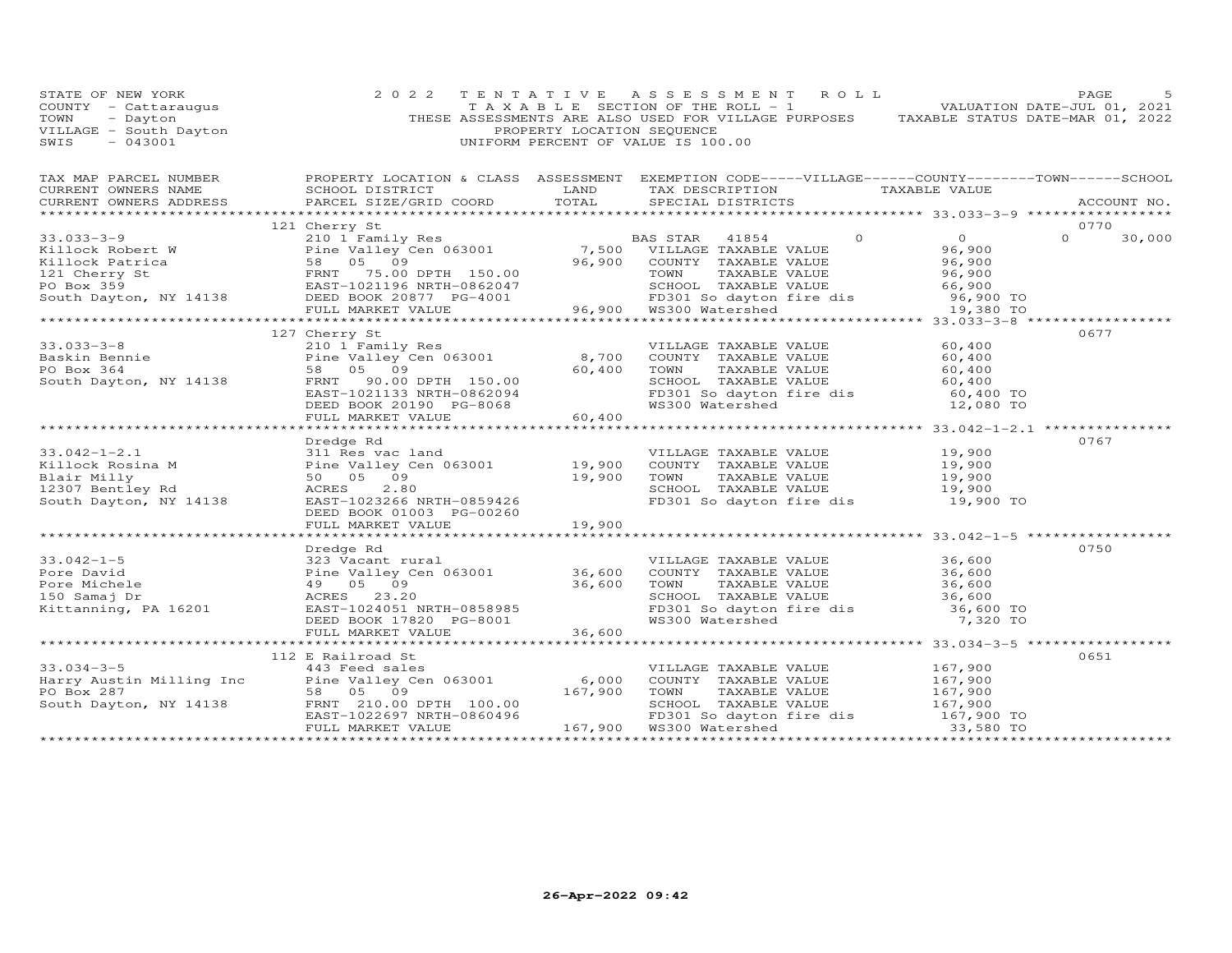STATE OF NEW YORK
COUNTY - Cattaraugus
TOWN - Dayton
VILLAGE - South Dayton
SWIS - 043001

# 2022 TENTATIVE ASSESSMENT ROLL

TAXABLE SECTION OF THE ROLL - 1
THESE ASSESSMENTS ARE ALSO USED FOR VILLAGE PURPOSES
PROPERTY LOCATION SEQUENCE
UNIFORM PERCENT OF VALUE IS 100.00

VALUATION DATE-JUL 01, 2021
TAXABLE STATUS DATE-MAR 01, 2022

| TAX MAP PARCEL NUMBER / CURRENT OWNERS NAME / CURRENT OWNERS ADDRESS | PROPERTY LOCATION & CLASS / SCHOOL DISTRICT / PARCEL SIZE/GRID COORD | ASSESSMENT LAND | ASSESSMENT TOTAL | EXEMPTION CODE / TAX DESCRIPTION / SPECIAL DISTRICTS | VILLAGE | COUNTY / TAXABLE VALUE | TOWN | SCHOOL | ACCOUNT NO. |
|---|---|---|---|---|---|---|---|---|---|
| 33.033-3-9 | 121 Cherry St | | | | | | | | 0770 |
| Killock Robert W | 210 1 Family Res | | | BAS STAR 41854 | 0 | 0 | 0 | 30,000 | |
| Killock Patrica | Pine Valley Cen 063001 | 7,500 | | VILLAGE TAXABLE VALUE | | 96,900 | | | |
| 121 Cherry St | 58 05 09 | | 96,900 | COUNTY TAXABLE VALUE | | 96,900 | | | |
| PO Box 359 | FRNT 75.00 DPTH 150.00 | | | TOWN TAXABLE VALUE | | 96,900 | | | |
| South Dayton, NY 14138 | EAST-1021196 NRTH-0862047 | | | SCHOOL TAXABLE VALUE | | 66,900 | | | |
| | DEED BOOK 20877 PG-4001 | | | FD301 So dayton fire dis | | 96,900 TO | | | |
| | FULL MARKET VALUE | | 96,900 | WS300 Watershed | | 19,380 TO | | | |
| 33.033-3-8 | 127 Cherry St | | | | | | | | 0677 |
| Baskin Bennie | 210 1 Family Res | | | VILLAGE TAXABLE VALUE | | 60,400 | | | |
| PO Box 364 | Pine Valley Cen 063001 | 8,700 | | COUNTY TAXABLE VALUE | | 60,400 | | | |
| South Dayton, NY 14138 | 58 05 09 | | 60,400 | TOWN TAXABLE VALUE | | 60,400 | | | |
| | FRNT 90.00 DPTH 150.00 | | | SCHOOL TAXABLE VALUE | | 60,400 | | | |
| | EAST-1021133 NRTH-0862094 | | | FD301 So dayton fire dis | | 60,400 TO | | | |
| | DEED BOOK 20190 PG-8068 | | | WS300 Watershed | | 12,080 TO | | | |
| | FULL MARKET VALUE | | 60,400 | | | | | | |
| 33.042-1-2.1 | Dredge Rd | | | | | | | | 0767 |
| Killock Rosina M | 311 Res vac land | | | VILLAGE TAXABLE VALUE | | 19,900 | | | |
| Blair Milly | Pine Valley Cen 063001 | 19,900 | | COUNTY TAXABLE VALUE | | 19,900 | | | |
| 12307 Bentley Rd | 50 05 09 | | 19,900 | TOWN TAXABLE VALUE | | 19,900 | | | |
| South Dayton, NY 14138 | ACRES 2.80 | | | SCHOOL TAXABLE VALUE | | 19,900 | | | |
| | EAST-1023266 NRTH-0859426 | | | FD301 So dayton fire dis | | 19,900 TO | | | |
| | DEED BOOK 01003 PG-00260 | | | | | | | | |
| | FULL MARKET VALUE | | 19,900 | | | | | | |
| 33.042-1-5 | Dredge Rd | | | | | | | | 0750 |
| Pore David | 323 Vacant rural | | | VILLAGE TAXABLE VALUE | | 36,600 | | | |
| Pore Michele | Pine Valley Cen 063001 | 36,600 | | COUNTY TAXABLE VALUE | | 36,600 | | | |
| 150 Samaj Dr | 49 05 09 | | 36,600 | TOWN TAXABLE VALUE | | 36,600 | | | |
| Kittanning, PA 16201 | ACRES 23.20 | | | SCHOOL TAXABLE VALUE | | 36,600 | | | |
| | EAST-1024051 NRTH-0858985 | | | FD301 So dayton fire dis | | 36,600 TO | | | |
| | DEED BOOK 17820 PG-8001 | | | WS300 Watershed | | 7,320 TO | | | |
| | FULL MARKET VALUE | | 36,600 | | | | | | |
| 33.034-3-5 | 112 E Railroad St | | | | | | | | 0651 |
| Harry Austin Milling Inc | 443 Feed sales | | | VILLAGE TAXABLE VALUE | | 167,900 | | | |
| PO Box 287 | Pine Valley Cen 063001 | 6,000 | | COUNTY TAXABLE VALUE | | 167,900 | | | |
| South Dayton, NY 14138 | 58 05 09 | | 167,900 | TOWN TAXABLE VALUE | | 167,900 | | | |
| | FRNT 210.00 DPTH 100.00 | | | SCHOOL TAXABLE VALUE | | 167,900 | | | |
| | EAST-1022697 NRTH-0860496 | | | FD301 So dayton fire dis | | 167,900 TO | | | |
| | FULL MARKET VALUE | | 167,900 | WS300 Watershed | | 33,580 TO | | | |

26-Apr-2022 09:42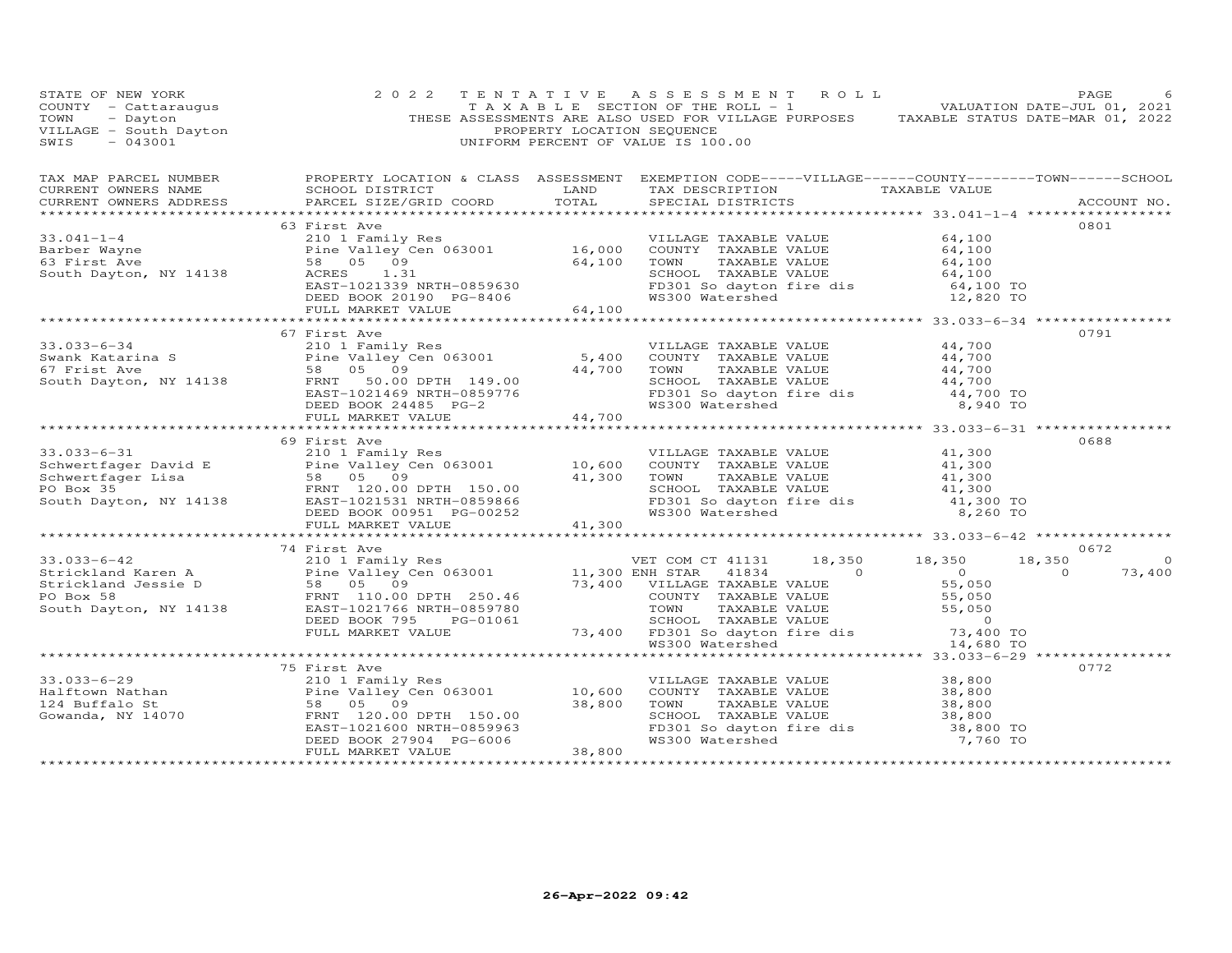STATE OF NEW YORK — 2022 TENTATIVE ASSESSMENT ROLL — PAGE 6
COUNTY - Cattaraugus — TAXABLE SECTION OF THE ROLL - 1 — VALUATION DATE-JUL 01, 2021
TOWN - Dayton — THESE ASSESSMENTS ARE ALSO USED FOR VILLAGE PURPOSES — TAXABLE STATUS DATE-MAR 01, 2022
VILLAGE - South Dayton — PROPERTY LOCATION SEQUENCE
SWIS - 043001 — UNIFORM PERCENT OF VALUE IS 100.00

| TAX MAP PARCEL NUMBER / CURRENT OWNERS NAME / CURRENT OWNERS ADDRESS | PROPERTY LOCATION & CLASS / SCHOOL DISTRICT / PARCEL SIZE/GRID COORD | ASSESSMENT LAND | TOTAL | EXEMPTION CODE-----VILLAGE------COUNTY--------TOWN------SCHOOL / TAX DESCRIPTION / SPECIAL DISTRICTS | TAXABLE VALUE | ACCOUNT NO. |
|---|---|---|---|---|---|---|
| | 63 First Ave | | | | | 0801 |
| 33.041-1-4 | 210 1 Family Res | | | VILLAGE TAXABLE VALUE | 64,100 | |
| Barber Wayne | Pine Valley Cen 063001 | 16,000 | | COUNTY TAXABLE VALUE | 64,100 | |
| 63 First Ave | 58 05 09 | | 64,100 | TOWN TAXABLE VALUE | 64,100 | |
| South Dayton, NY 14138 | ACRES 1.31 | | | SCHOOL TAXABLE VALUE | 64,100 | |
| | EAST-1021339 NRTH-0859630 | | | FD301 So dayton fire dis | 64,100 TO | |
| | DEED BOOK 20190 PG-8406 | | | WS300 Watershed | 12,820 TO | |
| | FULL MARKET VALUE | | 64,100 | | | |
| | 67 First Ave | | | | | 0791 |
| 33.033-6-34 | 210 1 Family Res | | | VILLAGE TAXABLE VALUE | 44,700 | |
| Swank Katarina S | Pine Valley Cen 063001 | 5,400 | | COUNTY TAXABLE VALUE | 44,700 | |
| 67 Frist Ave | 58 05 09 | | 44,700 | TOWN TAXABLE VALUE | 44,700 | |
| South Dayton, NY 14138 | FRNT 50.00 DPTH 149.00 | | | SCHOOL TAXABLE VALUE | 44,700 | |
| | EAST-1021469 NRTH-0859776 | | | FD301 So dayton fire dis | 44,700 TO | |
| | DEED BOOK 24485 PG-2 | | | WS300 Watershed | 8,940 TO | |
| | FULL MARKET VALUE | | 44,700 | | | |
| | 69 First Ave | | | | | 0688 |
| 33.033-6-31 | 210 1 Family Res | | | VILLAGE TAXABLE VALUE | 41,300 | |
| Schwertfager David E | Pine Valley Cen 063001 | 10,600 | | COUNTY TAXABLE VALUE | 41,300 | |
| Schwertfager Lisa | 58 05 09 | | 41,300 | TOWN TAXABLE VALUE | 41,300 | |
| PO Box 35 | FRNT 120.00 DPTH 150.00 | | | SCHOOL TAXABLE VALUE | 41,300 | |
| South Dayton, NY 14138 | EAST-1021531 NRTH-0859866 | | | FD301 So dayton fire dis | 41,300 TO | |
| | DEED BOOK 00951 PG-00252 | | | WS300 Watershed | 8,260 TO | |
| | FULL MARKET VALUE | | 41,300 | | | |
| | 74 First Ave | | | | | 0672 |
| 33.033-6-42 | 210 1 Family Res | | | VET COM CT 41131 18,350 | 18,350 18,350 0 | |
| Strickland Karen A | Pine Valley Cen 063001 | 11,300 | | ENH STAR 41834 0 | 0 0 73,400 | |
| Strickland Jessie D | 58 05 09 | | 73,400 | VILLAGE TAXABLE VALUE | 55,050 | |
| PO Box 58 | FRNT 110.00 DPTH 250.46 | | | COUNTY TAXABLE VALUE | 55,050 | |
| South Dayton, NY 14138 | EAST-1021766 NRTH-0859780 | | | TOWN TAXABLE VALUE | 55,050 | |
| | DEED BOOK 795 PG-01061 | | | SCHOOL TAXABLE VALUE | 0 | |
| | FULL MARKET VALUE | | 73,400 | FD301 So dayton fire dis | 73,400 TO | |
| | | | | WS300 Watershed | 14,680 TO | |
| | 75 First Ave | | | | | 0772 |
| 33.033-6-29 | 210 1 Family Res | | | VILLAGE TAXABLE VALUE | 38,800 | |
| Halftown Nathan | Pine Valley Cen 063001 | 10,600 | | COUNTY TAXABLE VALUE | 38,800 | |
| 124 Buffalo St | 58 05 09 | | 38,800 | TOWN TAXABLE VALUE | 38,800 | |
| Gowanda, NY 14070 | FRNT 120.00 DPTH 150.00 | | | SCHOOL TAXABLE VALUE | 38,800 | |
| | EAST-1021600 NRTH-0859963 | | | FD301 So dayton fire dis | 38,800 TO | |
| | DEED BOOK 27904 PG-6006 | | | WS300 Watershed | 7,760 TO | |
| | FULL MARKET VALUE | | 38,800 | | | |

26-Apr-2022 09:42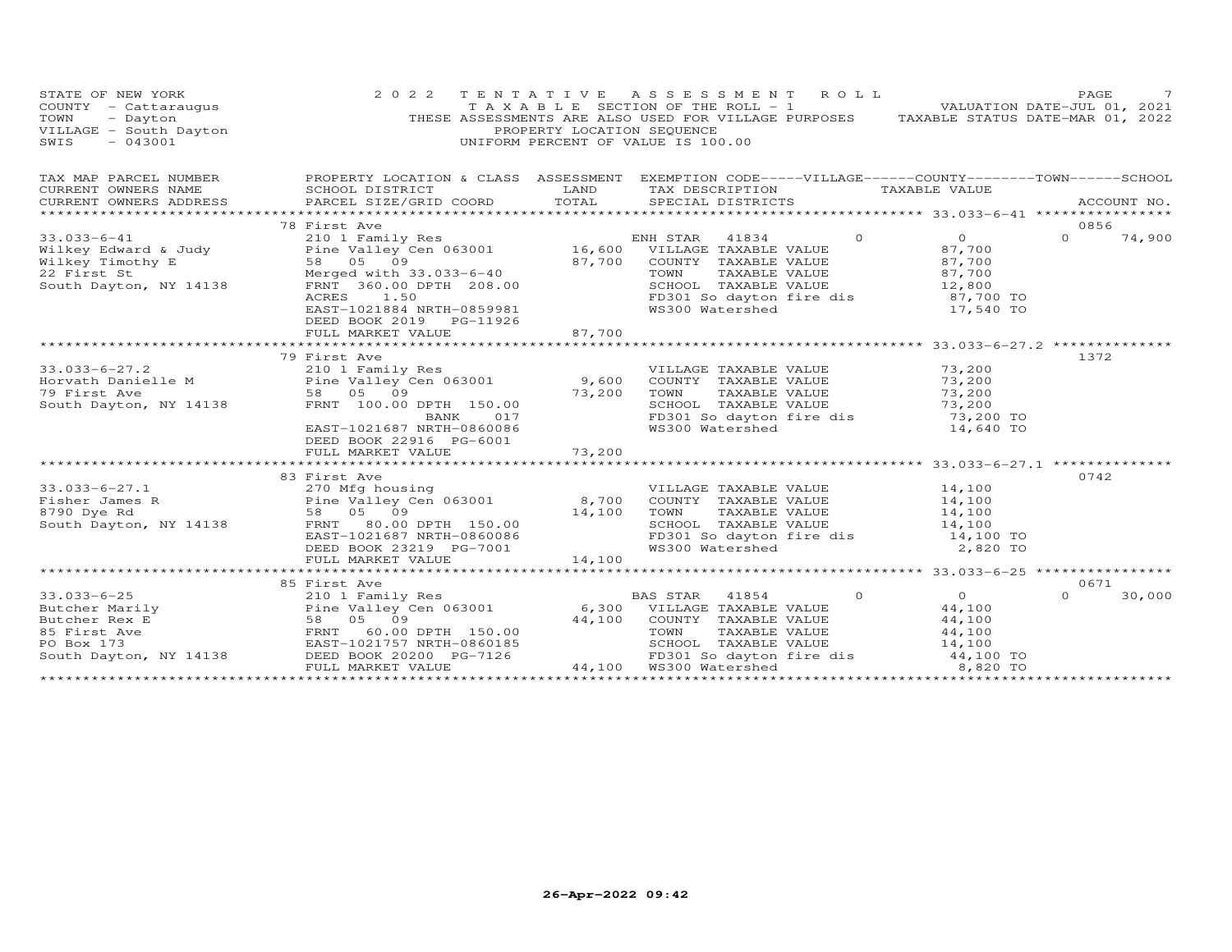STATE OF NEW YORK
COUNTY - Cattaraugus
TOWN - Dayton
VILLAGE - South Dayton
SWIS - 043001

2022 TENTATIVE ASSESSMENT ROLL
TAXABLE SECTION OF THE ROLL - 1
THESE ASSESSMENTS ARE ALSO USED FOR VILLAGE PURPOSES
PROPERTY LOCATION SEQUENCE
UNIFORM PERCENT OF VALUE IS 100.00

VALUATION DATE-JUL 01, 2021
TAXABLE STATUS DATE-MAR 01, 2022

| TAX MAP PARCEL NUMBER / CURRENT OWNERS NAME / CURRENT OWNERS ADDRESS | PROPERTY LOCATION & CLASS / SCHOOL DISTRICT / PARCEL SIZE/GRID COORD | ASSESSMENT LAND | TOTAL | EXEMPTION CODE / TAX DESCRIPTION / SPECIAL DISTRICTS | VILLAGE | COUNTY TAXABLE VALUE | TOWN | SCHOOL | ACCOUNT NO. |
|---|---|---|---|---|---|---|---|---|---|
| 33.033-6-41 | 78 First Ave | | | | | | | | 0856 |
| Wilkey Edward & Judy | 210 1 Family Res | | | ENH STAR 41834 | 0 | 0 | 0 | 74,900 | |
| Wilkey Timothy E | Pine Valley Cen 063001 | 16,600 | | VILLAGE TAXABLE VALUE | | 87,700 | | | |
| 22 First St | 58 05 09 | | 87,700 | COUNTY TAXABLE VALUE | | 87,700 | | | |
| South Dayton, NY 14138 | Merged with 33.033-6-40 | | | TOWN TAXABLE VALUE | | 87,700 | | | |
| | FRNT 360.00 DPTH 208.00 | | | SCHOOL TAXABLE VALUE | | 12,800 | | | |
| | ACRES 1.50 | | | FD301 So dayton fire dis | | 87,700 TO | | | |
| | EAST-1021884 NRTH-0859981 | | | WS300 Watershed | | 17,540 TO | | | |
| | DEED BOOK 2019 PG-11926 | | | | | | | | |
| | FULL MARKET VALUE | | 87,700 | | | | | | |
| 33.033-6-27.2 | 79 First Ave | | | | | | | | 1372 |
| Horvath Danielle M | 210 1 Family Res | | | VILLAGE TAXABLE VALUE | | 73,200 | | | |
| 79 First Ave | Pine Valley Cen 063001 | 9,600 | | COUNTY TAXABLE VALUE | | 73,200 | | | |
| South Dayton, NY 14138 | 58 05 09 | | 73,200 | TOWN TAXABLE VALUE | | 73,200 | | | |
| | FRNT 100.00 DPTH 150.00 | | | SCHOOL TAXABLE VALUE | | 73,200 | | | |
| | BANK 017 | | | FD301 So dayton fire dis | | 73,200 TO | | | |
| | EAST-1021687 NRTH-0860086 | | | WS300 Watershed | | 14,640 TO | | | |
| | DEED BOOK 22916 PG-6001 | | | | | | | | |
| | FULL MARKET VALUE | | 73,200 | | | | | | |
| 33.033-6-27.1 | 83 First Ave | | | | | | | | 0742 |
| Fisher James R | 270 Mfg housing | | | VILLAGE TAXABLE VALUE | | 14,100 | | | |
| 8790 Dye Rd | Pine Valley Cen 063001 | 8,700 | | COUNTY TAXABLE VALUE | | 14,100 | | | |
| South Dayton, NY 14138 | 58 05 09 | | 14,100 | TOWN TAXABLE VALUE | | 14,100 | | | |
| | FRNT 80.00 DPTH 150.00 | | | SCHOOL TAXABLE VALUE | | 14,100 | | | |
| | EAST-1021687 NRTH-0860086 | | | FD301 So dayton fire dis | | 14,100 TO | | | |
| | DEED BOOK 23219 PG-7001 | | | WS300 Watershed | | 2,820 TO | | | |
| | FULL MARKET VALUE | | 14,100 | | | | | | |
| 33.033-6-25 | 85 First Ave | | | | | | | | 0671 |
| Butcher Marily | 210 1 Family Res | | | BAS STAR 41854 | 0 | 0 | 0 | 30,000 | |
| Butcher Rex E | Pine Valley Cen 063001 | 6,300 | | VILLAGE TAXABLE VALUE | | 44,100 | | | |
| 85 First Ave | 58 05 09 | | 44,100 | COUNTY TAXABLE VALUE | | 44,100 | | | |
| PO Box 173 | FRNT 60.00 DPTH 150.00 | | | TOWN TAXABLE VALUE | | 44,100 | | | |
| South Dayton, NY 14138 | EAST-1021757 NRTH-0860185 | | | SCHOOL TAXABLE VALUE | | 14,100 | | | |
| | DEED BOOK 20200 PG-7126 | | | FD301 So dayton fire dis | | 44,100 TO | | | |
| | FULL MARKET VALUE | | 44,100 | WS300 Watershed | | 8,820 TO | | | |

26-Apr-2022 09:42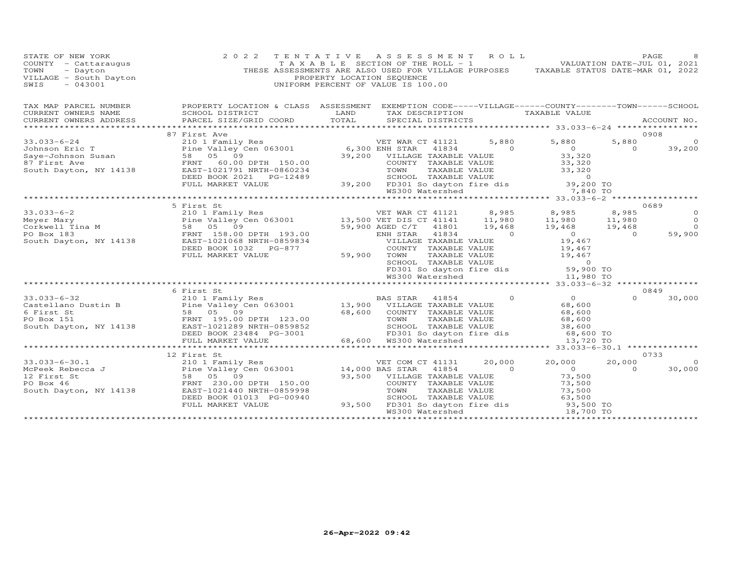STATE OF NEW YORK
COUNTY - Cattaraugus
TOWN - Dayton
VILLAGE - South Dayton
SWIS - 043001

2022 TENTATIVE ASSESSMENT ROLL
TAXABLE SECTION OF THE ROLL - 1
THESE ASSESSMENTS ARE ALSO USED FOR VILLAGE PURPOSES
PROPERTY LOCATION SEQUENCE
UNIFORM PERCENT OF VALUE IS 100.00

VALUATION DATE-JUL 01, 2021
TAXABLE STATUS DATE-MAR 01, 2022

| TAX MAP PARCEL NUMBER / CURRENT OWNERS NAME / CURRENT OWNERS ADDRESS | PROPERTY LOCATION & CLASS / SCHOOL DISTRICT / PARCEL SIZE/GRID COORD | ASSESSMENT LAND / TOTAL | EXEMPTION CODE / TAX DESCRIPTION / SPECIAL DISTRICTS | VILLAGE | COUNTY / TAXABLE VALUE | TOWN | SCHOOL / ACCOUNT NO. |
|---|---|---|---|---|---|---|---|
| **33.033-6-24** | 87 First Ave | | | | | | 0908 |
| Johnson Eric T | 210 1 Family Res | | VET WAR CT 41121 | 5,880 | 5,880 | 5,880 | 0 |
| Saye-Johnson Susan | Pine Valley Cen 063001 | 6,300 | ENH STAR 41834 | 0 | 0 | 0 | 39,200 |
| 87 First Ave | 58 05 09 | 39,200 | VILLAGE TAXABLE VALUE | | 33,320 | | |
| South Dayton, NY 14138 | FRNT 60.00 DPTH 150.00 | | COUNTY TAXABLE VALUE | | 33,320 | | |
| | EAST-1021791 NRTH-0860234 | | TOWN TAXABLE VALUE | | 33,320 | | |
| | DEED BOOK 2021 PG-12489 | | SCHOOL TAXABLE VALUE | | 0 | | |
| | FULL MARKET VALUE | 39,200 | FD301 So dayton fire dis | | 39,200 TO | | |
| | | | WS300 Watershed | | 7,840 TO | | |
| **33.033-6-2** | 5 First St | | | | | | 0689 |
| Meyer Mary | 210 1 Family Res | | VET WAR CT 41121 | 8,985 | 8,985 | 8,985 | 0 |
| Corkwell Tina M | Pine Valley Cen 063001 | 13,500 | VET DIS CT 41141 | 11,980 | 11,980 | 11,980 | 0 |
| PO Box 183 | 58 05 09 | 59,900 | AGED C/T 41801 | 19,468 | 19,468 | 19,468 | 0 |
| South Dayton, NY 14138 | FRNT 158.00 DPTH 193.00 | | ENH STAR 41834 | 0 | 0 | 0 | 59,900 |
| | EAST-1021068 NRTH-0859834 | | VILLAGE TAXABLE VALUE | | 19,467 | | |
| | DEED BOOK 1032 PG-877 | | COUNTY TAXABLE VALUE | | 19,467 | | |
| | FULL MARKET VALUE | 59,900 | TOWN TAXABLE VALUE | | 19,467 | | |
| | | | SCHOOL TAXABLE VALUE | | 0 | | |
| | | | FD301 So dayton fire dis | | 59,900 TO | | |
| | | | WS300 Watershed | | 11,980 TO | | |
| **33.033-6-32** | 6 First St | | | | | | 0849 |
| Castellano Dustin B | 210 1 Family Res | | BAS STAR 41854 | 0 | 0 | 0 | 30,000 |
| 6 First St | Pine Valley Cen 063001 | 13,900 | VILLAGE TAXABLE VALUE | | 68,600 | | |
| PO Box 151 | 58 05 09 | 68,600 | COUNTY TAXABLE VALUE | | 68,600 | | |
| South Dayton, NY 14138 | FRNT 195.00 DPTH 123.00 | | TOWN TAXABLE VALUE | | 68,600 | | |
| | EAST-1021289 NRTH-0859852 | | SCHOOL TAXABLE VALUE | | 38,600 | | |
| | DEED BOOK 23484 PG-3001 | | FD301 So dayton fire dis | | 68,600 TO | | |
| | FULL MARKET VALUE | 68,600 | WS300 Watershed | | 13,720 TO | | |
| **33.033-6-30.1** | 12 First St | | | | | | 0733 |
| McPeek Rebecca J | 210 1 Family Res | | VET COM CT 41131 | 20,000 | 20,000 | 20,000 | 0 |
| 12 First St | Pine Valley Cen 063001 | 14,000 | BAS STAR 41854 | 0 | 0 | 0 | 30,000 |
| PO Box 46 | 58 05 09 | 93,500 | VILLAGE TAXABLE VALUE | | 73,500 | | |
| South Dayton, NY 14138 | FRNT 230.00 DPTH 150.00 | | COUNTY TAXABLE VALUE | | 73,500 | | |
| | EAST-1021440 NRTH-0859998 | | TOWN TAXABLE VALUE | | 73,500 | | |
| | DEED BOOK 01013 PG-00940 | | SCHOOL TAXABLE VALUE | | 63,500 | | |
| | FULL MARKET VALUE | 93,500 | FD301 So dayton fire dis | | 93,500 TO | | |
| | | | WS300 Watershed | | 18,700 TO | | |

26-Apr-2022 09:42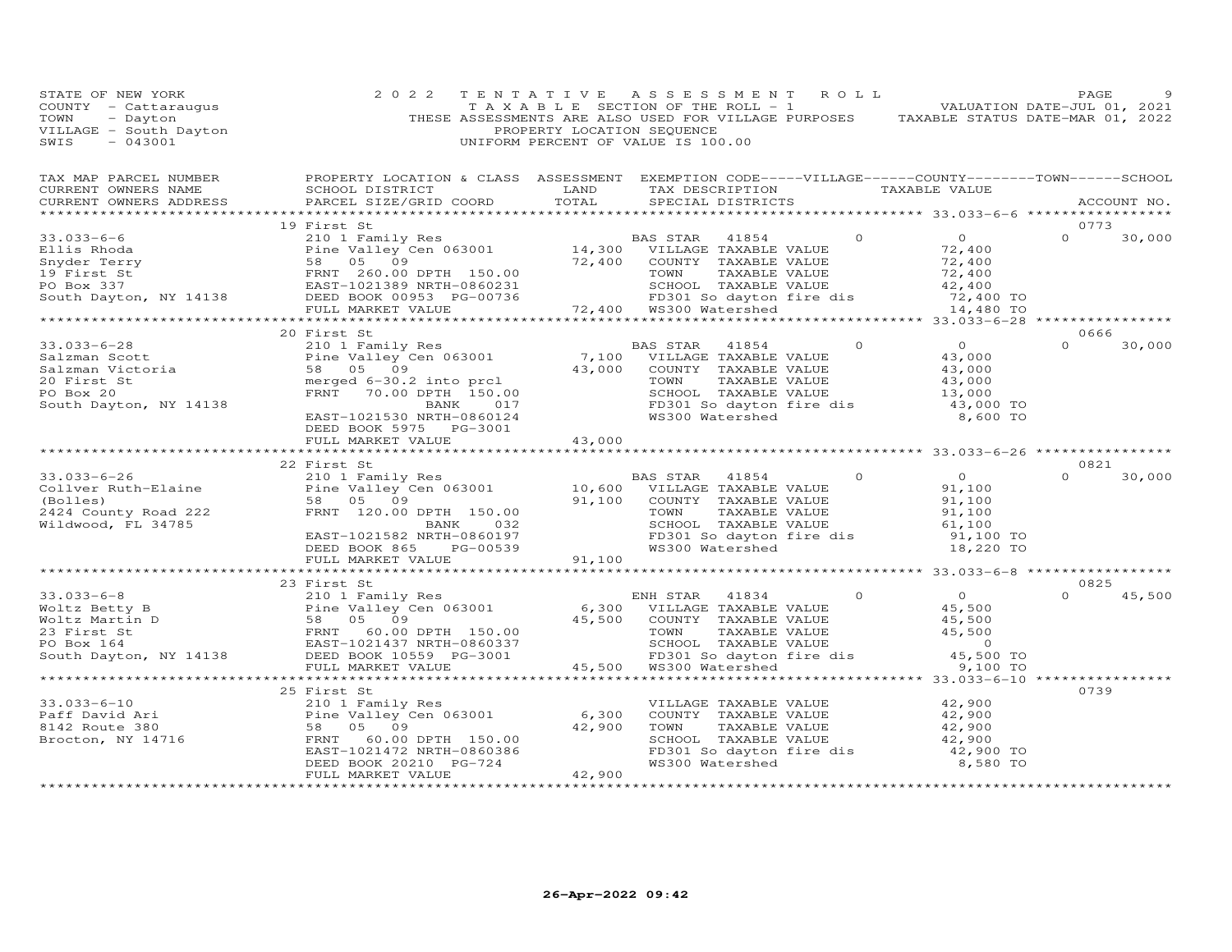STATE OF NEW YORK
COUNTY - Cattaraugus
TOWN - Dayton
VILLAGE - South Dayton
SWIS - 043001

2022 TENTATIVE ASSESSMENT ROLL
TAXABLE SECTION OF THE ROLL - 1
THESE ASSESSMENTS ARE ALSO USED FOR VILLAGE PURPOSES
PROPERTY LOCATION SEQUENCE
UNIFORM PERCENT OF VALUE IS 100.00

VALUATION DATE-JUL 01, 2021
TAXABLE STATUS DATE-MAR 01, 2022

| TAX MAP PARCEL NUMBER / CURRENT OWNERS NAME / CURRENT OWNERS ADDRESS | PROPERTY LOCATION & CLASS / SCHOOL DISTRICT / PARCEL SIZE/GRID COORD | ASSESSMENT LAND / TOTAL | EXEMPTION CODE / TAX DESCRIPTION / SPECIAL DISTRICTS | VILLAGE | COUNTY TAXABLE VALUE | TOWN | SCHOOL / ACCOUNT NO. |
|---|---|---|---|---|---|---|---|
| **33.033-6-6** | 19 First St | | | | | | 0773 |
| 33.033-6-6 | 210 1 Family Res | | BAS STAR 41854 | 0 | 0 | 0 | 30,000 |
| Ellis Rhoda | Pine Valley Cen 063001 | 14,300 | VILLAGE TAXABLE VALUE | | 72,400 | | |
| Snyder Terry | 58 05 09 | 72,400 | COUNTY TAXABLE VALUE | | 72,400 | | |
| 19 First St | FRNT 260.00 DPTH 150.00 | | TOWN TAXABLE VALUE | | 72,400 | | |
| PO Box 337 | EAST-1021389 NRTH-0860231 | | SCHOOL TAXABLE VALUE | | 42,400 | | |
| South Dayton, NY 14138 | DEED BOOK 00953 PG-00736 | | FD301 So dayton fire dis | | 72,400 TO | | |
| | FULL MARKET VALUE | 72,400 | WS300 Watershed | | 14,480 TO | | |
| **33.033-6-28** | 20 First St | | | | | | 0666 |
| 33.033-6-28 | 210 1 Family Res | | BAS STAR 41854 | 0 | 0 | 0 | 30,000 |
| Salzman Scott | Pine Valley Cen 063001 | 7,100 | VILLAGE TAXABLE VALUE | | 43,000 | | |
| Salzman Victoria | 58 05 09 | 43,000 | COUNTY TAXABLE VALUE | | 43,000 | | |
| 20 First St | merged 6-30.2 into prcl | | TOWN TAXABLE VALUE | | 43,000 | | |
| PO Box 20 | FRNT 70.00 DPTH 150.00 | | SCHOOL TAXABLE VALUE | | 13,000 | | |
| South Dayton, NY 14138 | BANK 017 | | FD301 So dayton fire dis | | 43,000 TO | | |
| | EAST-1021530 NRTH-0860124 | | WS300 Watershed | | 8,600 TO | | |
| | DEED BOOK 5975 PG-3001 | | | | | | |
| | FULL MARKET VALUE | 43,000 | | | | | |
| **33.033-6-26** | 22 First St | | | | | | 0821 |
| 33.033-6-26 | 210 1 Family Res | | BAS STAR 41854 | 0 | 0 | 0 | 30,000 |
| Collver Ruth-Elaine | Pine Valley Cen 063001 | 10,600 | VILLAGE TAXABLE VALUE | | 91,100 | | |
| (Bolles) | 58 05 09 | 91,100 | COUNTY TAXABLE VALUE | | 91,100 | | |
| 2424 County Road 222 | FRNT 120.00 DPTH 150.00 | | TOWN TAXABLE VALUE | | 91,100 | | |
| Wildwood, FL 34785 | BANK 032 | | SCHOOL TAXABLE VALUE | | 61,100 | | |
| | EAST-1021582 NRTH-0860197 | | FD301 So dayton fire dis | | 91,100 TO | | |
| | DEED BOOK 865 PG-00539 | | WS300 Watershed | | 18,220 TO | | |
| | FULL MARKET VALUE | 91,100 | | | | | |
| **33.033-6-8** | 23 First St | | | | | | 0825 |
| 33.033-6-8 | 210 1 Family Res | | ENH STAR 41834 | 0 | 0 | 0 | 45,500 |
| Woltz Betty B | Pine Valley Cen 063001 | 6,300 | VILLAGE TAXABLE VALUE | | 45,500 | | |
| Woltz Martin D | 58 05 09 | 45,500 | COUNTY TAXABLE VALUE | | 45,500 | | |
| 23 First St | FRNT 60.00 DPTH 150.00 | | TOWN TAXABLE VALUE | | 45,500 | | |
| PO Box 164 | EAST-1021437 NRTH-0860337 | | SCHOOL TAXABLE VALUE | | 0 | | |
| South Dayton, NY 14138 | DEED BOOK 10559 PG-3001 | | FD301 So dayton fire dis | | 45,500 TO | | |
| | FULL MARKET VALUE | 45,500 | WS300 Watershed | | 9,100 TO | | |
| **33.033-6-10** | 25 First St | | | | | | 0739 |
| 33.033-6-10 | 210 1 Family Res | | VILLAGE TAXABLE VALUE | | 42,900 | | |
| Paff David Ari | Pine Valley Cen 063001 | 6,300 | COUNTY TAXABLE VALUE | | 42,900 | | |
| 8142 Route 380 | 58 05 09 | 42,900 | TOWN TAXABLE VALUE | | 42,900 | | |
| Brocton, NY 14716 | FRNT 60.00 DPTH 150.00 | | SCHOOL TAXABLE VALUE | | 42,900 | | |
| | EAST-1021472 NRTH-0860386 | | FD301 So dayton fire dis | | 42,900 TO | | |
| | DEED BOOK 20210 PG-724 | | WS300 Watershed | | 8,580 TO | | |
| | FULL MARKET VALUE | 42,900 | | | | | |

26-Apr-2022 09:42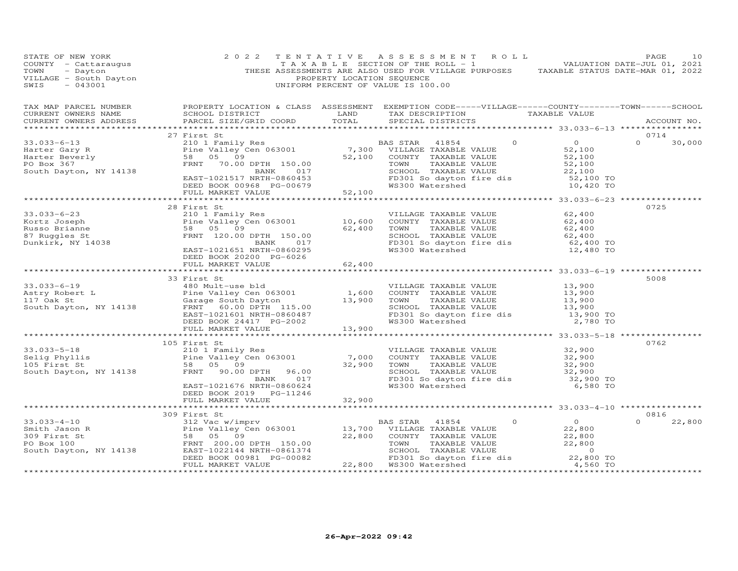STATE OF NEW YORK
COUNTY - Cattaraugus
TOWN - Dayton
VILLAGE - South Dayton
SWIS - 043001

2022 TENTATIVE ASSESSMENT ROLL
TAXABLE SECTION OF THE ROLL - 1
THESE ASSESSMENTS ARE ALSO USED FOR VILLAGE PURPOSES
PROPERTY LOCATION SEQUENCE
UNIFORM PERCENT OF VALUE IS 100.00

VALUATION DATE-JUL 01, 2021
TAXABLE STATUS DATE-MAR 01, 2022

| TAX MAP PARCEL NUMBER / CURRENT OWNERS NAME / CURRENT OWNERS ADDRESS | PROPERTY LOCATION & CLASS / SCHOOL DISTRICT / PARCEL SIZE/GRID COORD | ASSESSMENT LAND / TOTAL | EXEMPTION CODE / TAX DESCRIPTION / SPECIAL DISTRICTS | VILLAGE | COUNTY | TOWN | SCHOOL / ACCOUNT NO. |
|---|---|---|---|---|---|---|---|
| **33.033-6-13** | 27 First St | | | | | | 0714 |
| Harter Gary R | 210 1 Family Res | | BAS STAR 41854 | 0 | 0 | 0 | 30,000 |
| Harter Beverly | Pine Valley Cen 063001 | 7,300 | VILLAGE TAXABLE VALUE | 52,100 | | | |
| PO Box 367 | 58 05 09 | 52,100 | COUNTY TAXABLE VALUE | | 52,100 | | |
| South Dayton, NY 14138 | FRNT 70.00 DPTH 150.00 | | TOWN TAXABLE VALUE | | | 52,100 | |
| | BANK 017 | | SCHOOL TAXABLE VALUE | | | | 22,100 |
| | EAST-1021517 NRTH-0860453 | | FD301 So dayton fire dis | 52,100 TO | | | |
| | DEED BOOK 00968 PG-00679 | | WS300 Watershed | 10,420 TO | | | |
| | FULL MARKET VALUE | 52,100 | | | | | |
| **33.033-6-23** | 28 First St | | | | | | 0725 |
| Kortz Joseph | 210 1 Family Res | | VILLAGE TAXABLE VALUE | 62,400 | | | |
| Russo Brianne | Pine Valley Cen 063001 | 10,600 | COUNTY TAXABLE VALUE | | 62,400 | | |
| 87 Ruggles St | 58 05 09 | 62,400 | TOWN TAXABLE VALUE | | | 62,400 | |
| Dunkirk, NY 14038 | FRNT 120.00 DPTH 150.00 | | SCHOOL TAXABLE VALUE | | | | 62,400 |
| | BANK 017 | | FD301 So dayton fire dis | 62,400 TO | | | |
| | EAST-1021651 NRTH-0860295 | | WS300 Watershed | 12,480 TO | | | |
| | DEED BOOK 20200 PG-6026 | | | | | | |
| | FULL MARKET VALUE | 62,400 | | | | | |
| **33.033-6-19** | 33 First St | | | | | | 5008 |
| Astry Robert L | 480 Mult-use bld | | VILLAGE TAXABLE VALUE | 13,900 | | | |
| 117 Oak St | Pine Valley Cen 063001 | 1,600 | COUNTY TAXABLE VALUE | | 13,900 | | |
| South Dayton, NY 14138 | Garage South Dayton | 13,900 | TOWN TAXABLE VALUE | | | 13,900 | |
| | FRNT 60.00 DPTH 115.00 | | SCHOOL TAXABLE VALUE | | | | 13,900 |
| | EAST-1021601 NRTH-0860487 | | FD301 So dayton fire dis | 13,900 TO | | | |
| | DEED BOOK 24417 PG-2002 | | WS300 Watershed | 2,780 TO | | | |
| | FULL MARKET VALUE | 13,900 | | | | | |
| **33.033-5-18** | 105 First St | | | | | | 0762 |
| Selig Phyllis | 210 1 Family Res | | VILLAGE TAXABLE VALUE | 32,900 | | | |
| 105 First St | Pine Valley Cen 063001 | 7,000 | COUNTY TAXABLE VALUE | | 32,900 | | |
| South Dayton, NY 14138 | 58 05 09 | 32,900 | TOWN TAXABLE VALUE | | | 32,900 | |
| | FRNT 90.00 DPTH 96.00 | | SCHOOL TAXABLE VALUE | | | | 32,900 |
| | BANK 017 | | FD301 So dayton fire dis | 32,900 TO | | | |
| | EAST-1021676 NRTH-0860624 | | WS300 Watershed | 6,580 TO | | | |
| | DEED BOOK 2019 PG-11246 | | | | | | |
| | FULL MARKET VALUE | 32,900 | | | | | |
| **33.033-4-10** | 309 First St | | | | | | 0816 |
| Smith Jason R | 312 Vac w/imprv | | BAS STAR 41854 | 0 | 0 | 0 | 22,800 |
| 309 First St | Pine Valley Cen 063001 | 13,700 | VILLAGE TAXABLE VALUE | 22,800 | | | |
| PO Box 100 | 58 05 09 | 22,800 | COUNTY TAXABLE VALUE | | 22,800 | | |
| South Dayton, NY 14138 | FRNT 200.00 DPTH 150.00 | | TOWN TAXABLE VALUE | | | 22,800 | |
| | EAST-1022144 NRTH-0861374 | | SCHOOL TAXABLE VALUE | | | | 0 |
| | DEED BOOK 00981 PG-00082 | | FD301 So dayton fire dis | 22,800 TO | | | |
| | FULL MARKET VALUE | 22,800 | WS300 Watershed | 4,560 TO | | | |

26-Apr-2022 09:42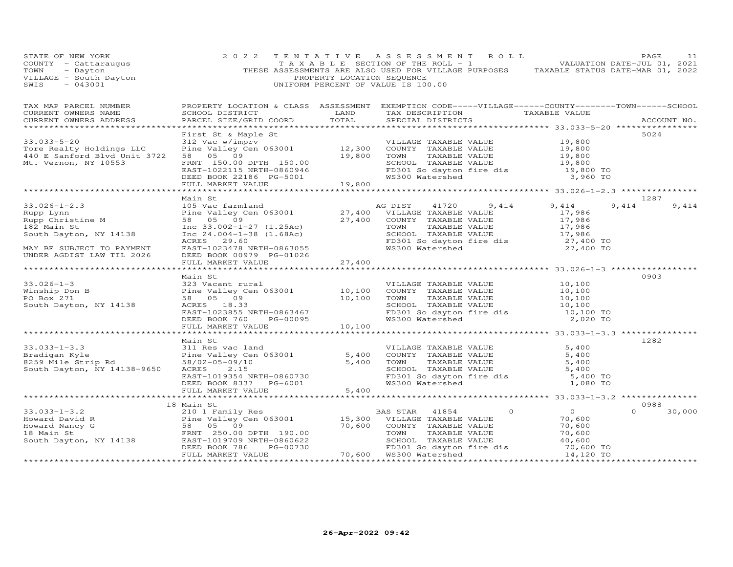STATE OF NEW YORK
COUNTY - Cattaraugus
TOWN - Dayton
VILLAGE - South Dayton
SWIS - 043001

2022 TENTATIVE ASSESSMENT ROLL
TAXABLE SECTION OF THE ROLL - 1
THESE ASSESSMENTS ARE ALSO USED FOR VILLAGE PURPOSES
PROPERTY LOCATION SEQUENCE
UNIFORM PERCENT OF VALUE IS 100.00

VALUATION DATE-JUL 01, 2021
TAXABLE STATUS DATE-MAR 01, 2022

| TAX MAP PARCEL NUMBER / CURRENT OWNERS NAME / CURRENT OWNERS ADDRESS | PROPERTY LOCATION & CLASS / SCHOOL DISTRICT / PARCEL SIZE/GRID COORD | ASSESSMENT LAND | TOTAL | EXEMPTION CODE / TAX DESCRIPTION / SPECIAL DISTRICTS | VILLAGE | COUNTY | TOWN | SCHOOL / TAXABLE VALUE | ACCOUNT NO. |
|---|---|---|---|---|---|---|---|---|---|
| **33.033-5-20** | First St & Maple St | | | | | | | | 5024 |
| 33.033-5-20 | 312 Vac w/imprv | | | VILLAGE TAXABLE VALUE | | | | 19,800 | |
| Tore Realty Holdings LLC | Pine Valley Cen 063001 | 12,300 | | COUNTY TAXABLE VALUE | | | | 19,800 | |
| 440 E Sanford Blvd Unit 3722 | 58 05 09 | | 19,800 | TOWN TAXABLE VALUE | | | | 19,800 | |
| Mt. Vernon, NY 10553 | FRNT 150.00 DPTH 150.00 | | | SCHOOL TAXABLE VALUE | | | | 19,800 | |
| | EAST-1022115 NRTH-0860946 | | | FD301 So dayton fire dis | | | | 19,800 TO | |
| | DEED BOOK 22186 PG-5001 | | | WS300 Watershed | | | | 3,960 TO | |
| | FULL MARKET VALUE | | 19,800 | | | | | | |
| **33.026-1-2.3** | Main St | | | | | | | | 1287 |
| 33.026-1-2.3 | 105 Vac farmland | | | AG DIST 41720 | 9,414 | 9,414 | 9,414 | 9,414 | |
| Rupp Lynn | Pine Valley Cen 063001 | 27,400 | | VILLAGE TAXABLE VALUE | | | | 17,986 | |
| Rupp Christine M | 58 05 09 | | 27,400 | COUNTY TAXABLE VALUE | | | | 17,986 | |
| 182 Main St | Inc 33.002-1-27 (1.25Ac) | | | TOWN TAXABLE VALUE | | | | 17,986 | |
| South Dayton, NY 14138 | Inc 24.004-1-38 (1.68Ac) | | | SCHOOL TAXABLE VALUE | | | | 17,986 | |
| | ACRES 29.60 | | | FD301 So dayton fire dis | | | | 27,400 TO | |
| MAY BE SUBJECT TO PAYMENT | EAST-1023478 NRTH-0863055 | | | WS300 Watershed | | | | 27,400 TO | |
| UNDER AGDIST LAW TIL 2026 | DEED BOOK 00979 PG-01026 | | | | | | | | |
| | FULL MARKET VALUE | | 27,400 | | | | | | |
| **33.026-1-3** | Main St | | | | | | | | 0903 |
| 33.026-1-3 | 323 Vacant rural | | | VILLAGE TAXABLE VALUE | | | | 10,100 | |
| Winship Don B | Pine Valley Cen 063001 | 10,100 | | COUNTY TAXABLE VALUE | | | | 10,100 | |
| PO Box 271 | 58 05 09 | | 10,100 | TOWN TAXABLE VALUE | | | | 10,100 | |
| South Dayton, NY 14138 | ACRES 18.33 | | | SCHOOL TAXABLE VALUE | | | | 10,100 | |
| | EAST-1023855 NRTH-0863467 | | | FD301 So dayton fire dis | | | | 10,100 TO | |
| | DEED BOOK 760 PG-00095 | | | WS300 Watershed | | | | 2,020 TO | |
| | FULL MARKET VALUE | | 10,100 | | | | | | |
| **33.033-1-3.3** | Main St | | | | | | | | 1282 |
| 33.033-1-3.3 | 311 Res vac land | | | VILLAGE TAXABLE VALUE | | | | 5,400 | |
| Bradigan Kyle | Pine Valley Cen 063001 | 5,400 | | COUNTY TAXABLE VALUE | | | | 5,400 | |
| 8259 Mile Strip Rd | 58/02-05-09/10 | | 5,400 | TOWN TAXABLE VALUE | | | | 5,400 | |
| South Dayton, NY 14138-9650 | ACRES 2.15 | | | SCHOOL TAXABLE VALUE | | | | 5,400 | |
| | EAST-1019354 NRTH-0860730 | | | FD301 So dayton fire dis | | | | 5,400 TO | |
| | DEED BOOK 8337 PG-6001 | | | WS300 Watershed | | | | 1,080 TO | |
| | FULL MARKET VALUE | | 5,400 | | | | | | |
| **33.033-1-3.2** | 18 Main St | | | | | | | | 0988 |
| 33.033-1-3.2 | 210 1 Family Res | | | BAS STAR 41854 | 0 | 0 | 0 | 30,000 | |
| Howard David R | Pine Valley Cen 063001 | 15,300 | | VILLAGE TAXABLE VALUE | | | | 70,600 | |
| Howard Nancy G | 58 05 09 | | 70,600 | COUNTY TAXABLE VALUE | | | | 70,600 | |
| 18 Main St | FRNT 250.00 DPTH 190.00 | | | TOWN TAXABLE VALUE | | | | 70,600 | |
| South Dayton, NY 14138 | EAST-1019709 NRTH-0860622 | | | SCHOOL TAXABLE VALUE | | | | 40,600 | |
| | DEED BOOK 786 PG-00730 | | | FD301 So dayton fire dis | | | | 70,600 TO | |
| | FULL MARKET VALUE | | 70,600 | WS300 Watershed | | | | 14,120 TO | |

26-Apr-2022 09:42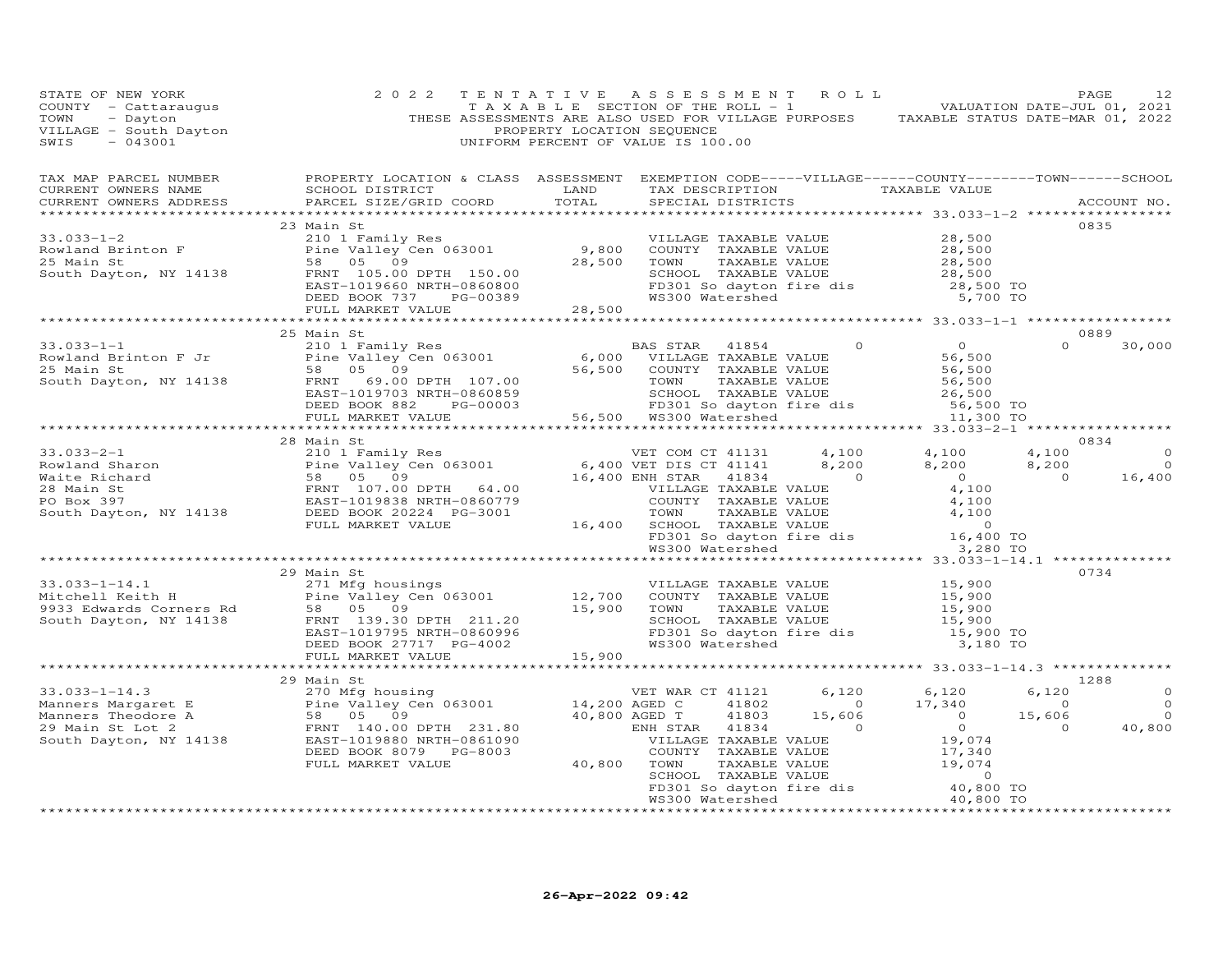STATE OF NEW YORK
COUNTY - Cattaraugus
TOWN - Dayton
VILLAGE - South Dayton
SWIS - 043001

2022 TENTATIVE ASSESSMENT ROLL
TAXABLE SECTION OF THE ROLL - 1
THESE ASSESSMENTS ARE ALSO USED FOR VILLAGE PURPOSES
PROPERTY LOCATION SEQUENCE
UNIFORM PERCENT OF VALUE IS 100.00

VALUATION DATE-JUL 01, 2021
TAXABLE STATUS DATE-MAR 01, 2022

| TAX MAP PARCEL NUMBER<br>CURRENT OWNERS NAME<br>CURRENT OWNERS ADDRESS | PROPERTY LOCATION & CLASS<br>SCHOOL DISTRICT<br>PARCEL SIZE/GRID COORD | ASSESSMENT<br>LAND<br>TOTAL | EXEMPTION CODE-----VILLAGE------COUNTY--------TOWN------SCHOOL<br>TAX DESCRIPTION<br>SPECIAL DISTRICTS | TAXABLE VALUE | ACCOUNT NO. |
|---|---|---|---|---|---|
| 33.033-1-2 | 23 Main St | | | | 0835 |
| 33.033-1-2 | 210 1 Family Res | | VILLAGE TAXABLE VALUE | 28,500 | |
| Rowland Brinton F | Pine Valley Cen 063001 | 9,800 | COUNTY TAXABLE VALUE | 28,500 | |
| 25 Main St | 58 05 09 | 28,500 | TOWN TAXABLE VALUE | 28,500 | |
| South Dayton, NY 14138 | FRNT 105.00 DPTH 150.00 | | SCHOOL TAXABLE VALUE | 28,500 | |
| | EAST-1019660 NRTH-0860800 | | FD301 So dayton fire dis | 28,500 TO | |
| | DEED BOOK 737 PG-00389 | | WS300 Watershed | 5,700 TO | |
| | FULL MARKET VALUE | 28,500 | | | |
| 33.033-1-1 | 25 Main St | | | | 0889 |
| 33.033-1-1 | 210 1 Family Res | | BAS STAR 41854 0 | 0 0 | 30,000 |
| Rowland Brinton F Jr | Pine Valley Cen 063001 | 6,000 | VILLAGE TAXABLE VALUE | 56,500 | |
| 25 Main St | 58 05 09 | 56,500 | COUNTY TAXABLE VALUE | 56,500 | |
| South Dayton, NY 14138 | FRNT 69.00 DPTH 107.00 | | TOWN TAXABLE VALUE | 56,500 | |
| | EAST-1019703 NRTH-0860859 | | SCHOOL TAXABLE VALUE | 26,500 | |
| | DEED BOOK 882 PG-00003 | | FD301 So dayton fire dis | 56,500 TO | |
| | FULL MARKET VALUE | 56,500 | WS300 Watershed | 11,300 TO | |
| 33.033-2-1 | 28 Main St | | | | 0834 |
| 33.033-2-1 | 210 1 Family Res | | VET COM CT 41131 4,100 | 4,100 4,100 | 0 |
| Rowland Sharon | Pine Valley Cen 063001 | 6,400 | VET DIS CT 41141 8,200 | 8,200 8,200 | 0 |
| Waite Richard | 58 05 09 | 16,400 | ENH STAR 41834 0 | 0 0 | 16,400 |
| 28 Main St | FRNT 107.00 DPTH 64.00 | | VILLAGE TAXABLE VALUE | 4,100 | |
| PO Box 397 | EAST-1019838 NRTH-0860779 | | COUNTY TAXABLE VALUE | 4,100 | |
| South Dayton, NY 14138 | DEED BOOK 20224 PG-3001 | | TOWN TAXABLE VALUE | 4,100 | |
| | FULL MARKET VALUE | 16,400 | SCHOOL TAXABLE VALUE | 0 | |
| | | | FD301 So dayton fire dis | 16,400 TO | |
| | | | WS300 Watershed | 3,280 TO | |
| 33.033-1-14.1 | 29 Main St | | | | 0734 |
| 33.033-1-14.1 | 271 Mfg housings | | VILLAGE TAXABLE VALUE | 15,900 | |
| Mitchell Keith H | Pine Valley Cen 063001 | 12,700 | COUNTY TAXABLE VALUE | 15,900 | |
| 9933 Edwards Corners Rd | 58 05 09 | 15,900 | TOWN TAXABLE VALUE | 15,900 | |
| South Dayton, NY 14138 | FRNT 139.30 DPTH 211.20 | | SCHOOL TAXABLE VALUE | 15,900 | |
| | EAST-1019795 NRTH-0860996 | | FD301 So dayton fire dis | 15,900 TO | |
| | DEED BOOK 27717 PG-4002 | | WS300 Watershed | 3,180 TO | |
| | FULL MARKET VALUE | 15,900 | | | |
| 33.033-1-14.3 | 29 Main St | | | | 1288 |
| 33.033-1-14.3 | 270 Mfg housing | | VET WAR CT 41121 6,120 | 6,120 6,120 | 0 |
| Manners Margaret E | Pine Valley Cen 063001 | 14,200 | AGED C 41802 0 | 17,340 0 | 0 |
| Manners Theodore A | 58 05 09 | 40,800 | AGED T 41803 15,606 | 0 15,606 | 0 |
| 29 Main St Lot 2 | FRNT 140.00 DPTH 231.80 | | ENH STAR 41834 0 | 0 0 | 40,800 |
| South Dayton, NY 14138 | EAST-1019880 NRTH-0861090 | | VILLAGE TAXABLE VALUE | 19,074 | |
| | DEED BOOK 8079 PG-8003 | | COUNTY TAXABLE VALUE | 17,340 | |
| | FULL MARKET VALUE | 40,800 | TOWN TAXABLE VALUE | 19,074 | |
| | | | SCHOOL TAXABLE VALUE | 0 | |
| | | | FD301 So dayton fire dis | 40,800 TO | |
| | | | WS300 Watershed | 40,800 TO | |

26-Apr-2022 09:42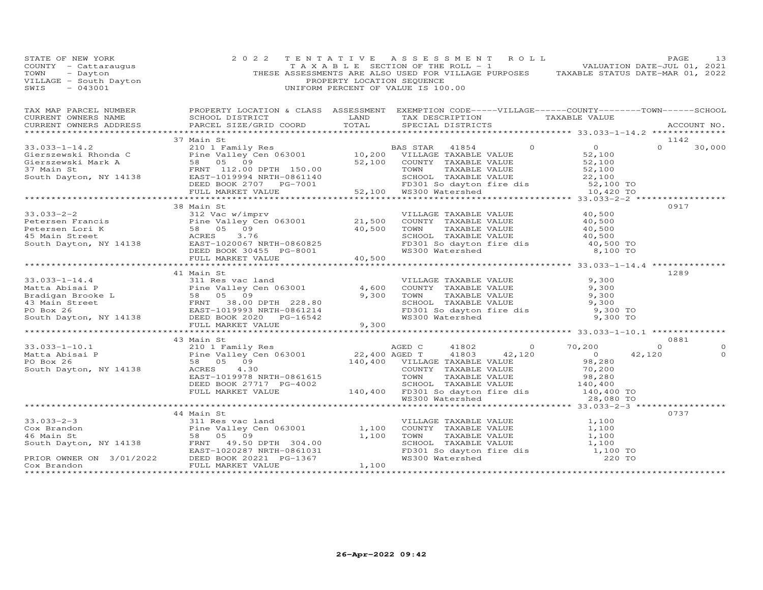STATE OF NEW YORK — 2022 TENTATIVE ASSESSMENT ROLL — PAGE 13
COUNTY - Cattaraugus — TAXABLE SECTION OF THE ROLL - 1 — VALUATION DATE-JUL 01, 2021
TOWN - Dayton — THESE ASSESSMENTS ARE ALSO USED FOR VILLAGE PURPOSES — TAXABLE STATUS DATE-MAR 01, 2022
VILLAGE - South Dayton — PROPERTY LOCATION SEQUENCE
SWIS - 043001 — UNIFORM PERCENT OF VALUE IS 100.00

| TAX MAP PARCEL NUMBER / CURRENT OWNERS NAME / CURRENT OWNERS ADDRESS | PROPERTY LOCATION & CLASS / SCHOOL DISTRICT / PARCEL SIZE/GRID COORD | ASSESSMENT LAND | TOTAL | EXEMPTION CODE-----VILLAGE------COUNTY--------TOWN------SCHOOL / TAX DESCRIPTION / SPECIAL DISTRICTS | TAXABLE VALUE | ACCOUNT NO. |
|---|---|---|---|---|---|---|
| **33.033-1-14.2** | 37 Main St | | | | | 1142 |
| Gierszewski Rhonda C | 210 1 Family Res | | | BAS STAR 41854 0 | 0 0 30,000 | |
| Gierszewski Mark A | Pine Valley Cen 063001 | 10,200 | | VILLAGE TAXABLE VALUE | 52,100 | |
| 37 Main St | 58 05 09 | | 52,100 | COUNTY TAXABLE VALUE | 52,100 | |
| South Dayton, NY 14138 | FRNT 112.00 DPTH 150.00 | | | TOWN TAXABLE VALUE | 52,100 | |
| | EAST-1019994 NRTH-0861140 | | | SCHOOL TAXABLE VALUE | 22,100 | |
| | DEED BOOK 2707 PG-7001 | | | FD301 So dayton fire dis | 52,100 TO | |
| | FULL MARKET VALUE | | 52,100 | WS300 Watershed | 10,420 TO | |
| **33.033-2-2** | 38 Main St | | | | | 0917 |
| Petersen Francis | 312 Vac w/imprv | | | VILLAGE TAXABLE VALUE | 40,500 | |
| Petersen Lori K | Pine Valley Cen 063001 | 21,500 | | COUNTY TAXABLE VALUE | 40,500 | |
| 45 Main Street | 58 05 09 | | 40,500 | TOWN TAXABLE VALUE | 40,500 | |
| South Dayton, NY 14138 | ACRES 3.76 | | | SCHOOL TAXABLE VALUE | 40,500 | |
| | EAST-1020067 NRTH-0860825 | | | FD301 So dayton fire dis | 40,500 TO | |
| | DEED BOOK 30455 PG-8001 | | | WS300 Watershed | 8,100 TO | |
| | FULL MARKET VALUE | | 40,500 | | | |
| **33.033-1-14.4** | 41 Main St | | | | | 1289 |
| Matta Abisai P | 311 Res vac land | | | VILLAGE TAXABLE VALUE | 9,300 | |
| Bradigan Brooke L | Pine Valley Cen 063001 | 4,600 | | COUNTY TAXABLE VALUE | 9,300 | |
| 43 Main Street | 58 05 09 | | 9,300 | TOWN TAXABLE VALUE | 9,300 | |
| PO Box 26 | FRNT 38.00 DPTH 228.80 | | | SCHOOL TAXABLE VALUE | 9,300 | |
| South Dayton, NY 14138 | EAST-1019993 NRTH-0861214 | | | FD301 So dayton fire dis | 9,300 TO | |
| | DEED BOOK 2020 PG-16542 | | | WS300 Watershed | 9,300 TO | |
| | FULL MARKET VALUE | | 9,300 | | | |
| **33.033-1-10.1** | 43 Main St | | | | | 0881 |
| Matta Abisai P | 210 1 Family Res | | | AGED C 41802 0 | 70,200 0 0 | |
| PO Box 26 | Pine Valley Cen 063001 | 22,400 | | AGED T 41803 42,120 | 0 42,120 0 | |
| South Dayton, NY 14138 | 58 05 09 | | 140,400 | VILLAGE TAXABLE VALUE | 98,280 | |
| | ACRES 4.30 | | | COUNTY TAXABLE VALUE | 70,200 | |
| | EAST-1019978 NRTH-0861615 | | | TOWN TAXABLE VALUE | 98,280 | |
| | DEED BOOK 27717 PG-4002 | | | SCHOOL TAXABLE VALUE | 140,400 | |
| | FULL MARKET VALUE | | 140,400 | FD301 So dayton fire dis | 140,400 TO | |
| | | | | WS300 Watershed | 28,080 TO | |
| **33.033-2-3** | 44 Main St | | | | | 0737 |
| Cox Brandon | 311 Res vac land | | | VILLAGE TAXABLE VALUE | 1,100 | |
| 46 Main St | Pine Valley Cen 063001 | 1,100 | | COUNTY TAXABLE VALUE | 1,100 | |
| South Dayton, NY 14138 | 58 05 09 | | 1,100 | TOWN TAXABLE VALUE | 1,100 | |
| | FRNT 49.50 DPTH 304.00 | | | SCHOOL TAXABLE VALUE | 1,100 | |
| | EAST-1020287 NRTH-0861031 | | | FD301 So dayton fire dis | 1,100 TO | |
| PRIOR OWNER ON 3/01/2022 | DEED BOOK 20221 PG-1367 | | | WS300 Watershed | 220 TO | |
| Cox Brandon | FULL MARKET VALUE | | 1,100 | | | |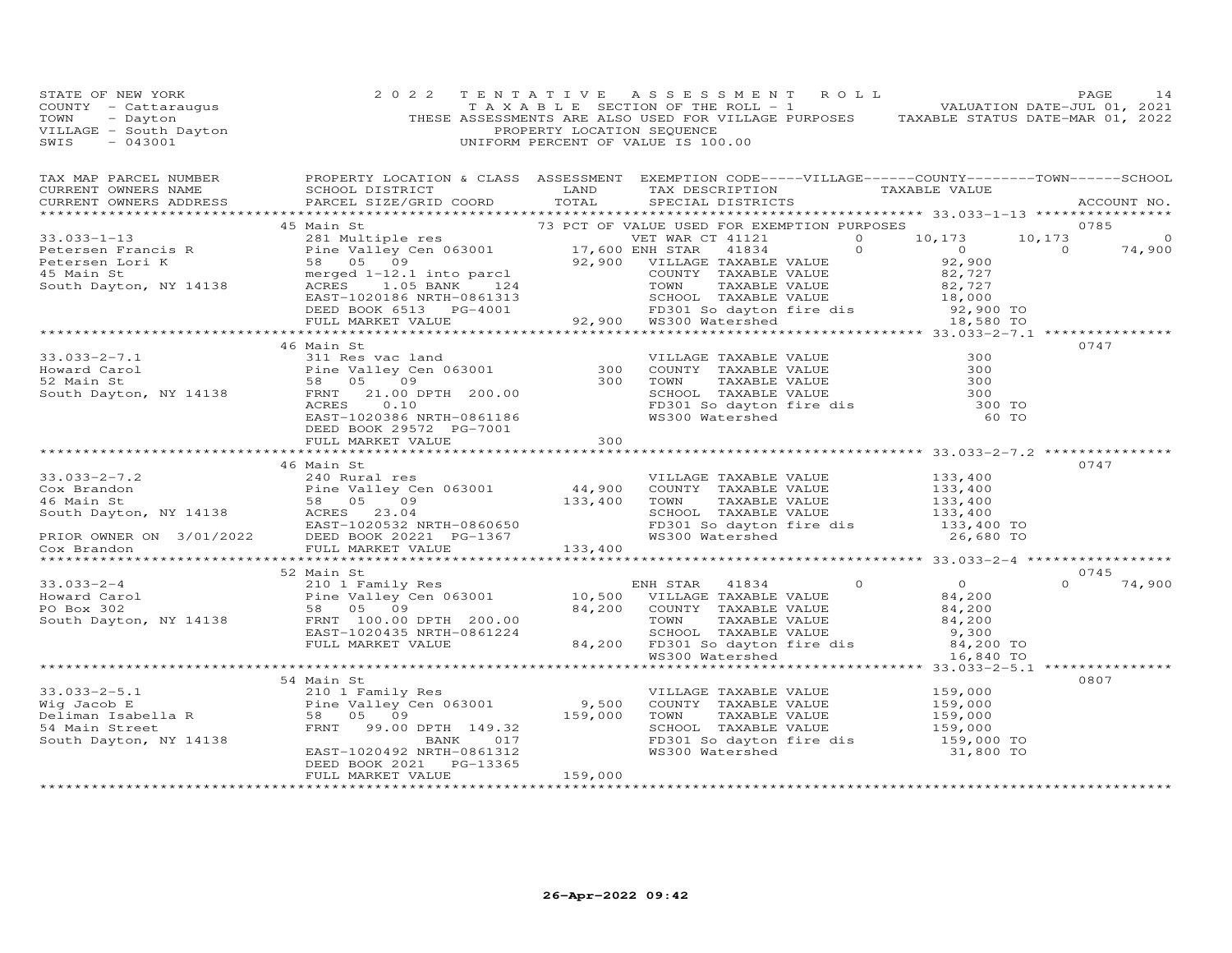STATE OF NEW YORK
COUNTY - Cattaraugus
TOWN - Dayton
VILLAGE - South Dayton
SWIS - 043001

2022 TENTATIVE ASSESSMENT ROLL
TAXABLE SECTION OF THE ROLL - 1
THESE ASSESSMENTS ARE ALSO USED FOR VILLAGE PURPOSES
PROPERTY LOCATION SEQUENCE
UNIFORM PERCENT OF VALUE IS 100.00

VALUATION DATE-JUL 01, 2021
TAXABLE STATUS DATE-MAR 01, 2022

| TAX MAP PARCEL NUMBER / CURRENT OWNERS NAME / CURRENT OWNERS ADDRESS | PROPERTY LOCATION & CLASS / SCHOOL DISTRICT / PARCEL SIZE/GRID COORD | ASSESSMENT LAND | TOTAL | EXEMPTION CODE / TAX DESCRIPTION / SPECIAL DISTRICTS | VILLAGE | COUNTY | TOWN | SCHOOL | ACCOUNT NO. |
|---|---|---|---|---|---|---|---|---|---|
| **33.033-1-13** | 45 Main St | | | 73 PCT OF VALUE USED FOR EXEMPTION PURPOSES | | | | | 0785 |
| Petersen Francis R | 281 Multiple res | | | VET WAR CT 41121 | 0 | 10,173 | 10,173 | 0 | |
| Petersen Lori K | Pine Valley Cen 063001 | 17,600 | | ENH STAR 41834 | 0 | 0 | 0 | 74,900 | |
| 45 Main St | 58 05 09 | | 92,900 | VILLAGE TAXABLE VALUE | 92,900 | | | | |
| South Dayton, NY 14138 | merged 1-12.1 into parcl | | | COUNTY TAXABLE VALUE | 82,727 | | | | |
| | ACRES 1.05 BANK 124 | | | TOWN TAXABLE VALUE | 82,727 | | | | |
| | EAST-1020186 NRTH-0861313 | | | SCHOOL TAXABLE VALUE | 18,000 | | | | |
| | DEED BOOK 6513 PG-4001 | | | FD301 So dayton fire dis | 92,900 TO | | | | |
| | FULL MARKET VALUE | | 92,900 | WS300 Watershed | 18,580 TO | | | | |
| **33.033-2-7.1** | 46 Main St | | | | | | | | 0747 |
| Howard Carol | 311 Res vac land | | | VILLAGE TAXABLE VALUE | 300 | | | | |
| 52 Main St | Pine Valley Cen 063001 | 300 | | COUNTY TAXABLE VALUE | 300 | | | | |
| South Dayton, NY 14138 | 58 05 09 | | 300 | TOWN TAXABLE VALUE | 300 | | | | |
| | FRNT 21.00 DPTH 200.00 | | | SCHOOL TAXABLE VALUE | 300 | | | | |
| | ACRES 0.10 | | | FD301 So dayton fire dis | 300 TO | | | | |
| | EAST-1020386 NRTH-0861186 | | | WS300 Watershed | 60 TO | | | | |
| | DEED BOOK 29572 PG-7001 | | | | | | | | |
| | FULL MARKET VALUE | | 300 | | | | | | |
| **33.033-2-7.2** | 46 Main St | | | | | | | | 0747 |
| Cox Brandon | 240 Rural res | | | VILLAGE TAXABLE VALUE | 133,400 | | | | |
| 46 Main St | Pine Valley Cen 063001 | 44,900 | | COUNTY TAXABLE VALUE | 133,400 | | | | |
| South Dayton, NY 14138 | 58 05 09 | | 133,400 | TOWN TAXABLE VALUE | 133,400 | | | | |
| | ACRES 23.04 | | | SCHOOL TAXABLE VALUE | 133,400 | | | | |
| PRIOR OWNER ON 3/01/2022 | EAST-1020532 NRTH-0860650 | | | FD301 So dayton fire dis | 133,400 TO | | | | |
| Cox Brandon | DEED BOOK 20221 PG-1367 | | | WS300 Watershed | 26,680 TO | | | | |
| | FULL MARKET VALUE | | 133,400 | | | | | | |
| **33.033-2-4** | 52 Main St | | | | | | | | 0745 |
| Howard Carol | 210 1 Family Res | | | ENH STAR 41834 | 0 | 0 | 0 | 74,900 | |
| PO Box 302 | Pine Valley Cen 063001 | 10,500 | | VILLAGE TAXABLE VALUE | 84,200 | | | | |
| South Dayton, NY 14138 | 58 05 09 | | 84,200 | COUNTY TAXABLE VALUE | 84,200 | | | | |
| | FRNT 100.00 DPTH 200.00 | | | TOWN TAXABLE VALUE | 84,200 | | | | |
| | EAST-1020435 NRTH-0861224 | | | SCHOOL TAXABLE VALUE | 9,300 | | | | |
| | FULL MARKET VALUE | | 84,200 | FD301 So dayton fire dis | 84,200 TO | | | | |
| | | | | WS300 Watershed | 16,840 TO | | | | |
| **33.033-2-5.1** | 54 Main St | | | | | | | | 0807 |
| Wig Jacob E | 210 1 Family Res | | | VILLAGE TAXABLE VALUE | 159,000 | | | | |
| Deliman Isabella R | Pine Valley Cen 063001 | 9,500 | | COUNTY TAXABLE VALUE | 159,000 | | | | |
| 54 Main Street | 58 05 09 | | 159,000 | TOWN TAXABLE VALUE | 159,000 | | | | |
| South Dayton, NY 14138 | FRNT 99.00 DPTH 149.32 | | | SCHOOL TAXABLE VALUE | 159,000 | | | | |
| | BANK 017 | | | FD301 So dayton fire dis | 159,000 TO | | | | |
| | EAST-1020492 NRTH-0861312 | | | WS300 Watershed | 31,800 TO | | | | |
| | DEED BOOK 2021 PG-13365 | | | | | | | | |
| | FULL MARKET VALUE | | 159,000 | | | | | | |

26-Apr-2022 09:42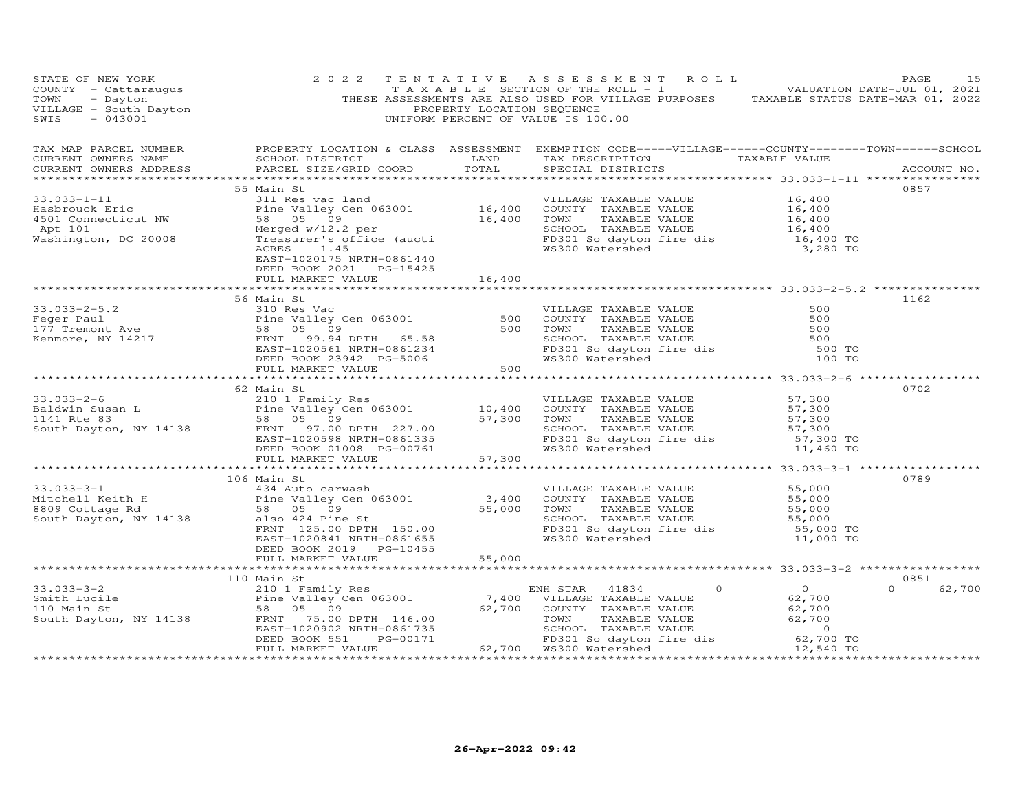STATE OF NEW YORK
COUNTY - Cattaraugus
TOWN - Dayton
VILLAGE - South Dayton
SWIS - 043001

2 0 2 2 T E N T A T I V E A S S E S S M E N T R O L L
T A X A B L E SECTION OF THE ROLL - 1
THESE ASSESSMENTS ARE ALSO USED FOR VILLAGE PURPOSES
PROPERTY LOCATION SEQUENCE
UNIFORM PERCENT OF VALUE IS 100.00

VALUATION DATE-JUL 01, 2021
TAXABLE STATUS DATE-MAR 01, 2022

| TAX MAP PARCEL NUMBER / CURRENT OWNERS NAME / CURRENT OWNERS ADDRESS | PROPERTY LOCATION & CLASS / SCHOOL DISTRICT / PARCEL SIZE/GRID COORD | ASSESSMENT LAND | TOTAL | EXEMPTION CODE-----VILLAGE------COUNTY--------TOWN------SCHOOL / TAX DESCRIPTION / SPECIAL DISTRICTS | TAXABLE VALUE | ACCOUNT NO. |
|---|---|---|---|---|---|---|
| | 55 Main St | | | | | 0857 |
| 33.033-1-11 | 311 Res vac land | | | VILLAGE TAXABLE VALUE | 16,400 | |
| Hasbrouck Eric | Pine Valley Cen 063001 | 16,400 | | COUNTY TAXABLE VALUE | 16,400 | |
| 4501 Connecticut NW | 58 05 09 | | 16,400 | TOWN TAXABLE VALUE | 16,400 | |
| Apt 101 | Merged w/12.2 per | | | SCHOOL TAXABLE VALUE | 16,400 | |
| Washington, DC 20008 | Treasurer's office (aucti | | | FD301 So dayton fire dis | 16,400 TO | |
| | ACRES 1.45 | | | WS300 Watershed | 3,280 TO | |
| | EAST-1020175 NRTH-0861440 | | | | | |
| | DEED BOOK 2021 PG-15425 | | | | | |
| | FULL MARKET VALUE | | 16,400 | | | |
| | 56 Main St | | | | | 1162 |
| 33.033-2-5.2 | 310 Res Vac | | | VILLAGE TAXABLE VALUE | 500 | |
| Feger Paul | Pine Valley Cen 063001 | 500 | | COUNTY TAXABLE VALUE | 500 | |
| 177 Tremont Ave | 58 05 09 | | 500 | TOWN TAXABLE VALUE | 500 | |
| Kenmore, NY 14217 | FRNT 99.94 DPTH 65.58 | | | SCHOOL TAXABLE VALUE | 500 | |
| | EAST-1020561 NRTH-0861234 | | | FD301 So dayton fire dis | 500 TO | |
| | DEED BOOK 23942 PG-5006 | | | WS300 Watershed | 100 TO | |
| | FULL MARKET VALUE | | 500 | | | |
| | 62 Main St | | | | | 0702 |
| 33.033-2-6 | 210 1 Family Res | | | VILLAGE TAXABLE VALUE | 57,300 | |
| Baldwin Susan L | Pine Valley Cen 063001 | 10,400 | | COUNTY TAXABLE VALUE | 57,300 | |
| 1141 Rte 83 | 58 05 09 | | 57,300 | TOWN TAXABLE VALUE | 57,300 | |
| South Dayton, NY 14138 | FRNT 97.00 DPTH 227.00 | | | SCHOOL TAXABLE VALUE | 57,300 | |
| | EAST-1020598 NRTH-0861335 | | | FD301 So dayton fire dis | 57,300 TO | |
| | DEED BOOK 01008 PG-00761 | | | WS300 Watershed | 11,460 TO | |
| | FULL MARKET VALUE | | 57,300 | | | |
| | 106 Main St | | | | | 0789 |
| 33.033-3-1 | 434 Auto carwash | | | VILLAGE TAXABLE VALUE | 55,000 | |
| Mitchell Keith H | Pine Valley Cen 063001 | 3,400 | | COUNTY TAXABLE VALUE | 55,000 | |
| 8809 Cottage Rd | 58 05 09 | | 55,000 | TOWN TAXABLE VALUE | 55,000 | |
| South Dayton, NY 14138 | also 424 Pine St | | | SCHOOL TAXABLE VALUE | 55,000 | |
| | FRNT 125.00 DPTH 150.00 | | | FD301 So dayton fire dis | 55,000 TO | |
| | EAST-1020841 NRTH-0861655 | | | WS300 Watershed | 11,000 TO | |
| | DEED BOOK 2019 PG-10455 | | | | | |
| | FULL MARKET VALUE | | 55,000 | | | |
| | 110 Main St | | | | | 0851 |
| 33.033-3-2 | 210 1 Family Res | | | ENH STAR 41834 0 | 0 | 0 62,700 |
| Smith Lucile | Pine Valley Cen 063001 | 7,400 | | VILLAGE TAXABLE VALUE | 62,700 | |
| 110 Main St | 58 05 09 | | 62,700 | COUNTY TAXABLE VALUE | 62,700 | |
| South Dayton, NY 14138 | FRNT 75.00 DPTH 146.00 | | | TOWN TAXABLE VALUE | 62,700 | |
| | EAST-1020902 NRTH-0861735 | | | SCHOOL TAXABLE VALUE | 0 | |
| | DEED BOOK 551 PG-00171 | | | FD301 So dayton fire dis | 62,700 TO | |
| | FULL MARKET VALUE | | 62,700 | WS300 Watershed | 12,540 TO | |

26-Apr-2022 09:42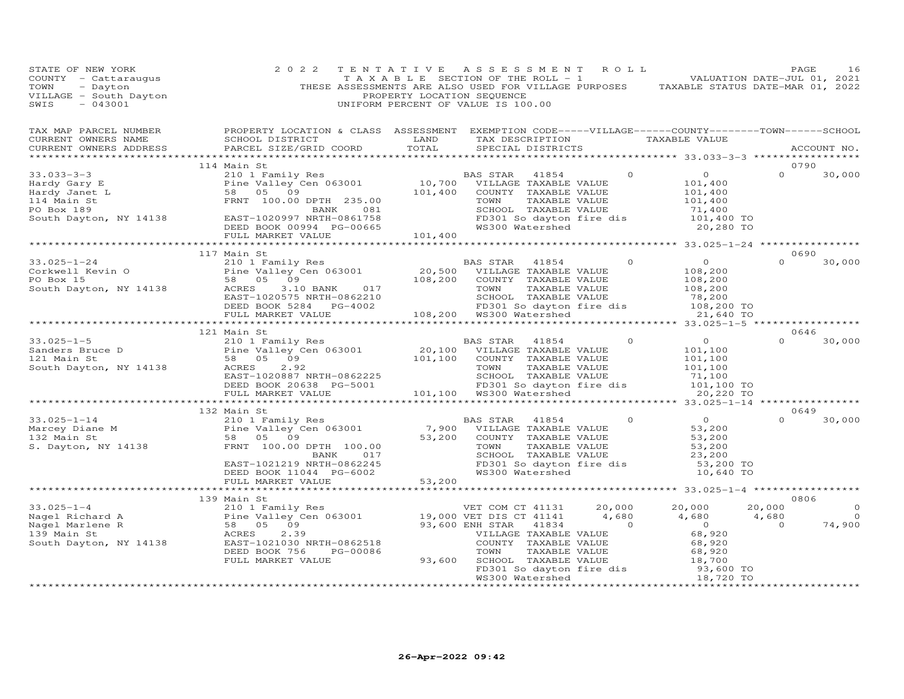STATE OF NEW YORK
COUNTY - Cattaraugus
TOWN - Dayton
VILLAGE - South Dayton
SWIS - 043001

2022 TENTATIVE ASSESSMENT ROLL
TAXABLE SECTION OF THE ROLL - 1
THESE ASSESSMENTS ARE ALSO USED FOR VILLAGE PURPOSES
PROPERTY LOCATION SEQUENCE
UNIFORM PERCENT OF VALUE IS 100.00

VALUATION DATE-JUL 01, 2021
TAXABLE STATUS DATE-MAR 01, 2022

| TAX MAP PARCEL NUMBER / CURRENT OWNERS NAME / CURRENT OWNERS ADDRESS | PROPERTY LOCATION & CLASS / SCHOOL DISTRICT / PARCEL SIZE/GRID COORD | ASSESSMENT LAND | TOTAL | EXEMPTION CODE / TAX DESCRIPTION / SPECIAL DISTRICTS | VILLAGE | COUNTY / TAXABLE VALUE | TOWN | SCHOOL | ACCOUNT NO. |
|---|---|---|---|---|---|---|---|---|---|
| | 114 Main St | | | | | | | | 0790 |
| 33.033-3-3 | 210 1 Family Res | | | BAS STAR 41854 | 0 | 0 | 0 | 30,000 | |
| Hardy Gary E | Pine Valley Cen 063001 | 10,700 | | VILLAGE TAXABLE VALUE | | 101,400 | | | |
| Hardy Janet L | 58 05 09 | | 101,400 | COUNTY TAXABLE VALUE | | 101,400 | | | |
| 114 Main St | FRNT 100.00 DPTH 235.00 | | | TOWN TAXABLE VALUE | | 101,400 | | | |
| PO Box 189 | BANK 081 | | | SCHOOL TAXABLE VALUE | | 71,400 | | | |
| South Dayton, NY 14138 | EAST-1020997 NRTH-0861758 | | | FD301 So dayton fire dis | | 101,400 TO | | | |
| | DEED BOOK 00994 PG-00665 | | | WS300 Watershed | | 20,280 TO | | | |
| | FULL MARKET VALUE | | 101,400 | | | | | | |
| | 117 Main St | | | | | | | | 0690 |
| 33.025-1-24 | 210 1 Family Res | | | BAS STAR 41854 | 0 | 0 | 0 | 30,000 | |
| Corkwell Kevin O | Pine Valley Cen 063001 | 20,500 | | VILLAGE TAXABLE VALUE | | 108,200 | | | |
| PO Box 15 | 58 05 09 | | 108,200 | COUNTY TAXABLE VALUE | | 108,200 | | | |
| South Dayton, NY 14138 | ACRES 3.10 BANK 017 | | | TOWN TAXABLE VALUE | | 108,200 | | | |
| | EAST-1020575 NRTH-0862210 | | | SCHOOL TAXABLE VALUE | | 78,200 | | | |
| | DEED BOOK 5284 PG-4002 | | | FD301 So dayton fire dis | | 108,200 TO | | | |
| | FULL MARKET VALUE | | 108,200 | WS300 Watershed | | 21,640 TO | | | |
| | 121 Main St | | | | | | | | 0646 |
| 33.025-1-5 | 210 1 Family Res | | | BAS STAR 41854 | 0 | 0 | 0 | 30,000 | |
| Sanders Bruce D | Pine Valley Cen 063001 | 20,100 | | VILLAGE TAXABLE VALUE | | 101,100 | | | |
| 121 Main St | 58 05 09 | | 101,100 | COUNTY TAXABLE VALUE | | 101,100 | | | |
| South Dayton, NY 14138 | ACRES 2.92 | | | TOWN TAXABLE VALUE | | 101,100 | | | |
| | EAST-1020887 NRTH-0862225 | | | SCHOOL TAXABLE VALUE | | 71,100 | | | |
| | DEED BOOK 20638 PG-5001 | | | FD301 So dayton fire dis | | 101,100 TO | | | |
| | FULL MARKET VALUE | | 101,100 | WS300 Watershed | | 20,220 TO | | | |
| | 132 Main St | | | | | | | | 0649 |
| 33.025-1-14 | 210 1 Family Res | | | BAS STAR 41854 | 0 | 0 | 0 | 30,000 | |
| Marcey Diane M | Pine Valley Cen 063001 | 7,900 | | VILLAGE TAXABLE VALUE | | 53,200 | | | |
| 132 Main St | 58 05 09 | | 53,200 | COUNTY TAXABLE VALUE | | 53,200 | | | |
| S. Dayton, NY 14138 | FRNT 100.00 DPTH 100.00 | | | TOWN TAXABLE VALUE | | 53,200 | | | |
| | BANK 017 | | | SCHOOL TAXABLE VALUE | | 23,200 | | | |
| | EAST-1021219 NRTH-0862245 | | | FD301 So dayton fire dis | | 53,200 TO | | | |
| | DEED BOOK 11044 PG-6002 | | | WS300 Watershed | | 10,640 TO | | | |
| | FULL MARKET VALUE | | 53,200 | | | | | | |
| | 139 Main St | | | | | | | | 0806 |
| 33.025-1-4 | 210 1 Family Res | | | VET COM CT 41131 | 20,000 | 20,000 | 20,000 | 0 | |
| Nagel Richard A | Pine Valley Cen 063001 | 19,000 | | VET DIS CT 41141 | 4,680 | 4,680 | 4,680 | 0 | |
| Nagel Marlene R | 58 05 09 | | 93,600 | ENH STAR 41834 | 0 | 0 | 0 | 74,900 | |
| 139 Main St | ACRES 2.39 | | | VILLAGE TAXABLE VALUE | | 68,920 | | | |
| South Dayton, NY 14138 | EAST-1021030 NRTH-0862518 | | | COUNTY TAXABLE VALUE | | 68,920 | | | |
| | DEED BOOK 756 PG-00086 | | | TOWN TAXABLE VALUE | | 68,920 | | | |
| | FULL MARKET VALUE | | 93,600 | SCHOOL TAXABLE VALUE | | 18,700 | | | |
| | | | | FD301 So dayton fire dis | | 93,600 TO | | | |
| | | | | WS300 Watershed | | 18,720 TO | | | |

26-Apr-2022 09:42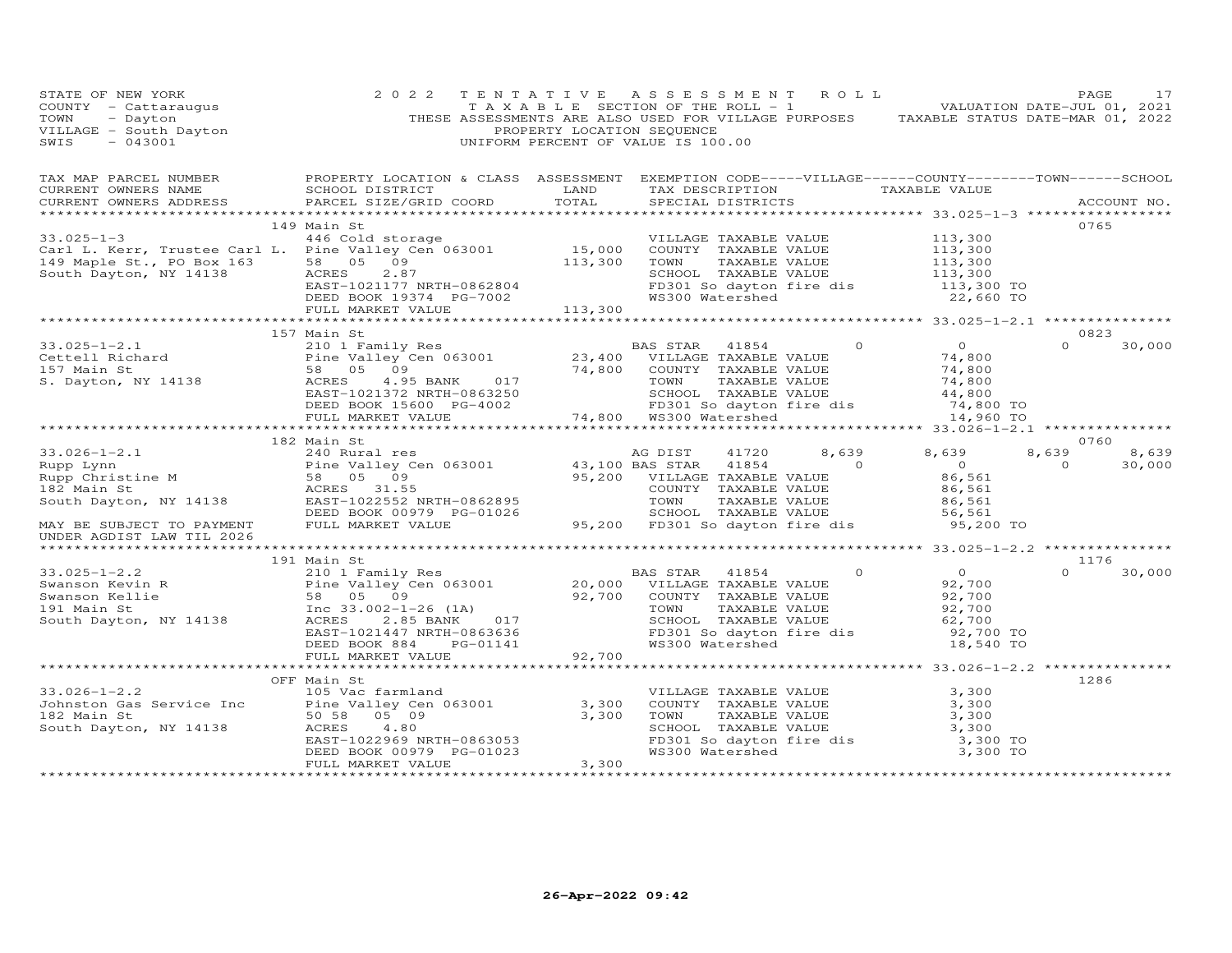STATE OF NEW YORK
COUNTY - Cattaraugus
TOWN - Dayton
VILLAGE - South Dayton
SWIS - 043001

2022 TENTATIVE ASSESSMENT ROLL
TAXABLE SECTION OF THE ROLL - 1
THESE ASSESSMENTS ARE ALSO USED FOR VILLAGE PURPOSES
PROPERTY LOCATION SEQUENCE
UNIFORM PERCENT OF VALUE IS 100.00

VALUATION DATE-JUL 01, 2021
TAXABLE STATUS DATE-MAR 01, 2022

| TAX MAP PARCEL NUMBER / CURRENT OWNERS NAME / CURRENT OWNERS ADDRESS | PROPERTY LOCATION & CLASS / SCHOOL DISTRICT / PARCEL SIZE/GRID COORD | ASSESSMENT LAND / TOTAL | EXEMPTION CODE / TAX DESCRIPTION / SPECIAL DISTRICTS | VILLAGE | COUNTY | TOWN | SCHOOL | TAXABLE VALUE / ACCOUNT NO. |
|---|---|---|---|---|---|---|---|---|
| **33.025-1-3** | 149 Main St | | | | | | | 0765 |
| 33.025-1-3 | 446 Cold storage | | VILLAGE TAXABLE VALUE | | | | | 113,300 |
| Carl L. Kerr, Trustee Carl L. | Pine Valley Cen 063001 | 15,000 | COUNTY TAXABLE VALUE | | | | | 113,300 |
| 149 Maple St., PO Box 163 | 58 05 09 | 113,300 | TOWN TAXABLE VALUE | | | | | 113,300 |
| South Dayton, NY 14138 | ACRES 2.87 | | SCHOOL TAXABLE VALUE | | | | | 113,300 |
| | EAST-1021177 NRTH-0862804 | | FD301 So dayton fire dis | | | | | 113,300 TO |
| | DEED BOOK 19374 PG-7002 | | WS300 Watershed | | | | | 22,660 TO |
| | FULL MARKET VALUE | 113,300 | | | | | | |
| **33.025-1-2.1** | 157 Main St | | | | | | | 0823 |
| 33.025-1-2.1 | 210 1 Family Res | | BAS STAR 41854 | 0 | 0 | 0 | 30,000 | |
| Cettell Richard | Pine Valley Cen 063001 | 23,400 | VILLAGE TAXABLE VALUE | | | | | 74,800 |
| 157 Main St | 58 05 09 | 74,800 | COUNTY TAXABLE VALUE | | | | | 74,800 |
| S. Dayton, NY 14138 | ACRES 4.95 BANK 017 | | TOWN TAXABLE VALUE | | | | | 74,800 |
| | EAST-1021372 NRTH-0863250 | | SCHOOL TAXABLE VALUE | | | | | 44,800 |
| | DEED BOOK 15600 PG-4002 | | FD301 So dayton fire dis | | | | | 74,800 TO |
| | FULL MARKET VALUE | 74,800 | WS300 Watershed | | | | | 14,960 TO |
| **33.026-1-2.1** | 182 Main St | | | | | | | 0760 |
| 33.026-1-2.1 | 240 Rural res | | AG DIST 41720 | 8,639 | 8,639 | 8,639 | 8,639 | |
| Rupp Lynn | Pine Valley Cen 063001 | 43,100 | BAS STAR 41854 | 0 | 0 | 0 | 30,000 | |
| Rupp Christine M | 58 05 09 | 95,200 | VILLAGE TAXABLE VALUE | | | | | 86,561 |
| 182 Main St | ACRES 31.55 | | COUNTY TAXABLE VALUE | | | | | 86,561 |
| South Dayton, NY 14138 | EAST-1022552 NRTH-0862895 | | TOWN TAXABLE VALUE | | | | | 86,561 |
| | DEED BOOK 00979 PG-01026 | | SCHOOL TAXABLE VALUE | | | | | 56,561 |
| MAY BE SUBJECT TO PAYMENT UNDER AGDIST LAW TIL 2026 | FULL MARKET VALUE | 95,200 | FD301 So dayton fire dis | | | | | 95,200 TO |
| **33.025-1-2.2** | 191 Main St | | | | | | | 1176 |
| 33.025-1-2.2 | 210 1 Family Res | | BAS STAR 41854 | 0 | 0 | 0 | 30,000 | |
| Swanson Kevin R | Pine Valley Cen 063001 | 20,000 | VILLAGE TAXABLE VALUE | | | | | 92,700 |
| Swanson Kellie | 58 05 09 | 92,700 | COUNTY TAXABLE VALUE | | | | | 92,700 |
| 191 Main St | Inc 33.002-1-26 (1A) | | TOWN TAXABLE VALUE | | | | | 92,700 |
| South Dayton, NY 14138 | ACRES 2.85 BANK 017 | | SCHOOL TAXABLE VALUE | | | | | 62,700 |
| | EAST-1021447 NRTH-0863636 | | FD301 So dayton fire dis | | | | | 92,700 TO |
| | DEED BOOK 884 PG-01141 | | WS300 Watershed | | | | | 18,540 TO |
| | FULL MARKET VALUE | 92,700 | | | | | | |
| **33.026-1-2.2** | OFF Main St | | | | | | | 1286 |
| 33.026-1-2.2 | 105 Vac farmland | | VILLAGE TAXABLE VALUE | | | | | 3,300 |
| Johnston Gas Service Inc | Pine Valley Cen 063001 | 3,300 | COUNTY TAXABLE VALUE | | | | | 3,300 |
| 182 Main St | 50 58 05 09 | 3,300 | TOWN TAXABLE VALUE | | | | | 3,300 |
| South Dayton, NY 14138 | ACRES 4.80 | | SCHOOL TAXABLE VALUE | | | | | 3,300 |
| | EAST-1022969 NRTH-0863053 | | FD301 So dayton fire dis | | | | | 3,300 TO |
| | DEED BOOK 00979 PG-01023 | | WS300 Watershed | | | | | 3,300 TO |
| | FULL MARKET VALUE | 3,300 | | | | | | |

26-Apr-2022 09:42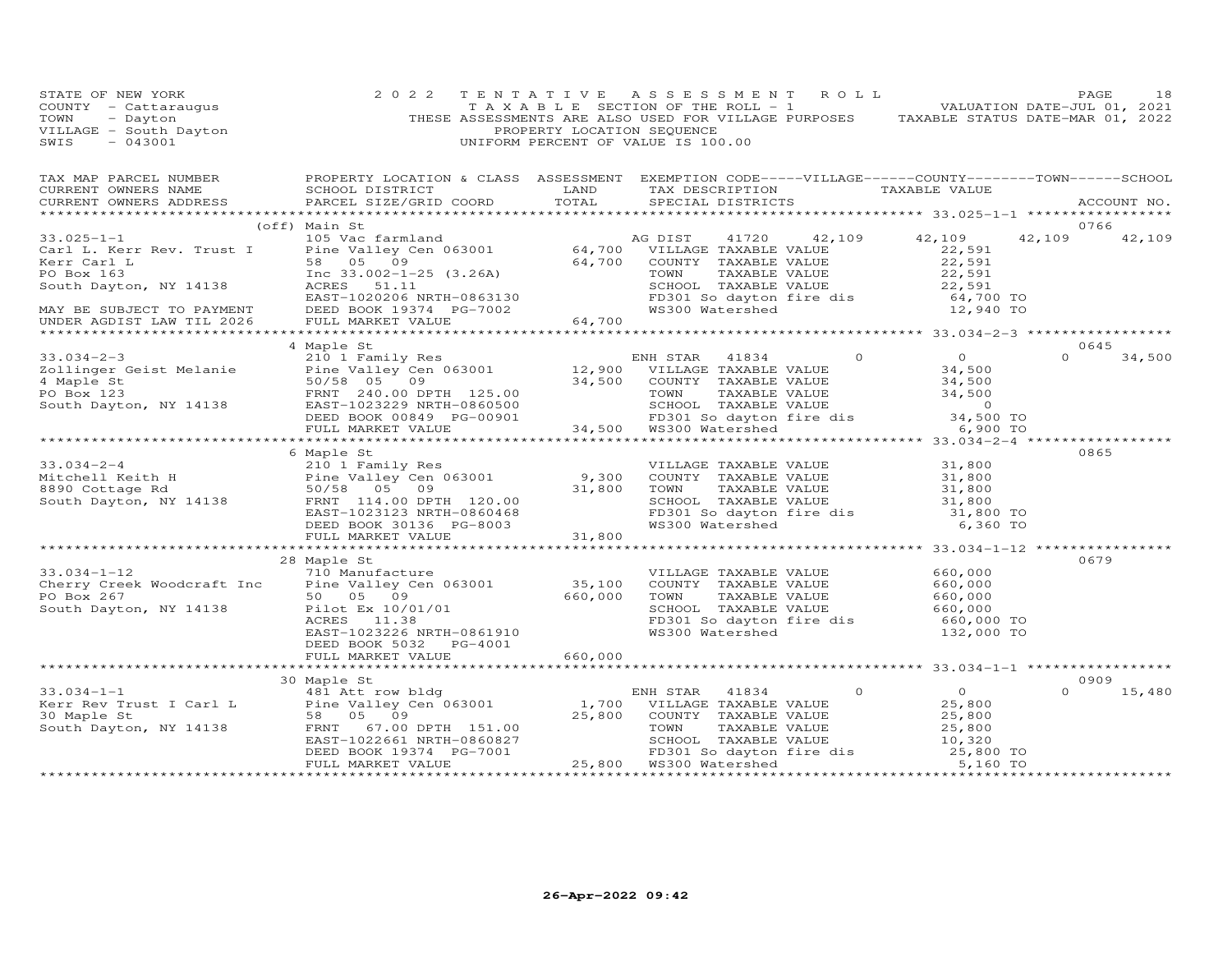STATE OF NEW YORK
COUNTY - Cattaraugus
TOWN - Dayton
VILLAGE - South Dayton
SWIS - 043001

2022 TENTATIVE ASSESSMENT ROLL
TAXABLE SECTION OF THE ROLL - 1
THESE ASSESSMENTS ARE ALSO USED FOR VILLAGE PURPOSES
PROPERTY LOCATION SEQUENCE
UNIFORM PERCENT OF VALUE IS 100.00

VALUATION DATE-JUL 01, 2021
TAXABLE STATUS DATE-MAR 01, 2022

| TAX MAP PARCEL NUMBER / CURRENT OWNERS NAME / CURRENT OWNERS ADDRESS | PROPERTY LOCATION & CLASS / SCHOOL DISTRICT / PARCEL SIZE/GRID COORD | ASSESSMENT LAND | TOTAL | EXEMPTION CODE / TAX DESCRIPTION / SPECIAL DISTRICTS | VILLAGE | COUNTY / TAXABLE VALUE | TOWN | SCHOOL / ACCOUNT NO. |
|---|---|---|---|---|---|---|---|---|
| **33.025-1-1** | (off) Main St | | | | | | | 0766 |
| Carl L. Kerr Rev. Trust I | 105 Vac farmland | | | AG DIST 41720 | 42,109 | 42,109 | 42,109 | 42,109 |
| Kerr Carl L | Pine Valley Cen 063001 | 64,700 | | VILLAGE TAXABLE VALUE | | 22,591 | | |
| PO Box 163 | 58 05 09 | | 64,700 | COUNTY TAXABLE VALUE | | 22,591 | | |
| South Dayton, NY 14138 | Inc 33.002-1-25 (3.26A) | | | TOWN TAXABLE VALUE | | 22,591 | | |
| | ACRES 51.11 | | | SCHOOL TAXABLE VALUE | | 22,591 | | |
| | EAST-1020206 NRTH-0863130 | | | FD301 So dayton fire dis | | 64,700 TO | | |
| MAY BE SUBJECT TO PAYMENT | DEED BOOK 19374 PG-7002 | | | WS300 Watershed | | 12,940 TO | | |
| UNDER AGDIST LAW TIL 2026 | FULL MARKET VALUE | | 64,700 | | | | | |
| **33.034-2-3** | 4 Maple St | | | | | | | 0645 |
| Zollinger Geist Melanie | 210 1 Family Res | | | ENH STAR 41834 | 0 | 0 | 0 | 34,500 |
| 4 Maple St | Pine Valley Cen 063001 | 12,900 | | VILLAGE TAXABLE VALUE | | 34,500 | | |
| PO Box 123 | 50/58 05 09 | | 34,500 | COUNTY TAXABLE VALUE | | 34,500 | | |
| South Dayton, NY 14138 | FRNT 240.00 DPTH 125.00 | | | TOWN TAXABLE VALUE | | 34,500 | | |
| | EAST-1023229 NRTH-0860500 | | | SCHOOL TAXABLE VALUE | | 0 | | |
| | DEED BOOK 00849 PG-00901 | | | FD301 So dayton fire dis | | 34,500 TO | | |
| | FULL MARKET VALUE | | 34,500 | WS300 Watershed | | 6,900 TO | | |
| **33.034-2-4** | 6 Maple St | | | | | | | 0865 |
| Mitchell Keith H | 210 1 Family Res | | | VILLAGE TAXABLE VALUE | | 31,800 | | |
| 8890 Cottage Rd | Pine Valley Cen 063001 | 9,300 | | COUNTY TAXABLE VALUE | | 31,800 | | |
| South Dayton, NY 14138 | 50/58 05 09 | | 31,800 | TOWN TAXABLE VALUE | | 31,800 | | |
| | FRNT 114.00 DPTH 120.00 | | | SCHOOL TAXABLE VALUE | | 31,800 | | |
| | EAST-1023123 NRTH-0860468 | | | FD301 So dayton fire dis | | 31,800 TO | | |
| | DEED BOOK 30136 PG-8003 | | | WS300 Watershed | | 6,360 TO | | |
| | FULL MARKET VALUE | | 31,800 | | | | | |
| **33.034-1-12** | 28 Maple St | | | | | | | 0679 |
| Cherry Creek Woodcraft Inc | 710 Manufacture | | | VILLAGE TAXABLE VALUE | | 660,000 | | |
| PO Box 267 | Pine Valley Cen 063001 | 35,100 | | COUNTY TAXABLE VALUE | | 660,000 | | |
| South Dayton, NY 14138 | 50 05 09 | | 660,000 | TOWN TAXABLE VALUE | | 660,000 | | |
| | Pilot Ex 10/01/01 | | | SCHOOL TAXABLE VALUE | | 660,000 | | |
| | ACRES 11.38 | | | FD301 So dayton fire dis | | 660,000 TO | | |
| | EAST-1023226 NRTH-0861910 | | | WS300 Watershed | | 132,000 TO | | |
| | DEED BOOK 5032 PG-4001 | | | | | | | |
| | FULL MARKET VALUE | | 660,000 | | | | | |
| **33.034-1-1** | 30 Maple St | | | | | | | 0909 |
| Kerr Rev Trust I Carl L | 481 Att row bldg | | | ENH STAR 41834 | 0 | 0 | 0 | 15,480 |
| 30 Maple St | Pine Valley Cen 063001 | 1,700 | | VILLAGE TAXABLE VALUE | | 25,800 | | |
| South Dayton, NY 14138 | 58 05 09 | | 25,800 | COUNTY TAXABLE VALUE | | 25,800 | | |
| | FRNT 67.00 DPTH 151.00 | | | TOWN TAXABLE VALUE | | 25,800 | | |
| | EAST-1022661 NRTH-0860827 | | | SCHOOL TAXABLE VALUE | | 10,320 | | |
| | DEED BOOK 19374 PG-7001 | | | FD301 So dayton fire dis | | 25,800 TO | | |
| | FULL MARKET VALUE | | 25,800 | WS300 Watershed | | 5,160 TO | | |

26-Apr-2022 09:42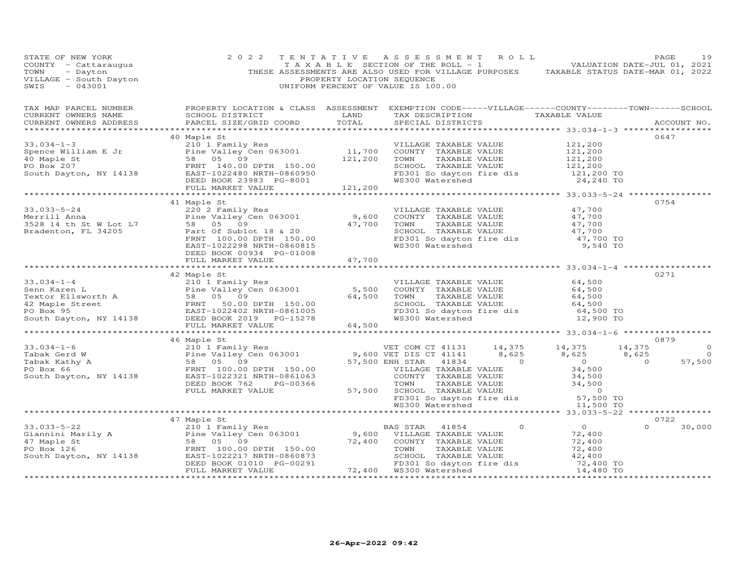STATE OF NEW YORK
COUNTY - Cattaraugus
TOWN - Dayton
VILLAGE - South Dayton
SWIS - 043001

2022 TENTATIVE ASSESSMENT ROLL
TAXABLE SECTION OF THE ROLL - 1
THESE ASSESSMENTS ARE ALSO USED FOR VILLAGE PURPOSES
PROPERTY LOCATION SEQUENCE
UNIFORM PERCENT OF VALUE IS 100.00

VALUATION DATE-JUL 01, 2021
TAXABLE STATUS DATE-MAR 01, 2022

| TAX MAP PARCEL NUMBER / CURRENT OWNERS NAME / CURRENT OWNERS ADDRESS | PROPERTY LOCATION & CLASS / SCHOOL DISTRICT / PARCEL SIZE/GRID COORD | ASSESSMENT LAND | TOTAL | EXEMPTION CODE / TAX DESCRIPTION / SPECIAL DISTRICTS | VILLAGE | COUNTY / TAXABLE VALUE | TOWN | SCHOOL | ACCOUNT NO. |
|---|---|---|---|---|---|---|---|---|---|
| | 40 Maple St | | | | | | | | 0647 |
| 33.034-1-3 | 210 1 Family Res | | | VILLAGE TAXABLE VALUE | | 121,200 | | | |
| Spence William E Jr | Pine Valley Cen 063001 | 11,700 | | COUNTY TAXABLE VALUE | | 121,200 | | | |
| 40 Maple St | 58 05 09 | | 121,200 | TOWN TAXABLE VALUE | | 121,200 | | | |
| PO Box 207 | FRNT 140.00 DPTH 150.00 | | | SCHOOL TAXABLE VALUE | | 121,200 | | | |
| South Dayton, NY 14138 | EAST-1022480 NRTH-0860950 | | | FD301 So dayton fire dis | | 121,200 TO | | | |
| | DEED BOOK 23983 PG-8001 | | | WS300 Watershed | | 24,240 TO | | | |
| | FULL MARKET VALUE | | 121,200 | | | | | | |
| | 41 Maple St | | | | | | | | 0754 |
| 33.033-5-24 | 220 2 Family Res | | | VILLAGE TAXABLE VALUE | | 47,700 | | | |
| Merrill Anna | Pine Valley Cen 063001 | 9,600 | | COUNTY TAXABLE VALUE | | 47,700 | | | |
| 3528 14 th St W Lot L7 | 58 05 09 | | 47,700 | TOWN TAXABLE VALUE | | 47,700 | | | |
| Bradenton, FL 34205 | Part Of Sublot 18 & 20 | | | SCHOOL TAXABLE VALUE | | 47,700 | | | |
| | FRNT 100.00 DPTH 150.00 | | | FD301 So dayton fire dis | | 47,700 TO | | | |
| | EAST-1022298 NRTH-0860815 | | | WS300 Watershed | | 9,540 TO | | | |
| | DEED BOOK 00934 PG-01008 | | | | | | | | |
| | FULL MARKET VALUE | | 47,700 | | | | | | |
| | 42 Maple St | | | | | | | | 0271 |
| 33.034-1-4 | 210 1 Family Res | | | VILLAGE TAXABLE VALUE | | 64,500 | | | |
| Senn Karen L | Pine Valley Cen 063001 | 5,500 | | COUNTY TAXABLE VALUE | | 64,500 | | | |
| Textor Ellsworth A | 58 05 09 | | 64,500 | TOWN TAXABLE VALUE | | 64,500 | | | |
| 42 Maple Street | FRNT 50.00 DPTH 150.00 | | | SCHOOL TAXABLE VALUE | | 64,500 | | | |
| PO Box 95 | EAST-1022402 NRTH-0861005 | | | FD301 So dayton fire dis | | 64,500 TO | | | |
| South Dayton, NY 14138 | DEED BOOK 2019 PG-15278 | | | WS300 Watershed | | 12,900 TO | | | |
| | FULL MARKET VALUE | | 64,500 | | | | | | |
| | 46 Maple St | | | | | | | | 0879 |
| 33.034-1-6 | 210 1 Family Res | | | VET COM CT 41131 | 14,375 | 14,375 | 14,375 | 0 | |
| Tabak Gerd W | Pine Valley Cen 063001 | 9,600 | | VET DIS CT 41141 | 8,625 | 8,625 | 8,625 | 0 | |
| Tabak Kathy A | 58 05 09 | | 57,500 | ENH STAR 41834 | 0 | 0 | 0 | 57,500 | |
| PO Box 66 | FRNT 100.00 DPTH 150.00 | | | VILLAGE TAXABLE VALUE | | 34,500 | | | |
| South Dayton, NY 14138 | EAST-1022321 NRTH-0861063 | | | COUNTY TAXABLE VALUE | | 34,500 | | | |
| | DEED BOOK 762 PG-00366 | | | TOWN TAXABLE VALUE | | 34,500 | | | |
| | FULL MARKET VALUE | | 57,500 | SCHOOL TAXABLE VALUE | | 0 | | | |
| | | | | FD301 So dayton fire dis | | 57,500 TO | | | |
| | | | | WS300 Watershed | | 11,500 TO | | | |
| | 47 Maple St | | | | | | | | 0722 |
| 33.033-5-22 | 210 1 Family Res | | | BAS STAR 41854 | 0 | 0 | 0 | 30,000 | |
| Giannini Marily A | Pine Valley Cen 063001 | 9,600 | | VILLAGE TAXABLE VALUE | | 72,400 | | | |
| 47 Maple St | 58 05 09 | | 72,400 | COUNTY TAXABLE VALUE | | 72,400 | | | |
| PO Box 126 | FRNT 100.00 DPTH 150.00 | | | TOWN TAXABLE VALUE | | 72,400 | | | |
| South Dayton, NY 14138 | EAST-1022217 NRTH-0860873 | | | SCHOOL TAXABLE VALUE | | 42,400 | | | |
| | DEED BOOK 01010 PG-00291 | | | FD301 So dayton fire dis | | 72,400 TO | | | |
| | FULL MARKET VALUE | | 72,400 | WS300 Watershed | | 14,480 TO | | | |

26-Apr-2022 09:42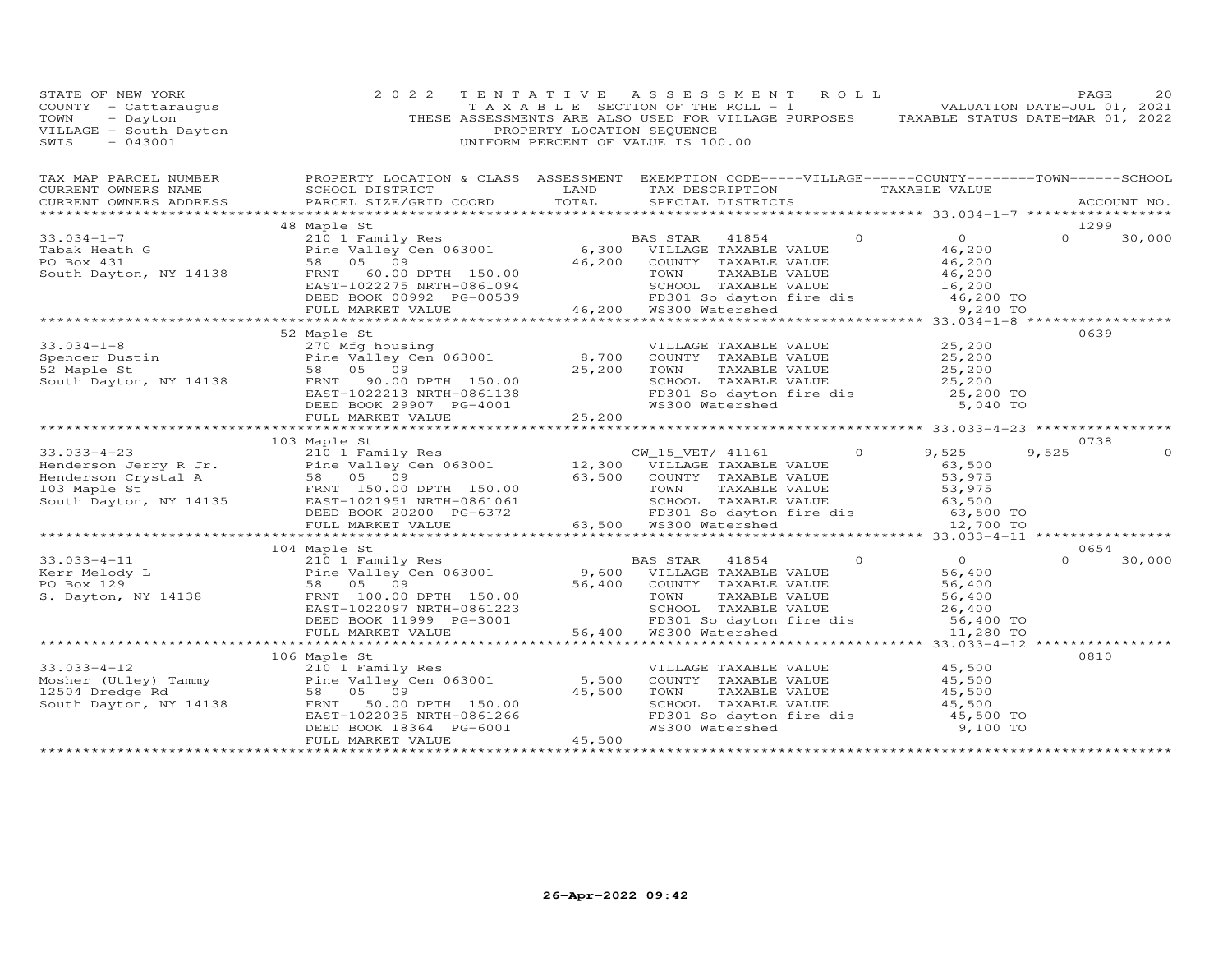STATE OF NEW YORK
COUNTY - Cattaraugus
TOWN - Dayton
VILLAGE - South Dayton
SWIS - 043001

2022 TENTATIVE ASSESSMENT ROLL
TAXABLE SECTION OF THE ROLL - 1
THESE ASSESSMENTS ARE ALSO USED FOR VILLAGE PURPOSES
PROPERTY LOCATION SEQUENCE
UNIFORM PERCENT OF VALUE IS 100.00

VALUATION DATE-JUL 01, 2021
TAXABLE STATUS DATE-MAR 01, 2022

| TAX MAP PARCEL NUMBER / CURRENT OWNERS NAME / CURRENT OWNERS ADDRESS | PROPERTY LOCATION & CLASS / SCHOOL DISTRICT / PARCEL SIZE/GRID COORD | ASSESSMENT LAND / TOTAL | EXEMPTION CODE / TAX DESCRIPTION / SPECIAL DISTRICTS | VILLAGE | COUNTY / TAXABLE VALUE | TOWN | SCHOOL | ACCOUNT NO. |
|---|---|---|---|---|---|---|---|---|
| | 48 Maple St | | | | | | | 1299 |
| 33.034-1-7 | 210 1 Family Res | | BAS STAR 41854 | 0 | 0 | 0 | 30,000 | |
| Tabak Heath G | Pine Valley Cen 063001 | 6,300 | VILLAGE TAXABLE VALUE | | 46,200 | | | |
| PO Box 431 | 58 05 09 | 46,200 | COUNTY TAXABLE VALUE | | 46,200 | | | |
| South Dayton, NY 14138 | FRNT 60.00 DPTH 150.00 | | TOWN TAXABLE VALUE | | 46,200 | | | |
| | EAST-1022275 NRTH-0861094 | | SCHOOL TAXABLE VALUE | | 16,200 | | | |
| | DEED BOOK 00992 PG-00539 | | FD301 So dayton fire dis | | 46,200 TO | | | |
| | FULL MARKET VALUE | 46,200 | WS300 Watershed | | 9,240 TO | | | |
| | 52 Maple St | | | | | | | 0639 |
| 33.034-1-8 | 270 Mfg housing | | VILLAGE TAXABLE VALUE | | 25,200 | | | |
| Spencer Dustin | Pine Valley Cen 063001 | 8,700 | COUNTY TAXABLE VALUE | | 25,200 | | | |
| 52 Maple St | 58 05 09 | 25,200 | TOWN TAXABLE VALUE | | 25,200 | | | |
| South Dayton, NY 14138 | FRNT 90.00 DPTH 150.00 | | SCHOOL TAXABLE VALUE | | 25,200 | | | |
| | EAST-1022213 NRTH-0861138 | | FD301 So dayton fire dis | | 25,200 TO | | | |
| | DEED BOOK 29907 PG-4001 | | WS300 Watershed | | 5,040 TO | | | |
| | FULL MARKET VALUE | 25,200 | | | | | | |
| | 103 Maple St | | | | | | | 0738 |
| 33.033-4-23 | 210 1 Family Res | | CW_15_VET/ 41161 | 0 | 9,525 | 9,525 | 0 | |
| Henderson Jerry R Jr. | Pine Valley Cen 063001 | 12,300 | VILLAGE TAXABLE VALUE | | 63,500 | | | |
| Henderson Crystal A | 58 05 09 | 63,500 | COUNTY TAXABLE VALUE | | 53,975 | | | |
| 103 Maple St | FRNT 150.00 DPTH 150.00 | | TOWN TAXABLE VALUE | | 53,975 | | | |
| South Dayton, NY 14135 | EAST-1021951 NRTH-0861061 | | SCHOOL TAXABLE VALUE | | 63,500 | | | |
| | DEED BOOK 20200 PG-6372 | | FD301 So dayton fire dis | | 63,500 TO | | | |
| | FULL MARKET VALUE | 63,500 | WS300 Watershed | | 12,700 TO | | | |
| | 104 Maple St | | | | | | | 0654 |
| 33.033-4-11 | 210 1 Family Res | | BAS STAR 41854 | 0 | 0 | 0 | 30,000 | |
| Kerr Melody L | Pine Valley Cen 063001 | 9,600 | VILLAGE TAXABLE VALUE | | 56,400 | | | |
| PO Box 129 | 58 05 09 | 56,400 | COUNTY TAXABLE VALUE | | 56,400 | | | |
| S. Dayton, NY 14138 | FRNT 100.00 DPTH 150.00 | | TOWN TAXABLE VALUE | | 56,400 | | | |
| | EAST-1022097 NRTH-0861223 | | SCHOOL TAXABLE VALUE | | 26,400 | | | |
| | DEED BOOK 11999 PG-3001 | | FD301 So dayton fire dis | | 56,400 TO | | | |
| | FULL MARKET VALUE | 56,400 | WS300 Watershed | | 11,280 TO | | | |
| | 106 Maple St | | | | | | | 0810 |
| 33.033-4-12 | 210 1 Family Res | | VILLAGE TAXABLE VALUE | | 45,500 | | | |
| Mosher (Utley) Tammy | Pine Valley Cen 063001 | 5,500 | COUNTY TAXABLE VALUE | | 45,500 | | | |
| 12504 Dredge Rd | 58 05 09 | 45,500 | TOWN TAXABLE VALUE | | 45,500 | | | |
| South Dayton, NY 14138 | FRNT 50.00 DPTH 150.00 | | SCHOOL TAXABLE VALUE | | 45,500 | | | |
| | EAST-1022035 NRTH-0861266 | | FD301 So dayton fire dis | | 45,500 TO | | | |
| | DEED BOOK 18364 PG-6001 | | WS300 Watershed | | 9,100 TO | | | |
| | FULL MARKET VALUE | 45,500 | | | | | | |

26-Apr-2022 09:42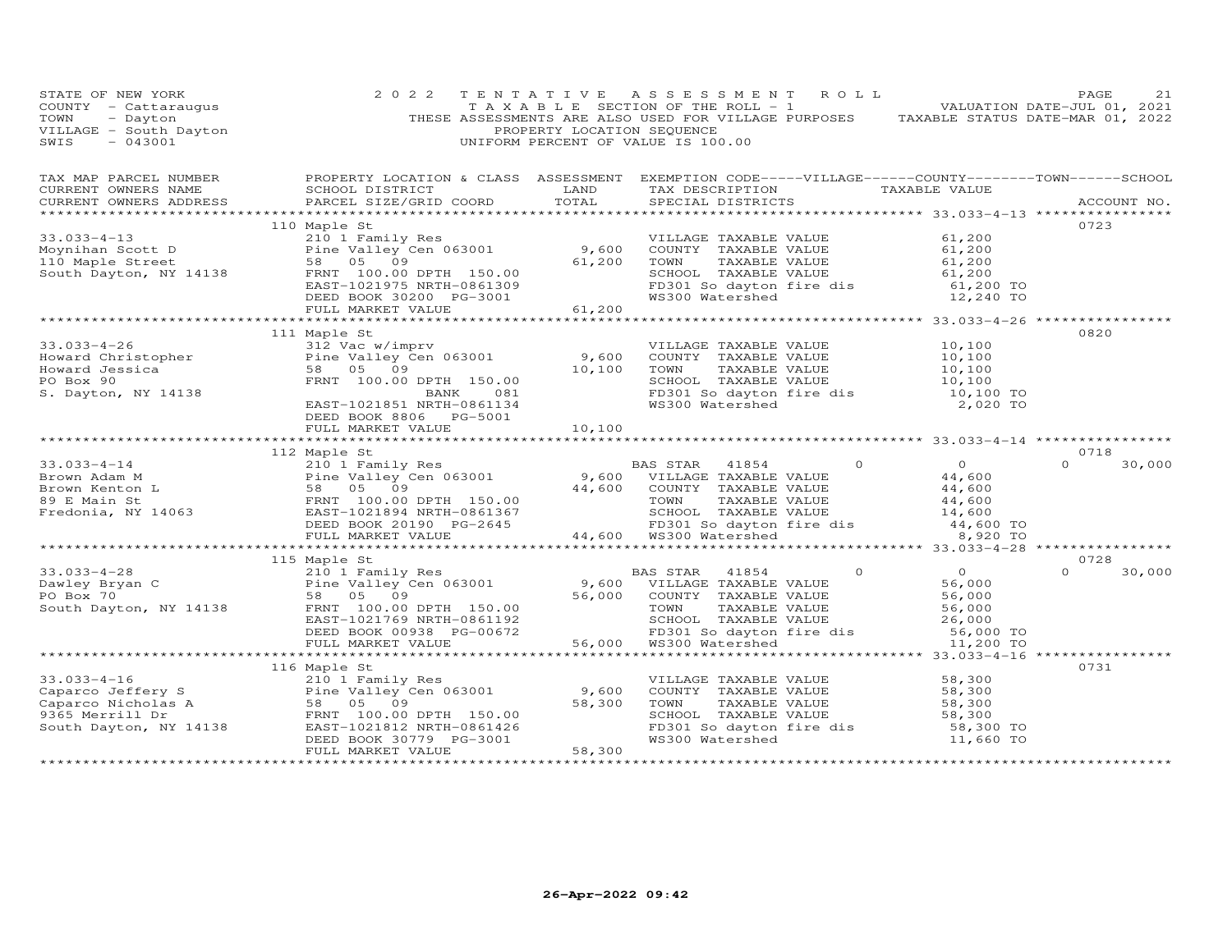STATE OF NEW YORK
COUNTY - Cattaraugus
TOWN - Dayton
VILLAGE - South Dayton
SWIS - 043001

2022 TENTATIVE ASSESSMENT ROLL
TAXABLE SECTION OF THE ROLL - 1
THESE ASSESSMENTS ARE ALSO USED FOR VILLAGE PURPOSES
PROPERTY LOCATION SEQUENCE
UNIFORM PERCENT OF VALUE IS 100.00

VALUATION DATE-JUL 01, 2021
TAXABLE STATUS DATE-MAR 01, 2022

| TAX MAP PARCEL NUMBER / CURRENT OWNERS NAME / CURRENT OWNERS ADDRESS | PROPERTY LOCATION & CLASS / SCHOOL DISTRICT / PARCEL SIZE/GRID COORD | ASSESSMENT LAND | TOTAL | EXEMPTION CODE / TAX DESCRIPTION / SPECIAL DISTRICTS | VILLAGE | COUNTY / TAXABLE VALUE | TOWN | SCHOOL | ACCOUNT NO. |
|---|---|---|---|---|---|---|---|---|---|
| 33.033-4-13 | 110 Maple St | | | | | | | | 0723 |
| Moynihan Scott D | 210 1 Family Res | | | VILLAGE TAXABLE VALUE | | 61,200 | | | |
| 110 Maple Street | Pine Valley Cen 063001 | 9,600 | | COUNTY TAXABLE VALUE | | 61,200 | | | |
| South Dayton, NY 14138 | 58 05 09 | | 61,200 | TOWN TAXABLE VALUE | | 61,200 | | | |
| | FRNT 100.00 DPTH 150.00 | | | SCHOOL TAXABLE VALUE | | 61,200 | | | |
| | EAST-1021975 NRTH-0861309 | | | FD301 So dayton fire dis | | 61,200 TO | | | |
| | DEED BOOK 30200 PG-3001 | | | WS300 Watershed | | 12,240 TO | | | |
| | FULL MARKET VALUE | | 61,200 | | | | | | |
| 33.033-4-26 | 111 Maple St | | | | | | | | 0820 |
| Howard Christopher | 312 Vac w/imprv | | | VILLAGE TAXABLE VALUE | | 10,100 | | | |
| Howard Jessica | Pine Valley Cen 063001 | 9,600 | | COUNTY TAXABLE VALUE | | 10,100 | | | |
| PO Box 90 | 58 05 09 | | 10,100 | TOWN TAXABLE VALUE | | 10,100 | | | |
| S. Dayton, NY 14138 | FRNT 100.00 DPTH 150.00 | | | SCHOOL TAXABLE VALUE | | 10,100 | | | |
| | BANK 081 | | | FD301 So dayton fire dis | | 10,100 TO | | | |
| | EAST-1021851 NRTH-0861134 | | | WS300 Watershed | | 2,020 TO | | | |
| | DEED BOOK 8806 PG-5001 | | | | | | | | |
| | FULL MARKET VALUE | | 10,100 | | | | | | |
| 33.033-4-14 | 112 Maple St | | | | | | | | 0718 |
| Brown Adam M | 210 1 Family Res | | | BAS STAR 41854 | 0 | 0 | 0 | 30,000 | |
| Brown Kenton L | Pine Valley Cen 063001 | 9,600 | | VILLAGE TAXABLE VALUE | | 44,600 | | | |
| 89 E Main St | 58 05 09 | | 44,600 | COUNTY TAXABLE VALUE | | 44,600 | | | |
| Fredonia, NY 14063 | FRNT 100.00 DPTH 150.00 | | | TOWN TAXABLE VALUE | | 44,600 | | | |
| | EAST-1021894 NRTH-0861367 | | | SCHOOL TAXABLE VALUE | | 14,600 | | | |
| | DEED BOOK 20190 PG-2645 | | | FD301 So dayton fire dis | | 44,600 TO | | | |
| | FULL MARKET VALUE | | 44,600 | WS300 Watershed | | 8,920 TO | | | |
| 33.033-4-28 | 115 Maple St | | | | | | | | 0728 |
| Dawley Bryan C | 210 1 Family Res | | | BAS STAR 41854 | 0 | 0 | 0 | 30,000 | |
| PO Box 70 | Pine Valley Cen 063001 | 9,600 | | VILLAGE TAXABLE VALUE | | 56,000 | | | |
| South Dayton, NY 14138 | 58 05 09 | | 56,000 | COUNTY TAXABLE VALUE | | 56,000 | | | |
| | FRNT 100.00 DPTH 150.00 | | | TOWN TAXABLE VALUE | | 56,000 | | | |
| | EAST-1021769 NRTH-0861192 | | | SCHOOL TAXABLE VALUE | | 26,000 | | | |
| | DEED BOOK 00938 PG-00672 | | | FD301 So dayton fire dis | | 56,000 TO | | | |
| | FULL MARKET VALUE | | 56,000 | WS300 Watershed | | 11,200 TO | | | |
| 33.033-4-16 | 116 Maple St | | | | | | | | 0731 |
| Caparco Jeffery S | 210 1 Family Res | | | VILLAGE TAXABLE VALUE | | 58,300 | | | |
| Caparco Nicholas A | Pine Valley Cen 063001 | 9,600 | | COUNTY TAXABLE VALUE | | 58,300 | | | |
| 9365 Merrill Dr | 58 05 09 | | 58,300 | TOWN TAXABLE VALUE | | 58,300 | | | |
| South Dayton, NY 14138 | FRNT 100.00 DPTH 150.00 | | | SCHOOL TAXABLE VALUE | | 58,300 | | | |
| | EAST-1021812 NRTH-0861426 | | | FD301 So dayton fire dis | | 58,300 TO | | | |
| | DEED BOOK 30779 PG-3001 | | | WS300 Watershed | | 11,660 TO | | | |
| | FULL MARKET VALUE | | 58,300 | | | | | | |

26-Apr-2022 09:42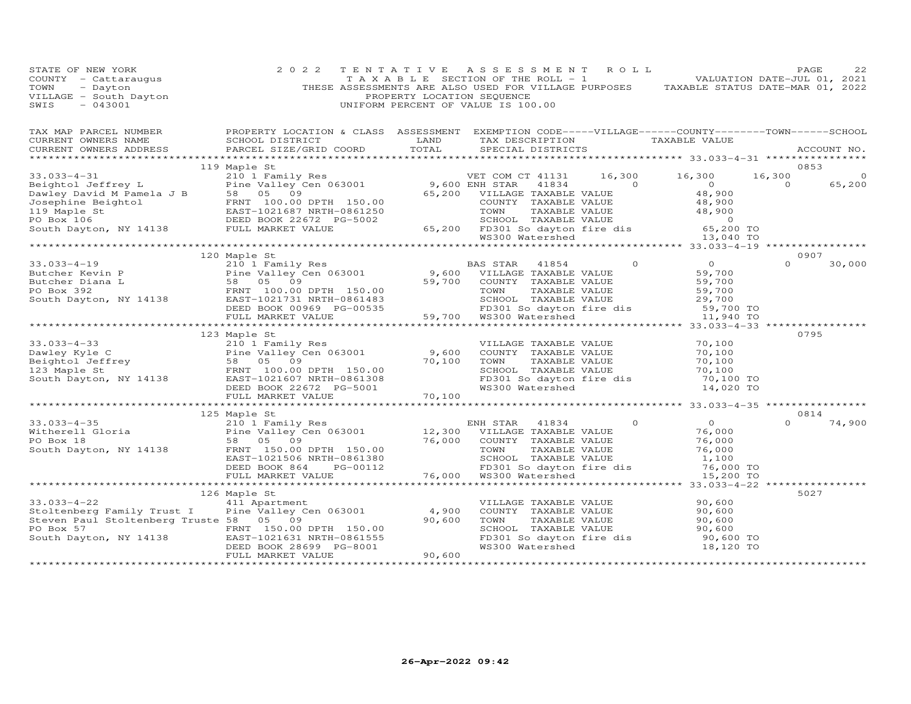STATE OF NEW YORK — 2022 TENTATIVE ASSESSMENT ROLL
COUNTY - Cattaraugus — TAXABLE SECTION OF THE ROLL - 1 — VALUATION DATE-JUL 01, 2021
TOWN - Dayton — THESE ASSESSMENTS ARE ALSO USED FOR VILLAGE PURPOSES — TAXABLE STATUS DATE-MAR 01, 2022
VILLAGE - South Dayton — PROPERTY LOCATION SEQUENCE
SWIS - 043001 — UNIFORM PERCENT OF VALUE IS 100.00

| TAX MAP PARCEL NUMBER / CURRENT OWNERS NAME / CURRENT OWNERS ADDRESS | PROPERTY LOCATION & CLASS / SCHOOL DISTRICT / PARCEL SIZE/GRID COORD | ASSESSMENT LAND | TOTAL | EXEMPTION CODE / TAX DESCRIPTION / SPECIAL DISTRICTS | VILLAGE | COUNTY TAXABLE VALUE | TOWN | SCHOOL | ACCOUNT NO. |
|---|---|---|---|---|---|---|---|---|---|
| **33.033-4-31** | 119 Maple St | | | | | | | | 0853 |
| Beightol Jeffrey L | 210 1 Family Res | | | VET COM CT 41131 | 16,300 | 16,300 | 16,300 | 0 | |
| Dawley David M Pamela J B | Pine Valley Cen 063001 | 9,600 | | ENH STAR 41834 | 0 | 0 | 0 | 65,200 | |
| Josephine Beightol | 58 05 09 | | 65,200 | VILLAGE TAXABLE VALUE | | 48,900 | | | |
| 119 Maple St | FRNT 100.00 DPTH 150.00 | | | COUNTY TAXABLE VALUE | | 48,900 | | | |
| PO Box 106 | EAST-1021687 NRTH-0861250 | | | TOWN TAXABLE VALUE | | 48,900 | | | |
| South Dayton, NY 14138 | DEED BOOK 22672 PG-5002 | | | SCHOOL TAXABLE VALUE | | 0 | | | |
| | FULL MARKET VALUE | | 65,200 | FD301 So dayton fire dis | | 65,200 TO | | | |
| | | | | WS300 Watershed | | 13,040 TO | | | |
| **33.033-4-19** | 120 Maple St | | | | | | | | 0907 |
| Butcher Kevin P | 210 1 Family Res | | | BAS STAR 41854 | 0 | 0 | 0 | 30,000 | |
| Butcher Diana L | Pine Valley Cen 063001 | 9,600 | | VILLAGE TAXABLE VALUE | | 59,700 | | | |
| PO Box 392 | 58 05 09 | | 59,700 | COUNTY TAXABLE VALUE | | 59,700 | | | |
| South Dayton, NY 14138 | FRNT 100.00 DPTH 150.00 | | | TOWN TAXABLE VALUE | | 59,700 | | | |
| | EAST-1021731 NRTH-0861483 | | | SCHOOL TAXABLE VALUE | | 29,700 | | | |
| | DEED BOOK 00969 PG-00535 | | | FD301 So dayton fire dis | | 59,700 TO | | | |
| | FULL MARKET VALUE | | 59,700 | WS300 Watershed | | 11,940 TO | | | |
| **33.033-4-33** | 123 Maple St | | | | | | | | 0795 |
| Dawley Kyle C | 210 1 Family Res | | | VILLAGE TAXABLE VALUE | | 70,100 | | | |
| Beightol Jeffrey | Pine Valley Cen 063001 | 9,600 | | COUNTY TAXABLE VALUE | | 70,100 | | | |
| 123 Maple St | 58 05 09 | | 70,100 | TOWN TAXABLE VALUE | | 70,100 | | | |
| South Dayton, NY 14138 | FRNT 100.00 DPTH 150.00 | | | SCHOOL TAXABLE VALUE | | 70,100 | | | |
| | EAST-1021607 NRTH-0861308 | | | FD301 So dayton fire dis | | 70,100 TO | | | |
| | DEED BOOK 22672 PG-5001 | | | WS300 Watershed | | 14,020 TO | | | |
| | FULL MARKET VALUE | | 70,100 | | | | | | |
| **33.033-4-35** | 125 Maple St | | | | | | | | 0814 |
| Witherell Gloria | 210 1 Family Res | | | ENH STAR 41834 | 0 | 0 | 0 | 74,900 | |
| PO Box 18 | Pine Valley Cen 063001 | 12,300 | | VILLAGE TAXABLE VALUE | | 76,000 | | | |
| South Dayton, NY 14138 | 58 05 09 | | 76,000 | COUNTY TAXABLE VALUE | | 76,000 | | | |
| | FRNT 150.00 DPTH 150.00 | | | TOWN TAXABLE VALUE | | 76,000 | | | |
| | EAST-1021506 NRTH-0861380 | | | SCHOOL TAXABLE VALUE | | 1,100 | | | |
| | DEED BOOK 864 PG-00112 | | | FD301 So dayton fire dis | | 76,000 TO | | | |
| | FULL MARKET VALUE | | 76,000 | WS300 Watershed | | 15,200 TO | | | |
| **33.033-4-22** | 126 Maple St | | | | | | | | 5027 |
| Stoltenberg Family Trust I | 411 Apartment | | | VILLAGE TAXABLE VALUE | | 90,600 | | | |
| Steven Paul Stoltenberg Truste | Pine Valley Cen 063001 | 4,900 | | COUNTY TAXABLE VALUE | | 90,600 | | | |
| PO Box 57 | 58 05 09 | | 90,600 | TOWN TAXABLE VALUE | | 90,600 | | | |
| South Dayton, NY 14138 | FRNT 150.00 DPTH 150.00 | | | SCHOOL TAXABLE VALUE | | 90,600 | | | |
| | EAST-1021631 NRTH-0861555 | | | FD301 So dayton fire dis | | 90,600 TO | | | |
| | DEED BOOK 28699 PG-8001 | | | WS300 Watershed | | 18,120 TO | | | |
| | FULL MARKET VALUE | | 90,600 | | | | | | |

26-Apr-2022 09:42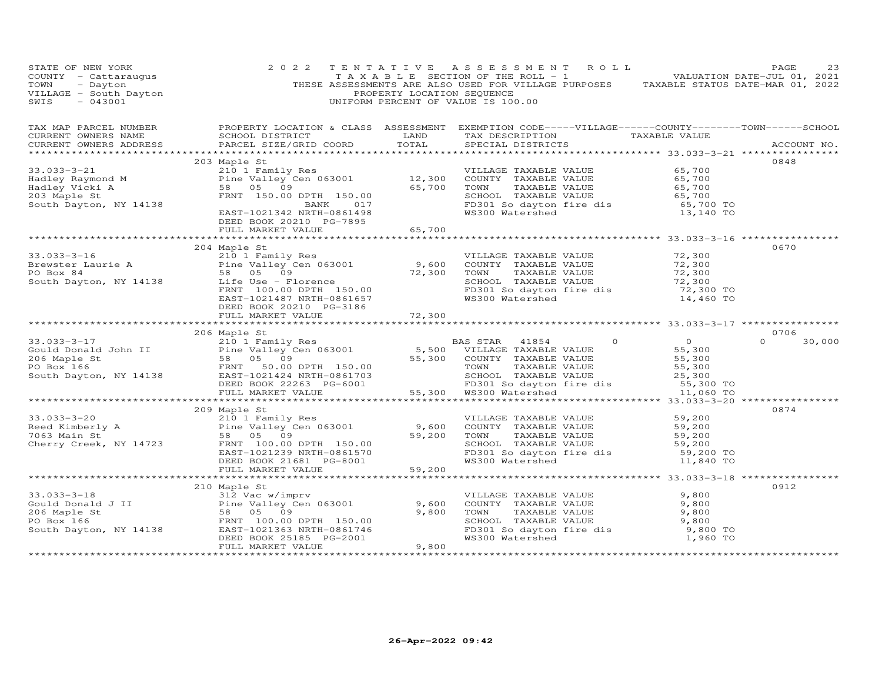STATE OF NEW YORK
COUNTY - Cattaraugus
TOWN - Dayton
VILLAGE - South Dayton
SWIS - 043001

2022 TENTATIVE ASSESSMENT ROLL
TAXABLE SECTION OF THE ROLL - 1
THESE ASSESSMENTS ARE ALSO USED FOR VILLAGE PURPOSES
PROPERTY LOCATION SEQUENCE
UNIFORM PERCENT OF VALUE IS 100.00

VALUATION DATE-JUL 01, 2021
TAXABLE STATUS DATE-MAR 01, 2022

| TAX MAP PARCEL NUMBER / CURRENT OWNERS NAME / CURRENT OWNERS ADDRESS | PROPERTY LOCATION & CLASS / SCHOOL DISTRICT / PARCEL SIZE/GRID COORD | ASSESSMENT LAND / TOTAL | EXEMPTION CODE / TAX DESCRIPTION / SPECIAL DISTRICTS | VILLAGE | COUNTY | TOWN | SCHOOL | ACCOUNT NO. |
|---|---|---|---|---|---|---|---|---|
| **33.033-3-21** | 203 Maple St | | | | | | | 0848 |
| Hadley Raymond M | 210 1 Family Res | | VILLAGE TAXABLE VALUE | 65,700 | | | | |
| Hadley Vicki A | Pine Valley Cen 063001 | 12,300 | COUNTY TAXABLE VALUE | | 65,700 | | | |
| 203 Maple St | 58 05 09 | 65,700 | TOWN TAXABLE VALUE | | | 65,700 | | |
| South Dayton, NY 14138 | FRNT 150.00 DPTH 150.00 | | SCHOOL TAXABLE VALUE | | | | 65,700 | |
| | BANK 017 | | FD301 So dayton fire dis | 65,700 TO | | | | |
| | EAST-1021342 NRTH-0861498 | | WS300 Watershed | 13,140 TO | | | | |
| | DEED BOOK 20210 PG-7895 | | | | | | | |
| | FULL MARKET VALUE | 65,700 | | | | | | |
| **33.033-3-16** | 204 Maple St | | | | | | | 0670 |
| Brewster Laurie A | 210 1 Family Res | | VILLAGE TAXABLE VALUE | 72,300 | | | | |
| PO Box 84 | Pine Valley Cen 063001 | 9,600 | COUNTY TAXABLE VALUE | | 72,300 | | | |
| South Dayton, NY 14138 | 58 05 09 | 72,300 | TOWN TAXABLE VALUE | | | 72,300 | | |
| | Life Use - Florence | | SCHOOL TAXABLE VALUE | | | | 72,300 | |
| | FRNT 100.00 DPTH 150.00 | | FD301 So dayton fire dis | 72,300 TO | | | | |
| | EAST-1021487 NRTH-0861657 | | WS300 Watershed | 14,460 TO | | | | |
| | DEED BOOK 20210 PG-3186 | | | | | | | |
| | FULL MARKET VALUE | 72,300 | | | | | | |
| **33.033-3-17** | 206 Maple St | | | | | | | 0706 |
| Gould Donald John II | 210 1 Family Res | | BAS STAR 41854 | 0 | 0 | | 0 | 30,000 |
| 206 Maple St | Pine Valley Cen 063001 | 5,500 | VILLAGE TAXABLE VALUE | 55,300 | | | | |
| PO Box 166 | 58 05 09 | 55,300 | COUNTY TAXABLE VALUE | | 55,300 | | | |
| South Dayton, NY 14138 | FRNT 50.00 DPTH 150.00 | | TOWN TAXABLE VALUE | | | 55,300 | | |
| | EAST-1021424 NRTH-0861703 | | SCHOOL TAXABLE VALUE | | | | 25,300 | |
| | DEED BOOK 22263 PG-6001 | | FD301 So dayton fire dis | 55,300 TO | | | | |
| | FULL MARKET VALUE | 55,300 | WS300 Watershed | 11,060 TO | | | | |
| **33.033-3-20** | 209 Maple St | | | | | | | 0874 |
| Reed Kimberly A | 210 1 Family Res | | VILLAGE TAXABLE VALUE | 59,200 | | | | |
| 7063 Main St | Pine Valley Cen 063001 | 9,600 | COUNTY TAXABLE VALUE | | 59,200 | | | |
| Cherry Creek, NY 14723 | 58 05 09 | 59,200 | TOWN TAXABLE VALUE | | | 59,200 | | |
| | FRNT 100.00 DPTH 150.00 | | SCHOOL TAXABLE VALUE | | | | 59,200 | |
| | EAST-1021239 NRTH-0861570 | | FD301 So dayton fire dis | 59,200 TO | | | | |
| | DEED BOOK 21681 PG-8001 | | WS300 Watershed | 11,840 TO | | | | |
| | FULL MARKET VALUE | 59,200 | | | | | | |
| **33.033-3-18** | 210 Maple St | | | | | | | 0912 |
| Gould Donald J II | 312 Vac w/imprv | | VILLAGE TAXABLE VALUE | 9,800 | | | | |
| 206 Maple St | Pine Valley Cen 063001 | 9,600 | COUNTY TAXABLE VALUE | | 9,800 | | | |
| PO Box 166 | 58 05 09 | 9,800 | TOWN TAXABLE VALUE | | | 9,800 | | |
| South Dayton, NY 14138 | FRNT 100.00 DPTH 150.00 | | SCHOOL TAXABLE VALUE | | | | 9,800 | |
| | EAST-1021363 NRTH-0861746 | | FD301 So dayton fire dis | 9,800 TO | | | | |
| | DEED BOOK 25185 PG-2001 | | WS300 Watershed | 1,960 TO | | | | |
| | FULL MARKET VALUE | 9,800 | | | | | | |

26-Apr-2022 09:42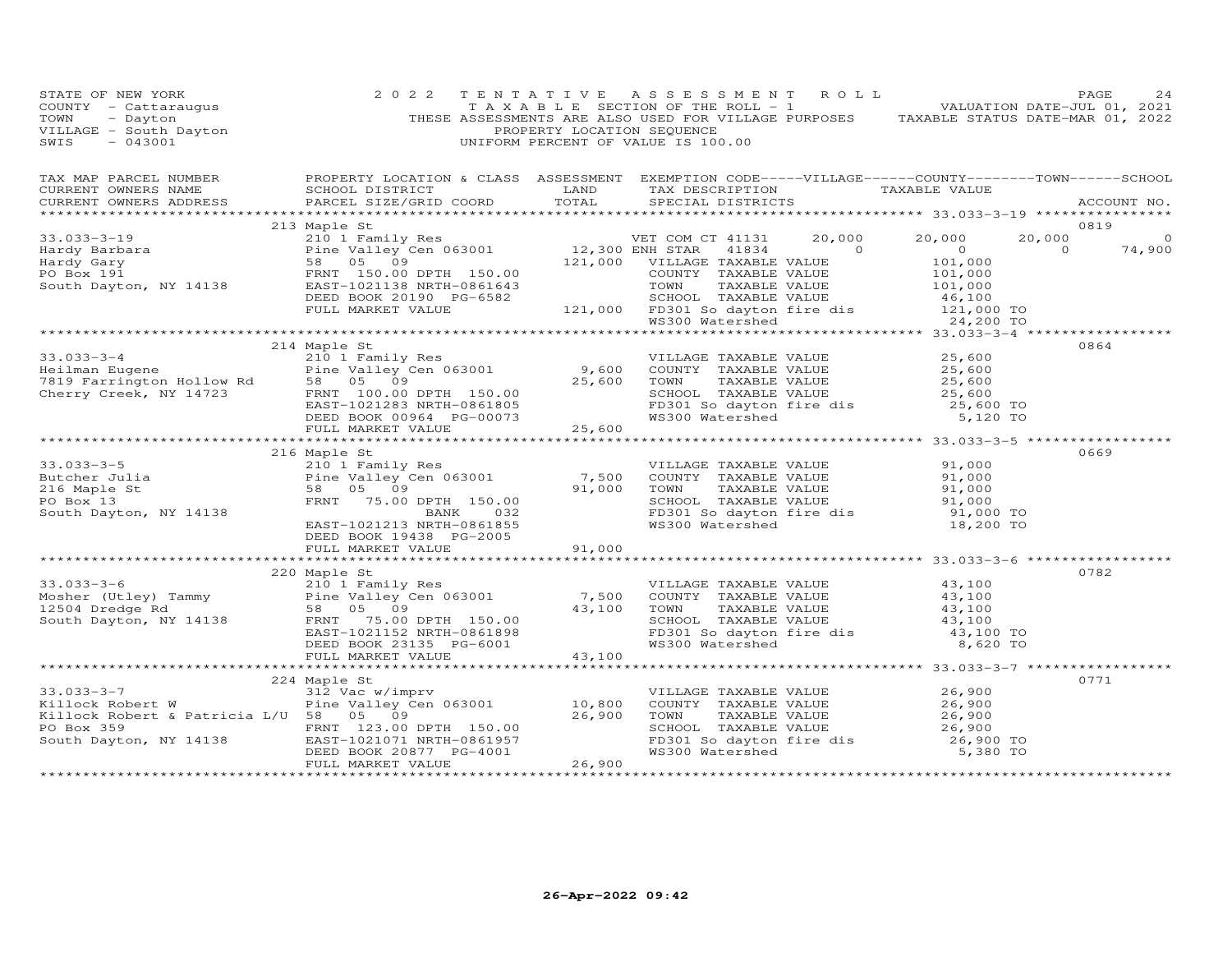STATE OF NEW YORK
COUNTY - Cattaraugus
TOWN - Dayton
VILLAGE - South Dayton
SWIS - 043001

2022 TENTATIVE ASSESSMENT ROLL
TAXABLE SECTION OF THE ROLL - 1
THESE ASSESSMENTS ARE ALSO USED FOR VILLAGE PURPOSES
PROPERTY LOCATION SEQUENCE
UNIFORM PERCENT OF VALUE IS 100.00

VALUATION DATE-JUL 01, 2021
TAXABLE STATUS DATE-MAR 01, 2022

| TAX MAP PARCEL NUMBER / CURRENT OWNERS NAME / CURRENT OWNERS ADDRESS | PROPERTY LOCATION & CLASS / SCHOOL DISTRICT / PARCEL SIZE/GRID COORD | ASSESSMENT LAND | TOTAL | EXEMPTION CODE / TAX DESCRIPTION / SPECIAL DISTRICTS | VILLAGE | COUNTY TAXABLE VALUE | TOWN | SCHOOL | ACCOUNT NO. |
|---|---|---|---|---|---|---|---|---|---|
| **33.033-3-19** | 213 Maple St | | | | | | | | 0819 |
| Hardy Barbara | 210 1 Family Res | | | VET COM CT 41131 | 20,000 | 20,000 | 20,000 | 0 | |
| Hardy Gary | Pine Valley Cen 063001 | 12,300 | | ENH STAR 41834 | 0 | 0 | 0 | 74,900 | |
| PO Box 191 | 58 05 09 | | 121,000 | VILLAGE TAXABLE VALUE | | 101,000 | | | |
| South Dayton, NY 14138 | FRNT 150.00 DPTH 150.00 | | | COUNTY TAXABLE VALUE | | 101,000 | | | |
| | EAST-1021138 NRTH-0861643 | | | TOWN TAXABLE VALUE | | 101,000 | | | |
| | DEED BOOK 20190 PG-6582 | | | SCHOOL TAXABLE VALUE | | 46,100 | | | |
| | FULL MARKET VALUE | | 121,000 | FD301 So dayton fire dis | | 121,000 TO | | | |
| | | | | WS300 Watershed | | 24,200 TO | | | |
| **33.033-3-4** | 214 Maple St | | | | | | | | 0864 |
| Heilman Eugene | 210 1 Family Res | | | VILLAGE TAXABLE VALUE | | 25,600 | | | |
| 7819 Farrington Hollow Rd | Pine Valley Cen 063001 | 9,600 | | COUNTY TAXABLE VALUE | | 25,600 | | | |
| Cherry Creek, NY 14723 | 58 05 09 | | 25,600 | TOWN TAXABLE VALUE | | 25,600 | | | |
| | FRNT 100.00 DPTH 150.00 | | | SCHOOL TAXABLE VALUE | | 25,600 | | | |
| | EAST-1021283 NRTH-0861805 | | | FD301 So dayton fire dis | | 25,600 TO | | | |
| | DEED BOOK 00964 PG-00073 | | | WS300 Watershed | | 5,120 TO | | | |
| | FULL MARKET VALUE | | 25,600 | | | | | | |
| **33.033-3-5** | 216 Maple St | | | | | | | | 0669 |
| Butcher Julia | 210 1 Family Res | | | VILLAGE TAXABLE VALUE | | 91,000 | | | |
| 216 Maple St | Pine Valley Cen 063001 | 7,500 | | COUNTY TAXABLE VALUE | | 91,000 | | | |
| PO Box 13 | 58 05 09 | | 91,000 | TOWN TAXABLE VALUE | | 91,000 | | | |
| South Dayton, NY 14138 | FRNT 75.00 DPTH 150.00 | | | SCHOOL TAXABLE VALUE | | 91,000 | | | |
| | BANK 032 | | | FD301 So dayton fire dis | | 91,000 TO | | | |
| | EAST-1021213 NRTH-0861855 | | | WS300 Watershed | | 18,200 TO | | | |
| | DEED BOOK 19438 PG-2005 | | | | | | | | |
| | FULL MARKET VALUE | | 91,000 | | | | | | |
| **33.033-3-6** | 220 Maple St | | | | | | | | 0782 |
| Mosher (Utley) Tammy | 210 1 Family Res | | | VILLAGE TAXABLE VALUE | | 43,100 | | | |
| 12504 Dredge Rd | Pine Valley Cen 063001 | 7,500 | | COUNTY TAXABLE VALUE | | 43,100 | | | |
| South Dayton, NY 14138 | 58 05 09 | | 43,100 | TOWN TAXABLE VALUE | | 43,100 | | | |
| | FRNT 75.00 DPTH 150.00 | | | SCHOOL TAXABLE VALUE | | 43,100 | | | |
| | EAST-1021152 NRTH-0861898 | | | FD301 So dayton fire dis | | 43,100 TO | | | |
| | DEED BOOK 23135 PG-6001 | | | WS300 Watershed | | 8,620 TO | | | |
| | FULL MARKET VALUE | | 43,100 | | | | | | |
| **33.033-3-7** | 224 Maple St | | | | | | | | 0771 |
| Killock Robert W | 312 Vac w/imprv | | | VILLAGE TAXABLE VALUE | | 26,900 | | | |
| Killock Robert & Patricia L/U | Pine Valley Cen 063001 | 10,800 | | COUNTY TAXABLE VALUE | | 26,900 | | | |
| PO Box 359 | 58 05 09 | | 26,900 | TOWN TAXABLE VALUE | | 26,900 | | | |
| South Dayton, NY 14138 | FRNT 123.00 DPTH 150.00 | | | SCHOOL TAXABLE VALUE | | 26,900 | | | |
| | EAST-1021071 NRTH-0861957 | | | FD301 So dayton fire dis | | 26,900 TO | | | |
| | DEED BOOK 20877 PG-4001 | | | WS300 Watershed | | 5,380 TO | | | |
| | FULL MARKET VALUE | | 26,900 | | | | | | |

26-Apr-2022 09:42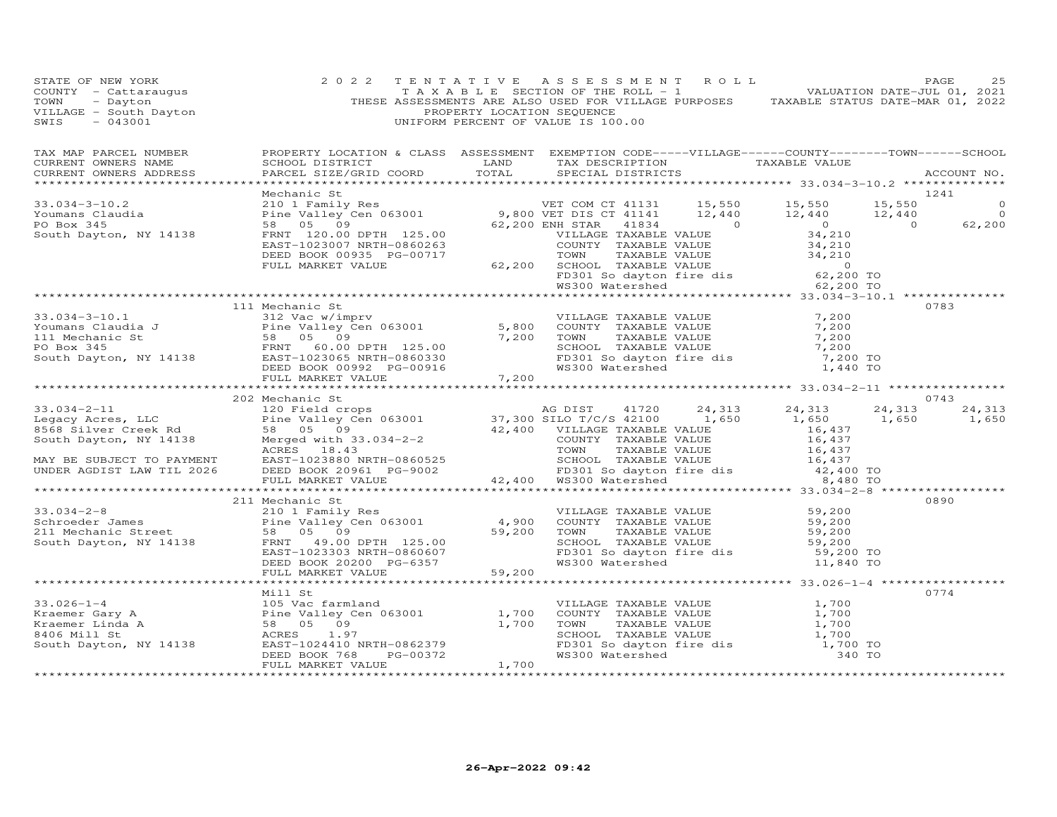STATE OF NEW YORK
COUNTY - Cattaraugus
TOWN - Dayton
VILLAGE - South Dayton
SWIS - 043001

2022 TENTATIVE ASSESSMENT ROLL
TAXABLE SECTION OF THE ROLL - 1
THESE ASSESSMENTS ARE ALSO USED FOR VILLAGE PURPOSES
PROPERTY LOCATION SEQUENCE
UNIFORM PERCENT OF VALUE IS 100.00

VALUATION DATE-JUL 01, 2021
TAXABLE STATUS DATE-MAR 01, 2022

| TAX MAP PARCEL NUMBER / CURRENT OWNERS NAME / CURRENT OWNERS ADDRESS | PROPERTY LOCATION & CLASS / SCHOOL DISTRICT / PARCEL SIZE/GRID COORD | ASSESSMENT LAND | TOTAL | EXEMPTION CODE / TAX DESCRIPTION / SPECIAL DISTRICTS | VILLAGE | COUNTY TAXABLE VALUE | TOWN | SCHOOL | ACCOUNT NO. |
|---|---|---|---|---|---|---|---|---|---|
| 33.034-3-10.2 | Mechanic St | | | | | | | | 1241 |
| Youmans Claudia | 210 1 Family Res | | | VET COM CT 41131 | 15,550 | 15,550 | 15,550 | 0 | |
| PO Box 345 | Pine Valley Cen 063001 | 9,800 | | VET DIS CT 41141 | 12,440 | 12,440 | 12,440 | 0 | |
| South Dayton, NY 14138 | 58 05 09 | | 62,200 | ENH STAR 41834 | 0 | 0 | 0 | 62,200 | |
| | FRNT 120.00 DPTH 125.00 | | | VILLAGE TAXABLE VALUE | | 34,210 | | | |
| | EAST-1023007 NRTH-0860263 | | | COUNTY TAXABLE VALUE | | 34,210 | | | |
| | DEED BOOK 00935 PG-00717 | | | TOWN TAXABLE VALUE | | 34,210 | | | |
| | FULL MARKET VALUE | | 62,200 | SCHOOL TAXABLE VALUE | | 0 | | | |
| | | | | FD301 So dayton fire dis | | 62,200 TO | | | |
| | | | | WS300 Watershed | | 62,200 TO | | | |
| 33.034-3-10.1 | 111 Mechanic St | | | | | | | | 0783 |
| Youmans Claudia J | 312 Vac w/imprv | | | VILLAGE TAXABLE VALUE | | 7,200 | | | |
| 111 Mechanic St | Pine Valley Cen 063001 | 5,800 | | COUNTY TAXABLE VALUE | | 7,200 | | | |
| PO Box 345 | 58 05 09 | | 7,200 | TOWN TAXABLE VALUE | | 7,200 | | | |
| South Dayton, NY 14138 | FRNT 60.00 DPTH 125.00 | | | SCHOOL TAXABLE VALUE | | 7,200 | | | |
| | EAST-1023065 NRTH-0860330 | | | FD301 So dayton fire dis | | 7,200 TO | | | |
| | DEED BOOK 00992 PG-00916 | | | WS300 Watershed | | 1,440 TO | | | |
| | FULL MARKET VALUE | | 7,200 | | | | | | |
| 33.034-2-11 | 202 Mechanic St | | | | | | | | 0743 |
| Legacy Acres, LLC | 120 Field crops | | | AG DIST 41720 | 24,313 | 24,313 | 24,313 | 24,313 | |
| 8568 Silver Creek Rd | Pine Valley Cen 063001 | 37,300 | | SILO T/C/S 42100 | 1,650 | 1,650 | 1,650 | 1,650 | |
| South Dayton, NY 14138 | 58 05 09 | | 42,400 | VILLAGE TAXABLE VALUE | | 16,437 | | | |
| | Merged with 33.034-2-2 | | | COUNTY TAXABLE VALUE | | 16,437 | | | |
| MAY BE SUBJECT TO PAYMENT | ACRES 18.43 | | | TOWN TAXABLE VALUE | | 16,437 | | | |
| UNDER AGDIST LAW TIL 2026 | EAST-1023880 NRTH-0860525 | | | SCHOOL TAXABLE VALUE | | 16,437 | | | |
| | DEED BOOK 20961 PG-9002 | | | FD301 So dayton fire dis | | 42,400 TO | | | |
| | FULL MARKET VALUE | | 42,400 | WS300 Watershed | | 8,480 TO | | | |
| 33.034-2-8 | 211 Mechanic St | | | | | | | | 0890 |
| Schroeder James | 210 1 Family Res | | | VILLAGE TAXABLE VALUE | | 59,200 | | | |
| 211 Mechanic Street | Pine Valley Cen 063001 | 4,900 | | COUNTY TAXABLE VALUE | | 59,200 | | | |
| South Dayton, NY 14138 | 58 05 09 | | 59,200 | TOWN TAXABLE VALUE | | 59,200 | | | |
| | FRNT 49.00 DPTH 125.00 | | | SCHOOL TAXABLE VALUE | | 59,200 | | | |
| | EAST-1023303 NRTH-0860607 | | | FD301 So dayton fire dis | | 59,200 TO | | | |
| | DEED BOOK 20200 PG-6357 | | | WS300 Watershed | | 11,840 TO | | | |
| | FULL MARKET VALUE | | 59,200 | | | | | | |
| 33.026-1-4 | Mill St | | | | | | | | 0774 |
| Kraemer Gary A | 105 Vac farmland | | | VILLAGE TAXABLE VALUE | | 1,700 | | | |
| Kraemer Linda A | Pine Valley Cen 063001 | 1,700 | | COUNTY TAXABLE VALUE | | 1,700 | | | |
| 8406 Mill St | 58 05 09 | | 1,700 | TOWN TAXABLE VALUE | | 1,700 | | | |
| South Dayton, NY 14138 | ACRES 1.97 | | | SCHOOL TAXABLE VALUE | | 1,700 | | | |
| | EAST-1024410 NRTH-0862379 | | | FD301 So dayton fire dis | | 1,700 TO | | | |
| | DEED BOOK 768 PG-00372 | | | WS300 Watershed | | 340 TO | | | |
| | FULL MARKET VALUE | | 1,700 | | | | | | |

26-Apr-2022 09:42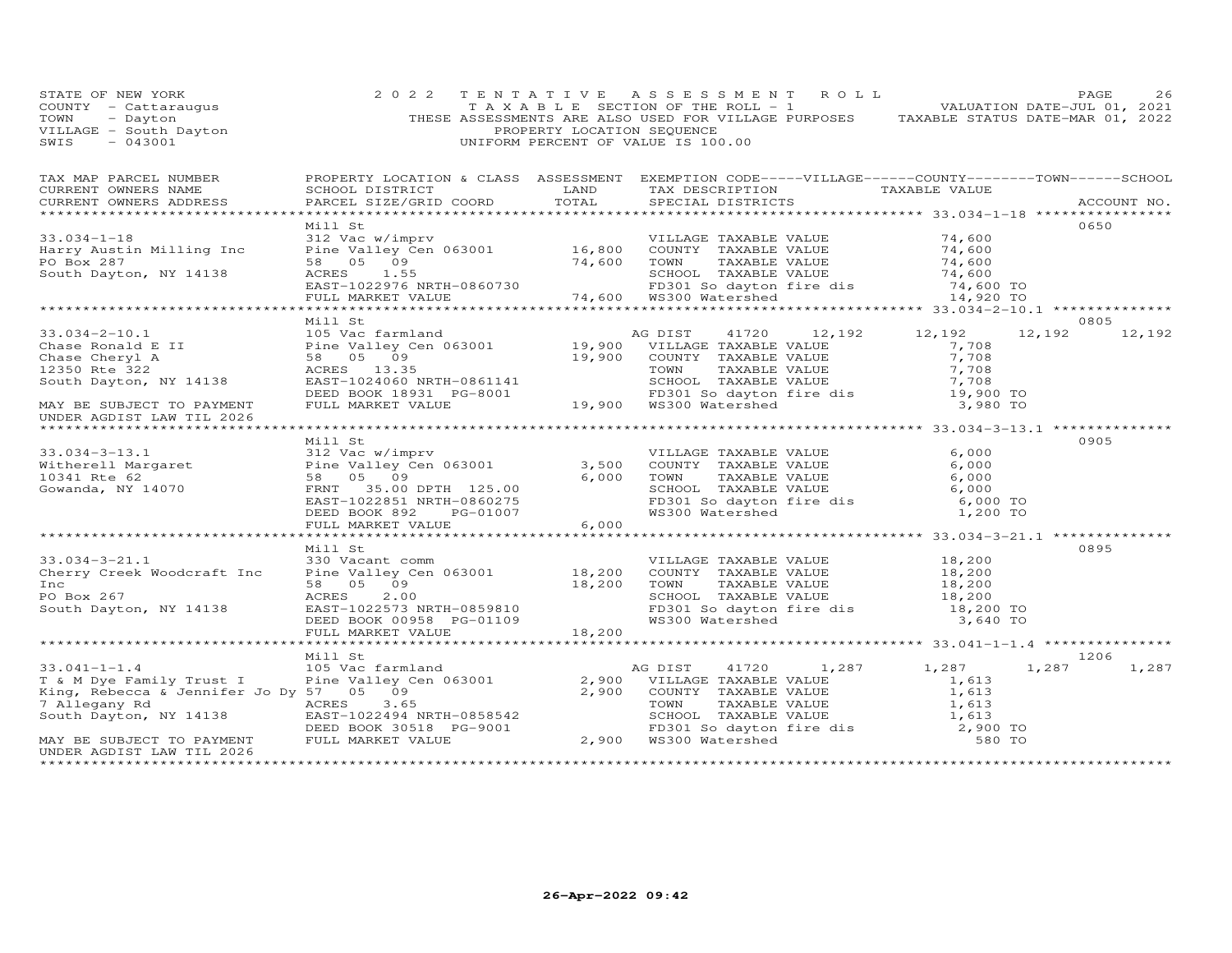STATE OF NEW YORK
COUNTY - Cattaraugus
TOWN - Dayton
VILLAGE - South Dayton
SWIS - 043001

2022 TENTATIVE ASSESSMENT ROLL
TAXABLE SECTION OF THE ROLL - 1
THESE ASSESSMENTS ARE ALSO USED FOR VILLAGE PURPOSES
PROPERTY LOCATION SEQUENCE
UNIFORM PERCENT OF VALUE IS 100.00

VALUATION DATE-JUL 01, 2021
TAXABLE STATUS DATE-MAR 01, 2022

```
TAX MAP PARCEL NUMBER          PROPERTY LOCATION & CLASS  ASSESSMENT  EXEMPTION CODE-----VILLAGE------COUNTY--------TOWN------SCHOOL
CURRENT OWNERS NAME            SCHOOL DISTRICT               LAND      TAX DESCRIPTION            TAXABLE VALUE
CURRENT OWNERS ADDRESS         PARCEL SIZE/GRID COORD        TOTAL     SPECIAL DISTRICTS                                      ACCOUNT NO.
******************************************************************************************************* 33.034-1-18 *****************
                               Mill St                                                                                   0650
33.034-1-18                    312 Vac w/imprv                         VILLAGE TAXABLE VALUE          74,600
Harry Austin Milling Inc       Pine Valley Cen 063001       16,800     COUNTY  TAXABLE VALUE          74,600
PO Box 287                     58   05   09                 74,600     TOWN    TAXABLE VALUE          74,600
South Dayton, NY 14138         ACRES    1.55                           SCHOOL  TAXABLE VALUE          74,600
                               EAST-1022976 NRTH-0860730               FD301 So dayton fire dis        74,600 TO
                               FULL MARKET VALUE            74,600     WS300 Watershed                 14,920 TO
******************************************************************************************************* 33.034-2-10.1 ***************
                               Mill St                                                                                   0805
33.034-2-10.1                  105 Vac farmland                        AG DIST     41720     12,192    12,192     12,192    12,192
Chase Ronald E II              Pine Valley Cen 063001       19,900     VILLAGE TAXABLE VALUE           7,708
Chase Cheryl A                 58   05   09                 19,900     COUNTY  TAXABLE VALUE           7,708
12350 Rte 322                  ACRES   13.35                           TOWN    TAXABLE VALUE           7,708
South Dayton, NY 14138         EAST-1024060 NRTH-0861141               SCHOOL  TAXABLE VALUE           7,708
                               DEED BOOK 18931  PG-8001                FD301 So dayton fire dis        19,900 TO
MAY BE SUBJECT TO PAYMENT      FULL MARKET VALUE            19,900     WS300 Watershed                  3,980 TO
UNDER AGDIST LAW TIL 2026
******************************************************************************************************* 33.034-3-13.1 ***************
                               Mill St                                                                                   0905
33.034-3-13.1                  312 Vac w/imprv                         VILLAGE TAXABLE VALUE           6,000
Witherell Margaret             Pine Valley Cen 063001        3,500     COUNTY  TAXABLE VALUE           6,000
10341 Rte 62                   58   05   09                  6,000     TOWN    TAXABLE VALUE           6,000
Gowanda, NY 14070              FRNT    35.00 DPTH 125.00               SCHOOL  TAXABLE VALUE           6,000
                               EAST-1022851 NRTH-0860275               FD301 So dayton fire dis         6,000 TO
                               DEED BOOK 892    PG-01007               WS300 Watershed                  1,200 TO
                               FULL MARKET VALUE             6,000
******************************************************************************************************* 33.034-3-21.1 ***************
                               Mill St                                                                                   0895
33.034-3-21.1                  330 Vacant comm                         VILLAGE TAXABLE VALUE          18,200
Cherry Creek Woodcraft Inc     Pine Valley Cen 063001       18,200     COUNTY  TAXABLE VALUE          18,200
Inc                            58   05   09                 18,200     TOWN    TAXABLE VALUE          18,200
PO Box 267                     ACRES    2.00                           SCHOOL  TAXABLE VALUE          18,200
South Dayton, NY 14138         EAST-1022573 NRTH-0859810               FD301 So dayton fire dis        18,200 TO
                               DEED BOOK 00958  PG-01109               WS300 Watershed                  3,640 TO
                               FULL MARKET VALUE            18,200
******************************************************************************************************* 33.041-1-1.4 ****************
                               Mill St                                                                                   1206
33.041-1-1.4                   105 Vac farmland                        AG DIST     41720      1,287     1,287      1,287     1,287
T & M Dye Family Trust I       Pine Valley Cen 063001        2,900     VILLAGE TAXABLE VALUE           1,613
King, Rebecca & Jennifer Jo Dy 57   05   09                  2,900     COUNTY  TAXABLE VALUE           1,613
7 Allegany Rd                  ACRES    3.65                           TOWN    TAXABLE VALUE           1,613
South Dayton, NY 14138         EAST-1022494 NRTH-0858542               SCHOOL  TAXABLE VALUE           1,613
                               DEED BOOK 30518  PG-9001                FD301 So dayton fire dis         2,900 TO
MAY BE SUBJECT TO PAYMENT      FULL MARKET VALUE             2,900     WS300 Watershed                    580 TO
UNDER AGDIST LAW TIL 2026
*************************************************************************************************************************************
```

26-Apr-2022 09:42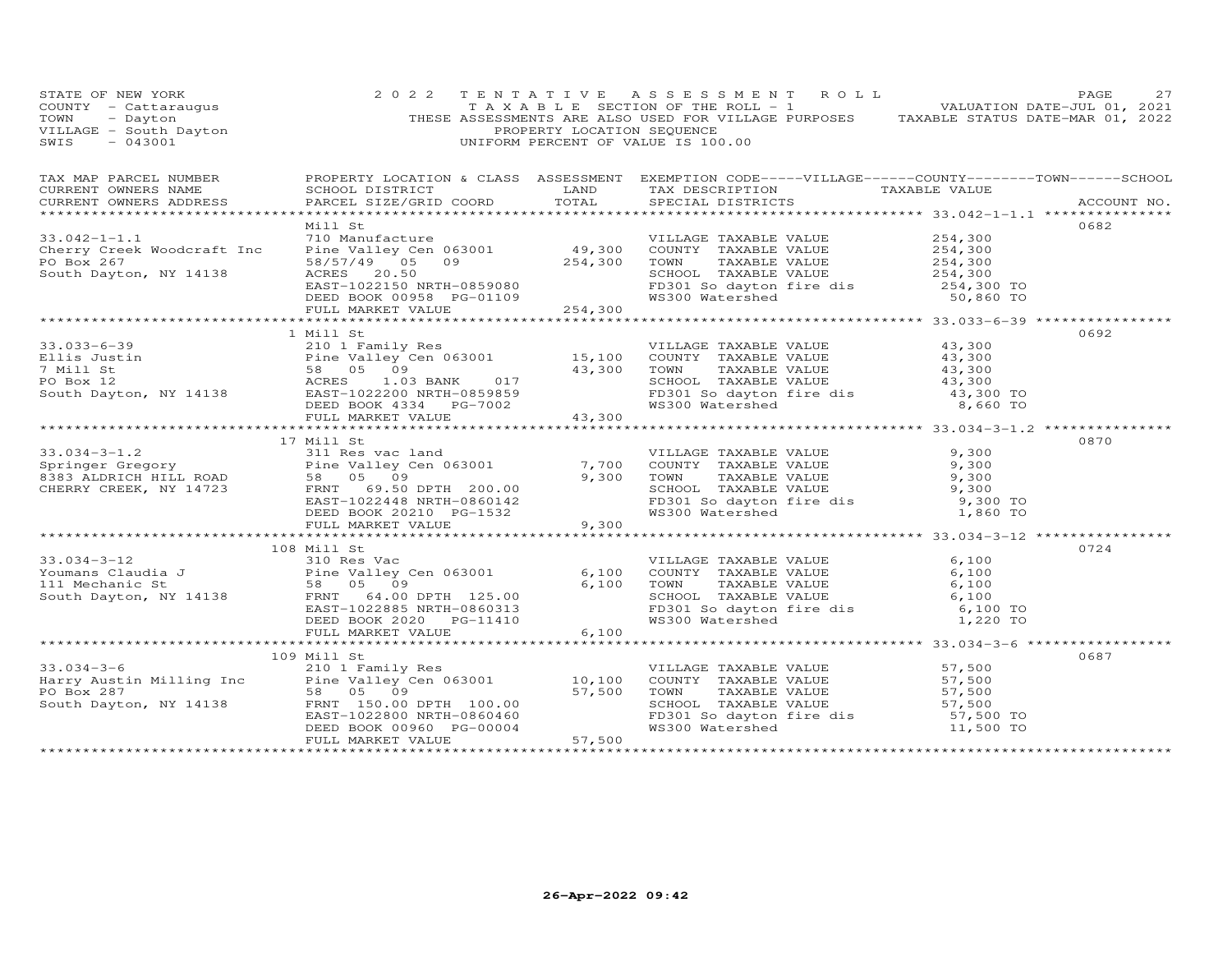STATE OF NEW YORK
COUNTY - Cattaraugus
TOWN - Dayton
VILLAGE - South Dayton
SWIS - 043001

2022 TENTATIVE ASSESSMENT ROLL
TAXABLE SECTION OF THE ROLL - 1
THESE ASSESSMENTS ARE ALSO USED FOR VILLAGE PURPOSES
PROPERTY LOCATION SEQUENCE
UNIFORM PERCENT OF VALUE IS 100.00

VALUATION DATE-JUL 01, 2021
TAXABLE STATUS DATE-MAR 01, 2022

| TAX MAP PARCEL NUMBER / CURRENT OWNERS NAME / CURRENT OWNERS ADDRESS | PROPERTY LOCATION & CLASS / SCHOOL DISTRICT / PARCEL SIZE/GRID COORD | ASSESSMENT LAND / TOTAL | EXEMPTION CODE / TAX DESCRIPTION / SPECIAL DISTRICTS | TAXABLE VALUE | ACCOUNT NO. |
|---|---|---|---|---|---|
| | Mill St | | | | 0682 |
| 33.042-1-1.1 | 710 Manufacture | | VILLAGE TAXABLE VALUE | 254,300 | |
| Cherry Creek Woodcraft Inc | Pine Valley Cen 063001 | 49,300 | COUNTY TAXABLE VALUE | 254,300 | |
| PO Box 267 | 58/57/49 05 09 | 254,300 | TOWN TAXABLE VALUE | 254,300 | |
| South Dayton, NY 14138 | ACRES 20.50 | | SCHOOL TAXABLE VALUE | 254,300 | |
| | EAST-1022150 NRTH-0859080 | | FD301 So dayton fire dis | 254,300 TO | |
| | DEED BOOK 00958 PG-01109 | | WS300 Watershed | 50,860 TO | |
| | FULL MARKET VALUE | 254,300 | | | |
| | 1 Mill St | | | | 0692 |
| 33.033-6-39 | 210 1 Family Res | | VILLAGE TAXABLE VALUE | 43,300 | |
| Ellis Justin | Pine Valley Cen 063001 | 15,100 | COUNTY TAXABLE VALUE | 43,300 | |
| 7 Mill St | 58 05 09 | 43,300 | TOWN TAXABLE VALUE | 43,300 | |
| PO Box 12 | ACRES 1.03 BANK 017 | | SCHOOL TAXABLE VALUE | 43,300 | |
| South Dayton, NY 14138 | EAST-1022200 NRTH-0859859 | | FD301 So dayton fire dis | 43,300 TO | |
| | DEED BOOK 4334 PG-7002 | | WS300 Watershed | 8,660 TO | |
| | FULL MARKET VALUE | 43,300 | | | |
| | 17 Mill St | | | | 0870 |
| 33.034-3-1.2 | 311 Res vac land | | VILLAGE TAXABLE VALUE | 9,300 | |
| Springer Gregory | Pine Valley Cen 063001 | 7,700 | COUNTY TAXABLE VALUE | 9,300 | |
| 8383 ALDRICH HILL ROAD | 58 05 09 | 9,300 | TOWN TAXABLE VALUE | 9,300 | |
| CHERRY CREEK, NY 14723 | FRNT 69.50 DPTH 200.00 | | SCHOOL TAXABLE VALUE | 9,300 | |
| | EAST-1022448 NRTH-0860142 | | FD301 So dayton fire dis | 9,300 TO | |
| | DEED BOOK 20210 PG-1532 | | WS300 Watershed | 1,860 TO | |
| | FULL MARKET VALUE | 9,300 | | | |
| | 108 Mill St | | | | 0724 |
| 33.034-3-12 | 310 Res Vac | | VILLAGE TAXABLE VALUE | 6,100 | |
| Youmans Claudia J | Pine Valley Cen 063001 | 6,100 | COUNTY TAXABLE VALUE | 6,100 | |
| 111 Mechanic St | 58 05 09 | 6,100 | TOWN TAXABLE VALUE | 6,100 | |
| South Dayton, NY 14138 | FRNT 64.00 DPTH 125.00 | | SCHOOL TAXABLE VALUE | 6,100 | |
| | EAST-1022885 NRTH-0860313 | | FD301 So dayton fire dis | 6,100 TO | |
| | DEED BOOK 2020 PG-11410 | | WS300 Watershed | 1,220 TO | |
| | FULL MARKET VALUE | 6,100 | | | |
| | 109 Mill St | | | | 0687 |
| 33.034-3-6 | 210 1 Family Res | | VILLAGE TAXABLE VALUE | 57,500 | |
| Harry Austin Milling Inc | Pine Valley Cen 063001 | 10,100 | COUNTY TAXABLE VALUE | 57,500 | |
| PO Box 287 | 58 05 09 | 57,500 | TOWN TAXABLE VALUE | 57,500 | |
| South Dayton, NY 14138 | FRNT 150.00 DPTH 100.00 | | SCHOOL TAXABLE VALUE | 57,500 | |
| | EAST-1022800 NRTH-0860460 | | FD301 So dayton fire dis | 57,500 TO | |
| | DEED BOOK 00960 PG-00004 | | WS300 Watershed | 11,500 TO | |
| | FULL MARKET VALUE | 57,500 | | | |

26-Apr-2022 09:42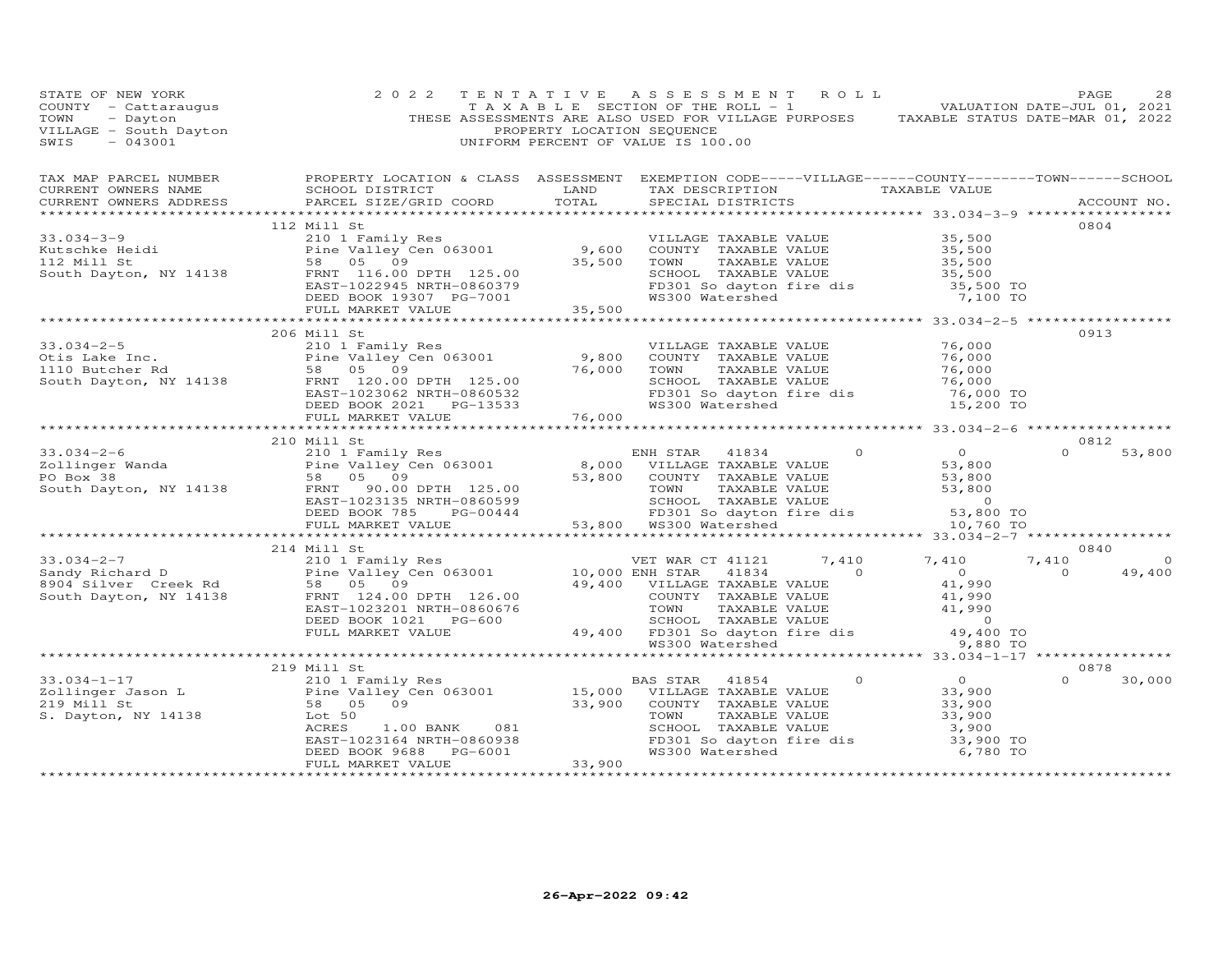STATE OF NEW YORK
COUNTY - Cattaraugus
TOWN - Dayton
VILLAGE - South Dayton
SWIS - 043001

2022 TENTATIVE ASSESSMENT ROLL
TAXABLE SECTION OF THE ROLL - 1
THESE ASSESSMENTS ARE ALSO USED FOR VILLAGE PURPOSES
PROPERTY LOCATION SEQUENCE
UNIFORM PERCENT OF VALUE IS 100.00

VALUATION DATE-JUL 01, 2021
TAXABLE STATUS DATE-MAR 01, 2022

| TAX MAP PARCEL NUMBER / CURRENT OWNERS NAME / CURRENT OWNERS ADDRESS | PROPERTY LOCATION & CLASS / SCHOOL DISTRICT / PARCEL SIZE/GRID COORD | ASSESSMENT LAND | TOTAL | EXEMPTION CODE / TAX DESCRIPTION / SPECIAL DISTRICTS | VILLAGE | COUNTY / TAXABLE VALUE | TOWN | SCHOOL | ACCOUNT NO. |
|---|---|---|---|---|---|---|---|---|---|
| 33.034-3-9 | 112 Mill St | | | | | | | | 0804 |
| Kutschke Heidi | 210 1 Family Res | | | VILLAGE TAXABLE VALUE | | 35,500 | | | |
| 112 Mill St | Pine Valley Cen 063001 | 9,600 | | COUNTY TAXABLE VALUE | | 35,500 | | | |
| South Dayton, NY 14138 | 58 05 09 | | 35,500 | TOWN TAXABLE VALUE | | 35,500 | | | |
| | FRNT 116.00 DPTH 125.00 | | | SCHOOL TAXABLE VALUE | | 35,500 | | | |
| | EAST-1022945 NRTH-0860379 | | | FD301 So dayton fire dis | | 35,500 TO | | | |
| | DEED BOOK 19307 PG-7001 | | | WS300 Watershed | | 7,100 TO | | | |
| | FULL MARKET VALUE | | 35,500 | | | | | | |
| 33.034-2-5 | 206 Mill St | | | | | | | | 0913 |
| Otis Lake Inc. | 210 1 Family Res | | | VILLAGE TAXABLE VALUE | | 76,000 | | | |
| 1110 Butcher Rd | Pine Valley Cen 063001 | 9,800 | | COUNTY TAXABLE VALUE | | 76,000 | | | |
| South Dayton, NY 14138 | 58 05 09 | | 76,000 | TOWN TAXABLE VALUE | | 76,000 | | | |
| | FRNT 120.00 DPTH 125.00 | | | SCHOOL TAXABLE VALUE | | 76,000 | | | |
| | EAST-1023062 NRTH-0860532 | | | FD301 So dayton fire dis | | 76,000 TO | | | |
| | DEED BOOK 2021 PG-13533 | | | WS300 Watershed | | 15,200 TO | | | |
| | FULL MARKET VALUE | | 76,000 | | | | | | |
| 33.034-2-6 | 210 Mill St | | | | | | | | 0812 |
| Zollinger Wanda | 210 1 Family Res | | | ENH STAR 41834 | 0 | 0 | 0 | 53,800 | |
| PO Box 38 | Pine Valley Cen 063001 | 8,000 | | VILLAGE TAXABLE VALUE | | 53,800 | | | |
| South Dayton, NY 14138 | 58 05 09 | | 53,800 | COUNTY TAXABLE VALUE | | 53,800 | | | |
| | FRNT 90.00 DPTH 125.00 | | | TOWN TAXABLE VALUE | | 53,800 | | | |
| | EAST-1023135 NRTH-0860599 | | | SCHOOL TAXABLE VALUE | | 0 | | | |
| | DEED BOOK 785 PG-00444 | | | FD301 So dayton fire dis | | 53,800 TO | | | |
| | FULL MARKET VALUE | | 53,800 | WS300 Watershed | | 10,760 TO | | | |
| 33.034-2-7 | 214 Mill St | | | | | | | | 0840 |
| Sandy Richard D | 210 1 Family Res | | | VET WAR CT 41121 | 7,410 | 7,410 | 7,410 | 0 | |
| 8904 Silver Creek Rd | Pine Valley Cen 063001 | 10,000 | | ENH STAR 41834 | 0 | 0 | 0 | 49,400 | |
| South Dayton, NY 14138 | 58 05 09 | | 49,400 | VILLAGE TAXABLE VALUE | | 41,990 | | | |
| | FRNT 124.00 DPTH 126.00 | | | COUNTY TAXABLE VALUE | | 41,990 | | | |
| | EAST-1023201 NRTH-0860676 | | | TOWN TAXABLE VALUE | | 41,990 | | | |
| | DEED BOOK 1021 PG-600 | | | SCHOOL TAXABLE VALUE | | 0 | | | |
| | FULL MARKET VALUE | | 49,400 | FD301 So dayton fire dis | | 49,400 TO | | | |
| | | | | WS300 Watershed | | 9,880 TO | | | |
| 33.034-1-17 | 219 Mill St | | | | | | | | 0878 |
| Zollinger Jason L | 210 1 Family Res | | | BAS STAR 41854 | 0 | 0 | 0 | 30,000 | |
| 219 Mill St | Pine Valley Cen 063001 | 15,000 | | VILLAGE TAXABLE VALUE | | 33,900 | | | |
| S. Dayton, NY 14138 | 58 05 09 | | 33,900 | COUNTY TAXABLE VALUE | | 33,900 | | | |
| | Lot 50 | | | TOWN TAXABLE VALUE | | 33,900 | | | |
| | ACRES 1.00 BANK 081 | | | SCHOOL TAXABLE VALUE | | 3,900 | | | |
| | EAST-1023164 NRTH-0860938 | | | FD301 So dayton fire dis | | 33,900 TO | | | |
| | DEED BOOK 9688 PG-6001 | | | WS300 Watershed | | 6,780 TO | | | |
| | FULL MARKET VALUE | | 33,900 | | | | | | |

26-Apr-2022 09:42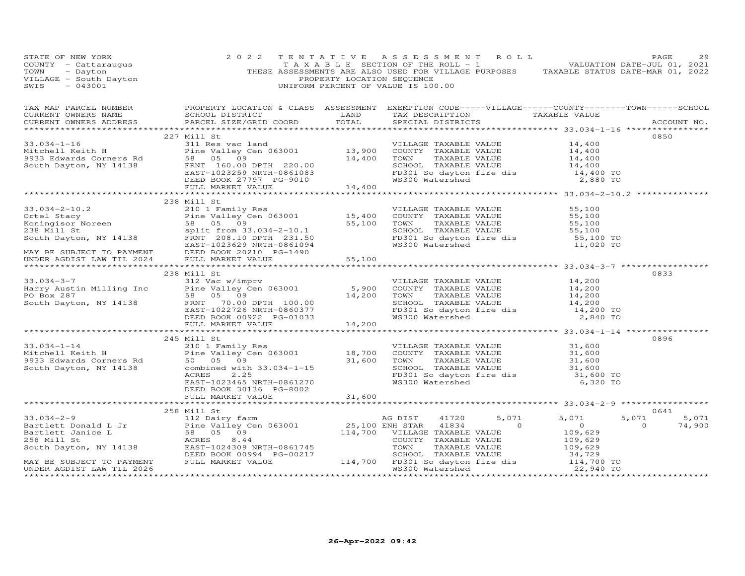STATE OF NEW YORK
COUNTY - Cattaraugus
TOWN - Dayton
VILLAGE - South Dayton
SWIS - 043001

2022 TENTATIVE ASSESSMENT ROLL
TAXABLE SECTION OF THE ROLL - 1
THESE ASSESSMENTS ARE ALSO USED FOR VILLAGE PURPOSES
PROPERTY LOCATION SEQUENCE
UNIFORM PERCENT OF VALUE IS 100.00

VALUATION DATE-JUL 01, 2021
TAXABLE STATUS DATE-MAR 01, 2022

| TAX MAP PARCEL NUMBER / CURRENT OWNERS NAME / CURRENT OWNERS ADDRESS | PROPERTY LOCATION & CLASS / SCHOOL DISTRICT / PARCEL SIZE/GRID COORD | ASSESSMENT LAND / TOTAL | EXEMPTION CODE-----VILLAGE------COUNTY--------TOWN------SCHOOL / TAX DESCRIPTION / SPECIAL DISTRICTS | TAXABLE VALUE | ACCOUNT NO. |
|---|---|---|---|---|---|
| **33.034-1-16** | 227 Mill St | | | | 0850 |
| 33.034-1-16 | 311 Res vac land | | VILLAGE TAXABLE VALUE | 14,400 | |
| Mitchell Keith H | Pine Valley Cen 063001 | 13,900 | COUNTY TAXABLE VALUE | 14,400 | |
| 9933 Edwards Corners Rd | 58 05 09 | 14,400 | TOWN TAXABLE VALUE | 14,400 | |
| South Dayton, NY 14138 | FRNT 160.00 DPTH 220.00 | | SCHOOL TAXABLE VALUE | 14,400 | |
| | EAST-1023259 NRTH-0861083 | | FD301 So dayton fire dis | 14,400 TO | |
| | DEED BOOK 27797 PG-9010 | | WS300 Watershed | 2,880 TO | |
| | FULL MARKET VALUE | 14,400 | | | |
| **33.034-2-10.2** | 238 Mill St | | | | |
| 33.034-2-10.2 | 210 1 Family Res | | VILLAGE TAXABLE VALUE | 55,100 | |
| Ortel Stacy | Pine Valley Cen 063001 | 15,400 | COUNTY TAXABLE VALUE | 55,100 | |
| Koningisor Noreen | 58 05 09 | 55,100 | TOWN TAXABLE VALUE | 55,100 | |
| 238 Mill St | split from 33.034-2-10.1 | | SCHOOL TAXABLE VALUE | 55,100 | |
| South Dayton, NY 14138 | FRNT 208.10 DPTH 231.50 | | FD301 So dayton fire dis | 55,100 TO | |
| | EAST-1023629 NRTH-0861094 | | WS300 Watershed | 11,020 TO | |
| MAY BE SUBJECT TO PAYMENT | DEED BOOK 20210 PG-1490 | | | | |
| UNDER AGDIST LAW TIL 2024 | FULL MARKET VALUE | 55,100 | | | |
| **33.034-3-7** | 238 Mill St | | | | 0833 |
| 33.034-3-7 | 312 Vac w/imprv | | VILLAGE TAXABLE VALUE | 14,200 | |
| Harry Austin Milling Inc | Pine Valley Cen 063001 | 5,900 | COUNTY TAXABLE VALUE | 14,200 | |
| PO Box 287 | 58 05 09 | 14,200 | TOWN TAXABLE VALUE | 14,200 | |
| South Dayton, NY 14138 | FRNT 70.00 DPTH 100.00 | | SCHOOL TAXABLE VALUE | 14,200 | |
| | EAST-1022726 NRTH-0860377 | | FD301 So dayton fire dis | 14,200 TO | |
| | DEED BOOK 00922 PG-01033 | | WS300 Watershed | 2,840 TO | |
| | FULL MARKET VALUE | 14,200 | | | |
| **33.034-1-14** | 245 Mill St | | | | 0896 |
| 33.034-1-14 | 210 1 Family Res | | VILLAGE TAXABLE VALUE | 31,600 | |
| Mitchell Keith H | Pine Valley Cen 063001 | 18,700 | COUNTY TAXABLE VALUE | 31,600 | |
| 9933 Edwards Corners Rd | 50 05 09 | 31,600 | TOWN TAXABLE VALUE | 31,600 | |
| South Dayton, NY 14138 | combined with 33.034-1-15 | | SCHOOL TAXABLE VALUE | 31,600 | |
| | ACRES 2.25 | | FD301 So dayton fire dis | 31,600 TO | |
| | EAST-1023465 NRTH-0861270 | | WS300 Watershed | 6,320 TO | |
| | DEED BOOK 30136 PG-8002 | | | | |
| | FULL MARKET VALUE | 31,600 | | | |
| **33.034-2-9** | 258 Mill St | | | | 0641 |
| 33.034-2-9 | 112 Dairy farm | | AG DIST 41720 5,071 | 5,071 5,071 5,071 | |
| Bartlett Donald L Jr | Pine Valley Cen 063001 | 25,100 | ENH STAR 41834 0 | 0 0 74,900 | |
| Bartlett Janice L | 58 05 09 | 114,700 | VILLAGE TAXABLE VALUE | 109,629 | |
| 258 Mill St | ACRES 8.44 | | COUNTY TAXABLE VALUE | 109,629 | |
| South Dayton, NY 14138 | EAST-1024309 NRTH-0861745 | | TOWN TAXABLE VALUE | 109,629 | |
| | DEED BOOK 00994 PG-00217 | | SCHOOL TAXABLE VALUE | 34,729 | |
| MAY BE SUBJECT TO PAYMENT | FULL MARKET VALUE | 114,700 | FD301 So dayton fire dis | 114,700 TO | |
| UNDER AGDIST LAW TIL 2026 | | | WS300 Watershed | 22,940 TO | |

26-Apr-2022 09:42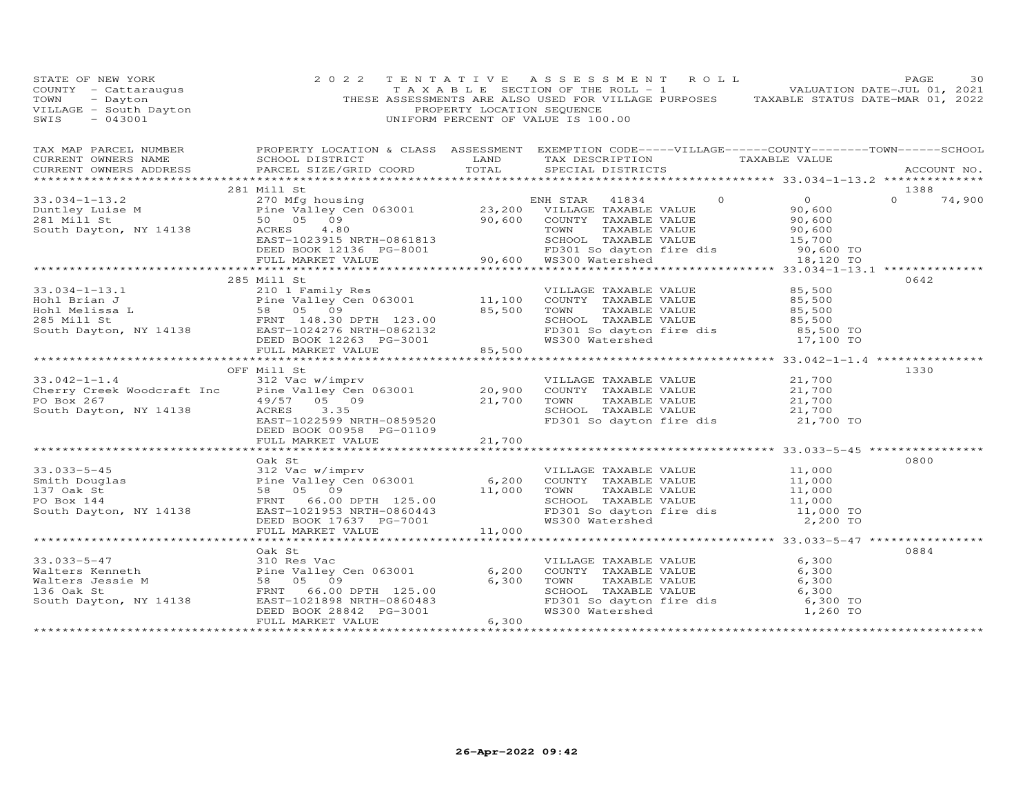STATE OF NEW YORK
COUNTY - Cattaraugus
TOWN - Dayton
VILLAGE - South Dayton
SWIS - 043001

2022 TENTATIVE ASSESSMENT ROLL
TAXABLE SECTION OF THE ROLL - 1
THESE ASSESSMENTS ARE ALSO USED FOR VILLAGE PURPOSES
PROPERTY LOCATION SEQUENCE
UNIFORM PERCENT OF VALUE IS 100.00

VALUATION DATE-JUL 01, 2021
TAXABLE STATUS DATE-MAR 01, 2022

| TAX MAP PARCEL NUMBER / CURRENT OWNERS NAME / CURRENT OWNERS ADDRESS | PROPERTY LOCATION & CLASS / SCHOOL DISTRICT / PARCEL SIZE/GRID COORD | ASSESSMENT LAND | ASSESSMENT TOTAL | EXEMPTION CODE / TAX DESCRIPTION / SPECIAL DISTRICTS | VILLAGE | COUNTY / TAXABLE VALUE | TOWN | SCHOOL | ACCOUNT NO. |
|---|---|---|---|---|---|---|---|---|---|
| 33.034-1-13.2 | 281 Mill St | | | | | | | | 1388 |
| Duntley Luise M | 270 Mfg housing | | | ENH STAR 41834 | 0 | 0 | 0 | 74,900 | |
| 281 Mill St | Pine Valley Cen 063001 | 23,200 | | VILLAGE TAXABLE VALUE | | 90,600 | | | |
| South Dayton, NY 14138 | 50 05 09 | | 90,600 | COUNTY TAXABLE VALUE | | 90,600 | | | |
| | ACRES 4.80 | | | TOWN TAXABLE VALUE | | 90,600 | | | |
| | EAST-1023915 NRTH-0861813 | | | SCHOOL TAXABLE VALUE | | 15,700 | | | |
| | DEED BOOK 12136 PG-8001 | | | FD301 So dayton fire dis | | 90,600 TO | | | |
| | FULL MARKET VALUE | | 90,600 | WS300 Watershed | | 18,120 TO | | | |
| 33.034-1-13.1 | 285 Mill St | | | | | | | | 0642 |
| Hohl Brian J | 210 1 Family Res | | | VILLAGE TAXABLE VALUE | | 85,500 | | | |
| Hohl Melissa L | Pine Valley Cen 063001 | 11,100 | | COUNTY TAXABLE VALUE | | 85,500 | | | |
| 285 Mill St | 58 05 09 | | 85,500 | TOWN TAXABLE VALUE | | 85,500 | | | |
| South Dayton, NY 14138 | FRNT 148.30 DPTH 123.00 | | | SCHOOL TAXABLE VALUE | | 85,500 | | | |
| | EAST-1024276 NRTH-0862132 | | | FD301 So dayton fire dis | | 85,500 TO | | | |
| | DEED BOOK 12263 PG-3001 | | | WS300 Watershed | | 17,100 TO | | | |
| | FULL MARKET VALUE | | 85,500 | | | | | | |
| 33.042-1-1.4 | OFF Mill St | | | | | | | | 1330 |
| Cherry Creek Woodcraft Inc | 312 Vac w/imprv | | | VILLAGE TAXABLE VALUE | | 21,700 | | | |
| PO Box 267 | Pine Valley Cen 063001 | 20,900 | | COUNTY TAXABLE VALUE | | 21,700 | | | |
| South Dayton, NY 14138 | 49/57 05 09 | | 21,700 | TOWN TAXABLE VALUE | | 21,700 | | | |
| | ACRES 3.35 | | | SCHOOL TAXABLE VALUE | | 21,700 | | | |
| | EAST-1022599 NRTH-0859520 | | | FD301 So dayton fire dis | | 21,700 TO | | | |
| | DEED BOOK 00958 PG-01109 | | | | | | | | |
| | FULL MARKET VALUE | | 21,700 | | | | | | |
| 33.033-5-45 | Oak St | | | | | | | | 0800 |
| Smith Douglas | 312 Vac w/imprv | | | VILLAGE TAXABLE VALUE | | 11,000 | | | |
| 137 Oak St | Pine Valley Cen 063001 | 6,200 | | COUNTY TAXABLE VALUE | | 11,000 | | | |
| PO Box 144 | 58 05 09 | | 11,000 | TOWN TAXABLE VALUE | | 11,000 | | | |
| South Dayton, NY 14138 | FRNT 66.00 DPTH 125.00 | | | SCHOOL TAXABLE VALUE | | 11,000 | | | |
| | EAST-1021953 NRTH-0860443 | | | FD301 So dayton fire dis | | 11,000 TO | | | |
| | DEED BOOK 17637 PG-7001 | | | WS300 Watershed | | 2,200 TO | | | |
| | FULL MARKET VALUE | | 11,000 | | | | | | |
| 33.033-5-47 | Oak St | | | | | | | | 0884 |
| Walters Kenneth | 310 Res Vac | | | VILLAGE TAXABLE VALUE | | 6,300 | | | |
| Walters Jessie M | Pine Valley Cen 063001 | 6,200 | | COUNTY TAXABLE VALUE | | 6,300 | | | |
| 136 Oak St | 58 05 09 | | 6,300 | TOWN TAXABLE VALUE | | 6,300 | | | |
| South Dayton, NY 14138 | FRNT 66.00 DPTH 125.00 | | | SCHOOL TAXABLE VALUE | | 6,300 | | | |
| | EAST-1021898 NRTH-0860483 | | | FD301 So dayton fire dis | | 6,300 TO | | | |
| | DEED BOOK 28842 PG-3001 | | | WS300 Watershed | | 1,260 TO | | | |
| | FULL MARKET VALUE | | 6,300 | | | | | | |

26-Apr-2022 09:42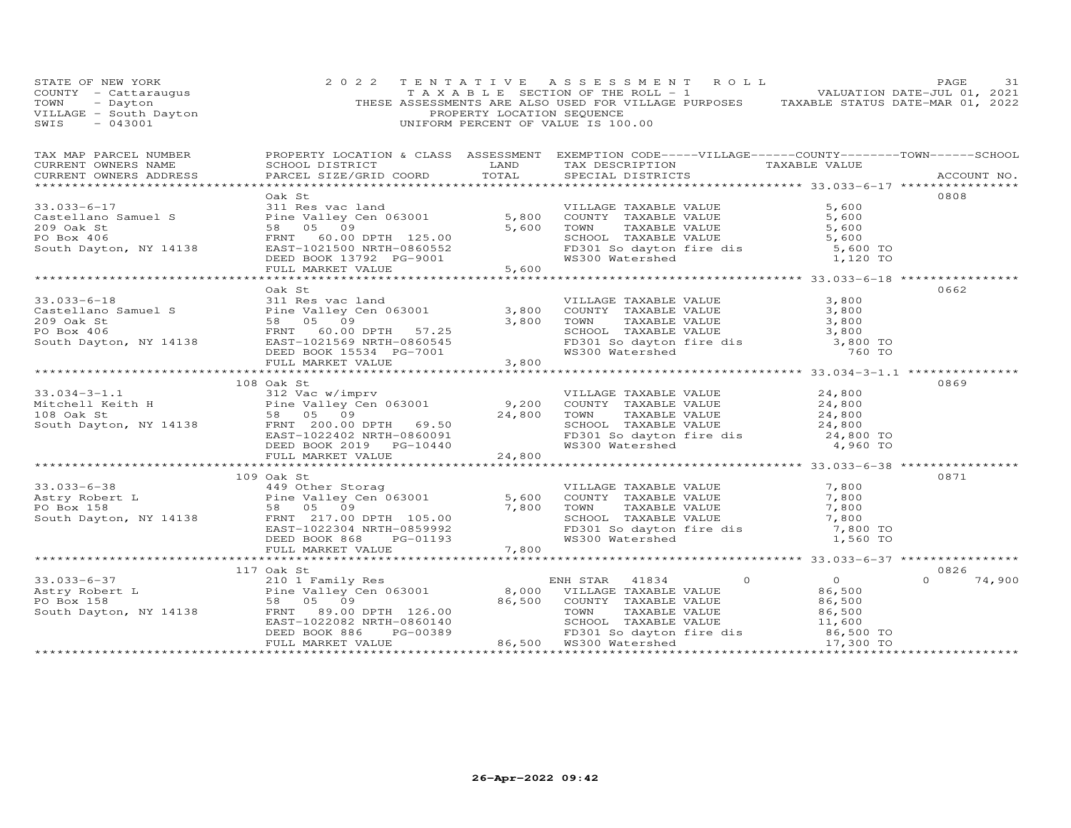STATE OF NEW YORK — 2022 TENTATIVE ASSESSMENT ROLL
COUNTY - Cattaraugus — TAXABLE SECTION OF THE ROLL - 1 — VALUATION DATE-JUL 01, 2021
TOWN - Dayton — THESE ASSESSMENTS ARE ALSO USED FOR VILLAGE PURPOSES — TAXABLE STATUS DATE-MAR 01, 2022
VILLAGE - South Dayton — PROPERTY LOCATION SEQUENCE
SWIS - 043001 — UNIFORM PERCENT OF VALUE IS 100.00

| TAX MAP PARCEL NUMBER / CURRENT OWNERS NAME / CURRENT OWNERS ADDRESS | PROPERTY LOCATION & CLASS / SCHOOL DISTRICT / PARCEL SIZE/GRID COORD | ASSESSMENT LAND | TOTAL | EXEMPTION CODE / TAX DESCRIPTION / SPECIAL DISTRICTS | VILLAGE | COUNTY / TAXABLE VALUE | TOWN | SCHOOL | ACCOUNT NO. |
|---|---|---|---|---|---|---|---|---|---|
| | Oak St | | | | | | | | 0808 |
| 33.033-6-17 | 311 Res vac land | | | VILLAGE TAXABLE VALUE | | 5,600 | | | |
| Castellano Samuel S | Pine Valley Cen 063001 | 5,800 | | COUNTY TAXABLE VALUE | | 5,600 | | | |
| 209 Oak St | 58 05 09 | | 5,600 | TOWN TAXABLE VALUE | | 5,600 | | | |
| PO Box 406 | FRNT 60.00 DPTH 125.00 | | | SCHOOL TAXABLE VALUE | | 5,600 | | | |
| South Dayton, NY 14138 | EAST-1021500 NRTH-0860552 | | | FD301 So dayton fire dis | | 5,600 TO | | | |
| | DEED BOOK 13792 PG-9001 | | | WS300 Watershed | | 1,120 TO | | | |
| | FULL MARKET VALUE | | 5,600 | | | | | | |
| | Oak St | | | | | | | | 0662 |
| 33.033-6-18 | 311 Res vac land | | | VILLAGE TAXABLE VALUE | | 3,800 | | | |
| Castellano Samuel S | Pine Valley Cen 063001 | 3,800 | | COUNTY TAXABLE VALUE | | 3,800 | | | |
| 209 Oak St | 58 05 09 | | 3,800 | TOWN TAXABLE VALUE | | 3,800 | | | |
| PO Box 406 | FRNT 60.00 DPTH 57.25 | | | SCHOOL TAXABLE VALUE | | 3,800 | | | |
| South Dayton, NY 14138 | EAST-1021569 NRTH-0860545 | | | FD301 So dayton fire dis | | 3,800 TO | | | |
| | DEED BOOK 15534 PG-7001 | | | WS300 Watershed | | 760 TO | | | |
| | FULL MARKET VALUE | | 3,800 | | | | | | |
| | 108 Oak St | | | | | | | | 0869 |
| 33.034-3-1.1 | 312 Vac w/imprv | | | VILLAGE TAXABLE VALUE | | 24,800 | | | |
| Mitchell Keith H | Pine Valley Cen 063001 | 9,200 | | COUNTY TAXABLE VALUE | | 24,800 | | | |
| 108 Oak St | 58 05 09 | | 24,800 | TOWN TAXABLE VALUE | | 24,800 | | | |
| South Dayton, NY 14138 | FRNT 200.00 DPTH 69.50 | | | SCHOOL TAXABLE VALUE | | 24,800 | | | |
| | EAST-1022402 NRTH-0860091 | | | FD301 So dayton fire dis | | 24,800 TO | | | |
| | DEED BOOK 2019 PG-10440 | | | WS300 Watershed | | 4,960 TO | | | |
| | FULL MARKET VALUE | | 24,800 | | | | | | |
| | 109 Oak St | | | | | | | | 0871 |
| 33.033-6-38 | 449 Other Storag | | | VILLAGE TAXABLE VALUE | | 7,800 | | | |
| Astry Robert L | Pine Valley Cen 063001 | 5,600 | | COUNTY TAXABLE VALUE | | 7,800 | | | |
| PO Box 158 | 58 05 09 | | 7,800 | TOWN TAXABLE VALUE | | 7,800 | | | |
| South Dayton, NY 14138 | FRNT 217.00 DPTH 105.00 | | | SCHOOL TAXABLE VALUE | | 7,800 | | | |
| | EAST-1022304 NRTH-0859992 | | | FD301 So dayton fire dis | | 7,800 TO | | | |
| | DEED BOOK 868 PG-01193 | | | WS300 Watershed | | 1,560 TO | | | |
| | FULL MARKET VALUE | | 7,800 | | | | | | |
| | 117 Oak St | | | | | | | | 0826 |
| 33.033-6-37 | 210 1 Family Res | | | ENH STAR 41834 | 0 | 0 | 0 | 74,900 | |
| Astry Robert L | Pine Valley Cen 063001 | 8,000 | | VILLAGE TAXABLE VALUE | | 86,500 | | | |
| PO Box 158 | 58 05 09 | | 86,500 | COUNTY TAXABLE VALUE | | 86,500 | | | |
| South Dayton, NY 14138 | FRNT 89.00 DPTH 126.00 | | | TOWN TAXABLE VALUE | | 86,500 | | | |
| | EAST-1022082 NRTH-0860140 | | | SCHOOL TAXABLE VALUE | | 11,600 | | | |
| | DEED BOOK 886 PG-00389 | | | FD301 So dayton fire dis | | 86,500 TO | | | |
| | FULL MARKET VALUE | | 86,500 | WS300 Watershed | | 17,300 TO | | | |

26-Apr-2022 09:42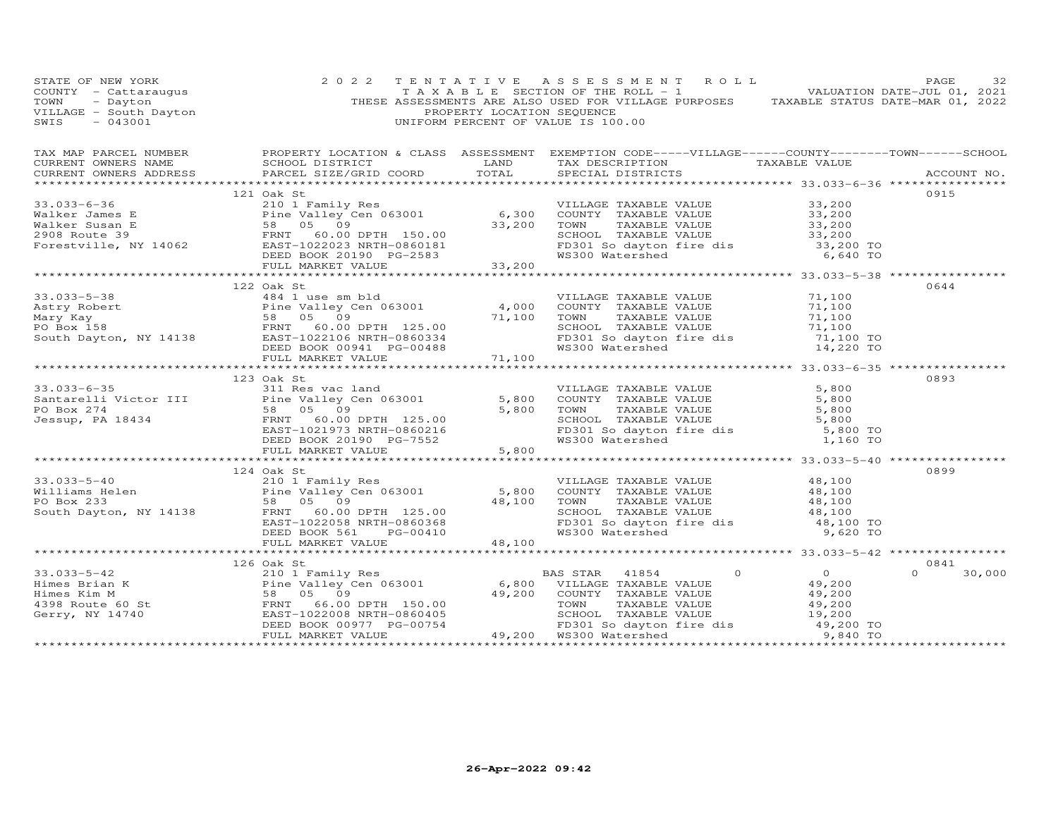STATE OF NEW YORK
COUNTY - Cattaraugus
TOWN - Dayton
VILLAGE - South Dayton
SWIS - 043001

2 0 2 2 T E N T A T I V E A S S E S S M E N T R O L L
T A X A B L E SECTION OF THE ROLL - 1
THESE ASSESSMENTS ARE ALSO USED FOR VILLAGE PURPOSES
PROPERTY LOCATION SEQUENCE
UNIFORM PERCENT OF VALUE IS 100.00

VALUATION DATE-JUL 01, 2021
TAXABLE STATUS DATE-MAR 01, 2022

| TAX MAP PARCEL NUMBER / CURRENT OWNERS NAME / CURRENT OWNERS ADDRESS | PROPERTY LOCATION & CLASS / SCHOOL DISTRICT / PARCEL SIZE/GRID COORD | ASSESSMENT LAND / TOTAL | EXEMPTION CODE-----VILLAGE------COUNTY--------TOWN------SCHOOL / TAX DESCRIPTION / SPECIAL DISTRICTS | TAXABLE VALUE | ACCOUNT NO. |
|---|---|---|---|---|---|
| | 121 Oak St | | | | 0915 |
| 33.033-6-36 | 210 1 Family Res | | VILLAGE TAXABLE VALUE | 33,200 | |
| Walker James E | Pine Valley Cen 063001 | 6,300 | COUNTY TAXABLE VALUE | 33,200 | |
| Walker Susan E | 58 05 09 | 33,200 | TOWN TAXABLE VALUE | 33,200 | |
| 2908 Route 39 | FRNT 60.00 DPTH 150.00 | | SCHOOL TAXABLE VALUE | 33,200 | |
| Forestville, NY 14062 | EAST-1022023 NRTH-0860181 | | FD301 So dayton fire dis | 33,200 TO | |
| | DEED BOOK 20190 PG-2583 | | WS300 Watershed | 6,640 TO | |
| | FULL MARKET VALUE | 33,200 | | | |
| | 122 Oak St | | | | 0644 |
| 33.033-5-38 | 484 1 use sm bld | | VILLAGE TAXABLE VALUE | 71,100 | |
| Astry Robert | Pine Valley Cen 063001 | 4,000 | COUNTY TAXABLE VALUE | 71,100 | |
| Mary Kay | 58 05 09 | 71,100 | TOWN TAXABLE VALUE | 71,100 | |
| PO Box 158 | FRNT 60.00 DPTH 125.00 | | SCHOOL TAXABLE VALUE | 71,100 | |
| South Dayton, NY 14138 | EAST-1022106 NRTH-0860334 | | FD301 So dayton fire dis | 71,100 TO | |
| | DEED BOOK 00941 PG-00488 | | WS300 Watershed | 14,220 TO | |
| | FULL MARKET VALUE | 71,100 | | | |
| | 123 Oak St | | | | 0893 |
| 33.033-6-35 | 311 Res vac land | | VILLAGE TAXABLE VALUE | 5,800 | |
| Santarelli Victor III | Pine Valley Cen 063001 | 5,800 | COUNTY TAXABLE VALUE | 5,800 | |
| PO Box 274 | 58 05 09 | 5,800 | TOWN TAXABLE VALUE | 5,800 | |
| Jessup, PA 18434 | FRNT 60.00 DPTH 125.00 | | SCHOOL TAXABLE VALUE | 5,800 | |
| | EAST-1021973 NRTH-0860216 | | FD301 So dayton fire dis | 5,800 TO | |
| | DEED BOOK 20190 PG-7552 | | WS300 Watershed | 1,160 TO | |
| | FULL MARKET VALUE | 5,800 | | | |
| | 124 Oak St | | | | 0899 |
| 33.033-5-40 | 210 1 Family Res | | VILLAGE TAXABLE VALUE | 48,100 | |
| Williams Helen | Pine Valley Cen 063001 | 5,800 | COUNTY TAXABLE VALUE | 48,100 | |
| PO Box 233 | 58 05 09 | 48,100 | TOWN TAXABLE VALUE | 48,100 | |
| South Dayton, NY 14138 | FRNT 60.00 DPTH 125.00 | | SCHOOL TAXABLE VALUE | 48,100 | |
| | EAST-1022058 NRTH-0860368 | | FD301 So dayton fire dis | 48,100 TO | |
| | DEED BOOK 561 PG-00410 | | WS300 Watershed | 9,620 TO | |
| | FULL MARKET VALUE | 48,100 | | | |
| | 126 Oak St | | | | 0841 |
| 33.033-5-42 | 210 1 Family Res | | BAS STAR 41854 0 | 0 | 0 30,000 |
| Himes Brian K | Pine Valley Cen 063001 | 6,800 | VILLAGE TAXABLE VALUE | 49,200 | |
| Himes Kim M | 58 05 09 | 49,200 | COUNTY TAXABLE VALUE | 49,200 | |
| 4398 Route 60 St | FRNT 66.00 DPTH 150.00 | | TOWN TAXABLE VALUE | 49,200 | |
| Gerry, NY 14740 | EAST-1022008 NRTH-0860405 | | SCHOOL TAXABLE VALUE | 19,200 | |
| | DEED BOOK 00977 PG-00754 | | FD301 So dayton fire dis | 49,200 TO | |
| | FULL MARKET VALUE | 49,200 | WS300 Watershed | 9,840 TO | |

26-Apr-2022 09:42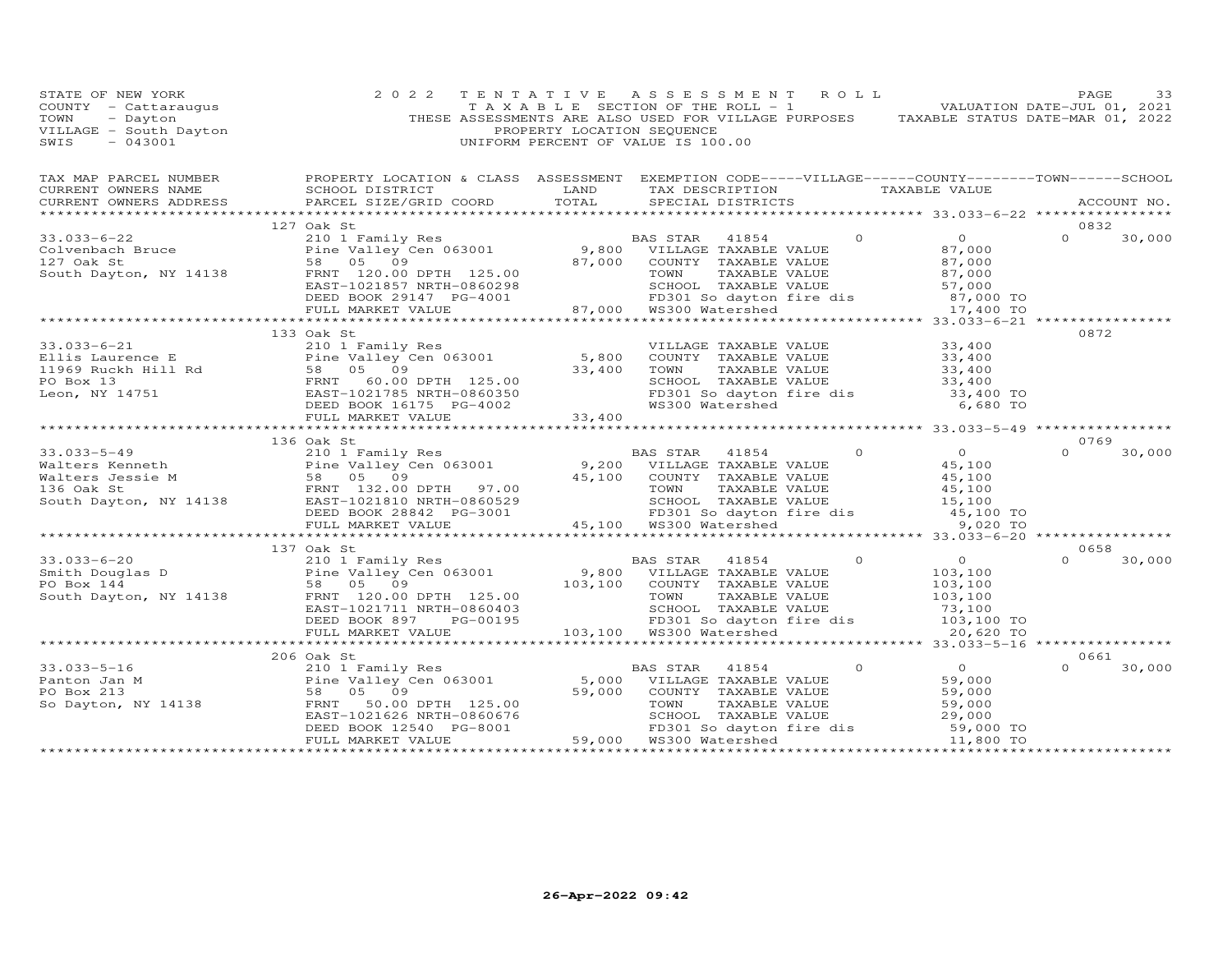STATE OF NEW YORK
COUNTY - Cattaraugus
TOWN - Dayton
VILLAGE - South Dayton
SWIS - 043001

2022 TENTATIVE ASSESSMENT ROLL
TAXABLE SECTION OF THE ROLL - 1
THESE ASSESSMENTS ARE ALSO USED FOR VILLAGE PURPOSES
PROPERTY LOCATION SEQUENCE
UNIFORM PERCENT OF VALUE IS 100.00

VALUATION DATE-JUL 01, 2021
TAXABLE STATUS DATE-MAR 01, 2022

| TAX MAP PARCEL NUMBER / CURRENT OWNERS NAME / CURRENT OWNERS ADDRESS | PROPERTY LOCATION & CLASS / SCHOOL DISTRICT / PARCEL SIZE/GRID COORD | ASSESSMENT LAND | TOTAL | EXEMPTION CODE / TAX DESCRIPTION / SPECIAL DISTRICTS | VILLAGE | COUNTY / TAXABLE VALUE | TOWN | SCHOOL / ACCOUNT NO. |
|---|---|---|---|---|---|---|---|---|
| | 127 Oak St | | | | | | | 0832 |
| 33.033-6-22 | 210 1 Family Res | | | BAS STAR 41854 | 0 | 0 | 0 | 30,000 |
| Colvenbach Bruce | Pine Valley Cen 063001 | 9,800 | | VILLAGE TAXABLE VALUE | | 87,000 | | |
| 127 Oak St | 58 05 09 | | 87,000 | COUNTY TAXABLE VALUE | | 87,000 | | |
| South Dayton, NY 14138 | FRNT 120.00 DPTH 125.00 | | | TOWN TAXABLE VALUE | | 87,000 | | |
| | EAST-1021857 NRTH-0860298 | | | SCHOOL TAXABLE VALUE | | 57,000 | | |
| | DEED BOOK 29147 PG-4001 | | | FD301 So dayton fire dis | | 87,000 TO | | |
| | FULL MARKET VALUE | | 87,000 | WS300 Watershed | | 17,400 TO | | |
| | 133 Oak St | | | | | | | 0872 |
| 33.033-6-21 | 210 1 Family Res | | | VILLAGE TAXABLE VALUE | | 33,400 | | |
| Ellis Laurence E | Pine Valley Cen 063001 | 5,800 | | COUNTY TAXABLE VALUE | | 33,400 | | |
| 11969 Ruckh Hill Rd | 58 05 09 | | 33,400 | TOWN TAXABLE VALUE | | 33,400 | | |
| PO Box 13 | FRNT 60.00 DPTH 125.00 | | | SCHOOL TAXABLE VALUE | | 33,400 | | |
| Leon, NY 14751 | EAST-1021785 NRTH-0860350 | | | FD301 So dayton fire dis | | 33,400 TO | | |
| | DEED BOOK 16175 PG-4002 | | | WS300 Watershed | | 6,680 TO | | |
| | FULL MARKET VALUE | | 33,400 | | | | | |
| | 136 Oak St | | | | | | | 0769 |
| 33.033-5-49 | 210 1 Family Res | | | BAS STAR 41854 | 0 | 0 | 0 | 30,000 |
| Walters Kenneth | Pine Valley Cen 063001 | 9,200 | | VILLAGE TAXABLE VALUE | | 45,100 | | |
| Walters Jessie M | 58 05 09 | | 45,100 | COUNTY TAXABLE VALUE | | 45,100 | | |
| 136 Oak St | FRNT 132.00 DPTH 97.00 | | | TOWN TAXABLE VALUE | | 45,100 | | |
| South Dayton, NY 14138 | EAST-1021810 NRTH-0860529 | | | SCHOOL TAXABLE VALUE | | 15,100 | | |
| | DEED BOOK 28842 PG-3001 | | | FD301 So dayton fire dis | | 45,100 TO | | |
| | FULL MARKET VALUE | | 45,100 | WS300 Watershed | | 9,020 TO | | |
| | 137 Oak St | | | | | | | 0658 |
| 33.033-6-20 | 210 1 Family Res | | | BAS STAR 41854 | 0 | 0 | 0 | 30,000 |
| Smith Douglas D | Pine Valley Cen 063001 | 9,800 | | VILLAGE TAXABLE VALUE | | 103,100 | | |
| PO Box 144 | 58 05 09 | | 103,100 | COUNTY TAXABLE VALUE | | 103,100 | | |
| South Dayton, NY 14138 | FRNT 120.00 DPTH 125.00 | | | TOWN TAXABLE VALUE | | 103,100 | | |
| | EAST-1021711 NRTH-0860403 | | | SCHOOL TAXABLE VALUE | | 73,100 | | |
| | DEED BOOK 897 PG-00195 | | | FD301 So dayton fire dis | | 103,100 TO | | |
| | FULL MARKET VALUE | | 103,100 | WS300 Watershed | | 20,620 TO | | |
| | 206 Oak St | | | | | | | 0661 |
| 33.033-5-16 | 210 1 Family Res | | | BAS STAR 41854 | 0 | 0 | 0 | 30,000 |
| Panton Jan M | Pine Valley Cen 063001 | 5,000 | | VILLAGE TAXABLE VALUE | | 59,000 | | |
| PO Box 213 | 58 05 09 | | 59,000 | COUNTY TAXABLE VALUE | | 59,000 | | |
| So Dayton, NY 14138 | FRNT 50.00 DPTH 125.00 | | | TOWN TAXABLE VALUE | | 59,000 | | |
| | EAST-1021626 NRTH-0860676 | | | SCHOOL TAXABLE VALUE | | 29,000 | | |
| | DEED BOOK 12540 PG-8001 | | | FD301 So dayton fire dis | | 59,000 TO | | |
| | FULL MARKET VALUE | | 59,000 | WS300 Watershed | | 11,800 TO | | |

26-Apr-2022 09:42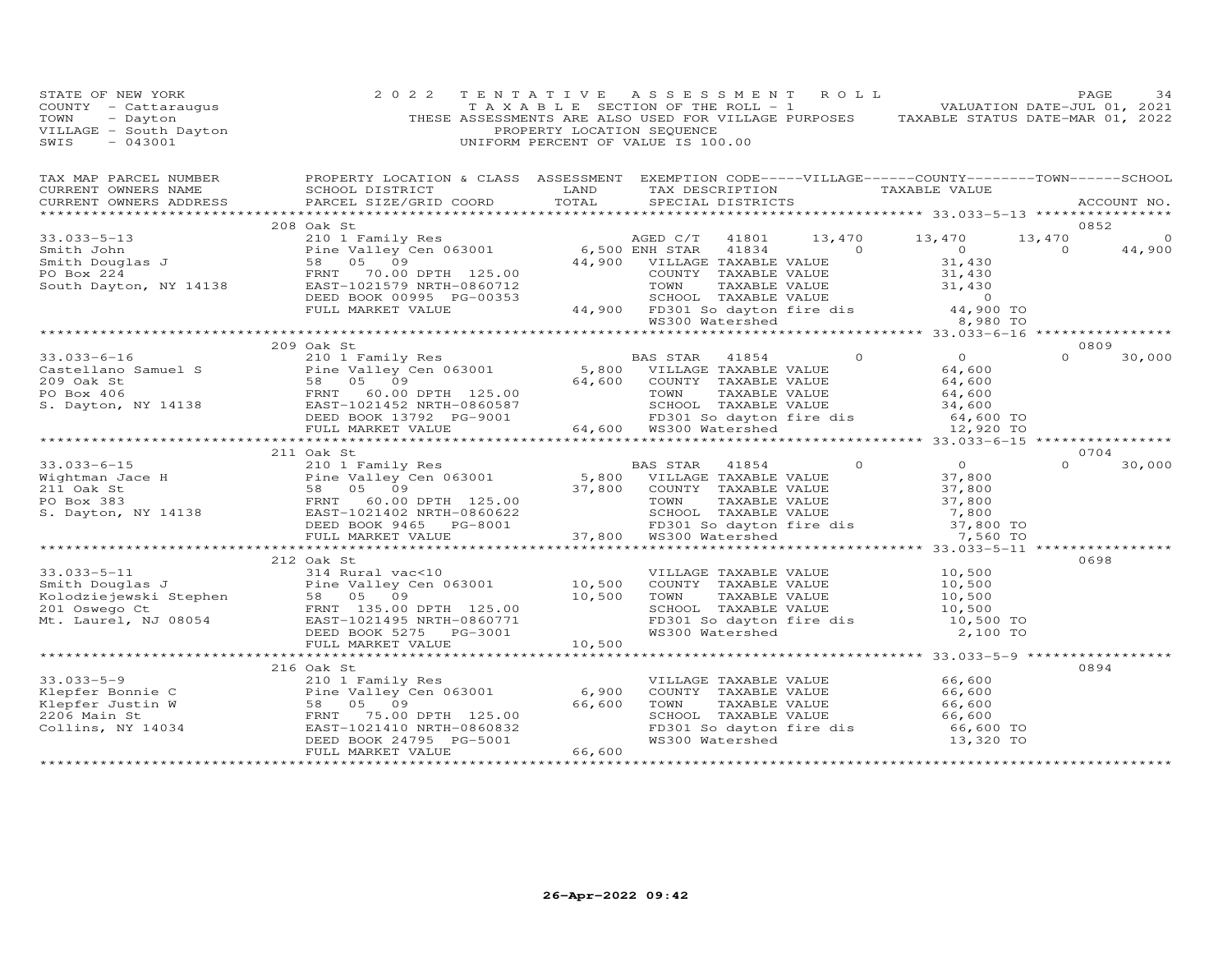STATE OF NEW YORK
COUNTY - Cattaraugus
TOWN - Dayton
VILLAGE - South Dayton
SWIS - 043001

2022 TENTATIVE ASSESSMENT ROLL
TAXABLE SECTION OF THE ROLL - 1
THESE ASSESSMENTS ARE ALSO USED FOR VILLAGE PURPOSES
PROPERTY LOCATION SEQUENCE
UNIFORM PERCENT OF VALUE IS 100.00

VALUATION DATE-JUL 01, 2021
TAXABLE STATUS DATE-MAR 01, 2022

| TAX MAP PARCEL NUMBER / CURRENT OWNERS NAME / CURRENT OWNERS ADDRESS | PROPERTY LOCATION & CLASS / SCHOOL DISTRICT / PARCEL SIZE/GRID COORD | ASSESSMENT LAND | TOTAL | EXEMPTION CODE / TAX DESCRIPTION / SPECIAL DISTRICTS | VILLAGE | COUNTY / TAXABLE VALUE | TOWN | SCHOOL | ACCOUNT NO. |
|---|---|---|---|---|---|---|---|---|---|
| **33.033-5-13** | 208 Oak St | | | | | | | | 0852 |
| | 210 1 Family Res | | | AGED C/T 41801 | 13,470 | 13,470 | 13,470 | 0 | |
| Smith John | Pine Valley Cen 063001 | 6,500 | | ENH STAR 41834 | 0 | 0 | 0 | 44,900 | |
| Smith Douglas J | 58 05 09 | | 44,900 | VILLAGE TAXABLE VALUE | | 31,430 | | | |
| PO Box 224 | FRNT 70.00 DPTH 125.00 | | | COUNTY TAXABLE VALUE | | 31,430 | | | |
| South Dayton, NY 14138 | EAST-1021579 NRTH-0860712 | | | TOWN TAXABLE VALUE | | 31,430 | | | |
| | DEED BOOK 00995 PG-00353 | | | SCHOOL TAXABLE VALUE | | 0 | | | |
| | FULL MARKET VALUE | | 44,900 | FD301 So dayton fire dis | | 44,900 TO | | | |
| | | | | WS300 Watershed | | 8,980 TO | | | |
| **33.033-6-16** | 209 Oak St | | | | | | | | 0809 |
| | 210 1 Family Res | | | BAS STAR 41854 | 0 | 0 | 0 | 30,000 | |
| Castellano Samuel S | Pine Valley Cen 063001 | 5,800 | | VILLAGE TAXABLE VALUE | | 64,600 | | | |
| 209 Oak St | 58 05 09 | | 64,600 | COUNTY TAXABLE VALUE | | 64,600 | | | |
| PO Box 406 | FRNT 60.00 DPTH 125.00 | | | TOWN TAXABLE VALUE | | 64,600 | | | |
| S. Dayton, NY 14138 | EAST-1021452 NRTH-0860587 | | | SCHOOL TAXABLE VALUE | | 34,600 | | | |
| | DEED BOOK 13792 PG-9001 | | | FD301 So dayton fire dis | | 64,600 TO | | | |
| | FULL MARKET VALUE | | 64,600 | WS300 Watershed | | 12,920 TO | | | |
| **33.033-6-15** | 211 Oak St | | | | | | | | 0704 |
| | 210 1 Family Res | | | BAS STAR 41854 | 0 | 0 | 0 | 30,000 | |
| Wightman Jace H | Pine Valley Cen 063001 | 5,800 | | VILLAGE TAXABLE VALUE | | 37,800 | | | |
| 211 Oak St | 58 05 09 | | 37,800 | COUNTY TAXABLE VALUE | | 37,800 | | | |
| PO Box 383 | FRNT 60.00 DPTH 125.00 | | | TOWN TAXABLE VALUE | | 37,800 | | | |
| S. Dayton, NY 14138 | EAST-1021402 NRTH-0860622 | | | SCHOOL TAXABLE VALUE | | 7,800 | | | |
| | DEED BOOK 9465 PG-8001 | | | FD301 So dayton fire dis | | 37,800 TO | | | |
| | FULL MARKET VALUE | | 37,800 | WS300 Watershed | | 7,560 TO | | | |
| **33.033-5-11** | 212 Oak St | | | | | | | | 0698 |
| | 314 Rural vac<10 | | | VILLAGE TAXABLE VALUE | | 10,500 | | | |
| Smith Douglas J | Pine Valley Cen 063001 | 10,500 | | COUNTY TAXABLE VALUE | | 10,500 | | | |
| Kolodziejewski Stephen | 58 05 09 | | 10,500 | TOWN TAXABLE VALUE | | 10,500 | | | |
| 201 Oswego Ct | FRNT 135.00 DPTH 125.00 | | | SCHOOL TAXABLE VALUE | | 10,500 | | | |
| Mt. Laurel, NJ 08054 | EAST-1021495 NRTH-0860771 | | | FD301 So dayton fire dis | | 10,500 TO | | | |
| | DEED BOOK 5275 PG-3001 | | | WS300 Watershed | | 2,100 TO | | | |
| | FULL MARKET VALUE | | 10,500 | | | | | | |
| **33.033-5-9** | 216 Oak St | | | | | | | | 0894 |
| | 210 1 Family Res | | | VILLAGE TAXABLE VALUE | | 66,600 | | | |
| Klepfer Bonnie C | Pine Valley Cen 063001 | 6,900 | | COUNTY TAXABLE VALUE | | 66,600 | | | |
| Klepfer Justin W | 58 05 09 | | 66,600 | TOWN TAXABLE VALUE | | 66,600 | | | |
| 2206 Main St | FRNT 75.00 DPTH 125.00 | | | SCHOOL TAXABLE VALUE | | 66,600 | | | |
| Collins, NY 14034 | EAST-1021410 NRTH-0860832 | | | FD301 So dayton fire dis | | 66,600 TO | | | |
| | DEED BOOK 24795 PG-5001 | | | WS300 Watershed | | 13,320 TO | | | |
| | FULL MARKET VALUE | | 66,600 | | | | | | |

26-Apr-2022 09:42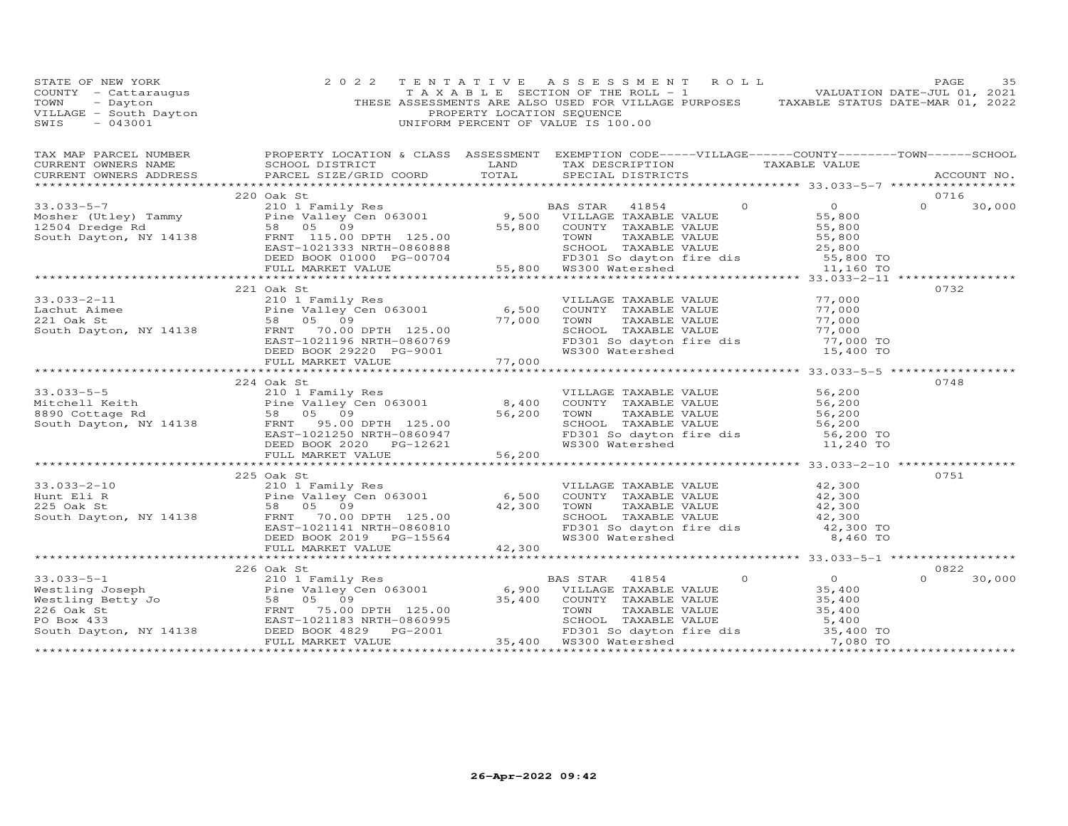STATE OF NEW YORK
COUNTY - Cattaraugus
TOWN - Dayton
VILLAGE - South Dayton
SWIS - 043001

2022 TENTATIVE ASSESSMENT ROLL
TAXABLE SECTION OF THE ROLL - 1
THESE ASSESSMENTS ARE ALSO USED FOR VILLAGE PURPOSES
PROPERTY LOCATION SEQUENCE
UNIFORM PERCENT OF VALUE IS 100.00

VALUATION DATE-JUL 01, 2021
TAXABLE STATUS DATE-MAR 01, 2022

| TAX MAP PARCEL NUMBER / CURRENT OWNERS NAME / CURRENT OWNERS ADDRESS | PROPERTY LOCATION & CLASS / SCHOOL DISTRICT / PARCEL SIZE/GRID COORD | ASSESSMENT LAND / TOTAL | EXEMPTION CODE / TAX DESCRIPTION / SPECIAL DISTRICTS | VILLAGE | COUNTY TAXABLE VALUE | TOWN | SCHOOL | ACCOUNT NO. |
|---|---|---|---|---|---|---|---|---|
| 33.033-5-7 | 220 Oak St | | | | | | | 0716 |
| Mosher (Utley) Tammy | 210 1 Family Res | | BAS STAR 41854 | 0 | 0 | 0 | 30,000 | |
| 12504 Dredge Rd | Pine Valley Cen 063001 | 9,500 | VILLAGE TAXABLE VALUE | | 55,800 | | | |
| South Dayton, NY 14138 | 58 05 09 | 55,800 | COUNTY TAXABLE VALUE | | 55,800 | | | |
| | FRNT 115.00 DPTH 125.00 | | TOWN TAXABLE VALUE | | 55,800 | | | |
| | EAST-1021333 NRTH-0860888 | | SCHOOL TAXABLE VALUE | | 25,800 | | | |
| | DEED BOOK 01000 PG-00704 | | FD301 So dayton fire dis | | 55,800 TO | | | |
| | FULL MARKET VALUE | 55,800 | WS300 Watershed | | 11,160 TO | | | |
| 33.033-2-11 | 221 Oak St | | | | | | | 0732 |
| Lachut Aimee | 210 1 Family Res | | VILLAGE TAXABLE VALUE | | 77,000 | | | |
| 221 Oak St | Pine Valley Cen 063001 | 6,500 | COUNTY TAXABLE VALUE | | 77,000 | | | |
| South Dayton, NY 14138 | 58 05 09 | 77,000 | TOWN TAXABLE VALUE | | 77,000 | | | |
| | FRNT 70.00 DPTH 125.00 | | SCHOOL TAXABLE VALUE | | 77,000 | | | |
| | EAST-1021196 NRTH-0860769 | | FD301 So dayton fire dis | | 77,000 TO | | | |
| | DEED BOOK 29220 PG-9001 | | WS300 Watershed | | 15,400 TO | | | |
| | FULL MARKET VALUE | 77,000 | | | | | | |
| 33.033-5-5 | 224 Oak St | | | | | | | 0748 |
| Mitchell Keith | 210 1 Family Res | | VILLAGE TAXABLE VALUE | | 56,200 | | | |
| 8890 Cottage Rd | Pine Valley Cen 063001 | 8,400 | COUNTY TAXABLE VALUE | | 56,200 | | | |
| South Dayton, NY 14138 | 58 05 09 | 56,200 | TOWN TAXABLE VALUE | | 56,200 | | | |
| | FRNT 95.00 DPTH 125.00 | | SCHOOL TAXABLE VALUE | | 56,200 | | | |
| | EAST-1021250 NRTH-0860947 | | FD301 So dayton fire dis | | 56,200 TO | | | |
| | DEED BOOK 2020 PG-12621 | | WS300 Watershed | | 11,240 TO | | | |
| | FULL MARKET VALUE | 56,200 | | | | | | |
| 33.033-2-10 | 225 Oak St | | | | | | | 0751 |
| Hunt Eli R | 210 1 Family Res | | VILLAGE TAXABLE VALUE | | 42,300 | | | |
| 225 Oak St | Pine Valley Cen 063001 | 6,500 | COUNTY TAXABLE VALUE | | 42,300 | | | |
| South Dayton, NY 14138 | 58 05 09 | 42,300 | TOWN TAXABLE VALUE | | 42,300 | | | |
| | FRNT 70.00 DPTH 125.00 | | SCHOOL TAXABLE VALUE | | 42,300 | | | |
| | EAST-1021141 NRTH-0860810 | | FD301 So dayton fire dis | | 42,300 TO | | | |
| | DEED BOOK 2019 PG-15564 | | WS300 Watershed | | 8,460 TO | | | |
| | FULL MARKET VALUE | 42,300 | | | | | | |
| 33.033-5-1 | 226 Oak St | | | | | | | 0822 |
| Westling Joseph | 210 1 Family Res | | BAS STAR 41854 | 0 | 0 | 0 | 30,000 | |
| Westling Betty Jo | Pine Valley Cen 063001 | 6,900 | VILLAGE TAXABLE VALUE | | 35,400 | | | |
| 226 Oak St | 58 05 09 | 35,400 | COUNTY TAXABLE VALUE | | 35,400 | | | |
| PO Box 433 | FRNT 75.00 DPTH 125.00 | | TOWN TAXABLE VALUE | | 35,400 | | | |
| South Dayton, NY 14138 | EAST-1021183 NRTH-0860995 | | SCHOOL TAXABLE VALUE | | 5,400 | | | |
| | DEED BOOK 4829 PG-2001 | | FD301 So dayton fire dis | | 35,400 TO | | | |
| | FULL MARKET VALUE | 35,400 | WS300 Watershed | | 7,080 TO | | | |

26-Apr-2022 09:42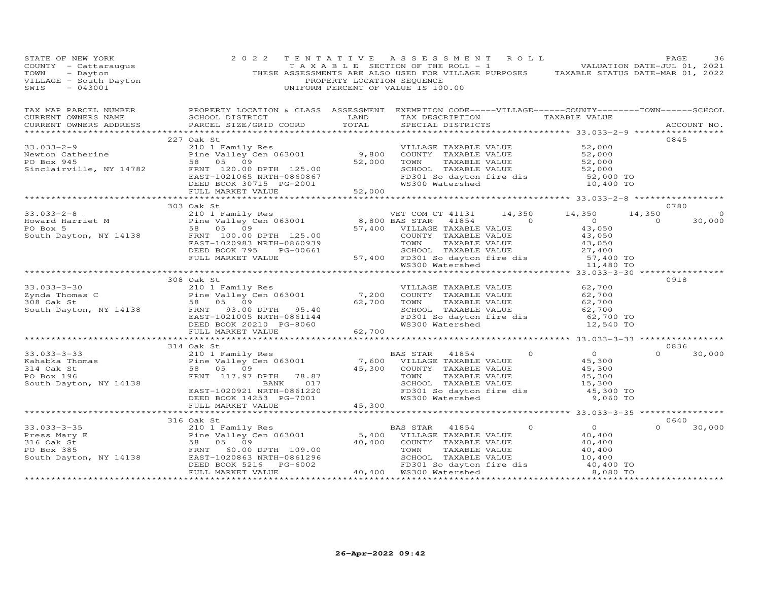STATE OF NEW YORK
COUNTY - Cattaraugus
TOWN - Dayton
VILLAGE - South Dayton
SWIS - 043001

2022 TENTATIVE ASSESSMENT ROLL
TAXABLE SECTION OF THE ROLL - 1
THESE ASSESSMENTS ARE ALSO USED FOR VILLAGE PURPOSES
PROPERTY LOCATION SEQUENCE
UNIFORM PERCENT OF VALUE IS 100.00

VALUATION DATE-JUL 01, 2021
TAXABLE STATUS DATE-MAR 01, 2022

| TAX MAP PARCEL NUMBER / CURRENT OWNERS NAME / CURRENT OWNERS ADDRESS | PROPERTY LOCATION & CLASS / SCHOOL DISTRICT / PARCEL SIZE/GRID COORD | ASSESSMENT LAND / TOTAL | EXEMPTION CODE / TAX DESCRIPTION / SPECIAL DISTRICTS | VILLAGE | COUNTY | TOWN | SCHOOL | ACCOUNT NO. |
|---|---|---|---|---|---|---|---|---|
| **33.033-2-9** | 227 Oak St | | | | | | | 0845 |
| Newton Catherine | 210 1 Family Res | | VILLAGE TAXABLE VALUE | 52,000 | | | | |
| PO Box 945 | Pine Valley Cen 063001 | 9,800 | COUNTY TAXABLE VALUE | 52,000 | | | | |
| Sinclairville, NY 14782 | 58 05 09 | 52,000 | TOWN TAXABLE VALUE | 52,000 | | | | |
| | FRNT 120.00 DPTH 125.00 | | SCHOOL TAXABLE VALUE | 52,000 | | | | |
| | EAST-1021065 NRTH-0860867 | | FD301 So dayton fire dis | 52,000 TO | | | | |
| | DEED BOOK 30715 PG-2001 | | WS300 Watershed | 10,400 TO | | | | |
| | FULL MARKET VALUE | 52,000 | | | | | | |
| **33.033-2-8** | 303 Oak St | | | | | | | 0780 |
| Howard Harriet M | 210 1 Family Res | | VET COM CT 41131 | 14,350 | 14,350 | 14,350 | 0 | |
| PO Box 5 | Pine Valley Cen 063001 | 8,800 | BAS STAR 41854 | 0 | 0 | 0 | 30,000 | |
| South Dayton, NY 14138 | 58 05 09 | 57,400 | VILLAGE TAXABLE VALUE | 43,050 | | | | |
| | FRNT 100.00 DPTH 125.00 | | COUNTY TAXABLE VALUE | 43,050 | | | | |
| | EAST-1020983 NRTH-0860939 | | TOWN TAXABLE VALUE | 43,050 | | | | |
| | DEED BOOK 795 PG-00661 | | SCHOOL TAXABLE VALUE | 27,400 | | | | |
| | FULL MARKET VALUE | 57,400 | FD301 So dayton fire dis | 57,400 TO | | | | |
| | | | WS300 Watershed | 11,480 TO | | | | |
| **33.033-3-30** | 308 Oak St | | | | | | | 0918 |
| Zynda Thomas C | 210 1 Family Res | | VILLAGE TAXABLE VALUE | 62,700 | | | | |
| 308 Oak St | Pine Valley Cen 063001 | 7,200 | COUNTY TAXABLE VALUE | 62,700 | | | | |
| South Dayton, NY 14138 | 58 05 09 | 62,700 | TOWN TAXABLE VALUE | 62,700 | | | | |
| | FRNT 93.00 DPTH 95.40 | | SCHOOL TAXABLE VALUE | 62,700 | | | | |
| | EAST-1021005 NRTH-0861144 | | FD301 So dayton fire dis | 62,700 TO | | | | |
| | DEED BOOK 20210 PG-8060 | | WS300 Watershed | 12,540 TO | | | | |
| | FULL MARKET VALUE | 62,700 | | | | | | |
| **33.033-3-33** | 314 Oak St | | | | | | | 0836 |
| Kahabka Thomas | 210 1 Family Res | | BAS STAR 41854 | 0 | 0 | 0 | 30,000 | |
| 314 Oak St | Pine Valley Cen 063001 | 7,600 | VILLAGE TAXABLE VALUE | 45,300 | | | | |
| PO Box 196 | 58 05 09 | 45,300 | COUNTY TAXABLE VALUE | 45,300 | | | | |
| South Dayton, NY 14138 | FRNT 117.97 DPTH 78.87 | | TOWN TAXABLE VALUE | 45,300 | | | | |
| | BANK 017 | | SCHOOL TAXABLE VALUE | 15,300 | | | | |
| | EAST-1020921 NRTH-0861220 | | FD301 So dayton fire dis | 45,300 TO | | | | |
| | DEED BOOK 14253 PG-7001 | | WS300 Watershed | 9,060 TO | | | | |
| | FULL MARKET VALUE | 45,300 | | | | | | |
| **33.033-3-35** | 316 Oak St | | | | | | | 0640 |
| Press Mary E | 210 1 Family Res | | BAS STAR 41854 | 0 | 0 | 0 | 30,000 | |
| 316 Oak St | Pine Valley Cen 063001 | 5,400 | VILLAGE TAXABLE VALUE | 40,400 | | | | |
| PO Box 385 | 58 05 09 | 40,400 | COUNTY TAXABLE VALUE | 40,400 | | | | |
| South Dayton, NY 14138 | FRNT 60.00 DPTH 109.00 | | TOWN TAXABLE VALUE | 40,400 | | | | |
| | EAST-1020863 NRTH-0861296 | | SCHOOL TAXABLE VALUE | 10,400 | | | | |
| | DEED BOOK 5216 PG-6002 | | FD301 So dayton fire dis | 40,400 TO | | | | |
| | FULL MARKET VALUE | 40,400 | WS300 Watershed | 8,080 TO | | | | |

26-Apr-2022 09:42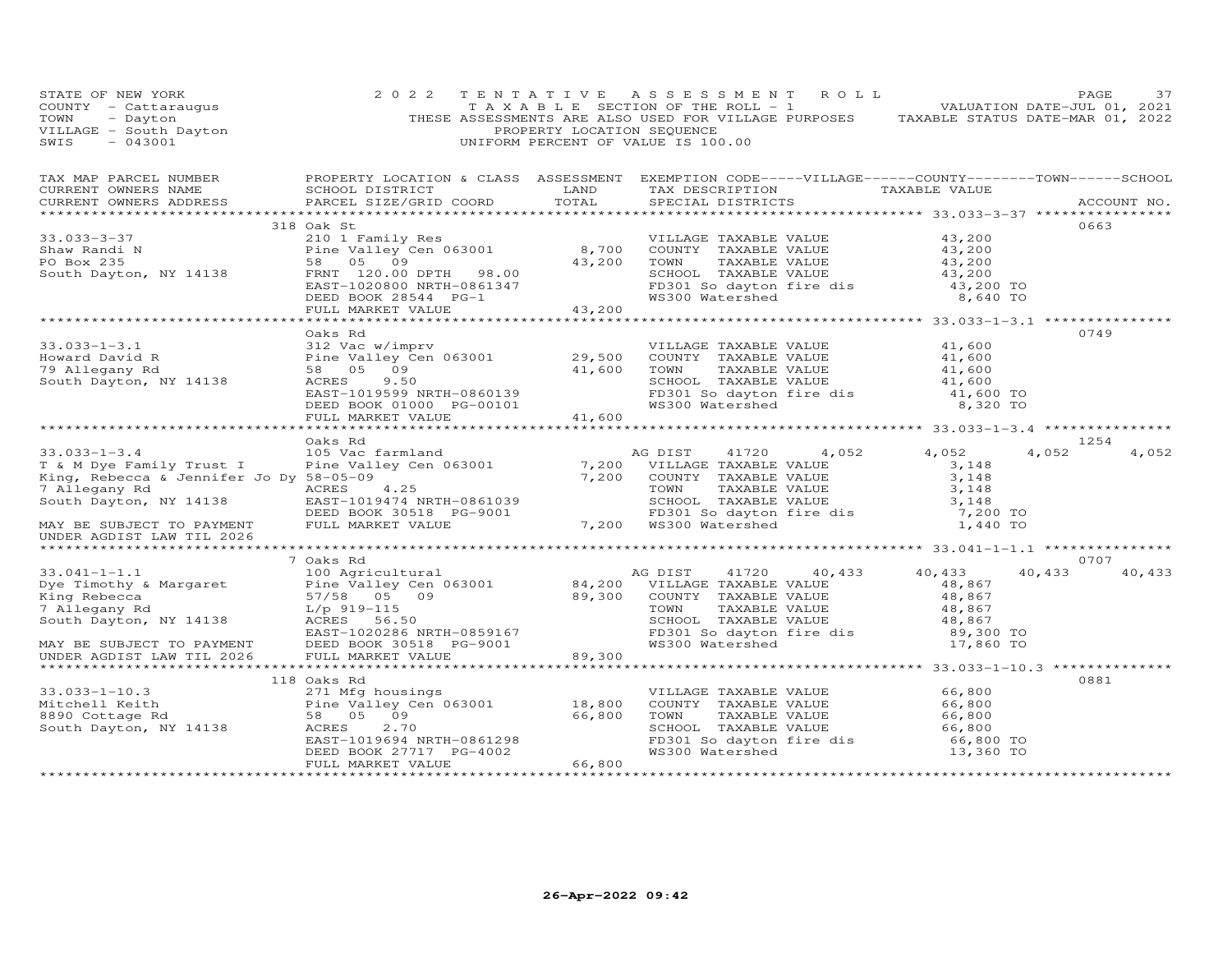STATE OF NEW YORK
COUNTY - Cattaraugus
TOWN - Dayton
VILLAGE - South Dayton
SWIS - 043001

2022 TENTATIVE ASSESSMENT ROLL
TAXABLE SECTION OF THE ROLL - 1
THESE ASSESSMENTS ARE ALSO USED FOR VILLAGE PURPOSES
PROPERTY LOCATION SEQUENCE
UNIFORM PERCENT OF VALUE IS 100.00

VALUATION DATE-JUL 01, 2021
TAXABLE STATUS DATE-MAR 01, 2022

| TAX MAP PARCEL NUMBER / CURRENT OWNERS NAME / CURRENT OWNERS ADDRESS | PROPERTY LOCATION & CLASS / SCHOOL DISTRICT / PARCEL SIZE/GRID COORD | ASSESSMENT LAND | TOTAL | EXEMPTION CODE / TAX DESCRIPTION / SPECIAL DISTRICTS | VILLAGE | COUNTY | TOWN | SCHOOL | ACCOUNT NO. |
|---|---|---|---|---|---|---|---|---|---|
| 33.033-3-37 | 318 Oak St | | | | | | | | 0663 |
| Shaw Randi N | 210 1 Family Res | | | VILLAGE TAXABLE VALUE | 43,200 | | | | |
| PO Box 235 | Pine Valley Cen 063001 | 8,700 | | COUNTY TAXABLE VALUE | | 43,200 | | | |
| South Dayton, NY 14138 | 58 05 09 | | 43,200 | TOWN TAXABLE VALUE | | | 43,200 | | |
| | FRNT 120.00 DPTH 98.00 | | | SCHOOL TAXABLE VALUE | | | | 43,200 | |
| | EAST-1020800 NRTH-0861347 | | | FD301 So dayton fire dis | 43,200 TO | | | | |
| | DEED BOOK 28544 PG-1 | | | WS300 Watershed | 8,640 TO | | | | |
| | FULL MARKET VALUE | | 43,200 | | | | | | |
| 33.033-1-3.1 | Oaks Rd | | | | | | | | 0749 |
| Howard David R | 312 Vac w/imprv | | | VILLAGE TAXABLE VALUE | 41,600 | | | | |
| 79 Allegany Rd | Pine Valley Cen 063001 | 29,500 | | COUNTY TAXABLE VALUE | | 41,600 | | | |
| South Dayton, NY 14138 | 58 05 09 | | 41,600 | TOWN TAXABLE VALUE | | | 41,600 | | |
| | ACRES 9.50 | | | SCHOOL TAXABLE VALUE | | | | 41,600 | |
| | EAST-1019599 NRTH-0860139 | | | FD301 So dayton fire dis | 41,600 TO | | | | |
| | DEED BOOK 01000 PG-00101 | | | WS300 Watershed | 8,320 TO | | | | |
| | FULL MARKET VALUE | | 41,600 | | | | | | |
| 33.033-1-3.4 | Oaks Rd | | | | | | | | 1254 |
| T & M Dye Family Trust I | 105 Vac farmland | | | AG DIST 41720 4,052 | 4,052 | 4,052 | 4,052 | | |
| King, Rebecca & Jennifer Jo Dy | Pine Valley Cen 063001 | 7,200 | | VILLAGE TAXABLE VALUE | 3,148 | | | | |
| 7 Allegany Rd | 58-05-09 | | 7,200 | COUNTY TAXABLE VALUE | | 3,148 | | | |
| South Dayton, NY 14138 | ACRES 4.25 | | | TOWN TAXABLE VALUE | | | 3,148 | | |
| | EAST-1019474 NRTH-0861039 | | | SCHOOL TAXABLE VALUE | | | | 3,148 | |
| MAY BE SUBJECT TO PAYMENT | DEED BOOK 30518 PG-9001 | | | FD301 So dayton fire dis | 7,200 TO | | | | |
| UNDER AGDIST LAW TIL 2026 | FULL MARKET VALUE | | 7,200 | WS300 Watershed | 1,440 TO | | | | |
| 33.041-1-1.1 | 7 Oaks Rd | | | | | | | | 0707 |
| Dye Timothy & Margaret | 100 Agricultural | | | AG DIST 41720 40,433 | 40,433 | 40,433 | 40,433 | | |
| King Rebecca | Pine Valley Cen 063001 | 84,200 | | VILLAGE TAXABLE VALUE | 48,867 | | | | |
| 7 Allegany Rd | 57/58 05 09 | | 89,300 | COUNTY TAXABLE VALUE | | 48,867 | | | |
| South Dayton, NY 14138 | L/p 919-115 | | | TOWN TAXABLE VALUE | | | 48,867 | | |
| | ACRES 56.50 | | | SCHOOL TAXABLE VALUE | | | | 48,867 | |
| MAY BE SUBJECT TO PAYMENT | EAST-1020286 NRTH-0859167 | | | FD301 So dayton fire dis | 89,300 TO | | | | |
| UNDER AGDIST LAW TIL 2026 | DEED BOOK 30518 PG-9001 | | | WS300 Watershed | 17,860 TO | | | | |
| | FULL MARKET VALUE | | 89,300 | | | | | | |
| 33.033-1-10.3 | 118 Oaks Rd | | | | | | | | 0881 |
| Mitchell Keith | 271 Mfg housings | | | VILLAGE TAXABLE VALUE | 66,800 | | | | |
| 8890 Cottage Rd | Pine Valley Cen 063001 | 18,800 | | COUNTY TAXABLE VALUE | | 66,800 | | | |
| South Dayton, NY 14138 | 58 05 09 | | 66,800 | TOWN TAXABLE VALUE | | | 66,800 | | |
| | ACRES 2.70 | | | SCHOOL TAXABLE VALUE | | | | 66,800 | |
| | EAST-1019694 NRTH-0861298 | | | FD301 So dayton fire dis | 66,800 TO | | | | |
| | DEED BOOK 27717 PG-4002 | | | WS300 Watershed | 13,360 TO | | | | |
| | FULL MARKET VALUE | | 66,800 | | | | | | |

26-Apr-2022 09:42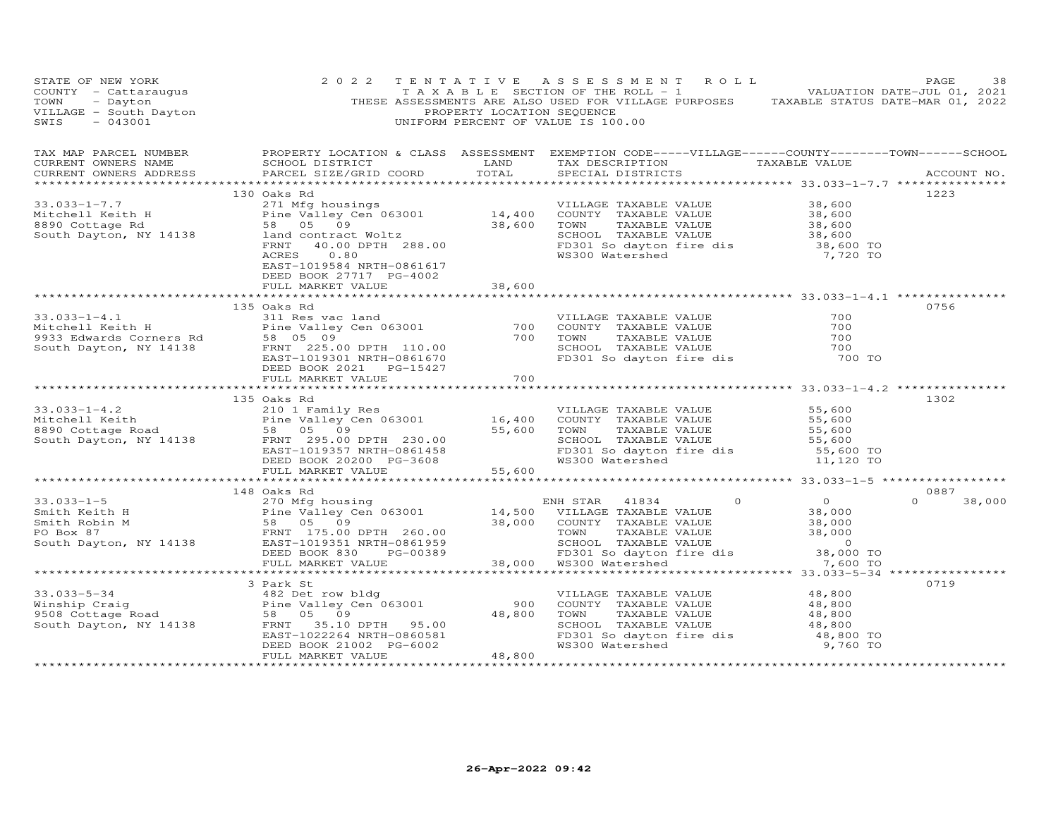STATE OF NEW YORK — COUNTY - Cattaraugus — TOWN - Dayton — VILLAGE - South Dayton — SWIS - 043001

2022 TENTATIVE ASSESSMENT ROLL
TAXABLE SECTION OF THE ROLL - 1
THESE ASSESSMENTS ARE ALSO USED FOR VILLAGE PURPOSES
PROPERTY LOCATION SEQUENCE
UNIFORM PERCENT OF VALUE IS 100.00

VALUATION DATE-JUL 01, 2021
TAXABLE STATUS DATE-MAR 01, 2022

| TAX MAP PARCEL NUMBER / CURRENT OWNERS NAME / CURRENT OWNERS ADDRESS | PROPERTY LOCATION & CLASS / SCHOOL DISTRICT / PARCEL SIZE/GRID COORD | ASSESSMENT LAND | TOTAL | EXEMPTION CODE / TAX DESCRIPTION / SPECIAL DISTRICTS | VILLAGE / COUNTY / TOWN / SCHOOL TAXABLE VALUE | ACCOUNT NO. |
|---|---|---|---|---|---|---|
| **33.033-1-7.7** | 130 Oaks Rd | | | | | 1223 |
| Mitchell Keith H | 271 Mfg housings | | | VILLAGE TAXABLE VALUE | 38,600 | |
| 8890 Cottage Rd | Pine Valley Cen 063001 | 14,400 | | COUNTY TAXABLE VALUE | 38,600 | |
| South Dayton, NY 14138 | 58 05 09 | | 38,600 | TOWN TAXABLE VALUE | 38,600 | |
| | land contract Woltz | | | SCHOOL TAXABLE VALUE | 38,600 | |
| | FRNT 40.00 DPTH 288.00 | | | FD301 So dayton fire dis | 38,600 TO | |
| | ACRES 0.80 | | | WS300 Watershed | 7,720 TO | |
| | EAST-1019584 NRTH-0861617 | | | | | |
| | DEED BOOK 27717 PG-4002 | | | | | |
| | FULL MARKET VALUE | | 38,600 | | | |
| **33.033-1-4.1** | 135 Oaks Rd | | | | | 0756 |
| Mitchell Keith H | 311 Res vac land | | | VILLAGE TAXABLE VALUE | 700 | |
| 9933 Edwards Corners Rd | Pine Valley Cen 063001 | 700 | | COUNTY TAXABLE VALUE | 700 | |
| South Dayton, NY 14138 | 58 05 09 | | 700 | TOWN TAXABLE VALUE | 700 | |
| | FRNT 225.00 DPTH 110.00 | | | SCHOOL TAXABLE VALUE | 700 | |
| | EAST-1019301 NRTH-0861670 | | | FD301 So dayton fire dis | 700 TO | |
| | DEED BOOK 2021 PG-15427 | | | | | |
| | FULL MARKET VALUE | | 700 | | | |
| **33.033-1-4.2** | 135 Oaks Rd | | | | | 1302 |
| Mitchell Keith | 210 1 Family Res | | | VILLAGE TAXABLE VALUE | 55,600 | |
| 8890 Cottage Road | Pine Valley Cen 063001 | 16,400 | | COUNTY TAXABLE VALUE | 55,600 | |
| South Dayton, NY 14138 | 58 05 09 | | 55,600 | TOWN TAXABLE VALUE | 55,600 | |
| | FRNT 295.00 DPTH 230.00 | | | SCHOOL TAXABLE VALUE | 55,600 | |
| | EAST-1019357 NRTH-0861458 | | | FD301 So dayton fire dis | 55,600 TO | |
| | DEED BOOK 20200 PG-3608 | | | WS300 Watershed | 11,120 TO | |
| | FULL MARKET VALUE | | 55,600 | | | |
| **33.033-1-5** | 148 Oaks Rd | | | | | 0887 |
| Smith Keith H | 270 Mfg housing | | | ENH STAR 41834 | 0 / 0 / 0 / 38,000 | |
| Smith Robin M | Pine Valley Cen 063001 | 14,500 | | VILLAGE TAXABLE VALUE | 38,000 | |
| PO Box 87 | 58 05 09 | | 38,000 | COUNTY TAXABLE VALUE | 38,000 | |
| South Dayton, NY 14138 | FRNT 175.00 DPTH 260.00 | | | TOWN TAXABLE VALUE | 38,000 | |
| | EAST-1019351 NRTH-0861959 | | | SCHOOL TAXABLE VALUE | 0 | |
| | DEED BOOK 830 PG-00389 | | | FD301 So dayton fire dis | 38,000 TO | |
| | FULL MARKET VALUE | | 38,000 | WS300 Watershed | 7,600 TO | |
| **33.033-5-34** | 3 Park St | | | | | 0719 |
| Winship Craig | 482 Det row bldg | | | VILLAGE TAXABLE VALUE | 48,800 | |
| 9508 Cottage Road | Pine Valley Cen 063001 | 900 | | COUNTY TAXABLE VALUE | 48,800 | |
| South Dayton, NY 14138 | 58 05 09 | | 48,800 | TOWN TAXABLE VALUE | 48,800 | |
| | FRNT 35.10 DPTH 95.00 | | | SCHOOL TAXABLE VALUE | 48,800 | |
| | EAST-1022264 NRTH-0860581 | | | FD301 So dayton fire dis | 48,800 TO | |
| | DEED BOOK 21002 PG-6002 | | | WS300 Watershed | 9,760 TO | |
| | FULL MARKET VALUE | | 48,800 | | | |

26-Apr-2022 09:42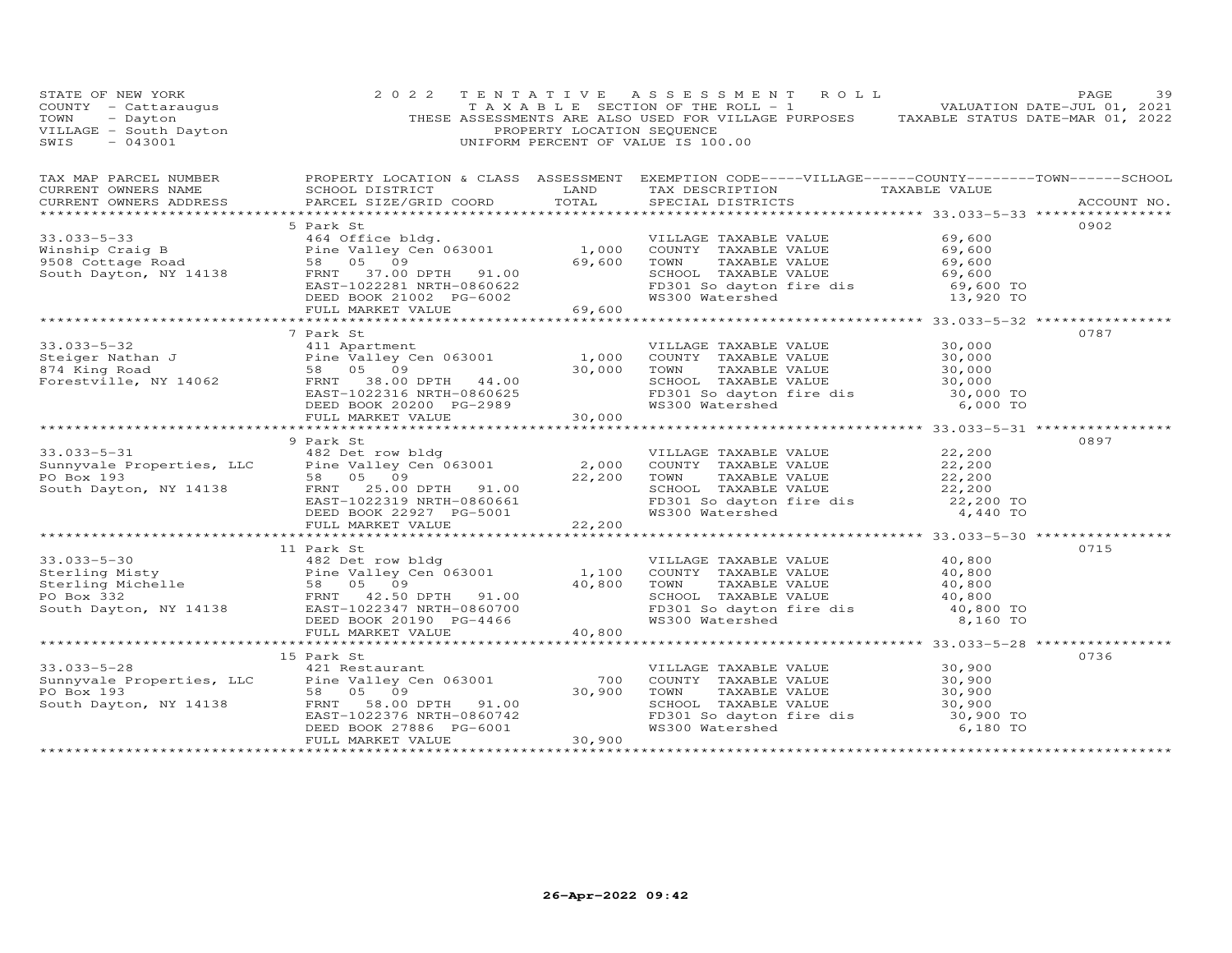STATE OF NEW YORK
COUNTY - Cattaraugus
TOWN - Dayton
VILLAGE - South Dayton
SWIS - 043001

2022 TENTATIVE ASSESSMENT ROLL
TAXABLE SECTION OF THE ROLL - 1
THESE ASSESSMENTS ARE ALSO USED FOR VILLAGE PURPOSES
PROPERTY LOCATION SEQUENCE
UNIFORM PERCENT OF VALUE IS 100.00

VALUATION DATE-JUL 01, 2021
TAXABLE STATUS DATE-MAR 01, 2022

| TAX MAP PARCEL NUMBER / CURRENT OWNERS NAME / CURRENT OWNERS ADDRESS | PROPERTY LOCATION & CLASS / SCHOOL DISTRICT / PARCEL SIZE/GRID COORD | ASSESSMENT LAND | TOTAL | EXEMPTION CODE / TAX DESCRIPTION / SPECIAL DISTRICTS | TAXABLE VALUE | ACCOUNT NO. |
|---|---|---|---|---|---|---|
| | 5 Park St | | | | | 0902 |
| 33.033-5-33 | 464 Office bldg. | | | VILLAGE TAXABLE VALUE | 69,600 | |
| Winship Craig B | Pine Valley Cen 063001 | 1,000 | | COUNTY TAXABLE VALUE | 69,600 | |
| 9508 Cottage Road | 58 05 09 | | 69,600 | TOWN TAXABLE VALUE | 69,600 | |
| South Dayton, NY 14138 | FRNT 37.00 DPTH 91.00 | | | SCHOOL TAXABLE VALUE | 69,600 | |
| | EAST-1022281 NRTH-0860622 | | | FD301 So dayton fire dis | 69,600 TO | |
| | DEED BOOK 21002 PG-6002 | | | WS300 Watershed | 13,920 TO | |
| | FULL MARKET VALUE | | 69,600 | | | |
| | 7 Park St | | | | | 0787 |
| 33.033-5-32 | 411 Apartment | | | VILLAGE TAXABLE VALUE | 30,000 | |
| Steiger Nathan J | Pine Valley Cen 063001 | 1,000 | | COUNTY TAXABLE VALUE | 30,000 | |
| 874 King Road | 58 05 09 | | 30,000 | TOWN TAXABLE VALUE | 30,000 | |
| Forestville, NY 14062 | FRNT 38.00 DPTH 44.00 | | | SCHOOL TAXABLE VALUE | 30,000 | |
| | EAST-1022316 NRTH-0860625 | | | FD301 So dayton fire dis | 30,000 TO | |
| | DEED BOOK 20200 PG-2989 | | | WS300 Watershed | 6,000 TO | |
| | FULL MARKET VALUE | | 30,000 | | | |
| | 9 Park St | | | | | 0897 |
| 33.033-5-31 | 482 Det row bldg | | | VILLAGE TAXABLE VALUE | 22,200 | |
| Sunnyvale Properties, LLC | Pine Valley Cen 063001 | 2,000 | | COUNTY TAXABLE VALUE | 22,200 | |
| PO Box 193 | 58 05 09 | | 22,200 | TOWN TAXABLE VALUE | 22,200 | |
| South Dayton, NY 14138 | FRNT 25.00 DPTH 91.00 | | | SCHOOL TAXABLE VALUE | 22,200 | |
| | EAST-1022319 NRTH-0860661 | | | FD301 So dayton fire dis | 22,200 TO | |
| | DEED BOOK 22927 PG-5001 | | | WS300 Watershed | 4,440 TO | |
| | FULL MARKET VALUE | | 22,200 | | | |
| | 11 Park St | | | | | 0715 |
| 33.033-5-30 | 482 Det row bldg | | | VILLAGE TAXABLE VALUE | 40,800 | |
| Sterling Misty | Pine Valley Cen 063001 | 1,100 | | COUNTY TAXABLE VALUE | 40,800 | |
| Sterling Michelle | 58 05 09 | | 40,800 | TOWN TAXABLE VALUE | 40,800 | |
| PO Box 332 | FRNT 42.50 DPTH 91.00 | | | SCHOOL TAXABLE VALUE | 40,800 | |
| South Dayton, NY 14138 | EAST-1022347 NRTH-0860700 | | | FD301 So dayton fire dis | 40,800 TO | |
| | DEED BOOK 20190 PG-4466 | | | WS300 Watershed | 8,160 TO | |
| | FULL MARKET VALUE | | 40,800 | | | |
| | 15 Park St | | | | | 0736 |
| 33.033-5-28 | 421 Restaurant | | | VILLAGE TAXABLE VALUE | 30,900 | |
| Sunnyvale Properties, LLC | Pine Valley Cen 063001 | 700 | | COUNTY TAXABLE VALUE | 30,900 | |
| PO Box 193 | 58 05 09 | | 30,900 | TOWN TAXABLE VALUE | 30,900 | |
| South Dayton, NY 14138 | FRNT 58.00 DPTH 91.00 | | | SCHOOL TAXABLE VALUE | 30,900 | |
| | EAST-1022376 NRTH-0860742 | | | FD301 So dayton fire dis | 30,900 TO | |
| | DEED BOOK 27886 PG-6001 | | | WS300 Watershed | 6,180 TO | |
| | FULL MARKET VALUE | | 30,900 | | | |

26-Apr-2022 09:42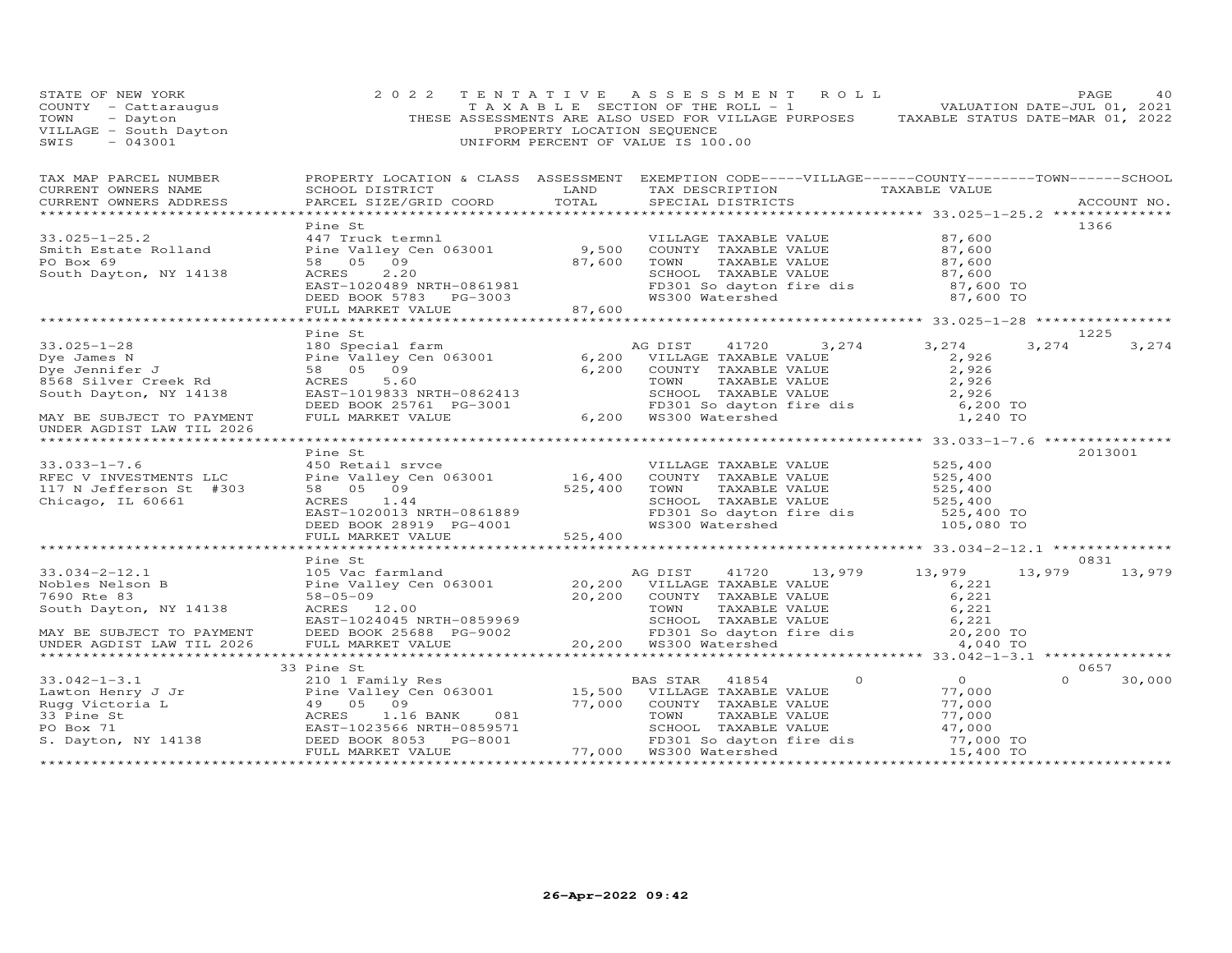STATE OF NEW YORK
COUNTY - Cattaraugus
TOWN - Dayton
VILLAGE - South Dayton
SWIS - 043001

2022 TENTATIVE ASSESSMENT ROLL
TAXABLE SECTION OF THE ROLL - 1
THESE ASSESSMENTS ARE ALSO USED FOR VILLAGE PURPOSES
PROPERTY LOCATION SEQUENCE
UNIFORM PERCENT OF VALUE IS 100.00

VALUATION DATE-JUL 01, 2021
TAXABLE STATUS DATE-MAR 01, 2022

| TAX MAP PARCEL NUMBER / CURRENT OWNERS NAME / CURRENT OWNERS ADDRESS | PROPERTY LOCATION & CLASS / SCHOOL DISTRICT / PARCEL SIZE/GRID COORD | ASSESSMENT LAND | TOTAL | EXEMPTION CODE / TAX DESCRIPTION / SPECIAL DISTRICTS | VILLAGE | COUNTY | TOWN | SCHOOL | ACCOUNT NO. |
|---|---|---|---|---|---|---|---|---|---|
| **33.025-1-25.2** | Pine St | | | | | | | | 1366 |
| Smith Estate Rolland | 447 Truck termnl | | | VILLAGE TAXABLE VALUE | 87,600 | | | | |
| PO Box 69 | Pine Valley Cen 063001 | 9,500 | | COUNTY TAXABLE VALUE | | 87,600 | | | |
| South Dayton, NY 14138 | 58 05 09 | | 87,600 | TOWN TAXABLE VALUE | | | 87,600 | | |
| | ACRES 2.20 | | | SCHOOL TAXABLE VALUE | | | | 87,600 | |
| | EAST-1020489 NRTH-0861981 | | | FD301 So dayton fire dis | 87,600 TO | | | | |
| | DEED BOOK 5783 PG-3003 | | | WS300 Watershed | 87,600 TO | | | | |
| | FULL MARKET VALUE | | 87,600 | | | | | | |
| **33.025-1-28** | Pine St | | | | | | | | 1225 |
| Dye James N | 180 Special farm | | | AG DIST 41720 | 3,274 | 3,274 | 3,274 | 3,274 | |
| Dye Jennifer J | Pine Valley Cen 063001 | 6,200 | | VILLAGE TAXABLE VALUE | 2,926 | | | | |
| 8568 Silver Creek Rd | 58 05 09 | | 6,200 | COUNTY TAXABLE VALUE | | 2,926 | | | |
| South Dayton, NY 14138 | ACRES 5.60 | | | TOWN TAXABLE VALUE | | | 2,926 | | |
| | EAST-1019833 NRTH-0862413 | | | SCHOOL TAXABLE VALUE | | | | 2,926 | |
| MAY BE SUBJECT TO PAYMENT | DEED BOOK 25761 PG-3001 | | | FD301 So dayton fire dis | 6,200 TO | | | | |
| UNDER AGDIST LAW TIL 2026 | FULL MARKET VALUE | | 6,200 | WS300 Watershed | 1,240 TO | | | | |
| **33.033-1-7.6** | Pine St | | | | | | | | 2013001 |
| RFEC V INVESTMENTS LLC | 450 Retail srvce | | | VILLAGE TAXABLE VALUE | 525,400 | | | | |
| 117 N Jefferson St #303 | Pine Valley Cen 063001 | 16,400 | | COUNTY TAXABLE VALUE | | 525,400 | | | |
| Chicago, IL 60661 | 58 05 09 | | 525,400 | TOWN TAXABLE VALUE | | | 525,400 | | |
| | ACRES 1.44 | | | SCHOOL TAXABLE VALUE | | | | 525,400 | |
| | EAST-1020013 NRTH-0861889 | | | FD301 So dayton fire dis | 525,400 TO | | | | |
| | DEED BOOK 28919 PG-4001 | | | WS300 Watershed | 105,080 TO | | | | |
| | FULL MARKET VALUE | | 525,400 | | | | | | |
| **33.034-2-12.1** | Pine St | | | | | | | | 0831 |
| Nobles Nelson B | 105 Vac farmland | | | AG DIST 41720 | 13,979 | 13,979 | 13,979 | 13,979 | |
| 7690 Rte 83 | Pine Valley Cen 063001 | 20,200 | | VILLAGE TAXABLE VALUE | 6,221 | | | | |
| South Dayton, NY 14138 | 58-05-09 | | 20,200 | COUNTY TAXABLE VALUE | | 6,221 | | | |
| | ACRES 12.00 | | | TOWN TAXABLE VALUE | | | 6,221 | | |
| | EAST-1024045 NRTH-0859969 | | | SCHOOL TAXABLE VALUE | | | | 6,221 | |
| MAY BE SUBJECT TO PAYMENT | DEED BOOK 25688 PG-9002 | | | FD301 So dayton fire dis | 20,200 TO | | | | |
| UNDER AGDIST LAW TIL 2026 | FULL MARKET VALUE | | 20,200 | WS300 Watershed | 4,040 TO | | | | |
| **33.042-1-3.1** | 33 Pine St | | | | | | | | 0657 |
| Lawton Henry J Jr | 210 1 Family Res | | | BAS STAR 41854 | 0 | 0 | 0 | 30,000 | |
| Rugg Victoria L | Pine Valley Cen 063001 | 15,500 | | VILLAGE TAXABLE VALUE | 77,000 | | | | |
| 33 Pine St | 49 05 09 | | 77,000 | COUNTY TAXABLE VALUE | | 77,000 | | | |
| PO Box 71 | ACRES 1.16 BANK 081 | | | TOWN TAXABLE VALUE | | | 77,000 | | |
| S. Dayton, NY 14138 | EAST-1023566 NRTH-0859571 | | | SCHOOL TAXABLE VALUE | | | | 47,000 | |
| | DEED BOOK 8053 PG-8001 | | | FD301 So dayton fire dis | 77,000 TO | | | | |
| | FULL MARKET VALUE | | 77,000 | WS300 Watershed | 15,400 TO | | | | |

26-Apr-2022 09:42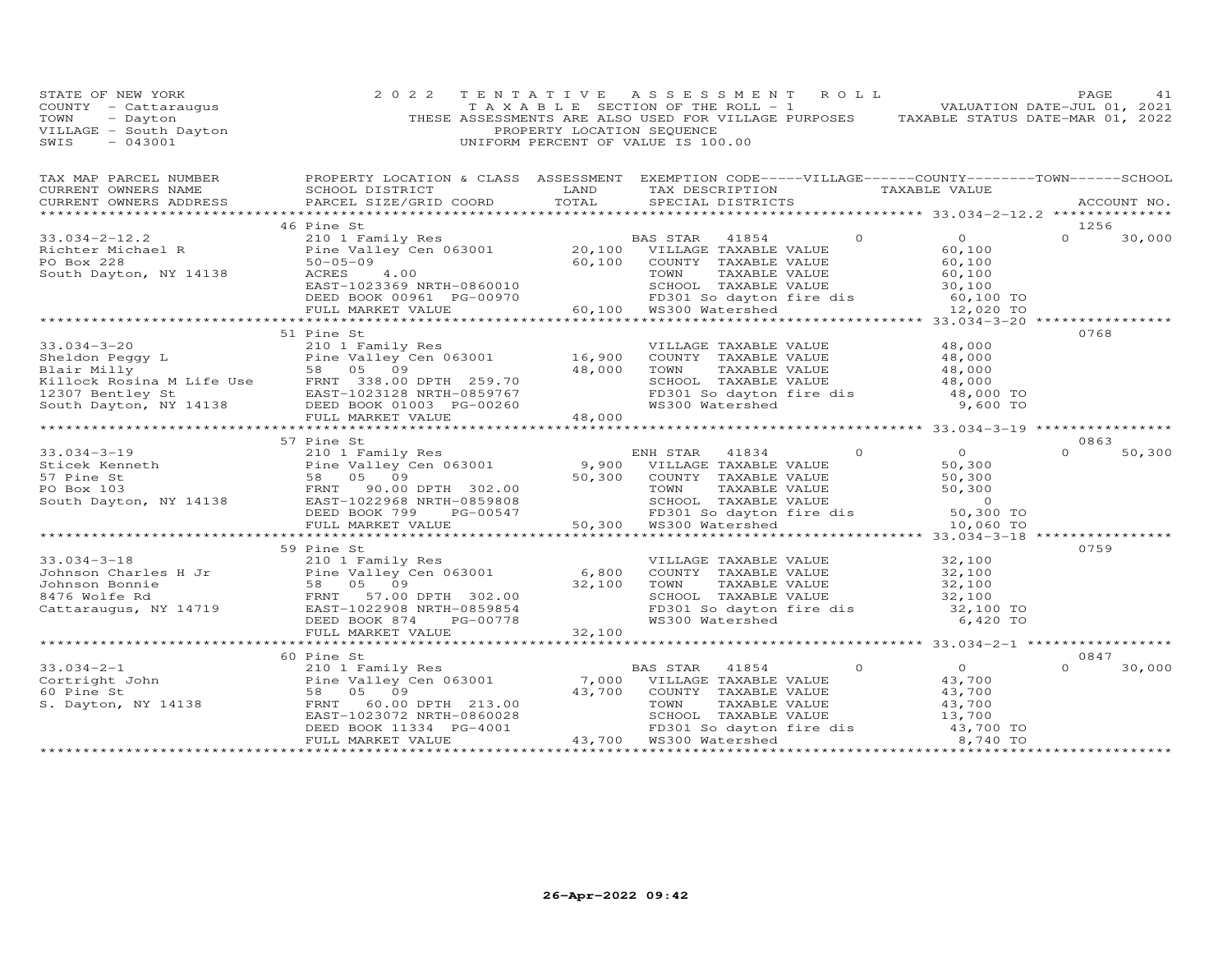STATE OF NEW YORK
COUNTY - Cattaraugus
TOWN - Dayton
VILLAGE - South Dayton
SWIS - 043001

2022 TENTATIVE ASSESSMENT ROLL
TAXABLE SECTION OF THE ROLL - 1
THESE ASSESSMENTS ARE ALSO USED FOR VILLAGE PURPOSES
PROPERTY LOCATION SEQUENCE
UNIFORM PERCENT OF VALUE IS 100.00

VALUATION DATE-JUL 01, 2021
TAXABLE STATUS DATE-MAR 01, 2022

| TAX MAP PARCEL NUMBER / CURRENT OWNERS NAME / CURRENT OWNERS ADDRESS | PROPERTY LOCATION & CLASS / SCHOOL DISTRICT / PARCEL SIZE/GRID COORD | ASSESSMENT LAND | TOTAL | EXEMPTION CODE / TAX DESCRIPTION / SPECIAL DISTRICTS | VILLAGE | COUNTY / TAXABLE VALUE | TOWN | SCHOOL / ACCOUNT NO. |
|---|---|---|---|---|---|---|---|---|
| 33.034-2-12.2 | 46 Pine St | | | | | | | 1256 |
| 33.034-2-12.2 | 210 1 Family Res | | | BAS STAR 41854 | 0 | 0 | 0 | 30,000 |
| Richter Michael R | Pine Valley Cen 063001 | 20,100 | | VILLAGE TAXABLE VALUE | | 60,100 | | |
| PO Box 228 | 50-05-09 | | 60,100 | COUNTY TAXABLE VALUE | | 60,100 | | |
| South Dayton, NY 14138 | ACRES 4.00 | | | TOWN TAXABLE VALUE | | 60,100 | | |
| | EAST-1023369 NRTH-0860010 | | | SCHOOL TAXABLE VALUE | | 30,100 | | |
| | DEED BOOK 00961 PG-00970 | | | FD301 So dayton fire dis | | 60,100 TO | | |
| | FULL MARKET VALUE | | 60,100 | WS300 Watershed | | 12,020 TO | | |
| 33.034-3-20 | 51 Pine St | | | | | | | 0768 |
| 33.034-3-20 | 210 1 Family Res | | | VILLAGE TAXABLE VALUE | | 48,000 | | |
| Sheldon Peggy L | Pine Valley Cen 063001 | 16,900 | | COUNTY TAXABLE VALUE | | 48,000 | | |
| Blair Milly | 58 05 09 | | 48,000 | TOWN TAXABLE VALUE | | 48,000 | | |
| Killock Rosina M Life Use | FRNT 338.00 DPTH 259.70 | | | SCHOOL TAXABLE VALUE | | 48,000 | | |
| 12307 Bentley St | EAST-1023128 NRTH-0859767 | | | FD301 So dayton fire dis | | 48,000 TO | | |
| South Dayton, NY 14138 | DEED BOOK 01003 PG-00260 | | | WS300 Watershed | | 9,600 TO | | |
| | FULL MARKET VALUE | | 48,000 | | | | | |
| 33.034-3-19 | 57 Pine St | | | | | | | 0863 |
| 33.034-3-19 | 210 1 Family Res | | | ENH STAR 41834 | 0 | 0 | 0 | 50,300 |
| Sticek Kenneth | Pine Valley Cen 063001 | 9,900 | | VILLAGE TAXABLE VALUE | | 50,300 | | |
| 57 Pine St | 58 05 09 | | 50,300 | COUNTY TAXABLE VALUE | | 50,300 | | |
| PO Box 103 | FRNT 90.00 DPTH 302.00 | | | TOWN TAXABLE VALUE | | 50,300 | | |
| South Dayton, NY 14138 | EAST-1022968 NRTH-0859808 | | | SCHOOL TAXABLE VALUE | | 0 | | |
| | DEED BOOK 799 PG-00547 | | | FD301 So dayton fire dis | | 50,300 TO | | |
| | FULL MARKET VALUE | | 50,300 | WS300 Watershed | | 10,060 TO | | |
| 33.034-3-18 | 59 Pine St | | | | | | | 0759 |
| 33.034-3-18 | 210 1 Family Res | | | VILLAGE TAXABLE VALUE | | 32,100 | | |
| Johnson Charles H Jr | Pine Valley Cen 063001 | 6,800 | | COUNTY TAXABLE VALUE | | 32,100 | | |
| Johnson Bonnie | 58 05 09 | | 32,100 | TOWN TAXABLE VALUE | | 32,100 | | |
| 8476 Wolfe Rd | FRNT 57.00 DPTH 302.00 | | | SCHOOL TAXABLE VALUE | | 32,100 | | |
| Cattaraugus, NY 14719 | EAST-1022908 NRTH-0859854 | | | FD301 So dayton fire dis | | 32,100 TO | | |
| | DEED BOOK 874 PG-00778 | | | WS300 Watershed | | 6,420 TO | | |
| | FULL MARKET VALUE | | 32,100 | | | | | |
| 33.034-2-1 | 60 Pine St | | | | | | | 0847 |
| 33.034-2-1 | 210 1 Family Res | | | BAS STAR 41854 | 0 | 0 | 0 | 30,000 |
| Cortright John | Pine Valley Cen 063001 | 7,000 | | VILLAGE TAXABLE VALUE | | 43,700 | | |
| 60 Pine St | 58 05 09 | | 43,700 | COUNTY TAXABLE VALUE | | 43,700 | | |
| S. Dayton, NY 14138 | FRNT 60.00 DPTH 213.00 | | | TOWN TAXABLE VALUE | | 43,700 | | |
| | EAST-1023072 NRTH-0860028 | | | SCHOOL TAXABLE VALUE | | 13,700 | | |
| | DEED BOOK 11334 PG-4001 | | | FD301 So dayton fire dis | | 43,700 TO | | |
| | FULL MARKET VALUE | | 43,700 | WS300 Watershed | | 8,740 TO | | |

26-Apr-2022 09:42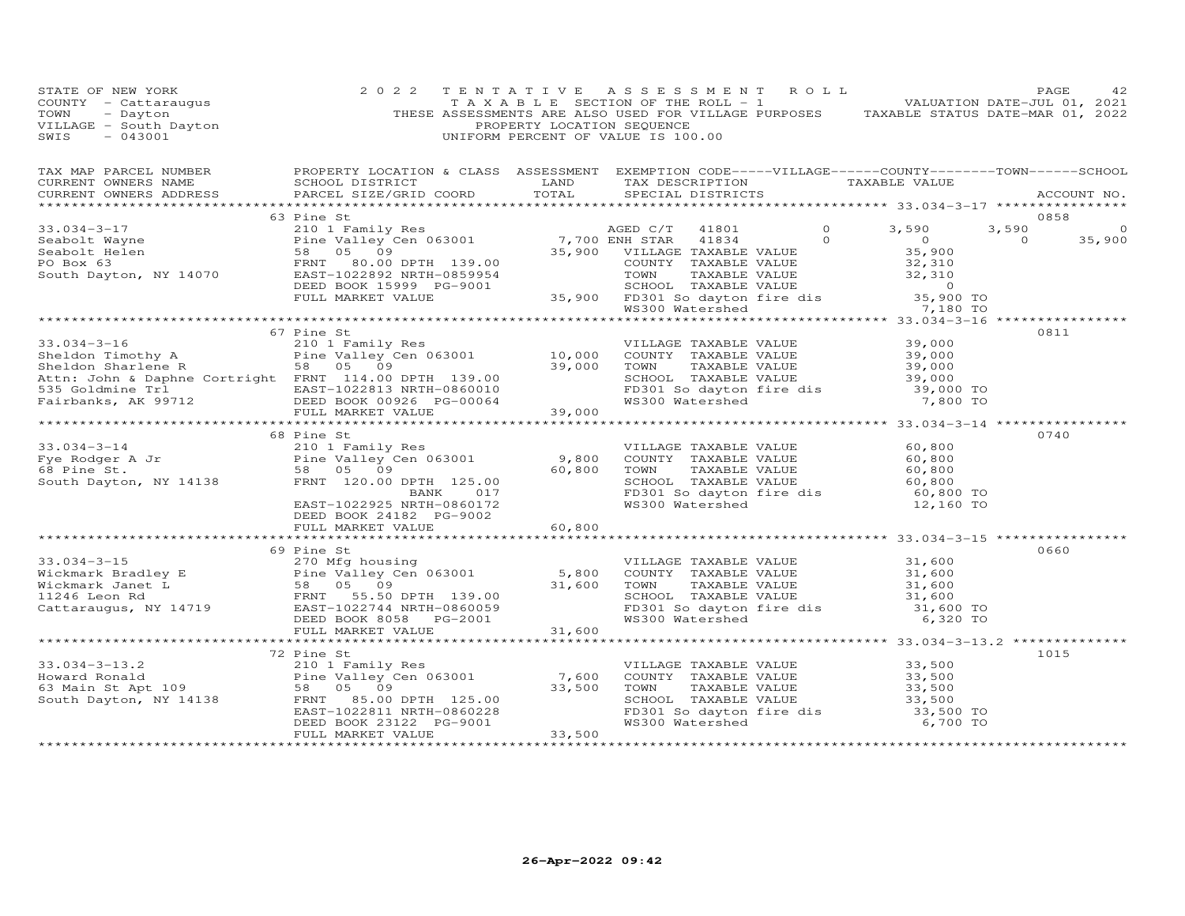STATE OF NEW YORK
COUNTY - Cattaraugus
TOWN - Dayton
VILLAGE - South Dayton
SWIS - 043001

2022 TENTATIVE ASSESSMENT ROLL
TAXABLE SECTION OF THE ROLL - 1
THESE ASSESSMENTS ARE ALSO USED FOR VILLAGE PURPOSES
PROPERTY LOCATION SEQUENCE
UNIFORM PERCENT OF VALUE IS 100.00

VALUATION DATE-JUL 01, 2021
TAXABLE STATUS DATE-MAR 01, 2022

| TAX MAP PARCEL NUMBER / CURRENT OWNERS NAME / CURRENT OWNERS ADDRESS | PROPERTY LOCATION & CLASS / SCHOOL DISTRICT / PARCEL SIZE/GRID COORD | ASSESSMENT LAND / TOTAL | EXEMPTION CODE / TAX DESCRIPTION / SPECIAL DISTRICTS | VILLAGE | COUNTY | TOWN | SCHOOL | ACCOUNT NO. |
|---|---|---|---|---|---|---|---|---|
| **33.034-3-17** | 63 Pine St | | | | | | | 0858 |
| 33.034-3-17 | 210 1 Family Res | | AGED C/T 41801 | 0 | 3,590 | 3,590 | 0 | |
| Seabolt Wayne | Pine Valley Cen 063001 | 7,700 | ENH STAR 41834 | 0 | 0 | 0 | 35,900 | |
| Seabolt Helen | 58 05 09 | 35,900 | VILLAGE TAXABLE VALUE | 35,900 | | | | |
| PO Box 63 | FRNT 80.00 DPTH 139.00 | | COUNTY TAXABLE VALUE | | 32,310 | | | |
| South Dayton, NY 14070 | EAST-1022892 NRTH-0859954 | | TOWN TAXABLE VALUE | | | 32,310 | | |
| | DEED BOOK 15999 PG-9001 | | SCHOOL TAXABLE VALUE | | | | 0 | |
| | FULL MARKET VALUE | 35,900 | FD301 So dayton fire dis | 35,900 TO | | | | |
| | | | WS300 Watershed | 7,180 TO | | | | |
| **33.034-3-16** | 67 Pine St | | | | | | | 0811 |
| 33.034-3-16 | 210 1 Family Res | | VILLAGE TAXABLE VALUE | 39,000 | | | | |
| Sheldon Timothy A | Pine Valley Cen 063001 | 10,000 | COUNTY TAXABLE VALUE | | 39,000 | | | |
| Sheldon Sharlene R | 58 05 09 | 39,000 | TOWN TAXABLE VALUE | | | 39,000 | | |
| Attn: John & Daphne Cortright | FRNT 114.00 DPTH 139.00 | | SCHOOL TAXABLE VALUE | | | | 39,000 | |
| 535 Goldmine Trl | EAST-1022813 NRTH-0860010 | | FD301 So dayton fire dis | 39,000 TO | | | | |
| Fairbanks, AK 99712 | DEED BOOK 00926 PG-00064 | | WS300 Watershed | 7,800 TO | | | | |
| | FULL MARKET VALUE | 39,000 | | | | | | |
| **33.034-3-14** | 68 Pine St | | | | | | | 0740 |
| 33.034-3-14 | 210 1 Family Res | | VILLAGE TAXABLE VALUE | 60,800 | | | | |
| Fye Rodger A Jr | Pine Valley Cen 063001 | 9,800 | COUNTY TAXABLE VALUE | | 60,800 | | | |
| 68 Pine St. | 58 05 09 | 60,800 | TOWN TAXABLE VALUE | | | 60,800 | | |
| South Dayton, NY 14138 | FRNT 120.00 DPTH 125.00 | | SCHOOL TAXABLE VALUE | | | | 60,800 | |
| | BANK 017 | | FD301 So dayton fire dis | 60,800 TO | | | | |
| | EAST-1022925 NRTH-0860172 | | WS300 Watershed | 12,160 TO | | | | |
| | DEED BOOK 24182 PG-9002 | | | | | | | |
| | FULL MARKET VALUE | 60,800 | | | | | | |
| **33.034-3-15** | 69 Pine St | | | | | | | 0660 |
| 33.034-3-15 | 270 Mfg housing | | VILLAGE TAXABLE VALUE | 31,600 | | | | |
| Wickmark Bradley E | Pine Valley Cen 063001 | 5,800 | COUNTY TAXABLE VALUE | | 31,600 | | | |
| Wickmark Janet L | 58 05 09 | 31,600 | TOWN TAXABLE VALUE | | | 31,600 | | |
| 11246 Leon Rd | FRNT 55.50 DPTH 139.00 | | SCHOOL TAXABLE VALUE | | | | 31,600 | |
| Cattaraugus, NY 14719 | EAST-1022744 NRTH-0860059 | | FD301 So dayton fire dis | 31,600 TO | | | | |
| | DEED BOOK 8058 PG-2001 | | WS300 Watershed | 6,320 TO | | | | |
| | FULL MARKET VALUE | 31,600 | | | | | | |
| **33.034-3-13.2** | 72 Pine St | | | | | | | 1015 |
| 33.034-3-13.2 | 210 1 Family Res | | VILLAGE TAXABLE VALUE | 33,500 | | | | |
| Howard Ronald | Pine Valley Cen 063001 | 7,600 | COUNTY TAXABLE VALUE | | 33,500 | | | |
| 63 Main St Apt 109 | 58 05 09 | 33,500 | TOWN TAXABLE VALUE | | | 33,500 | | |
| South Dayton, NY 14138 | FRNT 85.00 DPTH 125.00 | | SCHOOL TAXABLE VALUE | | | | 33,500 | |
| | EAST-1022811 NRTH-0860228 | | FD301 So dayton fire dis | 33,500 TO | | | | |
| | DEED BOOK 23122 PG-9001 | | WS300 Watershed | 6,700 TO | | | | |
| | FULL MARKET VALUE | 33,500 | | | | | | |

26-Apr-2022 09:42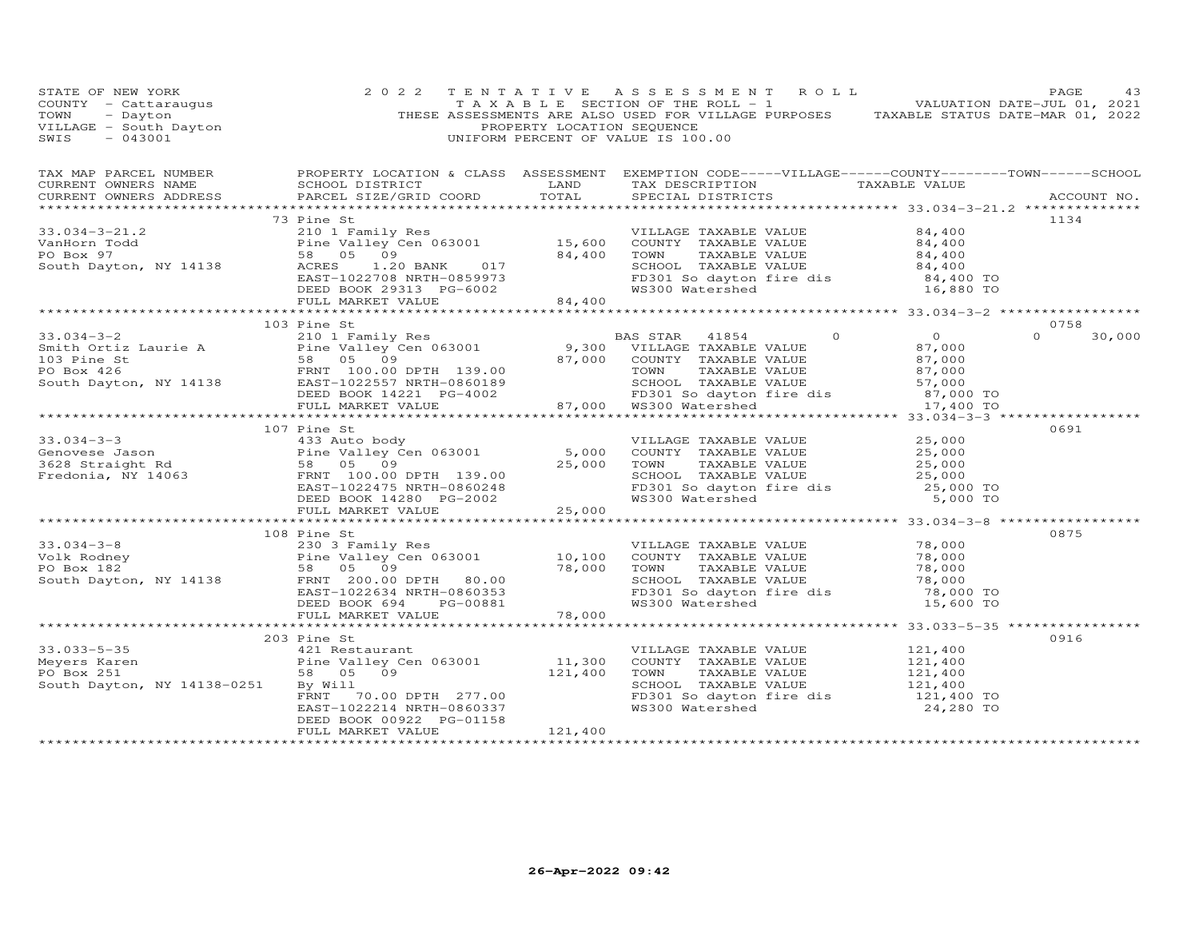STATE OF NEW YORK
COUNTY - Cattaraugus
TOWN - Dayton
VILLAGE - South Dayton
SWIS - 043001

2022 TENTATIVE ASSESSMENT ROLL
TAXABLE SECTION OF THE ROLL - 1
THESE ASSESSMENTS ARE ALSO USED FOR VILLAGE PURPOSES
PROPERTY LOCATION SEQUENCE
UNIFORM PERCENT OF VALUE IS 100.00

VALUATION DATE-JUL 01, 2021
TAXABLE STATUS DATE-MAR 01, 2022

| TAX MAP PARCEL NUMBER / CURRENT OWNERS NAME / CURRENT OWNERS ADDRESS | PROPERTY LOCATION & CLASS / SCHOOL DISTRICT / PARCEL SIZE/GRID COORD | ASSESSMENT LAND | TOTAL | EXEMPTION CODE / TAX DESCRIPTION / SPECIAL DISTRICTS | TAXABLE VALUE | ACCOUNT NO. |
|---|---|---|---|---|---|---|
| **33.034-3-21.2** | 73 Pine St | | | | | 1134 |
| VanHorn Todd | 210 1 Family Res | | | VILLAGE TAXABLE VALUE | 84,400 | |
| PO Box 97 | Pine Valley Cen 063001 | 15,600 | | COUNTY TAXABLE VALUE | 84,400 | |
| South Dayton, NY 14138 | 58 05 09 | | 84,400 | TOWN TAXABLE VALUE | 84,400 | |
| | ACRES 1.20 BANK 017 | | | SCHOOL TAXABLE VALUE | 84,400 | |
| | EAST-1022708 NRTH-0859973 | | | FD301 So dayton fire dis | 84,400 TO | |
| | DEED BOOK 29313 PG-6002 | | | WS300 Watershed | 16,880 TO | |
| | FULL MARKET VALUE | | 84,400 | | | |
| **33.034-3-2** | 103 Pine St | | | | | 0758 |
| Smith Ortiz Laurie A | 210 1 Family Res | | | BAS STAR 41854 0 | 0 | 0 30,000 |
| 103 Pine St | Pine Valley Cen 063001 | 9,300 | | VILLAGE TAXABLE VALUE | 87,000 | |
| PO Box 426 | 58 05 09 | | 87,000 | COUNTY TAXABLE VALUE | 87,000 | |
| South Dayton, NY 14138 | FRNT 100.00 DPTH 139.00 | | | TOWN TAXABLE VALUE | 87,000 | |
| | EAST-1022557 NRTH-0860189 | | | SCHOOL TAXABLE VALUE | 57,000 | |
| | DEED BOOK 14221 PG-4002 | | | FD301 So dayton fire dis | 87,000 TO | |
| | FULL MARKET VALUE | | 87,000 | WS300 Watershed | 17,400 TO | |
| **33.034-3-3** | 107 Pine St | | | | | 0691 |
| Genovese Jason | 433 Auto body | | | VILLAGE TAXABLE VALUE | 25,000 | |
| 3628 Straight Rd | Pine Valley Cen 063001 | 5,000 | | COUNTY TAXABLE VALUE | 25,000 | |
| Fredonia, NY 14063 | 58 05 09 | | 25,000 | TOWN TAXABLE VALUE | 25,000 | |
| | FRNT 100.00 DPTH 139.00 | | | SCHOOL TAXABLE VALUE | 25,000 | |
| | EAST-1022475 NRTH-0860248 | | | FD301 So dayton fire dis | 25,000 TO | |
| | DEED BOOK 14280 PG-2002 | | | WS300 Watershed | 5,000 TO | |
| | FULL MARKET VALUE | | 25,000 | | | |
| **33.034-3-8** | 108 Pine St | | | | | 0875 |
| Volk Rodney | 230 3 Family Res | | | VILLAGE TAXABLE VALUE | 78,000 | |
| PO Box 182 | Pine Valley Cen 063001 | 10,100 | | COUNTY TAXABLE VALUE | 78,000 | |
| South Dayton, NY 14138 | 58 05 09 | | 78,000 | TOWN TAXABLE VALUE | 78,000 | |
| | FRNT 200.00 DPTH 80.00 | | | SCHOOL TAXABLE VALUE | 78,000 | |
| | EAST-1022634 NRTH-0860353 | | | FD301 So dayton fire dis | 78,000 TO | |
| | DEED BOOK 694 PG-00881 | | | WS300 Watershed | 15,600 TO | |
| | FULL MARKET VALUE | | 78,000 | | | |
| **33.033-5-35** | 203 Pine St | | | | | 0916 |
| Meyers Karen | 421 Restaurant | | | VILLAGE TAXABLE VALUE | 121,400 | |
| PO Box 251 | Pine Valley Cen 063001 | 11,300 | | COUNTY TAXABLE VALUE | 121,400 | |
| South Dayton, NY 14138-0251 | 58 05 09 | | 121,400 | TOWN TAXABLE VALUE | 121,400 | |
| | By Will | | | SCHOOL TAXABLE VALUE | 121,400 | |
| | FRNT 70.00 DPTH 277.00 | | | FD301 So dayton fire dis | 121,400 TO | |
| | EAST-1022214 NRTH-0860337 | | | WS300 Watershed | 24,280 TO | |
| | DEED BOOK 00922 PG-01158 | | | | | |
| | FULL MARKET VALUE | | 121,400 | | | |

26-Apr-2022 09:42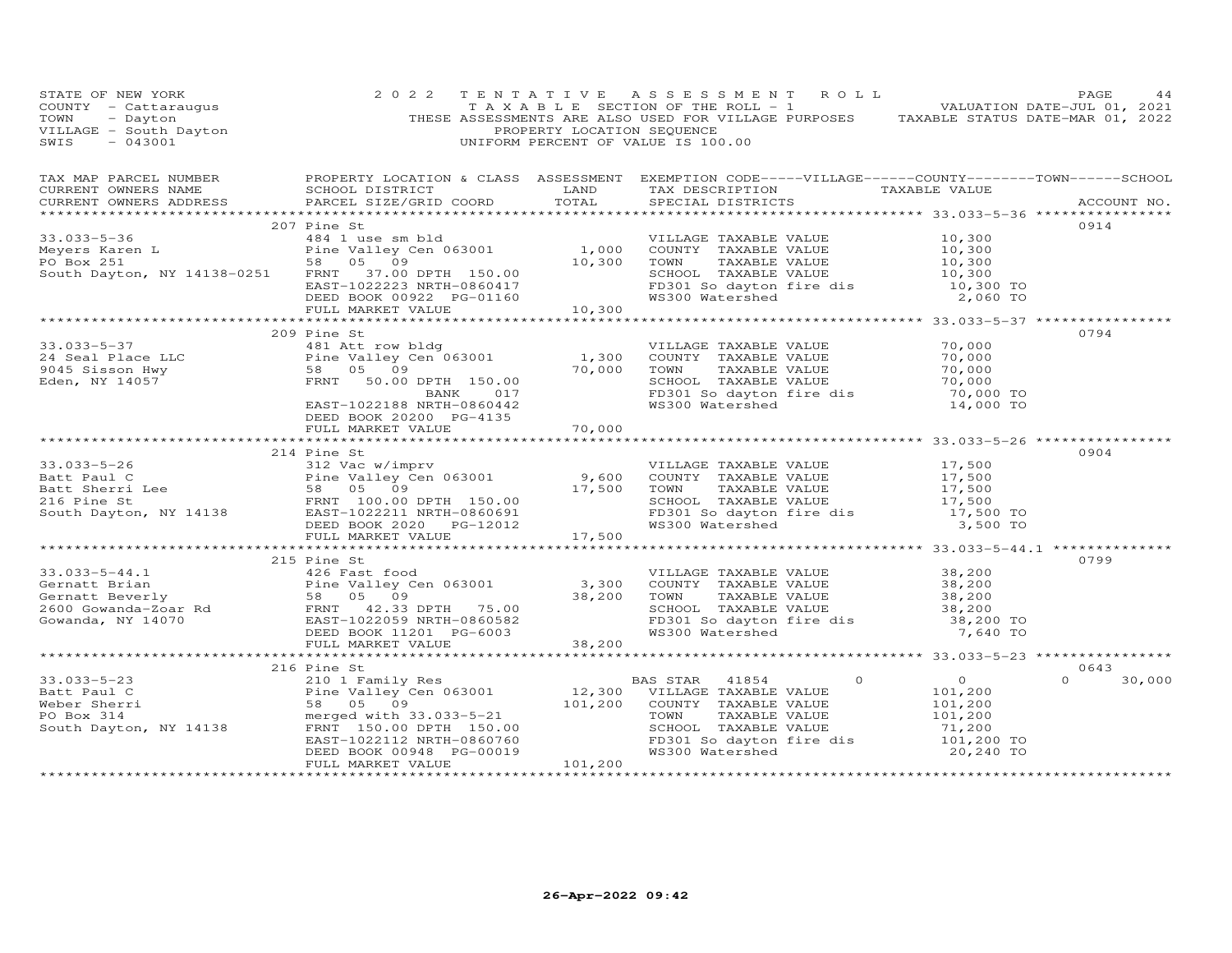STATE OF NEW YORK
COUNTY - Cattaraugus
TOWN - Dayton
VILLAGE - South Dayton
SWIS - 043001

2022 TENTATIVE ASSESSMENT ROLL
TAXABLE SECTION OF THE ROLL - 1
THESE ASSESSMENTS ARE ALSO USED FOR VILLAGE PURPOSES
PROPERTY LOCATION SEQUENCE
UNIFORM PERCENT OF VALUE IS 100.00

VALUATION DATE-JUL 01, 2021
TAXABLE STATUS DATE-MAR 01, 2022

| TAX MAP PARCEL NUMBER / CURRENT OWNERS NAME / CURRENT OWNERS ADDRESS | PROPERTY LOCATION & CLASS / SCHOOL DISTRICT / PARCEL SIZE/GRID COORD | ASSESSMENT LAND | TOTAL | EXEMPTION CODE-----VILLAGE------COUNTY--------TOWN------SCHOOL / TAX DESCRIPTION / SPECIAL DISTRICTS | TAXABLE VALUE | ACCOUNT NO. |
|---|---|---|---|---|---|---|
| 33.033-5-36 | 207 Pine St | | | | | 0914 |
| Meyers Karen L | 484 1 use sm bld | | | VILLAGE TAXABLE VALUE | 10,300 | |
| PO Box 251 | Pine Valley Cen 063001 | 1,000 | | COUNTY TAXABLE VALUE | 10,300 | |
| South Dayton, NY 14138-0251 | 58 05 09 | | 10,300 | TOWN TAXABLE VALUE | 10,300 | |
| | FRNT 37.00 DPTH 150.00 | | | SCHOOL TAXABLE VALUE | 10,300 | |
| | EAST-1022223 NRTH-0860417 | | | FD301 So dayton fire dis | 10,300 TO | |
| | DEED BOOK 00922 PG-01160 | | | WS300 Watershed | 2,060 TO | |
| | FULL MARKET VALUE | | 10,300 | | | |
| 33.033-5-37 | 209 Pine St | | | | | 0794 |
| 24 Seal Place LLC | 481 Att row bldg | | | VILLAGE TAXABLE VALUE | 70,000 | |
| 9045 Sisson Hwy | Pine Valley Cen 063001 | 1,300 | | COUNTY TAXABLE VALUE | 70,000 | |
| Eden, NY 14057 | 58 05 09 | | 70,000 | TOWN TAXABLE VALUE | 70,000 | |
| | FRNT 50.00 DPTH 150.00 | | | SCHOOL TAXABLE VALUE | 70,000 | |
| | BANK 017 | | | FD301 So dayton fire dis | 70,000 TO | |
| | EAST-1022188 NRTH-0860442 | | | WS300 Watershed | 14,000 TO | |
| | DEED BOOK 20200 PG-4135 | | | | | |
| | FULL MARKET VALUE | | 70,000 | | | |
| 33.033-5-26 | 214 Pine St | | | | | 0904 |
| Batt Paul C | 312 Vac w/imprv | | | VILLAGE TAXABLE VALUE | 17,500 | |
| Batt Sherri Lee | Pine Valley Cen 063001 | 9,600 | | COUNTY TAXABLE VALUE | 17,500 | |
| 216 Pine St | 58 05 09 | | 17,500 | TOWN TAXABLE VALUE | 17,500 | |
| South Dayton, NY 14138 | FRNT 100.00 DPTH 150.00 | | | SCHOOL TAXABLE VALUE | 17,500 | |
| | EAST-1022211 NRTH-0860691 | | | FD301 So dayton fire dis | 17,500 TO | |
| | DEED BOOK 2020 PG-12012 | | | WS300 Watershed | 3,500 TO | |
| | FULL MARKET VALUE | | 17,500 | | | |
| 33.033-5-44.1 | 215 Pine St | | | | | 0799 |
| Gernatt Brian | 426 Fast food | | | VILLAGE TAXABLE VALUE | 38,200 | |
| Gernatt Beverly | Pine Valley Cen 063001 | 3,300 | | COUNTY TAXABLE VALUE | 38,200 | |
| 2600 Gowanda-Zoar Rd | 58 05 09 | | 38,200 | TOWN TAXABLE VALUE | 38,200 | |
| Gowanda, NY 14070 | FRNT 42.33 DPTH 75.00 | | | SCHOOL TAXABLE VALUE | 38,200 | |
| | EAST-1022059 NRTH-0860582 | | | FD301 So dayton fire dis | 38,200 TO | |
| | DEED BOOK 11201 PG-6003 | | | WS300 Watershed | 7,640 TO | |
| | FULL MARKET VALUE | | 38,200 | | | |
| 33.033-5-23 | 216 Pine St | | | | | 0643 |
| Batt Paul C | 210 1 Family Res | | | BAS STAR 41854 0 | 0 0 30,000 | |
| Weber Sherri | Pine Valley Cen 063001 | 12,300 | | VILLAGE TAXABLE VALUE | 101,200 | |
| PO Box 314 | 58 05 09 | | 101,200 | COUNTY TAXABLE VALUE | 101,200 | |
| South Dayton, NY 14138 | merged with 33.033-5-21 | | | TOWN TAXABLE VALUE | 101,200 | |
| | FRNT 150.00 DPTH 150.00 | | | SCHOOL TAXABLE VALUE | 71,200 | |
| | EAST-1022112 NRTH-0860760 | | | FD301 So dayton fire dis | 101,200 TO | |
| | DEED BOOK 00948 PG-00019 | | | WS300 Watershed | 20,240 TO | |
| | FULL MARKET VALUE | | 101,200 | | | |

26-Apr-2022 09:42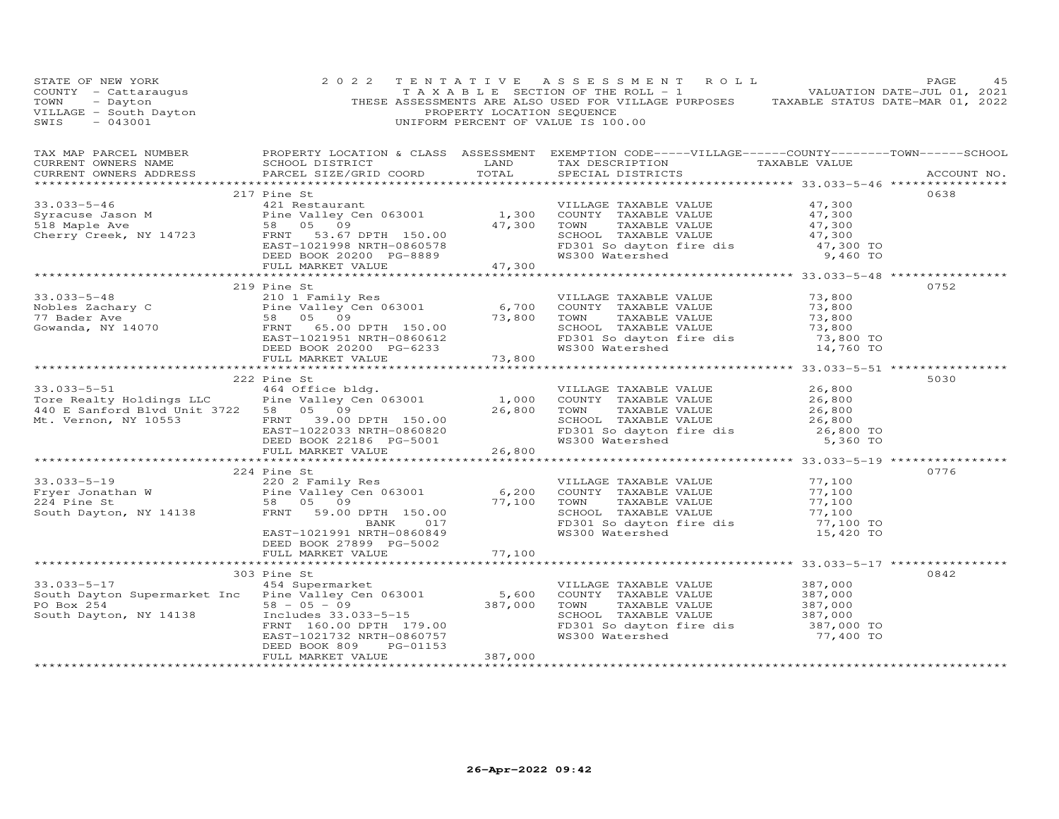STATE OF NEW YORK
COUNTY - Cattaraugus
TOWN - Dayton
VILLAGE - South Dayton
SWIS - 043001

2022 TENTATIVE ASSESSMENT ROLL
TAXABLE SECTION OF THE ROLL - 1
THESE ASSESSMENTS ARE ALSO USED FOR VILLAGE PURPOSES
PROPERTY LOCATION SEQUENCE
UNIFORM PERCENT OF VALUE IS 100.00

VALUATION DATE-JUL 01, 2021
TAXABLE STATUS DATE-MAR 01, 2022

| TAX MAP PARCEL NUMBER / CURRENT OWNERS NAME / CURRENT OWNERS ADDRESS | PROPERTY LOCATION & CLASS / SCHOOL DISTRICT / PARCEL SIZE/GRID COORD | ASSESSMENT LAND | TOTAL | EXEMPTION CODE / TAX DESCRIPTION / SPECIAL DISTRICTS | TAXABLE VALUE | ACCOUNT NO. |
|---|---|---|---|---|---|---|
| **33.033-5-46** | 217 Pine St | | | | | 0638 |
| Syracuse Jason M | 421 Restaurant | | | VILLAGE TAXABLE VALUE | 47,300 | |
| 518 Maple Ave | Pine Valley Cen 063001 | 1,300 | | COUNTY TAXABLE VALUE | 47,300 | |
| Cherry Creek, NY 14723 | 58 05 09 | | 47,300 | TOWN TAXABLE VALUE | 47,300 | |
| | FRNT 53.67 DPTH 150.00 | | | SCHOOL TAXABLE VALUE | 47,300 | |
| | EAST-1021998 NRTH-0860578 | | | FD301 So dayton fire dis | 47,300 TO | |
| | DEED BOOK 20200 PG-8889 | | | WS300 Watershed | 9,460 TO | |
| | FULL MARKET VALUE | | 47,300 | | | |
| **33.033-5-48** | 219 Pine St | | | | | 0752 |
| Nobles Zachary C | 210 1 Family Res | | | VILLAGE TAXABLE VALUE | 73,800 | |
| 77 Bader Ave | Pine Valley Cen 063001 | 6,700 | | COUNTY TAXABLE VALUE | 73,800 | |
| Gowanda, NY 14070 | 58 05 09 | | 73,800 | TOWN TAXABLE VALUE | 73,800 | |
| | FRNT 65.00 DPTH 150.00 | | | SCHOOL TAXABLE VALUE | 73,800 | |
| | EAST-1021951 NRTH-0860612 | | | FD301 So dayton fire dis | 73,800 TO | |
| | DEED BOOK 20200 PG-6233 | | | WS300 Watershed | 14,760 TO | |
| | FULL MARKET VALUE | | 73,800 | | | |
| **33.033-5-51** | 222 Pine St | | | | | 5030 |
| Tore Realty Holdings LLC | 464 Office bldg. | | | VILLAGE TAXABLE VALUE | 26,800 | |
| 440 E Sanford Blvd Unit 3722 | Pine Valley Cen 063001 | 1,000 | | COUNTY TAXABLE VALUE | 26,800 | |
| Mt. Vernon, NY 10553 | 58 05 09 | | 26,800 | TOWN TAXABLE VALUE | 26,800 | |
| | FRNT 39.00 DPTH 150.00 | | | SCHOOL TAXABLE VALUE | 26,800 | |
| | EAST-1022033 NRTH-0860820 | | | FD301 So dayton fire dis | 26,800 TO | |
| | DEED BOOK 22186 PG-5001 | | | WS300 Watershed | 5,360 TO | |
| | FULL MARKET VALUE | | 26,800 | | | |
| **33.033-5-19** | 224 Pine St | | | | | 0776 |
| Fryer Jonathan W | 220 2 Family Res | | | VILLAGE TAXABLE VALUE | 77,100 | |
| 224 Pine St | Pine Valley Cen 063001 | 6,200 | | COUNTY TAXABLE VALUE | 77,100 | |
| South Dayton, NY 14138 | 58 05 09 | | 77,100 | TOWN TAXABLE VALUE | 77,100 | |
| | FRNT 59.00 DPTH 150.00 | | | SCHOOL TAXABLE VALUE | 77,100 | |
| | BANK 017 | | | FD301 So dayton fire dis | 77,100 TO | |
| | EAST-1021991 NRTH-0860849 | | | WS300 Watershed | 15,420 TO | |
| | DEED BOOK 27899 PG-5002 | | | | | |
| | FULL MARKET VALUE | | 77,100 | | | |
| **33.033-5-17** | 303 Pine St | | | | | 0842 |
| South Dayton Supermarket Inc | 454 Supermarket | | | VILLAGE TAXABLE VALUE | 387,000 | |
| PO Box 254 | Pine Valley Cen 063001 | 5,600 | | COUNTY TAXABLE VALUE | 387,000 | |
| South Dayton, NY 14138 | 58 - 05 - 09 | | 387,000 | TOWN TAXABLE VALUE | 387,000 | |
| | Includes 33.033-5-15 | | | SCHOOL TAXABLE VALUE | 387,000 | |
| | FRNT 160.00 DPTH 179.00 | | | FD301 So dayton fire dis | 387,000 TO | |
| | EAST-1021732 NRTH-0860757 | | | WS300 Watershed | 77,400 TO | |
| | DEED BOOK 809 PG-01153 | | | | | |
| | FULL MARKET VALUE | | 387,000 | | | |

26-Apr-2022 09:42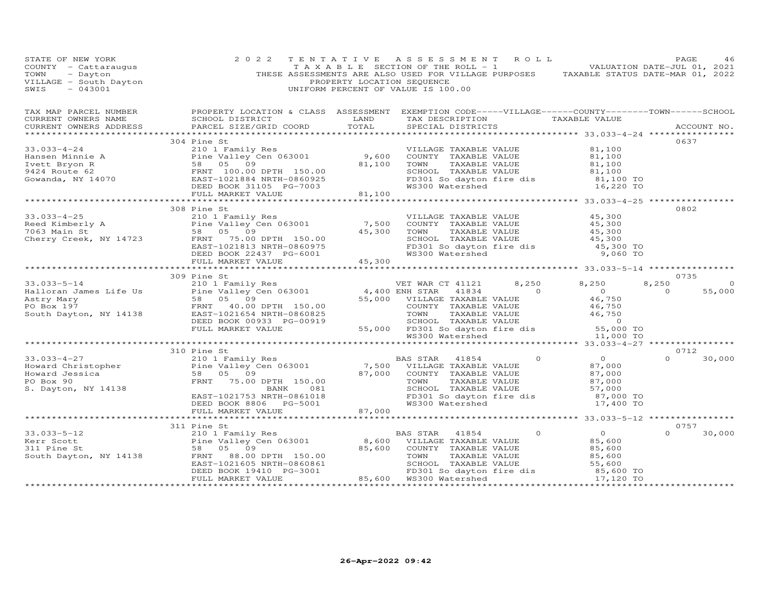STATE OF NEW YORK | 2022 TENTATIVE ASSESSMENT ROLL | VALUATION DATE-JUL 01, 2021
COUNTY - Cattaraugus | TAXABLE SECTION OF THE ROLL - 1 | TAXABLE STATUS DATE-MAR 01, 2022
TOWN - Dayton | THESE ASSESSMENTS ARE ALSO USED FOR VILLAGE PURPOSES
VILLAGE - South Dayton | PROPERTY LOCATION SEQUENCE
SWIS - 043001 | UNIFORM PERCENT OF VALUE IS 100.00

| TAX MAP PARCEL NUMBER / CURRENT OWNERS NAME / CURRENT OWNERS ADDRESS | PROPERTY LOCATION & CLASS / SCHOOL DISTRICT / PARCEL SIZE/GRID COORD | ASSESSMENT LAND / TOTAL | EXEMPTION CODE / TAX DESCRIPTION / SPECIAL DISTRICTS | VILLAGE | COUNTY / TAXABLE VALUE | TOWN | SCHOOL | ACCOUNT NO. |
|---|---|---|---|---|---|---|---|---|
| **33.033-4-24** | 304 Pine St | | | | | | | 0637 |
| 33.033-4-24 | 210 1 Family Res | | VILLAGE TAXABLE VALUE | | 81,100 | | | |
| Hansen Minnie A | Pine Valley Cen 063001 | 9,600 | COUNTY TAXABLE VALUE | | 81,100 | | | |
| Ivett Bryon R | 58 05 09 | 81,100 | TOWN TAXABLE VALUE | | 81,100 | | | |
| 9424 Route 62 | FRNT 100.00 DPTH 150.00 | | SCHOOL TAXABLE VALUE | | 81,100 | | | |
| Gowanda, NY 14070 | EAST-1021884 NRTH-0860925 | | FD301 So dayton fire dis | | 81,100 TO | | | |
| | DEED BOOK 31105 PG-7003 | | WS300 Watershed | | 16,220 TO | | | |
| | FULL MARKET VALUE | 81,100 | | | | | | |
| **33.033-4-25** | 308 Pine St | | | | | | | 0802 |
| 33.033-4-25 | 210 1 Family Res | | VILLAGE TAXABLE VALUE | | 45,300 | | | |
| Reed Kimberly A | Pine Valley Cen 063001 | 7,500 | COUNTY TAXABLE VALUE | | 45,300 | | | |
| 7063 Main St | 58 05 09 | 45,300 | TOWN TAXABLE VALUE | | 45,300 | | | |
| Cherry Creek, NY 14723 | FRNT 75.00 DPTH 150.00 | | SCHOOL TAXABLE VALUE | | 45,300 | | | |
| | EAST-1021813 NRTH-0860975 | | FD301 So dayton fire dis | | 45,300 TO | | | |
| | DEED BOOK 22437 PG-6001 | | WS300 Watershed | | 9,060 TO | | | |
| | FULL MARKET VALUE | 45,300 | | | | | | |
| **33.033-5-14** | 309 Pine St | | | | | | | 0735 |
| 33.033-5-14 | 210 1 Family Res | | VET WAR CT 41121 | 8,250 | 8,250 | 8,250 | 0 | |
| Halloran James Life Us | Pine Valley Cen 063001 | 4,400 | ENH STAR 41834 | 0 | 0 | 0 | 55,000 | |
| Astry Mary | 58 05 09 | 55,000 | VILLAGE TAXABLE VALUE | | 46,750 | | | |
| PO Box 197 | FRNT 40.00 DPTH 150.00 | | COUNTY TAXABLE VALUE | | 46,750 | | | |
| South Dayton, NY 14138 | EAST-1021654 NRTH-0860825 | | TOWN TAXABLE VALUE | | 46,750 | | | |
| | DEED BOOK 00933 PG-00919 | | SCHOOL TAXABLE VALUE | | 0 | | | |
| | FULL MARKET VALUE | 55,000 | FD301 So dayton fire dis | | 55,000 TO | | | |
| | | | WS300 Watershed | | 11,000 TO | | | |
| **33.033-4-27** | 310 Pine St | | | | | | | 0712 |
| 33.033-4-27 | 210 1 Family Res | | BAS STAR 41854 | 0 | 0 | 0 | 30,000 | |
| Howard Christopher | Pine Valley Cen 063001 | 7,500 | VILLAGE TAXABLE VALUE | | 87,000 | | | |
| Howard Jessica | 58 05 09 | 87,000 | COUNTY TAXABLE VALUE | | 87,000 | | | |
| PO Box 90 | FRNT 75.00 DPTH 150.00 | | TOWN TAXABLE VALUE | | 87,000 | | | |
| S. Dayton, NY 14138 | BANK 081 | | SCHOOL TAXABLE VALUE | | 57,000 | | | |
| | EAST-1021753 NRTH-0861018 | | FD301 So dayton fire dis | | 87,000 TO | | | |
| | DEED BOOK 8806 PG-5001 | | WS300 Watershed | | 17,400 TO | | | |
| | FULL MARKET VALUE | 87,000 | | | | | | |
| **33.033-5-12** | 311 Pine St | | | | | | | 0757 |
| 33.033-5-12 | 210 1 Family Res | | BAS STAR 41854 | 0 | 0 | 0 | 30,000 | |
| Kerr Scott | Pine Valley Cen 063001 | 8,600 | VILLAGE TAXABLE VALUE | | 85,600 | | | |
| 311 Pine St | 58 05 09 | 85,600 | COUNTY TAXABLE VALUE | | 85,600 | | | |
| South Dayton, NY 14138 | FRNT 88.00 DPTH 150.00 | | TOWN TAXABLE VALUE | | 85,600 | | | |
| | EAST-1021605 NRTH-0860861 | | SCHOOL TAXABLE VALUE | | 55,600 | | | |
| | DEED BOOK 19410 PG-3001 | | FD301 So dayton fire dis | | 85,600 TO | | | |
| | FULL MARKET VALUE | 85,600 | WS300 Watershed | | 17,120 TO | | | |

26-Apr-2022 09:42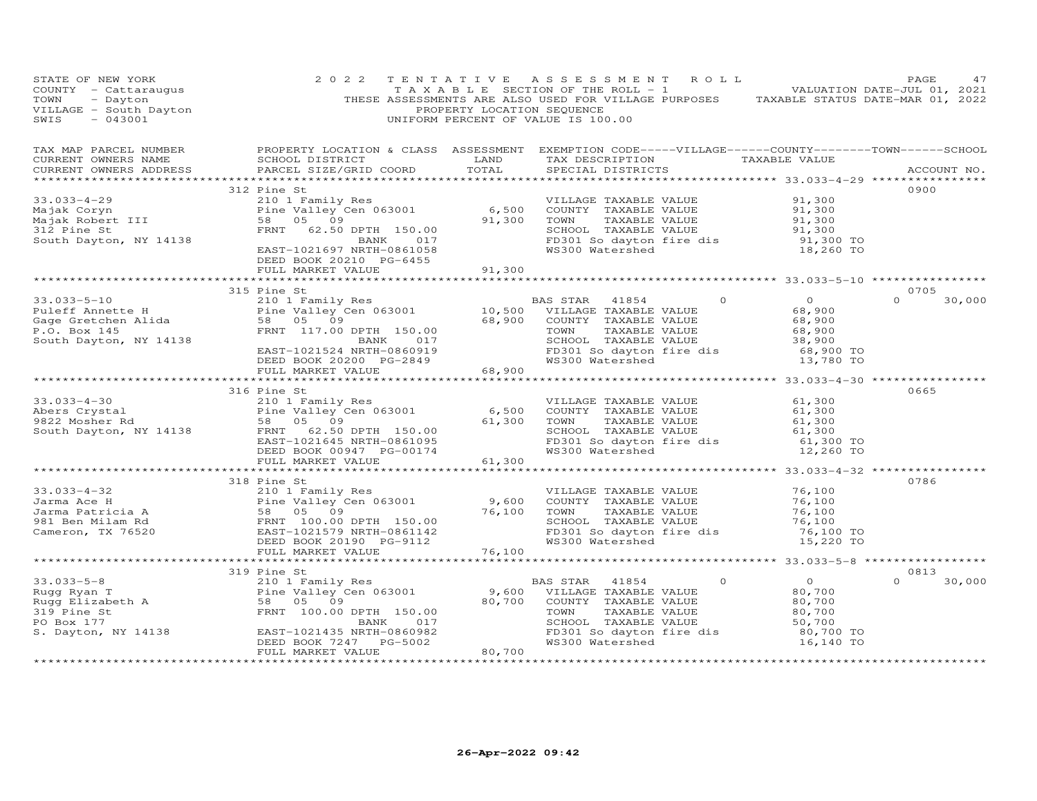STATE OF NEW YORK
COUNTY - Cattaraugus
TOWN - Dayton
VILLAGE - South Dayton
SWIS - 043001

2022 TENTATIVE ASSESSMENT ROLL
TAXABLE SECTION OF THE ROLL - 1
THESE ASSESSMENTS ARE ALSO USED FOR VILLAGE PURPOSES
PROPERTY LOCATION SEQUENCE
UNIFORM PERCENT OF VALUE IS 100.00

VALUATION DATE-JUL 01, 2021
TAXABLE STATUS DATE-MAR 01, 2022

| TAX MAP PARCEL NUMBER / CURRENT OWNERS NAME / CURRENT OWNERS ADDRESS | PROPERTY LOCATION & CLASS / SCHOOL DISTRICT / PARCEL SIZE/GRID COORD | ASSESSMENT LAND / TOTAL | EXEMPTION CODE / TAX DESCRIPTION / SPECIAL DISTRICTS | VILLAGE | COUNTY / TAXABLE VALUE | TOWN | SCHOOL | ACCOUNT NO. |
|---|---|---|---|---|---|---|---|---|
| **33.033-4-29** | 312 Pine St | | | | | | | 0900 |
| Majak Coryn | 210 1 Family Res | | VILLAGE TAXABLE VALUE | | 91,300 | | | |
| Majak Robert III | Pine Valley Cen 063001 | 6,500 | COUNTY TAXABLE VALUE | | 91,300 | | | |
| 312 Pine St | 58 05 09 | 91,300 | TOWN TAXABLE VALUE | | 91,300 | | | |
| South Dayton, NY 14138 | FRNT 62.50 DPTH 150.00 | | SCHOOL TAXABLE VALUE | | 91,300 | | | |
| | BANK 017 | | FD301 So dayton fire dis | | 91,300 TO | | | |
| | EAST-1021697 NRTH-0861058 | | WS300 Watershed | | 18,260 TO | | | |
| | DEED BOOK 20210 PG-6455 | | | | | | | |
| | FULL MARKET VALUE | 91,300 | | | | | | |
| **33.033-5-10** | 315 Pine St | | | | | | | 0705 |
| Puleff Annette H | 210 1 Family Res | | BAS STAR 41854 | 0 | 0 | 0 | 30,000 | |
| Gage Gretchen Alida | Pine Valley Cen 063001 | 10,500 | VILLAGE TAXABLE VALUE | | 68,900 | | | |
| P.O. Box 145 | 58 05 09 | 68,900 | COUNTY TAXABLE VALUE | | 68,900 | | | |
| South Dayton, NY 14138 | FRNT 117.00 DPTH 150.00 | | TOWN TAXABLE VALUE | | 68,900 | | | |
| | BANK 017 | | SCHOOL TAXABLE VALUE | | 38,900 | | | |
| | EAST-1021524 NRTH-0860919 | | FD301 So dayton fire dis | | 68,900 TO | | | |
| | DEED BOOK 20200 PG-2849 | | WS300 Watershed | | 13,780 TO | | | |
| | FULL MARKET VALUE | 68,900 | | | | | | |
| **33.033-4-30** | 316 Pine St | | | | | | | 0665 |
| Abers Crystal | 210 1 Family Res | | VILLAGE TAXABLE VALUE | | 61,300 | | | |
| 9822 Mosher Rd | Pine Valley Cen 063001 | 6,500 | COUNTY TAXABLE VALUE | | 61,300 | | | |
| South Dayton, NY 14138 | 58 05 09 | 61,300 | TOWN TAXABLE VALUE | | 61,300 | | | |
| | FRNT 62.50 DPTH 150.00 | | SCHOOL TAXABLE VALUE | | 61,300 | | | |
| | EAST-1021645 NRTH-0861095 | | FD301 So dayton fire dis | | 61,300 TO | | | |
| | DEED BOOK 00947 PG-00174 | | WS300 Watershed | | 12,260 TO | | | |
| | FULL MARKET VALUE | 61,300 | | | | | | |
| **33.033-4-32** | 318 Pine St | | | | | | | 0786 |
| Jarma Ace H | 210 1 Family Res | | VILLAGE TAXABLE VALUE | | 76,100 | | | |
| Jarma Patricia A | Pine Valley Cen 063001 | 9,600 | COUNTY TAXABLE VALUE | | 76,100 | | | |
| 981 Ben Milam Rd | 58 05 09 | 76,100 | TOWN TAXABLE VALUE | | 76,100 | | | |
| Cameron, TX 76520 | FRNT 100.00 DPTH 150.00 | | SCHOOL TAXABLE VALUE | | 76,100 | | | |
| | EAST-1021579 NRTH-0861142 | | FD301 So dayton fire dis | | 76,100 TO | | | |
| | DEED BOOK 20190 PG-9112 | | WS300 Watershed | | 15,220 TO | | | |
| | FULL MARKET VALUE | 76,100 | | | | | | |
| **33.033-5-8** | 319 Pine St | | | | | | | 0813 |
| Rugg Ryan T | 210 1 Family Res | | BAS STAR 41854 | 0 | 0 | 0 | 30,000 | |
| Rugg Elizabeth A | Pine Valley Cen 063001 | 9,600 | VILLAGE TAXABLE VALUE | | 80,700 | | | |
| 319 Pine St | 58 05 09 | 80,700 | COUNTY TAXABLE VALUE | | 80,700 | | | |
| PO Box 177 | FRNT 100.00 DPTH 150.00 | | TOWN TAXABLE VALUE | | 80,700 | | | |
| S. Dayton, NY 14138 | BANK 017 | | SCHOOL TAXABLE VALUE | | 50,700 | | | |
| | EAST-1021435 NRTH-0860982 | | FD301 So dayton fire dis | | 80,700 TO | | | |
| | DEED BOOK 7247 PG-5002 | | WS300 Watershed | | 16,140 TO | | | |
| | FULL MARKET VALUE | 80,700 | | | | | | |

26-Apr-2022 09:42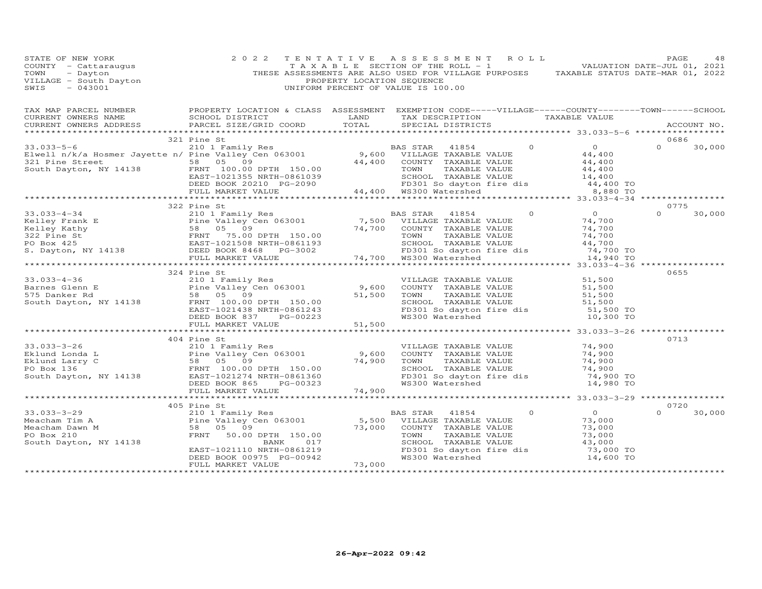STATE OF NEW YORK
COUNTY - Cattaraugus
TOWN - Dayton
VILLAGE - South Dayton
SWIS - 043001

# 2022 TENTATIVE ASSESSMENT ROLL

TAXABLE SECTION OF THE ROLL - 1
THESE ASSESSMENTS ARE ALSO USED FOR VILLAGE PURPOSES
PROPERTY LOCATION SEQUENCE
UNIFORM PERCENT OF VALUE IS 100.00

VALUATION DATE-JUL 01, 2021
TAXABLE STATUS DATE-MAR 01, 2022

| TAX MAP PARCEL NUMBER / CURRENT OWNERS NAME / CURRENT OWNERS ADDRESS | PROPERTY LOCATION & CLASS / SCHOOL DISTRICT / PARCEL SIZE/GRID COORD | ASSESSMENT LAND / TOTAL | EXEMPTION CODE / TAX DESCRIPTION / SPECIAL DISTRICTS | VILLAGE | COUNTY / TAXABLE VALUE | TOWN | SCHOOL / ACCOUNT NO. |
|---|---|---|---|---|---|---|---|
| **33.033-5-6** | 321 Pine St | | | | | | 0686 |
| | 210 1 Family Res | | BAS STAR 41854 | 0 | 0 | 0 | 30,000 |
| Elwell n/k/a Hosmer Jayette n/ | Pine Valley Cen 063001 | 9,600 | VILLAGE TAXABLE VALUE | | 44,400 | | |
| 321 Pine Street | 58 05 09 | 44,400 | COUNTY TAXABLE VALUE | | 44,400 | | |
| South Dayton, NY 14138 | FRNT 100.00 DPTH 150.00 | | TOWN TAXABLE VALUE | | 44,400 | | |
| | EAST-1021355 NRTH-0861039 | | SCHOOL TAXABLE VALUE | | 14,400 | | |
| | DEED BOOK 20210 PG-2090 | | FD301 So dayton fire dis | | 44,400 TO | | |
| | FULL MARKET VALUE | 44,400 | WS300 Watershed | | 8,880 TO | | |
| **33.033-4-34** | 322 Pine St | | | | | | 0775 |
| | 210 1 Family Res | | BAS STAR 41854 | 0 | 0 | 0 | 30,000 |
| Kelley Frank E | Pine Valley Cen 063001 | 7,500 | VILLAGE TAXABLE VALUE | | 74,700 | | |
| Kelley Kathy | 58 05 09 | 74,700 | COUNTY TAXABLE VALUE | | 74,700 | | |
| 322 Pine St | FRNT 75.00 DPTH 150.00 | | TOWN TAXABLE VALUE | | 74,700 | | |
| PO Box 425 | EAST-1021508 NRTH-0861193 | | SCHOOL TAXABLE VALUE | | 44,700 | | |
| S. Dayton, NY 14138 | DEED BOOK 8468 PG-3002 | | FD301 So dayton fire dis | | 74,700 TO | | |
| | FULL MARKET VALUE | 74,700 | WS300 Watershed | | 14,940 TO | | |
| **33.033-4-36** | 324 Pine St | | | | | | 0655 |
| | 210 1 Family Res | | VILLAGE TAXABLE VALUE | | 51,500 | | |
| Barnes Glenn E | Pine Valley Cen 063001 | 9,600 | COUNTY TAXABLE VALUE | | 51,500 | | |
| 575 Danker Rd | 58 05 09 | 51,500 | TOWN TAXABLE VALUE | | 51,500 | | |
| South Dayton, NY 14138 | FRNT 100.00 DPTH 150.00 | | SCHOOL TAXABLE VALUE | | 51,500 | | |
| | EAST-1021438 NRTH-0861243 | | FD301 So dayton fire dis | | 51,500 TO | | |
| | DEED BOOK 837 PG-00223 | | WS300 Watershed | | 10,300 TO | | |
| | FULL MARKET VALUE | 51,500 | | | | | |
| **33.033-3-26** | 404 Pine St | | | | | | 0713 |
| | 210 1 Family Res | | VILLAGE TAXABLE VALUE | | 74,900 | | |
| Eklund Londa L | Pine Valley Cen 063001 | 9,600 | COUNTY TAXABLE VALUE | | 74,900 | | |
| Eklund Larry C | 58 05 09 | 74,900 | TOWN TAXABLE VALUE | | 74,900 | | |
| PO Box 136 | FRNT 100.00 DPTH 150.00 | | SCHOOL TAXABLE VALUE | | 74,900 | | |
| South Dayton, NY 14138 | EAST-1021274 NRTH-0861360 | | FD301 So dayton fire dis | | 74,900 TO | | |
| | DEED BOOK 865 PG-00323 | | WS300 Watershed | | 14,980 TO | | |
| | FULL MARKET VALUE | 74,900 | | | | | |
| **33.033-3-29** | 405 Pine St | | | | | | 0720 |
| | 210 1 Family Res | | BAS STAR 41854 | 0 | 0 | 0 | 30,000 |
| Meacham Tim A | Pine Valley Cen 063001 | 5,500 | VILLAGE TAXABLE VALUE | | 73,000 | | |
| Meacham Dawn M | 58 05 09 | 73,000 | COUNTY TAXABLE VALUE | | 73,000 | | |
| PO Box 210 | FRNT 50.00 DPTH 150.00 | | TOWN TAXABLE VALUE | | 73,000 | | |
| South Dayton, NY 14138 | BANK 017 | | SCHOOL TAXABLE VALUE | | 43,000 | | |
| | EAST-1021110 NRTH-0861219 | | FD301 So dayton fire dis | | 73,000 TO | | |
| | DEED BOOK 00975 PG-00942 | | WS300 Watershed | | 14,600 TO | | |
| | FULL MARKET VALUE | 73,000 | | | | | |

26-Apr-2022 09:42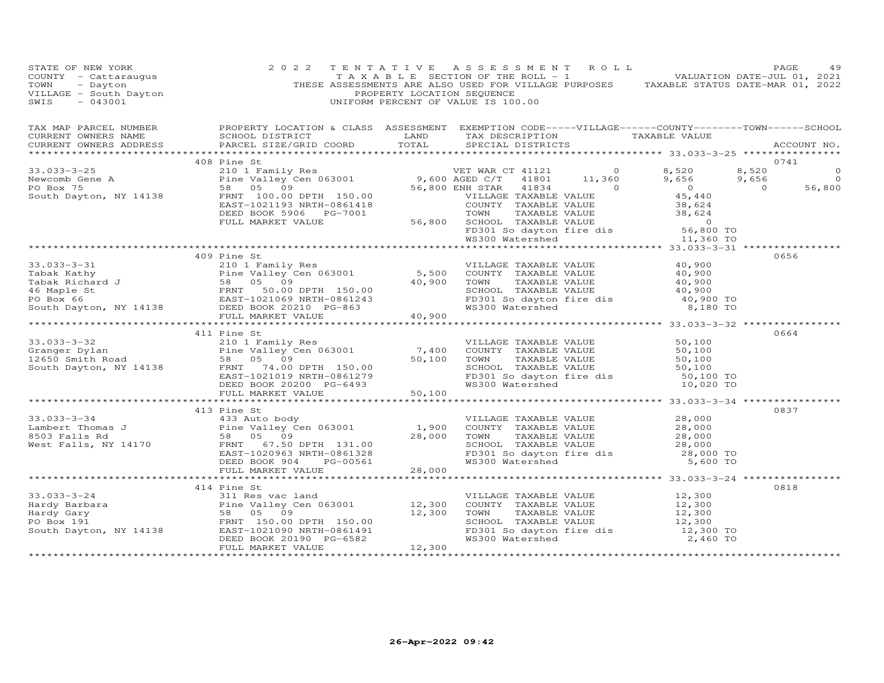STATE OF NEW YORK
COUNTY - Cattaraugus
TOWN - Dayton
VILLAGE - South Dayton
SWIS - 043001

2022 TENTATIVE ASSESSMENT ROLL
TAXABLE SECTION OF THE ROLL - 1
THESE ASSESSMENTS ARE ALSO USED FOR VILLAGE PURPOSES
PROPERTY LOCATION SEQUENCE
UNIFORM PERCENT OF VALUE IS 100.00

VALUATION DATE-JUL 01, 2021
TAXABLE STATUS DATE-MAR 01, 2022

| TAX MAP PARCEL NUMBER / CURRENT OWNERS NAME / CURRENT OWNERS ADDRESS | PROPERTY LOCATION & CLASS / SCHOOL DISTRICT / PARCEL SIZE/GRID COORD | ASSESSMENT LAND | TOTAL | EXEMPTION CODE / TAX DESCRIPTION / SPECIAL DISTRICTS | VILLAGE | COUNTY TAXABLE VALUE | TOWN | SCHOOL | ACCOUNT NO. |
|---|---|---|---|---|---|---|---|---|---|
| **33.033-3-25** | 408 Pine St | | | | | | | | 0741 |
| Newcomb Gene A | 210 1 Family Res | | | VET WAR CT 41121 | 0 | 8,520 | 8,520 | 0 | |
| PO Box 75 | Pine Valley Cen 063001 | 9,600 | | AGED C/T 41801 | 11,360 | 9,656 | 9,656 | 0 | |
| South Dayton, NY 14138 | 58 05 09 | | 56,800 | ENH STAR 41834 | 0 | 0 | 0 | 56,800 | |
| | FRNT 100.00 DPTH 150.00 | | | VILLAGE TAXABLE VALUE | | 45,440 | | | |
| | EAST-1021193 NRTH-0861418 | | | COUNTY TAXABLE VALUE | | 38,624 | | | |
| | DEED BOOK 5906 PG-7001 | | | TOWN TAXABLE VALUE | | 38,624 | | | |
| | FULL MARKET VALUE | | 56,800 | SCHOOL TAXABLE VALUE | | 0 | | | |
| | | | | FD301 So dayton fire dis | | 56,800 TO | | | |
| | | | | WS300 Watershed | | 11,360 TO | | | |
| **33.033-3-31** | 409 Pine St | | | | | | | | 0656 |
| Tabak Kathy | 210 1 Family Res | | | VILLAGE TAXABLE VALUE | | 40,900 | | | |
| Tabak Richard J | Pine Valley Cen 063001 | 5,500 | | COUNTY TAXABLE VALUE | | 40,900 | | | |
| 46 Maple St | 58 05 09 | | 40,900 | TOWN TAXABLE VALUE | | 40,900 | | | |
| PO Box 66 | FRNT 50.00 DPTH 150.00 | | | SCHOOL TAXABLE VALUE | | 40,900 | | | |
| South Dayton, NY 14138 | EAST-1021069 NRTH-0861243 | | | FD301 So dayton fire dis | | 40,900 TO | | | |
| | DEED BOOK 20210 PG-863 | | | WS300 Watershed | | 8,180 TO | | | |
| | FULL MARKET VALUE | | 40,900 | | | | | | |
| **33.033-3-32** | 411 Pine St | | | | | | | | 0664 |
| Granger Dylan | 210 1 Family Res | | | VILLAGE TAXABLE VALUE | | 50,100 | | | |
| 12650 Smith Road | Pine Valley Cen 063001 | 7,400 | | COUNTY TAXABLE VALUE | | 50,100 | | | |
| South Dayton, NY 14138 | 58 05 09 | | 50,100 | TOWN TAXABLE VALUE | | 50,100 | | | |
| | FRNT 74.00 DPTH 150.00 | | | SCHOOL TAXABLE VALUE | | 50,100 | | | |
| | EAST-1021019 NRTH-0861279 | | | FD301 So dayton fire dis | | 50,100 TO | | | |
| | DEED BOOK 20200 PG-6493 | | | WS300 Watershed | | 10,020 TO | | | |
| | FULL MARKET VALUE | | 50,100 | | | | | | |
| **33.033-3-34** | 413 Pine St | | | | | | | | 0837 |
| Lambert Thomas J | 433 Auto body | | | VILLAGE TAXABLE VALUE | | 28,000 | | | |
| 8503 Falls Rd | Pine Valley Cen 063001 | 1,900 | | COUNTY TAXABLE VALUE | | 28,000 | | | |
| West Falls, NY 14170 | 58 05 09 | | 28,000 | TOWN TAXABLE VALUE | | 28,000 | | | |
| | FRNT 67.50 DPTH 131.00 | | | SCHOOL TAXABLE VALUE | | 28,000 | | | |
| | EAST-1020963 NRTH-0861328 | | | FD301 So dayton fire dis | | 28,000 TO | | | |
| | DEED BOOK 904 PG-00561 | | | WS300 Watershed | | 5,600 TO | | | |
| | FULL MARKET VALUE | | 28,000 | | | | | | |
| **33.033-3-24** | 414 Pine St | | | | | | | | 0818 |
| Hardy Barbara | 311 Res vac land | | | VILLAGE TAXABLE VALUE | | 12,300 | | | |
| Hardy Gary | Pine Valley Cen 063001 | 12,300 | | COUNTY TAXABLE VALUE | | 12,300 | | | |
| PO Box 191 | 58 05 09 | | 12,300 | TOWN TAXABLE VALUE | | 12,300 | | | |
| South Dayton, NY 14138 | FRNT 150.00 DPTH 150.00 | | | SCHOOL TAXABLE VALUE | | 12,300 | | | |
| | EAST-1021090 NRTH-0861491 | | | FD301 So dayton fire dis | | 12,300 TO | | | |
| | DEED BOOK 20190 PG-6582 | | | WS300 Watershed | | 2,460 TO | | | |
| | FULL MARKET VALUE | | 12,300 | | | | | | |

26-Apr-2022 09:42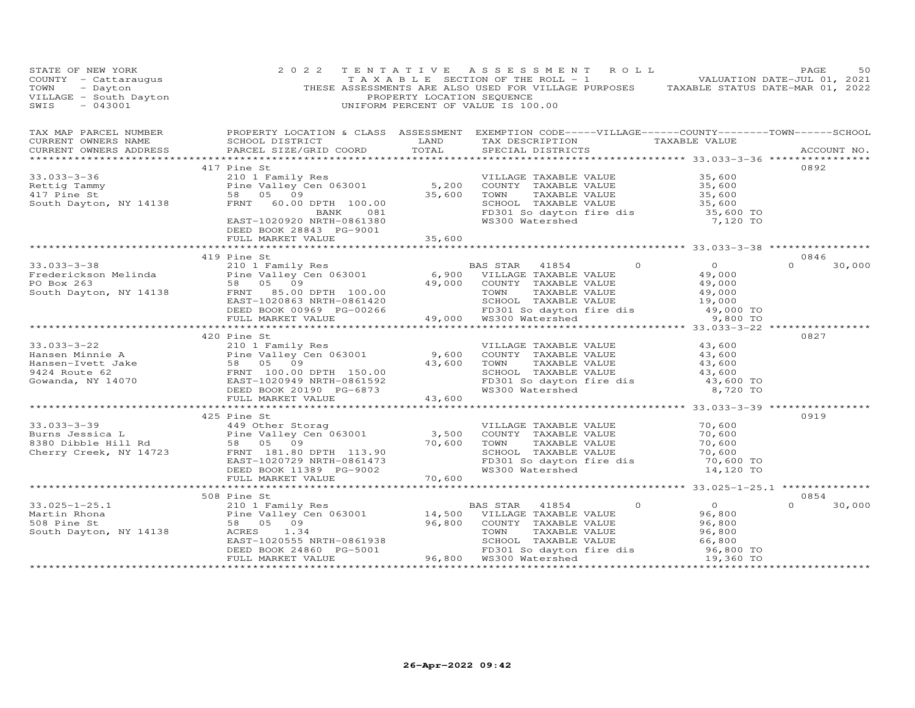STATE OF NEW YORK
COUNTY - Cattaraugus
TOWN - Dayton
VILLAGE - South Dayton
SWIS - 043001

2022 TENTATIVE ASSESSMENT ROLL
TAXABLE SECTION OF THE ROLL - 1
THESE ASSESSMENTS ARE ALSO USED FOR VILLAGE PURPOSES
PROPERTY LOCATION SEQUENCE
UNIFORM PERCENT OF VALUE IS 100.00

VALUATION DATE-JUL 01, 2021
TAXABLE STATUS DATE-MAR 01, 2022

| TAX MAP PARCEL NUMBER / CURRENT OWNERS NAME / CURRENT OWNERS ADDRESS | PROPERTY LOCATION & CLASS / SCHOOL DISTRICT / PARCEL SIZE/GRID COORD | ASSESSMENT LAND | TOTAL | EXEMPTION CODE / TAX DESCRIPTION / SPECIAL DISTRICTS | VILLAGE | COUNTY / TAXABLE VALUE | TOWN | SCHOOL | ACCOUNT NO. |
|---|---|---|---|---|---|---|---|---|---|
| 33.033-3-36 | 417 Pine St | | | | | | | | 0892 |
| 33.033-3-36 | 210 1 Family Res | | | VILLAGE TAXABLE VALUE | | 35,600 | | | |
| Rettig Tammy | Pine Valley Cen 063001 | 5,200 | | COUNTY TAXABLE VALUE | | 35,600 | | | |
| 417 Pine St | 58 05 09 | | 35,600 | TOWN TAXABLE VALUE | | 35,600 | | | |
| South Dayton, NY 14138 | FRNT 60.00 DPTH 100.00 | | | SCHOOL TAXABLE VALUE | | 35,600 | | | |
| | BANK 081 | | | FD301 So dayton fire dis | | 35,600 TO | | | |
| | EAST-1020920 NRTH-0861380 | | | WS300 Watershed | | 7,120 TO | | | |
| | DEED BOOK 28843 PG-9001 | | | | | | | | |
| | FULL MARKET VALUE | | 35,600 | | | | | | |
| 33.033-3-38 | 419 Pine St | | | | | | | | 0846 |
| 33.033-3-38 | 210 1 Family Res | | | BAS STAR 41854 | 0 | 0 | 0 | 30,000 | |
| Frederickson Melinda | Pine Valley Cen 063001 | 6,900 | | VILLAGE TAXABLE VALUE | | 49,000 | | | |
| PO Box 263 | 58 05 09 | | 49,000 | COUNTY TAXABLE VALUE | | 49,000 | | | |
| South Dayton, NY 14138 | FRNT 85.00 DPTH 100.00 | | | TOWN TAXABLE VALUE | | 49,000 | | | |
| | EAST-1020863 NRTH-0861420 | | | SCHOOL TAXABLE VALUE | | 19,000 | | | |
| | DEED BOOK 00969 PG-00266 | | | FD301 So dayton fire dis | | 49,000 TO | | | |
| | FULL MARKET VALUE | | 49,000 | WS300 Watershed | | 9,800 TO | | | |
| 33.033-3-22 | 420 Pine St | | | | | | | | 0827 |
| 33.033-3-22 | 210 1 Family Res | | | VILLAGE TAXABLE VALUE | | 43,600 | | | |
| Hansen Minnie A | Pine Valley Cen 063001 | 9,600 | | COUNTY TAXABLE VALUE | | 43,600 | | | |
| Hansen-Ivett Jake | 58 05 09 | | 43,600 | TOWN TAXABLE VALUE | | 43,600 | | | |
| 9424 Route 62 | FRNT 100.00 DPTH 150.00 | | | SCHOOL TAXABLE VALUE | | 43,600 | | | |
| Gowanda, NY 14070 | EAST-1020949 NRTH-0861592 | | | FD301 So dayton fire dis | | 43,600 TO | | | |
| | DEED BOOK 20190 PG-6873 | | | WS300 Watershed | | 8,720 TO | | | |
| | FULL MARKET VALUE | | 43,600 | | | | | | |
| 33.033-3-39 | 425 Pine St | | | | | | | | 0919 |
| 33.033-3-39 | 449 Other Storag | | | VILLAGE TAXABLE VALUE | | 70,600 | | | |
| Burns Jessica L | Pine Valley Cen 063001 | 3,500 | | COUNTY TAXABLE VALUE | | 70,600 | | | |
| 8380 Dibble Hill Rd | 58 05 09 | | 70,600 | TOWN TAXABLE VALUE | | 70,600 | | | |
| Cherry Creek, NY 14723 | FRNT 181.80 DPTH 113.90 | | | SCHOOL TAXABLE VALUE | | 70,600 | | | |
| | EAST-1020729 NRTH-0861473 | | | FD301 So dayton fire dis | | 70,600 TO | | | |
| | DEED BOOK 11389 PG-9002 | | | WS300 Watershed | | 14,120 TO | | | |
| | FULL MARKET VALUE | | 70,600 | | | | | | |
| 33.025-1-25.1 | 508 Pine St | | | | | | | | 0854 |
| 33.025-1-25.1 | 210 1 Family Res | | | BAS STAR 41854 | 0 | 0 | 0 | 30,000 | |
| Martin Rhona | Pine Valley Cen 063001 | 14,500 | | VILLAGE TAXABLE VALUE | | 96,800 | | | |
| 508 Pine St | 58 05 09 | | 96,800 | COUNTY TAXABLE VALUE | | 96,800 | | | |
| South Dayton, NY 14138 | ACRES 1.34 | | | TOWN TAXABLE VALUE | | 96,800 | | | |
| | EAST-1020555 NRTH-0861938 | | | SCHOOL TAXABLE VALUE | | 66,800 | | | |
| | DEED BOOK 24860 PG-5001 | | | FD301 So dayton fire dis | | 96,800 TO | | | |
| | FULL MARKET VALUE | | 96,800 | WS300 Watershed | | 19,360 TO | | | |

26-Apr-2022 09:42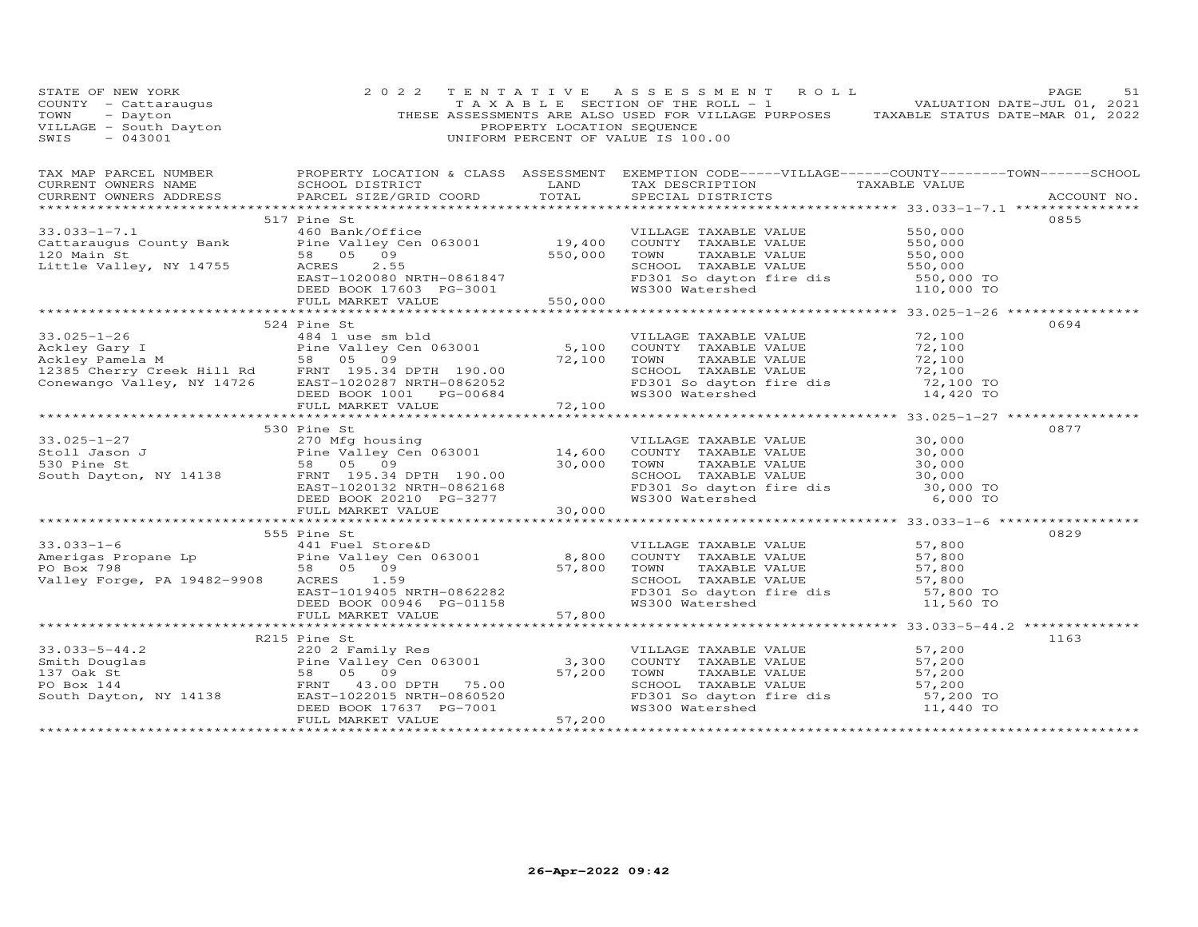STATE OF NEW YORK
COUNTY - Cattaraugus
TOWN - Dayton
VILLAGE - South Dayton
SWIS - 043001

2 0 2 2 T E N T A T I V E A S S E S S M E N T R O L L
T A X A B L E SECTION OF THE ROLL - 1
THESE ASSESSMENTS ARE ALSO USED FOR VILLAGE PURPOSES
PROPERTY LOCATION SEQUENCE
UNIFORM PERCENT OF VALUE IS 100.00

VALUATION DATE-JUL 01, 2021
TAXABLE STATUS DATE-MAR 01, 2022

| TAX MAP PARCEL NUMBER / CURRENT OWNERS NAME / CURRENT OWNERS ADDRESS | PROPERTY LOCATION & CLASS / SCHOOL DISTRICT / PARCEL SIZE/GRID COORD | ASSESSMENT LAND / TOTAL | EXEMPTION CODE-----VILLAGE------COUNTY--------TOWN------SCHOOL / TAX DESCRIPTION / SPECIAL DISTRICTS | TAXABLE VALUE | ACCOUNT NO. |
|---|---|---|---|---|---|
| | 517 Pine St | | | | 0855 |
| 33.033-1-7.1 | 460 Bank/Office | | VILLAGE TAXABLE VALUE | 550,000 | |
| Cattaraugus County Bank | Pine Valley Cen 063001 | 19,400 | COUNTY TAXABLE VALUE | 550,000 | |
| 120 Main St | 58 05 09 | 550,000 | TOWN TAXABLE VALUE | 550,000 | |
| Little Valley, NY 14755 | ACRES 2.55 | | SCHOOL TAXABLE VALUE | 550,000 | |
| | EAST-1020080 NRTH-0861847 | | FD301 So dayton fire dis | 550,000 TO | |
| | DEED BOOK 17603 PG-3001 | | WS300 Watershed | 110,000 TO | |
| | FULL MARKET VALUE | 550,000 | | | |
| | 524 Pine St | | | | 0694 |
| 33.025-1-26 | 484 1 use sm bld | | VILLAGE TAXABLE VALUE | 72,100 | |
| Ackley Gary I | Pine Valley Cen 063001 | 5,100 | COUNTY TAXABLE VALUE | 72,100 | |
| Ackley Pamela M | 58 05 09 | 72,100 | TOWN TAXABLE VALUE | 72,100 | |
| 12385 Cherry Creek Hill Rd | FRNT 195.34 DPTH 190.00 | | SCHOOL TAXABLE VALUE | 72,100 | |
| Conewango Valley, NY 14726 | EAST-1020287 NRTH-0862052 | | FD301 So dayton fire dis | 72,100 TO | |
| | DEED BOOK 1001 PG-00684 | | WS300 Watershed | 14,420 TO | |
| | FULL MARKET VALUE | 72,100 | | | |
| | 530 Pine St | | | | 0877 |
| 33.025-1-27 | 270 Mfg housing | | VILLAGE TAXABLE VALUE | 30,000 | |
| Stoll Jason J | Pine Valley Cen 063001 | 14,600 | COUNTY TAXABLE VALUE | 30,000 | |
| 530 Pine St | 58 05 09 | 30,000 | TOWN TAXABLE VALUE | 30,000 | |
| South Dayton, NY 14138 | FRNT 195.34 DPTH 190.00 | | SCHOOL TAXABLE VALUE | 30,000 | |
| | EAST-1020132 NRTH-0862168 | | FD301 So dayton fire dis | 30,000 TO | |
| | DEED BOOK 20210 PG-3277 | | WS300 Watershed | 6,000 TO | |
| | FULL MARKET VALUE | 30,000 | | | |
| | 555 Pine St | | | | 0829 |
| 33.033-1-6 | 441 Fuel Store&D | | VILLAGE TAXABLE VALUE | 57,800 | |
| Amerigas Propane Lp | Pine Valley Cen 063001 | 8,800 | COUNTY TAXABLE VALUE | 57,800 | |
| PO Box 798 | 58 05 09 | 57,800 | TOWN TAXABLE VALUE | 57,800 | |
| Valley Forge, PA 19482-9908 | ACRES 1.59 | | SCHOOL TAXABLE VALUE | 57,800 | |
| | EAST-1019405 NRTH-0862282 | | FD301 So dayton fire dis | 57,800 TO | |
| | DEED BOOK 00946 PG-01158 | | WS300 Watershed | 11,560 TO | |
| | FULL MARKET VALUE | 57,800 | | | |
| | R215 Pine St | | | | 1163 |
| 33.033-5-44.2 | 220 2 Family Res | | VILLAGE TAXABLE VALUE | 57,200 | |
| Smith Douglas | Pine Valley Cen 063001 | 3,300 | COUNTY TAXABLE VALUE | 57,200 | |
| 137 Oak St | 58 05 09 | 57,200 | TOWN TAXABLE VALUE | 57,200 | |
| PO Box 144 | FRNT 43.00 DPTH 75.00 | | SCHOOL TAXABLE VALUE | 57,200 | |
| South Dayton, NY 14138 | EAST-1022015 NRTH-0860520 | | FD301 So dayton fire dis | 57,200 TO | |
| | DEED BOOK 17637 PG-7001 | | WS300 Watershed | 11,440 TO | |
| | FULL MARKET VALUE | 57,200 | | | |

26-Apr-2022 09:42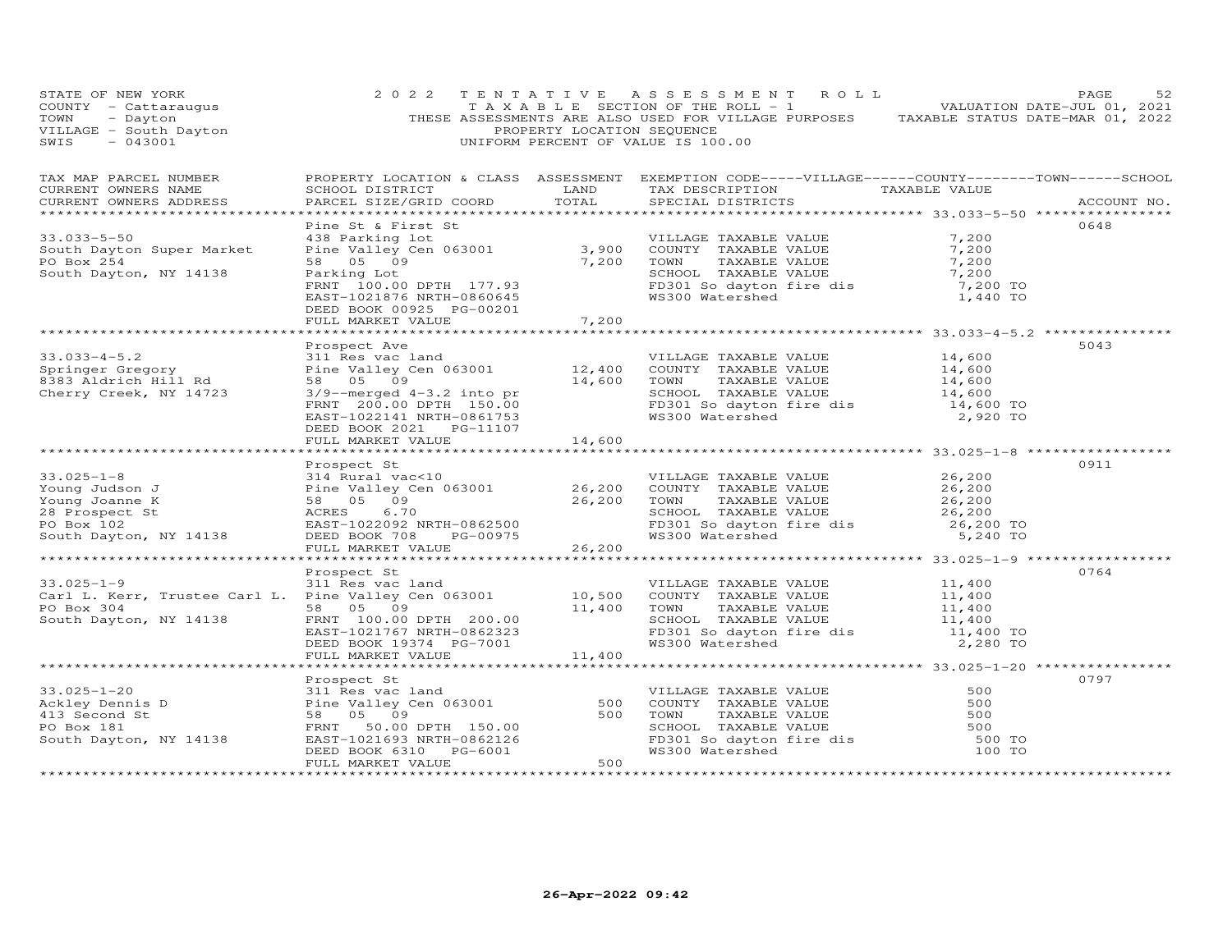STATE OF NEW YORK
COUNTY - Cattaraugus
TOWN - Dayton
VILLAGE - South Dayton
SWIS - 043001

2022 TENTATIVE ASSESSMENT ROLL
TAXABLE SECTION OF THE ROLL - 1
THESE ASSESSMENTS ARE ALSO USED FOR VILLAGE PURPOSES
PROPERTY LOCATION SEQUENCE
UNIFORM PERCENT OF VALUE IS 100.00

VALUATION DATE-JUL 01, 2021
TAXABLE STATUS DATE-MAR 01, 2022

| TAX MAP PARCEL NUMBER / CURRENT OWNERS NAME / CURRENT OWNERS ADDRESS | PROPERTY LOCATION & CLASS / SCHOOL DISTRICT / PARCEL SIZE/GRID COORD | ASSESSMENT LAND | TOTAL | EXEMPTION CODE-----VILLAGE------COUNTY--------TOWN------SCHOOL / TAX DESCRIPTION / SPECIAL DISTRICTS | TAXABLE VALUE | ACCOUNT NO. |
|---|---|---|---|---|---|---|
| 33.033-5-50 | Pine St & First St | | | | | 0648 |
| South Dayton Super Market | 438 Parking lot | | | VILLAGE TAXABLE VALUE | 7,200 | |
| PO Box 254 | Pine Valley Cen 063001 | 3,900 | | COUNTY TAXABLE VALUE | 7,200 | |
| South Dayton, NY 14138 | 58 05 09 | | 7,200 | TOWN TAXABLE VALUE | 7,200 | |
| | Parking Lot | | | SCHOOL TAXABLE VALUE | 7,200 | |
| | FRNT 100.00 DPTH 177.93 | | | FD301 So dayton fire dis | 7,200 TO | |
| | EAST-1021876 NRTH-0860645 | | | WS300 Watershed | 1,440 TO | |
| | DEED BOOK 00925 PG-00201 | | | | | |
| | FULL MARKET VALUE | | 7,200 | | | |
| 33.033-4-5.2 | Prospect Ave | | | | | 5043 |
| Springer Gregory | 311 Res vac land | | | VILLAGE TAXABLE VALUE | 14,600 | |
| 8383 Aldrich Hill Rd | Pine Valley Cen 063001 | 12,400 | | COUNTY TAXABLE VALUE | 14,600 | |
| Cherry Creek, NY 14723 | 58 05 09 | | 14,600 | TOWN TAXABLE VALUE | 14,600 | |
| | 3/9--merged 4-3.2 into pr | | | SCHOOL TAXABLE VALUE | 14,600 | |
| | FRNT 200.00 DPTH 150.00 | | | FD301 So dayton fire dis | 14,600 TO | |
| | EAST-1022141 NRTH-0861753 | | | WS300 Watershed | 2,920 TO | |
| | DEED BOOK 2021 PG-11107 | | | | | |
| | FULL MARKET VALUE | | 14,600 | | | |
| 33.025-1-8 | Prospect St | | | | | 0911 |
| Young Judson J | 314 Rural vac<10 | | | VILLAGE TAXABLE VALUE | 26,200 | |
| Young Joanne K | Pine Valley Cen 063001 | 26,200 | | COUNTY TAXABLE VALUE | 26,200 | |
| 28 Prospect St | 58 05 09 | | 26,200 | TOWN TAXABLE VALUE | 26,200 | |
| PO Box 102 | ACRES 6.70 | | | SCHOOL TAXABLE VALUE | 26,200 | |
| South Dayton, NY 14138 | EAST-1022092 NRTH-0862500 | | | FD301 So dayton fire dis | 26,200 TO | |
| | DEED BOOK 708 PG-00975 | | | WS300 Watershed | 5,240 TO | |
| | FULL MARKET VALUE | | 26,200 | | | |
| 33.025-1-9 | Prospect St | | | | | 0764 |
| Carl L. Kerr, Trustee Carl L. | 311 Res vac land | | | VILLAGE TAXABLE VALUE | 11,400 | |
| PO Box 304 | Pine Valley Cen 063001 | 10,500 | | COUNTY TAXABLE VALUE | 11,400 | |
| South Dayton, NY 14138 | 58 05 09 | | 11,400 | TOWN TAXABLE VALUE | 11,400 | |
| | FRNT 100.00 DPTH 200.00 | | | SCHOOL TAXABLE VALUE | 11,400 | |
| | EAST-1021767 NRTH-0862323 | | | FD301 So dayton fire dis | 11,400 TO | |
| | DEED BOOK 19374 PG-7001 | | | WS300 Watershed | 2,280 TO | |
| | FULL MARKET VALUE | | 11,400 | | | |
| 33.025-1-20 | Prospect St | | | | | 0797 |
| Ackley Dennis D | 311 Res vac land | | | VILLAGE TAXABLE VALUE | 500 | |
| 413 Second St | Pine Valley Cen 063001 | 500 | | COUNTY TAXABLE VALUE | 500 | |
| PO Box 181 | 58 05 09 | | 500 | TOWN TAXABLE VALUE | 500 | |
| South Dayton, NY 14138 | FRNT 50.00 DPTH 150.00 | | | SCHOOL TAXABLE VALUE | 500 | |
| | EAST-1021693 NRTH-0862126 | | | FD301 So dayton fire dis | 500 TO | |
| | DEED BOOK 6310 PG-6001 | | | WS300 Watershed | 100 TO | |
| | FULL MARKET VALUE | | 500 | | | |

26-Apr-2022 09:42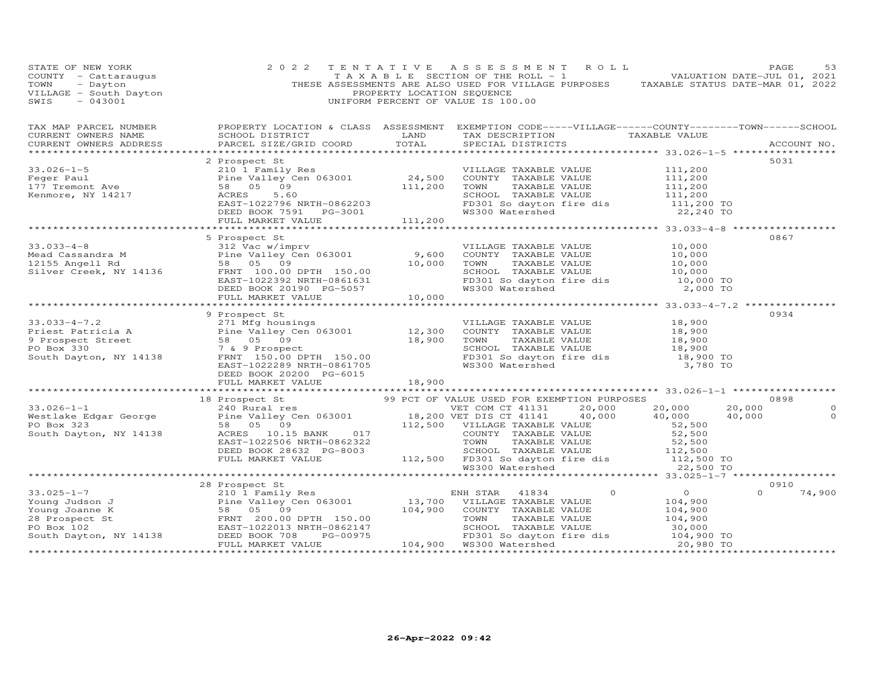STATE OF NEW YORK
COUNTY - Cattaraugus
TOWN - Dayton
VILLAGE - South Dayton
SWIS - 043001

2022 TENTATIVE ASSESSMENT ROLL
TAXABLE SECTION OF THE ROLL - 1
THESE ASSESSMENTS ARE ALSO USED FOR VILLAGE PURPOSES
PROPERTY LOCATION SEQUENCE
UNIFORM PERCENT OF VALUE IS 100.00

VALUATION DATE-JUL 01, 2021
TAXABLE STATUS DATE-MAR 01, 2022

| TAX MAP PARCEL NUMBER / CURRENT OWNERS NAME / CURRENT OWNERS ADDRESS | PROPERTY LOCATION & CLASS / SCHOOL DISTRICT / PARCEL SIZE/GRID COORD | ASSESSMENT LAND / TOTAL | EXEMPTION CODE / TAX DESCRIPTION / SPECIAL DISTRICTS | VILLAGE | COUNTY | TOWN | SCHOOL | ACCOUNT NO. |
|---|---|---|---|---|---|---|---|---|
| **33.026-1-5** | 2 Prospect St | | | | | | | 5031 |
| Feger Paul | 210 1 Family Res | | VILLAGE TAXABLE VALUE | 111,200 | | | | |
| 177 Tremont Ave | Pine Valley Cen 063001 | 24,500 | COUNTY TAXABLE VALUE | | 111,200 | | | |
| Kenmore, NY 14217 | 58 05 09 | 111,200 | TOWN TAXABLE VALUE | | | 111,200 | | |
| | ACRES 5.60 | | SCHOOL TAXABLE VALUE | | | | 111,200 | |
| | EAST-1022796 NRTH-0862203 | | FD301 So dayton fire dis | 111,200 TO | | | | |
| | DEED BOOK 7591 PG-3001 | | WS300 Watershed | 22,240 TO | | | | |
| | FULL MARKET VALUE | 111,200 | | | | | | |
| **33.033-4-8** | 5 Prospect St | | | | | | | 0867 |
| Mead Cassandra M | 312 Vac w/imprv | | VILLAGE TAXABLE VALUE | 10,000 | | | | |
| 12155 Angell Rd | Pine Valley Cen 063001 | 9,600 | COUNTY TAXABLE VALUE | | 10,000 | | | |
| Silver Creek, NY 14136 | 58 05 09 | 10,000 | TOWN TAXABLE VALUE | | | 10,000 | | |
| | FRNT 100.00 DPTH 150.00 | | SCHOOL TAXABLE VALUE | | | | 10,000 | |
| | EAST-1022392 NRTH-0861631 | | FD301 So dayton fire dis | 10,000 TO | | | | |
| | DEED BOOK 20190 PG-5057 | | WS300 Watershed | 2,000 TO | | | | |
| | FULL MARKET VALUE | 10,000 | | | | | | |
| **33.033-4-7.2** | 9 Prospect St | | | | | | | 0934 |
| Priest Patricia A | 271 Mfg housings | | VILLAGE TAXABLE VALUE | 18,900 | | | | |
| 9 Prospect Street | Pine Valley Cen 063001 | 12,300 | COUNTY TAXABLE VALUE | | 18,900 | | | |
| PO Box 330 | 58 05 09 | 18,900 | TOWN TAXABLE VALUE | | | 18,900 | | |
| South Dayton, NY 14138 | 7 & 9 Prospect | | SCHOOL TAXABLE VALUE | | | | 18,900 | |
| | FRNT 150.00 DPTH 150.00 | | FD301 So dayton fire dis | 18,900 TO | | | | |
| | EAST-1022289 NRTH-0861705 | | WS300 Watershed | 3,780 TO | | | | |
| | DEED BOOK 20200 PG-6015 | | | | | | | |
| | FULL MARKET VALUE | 18,900 | | | | | | |
| **33.026-1-1** | 18 Prospect St | | 99 PCT OF VALUE USED FOR EXEMPTION PURPOSES | | | | | 0898 |
| Westlake Edgar George | 240 Rural res | | VET COM CT 41131 | 20,000 | 20,000 | 20,000 | 0 | |
| PO Box 323 | Pine Valley Cen 063001 | 18,200 | VET DIS CT 41141 | 40,000 | 40,000 | 40,000 | 0 | |
| South Dayton, NY 14138 | 58 05 09 | 112,500 | VILLAGE TAXABLE VALUE | 52,500 | | | | |
| | ACRES 10.15 BANK 017 | | COUNTY TAXABLE VALUE | | 52,500 | | | |
| | EAST-1022506 NRTH-0862322 | | TOWN TAXABLE VALUE | | | 52,500 | | |
| | DEED BOOK 28632 PG-8003 | | SCHOOL TAXABLE VALUE | | | | 112,500 | |
| | FULL MARKET VALUE | 112,500 | FD301 So dayton fire dis | 112,500 TO | | | | |
| | | | WS300 Watershed | 22,500 TO | | | | |
| **33.025-1-7** | 28 Prospect St | | | | | | | 0910 |
| Young Judson J | 210 1 Family Res | | ENH STAR 41834 | 0 | 0 | 0 | 74,900 | |
| Young Joanne K | Pine Valley Cen 063001 | 13,700 | VILLAGE TAXABLE VALUE | 104,900 | | | | |
| 28 Prospect St | 58 05 09 | 104,900 | COUNTY TAXABLE VALUE | | 104,900 | | | |
| PO Box 102 | FRNT 200.00 DPTH 150.00 | | TOWN TAXABLE VALUE | | | 104,900 | | |
| South Dayton, NY 14138 | EAST-1022013 NRTH-0862147 | | SCHOOL TAXABLE VALUE | | | | 30,000 | |
| | DEED BOOK 708 PG-00975 | | FD301 So dayton fire dis | 104,900 TO | | | | |
| | FULL MARKET VALUE | 104,900 | WS300 Watershed | 20,980 TO | | | | |

26-Apr-2022 09:42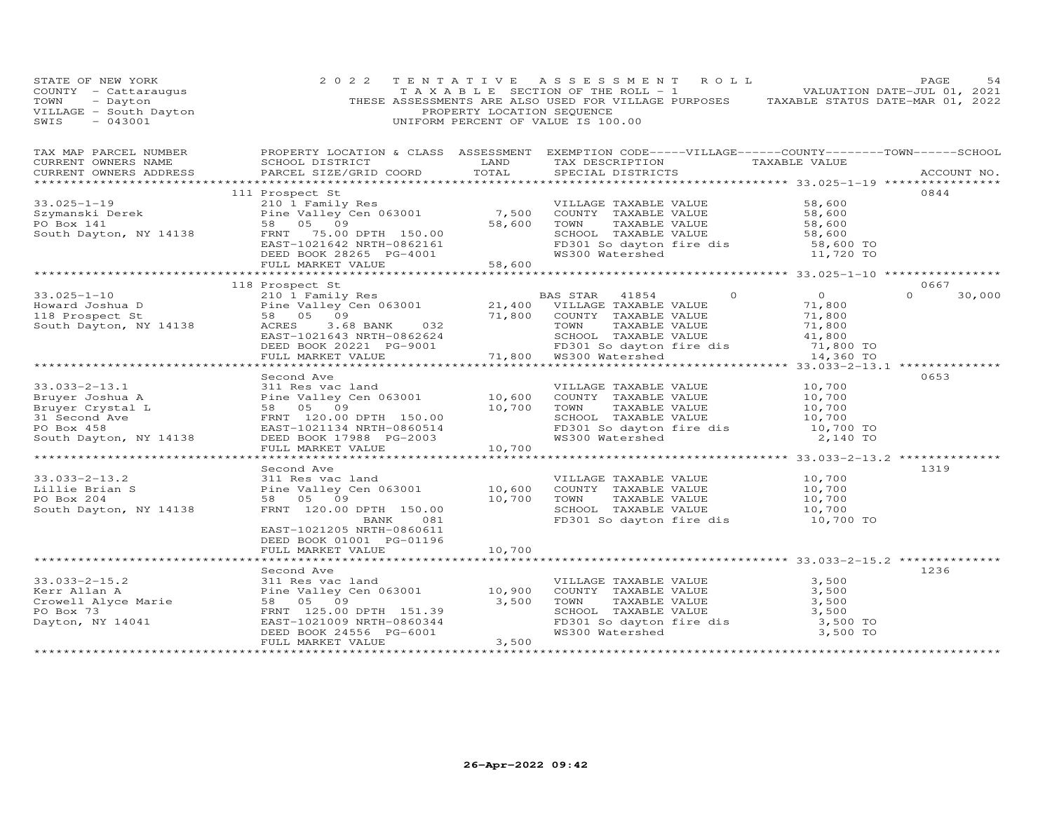STATE OF NEW YORK
COUNTY - Cattaraugus
TOWN - Dayton
VILLAGE - South Dayton
SWIS - 043001

2022 TENTATIVE ASSESSMENT ROLL
TAXABLE SECTION OF THE ROLL - 1
THESE ASSESSMENTS ARE ALSO USED FOR VILLAGE PURPOSES
PROPERTY LOCATION SEQUENCE
UNIFORM PERCENT OF VALUE IS 100.00

VALUATION DATE-JUL 01, 2021
TAXABLE STATUS DATE-MAR 01, 2022

| TAX MAP PARCEL NUMBER / CURRENT OWNERS NAME / CURRENT OWNERS ADDRESS | PROPERTY LOCATION & CLASS / SCHOOL DISTRICT / PARCEL SIZE/GRID COORD | ASSESSMENT LAND / TOTAL | EXEMPTION CODE / TAX DESCRIPTION / SPECIAL DISTRICTS | VILLAGE / COUNTY / TOWN / SCHOOL TAXABLE VALUE | ACCOUNT NO. |
|---|---|---|---|---|---|
| **33.025-1-19** | 111 Prospect St | | | | 0844 |
| Szymanski Derek | 210 1 Family Res | | VILLAGE TAXABLE VALUE | 58,600 | |
| PO Box 141 | Pine Valley Cen 063001 | 7,500 | COUNTY TAXABLE VALUE | 58,600 | |
| South Dayton, NY 14138 | 58 05 09 | 58,600 | TOWN TAXABLE VALUE | 58,600 | |
| | FRNT 75.00 DPTH 150.00 | | SCHOOL TAXABLE VALUE | 58,600 | |
| | EAST-1021642 NRTH-0862161 | | FD301 So dayton fire dis | 58,600 TO | |
| | DEED BOOK 28265 PG-4001 | | WS300 Watershed | 11,720 TO | |
| | FULL MARKET VALUE | 58,600 | | | |
| **33.025-1-10** | 118 Prospect St | | | | 0667 |
| Howard Joshua D | 210 1 Family Res | | BAS STAR 41854 | 0 / 0 / 0 / 30,000 | |
| 118 Prospect St | Pine Valley Cen 063001 | 21,400 | VILLAGE TAXABLE VALUE | 71,800 | |
| South Dayton, NY 14138 | 58 05 09 | 71,800 | COUNTY TAXABLE VALUE | 71,800 | |
| | ACRES 3.68 BANK 032 | | TOWN TAXABLE VALUE | 71,800 | |
| | EAST-1021643 NRTH-0862624 | | SCHOOL TAXABLE VALUE | 41,800 | |
| | DEED BOOK 20221 PG-9001 | | FD301 So dayton fire dis | 71,800 TO | |
| | FULL MARKET VALUE | 71,800 | WS300 Watershed | 14,360 TO | |
| **33.033-2-13.1** | Second Ave | | | | 0653 |
| Bruyer Joshua A | 311 Res vac land | | VILLAGE TAXABLE VALUE | 10,700 | |
| Bruyer Crystal L | Pine Valley Cen 063001 | 10,600 | COUNTY TAXABLE VALUE | 10,700 | |
| 31 Second Ave | 58 05 09 | 10,700 | TOWN TAXABLE VALUE | 10,700 | |
| PO Box 458 | FRNT 120.00 DPTH 150.00 | | SCHOOL TAXABLE VALUE | 10,700 | |
| South Dayton, NY 14138 | EAST-1021134 NRTH-0860514 | | FD301 So dayton fire dis | 10,700 TO | |
| | DEED BOOK 17988 PG-2003 | | WS300 Watershed | 2,140 TO | |
| | FULL MARKET VALUE | 10,700 | | | |
| **33.033-2-13.2** | Second Ave | | | | 1319 |
| Lillie Brian S | 311 Res vac land | | VILLAGE TAXABLE VALUE | 10,700 | |
| PO Box 204 | Pine Valley Cen 063001 | 10,600 | COUNTY TAXABLE VALUE | 10,700 | |
| South Dayton, NY 14138 | 58 05 09 | 10,700 | TOWN TAXABLE VALUE | 10,700 | |
| | FRNT 120.00 DPTH 150.00 | | SCHOOL TAXABLE VALUE | 10,700 | |
| | BANK 081 | | FD301 So dayton fire dis | 10,700 TO | |
| | EAST-1021205 NRTH-0860611 | | | | |
| | DEED BOOK 01001 PG-01196 | | | | |
| | FULL MARKET VALUE | 10,700 | | | |
| **33.033-2-15.2** | Second Ave | | | | 1236 |
| Kerr Allan A | 311 Res vac land | | VILLAGE TAXABLE VALUE | 3,500 | |
| Crowell Alyce Marie | Pine Valley Cen 063001 | 10,900 | COUNTY TAXABLE VALUE | 3,500 | |
| PO Box 73 | 58 05 09 | 3,500 | TOWN TAXABLE VALUE | 3,500 | |
| Dayton, NY 14041 | FRNT 125.00 DPTH 151.39 | | SCHOOL TAXABLE VALUE | 3,500 | |
| | EAST-1021009 NRTH-0860344 | | FD301 So dayton fire dis | 3,500 TO | |
| | DEED BOOK 24556 PG-6001 | | WS300 Watershed | 3,500 TO | |
| | FULL MARKET VALUE | 3,500 | | | |

26-Apr-2022 09:42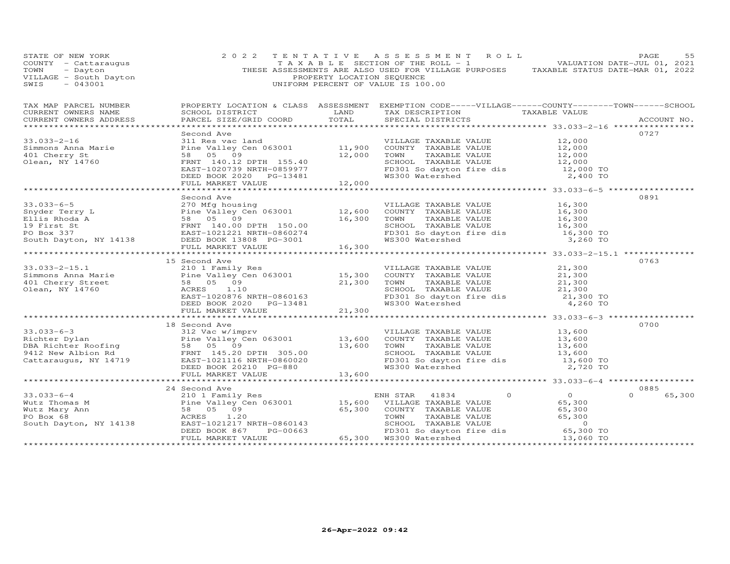STATE OF NEW YORK
COUNTY - Cattaraugus
TOWN - Dayton
VILLAGE - South Dayton
SWIS - 043001

2022 TENTATIVE ASSESSMENT ROLL
TAXABLE SECTION OF THE ROLL - 1
THESE ASSESSMENTS ARE ALSO USED FOR VILLAGE PURPOSES
PROPERTY LOCATION SEQUENCE
UNIFORM PERCENT OF VALUE IS 100.00

VALUATION DATE-JUL 01, 2021
TAXABLE STATUS DATE-MAR 01, 2022

| TAX MAP PARCEL NUMBER / CURRENT OWNERS NAME / CURRENT OWNERS ADDRESS | PROPERTY LOCATION & CLASS / SCHOOL DISTRICT / PARCEL SIZE/GRID COORD | ASSESSMENT LAND | TOTAL | EXEMPTION CODE-----VILLAGE------COUNTY--------TOWN------SCHOOL / TAX DESCRIPTION / SPECIAL DISTRICTS | TAXABLE VALUE | ACCOUNT NO. |
|---|---|---|---|---|---|---|
| 33.033-2-16 | Second Ave | | | | | 0727 |
| Simmons Anna Marie | 311 Res vac land | | | VILLAGE TAXABLE VALUE | 12,000 | |
| 401 Cherry St | Pine Valley Cen 063001 | 11,900 | | COUNTY TAXABLE VALUE | 12,000 | |
| Olean, NY 14760 | 58 05 09 | | 12,000 | TOWN TAXABLE VALUE | 12,000 | |
| | FRNT 140.12 DPTH 155.40 | | | SCHOOL TAXABLE VALUE | 12,000 | |
| | EAST-1020739 NRTH-0859977 | | | FD301 So dayton fire dis | 12,000 TO | |
| | DEED BOOK 2020 PG-13481 | | | WS300 Watershed | 2,400 TO | |
| | FULL MARKET VALUE | | 12,000 | | | |
| 33.033-6-5 | Second Ave | | | | | 0891 |
| Snyder Terry L | 270 Mfg housing | | | VILLAGE TAXABLE VALUE | 16,300 | |
| Ellis Rhoda A | Pine Valley Cen 063001 | 12,600 | | COUNTY TAXABLE VALUE | 16,300 | |
| 19 First St | 58 05 09 | | 16,300 | TOWN TAXABLE VALUE | 16,300 | |
| PO Box 337 | FRNT 140.00 DPTH 150.00 | | | SCHOOL TAXABLE VALUE | 16,300 | |
| South Dayton, NY 14138 | EAST-1021221 NRTH-0860274 | | | FD301 So dayton fire dis | 16,300 TO | |
| | DEED BOOK 13808 PG-3001 | | | WS300 Watershed | 3,260 TO | |
| | FULL MARKET VALUE | | 16,300 | | | |
| 33.033-2-15.1 | 15 Second Ave | | | | | 0763 |
| Simmons Anna Marie | 210 1 Family Res | | | VILLAGE TAXABLE VALUE | 21,300 | |
| 401 Cherry Street | Pine Valley Cen 063001 | 15,300 | | COUNTY TAXABLE VALUE | 21,300 | |
| Olean, NY 14760 | 58 05 09 | | 21,300 | TOWN TAXABLE VALUE | 21,300 | |
| | ACRES 1.10 | | | SCHOOL TAXABLE VALUE | 21,300 | |
| | EAST-1020876 NRTH-0860163 | | | FD301 So dayton fire dis | 21,300 TO | |
| | DEED BOOK 2020 PG-13481 | | | WS300 Watershed | 4,260 TO | |
| | FULL MARKET VALUE | | 21,300 | | | |
| 33.033-6-3 | 18 Second Ave | | | | | 0700 |
| Richter Dylan | 312 Vac w/imprv | | | VILLAGE TAXABLE VALUE | 13,600 | |
| DBA Richter Roofing | Pine Valley Cen 063001 | 13,600 | | COUNTY TAXABLE VALUE | 13,600 | |
| 9412 New Albion Rd | 58 05 09 | | 13,600 | TOWN TAXABLE VALUE | 13,600 | |
| Cattaraugus, NY 14719 | FRNT 145.20 DPTH 305.00 | | | SCHOOL TAXABLE VALUE | 13,600 | |
| | EAST-1021116 NRTH-0860020 | | | FD301 So dayton fire dis | 13,600 TO | |
| | DEED BOOK 20210 PG-880 | | | WS300 Watershed | 2,720 TO | |
| | FULL MARKET VALUE | | 13,600 | | | |
| 33.033-6-4 | 24 Second Ave | | | | | 0885 |
| Wutz Thomas M | 210 1 Family Res | | | ENH STAR 41834 0 | 0 | 0 65,300 |
| Wutz Mary Ann | Pine Valley Cen 063001 | 15,600 | | VILLAGE TAXABLE VALUE | 65,300 | |
| PO Box 68 | 58 05 09 | | 65,300 | COUNTY TAXABLE VALUE | 65,300 | |
| South Dayton, NY 14138 | ACRES 1.20 | | | TOWN TAXABLE VALUE | 65,300 | |
| | EAST-1021217 NRTH-0860143 | | | SCHOOL TAXABLE VALUE | 0 | |
| | DEED BOOK 867 PG-00663 | | | FD301 So dayton fire dis | 65,300 TO | |
| | FULL MARKET VALUE | | 65,300 | WS300 Watershed | 13,060 TO | |

26-Apr-2022 09:42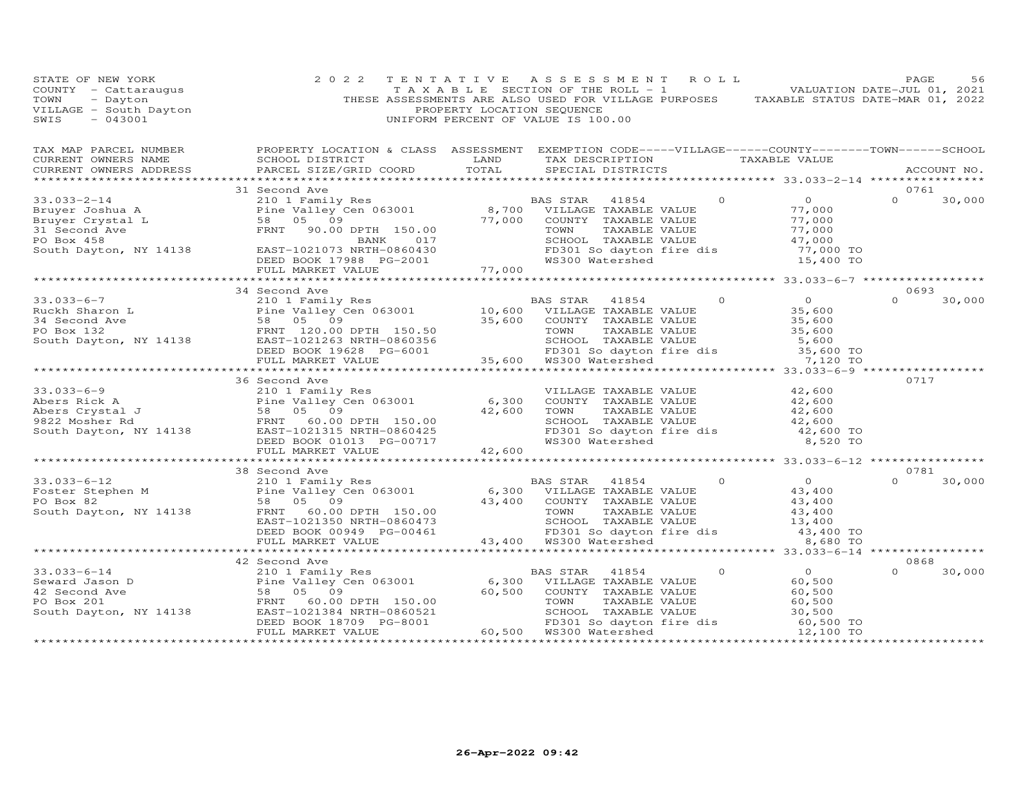STATE OF NEW YORK
COUNTY - Cattaraugus
TOWN - Dayton
VILLAGE - South Dayton
SWIS - 043001

2022 TENTATIVE ASSESSMENT ROLL
TAXABLE SECTION OF THE ROLL - 1
THESE ASSESSMENTS ARE ALSO USED FOR VILLAGE PURPOSES
PROPERTY LOCATION SEQUENCE
UNIFORM PERCENT OF VALUE IS 100.00

VALUATION DATE-JUL 01, 2021
TAXABLE STATUS DATE-MAR 01, 2022

| TAX MAP PARCEL NUMBER / CURRENT OWNERS NAME / CURRENT OWNERS ADDRESS | PROPERTY LOCATION & CLASS / SCHOOL DISTRICT / PARCEL SIZE/GRID COORD | ASSESSMENT LAND / TOTAL | EXEMPTION CODE / TAX DESCRIPTION / SPECIAL DISTRICTS | VILLAGE | COUNTY / TAXABLE VALUE | TOWN | SCHOOL / ACCOUNT NO. |
|---|---|---|---|---|---|---|---|
| **33.033-2-14** | 31 Second Ave | | | | | | 0761 |
| 33.033-2-14 | 210 1 Family Res | | BAS STAR 41854 | 0 | 0 | 0 | 30,000 |
| Bruyer Joshua A | Pine Valley Cen 063001 | 8,700 | VILLAGE TAXABLE VALUE | | 77,000 | | |
| Bruyer Crystal L | 58 05 09 | 77,000 | COUNTY TAXABLE VALUE | | 77,000 | | |
| 31 Second Ave | FRNT 90.00 DPTH 150.00 | | TOWN TAXABLE VALUE | | 77,000 | | |
| PO Box 458 | BANK 017 | | SCHOOL TAXABLE VALUE | | 47,000 | | |
| South Dayton, NY 14138 | EAST-1021073 NRTH-0860430 | | FD301 So dayton fire dis | | 77,000 TO | | |
| | DEED BOOK 17988 PG-2001 | | WS300 Watershed | | 15,400 TO | | |
| | FULL MARKET VALUE | 77,000 | | | | | |
| **33.033-6-7** | 34 Second Ave | | | | | | 0693 |
| 33.033-6-7 | 210 1 Family Res | | BAS STAR 41854 | 0 | 0 | 0 | 30,000 |
| Ruckh Sharon L | Pine Valley Cen 063001 | 10,600 | VILLAGE TAXABLE VALUE | | 35,600 | | |
| 34 Second Ave | 58 05 09 | 35,600 | COUNTY TAXABLE VALUE | | 35,600 | | |
| PO Box 132 | FRNT 120.00 DPTH 150.50 | | TOWN TAXABLE VALUE | | 35,600 | | |
| South Dayton, NY 14138 | EAST-1021263 NRTH-0860356 | | SCHOOL TAXABLE VALUE | | 5,600 | | |
| | DEED BOOK 19628 PG-6001 | | FD301 So dayton fire dis | | 35,600 TO | | |
| | FULL MARKET VALUE | 35,600 | WS300 Watershed | | 7,120 TO | | |
| **33.033-6-9** | 36 Second Ave | | | | | | 0717 |
| 33.033-6-9 | 210 1 Family Res | | VILLAGE TAXABLE VALUE | | 42,600 | | |
| Abers Rick A | Pine Valley Cen 063001 | 6,300 | COUNTY TAXABLE VALUE | | 42,600 | | |
| Abers Crystal J | 58 05 09 | 42,600 | TOWN TAXABLE VALUE | | 42,600 | | |
| 9822 Mosher Rd | FRNT 60.00 DPTH 150.00 | | SCHOOL TAXABLE VALUE | | 42,600 | | |
| South Dayton, NY 14138 | EAST-1021315 NRTH-0860425 | | FD301 So dayton fire dis | | 42,600 TO | | |
| | DEED BOOK 01013 PG-00717 | | WS300 Watershed | | 8,520 TO | | |
| | FULL MARKET VALUE | 42,600 | | | | | |
| **33.033-6-12** | 38 Second Ave | | | | | | 0781 |
| 33.033-6-12 | 210 1 Family Res | | BAS STAR 41854 | 0 | 0 | 0 | 30,000 |
| Foster Stephen M | Pine Valley Cen 063001 | 6,300 | VILLAGE TAXABLE VALUE | | 43,400 | | |
| PO Box 82 | 58 05 09 | 43,400 | COUNTY TAXABLE VALUE | | 43,400 | | |
| South Dayton, NY 14138 | FRNT 60.00 DPTH 150.00 | | TOWN TAXABLE VALUE | | 43,400 | | |
| | EAST-1021350 NRTH-0860473 | | SCHOOL TAXABLE VALUE | | 13,400 | | |
| | DEED BOOK 00949 PG-00461 | | FD301 So dayton fire dis | | 43,400 TO | | |
| | FULL MARKET VALUE | 43,400 | WS300 Watershed | | 8,680 TO | | |
| **33.033-6-14** | 42 Second Ave | | | | | | 0868 |
| 33.033-6-14 | 210 1 Family Res | | BAS STAR 41854 | 0 | 0 | 0 | 30,000 |
| Seward Jason D | Pine Valley Cen 063001 | 6,300 | VILLAGE TAXABLE VALUE | | 60,500 | | |
| 42 Second Ave | 58 05 09 | 60,500 | COUNTY TAXABLE VALUE | | 60,500 | | |
| PO Box 201 | FRNT 60.00 DPTH 150.00 | | TOWN TAXABLE VALUE | | 60,500 | | |
| South Dayton, NY 14138 | EAST-1021384 NRTH-0860521 | | SCHOOL TAXABLE VALUE | | 30,500 | | |
| | DEED BOOK 18709 PG-8001 | | FD301 So dayton fire dis | | 60,500 TO | | |
| | FULL MARKET VALUE | 60,500 | WS300 Watershed | | 12,100 TO | | |

26-Apr-2022 09:42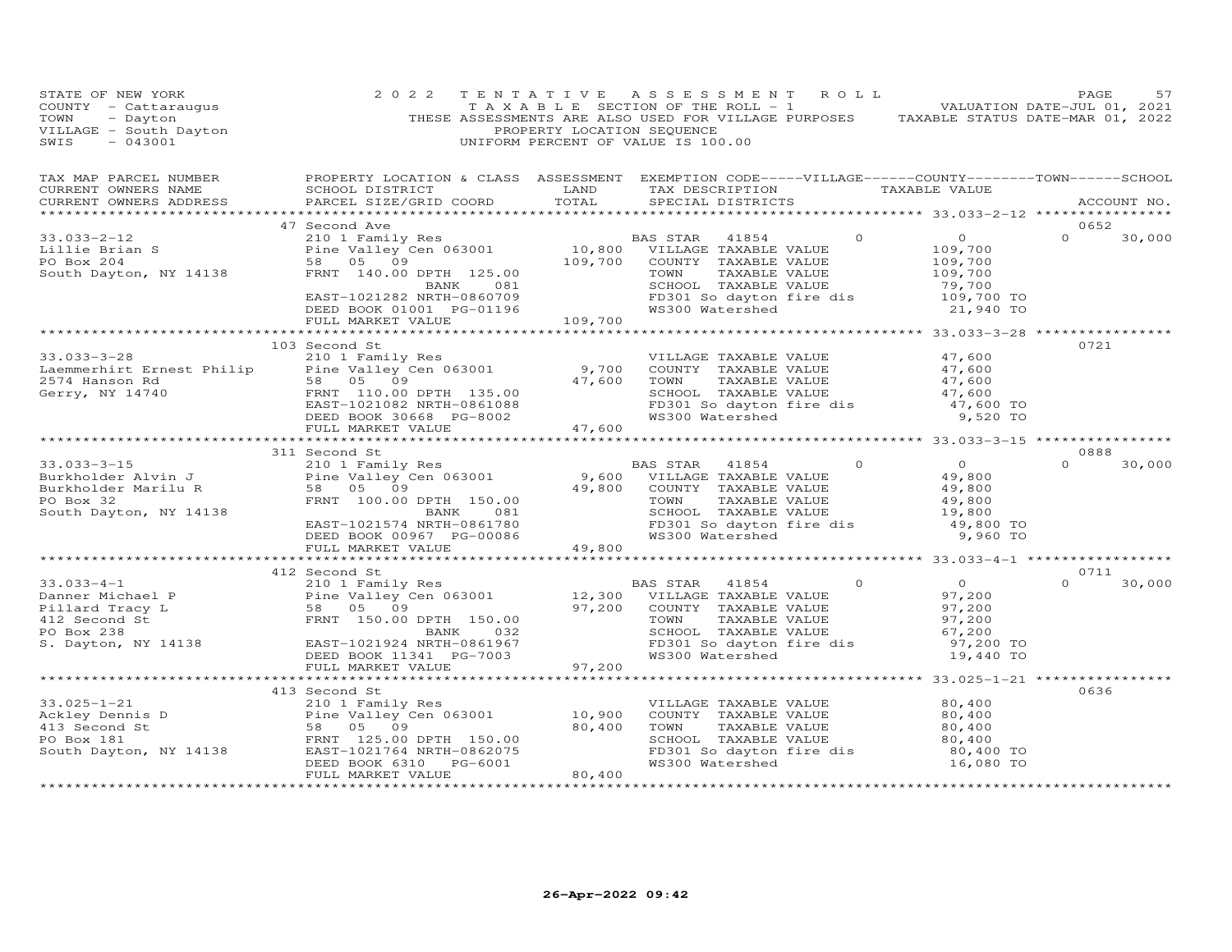STATE OF NEW YORK
COUNTY - Cattaraugus
TOWN - Dayton
VILLAGE - South Dayton
SWIS - 043001

2022 TENTATIVE ASSESSMENT ROLL
TAXABLE SECTION OF THE ROLL - 1
THESE ASSESSMENTS ARE ALSO USED FOR VILLAGE PURPOSES
PROPERTY LOCATION SEQUENCE
UNIFORM PERCENT OF VALUE IS 100.00

VALUATION DATE-JUL 01, 2021
TAXABLE STATUS DATE-MAR 01, 2022

| TAX MAP PARCEL NUMBER / CURRENT OWNERS NAME / CURRENT OWNERS ADDRESS | PROPERTY LOCATION & CLASS / SCHOOL DISTRICT / PARCEL SIZE/GRID COORD | ASSESSMENT LAND / TOTAL | EXEMPTION CODE / TAX DESCRIPTION / SPECIAL DISTRICTS | VILLAGE | COUNTY / TAXABLE VALUE | TOWN | SCHOOL | ACCOUNT NO. |
|---|---|---|---|---|---|---|---|---|
| 33.033-2-12 | 47 Second Ave | | | | | | | 0652 |
| 33.033-2-12 | 210 1 Family Res | | BAS STAR 41854 | 0 | 0 | 0 | 30,000 | |
| Lillie Brian S | Pine Valley Cen 063001 | 10,800 | VILLAGE TAXABLE VALUE | | 109,700 | | | |
| PO Box 204 | 58 05 09 | 109,700 | COUNTY TAXABLE VALUE | | 109,700 | | | |
| South Dayton, NY 14138 | FRNT 140.00 DPTH 125.00 | | TOWN TAXABLE VALUE | | 109,700 | | | |
| | BANK 081 | | SCHOOL TAXABLE VALUE | | 79,700 | | | |
| | EAST-1021282 NRTH-0860709 | | FD301 So dayton fire dis | | 109,700 TO | | | |
| | DEED BOOK 01001 PG-01196 | | WS300 Watershed | | 21,940 TO | | | |
| | FULL MARKET VALUE | 109,700 | | | | | | |
| 33.033-3-28 | 103 Second St | | | | | | | 0721 |
| 33.033-3-28 | 210 1 Family Res | | VILLAGE TAXABLE VALUE | | 47,600 | | | |
| Laemmerhirt Ernest Philip | Pine Valley Cen 063001 | 9,700 | COUNTY TAXABLE VALUE | | 47,600 | | | |
| 2574 Hanson Rd | 58 05 09 | 47,600 | TOWN TAXABLE VALUE | | 47,600 | | | |
| Gerry, NY 14740 | FRNT 110.00 DPTH 135.00 | | SCHOOL TAXABLE VALUE | | 47,600 | | | |
| | EAST-1021082 NRTH-0861088 | | FD301 So dayton fire dis | | 47,600 TO | | | |
| | DEED BOOK 30668 PG-8002 | | WS300 Watershed | | 9,520 TO | | | |
| | FULL MARKET VALUE | 47,600 | | | | | | |
| 33.033-3-15 | 311 Second St | | | | | | | 0888 |
| 33.033-3-15 | 210 1 Family Res | | BAS STAR 41854 | 0 | 0 | 0 | 30,000 | |
| Burkholder Alvin J | Pine Valley Cen 063001 | 9,600 | VILLAGE TAXABLE VALUE | | 49,800 | | | |
| Burkholder Marilu R | 58 05 09 | 49,800 | COUNTY TAXABLE VALUE | | 49,800 | | | |
| PO Box 32 | FRNT 100.00 DPTH 150.00 | | TOWN TAXABLE VALUE | | 49,800 | | | |
| South Dayton, NY 14138 | BANK 081 | | SCHOOL TAXABLE VALUE | | 19,800 | | | |
| | EAST-1021574 NRTH-0861780 | | FD301 So dayton fire dis | | 49,800 TO | | | |
| | DEED BOOK 00967 PG-00086 | | WS300 Watershed | | 9,960 TO | | | |
| | FULL MARKET VALUE | 49,800 | | | | | | |
| 33.033-4-1 | 412 Second St | | | | | | | 0711 |
| 33.033-4-1 | 210 1 Family Res | | BAS STAR 41854 | 0 | 0 | 0 | 30,000 | |
| Danner Michael P | Pine Valley Cen 063001 | 12,300 | VILLAGE TAXABLE VALUE | | 97,200 | | | |
| Pillard Tracy L | 58 05 09 | 97,200 | COUNTY TAXABLE VALUE | | 97,200 | | | |
| 412 Second St | FRNT 150.00 DPTH 150.00 | | TOWN TAXABLE VALUE | | 97,200 | | | |
| PO Box 238 | BANK 032 | | SCHOOL TAXABLE VALUE | | 67,200 | | | |
| S. Dayton, NY 14138 | EAST-1021924 NRTH-0861967 | | FD301 So dayton fire dis | | 97,200 TO | | | |
| | DEED BOOK 11341 PG-7003 | | WS300 Watershed | | 19,440 TO | | | |
| | FULL MARKET VALUE | 97,200 | | | | | | |
| 33.025-1-21 | 413 Second St | | | | | | | 0636 |
| 33.025-1-21 | 210 1 Family Res | | VILLAGE TAXABLE VALUE | | 80,400 | | | |
| Ackley Dennis D | Pine Valley Cen 063001 | 10,900 | COUNTY TAXABLE VALUE | | 80,400 | | | |
| 413 Second St | 58 05 09 | 80,400 | TOWN TAXABLE VALUE | | 80,400 | | | |
| PO Box 181 | FRNT 125.00 DPTH 150.00 | | SCHOOL TAXABLE VALUE | | 80,400 | | | |
| South Dayton, NY 14138 | EAST-1021764 NRTH-0862075 | | FD301 So dayton fire dis | | 80,400 TO | | | |
| | DEED BOOK 6310 PG-6001 | | WS300 Watershed | | 16,080 TO | | | |
| | FULL MARKET VALUE | 80,400 | | | | | | |

26-Apr-2022 09:42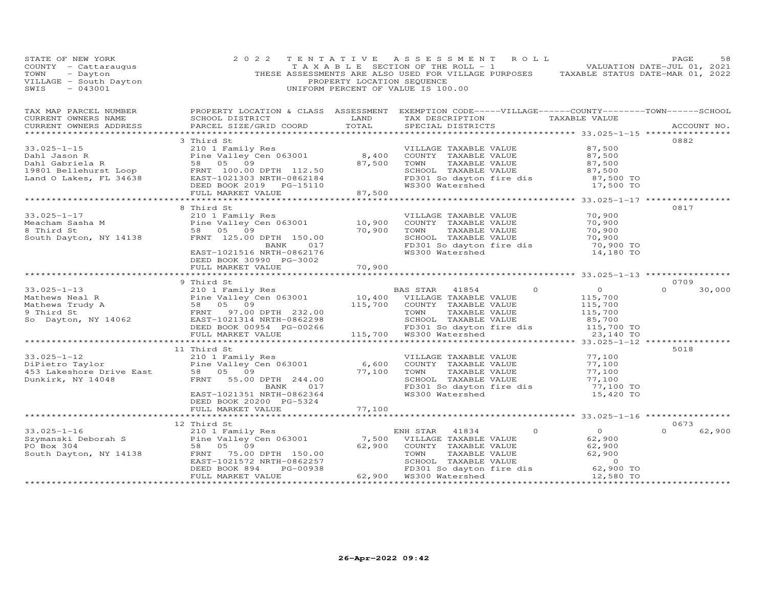STATE OF NEW YORK
COUNTY - Cattaraugus
TOWN - Dayton
VILLAGE - South Dayton
SWIS - 043001

2 0 2 2 T E N T A T I V E A S S E S S M E N T R O L L
T A X A B L E SECTION OF THE ROLL - 1
THESE ASSESSMENTS ARE ALSO USED FOR VILLAGE PURPOSES
PROPERTY LOCATION SEQUENCE
UNIFORM PERCENT OF VALUE IS 100.00

VALUATION DATE-JUL 01, 2021
TAXABLE STATUS DATE-MAR 01, 2022

| TAX MAP PARCEL NUMBER / CURRENT OWNERS NAME / CURRENT OWNERS ADDRESS | PROPERTY LOCATION & CLASS / SCHOOL DISTRICT / PARCEL SIZE/GRID COORD | ASSESSMENT LAND / TOTAL | EXEMPTION CODE / TAX DESCRIPTION / SPECIAL DISTRICTS | VILLAGE | COUNTY | TOWN | SCHOOL | ACCOUNT NO. |
|---|---|---|---|---|---|---|---|---|
| **33.025-1-15** | 3 Third St | | | | | | | 0882 |
| Dahl Jason R | 210 1 Family Res | | VILLAGE TAXABLE VALUE | 87,500 | | | | |
| Dahl Gabriela R | Pine Valley Cen 063001 | 8,400 | COUNTY TAXABLE VALUE | 87,500 | | | | |
| 19801 Bellehurst Loop | 58 05 09 | 87,500 | TOWN TAXABLE VALUE | 87,500 | | | | |
| Land O Lakes, FL 34638 | FRNT 100.00 DPTH 112.50 | | SCHOOL TAXABLE VALUE | 87,500 | | | | |
| | EAST-1021303 NRTH-0862184 | | FD301 So dayton fire dis | 87,500 TO | | | | |
| | DEED BOOK 2019 PG-15110 | | WS300 Watershed | 17,500 TO | | | | |
| | FULL MARKET VALUE | 87,500 | | | | | | |
| **33.025-1-17** | 8 Third St | | | | | | | 0817 |
| Meacham Sasha M | 210 1 Family Res | | VILLAGE TAXABLE VALUE | 70,900 | | | | |
| 8 Third St | Pine Valley Cen 063001 | 10,900 | COUNTY TAXABLE VALUE | 70,900 | | | | |
| South Dayton, NY 14138 | 58 05 09 | 70,900 | TOWN TAXABLE VALUE | 70,900 | | | | |
| | FRNT 125.00 DPTH 150.00 | | SCHOOL TAXABLE VALUE | 70,900 | | | | |
| | BANK 017 | | FD301 So dayton fire dis | 70,900 TO | | | | |
| | EAST-1021516 NRTH-0862176 | | WS300 Watershed | 14,180 TO | | | | |
| | DEED BOOK 30990 PG-3002 | | | | | | | |
| | FULL MARKET VALUE | 70,900 | | | | | | |
| **33.025-1-13** | 9 Third St | | | | | | | 0709 |
| Mathews Neal R | 210 1 Family Res | | BAS STAR 41854 | 0 | 0 | 0 | 30,000 | |
| Mathews Trudy A | Pine Valley Cen 063001 | 10,400 | VILLAGE TAXABLE VALUE | 115,700 | | | | |
| 9 Third St | 58 05 09 | 115,700 | COUNTY TAXABLE VALUE | 115,700 | | | | |
| So Dayton, NY 14062 | FRNT 97.00 DPTH 232.00 | | TOWN TAXABLE VALUE | 115,700 | | | | |
| | EAST-1021314 NRTH-0862298 | | SCHOOL TAXABLE VALUE | 85,700 | | | | |
| | DEED BOOK 00954 PG-00266 | | FD301 So dayton fire dis | 115,700 TO | | | | |
| | FULL MARKET VALUE | 115,700 | WS300 Watershed | 23,140 TO | | | | |
| **33.025-1-12** | 11 Third St | | | | | | | 5018 |
| DiPietro Taylor | 210 1 Family Res | | VILLAGE TAXABLE VALUE | 77,100 | | | | |
| 453 Lakeshore Drive East | Pine Valley Cen 063001 | 6,600 | COUNTY TAXABLE VALUE | 77,100 | | | | |
| Dunkirk, NY 14048 | 58 05 09 | 77,100 | TOWN TAXABLE VALUE | 77,100 | | | | |
| | FRNT 55.00 DPTH 244.00 | | SCHOOL TAXABLE VALUE | 77,100 | | | | |
| | BANK 017 | | FD301 So dayton fire dis | 77,100 TO | | | | |
| | EAST-1021351 NRTH-0862364 | | WS300 Watershed | 15,420 TO | | | | |
| | DEED BOOK 20200 PG-5324 | | | | | | | |
| | FULL MARKET VALUE | 77,100 | | | | | | |
| **33.025-1-16** | 12 Third St | | | | | | | 0673 |
| Szymanski Deborah S | 210 1 Family Res | | ENH STAR 41834 | 0 | 0 | 0 | 62,900 | |
| PO Box 304 | Pine Valley Cen 063001 | 7,500 | VILLAGE TAXABLE VALUE | 62,900 | | | | |
| South Dayton, NY 14138 | 58 05 09 | 62,900 | COUNTY TAXABLE VALUE | 62,900 | | | | |
| | FRNT 75.00 DPTH 150.00 | | TOWN TAXABLE VALUE | 62,900 | | | | |
| | EAST-1021572 NRTH-0862257 | | SCHOOL TAXABLE VALUE | 0 | | | | |
| | DEED BOOK 894 PG-00938 | | FD301 So dayton fire dis | 62,900 TO | | | | |
| | FULL MARKET VALUE | 62,900 | WS300 Watershed | 12,580 TO | | | | |

26-Apr-2022 09:42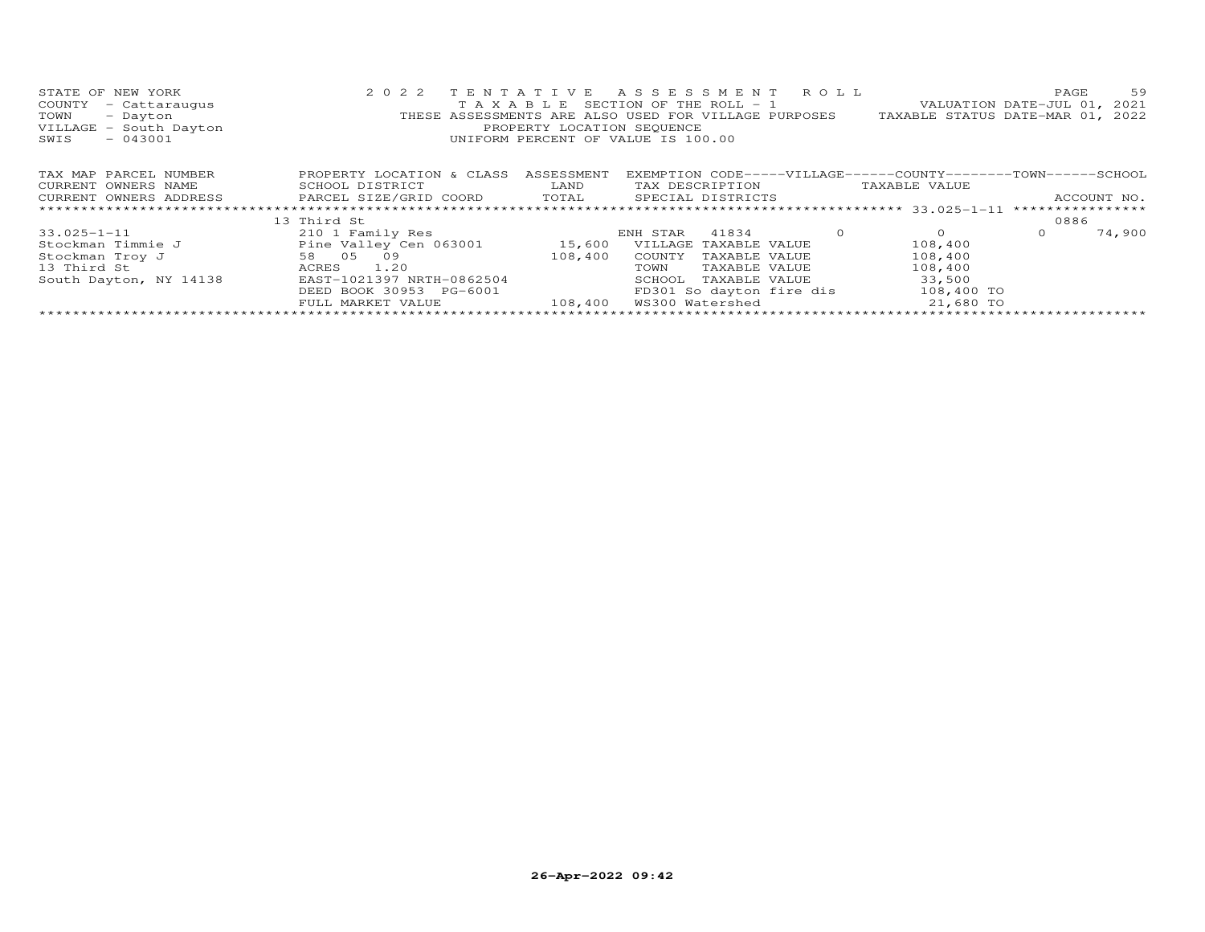STATE OF NEW YORK
COUNTY - Cattaraugus
TOWN - Dayton
VILLAGE - South Dayton
SWIS - 043001

2022 TENTATIVE ASSESSMENT ROLL
TAXABLE SECTION OF THE ROLL - 1
THESE ASSESSMENTS ARE ALSO USED FOR VILLAGE PURPOSES
PROPERTY LOCATION SEQUENCE
UNIFORM PERCENT OF VALUE IS 100.00

VALUATION DATE-JUL 01, 2021
TAXABLE STATUS DATE-MAR 01, 2022

| TAX MAP PARCEL NUMBER<br>CURRENT OWNERS NAME<br>CURRENT OWNERS ADDRESS | PROPERTY LOCATION & CLASS<br>SCHOOL DISTRICT<br>PARCEL SIZE/GRID COORD | ASSESSMENT<br>LAND<br>TOTAL | EXEMPTION CODE-----VILLAGE------COUNTY--------TOWN------SCHOOL<br>TAX DESCRIPTION<br>SPECIAL DISTRICTS | TAXABLE VALUE | ACCOUNT NO. |
|---|---|---|---|---|---|
| | 13 Third St | | | 33.025-1-11 | 0886 |
| 33.025-1-11 | 210 1 Family Res | | ENH STAR 41834 0 | 0 | 0 74,900 |
| Stockman Timmie J | Pine Valley Cen 063001 | 15,600 | VILLAGE TAXABLE VALUE | 108,400 | |
| Stockman Troy J | 58 05 09 | 108,400 | COUNTY TAXABLE VALUE | 108,400 | |
| 13 Third St | ACRES 1.20 | | TOWN TAXABLE VALUE | 108,400 | |
| South Dayton, NY 14138 | EAST-1021397 NRTH-0862504 | | SCHOOL TAXABLE VALUE | 33,500 | |
| | DEED BOOK 30953 PG-6001 | | FD301 So dayton fire dis | 108,400 TO | |
| | FULL MARKET VALUE | 108,400 | WS300 Watershed | 21,680 TO | |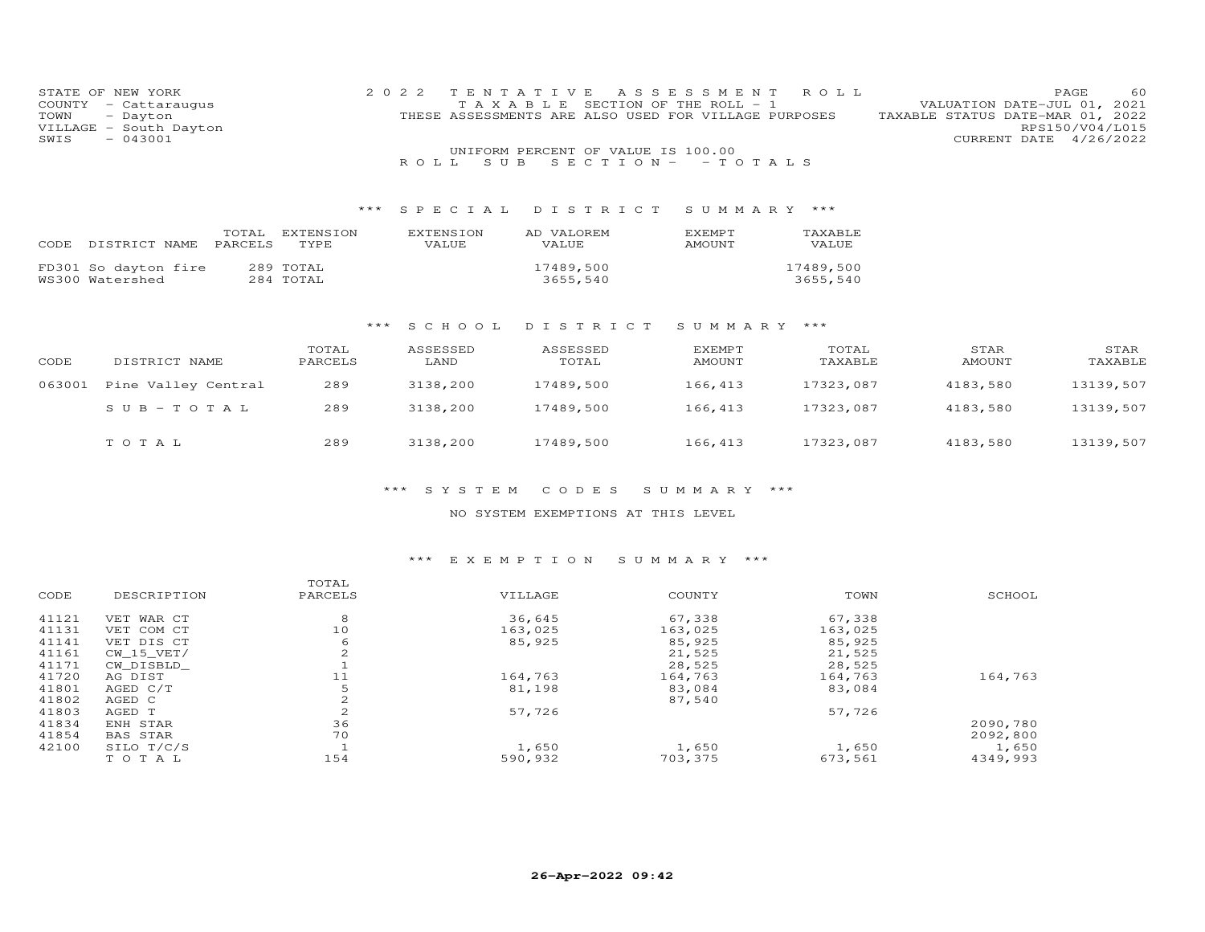STATE OF NEW YORK
COUNTY - Cattaraugus
TOWN - Dayton
VILLAGE - South Dayton
SWIS - 043001

2022 TENTATIVE ASSESSMENT ROLL
TAXABLE SECTION OF THE ROLL - 1
THESE ASSESSMENTS ARE ALSO USED FOR VILLAGE PURPOSES
UNIFORM PERCENT OF VALUE IS 100.00
ROLL SUB SECTION - - TOTALS

VALUATION DATE-JUL 01, 2021
TAXABLE STATUS DATE-MAR 01, 2022
RPS150/V04/L015
CURRENT DATE 4/26/2022

## *** SPECIAL DISTRICT SUMMARY ***

| CODE | DISTRICT NAME | TOTAL PARCELS | EXTENSION TYPE | EXTENSION VALUE | AD VALOREM VALUE | EXEMPT AMOUNT | TAXABLE VALUE |
|---|---|---|---|---|---|---|---|
| FD301 | So dayton fire | 289 | TOTAL | | 17489,500 | | 17489,500 |
| WS300 | Watershed | 284 | TOTAL | | 3655,540 | | 3655,540 |

## *** SCHOOL DISTRICT SUMMARY ***

| CODE | DISTRICT NAME | TOTAL PARCELS | ASSESSED LAND | ASSESSED TOTAL | EXEMPT AMOUNT | TOTAL TAXABLE | STAR AMOUNT | STAR TAXABLE |
|---|---|---|---|---|---|---|---|---|
| 063001 | Pine Valley Central | 289 | 3138,200 | 17489,500 | 166,413 | 17323,087 | 4183,580 | 13139,507 |
| | SUB-TOTAL | 289 | 3138,200 | 17489,500 | 166,413 | 17323,087 | 4183,580 | 13139,507 |
| | TOTAL | 289 | 3138,200 | 17489,500 | 166,413 | 17323,087 | 4183,580 | 13139,507 |

## *** SYSTEM CODES SUMMARY ***

NO SYSTEM EXEMPTIONS AT THIS LEVEL

## *** EXEMPTION SUMMARY ***

| CODE | DESCRIPTION | TOTAL PARCELS | VILLAGE | COUNTY | TOWN | SCHOOL |
|---|---|---|---|---|---|---|
| 41121 | VET WAR CT | 8 | 36,645 | 67,338 | 67,338 | |
| 41131 | VET COM CT | 10 | 163,025 | 163,025 | 163,025 | |
| 41141 | VET DIS CT | 6 | 85,925 | 85,925 | 85,925 | |
| 41161 | CW_15_VET/ | 2 | | 21,525 | 21,525 | |
| 41171 | CW_DISBLD_ | 1 | | 28,525 | 28,525 | |
| 41720 | AG DIST | 11 | 164,763 | 164,763 | 164,763 | 164,763 |
| 41801 | AGED C/T | 5 | 81,198 | 83,084 | 83,084 | |
| 41802 | AGED C | 2 | | 87,540 | | |
| 41803 | AGED T | 2 | 57,726 | | 57,726 | |
| 41834 | ENH STAR | 36 | | | | 2090,780 |
| 41854 | BAS STAR | 70 | | | | 2092,800 |
| 42100 | SILO T/C/S | 1 | 1,650 | 1,650 | 1,650 | 1,650 |
| | TOTAL | 154 | 590,932 | 703,375 | 673,561 | 4349,993 |

26-Apr-2022 09:42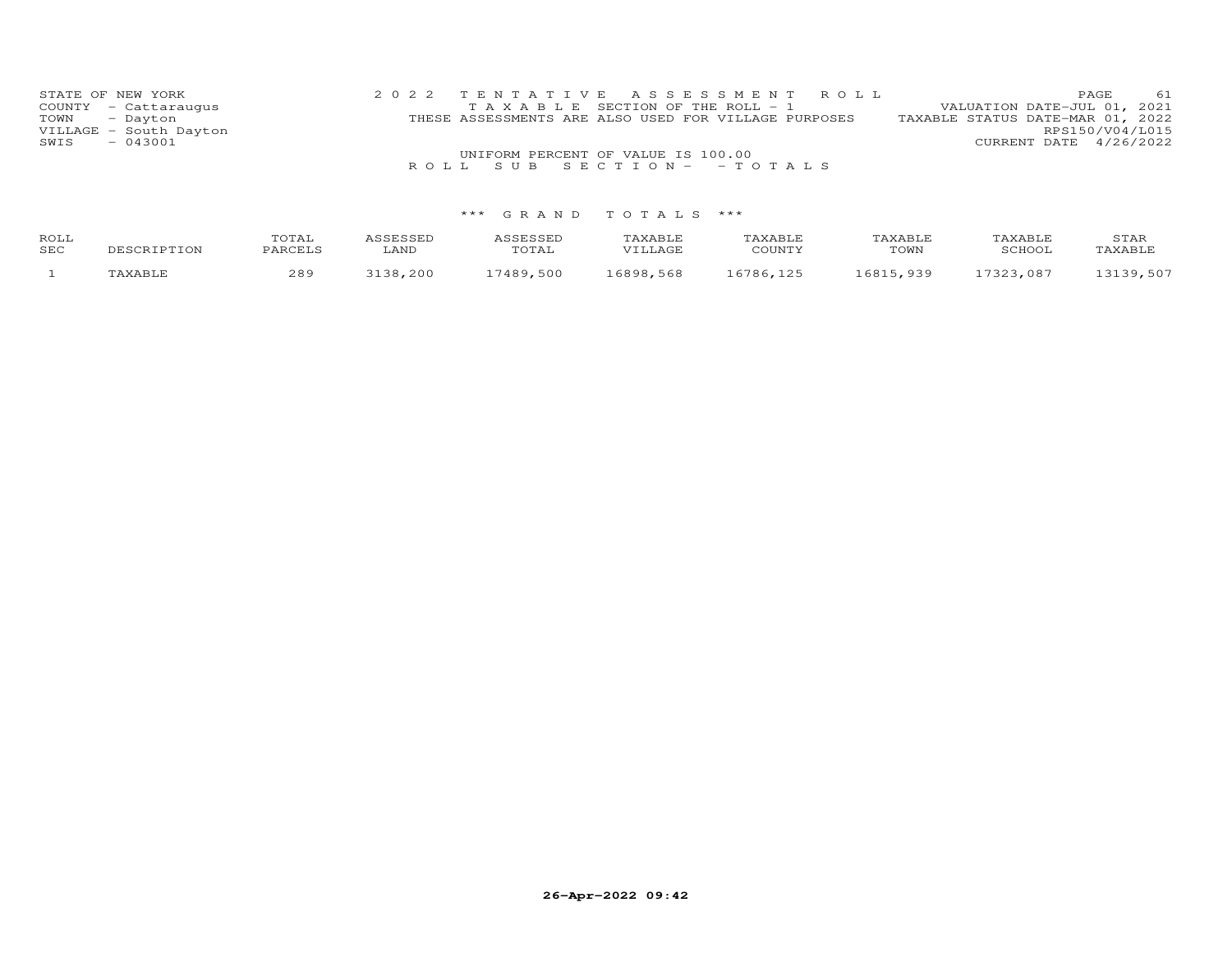STATE OF NEW YORK
COUNTY - Cattaraugus
TOWN - Dayton
VILLAGE - South Dayton
SWIS - 043001

2022 TENTATIVE ASSESSMENT ROLL
TAXABLE SECTION OF THE ROLL - 1
THESE ASSESSMENTS ARE ALSO USED FOR VILLAGE PURPOSES

VALUATION DATE-JUL 01, 2021
TAXABLE STATUS DATE-MAR 01, 2022
RPS150/V04/L015
CURRENT DATE 4/26/2022

UNIFORM PERCENT OF VALUE IS 100.00

ROLL SUB SECTION- - TOTALS

### *** GRAND TOTALS ***

| ROLL SEC | DESCRIPTION | TOTAL PARCELS | ASSESSED LAND | ASSESSED TOTAL | TAXABLE VILLAGE | TAXABLE COUNTY | TAXABLE TOWN | TAXABLE SCHOOL | STAR TAXABLE |
|---|---|---|---|---|---|---|---|---|---|
| 1 | TAXABLE | 289 | 3138,200 | 17489,500 | 16898,568 | 16786,125 | 16815,939 | 17323,087 | 13139,507 |

26-Apr-2022 09:42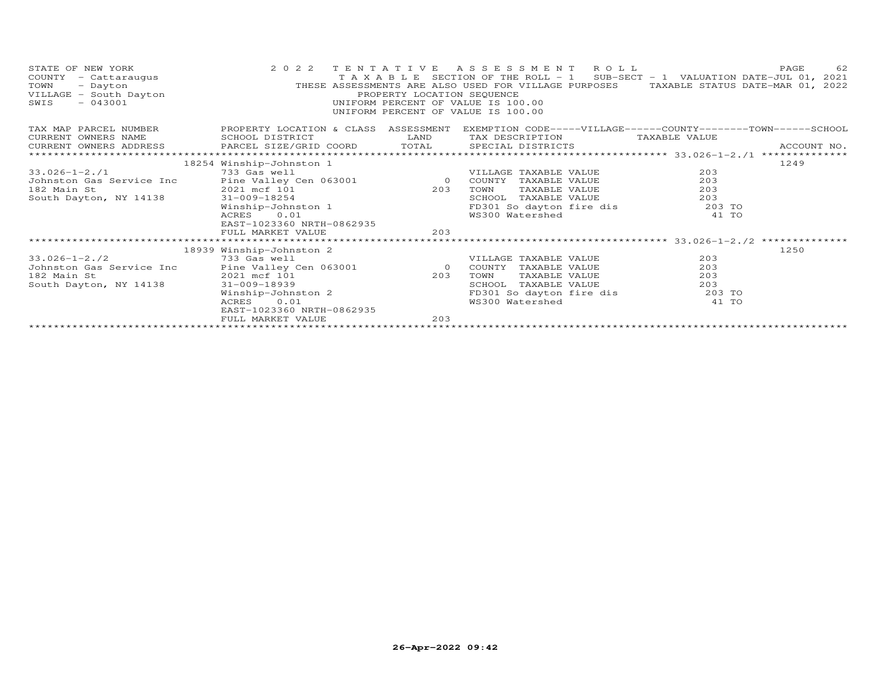STATE OF NEW YORK
COUNTY - Cattaraugus
TOWN - Dayton
VILLAGE - South Dayton
SWIS - 043001

2022 TENTATIVE ASSESSMENT ROLL
TAXABLE SECTION OF THE ROLL - 1 SUB-SECT - 1 VALUATION DATE-JUL 01, 2021
THESE ASSESSMENTS ARE ALSO USED FOR VILLAGE PURPOSES TAXABLE STATUS DATE-MAR 01, 2022
PROPERTY LOCATION SEQUENCE
UNIFORM PERCENT OF VALUE IS 100.00
UNIFORM PERCENT OF VALUE IS 100.00

| TAX MAP PARCEL NUMBER / CURRENT OWNERS NAME / CURRENT OWNERS ADDRESS | PROPERTY LOCATION & CLASS / SCHOOL DISTRICT / PARCEL SIZE/GRID COORD | ASSESSMENT LAND / TOTAL | EXEMPTION CODE-----VILLAGE------COUNTY--------TOWN------SCHOOL / TAX DESCRIPTION / SPECIAL DISTRICTS | TAXABLE VALUE | ACCOUNT NO. |
|---|---|---|---|---|---|
| | 18254 Winship-Johnston 1 | | | 33.026-1-2./1 | 1249 |
| 33.026-1-2./1 | 733 Gas well | | VILLAGE TAXABLE VALUE | 203 | |
| Johnston Gas Service Inc | Pine Valley Cen 063001 | 0 | COUNTY TAXABLE VALUE | 203 | |
| 182 Main St | 2021 mcf 101 | 203 | TOWN TAXABLE VALUE | 203 | |
| South Dayton, NY 14138 | 31-009-18254 | | SCHOOL TAXABLE VALUE | 203 | |
| | Winship-Johnston 1 | | FD301 So dayton fire dis | 203 TO | |
| | ACRES 0.01 | | WS300 Watershed | 41 TO | |
| | EAST-1023360 NRTH-0862935 | | | | |
| | FULL MARKET VALUE | 203 | | | |
| | 18939 Winship-Johnston 2 | | | 33.026-1-2./2 | 1250 |
| 33.026-1-2./2 | 733 Gas well | | VILLAGE TAXABLE VALUE | 203 | |
| Johnston Gas Service Inc | Pine Valley Cen 063001 | 0 | COUNTY TAXABLE VALUE | 203 | |
| 182 Main St | 2021 mcf 101 | 203 | TOWN TAXABLE VALUE | 203 | |
| South Dayton, NY 14138 | 31-009-18939 | | SCHOOL TAXABLE VALUE | 203 | |
| | Winship-Johnston 2 | | FD301 So dayton fire dis | 203 TO | |
| | ACRES 0.01 | | WS300 Watershed | 41 TO | |
| | EAST-1023360 NRTH-0862935 | | | | |
| | FULL MARKET VALUE | 203 | | | |

26-Apr-2022 09:42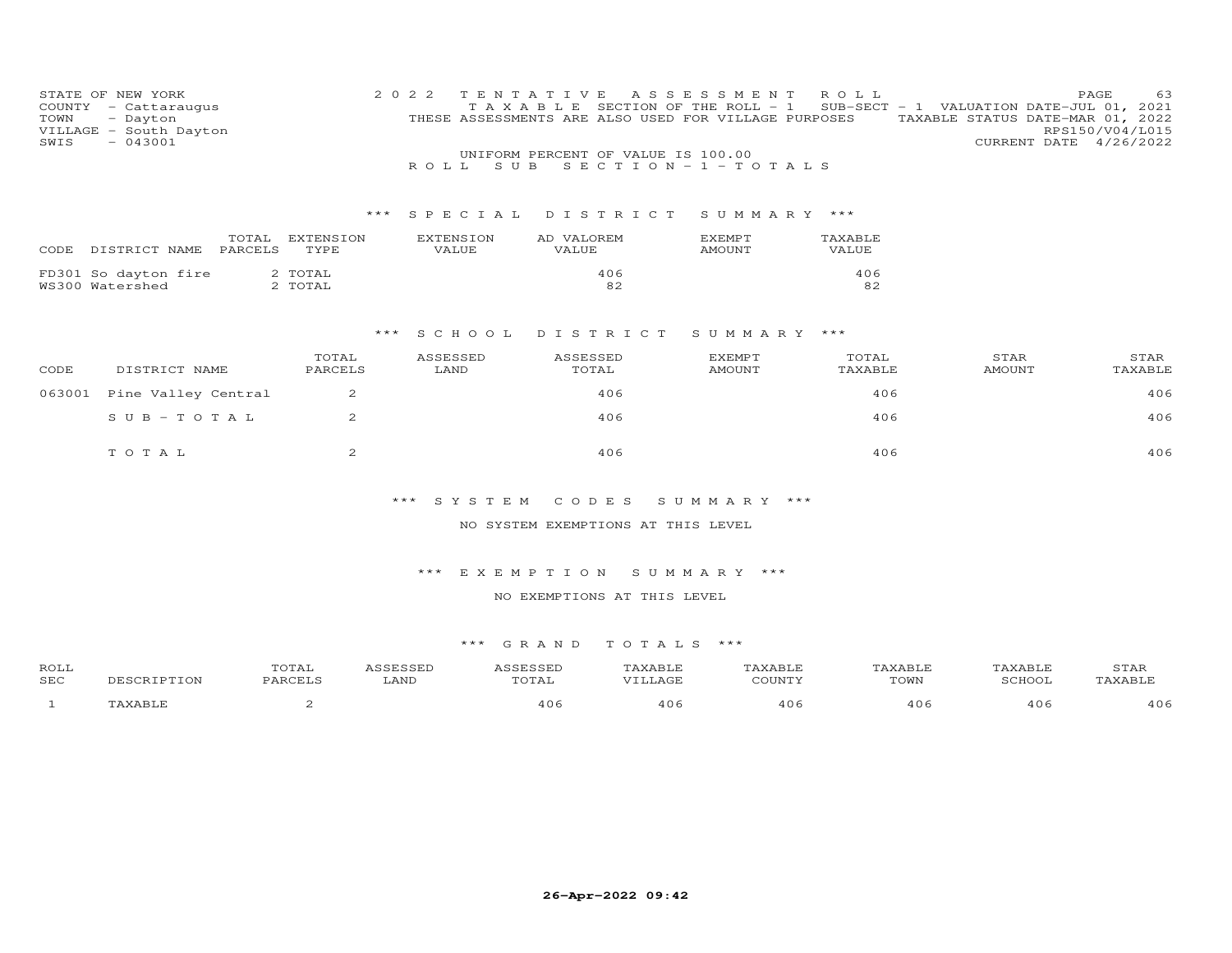STATE OF NEW YORK
COUNTY - Cattaraugus
TOWN - Dayton
VILLAGE - South Dayton
SWIS - 043001

2022 TENTATIVE ASSESSMENT ROLL
TAXABLE SECTION OF THE ROLL - 1 SUB-SECT - 1 VALUATION DATE-JUL 01, 2021
THESE ASSESSMENTS ARE ALSO USED FOR VILLAGE PURPOSES TAXABLE STATUS DATE-MAR 01, 2022
RPS150/V04/L015
CURRENT DATE 4/26/2022
UNIFORM PERCENT OF VALUE IS 100.00

ROLL SUB SECTION - 1 - TOTALS

*** SPECIAL DISTRICT SUMMARY ***

| CODE DISTRICT NAME | TOTAL PARCELS | EXTENSION TYPE | EXTENSION VALUE | AD VALOREM VALUE | EXEMPT AMOUNT | TAXABLE VALUE |
|---|---|---|---|---|---|---|
| FD301 So dayton fire | 2 | TOTAL | | 406 | | 406 |
| WS300 Watershed | 2 | TOTAL | | 82 | | 82 |

*** SCHOOL DISTRICT SUMMARY ***

| CODE | DISTRICT NAME | TOTAL PARCELS | ASSESSED LAND | ASSESSED TOTAL | EXEMPT AMOUNT | TOTAL TAXABLE | STAR AMOUNT | STAR TAXABLE |
|---|---|---|---|---|---|---|---|---|
| 063001 | Pine Valley Central | 2 | | 406 | | 406 | | 406 |
| | SUB-TOTAL | 2 | | 406 | | 406 | | 406 |
| | TOTAL | 2 | | 406 | | 406 | | 406 |

*** SYSTEM CODES SUMMARY ***

NO SYSTEM EXEMPTIONS AT THIS LEVEL

*** EXEMPTION SUMMARY ***

NO EXEMPTIONS AT THIS LEVEL

*** GRAND TOTALS ***

| ROLL SEC | DESCRIPTION | TOTAL PARCELS | ASSESSED LAND | ASSESSED TOTAL | TAXABLE VILLAGE | TAXABLE COUNTY | TAXABLE TOWN | TAXABLE SCHOOL | STAR TAXABLE |
|---|---|---|---|---|---|---|---|---|---|
| 1 | TAXABLE | 2 | | 406 | 406 | 406 | 406 | 406 | 406 |

26-Apr-2022 09:42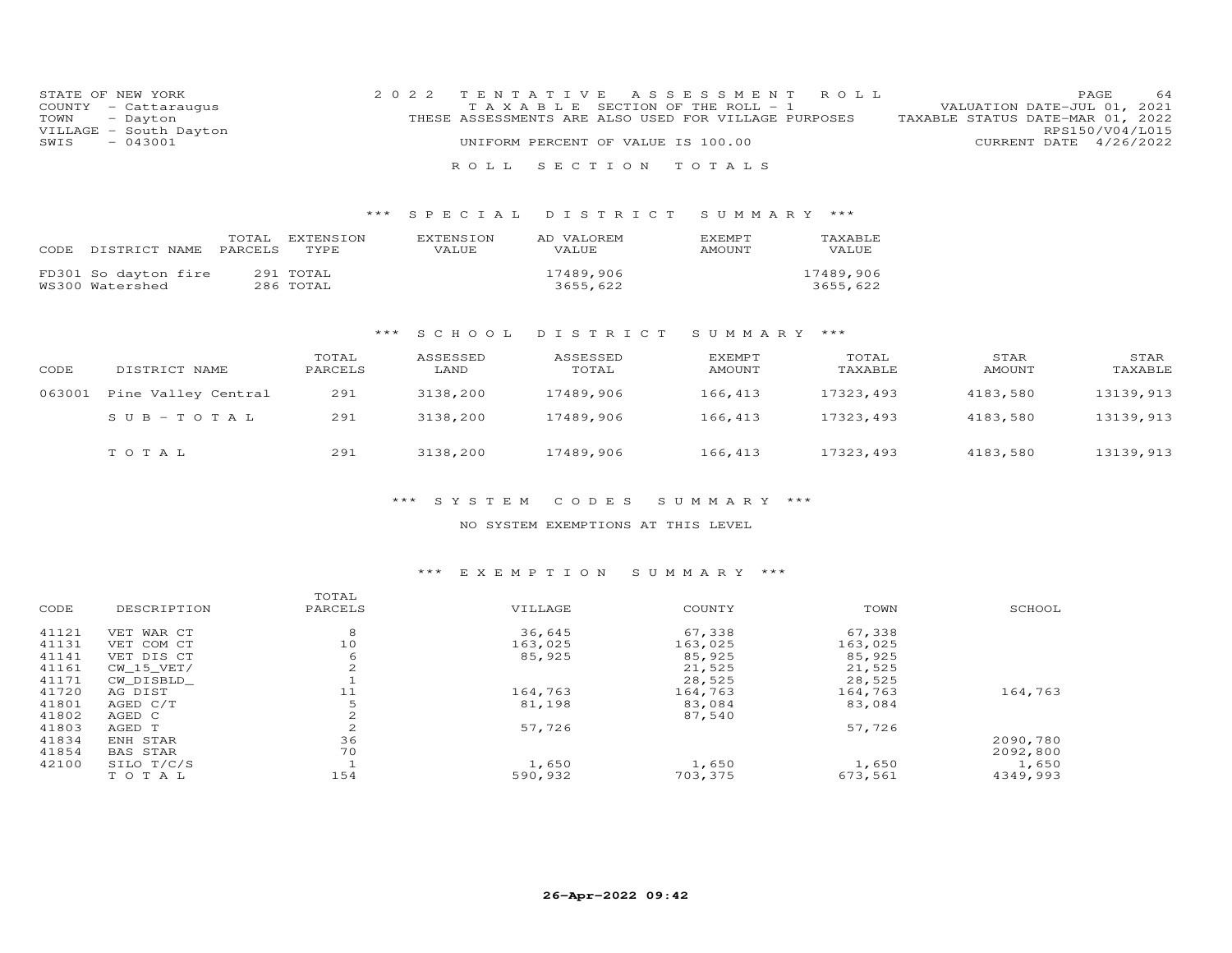STATE OF NEW YORK
COUNTY - Cattaraugus
TOWN - Dayton
VILLAGE - South Dayton
SWIS - 043001

2022 TENTATIVE ASSESSMENT ROLL
TAXABLE SECTION OF THE ROLL - 1
THESE ASSESSMENTS ARE ALSO USED FOR VILLAGE PURPOSES
UNIFORM PERCENT OF VALUE IS 100.00

VALUATION DATE-JUL 01, 2021
TAXABLE STATUS DATE-MAR 01, 2022
RPS150/V04/L015
CURRENT DATE 4/26/2022

## ROLL SECTION TOTALS

### *** SPECIAL DISTRICT SUMMARY ***

| CODE | DISTRICT NAME | TOTAL PARCELS | EXTENSION TYPE | EXTENSION VALUE | AD VALOREM VALUE | EXEMPT AMOUNT | TAXABLE VALUE |
|---|---|---|---|---|---|---|---|
| FD301 | So dayton fire | 291 | TOTAL | | 17489,906 | | 17489,906 |
| WS300 | Watershed | 286 | TOTAL | | 3655,622 | | 3655,622 |

### *** SCHOOL DISTRICT SUMMARY ***

| CODE | DISTRICT NAME | TOTAL PARCELS | ASSESSED LAND | ASSESSED TOTAL | EXEMPT AMOUNT | TOTAL TAXABLE | STAR AMOUNT | STAR TAXABLE |
|---|---|---|---|---|---|---|---|---|
| 063001 | Pine Valley Central | 291 | 3138,200 | 17489,906 | 166,413 | 17323,493 | 4183,580 | 13139,913 |
| | SUB-TOTAL | 291 | 3138,200 | 17489,906 | 166,413 | 17323,493 | 4183,580 | 13139,913 |
| | TOTAL | 291 | 3138,200 | 17489,906 | 166,413 | 17323,493 | 4183,580 | 13139,913 |

### *** SYSTEM CODES SUMMARY ***

NO SYSTEM EXEMPTIONS AT THIS LEVEL

### *** EXEMPTION SUMMARY ***

| CODE | DESCRIPTION | TOTAL PARCELS | VILLAGE | COUNTY | TOWN | SCHOOL |
|---|---|---|---|---|---|---|
| 41121 | VET WAR CT | 8 | 36,645 | 67,338 | 67,338 | |
| 41131 | VET COM CT | 10 | 163,025 | 163,025 | 163,025 | |
| 41141 | VET DIS CT | 6 | 85,925 | 85,925 | 85,925 | |
| 41161 | CW_15_VET/ | 2 | | 21,525 | 21,525 | |
| 41171 | CW_DISBLD_ | 1 | | 28,525 | 28,525 | |
| 41720 | AG DIST | 11 | 164,763 | 164,763 | 164,763 | 164,763 |
| 41801 | AGED C/T | 5 | 81,198 | 83,084 | 83,084 | |
| 41802 | AGED C | 2 | | 87,540 | | |
| 41803 | AGED T | 2 | 57,726 | | 57,726 | |
| 41834 | ENH STAR | 36 | | | | 2090,780 |
| 41854 | BAS STAR | 70 | | | | 2092,800 |
| 42100 | SILO T/C/S | 1 | 1,650 | 1,650 | 1,650 | 1,650 |
| | TOTAL | 154 | 590,932 | 703,375 | 673,561 | 4349,993 |

26-Apr-2022 09:42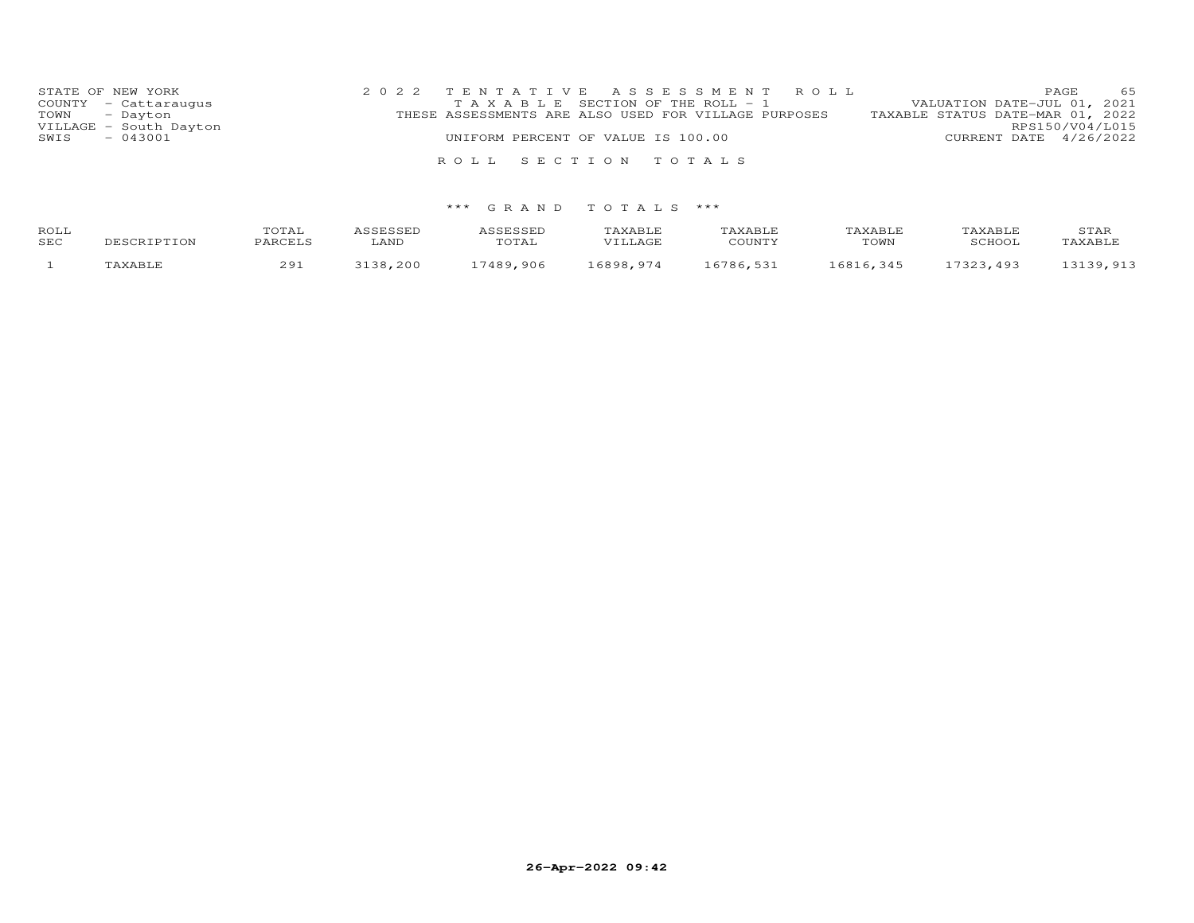STATE OF NEW YORK
COUNTY - Cattaraugus
TOWN - Dayton
VILLAGE - South Dayton
SWIS - 043001

2 0 2 2 T E N T A T I V E A S S E S S M E N T R O L L
T A X A B L E SECTION OF THE ROLL - 1
THESE ASSESSMENTS ARE ALSO USED FOR VILLAGE PURPOSES
UNIFORM PERCENT OF VALUE IS 100.00

VALUATION DATE-JUL 01, 2021
TAXABLE STATUS DATE-MAR 01, 2022
RPS150/V04/L015
CURRENT DATE 4/26/2022

R O L L S E C T I O N T O T A L S

*** G R A N D T O T A L S ***

| ROLL SEC | DESCRIPTION | TOTAL PARCELS | ASSESSED LAND | ASSESSED TOTAL | TAXABLE VILLAGE | TAXABLE COUNTY | TAXABLE TOWN | TAXABLE SCHOOL | STAR TAXABLE |
|---|---|---|---|---|---|---|---|---|---|
| 1 | TAXABLE | 291 | 3138,200 | 17489,906 | 16898,974 | 16786,531 | 16816,345 | 17323,493 | 13139,913 |

26-Apr-2022 09:42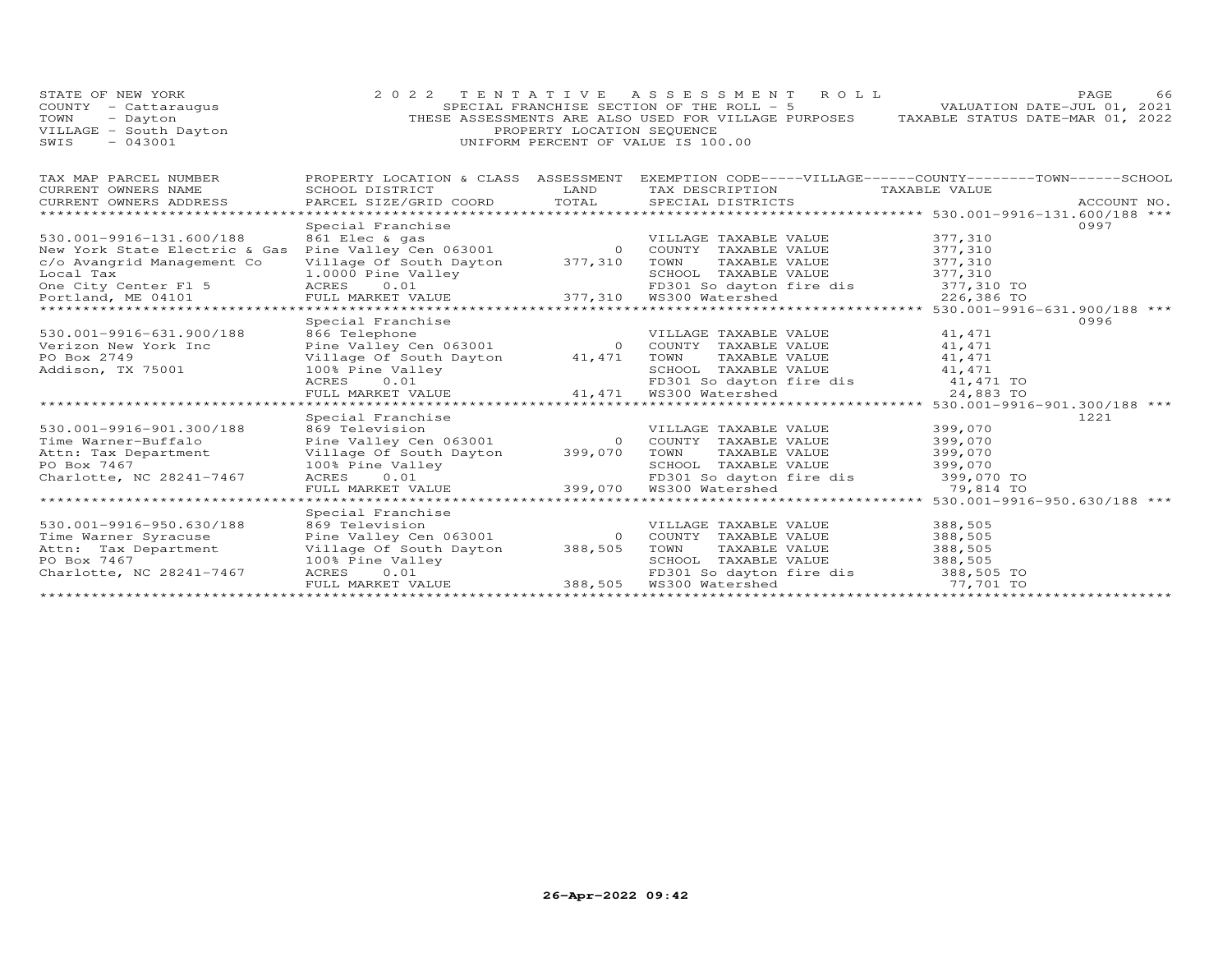STATE OF NEW YORK
COUNTY - Cattaraugus
TOWN - Dayton
VILLAGE - South Dayton
SWIS - 043001

2022 TENTATIVE ASSESSMENT ROLL
SPECIAL FRANCHISE SECTION OF THE ROLL - 5
THESE ASSESSMENTS ARE ALSO USED FOR VILLAGE PURPOSES
PROPERTY LOCATION SEQUENCE
UNIFORM PERCENT OF VALUE IS 100.00

VALUATION DATE-JUL 01, 2021
TAXABLE STATUS DATE-MAR 01, 2022

| TAX MAP PARCEL NUMBER / CURRENT OWNERS NAME / CURRENT OWNERS ADDRESS | PROPERTY LOCATION & CLASS / SCHOOL DISTRICT / PARCEL SIZE/GRID COORD | ASSESSMENT LAND / TOTAL | EXEMPTION CODE / TAX DESCRIPTION / SPECIAL DISTRICTS | TAXABLE VALUE | ACCOUNT NO. |
|---|---|---|---|---|---|
| **530.001-9916-131.600/188** | Special Franchise | | | | 0997 |
| 530.001-9916-131.600/188 | 861 Elec & gas | | VILLAGE TAXABLE VALUE | 377,310 | |
| New York State Electric & Gas | Pine Valley Cen 063001 | 0 | COUNTY TAXABLE VALUE | 377,310 | |
| c/o Avangrid Management Co | Village Of South Dayton | 377,310 | TOWN TAXABLE VALUE | 377,310 | |
| Local Tax | 1.0000 Pine Valley | | SCHOOL TAXABLE VALUE | 377,310 | |
| One City Center Fl 5 | ACRES 0.01 | | FD301 So dayton fire dis | 377,310 TO | |
| Portland, ME 04101 | FULL MARKET VALUE | 377,310 | WS300 Watershed | 226,386 TO | |
| **530.001-9916-631.900/188** | Special Franchise | | | | 0996 |
| 530.001-9916-631.900/188 | 866 Telephone | | VILLAGE TAXABLE VALUE | 41,471 | |
| Verizon New York Inc | Pine Valley Cen 063001 | 0 | COUNTY TAXABLE VALUE | 41,471 | |
| PO Box 2749 | Village Of South Dayton | 41,471 | TOWN TAXABLE VALUE | 41,471 | |
| Addison, TX 75001 | 100% Pine Valley | | SCHOOL TAXABLE VALUE | 41,471 | |
| | ACRES 0.01 | | FD301 So dayton fire dis | 41,471 TO | |
| | FULL MARKET VALUE | 41,471 | WS300 Watershed | 24,883 TO | |
| **530.001-9916-901.300/188** | Special Franchise | | | | 1221 |
| 530.001-9916-901.300/188 | 869 Television | | VILLAGE TAXABLE VALUE | 399,070 | |
| Time Warner-Buffalo | Pine Valley Cen 063001 | 0 | COUNTY TAXABLE VALUE | 399,070 | |
| Attn: Tax Department | Village Of South Dayton | 399,070 | TOWN TAXABLE VALUE | 399,070 | |
| PO Box 7467 | 100% Pine Valley | | SCHOOL TAXABLE VALUE | 399,070 | |
| Charlotte, NC 28241-7467 | ACRES 0.01 | | FD301 So dayton fire dis | 399,070 TO | |
| | FULL MARKET VALUE | 399,070 | WS300 Watershed | 79,814 TO | |
| **530.001-9916-950.630/188** | Special Franchise | | | | |
| 530.001-9916-950.630/188 | 869 Television | | VILLAGE TAXABLE VALUE | 388,505 | |
| Time Warner Syracuse | Pine Valley Cen 063001 | 0 | COUNTY TAXABLE VALUE | 388,505 | |
| Attn: Tax Department | Village Of South Dayton | 388,505 | TOWN TAXABLE VALUE | 388,505 | |
| PO Box 7467 | 100% Pine Valley | | SCHOOL TAXABLE VALUE | 388,505 | |
| Charlotte, NC 28241-7467 | ACRES 0.01 | | FD301 So dayton fire dis | 388,505 TO | |
| | FULL MARKET VALUE | 388,505 | WS300 Watershed | 77,701 TO | |

26-Apr-2022 09:42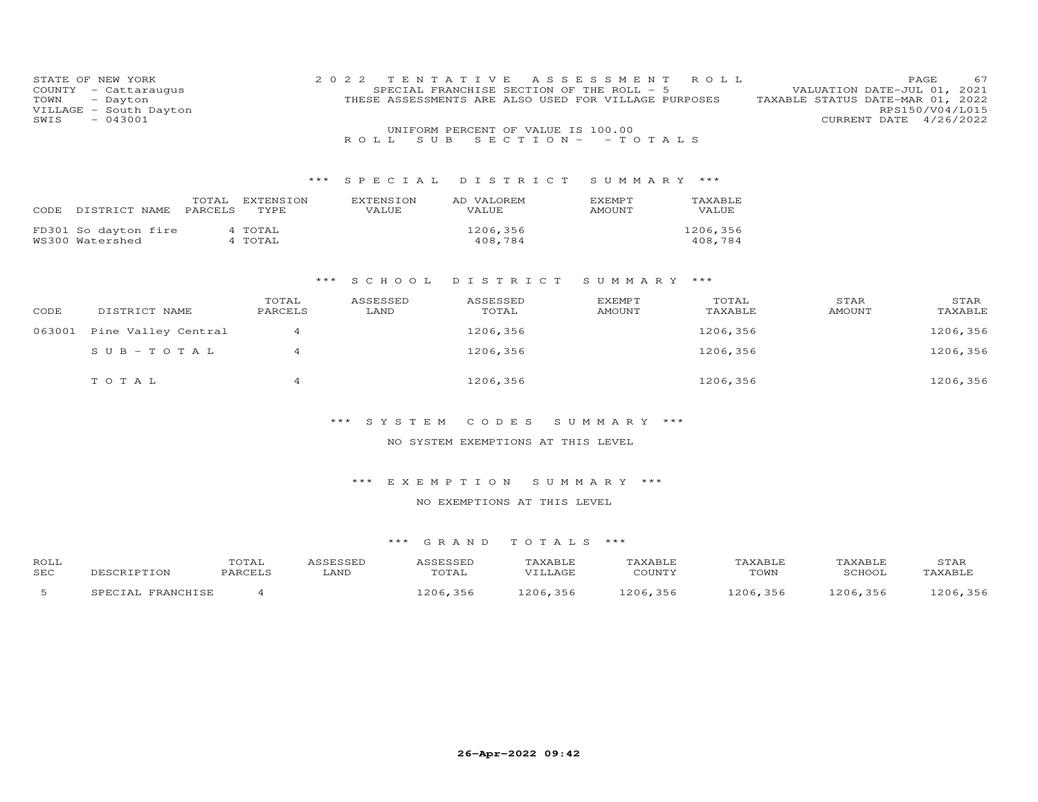STATE OF NEW YORK
COUNTY - Cattaraugus
TOWN - Dayton
VILLAGE - South Dayton
SWIS - 043001

2022 TENTATIVE ASSESSMENT ROLL
SPECIAL FRANCHISE SECTION OF THE ROLL - 5
THESE ASSESSMENTS ARE ALSO USED FOR VILLAGE PURPOSES
UNIFORM PERCENT OF VALUE IS 100.00

VALUATION DATE-JUL 01, 2021
TAXABLE STATUS DATE-MAR 01, 2022
RPS150/V04/L015
CURRENT DATE 4/26/2022

ROLL SUB SECTION- - TOTALS

## *** SPECIAL DISTRICT SUMMARY ***

| CODE | DISTRICT NAME | TOTAL PARCELS | EXTENSION TYPE | EXTENSION VALUE | AD VALOREM VALUE | EXEMPT AMOUNT | TAXABLE VALUE |
|---|---|---|---|---|---|---|---|
| FD301 | So dayton fire | 4 | TOTAL | | 1206,356 | | 1206,356 |
| WS300 | Watershed | 4 | TOTAL | | 408,784 | | 408,784 |

## *** SCHOOL DISTRICT SUMMARY ***

| CODE | DISTRICT NAME | TOTAL PARCELS | ASSESSED LAND | ASSESSED TOTAL | EXEMPT AMOUNT | TOTAL TAXABLE | STAR AMOUNT | STAR TAXABLE |
|---|---|---|---|---|---|---|---|---|
| 063001 | Pine Valley Central | 4 | | 1206,356 | | 1206,356 | | 1206,356 |
| | SUB-TOTAL | 4 | | 1206,356 | | 1206,356 | | 1206,356 |
| | TOTAL | 4 | | 1206,356 | | 1206,356 | | 1206,356 |

## *** SYSTEM CODES SUMMARY ***

NO SYSTEM EXEMPTIONS AT THIS LEVEL

## *** EXEMPTION SUMMARY ***

NO EXEMPTIONS AT THIS LEVEL

## *** GRAND TOTALS ***

| ROLL SEC | DESCRIPTION | TOTAL PARCELS | ASSESSED LAND | ASSESSED TOTAL | TAXABLE VILLAGE | TAXABLE COUNTY | TAXABLE TOWN | TAXABLE SCHOOL | STAR TAXABLE |
|---|---|---|---|---|---|---|---|---|---|
| 5 | SPECIAL FRANCHISE | 4 | | 1206,356 | 1206,356 | 1206,356 | 1206,356 | 1206,356 | 1206,356 |

26-Apr-2022 09:42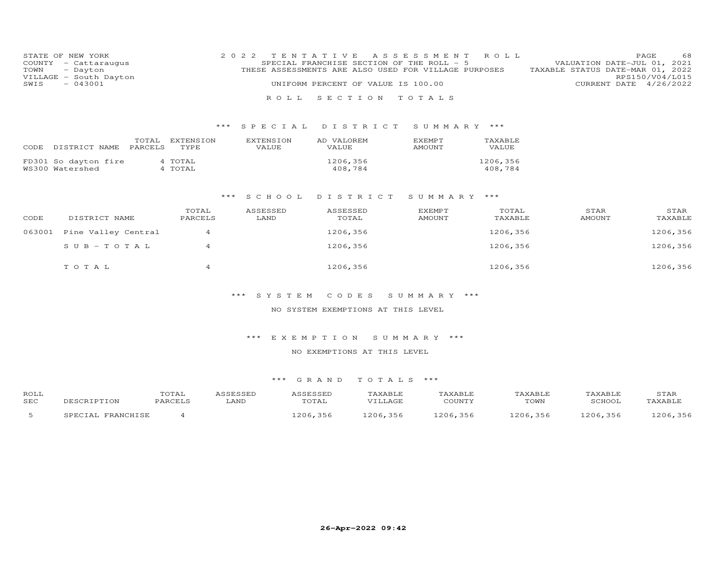STATE OF NEW YORK
COUNTY - Cattaraugus
TOWN - Dayton
VILLAGE - South Dayton
SWIS - 043001

2022 TENTATIVE ASSESSMENT ROLL
SPECIAL FRANCHISE SECTION OF THE ROLL - 5
THESE ASSESSMENTS ARE ALSO USED FOR VILLAGE PURPOSES
UNIFORM PERCENT OF VALUE IS 100.00

VALUATION DATE-JUL 01, 2021
TAXABLE STATUS DATE-MAR 01, 2022
RPS150/V04/L015
CURRENT DATE 4/26/2022

## ROLL SECTION TOTALS

### *** SPECIAL DISTRICT SUMMARY ***

| CODE | DISTRICT NAME | TOTAL PARCELS | EXTENSION TYPE | EXTENSION VALUE | AD VALOREM VALUE | EXEMPT AMOUNT | TAXABLE VALUE |
|---|---|---|---|---|---|---|---|
| FD301 | So dayton fire | 4 | TOTAL | | 1206,356 | | 1206,356 |
| WS300 | Watershed | 4 | TOTAL | | 408,784 | | 408,784 |

### *** SCHOOL DISTRICT SUMMARY ***

| CODE | DISTRICT NAME | TOTAL PARCELS | ASSESSED LAND | ASSESSED TOTAL | EXEMPT AMOUNT | TOTAL TAXABLE | STAR AMOUNT | STAR TAXABLE |
|---|---|---|---|---|---|---|---|---|
| 063001 | Pine Valley Central | 4 | | 1206,356 | | 1206,356 | | 1206,356 |
| | SUB-TOTAL | 4 | | 1206,356 | | 1206,356 | | 1206,356 |
| | TOTAL | 4 | | 1206,356 | | 1206,356 | | 1206,356 |

### *** SYSTEM CODES SUMMARY ***

NO SYSTEM EXEMPTIONS AT THIS LEVEL

### *** EXEMPTION SUMMARY ***

NO EXEMPTIONS AT THIS LEVEL

### *** GRAND TOTALS ***

| ROLL SEC | DESCRIPTION | TOTAL PARCELS | ASSESSED LAND | ASSESSED TOTAL | TAXABLE VILLAGE | TAXABLE COUNTY | TAXABLE TOWN | TAXABLE SCHOOL | STAR TAXABLE |
|---|---|---|---|---|---|---|---|---|---|
| 5 | SPECIAL FRANCHISE | 4 | | 1206,356 | 1206,356 | 1206,356 | 1206,356 | 1206,356 | 1206,356 |

26-Apr-2022 09:42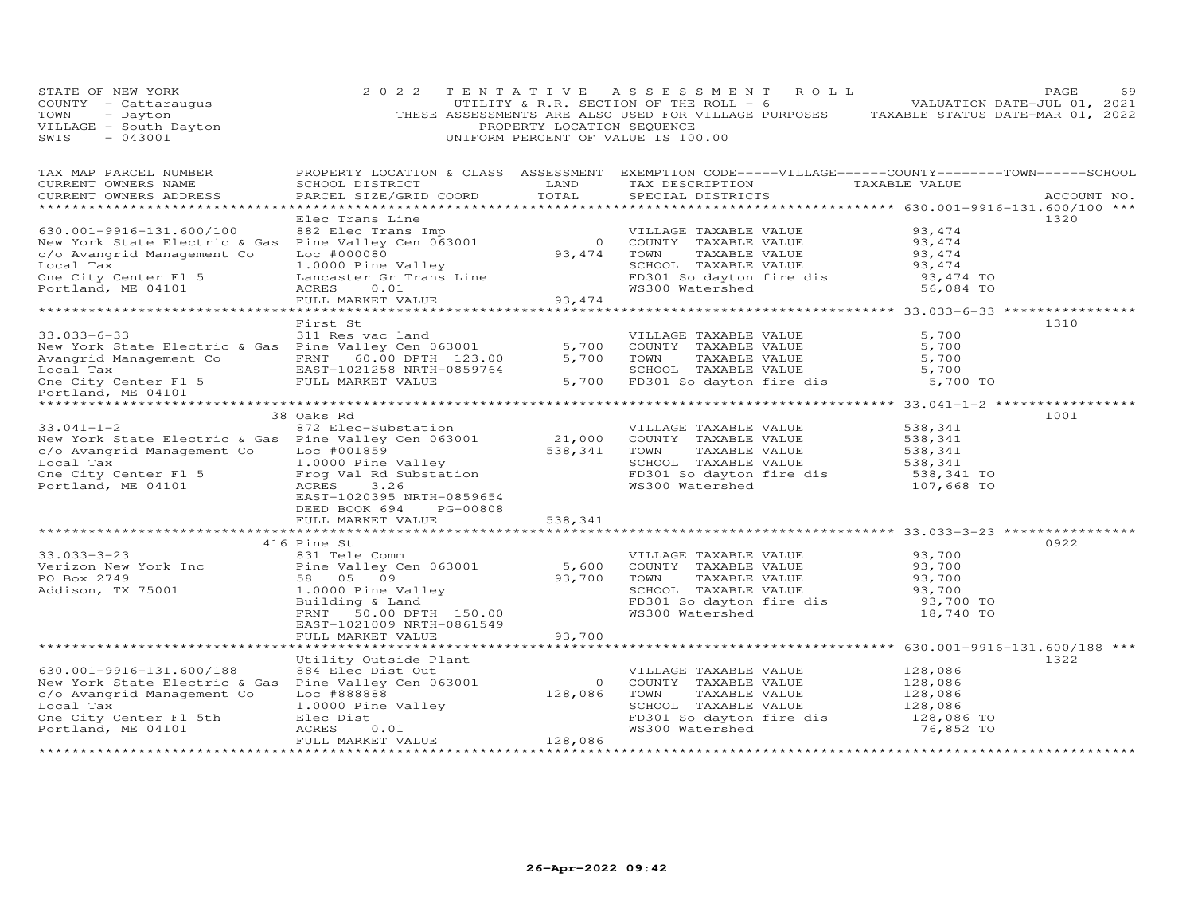STATE OF NEW YORK
COUNTY - Cattaraugus
TOWN - Dayton
VILLAGE - South Dayton
SWIS - 043001

2022 TENTATIVE ASSESSMENT ROLL
UTILITY & R.R. SECTION OF THE ROLL - 6
THESE ASSESSMENTS ARE ALSO USED FOR VILLAGE PURPOSES
PROPERTY LOCATION SEQUENCE
UNIFORM PERCENT OF VALUE IS 100.00

VALUATION DATE-JUL 01, 2021
TAXABLE STATUS DATE-MAR 01, 2022

| TAX MAP PARCEL NUMBER / CURRENT OWNERS NAME / CURRENT OWNERS ADDRESS | PROPERTY LOCATION & CLASS / SCHOOL DISTRICT / PARCEL SIZE/GRID COORD | ASSESSMENT LAND | TOTAL | EXEMPTION CODE / TAX DESCRIPTION / SPECIAL DISTRICTS | TAXABLE VALUE | ACCOUNT NO. |
|---|---|---|---|---|---|---|
| **630.001-9916-131.600/100** | Elec Trans Line | | | | | 1320 |
| 630.001-9916-131.600/100 | 882 Elec Trans Imp | | | VILLAGE TAXABLE VALUE | 93,474 | |
| New York State Electric & Gas | Pine Valley Cen 063001 | 0 | | COUNTY TAXABLE VALUE | 93,474 | |
| c/o Avangrid Management Co | Loc #000080 | | 93,474 | TOWN TAXABLE VALUE | 93,474 | |
| Local Tax | 1.0000 Pine Valley | | | SCHOOL TAXABLE VALUE | 93,474 | |
| One City Center Fl 5 | Lancaster Gr Trans Line | | | FD301 So dayton fire dis | 93,474 TO | |
| Portland, ME 04101 | ACRES 0.01 | | | WS300 Watershed | 56,084 TO | |
| | FULL MARKET VALUE | | 93,474 | | | |
| **33.033-6-33** | First St | | | | | 1310 |
| 33.033-6-33 | 311 Res vac land | | | VILLAGE TAXABLE VALUE | 5,700 | |
| New York State Electric & Gas | Pine Valley Cen 063001 | 5,700 | | COUNTY TAXABLE VALUE | 5,700 | |
| Avangrid Management Co | FRNT 60.00 DPTH 123.00 | | 5,700 | TOWN TAXABLE VALUE | 5,700 | |
| Local Tax | EAST-1021258 NRTH-0859764 | | | SCHOOL TAXABLE VALUE | 5,700 | |
| One City Center Fl 5 | FULL MARKET VALUE | | 5,700 | FD301 So dayton fire dis | 5,700 TO | |
| Portland, ME 04101 | | | | | | |
| **33.041-1-2** | 38 Oaks Rd | | | | | 1001 |
| 33.041-1-2 | 872 Elec-Substation | | | VILLAGE TAXABLE VALUE | 538,341 | |
| New York State Electric & Gas | Pine Valley Cen 063001 | 21,000 | | COUNTY TAXABLE VALUE | 538,341 | |
| c/o Avangrid Management Co | Loc #001859 | | 538,341 | TOWN TAXABLE VALUE | 538,341 | |
| Local Tax | 1.0000 Pine Valley | | | SCHOOL TAXABLE VALUE | 538,341 | |
| One City Center Fl 5 | Frog Val Rd Substation | | | FD301 So dayton fire dis | 538,341 TO | |
| Portland, ME 04101 | ACRES 3.26 | | | WS300 Watershed | 107,668 TO | |
| | EAST-1020395 NRTH-0859654 | | | | | |
| | DEED BOOK 694 PG-00808 | | | | | |
| | FULL MARKET VALUE | | 538,341 | | | |
| **33.033-3-23** | 416 Pine St | | | | | 0922 |
| 33.033-3-23 | 831 Tele Comm | | | VILLAGE TAXABLE VALUE | 93,700 | |
| Verizon New York Inc | Pine Valley Cen 063001 | 5,600 | | COUNTY TAXABLE VALUE | 93,700 | |
| PO Box 2749 | 58 05 09 | | 93,700 | TOWN TAXABLE VALUE | 93,700 | |
| Addison, TX 75001 | 1.0000 Pine Valley | | | SCHOOL TAXABLE VALUE | 93,700 | |
| | Building & Land | | | FD301 So dayton fire dis | 93,700 TO | |
| | FRNT 50.00 DPTH 150.00 | | | WS300 Watershed | 18,740 TO | |
| | EAST-1021009 NRTH-0861549 | | | | | |
| | FULL MARKET VALUE | | 93,700 | | | |
| **630.001-9916-131.600/188** | Utility Outside Plant | | | | | 1322 |
| 630.001-9916-131.600/188 | 884 Elec Dist Out | | | VILLAGE TAXABLE VALUE | 128,086 | |
| New York State Electric & Gas | Pine Valley Cen 063001 | 0 | | COUNTY TAXABLE VALUE | 128,086 | |
| c/o Avangrid Management Co | Loc #888888 | | 128,086 | TOWN TAXABLE VALUE | 128,086 | |
| Local Tax | 1.0000 Pine Valley | | | SCHOOL TAXABLE VALUE | 128,086 | |
| One City Center Fl 5th | Elec Dist | | | FD301 So dayton fire dis | 128,086 TO | |
| Portland, ME 04101 | ACRES 0.01 | | | WS300 Watershed | 76,852 TO | |
| | FULL MARKET VALUE | | 128,086 | | | |

26-Apr-2022 09:42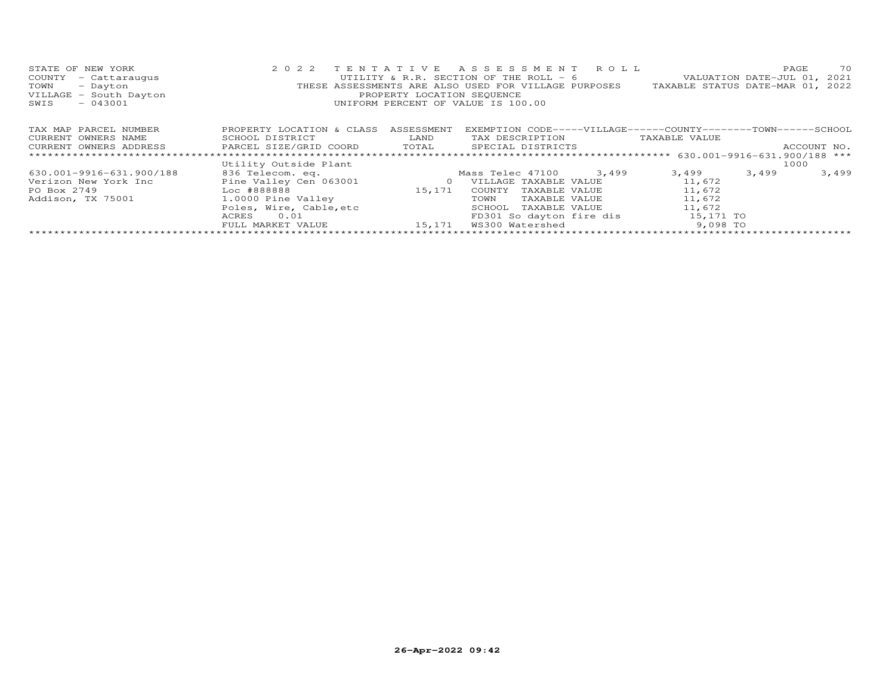STATE OF NEW YORK
COUNTY - Cattaraugus
TOWN - Dayton
VILLAGE - South Dayton
SWIS - 043001

2022 TENTATIVE ASSESSMENT ROLL
UTILITY & R.R. SECTION OF THE ROLL - 6
THESE ASSESSMENTS ARE ALSO USED FOR VILLAGE PURPOSES
PROPERTY LOCATION SEQUENCE
UNIFORM PERCENT OF VALUE IS 100.00

VALUATION DATE-JUL 01, 2021
TAXABLE STATUS DATE-MAR 01, 2022

| TAX MAP PARCEL NUMBER / CURRENT OWNERS NAME / CURRENT OWNERS ADDRESS | PROPERTY LOCATION & CLASS / SCHOOL DISTRICT / PARCEL SIZE/GRID COORD | ASSESSMENT LAND / TOTAL | EXEMPTION CODE / TAX DESCRIPTION / SPECIAL DISTRICTS | VILLAGE | COUNTY | TOWN | SCHOOL |
|---|---|---|---|---|---|---|---|
| *630.001-9916-631.900/188* | Utility Outside Plant | | | | | | ACCOUNT NO. 1000 |
| 630.001-9916-631.900/188 | 836 Telecom. eq. | | Mass Telec 47100 | 3,499 | 3,499 | 3,499 | 3,499 |
| Verizon New York Inc | Pine Valley Cen 063001 | 0 | VILLAGE TAXABLE VALUE | 11,672 | | | |
| PO Box 2749 | Loc #888888 | 15,171 | COUNTY TAXABLE VALUE | | 11,672 | | |
| Addison, TX 75001 | 1.0000 Pine Valley | | TOWN TAXABLE VALUE | | | 11,672 | |
| | Poles, Wire, Cable,etc | | SCHOOL TAXABLE VALUE | | | | 11,672 |
| | ACRES 0.01 | | FD301 So dayton fire dis | 15,171 TO | | | |
| | FULL MARKET VALUE | 15,171 | WS300 Watershed | 9,098 TO | | | |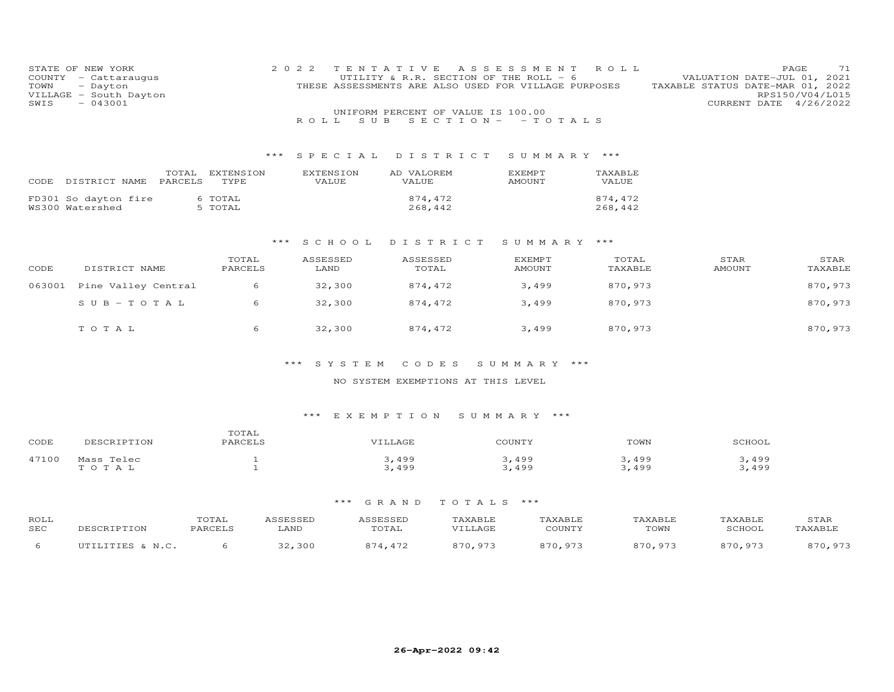STATE OF NEW YORK
COUNTY - Cattaraugus
TOWN - Dayton
VILLAGE - South Dayton
SWIS - 043001

2022 TENTATIVE ASSESSMENT ROLL
UTILITY & R.R. SECTION OF THE ROLL - 6
THESE ASSESSMENTS ARE ALSO USED FOR VILLAGE PURPOSES
UNIFORM PERCENT OF VALUE IS 100.00
ROLL SUB SECTION- - TOTALS

VALUATION DATE-JUL 01, 2021
TAXABLE STATUS DATE-MAR 01, 2022
RPS150/V04/L015
CURRENT DATE 4/26/2022

## *** SPECIAL DISTRICT SUMMARY ***

| CODE | DISTRICT NAME | TOTAL PARCELS | EXTENSION TYPE | EXTENSION VALUE | AD VALOREM VALUE | EXEMPT AMOUNT | TAXABLE VALUE |
|---|---|---|---|---|---|---|---|
| FD301 | So dayton fire | 6 | TOTAL | | 874,472 | | 874,472 |
| WS300 | Watershed | 5 | TOTAL | | 268,442 | | 268,442 |

## *** SCHOOL DISTRICT SUMMARY ***

| CODE | DISTRICT NAME | TOTAL PARCELS | ASSESSED LAND | ASSESSED TOTAL | EXEMPT AMOUNT | TOTAL TAXABLE | STAR AMOUNT | STAR TAXABLE |
|---|---|---|---|---|---|---|---|---|
| 063001 | Pine Valley Central | 6 | 32,300 | 874,472 | 3,499 | 870,973 | | 870,973 |
| | SUB-TOTAL | 6 | 32,300 | 874,472 | 3,499 | 870,973 | | 870,973 |
| | TOTAL | 6 | 32,300 | 874,472 | 3,499 | 870,973 | | 870,973 |

## *** SYSTEM CODES SUMMARY ***

NO SYSTEM EXEMPTIONS AT THIS LEVEL

## *** EXEMPTION SUMMARY ***

| CODE | DESCRIPTION | TOTAL PARCELS | VILLAGE | COUNTY | TOWN | SCHOOL |
|---|---|---|---|---|---|---|
| 47100 | Mass Telec | 1 | 3,499 | 3,499 | 3,499 | 3,499 |
| | TOTAL | 1 | 3,499 | 3,499 | 3,499 | 3,499 |

## *** GRAND TOTALS ***

| ROLL SEC | DESCRIPTION | TOTAL PARCELS | ASSESSED LAND | ASSESSED TOTAL | TAXABLE VILLAGE | TAXABLE COUNTY | TAXABLE TOWN | TAXABLE SCHOOL | STAR TAXABLE |
|---|---|---|---|---|---|---|---|---|---|
| 6 | UTILITIES & N.C. | 6 | 32,300 | 874,472 | 870,973 | 870,973 | 870,973 | 870,973 | 870,973 |

26-Apr-2022 09:42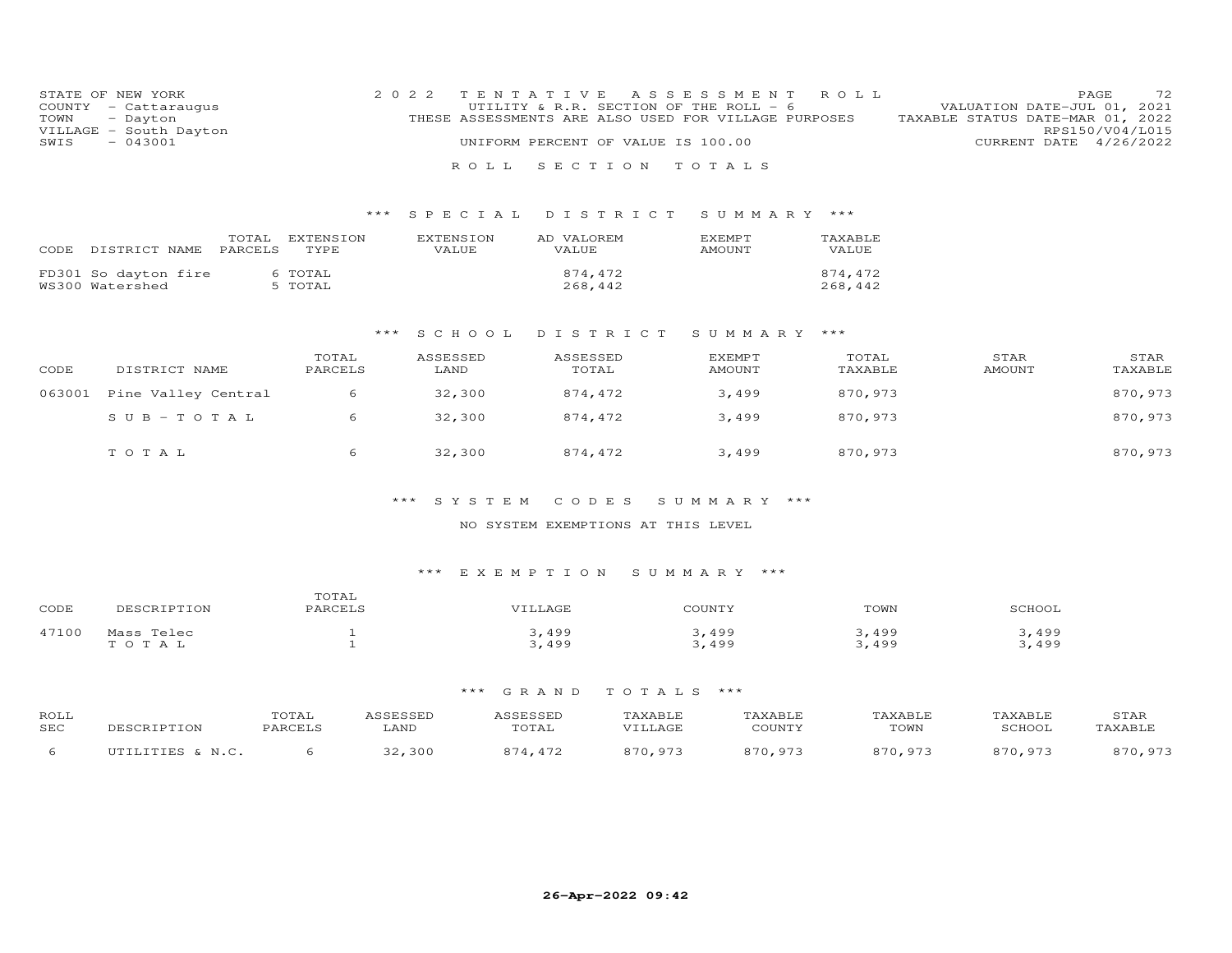STATE OF NEW YORK
COUNTY - Cattaraugus
TOWN - Dayton
VILLAGE - South Dayton
SWIS - 043001

2022 TENTATIVE ASSESSMENT ROLL
UTILITY & R.R. SECTION OF THE ROLL - 6
THESE ASSESSMENTS ARE ALSO USED FOR VILLAGE PURPOSES
UNIFORM PERCENT OF VALUE IS 100.00

VALUATION DATE-JUL 01, 2021
TAXABLE STATUS DATE-MAR 01, 2022
RPS150/V04/L015
CURRENT DATE 4/26/2022

ROLL SECTION TOTALS

*** SPECIAL DISTRICT SUMMARY ***

| CODE | DISTRICT NAME | TOTAL PARCELS | EXTENSION TYPE | EXTENSION VALUE | AD VALOREM VALUE | EXEMPT AMOUNT | TAXABLE VALUE |
|---|---|---|---|---|---|---|---|
| FD301 | So dayton fire | 6 | TOTAL | | 874,472 | | 874,472 |
| WS300 | Watershed | 5 | TOTAL | | 268,442 | | 268,442 |

*** SCHOOL DISTRICT SUMMARY ***

| CODE | DISTRICT NAME | TOTAL PARCELS | ASSESSED LAND | ASSESSED TOTAL | EXEMPT AMOUNT | TOTAL TAXABLE | STAR AMOUNT | STAR TAXABLE |
|---|---|---|---|---|---|---|---|---|
| 063001 | Pine Valley Central | 6 | 32,300 | 874,472 | 3,499 | 870,973 | | 870,973 |
| | SUB-TOTAL | 6 | 32,300 | 874,472 | 3,499 | 870,973 | | 870,973 |
| | TOTAL | 6 | 32,300 | 874,472 | 3,499 | 870,973 | | 870,973 |

*** SYSTEM CODES SUMMARY ***

NO SYSTEM EXEMPTIONS AT THIS LEVEL

*** EXEMPTION SUMMARY ***

| CODE | DESCRIPTION | TOTAL PARCELS | VILLAGE | COUNTY | TOWN | SCHOOL |
|---|---|---|---|---|---|---|
| 47100 | Mass Telec | 1 | 3,499 | 3,499 | 3,499 | 3,499 |
| | TOTAL | 1 | 3,499 | 3,499 | 3,499 | 3,499 |

*** GRAND TOTALS ***

| ROLL SEC | DESCRIPTION | TOTAL PARCELS | ASSESSED LAND | ASSESSED TOTAL | TAXABLE VILLAGE | TAXABLE COUNTY | TAXABLE TOWN | TAXABLE SCHOOL | STAR TAXABLE |
|---|---|---|---|---|---|---|---|---|---|
| 6 | UTILITIES & N.C. | 6 | 32,300 | 874,472 | 870,973 | 870,973 | 870,973 | 870,973 | 870,973 |

26-Apr-2022 09:42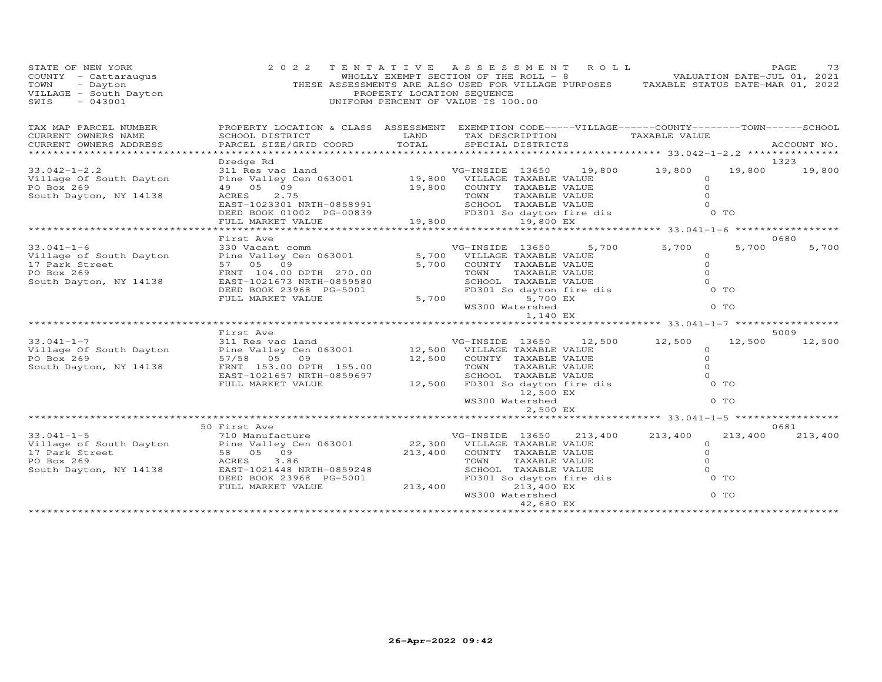STATE OF NEW YORK
COUNTY - Cattaraugus
TOWN - Dayton
VILLAGE - South Dayton
SWIS - 043001

2022 TENTATIVE ASSESSMENT ROLL
WHOLLY EXEMPT SECTION OF THE ROLL - 8
THESE ASSESSMENTS ARE ALSO USED FOR VILLAGE PURPOSES
PROPERTY LOCATION SEQUENCE
UNIFORM PERCENT OF VALUE IS 100.00

VALUATION DATE-JUL 01, 2021
TAXABLE STATUS DATE-MAR 01, 2022

| TAX MAP PARCEL NUMBER / CURRENT OWNERS NAME / CURRENT OWNERS ADDRESS | PROPERTY LOCATION & CLASS / SCHOOL DISTRICT / PARCEL SIZE/GRID COORD | ASSESSMENT LAND | ASSESSMENT TOTAL | EXEMPTION CODE / TAX DESCRIPTION / SPECIAL DISTRICTS | VILLAGE | COUNTY | TOWN | SCHOOL | ACCOUNT NO. |
|---|---|---|---|---|---|---|---|---|---|
| **33.042-1-2.2** | Dredge Rd | | | | | | | | 1323 |
| Village Of South Dayton | 311 Res vac land | | | VG-INSIDE 13650 | 19,800 | 19,800 | 19,800 | 19,800 | |
| PO Box 269 | Pine Valley Cen 063001 | 19,800 | | VILLAGE TAXABLE VALUE | 0 | | | | |
| South Dayton, NY 14138 | 49 05 09 | | 19,800 | COUNTY TAXABLE VALUE | | 0 | | | |
| | ACRES 2.75 | | | TOWN TAXABLE VALUE | | | 0 | | |
| | EAST-1023301 NRTH-0858991 | | | SCHOOL TAXABLE VALUE | | | | 0 | |
| | DEED BOOK 01002 PG-00839 | | | FD301 So dayton fire dis | 0 TO | | | | |
| | FULL MARKET VALUE | | 19,800 | 19,800 EX | | | | | |
| **33.041-1-6** | First Ave | | | | | | | | 0680 |
| Village of South Dayton | 330 Vacant comm | | | VG-INSIDE 13650 | 5,700 | 5,700 | 5,700 | 5,700 | |
| 17 Park Street | Pine Valley Cen 063001 | 5,700 | | VILLAGE TAXABLE VALUE | 0 | | | | |
| PO Box 269 | 57 05 09 | | 5,700 | COUNTY TAXABLE VALUE | | 0 | | | |
| South Dayton, NY 14138 | FRNT 104.00 DPTH 270.00 | | | TOWN TAXABLE VALUE | | | 0 | | |
| | EAST-1021673 NRTH-0859580 | | | SCHOOL TAXABLE VALUE | | | | 0 | |
| | DEED BOOK 23968 PG-5001 | | | FD301 So dayton fire dis | 0 TO | | | | |
| | FULL MARKET VALUE | | 5,700 | 5,700 EX | | | | | |
| | | | | WS300 Watershed | 0 TO | | | | |
| | | | | 1,140 EX | | | | | |
| **33.041-1-7** | First Ave | | | | | | | | 5009 |
| Village Of South Dayton | 311 Res vac land | | | VG-INSIDE 13650 | 12,500 | 12,500 | 12,500 | 12,500 | |
| PO Box 269 | Pine Valley Cen 063001 | 12,500 | | VILLAGE TAXABLE VALUE | 0 | | | | |
| South Dayton, NY 14138 | 57/58 05 09 | | 12,500 | COUNTY TAXABLE VALUE | | 0 | | | |
| | FRNT 153.00 DPTH 155.00 | | | TOWN TAXABLE VALUE | | | 0 | | |
| | EAST-1021657 NRTH-0859697 | | | SCHOOL TAXABLE VALUE | | | | 0 | |
| | FULL MARKET VALUE | | 12,500 | FD301 So dayton fire dis | 0 TO | | | | |
| | | | | 12,500 EX | | | | | |
| | | | | WS300 Watershed | 0 TO | | | | |
| | | | | 2,500 EX | | | | | |
| **33.041-1-5** | 50 First Ave | | | | | | | | 0681 |
| Village of South Dayton | 710 Manufacture | | | VG-INSIDE 13650 | 213,400 | 213,400 | 213,400 | 213,400 | |
| 17 Park Street | Pine Valley Cen 063001 | 22,300 | | VILLAGE TAXABLE VALUE | 0 | | | | |
| PO Box 269 | 58 05 09 | | 213,400 | COUNTY TAXABLE VALUE | | 0 | | | |
| South Dayton, NY 14138 | ACRES 3.86 | | | TOWN TAXABLE VALUE | | | 0 | | |
| | EAST-1021448 NRTH-0859248 | | | SCHOOL TAXABLE VALUE | | | | 0 | |
| | DEED BOOK 23968 PG-5001 | | | FD301 So dayton fire dis | 0 TO | | | | |
| | FULL MARKET VALUE | | 213,400 | 213,400 EX | | | | | |
| | | | | WS300 Watershed | 0 TO | | | | |
| | | | | 42,680 EX | | | | | |

26-Apr-2022 09:42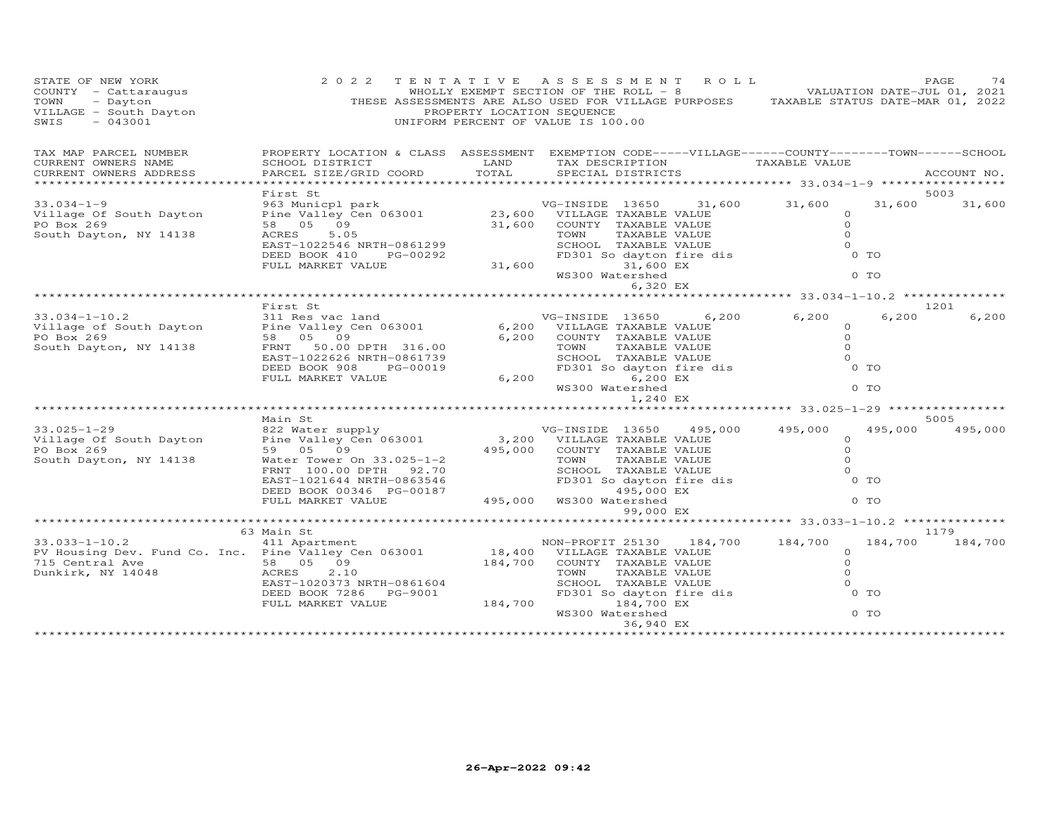STATE OF NEW YORK
COUNTY - Cattaraugus
TOWN - Dayton
VILLAGE - South Dayton
SWIS - 043001

2 0 2 2 T E N T A T I V E A S S E S S M E N T R O L L
WHOLLY EXEMPT SECTION OF THE ROLL - 8
THESE ASSESSMENTS ARE ALSO USED FOR VILLAGE PURPOSES
PROPERTY LOCATION SEQUENCE
UNIFORM PERCENT OF VALUE IS 100.00

VALUATION DATE-JUL 01, 2021
TAXABLE STATUS DATE-MAR 01, 2022

| TAX MAP PARCEL NUMBER<br>CURRENT OWNERS NAME<br>CURRENT OWNERS ADDRESS | PROPERTY LOCATION & CLASS<br>SCHOOL DISTRICT<br>PARCEL SIZE/GRID COORD | ASSESSMENT<br>LAND<br>TOTAL | EXEMPTION CODE-----VILLAGE------COUNTY--------TOWN------SCHOOL<br>TAX DESCRIPTION<br>SPECIAL DISTRICTS | TAXABLE VALUE | ACCOUNT NO. |
|---|---|---|---|---|---|
| **33.034-1-9** | First St | | | | 5003 |
| 33.034-1-9 | 963 Municpl park | | VG-INSIDE 13650 31,600 | 31,600 31,600 31,600 | |
| Village Of South Dayton | Pine Valley Cen 063001 | 23,600 | VILLAGE TAXABLE VALUE | 0 | |
| PO Box 269 | 58 05 09 | 31,600 | COUNTY TAXABLE VALUE | 0 | |
| South Dayton, NY 14138 | ACRES 5.05 | | TOWN TAXABLE VALUE | 0 | |
| | EAST-1022546 NRTH-0861299 | | SCHOOL TAXABLE VALUE | 0 | |
| | DEED BOOK 410 PG-00292 | | FD301 So dayton fire dis | 0 TO | |
| | FULL MARKET VALUE | 31,600 | 31,600 EX | | |
| | | | WS300 Watershed | 0 TO | |
| | | | 6,320 EX | | |
| **33.034-1-10.2** | First St | | | | 1201 |
| 33.034-1-10.2 | 311 Res vac land | | VG-INSIDE 13650 6,200 | 6,200 6,200 6,200 | |
| Village of South Dayton | Pine Valley Cen 063001 | 6,200 | VILLAGE TAXABLE VALUE | 0 | |
| PO Box 269 | 58 05 09 | 6,200 | COUNTY TAXABLE VALUE | 0 | |
| South Dayton, NY 14138 | FRNT 50.00 DPTH 316.00 | | TOWN TAXABLE VALUE | 0 | |
| | EAST-1022626 NRTH-0861739 | | SCHOOL TAXABLE VALUE | 0 | |
| | DEED BOOK 908 PG-00019 | | FD301 So dayton fire dis | 0 TO | |
| | FULL MARKET VALUE | 6,200 | 6,200 EX | | |
| | | | WS300 Watershed | 0 TO | |
| | | | 1,240 EX | | |
| **33.025-1-29** | Main St | | | | 5005 |
| 33.025-1-29 | 822 Water supply | | VG-INSIDE 13650 495,000 | 495,000 495,000 495,000 | |
| Village Of South Dayton | Pine Valley Cen 063001 | 3,200 | VILLAGE TAXABLE VALUE | 0 | |
| PO Box 269 | 59 05 09 | 495,000 | COUNTY TAXABLE VALUE | 0 | |
| South Dayton, NY 14138 | Water Tower On 33.025-1-2 | | TOWN TAXABLE VALUE | 0 | |
| | FRNT 100.00 DPTH 92.70 | | SCHOOL TAXABLE VALUE | 0 | |
| | EAST-1021644 NRTH-0863546 | | FD301 So dayton fire dis | 0 TO | |
| | DEED BOOK 00346 PG-00187 | | 495,000 EX | | |
| | FULL MARKET VALUE | 495,000 | WS300 Watershed | 0 TO | |
| | | | 99,000 EX | | |
| **33.033-1-10.2** | 63 Main St | | | | 1179 |
| 33.033-1-10.2 | 411 Apartment | | NON-PROFIT 25130 184,700 | 184,700 184,700 184,700 | |
| PV Housing Dev. Fund Co. Inc. | Pine Valley Cen 063001 | 18,400 | VILLAGE TAXABLE VALUE | 0 | |
| 715 Central Ave | 58 05 09 | 184,700 | COUNTY TAXABLE VALUE | 0 | |
| Dunkirk, NY 14048 | ACRES 2.10 | | TOWN TAXABLE VALUE | 0 | |
| | EAST-1020373 NRTH-0861604 | | SCHOOL TAXABLE VALUE | 0 | |
| | DEED BOOK 7286 PG-9001 | | FD301 So dayton fire dis | 0 TO | |
| | FULL MARKET VALUE | 184,700 | 184,700 EX | | |
| | | | WS300 Watershed | 0 TO | |
| | | | 36,940 EX | | |

26-Apr-2022 09:42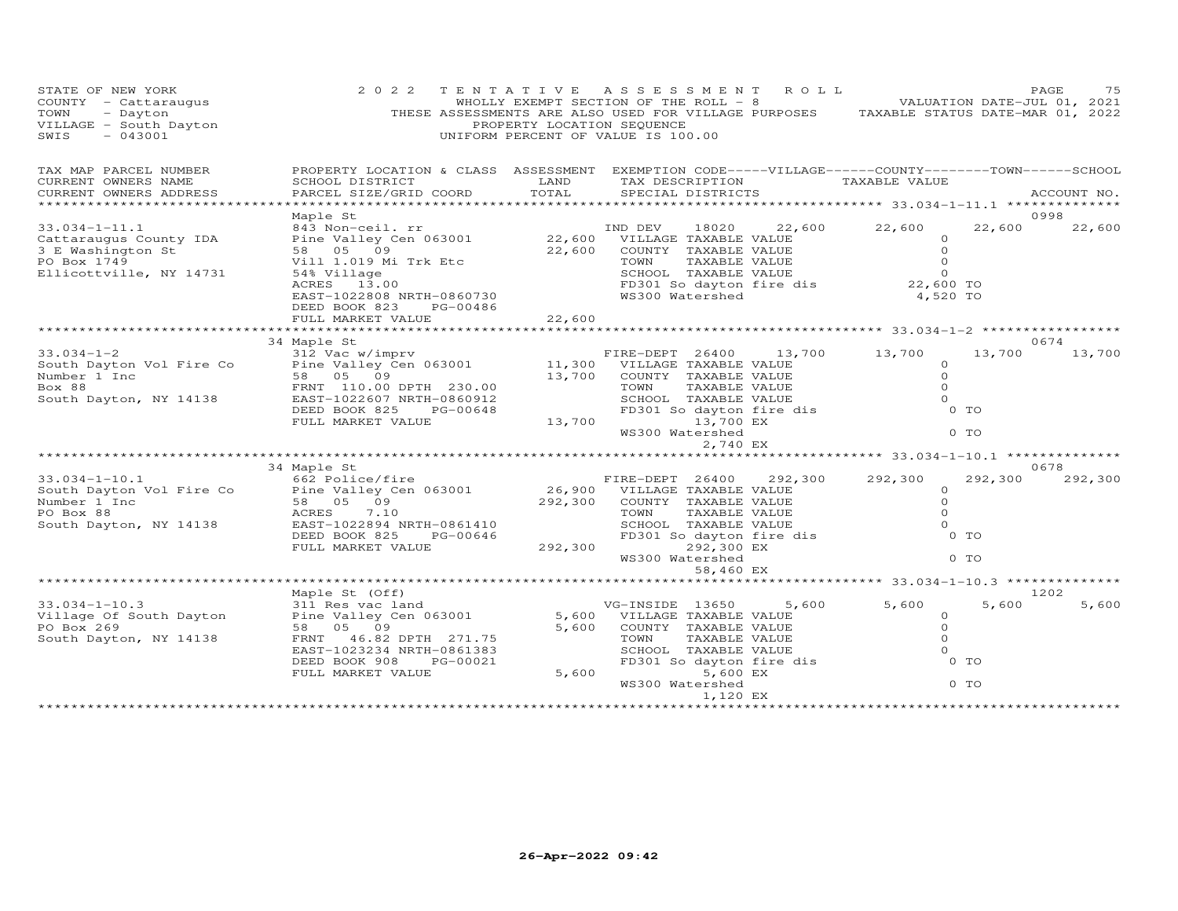STATE OF NEW YORK
COUNTY - Cattaraugus
TOWN - Dayton
VILLAGE - South Dayton
SWIS - 043001

2022 TENTATIVE ASSESSMENT ROLL
WHOLLY EXEMPT SECTION OF THE ROLL - 8
THESE ASSESSMENTS ARE ALSO USED FOR VILLAGE PURPOSES
PROPERTY LOCATION SEQUENCE
UNIFORM PERCENT OF VALUE IS 100.00

VALUATION DATE-JUL 01, 2021
TAXABLE STATUS DATE-MAR 01, 2022

| TAX MAP PARCEL NUMBER / CURRENT OWNERS NAME / CURRENT OWNERS ADDRESS | PROPERTY LOCATION & CLASS / SCHOOL DISTRICT / PARCEL SIZE/GRID COORD | ASSESSMENT LAND / TOTAL | EXEMPTION CODE-----VILLAGE------COUNTY--------TOWN------SCHOOL / TAX DESCRIPTION / SPECIAL DISTRICTS | TAXABLE VALUE | ACCOUNT NO. |
|---|---|---|---|---|---|
| **33.034-1-11.1** | Maple St | | | | 0998 |
| 33.034-1-11.1 | 843 Non-ceil. rr | | IND DEV 18020 22,600 | 22,600 22,600 22,600 | |
| Cattaraugus County IDA | Pine Valley Cen 063001 | 22,600 | VILLAGE TAXABLE VALUE | 0 | |
| 3 E Washington St | 58 05 09 | 22,600 | COUNTY TAXABLE VALUE | 0 | |
| PO Box 1749 | Vill 1.019 Mi Trk Etc | | TOWN TAXABLE VALUE | 0 | |
| Ellicottville, NY 14731 | 54% Village | | SCHOOL TAXABLE VALUE | 0 | |
| | ACRES 13.00 | | FD301 So dayton fire dis | 22,600 TO | |
| | EAST-1022808 NRTH-0860730 | | WS300 Watershed | 4,520 TO | |
| | DEED BOOK 823 PG-00486 | | | | |
| | FULL MARKET VALUE | 22,600 | | | |
| **33.034-1-2** | 34 Maple St | | | | 0674 |
| 33.034-1-2 | 312 Vac w/imprv | | FIRE-DEPT 26400 13,700 | 13,700 13,700 13,700 | |
| South Dayton Vol Fire Co | Pine Valley Cen 063001 | 11,300 | VILLAGE TAXABLE VALUE | 0 | |
| Number 1 Inc | 58 05 09 | 13,700 | COUNTY TAXABLE VALUE | 0 | |
| Box 88 | FRNT 110.00 DPTH 230.00 | | TOWN TAXABLE VALUE | 0 | |
| South Dayton, NY 14138 | EAST-1022607 NRTH-0860912 | | SCHOOL TAXABLE VALUE | 0 | |
| | DEED BOOK 825 PG-00648 | | FD301 So dayton fire dis | 0 TO | |
| | FULL MARKET VALUE | 13,700 | 13,700 EX | | |
| | | | WS300 Watershed | 0 TO | |
| | | | 2,740 EX | | |
| **33.034-1-10.1** | 34 Maple St | | | | 0678 |
| 33.034-1-10.1 | 662 Police/fire | | FIRE-DEPT 26400 292,300 | 292,300 292,300 292,300 | |
| South Dayton Vol Fire Co | Pine Valley Cen 063001 | 26,900 | VILLAGE TAXABLE VALUE | 0 | |
| Number 1 Inc | 58 05 09 | 292,300 | COUNTY TAXABLE VALUE | 0 | |
| PO Box 88 | ACRES 7.10 | | TOWN TAXABLE VALUE | 0 | |
| South Dayton, NY 14138 | EAST-1022894 NRTH-0861410 | | SCHOOL TAXABLE VALUE | 0 | |
| | DEED BOOK 825 PG-00646 | | FD301 So dayton fire dis | 0 TO | |
| | FULL MARKET VALUE | 292,300 | 292,300 EX | | |
| | | | WS300 Watershed | 0 TO | |
| | | | 58,460 EX | | |
| **33.034-1-10.3** | Maple St (Off) | | | | 1202 |
| 33.034-1-10.3 | 311 Res vac land | | VG-INSIDE 13650 5,600 | 5,600 5,600 5,600 | |
| Village Of South Dayton | Pine Valley Cen 063001 | 5,600 | VILLAGE TAXABLE VALUE | 0 | |
| PO Box 269 | 58 05 09 | 5,600 | COUNTY TAXABLE VALUE | 0 | |
| South Dayton, NY 14138 | FRNT 46.82 DPTH 271.75 | | TOWN TAXABLE VALUE | 0 | |
| | EAST-1023234 NRTH-0861383 | | SCHOOL TAXABLE VALUE | 0 | |
| | DEED BOOK 908 PG-00021 | | FD301 So dayton fire dis | 0 TO | |
| | FULL MARKET VALUE | 5,600 | 5,600 EX | | |
| | | | WS300 Watershed | 0 TO | |
| | | | 1,120 EX | | |

26-Apr-2022 09:42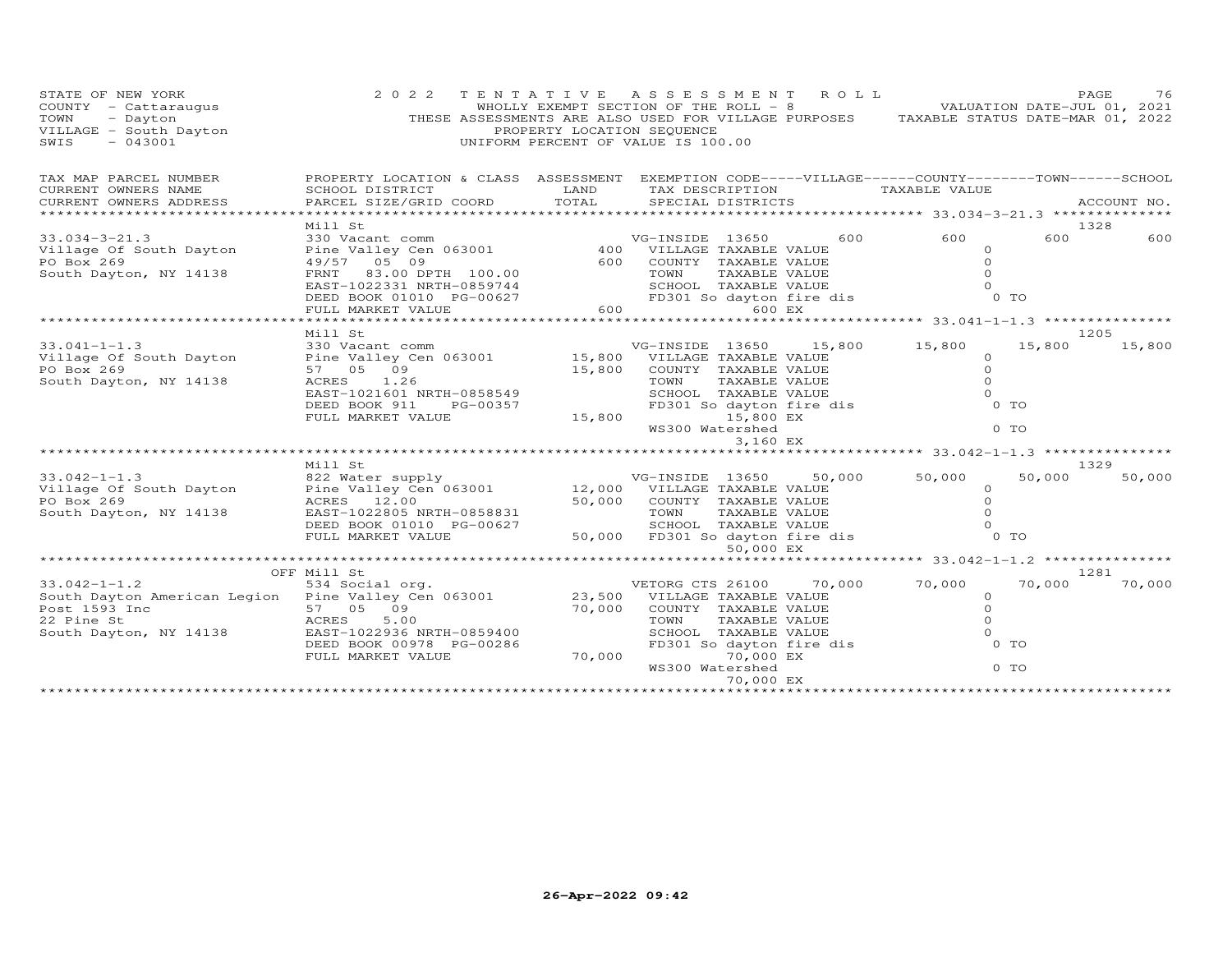STATE OF NEW YORK
COUNTY - Cattaraugus
TOWN - Dayton
VILLAGE - South Dayton
SWIS - 043001

2022 TENTATIVE ASSESSMENT ROLL
WHOLLY EXEMPT SECTION OF THE ROLL - 8
THESE ASSESSMENTS ARE ALSO USED FOR VILLAGE PURPOSES
PROPERTY LOCATION SEQUENCE
UNIFORM PERCENT OF VALUE IS 100.00

VALUATION DATE-JUL 01, 2021
TAXABLE STATUS DATE-MAR 01, 2022

| TAX MAP PARCEL NUMBER / CURRENT OWNERS NAME / CURRENT OWNERS ADDRESS | PROPERTY LOCATION & CLASS / SCHOOL DISTRICT / PARCEL SIZE/GRID COORD | ASSESSMENT LAND | TOTAL | EXEMPTION CODE / TAX DESCRIPTION / SPECIAL DISTRICTS | VILLAGE | COUNTY | TOWN | SCHOOL |
|---|---|---|---|---|---|---|---|---|
| **33.034-3-21.3** (ACCOUNT NO. 1328) | Mill St | | | | | | | |
| 33.034-3-21.3 | 330 Vacant comm | | | VG-INSIDE 13650 | 600 | 600 | 600 | 600 |
| Village Of South Dayton | Pine Valley Cen 063001 | 400 | | VILLAGE TAXABLE VALUE | 0 | | | |
| PO Box 269 | 49/57 05 09 | | 600 | COUNTY TAXABLE VALUE | | 0 | | |
| South Dayton, NY 14138 | FRNT 83.00 DPTH 100.00 | | | TOWN TAXABLE VALUE | | | 0 | |
| | EAST-1022331 NRTH-0859744 | | | SCHOOL TAXABLE VALUE | | | | 0 |
| | DEED BOOK 01010 PG-00627 | | | FD301 So dayton fire dis | 0 TO | | | |
| | FULL MARKET VALUE | | 600 | 600 EX | | | | |
| **33.041-1-1.3** (ACCOUNT NO. 1205) | Mill St | | | | | | | |
| 33.041-1-1.3 | 330 Vacant comm | | | VG-INSIDE 13650 | 15,800 | 15,800 | 15,800 | 15,800 |
| Village Of South Dayton | Pine Valley Cen 063001 | 15,800 | | VILLAGE TAXABLE VALUE | 0 | | | |
| PO Box 269 | 57 05 09 | | 15,800 | COUNTY TAXABLE VALUE | | 0 | | |
| South Dayton, NY 14138 | ACRES 1.26 | | | TOWN TAXABLE VALUE | | | 0 | |
| | EAST-1021601 NRTH-0858549 | | | SCHOOL TAXABLE VALUE | | | | 0 |
| | DEED BOOK 911 PG-00357 | | | FD301 So dayton fire dis | 0 TO | | | |
| | FULL MARKET VALUE | | 15,800 | 15,800 EX | | | | |
| | | | | WS300 Watershed | 0 TO | | | |
| | | | | 3,160 EX | | | | |
| **33.042-1-1.3** (ACCOUNT NO. 1329) | Mill St | | | | | | | |
| 33.042-1-1.3 | 822 Water supply | | | VG-INSIDE 13650 | 50,000 | 50,000 | 50,000 | 50,000 |
| Village Of South Dayton | Pine Valley Cen 063001 | 12,000 | | VILLAGE TAXABLE VALUE | 0 | | | |
| PO Box 269 | ACRES 12.00 | | 50,000 | COUNTY TAXABLE VALUE | | 0 | | |
| South Dayton, NY 14138 | EAST-1022805 NRTH-0858831 | | | TOWN TAXABLE VALUE | | | 0 | |
| | DEED BOOK 01010 PG-00627 | | | SCHOOL TAXABLE VALUE | | | | 0 |
| | FULL MARKET VALUE | | 50,000 | FD301 So dayton fire dis | 0 TO | | | |
| | | | | 50,000 EX | | | | |
| **33.042-1-1.2** (ACCOUNT NO. 1281) | OFF Mill St | | | | | | | |
| 33.042-1-1.2 | 534 Social org. | | | VETORG CTS 26100 | 70,000 | 70,000 | 70,000 | 70,000 |
| South Dayton American Legion | Pine Valley Cen 063001 | 23,500 | | VILLAGE TAXABLE VALUE | 0 | | | |
| Post 1593 Inc | 57 05 09 | | 70,000 | COUNTY TAXABLE VALUE | | 0 | | |
| 22 Pine St | ACRES 5.00 | | | TOWN TAXABLE VALUE | | | 0 | |
| South Dayton, NY 14138 | EAST-1022936 NRTH-0859400 | | | SCHOOL TAXABLE VALUE | | | | 0 |
| | DEED BOOK 00978 PG-00286 | | | FD301 So dayton fire dis | 0 TO | | | |
| | FULL MARKET VALUE | | 70,000 | 70,000 EX | | | | |
| | | | | WS300 Watershed | 0 TO | | | |
| | | | | 70,000 EX | | | | |

26-Apr-2022 09:42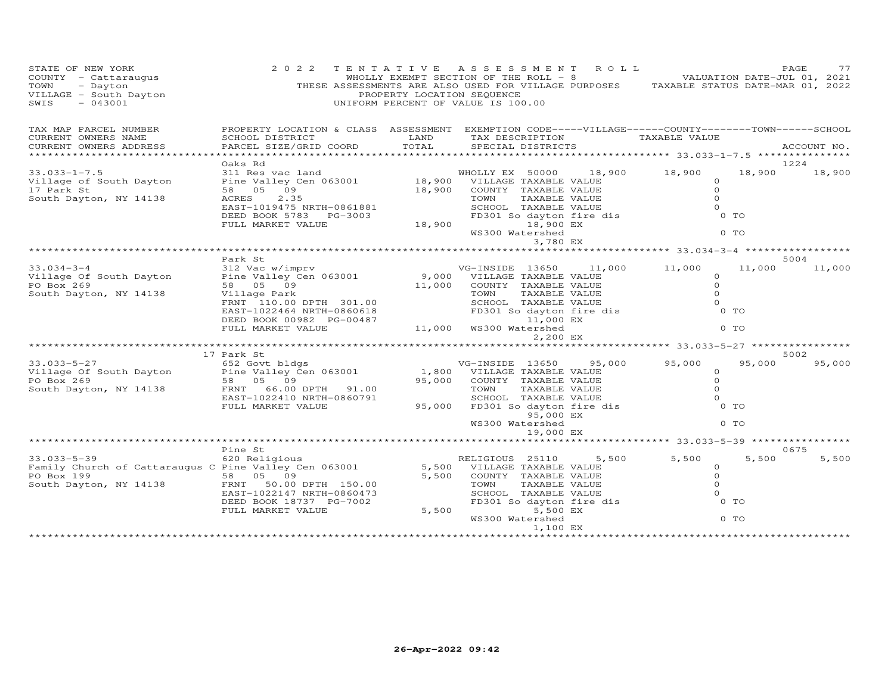STATE OF NEW YORK
COUNTY - Cattaraugus
TOWN - Dayton
VILLAGE - South Dayton
SWIS - 043001

2022 TENTATIVE ASSESSMENT ROLL
WHOLLY EXEMPT SECTION OF THE ROLL - 8
THESE ASSESSMENTS ARE ALSO USED FOR VILLAGE PURPOSES
PROPERTY LOCATION SEQUENCE
UNIFORM PERCENT OF VALUE IS 100.00

VALUATION DATE-JUL 01, 2021
TAXABLE STATUS DATE-MAR 01, 2022

| TAX MAP PARCEL NUMBER / CURRENT OWNERS NAME / CURRENT OWNERS ADDRESS | PROPERTY LOCATION & CLASS / SCHOOL DISTRICT / PARCEL SIZE/GRID COORD | ASSESSMENT LAND | TOTAL | EXEMPTION CODE / TAX DESCRIPTION / SPECIAL DISTRICTS | VILLAGE | COUNTY | TOWN | SCHOOL | ACCOUNT NO. |
|---|---|---|---|---|---|---|---|---|---|
| **33.033-1-7.5** | Oaks Rd | | | | | | | | 1224 |
| Village of South Dayton | 311 Res vac land | | | WHOLLY EX 50000 | 18,900 | 18,900 | 18,900 | 18,900 | |
| 17 Park St | Pine Valley Cen 063001 | 18,900 | | VILLAGE TAXABLE VALUE | 0 | | | | |
| South Dayton, NY 14138 | 58 05 09 | | 18,900 | COUNTY TAXABLE VALUE | 0 | | | | |
| | ACRES 2.35 | | | TOWN TAXABLE VALUE | 0 | | | | |
| | EAST-1019475 NRTH-0861881 | | | SCHOOL TAXABLE VALUE | 0 | | | | |
| | DEED BOOK 5783 PG-3003 | | | FD301 So dayton fire dis | 0 TO | | | | |
| | FULL MARKET VALUE | | 18,900 | 18,900 EX | | | | | |
| | | | | WS300 Watershed | 0 TO | | | | |
| | | | | 3,780 EX | | | | | |
| **33.034-3-4** | Park St | | | | | | | | 5004 |
| Village Of South Dayton | 312 Vac w/imprv | | | VG-INSIDE 13650 | 11,000 | 11,000 | 11,000 | 11,000 | |
| PO Box 269 | Pine Valley Cen 063001 | 9,000 | | VILLAGE TAXABLE VALUE | 0 | | | | |
| South Dayton, NY 14138 | 58 05 09 | | 11,000 | COUNTY TAXABLE VALUE | 0 | | | | |
| | Village Park | | | TOWN TAXABLE VALUE | 0 | | | | |
| | FRNT 110.00 DPTH 301.00 | | | SCHOOL TAXABLE VALUE | 0 | | | | |
| | EAST-1022464 NRTH-0860618 | | | FD301 So dayton fire dis | 0 TO | | | | |
| | DEED BOOK 00982 PG-00487 | | | 11,000 EX | | | | | |
| | FULL MARKET VALUE | | 11,000 | WS300 Watershed | 0 TO | | | | |
| | | | | 2,200 EX | | | | | |
| **33.033-5-27** | 17 Park St | | | | | | | | 5002 |
| Village Of South Dayton | 652 Govt bldgs | | | VG-INSIDE 13650 | 95,000 | 95,000 | 95,000 | 95,000 | |
| PO Box 269 | Pine Valley Cen 063001 | 1,800 | | VILLAGE TAXABLE VALUE | 0 | | | | |
| South Dayton, NY 14138 | 58 05 09 | | 95,000 | COUNTY TAXABLE VALUE | 0 | | | | |
| | FRNT 66.00 DPTH 91.00 | | | TOWN TAXABLE VALUE | 0 | | | | |
| | EAST-1022410 NRTH-0860791 | | | SCHOOL TAXABLE VALUE | 0 | | | | |
| | FULL MARKET VALUE | | 95,000 | FD301 So dayton fire dis | 0 TO | | | | |
| | | | | 95,000 EX | | | | | |
| | | | | WS300 Watershed | 0 TO | | | | |
| | | | | 19,000 EX | | | | | |
| **33.033-5-39** | Pine St | | | | | | | | 0675 |
| Family Church of Cattaraugus C | 620 Religious | | | RELIGIOUS 25110 | 5,500 | 5,500 | 5,500 | 5,500 | |
| PO Box 199 | Pine Valley Cen 063001 | 5,500 | | VILLAGE TAXABLE VALUE | 0 | | | | |
| South Dayton, NY 14138 | 58 05 09 | | 5,500 | COUNTY TAXABLE VALUE | 0 | | | | |
| | FRNT 50.00 DPTH 150.00 | | | TOWN TAXABLE VALUE | 0 | | | | |
| | EAST-1022147 NRTH-0860473 | | | SCHOOL TAXABLE VALUE | 0 | | | | |
| | DEED BOOK 18737 PG-7002 | | | FD301 So dayton fire dis | 0 TO | | | | |
| | FULL MARKET VALUE | | 5,500 | 5,500 EX | | | | | |
| | | | | WS300 Watershed | 0 TO | | | | |
| | | | | 1,100 EX | | | | | |

26-Apr-2022 09:42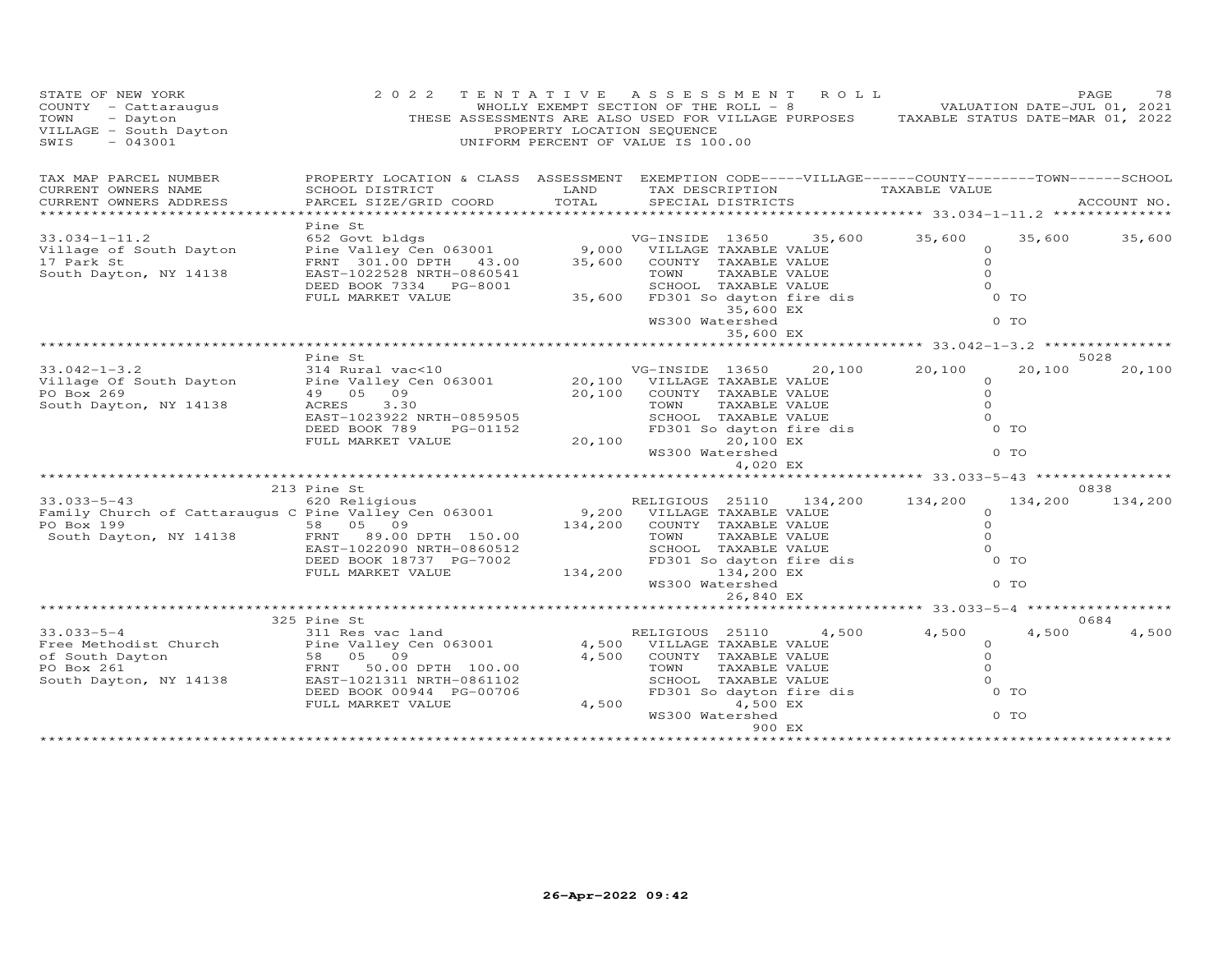STATE OF NEW YORK
COUNTY - Cattaraugus
TOWN - Dayton
VILLAGE - South Dayton
SWIS - 043001

2022 TENTATIVE ASSESSMENT ROLL
WHOLLY EXEMPT SECTION OF THE ROLL - 8
THESE ASSESSMENTS ARE ALSO USED FOR VILLAGE PURPOSES
PROPERTY LOCATION SEQUENCE
UNIFORM PERCENT OF VALUE IS 100.00

VALUATION DATE-JUL 01, 2021
TAXABLE STATUS DATE-MAR 01, 2022

| TAX MAP PARCEL NUMBER / CURRENT OWNERS NAME / CURRENT OWNERS ADDRESS | PROPERTY LOCATION & CLASS / SCHOOL DISTRICT / PARCEL SIZE/GRID COORD | ASSESSMENT LAND | TOTAL | EXEMPTION CODE / TAX DESCRIPTION / SPECIAL DISTRICTS | VILLAGE | COUNTY | TOWN | SCHOOL | ACCOUNT NO. |
|---|---|---|---|---|---|---|---|---|---|
| **33.034-1-11.2** | Pine St | | | | | | | | |
| 33.034-1-11.2 | 652 Govt bldgs | | | VG-INSIDE 13650 | 35,600 | 35,600 | 35,600 | 35,600 | |
| Village of South Dayton | Pine Valley Cen 063001 | 9,000 | | VILLAGE TAXABLE VALUE | 0 | | | | |
| 17 Park St | FRNT 301.00 DPTH 43.00 | | 35,600 | COUNTY TAXABLE VALUE | | 0 | | | |
| South Dayton, NY 14138 | EAST-1022528 NRTH-0860541 | | | TOWN TAXABLE VALUE | | | 0 | | |
| | DEED BOOK 7334 PG-8001 | | | SCHOOL TAXABLE VALUE | | | | 0 | |
| | FULL MARKET VALUE | | 35,600 | FD301 So dayton fire dis 35,600 EX | 0 TO | | | | |
| | | | | WS300 Watershed 35,600 EX | 0 TO | | | | |
| **33.042-1-3.2** | Pine St | | | | | | | | 5028 |
| 33.042-1-3.2 | 314 Rural vac<10 | | | VG-INSIDE 13650 | 20,100 | 20,100 | 20,100 | 20,100 | |
| Village Of South Dayton | Pine Valley Cen 063001 | 20,100 | | VILLAGE TAXABLE VALUE | 0 | | | | |
| PO Box 269 | 49 05 09 | | 20,100 | COUNTY TAXABLE VALUE | | 0 | | | |
| South Dayton, NY 14138 | ACRES 3.30 | | | TOWN TAXABLE VALUE | | | 0 | | |
| | EAST-1023922 NRTH-0859505 | | | SCHOOL TAXABLE VALUE | | | | 0 | |
| | DEED BOOK 789 PG-01152 | | | FD301 So dayton fire dis 20,100 EX | 0 TO | | | | |
| | FULL MARKET VALUE | | 20,100 | WS300 Watershed 4,020 EX | 0 TO | | | | |
| **33.033-5-43** | 213 Pine St | | | | | | | | 0838 |
| 33.033-5-43 | 620 Religious | | | RELIGIOUS 25110 | 134,200 | 134,200 | 134,200 | 134,200 | |
| Family Church of Cattaraugus C | Pine Valley Cen 063001 | 9,200 | | VILLAGE TAXABLE VALUE | 0 | | | | |
| PO Box 199 | 58 05 09 | | 134,200 | COUNTY TAXABLE VALUE | | 0 | | | |
| South Dayton, NY 14138 | FRNT 89.00 DPTH 150.00 | | | TOWN TAXABLE VALUE | | | 0 | | |
| | EAST-1022090 NRTH-0860512 | | | SCHOOL TAXABLE VALUE | | | | 0 | |
| | DEED BOOK 18737 PG-7002 | | | FD301 So dayton fire dis 134,200 EX | 0 TO | | | | |
| | FULL MARKET VALUE | | 134,200 | WS300 Watershed 26,840 EX | 0 TO | | | | |
| **33.033-5-4** | 325 Pine St | | | | | | | | 0684 |
| 33.033-5-4 | 311 Res vac land | | | RELIGIOUS 25110 | 4,500 | 4,500 | 4,500 | 4,500 | |
| Free Methodist Church | Pine Valley Cen 063001 | 4,500 | | VILLAGE TAXABLE VALUE | 0 | | | | |
| of South Dayton | 58 05 09 | | 4,500 | COUNTY TAXABLE VALUE | | 0 | | | |
| PO Box 261 | FRNT 50.00 DPTH 100.00 | | | TOWN TAXABLE VALUE | | | 0 | | |
| South Dayton, NY 14138 | EAST-1021311 NRTH-0861102 | | | SCHOOL TAXABLE VALUE | | | | 0 | |
| | DEED BOOK 00944 PG-00706 | | | FD301 So dayton fire dis 4,500 EX | 0 TO | | | | |
| | FULL MARKET VALUE | | 4,500 | WS300 Watershed 900 EX | 0 TO | | | | |

26-Apr-2022 09:42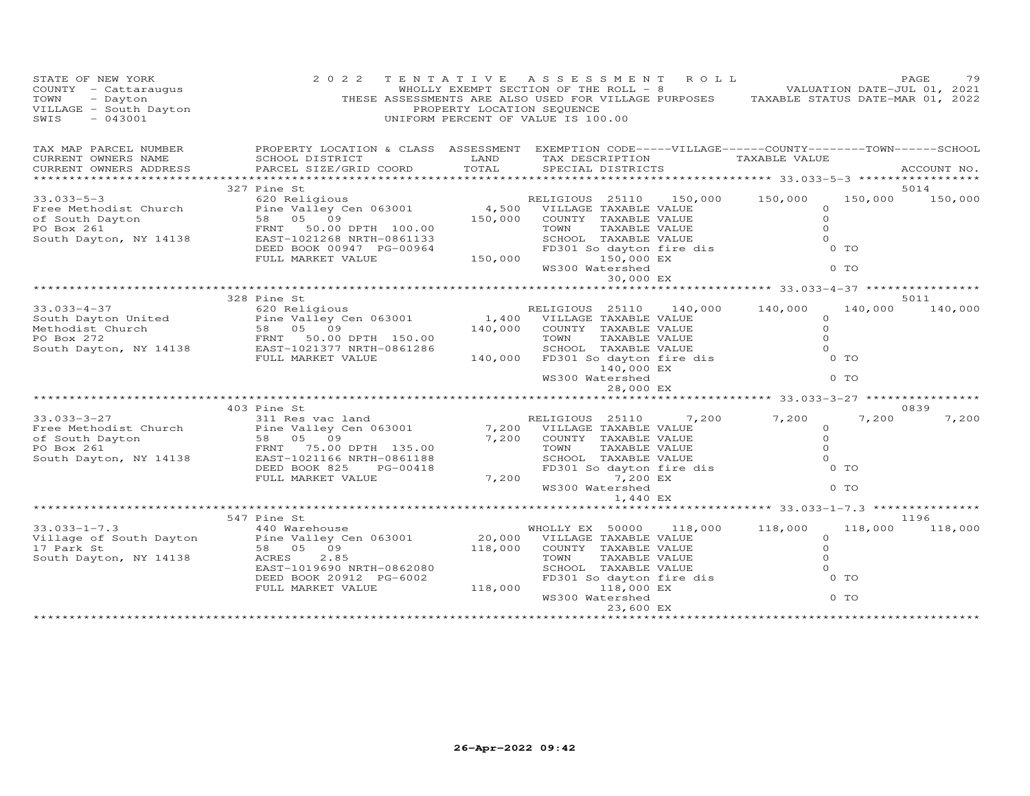STATE OF NEW YORK
COUNTY - Cattaraugus
TOWN - Dayton
VILLAGE - South Dayton
SWIS - 043001

2022 TENTATIVE ASSESSMENT ROLL
WHOLLY EXEMPT SECTION OF THE ROLL - 8
THESE ASSESSMENTS ARE ALSO USED FOR VILLAGE PURPOSES
PROPERTY LOCATION SEQUENCE
UNIFORM PERCENT OF VALUE IS 100.00

VALUATION DATE-JUL 01, 2021
TAXABLE STATUS DATE-MAR 01, 2022

| TAX MAP PARCEL NUMBER / CURRENT OWNERS NAME / CURRENT OWNERS ADDRESS | PROPERTY LOCATION & CLASS / SCHOOL DISTRICT / PARCEL SIZE/GRID COORD | ASSESSMENT LAND / TOTAL | EXEMPTION CODE / TAX DESCRIPTION / SPECIAL DISTRICTS | VILLAGE | COUNTY / TAXABLE VALUE | TOWN | SCHOOL / ACCOUNT NO. |
|---|---|---|---|---|---|---|---|
| 33.033-5-3 | 327 Pine St | | | | | | 5014 |
| Free Methodist Church | 620 Religious | | RELIGIOUS 25110 | 150,000 | 150,000 | 150,000 | 150,000 |
| of South Dayton | Pine Valley Cen 063001 | 4,500 | VILLAGE TAXABLE VALUE | | 0 | | |
| PO Box 261 | 58 05 09 | 150,000 | COUNTY TAXABLE VALUE | | 0 | | |
| South Dayton, NY 14138 | FRNT 50.00 DPTH 100.00 | | TOWN TAXABLE VALUE | | 0 | | |
| | EAST-1021268 NRTH-0861133 | | SCHOOL TAXABLE VALUE | | 0 | | |
| | DEED BOOK 00947 PG-00964 | | FD301 So dayton fire dis | | 0 TO | | |
| | FULL MARKET VALUE | 150,000 | 150,000 EX | | | | |
| | | | WS300 Watershed | | 0 TO | | |
| | | | 30,000 EX | | | | |
| 33.033-4-37 | 328 Pine St | | | | | | 5011 |
| South Dayton United | 620 Religious | | RELIGIOUS 25110 | 140,000 | 140,000 | 140,000 | 140,000 |
| Methodist Church | Pine Valley Cen 063001 | 1,400 | VILLAGE TAXABLE VALUE | | 0 | | |
| PO Box 272 | 58 05 09 | 140,000 | COUNTY TAXABLE VALUE | | 0 | | |
| South Dayton, NY 14138 | FRNT 50.00 DPTH 150.00 | | TOWN TAXABLE VALUE | | 0 | | |
| | EAST-1021377 NRTH-0861286 | | SCHOOL TAXABLE VALUE | | 0 | | |
| | FULL MARKET VALUE | 140,000 | FD301 So dayton fire dis | | 0 TO | | |
| | | | 140,000 EX | | | | |
| | | | WS300 Watershed | | 0 TO | | |
| | | | 28,000 EX | | | | |
| 33.033-3-27 | 403 Pine St | | | | | | 0839 |
| Free Methodist Church | 311 Res vac land | | RELIGIOUS 25110 | 7,200 | 7,200 | 7,200 | 7,200 |
| of South Dayton | Pine Valley Cen 063001 | 7,200 | VILLAGE TAXABLE VALUE | | 0 | | |
| PO Box 261 | 58 05 09 | 7,200 | COUNTY TAXABLE VALUE | | 0 | | |
| South Dayton, NY 14138 | FRNT 75.00 DPTH 135.00 | | TOWN TAXABLE VALUE | | 0 | | |
| | EAST-1021166 NRTH-0861188 | | SCHOOL TAXABLE VALUE | | 0 | | |
| | DEED BOOK 825 PG-00418 | | FD301 So dayton fire dis | | 0 TO | | |
| | FULL MARKET VALUE | 7,200 | 7,200 EX | | | | |
| | | | WS300 Watershed | | 0 TO | | |
| | | | 1,440 EX | | | | |
| 33.033-1-7.3 | 547 Pine St | | | | | | 1196 |
| Village of South Dayton | 440 Warehouse | | WHOLLY EX 50000 | 118,000 | 118,000 | 118,000 | 118,000 |
| 17 Park St | Pine Valley Cen 063001 | 20,000 | VILLAGE TAXABLE VALUE | | 0 | | |
| South Dayton, NY 14138 | 58 05 09 | 118,000 | COUNTY TAXABLE VALUE | | 0 | | |
| | ACRES 2.85 | | TOWN TAXABLE VALUE | | 0 | | |
| | EAST-1019690 NRTH-0862080 | | SCHOOL TAXABLE VALUE | | 0 | | |
| | DEED BOOK 20912 PG-6002 | | FD301 So dayton fire dis | | 0 TO | | |
| | FULL MARKET VALUE | 118,000 | 118,000 EX | | | | |
| | | | WS300 Watershed | | 0 TO | | |
| | | | 23,600 EX | | | | |

26-Apr-2022 09:42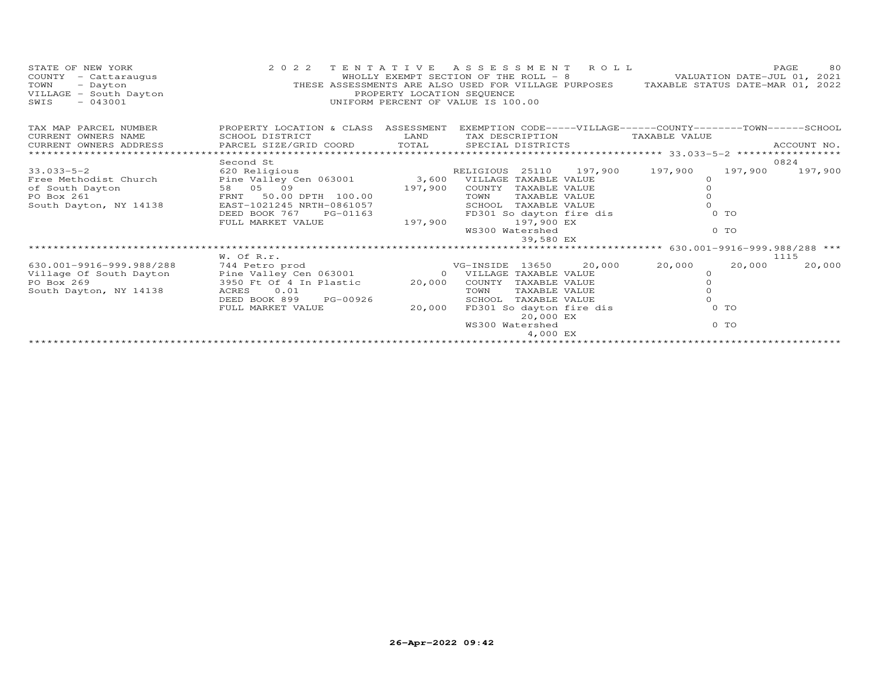STATE OF NEW YORK
COUNTY - Cattaraugus
TOWN - Dayton
VILLAGE - South Dayton
SWIS - 043001

2022 TENTATIVE ASSESSMENT ROLL
WHOLLY EXEMPT SECTION OF THE ROLL - 8
THESE ASSESSMENTS ARE ALSO USED FOR VILLAGE PURPOSES
PROPERTY LOCATION SEQUENCE
UNIFORM PERCENT OF VALUE IS 100.00

VALUATION DATE-JUL 01, 2021
TAXABLE STATUS DATE-MAR 01, 2022

| TAX MAP PARCEL NUMBER / CURRENT OWNERS NAME / CURRENT OWNERS ADDRESS | PROPERTY LOCATION & CLASS / SCHOOL DISTRICT / PARCEL SIZE/GRID COORD | ASSESSMENT LAND / TOTAL | EXEMPTION CODE / TAX DESCRIPTION / SPECIAL DISTRICTS | VILLAGE | COUNTY / TAXABLE VALUE | TOWN | SCHOOL / ACCOUNT NO. |
|---|---|---|---|---|---|---|---|
| ****** 33.033-5-2 ****** | | | | | | | |
| | Second St | | | | | | 0824 |
| 33.033-5-2 | 620 Religious | | RELIGIOUS 25110 | 197,900 | 197,900 | 197,900 | 197,900 |
| Free Methodist Church | Pine Valley Cen 063001 | 3,600 | VILLAGE TAXABLE VALUE | | 0 | | |
| of South Dayton | 58 05 09 | 197,900 | COUNTY TAXABLE VALUE | | 0 | | |
| PO Box 261 | FRNT 50.00 DPTH 100.00 | | TOWN TAXABLE VALUE | | 0 | | |
| South Dayton, NY 14138 | EAST-1021245 NRTH-0861057 | | SCHOOL TAXABLE VALUE | | 0 | | |
| | DEED BOOK 767 PG-01163 | | FD301 So dayton fire dis | | 0 TO | | |
| | FULL MARKET VALUE | 197,900 | 197,900 EX | | | | |
| | | | WS300 Watershed | | 0 TO | | |
| | | | 39,580 EX | | | | |
| ****** 630.001-9916-999.988/288 ****** | | | | | | | |
| | W. Of R.r. | | | | | | 1115 |
| 630.001-9916-999.988/288 | 744 Petro prod | | VG-INSIDE 13650 | 20,000 | 20,000 | 20,000 | 20,000 |
| Village Of South Dayton | Pine Valley Cen 063001 | 0 | VILLAGE TAXABLE VALUE | | 0 | | |
| PO Box 269 | 3950 Ft Of 4 In Plastic | 20,000 | COUNTY TAXABLE VALUE | | 0 | | |
| South Dayton, NY 14138 | ACRES 0.01 | | TOWN TAXABLE VALUE | | 0 | | |
| | DEED BOOK 899 PG-00926 | | SCHOOL TAXABLE VALUE | | 0 | | |
| | FULL MARKET VALUE | 20,000 | FD301 So dayton fire dis | | 0 TO | | |
| | | | 20,000 EX | | | | |
| | | | WS300 Watershed | | 0 TO | | |
| | | | 4,000 EX | | | | |

26-Apr-2022 09:42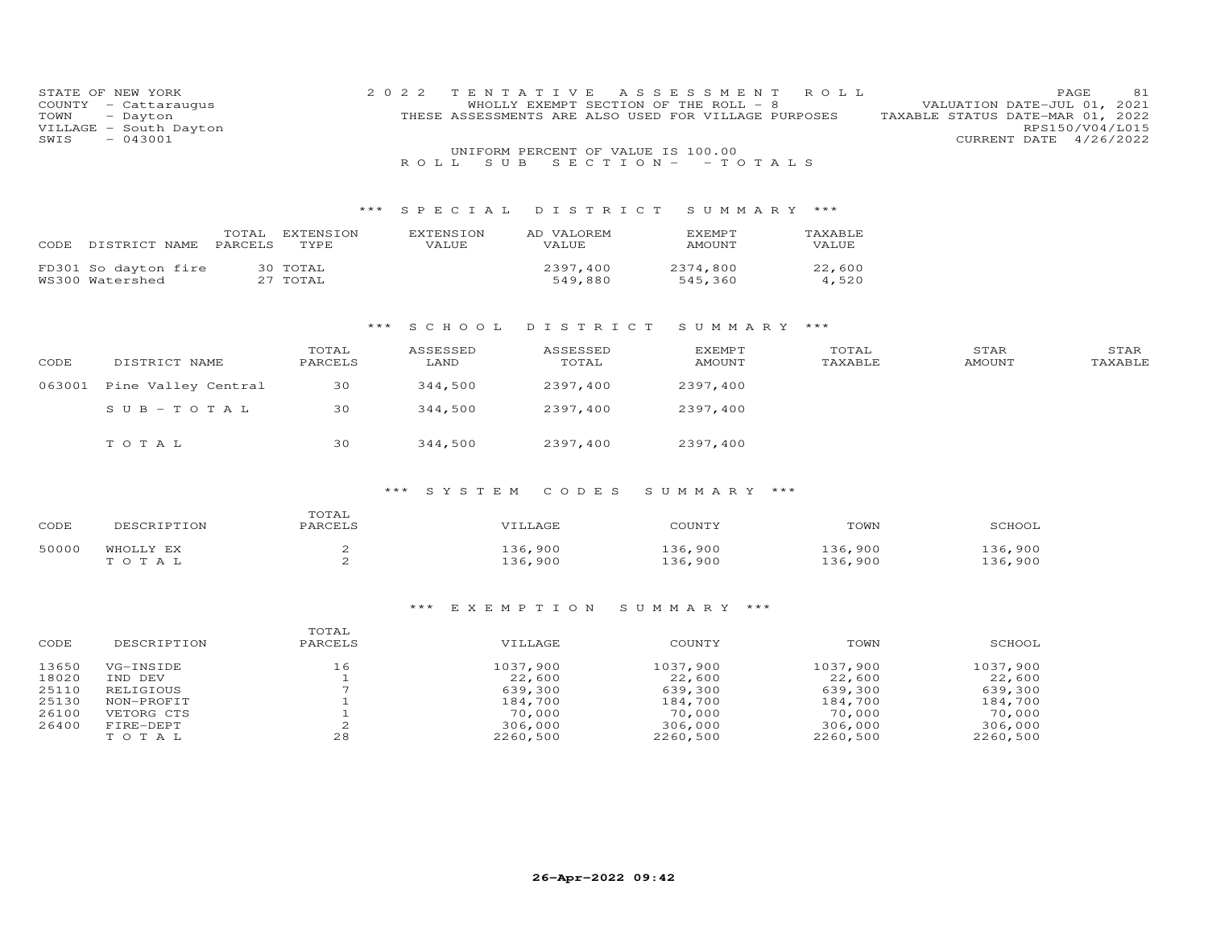STATE OF NEW YORK
COUNTY - Cattaraugus
TOWN - Dayton
VILLAGE - South Dayton
SWIS - 043001

2022 TENTATIVE ASSESSMENT ROLL
WHOLLY EXEMPT SECTION OF THE ROLL - 8
THESE ASSESSMENTS ARE ALSO USED FOR VILLAGE PURPOSES
UNIFORM PERCENT OF VALUE IS 100.00

VALUATION DATE-JUL 01, 2021
TAXABLE STATUS DATE-MAR 01, 2022
RPS150/V04/L015
CURRENT DATE 4/26/2022

ROLL SUB SECTION - - TOTALS

### *** SPECIAL DISTRICT SUMMARY ***

| CODE | DISTRICT NAME | TOTAL PARCELS | EXTENSION TYPE | EXTENSION VALUE | AD VALOREM VALUE | EXEMPT AMOUNT | TAXABLE VALUE |
|---|---|---|---|---|---|---|---|
| FD301 | So dayton fire | 30 | TOTAL | | 2397,400 | 2374,800 | 22,600 |
| WS300 | Watershed | 27 | TOTAL | | 549,880 | 545,360 | 4,520 |

### *** SCHOOL DISTRICT SUMMARY ***

| CODE | DISTRICT NAME | TOTAL PARCELS | ASSESSED LAND | ASSESSED TOTAL | EXEMPT AMOUNT | TOTAL TAXABLE | STAR AMOUNT | STAR TAXABLE |
|---|---|---|---|---|---|---|---|---|
| 063001 | Pine Valley Central | 30 | 344,500 | 2397,400 | 2397,400 | | | |
| | SUB-TOTAL | 30 | 344,500 | 2397,400 | 2397,400 | | | |
| | TOTAL | 30 | 344,500 | 2397,400 | 2397,400 | | | |

### *** SYSTEM CODES SUMMARY ***

| CODE | DESCRIPTION | TOTAL PARCELS | VILLAGE | COUNTY | TOWN | SCHOOL |
|---|---|---|---|---|---|---|
| 50000 | WHOLLY EX | 2 | 136,900 | 136,900 | 136,900 | 136,900 |
| | TOTAL | 2 | 136,900 | 136,900 | 136,900 | 136,900 |

### *** EXEMPTION SUMMARY ***

| CODE | DESCRIPTION | TOTAL PARCELS | VILLAGE | COUNTY | TOWN | SCHOOL |
|---|---|---|---|---|---|---|
| 13650 | VG-INSIDE | 16 | 1037,900 | 1037,900 | 1037,900 | 1037,900 |
| 18020 | IND DEV | 1 | 22,600 | 22,600 | 22,600 | 22,600 |
| 25110 | RELIGIOUS | 7 | 639,300 | 639,300 | 639,300 | 639,300 |
| 25130 | NON-PROFIT | 1 | 184,700 | 184,700 | 184,700 | 184,700 |
| 26100 | VETORG CTS | 1 | 70,000 | 70,000 | 70,000 | 70,000 |
| 26400 | FIRE-DEPT | 2 | 306,000 | 306,000 | 306,000 | 306,000 |
| | TOTAL | 28 | 2260,500 | 2260,500 | 2260,500 | 2260,500 |

26-Apr-2022 09:42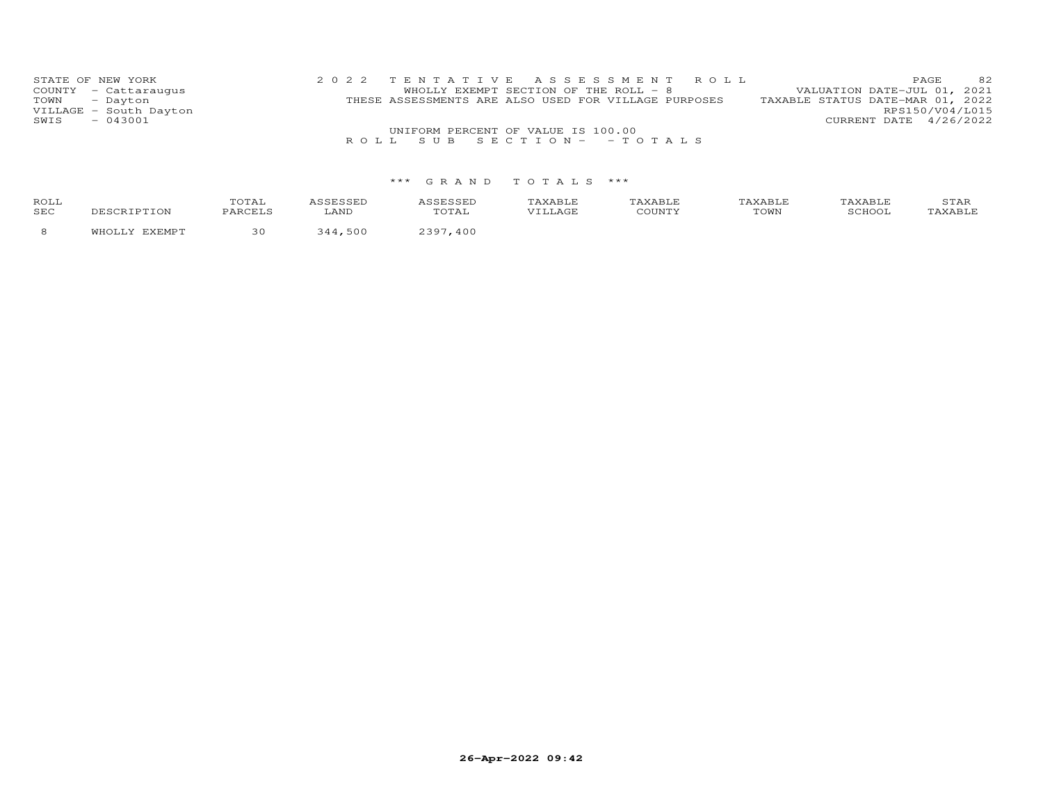STATE OF NEW YORK
COUNTY - Cattaraugus
TOWN - Dayton
VILLAGE - South Dayton
SWIS - 043001

2022 TENTATIVE ASSESSMENT ROLL
WHOLLY EXEMPT SECTION OF THE ROLL - 8
THESE ASSESSMENTS ARE ALSO USED FOR VILLAGE PURPOSES
UNIFORM PERCENT OF VALUE IS 100.00
ROLL SUB SECTION- - TOTALS

VALUATION DATE-JUL 01, 2021
TAXABLE STATUS DATE-MAR 01, 2022
RPS150/V04/L015
CURRENT DATE 4/26/2022

*** GRAND TOTALS ***

| ROLL SEC | DESCRIPTION | TOTAL PARCELS | ASSESSED LAND | ASSESSED TOTAL | TAXABLE VILLAGE | TAXABLE COUNTY | TAXABLE TOWN | TAXABLE SCHOOL | STAR TAXABLE |
|---|---|---|---|---|---|---|---|---|---|
| 8 | WHOLLY EXEMPT | 30 | 344,500 | 2397,400 | | | | | |

26-Apr-2022 09:42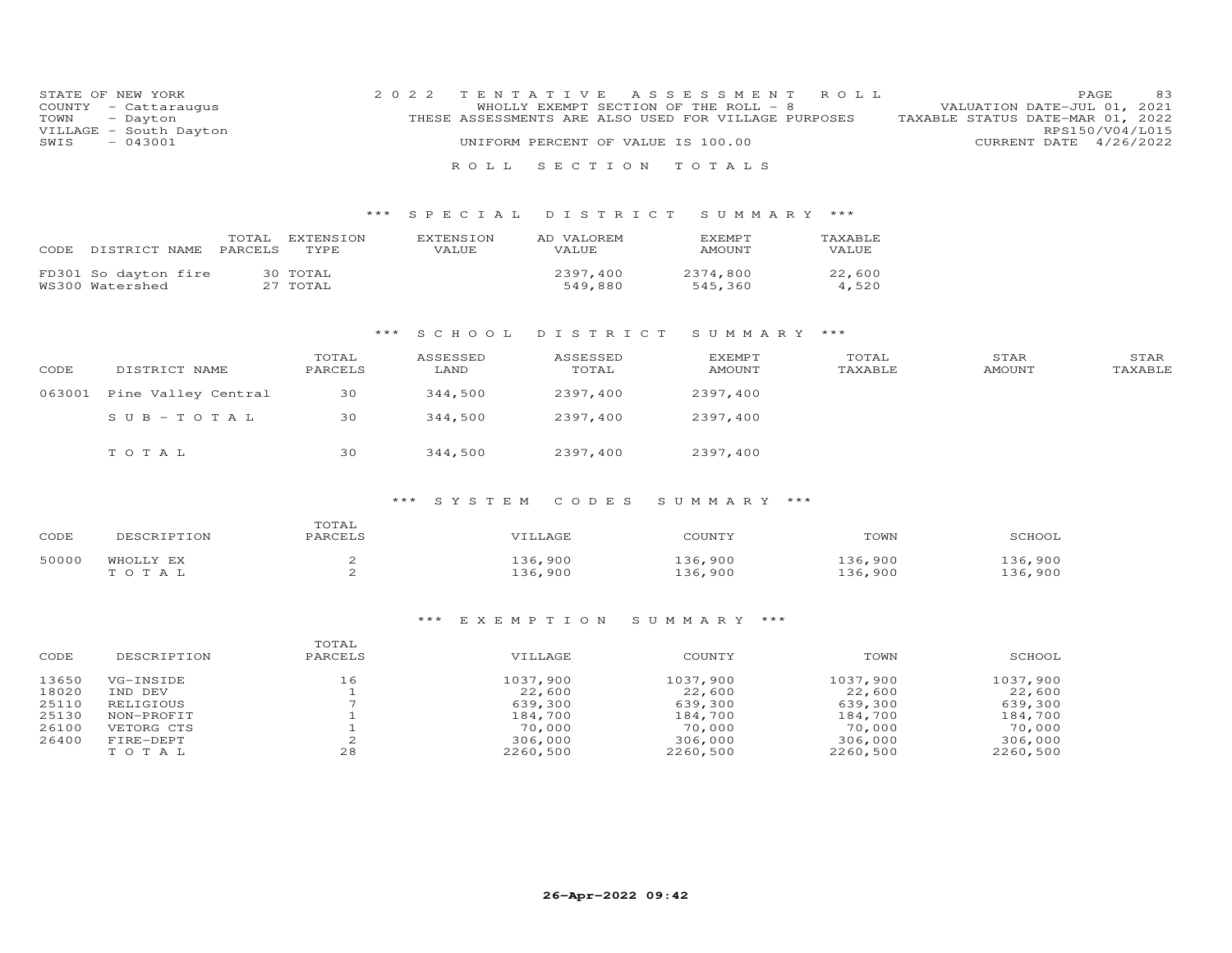STATE OF NEW YORK
COUNTY - Cattaraugus
TOWN - Dayton
VILLAGE - South Dayton
SWIS - 043001

2022 TENTATIVE ASSESSMENT ROLL
WHOLLY EXEMPT SECTION OF THE ROLL - 8
THESE ASSESSMENTS ARE ALSO USED FOR VILLAGE PURPOSES
UNIFORM PERCENT OF VALUE IS 100.00

VALUATION DATE-JUL 01, 2021
TAXABLE STATUS DATE-MAR 01, 2022
RPS150/V04/L015
CURRENT DATE 4/26/2022

## ROLL SECTION TOTALS

### *** SPECIAL DISTRICT SUMMARY ***

| CODE DISTRICT NAME | TOTAL PARCELS | EXTENSION TYPE | EXTENSION VALUE | AD VALOREM VALUE | EXEMPT AMOUNT | TAXABLE VALUE |
|---|---|---|---|---|---|---|
| FD301 So dayton fire | 30 | TOTAL | | 2397,400 | 2374,800 | 22,600 |
| WS300 Watershed | 27 | TOTAL | | 549,880 | 545,360 | 4,520 |

### *** SCHOOL DISTRICT SUMMARY ***

| CODE | DISTRICT NAME | TOTAL PARCELS | ASSESSED LAND | ASSESSED TOTAL | EXEMPT AMOUNT | TOTAL TAXABLE | STAR AMOUNT | STAR TAXABLE |
|---|---|---|---|---|---|---|---|---|
| 063001 | Pine Valley Central | 30 | 344,500 | 2397,400 | 2397,400 | | | |
| | SUB-TOTAL | 30 | 344,500 | 2397,400 | 2397,400 | | | |
| | TOTAL | 30 | 344,500 | 2397,400 | 2397,400 | | | |

### *** SYSTEM CODES SUMMARY ***

| CODE | DESCRIPTION | TOTAL PARCELS | VILLAGE | COUNTY | TOWN | SCHOOL |
|---|---|---|---|---|---|---|
| 50000 | WHOLLY EX | 2 | 136,900 | 136,900 | 136,900 | 136,900 |
| | TOTAL | 2 | 136,900 | 136,900 | 136,900 | 136,900 |

### *** EXEMPTION SUMMARY ***

| CODE | DESCRIPTION | TOTAL PARCELS | VILLAGE | COUNTY | TOWN | SCHOOL |
|---|---|---|---|---|---|---|
| 13650 | VG-INSIDE | 16 | 1037,900 | 1037,900 | 1037,900 | 1037,900 |
| 18020 | IND DEV | 1 | 22,600 | 22,600 | 22,600 | 22,600 |
| 25110 | RELIGIOUS | 7 | 639,300 | 639,300 | 639,300 | 639,300 |
| 25130 | NON-PROFIT | 1 | 184,700 | 184,700 | 184,700 | 184,700 |
| 26100 | VETORG CTS | 1 | 70,000 | 70,000 | 70,000 | 70,000 |
| 26400 | FIRE-DEPT | 2 | 306,000 | 306,000 | 306,000 | 306,000 |
| | TOTAL | 28 | 2260,500 | 2260,500 | 2260,500 | 2260,500 |

26-Apr-2022 09:42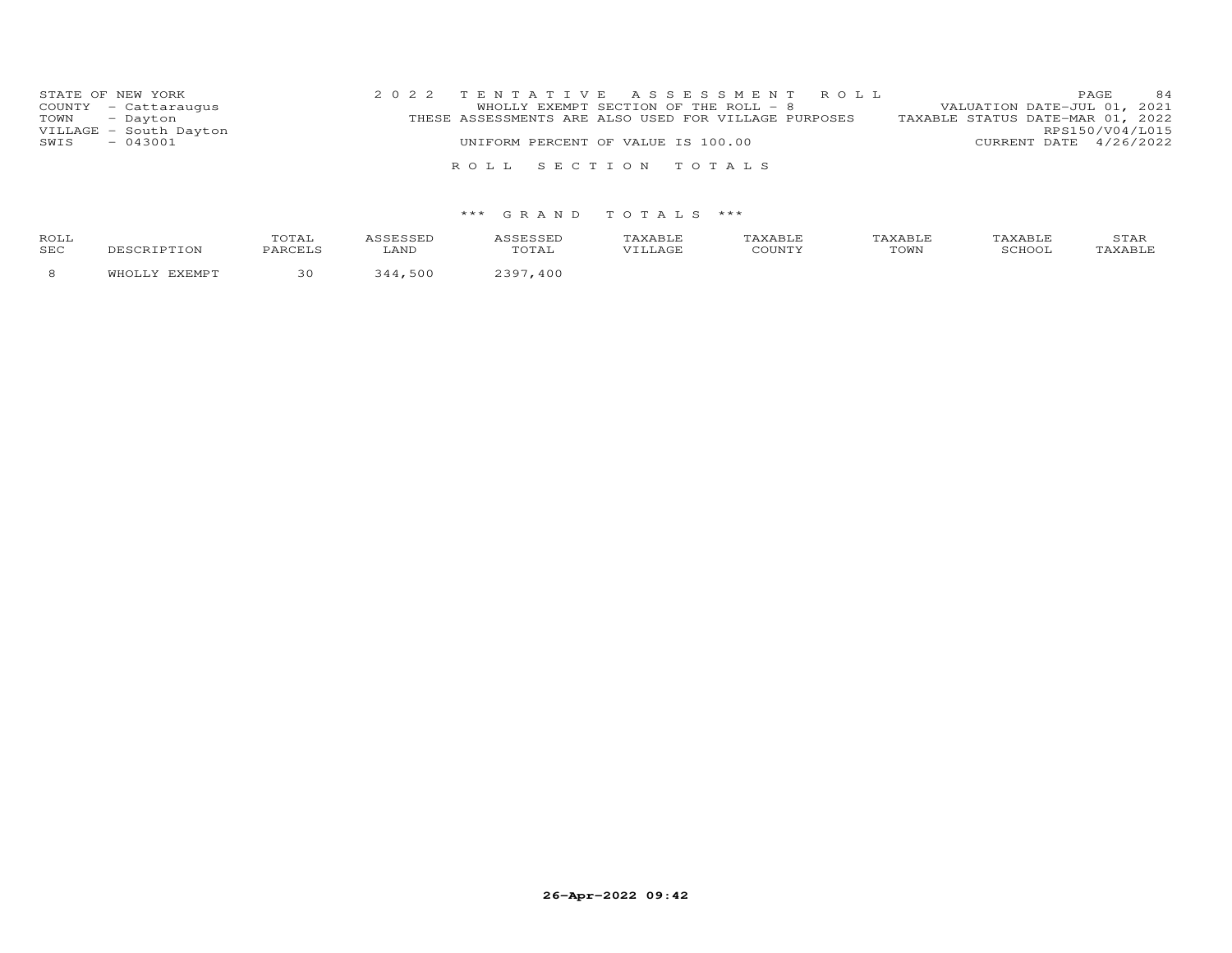STATE OF NEW YORK
COUNTY - Cattaraugus
TOWN - Dayton
VILLAGE - South Dayton
SWIS - 043001

2 0 2 2 T E N T A T I V E A S S E S S M E N T R O L L
WHOLLY EXEMPT SECTION OF THE ROLL - 8
THESE ASSESSMENTS ARE ALSO USED FOR VILLAGE PURPOSES
UNIFORM PERCENT OF VALUE IS 100.00

VALUATION DATE-JUL 01, 2021
TAXABLE STATUS DATE-MAR 01, 2022
RPS150/V04/L015
CURRENT DATE 4/26/2022

R O L L S E C T I O N T O T A L S

*** G R A N D T O T A L S ***

| ROLL SEC | DESCRIPTION | TOTAL PARCELS | ASSESSED LAND | ASSESSED TOTAL | TAXABLE VILLAGE | TAXABLE COUNTY | TAXABLE TOWN | TAXABLE SCHOOL | STAR TAXABLE |
|---|---|---|---|---|---|---|---|---|---|
| 8 | WHOLLY EXEMPT | 30 | 344,500 | 2397,400 | | | | | |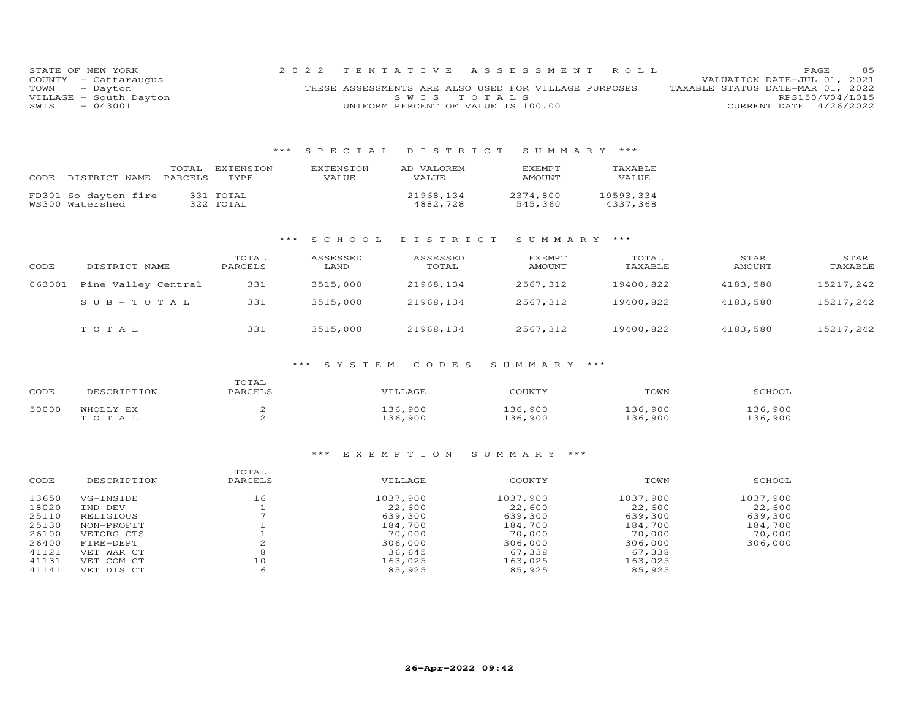STATE OF NEW YORK
COUNTY - Cattaraugus
TOWN - Dayton
VILLAGE - South Dayton
SWIS - 043001

2022 TENTATIVE ASSESSMENT ROLL
THESE ASSESSMENTS ARE ALSO USED FOR VILLAGE PURPOSES
SWIS TOTALS
UNIFORM PERCENT OF VALUE IS 100.00

VALUATION DATE-JUL 01, 2021
TAXABLE STATUS DATE-MAR 01, 2022
RPS150/V04/L015
CURRENT DATE 4/26/2022

## *** SPECIAL DISTRICT SUMMARY ***

| CODE | DISTRICT NAME | TOTAL PARCELS | EXTENSION TYPE | EXTENSION VALUE | AD VALOREM VALUE | EXEMPT AMOUNT | TAXABLE VALUE |
|---|---|---|---|---|---|---|---|
| FD301 | So dayton fire | 331 | TOTAL | | 21968,134 | 2374,800 | 19593,334 |
| WS300 | Watershed | 322 | TOTAL | | 4882,728 | 545,360 | 4337,368 |

## *** SCHOOL DISTRICT SUMMARY ***

| CODE | DISTRICT NAME | TOTAL PARCELS | ASSESSED LAND | ASSESSED TOTAL | EXEMPT AMOUNT | TOTAL TAXABLE | STAR AMOUNT | STAR TAXABLE |
|---|---|---|---|---|---|---|---|---|
| 063001 | Pine Valley Central | 331 | 3515,000 | 21968,134 | 2567,312 | 19400,822 | 4183,580 | 15217,242 |
| | SUB-TOTAL | 331 | 3515,000 | 21968,134 | 2567,312 | 19400,822 | 4183,580 | 15217,242 |
| | TOTAL | 331 | 3515,000 | 21968,134 | 2567,312 | 19400,822 | 4183,580 | 15217,242 |

## *** SYSTEM CODES SUMMARY ***

| CODE | DESCRIPTION | TOTAL PARCELS | VILLAGE | COUNTY | TOWN | SCHOOL |
|---|---|---|---|---|---|---|
| 50000 | WHOLLY EX | 2 | 136,900 | 136,900 | 136,900 | 136,900 |
| | TOTAL | 2 | 136,900 | 136,900 | 136,900 | 136,900 |

## *** EXEMPTION SUMMARY ***

| CODE | DESCRIPTION | TOTAL PARCELS | VILLAGE | COUNTY | TOWN | SCHOOL |
|---|---|---|---|---|---|---|
| 13650 | VG-INSIDE | 16 | 1037,900 | 1037,900 | 1037,900 | 1037,900 |
| 18020 | IND DEV | 1 | 22,600 | 22,600 | 22,600 | 22,600 |
| 25110 | RELIGIOUS | 7 | 639,300 | 639,300 | 639,300 | 639,300 |
| 25130 | NON-PROFIT | 1 | 184,700 | 184,700 | 184,700 | 184,700 |
| 26100 | VETORG CTS | 1 | 70,000 | 70,000 | 70,000 | 70,000 |
| 26400 | FIRE-DEPT | 2 | 306,000 | 306,000 | 306,000 | 306,000 |
| 41121 | VET WAR CT | 8 | 36,645 | 67,338 | 67,338 | |
| 41131 | VET COM CT | 10 | 163,025 | 163,025 | 163,025 | |
| 41141 | VET DIS CT | 6 | 85,925 | 85,925 | 85,925 | |

26-Apr-2022 09:42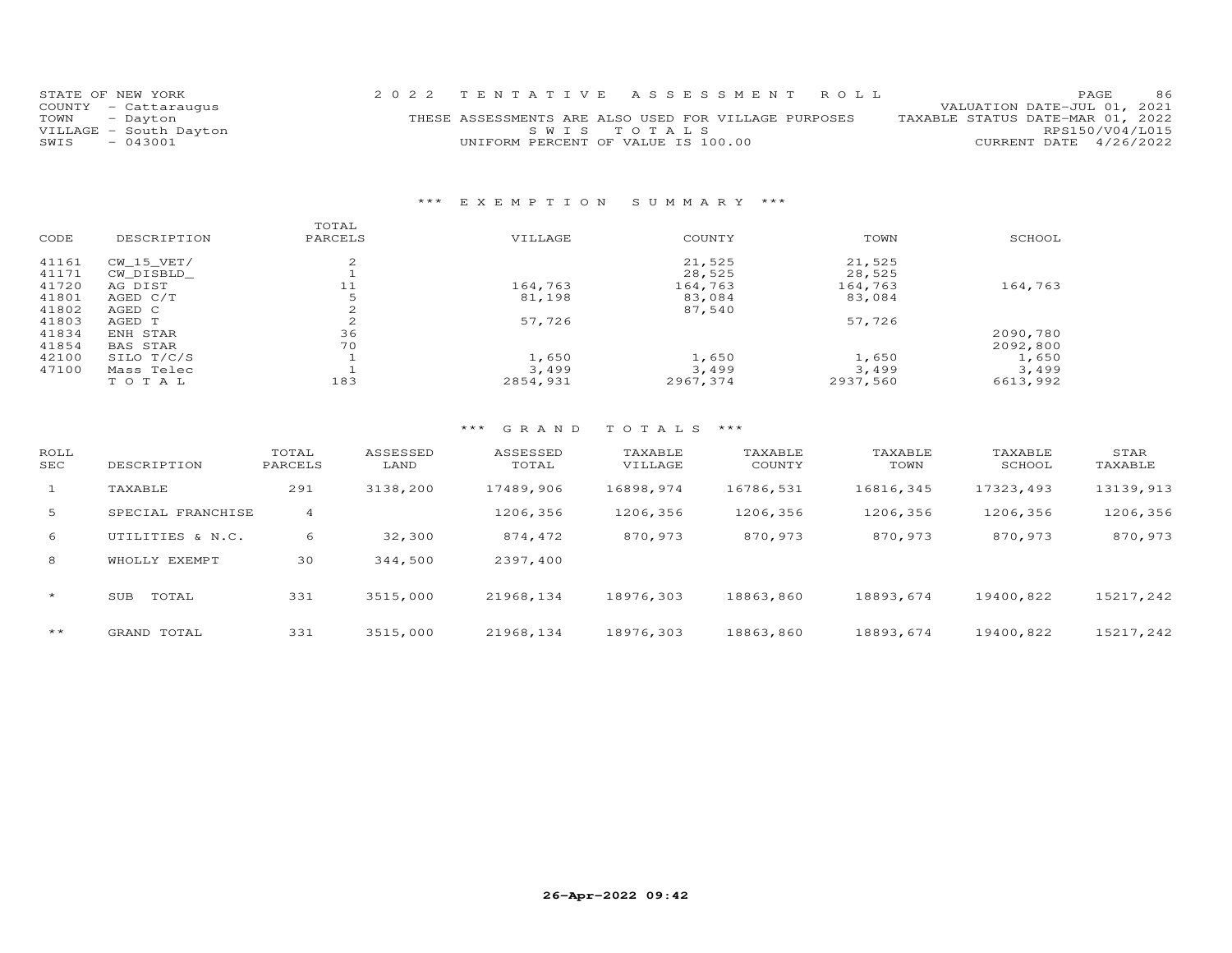STATE OF NEW YORK
COUNTY - Cattaraugus
TOWN - Dayton
VILLAGE - South Dayton
SWIS - 043001

2 0 2 2 T E N T A T I V E A S S E S S M E N T R O L L

THESE ASSESSMENTS ARE ALSO USED FOR VILLAGE PURPOSES

S W I S T O T A L S

UNIFORM PERCENT OF VALUE IS 100.00

VALUATION DATE-JUL 01, 2021
TAXABLE STATUS DATE-MAR 01, 2022
RPS150/V04/L015
CURRENT DATE 4/26/2022

## \*\*\* E X E M P T I O N S U M M A R Y \*\*\*

| CODE | DESCRIPTION | TOTAL PARCELS | VILLAGE | COUNTY | TOWN | SCHOOL |
|---|---|---|---|---|---|---|
| 41161 | CW_15_VET/ | 2 | | 21,525 | 21,525 | |
| 41171 | CW_DISBLD_ | 1 | | 28,525 | 28,525 | |
| 41720 | AG DIST | 11 | 164,763 | 164,763 | 164,763 | 164,763 |
| 41801 | AGED C/T | 5 | 81,198 | 83,084 | 83,084 | |
| 41802 | AGED C | 2 | | 87,540 | | |
| 41803 | AGED T | 2 | 57,726 | | 57,726 | |
| 41834 | ENH STAR | 36 | | | | 2090,780 |
| 41854 | BAS STAR | 70 | | | | 2092,800 |
| 42100 | SILO T/C/S | 1 | 1,650 | 1,650 | 1,650 | 1,650 |
| 47100 | Mass Telec | 1 | 3,499 | 3,499 | 3,499 | 3,499 |
| | T O T A L | 183 | 2854,931 | 2967,374 | 2937,560 | 6613,992 |

## \*\*\* G R A N D T O T A L S \*\*\*

| ROLL SEC | DESCRIPTION | TOTAL PARCELS | ASSESSED LAND | ASSESSED TOTAL | TAXABLE VILLAGE | TAXABLE COUNTY | TAXABLE TOWN | TAXABLE SCHOOL | STAR TAXABLE |
|---|---|---|---|---|---|---|---|---|---|
| 1 | TAXABLE | 291 | 3138,200 | 17489,906 | 16898,974 | 16786,531 | 16816,345 | 17323,493 | 13139,913 |
| 5 | SPECIAL FRANCHISE | 4 | | 1206,356 | 1206,356 | 1206,356 | 1206,356 | 1206,356 | 1206,356 |
| 6 | UTILITIES & N.C. | 6 | 32,300 | 874,472 | 870,973 | 870,973 | 870,973 | 870,973 | 870,973 |
| 8 | WHOLLY EXEMPT | 30 | 344,500 | 2397,400 | | | | | |
| * | SUB TOTAL | 331 | 3515,000 | 21968,134 | 18976,303 | 18863,860 | 18893,674 | 19400,822 | 15217,242 |
| ** | GRAND TOTAL | 331 | 3515,000 | 21968,134 | 18976,303 | 18863,860 | 18893,674 | 19400,822 | 15217,242 |

26-Apr-2022 09:42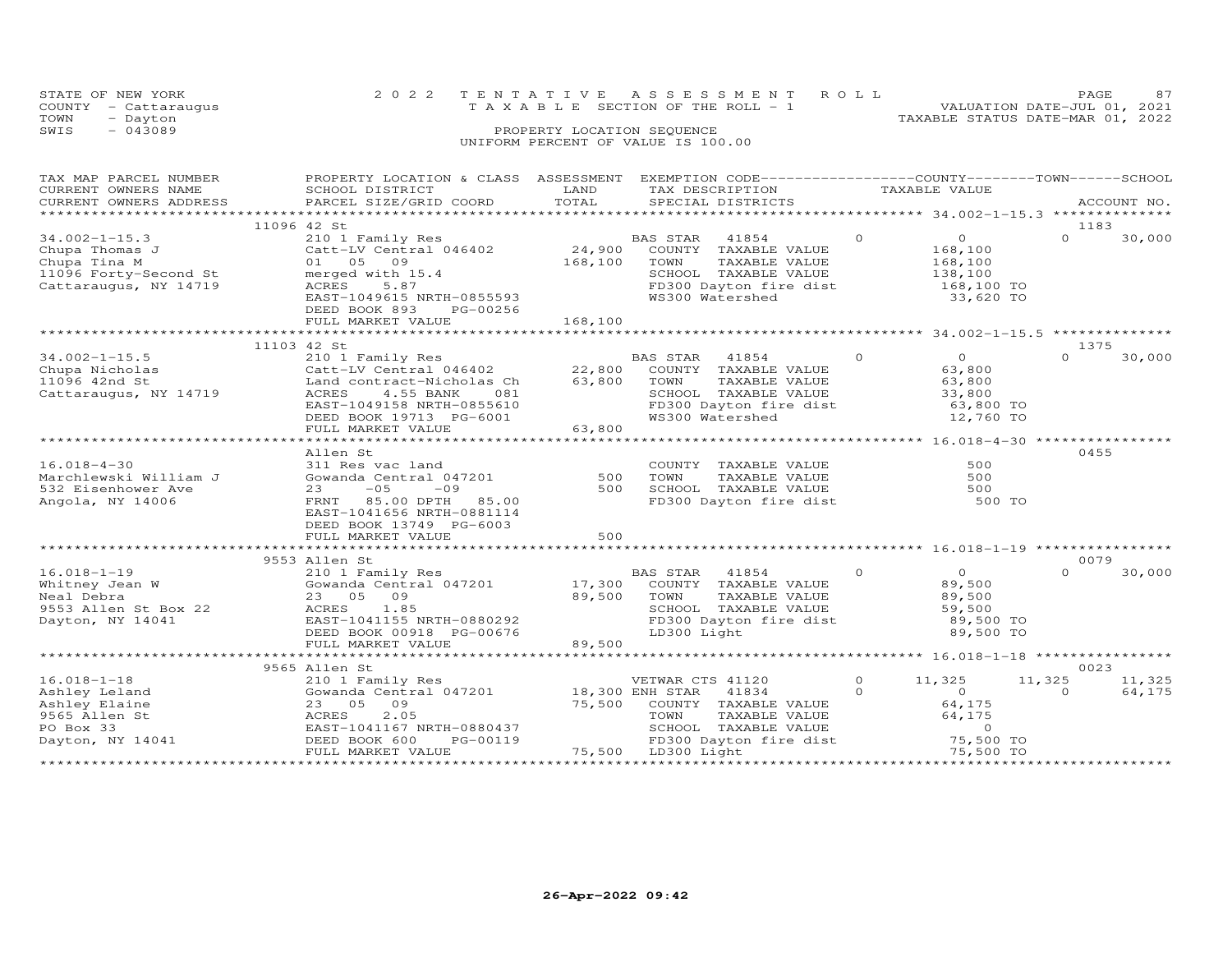STATE OF NEW YORK
COUNTY - Cattaraugus
TOWN - Dayton
SWIS - 043089

2022 TENTATIVE ASSESSMENT ROLL
TAXABLE SECTION OF THE ROLL - 1
PROPERTY LOCATION SEQUENCE
UNIFORM PERCENT OF VALUE IS 100.00

VALUATION DATE-JUL 01, 2021
TAXABLE STATUS DATE-MAR 01, 2022

| TAX MAP PARCEL NUMBER / CURRENT OWNERS NAME / CURRENT OWNERS ADDRESS | PROPERTY LOCATION & CLASS / SCHOOL DISTRICT / PARCEL SIZE/GRID COORD | ASSESSMENT LAND | TOTAL | EXEMPTION CODE / TAX DESCRIPTION / SPECIAL DISTRICTS | COUNTY TAXABLE VALUE | TOWN | SCHOOL | ACCOUNT NO. |
|---|---|---|---|---|---|---|---|---|
| 34.002-1-15.3 | 11096 42 St | | | | | | | 1183 |
| 34.002-1-15.3 | 210 1 Family Res | | | BAS STAR 41854 | 0 | 0 | 30,000 | |
| Chupa Thomas J | Catt-LV Central 046402 | 24,900 | | COUNTY TAXABLE VALUE | 168,100 | | | |
| Chupa Tina M | 01 05 09 | | 168,100 | TOWN TAXABLE VALUE | 168,100 | | | |
| 11096 Forty-Second St | merged with 15.4 | | | SCHOOL TAXABLE VALUE | 138,100 | | | |
| Cattaraugus, NY 14719 | ACRES 5.87 | | | FD300 Dayton fire dist | 168,100 TO | | | |
| | EAST-1049615 NRTH-0855593 | | | WS300 Watershed | 33,620 TO | | | |
| | DEED BOOK 893 PG-00256 | | | | | | | |
| | FULL MARKET VALUE | | 168,100 | | | | | |
| 34.002-1-15.5 | 11103 42 St | | | | | | | 1375 |
| 34.002-1-15.5 | 210 1 Family Res | | | BAS STAR 41854 | 0 | 0 | 30,000 | |
| Chupa Nicholas | Catt-LV Central 046402 | 22,800 | | COUNTY TAXABLE VALUE | 63,800 | | | |
| 11096 42nd St | Land contract-Nicholas Ch | | 63,800 | TOWN TAXABLE VALUE | 63,800 | | | |
| Cattaraugus, NY 14719 | ACRES 4.55 BANK 081 | | | SCHOOL TAXABLE VALUE | 33,800 | | | |
| | EAST-1049158 NRTH-0855610 | | | FD300 Dayton fire dist | 63,800 TO | | | |
| | DEED BOOK 19713 PG-6001 | | | WS300 Watershed | 12,760 TO | | | |
| | FULL MARKET VALUE | | 63,800 | | | | | |
| 16.018-4-30 | Allen St | | | | | | | 0455 |
| 16.018-4-30 | 311 Res vac land | | | COUNTY TAXABLE VALUE | 500 | | | |
| Marchlewski William J | Gowanda Central 047201 | 500 | | TOWN TAXABLE VALUE | 500 | | | |
| 532 Eisenhower Ave | 23 -05 -09 | | 500 | SCHOOL TAXABLE VALUE | 500 | | | |
| Angola, NY 14006 | FRNT 85.00 DPTH 85.00 | | | FD300 Dayton fire dist | 500 TO | | | |
| | EAST-1041656 NRTH-0881114 | | | | | | | |
| | DEED BOOK 13749 PG-6003 | | | | | | | |
| | FULL MARKET VALUE | | 500 | | | | | |
| 16.018-1-19 | 9553 Allen St | | | | | | | 0079 |
| 16.018-1-19 | 210 1 Family Res | | | BAS STAR 41854 | 0 | 0 | 30,000 | |
| Whitney Jean W | Gowanda Central 047201 | 17,300 | | COUNTY TAXABLE VALUE | 89,500 | | | |
| Neal Debra | 23 05 09 | | 89,500 | TOWN TAXABLE VALUE | 89,500 | | | |
| 9553 Allen St Box 22 | ACRES 1.85 | | | SCHOOL TAXABLE VALUE | 59,500 | | | |
| Dayton, NY 14041 | EAST-1041155 NRTH-0880292 | | | FD300 Dayton fire dist | 89,500 TO | | | |
| | DEED BOOK 00918 PG-00676 | | | LD300 Light | 89,500 TO | | | |
| | FULL MARKET VALUE | | 89,500 | | | | | |
| 16.018-1-18 | 9565 Allen St | | | | | | | 0023 |
| 16.018-1-18 | 210 1 Family Res | | | VETWAR CTS 41120 | 11,325 | 11,325 | 11,325 | |
| Ashley Leland | Gowanda Central 047201 | 18,300 | | ENH STAR 41834 | 0 | 0 | 64,175 | |
| Ashley Elaine | 23 05 09 | | 75,500 | COUNTY TAXABLE VALUE | 64,175 | | | |
| 9565 Allen St | ACRES 2.05 | | | TOWN TAXABLE VALUE | 64,175 | | | |
| PO Box 33 | EAST-1041167 NRTH-0880437 | | | SCHOOL TAXABLE VALUE | 0 | | | |
| Dayton, NY 14041 | DEED BOOK 600 PG-00119 | | | FD300 Dayton fire dist | 75,500 TO | | | |
| | FULL MARKET VALUE | | 75,500 | LD300 Light | 75,500 TO | | | |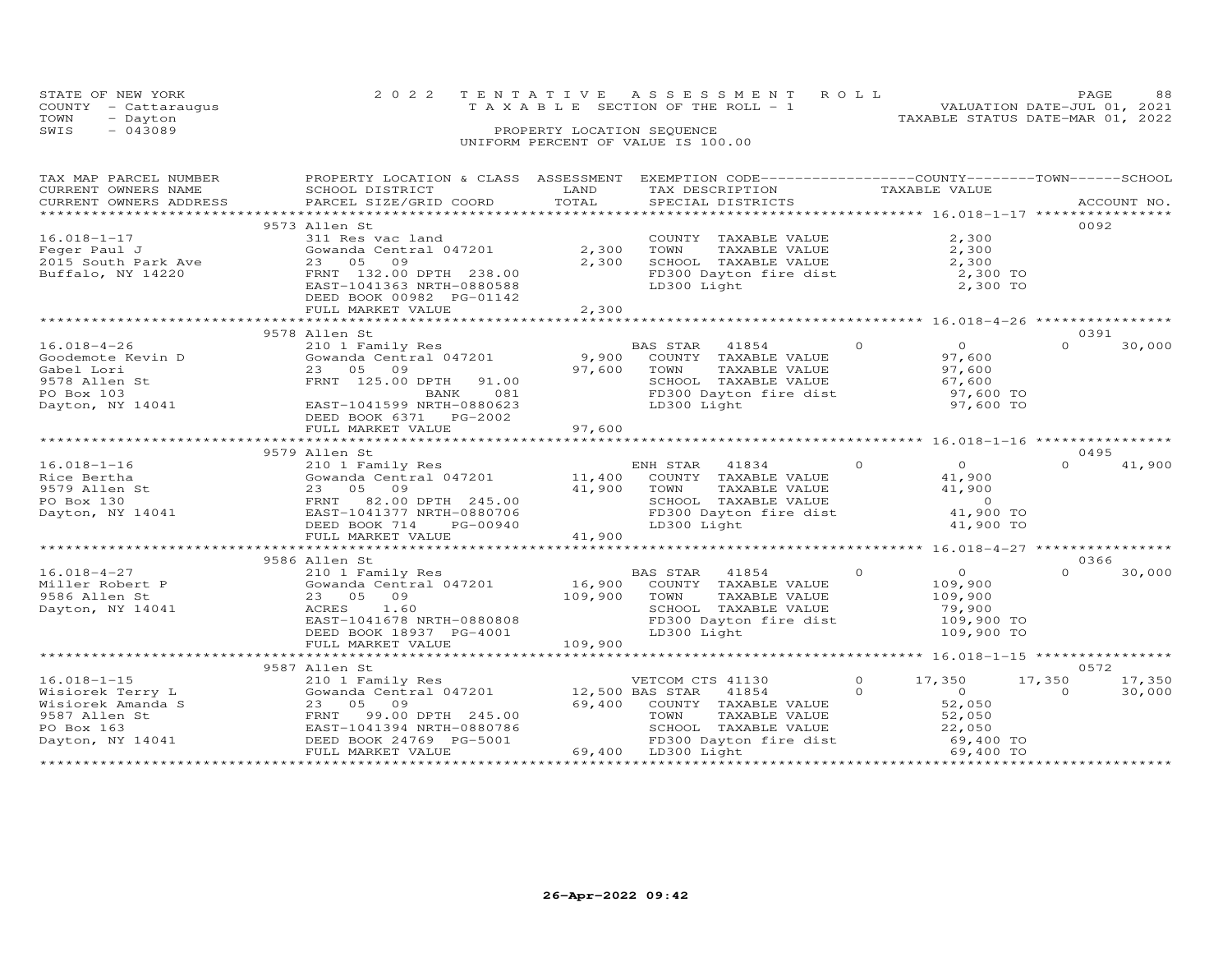STATE OF NEW YORK
COUNTY - Cattaraugus
TOWN - Dayton
SWIS - 043089

2022 TENTATIVE ASSESSMENT ROLL
TAXABLE SECTION OF THE ROLL - 1
PROPERTY LOCATION SEQUENCE
UNIFORM PERCENT OF VALUE IS 100.00

VALUATION DATE-JUL 01, 2021
TAXABLE STATUS DATE-MAR 01, 2022

| TAX MAP PARCEL NUMBER / CURRENT OWNERS NAME / CURRENT OWNERS ADDRESS | PROPERTY LOCATION & CLASS / SCHOOL DISTRICT / PARCEL SIZE/GRID COORD | ASSESSMENT LAND | TOTAL | EXEMPTION CODE / TAX DESCRIPTION / SPECIAL DISTRICTS | | COUNTY TAXABLE VALUE | TOWN | SCHOOL | ACCOUNT NO. |
|---|---|---|---|---|---|---|---|---|---|
| 16.018-1-17 | 9573 Allen St | | | | | | | | 0092 |
| Feger Paul J | 311 Res vac land | | | COUNTY TAXABLE VALUE | | 2,300 | | | |
| 2015 South Park Ave | Gowanda Central 047201 | 2,300 | | TOWN TAXABLE VALUE | | 2,300 | | | |
| Buffalo, NY 14220 | 23 05 09 | | 2,300 | SCHOOL TAXABLE VALUE | | 2,300 | | | |
| | FRNT 132.00 DPTH 238.00 | | | FD300 Dayton fire dist | | 2,300 TO | | | |
| | EAST-1041363 NRTH-0880588 | | | LD300 Light | | 2,300 TO | | | |
| | DEED BOOK 00982 PG-01142 | | | | | | | | |
| | FULL MARKET VALUE | | 2,300 | | | | | | |
| 16.018-4-26 | 9578 Allen St | | | | | | | | 0391 |
| Goodemote Kevin D | 210 1 Family Res | | | BAS STAR 41854 | 0 | 0 | 0 | 30,000 | |
| Gabel Lori | Gowanda Central 047201 | 9,900 | | COUNTY TAXABLE VALUE | | 97,600 | | | |
| 9578 Allen St | 23 05 09 | | 97,600 | TOWN TAXABLE VALUE | | 97,600 | | | |
| PO Box 103 | FRNT 125.00 DPTH 91.00 | | | SCHOOL TAXABLE VALUE | | 67,600 | | | |
| Dayton, NY 14041 | BANK 081 | | | FD300 Dayton fire dist | | 97,600 TO | | | |
| | EAST-1041599 NRTH-0880623 | | | LD300 Light | | 97,600 TO | | | |
| | DEED BOOK 6371 PG-2002 | | | | | | | | |
| | FULL MARKET VALUE | | 97,600 | | | | | | |
| 16.018-1-16 | 9579 Allen St | | | | | | | | 0495 |
| Rice Bertha | 210 1 Family Res | | | ENH STAR 41834 | 0 | 0 | 0 | 41,900 | |
| 9579 Allen St | Gowanda Central 047201 | 11,400 | | COUNTY TAXABLE VALUE | | 41,900 | | | |
| PO Box 130 | 23 05 09 | | 41,900 | TOWN TAXABLE VALUE | | 41,900 | | | |
| Dayton, NY 14041 | FRNT 82.00 DPTH 245.00 | | | SCHOOL TAXABLE VALUE | | 0 | | | |
| | EAST-1041377 NRTH-0880706 | | | FD300 Dayton fire dist | | 41,900 TO | | | |
| | DEED BOOK 714 PG-00940 | | | LD300 Light | | 41,900 TO | | | |
| | FULL MARKET VALUE | | 41,900 | | | | | | |
| 16.018-4-27 | 9586 Allen St | | | | | | | | 0366 |
| Miller Robert P | 210 1 Family Res | | | BAS STAR 41854 | 0 | 0 | 0 | 30,000 | |
| 9586 Allen St | Gowanda Central 047201 | 16,900 | | COUNTY TAXABLE VALUE | | 109,900 | | | |
| Dayton, NY 14041 | 23 05 09 | | 109,900 | TOWN TAXABLE VALUE | | 109,900 | | | |
| | ACRES 1.60 | | | SCHOOL TAXABLE VALUE | | 79,900 | | | |
| | EAST-1041678 NRTH-0880808 | | | FD300 Dayton fire dist | | 109,900 TO | | | |
| | DEED BOOK 18937 PG-4001 | | | LD300 Light | | 109,900 TO | | | |
| | FULL MARKET VALUE | | 109,900 | | | | | | |
| 16.018-1-15 | 9587 Allen St | | | | | | | | 0572 |
| Wisiorek Terry L | 210 1 Family Res | | | VETCOM CTS 41130 | 0 | 17,350 | 17,350 | 17,350 | |
| Wisiorek Amanda S | Gowanda Central 047201 | 12,500 | | BAS STAR 41854 | 0 | 0 | 0 | 30,000 | |
| 9587 Allen St | 23 05 09 | | 69,400 | COUNTY TAXABLE VALUE | | 52,050 | | | |
| PO Box 163 | FRNT 99.00 DPTH 245.00 | | | TOWN TAXABLE VALUE | | 52,050 | | | |
| Dayton, NY 14041 | EAST-1041394 NRTH-0880786 | | | SCHOOL TAXABLE VALUE | | 22,050 | | | |
| | DEED BOOK 24769 PG-5001 | | | FD300 Dayton fire dist | | 69,400 TO | | | |
| | FULL MARKET VALUE | | 69,400 | LD300 Light | | 69,400 TO | | | |

26-Apr-2022 09:42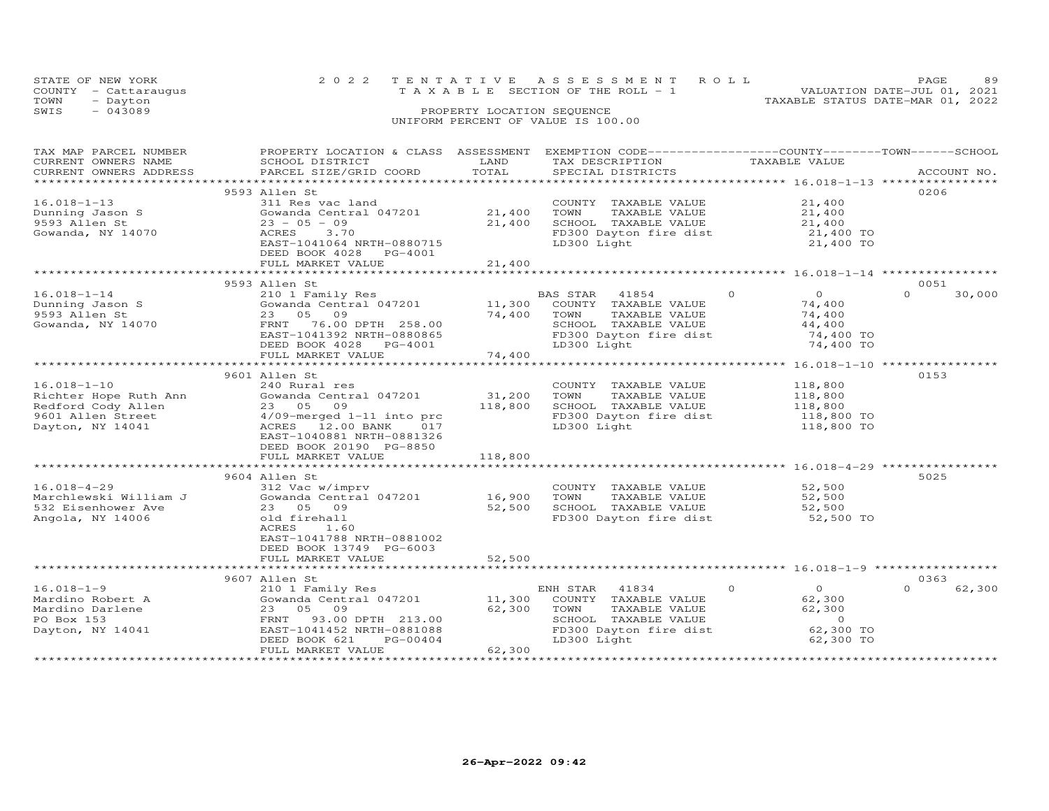STATE OF NEW YORK
COUNTY - Cattaraugus
TOWN - Dayton
SWIS - 043089

2022 TENTATIVE ASSESSMENT ROLL
TAXABLE SECTION OF THE ROLL - 1
PROPERTY LOCATION SEQUENCE
UNIFORM PERCENT OF VALUE IS 100.00

VALUATION DATE-JUL 01, 2021
TAXABLE STATUS DATE-MAR 01, 2022

| TAX MAP PARCEL NUMBER / CURRENT OWNERS NAME / CURRENT OWNERS ADDRESS | PROPERTY LOCATION & CLASS / SCHOOL DISTRICT / PARCEL SIZE/GRID COORD | ASSESSMENT LAND | TOTAL | EXEMPTION CODE / TAX DESCRIPTION / SPECIAL DISTRICTS | COUNTY / TOWN / SCHOOL TAXABLE VALUE | ACCOUNT NO. |
|---|---|---|---|---|---|---|
| 16.018-1-13 | 9593 Allen St | | | | | 0206 |
| Dunning Jason S | 311 Res vac land | | | COUNTY TAXABLE VALUE | 21,400 | |
| 9593 Allen St | Gowanda Central 047201 | 21,400 | | TOWN TAXABLE VALUE | 21,400 | |
| Gowanda, NY 14070 | 23 - 05 - 09 | | 21,400 | SCHOOL TAXABLE VALUE | 21,400 | |
| | ACRES 3.70 | | | FD300 Dayton fire dist | 21,400 TO | |
| | EAST-1041064 NRTH-0880715 | | | LD300 Light | 21,400 TO | |
| | DEED BOOK 4028 PG-4001 | | | | | |
| | FULL MARKET VALUE | | 21,400 | | | |
| 16.018-1-14 | 9593 Allen St | | | | | 0051 |
| Dunning Jason S | 210 1 Family Res | | | BAS STAR 41854 0 | 0 0 30,000 | |
| 9593 Allen St | Gowanda Central 047201 | 11,300 | | COUNTY TAXABLE VALUE | 74,400 | |
| Gowanda, NY 14070 | 23 05 09 | | 74,400 | TOWN TAXABLE VALUE | 74,400 | |
| | FRNT 76.00 DPTH 258.00 | | | SCHOOL TAXABLE VALUE | 44,400 | |
| | EAST-1041392 NRTH-0880865 | | | FD300 Dayton fire dist | 74,400 TO | |
| | DEED BOOK 4028 PG-4001 | | | LD300 Light | 74,400 TO | |
| | FULL MARKET VALUE | | 74,400 | | | |
| 16.018-1-10 | 9601 Allen St | | | | | 0153 |
| Richter Hope Ruth Ann | 240 Rural res | | | COUNTY TAXABLE VALUE | 118,800 | |
| Redford Cody Allen | Gowanda Central 047201 | 31,200 | | TOWN TAXABLE VALUE | 118,800 | |
| 9601 Allen Street | 23 05 09 | | 118,800 | SCHOOL TAXABLE VALUE | 118,800 | |
| Dayton, NY 14041 | 4/09-merged 1-11 into prc | | | FD300 Dayton fire dist | 118,800 TO | |
| | ACRES 12.00 BANK 017 | | | LD300 Light | 118,800 TO | |
| | EAST-1040881 NRTH-0881326 | | | | | |
| | DEED BOOK 20190 PG-8850 | | | | | |
| | FULL MARKET VALUE | | 118,800 | | | |
| 16.018-4-29 | 9604 Allen St | | | | | 5025 |
| Marchlewski William J | 312 Vac w/imprv | | | COUNTY TAXABLE VALUE | 52,500 | |
| 532 Eisenhower Ave | Gowanda Central 047201 | 16,900 | | TOWN TAXABLE VALUE | 52,500 | |
| Angola, NY 14006 | 23 05 09 | | 52,500 | SCHOOL TAXABLE VALUE | 52,500 | |
| | old firehall | | | FD300 Dayton fire dist | 52,500 TO | |
| | ACRES 1.60 | | | | | |
| | EAST-1041788 NRTH-0881002 | | | | | |
| | DEED BOOK 13749 PG-6003 | | | | | |
| | FULL MARKET VALUE | | 52,500 | | | |
| 16.018-1-9 | 9607 Allen St | | | | | 0363 |
| Mardino Robert A | 210 1 Family Res | | | ENH STAR 41834 0 | 0 0 62,300 | |
| Mardino Darlene | Gowanda Central 047201 | 11,300 | | COUNTY TAXABLE VALUE | 62,300 | |
| PO Box 153 | 23 05 09 | | 62,300 | TOWN TAXABLE VALUE | 62,300 | |
| Dayton, NY 14041 | FRNT 93.00 DPTH 213.00 | | | SCHOOL TAXABLE VALUE | 0 | |
| | EAST-1041452 NRTH-0881088 | | | FD300 Dayton fire dist | 62,300 TO | |
| | DEED BOOK 621 PG-00404 | | | LD300 Light | 62,300 TO | |
| | FULL MARKET VALUE | | 62,300 | | | |

26-Apr-2022 09:42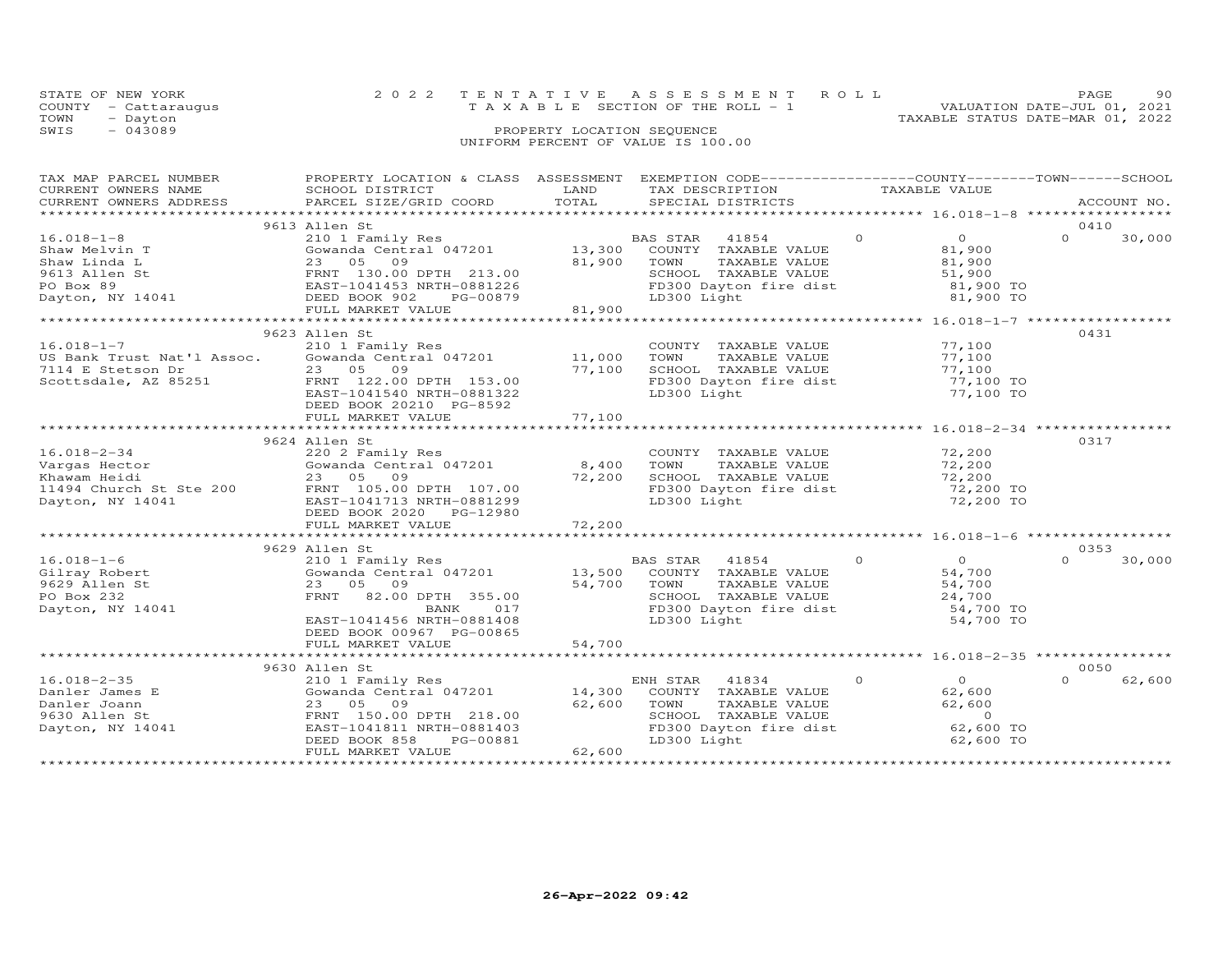STATE OF NEW YORK | 2022 TENTATIVE ASSESSMENT ROLL | PAGE 90
COUNTY - Cattaraugus | TAXABLE SECTION OF THE ROLL - 1 | VALUATION DATE-JUL 01, 2021
TOWN - Dayton | | TAXABLE STATUS DATE-MAR 01, 2022
SWIS - 043089 | PROPERTY LOCATION SEQUENCE
UNIFORM PERCENT OF VALUE IS 100.00

| TAX MAP PARCEL NUMBER / CURRENT OWNERS NAME / CURRENT OWNERS ADDRESS | PROPERTY LOCATION & CLASS / SCHOOL DISTRICT / PARCEL SIZE/GRID COORD | ASSESSMENT LAND | TOTAL | EXEMPTION CODE / TAX DESCRIPTION / SPECIAL DISTRICTS | COUNTY TAXABLE VALUE | TOWN | SCHOOL | ACCOUNT NO. |
|---|---|---|---|---|---|---|---|---|
| **16.018-1-8** | 9613 Allen St | | | | | | | 0410 |
| 16.018-1-8 | 210 1 Family Res | | | BAS STAR 41854 | 0 | 0 | 0 30,000 | |
| Shaw Melvin T | Gowanda Central 047201 | 13,300 | | COUNTY TAXABLE VALUE | 81,900 | | | |
| Shaw Linda L | 23 05 09 | | 81,900 | TOWN TAXABLE VALUE | 81,900 | | | |
| 9613 Allen St | FRNT 130.00 DPTH 213.00 | | | SCHOOL TAXABLE VALUE | 51,900 | | | |
| PO Box 89 | EAST-1041453 NRTH-0881226 | | | FD300 Dayton fire dist | 81,900 TO | | | |
| Dayton, NY 14041 | DEED BOOK 902 PG-00879 | | | LD300 Light | 81,900 TO | | | |
| | FULL MARKET VALUE | | 81,900 | | | | | |
| **16.018-1-7** | 9623 Allen St | | | | | | | 0431 |
| 16.018-1-7 | 210 1 Family Res | | | COUNTY TAXABLE VALUE | 77,100 | | | |
| US Bank Trust Nat'l Assoc. | Gowanda Central 047201 | 11,000 | | TOWN TAXABLE VALUE | 77,100 | | | |
| 7114 E Stetson Dr | 23 05 09 | | 77,100 | SCHOOL TAXABLE VALUE | 77,100 | | | |
| Scottsdale, AZ 85251 | FRNT 122.00 DPTH 153.00 | | | FD300 Dayton fire dist | 77,100 TO | | | |
| | EAST-1041540 NRTH-0881322 | | | LD300 Light | 77,100 TO | | | |
| | DEED BOOK 20210 PG-8592 | | | | | | | |
| | FULL MARKET VALUE | | 77,100 | | | | | |
| **16.018-2-34** | 9624 Allen St | | | | | | | 0317 |
| 16.018-2-34 | 220 2 Family Res | | | COUNTY TAXABLE VALUE | 72,200 | | | |
| Vargas Hector | Gowanda Central 047201 | 8,400 | | TOWN TAXABLE VALUE | 72,200 | | | |
| Khawam Heidi | 23 05 09 | | 72,200 | SCHOOL TAXABLE VALUE | 72,200 | | | |
| 11494 Church St Ste 200 | FRNT 105.00 DPTH 107.00 | | | FD300 Dayton fire dist | 72,200 TO | | | |
| Dayton, NY 14041 | EAST-1041713 NRTH-0881299 | | | LD300 Light | 72,200 TO | | | |
| | DEED BOOK 2020 PG-12980 | | | | | | | |
| | FULL MARKET VALUE | | 72,200 | | | | | |
| **16.018-1-6** | 9629 Allen St | | | | | | | 0353 |
| 16.018-1-6 | 210 1 Family Res | | | BAS STAR 41854 | 0 | 0 | 0 30,000 | |
| Gilray Robert | Gowanda Central 047201 | 13,500 | | COUNTY TAXABLE VALUE | 54,700 | | | |
| 9629 Allen St | 23 05 09 | | 54,700 | TOWN TAXABLE VALUE | 54,700 | | | |
| PO Box 232 | FRNT 82.00 DPTH 355.00 | | | SCHOOL TAXABLE VALUE | 24,700 | | | |
| Dayton, NY 14041 | BANK 017 | | | FD300 Dayton fire dist | 54,700 TO | | | |
| | EAST-1041456 NRTH-0881408 | | | LD300 Light | 54,700 TO | | | |
| | DEED BOOK 00967 PG-00865 | | | | | | | |
| | FULL MARKET VALUE | | 54,700 | | | | | |
| **16.018-2-35** | 9630 Allen St | | | | | | | 0050 |
| 16.018-2-35 | 210 1 Family Res | | | ENH STAR 41834 | 0 | 0 | 0 62,600 | |
| Danler James E | Gowanda Central 047201 | 14,300 | | COUNTY TAXABLE VALUE | 62,600 | | | |
| Danler Joann | 23 05 09 | | 62,600 | TOWN TAXABLE VALUE | 62,600 | | | |
| 9630 Allen St | FRNT 150.00 DPTH 218.00 | | | SCHOOL TAXABLE VALUE | 0 | | | |
| Dayton, NY 14041 | EAST-1041811 NRTH-0881403 | | | FD300 Dayton fire dist | 62,600 TO | | | |
| | DEED BOOK 858 PG-00881 | | | LD300 Light | 62,600 TO | | | |
| | FULL MARKET VALUE | | 62,600 | | | | | |

26-Apr-2022 09:42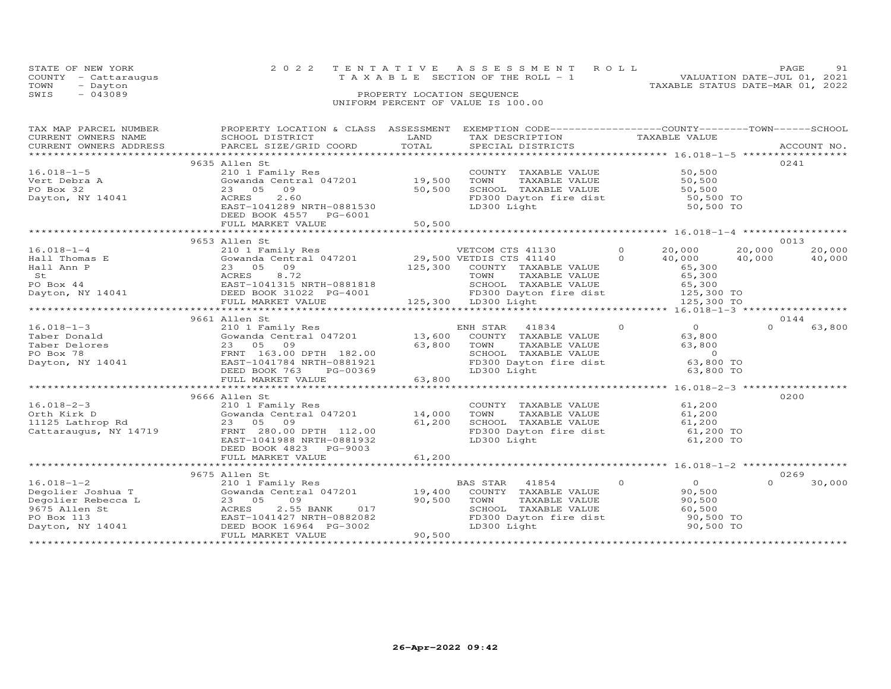STATE OF NEW YORK
COUNTY - Cattaraugus
TOWN - Dayton
SWIS - 043089

2022 TENTATIVE ASSESSMENT ROLL
TAXABLE SECTION OF THE ROLL - 1
PROPERTY LOCATION SEQUENCE
UNIFORM PERCENT OF VALUE IS 100.00

VALUATION DATE-JUL 01, 2021
TAXABLE STATUS DATE-MAR 01, 2022

| TAX MAP PARCEL NUMBER / CURRENT OWNERS NAME / CURRENT OWNERS ADDRESS | PROPERTY LOCATION & CLASS / SCHOOL DISTRICT / PARCEL SIZE/GRID COORD | ASSESSMENT LAND | TOTAL | EXEMPTION CODE / TAX DESCRIPTION / SPECIAL DISTRICTS | | COUNTY TAXABLE VALUE | TOWN | SCHOOL | ACCOUNT NO. |
|---|---|---|---|---|---|---|---|---|---|
| | 9635 Allen St | | | | | | | | 0241 |
| 16.018-1-5 | 210 1 Family Res | | | COUNTY TAXABLE VALUE | | 50,500 | | | |
| Vert Debra A | Gowanda Central 047201 | 19,500 | | TOWN TAXABLE VALUE | | 50,500 | | | |
| PO Box 32 | 23 05 09 | | 50,500 | SCHOOL TAXABLE VALUE | | 50,500 | | | |
| Dayton, NY 14041 | ACRES 2.60 | | | FD300 Dayton fire dist | | 50,500 TO | | | |
| | EAST-1041289 NRTH-0881530 | | | LD300 Light | | 50,500 TO | | | |
| | DEED BOOK 4557 PG-6001 | | | | | | | | |
| | FULL MARKET VALUE | | 50,500 | | | | | | |
| | 9653 Allen St | | | | | | | | 0013 |
| 16.018-1-4 | 210 1 Family Res | | | VETCOM CTS 41130 | 0 | 20,000 | 20,000 | 20,000 | |
| Hall Thomas E | Gowanda Central 047201 | 29,500 | | VETDIS CTS 41140 | 0 | 40,000 | 40,000 | 40,000 | |
| Hall Ann P | 23 05 09 | | 125,300 | COUNTY TAXABLE VALUE | | 65,300 | | | |
| St | ACRES 8.72 | | | TOWN TAXABLE VALUE | | 65,300 | | | |
| PO Box 44 | EAST-1041315 NRTH-0881818 | | | SCHOOL TAXABLE VALUE | | 65,300 | | | |
| Dayton, NY 14041 | DEED BOOK 31022 PG-4001 | | | FD300 Dayton fire dist | | 125,300 TO | | | |
| | FULL MARKET VALUE | | 125,300 | LD300 Light | | 125,300 TO | | | |
| | 9661 Allen St | | | | | | | | 0144 |
| 16.018-1-3 | 210 1 Family Res | | | ENH STAR 41834 | 0 | 0 | 0 | 63,800 | |
| Taber Donald | Gowanda Central 047201 | 13,600 | | COUNTY TAXABLE VALUE | | 63,800 | | | |
| Taber Delores | 23 05 09 | | 63,800 | TOWN TAXABLE VALUE | | 63,800 | | | |
| PO Box 78 | FRNT 163.00 DPTH 182.00 | | | SCHOOL TAXABLE VALUE | | 0 | | | |
| Dayton, NY 14041 | EAST-1041784 NRTH-0881921 | | | FD300 Dayton fire dist | | 63,800 TO | | | |
| | DEED BOOK 763 PG-00369 | | | LD300 Light | | 63,800 TO | | | |
| | FULL MARKET VALUE | | 63,800 | | | | | | |
| | 9666 Allen St | | | | | | | | 0200 |
| 16.018-2-3 | 210 1 Family Res | | | COUNTY TAXABLE VALUE | | 61,200 | | | |
| Orth Kirk D | Gowanda Central 047201 | 14,000 | | TOWN TAXABLE VALUE | | 61,200 | | | |
| 11125 Lathrop Rd | 23 05 09 | | 61,200 | SCHOOL TAXABLE VALUE | | 61,200 | | | |
| Cattaraugus, NY 14719 | FRNT 280.00 DPTH 112.00 | | | FD300 Dayton fire dist | | 61,200 TO | | | |
| | EAST-1041988 NRTH-0881932 | | | LD300 Light | | 61,200 TO | | | |
| | DEED BOOK 4823 PG-9003 | | | | | | | | |
| | FULL MARKET VALUE | | 61,200 | | | | | | |
| | 9675 Allen St | | | | | | | | 0269 |
| 16.018-1-2 | 210 1 Family Res | | | BAS STAR 41854 | 0 | 0 | 0 | 30,000 | |
| Degolier Joshua T | Gowanda Central 047201 | 19,400 | | COUNTY TAXABLE VALUE | | 90,500 | | | |
| Degolier Rebecca L | 23 05 09 | | 90,500 | TOWN TAXABLE VALUE | | 90,500 | | | |
| 9675 Allen St | ACRES 2.55 BANK 017 | | | SCHOOL TAXABLE VALUE | | 60,500 | | | |
| PO Box 113 | EAST-1041427 NRTH-0882082 | | | FD300 Dayton fire dist | | 90,500 TO | | | |
| Dayton, NY 14041 | DEED BOOK 16964 PG-3002 | | | LD300 Light | | 90,500 TO | | | |
| | FULL MARKET VALUE | | 90,500 | | | | | | |

26-Apr-2022 09:42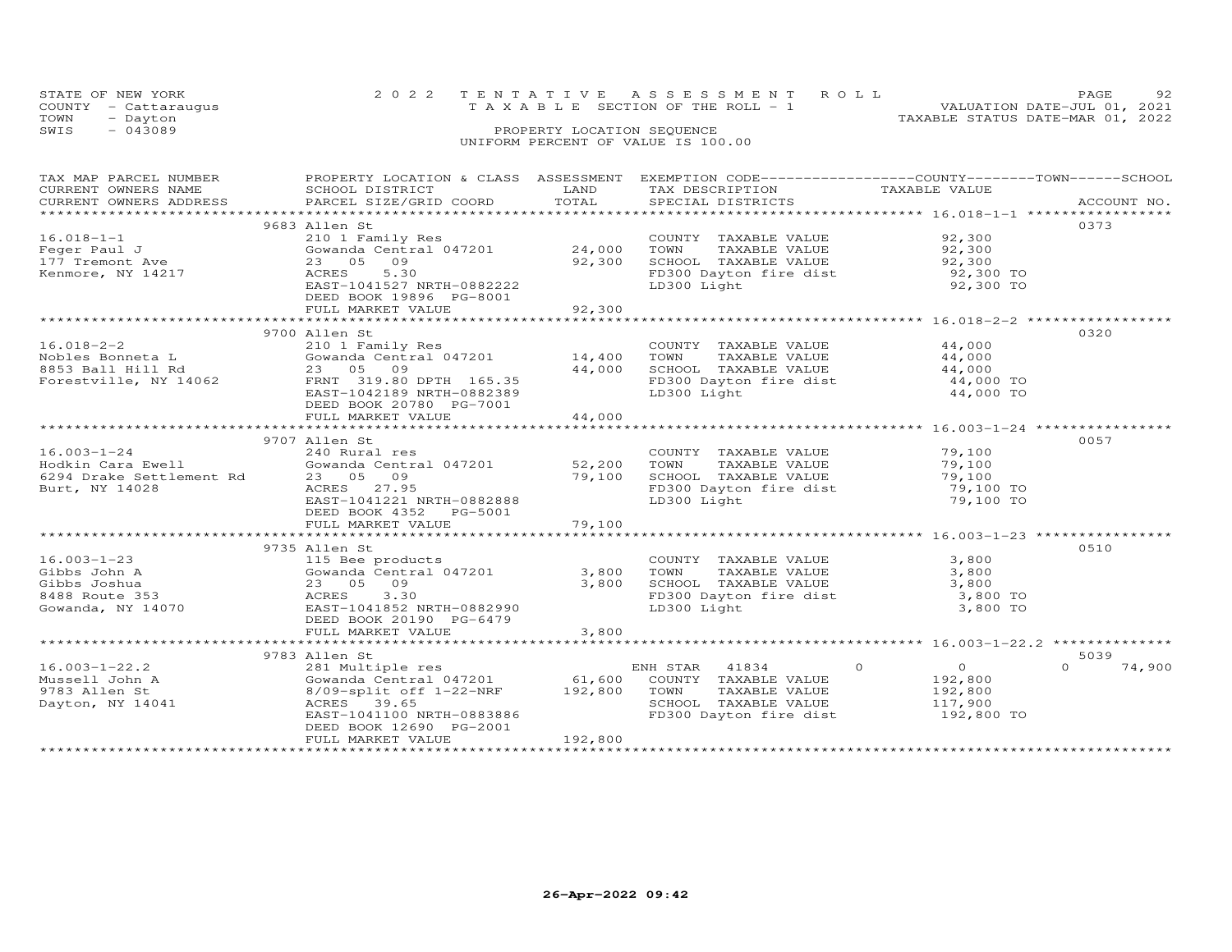STATE OF NEW YORK | 2022 TENTATIVE ASSESSMENT ROLL | VALUATION DATE-JUL 01, 2021
COUNTY - Cattaraugus | TAXABLE SECTION OF THE ROLL - 1 | TAXABLE STATUS DATE-MAR 01, 2022
TOWN - Dayton | PROPERTY LOCATION SEQUENCE
SWIS - 043089 | UNIFORM PERCENT OF VALUE IS 100.00

| TAX MAP PARCEL NUMBER / CURRENT OWNERS NAME / CURRENT OWNERS ADDRESS | PROPERTY LOCATION & CLASS / SCHOOL DISTRICT / PARCEL SIZE/GRID COORD | ASSESSMENT LAND | TOTAL | EXEMPTION CODE / TAX DESCRIPTION / SPECIAL DISTRICTS | COUNTY | TOWN | SCHOOL TAXABLE VALUE | ACCOUNT NO. |
|---|---|---|---|---|---|---|---|---|
| 16.018-1-1 | 9683 Allen St | | | | | | | 0373 |
| Feger Paul J | 210 1 Family Res | | | COUNTY TAXABLE VALUE | 92,300 | | | |
| 177 Tremont Ave | Gowanda Central 047201 | 24,000 | | TOWN TAXABLE VALUE | | 92,300 | | |
| Kenmore, NY 14217 | 23 05 09 | | 92,300 | SCHOOL TAXABLE VALUE | | | 92,300 | |
| | ACRES 5.30 | | | FD300 Dayton fire dist | 92,300 TO | | | |
| | EAST-1041527 NRTH-0882222 | | | LD300 Light | 92,300 TO | | | |
| | DEED BOOK 19896 PG-8001 | | | | | | | |
| | FULL MARKET VALUE | | 92,300 | | | | | |
| 16.018-2-2 | 9700 Allen St | | | | | | | 0320 |
| Nobles Bonneta L | 210 1 Family Res | | | COUNTY TAXABLE VALUE | 44,000 | | | |
| 8853 Ball Hill Rd | Gowanda Central 047201 | 14,400 | | TOWN TAXABLE VALUE | | 44,000 | | |
| Forestville, NY 14062 | 23 05 09 | | 44,000 | SCHOOL TAXABLE VALUE | | | 44,000 | |
| | FRNT 319.80 DPTH 165.35 | | | FD300 Dayton fire dist | 44,000 TO | | | |
| | EAST-1042189 NRTH-0882389 | | | LD300 Light | 44,000 TO | | | |
| | DEED BOOK 20780 PG-7001 | | | | | | | |
| | FULL MARKET VALUE | | 44,000 | | | | | |
| 16.003-1-24 | 9707 Allen St | | | | | | | 0057 |
| Hodkin Cara Ewell | 240 Rural res | | | COUNTY TAXABLE VALUE | 79,100 | | | |
| 6294 Drake Settlement Rd | Gowanda Central 047201 | 52,200 | | TOWN TAXABLE VALUE | | 79,100 | | |
| Burt, NY 14028 | 23 05 09 | | 79,100 | SCHOOL TAXABLE VALUE | | | 79,100 | |
| | ACRES 27.95 | | | FD300 Dayton fire dist | 79,100 TO | | | |
| | EAST-1041221 NRTH-0882888 | | | LD300 Light | 79,100 TO | | | |
| | DEED BOOK 4352 PG-5001 | | | | | | | |
| | FULL MARKET VALUE | | 79,100 | | | | | |
| 16.003-1-23 | 9735 Allen St | | | | | | | 0510 |
| Gibbs John A | 115 Bee products | | | COUNTY TAXABLE VALUE | 3,800 | | | |
| Gibbs Joshua | Gowanda Central 047201 | 3,800 | | TOWN TAXABLE VALUE | | 3,800 | | |
| 8488 Route 353 | 23 05 09 | | 3,800 | SCHOOL TAXABLE VALUE | | | 3,800 | |
| Gowanda, NY 14070 | ACRES 3.30 | | | FD300 Dayton fire dist | 3,800 TO | | | |
| | EAST-1041852 NRTH-0882990 | | | LD300 Light | 3,800 TO | | | |
| | DEED BOOK 20190 PG-6479 | | | | | | | |
| | FULL MARKET VALUE | | 3,800 | | | | | |
| 16.003-1-22.2 | 9783 Allen St | | | | | | | 5039 |
| Mussell John A | 281 Multiple res | | | ENH STAR 41834 | 0 | 0 | 74,900 | |
| 9783 Allen St | Gowanda Central 047201 | 61,600 | | COUNTY TAXABLE VALUE | 192,800 | | | |
| Dayton, NY 14041 | 8/09-split off 1-22-NRF | | 192,800 | TOWN TAXABLE VALUE | | 192,800 | | |
| | ACRES 39.65 | | | SCHOOL TAXABLE VALUE | | | 117,900 | |
| | EAST-1041100 NRTH-0883886 | | | FD300 Dayton fire dist | 192,800 TO | | | |
| | DEED BOOK 12690 PG-2001 | | | | | | | |
| | FULL MARKET VALUE | | 192,800 | | | | | |

26-Apr-2022 09:42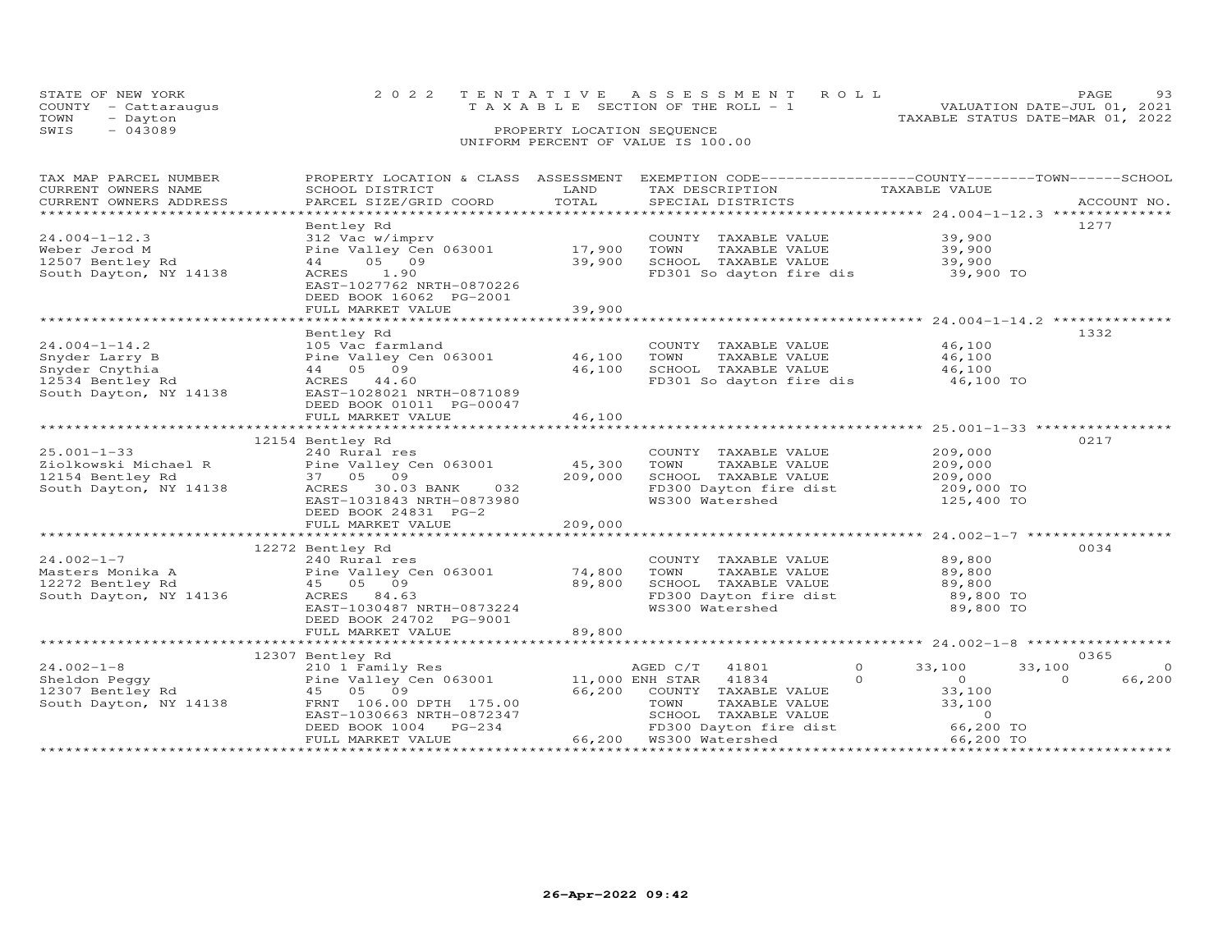STATE OF NEW YORK
COUNTY - Cattaraugus
TOWN - Dayton
SWIS - 043089

2 0 2 2 T E N T A T I V E A S S E S S M E N T R O L L
T A X A B L E SECTION OF THE ROLL - 1
PROPERTY LOCATION SEQUENCE
UNIFORM PERCENT OF VALUE IS 100.00

VALUATION DATE-JUL 01, 2021
TAXABLE STATUS DATE-MAR 01, 2022

| TAX MAP PARCEL NUMBER / CURRENT OWNERS NAME / CURRENT OWNERS ADDRESS | PROPERTY LOCATION & CLASS / SCHOOL DISTRICT / PARCEL SIZE/GRID COORD | ASSESSMENT LAND / TOTAL | EXEMPTION CODE / TAX DESCRIPTION / SPECIAL DISTRICTS | COUNTY TAXABLE VALUE | TOWN | SCHOOL | ACCOUNT NO. |
|---|---|---|---|---|---|---|---|
| 24.004-1-12.3 | Bentley Rd | | | | | | 1277 |
| | 312 Vac w/imprv | | COUNTY TAXABLE VALUE | 39,900 | | | |
| Weber Jerod M | Pine Valley Cen 063001 | 17,900 | TOWN TAXABLE VALUE | 39,900 | | | |
| 12507 Bentley Rd | 44 05 09 | 39,900 | SCHOOL TAXABLE VALUE | 39,900 | | | |
| South Dayton, NY 14138 | ACRES 1.90 | | FD301 So dayton fire dis | 39,900 TO | | | |
| | EAST-1027762 NRTH-0870226 | | | | | | |
| | DEED BOOK 16062 PG-2001 | | | | | | |
| | FULL MARKET VALUE | 39,900 | | | | | |
| 24.004-1-14.2 | Bentley Rd | | | | | | 1332 |
| | 105 Vac farmland | | COUNTY TAXABLE VALUE | 46,100 | | | |
| Snyder Larry B | Pine Valley Cen 063001 | 46,100 | TOWN TAXABLE VALUE | 46,100 | | | |
| Snyder Cnythia | 44 05 09 | 46,100 | SCHOOL TAXABLE VALUE | 46,100 | | | |
| 12534 Bentley Rd | ACRES 44.60 | | FD301 So dayton fire dis | 46,100 TO | | | |
| South Dayton, NY 14138 | EAST-1028021 NRTH-0871089 | | | | | | |
| | DEED BOOK 01011 PG-00047 | | | | | | |
| | FULL MARKET VALUE | 46,100 | | | | | |
| 25.001-1-33 | 12154 Bentley Rd | | | | | | 0217 |
| | 240 Rural res | | COUNTY TAXABLE VALUE | 209,000 | | | |
| Ziolkowski Michael R | Pine Valley Cen 063001 | 45,300 | TOWN TAXABLE VALUE | 209,000 | | | |
| 12154 Bentley Rd | 37 05 09 | 209,000 | SCHOOL TAXABLE VALUE | 209,000 | | | |
| South Dayton, NY 14138 | ACRES 30.03 BANK 032 | | FD300 Dayton fire dist | 209,000 TO | | | |
| | EAST-1031843 NRTH-0873980 | | WS300 Watershed | 125,400 TO | | | |
| | DEED BOOK 24831 PG-2 | | | | | | |
| | FULL MARKET VALUE | 209,000 | | | | | |
| 24.002-1-7 | 12272 Bentley Rd | | | | | | 0034 |
| | 240 Rural res | | COUNTY TAXABLE VALUE | 89,800 | | | |
| Masters Monika A | Pine Valley Cen 063001 | 74,800 | TOWN TAXABLE VALUE | 89,800 | | | |
| 12272 Bentley Rd | 45 05 09 | 89,800 | SCHOOL TAXABLE VALUE | 89,800 | | | |
| South Dayton, NY 14136 | ACRES 84.63 | | FD300 Dayton fire dist | 89,800 TO | | | |
| | EAST-1030487 NRTH-0873224 | | WS300 Watershed | 89,800 TO | | | |
| | DEED BOOK 24702 PG-9001 | | | | | | |
| | FULL MARKET VALUE | 89,800 | | | | | |
| 24.002-1-8 | 12307 Bentley Rd | | | | | | 0365 |
| | 210 1 Family Res | | AGED C/T 41801 0 | 33,100 | 33,100 | 0 | |
| Sheldon Peggy | Pine Valley Cen 063001 | 11,000 | ENH STAR 41834 0 | 0 | 0 | 66,200 | |
| 12307 Bentley Rd | 45 05 09 | 66,200 | COUNTY TAXABLE VALUE | 33,100 | | | |
| South Dayton, NY 14138 | FRNT 106.00 DPTH 175.00 | | TOWN TAXABLE VALUE | 33,100 | | | |
| | EAST-1030663 NRTH-0872347 | | SCHOOL TAXABLE VALUE | 0 | | | |
| | DEED BOOK 1004 PG-234 | | FD300 Dayton fire dist | 66,200 TO | | | |
| | FULL MARKET VALUE | 66,200 | WS300 Watershed | 66,200 TO | | | |

26-Apr-2022 09:42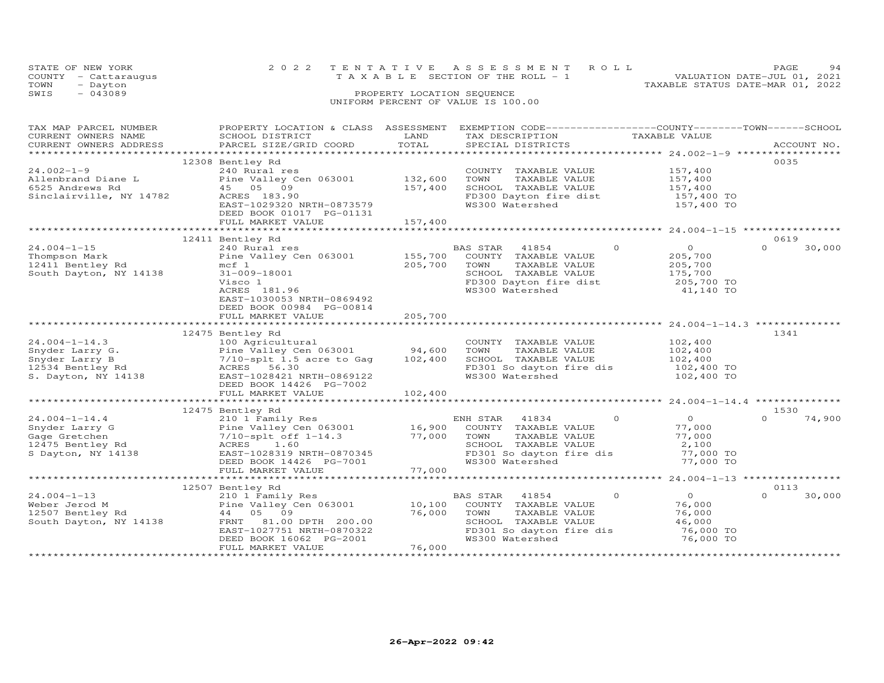STATE OF NEW YORK
COUNTY - Cattaraugus
TOWN - Dayton
SWIS - 043089

2022 TENTATIVE ASSESSMENT ROLL
TAXABLE SECTION OF THE ROLL - 1
PROPERTY LOCATION SEQUENCE
UNIFORM PERCENT OF VALUE IS 100.00

VALUATION DATE-JUL 01, 2021
TAXABLE STATUS DATE-MAR 01, 2022

| TAX MAP PARCEL NUMBER / CURRENT OWNERS NAME / CURRENT OWNERS ADDRESS | PROPERTY LOCATION & CLASS / SCHOOL DISTRICT / PARCEL SIZE/GRID COORD | ASSESSMENT LAND | TOTAL | EXEMPTION CODE / TAX DESCRIPTION / SPECIAL DISTRICTS | COUNTY TAXABLE VALUE | TOWN | SCHOOL | ACCOUNT NO. |
|---|---|---|---|---|---|---|---|---|
| 24.002-1-9 | 12308 Bentley Rd | | | | | | | 0035 |
| Allenbrand Diane L | 240 Rural res | | | COUNTY TAXABLE VALUE | 157,400 | | | |
| 6525 Andrews Rd | Pine Valley Cen 063001 | 132,600 | | TOWN TAXABLE VALUE | 157,400 | | | |
| Sinclairville, NY 14782 | 45 05 09 | | 157,400 | SCHOOL TAXABLE VALUE | 157,400 | | | |
| | ACRES 183.90 | | | FD300 Dayton fire dist | 157,400 TO | | | |
| | EAST-1029320 NRTH-0873579 | | | WS300 Watershed | 157,400 TO | | | |
| | DEED BOOK 01017 PG-01131 | | | | | | | |
| | FULL MARKET VALUE | | 157,400 | | | | | |
| 24.004-1-15 | 12411 Bentley Rd | | | | | | | 0619 |
| Thompson Mark | 240 Rural res | | | BAS STAR 41854 | 0 | 0 | 0 | 30,000 |
| 12411 Bentley Rd | Pine Valley Cen 063001 | 155,700 | | COUNTY TAXABLE VALUE | 205,700 | | | |
| South Dayton, NY 14138 | mcf 1 | | 205,700 | TOWN TAXABLE VALUE | 205,700 | | | |
| | 31-009-18001 | | | SCHOOL TAXABLE VALUE | 175,700 | | | |
| | Visco 1 | | | FD300 Dayton fire dist | 205,700 TO | | | |
| | ACRES 181.96 | | | WS300 Watershed | 41,140 TO | | | |
| | EAST-1030053 NRTH-0869492 | | | | | | | |
| | DEED BOOK 00984 PG-00814 | | | | | | | |
| | FULL MARKET VALUE | | 205,700 | | | | | |
| 24.004-1-14.3 | 12475 Bentley Rd | | | | | | | 1341 |
| Snyder Larry G. | 100 Agricultural | | | COUNTY TAXABLE VALUE | 102,400 | | | |
| Snyder Larry B | Pine Valley Cen 063001 | 94,600 | | TOWN TAXABLE VALUE | 102,400 | | | |
| 12534 Bentley Rd | 7/10-splt 1.5 acre to Gag | | 102,400 | SCHOOL TAXABLE VALUE | 102,400 | | | |
| S. Dayton, NY 14138 | ACRES 56.30 | | | FD301 So dayton fire dis | 102,400 TO | | | |
| | EAST-1028421 NRTH-0869122 | | | WS300 Watershed | 102,400 TO | | | |
| | DEED BOOK 14426 PG-7002 | | | | | | | |
| | FULL MARKET VALUE | | 102,400 | | | | | |
| 24.004-1-14.4 | 12475 Bentley Rd | | | | | | | 1530 |
| Snyder Larry G | 210 1 Family Res | | | ENH STAR 41834 | 0 | 0 | 0 | 74,900 |
| Gage Gretchen | Pine Valley Cen 063001 | 16,900 | | COUNTY TAXABLE VALUE | 77,000 | | | |
| 12475 Bentley Rd | 7/10-splt off 1-14.3 | | 77,000 | TOWN TAXABLE VALUE | 77,000 | | | |
| S Dayton, NY 14138 | ACRES 1.60 | | | SCHOOL TAXABLE VALUE | 2,100 | | | |
| | EAST-1028319 NRTH-0870345 | | | FD301 So dayton fire dis | 77,000 TO | | | |
| | DEED BOOK 14426 PG-7001 | | | WS300 Watershed | 77,000 TO | | | |
| | FULL MARKET VALUE | | 77,000 | | | | | |
| 24.004-1-13 | 12507 Bentley Rd | | | | | | | 0113 |
| Weber Jerod M | 210 1 Family Res | | | BAS STAR 41854 | 0 | 0 | 0 | 30,000 |
| 12507 Bentley Rd | Pine Valley Cen 063001 | 10,100 | | COUNTY TAXABLE VALUE | 76,000 | | | |
| South Dayton, NY 14138 | 44 05 09 | | 76,000 | TOWN TAXABLE VALUE | 76,000 | | | |
| | FRNT 81.00 DPTH 200.00 | | | SCHOOL TAXABLE VALUE | 46,000 | | | |
| | EAST-1027751 NRTH-0870322 | | | FD301 So dayton fire dis | 76,000 TO | | | |
| | DEED BOOK 16062 PG-2001 | | | WS300 Watershed | 76,000 TO | | | |
| | FULL MARKET VALUE | | 76,000 | | | | | |

26-Apr-2022 09:42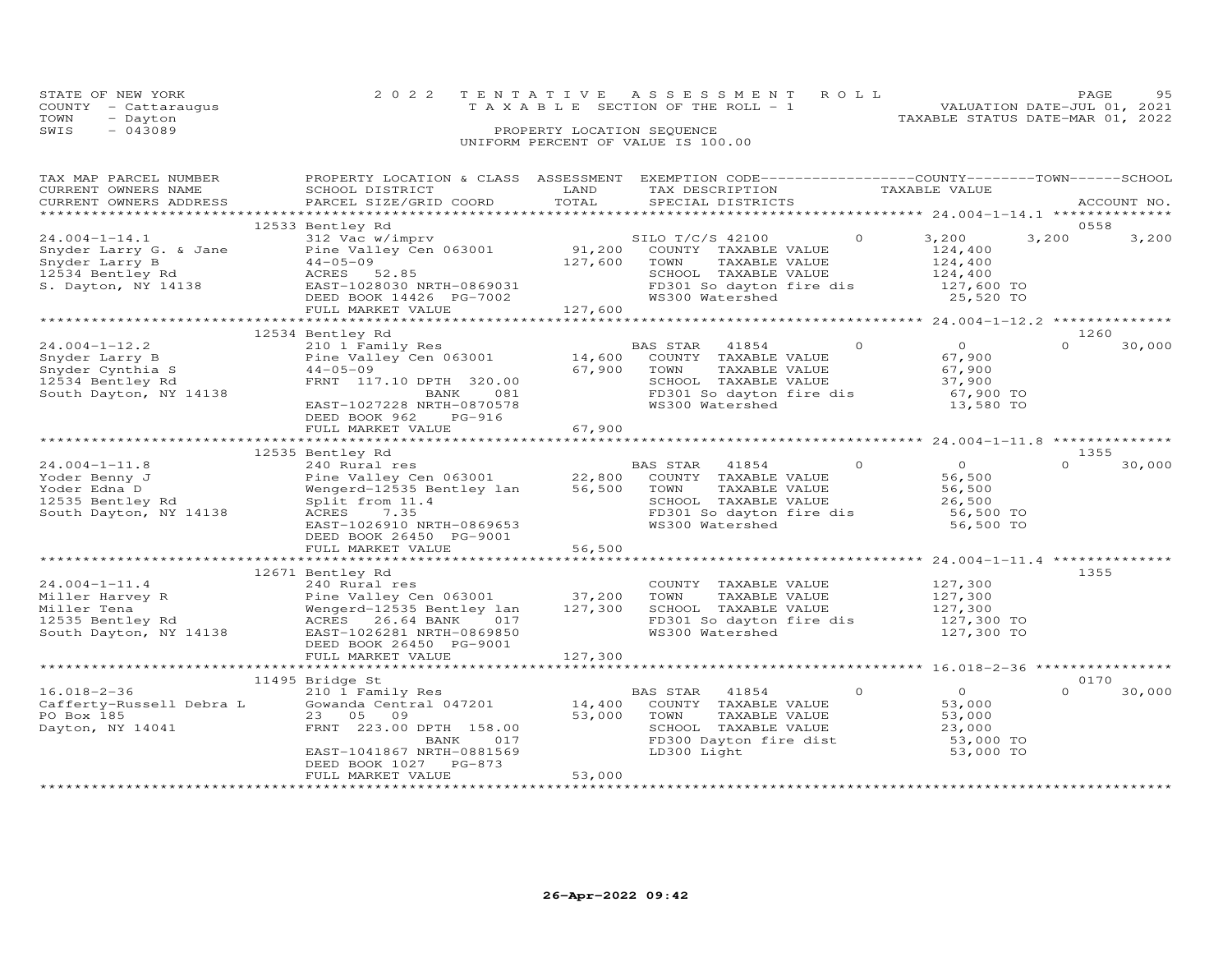STATE OF NEW YORK
COUNTY - Cattaraugus
TOWN - Dayton
SWIS - 043089

2022 TENTATIVE ASSESSMENT ROLL
TAXABLE SECTION OF THE ROLL - 1
PROPERTY LOCATION SEQUENCE
UNIFORM PERCENT OF VALUE IS 100.00

VALUATION DATE-JUL 01, 2021
TAXABLE STATUS DATE-MAR 01, 2022

| TAX MAP PARCEL NUMBER / CURRENT OWNERS NAME / CURRENT OWNERS ADDRESS | PROPERTY LOCATION & CLASS / SCHOOL DISTRICT / PARCEL SIZE/GRID COORD | ASSESSMENT LAND / TOTAL | EXEMPTION CODE / TAX DESCRIPTION / SPECIAL DISTRICTS | | COUNTY TAXABLE VALUE | TOWN | SCHOOL / ACCOUNT NO. |
|---|---|---|---|---|---|---|---|
| | 12533 Bentley Rd | | | | | | 0558 |
| 24.004-1-14.1 | 312 Vac w/imprv | | SILO T/C/S 42100 | 0 | 3,200 | 3,200 | 3,200 |
| Snyder Larry G. & Jane | Pine Valley Cen 063001 | 91,200 | COUNTY TAXABLE VALUE | | 124,400 | | |
| Snyder Larry B | 44-05-09 | 127,600 | TOWN TAXABLE VALUE | | 124,400 | | |
| 12534 Bentley Rd | ACRES 52.85 | | SCHOOL TAXABLE VALUE | | 124,400 | | |
| S. Dayton, NY 14138 | EAST-1028030 NRTH-0869031 | | FD301 So dayton fire dis | | 127,600 TO | | |
| | DEED BOOK 14426 PG-7002 | | WS300 Watershed | | 25,520 TO | | |
| | FULL MARKET VALUE | 127,600 | | | | | |
| | 12534 Bentley Rd | | | | | | 1260 |
| 24.004-1-12.2 | 210 1 Family Res | | BAS STAR 41854 | 0 | 0 | 0 | 30,000 |
| Snyder Larry B | Pine Valley Cen 063001 | 14,600 | COUNTY TAXABLE VALUE | | 67,900 | | |
| Snyder Cynthia S | 44-05-09 | 67,900 | TOWN TAXABLE VALUE | | 67,900 | | |
| 12534 Bentley Rd | FRNT 117.10 DPTH 320.00 | | SCHOOL TAXABLE VALUE | | 37,900 | | |
| South Dayton, NY 14138 | BANK 081 | | FD301 So dayton fire dis | | 67,900 TO | | |
| | EAST-1027228 NRTH-0870578 | | WS300 Watershed | | 13,580 TO | | |
| | DEED BOOK 962 PG-916 | | | | | | |
| | FULL MARKET VALUE | 67,900 | | | | | |
| | 12535 Bentley Rd | | | | | | 1355 |
| 24.004-1-11.8 | 240 Rural res | | BAS STAR 41854 | 0 | 0 | 0 | 30,000 |
| Yoder Benny J | Pine Valley Cen 063001 | 22,800 | COUNTY TAXABLE VALUE | | 56,500 | | |
| Yoder Edna D | Wengerd-12535 Bentley lan | 56,500 | TOWN TAXABLE VALUE | | 56,500 | | |
| 12535 Bentley Rd | Split from 11.4 | | SCHOOL TAXABLE VALUE | | 26,500 | | |
| South Dayton, NY 14138 | ACRES 7.35 | | FD301 So dayton fire dis | | 56,500 TO | | |
| | EAST-1026910 NRTH-0869653 | | WS300 Watershed | | 56,500 TO | | |
| | DEED BOOK 26450 PG-9001 | | | | | | |
| | FULL MARKET VALUE | 56,500 | | | | | |
| | 12671 Bentley Rd | | | | | | 1355 |
| 24.004-1-11.4 | 240 Rural res | | COUNTY TAXABLE VALUE | | 127,300 | | |
| Miller Harvey R | Pine Valley Cen 063001 | 37,200 | TOWN TAXABLE VALUE | | 127,300 | | |
| Miller Tena | Wengerd-12535 Bentley lan | 127,300 | SCHOOL TAXABLE VALUE | | 127,300 | | |
| 12535 Bentley Rd | ACRES 26.64 BANK 017 | | FD301 So dayton fire dis | | 127,300 TO | | |
| South Dayton, NY 14138 | EAST-1026281 NRTH-0869850 | | WS300 Watershed | | 127,300 TO | | |
| | DEED BOOK 26450 PG-9001 | | | | | | |
| | FULL MARKET VALUE | 127,300 | | | | | |
| | 11495 Bridge St | | | | | | 0170 |
| 16.018-2-36 | 210 1 Family Res | | BAS STAR 41854 | 0 | 0 | 0 | 30,000 |
| Cafferty-Russell Debra L | Gowanda Central 047201 | 14,400 | COUNTY TAXABLE VALUE | | 53,000 | | |
| PO Box 185 | 23 05 09 | 53,000 | TOWN TAXABLE VALUE | | 53,000 | | |
| Dayton, NY 14041 | FRNT 223.00 DPTH 158.00 | | SCHOOL TAXABLE VALUE | | 23,000 | | |
| | BANK 017 | | FD300 Dayton fire dist | | 53,000 TO | | |
| | EAST-1041867 NRTH-0881569 | | LD300 Light | | 53,000 TO | | |
| | DEED BOOK 1027 PG-873 | | | | | | |
| | FULL MARKET VALUE | 53,000 | | | | | |

26-Apr-2022 09:42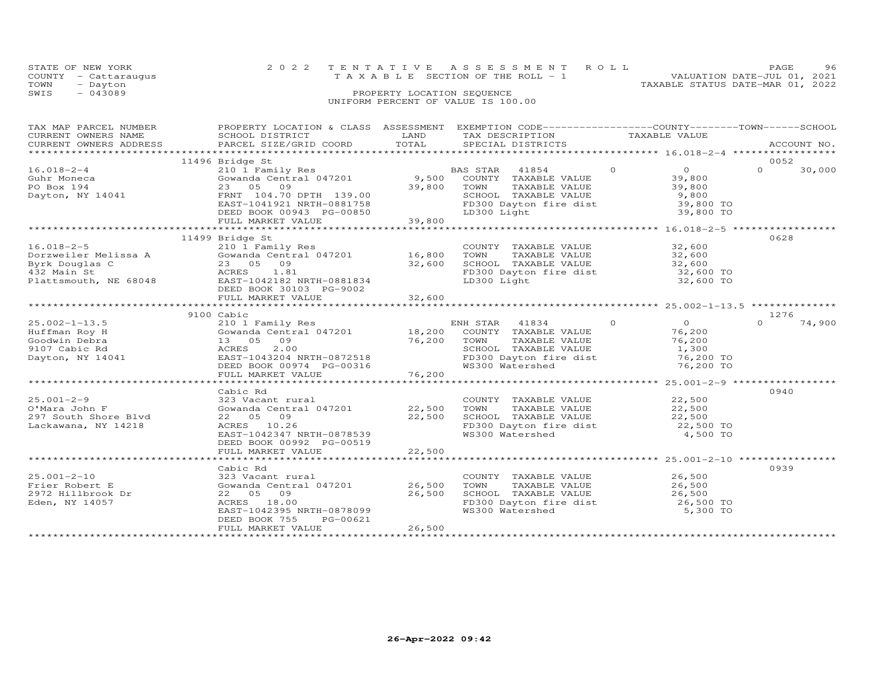STATE OF NEW YORK — 2022 TENTATIVE ASSESSMENT ROLL — PAGE 96
COUNTY - Cattaraugus — TAXABLE SECTION OF THE ROLL - 1 — VALUATION DATE-JUL 01, 2021
TOWN - Dayton — TAXABLE STATUS DATE-MAR 01, 2022
SWIS - 043089 — PROPERTY LOCATION SEQUENCE
UNIFORM PERCENT OF VALUE IS 100.00

| TAX MAP PARCEL NUMBER / CURRENT OWNERS NAME / CURRENT OWNERS ADDRESS | PROPERTY LOCATION & CLASS / SCHOOL DISTRICT / PARCEL SIZE/GRID COORD | ASSESSMENT LAND | TOTAL | EXEMPTION CODE / TAX DESCRIPTION / SPECIAL DISTRICTS | COUNTY | TOWN | SCHOOL / TAXABLE VALUE | ACCOUNT NO. |
|---|---|---|---|---|---|---|---|---|
| | 11496 Bridge St | | | | | | | 0052 |
| 16.018-2-4 | 210 1 Family Res | | | BAS STAR 41854 | 0 | 0 | 0 | 30,000 |
| Guhr Moneca | Gowanda Central 047201 | 9,500 | | COUNTY TAXABLE VALUE | | | 39,800 | |
| PO Box 194 | 23 05 09 | | 39,800 | TOWN TAXABLE VALUE | | | 39,800 | |
| Dayton, NY 14041 | FRNT 104.70 DPTH 139.00 | | | SCHOOL TAXABLE VALUE | | | 9,800 | |
| | EAST-1041921 NRTH-0881758 | | | FD300 Dayton fire dist | | | 39,800 TO | |
| | DEED BOOK 00943 PG-00850 | | | LD300 Light | | | 39,800 TO | |
| | FULL MARKET VALUE | | 39,800 | | | | | |
| | 11499 Bridge St | | | | | | | 0628 |
| 16.018-2-5 | 210 1 Family Res | | | COUNTY TAXABLE VALUE | | | 32,600 | |
| Dorzweiler Melissa A | Gowanda Central 047201 | 16,800 | | TOWN TAXABLE VALUE | | | 32,600 | |
| Byrk Douglas C | 23 05 09 | | 32,600 | SCHOOL TAXABLE VALUE | | | 32,600 | |
| 432 Main St | ACRES 1.81 | | | FD300 Dayton fire dist | | | 32,600 TO | |
| Plattsmouth, NE 68048 | EAST-1042182 NRTH-0881834 | | | LD300 Light | | | 32,600 TO | |
| | DEED BOOK 30103 PG-9002 | | | | | | | |
| | FULL MARKET VALUE | | 32,600 | | | | | |
| | 9100 Cabic | | | | | | | 1276 |
| 25.002-1-13.5 | 210 1 Family Res | | | ENH STAR 41834 | 0 | 0 | 0 | 74,900 |
| Huffman Roy H | Gowanda Central 047201 | 18,200 | | COUNTY TAXABLE VALUE | | | 76,200 | |
| Goodwin Debra | 13 05 09 | | 76,200 | TOWN TAXABLE VALUE | | | 76,200 | |
| 9107 Cabic Rd | ACRES 2.00 | | | SCHOOL TAXABLE VALUE | | | 1,300 | |
| Dayton, NY 14041 | EAST-1043204 NRTH-0872518 | | | FD300 Dayton fire dist | | | 76,200 TO | |
| | DEED BOOK 00974 PG-00316 | | | WS300 Watershed | | | 76,200 TO | |
| | FULL MARKET VALUE | | 76,200 | | | | | |
| | Cabic Rd | | | | | | | 0940 |
| 25.001-2-9 | 323 Vacant rural | | | COUNTY TAXABLE VALUE | | | 22,500 | |
| O'Mara John F | Gowanda Central 047201 | 22,500 | | TOWN TAXABLE VALUE | | | 22,500 | |
| 297 South Shore Blvd | 22 05 09 | | 22,500 | SCHOOL TAXABLE VALUE | | | 22,500 | |
| Lackawana, NY 14218 | ACRES 10.26 | | | FD300 Dayton fire dist | | | 22,500 TO | |
| | EAST-1042347 NRTH-0878539 | | | WS300 Watershed | | | 4,500 TO | |
| | DEED BOOK 00992 PG-00519 | | | | | | | |
| | FULL MARKET VALUE | | 22,500 | | | | | |
| | Cabic Rd | | | | | | | 0939 |
| 25.001-2-10 | 323 Vacant rural | | | COUNTY TAXABLE VALUE | | | 26,500 | |
| Frier Robert E | Gowanda Central 047201 | 26,500 | | TOWN TAXABLE VALUE | | | 26,500 | |
| 2972 Hillbrook Dr | 22 05 09 | | 26,500 | SCHOOL TAXABLE VALUE | | | 26,500 | |
| Eden, NY 14057 | ACRES 18.00 | | | FD300 Dayton fire dist | | | 26,500 TO | |
| | EAST-1042395 NRTH-0878099 | | | WS300 Watershed | | | 5,300 TO | |
| | DEED BOOK 755 PG-00621 | | | | | | | |
| | FULL MARKET VALUE | | 26,500 | | | | | |

26-Apr-2022 09:42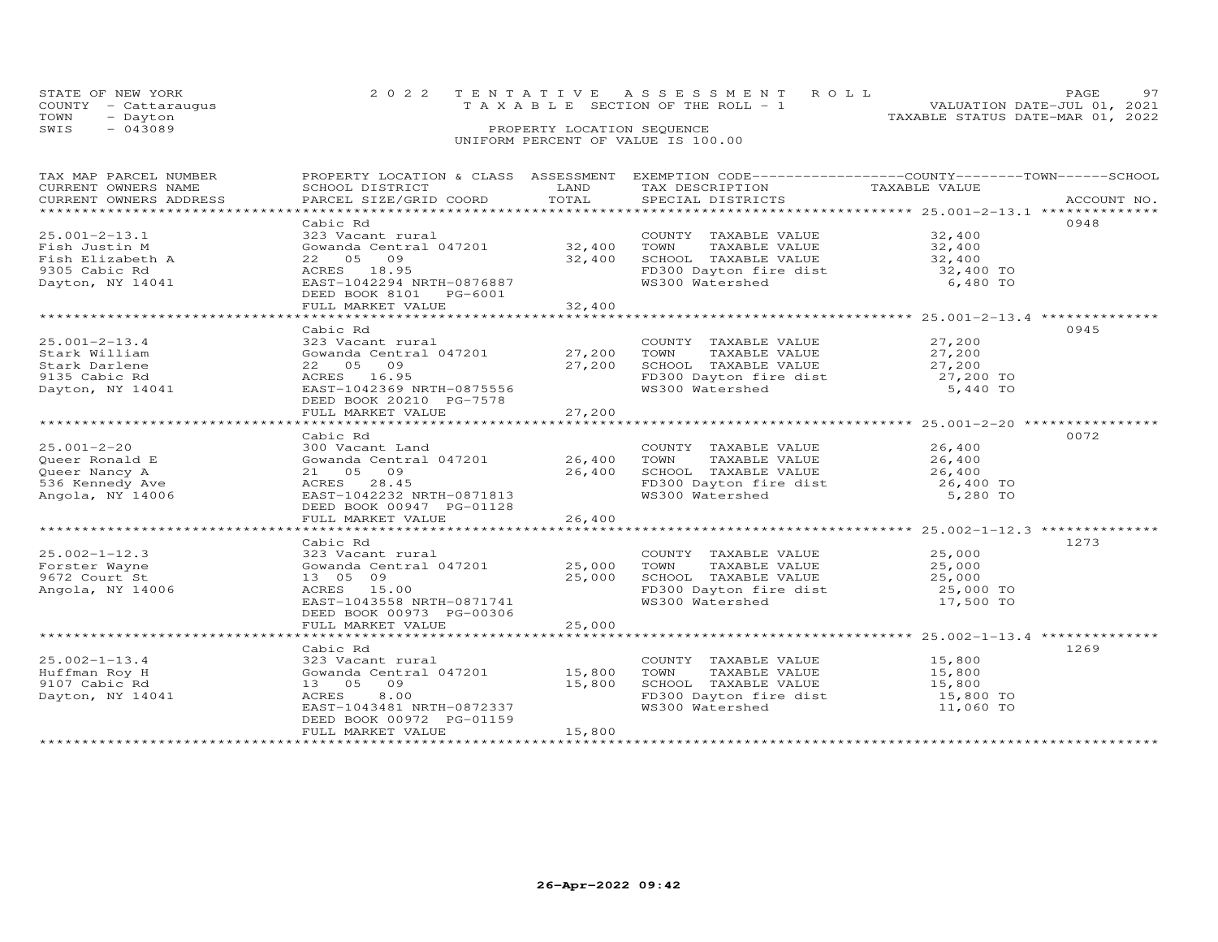STATE OF NEW YORK — 2022 TENTATIVE ASSESSMENT ROLL
COUNTY - Cattaraugus — TAXABLE SECTION OF THE ROLL - 1 — VALUATION DATE-JUL 01, 2021
TOWN - Dayton — TAXABLE STATUS DATE-MAR 01, 2022
SWIS - 043089 — PROPERTY LOCATION SEQUENCE
UNIFORM PERCENT OF VALUE IS 100.00

| TAX MAP PARCEL NUMBER / CURRENT OWNERS NAME / CURRENT OWNERS ADDRESS | PROPERTY LOCATION & CLASS / SCHOOL DISTRICT / PARCEL SIZE/GRID COORD | ASSESSMENT LAND | TOTAL | EXEMPTION CODE / TAX DESCRIPTION / SPECIAL DISTRICTS | TAXABLE VALUE | ACCOUNT NO. |
|---|---|---|---|---|---|---|
| 25.001-2-13.1 | Cabic Rd | | | | | 0948 |
| | 323 Vacant rural | | | COUNTY TAXABLE VALUE | 32,400 | |
| Fish Justin M | Gowanda Central 047201 | 32,400 | | TOWN TAXABLE VALUE | 32,400 | |
| Fish Elizabeth A | 22 05 09 | | 32,400 | SCHOOL TAXABLE VALUE | 32,400 | |
| 9305 Cabic Rd | ACRES 18.95 | | | FD300 Dayton fire dist | 32,400 TO | |
| Dayton, NY 14041 | EAST-1042294 NRTH-0876887 | | | WS300 Watershed | 6,480 TO | |
| | DEED BOOK 8101 PG-6001 | | | | | |
| | FULL MARKET VALUE | | 32,400 | | | |
| 25.001-2-13.4 | Cabic Rd | | | | | 0945 |
| | 323 Vacant rural | | | COUNTY TAXABLE VALUE | 27,200 | |
| Stark William | Gowanda Central 047201 | 27,200 | | TOWN TAXABLE VALUE | 27,200 | |
| Stark Darlene | 22 05 09 | | 27,200 | SCHOOL TAXABLE VALUE | 27,200 | |
| 9135 Cabic Rd | ACRES 16.95 | | | FD300 Dayton fire dist | 27,200 TO | |
| Dayton, NY 14041 | EAST-1042369 NRTH-0875556 | | | WS300 Watershed | 5,440 TO | |
| | DEED BOOK 20210 PG-7578 | | | | | |
| | FULL MARKET VALUE | | 27,200 | | | |
| 25.001-2-20 | Cabic Rd | | | | | 0072 |
| | 300 Vacant Land | | | COUNTY TAXABLE VALUE | 26,400 | |
| Queer Ronald E | Gowanda Central 047201 | 26,400 | | TOWN TAXABLE VALUE | 26,400 | |
| Queer Nancy A | 21 05 09 | | 26,400 | SCHOOL TAXABLE VALUE | 26,400 | |
| 536 Kennedy Ave | ACRES 28.45 | | | FD300 Dayton fire dist | 26,400 TO | |
| Angola, NY 14006 | EAST-1042232 NRTH-0871813 | | | WS300 Watershed | 5,280 TO | |
| | DEED BOOK 00947 PG-01128 | | | | | |
| | FULL MARKET VALUE | | 26,400 | | | |
| 25.002-1-12.3 | Cabic Rd | | | | | 1273 |
| | 323 Vacant rural | | | COUNTY TAXABLE VALUE | 25,000 | |
| Forster Wayne | Gowanda Central 047201 | 25,000 | | TOWN TAXABLE VALUE | 25,000 | |
| 9672 Court St | 13 05 09 | | 25,000 | SCHOOL TAXABLE VALUE | 25,000 | |
| Angola, NY 14006 | ACRES 15.00 | | | FD300 Dayton fire dist | 25,000 TO | |
| | EAST-1043558 NRTH-0871741 | | | WS300 Watershed | 17,500 TO | |
| | DEED BOOK 00973 PG-00306 | | | | | |
| | FULL MARKET VALUE | | 25,000 | | | |
| 25.002-1-13.4 | Cabic Rd | | | | | 1269 |
| | 323 Vacant rural | | | COUNTY TAXABLE VALUE | 15,800 | |
| Huffman Roy H | Gowanda Central 047201 | 15,800 | | TOWN TAXABLE VALUE | 15,800 | |
| 9107 Cabic Rd | 13 05 09 | | 15,800 | SCHOOL TAXABLE VALUE | 15,800 | |
| Dayton, NY 14041 | ACRES 8.00 | | | FD300 Dayton fire dist | 15,800 TO | |
| | EAST-1043481 NRTH-0872337 | | | WS300 Watershed | 11,060 TO | |
| | DEED BOOK 00972 PG-01159 | | | | | |
| | FULL MARKET VALUE | | 15,800 | | | |

26-Apr-2022 09:42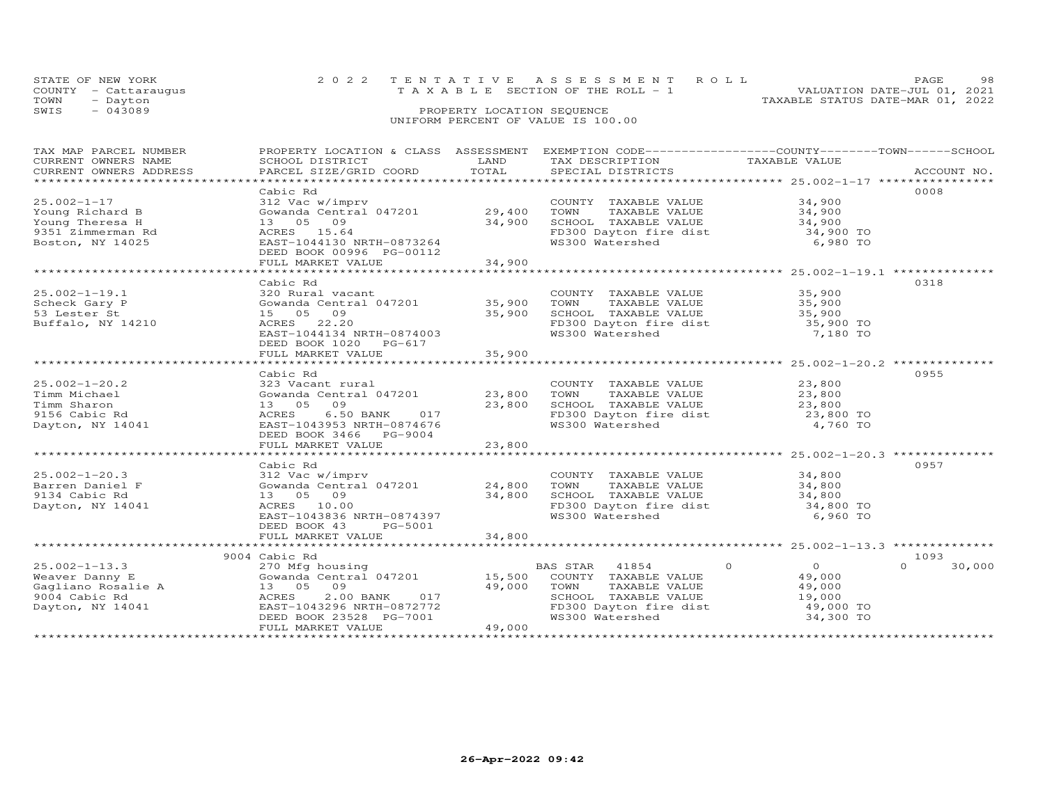STATE OF NEW YORK
COUNTY - Cattaraugus
TOWN - Dayton
SWIS - 043089

# 2022 TENTATIVE ASSESSMENT ROLL

TAXABLE SECTION OF THE ROLL - 1

PROPERTY LOCATION SEQUENCE

UNIFORM PERCENT OF VALUE IS 100.00

VALUATION DATE-JUL 01, 2021
TAXABLE STATUS DATE-MAR 01, 2022

| TAX MAP PARCEL NUMBER / CURRENT OWNERS NAME / CURRENT OWNERS ADDRESS | PROPERTY LOCATION & CLASS / SCHOOL DISTRICT / PARCEL SIZE/GRID COORD | ASSESSMENT LAND / TOTAL | EXEMPTION CODE / TAX DESCRIPTION / SPECIAL DISTRICTS | COUNTY | TOWN | SCHOOL | ACCOUNT NO. |
|---|---|---|---|---|---|---|---|
| **25.002-1-17** | Cabic Rd | | | | | | 0008 |
| Young Richard B | 312 Vac w/imprv | | COUNTY TAXABLE VALUE | 34,900 | | | |
| Young Theresa H | Gowanda Central 047201 | 29,400 | TOWN TAXABLE VALUE | | 34,900 | | |
| 9351 Zimmerman Rd | 13 05 09 | 34,900 | SCHOOL TAXABLE VALUE | | | 34,900 | |
| Boston, NY 14025 | ACRES 15.64 | | FD300 Dayton fire dist | 34,900 TO | | | |
| | EAST-1044130 NRTH-0873264 | | WS300 Watershed | 6,980 TO | | | |
| | DEED BOOK 00996 PG-00112 | | | | | | |
| | FULL MARKET VALUE | 34,900 | | | | | |
| **25.002-1-19.1** | Cabic Rd | | | | | | 0318 |
| Scheck Gary P | 320 Rural vacant | | COUNTY TAXABLE VALUE | 35,900 | | | |
| 53 Lester St | Gowanda Central 047201 | 35,900 | TOWN TAXABLE VALUE | | 35,900 | | |
| Buffalo, NY 14210 | 15 05 09 | 35,900 | SCHOOL TAXABLE VALUE | | | 35,900 | |
| | ACRES 22.20 | | FD300 Dayton fire dist | 35,900 TO | | | |
| | EAST-1044134 NRTH-0874003 | | WS300 Watershed | 7,180 TO | | | |
| | DEED BOOK 1020 PG-617 | | | | | | |
| | FULL MARKET VALUE | 35,900 | | | | | |
| **25.002-1-20.2** | Cabic Rd | | | | | | 0955 |
| Timm Michael | 323 Vacant rural | | COUNTY TAXABLE VALUE | 23,800 | | | |
| Timm Sharon | Gowanda Central 047201 | 23,800 | TOWN TAXABLE VALUE | | 23,800 | | |
| 9156 Cabic Rd | 13 05 09 | 23,800 | SCHOOL TAXABLE VALUE | | | 23,800 | |
| Dayton, NY 14041 | ACRES 6.50 BANK 017 | | FD300 Dayton fire dist | 23,800 TO | | | |
| | EAST-1043953 NRTH-0874676 | | WS300 Watershed | 4,760 TO | | | |
| | DEED BOOK 3466 PG-9004 | | | | | | |
| | FULL MARKET VALUE | 23,800 | | | | | |
| **25.002-1-20.3** | Cabic Rd | | | | | | 0957 |
| Barren Daniel F | 312 Vac w/imprv | | COUNTY TAXABLE VALUE | 34,800 | | | |
| 9134 Cabic Rd | Gowanda Central 047201 | 24,800 | TOWN TAXABLE VALUE | | 34,800 | | |
| Dayton, NY 14041 | 13 05 09 | 34,800 | SCHOOL TAXABLE VALUE | | | 34,800 | |
| | ACRES 10.00 | | FD300 Dayton fire dist | 34,800 TO | | | |
| | EAST-1043836 NRTH-0874397 | | WS300 Watershed | 6,960 TO | | | |
| | DEED BOOK 43 PG-5001 | | | | | | |
| | FULL MARKET VALUE | 34,800 | | | | | |
| **25.002-1-13.3** | 9004 Cabic Rd | | | | | | 1093 |
| Weaver Danny E | 270 Mfg housing | | BAS STAR 41854 | 0 | 0 | 0 | 30,000 |
| Gagliano Rosalie A | Gowanda Central 047201 | 15,500 | COUNTY TAXABLE VALUE | 49,000 | | | |
| 9004 Cabic Rd | 13 05 09 | 49,000 | TOWN TAXABLE VALUE | | 49,000 | | |
| Dayton, NY 14041 | ACRES 2.00 BANK 017 | | SCHOOL TAXABLE VALUE | | | 19,000 | |
| | EAST-1043296 NRTH-0872772 | | FD300 Dayton fire dist | 49,000 TO | | | |
| | DEED BOOK 23528 PG-7001 | | WS300 Watershed | 34,300 TO | | | |
| | FULL MARKET VALUE | 49,000 | | | | | |

26-Apr-2022 09:42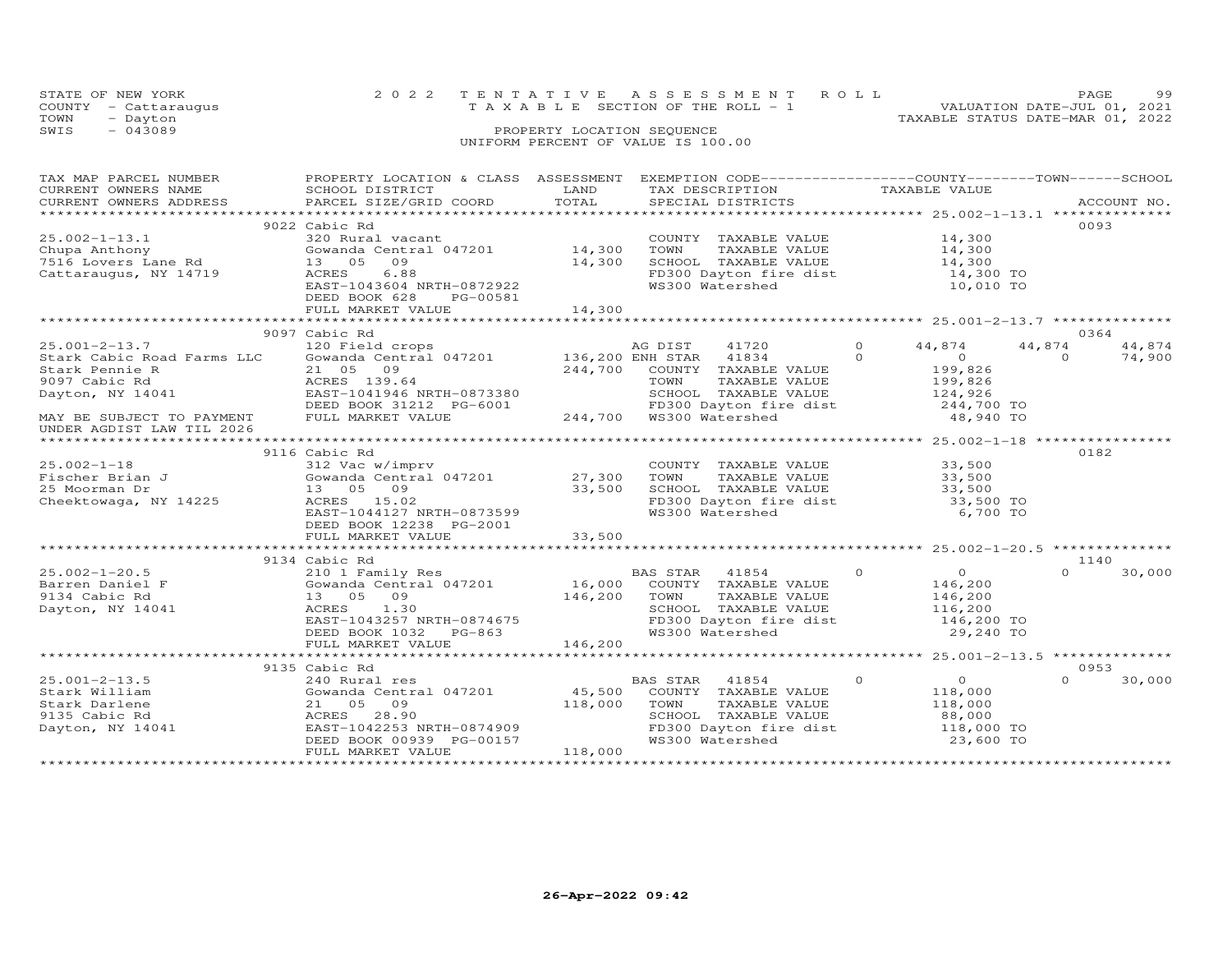STATE OF NEW YORK
COUNTY - Cattaraugus
TOWN - Dayton
SWIS - 043089

2022 TENTATIVE ASSESSMENT ROLL
TAXABLE SECTION OF THE ROLL - 1
PROPERTY LOCATION SEQUENCE
UNIFORM PERCENT OF VALUE IS 100.00

VALUATION DATE-JUL 01, 2021
TAXABLE STATUS DATE-MAR 01, 2022

| TAX MAP PARCEL NUMBER / CURRENT OWNERS NAME / CURRENT OWNERS ADDRESS | PROPERTY LOCATION & CLASS / SCHOOL DISTRICT / PARCEL SIZE/GRID COORD | ASSESSMENT LAND / TOTAL | EXEMPTION CODE / TAX DESCRIPTION / SPECIAL DISTRICTS | COUNTY TAXABLE VALUE | TOWN | SCHOOL | ACCOUNT NO. |
|---|---|---|---|---|---|---|---|
| **25.002-1-13.1** | 9022 Cabic Rd | | | | | | 0093 |
| 25.002-1-13.1 | 320 Rural vacant | | COUNTY TAXABLE VALUE | 14,300 | | | |
| Chupa Anthony | Gowanda Central 047201 | 14,300 | TOWN TAXABLE VALUE | 14,300 | | | |
| 7516 Lovers Lane Rd | 13 05 09 | 14,300 | SCHOOL TAXABLE VALUE | 14,300 | | | |
| Cattaraugus, NY 14719 | ACRES 6.88 | | FD300 Dayton fire dist | 14,300 TO | | | |
| | EAST-1043604 NRTH-0872922 | | WS300 Watershed | 10,010 TO | | | |
| | DEED BOOK 628 PG-00581 | | | | | | |
| | FULL MARKET VALUE | 14,300 | | | | | |
| **25.001-2-13.7** | 9097 Cabic Rd | | | | | | 0364 |
| 25.001-2-13.7 | 120 Field crops | | AG DIST 41720 0 | 44,874 | 44,874 | 44,874 | |
| Stark Cabic Road Farms LLC | Gowanda Central 047201 | 136,200 | ENH STAR 41834 0 | 0 | 0 | 74,900 | |
| Stark Pennie R | 21 05 09 | 244,700 | COUNTY TAXABLE VALUE | 199,826 | | | |
| 9097 Cabic Rd | ACRES 139.64 | | TOWN TAXABLE VALUE | 199,826 | | | |
| Dayton, NY 14041 | EAST-1041946 NRTH-0873380 | | SCHOOL TAXABLE VALUE | 124,926 | | | |
| | DEED BOOK 31212 PG-6001 | | FD300 Dayton fire dist | 244,700 TO | | | |
| MAY BE SUBJECT TO PAYMENT UNDER AGDIST LAW TIL 2026 | FULL MARKET VALUE | 244,700 | WS300 Watershed | 48,940 TO | | | |
| **25.002-1-18** | 9116 Cabic Rd | | | | | | 0182 |
| 25.002-1-18 | 312 Vac w/imprv | | COUNTY TAXABLE VALUE | 33,500 | | | |
| Fischer Brian J | Gowanda Central 047201 | 27,300 | TOWN TAXABLE VALUE | 33,500 | | | |
| 25 Moorman Dr | 13 05 09 | 33,500 | SCHOOL TAXABLE VALUE | 33,500 | | | |
| Cheektowaga, NY 14225 | ACRES 15.02 | | FD300 Dayton fire dist | 33,500 TO | | | |
| | EAST-1044127 NRTH-0873599 | | WS300 Watershed | 6,700 TO | | | |
| | DEED BOOK 12238 PG-2001 | | | | | | |
| | FULL MARKET VALUE | 33,500 | | | | | |
| **25.002-1-20.5** | 9134 Cabic Rd | | | | | | 1140 |
| 25.002-1-20.5 | 210 1 Family Res | | BAS STAR 41854 0 | 0 | 0 | 30,000 | |
| Barren Daniel F | Gowanda Central 047201 | 16,000 | COUNTY TAXABLE VALUE | 146,200 | | | |
| 9134 Cabic Rd | 13 05 09 | 146,200 | TOWN TAXABLE VALUE | 146,200 | | | |
| Dayton, NY 14041 | ACRES 1.30 | | SCHOOL TAXABLE VALUE | 116,200 | | | |
| | EAST-1043257 NRTH-0874675 | | FD300 Dayton fire dist | 146,200 TO | | | |
| | DEED BOOK 1032 PG-863 | | WS300 Watershed | 29,240 TO | | | |
| | FULL MARKET VALUE | 146,200 | | | | | |
| **25.001-2-13.5** | 9135 Cabic Rd | | | | | | 0953 |
| 25.001-2-13.5 | 240 Rural res | | BAS STAR 41854 0 | 0 | 0 | 30,000 | |
| Stark William | Gowanda Central 047201 | 45,500 | COUNTY TAXABLE VALUE | 118,000 | | | |
| Stark Darlene | 21 05 09 | 118,000 | TOWN TAXABLE VALUE | 118,000 | | | |
| 9135 Cabic Rd | ACRES 28.90 | | SCHOOL TAXABLE VALUE | 88,000 | | | |
| Dayton, NY 14041 | EAST-1042253 NRTH-0874909 | | FD300 Dayton fire dist | 118,000 TO | | | |
| | DEED BOOK 00939 PG-00157 | | WS300 Watershed | 23,600 TO | | | |
| | FULL MARKET VALUE | 118,000 | | | | | |

26-Apr-2022 09:42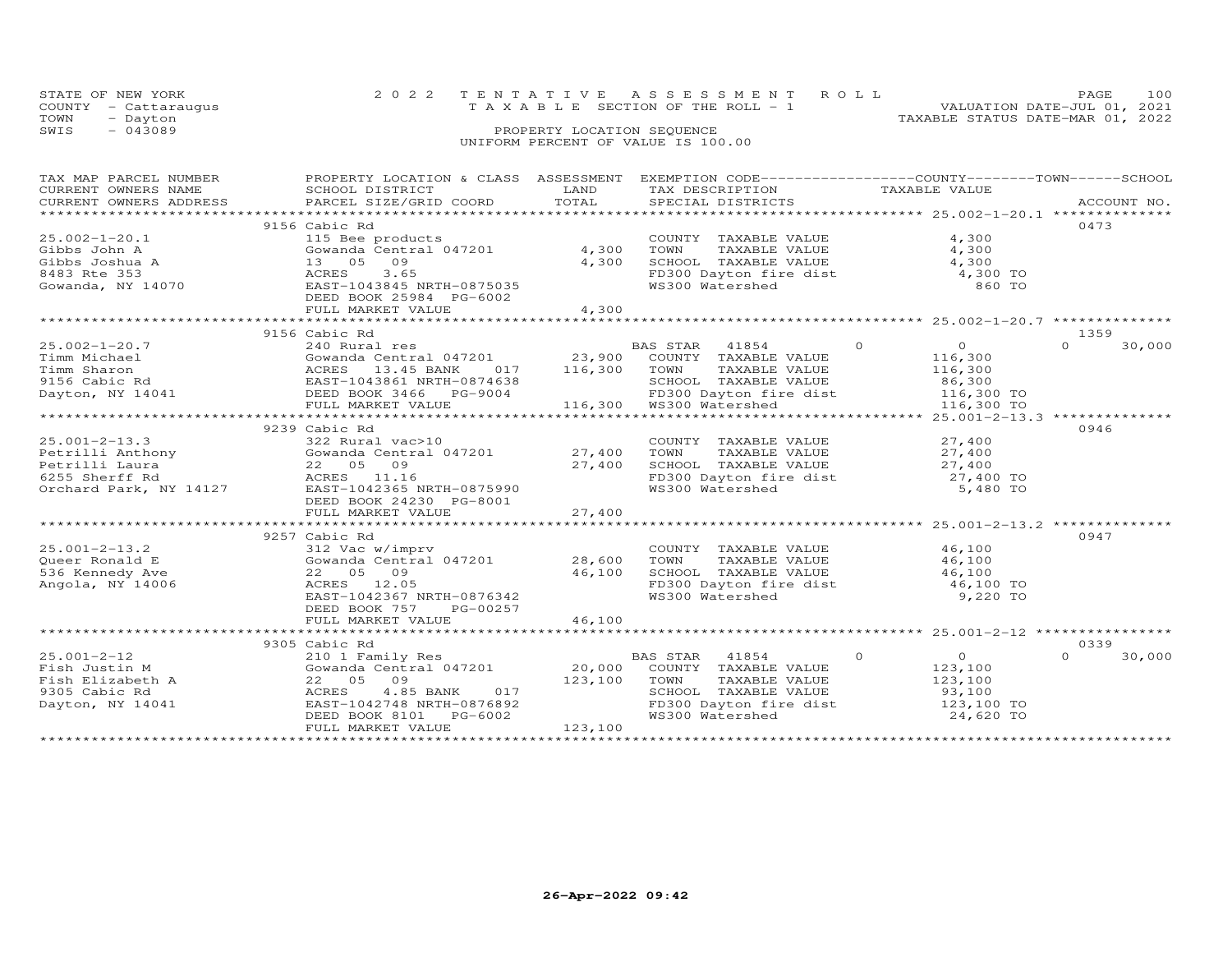STATE OF NEW YORK — 2022 TENTATIVE ASSESSMENT ROLL
COUNTY - Cattaraugus — TAXABLE SECTION OF THE ROLL - 1 — VALUATION DATE-JUL 01, 2021
TOWN - Dayton — TAXABLE STATUS DATE-MAR 01, 2022
SWIS - 043089 — PROPERTY LOCATION SEQUENCE
UNIFORM PERCENT OF VALUE IS 100.00

| TAX MAP PARCEL NUMBER / CURRENT OWNERS NAME / CURRENT OWNERS ADDRESS | PROPERTY LOCATION & CLASS / SCHOOL DISTRICT / PARCEL SIZE/GRID COORD | ASSESSMENT LAND | TOTAL | EXEMPTION CODE / TAX DESCRIPTION / SPECIAL DISTRICTS | COUNTY / TOWN TAXABLE VALUE | SCHOOL | ACCOUNT NO. |
|---|---|---|---|---|---|---|---|
| 25.002-1-20.1 | 9156 Cabic Rd | | | | | | 0473 |
| 25.002-1-20.1 | 115 Bee products | | | COUNTY TAXABLE VALUE | 4,300 | | |
| Gibbs John A | Gowanda Central 047201 | 4,300 | | TOWN TAXABLE VALUE | 4,300 | | |
| Gibbs Joshua A | 13 05 09 | | 4,300 | SCHOOL TAXABLE VALUE | 4,300 | | |
| 8483 Rte 353 | ACRES 3.65 | | | FD300 Dayton fire dist | 4,300 TO | | |
| Gowanda, NY 14070 | EAST-1043845 NRTH-0875035 | | | WS300 Watershed | 860 TO | | |
| | DEED BOOK 25984 PG-6002 | | | | | | |
| | FULL MARKET VALUE | | 4,300 | | | | |
| 25.002-1-20.7 | 9156 Cabic Rd | | | | | | 1359 |
| 25.002-1-20.7 | 240 Rural res | | | BAS STAR 41854 | 0 / 0 | 0 | 30,000 |
| Timm Michael | Gowanda Central 047201 | 23,900 | | COUNTY TAXABLE VALUE | 116,300 | | |
| Timm Sharon | ACRES 13.45 BANK 017 | | 116,300 | TOWN TAXABLE VALUE | 116,300 | | |
| 9156 Cabic Rd | EAST-1043861 NRTH-0874638 | | | SCHOOL TAXABLE VALUE | 86,300 | | |
| Dayton, NY 14041 | DEED BOOK 3466 PG-9004 | | | FD300 Dayton fire dist | 116,300 TO | | |
| | FULL MARKET VALUE | | 116,300 | WS300 Watershed | 116,300 TO | | |
| 25.001-2-13.3 | 9239 Cabic Rd | | | | | | 0946 |
| 25.001-2-13.3 | 322 Rural vac>10 | | | COUNTY TAXABLE VALUE | 27,400 | | |
| Petrilli Anthony | Gowanda Central 047201 | 27,400 | | TOWN TAXABLE VALUE | 27,400 | | |
| Petrilli Laura | 22 05 09 | | 27,400 | SCHOOL TAXABLE VALUE | 27,400 | | |
| 6255 Sherff Rd | ACRES 11.16 | | | FD300 Dayton fire dist | 27,400 TO | | |
| Orchard Park, NY 14127 | EAST-1042365 NRTH-0875990 | | | WS300 Watershed | 5,480 TO | | |
| | DEED BOOK 24230 PG-8001 | | | | | | |
| | FULL MARKET VALUE | | 27,400 | | | | |
| 25.001-2-13.2 | 9257 Cabic Rd | | | | | | 0947 |
| 25.001-2-13.2 | 312 Vac w/imprv | | | COUNTY TAXABLE VALUE | 46,100 | | |
| Queer Ronald E | Gowanda Central 047201 | 28,600 | | TOWN TAXABLE VALUE | 46,100 | | |
| 536 Kennedy Ave | 22 05 09 | | 46,100 | SCHOOL TAXABLE VALUE | 46,100 | | |
| Angola, NY 14006 | ACRES 12.05 | | | FD300 Dayton fire dist | 46,100 TO | | |
| | EAST-1042367 NRTH-0876342 | | | WS300 Watershed | 9,220 TO | | |
| | DEED BOOK 757 PG-00257 | | | | | | |
| | FULL MARKET VALUE | | 46,100 | | | | |
| 25.001-2-12 | 9305 Cabic Rd | | | | | | 0339 |
| 25.001-2-12 | 210 1 Family Res | | | BAS STAR 41854 | 0 / 0 | 0 | 30,000 |
| Fish Justin M | Gowanda Central 047201 | 20,000 | | COUNTY TAXABLE VALUE | 123,100 | | |
| Fish Elizabeth A | 22 05 09 | | 123,100 | TOWN TAXABLE VALUE | 123,100 | | |
| 9305 Cabic Rd | ACRES 4.85 BANK 017 | | | SCHOOL TAXABLE VALUE | 93,100 | | |
| Dayton, NY 14041 | EAST-1042748 NRTH-0876892 | | | FD300 Dayton fire dist | 123,100 TO | | |
| | DEED BOOK 8101 PG-6002 | | | WS300 Watershed | 24,620 TO | | |
| | FULL MARKET VALUE | | 123,100 | | | | |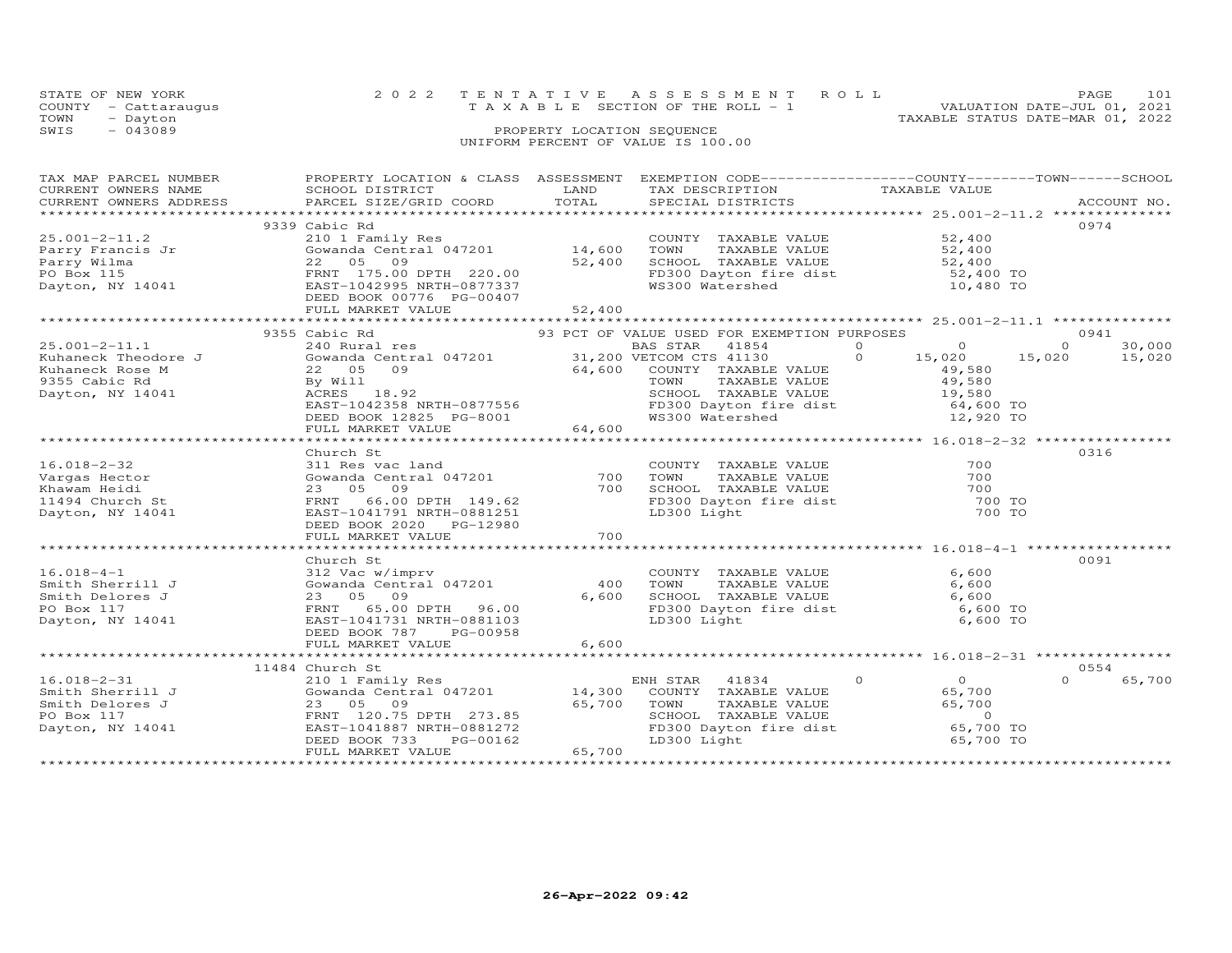STATE OF NEW YORK
COUNTY - Cattaraugus
TOWN - Dayton
SWIS - 043089

2022 TENTATIVE ASSESSMENT ROLL
TAXABLE SECTION OF THE ROLL - 1
PROPERTY LOCATION SEQUENCE
UNIFORM PERCENT OF VALUE IS 100.00

VALUATION DATE-JUL 01, 2021
TAXABLE STATUS DATE-MAR 01, 2022

| TAX MAP PARCEL NUMBER / CURRENT OWNERS NAME / CURRENT OWNERS ADDRESS | PROPERTY LOCATION & CLASS / SCHOOL DISTRICT / PARCEL SIZE/GRID COORD | ASSESSMENT LAND | TOTAL | EXEMPTION CODE / TAX DESCRIPTION / SPECIAL DISTRICTS | COUNTY TAXABLE VALUE | TOWN | SCHOOL / ACCOUNT NO. |
|---|---|---|---|---|---|---|---|
| **25.001-2-11.2** | 9339 Cabic Rd | | | | | | 0974 |
| 25.001-2-11.2 | 210 1 Family Res | | | COUNTY TAXABLE VALUE | 52,400 | | |
| Parry Francis Jr | Gowanda Central 047201 | 14,600 | | TOWN TAXABLE VALUE | 52,400 | | |
| Parry Wilma | 22 05 09 | | 52,400 | SCHOOL TAXABLE VALUE | 52,400 | | |
| PO Box 115 | FRNT 175.00 DPTH 220.00 | | | FD300 Dayton fire dist | 52,400 TO | | |
| Dayton, NY 14041 | EAST-1042995 NRTH-0877337 | | | WS300 Watershed | 10,480 TO | | |
| | DEED BOOK 00776 PG-00407 | | | | | | |
| | FULL MARKET VALUE | | 52,400 | | | | |
| **25.001-2-11.1** | 9355 Cabic Rd | | | 93 PCT OF VALUE USED FOR EXEMPTION PURPOSES | | | 0941 |
| 25.001-2-11.1 | 240 Rural res | | | BAS STAR 41854 0 | 0 | 0 | 30,000 |
| Kuhaneck Theodore J | Gowanda Central 047201 | 31,200 | | VETCOM CTS 41130 0 | 15,020 | 15,020 | 15,020 |
| Kuhaneck Rose M | 22 05 09 | | 64,600 | COUNTY TAXABLE VALUE | 49,580 | | |
| 9355 Cabic Rd | By Will | | | TOWN TAXABLE VALUE | 49,580 | | |
| Dayton, NY 14041 | ACRES 18.92 | | | SCHOOL TAXABLE VALUE | 19,580 | | |
| | EAST-1042358 NRTH-0877556 | | | FD300 Dayton fire dist | 64,600 TO | | |
| | DEED BOOK 12825 PG-8001 | | | WS300 Watershed | 12,920 TO | | |
| | FULL MARKET VALUE | | 64,600 | | | | |
| **16.018-2-32** | Church St | | | | | | 0316 |
| 16.018-2-32 | 311 Res vac land | | | COUNTY TAXABLE VALUE | 700 | | |
| Vargas Hector | Gowanda Central 047201 | 700 | | TOWN TAXABLE VALUE | 700 | | |
| Khawam Heidi | 23 05 09 | | 700 | SCHOOL TAXABLE VALUE | 700 | | |
| 11494 Church St | FRNT 66.00 DPTH 149.62 | | | FD300 Dayton fire dist | 700 TO | | |
| Dayton, NY 14041 | EAST-1041791 NRTH-0881251 | | | LD300 Light | 700 TO | | |
| | DEED BOOK 2020 PG-12980 | | | | | | |
| | FULL MARKET VALUE | | 700 | | | | |
| **16.018-4-1** | Church St | | | | | | 0091 |
| 16.018-4-1 | 312 Vac w/imprv | | | COUNTY TAXABLE VALUE | 6,600 | | |
| Smith Sherrill J | Gowanda Central 047201 | 400 | | TOWN TAXABLE VALUE | 6,600 | | |
| Smith Delores J | 23 05 09 | | 6,600 | SCHOOL TAXABLE VALUE | 6,600 | | |
| PO Box 117 | FRNT 65.00 DPTH 96.00 | | | FD300 Dayton fire dist | 6,600 TO | | |
| Dayton, NY 14041 | EAST-1041731 NRTH-0881103 | | | LD300 Light | 6,600 TO | | |
| | DEED BOOK 787 PG-00958 | | | | | | |
| | FULL MARKET VALUE | | 6,600 | | | | |
| **16.018-2-31** | 11484 Church St | | | | | | 0554 |
| 16.018-2-31 | 210 1 Family Res | | | ENH STAR 41834 0 | 0 | 0 | 65,700 |
| Smith Sherrill J | Gowanda Central 047201 | 14,300 | | COUNTY TAXABLE VALUE | 65,700 | | |
| Smith Delores J | 23 05 09 | | 65,700 | TOWN TAXABLE VALUE | 65,700 | | |
| PO Box 117 | FRNT 120.75 DPTH 273.85 | | | SCHOOL TAXABLE VALUE | 0 | | |
| Dayton, NY 14041 | EAST-1041887 NRTH-0881272 | | | FD300 Dayton fire dist | 65,700 TO | | |
| | DEED BOOK 733 PG-00162 | | | LD300 Light | 65,700 TO | | |
| | FULL MARKET VALUE | | 65,700 | | | | |

26-Apr-2022 09:42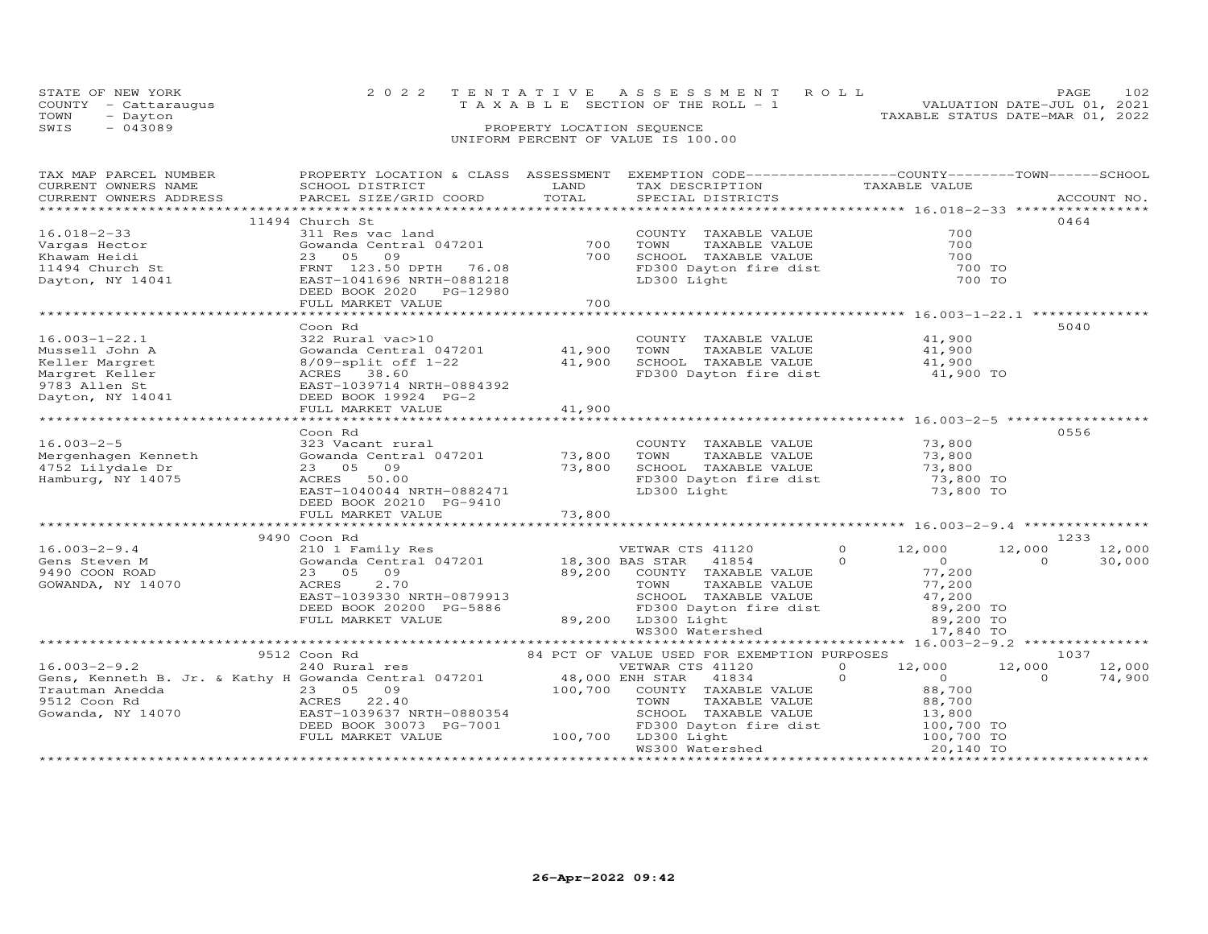STATE OF NEW YORK — 2022 TENTATIVE ASSESSMENT ROLL
COUNTY - Cattaraugus — TAXABLE SECTION OF THE ROLL - 1 — VALUATION DATE-JUL 01, 2021
TOWN - Dayton — TAXABLE STATUS DATE-MAR 01, 2022
SWIS - 043089 — PROPERTY LOCATION SEQUENCE
UNIFORM PERCENT OF VALUE IS 100.00

| TAX MAP PARCEL NUMBER / CURRENT OWNERS NAME / CURRENT OWNERS ADDRESS | PROPERTY LOCATION & CLASS / SCHOOL DISTRICT / PARCEL SIZE/GRID COORD | ASSESSMENT LAND | TOTAL | EXEMPTION CODE / TAX DESCRIPTION / SPECIAL DISTRICTS | | COUNTY TAXABLE VALUE | TOWN | SCHOOL | ACCOUNT NO. |
|---|---|---|---|---|---|---|---|---|---|
| **16.018-2-33** | 11494 Church St | | | | | | | | 0464 |
| 16.018-2-33 | 311 Res vac land | | | COUNTY TAXABLE VALUE | | 700 | | | |
| Vargas Hector | Gowanda Central 047201 | 700 | | TOWN TAXABLE VALUE | | 700 | | | |
| Khawam Heidi | 23 05 09 | | 700 | SCHOOL TAXABLE VALUE | | 700 | | | |
| 11494 Church St | FRNT 123.50 DPTH 76.08 | | | FD300 Dayton fire dist | | 700 TO | | | |
| Dayton, NY 14041 | EAST-1041696 NRTH-0881218 | | | LD300 Light | | 700 TO | | | |
| | DEED BOOK 2020 PG-12980 | | | | | | | | |
| | FULL MARKET VALUE | | 700 | | | | | | |
| **16.003-1-22.1** | Coon Rd | | | | | | | | 5040 |
| 16.003-1-22.1 | 322 Rural vac>10 | | | COUNTY TAXABLE VALUE | | 41,900 | | | |
| Mussell John A | Gowanda Central 047201 | 41,900 | | TOWN TAXABLE VALUE | | 41,900 | | | |
| Keller Margret | 8/09-split off 1-22 | | 41,900 | SCHOOL TAXABLE VALUE | | 41,900 | | | |
| Margret Keller | ACRES 38.60 | | | FD300 Dayton fire dist | | 41,900 TO | | | |
| 9783 Allen St | EAST-1039714 NRTH-0884392 | | | | | | | | |
| Dayton, NY 14041 | DEED BOOK 19924 PG-2 | | | | | | | | |
| | FULL MARKET VALUE | | 41,900 | | | | | | |
| **16.003-2-5** | Coon Rd | | | | | | | | 0556 |
| 16.003-2-5 | 323 Vacant rural | | | COUNTY TAXABLE VALUE | | 73,800 | | | |
| Mergenhagen Kenneth | Gowanda Central 047201 | 73,800 | | TOWN TAXABLE VALUE | | 73,800 | | | |
| 4752 Lilydale Dr | 23 05 09 | | 73,800 | SCHOOL TAXABLE VALUE | | 73,800 | | | |
| Hamburg, NY 14075 | ACRES 50.00 | | | FD300 Dayton fire dist | | 73,800 TO | | | |
| | EAST-1040044 NRTH-0882471 | | | LD300 Light | | 73,800 TO | | | |
| | DEED BOOK 20210 PG-9410 | | | | | | | | |
| | FULL MARKET VALUE | | 73,800 | | | | | | |
| **16.003-2-9.4** | 9490 Coon Rd | | | | | | | | 1233 |
| 16.003-2-9.4 | 210 1 Family Res | | | VETWAR CTS 41120 | 0 | 12,000 | 12,000 | 12,000 | |
| Gens Steven M | Gowanda Central 047201 | 18,300 | | BAS STAR 41854 | 0 | 0 | 0 | 30,000 | |
| 9490 COON ROAD | 23 05 09 | | 89,200 | COUNTY TAXABLE VALUE | | 77,200 | | | |
| GOWANDA, NY 14070 | ACRES 2.70 | | | TOWN TAXABLE VALUE | | 77,200 | | | |
| | EAST-1039330 NRTH-0879913 | | | SCHOOL TAXABLE VALUE | | 47,200 | | | |
| | DEED BOOK 20200 PG-5886 | | | FD300 Dayton fire dist | | 89,200 TO | | | |
| | FULL MARKET VALUE | | 89,200 | LD300 Light | | 89,200 TO | | | |
| | | | | WS300 Watershed | | 17,840 TO | | | |
| **16.003-2-9.2** | 9512 Coon Rd | | | 84 PCT OF VALUE USED FOR EXEMPTION PURPOSES | | | | | 1037 |
| 16.003-2-9.2 | 240 Rural res | | | VETWAR CTS 41120 | 0 | 12,000 | 12,000 | 12,000 | |
| Gens, Kenneth B. Jr. & Kathy H | Gowanda Central 047201 | 48,000 | | ENH STAR 41834 | 0 | 0 | 0 | 74,900 | |
| Trautman Anedda | 23 05 09 | | 100,700 | COUNTY TAXABLE VALUE | | 88,700 | | | |
| 9512 Coon Rd | ACRES 22.40 | | | TOWN TAXABLE VALUE | | 88,700 | | | |
| Gowanda, NY 14070 | EAST-1039637 NRTH-0880354 | | | SCHOOL TAXABLE VALUE | | 13,800 | | | |
| | DEED BOOK 30073 PG-7001 | | | FD300 Dayton fire dist | | 100,700 TO | | | |
| | FULL MARKET VALUE | | 100,700 | LD300 Light | | 100,700 TO | | | |
| | | | | WS300 Watershed | | 20,140 TO | | | |

26-Apr-2022 09:42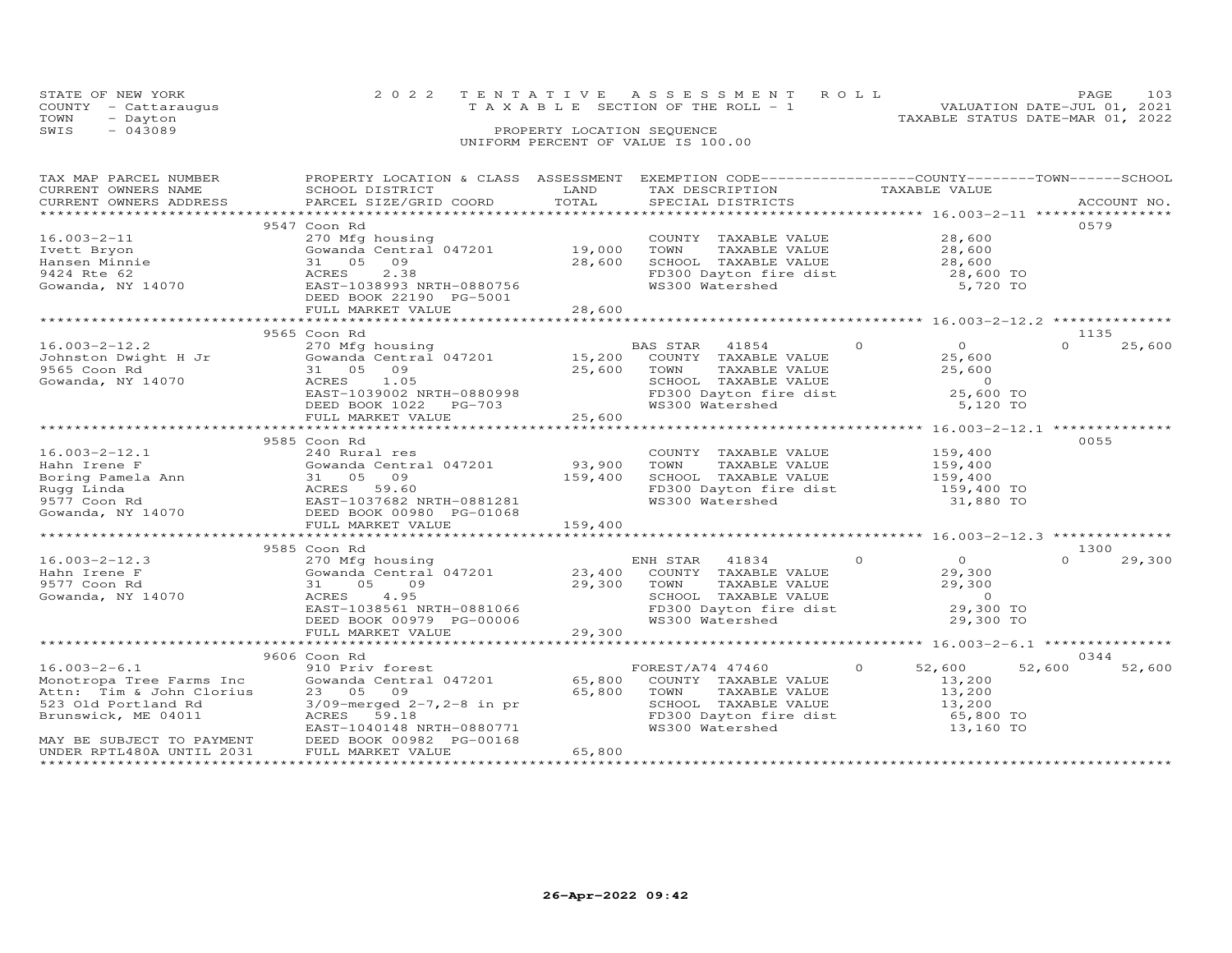STATE OF NEW YORK
COUNTY - Cattaraugus
TOWN - Dayton
SWIS - 043089

2022 TENTATIVE ASSESSMENT ROLL
TAXABLE SECTION OF THE ROLL - 1
PROPERTY LOCATION SEQUENCE
UNIFORM PERCENT OF VALUE IS 100.00

VALUATION DATE-JUL 01, 2021
TAXABLE STATUS DATE-MAR 01, 2022

| TAX MAP PARCEL NUMBER / CURRENT OWNERS NAME / CURRENT OWNERS ADDRESS | PROPERTY LOCATION & CLASS / SCHOOL DISTRICT / PARCEL SIZE/GRID COORD | ASSESSMENT LAND | TOTAL | EXEMPTION CODE / TAX DESCRIPTION / SPECIAL DISTRICTS | COUNTY TAXABLE VALUE | TOWN | SCHOOL | ACCOUNT NO. |
|---|---|---|---|---|---|---|---|---|
| 16.003-2-11 | 9547 Coon Rd | | | | | | | 0579 |
| Ivett Bryon | 270 Mfg housing | | | COUNTY TAXABLE VALUE | 28,600 | | | |
| Hansen Minnie | Gowanda Central 047201 | 19,000 | | TOWN TAXABLE VALUE | 28,600 | | | |
| 9424 Rte 62 | 31 05 09 | | 28,600 | SCHOOL TAXABLE VALUE | 28,600 | | | |
| Gowanda, NY 14070 | ACRES 2.38 | | | FD300 Dayton fire dist | 28,600 TO | | | |
| | EAST-1038993 NRTH-0880756 | | | WS300 Watershed | 5,720 TO | | | |
| | DEED BOOK 22190 PG-5001 | | | | | | | |
| | FULL MARKET VALUE | | 28,600 | | | | | |
| 16.003-2-12.2 | 9565 Coon Rd | | | | | | | 1135 |
| Johnston Dwight H Jr | 270 Mfg housing | | | BAS STAR 41854 | 0 | 0 | 0 | 25,600 |
| 9565 Coon Rd | Gowanda Central 047201 | 15,200 | | COUNTY TAXABLE VALUE | 25,600 | | | |
| Gowanda, NY 14070 | 31 05 09 | | 25,600 | TOWN TAXABLE VALUE | 25,600 | | | |
| | ACRES 1.05 | | | SCHOOL TAXABLE VALUE | 0 | | | |
| | EAST-1039002 NRTH-0880998 | | | FD300 Dayton fire dist | 25,600 TO | | | |
| | DEED BOOK 1022 PG-703 | | | WS300 Watershed | 5,120 TO | | | |
| | FULL MARKET VALUE | | 25,600 | | | | | |
| 16.003-2-12.1 | 9585 Coon Rd | | | | | | | 0055 |
| Hahn Irene F | 240 Rural res | | | COUNTY TAXABLE VALUE | 159,400 | | | |
| Boring Pamela Ann | Gowanda Central 047201 | 93,900 | | TOWN TAXABLE VALUE | 159,400 | | | |
| Rugg Linda | 31 05 09 | | 159,400 | SCHOOL TAXABLE VALUE | 159,400 | | | |
| 9577 Coon Rd | ACRES 59.60 | | | FD300 Dayton fire dist | 159,400 TO | | | |
| Gowanda, NY 14070 | EAST-1037682 NRTH-0881281 | | | WS300 Watershed | 31,880 TO | | | |
| | DEED BOOK 00980 PG-01068 | | | | | | | |
| | FULL MARKET VALUE | | 159,400 | | | | | |
| 16.003-2-12.3 | 9585 Coon Rd | | | | | | | 1300 |
| Hahn Irene F | 270 Mfg housing | | | ENH STAR 41834 | 0 | 0 | 0 | 29,300 |
| 9577 Coon Rd | Gowanda Central 047201 | 23,400 | | COUNTY TAXABLE VALUE | 29,300 | | | |
| Gowanda, NY 14070 | 31 05 09 | | 29,300 | TOWN TAXABLE VALUE | 29,300 | | | |
| | ACRES 4.95 | | | SCHOOL TAXABLE VALUE | 0 | | | |
| | EAST-1038561 NRTH-0881066 | | | FD300 Dayton fire dist | 29,300 TO | | | |
| | DEED BOOK 00979 PG-00006 | | | WS300 Watershed | 29,300 TO | | | |
| | FULL MARKET VALUE | | 29,300 | | | | | |
| 16.003-2-6.1 | 9606 Coon Rd | | | | | | | 0344 |
| Monotropa Tree Farms Inc | 910 Priv forest | | | FOREST/A74 47460 | 0 | 52,600 | 52,600 | 52,600 |
| Attn: Tim & John Clorius | Gowanda Central 047201 | 65,800 | | COUNTY TAXABLE VALUE | 13,200 | | | |
| 523 Old Portland Rd | 23 05 09 | | 65,800 | TOWN TAXABLE VALUE | 13,200 | | | |
| Brunswick, ME 04011 | 3/09-merged 2-7,2-8 in pr | | | SCHOOL TAXABLE VALUE | 13,200 | | | |
| | ACRES 59.18 | | | FD300 Dayton fire dist | 65,800 TO | | | |
| | EAST-1040148 NRTH-0880771 | | | WS300 Watershed | 13,160 TO | | | |
| MAY BE SUBJECT TO PAYMENT | DEED BOOK 00982 PG-00168 | | | | | | | |
| UNDER RPTL480A UNTIL 2031 | FULL MARKET VALUE | | 65,800 | | | | | |

26-Apr-2022 09:42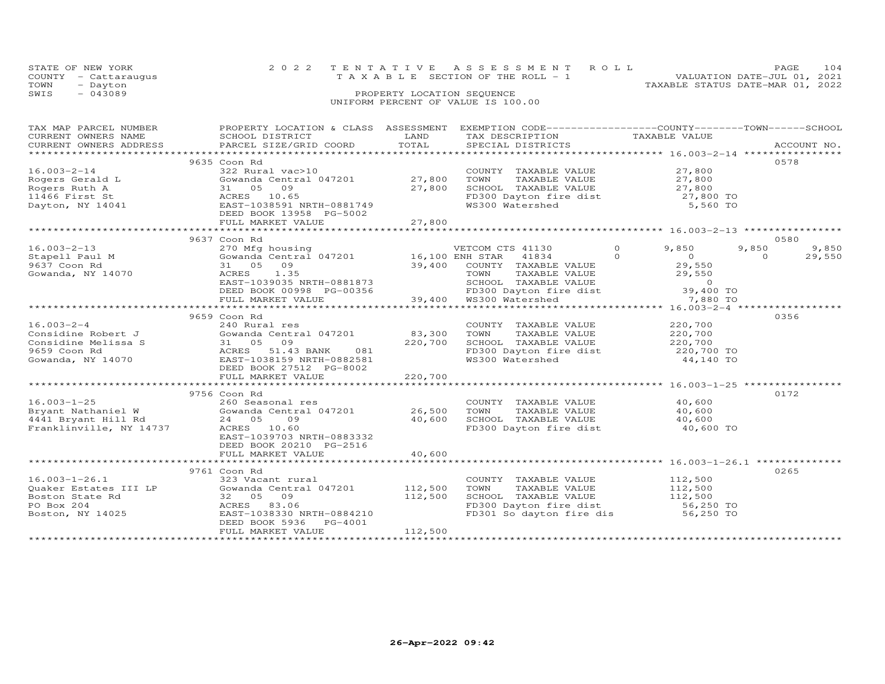STATE OF NEW YORK
COUNTY - Cattaraugus
TOWN - Dayton
SWIS - 043089

2022 TENTATIVE ASSESSMENT ROLL
TAXABLE SECTION OF THE ROLL - 1
PROPERTY LOCATION SEQUENCE
UNIFORM PERCENT OF VALUE IS 100.00

VALUATION DATE-JUL 01, 2021
TAXABLE STATUS DATE-MAR 01, 2022

| TAX MAP PARCEL NUMBER / CURRENT OWNERS NAME / CURRENT OWNERS ADDRESS | PROPERTY LOCATION & CLASS / SCHOOL DISTRICT / PARCEL SIZE/GRID COORD | ASSESSMENT LAND / TOTAL | EXEMPTION CODE / TAX DESCRIPTION / SPECIAL DISTRICTS | COUNTY | TOWN | SCHOOL / ACCOUNT NO. |
|---|---|---|---|---|---|---|
| **16.003-2-14** | 9635 Coon Rd | | | | | 0578 |
| 16.003-2-14 | 322 Rural vac>10 | | COUNTY TAXABLE VALUE | 27,800 | | |
| Rogers Gerald L | Gowanda Central 047201 | 27,800 | TOWN TAXABLE VALUE | 27,800 | | |
| Rogers Ruth A | 31 05 09 | 27,800 | SCHOOL TAXABLE VALUE | 27,800 | | |
| 11466 First St | ACRES 10.65 | | FD300 Dayton fire dist | 27,800 TO | | |
| Dayton, NY 14041 | EAST-1038591 NRTH-0881749 | | WS300 Watershed | 5,560 TO | | |
| | DEED BOOK 13958 PG-5002 | | | | | |
| | FULL MARKET VALUE | 27,800 | | | | |
| **16.003-2-13** | 9637 Coon Rd | | | | | 0580 |
| 16.003-2-13 | 270 Mfg housing | | VETCOM CTS 41130 0 | 9,850 | 9,850 | 9,850 |
| Stapell Paul M | Gowanda Central 047201 | 16,100 | ENH STAR 41834 0 | 0 | 0 | 29,550 |
| 9637 Coon Rd | 31 05 09 | 39,400 | COUNTY TAXABLE VALUE | 29,550 | | |
| Gowanda, NY 14070 | ACRES 1.35 | | TOWN TAXABLE VALUE | 29,550 | | |
| | EAST-1039035 NRTH-0881873 | | SCHOOL TAXABLE VALUE | 0 | | |
| | DEED BOOK 00998 PG-00356 | | FD300 Dayton fire dist | 39,400 TO | | |
| | FULL MARKET VALUE | 39,400 | WS300 Watershed | 7,880 TO | | |
| **16.003-2-4** | 9659 Coon Rd | | | | | 0356 |
| 16.003-2-4 | 240 Rural res | | COUNTY TAXABLE VALUE | 220,700 | | |
| Considine Robert J | Gowanda Central 047201 | 83,300 | TOWN TAXABLE VALUE | 220,700 | | |
| Considine Melissa S | 31 05 09 | 220,700 | SCHOOL TAXABLE VALUE | 220,700 | | |
| 9659 Coon Rd | ACRES 51.43 BANK 081 | | FD300 Dayton fire dist | 220,700 TO | | |
| Gowanda, NY 14070 | EAST-1038159 NRTH-0882581 | | WS300 Watershed | 44,140 TO | | |
| | DEED BOOK 27512 PG-8002 | | | | | |
| | FULL MARKET VALUE | 220,700 | | | | |
| **16.003-1-25** | 9756 Coon Rd | | | | | 0172 |
| 16.003-1-25 | 260 Seasonal res | | COUNTY TAXABLE VALUE | 40,600 | | |
| Bryant Nathaniel W | Gowanda Central 047201 | 26,500 | TOWN TAXABLE VALUE | 40,600 | | |
| 4441 Bryant Hill Rd | 24 05 09 | 40,600 | SCHOOL TAXABLE VALUE | 40,600 | | |
| Franklinville, NY 14737 | ACRES 10.60 | | FD300 Dayton fire dist | 40,600 TO | | |
| | EAST-1039703 NRTH-0883332 | | | | | |
| | DEED BOOK 20210 PG-2516 | | | | | |
| | FULL MARKET VALUE | 40,600 | | | | |
| **16.003-1-26.1** | 9761 Coon Rd | | | | | 0265 |
| 16.003-1-26.1 | 323 Vacant rural | | COUNTY TAXABLE VALUE | 112,500 | | |
| Quaker Estates III LP | Gowanda Central 047201 | 112,500 | TOWN TAXABLE VALUE | 112,500 | | |
| Boston State Rd | 32 05 09 | 112,500 | SCHOOL TAXABLE VALUE | 112,500 | | |
| PO Box 204 | ACRES 83.06 | | FD300 Dayton fire dist | 56,250 TO | | |
| Boston, NY 14025 | EAST-1038330 NRTH-0884210 | | FD301 So dayton fire dis | 56,250 TO | | |
| | DEED BOOK 5936 PG-4001 | | | | | |
| | FULL MARKET VALUE | 112,500 | | | | |

26-Apr-2022 09:42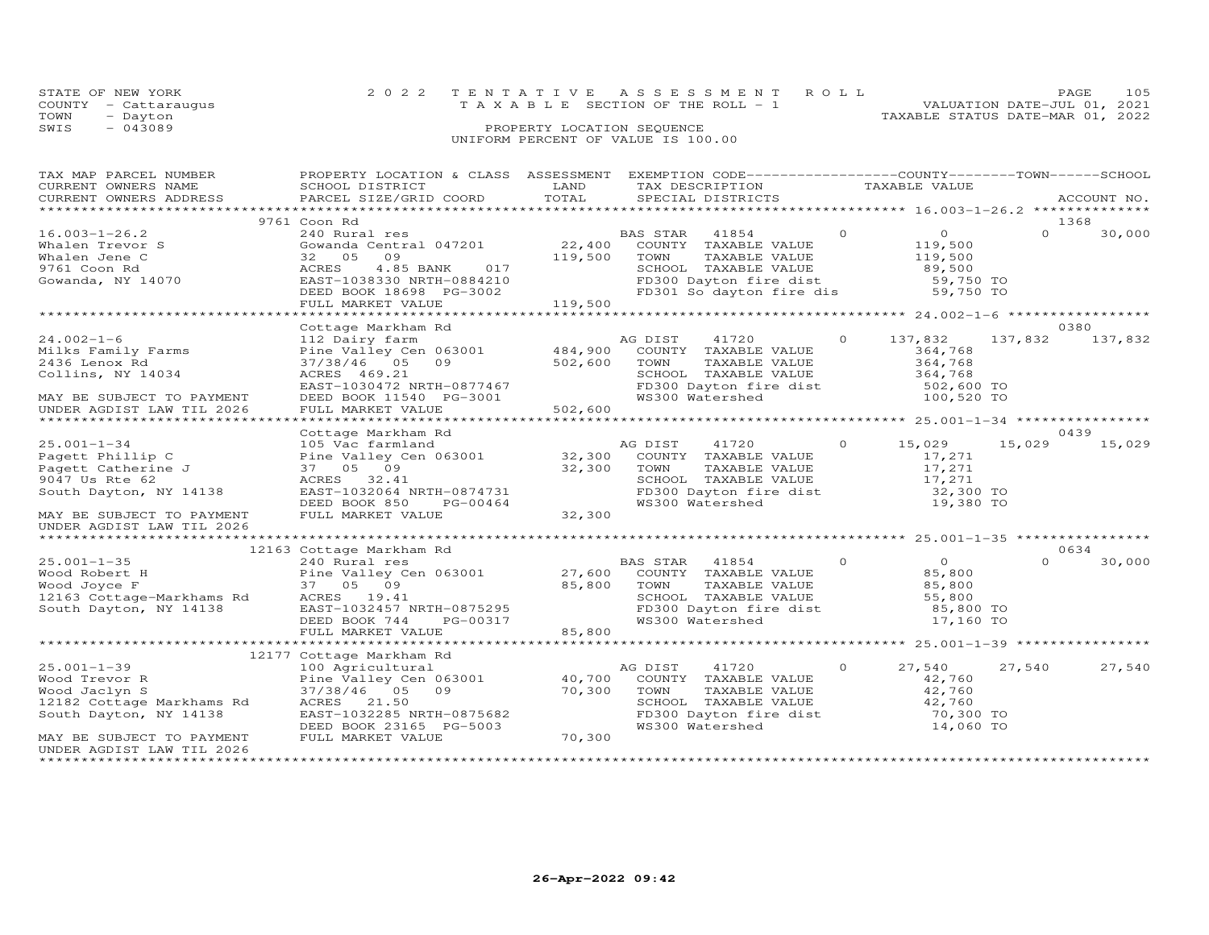STATE OF NEW YORK — COUNTY - Cattaraugus — TOWN - Dayton — SWIS - 043089

2022 TENTATIVE ASSESSMENT ROLL — TAXABLE SECTION OF THE ROLL - 1 — PROPERTY LOCATION SEQUENCE — UNIFORM PERCENT OF VALUE IS 100.00

VALUATION DATE-JUL 01, 2021 — TAXABLE STATUS DATE-MAR 01, 2022

| TAX MAP PARCEL NUMBER / CURRENT OWNERS NAME / CURRENT OWNERS ADDRESS | PROPERTY LOCATION & CLASS / SCHOOL DISTRICT / PARCEL SIZE/GRID COORD | ASSESSMENT LAND | TOTAL | EXEMPTION CODE / TAX DESCRIPTION / SPECIAL DISTRICTS | COUNTY TAXABLE VALUE | TOWN | SCHOOL | ACCOUNT NO. |
|---|---|---|---|---|---|---|---|---|
| | 9761 Coon Rd | | | | | | | 1368 |
| 16.003-1-26.2 | 240 Rural res | | | BAS STAR 41854 | 0 | 0 | 0 30,000 | |
| Whalen Trevor S | Gowanda Central 047201 | 22,400 | | COUNTY TAXABLE VALUE | 119,500 | | | |
| Whalen Jene C | 32 05 09 | | 119,500 | TOWN TAXABLE VALUE | 119,500 | | | |
| 9761 Coon Rd | ACRES 4.85 BANK 017 | | | SCHOOL TAXABLE VALUE | 89,500 | | | |
| Gowanda, NY 14070 | EAST-1038330 NRTH-0884210 | | | FD300 Dayton fire dist | 59,750 TO | | | |
| | DEED BOOK 18698 PG-3002 | | | FD301 So dayton fire dis | 59,750 TO | | | |
| | FULL MARKET VALUE | | 119,500 | | | | | |
| | Cottage Markham Rd | | | | | | | 0380 |
| 24.002-1-6 | 112 Dairy farm | | | AG DIST 41720 | 0 137,832 | 137,832 | 137,832 | |
| Milks Family Farms | Pine Valley Cen 063001 | 484,900 | | COUNTY TAXABLE VALUE | 364,768 | | | |
| 2436 Lenox Rd | 37/38/46 05 09 | | 502,600 | TOWN TAXABLE VALUE | 364,768 | | | |
| Collins, NY 14034 | ACRES 469.21 | | | SCHOOL TAXABLE VALUE | 364,768 | | | |
| | EAST-1030472 NRTH-0877467 | | | FD300 Dayton fire dist | 502,600 TO | | | |
| MAY BE SUBJECT TO PAYMENT | DEED BOOK 11540 PG-3001 | | | WS300 Watershed | 100,520 TO | | | |
| UNDER AGDIST LAW TIL 2026 | FULL MARKET VALUE | | 502,600 | | | | | |
| | Cottage Markham Rd | | | | | | | 0439 |
| 25.001-1-34 | 105 Vac farmland | | | AG DIST 41720 | 0 15,029 | 15,029 | 15,029 | |
| Pagett Phillip C | Pine Valley Cen 063001 | 32,300 | | COUNTY TAXABLE VALUE | 17,271 | | | |
| Pagett Catherine J | 37 05 09 | | 32,300 | TOWN TAXABLE VALUE | 17,271 | | | |
| 9047 Us Rte 62 | ACRES 32.41 | | | SCHOOL TAXABLE VALUE | 17,271 | | | |
| South Dayton, NY 14138 | EAST-1032064 NRTH-0874731 | | | FD300 Dayton fire dist | 32,300 TO | | | |
| | DEED BOOK 850 PG-00464 | | | WS300 Watershed | 19,380 TO | | | |
| MAY BE SUBJECT TO PAYMENT | FULL MARKET VALUE | | 32,300 | | | | | |
| UNDER AGDIST LAW TIL 2026 | | | | | | | | |
| | 12163 Cottage Markham Rd | | | | | | | 0634 |
| 25.001-1-35 | 240 Rural res | | | BAS STAR 41854 | 0 | 0 | 0 30,000 | |
| Wood Robert H | Pine Valley Cen 063001 | 27,600 | | COUNTY TAXABLE VALUE | 85,800 | | | |
| Wood Joyce F | 37 05 09 | | 85,800 | TOWN TAXABLE VALUE | 85,800 | | | |
| 12163 Cottage-Markhams Rd | ACRES 19.41 | | | SCHOOL TAXABLE VALUE | 55,800 | | | |
| South Dayton, NY 14138 | EAST-1032457 NRTH-0875295 | | | FD300 Dayton fire dist | 85,800 TO | | | |
| | DEED BOOK 744 PG-00317 | | | WS300 Watershed | 17,160 TO | | | |
| | FULL MARKET VALUE | | 85,800 | | | | | |
| | 12177 Cottage Markham Rd | | | | | | | |
| 25.001-1-39 | 100 Agricultural | | | AG DIST 41720 | 0 27,540 | 27,540 | 27,540 | |
| Wood Trevor R | Pine Valley Cen 063001 | 40,700 | | COUNTY TAXABLE VALUE | 42,760 | | | |
| Wood Jaclyn S | 37/38/46 05 09 | | 70,300 | TOWN TAXABLE VALUE | 42,760 | | | |
| 12182 Cottage Markhams Rd | ACRES 21.50 | | | SCHOOL TAXABLE VALUE | 42,760 | | | |
| South Dayton, NY 14138 | EAST-1032285 NRTH-0875682 | | | FD300 Dayton fire dist | 70,300 TO | | | |
| | DEED BOOK 23165 PG-5003 | | | WS300 Watershed | 14,060 TO | | | |
| MAY BE SUBJECT TO PAYMENT | FULL MARKET VALUE | | 70,300 | | | | | |
| UNDER AGDIST LAW TIL 2026 | | | | | | | | |

26-Apr-2022 09:42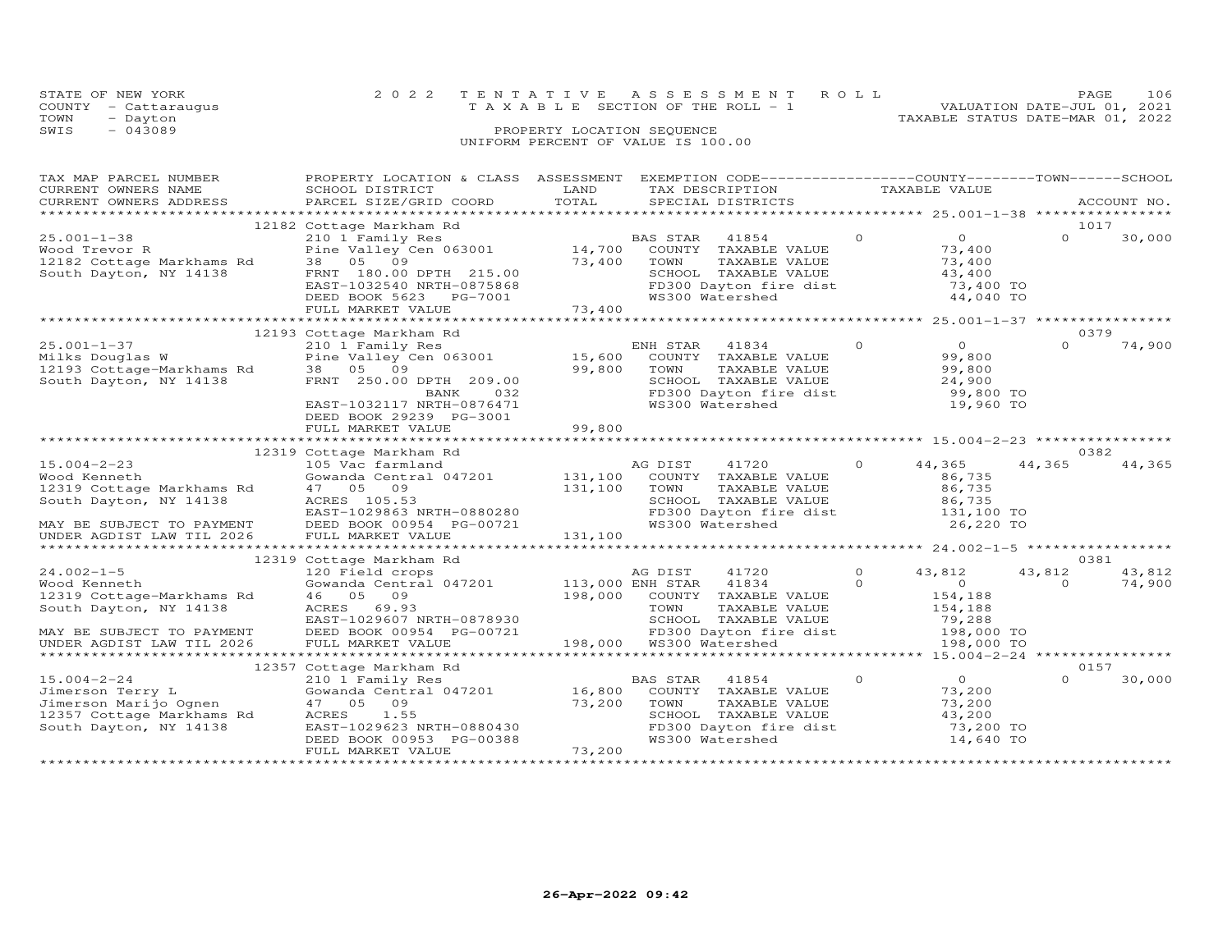STATE OF NEW YORK
COUNTY - Cattaraugus
TOWN - Dayton
SWIS - 043089

2022 TENTATIVE ASSESSMENT ROLL
TAXABLE SECTION OF THE ROLL - 1
PROPERTY LOCATION SEQUENCE
UNIFORM PERCENT OF VALUE IS 100.00

VALUATION DATE-JUL 01, 2021
TAXABLE STATUS DATE-MAR 01, 2022

| TAX MAP PARCEL NUMBER / CURRENT OWNERS NAME / CURRENT OWNERS ADDRESS | PROPERTY LOCATION & CLASS / SCHOOL DISTRICT / PARCEL SIZE/GRID COORD | ASSESSMENT LAND | TOTAL | EXEMPTION CODE / TAX DESCRIPTION / SPECIAL DISTRICTS | COUNTY TAXABLE VALUE | TOWN | SCHOOL | ACCOUNT NO. |
|---|---|---|---|---|---|---|---|---|
| 25.001-1-38 | 12182 Cottage Markham Rd | | | | | | | 1017 |
| Wood Trevor R | 210 1 Family Res | | | BAS STAR 41854 0 | 0 | 0 | 30,000 | |
| 12182 Cottage Markhams Rd | Pine Valley Cen 063001 | 14,700 | | COUNTY TAXABLE VALUE | 73,400 | | | |
| South Dayton, NY 14138 | 38 05 09 | | 73,400 | TOWN TAXABLE VALUE | 73,400 | | | |
| | FRNT 180.00 DPTH 215.00 | | | SCHOOL TAXABLE VALUE | 43,400 | | | |
| | EAST-1032540 NRTH-0875868 | | | FD300 Dayton fire dist | 73,400 TO | | | |
| | DEED BOOK 5623 PG-7001 | | | WS300 Watershed | 44,040 TO | | | |
| | FULL MARKET VALUE | | 73,400 | | | | | |
| 25.001-1-37 | 12193 Cottage Markham Rd | | | | | | | 0379 |
| Milks Douglas W | 210 1 Family Res | | | ENH STAR 41834 0 | 0 | 0 | 74,900 | |
| 12193 Cottage-Markhams Rd | Pine Valley Cen 063001 | 15,600 | | COUNTY TAXABLE VALUE | 99,800 | | | |
| South Dayton, NY 14138 | 38 05 09 | | 99,800 | TOWN TAXABLE VALUE | 99,800 | | | |
| | FRNT 250.00 DPTH 209.00 | | | SCHOOL TAXABLE VALUE | 24,900 | | | |
| | BANK 032 | | | FD300 Dayton fire dist | 99,800 TO | | | |
| | EAST-1032117 NRTH-0876471 | | | WS300 Watershed | 19,960 TO | | | |
| | DEED BOOK 29239 PG-3001 | | | | | | | |
| | FULL MARKET VALUE | | 99,800 | | | | | |
| 15.004-2-23 | 12319 Cottage Markham Rd | | | | | | | 0382 |
| Wood Kenneth | 105 Vac farmland | | | AG DIST 41720 0 | 44,365 | 44,365 | 44,365 | |
| 12319 Cottage Markhams Rd | Gowanda Central 047201 | 131,100 | | COUNTY TAXABLE VALUE | 86,735 | | | |
| South Dayton, NY 14138 | 47 05 09 | | 131,100 | TOWN TAXABLE VALUE | 86,735 | | | |
| | ACRES 105.53 | | | SCHOOL TAXABLE VALUE | 86,735 | | | |
| MAY BE SUBJECT TO PAYMENT | EAST-1029863 NRTH-0880280 | | | FD300 Dayton fire dist | 131,100 TO | | | |
| UNDER AGDIST LAW TIL 2026 | DEED BOOK 00954 PG-00721 | | | WS300 Watershed | 26,220 TO | | | |
| | FULL MARKET VALUE | | 131,100 | | | | | |
| 24.002-1-5 | 12319 Cottage Markham Rd | | | | | | | 0381 |
| Wood Kenneth | 120 Field crops | | | AG DIST 41720 0 | 43,812 | 43,812 | 43,812 | |
| 12319 Cottage-Markhams Rd | Gowanda Central 047201 | 113,000 | | ENH STAR 41834 0 | 0 | 0 | 74,900 | |
| South Dayton, NY 14138 | 46 05 09 | | 198,000 | COUNTY TAXABLE VALUE | 154,188 | | | |
| | ACRES 69.93 | | | TOWN TAXABLE VALUE | 154,188 | | | |
| | EAST-1029607 NRTH-0878930 | | | SCHOOL TAXABLE VALUE | 79,288 | | | |
| MAY BE SUBJECT TO PAYMENT | DEED BOOK 00954 PG-00721 | | | FD300 Dayton fire dist | 198,000 TO | | | |
| UNDER AGDIST LAW TIL 2026 | FULL MARKET VALUE | | 198,000 | WS300 Watershed | 198,000 TO | | | |
| 15.004-2-24 | 12357 Cottage Markham Rd | | | | | | | 0157 |
| Jimerson Terry L | 210 1 Family Res | | | BAS STAR 41854 0 | 0 | 0 | 30,000 | |
| Jimerson Marijo Ognen | Gowanda Central 047201 | 16,800 | | COUNTY TAXABLE VALUE | 73,200 | | | |
| 12357 Cottage Markhams Rd | 47 05 09 | | 73,200 | TOWN TAXABLE VALUE | 73,200 | | | |
| South Dayton, NY 14138 | ACRES 1.55 | | | SCHOOL TAXABLE VALUE | 43,200 | | | |
| | EAST-1029623 NRTH-0880430 | | | FD300 Dayton fire dist | 73,200 TO | | | |
| | DEED BOOK 00953 PG-00388 | | | WS300 Watershed | 14,640 TO | | | |
| | FULL MARKET VALUE | | 73,200 | | | | | |

26-Apr-2022 09:42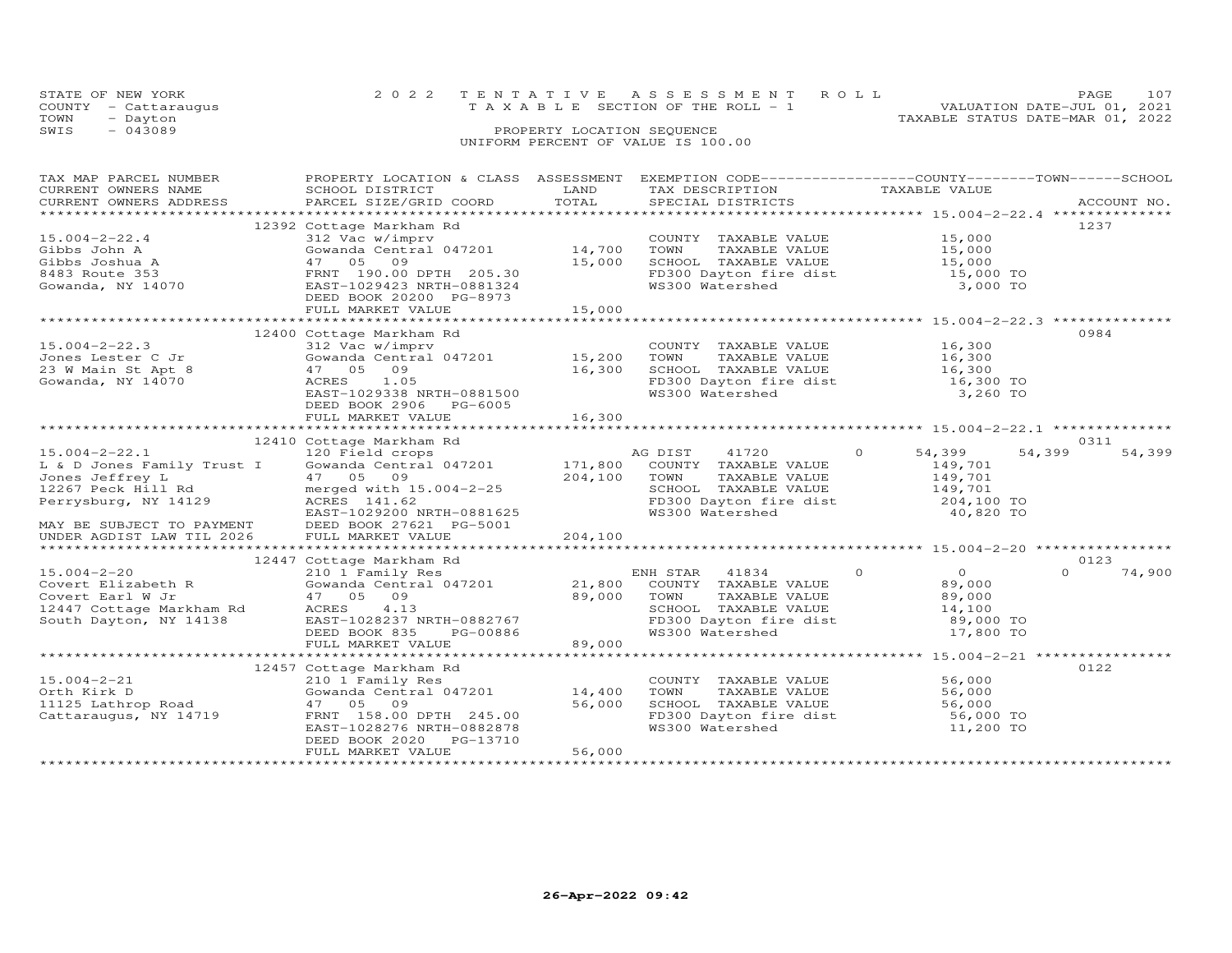STATE OF NEW YORK
COUNTY - Cattaraugus
TOWN - Dayton
SWIS - 043089

2 0 2 2 T E N T A T I V E A S S E S S M E N T R O L L
T A X A B L E SECTION OF THE ROLL - 1
PROPERTY LOCATION SEQUENCE
UNIFORM PERCENT OF VALUE IS 100.00

VALUATION DATE-JUL 01, 2021
TAXABLE STATUS DATE-MAR 01, 2022

| TAX MAP PARCEL NUMBER / CURRENT OWNERS NAME / CURRENT OWNERS ADDRESS | PROPERTY LOCATION & CLASS / SCHOOL DISTRICT / PARCEL SIZE/GRID COORD | ASSESSMENT LAND / TOTAL | EXEMPTION CODE / TAX DESCRIPTION / SPECIAL DISTRICTS | COUNTY TAXABLE VALUE | TOWN | SCHOOL | ACCOUNT NO. |
|---|---|---|---|---|---|---|---|
| 15.004-2-22.4 | 12392 Cottage Markham Rd | | | | | | 1237 |
| 15.004-2-22.4 | 312 Vac w/imprv | | COUNTY TAXABLE VALUE | 15,000 | | | |
| Gibbs John A | Gowanda Central 047201 | 14,700 | TOWN TAXABLE VALUE | 15,000 | | | |
| Gibbs Joshua A | 47 05 09 | 15,000 | SCHOOL TAXABLE VALUE | 15,000 | | | |
| 8483 Route 353 | FRNT 190.00 DPTH 205.30 | | FD300 Dayton fire dist | 15,000 TO | | | |
| Gowanda, NY 14070 | EAST-1029423 NRTH-0881324 | | WS300 Watershed | 3,000 TO | | | |
| | DEED BOOK 20200 PG-8973 | | | | | | |
| | FULL MARKET VALUE | 15,000 | | | | | |
| 15.004-2-22.3 | 12400 Cottage Markham Rd | | | | | | 0984 |
| 15.004-2-22.3 | 312 Vac w/imprv | | COUNTY TAXABLE VALUE | 16,300 | | | |
| Jones Lester C Jr | Gowanda Central 047201 | 15,200 | TOWN TAXABLE VALUE | 16,300 | | | |
| 23 W Main St Apt 8 | 47 05 09 | 16,300 | SCHOOL TAXABLE VALUE | 16,300 | | | |
| Gowanda, NY 14070 | ACRES 1.05 | | FD300 Dayton fire dist | 16,300 TO | | | |
| | EAST-1029338 NRTH-0881500 | | WS300 Watershed | 3,260 TO | | | |
| | DEED BOOK 2906 PG-6005 | | | | | | |
| | FULL MARKET VALUE | 16,300 | | | | | |
| 15.004-2-22.1 | 12410 Cottage Markham Rd | | | | | | 0311 |
| 15.004-2-22.1 | 120 Field crops | | AG DIST 41720 0 | 54,399 | 54,399 | 54,399 | |
| L & D Jones Family Trust I | Gowanda Central 047201 | 171,800 | COUNTY TAXABLE VALUE | 149,701 | | | |
| Jones Jeffrey L | 47 05 09 | 204,100 | TOWN TAXABLE VALUE | 149,701 | | | |
| 12267 Peck Hill Rd | merged with 15.004-2-25 | | SCHOOL TAXABLE VALUE | 149,701 | | | |
| Perrysburg, NY 14129 | ACRES 141.62 | | FD300 Dayton fire dist | 204,100 TO | | | |
| | EAST-1029200 NRTH-0881625 | | WS300 Watershed | 40,820 TO | | | |
| MAY BE SUBJECT TO PAYMENT | DEED BOOK 27621 PG-5001 | | | | | | |
| UNDER AGDIST LAW TIL 2026 | FULL MARKET VALUE | 204,100 | | | | | |
| 15.004-2-20 | 12447 Cottage Markham Rd | | | | | | 0123 |
| 15.004-2-20 | 210 1 Family Res | | ENH STAR 41834 0 | 0 | 0 | 74,900 | |
| Covert Elizabeth R | Gowanda Central 047201 | 21,800 | COUNTY TAXABLE VALUE | 89,000 | | | |
| Covert Earl W Jr | 47 05 09 | 89,000 | TOWN TAXABLE VALUE | 89,000 | | | |
| 12447 Cottage Markham Rd | ACRES 4.13 | | SCHOOL TAXABLE VALUE | 14,100 | | | |
| South Dayton, NY 14138 | EAST-1028237 NRTH-0882767 | | FD300 Dayton fire dist | 89,000 TO | | | |
| | DEED BOOK 835 PG-00886 | | WS300 Watershed | 17,800 TO | | | |
| | FULL MARKET VALUE | 89,000 | | | | | |
| 15.004-2-21 | 12457 Cottage Markham Rd | | | | | | 0122 |
| 15.004-2-21 | 210 1 Family Res | | COUNTY TAXABLE VALUE | 56,000 | | | |
| Orth Kirk D | Gowanda Central 047201 | 14,400 | TOWN TAXABLE VALUE | 56,000 | | | |
| 11125 Lathrop Road | 47 05 09 | 56,000 | SCHOOL TAXABLE VALUE | 56,000 | | | |
| Cattaraugus, NY 14719 | FRNT 158.00 DPTH 245.00 | | FD300 Dayton fire dist | 56,000 TO | | | |
| | EAST-1028276 NRTH-0882878 | | WS300 Watershed | 11,200 TO | | | |
| | DEED BOOK 2020 PG-13710 | | | | | | |
| | FULL MARKET VALUE | 56,000 | | | | | |

26-Apr-2022 09:42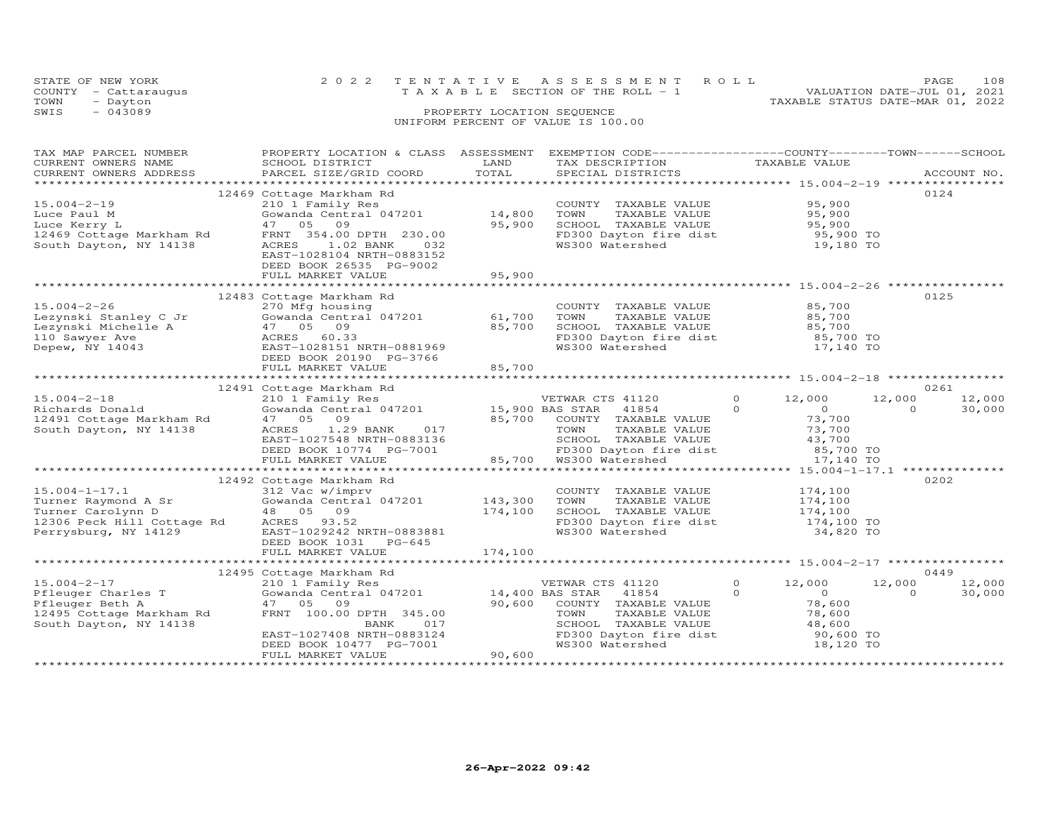STATE OF NEW YORK
COUNTY - Cattaraugus
TOWN - Dayton
SWIS - 043089

2022 TENTATIVE ASSESSMENT ROLL
TAXABLE SECTION OF THE ROLL - 1
PROPERTY LOCATION SEQUENCE
UNIFORM PERCENT OF VALUE IS 100.00

VALUATION DATE-JUL 01, 2021
TAXABLE STATUS DATE-MAR 01, 2022

| TAX MAP PARCEL NUMBER / CURRENT OWNERS NAME / CURRENT OWNERS ADDRESS | PROPERTY LOCATION & CLASS / SCHOOL DISTRICT / PARCEL SIZE/GRID COORD | ASSESSMENT LAND | TOTAL | EXEMPTION CODE / TAX DESCRIPTION / SPECIAL DISTRICTS | COUNTY TAXABLE VALUE | TOWN | SCHOOL | ACCOUNT NO. |
|---|---|---|---|---|---|---|---|---|
| | 12469 Cottage Markham Rd | | | | | | | 0124 |
| 15.004-2-19 | 210 1 Family Res | | | COUNTY TAXABLE VALUE | 95,900 | | | |
| Luce Paul M | Gowanda Central 047201 | 14,800 | | TOWN TAXABLE VALUE | 95,900 | | | |
| Luce Kerry L | 47 05 09 | | 95,900 | SCHOOL TAXABLE VALUE | 95,900 | | | |
| 12469 Cottage Markham Rd | FRNT 354.00 DPTH 230.00 | | | FD300 Dayton fire dist | 95,900 TO | | | |
| South Dayton, NY 14138 | ACRES 1.02 BANK 032 | | | WS300 Watershed | 19,180 TO | | | |
| | EAST-1028104 NRTH-0883152 | | | | | | | |
| | DEED BOOK 26535 PG-9002 | | | | | | | |
| | FULL MARKET VALUE | | 95,900 | | | | | |
| | 12483 Cottage Markham Rd | | | | | | | 0125 |
| 15.004-2-26 | 270 Mfg housing | | | COUNTY TAXABLE VALUE | 85,700 | | | |
| Lezynski Stanley C Jr | Gowanda Central 047201 | 61,700 | | TOWN TAXABLE VALUE | 85,700 | | | |
| Lezynski Michelle A | 47 05 09 | | 85,700 | SCHOOL TAXABLE VALUE | 85,700 | | | |
| 110 Sawyer Ave | ACRES 60.33 | | | FD300 Dayton fire dist | 85,700 TO | | | |
| Depew, NY 14043 | EAST-1028151 NRTH-0881969 | | | WS300 Watershed | 17,140 TO | | | |
| | DEED BOOK 20190 PG-3766 | | | | | | | |
| | FULL MARKET VALUE | | 85,700 | | | | | |
| | 12491 Cottage Markham Rd | | | | | | | 0261 |
| 15.004-2-18 | 210 1 Family Res | | | VETWAR CTS 41120 0 | 12,000 | 12,000 | 12,000 | |
| Richards Donald | Gowanda Central 047201 | 15,900 | | BAS STAR 41854 0 | 0 | 0 | 30,000 | |
| 12491 Cottage Markham Rd | 47 05 09 | | 85,700 | COUNTY TAXABLE VALUE | 73,700 | | | |
| South Dayton, NY 14138 | ACRES 1.29 BANK 017 | | | TOWN TAXABLE VALUE | 73,700 | | | |
| | EAST-1027548 NRTH-0883136 | | | SCHOOL TAXABLE VALUE | 43,700 | | | |
| | DEED BOOK 10774 PG-7001 | | | FD300 Dayton fire dist | 85,700 TO | | | |
| | FULL MARKET VALUE | | 85,700 | WS300 Watershed | 17,140 TO | | | |
| | 12492 Cottage Markham Rd | | | | | | | 0202 |
| 15.004-1-17.1 | 312 Vac w/imprv | | | COUNTY TAXABLE VALUE | 174,100 | | | |
| Turner Raymond A Sr | Gowanda Central 047201 | 143,300 | | TOWN TAXABLE VALUE | 174,100 | | | |
| Turner Carolynn D | 48 05 09 | | 174,100 | SCHOOL TAXABLE VALUE | 174,100 | | | |
| 12306 Peck Hill Cottage Rd | ACRES 93.52 | | | FD300 Dayton fire dist | 174,100 TO | | | |
| Perrysburg, NY 14129 | EAST-1029242 NRTH-0883881 | | | WS300 Watershed | 34,820 TO | | | |
| | DEED BOOK 1031 PG-645 | | | | | | | |
| | FULL MARKET VALUE | | 174,100 | | | | | |
| | 12495 Cottage Markham Rd | | | | | | | 0449 |
| 15.004-2-17 | 210 1 Family Res | | | VETWAR CTS 41120 0 | 12,000 | 12,000 | 12,000 | |
| Pfleuger Charles T | Gowanda Central 047201 | 14,400 | | BAS STAR 41854 0 | 0 | 0 | 30,000 | |
| Pfleuger Beth A | 47 05 09 | | 90,600 | COUNTY TAXABLE VALUE | 78,600 | | | |
| 12495 Cottage Markham Rd | FRNT 100.00 DPTH 345.00 | | | TOWN TAXABLE VALUE | 78,600 | | | |
| South Dayton, NY 14138 | BANK 017 | | | SCHOOL TAXABLE VALUE | 48,600 | | | |
| | EAST-1027408 NRTH-0883124 | | | FD300 Dayton fire dist | 90,600 TO | | | |
| | DEED BOOK 10477 PG-7001 | | | WS300 Watershed | 18,120 TO | | | |
| | FULL MARKET VALUE | | 90,600 | | | | | |

26-Apr-2022 09:42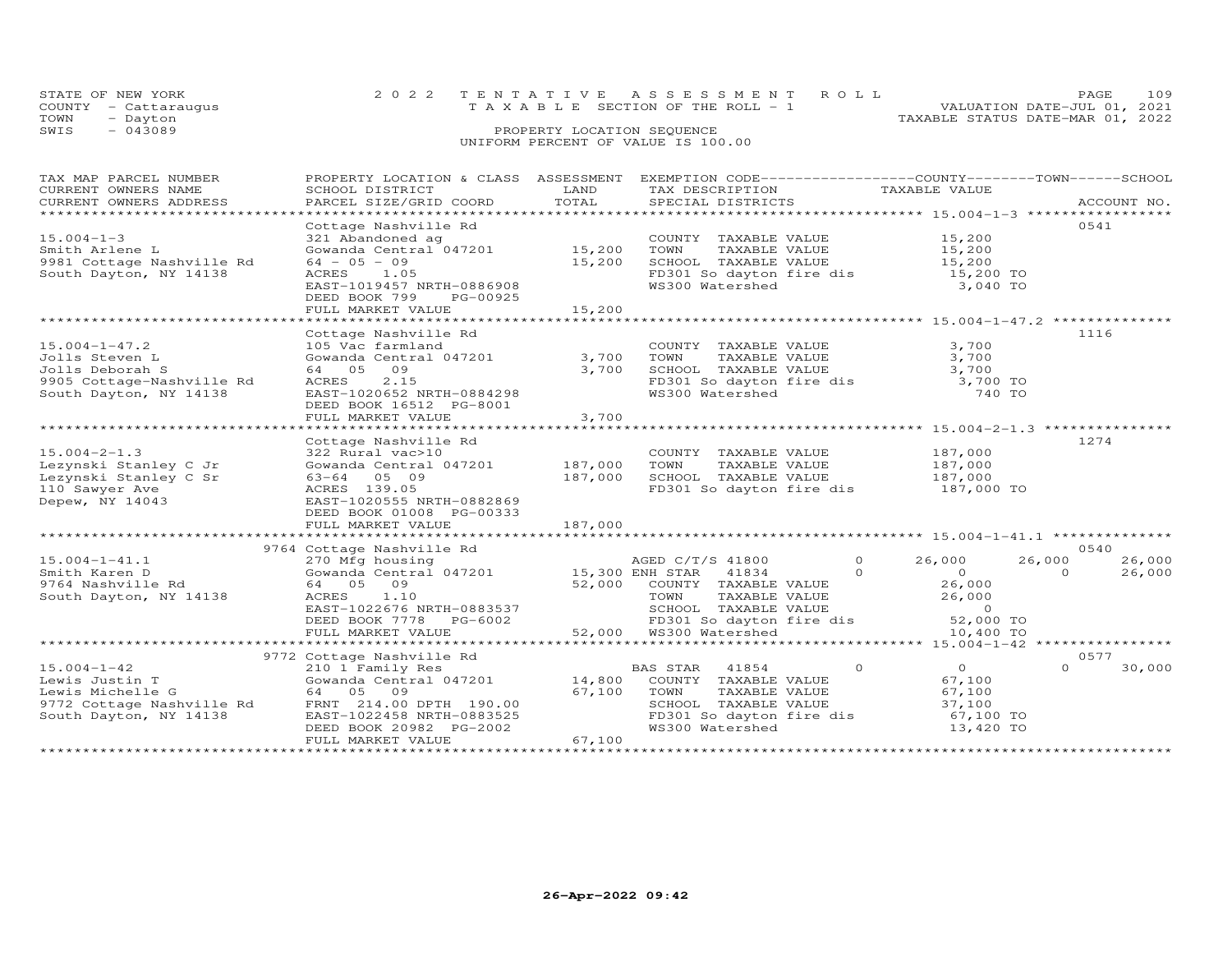STATE OF NEW YORK 2022 TENTATIVE ASSESSMENT ROLL
COUNTY - Cattaraugus TAXABLE SECTION OF THE ROLL - 1 VALUATION DATE-JUL 01, 2021
TOWN - Dayton TAXABLE STATUS DATE-MAR 01, 2022
SWIS - 043089 PROPERTY LOCATION SEQUENCE
UNIFORM PERCENT OF VALUE IS 100.00

| TAX MAP PARCEL NUMBER / CURRENT OWNERS NAME / CURRENT OWNERS ADDRESS | PROPERTY LOCATION & CLASS / SCHOOL DISTRICT / PARCEL SIZE/GRID COORD | ASSESSMENT LAND | ASSESSMENT TOTAL | EXEMPTION CODE / TAX DESCRIPTION / SPECIAL DISTRICTS | COUNTY TAXABLE VALUE | TOWN | SCHOOL | ACCOUNT NO. |
|---|---|---|---|---|---|---|---|---|
| 15.004-1-3 | Cottage Nashville Rd | | | | | | | 0541 |
| Smith Arlene L | 321 Abandoned ag | | | COUNTY TAXABLE VALUE | 15,200 | | | |
| 9981 Cottage Nashville Rd | Gowanda Central 047201 | 15,200 | | TOWN TAXABLE VALUE | 15,200 | | | |
| South Dayton, NY 14138 | 64 - 05 - 09 | | 15,200 | SCHOOL TAXABLE VALUE | 15,200 | | | |
| | ACRES 1.05 | | | FD301 So dayton fire dis | 15,200 TO | | | |
| | EAST-1019457 NRTH-0886908 | | | WS300 Watershed | 3,040 TO | | | |
| | DEED BOOK 799 PG-00925 | | | | | | | |
| | FULL MARKET VALUE | | 15,200 | | | | | |
| 15.004-1-47.2 | Cottage Nashville Rd | | | | | | | 1116 |
| Jolls Steven L | 105 Vac farmland | | | COUNTY TAXABLE VALUE | 3,700 | | | |
| Jolls Deborah S | Gowanda Central 047201 | 3,700 | | TOWN TAXABLE VALUE | 3,700 | | | |
| 9905 Cottage-Nashville Rd | 64 05 09 | | 3,700 | SCHOOL TAXABLE VALUE | 3,700 | | | |
| South Dayton, NY 14138 | ACRES 2.15 | | | FD301 So dayton fire dis | 3,700 TO | | | |
| | EAST-1020652 NRTH-0884298 | | | WS300 Watershed | 740 TO | | | |
| | DEED BOOK 16512 PG-8001 | | | | | | | |
| | FULL MARKET VALUE | | 3,700 | | | | | |
| 15.004-2-1.3 | Cottage Nashville Rd | | | | | | | 1274 |
| Lezynski Stanley C Jr | 322 Rural vac>10 | | | COUNTY TAXABLE VALUE | 187,000 | | | |
| Lezynski Stanley C Sr | Gowanda Central 047201 | 187,000 | | TOWN TAXABLE VALUE | 187,000 | | | |
| 110 Sawyer Ave | 63-64 05 09 | | 187,000 | SCHOOL TAXABLE VALUE | 187,000 | | | |
| Depew, NY 14043 | ACRES 139.05 | | | FD301 So dayton fire dis | 187,000 TO | | | |
| | EAST-1020555 NRTH-0882869 | | | | | | | |
| | DEED BOOK 01008 PG-00333 | | | | | | | |
| | FULL MARKET VALUE | | 187,000 | | | | | |
| 15.004-1-41.1 | 9764 Cottage Nashville Rd | | | | | | | 0540 |
| Smith Karen D | 270 Mfg housing | | | AGED C/T/S 41800 0 | 26,000 | 26,000 | 26,000 | |
| 9764 Nashville Rd | Gowanda Central 047201 | 15,300 | | ENH STAR 41834 0 | 0 | 0 | 26,000 | |
| South Dayton, NY 14138 | 64 05 09 | | 52,000 | COUNTY TAXABLE VALUE | 26,000 | | | |
| | ACRES 1.10 | | | TOWN TAXABLE VALUE | 26,000 | | | |
| | EAST-1022676 NRTH-0883537 | | | SCHOOL TAXABLE VALUE | 0 | | | |
| | DEED BOOK 7778 PG-6002 | | | FD301 So dayton fire dis | 52,000 TO | | | |
| | FULL MARKET VALUE | | 52,000 | WS300 Watershed | 10,400 TO | | | |
| 15.004-1-42 | 9772 Cottage Nashville Rd | | | | | | | 0577 |
| Lewis Justin T | 210 1 Family Res | | | BAS STAR 41854 0 | 0 | 0 | 30,000 | |
| Lewis Michelle G | Gowanda Central 047201 | 14,800 | | COUNTY TAXABLE VALUE | 67,100 | | | |
| 9772 Cottage Nashville Rd | 64 05 09 | | 67,100 | TOWN TAXABLE VALUE | 67,100 | | | |
| South Dayton, NY 14138 | FRNT 214.00 DPTH 190.00 | | | SCHOOL TAXABLE VALUE | 37,100 | | | |
| | EAST-1022458 NRTH-0883525 | | | FD301 So dayton fire dis | 67,100 TO | | | |
| | DEED BOOK 20982 PG-2002 | | | WS300 Watershed | 13,420 TO | | | |
| | FULL MARKET VALUE | | 67,100 | | | | | |

26-Apr-2022 09:42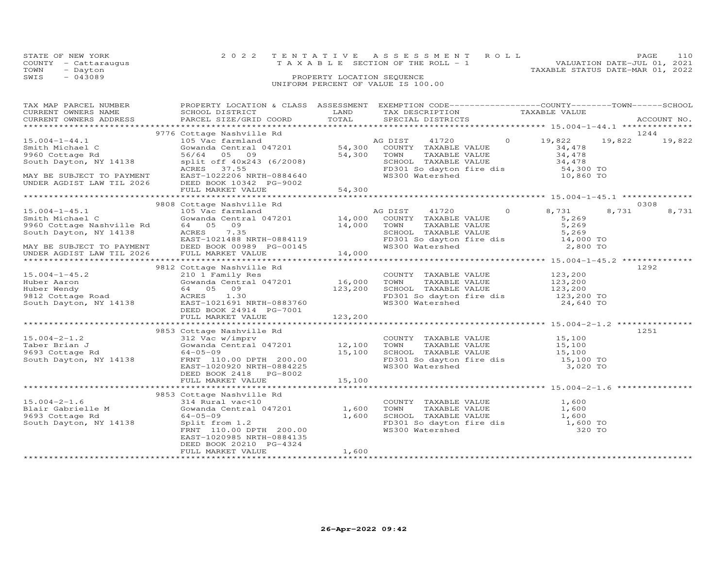STATE OF NEW YORK
COUNTY - Cattaraugus
TOWN - Dayton
SWIS - 043089

# 2022 TENTATIVE ASSESSMENT ROLL
TAXABLE SECTION OF THE ROLL - 1
PROPERTY LOCATION SEQUENCE
UNIFORM PERCENT OF VALUE IS 100.00

VALUATION DATE-JUL 01, 2021
TAXABLE STATUS DATE-MAR 01, 2022

| TAX MAP PARCEL NUMBER / CURRENT OWNERS NAME / CURRENT OWNERS ADDRESS | PROPERTY LOCATION & CLASS / SCHOOL DISTRICT / PARCEL SIZE/GRID COORD | ASSESSMENT LAND | TOTAL | EXEMPTION CODE / TAX DESCRIPTION / SPECIAL DISTRICTS | | COUNTY TAXABLE VALUE | TOWN | SCHOOL | ACCOUNT NO. |
|---|---|---|---|---|---|---|---|---|---|
| **15.004-1-44.1** | 9776 Cottage Nashville Rd | | | | | | | | 1244 |
| 15.004-1-44.1 | 105 Vac farmland | | | AG DIST 41720 | 0 | 19,822 | 19,822 | 19,822 | |
| Smith Michael C | Gowanda Central 047201 | 54,300 | | COUNTY TAXABLE VALUE | | 34,478 | | | |
| 9960 Cottage Rd | 56/64 05 09 | | 54,300 | TOWN TAXABLE VALUE | | 34,478 | | | |
| South Dayton, NY 14138 | split off 40x243 (6/2008) | | | SCHOOL TAXABLE VALUE | | 34,478 | | | |
| | ACRES 37.55 | | | FD301 So dayton fire dis | | 54,300 TO | | | |
| MAY BE SUBJECT TO PAYMENT | EAST-1022206 NRTH-0884640 | | | WS300 Watershed | | 10,860 TO | | | |
| UNDER AGDIST LAW TIL 2026 | DEED BOOK 10342 PG-9002 | | | | | | | | |
| | FULL MARKET VALUE | | 54,300 | | | | | | |
| **15.004-1-45.1** | 9808 Cottage Nashville Rd | | | | | | | | 0308 |
| 15.004-1-45.1 | 105 Vac farmland | | | AG DIST 41720 | 0 | 8,731 | 8,731 | 8,731 | |
| Smith Michael C | Gowanda Central 047201 | 14,000 | | COUNTY TAXABLE VALUE | | 5,269 | | | |
| 9960 Cottage Nashville Rd | 64 05 09 | | 14,000 | TOWN TAXABLE VALUE | | 5,269 | | | |
| South Dayton, NY 14138 | ACRES 7.35 | | | SCHOOL TAXABLE VALUE | | 5,269 | | | |
| | EAST-1021488 NRTH-0884119 | | | FD301 So dayton fire dis | | 14,000 TO | | | |
| MAY BE SUBJECT TO PAYMENT | DEED BOOK 00989 PG-00145 | | | WS300 Watershed | | 2,800 TO | | | |
| UNDER AGDIST LAW TIL 2026 | FULL MARKET VALUE | | 14,000 | | | | | | |
| **15.004-1-45.2** | 9812 Cottage Nashville Rd | | | | | | | | 1292 |
| 15.004-1-45.2 | 210 1 Family Res | | | COUNTY TAXABLE VALUE | | 123,200 | | | |
| Huber Aaron | Gowanda Central 047201 | 16,000 | | TOWN TAXABLE VALUE | | 123,200 | | | |
| Huber Wendy | 64 05 09 | | 123,200 | SCHOOL TAXABLE VALUE | | 123,200 | | | |
| 9812 Cottage Road | ACRES 1.30 | | | FD301 So dayton fire dis | | 123,200 TO | | | |
| South Dayton, NY 14138 | EAST-1021691 NRTH-0883760 | | | WS300 Watershed | | 24,640 TO | | | |
| | DEED BOOK 24914 PG-7001 | | | | | | | | |
| | FULL MARKET VALUE | | 123,200 | | | | | | |
| **15.004-2-1.2** | 9853 Cottage Nashville Rd | | | | | | | | 1251 |
| 15.004-2-1.2 | 312 Vac w/imprv | | | COUNTY TAXABLE VALUE | | 15,100 | | | |
| Taber Brian J | Gowanda Central 047201 | 12,100 | | TOWN TAXABLE VALUE | | 15,100 | | | |
| 9693 Cottage Rd | 64-05-09 | | 15,100 | SCHOOL TAXABLE VALUE | | 15,100 | | | |
| South Dayton, NY 14138 | FRNT 110.00 DPTH 200.00 | | | FD301 So dayton fire dis | | 15,100 TO | | | |
| | EAST-1020920 NRTH-0884225 | | | WS300 Watershed | | 3,020 TO | | | |
| | DEED BOOK 2418 PG-8002 | | | | | | | | |
| | FULL MARKET VALUE | | 15,100 | | | | | | |
| **15.004-2-1.6** | 9853 Cottage Nashville Rd | | | | | | | | |
| 15.004-2-1.6 | 314 Rural vac<10 | | | COUNTY TAXABLE VALUE | | 1,600 | | | |
| Blair Gabrielle M | Gowanda Central 047201 | 1,600 | | TOWN TAXABLE VALUE | | 1,600 | | | |
| 9693 Cottage Rd | 64-05-09 | | 1,600 | SCHOOL TAXABLE VALUE | | 1,600 | | | |
| South Dayton, NY 14138 | Split from 1.2 | | | FD301 So dayton fire dis | | 1,600 TO | | | |
| | FRNT 110.00 DPTH 200.00 | | | WS300 Watershed | | 320 TO | | | |
| | EAST-1020985 NRTH-0884135 | | | | | | | | |
| | DEED BOOK 20210 PG-4324 | | | | | | | | |
| | FULL MARKET VALUE | | 1,600 | | | | | | |

26-Apr-2022 09:42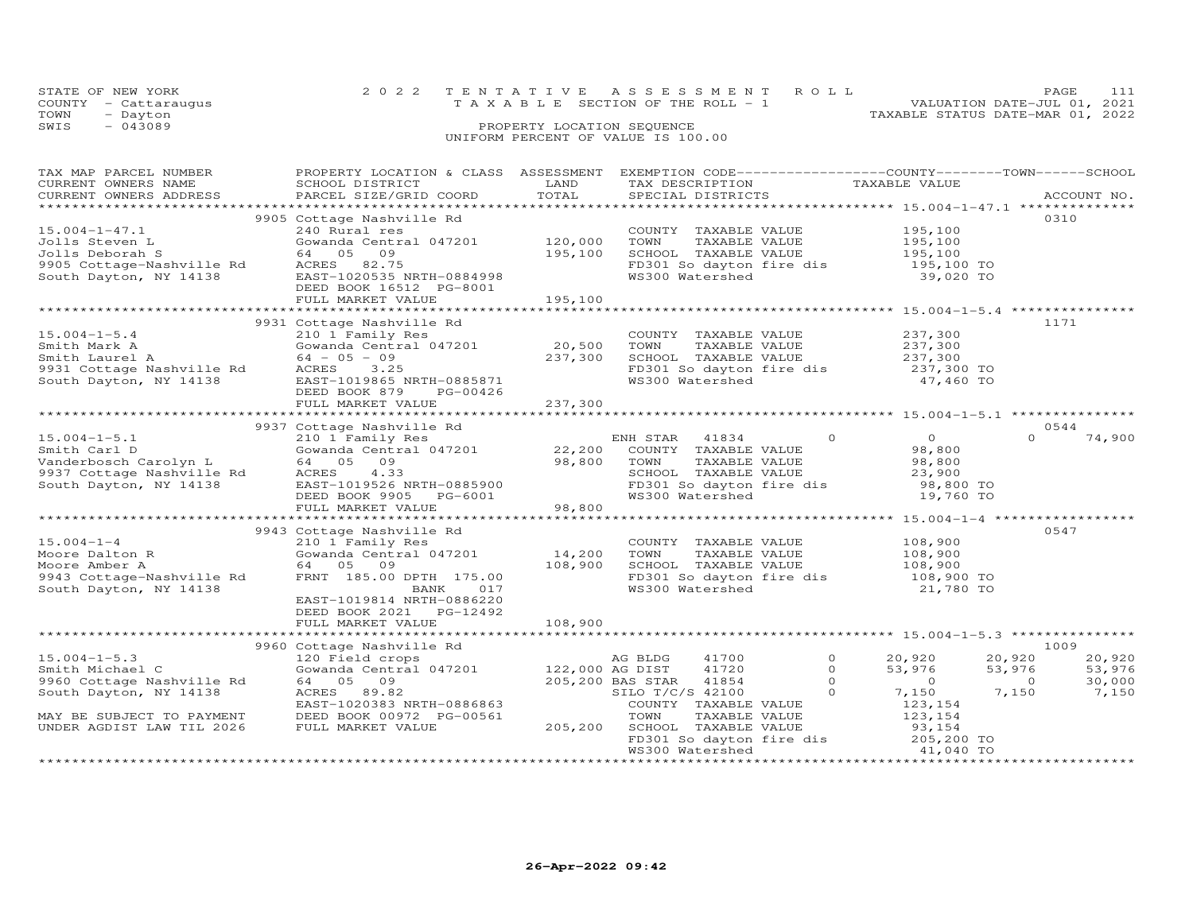STATE OF NEW YORK — 2022 TENTATIVE ASSESSMENT ROLL
COUNTY - Cattaraugus — TAXABLE SECTION OF THE ROLL - 1 — VALUATION DATE-JUL 01, 2021
TOWN - Dayton — TAXABLE STATUS DATE-MAR 01, 2022
SWIS - 043089 — PROPERTY LOCATION SEQUENCE
UNIFORM PERCENT OF VALUE IS 100.00

| TAX MAP PARCEL NUMBER / CURRENT OWNERS NAME / CURRENT OWNERS ADDRESS | PROPERTY LOCATION & CLASS / SCHOOL DISTRICT / PARCEL SIZE/GRID COORD | ASSESSMENT LAND / TOTAL | EXEMPTION CODE / TAX DESCRIPTION / SPECIAL DISTRICTS | COUNTY | TOWN | SCHOOL | TAXABLE VALUE | ACCOUNT NO. |
|---|---|---|---|---|---|---|---|---|
| **15.004-1-47.1** | 9905 Cottage Nashville Rd | | | | | | | 0310 |
| | 240 Rural res | | COUNTY TAXABLE VALUE | | | | 195,100 | |
| Jolls Steven L | Gowanda Central 047201 | 120,000 | TOWN TAXABLE VALUE | | | | 195,100 | |
| Jolls Deborah S | 64 05 09 | 195,100 | SCHOOL TAXABLE VALUE | | | | 195,100 | |
| 9905 Cottage-Nashville Rd | ACRES 82.75 | | FD301 So dayton fire dis | | | | 195,100 TO | |
| South Dayton, NY 14138 | EAST-1020535 NRTH-0884998 | | WS300 Watershed | | | | 39,020 TO | |
| | DEED BOOK 16512 PG-8001 | | | | | | | |
| | FULL MARKET VALUE | 195,100 | | | | | | |
| **15.004-1-5.4** | 9931 Cottage Nashville Rd | | | | | | | 1171 |
| | 210 1 Family Res | | COUNTY TAXABLE VALUE | | | | 237,300 | |
| Smith Mark A | Gowanda Central 047201 | 20,500 | TOWN TAXABLE VALUE | | | | 237,300 | |
| Smith Laurel A | 64 - 05 - 09 | 237,300 | SCHOOL TAXABLE VALUE | | | | 237,300 | |
| 9931 Cottage Nashville Rd | ACRES 3.25 | | FD301 So dayton fire dis | | | | 237,300 TO | |
| South Dayton, NY 14138 | EAST-1019865 NRTH-0885871 | | WS300 Watershed | | | | 47,460 TO | |
| | DEED BOOK 879 PG-00426 | | | | | | | |
| | FULL MARKET VALUE | 237,300 | | | | | | |
| **15.004-1-5.1** | 9937 Cottage Nashville Rd | | | | | | | 0544 |
| | 210 1 Family Res | | ENH STAR 41834 | 0 | 0 | 74,900 | | |
| Smith Carl D | Gowanda Central 047201 | 22,200 | COUNTY TAXABLE VALUE | | | | 98,800 | |
| Vanderbosch Carolyn L | 64 05 09 | 98,800 | TOWN TAXABLE VALUE | | | | 98,800 | |
| 9937 Cottage Nashville Rd | ACRES 4.33 | | SCHOOL TAXABLE VALUE | | | | 23,900 | |
| South Dayton, NY 14138 | EAST-1019526 NRTH-0885900 | | FD301 So dayton fire dis | | | | 98,800 TO | |
| | DEED BOOK 9905 PG-6001 | | WS300 Watershed | | | | 19,760 TO | |
| | FULL MARKET VALUE | 98,800 | | | | | | |
| **15.004-1-4** | 9943 Cottage Nashville Rd | | | | | | | 0547 |
| | 210 1 Family Res | | COUNTY TAXABLE VALUE | | | | 108,900 | |
| Moore Dalton R | Gowanda Central 047201 | 14,200 | TOWN TAXABLE VALUE | | | | 108,900 | |
| Moore Amber A | 64 05 09 | 108,900 | SCHOOL TAXABLE VALUE | | | | 108,900 | |
| 9943 Cottage-Nashville Rd | FRNT 185.00 DPTH 175.00 | | FD301 So dayton fire dis | | | | 108,900 TO | |
| South Dayton, NY 14138 | BANK 017 | | WS300 Watershed | | | | 21,780 TO | |
| | EAST-1019814 NRTH-0886220 | | | | | | | |
| | DEED BOOK 2021 PG-12492 | | | | | | | |
| | FULL MARKET VALUE | 108,900 | | | | | | |
| **15.004-1-5.3** | 9960 Cottage Nashville Rd | | | | | | | 1009 |
| | 120 Field crops | | AG BLDG 41700 | 20,920 | 20,920 | 20,920 | | |
| Smith Michael C | Gowanda Central 047201 | 122,000 | AG DIST 41720 | 53,976 | 53,976 | 53,976 | | |
| 9960 Cottage Nashville Rd | 64 05 09 | 205,200 | BAS STAR 41854 | 0 | 0 | 30,000 | | |
| South Dayton, NY 14138 | ACRES 89.82 | | SILO T/C/S 42100 | 7,150 | 7,150 | 7,150 | | |
| | EAST-1020383 NRTH-0886863 | | COUNTY TAXABLE VALUE | | | | 123,154 | |
| MAY BE SUBJECT TO PAYMENT | DEED BOOK 00972 PG-00561 | | TOWN TAXABLE VALUE | | | | 123,154 | |
| UNDER AGDIST LAW TIL 2026 | FULL MARKET VALUE | 205,200 | SCHOOL TAXABLE VALUE | | | | 93,154 | |
| | | | FD301 So dayton fire dis | | | | 205,200 TO | |
| | | | WS300 Watershed | | | | 41,040 TO | |

26-Apr-2022 09:42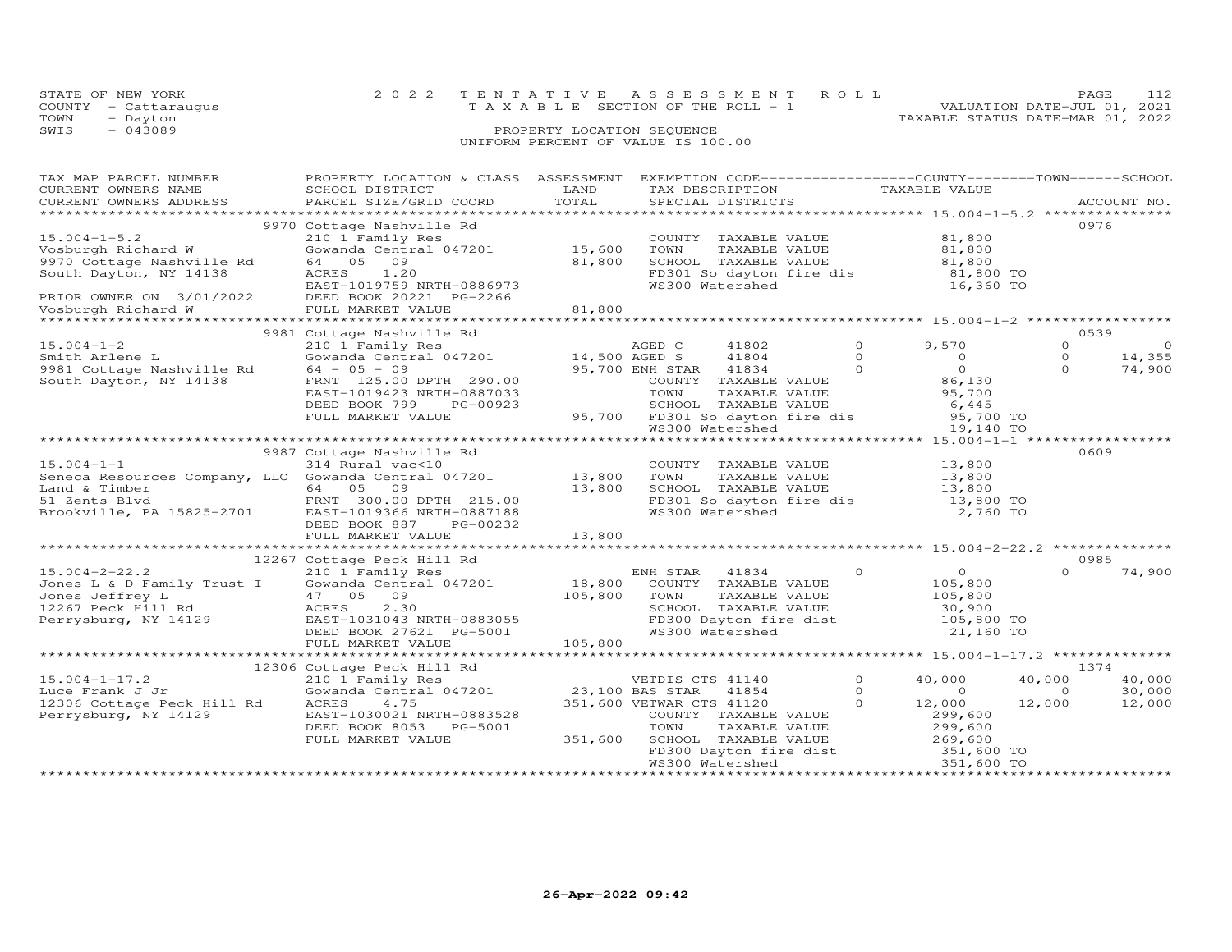STATE OF NEW YORK
COUNTY - Cattaraugus
TOWN - Dayton
SWIS - 043089

2022 TENTATIVE ASSESSMENT ROLL
TAXABLE SECTION OF THE ROLL - 1
PROPERTY LOCATION SEQUENCE
UNIFORM PERCENT OF VALUE IS 100.00

VALUATION DATE-JUL 01, 2021
TAXABLE STATUS DATE-MAR 01, 2022

| TAX MAP PARCEL NUMBER / CURRENT OWNERS NAME / CURRENT OWNERS ADDRESS | PROPERTY LOCATION & CLASS / SCHOOL DISTRICT / PARCEL SIZE/GRID COORD | ASSESSMENT LAND | TOTAL | EXEMPTION CODE / TAX DESCRIPTION / SPECIAL DISTRICTS | | COUNTY TAXABLE VALUE | TOWN | SCHOOL / ACCOUNT NO. |
|---|---|---|---|---|---|---|---|---|
| **15.004-1-5.2** | 9970 Cottage Nashville Rd | | | | | | | 0976 |
| 15.004-1-5.2 | 210 1 Family Res | | | COUNTY TAXABLE VALUE | | 81,800 | | |
| Vosburgh Richard W | Gowanda Central 047201 | 15,600 | | TOWN TAXABLE VALUE | | 81,800 | | |
| 9970 Cottage Nashville Rd | 64 05 09 | | 81,800 | SCHOOL TAXABLE VALUE | | 81,800 | | |
| South Dayton, NY 14138 | ACRES 1.20 | | | FD301 So dayton fire dis | | 81,800 TO | | |
| | EAST-1019759 NRTH-0886973 | | | WS300 Watershed | | 16,360 TO | | |
| PRIOR OWNER ON 3/01/2022 | DEED BOOK 20221 PG-2266 | | | | | | | |
| Vosburgh Richard W | FULL MARKET VALUE | | 81,800 | | | | | |
| **15.004-1-2** | 9981 Cottage Nashville Rd | | | | | | | 0539 |
| 15.004-1-2 | 210 1 Family Res | | | AGED C 41802 | 0 | 9,570 | 0 | 0 |
| Smith Arlene L | Gowanda Central 047201 | 14,500 | | AGED S 41804 | 0 | 0 | 0 | 14,355 |
| 9981 Cottage Nashville Rd | 64 - 05 - 09 | | 95,700 | ENH STAR 41834 | 0 | 0 | 0 | 74,900 |
| South Dayton, NY 14138 | FRNT 125.00 DPTH 290.00 | | | COUNTY TAXABLE VALUE | | 86,130 | | |
| | EAST-1019423 NRTH-0887033 | | | TOWN TAXABLE VALUE | | 95,700 | | |
| | DEED BOOK 799 PG-00923 | | | SCHOOL TAXABLE VALUE | | 6,445 | | |
| | FULL MARKET VALUE | | 95,700 | FD301 So dayton fire dis | | 95,700 TO | | |
| | | | | WS300 Watershed | | 19,140 TO | | |
| **15.004-1-1** | 9987 Cottage Nashville Rd | | | | | | | 0609 |
| 15.004-1-1 | 314 Rural vac<10 | | | COUNTY TAXABLE VALUE | | 13,800 | | |
| Seneca Resources Company, LLC | Gowanda Central 047201 | 13,800 | | TOWN TAXABLE VALUE | | 13,800 | | |
| Land & Timber | 64 05 09 | | 13,800 | SCHOOL TAXABLE VALUE | | 13,800 | | |
| 51 Zents Blvd | FRNT 300.00 DPTH 215.00 | | | FD301 So dayton fire dis | | 13,800 TO | | |
| Brookville, PA 15825-2701 | EAST-1019366 NRTH-0887188 | | | WS300 Watershed | | 2,760 TO | | |
| | DEED BOOK 887 PG-00232 | | | | | | | |
| | FULL MARKET VALUE | | 13,800 | | | | | |
| **15.004-2-22.2** | 12267 Cottage Peck Hill Rd | | | | | | | 0985 |
| 15.004-2-22.2 | 210 1 Family Res | | | ENH STAR 41834 | 0 | 0 | 0 | 74,900 |
| Jones L & D Family Trust I | Gowanda Central 047201 | 18,800 | | COUNTY TAXABLE VALUE | | 105,800 | | |
| Jones Jeffrey L | 47 05 09 | | 105,800 | TOWN TAXABLE VALUE | | 105,800 | | |
| 12267 Peck Hill Rd | ACRES 2.30 | | | SCHOOL TAXABLE VALUE | | 30,900 | | |
| Perrysburg, NY 14129 | EAST-1031043 NRTH-0883055 | | | FD300 Dayton fire dist | | 105,800 TO | | |
| | DEED BOOK 27621 PG-5001 | | | WS300 Watershed | | 21,160 TO | | |
| | FULL MARKET VALUE | | 105,800 | | | | | |
| **15.004-1-17.2** | 12306 Cottage Peck Hill Rd | | | | | | | 1374 |
| 15.004-1-17.2 | 210 1 Family Res | | | VETDIS CTS 41140 | 0 | 40,000 | 40,000 | 40,000 |
| Luce Frank J Jr | Gowanda Central 047201 | 23,100 | | BAS STAR 41854 | 0 | 0 | 0 | 30,000 |
| 12306 Cottage Peck Hill Rd | ACRES 4.75 | | 351,600 | VETWAR CTS 41120 | 0 | 12,000 | 12,000 | 12,000 |
| Perrysburg, NY 14129 | EAST-1030021 NRTH-0883528 | | | COUNTY TAXABLE VALUE | | 299,600 | | |
| | DEED BOOK 8053 PG-5001 | | | TOWN TAXABLE VALUE | | 299,600 | | |
| | FULL MARKET VALUE | | 351,600 | SCHOOL TAXABLE VALUE | | 269,600 | | |
| | | | | FD300 Dayton fire dist | | 351,600 TO | | |
| | | | | WS300 Watershed | | 351,600 TO | | |

26-Apr-2022 09:42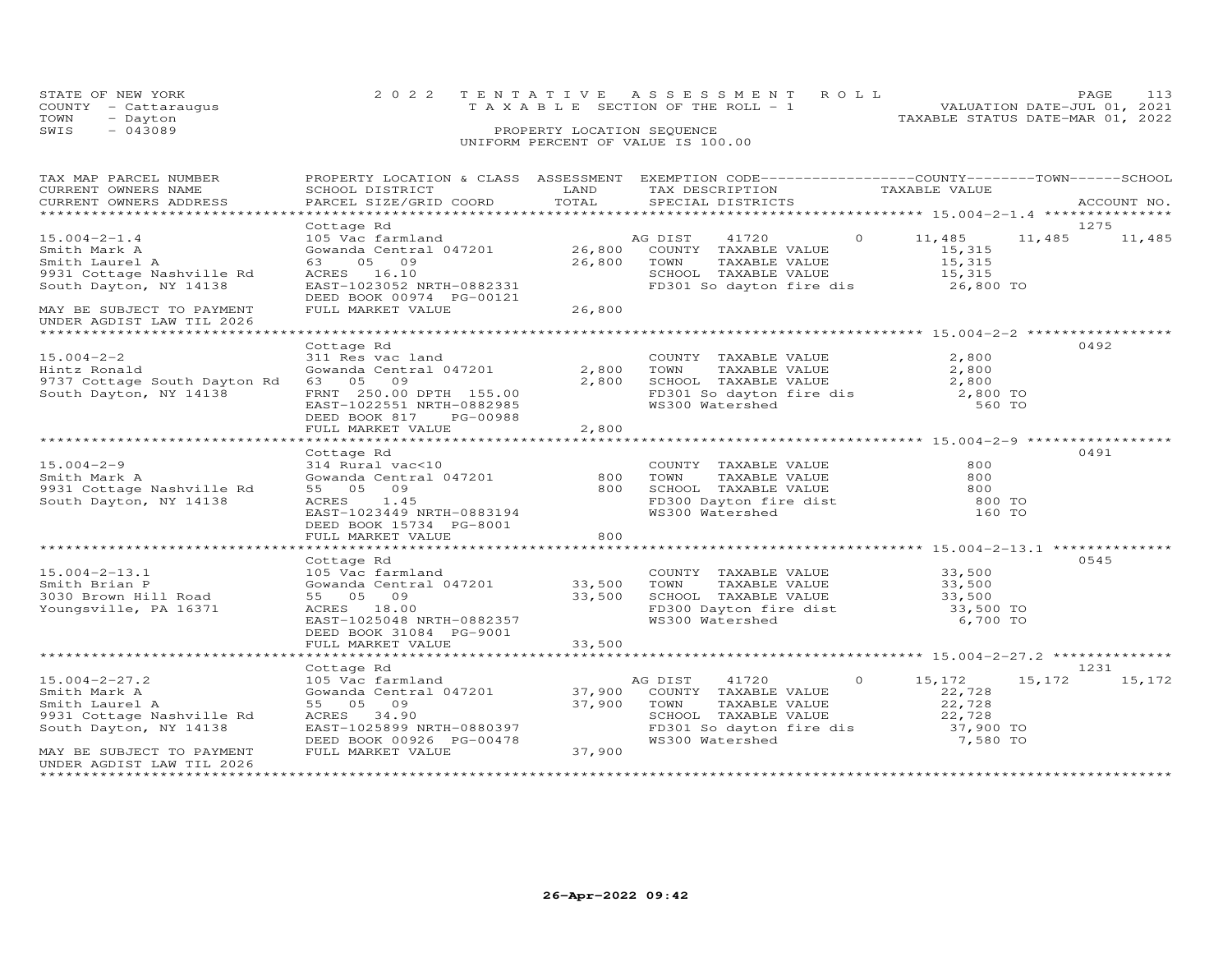STATE OF NEW YORK
COUNTY - Cattaraugus
TOWN - Dayton
SWIS - 043089

2022 TENTATIVE ASSESSMENT ROLL
TAXABLE SECTION OF THE ROLL - 1
PROPERTY LOCATION SEQUENCE
UNIFORM PERCENT OF VALUE IS 100.00

VALUATION DATE-JUL 01, 2021
TAXABLE STATUS DATE-MAR 01, 2022

| TAX MAP PARCEL NUMBER / CURRENT OWNERS NAME / CURRENT OWNERS ADDRESS | PROPERTY LOCATION & CLASS / SCHOOL DISTRICT / PARCEL SIZE/GRID COORD | ASSESSMENT LAND / TOTAL | EXEMPTION CODE / TAX DESCRIPTION / SPECIAL DISTRICTS | COUNTY TAXABLE VALUE | TOWN | SCHOOL | ACCOUNT NO. |
|---|---|---|---|---|---|---|---|
| 15.004-2-1.4 | Cottage Rd | | | | | | 1275 |
| 15.004-2-1.4 | 105 Vac farmland | | AG DIST 41720 0 | 11,485 | 11,485 | 11,485 | |
| Smith Mark A | Gowanda Central 047201 | 26,800 | COUNTY TAXABLE VALUE | 15,315 | | | |
| Smith Laurel A | 63 05 09 | 26,800 | TOWN TAXABLE VALUE | 15,315 | | | |
| 9931 Cottage Nashville Rd | ACRES 16.10 | | SCHOOL TAXABLE VALUE | 15,315 | | | |
| South Dayton, NY 14138 | EAST-1023052 NRTH-0882331 | | FD301 So dayton fire dis | 26,800 TO | | | |
| | DEED BOOK 00974 PG-00121 | | | | | | |
| MAY BE SUBJECT TO PAYMENT UNDER AGDIST LAW TIL 2026 | FULL MARKET VALUE | 26,800 | | | | | |
| 15.004-2-2 | Cottage Rd | | | | | | 0492 |
| 15.004-2-2 | 311 Res vac land | | COUNTY TAXABLE VALUE | 2,800 | | | |
| Hintz Ronald | Gowanda Central 047201 | 2,800 | TOWN TAXABLE VALUE | 2,800 | | | |
| 9737 Cottage South Dayton Rd | 63 05 09 | 2,800 | SCHOOL TAXABLE VALUE | 2,800 | | | |
| South Dayton, NY 14138 | FRNT 250.00 DPTH 155.00 | | FD301 So dayton fire dis | 2,800 TO | | | |
| | EAST-1022551 NRTH-0882985 | | WS300 Watershed | 560 TO | | | |
| | DEED BOOK 817 PG-00988 | | | | | | |
| | FULL MARKET VALUE | 2,800 | | | | | |
| 15.004-2-9 | Cottage Rd | | | | | | 0491 |
| 15.004-2-9 | 314 Rural vac<10 | | COUNTY TAXABLE VALUE | 800 | | | |
| Smith Mark A | Gowanda Central 047201 | 800 | TOWN TAXABLE VALUE | 800 | | | |
| 9931 Cottage Nashville Rd | 55 05 09 | 800 | SCHOOL TAXABLE VALUE | 800 | | | |
| South Dayton, NY 14138 | ACRES 1.45 | | FD300 Dayton fire dist | 800 TO | | | |
| | EAST-1023449 NRTH-0883194 | | WS300 Watershed | 160 TO | | | |
| | DEED BOOK 15734 PG-8001 | | | | | | |
| | FULL MARKET VALUE | 800 | | | | | |
| 15.004-2-13.1 | Cottage Rd | | | | | | 0545 |
| 15.004-2-13.1 | 105 Vac farmland | | COUNTY TAXABLE VALUE | 33,500 | | | |
| Smith Brian P | Gowanda Central 047201 | 33,500 | TOWN TAXABLE VALUE | 33,500 | | | |
| 3030 Brown Hill Road | 55 05 09 | 33,500 | SCHOOL TAXABLE VALUE | 33,500 | | | |
| Youngsville, PA 16371 | ACRES 18.00 | | FD300 Dayton fire dist | 33,500 TO | | | |
| | EAST-1025048 NRTH-0882357 | | WS300 Watershed | 6,700 TO | | | |
| | DEED BOOK 31084 PG-9001 | | | | | | |
| | FULL MARKET VALUE | 33,500 | | | | | |
| 15.004-2-27.2 | Cottage Rd | | | | | | 1231 |
| 15.004-2-27.2 | 105 Vac farmland | | AG DIST 41720 0 | 15,172 | 15,172 | 15,172 | |
| Smith Mark A | Gowanda Central 047201 | 37,900 | COUNTY TAXABLE VALUE | 22,728 | | | |
| Smith Laurel A | 55 05 09 | 37,900 | TOWN TAXABLE VALUE | 22,728 | | | |
| 9931 Cottage Nashville Rd | ACRES 34.90 | | SCHOOL TAXABLE VALUE | 22,728 | | | |
| South Dayton, NY 14138 | EAST-1025899 NRTH-0880397 | | FD301 So dayton fire dis | 37,900 TO | | | |
| | DEED BOOK 00926 PG-00478 | | WS300 Watershed | 7,580 TO | | | |
| MAY BE SUBJECT TO PAYMENT UNDER AGDIST LAW TIL 2026 | FULL MARKET VALUE | 37,900 | | | | | |

26-Apr-2022 09:42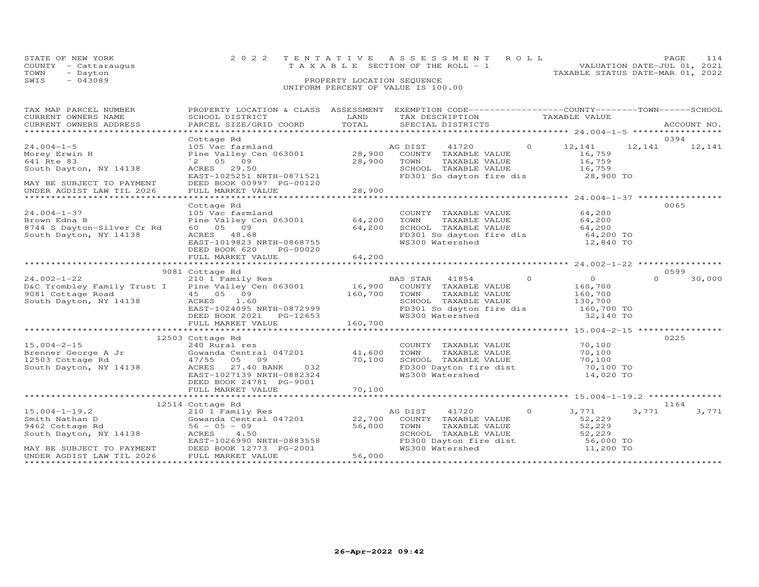STATE OF NEW YORK
COUNTY - Cattaraugus
TOWN - Dayton
SWIS - 043089

2022 TENTATIVE ASSESSMENT ROLL
TAXABLE SECTION OF THE ROLL - 1
PROPERTY LOCATION SEQUENCE
UNIFORM PERCENT OF VALUE IS 100.00

VALUATION DATE-JUL 01, 2021
TAXABLE STATUS DATE-MAR 01, 2022

| TAX MAP PARCEL NUMBER / CURRENT OWNERS NAME / CURRENT OWNERS ADDRESS | PROPERTY LOCATION & CLASS / SCHOOL DISTRICT / PARCEL SIZE/GRID COORD | ASSESSMENT LAND | TOTAL | EXEMPTION CODE / TAX DESCRIPTION / SPECIAL DISTRICTS | COUNTY TAXABLE VALUE | TOWN | SCHOOL | ACCOUNT NO. |
|---|---|---|---|---|---|---|---|---|
| 24.004-1-5 | Cottage Rd | | | | | | | 0394 |
| Morey Erwin H | 105 Vac farmland | | | AG DIST 41720 0 | 12,141 | 12,141 | 12,141 | |
| 641 Rte 83 | Pine Valley Cen 063001 | 28,900 | | COUNTY TAXABLE VALUE | 16,759 | | | |
| South Dayton, NY 14138 | `2 05 09 | | 28,900 | TOWN TAXABLE VALUE | 16,759 | | | |
| | ACRES 29.50 | | | SCHOOL TAXABLE VALUE | 16,759 | | | |
| | EAST-1025251 NRTH-0871521 | | | FD301 So dayton fire dis | 28,900 TO | | | |
| MAY BE SUBJECT TO PAYMENT | DEED BOOK 00997 PG-00120 | | | | | | | |
| UNDER AGDIST LAW TIL 2026 | FULL MARKET VALUE | | 28,900 | | | | | |
| 24.004-1-37 | Cottage Rd | | | | | | | 0065 |
| Brown Edna B | 105 Vac farmland | | | COUNTY TAXABLE VALUE | 64,200 | | | |
| 8744 S Dayton-Silver Cr Rd | Pine Valley Cen 063001 | 64,200 | | TOWN TAXABLE VALUE | 64,200 | | | |
| South Dayton, NY 14138 | 60 05 09 | | 64,200 | SCHOOL TAXABLE VALUE | 64,200 | | | |
| | ACRES 48.68 | | | FD301 So dayton fire dis | 64,200 TO | | | |
| | EAST-1019823 NRTH-0868755 | | | WS300 Watershed | 12,840 TO | | | |
| | DEED BOOK 620 PG-00020 | | | | | | | |
| | FULL MARKET VALUE | | 64,200 | | | | | |
| 24.002-1-22 | 9081 Cottage Rd | | | | | | | 0599 |
| D&C Trombley Family Trust I | 210 1 Family Res | | | BAS STAR 41854 0 | 0 | 0 | 30,000 | |
| 9081 Cottage Road | Pine Valley Cen 063001 | 16,900 | | COUNTY TAXABLE VALUE | 160,700 | | | |
| South Dayton, NY 14138 | 45 05 09 | | 160,700 | TOWN TAXABLE VALUE | 160,700 | | | |
| | ACRES 1.60 | | | SCHOOL TAXABLE VALUE | 130,700 | | | |
| | EAST-1024095 NRTH-0872999 | | | FD301 So dayton fire dis | 160,700 TO | | | |
| | DEED BOOK 2021 PG-12653 | | | WS300 Watershed | 32,140 TO | | | |
| | FULL MARKET VALUE | | 160,700 | | | | | |
| 15.004-2-15 | 12503 Cottage Rd | | | | | | | 0225 |
| Brenner George A Jr | 240 Rural res | | | COUNTY TAXABLE VALUE | 70,100 | | | |
| 12503 Cottage Rd | Gowanda Central 047201 | 41,600 | | TOWN TAXABLE VALUE | 70,100 | | | |
| South Dayton, NY 14138 | 47/55 05 09 | | 70,100 | SCHOOL TAXABLE VALUE | 70,100 | | | |
| | ACRES 27.40 BANK 032 | | | FD300 Dayton fire dist | 70,100 TO | | | |
| | EAST-1027139 NRTH-0882324 | | | WS300 Watershed | 14,020 TO | | | |
| | DEED BOOK 24781 PG-9001 | | | | | | | |
| | FULL MARKET VALUE | | 70,100 | | | | | |
| 15.004-1-19.2 | 12514 Cottage Rd | | | | | | | 1164 |
| Smith Nathan D | 210 1 Family Res | | | AG DIST 41720 0 | 3,771 | 3,771 | 3,771 | |
| 9462 Cottage Rd | Gowanda Central 047201 | 22,700 | | COUNTY TAXABLE VALUE | 52,229 | | | |
| South Dayton, NY 14138 | 56 - 05 - 09 | | 56,000 | TOWN TAXABLE VALUE | 52,229 | | | |
| | ACRES 4.50 | | | SCHOOL TAXABLE VALUE | 52,229 | | | |
| | EAST-1026990 NRTH-0883558 | | | FD300 Dayton fire dist | 56,000 TO | | | |
| MAY BE SUBJECT TO PAYMENT | DEED BOOK 12773 PG-2001 | | | WS300 Watershed | 11,200 TO | | | |
| UNDER AGDIST LAW TIL 2026 | FULL MARKET VALUE | | 56,000 | | | | | |

26-Apr-2022 09:42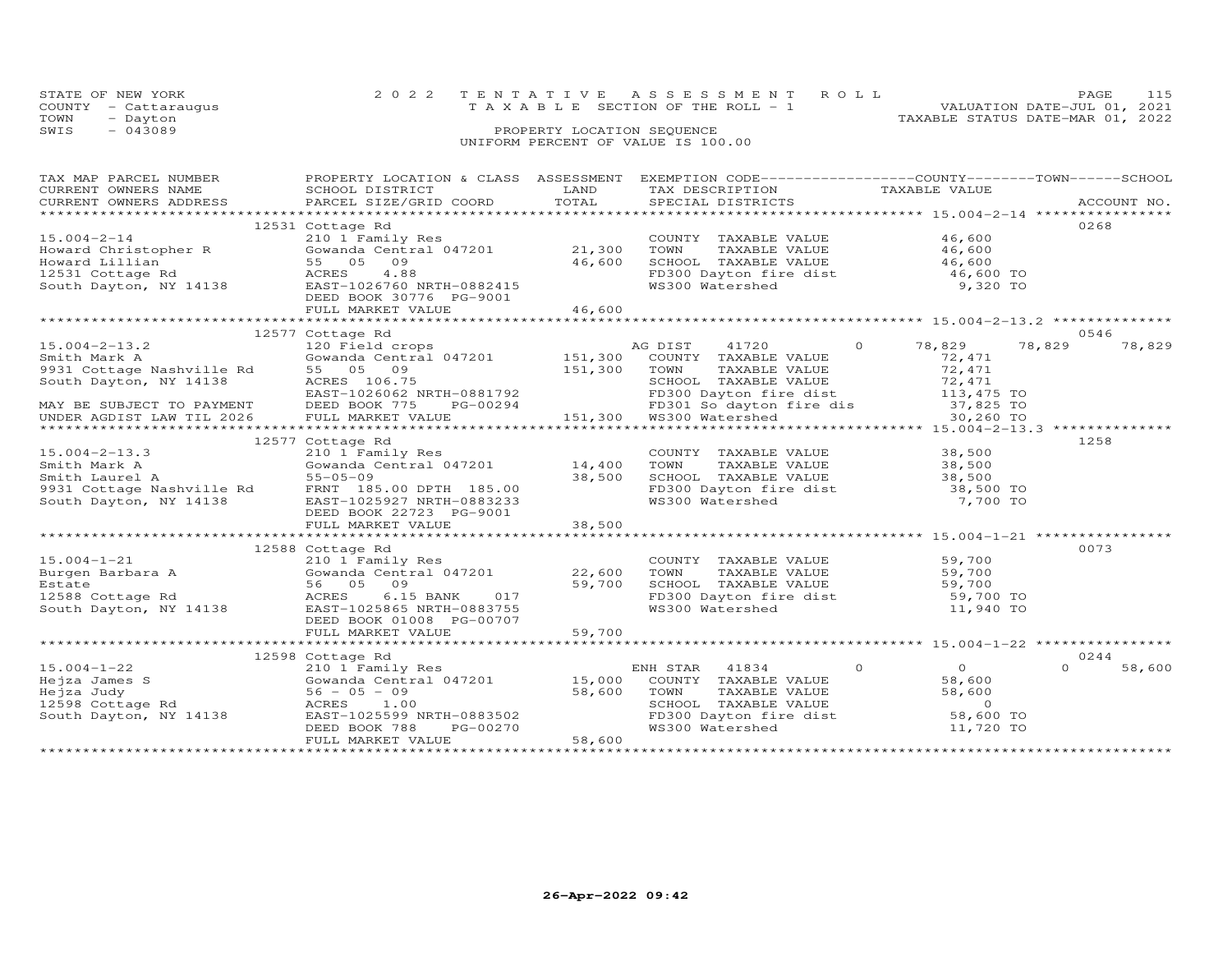STATE OF NEW YORK 2022 TENTATIVE ASSESSMENT ROLL
COUNTY - Cattaraugus T A X A B L E SECTION OF THE ROLL - 1 VALUATION DATE-JUL 01, 2021
TOWN - Dayton TAXABLE STATUS DATE-MAR 01, 2022
SWIS - 043089 PROPERTY LOCATION SEQUENCE
UNIFORM PERCENT OF VALUE IS 100.00

| TAX MAP PARCEL NUMBER / CURRENT OWNERS NAME / CURRENT OWNERS ADDRESS | PROPERTY LOCATION & CLASS / SCHOOL DISTRICT / PARCEL SIZE/GRID COORD | ASSESSMENT LAND / TOTAL | EXEMPTION CODE / TAX DESCRIPTION / SPECIAL DISTRICTS | COUNTY | TOWN | SCHOOL / TAXABLE VALUE | ACCOUNT NO. |
|---|---|---|---|---|---|---|---|
| **15.004-2-14** | 12531 Cottage Rd | | | | | | 0268 |
| 15.004-2-14 | 210 1 Family Res | | COUNTY TAXABLE VALUE | 46,600 | | | |
| Howard Christopher R | Gowanda Central 047201 | 21,300 | TOWN TAXABLE VALUE | | 46,600 | | |
| Howard Lillian | 55 05 09 | 46,600 | SCHOOL TAXABLE VALUE | | | 46,600 | |
| 12531 Cottage Rd | ACRES 4.88 | | FD300 Dayton fire dist | | | 46,600 TO | |
| South Dayton, NY 14138 | EAST-1026760 NRTH-0882415 | | WS300 Watershed | | | 9,320 TO | |
| | DEED BOOK 30776 PG-9001 | | | | | | |
| | FULL MARKET VALUE | 46,600 | | | | | |
| **15.004-2-13.2** | 12577 Cottage Rd | | | | | | 0546 |
| 15.004-2-13.2 | 120 Field crops | | AG DIST 41720 0 | 78,829 | 78,829 | 78,829 | |
| Smith Mark A | Gowanda Central 047201 | 151,300 | COUNTY TAXABLE VALUE | 72,471 | | | |
| 9931 Cottage Nashville Rd | 55 05 09 | 151,300 | TOWN TAXABLE VALUE | | 72,471 | | |
| South Dayton, NY 14138 | ACRES 106.75 | | SCHOOL TAXABLE VALUE | | | 72,471 | |
| | EAST-1026062 NRTH-0881792 | | FD300 Dayton fire dist | | | 113,475 TO | |
| MAY BE SUBJECT TO PAYMENT | DEED BOOK 775 PG-00294 | | FD301 So dayton fire dis | | | 37,825 TO | |
| UNDER AGDIST LAW TIL 2026 | FULL MARKET VALUE | 151,300 | WS300 Watershed | | | 30,260 TO | |
| **15.004-2-13.3** | 12577 Cottage Rd | | | | | | 1258 |
| 15.004-2-13.3 | 210 1 Family Res | | COUNTY TAXABLE VALUE | 38,500 | | | |
| Smith Mark A | Gowanda Central 047201 | 14,400 | TOWN TAXABLE VALUE | | 38,500 | | |
| Smith Laurel A | 55-05-09 | 38,500 | SCHOOL TAXABLE VALUE | | | 38,500 | |
| 9931 Cottage Nashville Rd | FRNT 185.00 DPTH 185.00 | | FD300 Dayton fire dist | | | 38,500 TO | |
| South Dayton, NY 14138 | EAST-1025927 NRTH-0883233 | | WS300 Watershed | | | 7,700 TO | |
| | DEED BOOK 22723 PG-9001 | | | | | | |
| | FULL MARKET VALUE | 38,500 | | | | | |
| **15.004-1-21** | 12588 Cottage Rd | | | | | | 0073 |
| 15.004-1-21 | 210 1 Family Res | | COUNTY TAXABLE VALUE | 59,700 | | | |
| Burgen Barbara A | Gowanda Central 047201 | 22,600 | TOWN TAXABLE VALUE | | 59,700 | | |
| Estate | 56 05 09 | 59,700 | SCHOOL TAXABLE VALUE | | | 59,700 | |
| 12588 Cottage Rd | ACRES 6.15 BANK 017 | | FD300 Dayton fire dist | | | 59,700 TO | |
| South Dayton, NY 14138 | EAST-1025865 NRTH-0883755 | | WS300 Watershed | | | 11,940 TO | |
| | DEED BOOK 01008 PG-00707 | | | | | | |
| | FULL MARKET VALUE | 59,700 | | | | | |
| **15.004-1-22** | 12598 Cottage Rd | | | | | | 0244 |
| 15.004-1-22 | 210 1 Family Res | | ENH STAR 41834 0 | 0 | 0 | 58,600 | |
| Hejza James S | Gowanda Central 047201 | 15,000 | COUNTY TAXABLE VALUE | 58,600 | | | |
| Hejza Judy | 56 - 05 - 09 | 58,600 | TOWN TAXABLE VALUE | | 58,600 | | |
| 12598 Cottage Rd | ACRES 1.00 | | SCHOOL TAXABLE VALUE | | | 0 | |
| South Dayton, NY 14138 | EAST-1025599 NRTH-0883502 | | FD300 Dayton fire dist | | | 58,600 TO | |
| | DEED BOOK 788 PG-00270 | | WS300 Watershed | | | 11,720 TO | |
| | FULL MARKET VALUE | 58,600 | | | | | |

26-Apr-2022 09:42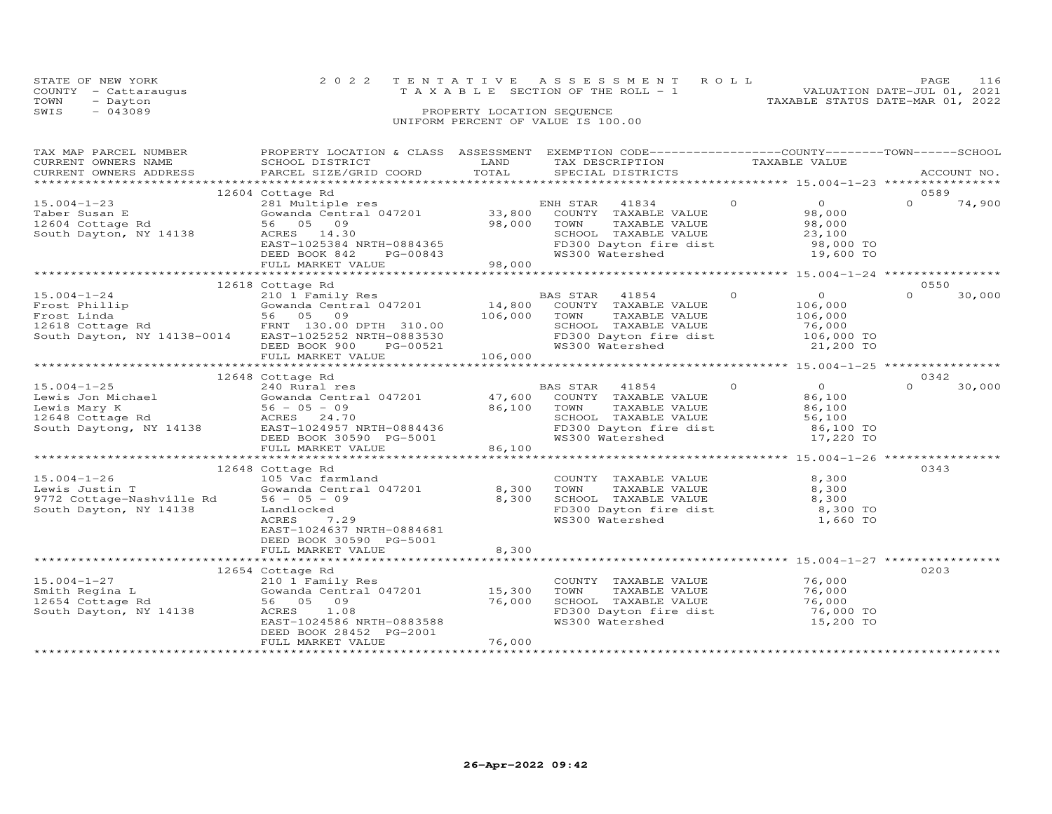STATE OF NEW YORK — 2022 TENTATIVE ASSESSMENT ROLL
COUNTY - Cattaraugus — TAXABLE SECTION OF THE ROLL - 1 — VALUATION DATE-JUL 01, 2021
TOWN - Dayton — TAXABLE STATUS DATE-MAR 01, 2022
SWIS - 043089 — PROPERTY LOCATION SEQUENCE
UNIFORM PERCENT OF VALUE IS 100.00

| TAX MAP PARCEL NUMBER / CURRENT OWNERS NAME / CURRENT OWNERS ADDRESS | PROPERTY LOCATION & CLASS / SCHOOL DISTRICT / PARCEL SIZE/GRID COORD | ASSESSMENT LAND | TOTAL | EXEMPTION CODE / TAX DESCRIPTION / SPECIAL DISTRICTS | COUNTY / TOWN TAXABLE VALUE | SCHOOL | ACCOUNT NO. |
|---|---|---|---|---|---|---|---|
| **15.004-1-23** | 12604 Cottage Rd | | | | | | 0589 |
| 15.004-1-23 | 281 Multiple res | | | ENH STAR 41834 | 0 | 0 | 74,900 |
| Taber Susan E | Gowanda Central 047201 | 33,800 | | COUNTY TAXABLE VALUE | 98,000 | | |
| 12604 Cottage Rd | 56 05 09 | | 98,000 | TOWN TAXABLE VALUE | 98,000 | | |
| South Dayton, NY 14138 | ACRES 14.30 | | | SCHOOL TAXABLE VALUE | 23,100 | | |
| | EAST-1025384 NRTH-0884365 | | | FD300 Dayton fire dist | 98,000 TO | | |
| | DEED BOOK 842 PG-00843 | | | WS300 Watershed | 19,600 TO | | |
| | FULL MARKET VALUE | | 98,000 | | | | |
| **15.004-1-24** | 12618 Cottage Rd | | | | | | 0550 |
| 15.004-1-24 | 210 1 Family Res | | | BAS STAR 41854 | 0 | 0 | 30,000 |
| Frost Phillip | Gowanda Central 047201 | 14,800 | | COUNTY TAXABLE VALUE | 106,000 | | |
| Frost Linda | 56 05 09 | | 106,000 | TOWN TAXABLE VALUE | 106,000 | | |
| 12618 Cottage Rd | FRNT 130.00 DPTH 310.00 | | | SCHOOL TAXABLE VALUE | 76,000 | | |
| South Dayton, NY 14138-0014 | EAST-1025252 NRTH-0883530 | | | FD300 Dayton fire dist | 106,000 TO | | |
| | DEED BOOK 900 PG-00521 | | | WS300 Watershed | 21,200 TO | | |
| | FULL MARKET VALUE | | 106,000 | | | | |
| **15.004-1-25** | 12648 Cottage Rd | | | | | | 0342 |
| 15.004-1-25 | 240 Rural res | | | BAS STAR 41854 | 0 | 0 | 30,000 |
| Lewis Jon Michael | Gowanda Central 047201 | 47,600 | | COUNTY TAXABLE VALUE | 86,100 | | |
| Lewis Mary K | 56 - 05 - 09 | | 86,100 | TOWN TAXABLE VALUE | 86,100 | | |
| 12648 Cottage Rd | ACRES 24.70 | | | SCHOOL TAXABLE VALUE | 56,100 | | |
| South Daytong, NY 14138 | EAST-1024957 NRTH-0884436 | | | FD300 Dayton fire dist | 86,100 TO | | |
| | DEED BOOK 30590 PG-5001 | | | WS300 Watershed | 17,220 TO | | |
| | FULL MARKET VALUE | | 86,100 | | | | |
| **15.004-1-26** | 12648 Cottage Rd | | | | | | 0343 |
| 15.004-1-26 | 105 Vac farmland | | | COUNTY TAXABLE VALUE | 8,300 | | |
| Lewis Justin T | Gowanda Central 047201 | 8,300 | | TOWN TAXABLE VALUE | 8,300 | | |
| 9772 Cottage-Nashville Rd | 56 - 05 - 09 | | 8,300 | SCHOOL TAXABLE VALUE | 8,300 | | |
| South Dayton, NY 14138 | Landlocked | | | FD300 Dayton fire dist | 8,300 TO | | |
| | ACRES 7.29 | | | WS300 Watershed | 1,660 TO | | |
| | EAST-1024637 NRTH-0884681 | | | | | | |
| | DEED BOOK 30590 PG-5001 | | | | | | |
| | FULL MARKET VALUE | | 8,300 | | | | |
| **15.004-1-27** | 12654 Cottage Rd | | | | | | 0203 |
| 15.004-1-27 | 210 1 Family Res | | | COUNTY TAXABLE VALUE | 76,000 | | |
| Smith Regina L | Gowanda Central 047201 | 15,300 | | TOWN TAXABLE VALUE | 76,000 | | |
| 12654 Cottage Rd | 56 05 09 | | 76,000 | SCHOOL TAXABLE VALUE | 76,000 | | |
| South Dayton, NY 14138 | ACRES 1.08 | | | FD300 Dayton fire dist | 76,000 TO | | |
| | EAST-1024586 NRTH-0883588 | | | WS300 Watershed | 15,200 TO | | |
| | DEED BOOK 28452 PG-2001 | | | | | | |
| | FULL MARKET VALUE | | 76,000 | | | | |

26-Apr-2022 09:42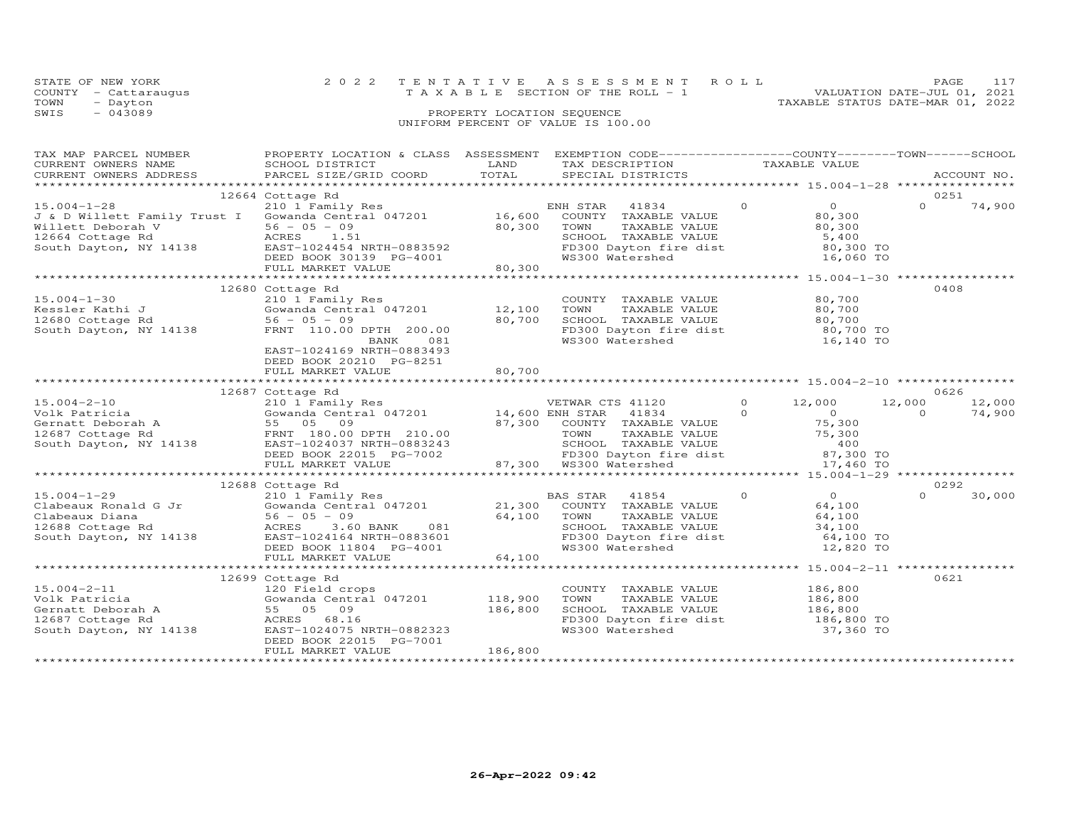STATE OF NEW YORK 2 0 2 2 T E N T A T I V E A S S E S S M E N T R O L L
COUNTY - Cattaraugus T A X A B L E SECTION OF THE ROLL - 1 VALUATION DATE-JUL 01, 2021
TOWN - Dayton TAXABLE STATUS DATE-MAR 01, 2022
SWIS - 043089 PROPERTY LOCATION SEQUENCE
UNIFORM PERCENT OF VALUE IS 100.00

| TAX MAP PARCEL NUMBER / CURRENT OWNERS NAME / CURRENT OWNERS ADDRESS | PROPERTY LOCATION & CLASS / SCHOOL DISTRICT / PARCEL SIZE/GRID COORD | ASSESSMENT LAND | TOTAL | EXEMPTION CODE / TAX DESCRIPTION / SPECIAL DISTRICTS | COUNTY TAXABLE VALUE | TOWN | SCHOOL | ACCOUNT NO. |
|---|---|---|---|---|---|---|---|---|
| 15.004-1-28 | 12664 Cottage Rd | | | | | | | 0251 |
| J & D Willett Family Trust I | 210 1 Family Res | | | ENH STAR 41834 | 0 | 0 | 74,900 | |
| Willett Deborah V | Gowanda Central 047201 | 16,600 | | COUNTY TAXABLE VALUE | 80,300 | | | |
| 12664 Cottage Rd | 56 - 05 - 09 | | 80,300 | TOWN TAXABLE VALUE | 80,300 | | | |
| South Dayton, NY 14138 | ACRES 1.51 | | | SCHOOL TAXABLE VALUE | 5,400 | | | |
| | EAST-1024454 NRTH-0883592 | | | FD300 Dayton fire dist | 80,300 TO | | | |
| | DEED BOOK 30139 PG-4001 | | | WS300 Watershed | 16,060 TO | | | |
| | FULL MARKET VALUE | | 80,300 | | | | | |
| 15.004-1-30 | 12680 Cottage Rd | | | | | | | 0408 |
| Kessler Kathi J | 210 1 Family Res | | | COUNTY TAXABLE VALUE | 80,700 | | | |
| 12680 Cottage Rd | Gowanda Central 047201 | 12,100 | | TOWN TAXABLE VALUE | 80,700 | | | |
| South Dayton, NY 14138 | 56 - 05 - 09 | | 80,700 | SCHOOL TAXABLE VALUE | 80,700 | | | |
| | FRNT 110.00 DPTH 200.00 | | | FD300 Dayton fire dist | 80,700 TO | | | |
| | BANK 081 | | | WS300 Watershed | 16,140 TO | | | |
| | EAST-1024169 NRTH-0883493 | | | | | | | |
| | DEED BOOK 20210 PG-8251 | | | | | | | |
| | FULL MARKET VALUE | | 80,700 | | | | | |
| 15.004-2-10 | 12687 Cottage Rd | | | | | | | 0626 |
| Volk Patricia | 210 1 Family Res | | | VETWAR CTS 41120 | 12,000 | 12,000 | 12,000 | |
| Gernatt Deborah A | Gowanda Central 047201 | 14,600 | | ENH STAR 41834 | 0 | 0 | 74,900 | |
| 12687 Cottage Rd | 55 05 09 | | 87,300 | COUNTY TAXABLE VALUE | 75,300 | | | |
| South Dayton, NY 14138 | FRNT 180.00 DPTH 210.00 | | | TOWN TAXABLE VALUE | 75,300 | | | |
| | EAST-1024037 NRTH-0883243 | | | SCHOOL TAXABLE VALUE | 400 | | | |
| | DEED BOOK 22015 PG-7002 | | | FD300 Dayton fire dist | 87,300 TO | | | |
| | FULL MARKET VALUE | | 87,300 | WS300 Watershed | 17,460 TO | | | |
| 15.004-1-29 | 12688 Cottage Rd | | | | | | | 0292 |
| Clabeaux Ronald G Jr | 210 1 Family Res | | | BAS STAR 41854 | 0 | 0 | 30,000 | |
| Clabeaux Diana | Gowanda Central 047201 | 21,300 | | COUNTY TAXABLE VALUE | 64,100 | | | |
| 12688 Cottage Rd | 56 - 05 - 09 | | 64,100 | TOWN TAXABLE VALUE | 64,100 | | | |
| South Dayton, NY 14138 | ACRES 3.60 BANK 081 | | | SCHOOL TAXABLE VALUE | 34,100 | | | |
| | EAST-1024164 NRTH-0883601 | | | FD300 Dayton fire dist | 64,100 TO | | | |
| | DEED BOOK 11804 PG-4001 | | | WS300 Watershed | 12,820 TO | | | |
| | FULL MARKET VALUE | | 64,100 | | | | | |
| 15.004-2-11 | 12699 Cottage Rd | | | | | | | 0621 |
| Volk Patricia | 120 Field crops | | | COUNTY TAXABLE VALUE | 186,800 | | | |
| Gernatt Deborah A | Gowanda Central 047201 | 118,900 | | TOWN TAXABLE VALUE | 186,800 | | | |
| 12687 Cottage Rd | 55 05 09 | | 186,800 | SCHOOL TAXABLE VALUE | 186,800 | | | |
| South Dayton, NY 14138 | ACRES 68.16 | | | FD300 Dayton fire dist | 186,800 TO | | | |
| | EAST-1024075 NRTH-0882323 | | | WS300 Watershed | 37,360 TO | | | |
| | DEED BOOK 22015 PG-7001 | | | | | | | |
| | FULL MARKET VALUE | | 186,800 | | | | | |

26-Apr-2022 09:42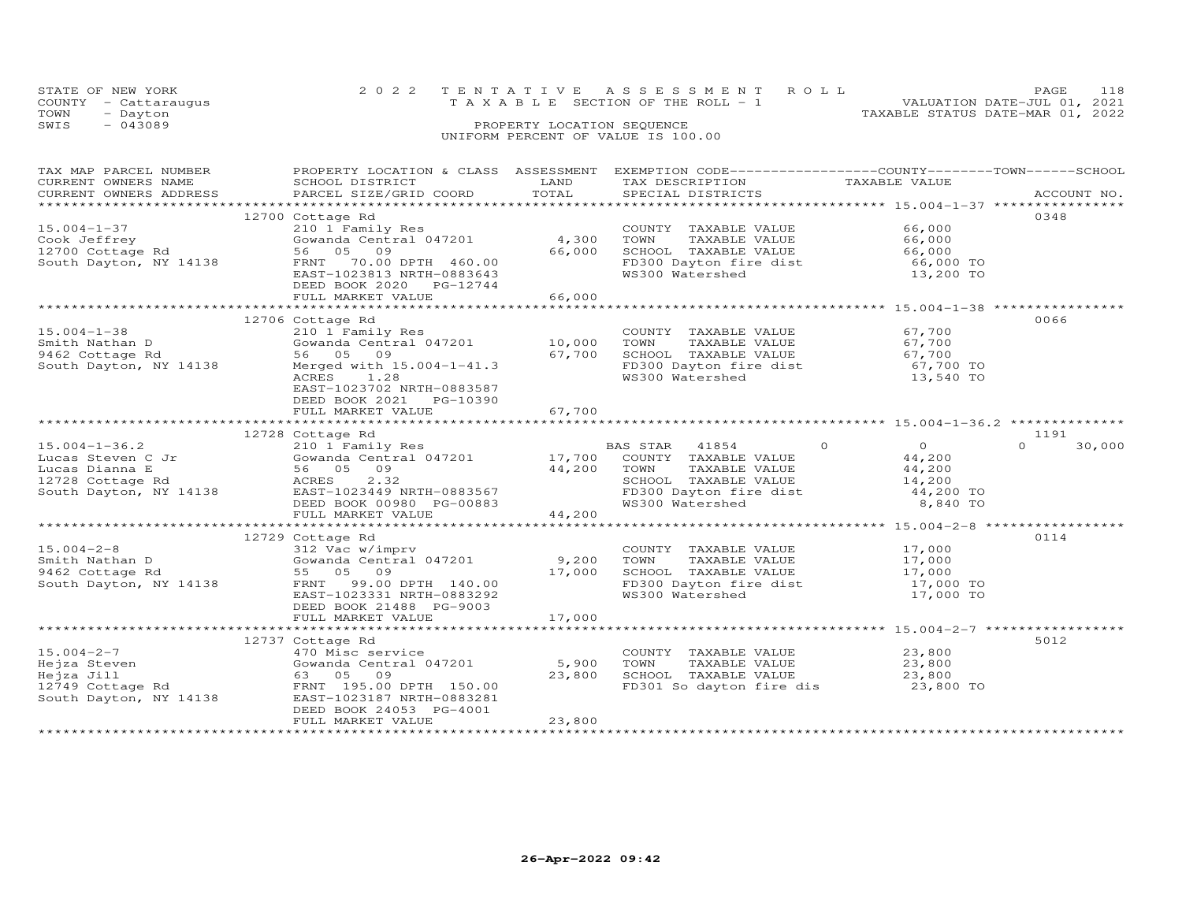STATE OF NEW YORK
COUNTY - Cattaraugus
TOWN - Dayton
SWIS - 043089

2022 TENTATIVE ASSESSMENT ROLL
TAXABLE SECTION OF THE ROLL - 1
PROPERTY LOCATION SEQUENCE
UNIFORM PERCENT OF VALUE IS 100.00

VALUATION DATE-JUL 01, 2021
TAXABLE STATUS DATE-MAR 01, 2022

| TAX MAP PARCEL NUMBER / CURRENT OWNERS NAME / CURRENT OWNERS ADDRESS | PROPERTY LOCATION & CLASS / SCHOOL DISTRICT / PARCEL SIZE/GRID COORD | ASSESSMENT LAND | TOTAL | EXEMPTION CODE / TAX DESCRIPTION / SPECIAL DISTRICTS | COUNTY TAXABLE VALUE | TOWN | SCHOOL | ACCOUNT NO. |
|---|---|---|---|---|---|---|---|---|
| **15.004-1-37** | 12700 Cottage Rd | | | | | | | 0348 |
| Cook Jeffrey | 210 1 Family Res | | | COUNTY TAXABLE VALUE | 66,000 | | | |
| 12700 Cottage Rd | Gowanda Central 047201 | 4,300 | | TOWN TAXABLE VALUE | 66,000 | | | |
| South Dayton, NY 14138 | 56 05 09 | | 66,000 | SCHOOL TAXABLE VALUE | 66,000 | | | |
| | FRNT 70.00 DPTH 460.00 | | | FD300 Dayton fire dist | 66,000 TO | | | |
| | EAST-1023813 NRTH-0883643 | | | WS300 Watershed | 13,200 TO | | | |
| | DEED BOOK 2020 PG-12744 | | | | | | | |
| | FULL MARKET VALUE | | 66,000 | | | | | |
| **15.004-1-38** | 12706 Cottage Rd | | | | | | | 0066 |
| Smith Nathan D | 210 1 Family Res | | | COUNTY TAXABLE VALUE | 67,700 | | | |
| 9462 Cottage Rd | Gowanda Central 047201 | 10,000 | | TOWN TAXABLE VALUE | 67,700 | | | |
| South Dayton, NY 14138 | 56 05 09 | | 67,700 | SCHOOL TAXABLE VALUE | 67,700 | | | |
| | Merged with 15.004-1-41.3 | | | FD300 Dayton fire dist | 67,700 TO | | | |
| | ACRES 1.28 | | | WS300 Watershed | 13,540 TO | | | |
| | EAST-1023702 NRTH-0883587 | | | | | | | |
| | DEED BOOK 2021 PG-10390 | | | | | | | |
| | FULL MARKET VALUE | | 67,700 | | | | | |
| **15.004-1-36.2** | 12728 Cottage Rd | | | | | | | 1191 |
| Lucas Steven C Jr | 210 1 Family Res | | | BAS STAR 41854 | 0 | 0 | 30,000 | |
| Lucas Dianna E | Gowanda Central 047201 | 17,700 | | COUNTY TAXABLE VALUE | 44,200 | | | |
| 12728 Cottage Rd | 56 05 09 | | 44,200 | TOWN TAXABLE VALUE | 44,200 | | | |
| South Dayton, NY 14138 | ACRES 2.32 | | | SCHOOL TAXABLE VALUE | 14,200 | | | |
| | EAST-1023449 NRTH-0883567 | | | FD300 Dayton fire dist | 44,200 TO | | | |
| | DEED BOOK 00980 PG-00883 | | | WS300 Watershed | 8,840 TO | | | |
| | FULL MARKET VALUE | | 44,200 | | | | | |
| **15.004-2-8** | 12729 Cottage Rd | | | | | | | 0114 |
| Smith Nathan D | 312 Vac w/imprv | | | COUNTY TAXABLE VALUE | 17,000 | | | |
| 9462 Cottage Rd | Gowanda Central 047201 | 9,200 | | TOWN TAXABLE VALUE | 17,000 | | | |
| South Dayton, NY 14138 | 55 05 09 | | 17,000 | SCHOOL TAXABLE VALUE | 17,000 | | | |
| | FRNT 99.00 DPTH 140.00 | | | FD300 Dayton fire dist | 17,000 TO | | | |
| | EAST-1023331 NRTH-0883292 | | | WS300 Watershed | 17,000 TO | | | |
| | DEED BOOK 21488 PG-9003 | | | | | | | |
| | FULL MARKET VALUE | | 17,000 | | | | | |
| **15.004-2-7** | 12737 Cottage Rd | | | | | | | 5012 |
| Hejza Steven | 470 Misc service | | | COUNTY TAXABLE VALUE | 23,800 | | | |
| Hejza Jill | Gowanda Central 047201 | 5,900 | | TOWN TAXABLE VALUE | 23,800 | | | |
| 12749 Cottage Rd | 63 05 09 | | 23,800 | SCHOOL TAXABLE VALUE | 23,800 | | | |
| South Dayton, NY 14138 | FRNT 195.00 DPTH 150.00 | | | FD301 So dayton fire dis | 23,800 TO | | | |
| | EAST-1023187 NRTH-0883281 | | | | | | | |
| | DEED BOOK 24053 PG-4001 | | | | | | | |
| | FULL MARKET VALUE | | 23,800 | | | | | |

26-Apr-2022 09:42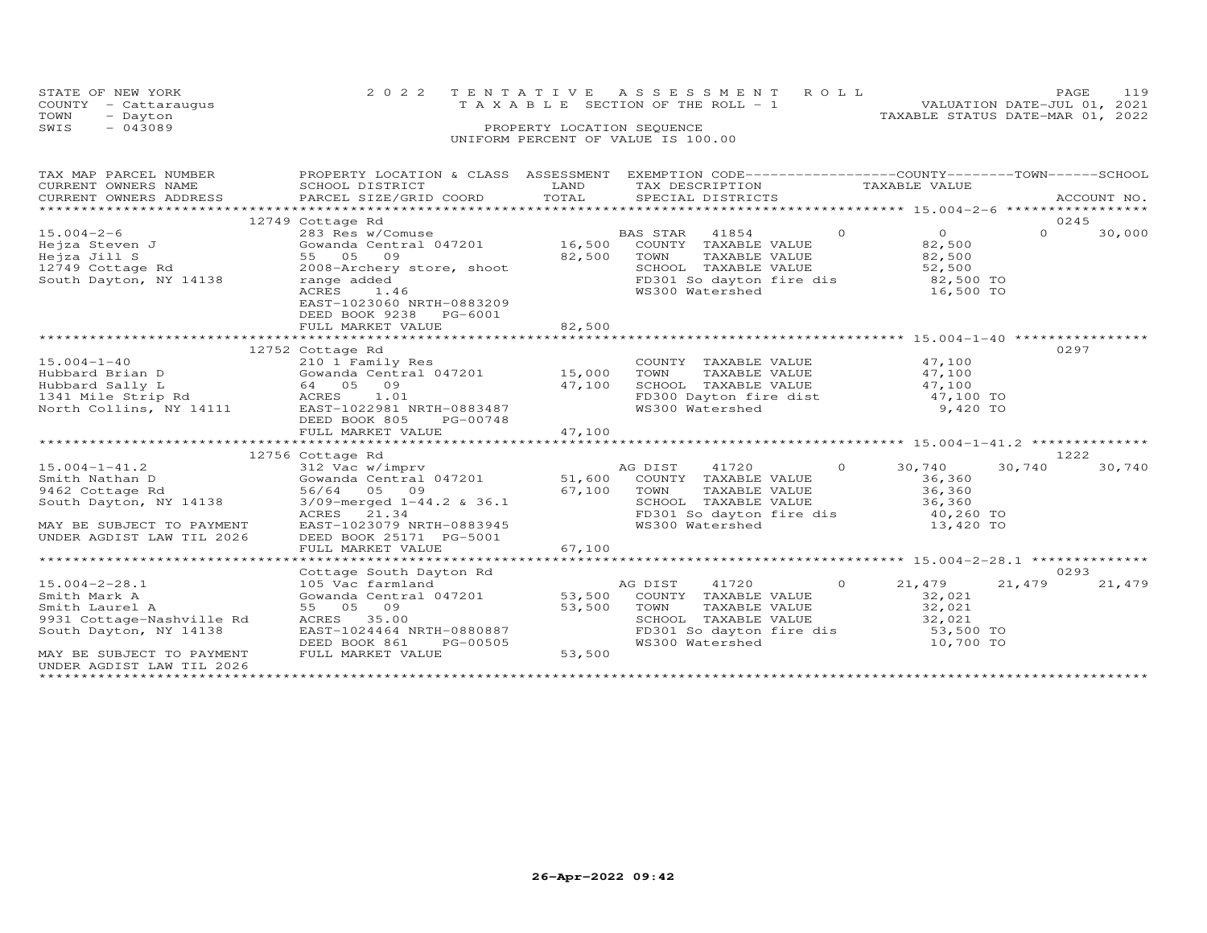STATE OF NEW YORK | COUNTY - Cattaraugus | TOWN - Dayton | SWIS - 043089

# 2022 TENTATIVE ASSESSMENT ROLL

TAXABLE SECTION OF THE ROLL - 1

PROPERTY LOCATION SEQUENCE

UNIFORM PERCENT OF VALUE IS 100.00

VALUATION DATE-JUL 01, 2021
TAXABLE STATUS DATE-MAR 01, 2022

| TAX MAP PARCEL NUMBER / CURRENT OWNERS NAME / CURRENT OWNERS ADDRESS | PROPERTY LOCATION & CLASS / SCHOOL DISTRICT / PARCEL SIZE/GRID COORD | ASSESSMENT LAND / TOTAL | EXEMPTION CODE / TAX DESCRIPTION / SPECIAL DISTRICTS | COUNTY TAXABLE VALUE | TOWN | SCHOOL | ACCOUNT NO. |
|---|---|---|---|---|---|---|---|
| **15.004-2-6** | 12749 Cottage Rd | | | | | | 0245 |
| 15.004-2-6 | 283 Res w/Comuse | | BAS STAR 41854 0 | 0 | 0 | 30,000 | |
| Hejza Steven J | Gowanda Central 047201 | 16,500 | COUNTY TAXABLE VALUE | 82,500 | | | |
| Hejza Jill S | 55 05 09 | 82,500 | TOWN TAXABLE VALUE | 82,500 | | | |
| 12749 Cottage Rd | 2008-Archery store, shoot | | SCHOOL TAXABLE VALUE | 52,500 | | | |
| South Dayton, NY 14138 | range added | | FD301 So dayton fire dis | 82,500 TO | | | |
| | ACRES 1.46 | | WS300 Watershed | 16,500 TO | | | |
| | EAST-1023060 NRTH-0883209 | | | | | | |
| | DEED BOOK 9238 PG-6001 | | | | | | |
| | FULL MARKET VALUE | 82,500 | | | | | |
| **15.004-1-40** | 12752 Cottage Rd | | | | | | 0297 |
| 15.004-1-40 | 210 1 Family Res | | COUNTY TAXABLE VALUE | 47,100 | | | |
| Hubbard Brian D | Gowanda Central 047201 | 15,000 | TOWN TAXABLE VALUE | 47,100 | | | |
| Hubbard Sally L | 64 05 09 | 47,100 | SCHOOL TAXABLE VALUE | 47,100 | | | |
| 1341 Mile Strip Rd | ACRES 1.01 | | FD300 Dayton fire dist | 47,100 TO | | | |
| North Collins, NY 14111 | EAST-1022981 NRTH-0883487 | | WS300 Watershed | 9,420 TO | | | |
| | DEED BOOK 805 PG-00748 | | | | | | |
| | FULL MARKET VALUE | 47,100 | | | | | |
| **15.004-1-41.2** | 12756 Cottage Rd | | | | | | 1222 |
| 15.004-1-41.2 | 312 Vac w/imprv | | AG DIST 41720 0 | 30,740 | 30,740 | 30,740 | |
| Smith Nathan D | Gowanda Central 047201 | 51,600 | COUNTY TAXABLE VALUE | 36,360 | | | |
| 9462 Cottage Rd | 56/64 05 09 | 67,100 | TOWN TAXABLE VALUE | 36,360 | | | |
| South Dayton, NY 14138 | 3/09-merged 1-44.2 & 36.1 | | SCHOOL TAXABLE VALUE | 36,360 | | | |
| | ACRES 21.34 | | FD301 So dayton fire dis | 40,260 TO | | | |
| MAY BE SUBJECT TO PAYMENT | EAST-1023079 NRTH-0883945 | | WS300 Watershed | 13,420 TO | | | |
| UNDER AGDIST LAW TIL 2026 | DEED BOOK 25171 PG-5001 | | | | | | |
| | FULL MARKET VALUE | 67,100 | | | | | |
| **15.004-2-28.1** | Cottage South Dayton Rd | | | | | | 0293 |
| 15.004-2-28.1 | 105 Vac farmland | | AG DIST 41720 0 | 21,479 | 21,479 | 21,479 | |
| Smith Mark A | Gowanda Central 047201 | 53,500 | COUNTY TAXABLE VALUE | 32,021 | | | |
| Smith Laurel A | 55 05 09 | 53,500 | TOWN TAXABLE VALUE | 32,021 | | | |
| 9931 Cottage-Nashville Rd | ACRES 35.00 | | SCHOOL TAXABLE VALUE | 32,021 | | | |
| South Dayton, NY 14138 | EAST-1024464 NRTH-0880887 | | FD301 So dayton fire dis | 53,500 TO | | | |
| | DEED BOOK 861 PG-00505 | | WS300 Watershed | 10,700 TO | | | |
| MAY BE SUBJECT TO PAYMENT | FULL MARKET VALUE | 53,500 | | | | | |
| UNDER AGDIST LAW TIL 2026 | | | | | | | |

26-Apr-2022 09:42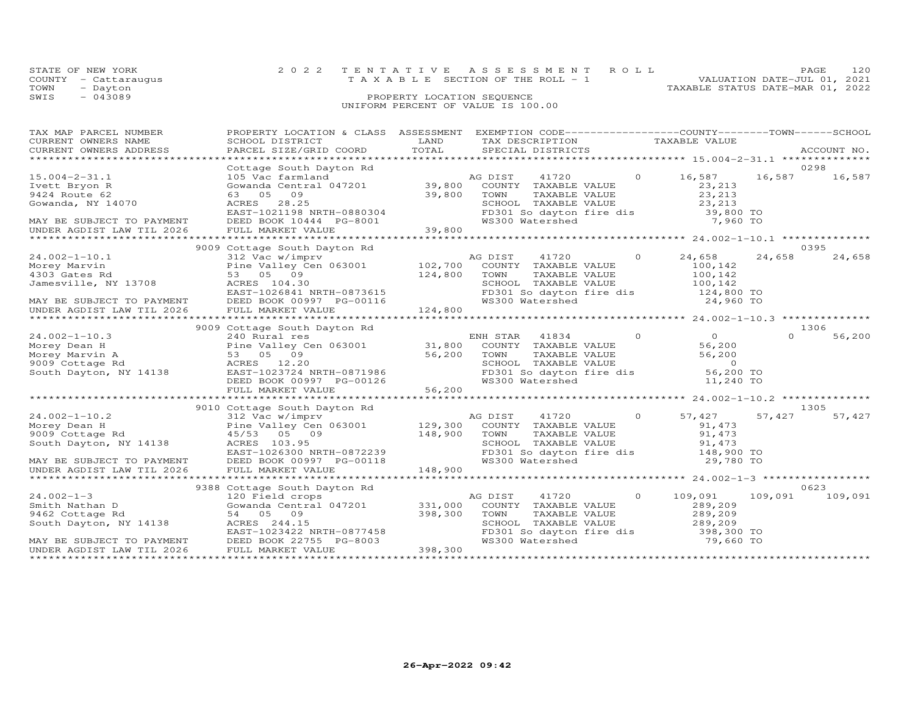STATE OF NEW YORK
COUNTY - Cattaraugus
TOWN - Dayton
SWIS - 043089

2022 TENTATIVE ASSESSMENT ROLL
TAXABLE SECTION OF THE ROLL - 1
PROPERTY LOCATION SEQUENCE
UNIFORM PERCENT OF VALUE IS 100.00

VALUATION DATE-JUL 01, 2021
TAXABLE STATUS DATE-MAR 01, 2022

| TAX MAP PARCEL NUMBER / CURRENT OWNERS NAME / CURRENT OWNERS ADDRESS | PROPERTY LOCATION & CLASS / SCHOOL DISTRICT / PARCEL SIZE/GRID COORD | LAND | ASSESSMENT TOTAL | EXEMPTION CODE / TAX DESCRIPTION / SPECIAL DISTRICTS | COUNTY TAXABLE VALUE | TOWN | SCHOOL | ACCOUNT NO. |
|---|---|---|---|---|---|---|---|---|
| **15.004-2-31.1** | Cottage South Dayton Rd | | | | | | | 0298 |
| Ivett Bryon R | 105 Vac farmland | | | AG DIST 41720 0 | 16,587 | 16,587 | 16,587 | |
| 9424 Route 62 | Gowanda Central 047201 | 39,800 | | COUNTY TAXABLE VALUE | 23,213 | | | |
| Gowanda, NY 14070 | 63 05 09 | | 39,800 | TOWN TAXABLE VALUE | 23,213 | | | |
| | ACRES 28.25 | | | SCHOOL TAXABLE VALUE | 23,213 | | | |
| | EAST-1021198 NRTH-0880304 | | | FD301 So dayton fire dis | 39,800 TO | | | |
| MAY BE SUBJECT TO PAYMENT | DEED BOOK 10444 PG-8001 | | | WS300 Watershed | 7,960 TO | | | |
| UNDER AGDIST LAW TIL 2026 | FULL MARKET VALUE | | 39,800 | | | | | |
| **24.002-1-10.1** | 9009 Cottage South Dayton Rd | | | | | | | 0395 |
| Morey Marvin | 312 Vac w/imprv | | | AG DIST 41720 0 | 24,658 | 24,658 | 24,658 | |
| 4303 Gates Rd | Pine Valley Cen 063001 | 102,700 | | COUNTY TAXABLE VALUE | 100,142 | | | |
| Jamesville, NY 13708 | 53 05 09 | | 124,800 | TOWN TAXABLE VALUE | 100,142 | | | |
| | ACRES 104.30 | | | SCHOOL TAXABLE VALUE | 100,142 | | | |
| | EAST-1026841 NRTH-0873615 | | | FD301 So dayton fire dis | 124,800 TO | | | |
| MAY BE SUBJECT TO PAYMENT | DEED BOOK 00997 PG-00116 | | | WS300 Watershed | 24,960 TO | | | |
| UNDER AGDIST LAW TIL 2026 | FULL MARKET VALUE | | 124,800 | | | | | |
| **24.002-1-10.3** | 9009 Cottage South Dayton Rd | | | | | | | 1306 |
| Morey Dean H | 240 Rural res | | | ENH STAR 41834 0 | 0 | 0 | 56,200 | |
| Morey Marvin A | Pine Valley Cen 063001 | 31,800 | | COUNTY TAXABLE VALUE | 56,200 | | | |
| 9009 Cottage Rd | 53 05 09 | | 56,200 | TOWN TAXABLE VALUE | 56,200 | | | |
| South Dayton, NY 14138 | ACRES 12.20 | | | SCHOOL TAXABLE VALUE | 0 | | | |
| | EAST-1023724 NRTH-0871986 | | | FD301 So dayton fire dis | 56,200 TO | | | |
| | DEED BOOK 00997 PG-00126 | | | WS300 Watershed | 11,240 TO | | | |
| | FULL MARKET VALUE | | 56,200 | | | | | |
| **24.002-1-10.2** | 9010 Cottage South Dayton Rd | | | | | | | 1305 |
| Morey Dean H | 312 Vac w/imprv | | | AG DIST 41720 0 | 57,427 | 57,427 | 57,427 | |
| 9009 Cottage Rd | Pine Valley Cen 063001 | 129,300 | | COUNTY TAXABLE VALUE | 91,473 | | | |
| South Dayton, NY 14138 | 45/53 05 09 | | 148,900 | TOWN TAXABLE VALUE | 91,473 | | | |
| | ACRES 103.95 | | | SCHOOL TAXABLE VALUE | 91,473 | | | |
| | EAST-1026300 NRTH-0872239 | | | FD301 So dayton fire dis | 148,900 TO | | | |
| MAY BE SUBJECT TO PAYMENT | DEED BOOK 00997 PG-00118 | | | WS300 Watershed | 29,780 TO | | | |
| UNDER AGDIST LAW TIL 2026 | FULL MARKET VALUE | | 148,900 | | | | | |
| **24.002-1-3** | 9388 Cottage South Dayton Rd | | | | | | | 0623 |
| Smith Nathan D | 120 Field crops | | | AG DIST 41720 0 | 109,091 | 109,091 | 109,091 | |
| 9462 Cottage Rd | Gowanda Central 047201 | 331,000 | | COUNTY TAXABLE VALUE | 289,209 | | | |
| South Dayton, NY 14138 | 54 05 09 | | 398,300 | TOWN TAXABLE VALUE | 289,209 | | | |
| | ACRES 244.15 | | | SCHOOL TAXABLE VALUE | 289,209 | | | |
| | EAST-1023422 NRTH-0877458 | | | FD301 So dayton fire dis | 398,300 TO | | | |
| MAY BE SUBJECT TO PAYMENT | DEED BOOK 22755 PG-8003 | | | WS300 Watershed | 79,660 TO | | | |
| UNDER AGDIST LAW TIL 2026 | FULL MARKET VALUE | | 398,300 | | | | | |

26-Apr-2022 09:42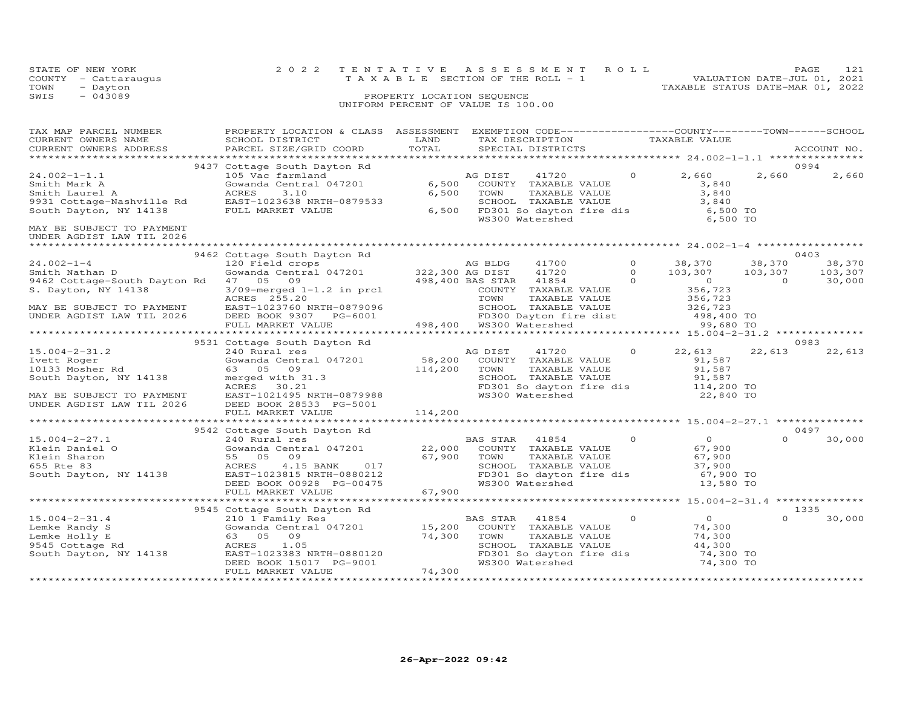STATE OF NEW YORK
COUNTY - Cattaraugus
TOWN - Dayton
SWIS - 043089

# 2022 TENTATIVE ASSESSMENT ROLL

TAXABLE SECTION OF THE ROLL - 1

PROPERTY LOCATION SEQUENCE

UNIFORM PERCENT OF VALUE IS 100.00

VALUATION DATE-JUL 01, 2021
TAXABLE STATUS DATE-MAR 01, 2022

| TAX MAP PARCEL NUMBER / CURRENT OWNERS NAME / CURRENT OWNERS ADDRESS | PROPERTY LOCATION & CLASS / SCHOOL DISTRICT / PARCEL SIZE/GRID COORD | ASSESSMENT LAND | ASSESSMENT TOTAL | EXEMPTION CODE / TAX DESCRIPTION / SPECIAL DISTRICTS | | COUNTY TAXABLE VALUE | TOWN | SCHOOL | ACCOUNT NO. |
|---|---|---|---|---|---|---|---|---|---|
| | 9437 Cottage South Dayton Rd | | | | | | | | 0994 |
| 24.002-1-1.1 | 105 Vac farmland | | | AG DIST 41720 | 0 | 2,660 | 2,660 | 2,660 | |
| Smith Mark A | Gowanda Central 047201 | 6,500 | | COUNTY TAXABLE VALUE | | 3,840 | | | |
| Smith Laurel A | ACRES 3.10 | | 6,500 | TOWN TAXABLE VALUE | | 3,840 | | | |
| 9931 Cottage-Nashville Rd | EAST-1023638 NRTH-0879533 | | | SCHOOL TAXABLE VALUE | | 3,840 | | | |
| South Dayton, NY 14138 | FULL MARKET VALUE | | 6,500 | FD301 So dayton fire dis | | 6,500 TO | | | |
| | | | | WS300 Watershed | | 6,500 TO | | | |
| MAY BE SUBJECT TO PAYMENT UNDER AGDIST LAW TIL 2026 | | | | | | | | | |
| | 9462 Cottage South Dayton Rd | | | | | | | | 0403 |
| 24.002-1-4 | 120 Field crops | | | AG BLDG 41700 | 0 | 38,370 | 38,370 | 38,370 | |
| Smith Nathan D | Gowanda Central 047201 | 322,300 | | AG DIST 41720 | 0 | 103,307 | 103,307 | 103,307 | |
| 9462 Cottage-South Dayton Rd | 47 05 09 | | 498,400 | BAS STAR 41854 | 0 | 0 | 0 | 30,000 | |
| S. Dayton, NY 14138 | 3/09-merged 1-1.2 in prcl | | | COUNTY TAXABLE VALUE | | 356,723 | | | |
| | ACRES 255.20 | | | TOWN TAXABLE VALUE | | 356,723 | | | |
| MAY BE SUBJECT TO PAYMENT | EAST-1023760 NRTH-0879096 | | | SCHOOL TAXABLE VALUE | | 326,723 | | | |
| UNDER AGDIST LAW TIL 2026 | DEED BOOK 9307 PG-6001 | | | FD300 Dayton fire dist | | 498,400 TO | | | |
| | FULL MARKET VALUE | | 498,400 | WS300 Watershed | | 99,680 TO | | | |
| | 9531 Cottage South Dayton Rd | | | | | | | | 0983 |
| 15.004-2-31.2 | 240 Rural res | | | AG DIST 41720 | 0 | 22,613 | 22,613 | 22,613 | |
| Ivett Roger | Gowanda Central 047201 | 58,200 | | COUNTY TAXABLE VALUE | | 91,587 | | | |
| 10133 Mosher Rd | 63 05 09 | | 114,200 | TOWN TAXABLE VALUE | | 91,587 | | | |
| South Dayton, NY 14138 | merged with 31.3 | | | SCHOOL TAXABLE VALUE | | 91,587 | | | |
| | ACRES 30.21 | | | FD301 So dayton fire dis | | 114,200 TO | | | |
| MAY BE SUBJECT TO PAYMENT | EAST-1021495 NRTH-0879988 | | | WS300 Watershed | | 22,840 TO | | | |
| UNDER AGDIST LAW TIL 2026 | DEED BOOK 28533 PG-5001 | | | | | | | | |
| | FULL MARKET VALUE | | 114,200 | | | | | | |
| | 9542 Cottage South Dayton Rd | | | | | | | | 0497 |
| 15.004-2-27.1 | 240 Rural res | | | BAS STAR 41854 | 0 | 0 | 0 | 30,000 | |
| Klein Daniel O | Gowanda Central 047201 | 22,000 | | COUNTY TAXABLE VALUE | | 67,900 | | | |
| Klein Sharon | 55 05 09 | | 67,900 | TOWN TAXABLE VALUE | | 67,900 | | | |
| 655 Rte 83 | ACRES 4.15 BANK 017 | | | SCHOOL TAXABLE VALUE | | 37,900 | | | |
| South Dayton, NY 14138 | EAST-1023815 NRTH-0880212 | | | FD301 So dayton fire dis | | 67,900 TO | | | |
| | DEED BOOK 00928 PG-00475 | | | WS300 Watershed | | 13,580 TO | | | |
| | FULL MARKET VALUE | | 67,900 | | | | | | |
| | 9545 Cottage South Dayton Rd | | | | | | | | 1335 |
| 15.004-2-31.4 | 210 1 Family Res | | | BAS STAR 41854 | 0 | 0 | 0 | 30,000 | |
| Lemke Randy S | Gowanda Central 047201 | 15,200 | | COUNTY TAXABLE VALUE | | 74,300 | | | |
| Lemke Holly E | 63 05 09 | | 74,300 | TOWN TAXABLE VALUE | | 74,300 | | | |
| 9545 Cottage Rd | ACRES 1.05 | | | SCHOOL TAXABLE VALUE | | 44,300 | | | |
| South Dayton, NY 14138 | EAST-1023383 NRTH-0880120 | | | FD301 So dayton fire dis | | 74,300 TO | | | |
| | DEED BOOK 15017 PG-9001 | | | WS300 Watershed | | 74,300 TO | | | |
| | FULL MARKET VALUE | | 74,300 | | | | | | |

26-Apr-2022 09:42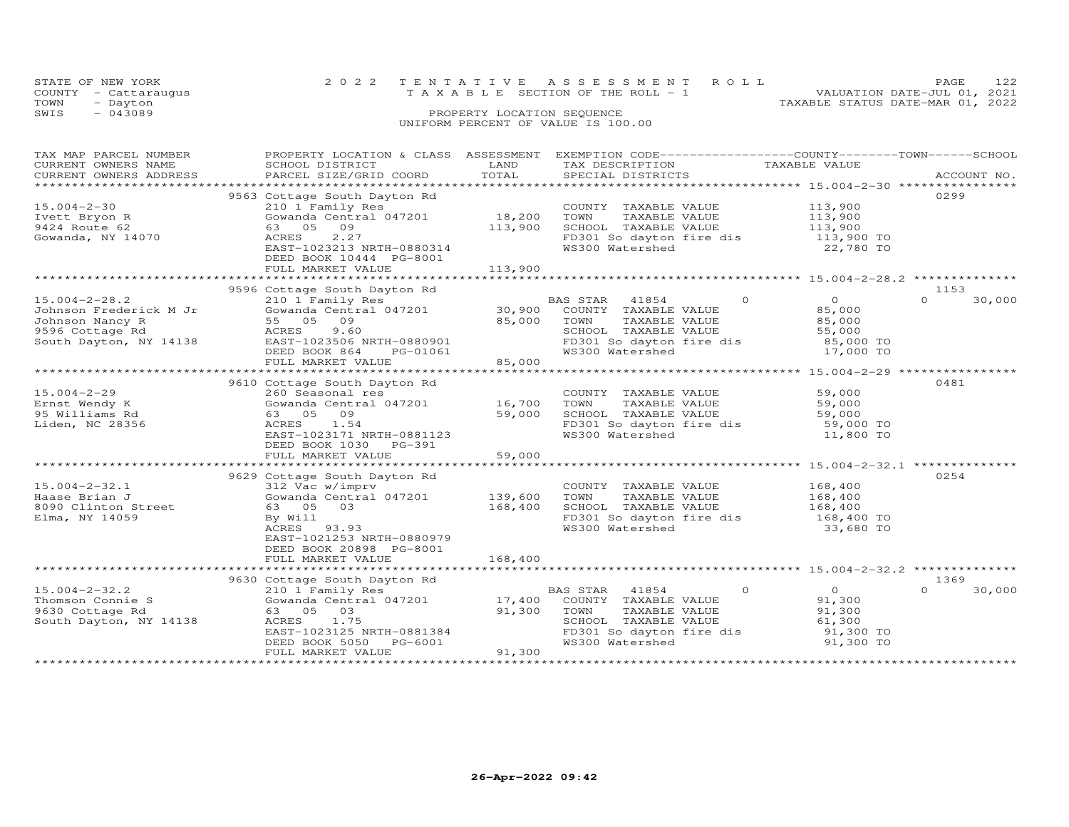STATE OF NEW YORK
COUNTY - Cattaraugus
TOWN - Dayton
SWIS - 043089

2022 TENTATIVE ASSESSMENT ROLL
TAXABLE SECTION OF THE ROLL - 1
PROPERTY LOCATION SEQUENCE
UNIFORM PERCENT OF VALUE IS 100.00

VALUATION DATE-JUL 01, 2021
TAXABLE STATUS DATE-MAR 01, 2022

| TAX MAP PARCEL NUMBER / CURRENT OWNERS NAME / CURRENT OWNERS ADDRESS | PROPERTY LOCATION & CLASS / SCHOOL DISTRICT / PARCEL SIZE/GRID COORD | ASSESSMENT LAND | TOTAL | EXEMPTION CODE / TAX DESCRIPTION / SPECIAL DISTRICTS | COUNTY TAXABLE VALUE | TOWN | SCHOOL | ACCOUNT NO. |
|---|---|---|---|---|---|---|---|---|
| **15.004-2-30** | 9563 Cottage South Dayton Rd | | | | | | | 0299 |
| Ivett Bryon R | 210 1 Family Res | | | COUNTY TAXABLE VALUE | 113,900 | | | |
| 9424 Route 62 | Gowanda Central 047201 | 18,200 | | TOWN TAXABLE VALUE | 113,900 | | | |
| Gowanda, NY 14070 | 63 05 09 | | 113,900 | SCHOOL TAXABLE VALUE | 113,900 | | | |
| | ACRES 2.27 | | | FD301 So dayton fire dis | 113,900 TO | | | |
| | EAST-1023213 NRTH-0880314 | | | WS300 Watershed | 22,780 TO | | | |
| | DEED BOOK 10444 PG-8001 | | | | | | | |
| | FULL MARKET VALUE | | 113,900 | | | | | |
| **15.004-2-28.2** | 9596 Cottage South Dayton Rd | | | | | | | 1153 |
| Johnson Frederick M Jr | 210 1 Family Res | | | BAS STAR 41854 | 0 | 0 | 0 | 30,000 |
| Johnson Nancy R | Gowanda Central 047201 | 30,900 | | COUNTY TAXABLE VALUE | 85,000 | | | |
| 9596 Cottage Rd | 55 05 09 | | 85,000 | TOWN TAXABLE VALUE | 85,000 | | | |
| South Dayton, NY 14138 | ACRES 9.60 | | | SCHOOL TAXABLE VALUE | 55,000 | | | |
| | EAST-1023506 NRTH-0880901 | | | FD301 So dayton fire dis | 85,000 TO | | | |
| | DEED BOOK 864 PG-01061 | | | WS300 Watershed | 17,000 TO | | | |
| | FULL MARKET VALUE | | 85,000 | | | | | |
| **15.004-2-29** | 9610 Cottage South Dayton Rd | | | | | | | 0481 |
| Ernst Wendy K | 260 Seasonal res | | | COUNTY TAXABLE VALUE | 59,000 | | | |
| 95 Williams Rd | Gowanda Central 047201 | 16,700 | | TOWN TAXABLE VALUE | 59,000 | | | |
| Liden, NC 28356 | 63 05 09 | | 59,000 | SCHOOL TAXABLE VALUE | 59,000 | | | |
| | ACRES 1.54 | | | FD301 So dayton fire dis | 59,000 TO | | | |
| | EAST-1023171 NRTH-0881123 | | | WS300 Watershed | 11,800 TO | | | |
| | DEED BOOK 1030 PG-391 | | | | | | | |
| | FULL MARKET VALUE | | 59,000 | | | | | |
| **15.004-2-32.1** | 9629 Cottage South Dayton Rd | | | | | | | 0254 |
| Haase Brian J | 312 Vac w/imprv | | | COUNTY TAXABLE VALUE | 168,400 | | | |
| 8090 Clinton Street | Gowanda Central 047201 | 139,600 | | TOWN TAXABLE VALUE | 168,400 | | | |
| Elma, NY 14059 | 63 05 03 | | 168,400 | SCHOOL TAXABLE VALUE | 168,400 | | | |
| | By Will | | | FD301 So dayton fire dis | 168,400 TO | | | |
| | ACRES 93.93 | | | WS300 Watershed | 33,680 TO | | | |
| | EAST-1021253 NRTH-0880979 | | | | | | | |
| | DEED BOOK 20898 PG-8001 | | | | | | | |
| | FULL MARKET VALUE | | 168,400 | | | | | |
| **15.004-2-32.2** | 9630 Cottage South Dayton Rd | | | | | | | 1369 |
| Thomson Connie S | 210 1 Family Res | | | BAS STAR 41854 | 0 | 0 | 0 | 30,000 |
| 9630 Cottage Rd | Gowanda Central 047201 | 17,400 | | COUNTY TAXABLE VALUE | 91,300 | | | |
| South Dayton, NY 14138 | 63 05 03 | | 91,300 | TOWN TAXABLE VALUE | 91,300 | | | |
| | ACRES 1.75 | | | SCHOOL TAXABLE VALUE | 61,300 | | | |
| | EAST-1023125 NRTH-0881384 | | | FD301 So dayton fire dis | 91,300 TO | | | |
| | DEED BOOK 5050 PG-6001 | | | WS300 Watershed | 91,300 TO | | | |
| | FULL MARKET VALUE | | 91,300 | | | | | |

26-Apr-2022 09:42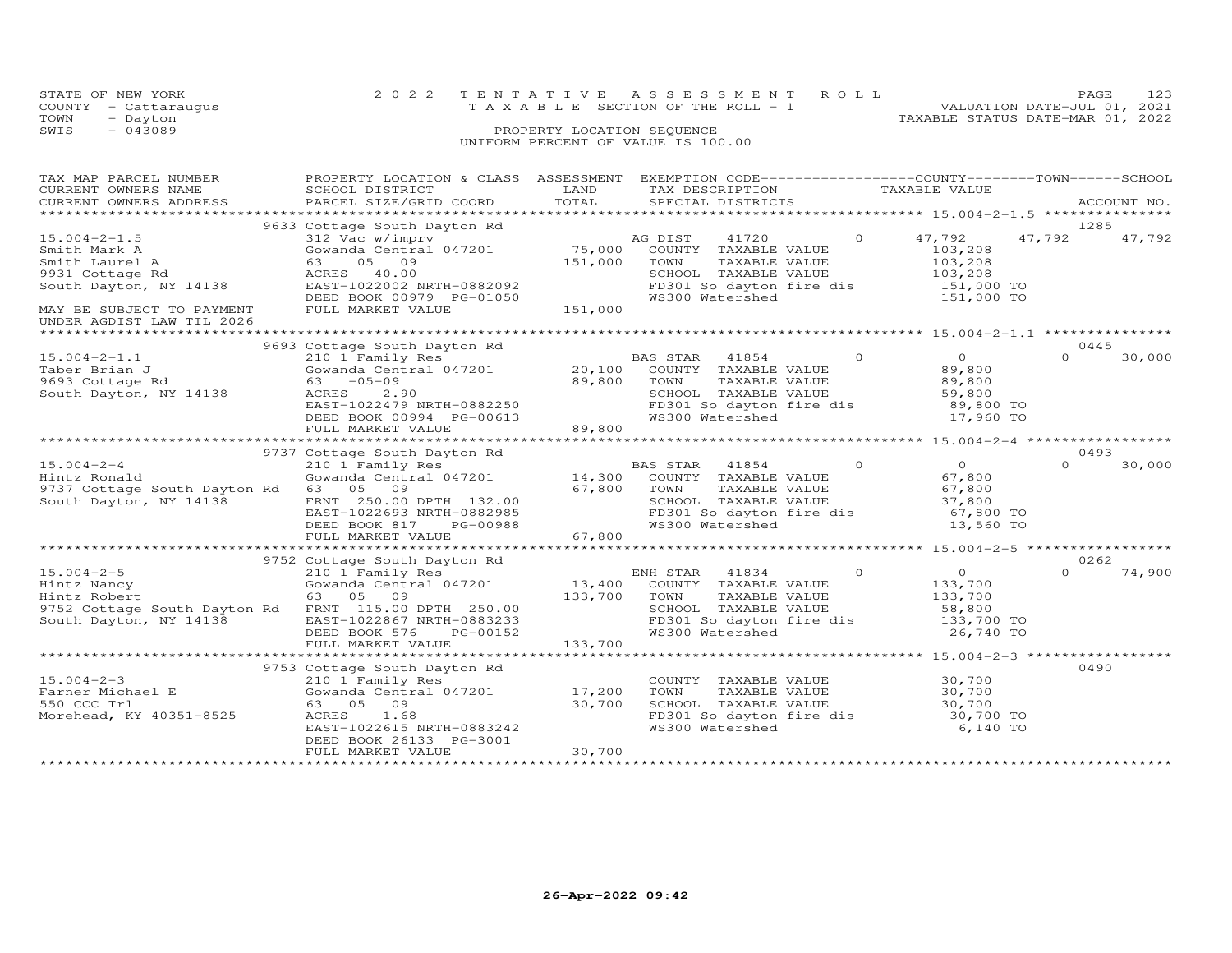STATE OF NEW YORK
COUNTY - Cattaraugus
TOWN - Dayton
SWIS - 043089

# 2022 TENTATIVE ASSESSMENT ROLL
TAXABLE SECTION OF THE ROLL - 1
PROPERTY LOCATION SEQUENCE
UNIFORM PERCENT OF VALUE IS 100.00

VALUATION DATE-JUL 01, 2021
TAXABLE STATUS DATE-MAR 01, 2022

| TAX MAP PARCEL NUMBER / CURRENT OWNERS NAME / CURRENT OWNERS ADDRESS | PROPERTY LOCATION & CLASS / SCHOOL DISTRICT / PARCEL SIZE/GRID COORD | ASSESSMENT LAND / TOTAL | EXEMPTION CODE / TAX DESCRIPTION / SPECIAL DISTRICTS | COUNTY TAXABLE VALUE | TOWN | SCHOOL | ACCOUNT NO. |
|---|---|---|---|---|---|---|---|
| 15.004-2-1.5 | 9633 Cottage South Dayton Rd | | | | | | 1285 |
| 15.004-2-1.5 | 312 Vac w/imprv | | AG DIST 41720 0 | 47,792 | 47,792 | 47,792 | |
| Smith Mark A | Gowanda Central 047201 | 75,000 | COUNTY TAXABLE VALUE | 103,208 | | | |
| Smith Laurel A | 63 05 09 | 151,000 | TOWN TAXABLE VALUE | 103,208 | | | |
| 9931 Cottage Rd | ACRES 40.00 | | SCHOOL TAXABLE VALUE | 103,208 | | | |
| South Dayton, NY 14138 | EAST-1022002 NRTH-0882092 | | FD301 So dayton fire dis | 151,000 TO | | | |
| | DEED BOOK 00979 PG-01050 | | WS300 Watershed | 151,000 TO | | | |
| MAY BE SUBJECT TO PAYMENT UNDER AGDIST LAW TIL 2026 | FULL MARKET VALUE | 151,000 | | | | | |
| 15.004-2-1.1 | 9693 Cottage South Dayton Rd | | | | | | 0445 |
| 15.004-2-1.1 | 210 1 Family Res | | BAS STAR 41854 0 | 0 | 0 | 30,000 | |
| Taber Brian J | Gowanda Central 047201 | 20,100 | COUNTY TAXABLE VALUE | 89,800 | | | |
| 9693 Cottage Rd | 63 -05-09 | 89,800 | TOWN TAXABLE VALUE | 89,800 | | | |
| South Dayton, NY 14138 | ACRES 2.90 | | SCHOOL TAXABLE VALUE | 59,800 | | | |
| | EAST-1022479 NRTH-0882250 | | FD301 So dayton fire dis | 89,800 TO | | | |
| | DEED BOOK 00994 PG-00613 | | WS300 Watershed | 17,960 TO | | | |
| | FULL MARKET VALUE | 89,800 | | | | | |
| 15.004-2-4 | 9737 Cottage South Dayton Rd | | | | | | 0493 |
| 15.004-2-4 | 210 1 Family Res | | BAS STAR 41854 0 | 0 | 0 | 30,000 | |
| Hintz Ronald | Gowanda Central 047201 | 14,300 | COUNTY TAXABLE VALUE | 67,800 | | | |
| 9737 Cottage South Dayton Rd | 63 05 09 | 67,800 | TOWN TAXABLE VALUE | 67,800 | | | |
| South Dayton, NY 14138 | FRNT 250.00 DPTH 132.00 | | SCHOOL TAXABLE VALUE | 37,800 | | | |
| | EAST-1022693 NRTH-0882985 | | FD301 So dayton fire dis | 67,800 TO | | | |
| | DEED BOOK 817 PG-00988 | | WS300 Watershed | 13,560 TO | | | |
| | FULL MARKET VALUE | 67,800 | | | | | |
| 15.004-2-5 | 9752 Cottage South Dayton Rd | | | | | | 0262 |
| 15.004-2-5 | 210 1 Family Res | | ENH STAR 41834 0 | 0 | 0 | 74,900 | |
| Hintz Nancy | Gowanda Central 047201 | 13,400 | COUNTY TAXABLE VALUE | 133,700 | | | |
| Hintz Robert | 63 05 09 | 133,700 | TOWN TAXABLE VALUE | 133,700 | | | |
| 9752 Cottage South Dayton Rd | FRNT 115.00 DPTH 250.00 | | SCHOOL TAXABLE VALUE | 58,800 | | | |
| South Dayton, NY 14138 | EAST-1022867 NRTH-0883233 | | FD301 So dayton fire dis | 133,700 TO | | | |
| | DEED BOOK 576 PG-00152 | | WS300 Watershed | 26,740 TO | | | |
| | FULL MARKET VALUE | 133,700 | | | | | |
| 15.004-2-3 | 9753 Cottage South Dayton Rd | | | | | | 0490 |
| 15.004-2-3 | 210 1 Family Res | | COUNTY TAXABLE VALUE | 30,700 | | | |
| Farner Michael E | Gowanda Central 047201 | 17,200 | TOWN TAXABLE VALUE | 30,700 | | | |
| 550 CCC Trl | 63 05 09 | 30,700 | SCHOOL TAXABLE VALUE | 30,700 | | | |
| Morehead, KY 40351-8525 | ACRES 1.68 | | FD301 So dayton fire dis | 30,700 TO | | | |
| | EAST-1022615 NRTH-0883242 | | WS300 Watershed | 6,140 TO | | | |
| | DEED BOOK 26133 PG-3001 | | | | | | |
| | FULL MARKET VALUE | 30,700 | | | | | |

26-Apr-2022 09:42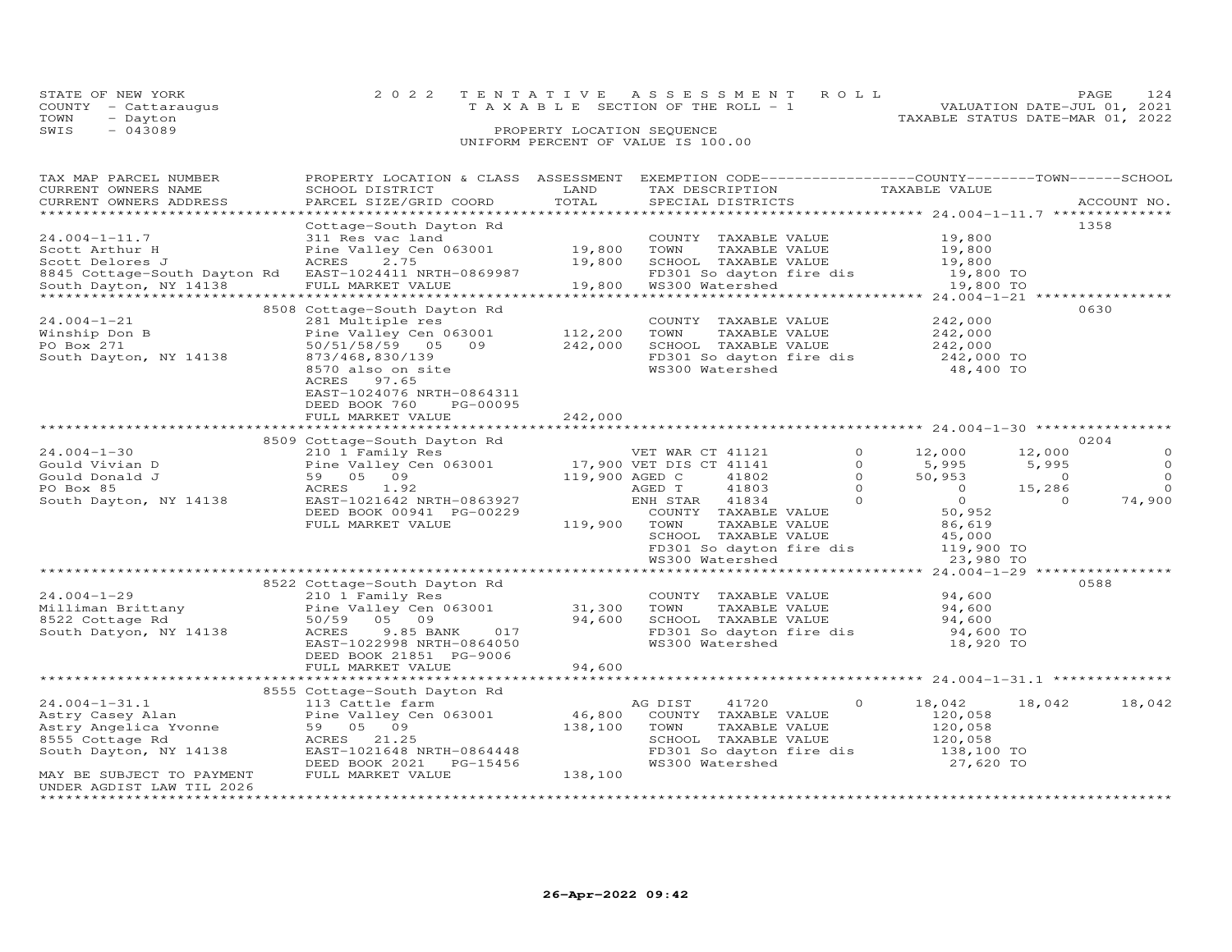STATE OF NEW YORK
COUNTY - Cattaraugus
TOWN - Dayton
SWIS - 043089

2 0 2 2 T E N T A T I V E A S S E S S M E N T R O L L
T A X A B L E SECTION OF THE ROLL - 1
PROPERTY LOCATION SEQUENCE
UNIFORM PERCENT OF VALUE IS 100.00

VALUATION DATE-JUL 01, 2021
TAXABLE STATUS DATE-MAR 01, 2022

| TAX MAP PARCEL NUMBER / CURRENT OWNERS NAME / CURRENT OWNERS ADDRESS | PROPERTY LOCATION & CLASS / SCHOOL DISTRICT / PARCEL SIZE/GRID COORD | ASSESSMENT LAND / TOTAL | EXEMPTION CODE / TAX DESCRIPTION / SPECIAL DISTRICTS | | COUNTY TAXABLE VALUE | TOWN | SCHOOL | ACCOUNT NO. |
|---|---|---|---|---|---|---|---|---|
| **24.004-1-11.7** | Cottage-South Dayton Rd | | | | | | | 1358 |
| 24.004-1-11.7 | 311 Res vac land | | COUNTY TAXABLE VALUE | | 19,800 | | | |
| Scott Arthur H | Pine Valley Cen 063001 | 19,800 | TOWN TAXABLE VALUE | | 19,800 | | | |
| Scott Delores J | ACRES 2.75 | 19,800 | SCHOOL TAXABLE VALUE | | 19,800 | | | |
| 8845 Cottage-South Dayton Rd | EAST-1024411 NRTH-0869987 | | FD301 So dayton fire dis | | 19,800 TO | | | |
| South Dayton, NY 14138 | FULL MARKET VALUE | 19,800 | WS300 Watershed | | 19,800 TO | | | |
| **24.004-1-21** | 8508 Cottage-South Dayton Rd | | | | | | | 0630 |
| 24.004-1-21 | 281 Multiple res | | COUNTY TAXABLE VALUE | | 242,000 | | | |
| Winship Don B | Pine Valley Cen 063001 | 112,200 | TOWN TAXABLE VALUE | | 242,000 | | | |
| PO Box 271 | 50/51/58/59 05 09 | 242,000 | SCHOOL TAXABLE VALUE | | 242,000 | | | |
| South Dayton, NY 14138 | 873/468,830/139 | | FD301 So dayton fire dis | | 242,000 TO | | | |
| | 8570 also on site | | WS300 Watershed | | 48,400 TO | | | |
| | ACRES 97.65 | | | | | | | |
| | EAST-1024076 NRTH-0864311 | | | | | | | |
| | DEED BOOK 760 PG-00095 | | | | | | | |
| | FULL MARKET VALUE | 242,000 | | | | | | |
| **24.004-1-30** | 8509 Cottage-South Dayton Rd | | | | | | | 0204 |
| 24.004-1-30 | 210 1 Family Res | | VET WAR CT 41121 | 0 | 12,000 | 12,000 | 0 | |
| Gould Vivian D | Pine Valley Cen 063001 | 17,900 | VET DIS CT 41141 | 0 | 5,995 | 5,995 | 0 | |
| Gould Donald J | 59 05 09 | 119,900 | AGED C 41802 | 0 | 50,953 | 0 | 0 | |
| PO Box 85 | ACRES 1.92 | | AGED T 41803 | 0 | 0 | 15,286 | 0 | |
| South Dayton, NY 14138 | EAST-1021642 NRTH-0863927 | | ENH STAR 41834 | 0 | 0 | 0 | 74,900 | |
| | DEED BOOK 00941 PG-00229 | | COUNTY TAXABLE VALUE | | 50,952 | | | |
| | FULL MARKET VALUE | 119,900 | TOWN TAXABLE VALUE | | 86,619 | | | |
| | | | SCHOOL TAXABLE VALUE | | 45,000 | | | |
| | | | FD301 So dayton fire dis | | 119,900 TO | | | |
| | | | WS300 Watershed | | 23,980 TO | | | |
| **24.004-1-29** | 8522 Cottage-South Dayton Rd | | | | | | | 0588 |
| 24.004-1-29 | 210 1 Family Res | | COUNTY TAXABLE VALUE | | 94,600 | | | |
| Milliman Brittany | Pine Valley Cen 063001 | 31,300 | TOWN TAXABLE VALUE | | 94,600 | | | |
| 8522 Cottage Rd | 50/59 05 09 | 94,600 | SCHOOL TAXABLE VALUE | | 94,600 | | | |
| South Datyon, NY 14138 | ACRES 9.85 BANK 017 | | FD301 So dayton fire dis | | 94,600 TO | | | |
| | EAST-1022998 NRTH-0864050 | | WS300 Watershed | | 18,920 TO | | | |
| | DEED BOOK 21851 PG-9006 | | | | | | | |
| | FULL MARKET VALUE | 94,600 | | | | | | |
| **24.004-1-31.1** | 8555 Cottage-South Dayton Rd | | | | | | | |
| 24.004-1-31.1 | 113 Cattle farm | | AG DIST 41720 | 0 | 18,042 | 18,042 | 18,042 | |
| Astry Casey Alan | Pine Valley Cen 063001 | 46,800 | COUNTY TAXABLE VALUE | | 120,058 | | | |
| Astry Angelica Yvonne | 59 05 09 | 138,100 | TOWN TAXABLE VALUE | | 120,058 | | | |
| 8555 Cottage Rd | ACRES 21.25 | | SCHOOL TAXABLE VALUE | | 120,058 | | | |
| South Dayton, NY 14138 | EAST-1021648 NRTH-0864448 | | FD301 So dayton fire dis | | 138,100 TO | | | |
| | DEED BOOK 2021 PG-15456 | | WS300 Watershed | | 27,620 TO | | | |
| MAY BE SUBJECT TO PAYMENT UNDER AGDIST LAW TIL 2026 | FULL MARKET VALUE | 138,100 | | | | | | |

26-Apr-2022 09:42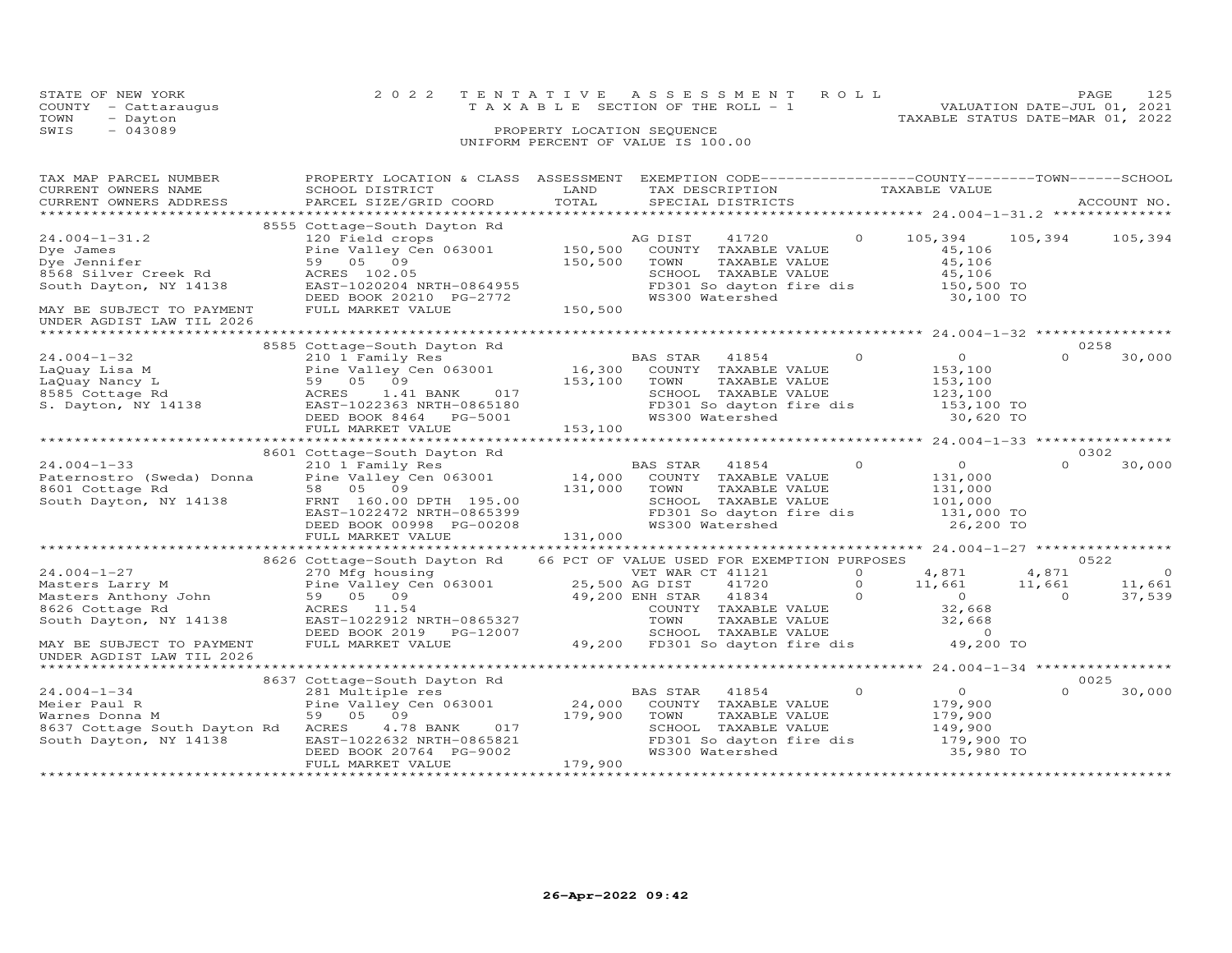STATE OF NEW YORK | 2022 TENTATIVE ASSESSMENT ROLL | VALUATION DATE-JUL 01, 2021
COUNTY - Cattaraugus | TAXABLE SECTION OF THE ROLL - 1 | TAXABLE STATUS DATE-MAR 01, 2022
TOWN - Dayton | PROPERTY LOCATION SEQUENCE
SWIS - 043089 | UNIFORM PERCENT OF VALUE IS 100.00

| TAX MAP PARCEL NUMBER / CURRENT OWNERS NAME / CURRENT OWNERS ADDRESS | PROPERTY LOCATION & CLASS / SCHOOL DISTRICT / PARCEL SIZE/GRID COORD | ASSESSMENT LAND / TOTAL | EXEMPTION CODE / TAX DESCRIPTION / SPECIAL DISTRICTS | COUNTY TAXABLE VALUE | TOWN | SCHOOL / ACCOUNT NO. |
|---|---|---|---|---|---|---|
| **24.004-1-31.2** | 8555 Cottage-South Dayton Rd | | | | | |
| 24.004-1-31.2 | 120 Field crops | | AG DIST 41720 0 | 105,394 | 105,394 | 105,394 |
| Dye James | Pine Valley Cen 063001 | 150,500 | COUNTY TAXABLE VALUE | 45,106 | | |
| Dye Jennifer | 59 05 09 | 150,500 | TOWN TAXABLE VALUE | 45,106 | | |
| 8568 Silver Creek Rd | ACRES 102.05 | | SCHOOL TAXABLE VALUE | 45,106 | | |
| South Dayton, NY 14138 | EAST-1020204 NRTH-0864955 | | FD301 So dayton fire dis | 150,500 TO | | |
| | DEED BOOK 20210 PG-2772 | | WS300 Watershed | 30,100 TO | | |
| MAY BE SUBJECT TO PAYMENT UNDER AGDIST LAW TIL 2026 | FULL MARKET VALUE | 150,500 | | | | |
| **24.004-1-32** | 8585 Cottage-South Dayton Rd | | | | | 0258 |
| 24.004-1-32 | 210 1 Family Res | | BAS STAR 41854 0 | 0 | 0 | 30,000 |
| LaQuay Lisa M | Pine Valley Cen 063001 | 16,300 | COUNTY TAXABLE VALUE | 153,100 | | |
| LaQuay Nancy L | 59 05 09 | 153,100 | TOWN TAXABLE VALUE | 153,100 | | |
| 8585 Cottage Rd | ACRES 1.41 BANK 017 | | SCHOOL TAXABLE VALUE | 123,100 | | |
| S. Dayton, NY 14138 | EAST-1022363 NRTH-0865180 | | FD301 So dayton fire dis | 153,100 TO | | |
| | DEED BOOK 8464 PG-5001 | | WS300 Watershed | 30,620 TO | | |
| | FULL MARKET VALUE | 153,100 | | | | |
| **24.004-1-33** | 8601 Cottage-South Dayton Rd | | | | | 0302 |
| 24.004-1-33 | 210 1 Family Res | | BAS STAR 41854 0 | 0 | 0 | 30,000 |
| Paternostro (Sweda) Donna | Pine Valley Cen 063001 | 14,000 | COUNTY TAXABLE VALUE | 131,000 | | |
| 8601 Cottage Rd | 58 05 09 | 131,000 | TOWN TAXABLE VALUE | 131,000 | | |
| South Dayton, NY 14138 | FRNT 160.00 DPTH 195.00 | | SCHOOL TAXABLE VALUE | 101,000 | | |
| | EAST-1022472 NRTH-0865399 | | FD301 So dayton fire dis | 131,000 TO | | |
| | DEED BOOK 00998 PG-00208 | | WS300 Watershed | 26,200 TO | | |
| | FULL MARKET VALUE | 131,000 | | | | |
| **24.004-1-27** | 8626 Cottage-South Dayton Rd | | 66 PCT OF VALUE USED FOR EXEMPTION PURPOSES | | | 0522 |
| 24.004-1-27 | 270 Mfg housing | | VET WAR CT 41121 0 | 4,871 | 4,871 | 0 |
| Masters Larry M | Pine Valley Cen 063001 | 25,500 | AG DIST 41720 0 | 11,661 | 11,661 | 11,661 |
| Masters Anthony John | 59 05 09 | 49,200 | ENH STAR 41834 0 | 0 | 0 | 37,539 |
| 8626 Cottage Rd | ACRES 11.54 | | COUNTY TAXABLE VALUE | 32,668 | | |
| South Dayton, NY 14138 | EAST-1022912 NRTH-0865327 | | TOWN TAXABLE VALUE | 32,668 | | |
| | DEED BOOK 2019 PG-12007 | | SCHOOL TAXABLE VALUE | 0 | | |
| MAY BE SUBJECT TO PAYMENT UNDER AGDIST LAW TIL 2026 | FULL MARKET VALUE | 49,200 | FD301 So dayton fire dis | 49,200 TO | | |
| **24.004-1-34** | 8637 Cottage-South Dayton Rd | | | | | 0025 |
| 24.004-1-34 | 281 Multiple res | | BAS STAR 41854 0 | 0 | 0 | 30,000 |
| Meier Paul R | Pine Valley Cen 063001 | 24,000 | COUNTY TAXABLE VALUE | 179,900 | | |
| Warnes Donna M | 59 05 09 | 179,900 | TOWN TAXABLE VALUE | 179,900 | | |
| 8637 Cottage South Dayton Rd | ACRES 4.78 BANK 017 | | SCHOOL TAXABLE VALUE | 149,900 | | |
| South Dayton, NY 14138 | EAST-1022632 NRTH-0865821 | | FD301 So dayton fire dis | 179,900 TO | | |
| | DEED BOOK 20764 PG-9002 | | WS300 Watershed | 35,980 TO | | |
| | FULL MARKET VALUE | 179,900 | | | | |

26-Apr-2022 09:42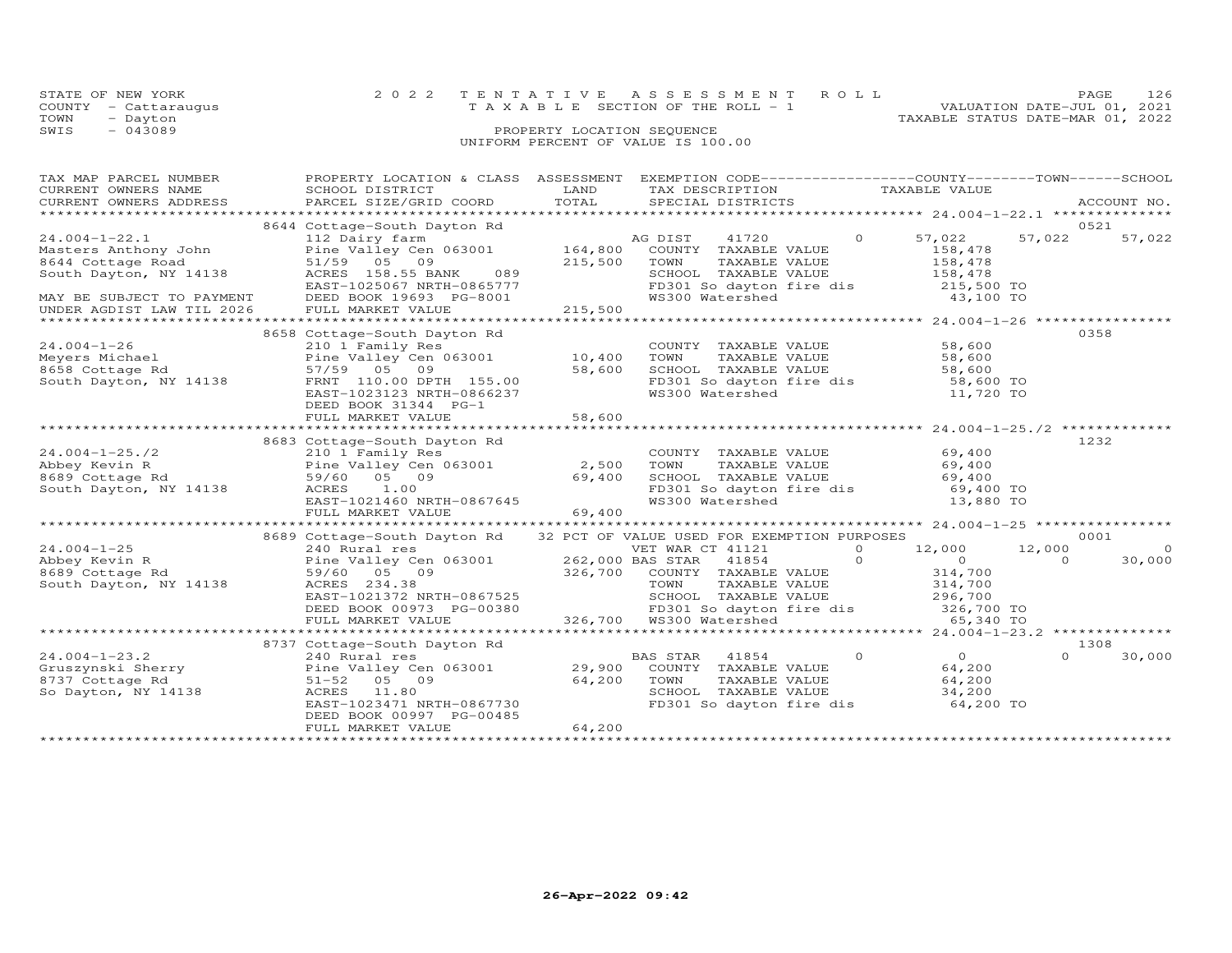STATE OF NEW YORK
COUNTY - Cattaraugus
TOWN - Dayton
SWIS - 043089

2022 TENTATIVE ASSESSMENT ROLL
TAXABLE SECTION OF THE ROLL - 1
PROPERTY LOCATION SEQUENCE
UNIFORM PERCENT OF VALUE IS 100.00

VALUATION DATE-JUL 01, 2021
TAXABLE STATUS DATE-MAR 01, 2022

| TAX MAP PARCEL NUMBER / CURRENT OWNERS NAME / CURRENT OWNERS ADDRESS | PROPERTY LOCATION & CLASS / SCHOOL DISTRICT / PARCEL SIZE/GRID COORD | ASSESSMENT LAND / TOTAL | EXEMPTION CODE / TAX DESCRIPTION / SPECIAL DISTRICTS | COUNTY TAXABLE VALUE | TOWN | SCHOOL | ACCOUNT NO. |
|---|---|---|---|---|---|---|---|
| **24.004-1-22.1** | 8644 Cottage-South Dayton Rd | | | | | | 0521 |
| Masters Anthony John | 112 Dairy farm | | AG DIST 41720 0 | 57,022 | 57,022 | 57,022 | |
| 8644 Cottage Road | Pine Valley Cen 063001 | 164,800 | COUNTY TAXABLE VALUE | 158,478 | | | |
| South Dayton, NY 14138 | 51/59 05 09 | 215,500 | TOWN TAXABLE VALUE | 158,478 | | | |
| | ACRES 158.55 BANK 089 | | SCHOOL TAXABLE VALUE | 158,478 | | | |
| | EAST-1025067 NRTH-0865777 | | FD301 So dayton fire dis | 215,500 TO | | | |
| MAY BE SUBJECT TO PAYMENT | DEED BOOK 19693 PG-8001 | | WS300 Watershed | 43,100 TO | | | |
| UNDER AGDIST LAW TIL 2026 | FULL MARKET VALUE | 215,500 | | | | | |
| **24.004-1-26** | 8658 Cottage-South Dayton Rd | | | | | | 0358 |
| Meyers Michael | 210 1 Family Res | | COUNTY TAXABLE VALUE | 58,600 | | | |
| 8658 Cottage Rd | Pine Valley Cen 063001 | 10,400 | TOWN TAXABLE VALUE | 58,600 | | | |
| South Dayton, NY 14138 | 57/59 05 09 | 58,600 | SCHOOL TAXABLE VALUE | 58,600 | | | |
| | FRNT 110.00 DPTH 155.00 | | FD301 So dayton fire dis | 58,600 TO | | | |
| | EAST-1023123 NRTH-0866237 | | WS300 Watershed | 11,720 TO | | | |
| | DEED BOOK 31344 PG-1 | | | | | | |
| | FULL MARKET VALUE | 58,600 | | | | | |
| **24.004-1-25./2** | 8683 Cottage-South Dayton Rd | | | | | | 1232 |
| Abbey Kevin R | 210 1 Family Res | | COUNTY TAXABLE VALUE | 69,400 | | | |
| 8689 Cottage Rd | Pine Valley Cen 063001 | 2,500 | TOWN TAXABLE VALUE | 69,400 | | | |
| South Dayton, NY 14138 | 59/60 05 09 | 69,400 | SCHOOL TAXABLE VALUE | 69,400 | | | |
| | ACRES 1.00 | | FD301 So dayton fire dis | 69,400 TO | | | |
| | EAST-1021460 NRTH-0867645 | | WS300 Watershed | 13,880 TO | | | |
| | FULL MARKET VALUE | 69,400 | | | | | |
| **24.004-1-25** | 8689 Cottage-South Dayton Rd | | 32 PCT OF VALUE USED FOR EXEMPTION PURPOSES | | | | 0001 |
| Abbey Kevin R | 240 Rural res | | VET WAR CT 41121 0 | 12,000 | 12,000 | 0 | |
| 8689 Cottage Rd | Pine Valley Cen 063001 | 262,000 | BAS STAR 41854 0 | 0 | 0 | 30,000 | |
| South Dayton, NY 14138 | 59/60 05 09 | 326,700 | COUNTY TAXABLE VALUE | 314,700 | | | |
| | ACRES 234.38 | | TOWN TAXABLE VALUE | 314,700 | | | |
| | EAST-1021372 NRTH-0867525 | | SCHOOL TAXABLE VALUE | 296,700 | | | |
| | DEED BOOK 00973 PG-00380 | | FD301 So dayton fire dis | 326,700 TO | | | |
| | FULL MARKET VALUE | 326,700 | WS300 Watershed | 65,340 TO | | | |
| **24.004-1-23.2** | 8737 Cottage-South Dayton Rd | | | | | | 1308 |
| Gruszynski Sherry | 240 Rural res | | BAS STAR 41854 0 | 0 | 0 | 30,000 | |
| 8737 Cottage Rd | Pine Valley Cen 063001 | 29,900 | COUNTY TAXABLE VALUE | 64,200 | | | |
| So Dayton, NY 14138 | 51-52 05 09 | 64,200 | TOWN TAXABLE VALUE | 64,200 | | | |
| | ACRES 11.80 | | SCHOOL TAXABLE VALUE | 34,200 | | | |
| | EAST-1023471 NRTH-0867730 | | FD301 So dayton fire dis | 64,200 TO | | | |
| | DEED BOOK 00997 PG-00485 | | | | | | |
| | FULL MARKET VALUE | 64,200 | | | | | |

26-Apr-2022 09:42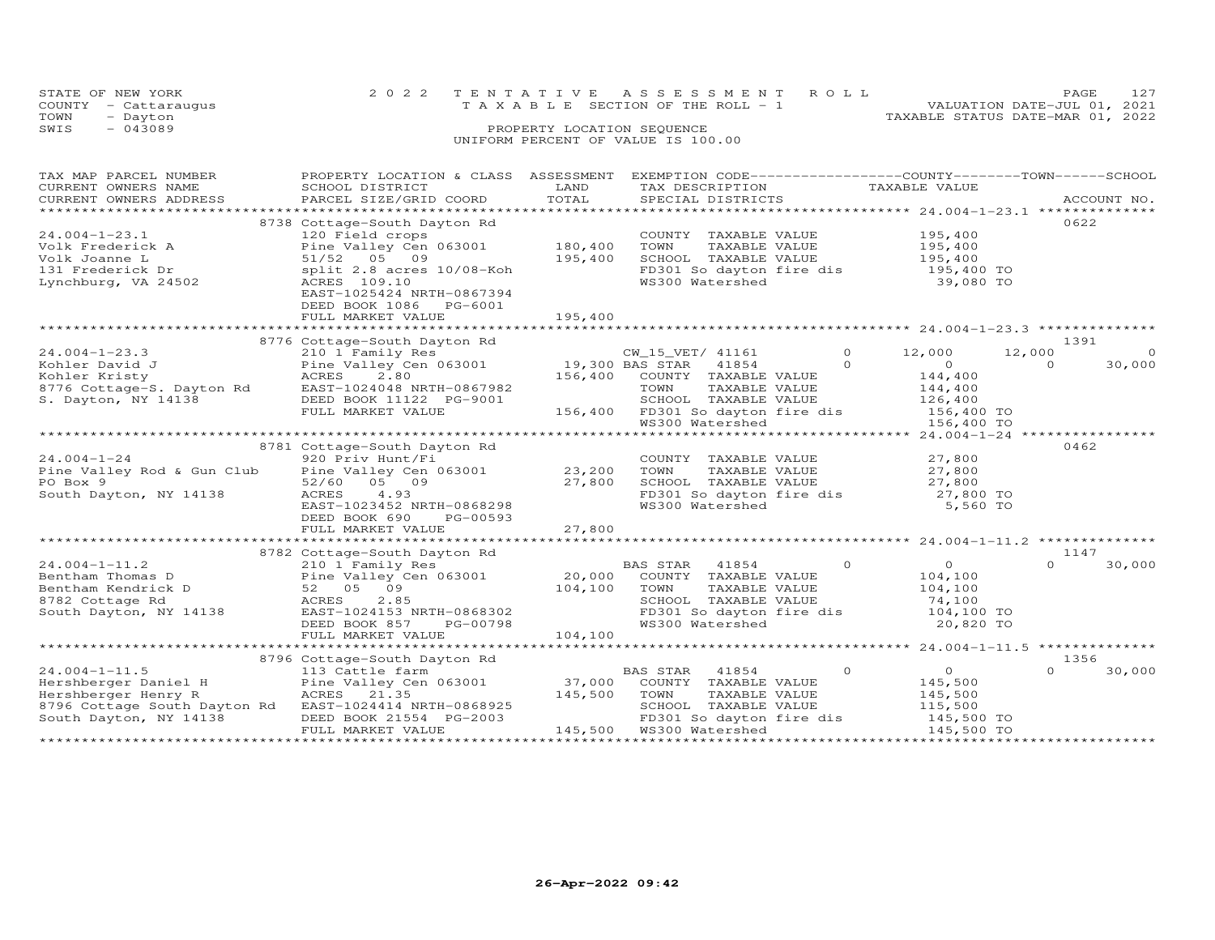STATE OF NEW YORK
COUNTY - Cattaraugus
TOWN - Dayton
SWIS - 043089

2022 TENTATIVE ASSESSMENT ROLL
TAXABLE SECTION OF THE ROLL - 1
PROPERTY LOCATION SEQUENCE
UNIFORM PERCENT OF VALUE IS 100.00

VALUATION DATE-JUL 01, 2021
TAXABLE STATUS DATE-MAR 01, 2022

| TAX MAP PARCEL NUMBER / CURRENT OWNERS NAME / CURRENT OWNERS ADDRESS | PROPERTY LOCATION & CLASS / SCHOOL DISTRICT / PARCEL SIZE/GRID COORD | ASSESSMENT LAND / TOTAL | EXEMPTION CODE / TAX DESCRIPTION / SPECIAL DISTRICTS | COUNTY TAXABLE VALUE | TOWN | SCHOOL | ACCOUNT NO. |
|---|---|---|---|---|---|---|---|
| **24.004-1-23.1** | 8738 Cottage-South Dayton Rd | | | | | | 0622 |
| 24.004-1-23.1 | 120 Field crops | | COUNTY TAXABLE VALUE | 195,400 | | | |
| Volk Frederick A | Pine Valley Cen 063001 | 180,400 | TOWN TAXABLE VALUE | 195,400 | | | |
| Volk Joanne L | 51/52 05 09 | 195,400 | SCHOOL TAXABLE VALUE | 195,400 | | | |
| 131 Frederick Dr | split 2.8 acres 10/08-Koh | | FD301 So dayton fire dis | 195,400 TO | | | |
| Lynchburg, VA 24502 | ACRES 109.10 | | WS300 Watershed | 39,080 TO | | | |
| | EAST-1025424 NRTH-0867394 | | | | | | |
| | DEED BOOK 1086 PG-6001 | | | | | | |
| | FULL MARKET VALUE | 195,400 | | | | | |
| **24.004-1-23.3** | 8776 Cottage-South Dayton Rd | | | | | | 1391 |
| 24.004-1-23.3 | 210 1 Family Res | | CW_15_VET/ 41161 0 | 12,000 | 12,000 | 0 | |
| Kohler David J | Pine Valley Cen 063001 | 19,300 | BAS STAR 41854 0 | 0 | 0 | 30,000 | |
| Kohler Kristy | ACRES 2.80 | 156,400 | COUNTY TAXABLE VALUE | 144,400 | | | |
| 8776 Cottage-S. Dayton Rd | EAST-1024048 NRTH-0867982 | | TOWN TAXABLE VALUE | 144,400 | | | |
| S. Dayton, NY 14138 | DEED BOOK 11122 PG-9001 | | SCHOOL TAXABLE VALUE | 126,400 | | | |
| | FULL MARKET VALUE | 156,400 | FD301 So dayton fire dis | 156,400 TO | | | |
| | | | WS300 Watershed | 156,400 TO | | | |
| **24.004-1-24** | 8781 Cottage-South Dayton Rd | | | | | | 0462 |
| 24.004-1-24 | 920 Priv Hunt/Fi | | COUNTY TAXABLE VALUE | 27,800 | | | |
| Pine Valley Rod & Gun Club | Pine Valley Cen 063001 | 23,200 | TOWN TAXABLE VALUE | 27,800 | | | |
| PO Box 9 | 52/60 05 09 | 27,800 | SCHOOL TAXABLE VALUE | 27,800 | | | |
| South Dayton, NY 14138 | ACRES 4.93 | | FD301 So dayton fire dis | 27,800 TO | | | |
| | EAST-1023452 NRTH-0868298 | | WS300 Watershed | 5,560 TO | | | |
| | DEED BOOK 690 PG-00593 | | | | | | |
| | FULL MARKET VALUE | 27,800 | | | | | |
| **24.004-1-11.2** | 8782 Cottage-South Dayton Rd | | | | | | 1147 |
| 24.004-1-11.2 | 210 1 Family Res | | BAS STAR 41854 0 | 0 | 0 | 30,000 | |
| Bentham Thomas D | Pine Valley Cen 063001 | 20,000 | COUNTY TAXABLE VALUE | 104,100 | | | |
| Bentham Kendrick D | 52 05 09 | 104,100 | TOWN TAXABLE VALUE | 104,100 | | | |
| 8782 Cottage Rd | ACRES 2.85 | | SCHOOL TAXABLE VALUE | 74,100 | | | |
| South Dayton, NY 14138 | EAST-1024153 NRTH-0868302 | | FD301 So dayton fire dis | 104,100 TO | | | |
| | DEED BOOK 857 PG-00798 | | WS300 Watershed | 20,820 TO | | | |
| | FULL MARKET VALUE | 104,100 | | | | | |
| **24.004-1-11.5** | 8796 Cottage-South Dayton Rd | | | | | | 1356 |
| 24.004-1-11.5 | 113 Cattle farm | | BAS STAR 41854 0 | 0 | 0 | 30,000 | |
| Hershberger Daniel H | Pine Valley Cen 063001 | 37,000 | COUNTY TAXABLE VALUE | 145,500 | | | |
| Hershberger Henry R | ACRES 21.35 | 145,500 | TOWN TAXABLE VALUE | 145,500 | | | |
| 8796 Cottage South Dayton Rd | EAST-1024414 NRTH-0868925 | | SCHOOL TAXABLE VALUE | 115,500 | | | |
| South Dayton, NY 14138 | DEED BOOK 21554 PG-2003 | | FD301 So dayton fire dis | 145,500 TO | | | |
| | FULL MARKET VALUE | 145,500 | WS300 Watershed | 145,500 TO | | | |

26-Apr-2022 09:42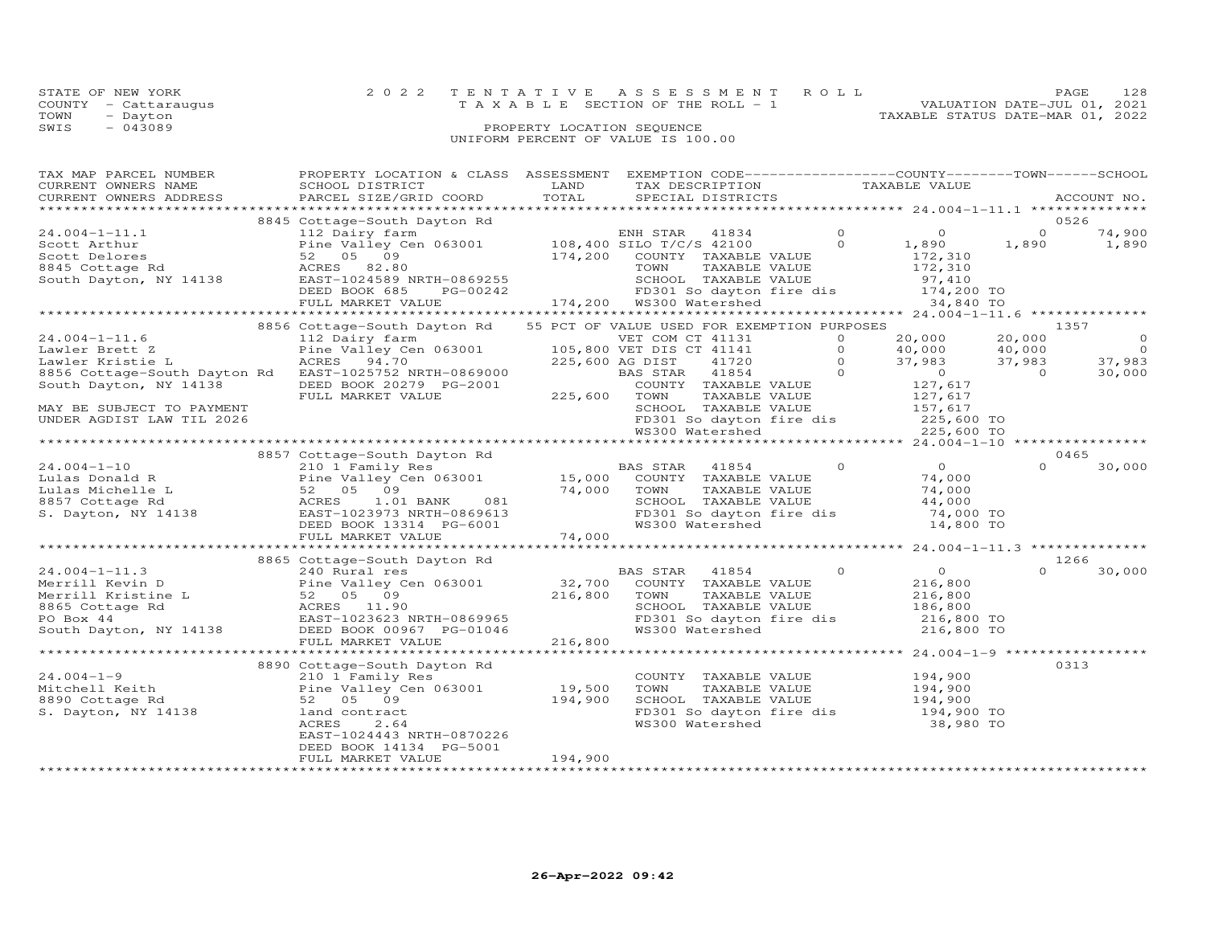STATE OF NEW YORK
COUNTY - Cattaraugus
TOWN - Dayton
SWIS - 043089

2 0 2 2 T E N T A T I V E A S S E S S M E N T R O L L
T A X A B L E SECTION OF THE ROLL - 1
PROPERTY LOCATION SEQUENCE
UNIFORM PERCENT OF VALUE IS 100.00

VALUATION DATE-JUL 01, 2021
TAXABLE STATUS DATE-MAR 01, 2022

| TAX MAP PARCEL NUMBER / CURRENT OWNERS NAME / CURRENT OWNERS ADDRESS | PROPERTY LOCATION & CLASS / SCHOOL DISTRICT / PARCEL SIZE/GRID COORD | ASSESSMENT LAND / TOTAL | EXEMPTION CODE / TAX DESCRIPTION / SPECIAL DISTRICTS | | COUNTY TAXABLE VALUE | TOWN | SCHOOL / ACCOUNT NO. |
|---|---|---|---|---|---|---|---|
| | 8845 Cottage-South Dayton Rd | | | | | | 0526 |
| 24.004-1-11.1 | 112 Dairy farm | | ENH STAR 41834 | 0 | 0 | 0 | 74,900 |
| Scott Arthur | Pine Valley Cen 063001 | 108,400 | SILO T/C/S 42100 | 0 | 1,890 | 1,890 | 1,890 |
| Scott Delores | 52 05 09 | 174,200 | COUNTY TAXABLE VALUE | | 172,310 | | |
| 8845 Cottage Rd | ACRES 82.80 | | TOWN TAXABLE VALUE | | 172,310 | | |
| South Dayton, NY 14138 | EAST-1024589 NRTH-0869255 | | SCHOOL TAXABLE VALUE | | 97,410 | | |
| | DEED BOOK 685 PG-00242 | | FD301 So dayton fire dis | | 174,200 TO | | |
| | FULL MARKET VALUE | 174,200 | WS300 Watershed | | 34,840 TO | | |
| | 8856 Cottage-South Dayton Rd | | 55 PCT OF VALUE USED FOR EXEMPTION PURPOSES | | | | 1357 |
| 24.004-1-11.6 | 112 Dairy farm | | VET COM CT 41131 | 0 | 20,000 | 20,000 | 0 |
| Lawler Brett Z | Pine Valley Cen 063001 | 105,800 | VET DIS CT 41141 | 0 | 40,000 | 40,000 | 0 |
| Lawler Kristie L | ACRES 94.70 | 225,600 | AG DIST 41720 | 0 | 37,983 | 37,983 | 37,983 |
| 8856 Cottage-South Dayton Rd | EAST-1025752 NRTH-0869000 | | BAS STAR 41854 | 0 | 0 | 0 | 30,000 |
| South Dayton, NY 14138 | DEED BOOK 20279 PG-2001 | | COUNTY TAXABLE VALUE | | 127,617 | | |
| | FULL MARKET VALUE | 225,600 | TOWN TAXABLE VALUE | | 127,617 | | |
| MAY BE SUBJECT TO PAYMENT | | | SCHOOL TAXABLE VALUE | | 157,617 | | |
| UNDER AGDIST LAW TIL 2026 | | | FD301 So dayton fire dis | | 225,600 TO | | |
| | | | WS300 Watershed | | 225,600 TO | | |
| | 8857 Cottage-South Dayton Rd | | | | | | 0465 |
| 24.004-1-10 | 210 1 Family Res | | BAS STAR 41854 | 0 | 0 | 0 | 30,000 |
| Lulas Donald R | Pine Valley Cen 063001 | 15,000 | COUNTY TAXABLE VALUE | | 74,000 | | |
| Lulas Michelle L | 52 05 09 | 74,000 | TOWN TAXABLE VALUE | | 74,000 | | |
| 8857 Cottage Rd | ACRES 1.01 BANK 081 | | SCHOOL TAXABLE VALUE | | 44,000 | | |
| S. Dayton, NY 14138 | EAST-1023973 NRTH-0869613 | | FD301 So dayton fire dis | | 74,000 TO | | |
| | DEED BOOK 13314 PG-6001 | | WS300 Watershed | | 14,800 TO | | |
| | FULL MARKET VALUE | 74,000 | | | | | |
| | 8865 Cottage-South Dayton Rd | | | | | | 1266 |
| 24.004-1-11.3 | 240 Rural res | | BAS STAR 41854 | 0 | 0 | 0 | 30,000 |
| Merrill Kevin D | Pine Valley Cen 063001 | 32,700 | COUNTY TAXABLE VALUE | | 216,800 | | |
| Merrill Kristine L | 52 05 09 | 216,800 | TOWN TAXABLE VALUE | | 216,800 | | |
| 8865 Cottage Rd | ACRES 11.90 | | SCHOOL TAXABLE VALUE | | 186,800 | | |
| PO Box 44 | EAST-1023623 NRTH-0869965 | | FD301 So dayton fire dis | | 216,800 TO | | |
| South Dayton, NY 14138 | DEED BOOK 00967 PG-01046 | | WS300 Watershed | | 216,800 TO | | |
| | FULL MARKET VALUE | 216,800 | | | | | |
| | 8890 Cottage-South Dayton Rd | | | | | | 0313 |
| 24.004-1-9 | 210 1 Family Res | | COUNTY TAXABLE VALUE | | 194,900 | | |
| Mitchell Keith | Pine Valley Cen 063001 | 19,500 | TOWN TAXABLE VALUE | | 194,900 | | |
| 8890 Cottage Rd | 52 05 09 | 194,900 | SCHOOL TAXABLE VALUE | | 194,900 | | |
| S. Dayton, NY 14138 | land contract | | FD301 So dayton fire dis | | 194,900 TO | | |
| | ACRES 2.64 | | WS300 Watershed | | 38,980 TO | | |
| | EAST-1024443 NRTH-0870226 | | | | | | |
| | DEED BOOK 14134 PG-5001 | | | | | | |
| | FULL MARKET VALUE | 194,900 | | | | | |

26-Apr-2022 09:42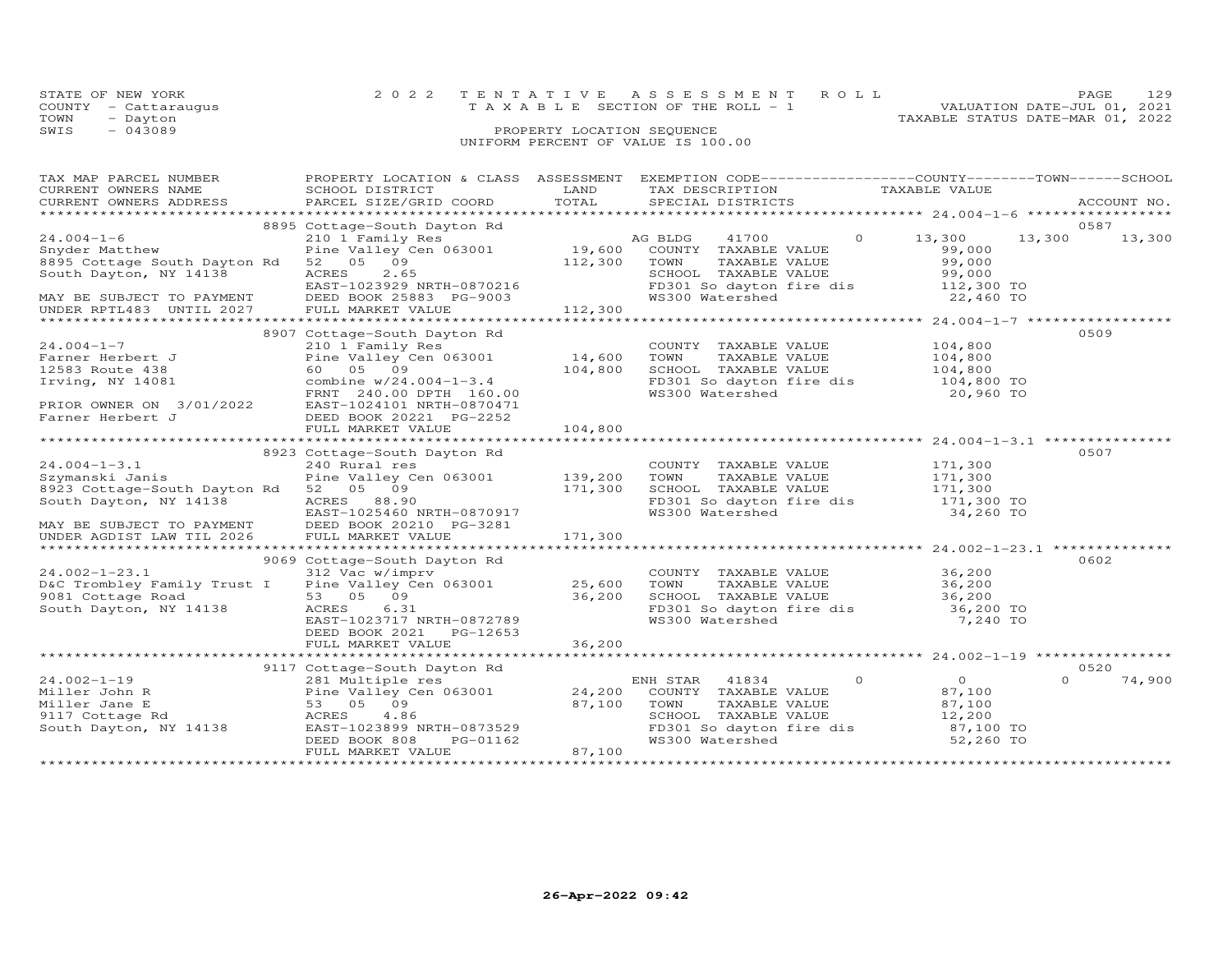STATE OF NEW YORK — 2022 TENTATIVE ASSESSMENT ROLL
COUNTY - Cattaraugus — TAXABLE SECTION OF THE ROLL - 1 — VALUATION DATE-JUL 01, 2021
TOWN - Dayton — TAXABLE STATUS DATE-MAR 01, 2022
SWIS - 043089 — PROPERTY LOCATION SEQUENCE
UNIFORM PERCENT OF VALUE IS 100.00

| TAX MAP PARCEL NUMBER / CURRENT OWNERS NAME / CURRENT OWNERS ADDRESS | PROPERTY LOCATION & CLASS / SCHOOL DISTRICT / PARCEL SIZE/GRID COORD | ASSESSMENT LAND | ASSESSMENT TOTAL | EXEMPTION CODE / TAX DESCRIPTION / SPECIAL DISTRICTS | COUNTY TAXABLE VALUE | TOWN | SCHOOL | ACCOUNT NO. |
|---|---|---|---|---|---|---|---|---|
| 24.004-1-6 | 8895 Cottage-South Dayton Rd | | | | | | | 0587 |
| Snyder Matthew | 210 1 Family Res | | | AG BLDG 41700 0 | 13,300 | 13,300 | 13,300 | |
| 8895 Cottage South Dayton Rd | Pine Valley Cen 063001 | 19,600 | | COUNTY TAXABLE VALUE | 99,000 | | | |
| South Dayton, NY 14138 | 52 05 09 | | 112,300 | TOWN TAXABLE VALUE | 99,000 | | | |
| | ACRES 2.65 | | | SCHOOL TAXABLE VALUE | 99,000 | | | |
| | EAST-1023929 NRTH-0870216 | | | FD301 So dayton fire dis | 112,300 TO | | | |
| MAY BE SUBJECT TO PAYMENT | DEED BOOK 25883 PG-9003 | | | WS300 Watershed | 22,460 TO | | | |
| UNDER RPTL483 UNTIL 2027 | FULL MARKET VALUE | | 112,300 | | | | | |
| 24.004-1-7 | 8907 Cottage-South Dayton Rd | | | | | | | 0509 |
| Farner Herbert J | 210 1 Family Res | | | COUNTY TAXABLE VALUE | 104,800 | | | |
| 12583 Route 438 | Pine Valley Cen 063001 | 14,600 | | TOWN TAXABLE VALUE | 104,800 | | | |
| Irving, NY 14081 | 60 05 09 | | 104,800 | SCHOOL TAXABLE VALUE | 104,800 | | | |
| | combine w/24.004-1-3.4 | | | FD301 So dayton fire dis | 104,800 TO | | | |
| | FRNT 240.00 DPTH 160.00 | | | WS300 Watershed | 20,960 TO | | | |
| PRIOR OWNER ON 3/01/2022 | EAST-1024101 NRTH-0870471 | | | | | | | |
| Farner Herbert J | DEED BOOK 20221 PG-2252 | | | | | | | |
| | FULL MARKET VALUE | | 104,800 | | | | | |
| 24.004-1-3.1 | 8923 Cottage-South Dayton Rd | | | | | | | 0507 |
| Szymanski Janis | 240 Rural res | | | COUNTY TAXABLE VALUE | 171,300 | | | |
| 8923 Cottage-South Dayton Rd | Pine Valley Cen 063001 | 139,200 | | TOWN TAXABLE VALUE | 171,300 | | | |
| South Dayton, NY 14138 | 52 05 09 | | 171,300 | SCHOOL TAXABLE VALUE | 171,300 | | | |
| | ACRES 88.90 | | | FD301 So dayton fire dis | 171,300 TO | | | |
| | EAST-1025460 NRTH-0870917 | | | WS300 Watershed | 34,260 TO | | | |
| MAY BE SUBJECT TO PAYMENT | DEED BOOK 20210 PG-3281 | | | | | | | |
| UNDER AGDIST LAW TIL 2026 | FULL MARKET VALUE | | 171,300 | | | | | |
| 24.002-1-23.1 | 9069 Cottage-South Dayton Rd | | | | | | | 0602 |
| D&C Trombley Family Trust I | 312 Vac w/imprv | | | COUNTY TAXABLE VALUE | 36,200 | | | |
| 9081 Cottage Road | Pine Valley Cen 063001 | 25,600 | | TOWN TAXABLE VALUE | 36,200 | | | |
| South Dayton, NY 14138 | 53 05 09 | | 36,200 | SCHOOL TAXABLE VALUE | 36,200 | | | |
| | ACRES 6.31 | | | FD301 So dayton fire dis | 36,200 TO | | | |
| | EAST-1023717 NRTH-0872789 | | | WS300 Watershed | 7,240 TO | | | |
| | DEED BOOK 2021 PG-12653 | | | | | | | |
| | FULL MARKET VALUE | | 36,200 | | | | | |
| 24.002-1-19 | 9117 Cottage-South Dayton Rd | | | | | | | 0520 |
| Miller John R | 281 Multiple res | | | ENH STAR 41834 0 | 0 | 0 | 74,900 | |
| Miller Jane E | Pine Valley Cen 063001 | 24,200 | | COUNTY TAXABLE VALUE | 87,100 | | | |
| 9117 Cottage Rd | 53 05 09 | | 87,100 | TOWN TAXABLE VALUE | 87,100 | | | |
| South Dayton, NY 14138 | ACRES 4.86 | | | SCHOOL TAXABLE VALUE | 12,200 | | | |
| | EAST-1023899 NRTH-0873529 | | | FD301 So dayton fire dis | 87,100 TO | | | |
| | DEED BOOK 808 PG-01162 | | | WS300 Watershed | 52,260 TO | | | |
| | FULL MARKET VALUE | | 87,100 | | | | | |

26-Apr-2022 09:42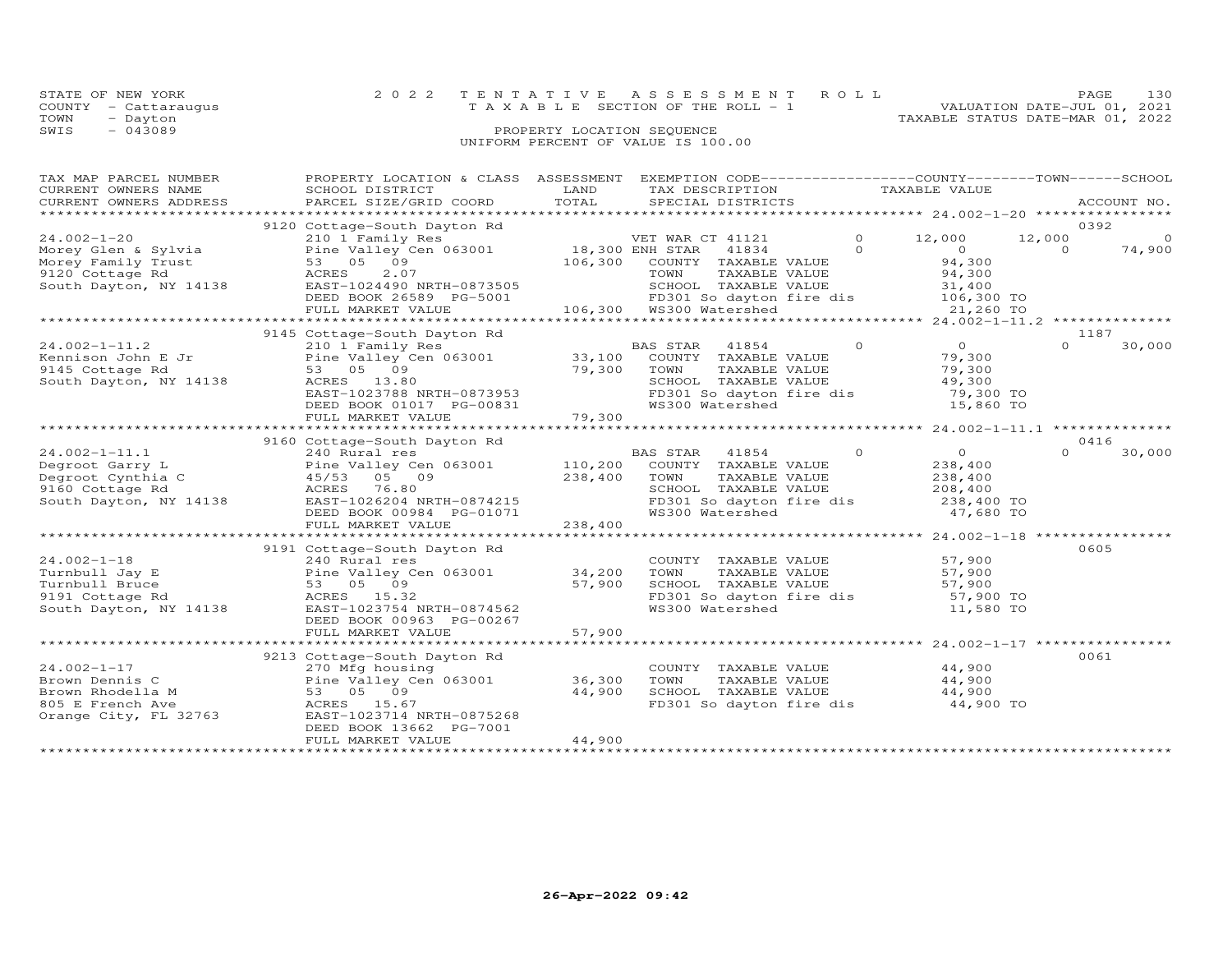STATE OF NEW YORK
COUNTY - Cattaraugus
TOWN - Dayton
SWIS - 043089

2022 TENTATIVE ASSESSMENT ROLL
TAXABLE SECTION OF THE ROLL - 1
PROPERTY LOCATION SEQUENCE
UNIFORM PERCENT OF VALUE IS 100.00

VALUATION DATE-JUL 01, 2021
TAXABLE STATUS DATE-MAR 01, 2022

| TAX MAP PARCEL NUMBER / CURRENT OWNERS NAME / CURRENT OWNERS ADDRESS | PROPERTY LOCATION & CLASS / SCHOOL DISTRICT / PARCEL SIZE/GRID COORD | ASSESSMENT LAND / TOTAL | EXEMPTION CODE / TAX DESCRIPTION / SPECIAL DISTRICTS | COUNTY | TAXABLE VALUE | TOWN | SCHOOL | ACCOUNT NO. |
|---|---|---|---|---|---|---|---|---|
| | 9120 Cottage-South Dayton Rd | | | | | | | 0392 |
| 24.002-1-20 | 210 1 Family Res | | VET WAR CT 41121 | 0 | 12,000 | 12,000 | 0 | |
| Morey Glen & Sylvia | Pine Valley Cen 063001 | 18,300 | ENH STAR 41834 | 0 | 0 | 0 | 74,900 | |
| Morey Family Trust | 53 05 09 | 106,300 | COUNTY TAXABLE VALUE | | 94,300 | | | |
| 9120 Cottage Rd | ACRES 2.07 | | TOWN TAXABLE VALUE | | 94,300 | | | |
| South Dayton, NY 14138 | EAST-1024490 NRTH-0873505 | | SCHOOL TAXABLE VALUE | | 31,400 | | | |
| | DEED BOOK 26589 PG-5001 | | FD301 So dayton fire dis | | 106,300 TO | | | |
| | FULL MARKET VALUE | 106,300 | WS300 Watershed | | 21,260 TO | | | |
| | 9145 Cottage-South Dayton Rd | | | | | | | 1187 |
| 24.002-1-11.2 | 210 1 Family Res | | BAS STAR 41854 | 0 | 0 | 0 | 30,000 | |
| Kennison John E Jr | Pine Valley Cen 063001 | 33,100 | COUNTY TAXABLE VALUE | | 79,300 | | | |
| 9145 Cottage Rd | 53 05 09 | 79,300 | TOWN TAXABLE VALUE | | 79,300 | | | |
| South Dayton, NY 14138 | ACRES 13.80 | | SCHOOL TAXABLE VALUE | | 49,300 | | | |
| | EAST-1023788 NRTH-0873953 | | FD301 So dayton fire dis | | 79,300 TO | | | |
| | DEED BOOK 01017 PG-00831 | | WS300 Watershed | | 15,860 TO | | | |
| | FULL MARKET VALUE | 79,300 | | | | | | |
| | 9160 Cottage-South Dayton Rd | | | | | | | 0416 |
| 24.002-1-11.1 | 240 Rural res | | BAS STAR 41854 | 0 | 0 | 0 | 30,000 | |
| Degroot Garry L | Pine Valley Cen 063001 | 110,200 | COUNTY TAXABLE VALUE | | 238,400 | | | |
| Degroot Cynthia C | 45/53 05 09 | 238,400 | TOWN TAXABLE VALUE | | 238,400 | | | |
| 9160 Cottage Rd | ACRES 76.80 | | SCHOOL TAXABLE VALUE | | 208,400 | | | |
| South Dayton, NY 14138 | EAST-1026204 NRTH-0874215 | | FD301 So dayton fire dis | | 238,400 TO | | | |
| | DEED BOOK 00984 PG-01071 | | WS300 Watershed | | 47,680 TO | | | |
| | FULL MARKET VALUE | 238,400 | | | | | | |
| | 9191 Cottage-South Dayton Rd | | | | | | | 0605 |
| 24.002-1-18 | 240 Rural res | | COUNTY TAXABLE VALUE | | 57,900 | | | |
| Turnbull Jay E | Pine Valley Cen 063001 | 34,200 | TOWN TAXABLE VALUE | | 57,900 | | | |
| Turnbull Bruce | 53 05 09 | 57,900 | SCHOOL TAXABLE VALUE | | 57,900 | | | |
| 9191 Cottage Rd | ACRES 15.32 | | FD301 So dayton fire dis | | 57,900 TO | | | |
| South Dayton, NY 14138 | EAST-1023754 NRTH-0874562 | | WS300 Watershed | | 11,580 TO | | | |
| | DEED BOOK 00963 PG-00267 | | | | | | | |
| | FULL MARKET VALUE | 57,900 | | | | | | |
| | 9213 Cottage-South Dayton Rd | | | | | | | 0061 |
| 24.002-1-17 | 270 Mfg housing | | COUNTY TAXABLE VALUE | | 44,900 | | | |
| Brown Dennis C | Pine Valley Cen 063001 | 36,300 | TOWN TAXABLE VALUE | | 44,900 | | | |
| Brown Rhodella M | 53 05 09 | 44,900 | SCHOOL TAXABLE VALUE | | 44,900 | | | |
| 805 E French Ave | ACRES 15.67 | | FD301 So dayton fire dis | | 44,900 TO | | | |
| Orange City, FL 32763 | EAST-1023714 NRTH-0875268 | | | | | | | |
| | DEED BOOK 13662 PG-7001 | | | | | | | |
| | FULL MARKET VALUE | 44,900 | | | | | | |

26-Apr-2022 09:42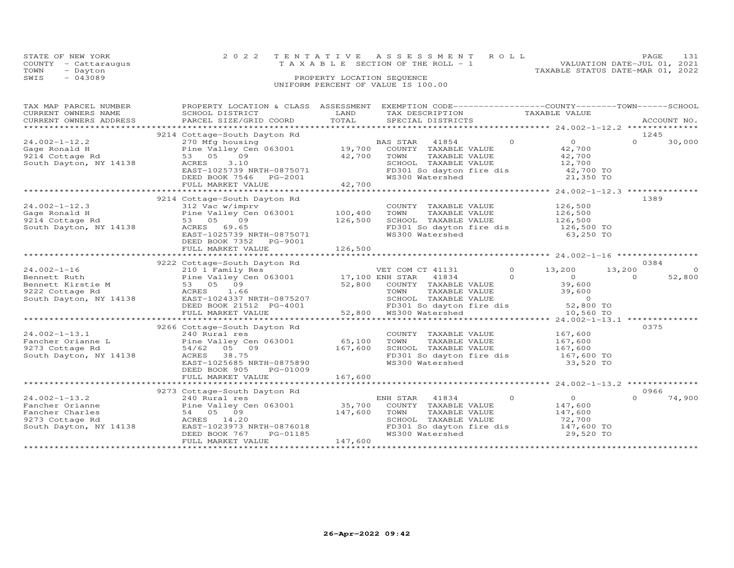STATE OF NEW YORK
COUNTY - Cattaraugus
TOWN - Dayton
SWIS - 043089

2022 TENTATIVE ASSESSMENT ROLL
TAXABLE SECTION OF THE ROLL - 1
PROPERTY LOCATION SEQUENCE
UNIFORM PERCENT OF VALUE IS 100.00

VALUATION DATE-JUL 01, 2021
TAXABLE STATUS DATE-MAR 01, 2022

| TAX MAP PARCEL NUMBER / CURRENT OWNERS NAME / CURRENT OWNERS ADDRESS | PROPERTY LOCATION & CLASS / SCHOOL DISTRICT / PARCEL SIZE/GRID COORD | ASSESSMENT LAND / TOTAL | EXEMPTION CODE / TAX DESCRIPTION / SPECIAL DISTRICTS | COUNTY TAXABLE VALUE | TOWN | SCHOOL | ACCOUNT NO. |
|---|---|---|---|---|---|---|---|
| **24.002-1-12.2** | 9214 Cottage-South Dayton Rd | | | | | | 1245 |
| Gage Ronald H | 270 Mfg housing | | BAS STAR 41854 0 | 0 | 0 | 30,000 | |
| 9214 Cottage Rd | Pine Valley Cen 063001 | 19,700 | COUNTY TAXABLE VALUE | 42,700 | | | |
| South Dayton, NY 14138 | 53 05 09 | 42,700 | TOWN TAXABLE VALUE | 42,700 | | | |
| | ACRES 3.10 | | SCHOOL TAXABLE VALUE | 12,700 | | | |
| | EAST-1025739 NRTH-0875071 | | FD301 So dayton fire dis | 42,700 TO | | | |
| | DEED BOOK 7546 PG-2001 | | WS300 Watershed | 21,350 TO | | | |
| | FULL MARKET VALUE | 42,700 | | | | | |
| **24.002-1-12.3** | 9214 Cottage-South Dayton Rd | | | | | | 1389 |
| Gage Ronald H | 312 Vac w/imprv | | COUNTY TAXABLE VALUE | 126,500 | | | |
| 9214 Cottage Rd | Pine Valley Cen 063001 | 100,400 | TOWN TAXABLE VALUE | 126,500 | | | |
| South Dayton, NY 14138 | 53 05 09 | 126,500 | SCHOOL TAXABLE VALUE | 126,500 | | | |
| | ACRES 69.65 | | FD301 So dayton fire dis | 126,500 TO | | | |
| | EAST-1025739 NRTH-0875071 | | WS300 Watershed | 63,250 TO | | | |
| | DEED BOOK 7352 PG-9001 | | | | | | |
| | FULL MARKET VALUE | 126,500 | | | | | |
| **24.002-1-16** | 9222 Cottage-South Dayton Rd | | | | | | 0384 |
| Bennett Ruth | 210 1 Family Res | | VET COM CT 41131 0 | 13,200 | 13,200 | 0 | |
| Bennett Kirstie M | Pine Valley Cen 063001 | 17,100 | ENH STAR 41834 0 | 0 | 0 | 52,800 | |
| 9222 Cottage Rd | 53 05 09 | 52,800 | COUNTY TAXABLE VALUE | 39,600 | | | |
| South Dayton, NY 14138 | ACRES 1.66 | | TOWN TAXABLE VALUE | 39,600 | | | |
| | EAST-1024337 NRTH-0875207 | | SCHOOL TAXABLE VALUE | 0 | | | |
| | DEED BOOK 21512 PG-4001 | | FD301 So dayton fire dis | 52,800 TO | | | |
| | FULL MARKET VALUE | 52,800 | WS300 Watershed | 10,560 TO | | | |
| **24.002-1-13.1** | 9266 Cottage-South Dayton Rd | | | | | | 0375 |
| Fancher Orianne L | 240 Rural res | | COUNTY TAXABLE VALUE | 167,600 | | | |
| 9273 Cottage Rd | Pine Valley Cen 063001 | 65,100 | TOWN TAXABLE VALUE | 167,600 | | | |
| South Dayton, NY 14138 | 54/62 05 09 | 167,600 | SCHOOL TAXABLE VALUE | 167,600 | | | |
| | ACRES 38.75 | | FD301 So dayton fire dis | 167,600 TO | | | |
| | EAST-1025685 NRTH-0875890 | | WS300 Watershed | 33,520 TO | | | |
| | DEED BOOK 905 PG-01009 | | | | | | |
| | FULL MARKET VALUE | 167,600 | | | | | |
| **24.002-1-13.2** | 9273 Cottage-South Dayton Rd | | | | | | 0966 |
| Fancher Orianne | 240 Rural res | | ENH STAR 41834 0 | 0 | 0 | 74,900 | |
| Fancher Charles | Pine Valley Cen 063001 | 35,700 | COUNTY TAXABLE VALUE | 147,600 | | | |
| 9273 Cottage Rd | 54 05 09 | 147,600 | TOWN TAXABLE VALUE | 147,600 | | | |
| South Dayton, NY 14138 | ACRES 14.20 | | SCHOOL TAXABLE VALUE | 72,700 | | | |
| | EAST-1023973 NRTH-0876018 | | FD301 So dayton fire dis | 147,600 TO | | | |
| | DEED BOOK 767 PG-01185 | | WS300 Watershed | 29,520 TO | | | |
| | FULL MARKET VALUE | 147,600 | | | | | |

26-Apr-2022 09:42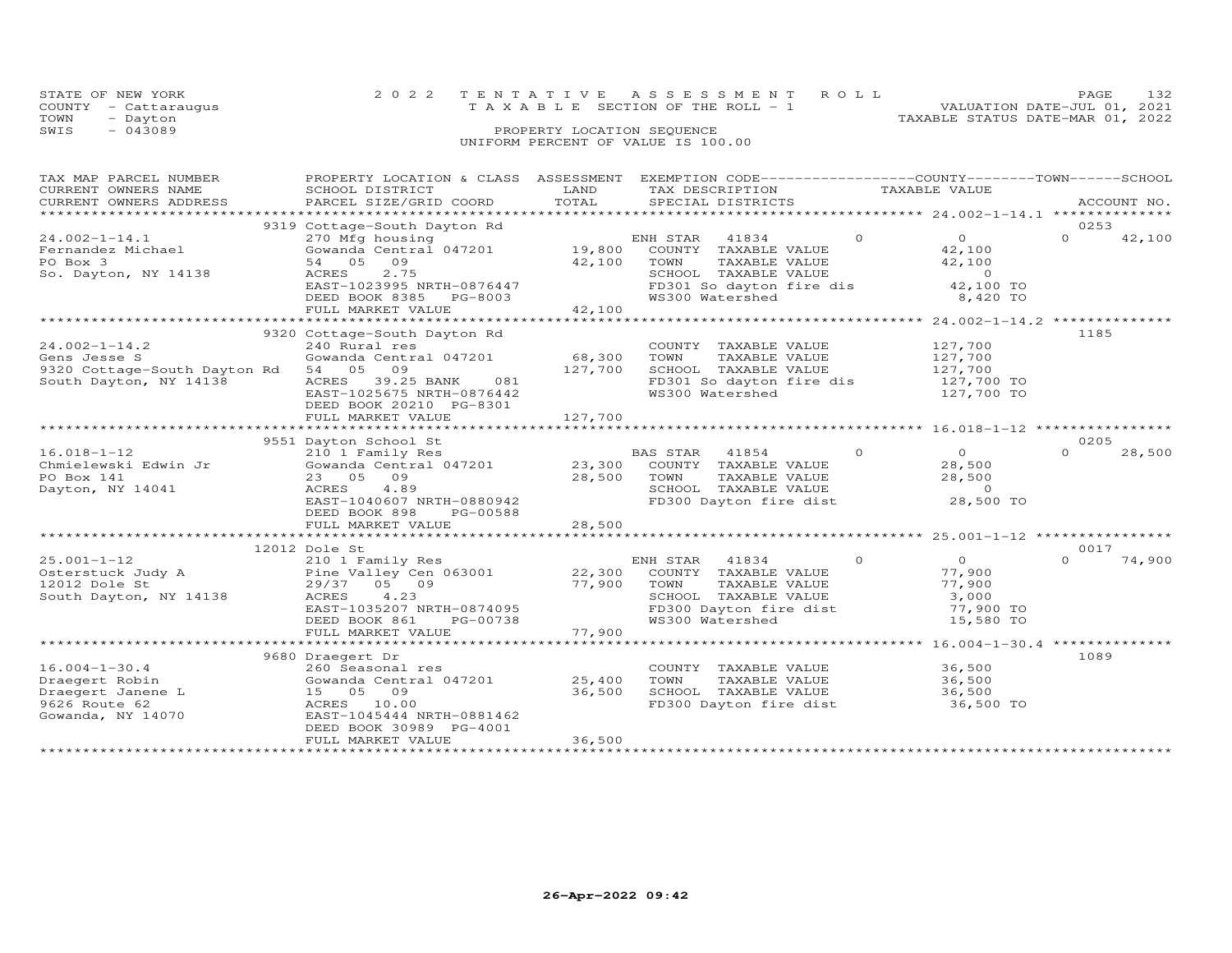STATE OF NEW YORK
COUNTY - Cattaraugus
TOWN - Dayton
SWIS - 043089

2022 TENTATIVE ASSESSMENT ROLL
TAXABLE SECTION OF THE ROLL - 1
PROPERTY LOCATION SEQUENCE
UNIFORM PERCENT OF VALUE IS 100.00

VALUATION DATE-JUL 01, 2021
TAXABLE STATUS DATE-MAR 01, 2022

| TAX MAP PARCEL NUMBER / CURRENT OWNERS NAME / CURRENT OWNERS ADDRESS | PROPERTY LOCATION & CLASS / SCHOOL DISTRICT / PARCEL SIZE/GRID COORD | ASSESSMENT LAND / TOTAL | EXEMPTION CODE / TAX DESCRIPTION / SPECIAL DISTRICTS | | COUNTY TAXABLE VALUE | TOWN | SCHOOL / ACCOUNT NO. |
|---|---|---|---|---|---|---|---|
| | 9319 Cottage-South Dayton Rd | | | | | | 0253 |
| 24.002-1-14.1 | 270 Mfg housing | | ENH STAR 41834 | 0 | 0 | 0 | 42,100 |
| Fernandez Michael | Gowanda Central 047201 | 19,800 | COUNTY TAXABLE VALUE | | 42,100 | | |
| PO Box 3 | 54 05 09 | 42,100 | TOWN TAXABLE VALUE | | 42,100 | | |
| So. Dayton, NY 14138 | ACRES 2.75 | | SCHOOL TAXABLE VALUE | | 0 | | |
| | EAST-1023995 NRTH-0876447 | | FD301 So dayton fire dis | | 42,100 TO | | |
| | DEED BOOK 8385 PG-8003 | | WS300 Watershed | | 8,420 TO | | |
| | FULL MARKET VALUE | 42,100 | | | | | |
| | 9320 Cottage-South Dayton Rd | | | | | | 1185 |
| 24.002-1-14.2 | 240 Rural res | | COUNTY TAXABLE VALUE | | 127,700 | | |
| Gens Jesse S | Gowanda Central 047201 | 68,300 | TOWN TAXABLE VALUE | | 127,700 | | |
| 9320 Cottage-South Dayton Rd | 54 05 09 | 127,700 | SCHOOL TAXABLE VALUE | | 127,700 | | |
| South Dayton, NY 14138 | ACRES 39.25 BANK 081 | | FD301 So dayton fire dis | | 127,700 TO | | |
| | EAST-1025675 NRTH-0876442 | | WS300 Watershed | | 127,700 TO | | |
| | DEED BOOK 20210 PG-8301 | | | | | | |
| | FULL MARKET VALUE | 127,700 | | | | | |
| | 9551 Dayton School St | | | | | | 0205 |
| 16.018-1-12 | 210 1 Family Res | | BAS STAR 41854 | 0 | 0 | 0 | 28,500 |
| Chmielewski Edwin Jr | Gowanda Central 047201 | 23,300 | COUNTY TAXABLE VALUE | | 28,500 | | |
| PO Box 141 | 23 05 09 | 28,500 | TOWN TAXABLE VALUE | | 28,500 | | |
| Dayton, NY 14041 | ACRES 4.89 | | SCHOOL TAXABLE VALUE | | 0 | | |
| | EAST-1040607 NRTH-0880942 | | FD300 Dayton fire dist | | 28,500 TO | | |
| | DEED BOOK 898 PG-00588 | | | | | | |
| | FULL MARKET VALUE | 28,500 | | | | | |
| | 12012 Dole St | | | | | | 0017 |
| 25.001-1-12 | 210 1 Family Res | | ENH STAR 41834 | 0 | 0 | 0 | 74,900 |
| Osterstuck Judy A | Pine Valley Cen 063001 | 22,300 | COUNTY TAXABLE VALUE | | 77,900 | | |
| 12012 Dole St | 29/37 05 09 | 77,900 | TOWN TAXABLE VALUE | | 77,900 | | |
| South Dayton, NY 14138 | ACRES 4.23 | | SCHOOL TAXABLE VALUE | | 3,000 | | |
| | EAST-1035207 NRTH-0874095 | | FD300 Dayton fire dist | | 77,900 TO | | |
| | DEED BOOK 861 PG-00738 | | WS300 Watershed | | 15,580 TO | | |
| | FULL MARKET VALUE | 77,900 | | | | | |
| | 9680 Draegert Dr | | | | | | 1089 |
| 16.004-1-30.4 | 260 Seasonal res | | COUNTY TAXABLE VALUE | | 36,500 | | |
| Draegert Robin | Gowanda Central 047201 | 25,400 | TOWN TAXABLE VALUE | | 36,500 | | |
| Draegert Janene L | 15 05 09 | 36,500 | SCHOOL TAXABLE VALUE | | 36,500 | | |
| 9626 Route 62 | ACRES 10.00 | | FD300 Dayton fire dist | | 36,500 TO | | |
| Gowanda, NY 14070 | EAST-1045444 NRTH-0881462 | | | | | | |
| | DEED BOOK 30989 PG-4001 | | | | | | |
| | FULL MARKET VALUE | 36,500 | | | | | |

26-Apr-2022 09:42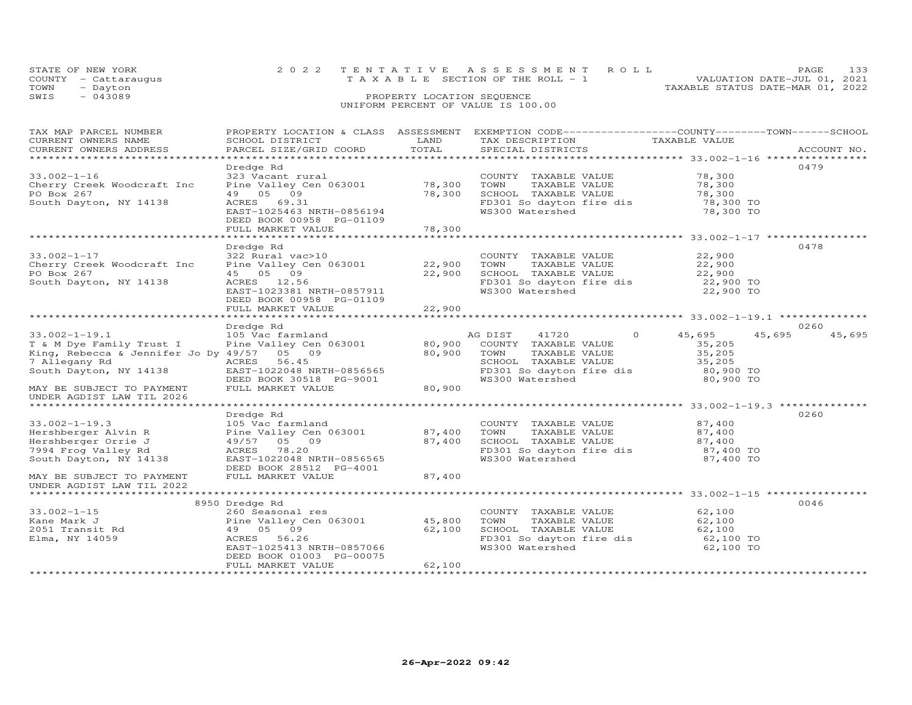STATE OF NEW YORK — 2022 TENTATIVE ASSESSMENT ROLL
COUNTY - Cattaraugus — TAXABLE SECTION OF THE ROLL - 1 — VALUATION DATE-JUL 01, 2021
TOWN - Dayton — TAXABLE STATUS DATE-MAR 01, 2022
SWIS - 043089 — PROPERTY LOCATION SEQUENCE
UNIFORM PERCENT OF VALUE IS 100.00

| TAX MAP PARCEL NUMBER / CURRENT OWNERS NAME / CURRENT OWNERS ADDRESS | PROPERTY LOCATION & CLASS / SCHOOL DISTRICT / PARCEL SIZE/GRID COORD | ASSESSMENT LAND | TOTAL | EXEMPTION CODE / TAX DESCRIPTION / SPECIAL DISTRICTS | COUNTY TAXABLE VALUE | TOWN | SCHOOL | ACCOUNT NO. |
|---|---|---|---|---|---|---|---|---|
| 33.002-1-16 | Dredge Rd | | | | | | | 0479 |
| | 323 Vacant rural | | | COUNTY TAXABLE VALUE | 78,300 | | | |
| Cherry Creek Woodcraft Inc | Pine Valley Cen 063001 | 78,300 | | TOWN TAXABLE VALUE | 78,300 | | | |
| PO Box 267 | 49 05 09 | | 78,300 | SCHOOL TAXABLE VALUE | 78,300 | | | |
| South Dayton, NY 14138 | ACRES 69.31 | | | FD301 So dayton fire dis | 78,300 TO | | | |
| | EAST-1025463 NRTH-0856194 | | | WS300 Watershed | 78,300 TO | | | |
| | DEED BOOK 00958 PG-01109 | | | | | | | |
| | FULL MARKET VALUE | | 78,300 | | | | | |
| 33.002-1-17 | Dredge Rd | | | | | | | 0478 |
| | 322 Rural vac>10 | | | COUNTY TAXABLE VALUE | 22,900 | | | |
| Cherry Creek Woodcraft Inc | Pine Valley Cen 063001 | 22,900 | | TOWN TAXABLE VALUE | 22,900 | | | |
| PO Box 267 | 45 05 09 | | 22,900 | SCHOOL TAXABLE VALUE | 22,900 | | | |
| South Dayton, NY 14138 | ACRES 12.56 | | | FD301 So dayton fire dis | 22,900 TO | | | |
| | EAST-1023381 NRTH-0857911 | | | WS300 Watershed | 22,900 TO | | | |
| | DEED BOOK 00958 PG-01109 | | | | | | | |
| | FULL MARKET VALUE | | 22,900 | | | | | |
| 33.002-1-19.1 | Dredge Rd | | | | | | | 0260 |
| | 105 Vac farmland | | | AG DIST 41720 0 | 45,695 | 45,695 | 45,695 | |
| T & M Dye Family Trust I | Pine Valley Cen 063001 | 80,900 | | COUNTY TAXABLE VALUE | 35,205 | | | |
| King, Rebecca & Jennifer Jo Dy | 49/57 05 09 | | 80,900 | TOWN TAXABLE VALUE | 35,205 | | | |
| 7 Allegany Rd | ACRES 56.45 | | | SCHOOL TAXABLE VALUE | 35,205 | | | |
| South Dayton, NY 14138 | EAST-1022048 NRTH-0856565 | | | FD301 So dayton fire dis | 80,900 TO | | | |
| | DEED BOOK 30518 PG-9001 | | | WS300 Watershed | 80,900 TO | | | |
| MAY BE SUBJECT TO PAYMENT UNDER AGDIST LAW TIL 2026 | FULL MARKET VALUE | | 80,900 | | | | | |
| 33.002-1-19.3 | Dredge Rd | | | | | | | 0260 |
| | 105 Vac farmland | | | COUNTY TAXABLE VALUE | 87,400 | | | |
| Hershberger Alvin R | Pine Valley Cen 063001 | 87,400 | | TOWN TAXABLE VALUE | 87,400 | | | |
| Hershberger Orrie J | 49/57 05 09 | | 87,400 | SCHOOL TAXABLE VALUE | 87,400 | | | |
| 7994 Frog Valley Rd | ACRES 78.20 | | | FD301 So dayton fire dis | 87,400 TO | | | |
| South Dayton, NY 14138 | EAST-1022048 NRTH-0856565 | | | WS300 Watershed | 87,400 TO | | | |
| | DEED BOOK 28512 PG-4001 | | | | | | | |
| MAY BE SUBJECT TO PAYMENT UNDER AGDIST LAW TIL 2022 | FULL MARKET VALUE | | 87,400 | | | | | |
| 33.002-1-15 | 8950 Dredge Rd | | | | | | | 0046 |
| | 260 Seasonal res | | | COUNTY TAXABLE VALUE | 62,100 | | | |
| Kane Mark J | Pine Valley Cen 063001 | 45,800 | | TOWN TAXABLE VALUE | 62,100 | | | |
| 2051 Transit Rd | 49 05 09 | | 62,100 | SCHOOL TAXABLE VALUE | 62,100 | | | |
| Elma, NY 14059 | ACRES 56.26 | | | FD301 So dayton fire dis | 62,100 TO | | | |
| | EAST-1025413 NRTH-0857066 | | | WS300 Watershed | 62,100 TO | | | |
| | DEED BOOK 01003 PG-00075 | | | | | | | |
| | FULL MARKET VALUE | | 62,100 | | | | | |

26-Apr-2022 09:42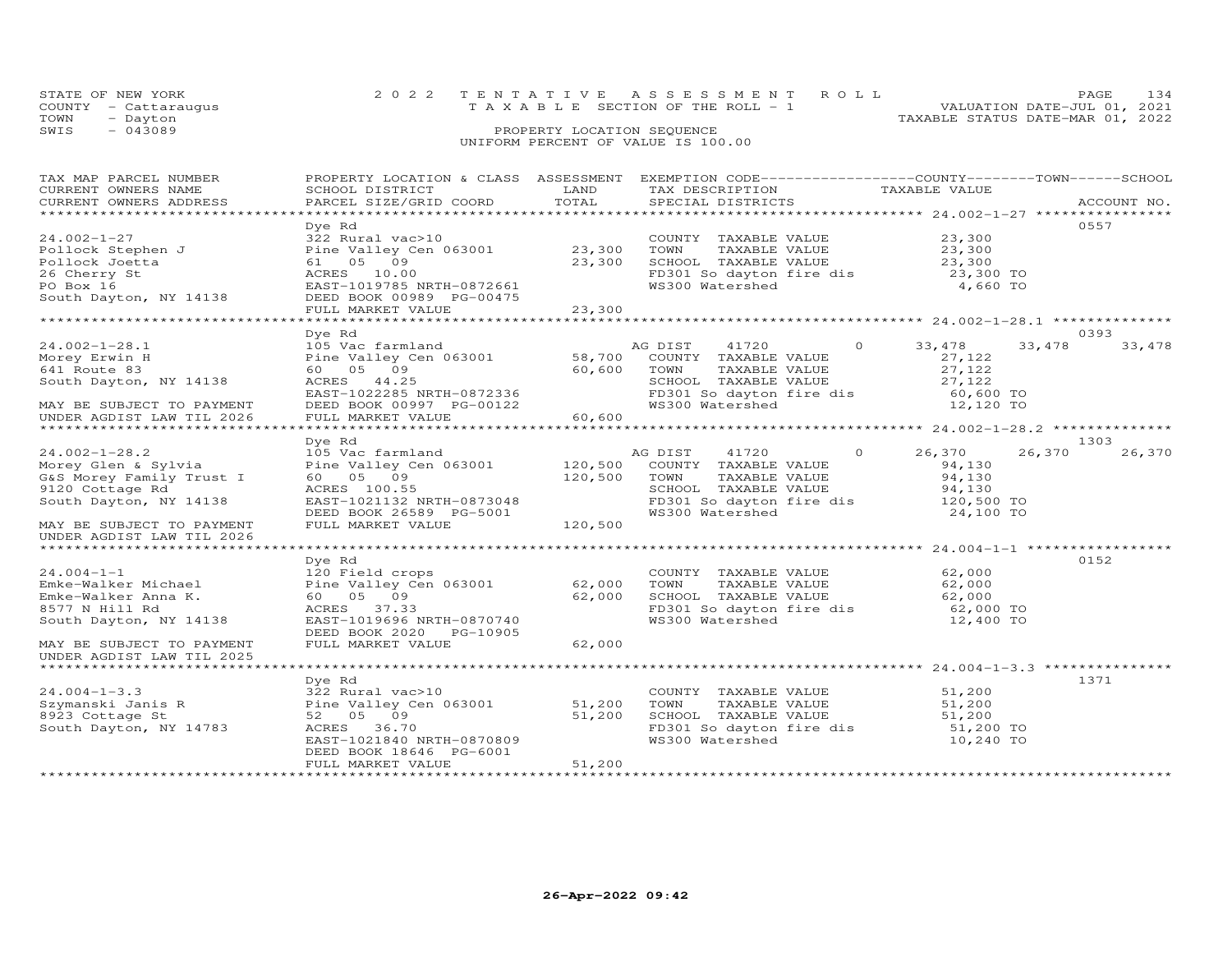STATE OF NEW YORK — 2022 TENTATIVE ASSESSMENT ROLL — TAXABLE SECTION OF THE ROLL - 1

COUNTY - Cattaraugus — VALUATION DATE-JUL 01, 2021
TOWN - Dayton — TAXABLE STATUS DATE-MAR 01, 2022
SWIS - 043089

PROPERTY LOCATION SEQUENCE
UNIFORM PERCENT OF VALUE IS 100.00

| TAX MAP PARCEL NUMBER / CURRENT OWNERS NAME / CURRENT OWNERS ADDRESS | PROPERTY LOCATION & CLASS / SCHOOL DISTRICT / PARCEL SIZE/GRID COORD | ASSESSMENT LAND | ASSESSMENT TOTAL | EXEMPTION CODE / TAX DESCRIPTION / SPECIAL DISTRICTS | COUNTY TAXABLE VALUE | TOWN | SCHOOL | ACCOUNT NO. |
|---|---|---|---|---|---|---|---|---|
| **24.002-1-27** | Dye Rd | | | | | | | 0557 |
| Pollock Stephen J | 322 Rural vac>10 | | | COUNTY TAXABLE VALUE | 23,300 | | | |
| Pollock Joetta | Pine Valley Cen 063001 | 23,300 | | TOWN TAXABLE VALUE | 23,300 | | | |
| 26 Cherry St | 61 05 09 | | 23,300 | SCHOOL TAXABLE VALUE | 23,300 | | | |
| PO Box 16 | ACRES 10.00 | | | FD301 So dayton fire dis | 23,300 TO | | | |
| South Dayton, NY 14138 | EAST-1019785 NRTH-0872661 | | | WS300 Watershed | 4,660 TO | | | |
| | DEED BOOK 00989 PG-00475 | | | | | | | |
| | FULL MARKET VALUE | | 23,300 | | | | | |
| **24.002-1-28.1** | Dye Rd | | | | | | | 0393 |
| Morey Erwin H | 105 Vac farmland | | | AG DIST 41720 0 | 33,478 | 33,478 | 33,478 | |
| 641 Route 83 | Pine Valley Cen 063001 | 58,700 | | COUNTY TAXABLE VALUE | 27,122 | | | |
| South Dayton, NY 14138 | 60 05 09 | | 60,600 | TOWN TAXABLE VALUE | 27,122 | | | |
| | ACRES 44.25 | | | SCHOOL TAXABLE VALUE | 27,122 | | | |
| | EAST-1022285 NRTH-0872336 | | | FD301 So dayton fire dis | 60,600 TO | | | |
| MAY BE SUBJECT TO PAYMENT | DEED BOOK 00997 PG-00122 | | | WS300 Watershed | 12,120 TO | | | |
| UNDER AGDIST LAW TIL 2026 | FULL MARKET VALUE | | 60,600 | | | | | |
| **24.002-1-28.2** | Dye Rd | | | | | | | 1303 |
| Morey Glen & Sylvia | 105 Vac farmland | | | AG DIST 41720 0 | 26,370 | 26,370 | 26,370 | |
| G&S Morey Family Trust I | Pine Valley Cen 063001 | 120,500 | | COUNTY TAXABLE VALUE | 94,130 | | | |
| 9120 Cottage Rd | 60 05 09 | | 120,500 | TOWN TAXABLE VALUE | 94,130 | | | |
| South Dayton, NY 14138 | ACRES 100.55 | | | SCHOOL TAXABLE VALUE | 94,130 | | | |
| | EAST-1021132 NRTH-0873048 | | | FD301 So dayton fire dis | 120,500 TO | | | |
| | DEED BOOK 26589 PG-5001 | | | WS300 Watershed | 24,100 TO | | | |
| MAY BE SUBJECT TO PAYMENT | FULL MARKET VALUE | | 120,500 | | | | | |
| UNDER AGDIST LAW TIL 2026 | | | | | | | | |
| **24.004-1-1** | Dye Rd | | | | | | | 0152 |
| Emke-Walker Michael | 120 Field crops | | | COUNTY TAXABLE VALUE | 62,000 | | | |
| Emke-Walker Anna K. | Pine Valley Cen 063001 | 62,000 | | TOWN TAXABLE VALUE | 62,000 | | | |
| 8577 N Hill Rd | 60 05 09 | | 62,000 | SCHOOL TAXABLE VALUE | 62,000 | | | |
| South Dayton, NY 14138 | ACRES 37.33 | | | FD301 So dayton fire dis | 62,000 TO | | | |
| | EAST-1019696 NRTH-0870740 | | | WS300 Watershed | 12,400 TO | | | |
| | DEED BOOK 2020 PG-10905 | | | | | | | |
| MAY BE SUBJECT TO PAYMENT | FULL MARKET VALUE | | 62,000 | | | | | |
| UNDER AGDIST LAW TIL 2025 | | | | | | | | |
| **24.004-1-3.3** | Dye Rd | | | | | | | 1371 |
| Szymanski Janis R | 322 Rural vac>10 | | | COUNTY TAXABLE VALUE | 51,200 | | | |
| 8923 Cottage St | Pine Valley Cen 063001 | 51,200 | | TOWN TAXABLE VALUE | 51,200 | | | |
| South Dayton, NY 14783 | 52 05 09 | | 51,200 | SCHOOL TAXABLE VALUE | 51,200 | | | |
| | ACRES 36.70 | | | FD301 So dayton fire dis | 51,200 TO | | | |
| | EAST-1021840 NRTH-0870809 | | | WS300 Watershed | 10,240 TO | | | |
| | DEED BOOK 18646 PG-6001 | | | | | | | |
| | FULL MARKET VALUE | | 51,200 | | | | | |

26-Apr-2022 09:42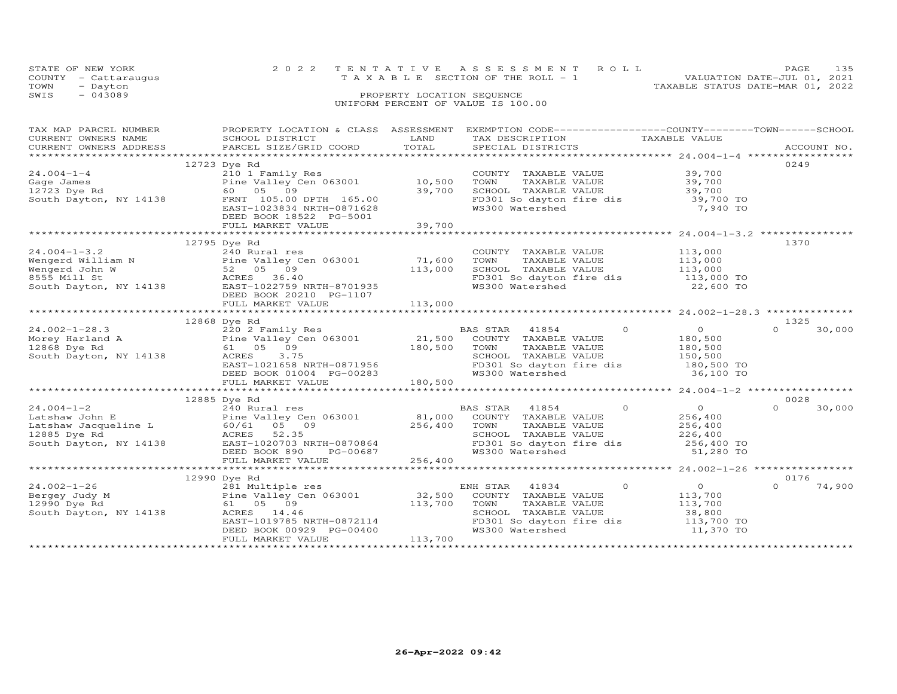STATE OF NEW YORK
COUNTY - Cattaraugus
TOWN - Dayton
SWIS - 043089

2022 TENTATIVE ASSESSMENT ROLL
TAXABLE SECTION OF THE ROLL - 1
PROPERTY LOCATION SEQUENCE
UNIFORM PERCENT OF VALUE IS 100.00

VALUATION DATE-JUL 01, 2021
TAXABLE STATUS DATE-MAR 01, 2022

| TAX MAP PARCEL NUMBER / CURRENT OWNERS NAME / CURRENT OWNERS ADDRESS | PROPERTY LOCATION & CLASS / SCHOOL DISTRICT / PARCEL SIZE/GRID COORD | ASSESSMENT LAND | TOTAL | EXEMPTION CODE / TAX DESCRIPTION / SPECIAL DISTRICTS | COUNTY TAXABLE VALUE | TOWN | SCHOOL | ACCOUNT NO. |
|---|---|---|---|---|---|---|---|---|
| 24.004-1-4 | 12723 Dye Rd | | | | | | | 0249 |
| Gage James | 210 1 Family Res | | | COUNTY TAXABLE VALUE | 39,700 | | | |
| 12723 Dye Rd | Pine Valley Cen 063001 | 10,500 | | TOWN TAXABLE VALUE | 39,700 | | | |
| South Dayton, NY 14138 | 60 05 09 | | 39,700 | SCHOOL TAXABLE VALUE | 39,700 | | | |
| | FRNT 105.00 DPTH 165.00 | | | FD301 So dayton fire dis | 39,700 TO | | | |
| | EAST-1023834 NRTH-0871628 | | | WS300 Watershed | 7,940 TO | | | |
| | DEED BOOK 18522 PG-5001 | | | | | | | |
| | FULL MARKET VALUE | | 39,700 | | | | | |
| 24.004-1-3.2 | 12795 Dye Rd | | | | | | | 1370 |
| Wengerd William N | 240 Rural res | | | COUNTY TAXABLE VALUE | 113,000 | | | |
| Wengerd John W | Pine Valley Cen 063001 | 71,600 | | TOWN TAXABLE VALUE | 113,000 | | | |
| 8555 Mill St | 52 05 09 | | 113,000 | SCHOOL TAXABLE VALUE | 113,000 | | | |
| South Dayton, NY 14138 | ACRES 36.40 | | | FD301 So dayton fire dis | 113,000 TO | | | |
| | EAST-1022759 NRTH-8701935 | | | WS300 Watershed | 22,600 TO | | | |
| | DEED BOOK 20210 PG-1107 | | | | | | | |
| | FULL MARKET VALUE | | 113,000 | | | | | |
| 24.002-1-28.3 | 12868 Dye Rd | | | | | | | 1325 |
| Morey Harland A | 220 2 Family Res | | | BAS STAR 41854 | 0 | 0 | 0 | 30,000 |
| 12868 Dye Rd | Pine Valley Cen 063001 | 21,500 | | COUNTY TAXABLE VALUE | 180,500 | | | |
| South Dayton, NY 14138 | 61 05 09 | | 180,500 | TOWN TAXABLE VALUE | 180,500 | | | |
| | ACRES 3.75 | | | SCHOOL TAXABLE VALUE | 150,500 | | | |
| | EAST-1021658 NRTH-0871956 | | | FD301 So dayton fire dis | 180,500 TO | | | |
| | DEED BOOK 01004 PG-00283 | | | WS300 Watershed | 36,100 TO | | | |
| | FULL MARKET VALUE | | 180,500 | | | | | |
| 24.004-1-2 | 12885 Dye Rd | | | | | | | 0028 |
| Latshaw John E | 240 Rural res | | | BAS STAR 41854 | 0 | 0 | 0 | 30,000 |
| Latshaw Jacqueline L | Pine Valley Cen 063001 | 81,000 | | COUNTY TAXABLE VALUE | 256,400 | | | |
| 12885 Dye Rd | 60/61 05 09 | | 256,400 | TOWN TAXABLE VALUE | 256,400 | | | |
| South Dayton, NY 14138 | ACRES 52.35 | | | SCHOOL TAXABLE VALUE | 226,400 | | | |
| | EAST-1020703 NRTH-0870864 | | | FD301 So dayton fire dis | 256,400 TO | | | |
| | DEED BOOK 890 PG-00687 | | | WS300 Watershed | 51,280 TO | | | |
| | FULL MARKET VALUE | | 256,400 | | | | | |
| 24.002-1-26 | 12990 Dye Rd | | | | | | | 0176 |
| Bergey Judy M | 281 Multiple res | | | ENH STAR 41834 | 0 | 0 | 0 | 74,900 |
| 12990 Dye Rd | Pine Valley Cen 063001 | 32,500 | | COUNTY TAXABLE VALUE | 113,700 | | | |
| South Dayton, NY 14138 | 61 05 09 | | 113,700 | TOWN TAXABLE VALUE | 113,700 | | | |
| | ACRES 14.46 | | | SCHOOL TAXABLE VALUE | 38,800 | | | |
| | EAST-1019785 NRTH-0872114 | | | FD301 So dayton fire dis | 113,700 TO | | | |
| | DEED BOOK 00929 PG-00400 | | | WS300 Watershed | 11,370 TO | | | |
| | FULL MARKET VALUE | | 113,700 | | | | | |

26-Apr-2022 09:42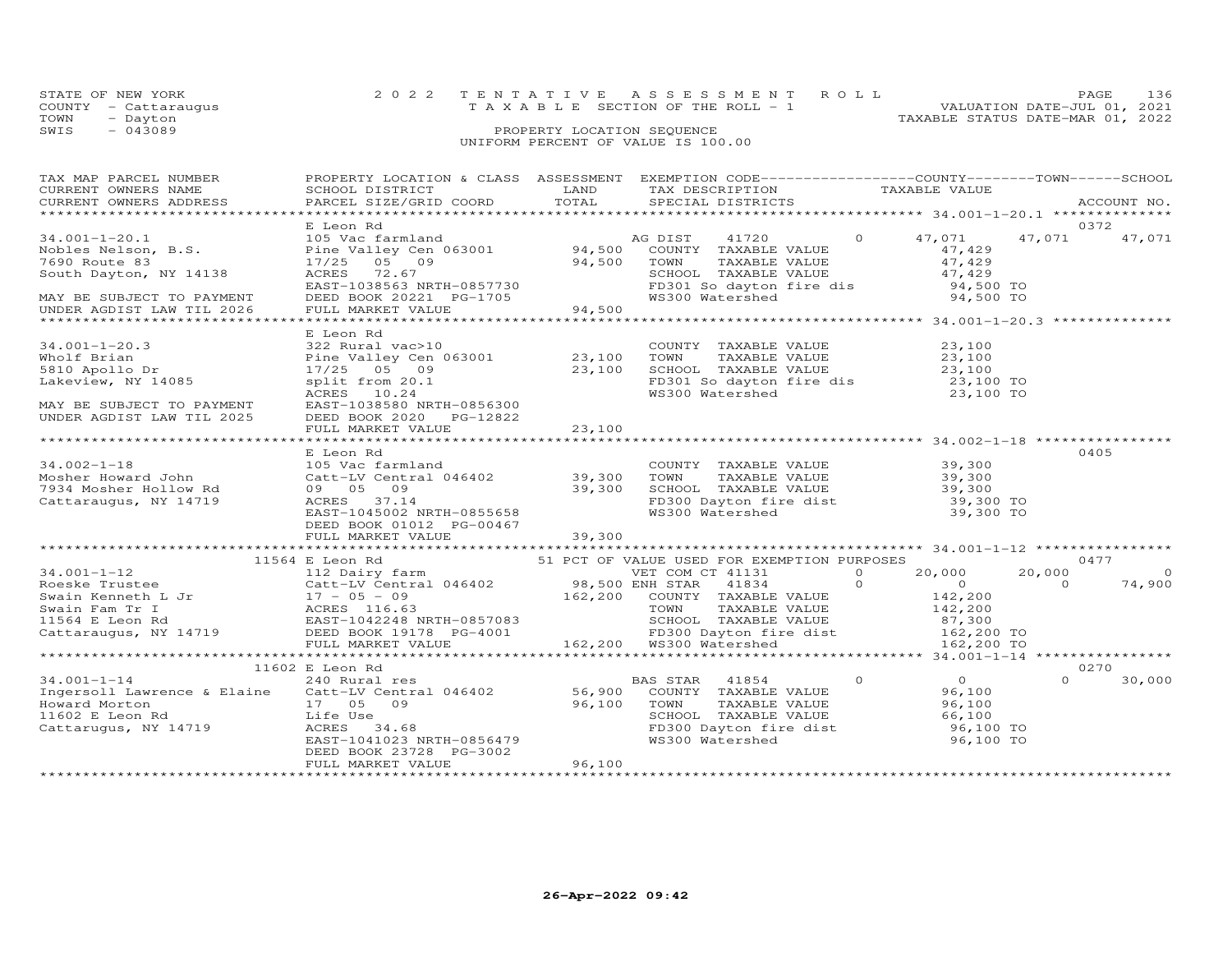STATE OF NEW YORK — 2022 TENTATIVE ASSESSMENT ROLL — PAGE 136
COUNTY - Cattaraugus — TAXABLE SECTION OF THE ROLL - 1 — VALUATION DATE-JUL 01, 2021
TOWN - Dayton — TAXABLE STATUS DATE-MAR 01, 2022
SWIS - 043089 — PROPERTY LOCATION SEQUENCE
UNIFORM PERCENT OF VALUE IS 100.00

| TAX MAP PARCEL NUMBER / CURRENT OWNERS NAME / CURRENT OWNERS ADDRESS | PROPERTY LOCATION & CLASS / SCHOOL DISTRICT / PARCEL SIZE/GRID COORD | ASSESSMENT LAND | TOTAL | EXEMPTION CODE / TAX DESCRIPTION / SPECIAL DISTRICTS | | COUNTY TAXABLE VALUE | TOWN | SCHOOL | ACCOUNT NO. |
|---|---|---|---|---|---|---|---|---|---|
| | E Leon Rd | | | | | | | | 0372 |
| 34.001-1-20.1 | 105 Vac farmland | | | AG DIST 41720 | 0 | 47,071 | 47,071 | 47,071 | |
| Nobles Nelson, B.S. | Pine Valley Cen 063001 | 94,500 | | COUNTY TAXABLE VALUE | | 47,429 | | | |
| 7690 Route 83 | 17/25 05 09 | | 94,500 | TOWN TAXABLE VALUE | | 47,429 | | | |
| South Dayton, NY 14138 | ACRES 72.67 | | | SCHOOL TAXABLE VALUE | | 47,429 | | | |
| | EAST-1038563 NRTH-0857730 | | | FD301 So dayton fire dis | | 94,500 TO | | | |
| MAY BE SUBJECT TO PAYMENT | DEED BOOK 20221 PG-1705 | | | WS300 Watershed | | 94,500 TO | | | |
| UNDER AGDIST LAW TIL 2026 | FULL MARKET VALUE | | 94,500 | | | | | | |
| | E Leon Rd | | | | | | | | |
| 34.001-1-20.3 | 322 Rural vac>10 | | | COUNTY TAXABLE VALUE | | 23,100 | | | |
| Wholf Brian | Pine Valley Cen 063001 | 23,100 | | TOWN TAXABLE VALUE | | 23,100 | | | |
| 5810 Apollo Dr | 17/25 05 09 | | 23,100 | SCHOOL TAXABLE VALUE | | 23,100 | | | |
| Lakeview, NY 14085 | split from 20.1 | | | FD301 So dayton fire dis | | 23,100 TO | | | |
| | ACRES 10.24 | | | WS300 Watershed | | 23,100 TO | | | |
| MAY BE SUBJECT TO PAYMENT | EAST-1038580 NRTH-0856300 | | | | | | | | |
| UNDER AGDIST LAW TIL 2025 | DEED BOOK 2020 PG-12822 | | | | | | | | |
| | FULL MARKET VALUE | | 23,100 | | | | | | |
| | E Leon Rd | | | | | | | | 0405 |
| 34.002-1-18 | 105 Vac farmland | | | COUNTY TAXABLE VALUE | | 39,300 | | | |
| Mosher Howard John | Catt-LV Central 046402 | 39,300 | | TOWN TAXABLE VALUE | | 39,300 | | | |
| 7934 Mosher Hollow Rd | 09 05 09 | | 39,300 | SCHOOL TAXABLE VALUE | | 39,300 | | | |
| Cattaraugus, NY 14719 | ACRES 37.14 | | | FD300 Dayton fire dist | | 39,300 TO | | | |
| | EAST-1045002 NRTH-0855658 | | | WS300 Watershed | | 39,300 TO | | | |
| | DEED BOOK 01012 PG-00467 | | | | | | | | |
| | FULL MARKET VALUE | | 39,300 | | | | | | |
| | 11564 E Leon Rd | | | 51 PCT OF VALUE USED FOR EXEMPTION PURPOSES | | | | | 0477 |
| 34.001-1-12 | 112 Dairy farm | | | VET COM CT 41131 | 0 | 20,000 | 20,000 | 0 | |
| Roeske Trustee | Catt-LV Central 046402 | 98,500 | | ENH STAR 41834 | 0 | 0 | 0 | 74,900 | |
| Swain Kenneth L Jr | 17 - 05 - 09 | | 162,200 | COUNTY TAXABLE VALUE | | 142,200 | | | |
| Swain Fam Tr I | ACRES 116.63 | | | TOWN TAXABLE VALUE | | 142,200 | | | |
| 11564 E Leon Rd | EAST-1042248 NRTH-0857083 | | | SCHOOL TAXABLE VALUE | | 87,300 | | | |
| Cattaraugus, NY 14719 | DEED BOOK 19178 PG-4001 | | | FD300 Dayton fire dist | | 162,200 TO | | | |
| | FULL MARKET VALUE | | 162,200 | WS300 Watershed | | 162,200 TO | | | |
| | 11602 E Leon Rd | | | | | | | | 0270 |
| 34.001-1-14 | 240 Rural res | | | BAS STAR 41854 | 0 | 0 | 0 | 30,000 | |
| Ingersoll Lawrence & Elaine | Catt-LV Central 046402 | 56,900 | | COUNTY TAXABLE VALUE | | 96,100 | | | |
| Howard Morton | 17 05 09 | | 96,100 | TOWN TAXABLE VALUE | | 96,100 | | | |
| 11602 E Leon Rd | Life Use | | | SCHOOL TAXABLE VALUE | | 66,100 | | | |
| Cattarugus, NY 14719 | ACRES 34.68 | | | FD300 Dayton fire dist | | 96,100 TO | | | |
| | EAST-1041023 NRTH-0856479 | | | WS300 Watershed | | 96,100 TO | | | |
| | DEED BOOK 23728 PG-3002 | | | | | | | | |
| | FULL MARKET VALUE | | 96,100 | | | | | | |

26-Apr-2022 09:42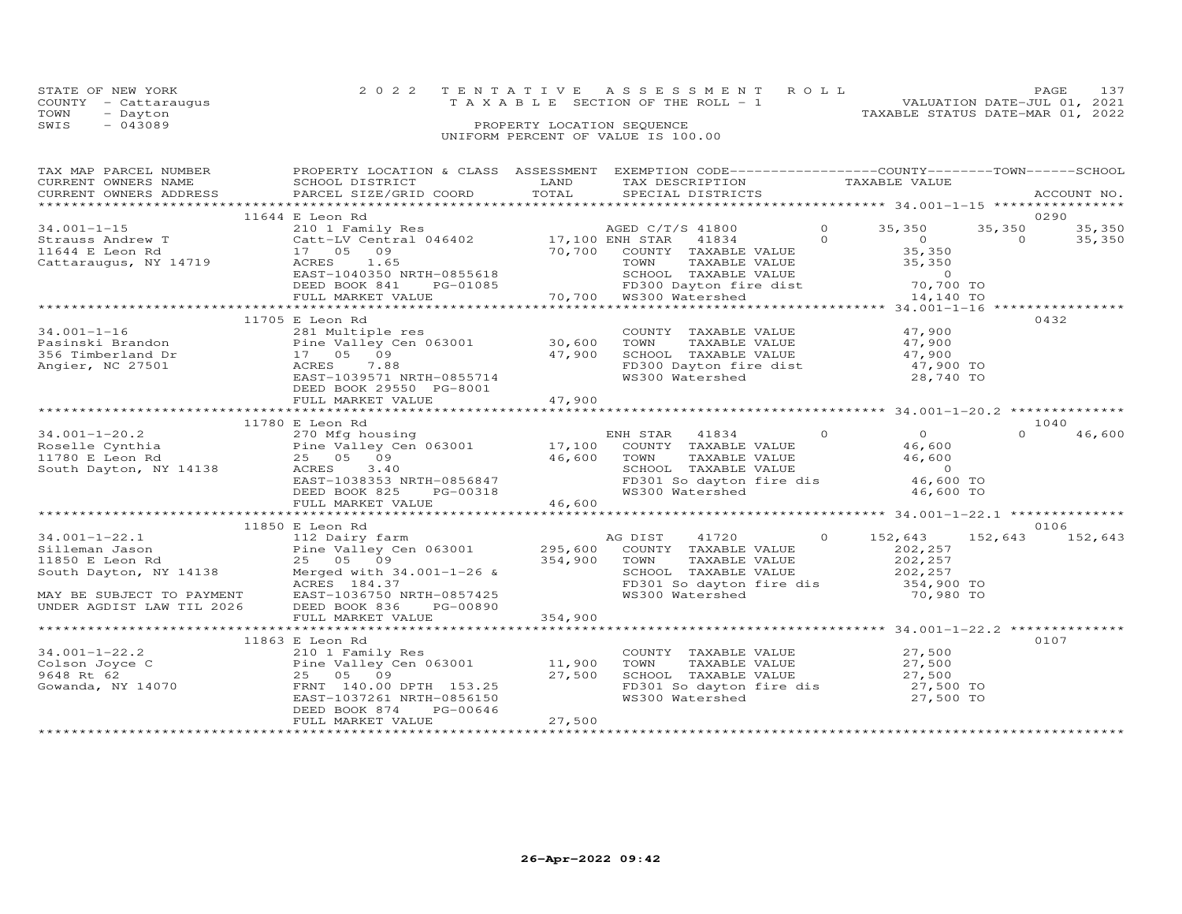STATE OF NEW YORK | 2022 TENTATIVE ASSESSMENT ROLL | VALUATION DATE-JUL 01, 2021
COUNTY - Cattaraugus | TAXABLE SECTION OF THE ROLL - 1 | TAXABLE STATUS DATE-MAR 01, 2022
TOWN - Dayton | PROPERTY LOCATION SEQUENCE
SWIS - 043089 | UNIFORM PERCENT OF VALUE IS 100.00

| TAX MAP PARCEL NUMBER / CURRENT OWNERS NAME / CURRENT OWNERS ADDRESS | PROPERTY LOCATION & CLASS / SCHOOL DISTRICT / PARCEL SIZE/GRID COORD | ASSESSMENT LAND / TOTAL | EXEMPTION CODE / TAX DESCRIPTION / SPECIAL DISTRICTS | COUNTY TAXABLE VALUE | TOWN | SCHOOL | ACCOUNT NO. |
|---|---|---|---|---|---|---|---|
| | 11644 E Leon Rd | | | | | | 0290 |
| 34.001-1-15 | 210 1 Family Res | | AGED C/T/S 41800 0 | 35,350 | 35,350 | 35,350 | |
| Strauss Andrew T | Catt-LV Central 046402 | 17,100 | ENH STAR 41834 0 | 0 | 0 | 35,350 | |
| 11644 E Leon Rd | 17 05 09 | 70,700 | COUNTY TAXABLE VALUE | 35,350 | | | |
| Cattaraugus, NY 14719 | ACRES 1.65 | | TOWN TAXABLE VALUE | 35,350 | | | |
| | EAST-1040350 NRTH-0855618 | | SCHOOL TAXABLE VALUE | 0 | | | |
| | DEED BOOK 841 PG-01085 | | FD300 Dayton fire dist | 70,700 TO | | | |
| | FULL MARKET VALUE | 70,700 | WS300 Watershed | 14,140 TO | | | |
| | 11705 E Leon Rd | | | | | | 0432 |
| 34.001-1-16 | 281 Multiple res | | COUNTY TAXABLE VALUE | 47,900 | | | |
| Pasinski Brandon | Pine Valley Cen 063001 | 30,600 | TOWN TAXABLE VALUE | 47,900 | | | |
| 356 Timberland Dr | 17 05 09 | 47,900 | SCHOOL TAXABLE VALUE | 47,900 | | | |
| Angier, NC 27501 | ACRES 7.88 | | FD300 Dayton fire dist | 47,900 TO | | | |
| | EAST-1039571 NRTH-0855714 | | WS300 Watershed | 28,740 TO | | | |
| | DEED BOOK 29550 PG-8001 | | | | | | |
| | FULL MARKET VALUE | 47,900 | | | | | |
| | 11780 E Leon Rd | | | | | | 1040 |
| 34.001-1-20.2 | 270 Mfg housing | | ENH STAR 41834 0 | 0 | 0 | 46,600 | |
| Roselle Cynthia | Pine Valley Cen 063001 | 17,100 | COUNTY TAXABLE VALUE | 46,600 | | | |
| 11780 E Leon Rd | 25 05 09 | 46,600 | TOWN TAXABLE VALUE | 46,600 | | | |
| South Dayton, NY 14138 | ACRES 3.40 | | SCHOOL TAXABLE VALUE | 0 | | | |
| | EAST-1038353 NRTH-0856847 | | FD301 So dayton fire dis | 46,600 TO | | | |
| | DEED BOOK 825 PG-00318 | | WS300 Watershed | 46,600 TO | | | |
| | FULL MARKET VALUE | 46,600 | | | | | |
| | 11850 E Leon Rd | | | | | | 0106 |
| 34.001-1-22.1 | 112 Dairy farm | | AG DIST 41720 0 | 152,643 | 152,643 | 152,643 | |
| Silleman Jason | Pine Valley Cen 063001 | 295,600 | COUNTY TAXABLE VALUE | 202,257 | | | |
| 11850 E Leon Rd | 25 05 09 | 354,900 | TOWN TAXABLE VALUE | 202,257 | | | |
| South Dayton, NY 14138 | Merged with 34.001-1-26 & | | SCHOOL TAXABLE VALUE | 202,257 | | | |
| | ACRES 184.37 | | FD301 So dayton fire dis | 354,900 TO | | | |
| MAY BE SUBJECT TO PAYMENT | EAST-1036750 NRTH-0857425 | | WS300 Watershed | 70,980 TO | | | |
| UNDER AGDIST LAW TIL 2026 | DEED BOOK 836 PG-00890 | | | | | | |
| | FULL MARKET VALUE | 354,900 | | | | | |
| | 11863 E Leon Rd | | | | | | 0107 |
| 34.001-1-22.2 | 210 1 Family Res | | COUNTY TAXABLE VALUE | 27,500 | | | |
| Colson Joyce C | Pine Valley Cen 063001 | 11,900 | TOWN TAXABLE VALUE | 27,500 | | | |
| 9648 Rt 62 | 25 05 09 | 27,500 | SCHOOL TAXABLE VALUE | 27,500 | | | |
| Gowanda, NY 14070 | FRNT 140.00 DPTH 153.25 | | FD301 So dayton fire dis | 27,500 TO | | | |
| | EAST-1037261 NRTH-0856150 | | WS300 Watershed | 27,500 TO | | | |
| | DEED BOOK 874 PG-00646 | | | | | | |
| | FULL MARKET VALUE | 27,500 | | | | | |

26-Apr-2022 09:42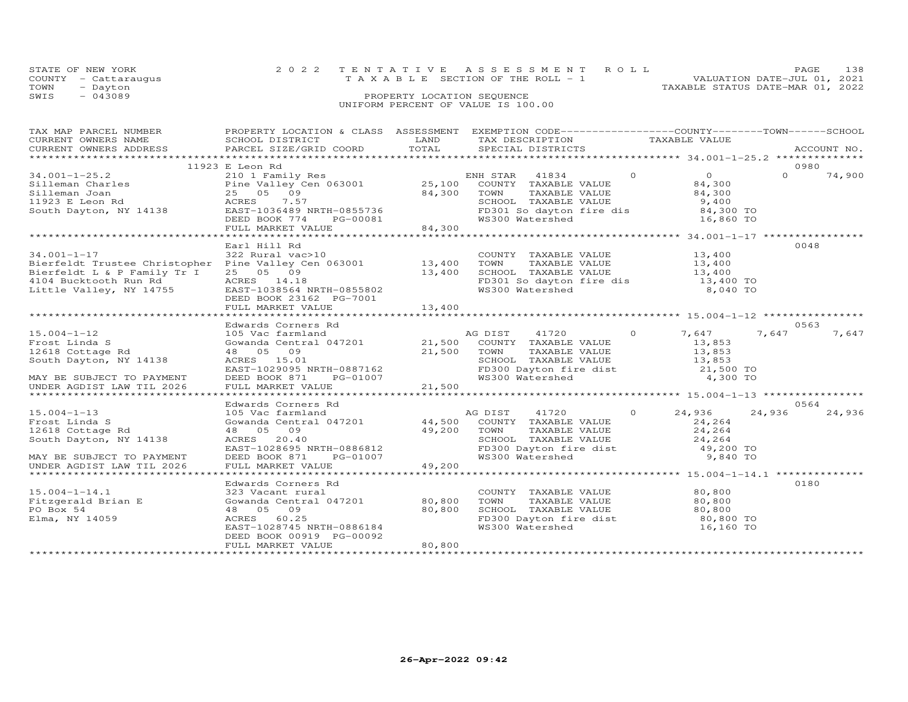STATE OF NEW YORK
COUNTY - Cattaraugus
TOWN - Dayton
SWIS - 043089

2022 TENTATIVE ASSESSMENT ROLL
TAXABLE SECTION OF THE ROLL - 1
PROPERTY LOCATION SEQUENCE
UNIFORM PERCENT OF VALUE IS 100.00

VALUATION DATE-JUL 01, 2021
TAXABLE STATUS DATE-MAR 01, 2022

| TAX MAP PARCEL NUMBER / CURRENT OWNERS NAME / CURRENT OWNERS ADDRESS | PROPERTY LOCATION & CLASS / SCHOOL DISTRICT / PARCEL SIZE/GRID COORD | ASSESSMENT LAND | TOTAL | EXEMPTION CODE / TAX DESCRIPTION / SPECIAL DISTRICTS | COUNTY | TOWN | SCHOOL | ACCOUNT NO. |
|---|---|---|---|---|---|---|---|---|
| **34.001-1-25.2** | 11923 E Leon Rd | | | | | | | 0980 |
| 34.001-1-25.2 | 210 1 Family Res | | | ENH STAR 41834 | 0 | 0 | 74,900 | |
| Silleman Charles | Pine Valley Cen 063001 | 25,100 | | COUNTY TAXABLE VALUE | 84,300 | | | |
| Silleman Joan | 25 05 09 | | 84,300 | TOWN TAXABLE VALUE | | 84,300 | | |
| 11923 E Leon Rd | ACRES 7.57 | | | SCHOOL TAXABLE VALUE | | | 9,400 | |
| South Dayton, NY 14138 | EAST-1036489 NRTH-0855736 | | | FD301 So dayton fire dis | 84,300 TO | | | |
| | DEED BOOK 774 PG-00081 | | | WS300 Watershed | 16,860 TO | | | |
| | FULL MARKET VALUE | | 84,300 | | | | | |
| **34.001-1-17** | Earl Hill Rd | | | | | | | 0048 |
| 34.001-1-17 | 322 Rural vac>10 | | | COUNTY TAXABLE VALUE | 13,400 | | | |
| Bierfeldt Trustee Christopher | Pine Valley Cen 063001 | 13,400 | | TOWN TAXABLE VALUE | | 13,400 | | |
| Bierfeldt L & P Family Tr I | 25 05 09 | | 13,400 | SCHOOL TAXABLE VALUE | | | 13,400 | |
| 4104 Bucktooth Run Rd | ACRES 14.18 | | | FD301 So dayton fire dis | 13,400 TO | | | |
| Little Valley, NY 14755 | EAST-1038564 NRTH-0855802 | | | WS300 Watershed | 8,040 TO | | | |
| | DEED BOOK 23162 PG-7001 | | | | | | | |
| | FULL MARKET VALUE | | 13,400 | | | | | |
| **15.004-1-12** | Edwards Corners Rd | | | | | | | 0563 |
| 15.004-1-12 | 105 Vac farmland | | | AG DIST 41720 | 7,647 | 7,647 | 7,647 | |
| Frost Linda S | Gowanda Central 047201 | 21,500 | | COUNTY TAXABLE VALUE | 13,853 | | | |
| 12618 Cottage Rd | 48 05 09 | | 21,500 | TOWN TAXABLE VALUE | | 13,853 | | |
| South Dayton, NY 14138 | ACRES 15.01 | | | SCHOOL TAXABLE VALUE | | | 13,853 | |
| | EAST-1029095 NRTH-0887162 | | | FD300 Dayton fire dist | 21,500 TO | | | |
| MAY BE SUBJECT TO PAYMENT | DEED BOOK 871 PG-01007 | | | WS300 Watershed | 4,300 TO | | | |
| UNDER AGDIST LAW TIL 2026 | FULL MARKET VALUE | | 21,500 | | | | | |
| **15.004-1-13** | Edwards Corners Rd | | | | | | | 0564 |
| 15.004-1-13 | 105 Vac farmland | | | AG DIST 41720 | 24,936 | 24,936 | 24,936 | |
| Frost Linda S | Gowanda Central 047201 | 44,500 | | COUNTY TAXABLE VALUE | 24,264 | | | |
| 12618 Cottage Rd | 48 05 09 | | 49,200 | TOWN TAXABLE VALUE | | 24,264 | | |
| South Dayton, NY 14138 | ACRES 20.40 | | | SCHOOL TAXABLE VALUE | | | 24,264 | |
| | EAST-1028695 NRTH-0886812 | | | FD300 Dayton fire dist | 49,200 TO | | | |
| MAY BE SUBJECT TO PAYMENT | DEED BOOK 871 PG-01007 | | | WS300 Watershed | 9,840 TO | | | |
| UNDER AGDIST LAW TIL 2026 | FULL MARKET VALUE | | 49,200 | | | | | |
| **15.004-1-14.1** | Edwards Corners Rd | | | | | | | 0180 |
| 15.004-1-14.1 | 323 Vacant rural | | | COUNTY TAXABLE VALUE | 80,800 | | | |
| Fitzgerald Brian E | Gowanda Central 047201 | 80,800 | | TOWN TAXABLE VALUE | | 80,800 | | |
| PO Box 54 | 48 05 09 | | 80,800 | SCHOOL TAXABLE VALUE | | | 80,800 | |
| Elma, NY 14059 | ACRES 60.25 | | | FD300 Dayton fire dist | 80,800 TO | | | |
| | EAST-1028745 NRTH-0886184 | | | WS300 Watershed | 16,160 TO | | | |
| | DEED BOOK 00919 PG-00092 | | | | | | | |
| | FULL MARKET VALUE | | 80,800 | | | | | |

26-Apr-2022 09:42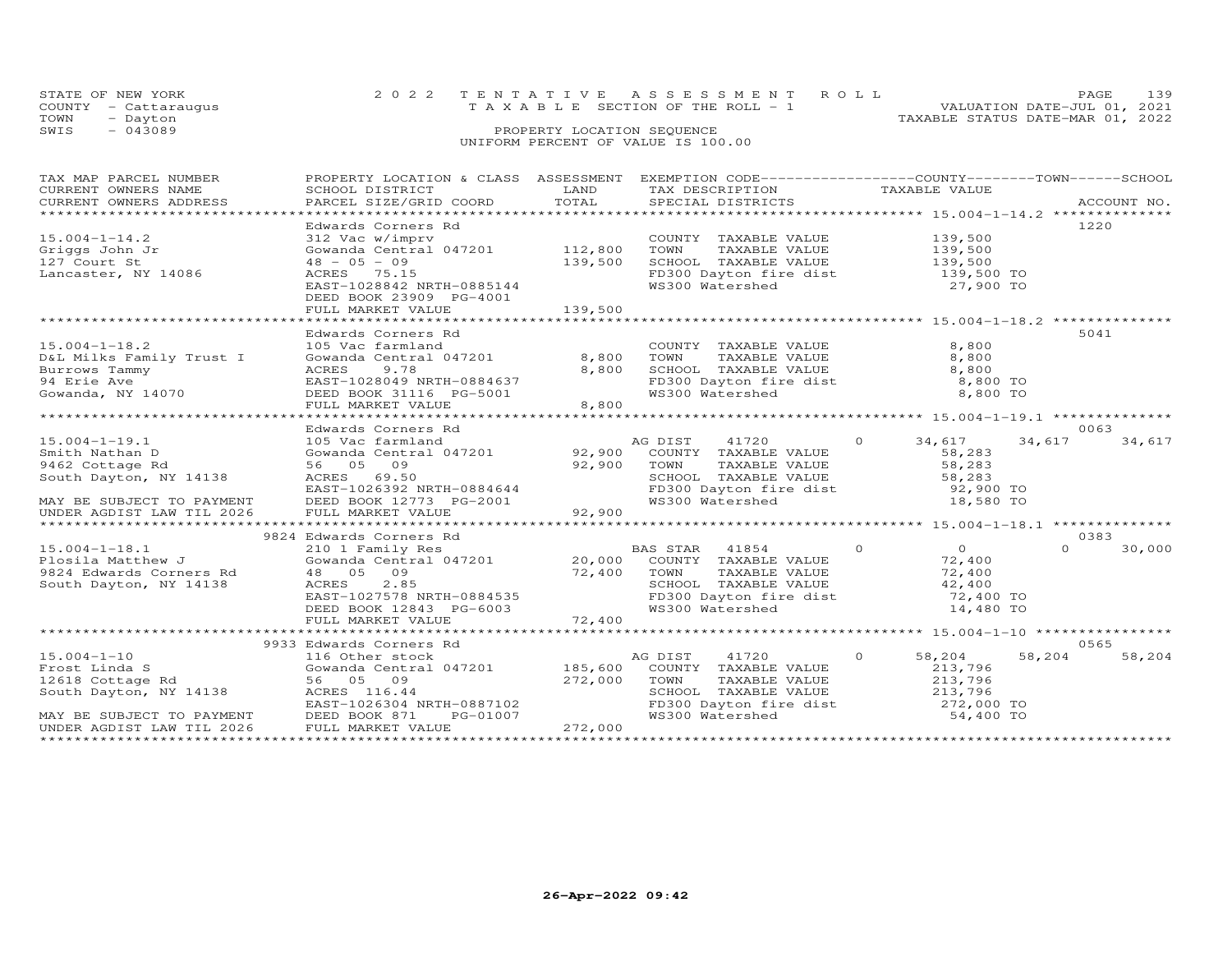STATE OF NEW YORK
COUNTY - Cattaraugus
TOWN - Dayton
SWIS - 043089

2022 TENTATIVE ASSESSMENT ROLL
TAXABLE SECTION OF THE ROLL - 1
PROPERTY LOCATION SEQUENCE
UNIFORM PERCENT OF VALUE IS 100.00

VALUATION DATE-JUL 01, 2021
TAXABLE STATUS DATE-MAR 01, 2022

| TAX MAP PARCEL NUMBER / CURRENT OWNERS NAME / CURRENT OWNERS ADDRESS | PROPERTY LOCATION & CLASS / SCHOOL DISTRICT / PARCEL SIZE/GRID COORD | ASSESSMENT LAND / TOTAL | EXEMPTION CODE / TAX DESCRIPTION / SPECIAL DISTRICTS | COUNTY TAXABLE VALUE | TOWN | SCHOOL | ACCOUNT NO. |
|---|---|---|---|---|---|---|---|
| 15.004-1-14.2 | Edwards Corners Rd | | | | | | 1220 |
| 15.004-1-14.2 | 312 Vac w/imprv | | COUNTY TAXABLE VALUE | 139,500 | | | |
| Griggs John Jr | Gowanda Central 047201 | 112,800 | TOWN TAXABLE VALUE | 139,500 | | | |
| 127 Court St | 48 - 05 - 09 | 139,500 | SCHOOL TAXABLE VALUE | 139,500 | | | |
| Lancaster, NY 14086 | ACRES 75.15 | | FD300 Dayton fire dist | 139,500 TO | | | |
| | EAST-1028842 NRTH-0885144 | | WS300 Watershed | 27,900 TO | | | |
| | DEED BOOK 23909 PG-4001 | | | | | | |
| | FULL MARKET VALUE | 139,500 | | | | | |
| 15.004-1-18.2 | Edwards Corners Rd | | | | | | 5041 |
| 15.004-1-18.2 | 105 Vac farmland | | COUNTY TAXABLE VALUE | 8,800 | | | |
| D&L Milks Family Trust I | Gowanda Central 047201 | 8,800 | TOWN TAXABLE VALUE | 8,800 | | | |
| Burrows Tammy | ACRES 9.78 | 8,800 | SCHOOL TAXABLE VALUE | 8,800 | | | |
| 94 Erie Ave | EAST-1028049 NRTH-0884637 | | FD300 Dayton fire dist | 8,800 TO | | | |
| Gowanda, NY 14070 | DEED BOOK 31116 PG-5001 | | WS300 Watershed | 8,800 TO | | | |
| | FULL MARKET VALUE | 8,800 | | | | | |
| 15.004-1-19.1 | Edwards Corners Rd | | | | | | 0063 |
| 15.004-1-19.1 | 105 Vac farmland | | AG DIST 41720 0 | 34,617 | 34,617 | 34,617 | |
| Smith Nathan D | Gowanda Central 047201 | 92,900 | COUNTY TAXABLE VALUE | 58,283 | | | |
| 9462 Cottage Rd | 56 05 09 | 92,900 | TOWN TAXABLE VALUE | 58,283 | | | |
| South Dayton, NY 14138 | ACRES 69.50 | | SCHOOL TAXABLE VALUE | 58,283 | | | |
| | EAST-1026392 NRTH-0884644 | | FD300 Dayton fire dist | 92,900 TO | | | |
| MAY BE SUBJECT TO PAYMENT | DEED BOOK 12773 PG-2001 | | WS300 Watershed | 18,580 TO | | | |
| UNDER AGDIST LAW TIL 2026 | FULL MARKET VALUE | 92,900 | | | | | |
| 15.004-1-18.1 | 9824 Edwards Corners Rd | | | | | | 0383 |
| 15.004-1-18.1 | 210 1 Family Res | | BAS STAR 41854 0 | 0 | 0 | 30,000 | |
| Plosila Matthew J | Gowanda Central 047201 | 20,000 | COUNTY TAXABLE VALUE | 72,400 | | | |
| 9824 Edwards Corners Rd | 48 05 09 | 72,400 | TOWN TAXABLE VALUE | 72,400 | | | |
| South Dayton, NY 14138 | ACRES 2.85 | | SCHOOL TAXABLE VALUE | 42,400 | | | |
| | EAST-1027578 NRTH-0884535 | | FD300 Dayton fire dist | 72,400 TO | | | |
| | DEED BOOK 12843 PG-6003 | | WS300 Watershed | 14,480 TO | | | |
| | FULL MARKET VALUE | 72,400 | | | | | |
| 15.004-1-10 | 9933 Edwards Corners Rd | | | | | | 0565 |
| 15.004-1-10 | 116 Other stock | | AG DIST 41720 0 | 58,204 | 58,204 | 58,204 | |
| Frost Linda S | Gowanda Central 047201 | 185,600 | COUNTY TAXABLE VALUE | 213,796 | | | |
| 12618 Cottage Rd | 56 05 09 | 272,000 | TOWN TAXABLE VALUE | 213,796 | | | |
| South Dayton, NY 14138 | ACRES 116.44 | | SCHOOL TAXABLE VALUE | 213,796 | | | |
| | EAST-1026304 NRTH-0887102 | | FD300 Dayton fire dist | 272,000 TO | | | |
| MAY BE SUBJECT TO PAYMENT | DEED BOOK 871 PG-01007 | | WS300 Watershed | 54,400 TO | | | |
| UNDER AGDIST LAW TIL 2026 | FULL MARKET VALUE | 272,000 | | | | | |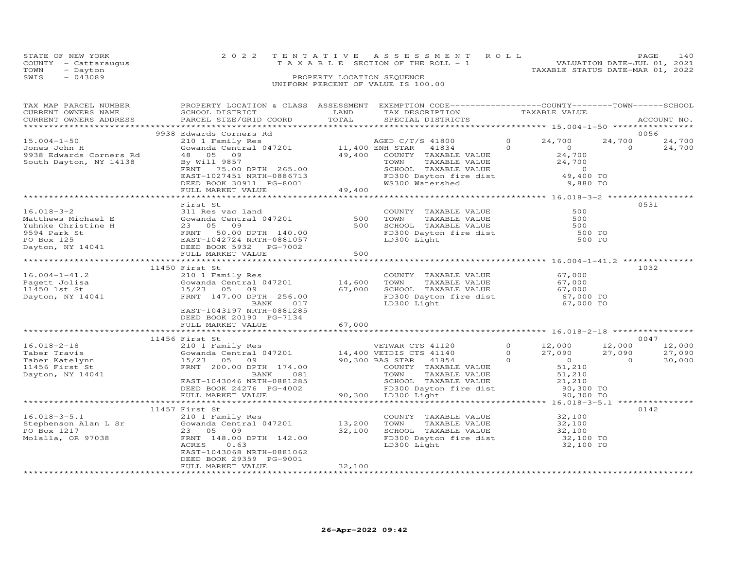STATE OF NEW YORK — 2022 TENTATIVE ASSESSMENT ROLL — VALUATION DATE-JUL 01, 2021
COUNTY - Cattaraugus — TAXABLE SECTION OF THE ROLL - 1 — TAXABLE STATUS DATE-MAR 01, 2022
TOWN - Dayton — PROPERTY LOCATION SEQUENCE
SWIS - 043089 — UNIFORM PERCENT OF VALUE IS 100.00

| TAX MAP PARCEL NUMBER / CURRENT OWNERS NAME / CURRENT OWNERS ADDRESS | PROPERTY LOCATION & CLASS / SCHOOL DISTRICT / PARCEL SIZE/GRID COORD | ASSESSMENT LAND / TOTAL | EXEMPTION CODE / TAX DESCRIPTION / SPECIAL DISTRICTS | | COUNTY TAXABLE VALUE | TOWN | SCHOOL | ACCOUNT NO. |
|---|---|---|---|---|---|---|---|---|
| **15.004-1-50** | 9938 Edwards Corners Rd | | | | | | | 0056 |
| 15.004-1-50 | 210 1 Family Res | | AGED C/T/S 41800 | 0 | 24,700 | 24,700 | 24,700 | |
| Jones John H | Gowanda Central 047201 | 11,400 | ENH STAR 41834 | 0 | 0 | 0 | 24,700 | |
| 9938 Edwards Corners Rd | 48 05 09 | 49,400 | COUNTY TAXABLE VALUE | | 24,700 | | | |
| South Dayton, NY 14138 | By Will 9857 | | TOWN TAXABLE VALUE | | 24,700 | | | |
| | FRNT 75.00 DPTH 265.00 | | SCHOOL TAXABLE VALUE | | 0 | | | |
| | EAST-1027451 NRTH-0886713 | | FD300 Dayton fire dist | | 49,400 TO | | | |
| | DEED BOOK 30911 PG-8001 | | WS300 Watershed | | 9,880 TO | | | |
| | FULL MARKET VALUE | 49,400 | | | | | | |
| **16.018-3-2** | First St | | | | | | | 0531 |
| 16.018-3-2 | 311 Res vac land | | COUNTY TAXABLE VALUE | | 500 | | | |
| Matthews Michael E | Gowanda Central 047201 | 500 | TOWN TAXABLE VALUE | | 500 | | | |
| Yuhnke Christine H | 23 05 09 | 500 | SCHOOL TAXABLE VALUE | | 500 | | | |
| 9594 Park St | FRNT 50.00 DPTH 140.00 | | FD300 Dayton fire dist | | 500 TO | | | |
| PO Box 125 | EAST-1042724 NRTH-0881057 | | LD300 Light | | 500 TO | | | |
| Dayton, NY 14041 | DEED BOOK 5932 PG-7002 | | | | | | | |
| | FULL MARKET VALUE | 500 | | | | | | |
| **16.004-1-41.2** | 11450 First St | | | | | | | 1032 |
| 16.004-1-41.2 | 210 1 Family Res | | COUNTY TAXABLE VALUE | | 67,000 | | | |
| Pagett Jolisa | Gowanda Central 047201 | 14,600 | TOWN TAXABLE VALUE | | 67,000 | | | |
| 11450 1st St | 15/23 05 09 | 67,000 | SCHOOL TAXABLE VALUE | | 67,000 | | | |
| Dayton, NY 14041 | FRNT 147.00 DPTH 256.00 | | FD300 Dayton fire dist | | 67,000 TO | | | |
| | BANK 017 | | LD300 Light | | 67,000 TO | | | |
| | EAST-1043197 NRTH-0881285 | | | | | | | |
| | DEED BOOK 20190 PG-7134 | | | | | | | |
| | FULL MARKET VALUE | 67,000 | | | | | | |
| **16.018-2-18** | 11456 First St | | | | | | | 0047 |
| 16.018-2-18 | 210 1 Family Res | | VETWAR CTS 41120 | 0 | 12,000 | 12,000 | 12,000 | |
| Taber Travis | Gowanda Central 047201 | 14,400 | VETDIS CTS 41140 | 0 | 27,090 | 27,090 | 27,090 | |
| Taber Katelynn | 15/23 05 09 | 90,300 | BAS STAR 41854 | 0 | 0 | 0 | 30,000 | |
| 11456 First St | FRNT 200.00 DPTH 174.00 | | COUNTY TAXABLE VALUE | | 51,210 | | | |
| Dayton, NY 14041 | BANK 081 | | TOWN TAXABLE VALUE | | 51,210 | | | |
| | EAST-1043046 NRTH-0881285 | | SCHOOL TAXABLE VALUE | | 21,210 | | | |
| | DEED BOOK 24276 PG-4002 | | FD300 Dayton fire dist | | 90,300 TO | | | |
| | FULL MARKET VALUE | 90,300 | LD300 Light | | 90,300 TO | | | |
| **16.018-3-5.1** | 11457 First St | | | | | | | 0142 |
| 16.018-3-5.1 | 210 1 Family Res | | COUNTY TAXABLE VALUE | | 32,100 | | | |
| Stephenson Alan L Sr | Gowanda Central 047201 | 13,200 | TOWN TAXABLE VALUE | | 32,100 | | | |
| PO Box 1217 | 23 05 09 | 32,100 | SCHOOL TAXABLE VALUE | | 32,100 | | | |
| Molalla, OR 97038 | FRNT 148.00 DPTH 142.00 | | FD300 Dayton fire dist | | 32,100 TO | | | |
| | ACRES 0.63 | | LD300 Light | | 32,100 TO | | | |
| | EAST-1043068 NRTH-0881062 | | | | | | | |
| | DEED BOOK 29359 PG-9001 | | | | | | | |
| | FULL MARKET VALUE | 32,100 | | | | | | |

26-Apr-2022 09:42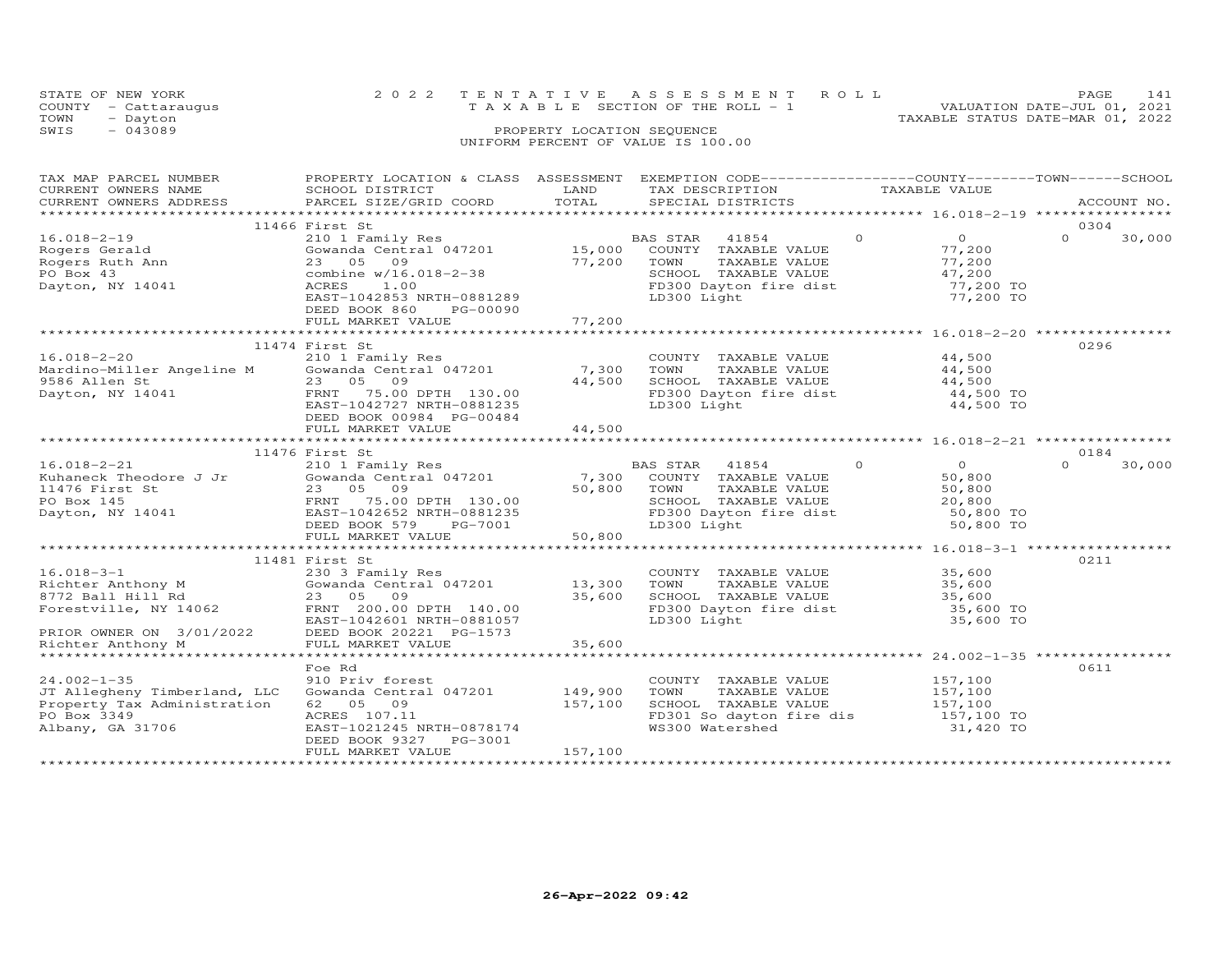STATE OF NEW YORK | 2022 TENTATIVE ASSESSMENT ROLL
COUNTY - Cattaraugus | TAXABLE SECTION OF THE ROLL - 1 | VALUATION DATE-JUL 01, 2021
TOWN - Dayton | TAXABLE STATUS DATE-MAR 01, 2022
SWIS - 043089 | PROPERTY LOCATION SEQUENCE
UNIFORM PERCENT OF VALUE IS 100.00

| TAX MAP PARCEL NUMBER / CURRENT OWNERS NAME / CURRENT OWNERS ADDRESS | PROPERTY LOCATION & CLASS / SCHOOL DISTRICT / PARCEL SIZE/GRID COORD | ASSESSMENT LAND | TOTAL | EXEMPTION CODE / TAX DESCRIPTION / SPECIAL DISTRICTS | COUNTY / TOWN / SCHOOL TAXABLE VALUE | ACCOUNT NO. |
|---|---|---|---|---|---|---|
| 16.018-2-19 | 11466 First St | | | | | 0304 |
| 16.018-2-19 | 210 1 Family Res | | | BAS STAR 41854 | 0 0 | 0 30,000 |
| Rogers Gerald | Gowanda Central 047201 | 15,000 | | COUNTY TAXABLE VALUE | 77,200 | |
| Rogers Ruth Ann | 23 05 09 | | 77,200 | TOWN TAXABLE VALUE | 77,200 | |
| PO Box 43 | combine w/16.018-2-38 | | | SCHOOL TAXABLE VALUE | 47,200 | |
| Dayton, NY 14041 | ACRES 1.00 | | | FD300 Dayton fire dist | 77,200 TO | |
| | EAST-1042853 NRTH-0881289 | | | LD300 Light | 77,200 TO | |
| | DEED BOOK 860 PG-00090 | | | | | |
| | FULL MARKET VALUE | | 77,200 | | | |
| 16.018-2-20 | 11474 First St | | | | | 0296 |
| 16.018-2-20 | 210 1 Family Res | | | COUNTY TAXABLE VALUE | 44,500 | |
| Mardino-Miller Angeline M | Gowanda Central 047201 | 7,300 | | TOWN TAXABLE VALUE | 44,500 | |
| 9586 Allen St | 23 05 09 | | 44,500 | SCHOOL TAXABLE VALUE | 44,500 | |
| Dayton, NY 14041 | FRNT 75.00 DPTH 130.00 | | | FD300 Dayton fire dist | 44,500 TO | |
| | EAST-1042727 NRTH-0881235 | | | LD300 Light | 44,500 TO | |
| | DEED BOOK 00984 PG-00484 | | | | | |
| | FULL MARKET VALUE | | 44,500 | | | |
| 16.018-2-21 | 11476 First St | | | | | 0184 |
| 16.018-2-21 | 210 1 Family Res | | | BAS STAR 41854 | 0 0 | 0 30,000 |
| Kuhaneck Theodore J Jr | Gowanda Central 047201 | 7,300 | | COUNTY TAXABLE VALUE | 50,800 | |
| 11476 First St | 23 05 09 | | 50,800 | TOWN TAXABLE VALUE | 50,800 | |
| PO Box 145 | FRNT 75.00 DPTH 130.00 | | | SCHOOL TAXABLE VALUE | 20,800 | |
| Dayton, NY 14041 | EAST-1042652 NRTH-0881235 | | | FD300 Dayton fire dist | 50,800 TO | |
| | DEED BOOK 579 PG-7001 | | | LD300 Light | 50,800 TO | |
| | FULL MARKET VALUE | | 50,800 | | | |
| 16.018-3-1 | 11481 First St | | | | | 0211 |
| 16.018-3-1 | 230 3 Family Res | | | COUNTY TAXABLE VALUE | 35,600 | |
| Richter Anthony M | Gowanda Central 047201 | 13,300 | | TOWN TAXABLE VALUE | 35,600 | |
| 8772 Ball Hill Rd | 23 05 09 | | 35,600 | SCHOOL TAXABLE VALUE | 35,600 | |
| Forestville, NY 14062 | FRNT 200.00 DPTH 140.00 | | | FD300 Dayton fire dist | 35,600 TO | |
| | EAST-1042601 NRTH-0881057 | | | LD300 Light | 35,600 TO | |
| PRIOR OWNER ON 3/01/2022 | DEED BOOK 20221 PG-1573 | | | | | |
| Richter Anthony M | FULL MARKET VALUE | | 35,600 | | | |
| 24.002-1-35 | Foe Rd | | | | | 0611 |
| 24.002-1-35 | 910 Priv forest | | | COUNTY TAXABLE VALUE | 157,100 | |
| JT Allegheny Timberland, LLC | Gowanda Central 047201 | 149,900 | | TOWN TAXABLE VALUE | 157,100 | |
| Property Tax Administration | 62 05 09 | | 157,100 | SCHOOL TAXABLE VALUE | 157,100 | |
| PO Box 3349 | ACRES 107.11 | | | FD301 So dayton fire dis | 157,100 TO | |
| Albany, GA 31706 | EAST-1021245 NRTH-0878174 | | | WS300 Watershed | 31,420 TO | |
| | DEED BOOK 9327 PG-3001 | | | | | |
| | FULL MARKET VALUE | | 157,100 | | | |

26-Apr-2022 09:42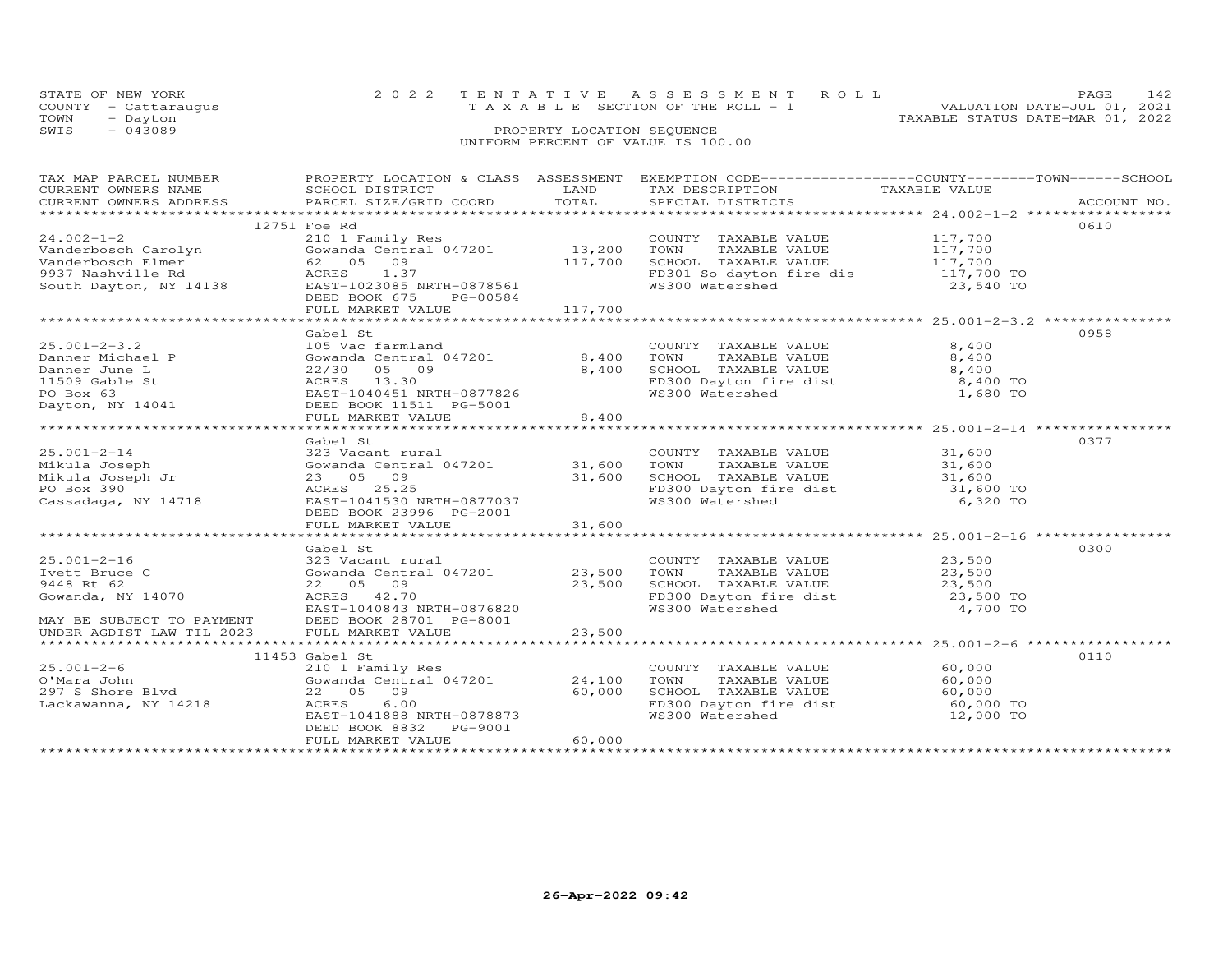STATE OF NEW YORK
COUNTY - Cattaraugus
TOWN - Dayton
SWIS - 043089

2022 TENTATIVE ASSESSMENT ROLL
TAXABLE SECTION OF THE ROLL - 1
PROPERTY LOCATION SEQUENCE
UNIFORM PERCENT OF VALUE IS 100.00

VALUATION DATE-JUL 01, 2021
TAXABLE STATUS DATE-MAR 01, 2022

| TAX MAP PARCEL NUMBER / CURRENT OWNERS NAME / CURRENT OWNERS ADDRESS | PROPERTY LOCATION & CLASS / SCHOOL DISTRICT / PARCEL SIZE/GRID COORD | ASSESSMENT LAND / TOTAL | EXEMPTION CODE / TAX DESCRIPTION / SPECIAL DISTRICTS | COUNTY / TOWN / SCHOOL TAXABLE VALUE | ACCOUNT NO. |
|---|---|---|---|---|---|
| | 12751 Foe Rd | | | | 0610 |
| 24.002-1-2 | 210 1 Family Res | | COUNTY TAXABLE VALUE | 117,700 | |
| Vanderbosch Carolyn | Gowanda Central 047201 | 13,200 | TOWN TAXABLE VALUE | 117,700 | |
| Vanderbosch Elmer | 62 05 09 | 117,700 | SCHOOL TAXABLE VALUE | 117,700 | |
| 9937 Nashville Rd | ACRES 1.37 | | FD301 So dayton fire dis | 117,700 TO | |
| South Dayton, NY 14138 | EAST-1023085 NRTH-0878561 | | WS300 Watershed | 23,540 TO | |
| | DEED BOOK 675 PG-00584 | | | | |
| | FULL MARKET VALUE | 117,700 | | | |
| | Gabel St | | | | 0958 |
| 25.001-2-3.2 | 105 Vac farmland | | COUNTY TAXABLE VALUE | 8,400 | |
| Danner Michael P | Gowanda Central 047201 | 8,400 | TOWN TAXABLE VALUE | 8,400 | |
| Danner June L | 22/30 05 09 | 8,400 | SCHOOL TAXABLE VALUE | 8,400 | |
| 11509 Gable St | ACRES 13.30 | | FD300 Dayton fire dist | 8,400 TO | |
| PO Box 63 | EAST-1040451 NRTH-0877826 | | WS300 Watershed | 1,680 TO | |
| Dayton, NY 14041 | DEED BOOK 11511 PG-5001 | | | | |
| | FULL MARKET VALUE | 8,400 | | | |
| | Gabel St | | | | 0377 |
| 25.001-2-14 | 323 Vacant rural | | COUNTY TAXABLE VALUE | 31,600 | |
| Mikula Joseph | Gowanda Central 047201 | 31,600 | TOWN TAXABLE VALUE | 31,600 | |
| Mikula Joseph Jr | 23 05 09 | 31,600 | SCHOOL TAXABLE VALUE | 31,600 | |
| PO Box 390 | ACRES 25.25 | | FD300 Dayton fire dist | 31,600 TO | |
| Cassadaga, NY 14718 | EAST-1041530 NRTH-0877037 | | WS300 Watershed | 6,320 TO | |
| | DEED BOOK 23996 PG-2001 | | | | |
| | FULL MARKET VALUE | 31,600 | | | |
| | Gabel St | | | | 0300 |
| 25.001-2-16 | 323 Vacant rural | | COUNTY TAXABLE VALUE | 23,500 | |
| Ivett Bruce C | Gowanda Central 047201 | 23,500 | TOWN TAXABLE VALUE | 23,500 | |
| 9448 Rt 62 | 22 05 09 | 23,500 | SCHOOL TAXABLE VALUE | 23,500 | |
| Gowanda, NY 14070 | ACRES 42.70 | | FD300 Dayton fire dist | 23,500 TO | |
| | EAST-1040843 NRTH-0876820 | | WS300 Watershed | 4,700 TO | |
| MAY BE SUBJECT TO PAYMENT | DEED BOOK 28701 PG-8001 | | | | |
| UNDER AGDIST LAW TIL 2023 | FULL MARKET VALUE | 23,500 | | | |
| | 11453 Gabel St | | | | 0110 |
| 25.001-2-6 | 210 1 Family Res | | COUNTY TAXABLE VALUE | 60,000 | |
| O'Mara John | Gowanda Central 047201 | 24,100 | TOWN TAXABLE VALUE | 60,000 | |
| 297 S Shore Blvd | 22 05 09 | 60,000 | SCHOOL TAXABLE VALUE | 60,000 | |
| Lackawanna, NY 14218 | ACRES 6.00 | | FD300 Dayton fire dist | 60,000 TO | |
| | EAST-1041888 NRTH-0878873 | | WS300 Watershed | 12,000 TO | |
| | DEED BOOK 8832 PG-9001 | | | | |
| | FULL MARKET VALUE | 60,000 | | | |

26-Apr-2022 09:42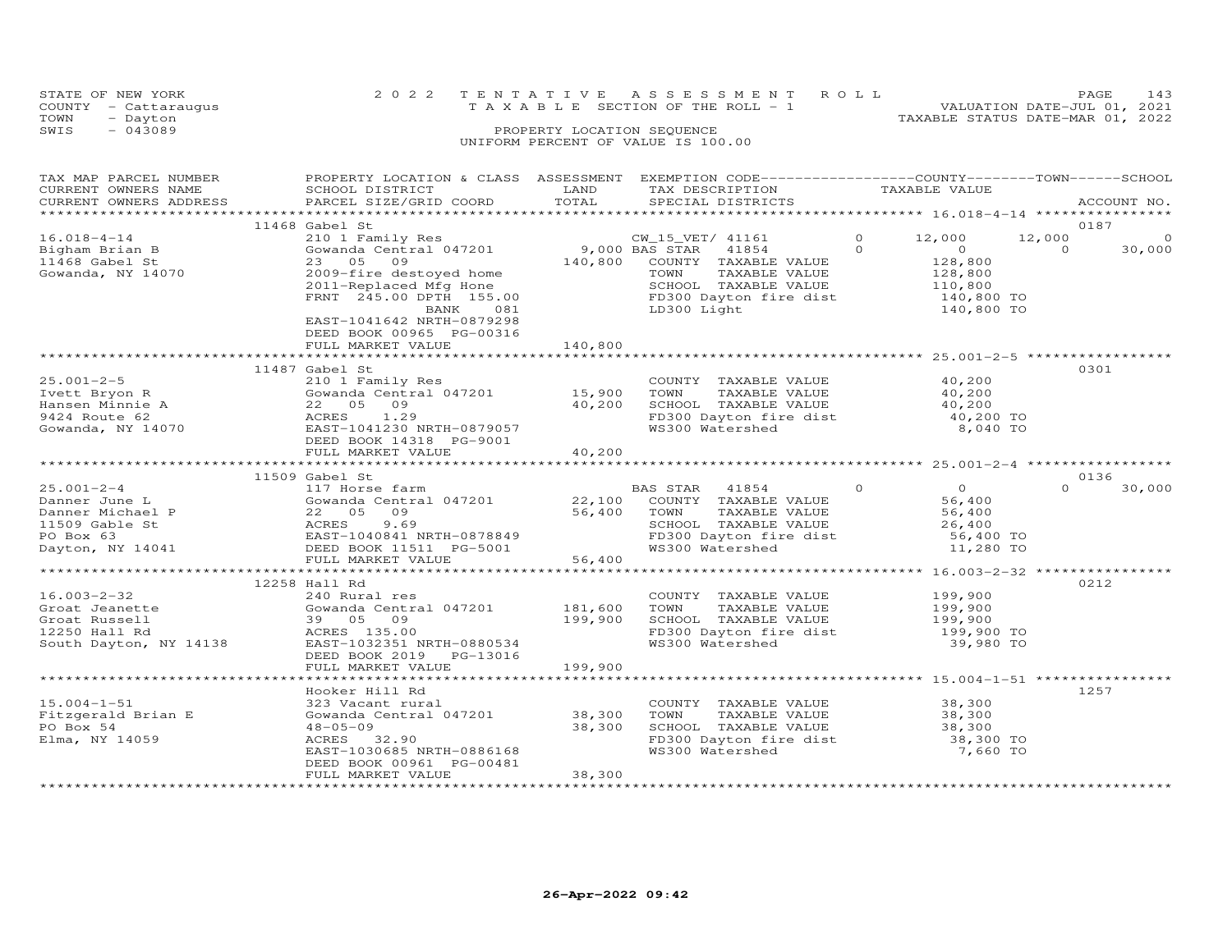STATE OF NEW YORK
COUNTY - Cattaraugus
TOWN - Dayton
SWIS - 043089

2022 TENTATIVE ASSESSMENT ROLL
TAXABLE SECTION OF THE ROLL - 1
PROPERTY LOCATION SEQUENCE
UNIFORM PERCENT OF VALUE IS 100.00

VALUATION DATE-JUL 01, 2021
TAXABLE STATUS DATE-MAR 01, 2022

| TAX MAP PARCEL NUMBER / CURRENT OWNERS NAME / CURRENT OWNERS ADDRESS | PROPERTY LOCATION & CLASS / SCHOOL DISTRICT / PARCEL SIZE/GRID COORD | ASSESSMENT LAND | TOTAL | EXEMPTION CODE / TAX DESCRIPTION / SPECIAL DISTRICTS | COUNTY TAXABLE VALUE | TOWN | SCHOOL | ACCOUNT NO. |
|---|---|---|---|---|---|---|---|---|
| 16.018-4-14 | 11468 Gabel St | | | | | | | 0187 |
| Bigham Brian B | 210 1 Family Res | | | CW_15_VET/ 41161 0 | 12,000 | 12,000 | 0 | |
| 11468 Gabel St | Gowanda Central 047201 | 9,000 | | BAS STAR 41854 0 | 0 | 0 | 30,000 | |
| Gowanda, NY 14070 | 23 05 09 | | 140,800 | COUNTY TAXABLE VALUE | 128,800 | | | |
| | 2009-fire destoyed home | | | TOWN TAXABLE VALUE | 128,800 | | | |
| | 2011-Replaced Mfg Hone | | | SCHOOL TAXABLE VALUE | 110,800 | | | |
| | FRNT 245.00 DPTH 155.00 | | | FD300 Dayton fire dist | 140,800 TO | | | |
| | BANK 081 | | | LD300 Light | 140,800 TO | | | |
| | EAST-1041642 NRTH-0879298 | | | | | | | |
| | DEED BOOK 00965 PG-00316 | | | | | | | |
| | FULL MARKET VALUE | | 140,800 | | | | | |
| 25.001-2-5 | 11487 Gabel St | | | | | | | 0301 |
| Ivett Bryon R | 210 1 Family Res | | | COUNTY TAXABLE VALUE | 40,200 | | | |
| Hansen Minnie A | Gowanda Central 047201 | 15,900 | | TOWN TAXABLE VALUE | 40,200 | | | |
| 9424 Route 62 | 22 05 09 | | 40,200 | SCHOOL TAXABLE VALUE | 40,200 | | | |
| Gowanda, NY 14070 | ACRES 1.29 | | | FD300 Dayton fire dist | 40,200 TO | | | |
| | EAST-1041230 NRTH-0879057 | | | WS300 Watershed | 8,040 TO | | | |
| | DEED BOOK 14318 PG-9001 | | | | | | | |
| | FULL MARKET VALUE | | 40,200 | | | | | |
| 25.001-2-4 | 11509 Gabel St | | | | | | | 0136 |
| Danner June L | 117 Horse farm | | | BAS STAR 41854 0 | 0 | 0 | 30,000 | |
| Danner Michael P | Gowanda Central 047201 | 22,100 | | COUNTY TAXABLE VALUE | 56,400 | | | |
| 11509 Gable St | 22 05 09 | | 56,400 | TOWN TAXABLE VALUE | 56,400 | | | |
| PO Box 63 | ACRES 9.69 | | | SCHOOL TAXABLE VALUE | 26,400 | | | |
| Dayton, NY 14041 | EAST-1040841 NRTH-0878849 | | | FD300 Dayton fire dist | 56,400 TO | | | |
| | DEED BOOK 11511 PG-5001 | | | WS300 Watershed | 11,280 TO | | | |
| | FULL MARKET VALUE | | 56,400 | | | | | |
| 16.003-2-32 | 12258 Hall Rd | | | | | | | 0212 |
| Groat Jeanette | 240 Rural res | | | COUNTY TAXABLE VALUE | 199,900 | | | |
| Groat Russell | Gowanda Central 047201 | 181,600 | | TOWN TAXABLE VALUE | 199,900 | | | |
| 12250 Hall Rd | 39 05 09 | | 199,900 | SCHOOL TAXABLE VALUE | 199,900 | | | |
| South Dayton, NY 14138 | ACRES 135.00 | | | FD300 Dayton fire dist | 199,900 TO | | | |
| | EAST-1032351 NRTH-0880534 | | | WS300 Watershed | 39,980 TO | | | |
| | DEED BOOK 2019 PG-13016 | | | | | | | |
| | FULL MARKET VALUE | | 199,900 | | | | | |
| 15.004-1-51 | Hooker Hill Rd | | | | | | | 1257 |
| Fitzgerald Brian E | 323 Vacant rural | | | COUNTY TAXABLE VALUE | 38,300 | | | |
| PO Box 54 | Gowanda Central 047201 | 38,300 | | TOWN TAXABLE VALUE | 38,300 | | | |
| Elma, NY 14059 | 48-05-09 | | 38,300 | SCHOOL TAXABLE VALUE | 38,300 | | | |
| | ACRES 32.90 | | | FD300 Dayton fire dist | 38,300 TO | | | |
| | EAST-1030685 NRTH-0886168 | | | WS300 Watershed | 7,660 TO | | | |
| | DEED BOOK 00961 PG-00481 | | | | | | | |
| | FULL MARKET VALUE | | 38,300 | | | | | |

26-Apr-2022 09:42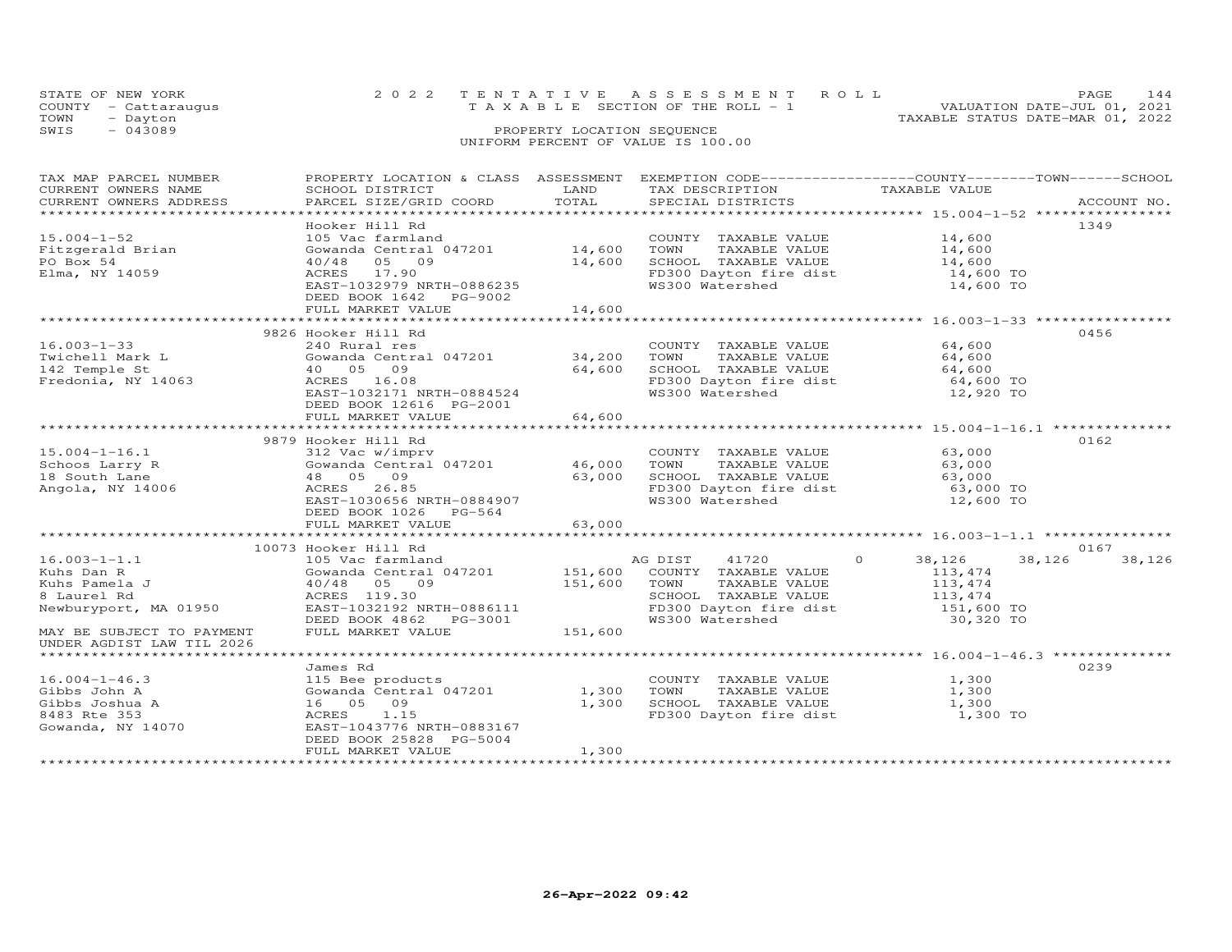STATE OF NEW YORK — 2022 TENTATIVE ASSESSMENT ROLL
COUNTY - Cattaraugus — TAXABLE SECTION OF THE ROLL - 1 — VALUATION DATE-JUL 01, 2021
TOWN - Dayton — TAXABLE STATUS DATE-MAR 01, 2022
SWIS - 043089 — PROPERTY LOCATION SEQUENCE
UNIFORM PERCENT OF VALUE IS 100.00

| TAX MAP PARCEL NUMBER / CURRENT OWNERS NAME / CURRENT OWNERS ADDRESS | PROPERTY LOCATION & CLASS / SCHOOL DISTRICT / PARCEL SIZE/GRID COORD | ASSESSMENT LAND | TOTAL | EXEMPTION CODE / TAX DESCRIPTION / SPECIAL DISTRICTS | COUNTY | TOWN | SCHOOL | TAXABLE VALUE | ACCOUNT NO. |
|---|---|---|---|---|---|---|---|---|---|
| 15.004-1-52 | Hooker Hill Rd | | | | | | | | 1349 |
| Fitzgerald Brian | 105 Vac farmland | | | COUNTY TAXABLE VALUE | | | | 14,600 | |
| PO Box 54 | Gowanda Central 047201 | 14,600 | | TOWN TAXABLE VALUE | | | | 14,600 | |
| Elma, NY 14059 | 40/48 05 09 | | 14,600 | SCHOOL TAXABLE VALUE | | | | 14,600 | |
| | ACRES 17.90 | | | FD300 Dayton fire dist | | | | 14,600 TO | |
| | EAST-1032979 NRTH-0886235 | | | WS300 Watershed | | | | 14,600 TO | |
| | DEED BOOK 1642 PG-9002 | | | | | | | | |
| | FULL MARKET VALUE | | 14,600 | | | | | | |
| 16.003-1-33 | 9826 Hooker Hill Rd | | | | | | | | 0456 |
| Twichell Mark L | 240 Rural res | | | COUNTY TAXABLE VALUE | | | | 64,600 | |
| 142 Temple St | Gowanda Central 047201 | 34,200 | | TOWN TAXABLE VALUE | | | | 64,600 | |
| Fredonia, NY 14063 | 40 05 09 | | 64,600 | SCHOOL TAXABLE VALUE | | | | 64,600 | |
| | ACRES 16.08 | | | FD300 Dayton fire dist | | | | 64,600 TO | |
| | EAST-1032171 NRTH-0884524 | | | WS300 Watershed | | | | 12,920 TO | |
| | DEED BOOK 12616 PG-2001 | | | | | | | | |
| | FULL MARKET VALUE | | 64,600 | | | | | | |
| 15.004-1-16.1 | 9879 Hooker Hill Rd | | | | | | | | 0162 |
| Schoos Larry R | 312 Vac w/imprv | | | COUNTY TAXABLE VALUE | | | | 63,000 | |
| 18 South Lane | Gowanda Central 047201 | 46,000 | | TOWN TAXABLE VALUE | | | | 63,000 | |
| Angola, NY 14006 | 48 05 09 | | 63,000 | SCHOOL TAXABLE VALUE | | | | 63,000 | |
| | ACRES 26.85 | | | FD300 Dayton fire dist | | | | 63,000 TO | |
| | EAST-1030656 NRTH-0884907 | | | WS300 Watershed | | | | 12,600 TO | |
| | DEED BOOK 1026 PG-564 | | | | | | | | |
| | FULL MARKET VALUE | | 63,000 | | | | | | |
| 16.003-1-1.1 | 10073 Hooker Hill Rd | | | | | | | | 0167 |
| Kuhs Dan R | 105 Vac farmland | | | AG DIST 41720 0 | 38,126 | 38,126 | 38,126 | | |
| Kuhs Pamela J | Gowanda Central 047201 | 151,600 | | COUNTY TAXABLE VALUE | | | | 113,474 | |
| 8 Laurel Rd | 40/48 05 09 | | 151,600 | TOWN TAXABLE VALUE | | | | 113,474 | |
| Newburyport, MA 01950 | ACRES 119.30 | | | SCHOOL TAXABLE VALUE | | | | 113,474 | |
| | EAST-1032192 NRTH-0886111 | | | FD300 Dayton fire dist | | | | 151,600 TO | |
| | DEED BOOK 4862 PG-3001 | | | WS300 Watershed | | | | 30,320 TO | |
| MAY BE SUBJECT TO PAYMENT | FULL MARKET VALUE | | 151,600 | | | | | | |
| UNDER AGDIST LAW TIL 2026 | | | | | | | | | |
| 16.004-1-46.3 | James Rd | | | | | | | | 0239 |
| Gibbs John A | 115 Bee products | | | COUNTY TAXABLE VALUE | | | | 1,300 | |
| Gibbs Joshua A | Gowanda Central 047201 | 1,300 | | TOWN TAXABLE VALUE | | | | 1,300 | |
| 8483 Rte 353 | 16 05 09 | | 1,300 | SCHOOL TAXABLE VALUE | | | | 1,300 | |
| Gowanda, NY 14070 | ACRES 1.15 | | | FD300 Dayton fire dist | | | | 1,300 TO | |
| | EAST-1043776 NRTH-0883167 | | | | | | | | |
| | DEED BOOK 25828 PG-5004 | | | | | | | | |
| | FULL MARKET VALUE | | 1,300 | | | | | | |

26-Apr-2022 09:42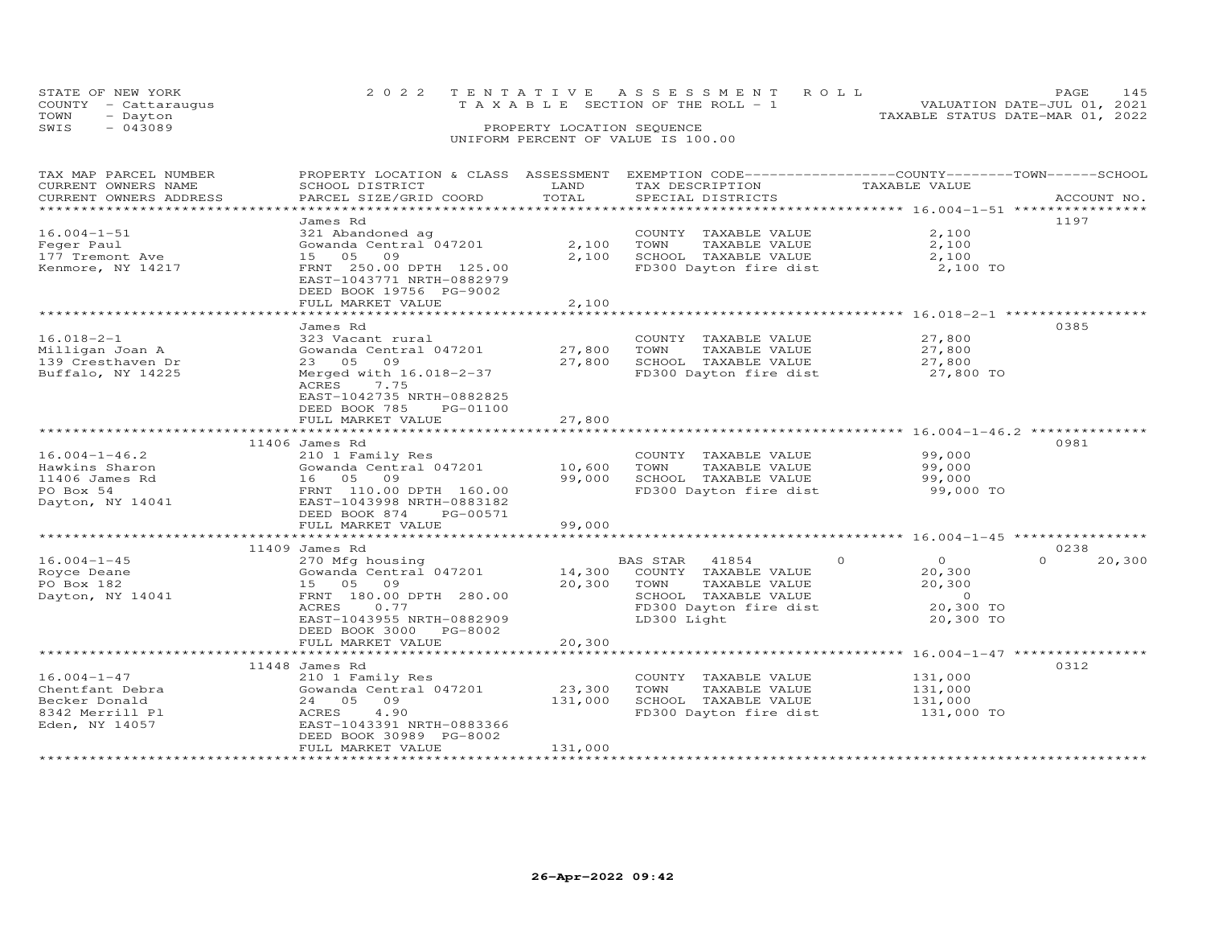STATE OF NEW YORK — 2022 TENTATIVE ASSESSMENT ROLL
COUNTY - Cattaraugus — TAXABLE SECTION OF THE ROLL - 1 — VALUATION DATE-JUL 01, 2021
TOWN - Dayton — TAXABLE STATUS DATE-MAR 01, 2022
SWIS - 043089 — PROPERTY LOCATION SEQUENCE
UNIFORM PERCENT OF VALUE IS 100.00

| TAX MAP PARCEL NUMBER / CURRENT OWNERS NAME / CURRENT OWNERS ADDRESS | PROPERTY LOCATION & CLASS / SCHOOL DISTRICT / PARCEL SIZE/GRID COORD | ASSESSMENT LAND | TOTAL | EXEMPTION CODE / TAX DESCRIPTION / SPECIAL DISTRICTS | COUNTY / TOWN / SCHOOL TAXABLE VALUE | ACCOUNT NO. |
|---|---|---|---|---|---|---|
| 16.004-1-51 | James Rd | | | | | 1197 |
| 16.004-1-51 | 321 Abandoned ag | | | COUNTY TAXABLE VALUE | 2,100 | |
| Feger Paul | Gowanda Central 047201 | 2,100 | | TOWN TAXABLE VALUE | 2,100 | |
| 177 Tremont Ave | 15 05 09 | | 2,100 | SCHOOL TAXABLE VALUE | 2,100 | |
| Kenmore, NY 14217 | FRNT 250.00 DPTH 125.00 | | | FD300 Dayton fire dist | 2,100 TO | |
| | EAST-1043771 NRTH-0882979 | | | | | |
| | DEED BOOK 19756 PG-9002 | | | | | |
| | FULL MARKET VALUE | | 2,100 | | | |
| 16.018-2-1 | James Rd | | | | | 0385 |
| 16.018-2-1 | 323 Vacant rural | | | COUNTY TAXABLE VALUE | 27,800 | |
| Milligan Joan A | Gowanda Central 047201 | 27,800 | | TOWN TAXABLE VALUE | 27,800 | |
| 139 Cresthaven Dr | 23 05 09 | | 27,800 | SCHOOL TAXABLE VALUE | 27,800 | |
| Buffalo, NY 14225 | Merged with 16.018-2-37 | | | FD300 Dayton fire dist | 27,800 TO | |
| | ACRES 7.75 | | | | | |
| | EAST-1042735 NRTH-0882825 | | | | | |
| | DEED BOOK 785 PG-01100 | | | | | |
| | FULL MARKET VALUE | | 27,800 | | | |
| 16.004-1-46.2 | 11406 James Rd | | | | | 0981 |
| 16.004-1-46.2 | 210 1 Family Res | | | COUNTY TAXABLE VALUE | 99,000 | |
| Hawkins Sharon | Gowanda Central 047201 | 10,600 | | TOWN TAXABLE VALUE | 99,000 | |
| 11406 James Rd | 16 05 09 | | 99,000 | SCHOOL TAXABLE VALUE | 99,000 | |
| PO Box 54 | FRNT 110.00 DPTH 160.00 | | | FD300 Dayton fire dist | 99,000 TO | |
| Dayton, NY 14041 | EAST-1043998 NRTH-0883182 | | | | | |
| | DEED BOOK 874 PG-00571 | | | | | |
| | FULL MARKET VALUE | | 99,000 | | | |
| 16.004-1-45 | 11409 James Rd | | | | | 0238 |
| 16.004-1-45 | 270 Mfg housing | | | BAS STAR 41854 | 0 0 0 | 20,300 |
| Royce Deane | Gowanda Central 047201 | 14,300 | | COUNTY TAXABLE VALUE | 20,300 | |
| PO Box 182 | 15 05 09 | | 20,300 | TOWN TAXABLE VALUE | 20,300 | |
| Dayton, NY 14041 | FRNT 180.00 DPTH 280.00 | | | SCHOOL TAXABLE VALUE | 0 | |
| | ACRES 0.77 | | | FD300 Dayton fire dist | 20,300 TO | |
| | EAST-1043955 NRTH-0882909 | | | LD300 Light | 20,300 TO | |
| | DEED BOOK 3000 PG-8002 | | | | | |
| | FULL MARKET VALUE | | 20,300 | | | |
| 16.004-1-47 | 11448 James Rd | | | | | 0312 |
| 16.004-1-47 | 210 1 Family Res | | | COUNTY TAXABLE VALUE | 131,000 | |
| Chentfant Debra | Gowanda Central 047201 | 23,300 | | TOWN TAXABLE VALUE | 131,000 | |
| Becker Donald | 24 05 09 | | 131,000 | SCHOOL TAXABLE VALUE | 131,000 | |
| 8342 Merrill Pl | ACRES 4.90 | | | FD300 Dayton fire dist | 131,000 TO | |
| Eden, NY 14057 | EAST-1043391 NRTH-0883366 | | | | | |
| | DEED BOOK 30989 PG-8002 | | | | | |
| | FULL MARKET VALUE | | 131,000 | | | |

26-Apr-2022 09:42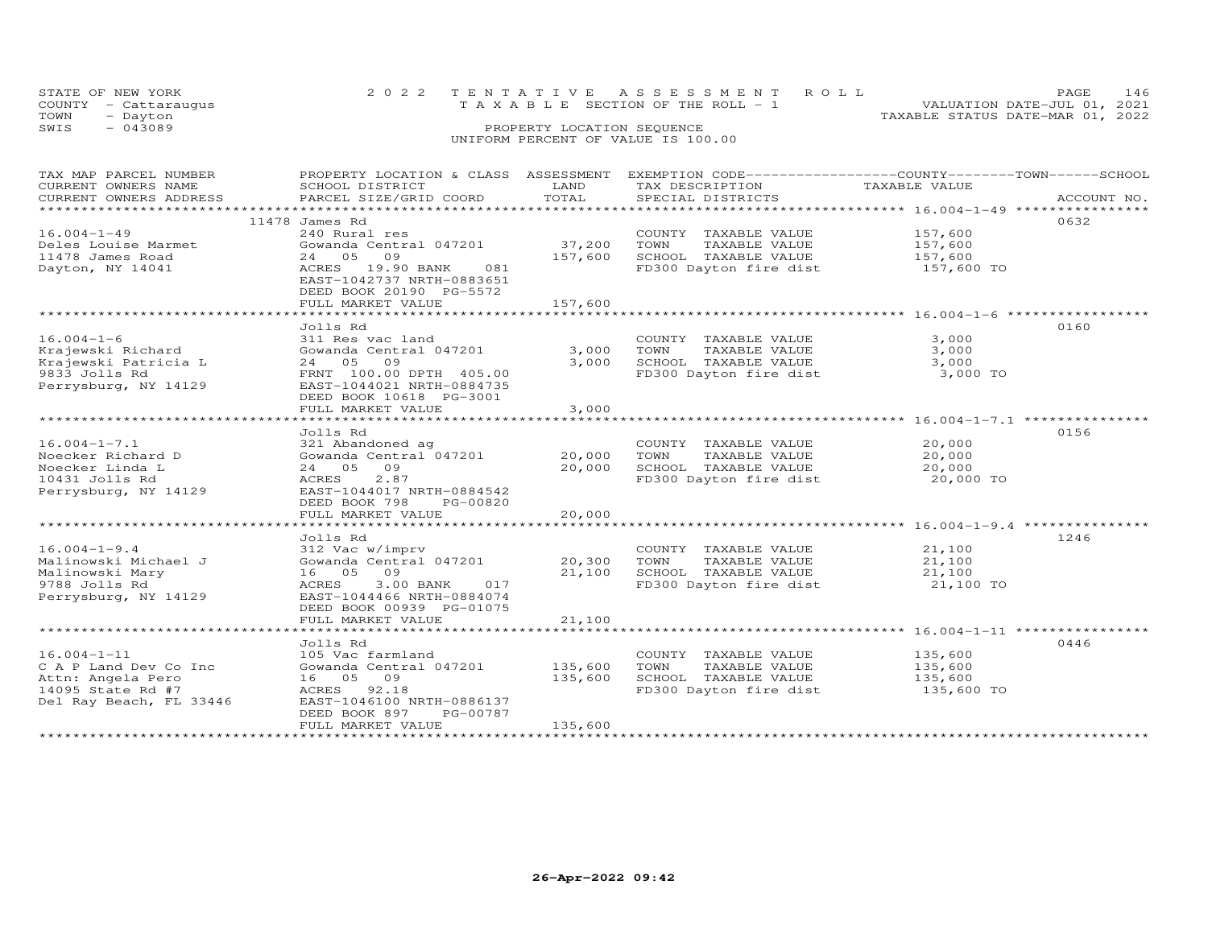STATE OF NEW YORK
COUNTY - Cattaraugus
TOWN - Dayton
SWIS - 043089

2022 TENTATIVE ASSESSMENT ROLL
TAXABLE SECTION OF THE ROLL - 1
PROPERTY LOCATION SEQUENCE
UNIFORM PERCENT OF VALUE IS 100.00

VALUATION DATE-JUL 01, 2021
TAXABLE STATUS DATE-MAR 01, 2022

| TAX MAP PARCEL NUMBER / CURRENT OWNERS NAME / CURRENT OWNERS ADDRESS | PROPERTY LOCATION & CLASS / SCHOOL DISTRICT / PARCEL SIZE/GRID COORD | ASSESSMENT LAND / TOTAL | EXEMPTION CODE / TAX DESCRIPTION / SPECIAL DISTRICTS | COUNTY / TOWN / SCHOOL TAXABLE VALUE | ACCOUNT NO. |
|---|---|---|---|---|---|
| 16.004-1-49 | 11478 James Rd | | | | 0632 |
| 16.004-1-49 | 240 Rural res | | COUNTY TAXABLE VALUE | 157,600 | |
| Deles Louise Marmet | Gowanda Central 047201 | 37,200 | TOWN TAXABLE VALUE | 157,600 | |
| 11478 James Road | 24 05 09 | 157,600 | SCHOOL TAXABLE VALUE | 157,600 | |
| Dayton, NY 14041 | ACRES 19.90 BANK 081 | | FD300 Dayton fire dist | 157,600 TO | |
| | EAST-1042737 NRTH-0883651 | | | | |
| | DEED BOOK 20190 PG-5572 | | | | |
| | FULL MARKET VALUE | 157,600 | | | |
| 16.004-1-6 | Jolls Rd | | | | 0160 |
| 16.004-1-6 | 311 Res vac land | | COUNTY TAXABLE VALUE | 3,000 | |
| Krajewski Richard | Gowanda Central 047201 | 3,000 | TOWN TAXABLE VALUE | 3,000 | |
| Krajewski Patricia L | 24 05 09 | 3,000 | SCHOOL TAXABLE VALUE | 3,000 | |
| 9833 Jolls Rd | FRNT 100.00 DPTH 405.00 | | FD300 Dayton fire dist | 3,000 TO | |
| Perrysburg, NY 14129 | EAST-1044021 NRTH-0884735 | | | | |
| | DEED BOOK 10618 PG-3001 | | | | |
| | FULL MARKET VALUE | 3,000 | | | |
| 16.004-1-7.1 | Jolls Rd | | | | 0156 |
| 16.004-1-7.1 | 321 Abandoned ag | | COUNTY TAXABLE VALUE | 20,000 | |
| Noecker Richard D | Gowanda Central 047201 | 20,000 | TOWN TAXABLE VALUE | 20,000 | |
| Noecker Linda L | 24 05 09 | 20,000 | SCHOOL TAXABLE VALUE | 20,000 | |
| 10431 Jolls Rd | ACRES 2.87 | | FD300 Dayton fire dist | 20,000 TO | |
| Perrysburg, NY 14129 | EAST-1044017 NRTH-0884542 | | | | |
| | DEED BOOK 798 PG-00820 | | | | |
| | FULL MARKET VALUE | 20,000 | | | |
| 16.004-1-9.4 | Jolls Rd | | | | 1246 |
| 16.004-1-9.4 | 312 Vac w/imprv | | COUNTY TAXABLE VALUE | 21,100 | |
| Malinowski Michael J | Gowanda Central 047201 | 20,300 | TOWN TAXABLE VALUE | 21,100 | |
| Malinowski Mary | 16 05 09 | 21,100 | SCHOOL TAXABLE VALUE | 21,100 | |
| 9788 Jolls Rd | ACRES 3.00 BANK 017 | | FD300 Dayton fire dist | 21,100 TO | |
| Perrysburg, NY 14129 | EAST-1044466 NRTH-0884074 | | | | |
| | DEED BOOK 00939 PG-01075 | | | | |
| | FULL MARKET VALUE | 21,100 | | | |
| 16.004-1-11 | Jolls Rd | | | | 0446 |
| 16.004-1-11 | 105 Vac farmland | | COUNTY TAXABLE VALUE | 135,600 | |
| C A P Land Dev Co Inc | Gowanda Central 047201 | 135,600 | TOWN TAXABLE VALUE | 135,600 | |
| Attn: Angela Pero | 16 05 09 | 135,600 | SCHOOL TAXABLE VALUE | 135,600 | |
| 14095 State Rd #7 | ACRES 92.18 | | FD300 Dayton fire dist | 135,600 TO | |
| Del Ray Beach, FL 33446 | EAST-1046100 NRTH-0886137 | | | | |
| | DEED BOOK 897 PG-00787 | | | | |
| | FULL MARKET VALUE | 135,600 | | | |

26-Apr-2022 09:42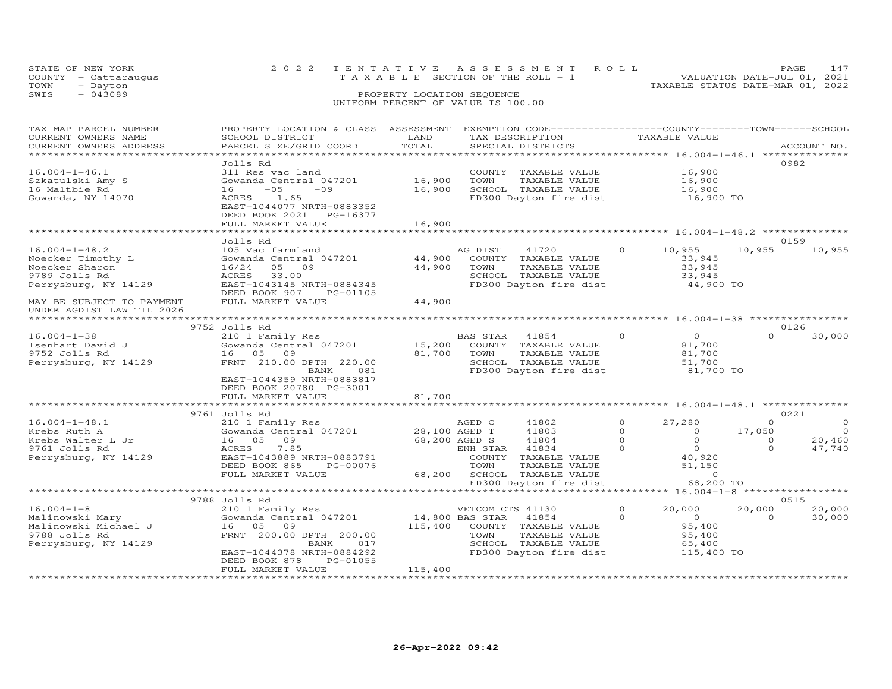STATE OF NEW YORK
COUNTY - Cattaraugus
TOWN - Dayton
SWIS - 043089

# 2022 TENTATIVE ASSESSMENT ROLL
TAXABLE SECTION OF THE ROLL - 1
PROPERTY LOCATION SEQUENCE
UNIFORM PERCENT OF VALUE IS 100.00

VALUATION DATE-JUL 01, 2021
TAXABLE STATUS DATE-MAR 01, 2022

| TAX MAP PARCEL NUMBER / CURRENT OWNERS NAME / CURRENT OWNERS ADDRESS | PROPERTY LOCATION & CLASS / SCHOOL DISTRICT / PARCEL SIZE/GRID COORD | ASSESSMENT LAND | TOTAL | EXEMPTION CODE / TAX DESCRIPTION / SPECIAL DISTRICTS | COUNTY TAXABLE VALUE | TOWN | SCHOOL | ACCOUNT NO. |
|---|---|---|---|---|---|---|---|---|
| **16.004-1-46.1** | Jolls Rd | | | | | | | 0982 |
| Szkatulski Amy S | 311 Res vac land | | | COUNTY TAXABLE VALUE | 16,900 | | | |
| 16 Maltbie Rd | Gowanda Central 047201 | 16,900 | | TOWN TAXABLE VALUE | 16,900 | | | |
| Gowanda, NY 14070 | 16 -05 -09 | | 16,900 | SCHOOL TAXABLE VALUE | 16,900 | | | |
| | ACRES 1.65 | | | FD300 Dayton fire dist | 16,900 TO | | | |
| | EAST-1044077 NRTH-0883352 | | | | | | | |
| | DEED BOOK 2021 PG-16377 | | | | | | | |
| | FULL MARKET VALUE | | 16,900 | | | | | |
| **16.004-1-48.2** | Jolls Rd | | | | | | | 0159 |
| Noecker Timothy L | 105 Vac farmland | | | AG DIST 41720 0 | 10,955 | 10,955 | 10,955 | |
| Noecker Sharon | Gowanda Central 047201 | 44,900 | | COUNTY TAXABLE VALUE | 33,945 | | | |
| 9789 Jolls Rd | 16/24 05 09 | | 44,900 | TOWN TAXABLE VALUE | 33,945 | | | |
| Perrysburg, NY 14129 | ACRES 33.00 | | | SCHOOL TAXABLE VALUE | 33,945 | | | |
| | EAST-1043145 NRTH-0884345 | | | FD300 Dayton fire dist | 44,900 TO | | | |
| | DEED BOOK 907 PG-01105 | | | | | | | |
| MAY BE SUBJECT TO PAYMENT UNDER AGDIST LAW TIL 2026 | FULL MARKET VALUE | | 44,900 | | | | | |
| **16.004-1-38** | 9752 Jolls Rd | | | | | | | 0126 |
| Isenhart David J | 210 1 Family Res | | | BAS STAR 41854 0 | 0 | 0 | 30,000 | |
| 9752 Jolls Rd | Gowanda Central 047201 | 15,200 | | COUNTY TAXABLE VALUE | 81,700 | | | |
| Perrysburg, NY 14129 | 16 05 09 | | 81,700 | TOWN TAXABLE VALUE | 81,700 | | | |
| | FRNT 210.00 DPTH 220.00 | | | SCHOOL TAXABLE VALUE | 51,700 | | | |
| | BANK 081 | | | FD300 Dayton fire dist | 81,700 TO | | | |
| | EAST-1044359 NRTH-0883817 | | | | | | | |
| | DEED BOOK 20780 PG-3001 | | | | | | | |
| | FULL MARKET VALUE | | 81,700 | | | | | |
| **16.004-1-48.1** | 9761 Jolls Rd | | | | | | | 0221 |
| Krebs Ruth A | 210 1 Family Res | | | AGED C 41802 0 | 27,280 | 0 | 0 | |
| Krebs Walter L Jr | Gowanda Central 047201 | 28,100 | | AGED T 41803 0 | 0 | 17,050 | 0 | |
| 9761 Jolls Rd | 16 05 09 | | 68,200 | AGED S 41804 0 | 0 | 0 | 20,460 | |
| Perrysburg, NY 14129 | ACRES 7.85 | | | ENH STAR 41834 0 | 0 | 0 | 47,740 | |
| | EAST-1043889 NRTH-0883791 | | | COUNTY TAXABLE VALUE | 40,920 | | | |
| | DEED BOOK 865 PG-00076 | | | TOWN TAXABLE VALUE | 51,150 | | | |
| | FULL MARKET VALUE | | 68,200 | SCHOOL TAXABLE VALUE | 0 | | | |
| | | | | FD300 Dayton fire dist | 68,200 TO | | | |
| **16.004-1-8** | 9788 Jolls Rd | | | | | | | 0515 |
| Malinowski Mary | 210 1 Family Res | | | VETCOM CTS 41130 0 | 20,000 | 20,000 | 20,000 | |
| Malinowski Michael J | Gowanda Central 047201 | 14,800 | | BAS STAR 41854 0 | 0 | 0 | 30,000 | |
| 9788 Jolls Rd | 16 05 09 | | 115,400 | COUNTY TAXABLE VALUE | 95,400 | | | |
| Perrysburg, NY 14129 | FRNT 200.00 DPTH 200.00 | | | TOWN TAXABLE VALUE | 95,400 | | | |
| | BANK 017 | | | SCHOOL TAXABLE VALUE | 65,400 | | | |
| | EAST-1044378 NRTH-0884292 | | | FD300 Dayton fire dist | 115,400 TO | | | |
| | DEED BOOK 878 PG-01055 | | | | | | | |
| | FULL MARKET VALUE | | 115,400 | | | | | |

26-Apr-2022 09:42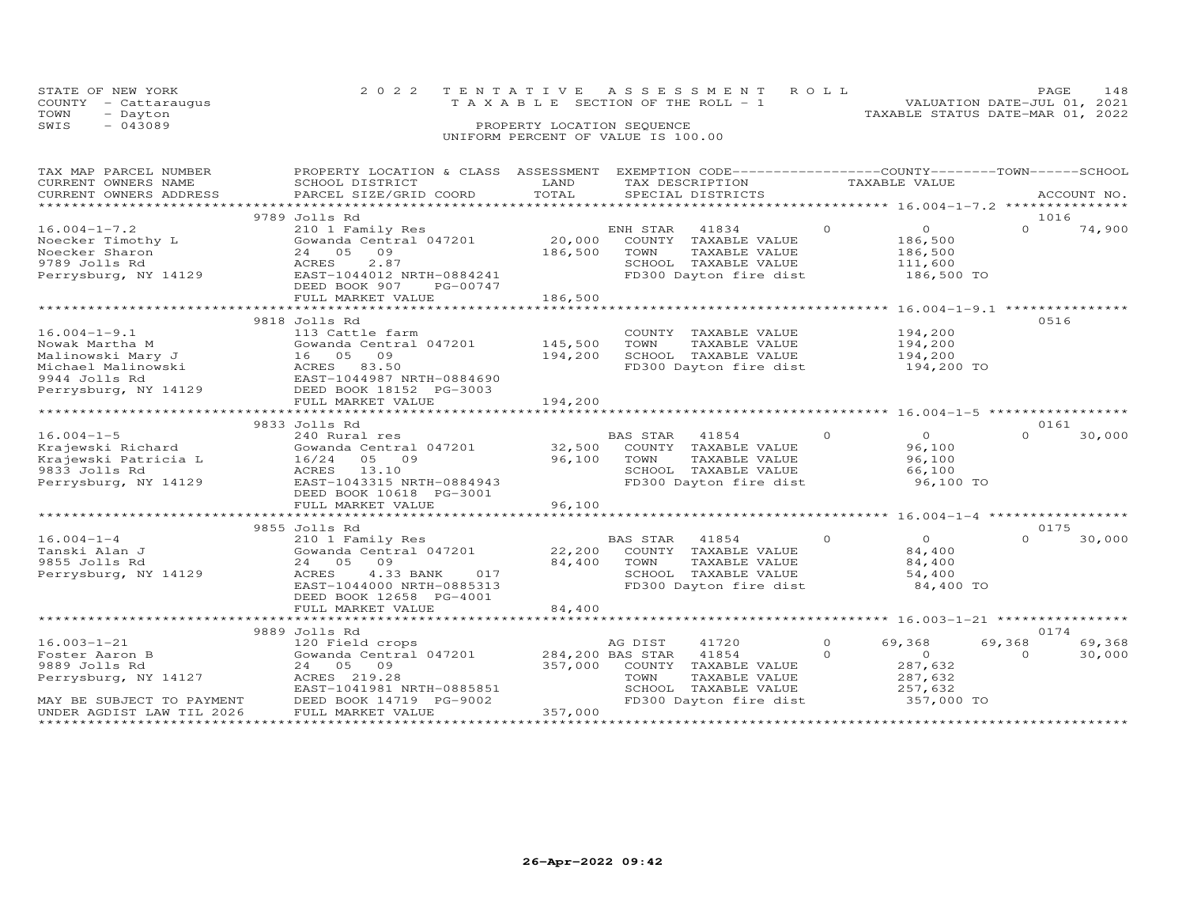STATE OF NEW YORK — 2022 TENTATIVE ASSESSMENT ROLL — TAXABLE SECTION OF THE ROLL - 1
COUNTY - Cattaraugus — VALUATION DATE-JUL 01, 2021
TOWN - Dayton — TAXABLE STATUS DATE-MAR 01, 2022
SWIS - 043089 — PROPERTY LOCATION SEQUENCE
UNIFORM PERCENT OF VALUE IS 100.00

| TAX MAP PARCEL NUMBER / CURRENT OWNERS NAME / CURRENT OWNERS ADDRESS | PROPERTY LOCATION & CLASS / SCHOOL DISTRICT / PARCEL SIZE/GRID COORD | ASSESSMENT LAND | TOTAL | EXEMPTION CODE / TAX DESCRIPTION / SPECIAL DISTRICTS | COUNTY TAXABLE VALUE | TOWN | SCHOOL | ACCOUNT NO. |
|---|---|---|---|---|---|---|---|---|
| **16.004-1-7.2** | 9789 Jolls Rd | | | | | | | 1016 |
| Noecker Timothy L | 210 1 Family Res | | | ENH STAR 41834 | 0 | 0 | 74,900 | |
| Noecker Sharon | Gowanda Central 047201 | 20,000 | | COUNTY TAXABLE VALUE | 186,500 | | | |
| 9789 Jolls Rd | 24 05 09 | | 186,500 | TOWN TAXABLE VALUE | 186,500 | | | |
| Perrysburg, NY 14129 | ACRES 2.87 | | | SCHOOL TAXABLE VALUE | 111,600 | | | |
| | EAST-1044012 NRTH-0884241 | | | FD300 Dayton fire dist | 186,500 TO | | | |
| | DEED BOOK 907 PG-00747 | | | | | | | |
| | FULL MARKET VALUE | | 186,500 | | | | | |
| **16.004-1-9.1** | 9818 Jolls Rd | | | | | | | 0516 |
| Nowak Martha M | 113 Cattle farm | | | COUNTY TAXABLE VALUE | 194,200 | | | |
| Malinowski Mary J | Gowanda Central 047201 | 145,500 | | TOWN TAXABLE VALUE | 194,200 | | | |
| Michael Malinowski | 16 05 09 | | 194,200 | SCHOOL TAXABLE VALUE | 194,200 | | | |
| 9944 Jolls Rd | ACRES 83.50 | | | FD300 Dayton fire dist | 194,200 TO | | | |
| Perrysburg, NY 14129 | EAST-1044987 NRTH-0884690 | | | | | | | |
| | DEED BOOK 18152 PG-3003 | | | | | | | |
| | FULL MARKET VALUE | | 194,200 | | | | | |
| **16.004-1-5** | 9833 Jolls Rd | | | | | | | 0161 |
| Krajewski Richard | 240 Rural res | | | BAS STAR 41854 | 0 | 0 | 30,000 | |
| Krajewski Patricia L | Gowanda Central 047201 | 32,500 | | COUNTY TAXABLE VALUE | 96,100 | | | |
| 9833 Jolls Rd | 16/24 05 09 | | 96,100 | TOWN TAXABLE VALUE | 96,100 | | | |
| Perrysburg, NY 14129 | ACRES 13.10 | | | SCHOOL TAXABLE VALUE | 66,100 | | | |
| | EAST-1043315 NRTH-0884943 | | | FD300 Dayton fire dist | 96,100 TO | | | |
| | DEED BOOK 10618 PG-3001 | | | | | | | |
| | FULL MARKET VALUE | | 96,100 | | | | | |
| **16.004-1-4** | 9855 Jolls Rd | | | | | | | 0175 |
| Tanski Alan J | 210 1 Family Res | | | BAS STAR 41854 | 0 | 0 | 30,000 | |
| 9855 Jolls Rd | Gowanda Central 047201 | 22,200 | | COUNTY TAXABLE VALUE | 84,400 | | | |
| Perrysburg, NY 14129 | 24 05 09 | | 84,400 | TOWN TAXABLE VALUE | 84,400 | | | |
| | ACRES 4.33 BANK 017 | | | SCHOOL TAXABLE VALUE | 54,400 | | | |
| | EAST-1044000 NRTH-0885313 | | | FD300 Dayton fire dist | 84,400 TO | | | |
| | DEED BOOK 12658 PG-4001 | | | | | | | |
| | FULL MARKET VALUE | | 84,400 | | | | | |
| **16.003-1-21** | 9889 Jolls Rd | | | | | | | 0174 |
| Foster Aaron B | 120 Field crops | | | AG DIST 41720 | 69,368 | 69,368 | 69,368 | |
| 9889 Jolls Rd | Gowanda Central 047201 | 284,200 | | BAS STAR 41854 | 0 | 0 | 30,000 | |
| Perrysburg, NY 14127 | 24 05 09 | | 357,000 | COUNTY TAXABLE VALUE | 287,632 | | | |
| | ACRES 219.28 | | | TOWN TAXABLE VALUE | 287,632 | | | |
| | EAST-1041981 NRTH-0885851 | | | SCHOOL TAXABLE VALUE | 257,632 | | | |
| MAY BE SUBJECT TO PAYMENT | DEED BOOK 14719 PG-9002 | | | FD300 Dayton fire dist | 357,000 TO | | | |
| UNDER AGDIST LAW TIL 2026 | FULL MARKET VALUE | | 357,000 | | | | | |

26-Apr-2022 09:42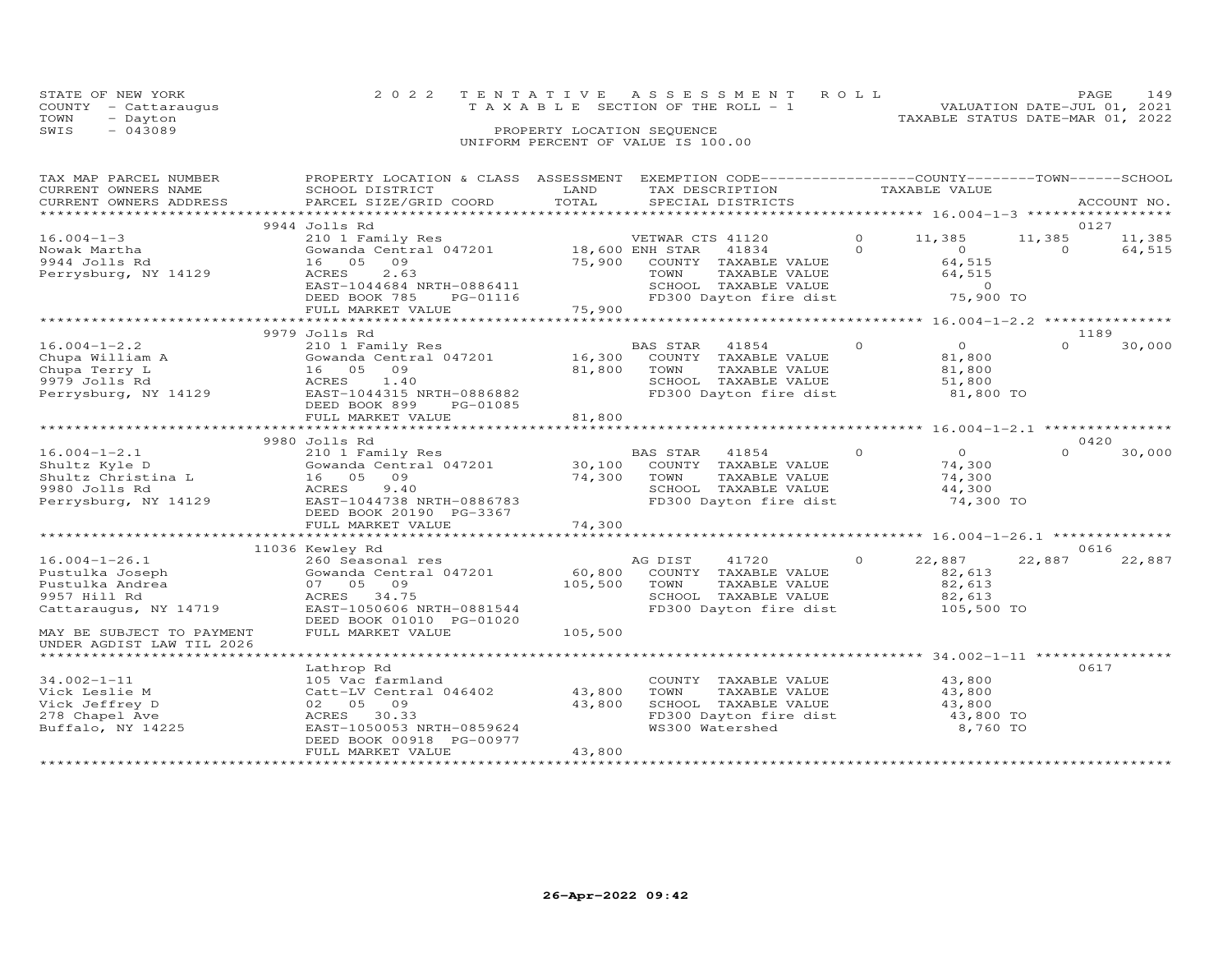STATE OF NEW YORK
COUNTY - Cattaraugus
TOWN - Dayton
SWIS - 043089

2 0 2 2 TENTATIVE ASSESSMENT ROLL
TAXABLE SECTION OF THE ROLL - 1
PROPERTY LOCATION SEQUENCE
UNIFORM PERCENT OF VALUE IS 100.00

VALUATION DATE-JUL 01, 2021
TAXABLE STATUS DATE-MAR 01, 2022

| TAX MAP PARCEL NUMBER / CURRENT OWNERS NAME / CURRENT OWNERS ADDRESS | PROPERTY LOCATION & CLASS / SCHOOL DISTRICT / PARCEL SIZE/GRID COORD | ASSESSMENT LAND | TOTAL | EXEMPTION CODE / TAX DESCRIPTION / SPECIAL DISTRICTS | | COUNTY TAXABLE VALUE | TOWN | SCHOOL / ACCOUNT NO. |
|---|---|---|---|---|---|---|---|---|
| | 9944 Jolls Rd | | | | | | | 0127 |
| 16.004-1-3 | 210 1 Family Res | | | VETWAR CTS 41120 | 0 | 11,385 | 11,385 | 11,385 |
| Nowak Martha | Gowanda Central 047201 | 18,600 | | ENH STAR 41834 | 0 | 0 | 0 | 64,515 |
| 9944 Jolls Rd | 16 05 09 | | 75,900 | COUNTY TAXABLE VALUE | | 64,515 | | |
| Perrysburg, NY 14129 | ACRES 2.63 | | | TOWN TAXABLE VALUE | | 64,515 | | |
| | EAST-1044684 NRTH-0886411 | | | SCHOOL TAXABLE VALUE | | 0 | | |
| | DEED BOOK 785 PG-01116 | | | FD300 Dayton fire dist | | 75,900 TO | | |
| | FULL MARKET VALUE | | 75,900 | | | | | |
| | 9979 Jolls Rd | | | | | | | 1189 |
| 16.004-1-2.2 | 210 1 Family Res | | | BAS STAR 41854 | 0 | 0 | 0 | 30,000 |
| Chupa William A | Gowanda Central 047201 | 16,300 | | COUNTY TAXABLE VALUE | | 81,800 | | |
| Chupa Terry L | 16 05 09 | | 81,800 | TOWN TAXABLE VALUE | | 81,800 | | |
| 9979 Jolls Rd | ACRES 1.40 | | | SCHOOL TAXABLE VALUE | | 51,800 | | |
| Perrysburg, NY 14129 | EAST-1044315 NRTH-0886882 | | | FD300 Dayton fire dist | | 81,800 TO | | |
| | DEED BOOK 899 PG-01085 | | | | | | | |
| | FULL MARKET VALUE | | 81,800 | | | | | |
| | 9980 Jolls Rd | | | | | | | 0420 |
| 16.004-1-2.1 | 210 1 Family Res | | | BAS STAR 41854 | 0 | 0 | 0 | 30,000 |
| Shultz Kyle D | Gowanda Central 047201 | 30,100 | | COUNTY TAXABLE VALUE | | 74,300 | | |
| Shultz Christina L | 16 05 09 | | 74,300 | TOWN TAXABLE VALUE | | 74,300 | | |
| 9980 Jolls Rd | ACRES 9.40 | | | SCHOOL TAXABLE VALUE | | 44,300 | | |
| Perrysburg, NY 14129 | EAST-1044738 NRTH-0886783 | | | FD300 Dayton fire dist | | 74,300 TO | | |
| | DEED BOOK 20190 PG-3367 | | | | | | | |
| | FULL MARKET VALUE | | 74,300 | | | | | |
| | 11036 Kewley Rd | | | | | | | 0616 |
| 16.004-1-26.1 | 260 Seasonal res | | | AG DIST 41720 | 0 | 22,887 | 22,887 | 22,887 |
| Pustulka Joseph | Gowanda Central 047201 | 60,800 | | COUNTY TAXABLE VALUE | | 82,613 | | |
| Pustulka Andrea | 07 05 09 | | 105,500 | TOWN TAXABLE VALUE | | 82,613 | | |
| 9957 Hill Rd | ACRES 34.75 | | | SCHOOL TAXABLE VALUE | | 82,613 | | |
| Cattaraugus, NY 14719 | EAST-1050606 NRTH-0881544 | | | FD300 Dayton fire dist | | 105,500 TO | | |
| | DEED BOOK 01010 PG-01020 | | | | | | | |
| MAY BE SUBJECT TO PAYMENT | FULL MARKET VALUE | | 105,500 | | | | | |
| UNDER AGDIST LAW TIL 2026 | | | | | | | | |
| | Lathrop Rd | | | | | | | 0617 |
| 34.002-1-11 | 105 Vac farmland | | | COUNTY TAXABLE VALUE | | 43,800 | | |
| Vick Leslie M | Catt-LV Central 046402 | 43,800 | | TOWN TAXABLE VALUE | | 43,800 | | |
| Vick Jeffrey D | 02 05 09 | | 43,800 | SCHOOL TAXABLE VALUE | | 43,800 | | |
| 278 Chapel Ave | ACRES 30.33 | | | FD300 Dayton fire dist | | 43,800 TO | | |
| Buffalo, NY 14225 | EAST-1050053 NRTH-0859624 | | | WS300 Watershed | | 8,760 TO | | |
| | DEED BOOK 00918 PG-00977 | | | | | | | |
| | FULL MARKET VALUE | | 43,800 | | | | | |

26-Apr-2022 09:42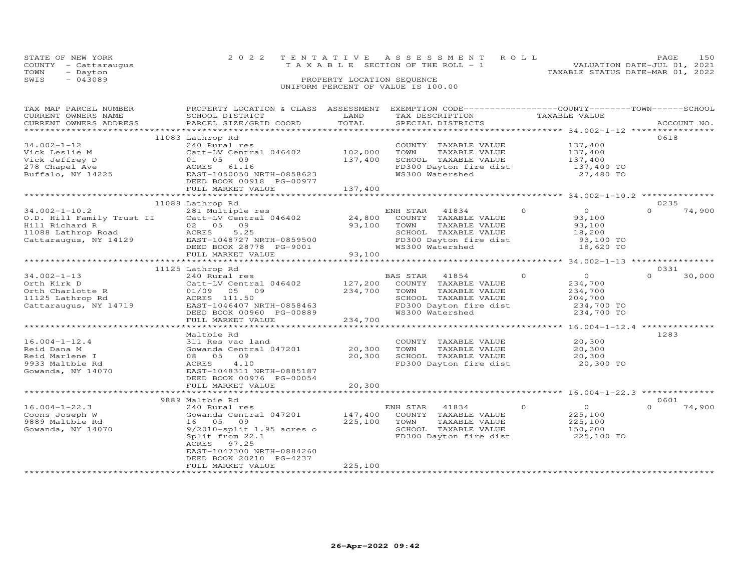STATE OF NEW YORK
COUNTY - Cattaraugus
TOWN - Dayton
SWIS - 043089

2022 TENTATIVE ASSESSMENT ROLL
TAXABLE SECTION OF THE ROLL - 1
PROPERTY LOCATION SEQUENCE
UNIFORM PERCENT OF VALUE IS 100.00

VALUATION DATE-JUL 01, 2021
TAXABLE STATUS DATE-MAR 01, 2022

| TAX MAP PARCEL NUMBER / CURRENT OWNERS NAME / CURRENT OWNERS ADDRESS | PROPERTY LOCATION & CLASS / SCHOOL DISTRICT / PARCEL SIZE/GRID COORD | ASSESSMENT LAND | TOTAL | EXEMPTION CODE / TAX DESCRIPTION / SPECIAL DISTRICTS | | COUNTY / TOWN TAXABLE VALUE | SCHOOL | ACCOUNT NO. |
|---|---|---|---|---|---|---|---|---|
| **34.002-1-12** | 11083 Lathrop Rd | | | | | | | 0618 |
| Vick Leslie M | 240 Rural res | | | COUNTY TAXABLE VALUE | | 137,400 | | |
| Vick Jeffrey D | Catt-LV Central 046402 | 102,000 | | TOWN TAXABLE VALUE | | 137,400 | | |
| 278 Chapel Ave | 01 05 09 | | 137,400 | SCHOOL TAXABLE VALUE | | 137,400 | | |
| Buffalo, NY 14225 | ACRES 61.16 | | | FD300 Dayton fire dist | | 137,400 TO | | |
| | EAST-1050050 NRTH-0858623 | | | WS300 Watershed | | 27,480 TO | | |
| | DEED BOOK 00918 PG-00977 | | | | | | | |
| | FULL MARKET VALUE | | 137,400 | | | | | |
| **34.002-1-10.2** | 11088 Lathrop Rd | | | | | | | 0235 |
| O.D. Hill Family Trust II | 281 Multiple res | | | ENH STAR 41834 | 0 | 0 | 74,900 | |
| Hill Richard R | Catt-LV Central 046402 | 24,800 | | COUNTY TAXABLE VALUE | | 93,100 | | |
| 11088 Lathrop Road | 02 05 09 | | 93,100 | TOWN TAXABLE VALUE | | 93,100 | | |
| Cattaraugus, NY 14129 | ACRES 5.25 | | | SCHOOL TAXABLE VALUE | | 18,200 | | |
| | EAST-1048727 NRTH-0859500 | | | FD300 Dayton fire dist | | 93,100 TO | | |
| | DEED BOOK 28778 PG-9001 | | | WS300 Watershed | | 18,620 TO | | |
| | FULL MARKET VALUE | | 93,100 | | | | | |
| **34.002-1-13** | 11125 Lathrop Rd | | | | | | | 0331 |
| Orth Kirk D | 240 Rural res | | | BAS STAR 41854 | 0 | 0 | 30,000 | |
| Orth Charlotte R | Catt-LV Central 046402 | 127,200 | | COUNTY TAXABLE VALUE | | 234,700 | | |
| 11125 Lathrop Rd | 01/09 05 09 | | 234,700 | TOWN TAXABLE VALUE | | 234,700 | | |
| Cattaraugus, NY 14719 | ACRES 111.50 | | | SCHOOL TAXABLE VALUE | | 204,700 | | |
| | EAST-1046407 NRTH-0858463 | | | FD300 Dayton fire dist | | 234,700 TO | | |
| | DEED BOOK 00960 PG-00889 | | | WS300 Watershed | | 234,700 TO | | |
| | FULL MARKET VALUE | | 234,700 | | | | | |
| **16.004-1-12.4** | Maltbie Rd | | | | | | | 1283 |
| Reid Dana M | 311 Res vac land | | | COUNTY TAXABLE VALUE | | 20,300 | | |
| Reid Marlene I | Gowanda Central 047201 | 20,300 | | TOWN TAXABLE VALUE | | 20,300 | | |
| 9933 Maltbie Rd | 08 05 09 | | 20,300 | SCHOOL TAXABLE VALUE | | 20,300 | | |
| Gowanda, NY 14070 | ACRES 4.10 | | | FD300 Dayton fire dist | | 20,300 TO | | |
| | EAST-1048311 NRTH-0885187 | | | | | | | |
| | DEED BOOK 00976 PG-00054 | | | | | | | |
| | FULL MARKET VALUE | | 20,300 | | | | | |
| **16.004-1-22.3** | 9889 Maltbie Rd | | | | | | | 0601 |
| Coons Joseph W | 240 Rural res | | | ENH STAR 41834 | 0 | 0 | 74,900 | |
| 9889 Maltbie Rd | Gowanda Central 047201 | 147,400 | | COUNTY TAXABLE VALUE | | 225,100 | | |
| Gowanda, NY 14070 | 16 05 09 | | 225,100 | TOWN TAXABLE VALUE | | 225,100 | | |
| | 9/2010-split 1.95 acres o | | | SCHOOL TAXABLE VALUE | | 150,200 | | |
| | Split from 22.1 | | | FD300 Dayton fire dist | | 225,100 TO | | |
| | ACRES 97.25 | | | | | | | |
| | EAST-1047300 NRTH-0884260 | | | | | | | |
| | DEED BOOK 20210 PG-4237 | | | | | | | |
| | FULL MARKET VALUE | | 225,100 | | | | | |

26-Apr-2022 09:42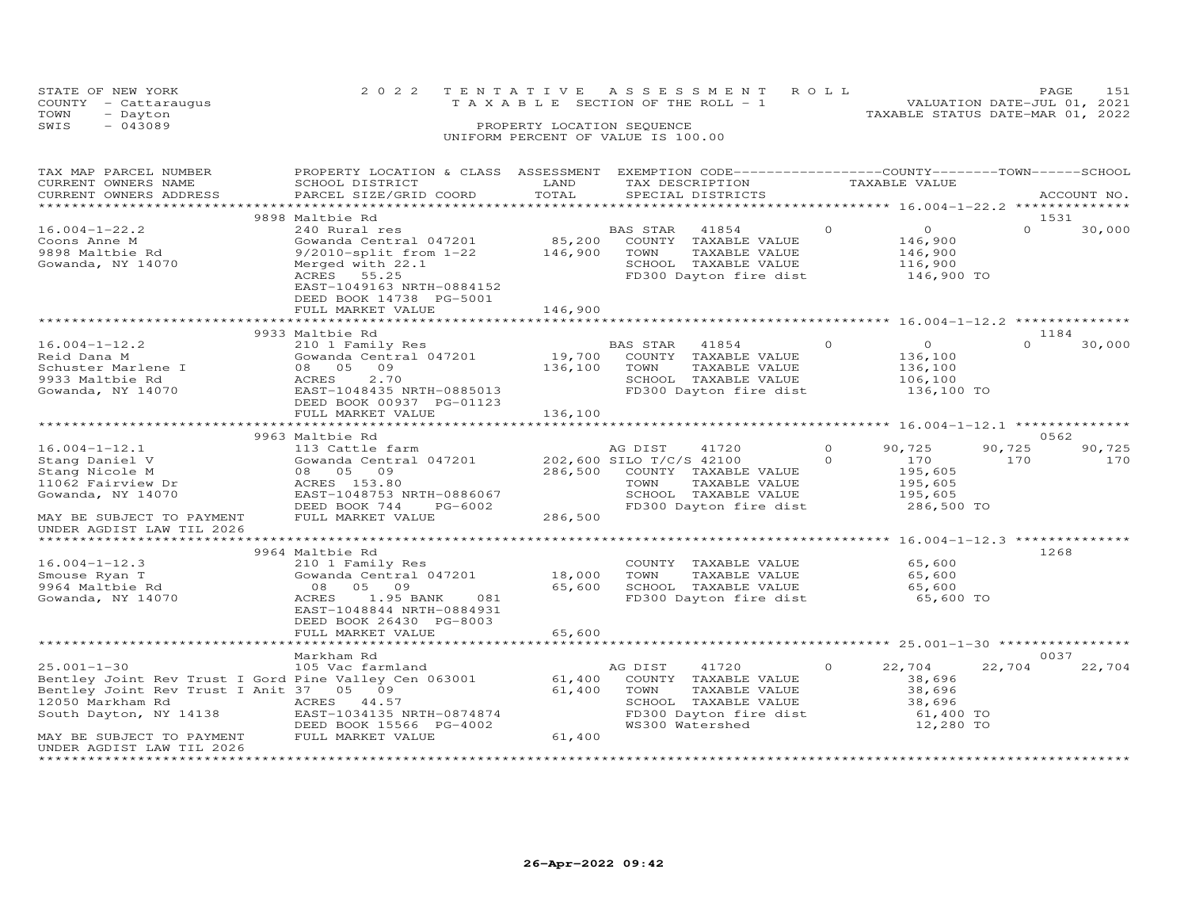STATE OF NEW YORK
COUNTY - Cattaraugus
TOWN - Dayton
SWIS - 043089

2022 TENTATIVE ASSESSMENT ROLL
TAXABLE SECTION OF THE ROLL - 1
PROPERTY LOCATION SEQUENCE
UNIFORM PERCENT OF VALUE IS 100.00

VALUATION DATE-JUL 01, 2021
TAXABLE STATUS DATE-MAR 01, 2022

| TAX MAP PARCEL NUMBER / CURRENT OWNERS NAME / CURRENT OWNERS ADDRESS | PROPERTY LOCATION & CLASS / SCHOOL DISTRICT / PARCEL SIZE/GRID COORD | ASSESSMENT LAND / TOTAL | EXEMPTION CODE / TAX DESCRIPTION / SPECIAL DISTRICTS | | COUNTY TAXABLE VALUE | TOWN | SCHOOL / ACCOUNT NO. |
|---|---|---|---|---|---|---|---|
| | 9898 Maltbie Rd | | | | | | 1531 |
| 16.004-1-22.2 | 240 Rural res | | BAS STAR 41854 | 0 | 0 | 0 | 30,000 |
| Coons Anne M | Gowanda Central 047201 | 85,200 | COUNTY TAXABLE VALUE | | 146,900 | | |
| 9898 Maltbie Rd | 9/2010-split from 1-22 | 146,900 | TOWN TAXABLE VALUE | | 146,900 | | |
| Gowanda, NY 14070 | Merged with 22.1 | | SCHOOL TAXABLE VALUE | | 116,900 | | |
| | ACRES 55.25 | | FD300 Dayton fire dist | | 146,900 TO | | |
| | EAST-1049163 NRTH-0884152 | | | | | | |
| | DEED BOOK 14738 PG-5001 | | | | | | |
| | FULL MARKET VALUE | 146,900 | | | | | |
| | 9933 Maltbie Rd | | | | | | 1184 |
| 16.004-1-12.2 | 210 1 Family Res | | BAS STAR 41854 | 0 | 0 | 0 | 30,000 |
| Reid Dana M | Gowanda Central 047201 | 19,700 | COUNTY TAXABLE VALUE | | 136,100 | | |
| Schuster Marlene I | 08 05 09 | 136,100 | TOWN TAXABLE VALUE | | 136,100 | | |
| 9933 Maltbie Rd | ACRES 2.70 | | SCHOOL TAXABLE VALUE | | 106,100 | | |
| Gowanda, NY 14070 | EAST-1048435 NRTH-0885013 | | FD300 Dayton fire dist | | 136,100 TO | | |
| | DEED BOOK 00937 PG-01123 | | | | | | |
| | FULL MARKET VALUE | 136,100 | | | | | |
| | 9963 Maltbie Rd | | | | | | 0562 |
| 16.004-1-12.1 | 113 Cattle farm | | AG DIST 41720 | 0 | 90,725 | 90,725 | 90,725 |
| Stang Daniel V | Gowanda Central 047201 | 202,600 | SILO T/C/S 42100 | 0 | 170 | 170 | 170 |
| Stang Nicole M | 08 05 09 | 286,500 | COUNTY TAXABLE VALUE | | 195,605 | | |
| 11062 Fairview Dr | ACRES 153.80 | | TOWN TAXABLE VALUE | | 195,605 | | |
| Gowanda, NY 14070 | EAST-1048753 NRTH-0886067 | | SCHOOL TAXABLE VALUE | | 195,605 | | |
| | DEED BOOK 744 PG-6002 | | FD300 Dayton fire dist | | 286,500 TO | | |
| MAY BE SUBJECT TO PAYMENT | FULL MARKET VALUE | 286,500 | | | | | |
| UNDER AGDIST LAW TIL 2026 | | | | | | | |
| | 9964 Maltbie Rd | | | | | | 1268 |
| 16.004-1-12.3 | 210 1 Family Res | | COUNTY TAXABLE VALUE | | 65,600 | | |
| Smouse Ryan T | Gowanda Central 047201 | 18,000 | TOWN TAXABLE VALUE | | 65,600 | | |
| 9964 Maltbie Rd | 08 05 09 | 65,600 | SCHOOL TAXABLE VALUE | | 65,600 | | |
| Gowanda, NY 14070 | ACRES 1.95 BANK 081 | | FD300 Dayton fire dist | | 65,600 TO | | |
| | EAST-1048844 NRTH-0884931 | | | | | | |
| | DEED BOOK 26430 PG-8003 | | | | | | |
| | FULL MARKET VALUE | 65,600 | | | | | |
| | Markham Rd | | | | | | 0037 |
| 25.001-1-30 | 105 Vac farmland | | AG DIST 41720 | 0 | 22,704 | 22,704 | 22,704 |
| Bentley Joint Rev Trust I Gord | Pine Valley Cen 063001 | 61,400 | COUNTY TAXABLE VALUE | | 38,696 | | |
| Bentley Joint Rev Trust I Anit | 37 05 09 | 61,400 | TOWN TAXABLE VALUE | | 38,696 | | |
| 12050 Markham Rd | ACRES 44.57 | | SCHOOL TAXABLE VALUE | | 38,696 | | |
| South Dayton, NY 14138 | EAST-1034135 NRTH-0874874 | | FD300 Dayton fire dist | | 61,400 TO | | |
| | DEED BOOK 15566 PG-4002 | | WS300 Watershed | | 12,280 TO | | |
| MAY BE SUBJECT TO PAYMENT | FULL MARKET VALUE | 61,400 | | | | | |
| UNDER AGDIST LAW TIL 2026 | | | | | | | |

26-Apr-2022 09:42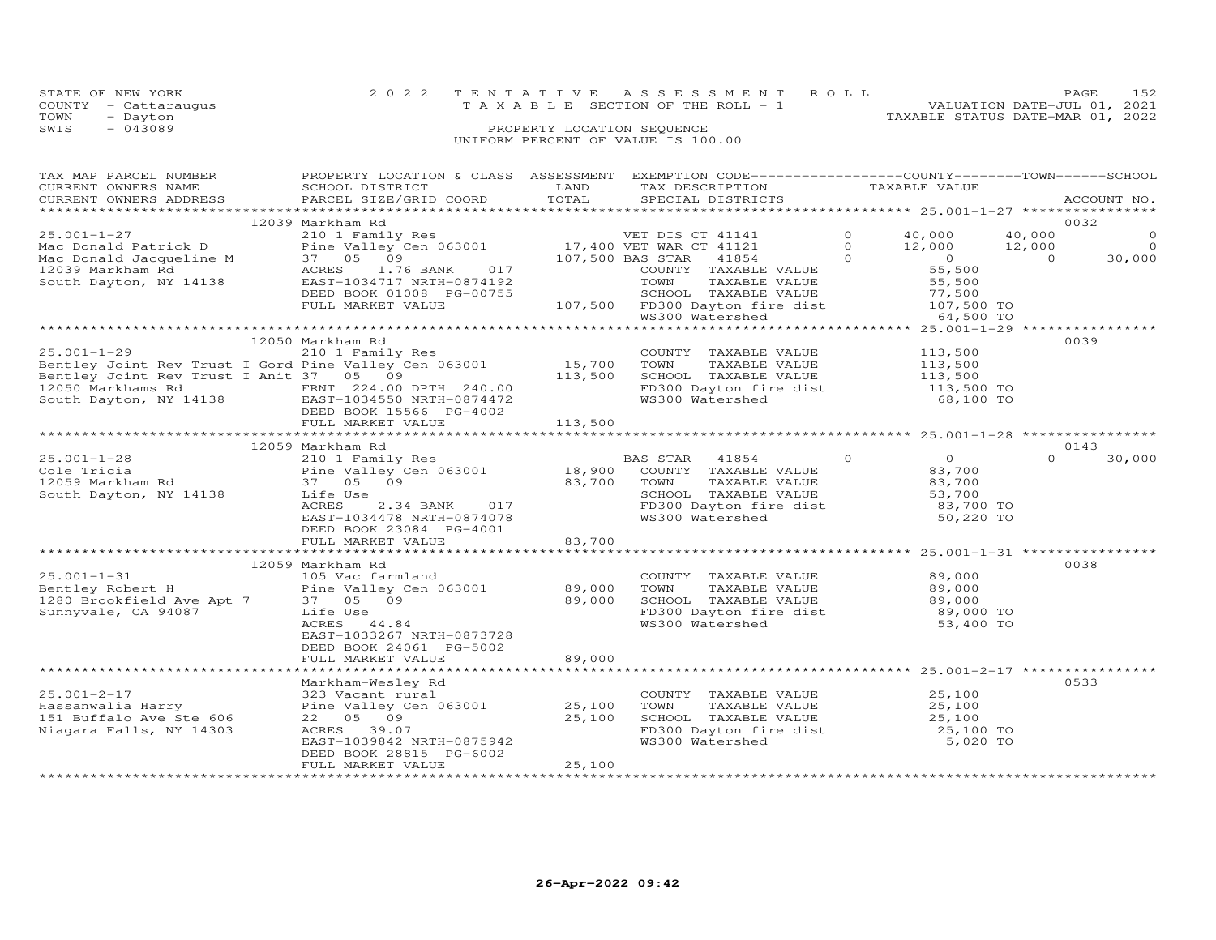STATE OF NEW YORK
COUNTY - Cattaraugus
TOWN - Dayton
SWIS - 043089

2 0 2 2 T E N T A T I V E A S S E S S M E N T R O L L
T A X A B L E SECTION OF THE ROLL - 1
PROPERTY LOCATION SEQUENCE
UNIFORM PERCENT OF VALUE IS 100.00

VALUATION DATE-JUL 01, 2021
TAXABLE STATUS DATE-MAR 01, 2022

| TAX MAP PARCEL NUMBER / CURRENT OWNERS NAME / CURRENT OWNERS ADDRESS | PROPERTY LOCATION & CLASS / SCHOOL DISTRICT / PARCEL SIZE/GRID COORD | ASSESSMENT LAND / TOTAL | EXEMPTION CODE / TAX DESCRIPTION / SPECIAL DISTRICTS | | COUNTY TAXABLE VALUE | TOWN | SCHOOL / ACCOUNT NO. |
|---|---|---|---|---|---|---|---|
| **25.001-1-27** | 12039 Markham Rd | | | | | | 0032 |
| | 210 1 Family Res | | VET DIS CT 41141 | 0 | 40,000 | 40,000 | 0 |
| Mac Donald Patrick D | Pine Valley Cen 063001 | 17,400 | VET WAR CT 41121 | 0 | 12,000 | 12,000 | 0 |
| Mac Donald Jacqueline M | 37 05 09 | 107,500 | BAS STAR 41854 | 0 | 0 | 0 | 30,000 |
| 12039 Markham Rd | ACRES 1.76 BANK 017 | | COUNTY TAXABLE VALUE | | 55,500 | | |
| South Dayton, NY 14138 | EAST-1034717 NRTH-0874192 | | TOWN TAXABLE VALUE | | 55,500 | | |
| | DEED BOOK 01008 PG-00755 | | SCHOOL TAXABLE VALUE | | 77,500 | | |
| | FULL MARKET VALUE | 107,500 | FD300 Dayton fire dist | | 107,500 TO | | |
| | | | WS300 Watershed | | 64,500 TO | | |
| **25.001-1-29** | 12050 Markham Rd | | | | | | 0039 |
| | 210 1 Family Res | | COUNTY TAXABLE VALUE | | 113,500 | | |
| Bentley Joint Rev Trust I Gord | Pine Valley Cen 063001 | 15,700 | TOWN TAXABLE VALUE | | 113,500 | | |
| Bentley Joint Rev Trust I Anit | 37 05 09 | 113,500 | SCHOOL TAXABLE VALUE | | 113,500 | | |
| 12050 Markhams Rd | FRNT 224.00 DPTH 240.00 | | FD300 Dayton fire dist | | 113,500 TO | | |
| South Dayton, NY 14138 | EAST-1034550 NRTH-0874472 | | WS300 Watershed | | 68,100 TO | | |
| | DEED BOOK 15566 PG-4002 | | | | | | |
| | FULL MARKET VALUE | 113,500 | | | | | |
| **25.001-1-28** | 12059 Markham Rd | | | | | | 0143 |
| | 210 1 Family Res | | BAS STAR 41854 | 0 | 0 | 0 | 30,000 |
| Cole Tricia | Pine Valley Cen 063001 | 18,900 | COUNTY TAXABLE VALUE | | 83,700 | | |
| 12059 Markham Rd | 37 05 09 | 83,700 | TOWN TAXABLE VALUE | | 83,700 | | |
| South Dayton, NY 14138 | Life Use | | SCHOOL TAXABLE VALUE | | 53,700 | | |
| | ACRES 2.34 BANK 017 | | FD300 Dayton fire dist | | 83,700 TO | | |
| | EAST-1034478 NRTH-0874078 | | WS300 Watershed | | 50,220 TO | | |
| | DEED BOOK 23084 PG-4001 | | | | | | |
| | FULL MARKET VALUE | 83,700 | | | | | |
| **25.001-1-31** | 12059 Markham Rd | | | | | | 0038 |
| | 105 Vac farmland | | COUNTY TAXABLE VALUE | | 89,000 | | |
| Bentley Robert H | Pine Valley Cen 063001 | 89,000 | TOWN TAXABLE VALUE | | 89,000 | | |
| 1280 Brookfield Ave Apt 7 | 37 05 09 | 89,000 | SCHOOL TAXABLE VALUE | | 89,000 | | |
| Sunnyvale, CA 94087 | Life Use | | FD300 Dayton fire dist | | 89,000 TO | | |
| | ACRES 44.84 | | WS300 Watershed | | 53,400 TO | | |
| | EAST-1033267 NRTH-0873728 | | | | | | |
| | DEED BOOK 24061 PG-5002 | | | | | | |
| | FULL MARKET VALUE | 89,000 | | | | | |
| **25.001-2-17** | Markham-Wesley Rd | | | | | | 0533 |
| | 323 Vacant rural | | COUNTY TAXABLE VALUE | | 25,100 | | |
| Hassanwalia Harry | Pine Valley Cen 063001 | 25,100 | TOWN TAXABLE VALUE | | 25,100 | | |
| 151 Buffalo Ave Ste 606 | 22 05 09 | 25,100 | SCHOOL TAXABLE VALUE | | 25,100 | | |
| Niagara Falls, NY 14303 | ACRES 39.07 | | FD300 Dayton fire dist | | 25,100 TO | | |
| | EAST-1039842 NRTH-0875942 | | WS300 Watershed | | 5,020 TO | | |
| | DEED BOOK 28815 PG-6002 | | | | | | |
| | FULL MARKET VALUE | 25,100 | | | | | |

26-Apr-2022 09:42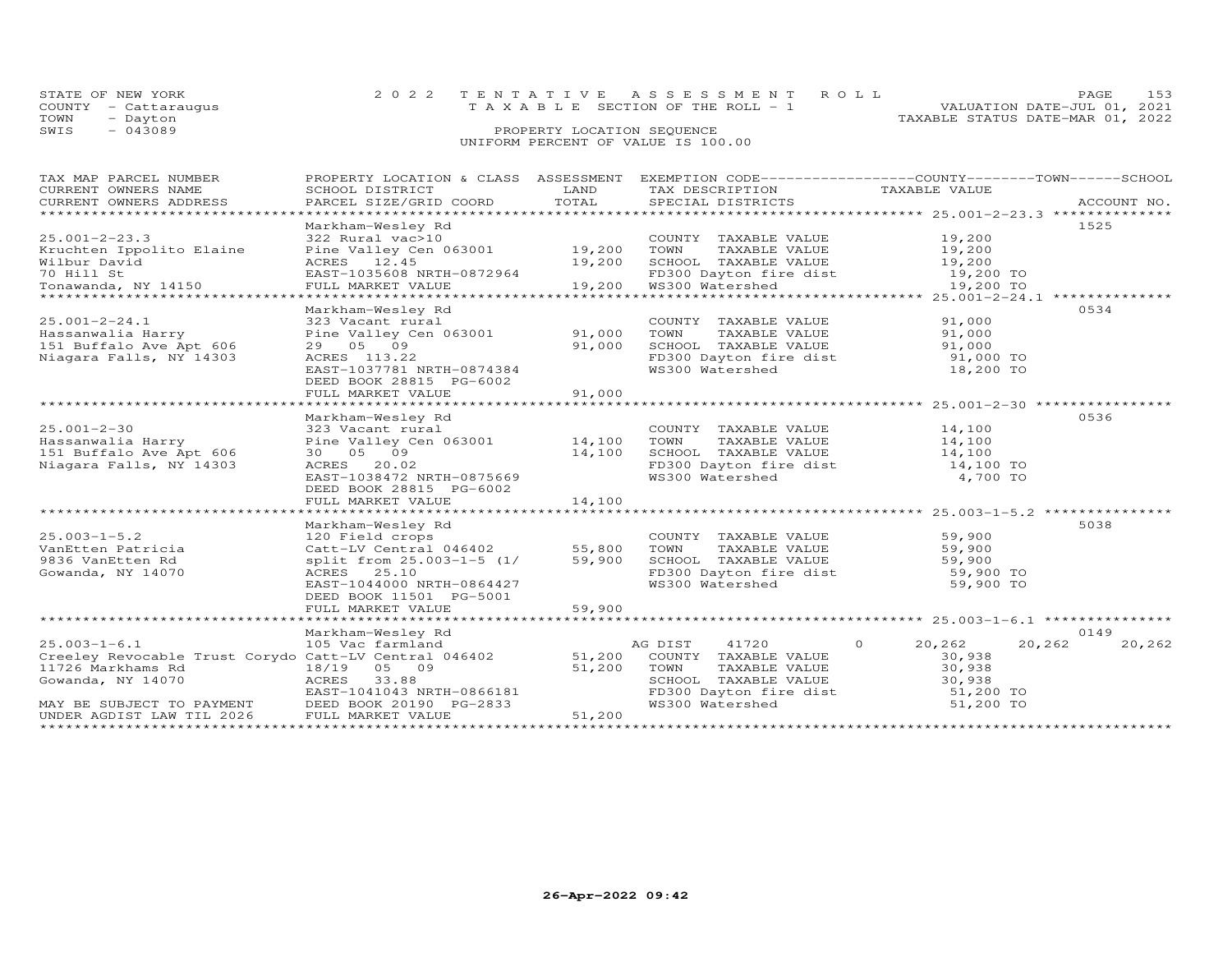STATE OF NEW YORK
COUNTY - Cattaraugus
TOWN - Dayton
SWIS - 043089

2 0 2 2 T E N T A T I V E A S S E S S M E N T R O L L
T A X A B L E SECTION OF THE ROLL - 1
PROPERTY LOCATION SEQUENCE
UNIFORM PERCENT OF VALUE IS 100.00

VALUATION DATE-JUL 01, 2021
TAXABLE STATUS DATE-MAR 01, 2022

| TAX MAP PARCEL NUMBER / CURRENT OWNERS NAME / CURRENT OWNERS ADDRESS | PROPERTY LOCATION & CLASS / SCHOOL DISTRICT / PARCEL SIZE/GRID COORD | ASSESSMENT LAND | TOTAL | EXEMPTION CODE / TAX DESCRIPTION / SPECIAL DISTRICTS | COUNTY TAXABLE VALUE | TOWN | SCHOOL | ACCOUNT NO. |
|---|---|---|---|---|---|---|---|---|
| 25.001-2-23.3 | Markham-Wesley Rd | | | | | | | 1525 |
| 25.001-2-23.3 | 322 Rural vac>10 | | | COUNTY TAXABLE VALUE | 19,200 | | | |
| Kruchten Ippolito Elaine | Pine Valley Cen 063001 | 19,200 | | TOWN TAXABLE VALUE | 19,200 | | | |
| Wilbur David | ACRES 12.45 | | 19,200 | SCHOOL TAXABLE VALUE | 19,200 | | | |
| 70 Hill St | EAST-1035608 NRTH-0872964 | | | FD300 Dayton fire dist | 19,200 TO | | | |
| Tonawanda, NY 14150 | FULL MARKET VALUE | | 19,200 | WS300 Watershed | 19,200 TO | | | |
| 25.001-2-24.1 | Markham-Wesley Rd | | | | | | | 0534 |
| 25.001-2-24.1 | 323 Vacant rural | | | COUNTY TAXABLE VALUE | 91,000 | | | |
| Hassanwalia Harry | Pine Valley Cen 063001 | 91,000 | | TOWN TAXABLE VALUE | 91,000 | | | |
| 151 Buffalo Ave Apt 606 | 29 05 09 | | 91,000 | SCHOOL TAXABLE VALUE | 91,000 | | | |
| Niagara Falls, NY 14303 | ACRES 113.22 | | | FD300 Dayton fire dist | 91,000 TO | | | |
| | EAST-1037781 NRTH-0874384 | | | WS300 Watershed | 18,200 TO | | | |
| | DEED BOOK 28815 PG-6002 | | | | | | | |
| | FULL MARKET VALUE | | 91,000 | | | | | |
| 25.001-2-30 | Markham-Wesley Rd | | | | | | | 0536 |
| 25.001-2-30 | 323 Vacant rural | | | COUNTY TAXABLE VALUE | 14,100 | | | |
| Hassanwalia Harry | Pine Valley Cen 063001 | 14,100 | | TOWN TAXABLE VALUE | 14,100 | | | |
| 151 Buffalo Ave Apt 606 | 30 05 09 | | 14,100 | SCHOOL TAXABLE VALUE | 14,100 | | | |
| Niagara Falls, NY 14303 | ACRES 20.02 | | | FD300 Dayton fire dist | 14,100 TO | | | |
| | EAST-1038472 NRTH-0875669 | | | WS300 Watershed | 4,700 TO | | | |
| | DEED BOOK 28815 PG-6002 | | | | | | | |
| | FULL MARKET VALUE | | 14,100 | | | | | |
| 25.003-1-5.2 | Markham-Wesley Rd | | | | | | | 5038 |
| 25.003-1-5.2 | 120 Field crops | | | COUNTY TAXABLE VALUE | 59,900 | | | |
| VanEtten Patricia | Catt-LV Central 046402 | 55,800 | | TOWN TAXABLE VALUE | 59,900 | | | |
| 9836 VanEtten Rd | split from 25.003-1-5 (1/ | | 59,900 | SCHOOL TAXABLE VALUE | 59,900 | | | |
| Gowanda, NY 14070 | ACRES 25.10 | | | FD300 Dayton fire dist | 59,900 TO | | | |
| | EAST-1044000 NRTH-0864427 | | | WS300 Watershed | 59,900 TO | | | |
| | DEED BOOK 11501 PG-5001 | | | | | | | |
| | FULL MARKET VALUE | | 59,900 | | | | | |
| 25.003-1-6.1 | Markham-Wesley Rd | | | | | | | 0149 |
| 25.003-1-6.1 | 105 Vac farmland | | | AG DIST 41720 0 | 20,262 | 20,262 | 20,262 | |
| Creeley Revocable Trust Corydo | Catt-LV Central 046402 | 51,200 | | COUNTY TAXABLE VALUE | 30,938 | | | |
| 11726 Markhams Rd | 18/19 05 09 | | 51,200 | TOWN TAXABLE VALUE | 30,938 | | | |
| Gowanda, NY 14070 | ACRES 33.88 | | | SCHOOL TAXABLE VALUE | 30,938 | | | |
| | EAST-1041043 NRTH-0866181 | | | FD300 Dayton fire dist | 51,200 TO | | | |
| MAY BE SUBJECT TO PAYMENT | DEED BOOK 20190 PG-2833 | | | WS300 Watershed | 51,200 TO | | | |
| UNDER AGDIST LAW TIL 2026 | FULL MARKET VALUE | | 51,200 | | | | | |

26-Apr-2022 09:42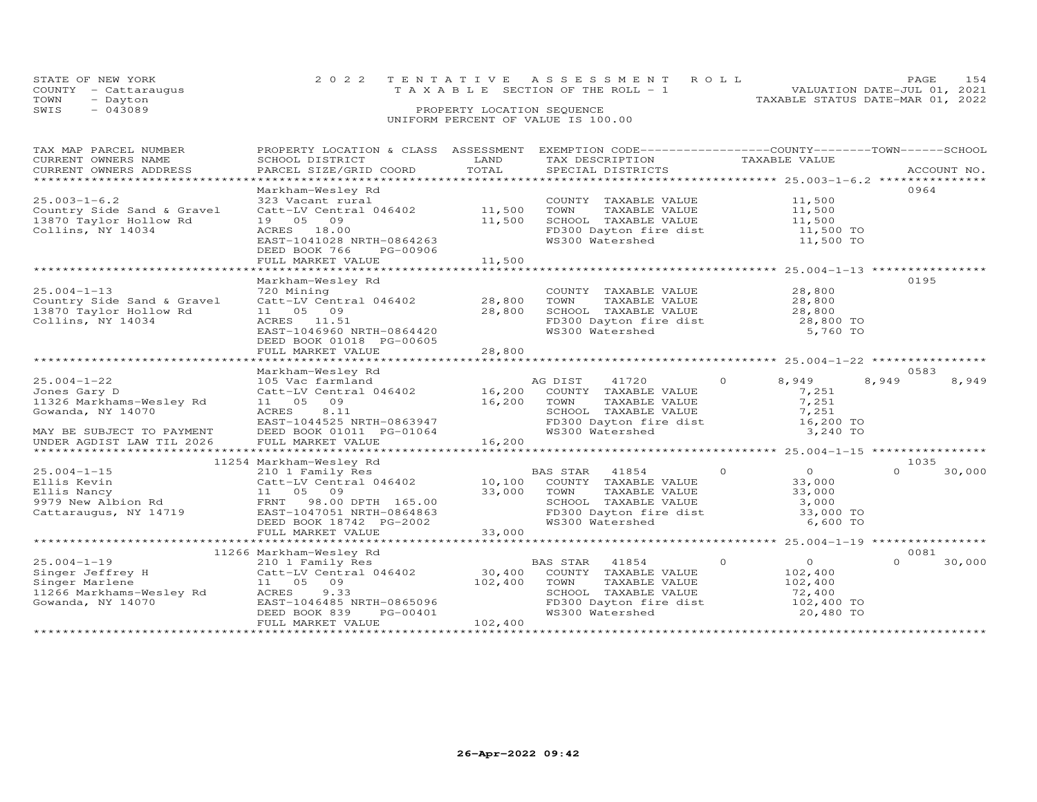STATE OF NEW YORK
COUNTY - Cattaraugus
TOWN - Dayton
SWIS - 043089

2022 TENTATIVE ASSESSMENT ROLL
TAXABLE SECTION OF THE ROLL - 1
PROPERTY LOCATION SEQUENCE
UNIFORM PERCENT OF VALUE IS 100.00

VALUATION DATE-JUL 01, 2021
TAXABLE STATUS DATE-MAR 01, 2022

| TAX MAP PARCEL NUMBER / CURRENT OWNERS NAME / CURRENT OWNERS ADDRESS | PROPERTY LOCATION & CLASS / SCHOOL DISTRICT / PARCEL SIZE/GRID COORD | ASSESSMENT LAND | TOTAL | EXEMPTION CODE / TAX DESCRIPTION / SPECIAL DISTRICTS | COUNTY TAXABLE VALUE | TOWN | SCHOOL | ACCOUNT NO. |
|---|---|---|---|---|---|---|---|---|
| 25.003-1-6.2 | Markham-Wesley Rd | | | | | | | 0964 |
| | 323 Vacant rural | | | COUNTY TAXABLE VALUE | 11,500 | | | |
| Country Side Sand & Gravel | Catt-LV Central 046402 | 11,500 | | TOWN TAXABLE VALUE | 11,500 | | | |
| 13870 Taylor Hollow Rd | 19 05 09 | | 11,500 | SCHOOL TAXABLE VALUE | 11,500 | | | |
| Collins, NY 14034 | ACRES 18.00 | | | FD300 Dayton fire dist | 11,500 TO | | | |
| | EAST-1041028 NRTH-0864263 | | | WS300 Watershed | 11,500 TO | | | |
| | DEED BOOK 766 PG-00906 | | | | | | | |
| | FULL MARKET VALUE | | 11,500 | | | | | |
| 25.004-1-13 | Markham-Wesley Rd | | | | | | | 0195 |
| | 720 Mining | | | COUNTY TAXABLE VALUE | 28,800 | | | |
| Country Side Sand & Gravel | Catt-LV Central 046402 | 28,800 | | TOWN TAXABLE VALUE | 28,800 | | | |
| 13870 Taylor Hollow Rd | 11 05 09 | | 28,800 | SCHOOL TAXABLE VALUE | 28,800 | | | |
| Collins, NY 14034 | ACRES 11.51 | | | FD300 Dayton fire dist | 28,800 TO | | | |
| | EAST-1046960 NRTH-0864420 | | | WS300 Watershed | 5,760 TO | | | |
| | DEED BOOK 01018 PG-00605 | | | | | | | |
| | FULL MARKET VALUE | | 28,800 | | | | | |
| 25.004-1-22 | Markham-Wesley Rd | | | | | | | 0583 |
| | 105 Vac farmland | | | AG DIST 41720 0 | 8,949 | 8,949 | 8,949 | |
| Jones Gary D | Catt-LV Central 046402 | 16,200 | | COUNTY TAXABLE VALUE | 7,251 | | | |
| 11326 Markhams-Wesley Rd | 11 05 09 | | 16,200 | TOWN TAXABLE VALUE | 7,251 | | | |
| Gowanda, NY 14070 | ACRES 8.11 | | | SCHOOL TAXABLE VALUE | 7,251 | | | |
| | EAST-1044525 NRTH-0863947 | | | FD300 Dayton fire dist | 16,200 TO | | | |
| MAY BE SUBJECT TO PAYMENT | DEED BOOK 01011 PG-01064 | | | WS300 Watershed | 3,240 TO | | | |
| UNDER AGDIST LAW TIL 2026 | FULL MARKET VALUE | | 16,200 | | | | | |
| 25.004-1-15 | 11254 Markham-Wesley Rd | | | | | | | 1035 |
| | 210 1 Family Res | | | BAS STAR 41854 0 | 0 | 0 | 30,000 | |
| Ellis Kevin | Catt-LV Central 046402 | 10,100 | | COUNTY TAXABLE VALUE | 33,000 | | | |
| Ellis Nancy | 11 05 09 | | 33,000 | TOWN TAXABLE VALUE | 33,000 | | | |
| 9979 New Albion Rd | FRNT 98.00 DPTH 165.00 | | | SCHOOL TAXABLE VALUE | 3,000 | | | |
| Cattaraugus, NY 14719 | EAST-1047051 NRTH-0864863 | | | FD300 Dayton fire dist | 33,000 TO | | | |
| | DEED BOOK 18742 PG-2002 | | | WS300 Watershed | 6,600 TO | | | |
| | FULL MARKET VALUE | | 33,000 | | | | | |
| 25.004-1-19 | 11266 Markham-Wesley Rd | | | | | | | 0081 |
| | 210 1 Family Res | | | BAS STAR 41854 0 | 0 | 0 | 30,000 | |
| Singer Jeffrey H | Catt-LV Central 046402 | 30,400 | | COUNTY TAXABLE VALUE | 102,400 | | | |
| Singer Marlene | 11 05 09 | | 102,400 | TOWN TAXABLE VALUE | 102,400 | | | |
| 11266 Markhams-Wesley Rd | ACRES 9.33 | | | SCHOOL TAXABLE VALUE | 72,400 | | | |
| Gowanda, NY 14070 | EAST-1046485 NRTH-0865096 | | | FD300 Dayton fire dist | 102,400 TO | | | |
| | DEED BOOK 839 PG-00401 | | | WS300 Watershed | 20,480 TO | | | |
| | FULL MARKET VALUE | | 102,400 | | | | | |

26-Apr-2022 09:42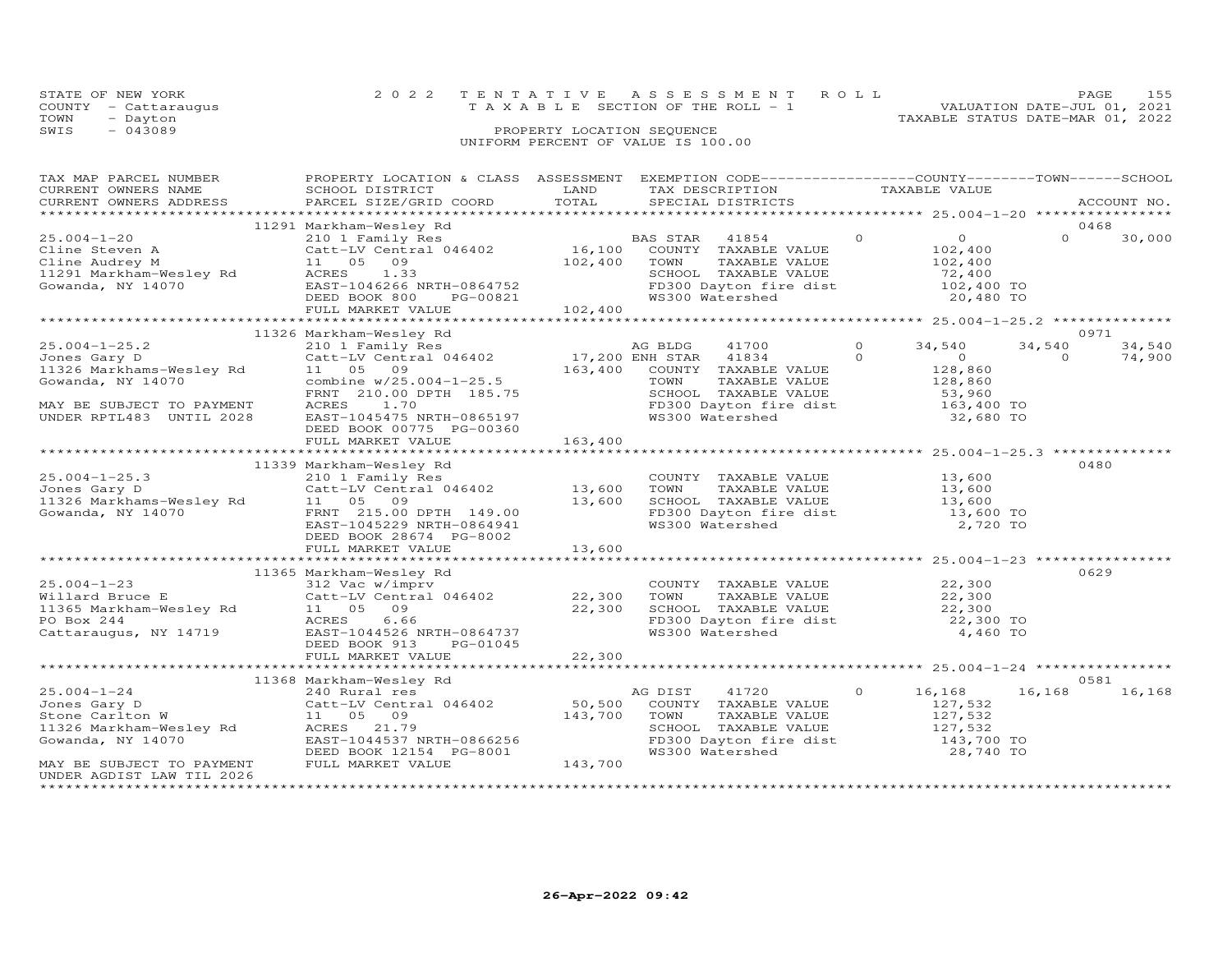STATE OF NEW YORK
COUNTY - Cattaraugus
TOWN - Dayton
SWIS - 043089

2022 TENTATIVE ASSESSMENT ROLL
TAXABLE SECTION OF THE ROLL - 1
PROPERTY LOCATION SEQUENCE
UNIFORM PERCENT OF VALUE IS 100.00

VALUATION DATE-JUL 01, 2021
TAXABLE STATUS DATE-MAR 01, 2022

| TAX MAP PARCEL NUMBER / CURRENT OWNERS NAME / CURRENT OWNERS ADDRESS | PROPERTY LOCATION & CLASS / SCHOOL DISTRICT / PARCEL SIZE/GRID COORD | ASSESSMENT LAND / TOTAL | EXEMPTION CODE / TAX DESCRIPTION / SPECIAL DISTRICTS | COUNTY | TOWN | SCHOOL / TAXABLE VALUE | ACCOUNT NO. |
|---|---|---|---|---|---|---|---|
| | 11291 Markham-Wesley Rd | | | | | | 0468 |
| 25.004-1-20 | 210 1 Family Res | | BAS STAR 41854 | 0 | 0 | 30,000 | |
| Cline Steven A | Catt-LV Central 046402 | 16,100 | COUNTY TAXABLE VALUE | 102,400 | | | |
| Cline Audrey M | 11 05 09 | 102,400 | TOWN TAXABLE VALUE | | 102,400 | | |
| 11291 Markham-Wesley Rd | ACRES 1.33 | | SCHOOL TAXABLE VALUE | | | 72,400 | |
| Gowanda, NY 14070 | EAST-1046266 NRTH-0864752 | | FD300 Dayton fire dist | 102,400 TO | | | |
| | DEED BOOK 800 PG-00821 | | WS300 Watershed | 20,480 TO | | | |
| | FULL MARKET VALUE | 102,400 | | | | | |
| | 11326 Markham-Wesley Rd | | | | | | 0971 |
| 25.004-1-25.2 | 210 1 Family Res | | AG BLDG 41700 | 34,540 | 34,540 | 34,540 | |
| Jones Gary D | Catt-LV Central 046402 | 17,200 | ENH STAR 41834 | 0 | 0 | 74,900 | |
| 11326 Markhams-Wesley Rd | 11 05 09 | 163,400 | COUNTY TAXABLE VALUE | 128,860 | | | |
| Gowanda, NY 14070 | combine w/25.004-1-25.5 | | TOWN TAXABLE VALUE | | 128,860 | | |
| | FRNT 210.00 DPTH 185.75 | | SCHOOL TAXABLE VALUE | | | 53,960 | |
| MAY BE SUBJECT TO PAYMENT | ACRES 1.70 | | FD300 Dayton fire dist | 163,400 TO | | | |
| UNDER RPTL483 UNTIL 2028 | EAST-1045475 NRTH-0865197 | | WS300 Watershed | 32,680 TO | | | |
| | DEED BOOK 00775 PG-00360 | | | | | | |
| | FULL MARKET VALUE | 163,400 | | | | | |
| | 11339 Markham-Wesley Rd | | | | | | 0480 |
| 25.004-1-25.3 | 210 1 Family Res | | COUNTY TAXABLE VALUE | 13,600 | | | |
| Jones Gary D | Catt-LV Central 046402 | 13,600 | TOWN TAXABLE VALUE | | 13,600 | | |
| 11326 Markhams-Wesley Rd | 11 05 09 | 13,600 | SCHOOL TAXABLE VALUE | | | 13,600 | |
| Gowanda, NY 14070 | FRNT 215.00 DPTH 149.00 | | FD300 Dayton fire dist | 13,600 TO | | | |
| | EAST-1045229 NRTH-0864941 | | WS300 Watershed | 2,720 TO | | | |
| | DEED BOOK 28674 PG-8002 | | | | | | |
| | FULL MARKET VALUE | 13,600 | | | | | |
| | 11365 Markham-Wesley Rd | | | | | | 0629 |
| 25.004-1-23 | 312 Vac w/imprv | | COUNTY TAXABLE VALUE | 22,300 | | | |
| Willard Bruce E | Catt-LV Central 046402 | 22,300 | TOWN TAXABLE VALUE | | 22,300 | | |
| 11365 Markham-Wesley Rd | 11 05 09 | 22,300 | SCHOOL TAXABLE VALUE | | | 22,300 | |
| PO Box 244 | ACRES 6.66 | | FD300 Dayton fire dist | 22,300 TO | | | |
| Cattaraugus, NY 14719 | EAST-1044526 NRTH-0864737 | | WS300 Watershed | 4,460 TO | | | |
| | DEED BOOK 913 PG-01045 | | | | | | |
| | FULL MARKET VALUE | 22,300 | | | | | |
| | 11368 Markham-Wesley Rd | | | | | | 0581 |
| 25.004-1-24 | 240 Rural res | | AG DIST 41720 | 16,168 | 16,168 | 16,168 | |
| Jones Gary D | Catt-LV Central 046402 | 50,500 | COUNTY TAXABLE VALUE | 127,532 | | | |
| Stone Carlton W | 11 05 09 | 143,700 | TOWN TAXABLE VALUE | | 127,532 | | |
| 11326 Markham-Wesley Rd | ACRES 21.79 | | SCHOOL TAXABLE VALUE | | | 127,532 | |
| Gowanda, NY 14070 | EAST-1044537 NRTH-0866256 | | FD300 Dayton fire dist | 143,700 TO | | | |
| | DEED BOOK 12154 PG-8001 | | WS300 Watershed | 28,740 TO | | | |
| MAY BE SUBJECT TO PAYMENT | FULL MARKET VALUE | 143,700 | | | | | |
| UNDER AGDIST LAW TIL 2026 | | | | | | | |

26-Apr-2022 09:42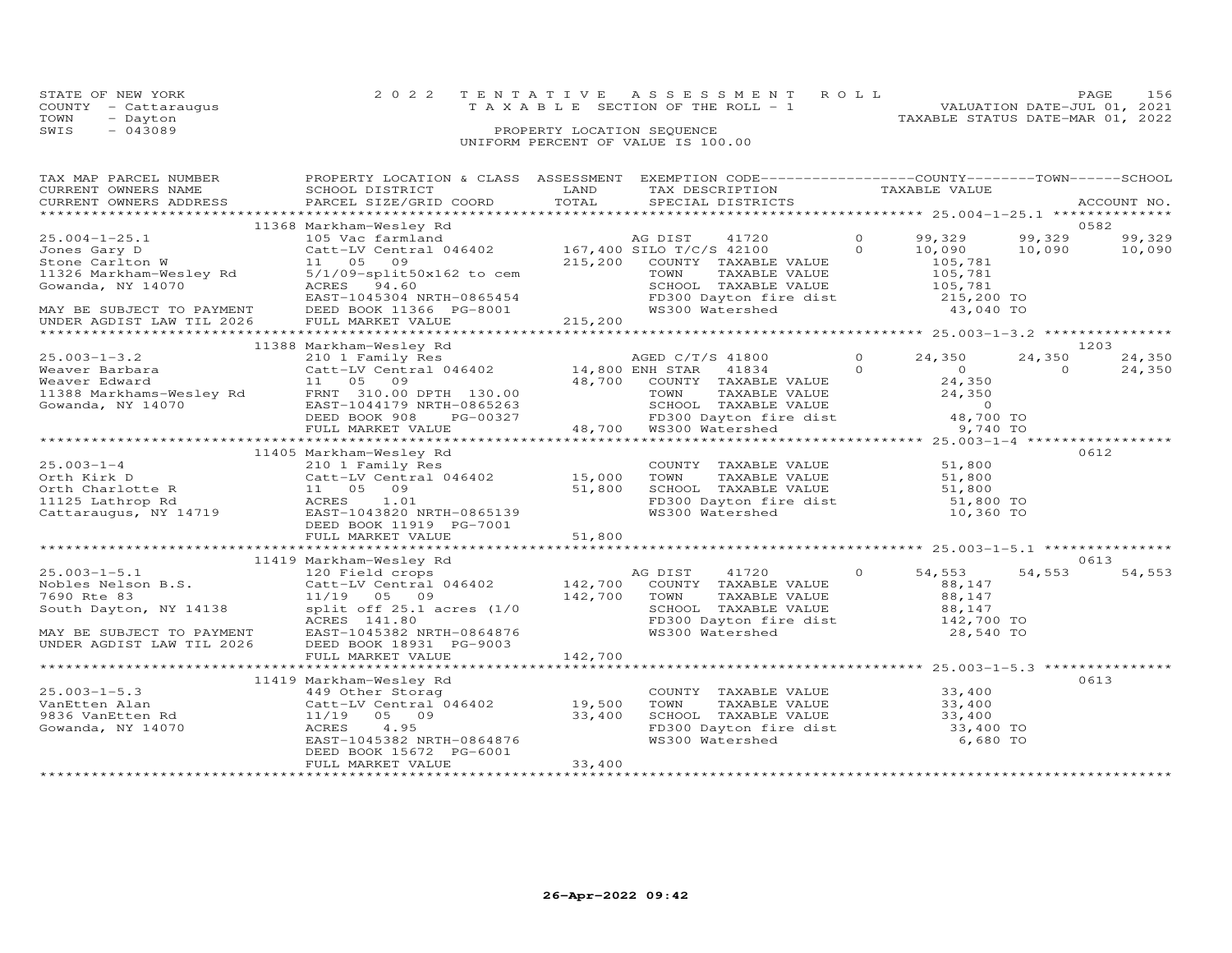STATE OF NEW YORK
COUNTY - Cattaraugus
TOWN - Dayton
SWIS - 043089

2022 TENTATIVE ASSESSMENT ROLL
TAXABLE SECTION OF THE ROLL - 1
PROPERTY LOCATION SEQUENCE
UNIFORM PERCENT OF VALUE IS 100.00

VALUATION DATE-JUL 01, 2021
TAXABLE STATUS DATE-MAR 01, 2022

| TAX MAP PARCEL NUMBER / CURRENT OWNERS NAME / CURRENT OWNERS ADDRESS | PROPERTY LOCATION & CLASS / SCHOOL DISTRICT / PARCEL SIZE/GRID COORD | ASSESSMENT LAND | TOTAL | EXEMPTION CODE / TAX DESCRIPTION / SPECIAL DISTRICTS | | COUNTY TAXABLE VALUE | TOWN | SCHOOL | ACCOUNT NO. |
|---|---|---|---|---|---|---|---|---|---|
| | 11368 Markham-Wesley Rd | | | | | | | | 0582 |
| 25.004-1-25.1 | 105 Vac farmland | | | AG DIST 41720 | 0 | 99,329 | 99,329 | 99,329 | |
| Jones Gary D | Catt-LV Central 046402 | 167,400 | | SILO T/C/S 42100 | 0 | 10,090 | 10,090 | 10,090 | |
| Stone Carlton W | 11 05 09 | | 215,200 | COUNTY TAXABLE VALUE | | 105,781 | | | |
| 11326 Markham-Wesley Rd | 5/1/09-split50x162 to cem | | | TOWN TAXABLE VALUE | | 105,781 | | | |
| Gowanda, NY 14070 | ACRES 94.60 | | | SCHOOL TAXABLE VALUE | | 105,781 | | | |
| | EAST-1045304 NRTH-0865454 | | | FD300 Dayton fire dist | | 215,200 TO | | | |
| MAY BE SUBJECT TO PAYMENT | DEED BOOK 11366 PG-8001 | | | WS300 Watershed | | 43,040 TO | | | |
| UNDER AGDIST LAW TIL 2026 | FULL MARKET VALUE | | 215,200 | | | | | | |
| | 11388 Markham-Wesley Rd | | | | | | | | 1203 |
| 25.003-1-3.2 | 210 1 Family Res | | | AGED C/T/S 41800 | 0 | 24,350 | 24,350 | 24,350 | |
| Weaver Barbara | Catt-LV Central 046402 | 14,800 | | ENH STAR 41834 | 0 | 0 | 0 | 24,350 | |
| Weaver Edward | 11 05 09 | | 48,700 | COUNTY TAXABLE VALUE | | 24,350 | | | |
| 11388 Markhams-Wesley Rd | FRNT 310.00 DPTH 130.00 | | | TOWN TAXABLE VALUE | | 24,350 | | | |
| Gowanda, NY 14070 | EAST-1044179 NRTH-0865263 | | | SCHOOL TAXABLE VALUE | | 0 | | | |
| | DEED BOOK 908 PG-00327 | | | FD300 Dayton fire dist | | 48,700 TO | | | |
| | FULL MARKET VALUE | | 48,700 | WS300 Watershed | | 9,740 TO | | | |
| | 11405 Markham-Wesley Rd | | | | | | | | 0612 |
| 25.003-1-4 | 210 1 Family Res | | | COUNTY TAXABLE VALUE | | 51,800 | | | |
| Orth Kirk D | Catt-LV Central 046402 | 15,000 | | TOWN TAXABLE VALUE | | 51,800 | | | |
| Orth Charlotte R | 11 05 09 | | 51,800 | SCHOOL TAXABLE VALUE | | 51,800 | | | |
| 11125 Lathrop Rd | ACRES 1.01 | | | FD300 Dayton fire dist | | 51,800 TO | | | |
| Cattaraugus, NY 14719 | EAST-1043820 NRTH-0865139 | | | WS300 Watershed | | 10,360 TO | | | |
| | DEED BOOK 11919 PG-7001 | | | | | | | | |
| | FULL MARKET VALUE | | 51,800 | | | | | | |
| | 11419 Markham-Wesley Rd | | | | | | | | 0613 |
| 25.003-1-5.1 | 120 Field crops | | | AG DIST 41720 | 0 | 54,553 | 54,553 | 54,553 | |
| Nobles Nelson B.S. | Catt-LV Central 046402 | 142,700 | | COUNTY TAXABLE VALUE | | 88,147 | | | |
| 7690 Rte 83 | 11/19 05 09 | | 142,700 | TOWN TAXABLE VALUE | | 88,147 | | | |
| South Dayton, NY 14138 | split off 25.1 acres (1/0 | | | SCHOOL TAXABLE VALUE | | 88,147 | | | |
| | ACRES 141.80 | | | FD300 Dayton fire dist | | 142,700 TO | | | |
| MAY BE SUBJECT TO PAYMENT | EAST-1045382 NRTH-0864876 | | | WS300 Watershed | | 28,540 TO | | | |
| UNDER AGDIST LAW TIL 2026 | DEED BOOK 18931 PG-9003 | | | | | | | | |
| | FULL MARKET VALUE | | 142,700 | | | | | | |
| | 11419 Markham-Wesley Rd | | | | | | | | 0613 |
| 25.003-1-5.3 | 449 Other Storag | | | COUNTY TAXABLE VALUE | | 33,400 | | | |
| VanEtten Alan | Catt-LV Central 046402 | 19,500 | | TOWN TAXABLE VALUE | | 33,400 | | | |
| 9836 VanEtten Rd | 11/19 05 09 | | 33,400 | SCHOOL TAXABLE VALUE | | 33,400 | | | |
| Gowanda, NY 14070 | ACRES 4.95 | | | FD300 Dayton fire dist | | 33,400 TO | | | |
| | EAST-1045382 NRTH-0864876 | | | WS300 Watershed | | 6,680 TO | | | |
| | DEED BOOK 15672 PG-6001 | | | | | | | | |
| | FULL MARKET VALUE | | 33,400 | | | | | | |

26-Apr-2022 09:42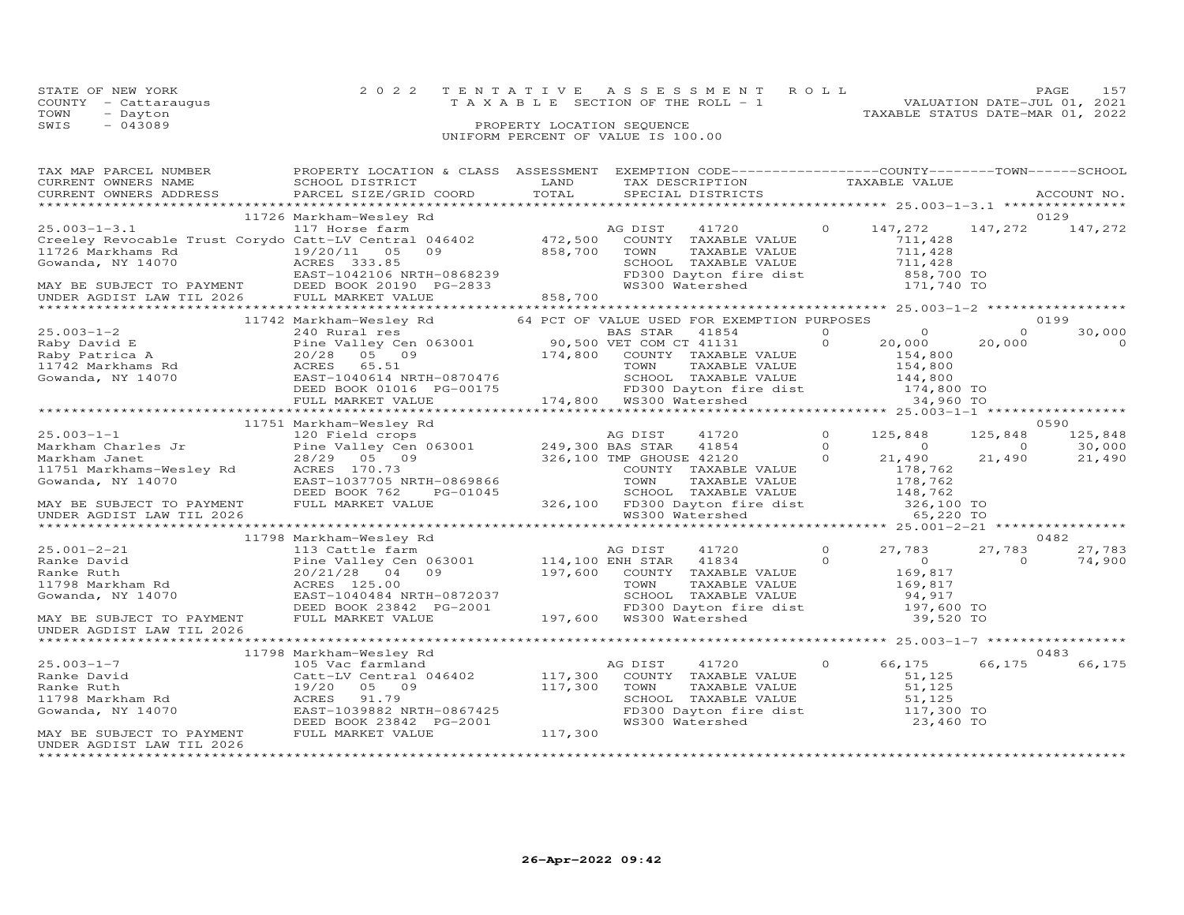STATE OF NEW YORK
COUNTY - Cattaraugus
TOWN - Dayton
SWIS - 043089

2 0 2 2 T E N T A T I V E A S S E S S M E N T R O L L
T A X A B L E SECTION OF THE ROLL - 1
PROPERTY LOCATION SEQUENCE
UNIFORM PERCENT OF VALUE IS 100.00

VALUATION DATE-JUL 01, 2021
TAXABLE STATUS DATE-MAR 01, 2022

| TAX MAP PARCEL NUMBER / CURRENT OWNERS NAME / CURRENT OWNERS ADDRESS | PROPERTY LOCATION & CLASS / SCHOOL DISTRICT / PARCEL SIZE/GRID COORD | ASSESSMENT LAND / TOTAL | EXEMPTION CODE / TAX DESCRIPTION / SPECIAL DISTRICTS | | COUNTY TAXABLE VALUE | TOWN | SCHOOL / ACCOUNT NO. |
|---|---|---|---|---|---|---|---|
| 25.003-1-3.1 | 11726 Markham-Wesley Rd | | | | | | 0129 |
| Creeley Revocable Trust Corydo | 117 Horse farm | | AG DIST 41720 | 0 | 147,272 | 147,272 | 147,272 |
| 11726 Markhams Rd | Catt-LV Central 046402 | 472,500 | COUNTY TAXABLE VALUE | | 711,428 | | |
| Gowanda, NY 14070 | 19/20/11 05 09 | 858,700 | TOWN TAXABLE VALUE | | 711,428 | | |
| | ACRES 333.85 | | SCHOOL TAXABLE VALUE | | 711,428 | | |
| | EAST-1042106 NRTH-0868239 | | FD300 Dayton fire dist | | 858,700 TO | | |
| MAY BE SUBJECT TO PAYMENT | DEED BOOK 20190 PG-2833 | | WS300 Watershed | | 171,740 TO | | |
| UNDER AGDIST LAW TIL 2026 | FULL MARKET VALUE | 858,700 | | | | | |
| 25.003-1-2 | 11742 Markham-Wesley Rd | | 64 PCT OF VALUE USED FOR EXEMPTION PURPOSES | | | | 0199 |
| Raby David E | 240 Rural res | | BAS STAR 41854 | 0 | 0 | 0 | 30,000 |
| Raby Patrica A | Pine Valley Cen 063001 | 90,500 | VET COM CT 41131 | 0 | 20,000 | 20,000 | 0 |
| 11742 Markhams Rd | 20/28 05 09 | 174,800 | COUNTY TAXABLE VALUE | | 154,800 | | |
| Gowanda, NY 14070 | ACRES 65.51 | | TOWN TAXABLE VALUE | | 154,800 | | |
| | EAST-1040614 NRTH-0870476 | | SCHOOL TAXABLE VALUE | | 144,800 | | |
| | DEED BOOK 01016 PG-00175 | | FD300 Dayton fire dist | | 174,800 TO | | |
| | FULL MARKET VALUE | 174,800 | WS300 Watershed | | 34,960 TO | | |
| 25.003-1-1 | 11751 Markham-Wesley Rd | | | | | | 0590 |
| Markham Charles Jr | 120 Field crops | | AG DIST 41720 | 0 | 125,848 | 125,848 | 125,848 |
| Markham Janet | Pine Valley Cen 063001 | 249,300 | BAS STAR 41854 | 0 | 0 | 0 | 30,000 |
| 11751 Markhams-Wesley Rd | 28/29 05 09 | 326,100 | TMP GHOUSE 42120 | 0 | 21,490 | 21,490 | 21,490 |
| Gowanda, NY 14070 | ACRES 170.73 | | COUNTY TAXABLE VALUE | | 178,762 | | |
| | EAST-1037705 NRTH-0869866 | | TOWN TAXABLE VALUE | | 178,762 | | |
| | DEED BOOK 762 PG-01045 | | SCHOOL TAXABLE VALUE | | 148,762 | | |
| MAY BE SUBJECT TO PAYMENT | FULL MARKET VALUE | 326,100 | FD300 Dayton fire dist | | 326,100 TO | | |
| UNDER AGDIST LAW TIL 2026 | | | WS300 Watershed | | 65,220 TO | | |
| 25.001-2-21 | 11798 Markham-Wesley Rd | | | | | | 0482 |
| Ranke David | 113 Cattle farm | | AG DIST 41720 | 0 | 27,783 | 27,783 | 27,783 |
| Ranke Ruth | Pine Valley Cen 063001 | 114,100 | ENH STAR 41834 | 0 | 0 | 0 | 74,900 |
| 11798 Markham Rd | 20/21/28 04 09 | 197,600 | COUNTY TAXABLE VALUE | | 169,817 | | |
| Gowanda, NY 14070 | ACRES 125.00 | | TOWN TAXABLE VALUE | | 169,817 | | |
| | EAST-1040484 NRTH-0872037 | | SCHOOL TAXABLE VALUE | | 94,917 | | |
| | DEED BOOK 23842 PG-2001 | | FD300 Dayton fire dist | | 197,600 TO | | |
| MAY BE SUBJECT TO PAYMENT | FULL MARKET VALUE | 197,600 | WS300 Watershed | | 39,520 TO | | |
| UNDER AGDIST LAW TIL 2026 | | | | | | | |
| 25.003-1-7 | 11798 Markham-Wesley Rd | | | | | | 0483 |
| Ranke David | 105 Vac farmland | | AG DIST 41720 | 0 | 66,175 | 66,175 | 66,175 |
| Ranke Ruth | Catt-LV Central 046402 | 117,300 | COUNTY TAXABLE VALUE | | 51,125 | | |
| 11798 Markham Rd | 19/20 05 09 | 117,300 | TOWN TAXABLE VALUE | | 51,125 | | |
| Gowanda, NY 14070 | ACRES 91.79 | | SCHOOL TAXABLE VALUE | | 51,125 | | |
| | EAST-1039882 NRTH-0867425 | | FD300 Dayton fire dist | | 117,300 TO | | |
| | DEED BOOK 23842 PG-2001 | | WS300 Watershed | | 23,460 TO | | |
| MAY BE SUBJECT TO PAYMENT | FULL MARKET VALUE | 117,300 | | | | | |
| UNDER AGDIST LAW TIL 2026 | | | | | | | |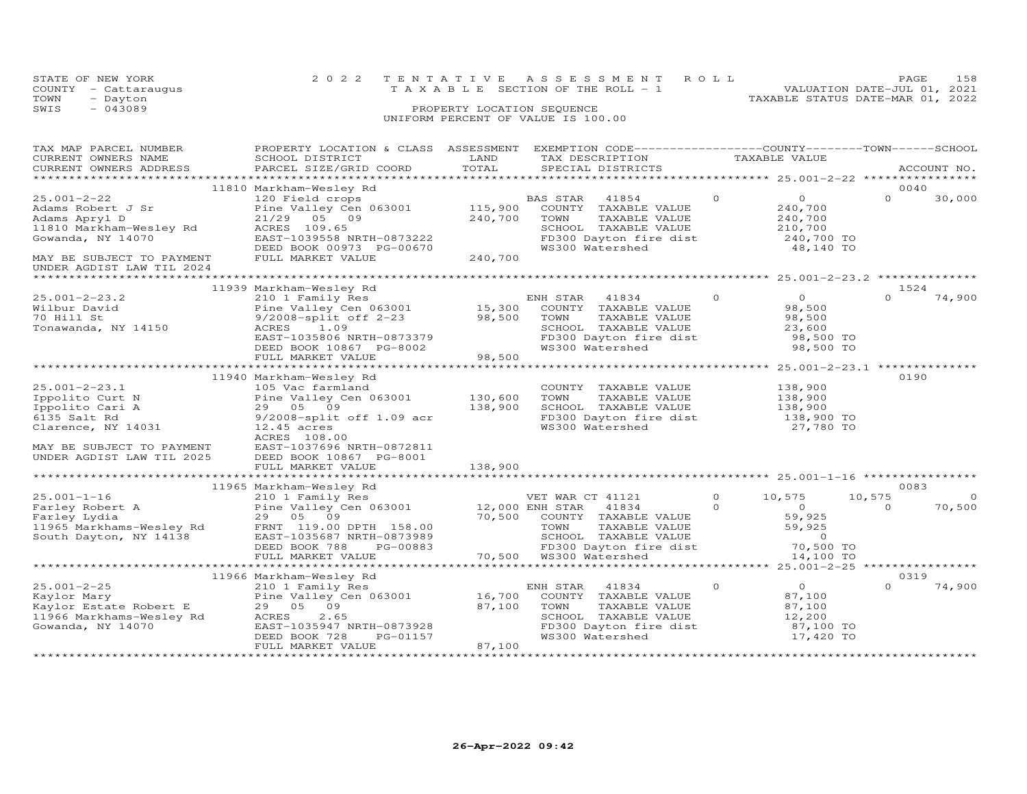STATE OF NEW YORK
COUNTY - Cattaraugus
TOWN - Dayton
SWIS - 043089

2022 TENTATIVE ASSESSMENT ROLL
TAXABLE SECTION OF THE ROLL - 1
PROPERTY LOCATION SEQUENCE
UNIFORM PERCENT OF VALUE IS 100.00

VALUATION DATE-JUL 01, 2021
TAXABLE STATUS DATE-MAR 01, 2022

| TAX MAP PARCEL NUMBER / CURRENT OWNERS NAME / CURRENT OWNERS ADDRESS | PROPERTY LOCATION & CLASS / SCHOOL DISTRICT / PARCEL SIZE/GRID COORD | ASSESSMENT LAND / TOTAL | EXEMPTION CODE / TAX DESCRIPTION / SPECIAL DISTRICTS | COUNTY TAXABLE VALUE | TOWN | SCHOOL | ACCOUNT NO. |
|---|---|---|---|---|---|---|---|
| **25.001-2-22** | 11810 Markham-Wesley Rd | | | | | | 0040 |
| 25.001-2-22 | 120 Field crops | | BAS STAR 41854 | 0 | 0 | 0 | 30,000 |
| Adams Robert J Sr | Pine Valley Cen 063001 | 115,900 | COUNTY TAXABLE VALUE | 240,700 | | | |
| Adams Apryl D | 21/29 05 09 | 240,700 | TOWN TAXABLE VALUE | 240,700 | | | |
| 11810 Markham-Wesley Rd | ACRES 109.65 | | SCHOOL TAXABLE VALUE | 210,700 | | | |
| Gowanda, NY 14070 | EAST-1039558 NRTH-0873222 | | FD300 Dayton fire dist | 240,700 TO | | | |
| | DEED BOOK 00973 PG-00670 | | WS300 Watershed | 48,140 TO | | | |
| MAY BE SUBJECT TO PAYMENT UNDER AGDIST LAW TIL 2024 | FULL MARKET VALUE | 240,700 | | | | | |
| **25.001-2-23.2** | 11939 Markham-Wesley Rd | | | | | | 1524 |
| 25.001-2-23.2 | 210 1 Family Res | | ENH STAR 41834 | 0 | 0 | 0 | 74,900 |
| Wilbur David | Pine Valley Cen 063001 | 15,300 | COUNTY TAXABLE VALUE | 98,500 | | | |
| 70 Hill St | 9/2008-split off 2-23 | 98,500 | TOWN TAXABLE VALUE | 98,500 | | | |
| Tonawanda, NY 14150 | ACRES 1.09 | | SCHOOL TAXABLE VALUE | 23,600 | | | |
| | EAST-1035806 NRTH-0873379 | | FD300 Dayton fire dist | 98,500 TO | | | |
| | DEED BOOK 10867 PG-8002 | | WS300 Watershed | 98,500 TO | | | |
| | FULL MARKET VALUE | 98,500 | | | | | |
| **25.001-2-23.1** | 11940 Markham-Wesley Rd | | | | | | 0190 |
| 25.001-2-23.1 | 105 Vac farmland | | COUNTY TAXABLE VALUE | 138,900 | | | |
| Ippolito Curt N | Pine Valley Cen 063001 | 130,600 | TOWN TAXABLE VALUE | 138,900 | | | |
| Ippolito Cari A | 29 05 09 | 138,900 | SCHOOL TAXABLE VALUE | 138,900 | | | |
| 6135 Salt Rd | 9/2008-split off 1.09 acr | | FD300 Dayton fire dist | 138,900 TO | | | |
| Clarence, NY 14031 | 12.45 acres | | WS300 Watershed | 27,780 TO | | | |
| | ACRES 108.00 | | | | | | |
| MAY BE SUBJECT TO PAYMENT | EAST-1037696 NRTH-0872811 | | | | | | |
| UNDER AGDIST LAW TIL 2025 | DEED BOOK 10867 PG-8001 | | | | | | |
| | FULL MARKET VALUE | 138,900 | | | | | |
| **25.001-1-16** | 11965 Markham-Wesley Rd | | | | | | 0083 |
| 25.001-1-16 | 210 1 Family Res | | VET WAR CT 41121 | 0 | 10,575 | 10,575 | 0 |
| Farley Robert A | Pine Valley Cen 063001 | 12,000 | ENH STAR 41834 | 0 | 0 | 0 | 70,500 |
| Farley Lydia | 29 05 09 | 70,500 | COUNTY TAXABLE VALUE | 59,925 | | | |
| 11965 Markhams-Wesley Rd | FRNT 119.00 DPTH 158.00 | | TOWN TAXABLE VALUE | 59,925 | | | |
| South Dayton, NY 14138 | EAST-1035687 NRTH-0873989 | | SCHOOL TAXABLE VALUE | 0 | | | |
| | DEED BOOK 788 PG-00883 | | FD300 Dayton fire dist | 70,500 TO | | | |
| | FULL MARKET VALUE | 70,500 | WS300 Watershed | 14,100 TO | | | |
| **25.001-2-25** | 11966 Markham-Wesley Rd | | | | | | 0319 |
| 25.001-2-25 | 210 1 Family Res | | ENH STAR 41834 | 0 | 0 | 0 | 74,900 |
| Kaylor Mary | Pine Valley Cen 063001 | 16,700 | COUNTY TAXABLE VALUE | 87,100 | | | |
| Kaylor Estate Robert E | 29 05 09 | 87,100 | TOWN TAXABLE VALUE | 87,100 | | | |
| 11966 Markhams-Wesley Rd | ACRES 2.65 | | SCHOOL TAXABLE VALUE | 12,200 | | | |
| Gowanda, NY 14070 | EAST-1035947 NRTH-0873928 | | FD300 Dayton fire dist | 87,100 TO | | | |
| | DEED BOOK 728 PG-01157 | | WS300 Watershed | 17,420 TO | | | |
| | FULL MARKET VALUE | 87,100 | | | | | |

26-Apr-2022 09:42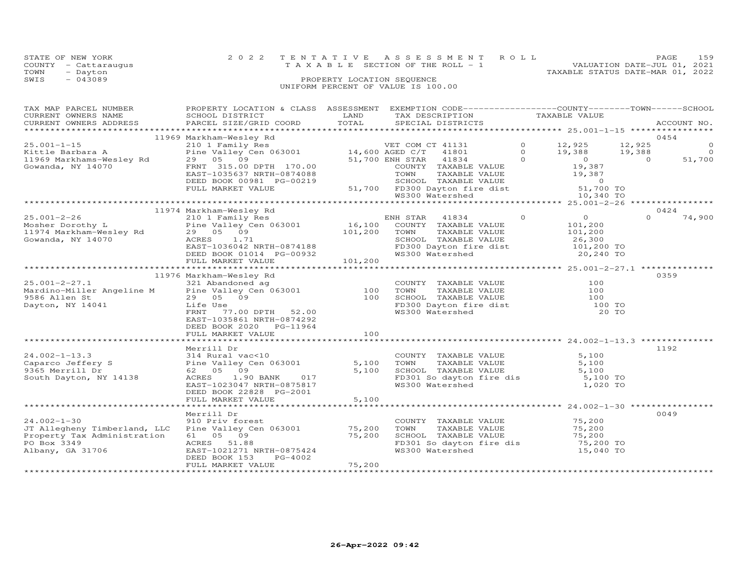STATE OF NEW YORK 2022 TENTATIVE ASSESSMENT ROLL
COUNTY - Cattaraugus TAXABLE SECTION OF THE ROLL - 1 VALUATION DATE-JUL 01, 2021
TOWN - Dayton TAXABLE STATUS DATE-MAR 01, 2022
SWIS - 043089 PROPERTY LOCATION SEQUENCE
UNIFORM PERCENT OF VALUE IS 100.00

| TAX MAP PARCEL NUMBER / CURRENT OWNERS NAME / CURRENT OWNERS ADDRESS | PROPERTY LOCATION & CLASS / SCHOOL DISTRICT / PARCEL SIZE/GRID COORD | ASSESSMENT LAND | TOTAL | EXEMPTION CODE / TAX DESCRIPTION / SPECIAL DISTRICTS | COUNTY TAXABLE VALUE | TOWN | SCHOOL | ACCOUNT NO. |
|---|---|---|---|---|---|---|---|---|
| 25.001-1-15 | 11969 Markham-Wesley Rd | | | | | | | 0454 |
| Kittle Barbara A | 210 1 Family Res | | | VET COM CT 41131 0 | 12,925 | 12,925 | 0 | |
| 11969 Markhams-Wesley Rd | Pine Valley Cen 063001 | 14,600 | | AGED C/T 41801 0 | 19,388 | 19,388 | 0 | |
| Gowanda, NY 14070 | 29 05 09 | | 51,700 | ENH STAR 41834 0 | 0 | 0 | 51,700 | |
| | FRNT 315.00 DPTH 170.00 | | | COUNTY TAXABLE VALUE | 19,387 | | | |
| | EAST-1035637 NRTH-0874088 | | | TOWN TAXABLE VALUE | 19,387 | | | |
| | DEED BOOK 00981 PG-00219 | | | SCHOOL TAXABLE VALUE | 0 | | | |
| | FULL MARKET VALUE | | 51,700 | FD300 Dayton fire dist | 51,700 TO | | | |
| | | | | WS300 Watershed | 10,340 TO | | | |
| 25.001-2-26 | 11974 Markham-Wesley Rd | | | | | | | 0424 |
| Mosher Dorothy L | 210 1 Family Res | | | ENH STAR 41834 0 | 0 | 0 | 74,900 | |
| 11974 Markham-Wesley Rd | Pine Valley Cen 063001 | 16,100 | | COUNTY TAXABLE VALUE | 101,200 | | | |
| Gowanda, NY 14070 | 29 05 09 | | 101,200 | TOWN TAXABLE VALUE | 101,200 | | | |
| | ACRES 1.71 | | | SCHOOL TAXABLE VALUE | 26,300 | | | |
| | EAST-1036042 NRTH-0874188 | | | FD300 Dayton fire dist | 101,200 TO | | | |
| | DEED BOOK 01014 PG-00932 | | | WS300 Watershed | 20,240 TO | | | |
| | FULL MARKET VALUE | | 101,200 | | | | | |
| 25.001-2-27.1 | 11976 Markham-Wesley Rd | | | | | | | 0359 |
| Mardino-Miller Angeline M | 321 Abandoned ag | | | COUNTY TAXABLE VALUE | 100 | | | |
| 9586 Allen St | Pine Valley Cen 063001 | 100 | | TOWN TAXABLE VALUE | 100 | | | |
| Dayton, NY 14041 | 29 05 09 | | 100 | SCHOOL TAXABLE VALUE | 100 | | | |
| | Life Use | | | FD300 Dayton fire dist | 100 TO | | | |
| | FRNT 77.00 DPTH 52.00 | | | WS300 Watershed | 20 TO | | | |
| | EAST-1035861 NRTH-0874292 | | | | | | | |
| | DEED BOOK 2020 PG-11964 | | | | | | | |
| | FULL MARKET VALUE | | 100 | | | | | |
| 24.002-1-13.3 | Merrill Dr | | | | | | | 1192 |
| Caparco Jeffery S | 314 Rural vac<10 | | | COUNTY TAXABLE VALUE | 5,100 | | | |
| 9365 Merrill Dr | Pine Valley Cen 063001 | 5,100 | | TOWN TAXABLE VALUE | 5,100 | | | |
| South Dayton, NY 14138 | 62 05 09 | | 5,100 | SCHOOL TAXABLE VALUE | 5,100 | | | |
| | ACRES 1.90 BANK 017 | | | FD301 So dayton fire dis | 5,100 TO | | | |
| | EAST-1023047 NRTH-0875817 | | | WS300 Watershed | 1,020 TO | | | |
| | DEED BOOK 22828 PG-2001 | | | | | | | |
| | FULL MARKET VALUE | | 5,100 | | | | | |
| 24.002-1-30 | Merrill Dr | | | | | | | 0049 |
| JT Allegheny Timberland, LLC | 910 Priv forest | | | COUNTY TAXABLE VALUE | 75,200 | | | |
| Property Tax Administration | Pine Valley Cen 063001 | 75,200 | | TOWN TAXABLE VALUE | 75,200 | | | |
| PO Box 3349 | 61 05 09 | | 75,200 | SCHOOL TAXABLE VALUE | 75,200 | | | |
| Albany, GA 31706 | ACRES 51.88 | | | FD301 So dayton fire dis | 75,200 TO | | | |
| | EAST-1021271 NRTH-0875424 | | | WS300 Watershed | 15,040 TO | | | |
| | DEED BOOK 153 PG-4002 | | | | | | | |
| | FULL MARKET VALUE | | 75,200 | | | | | |

26-Apr-2022 09:42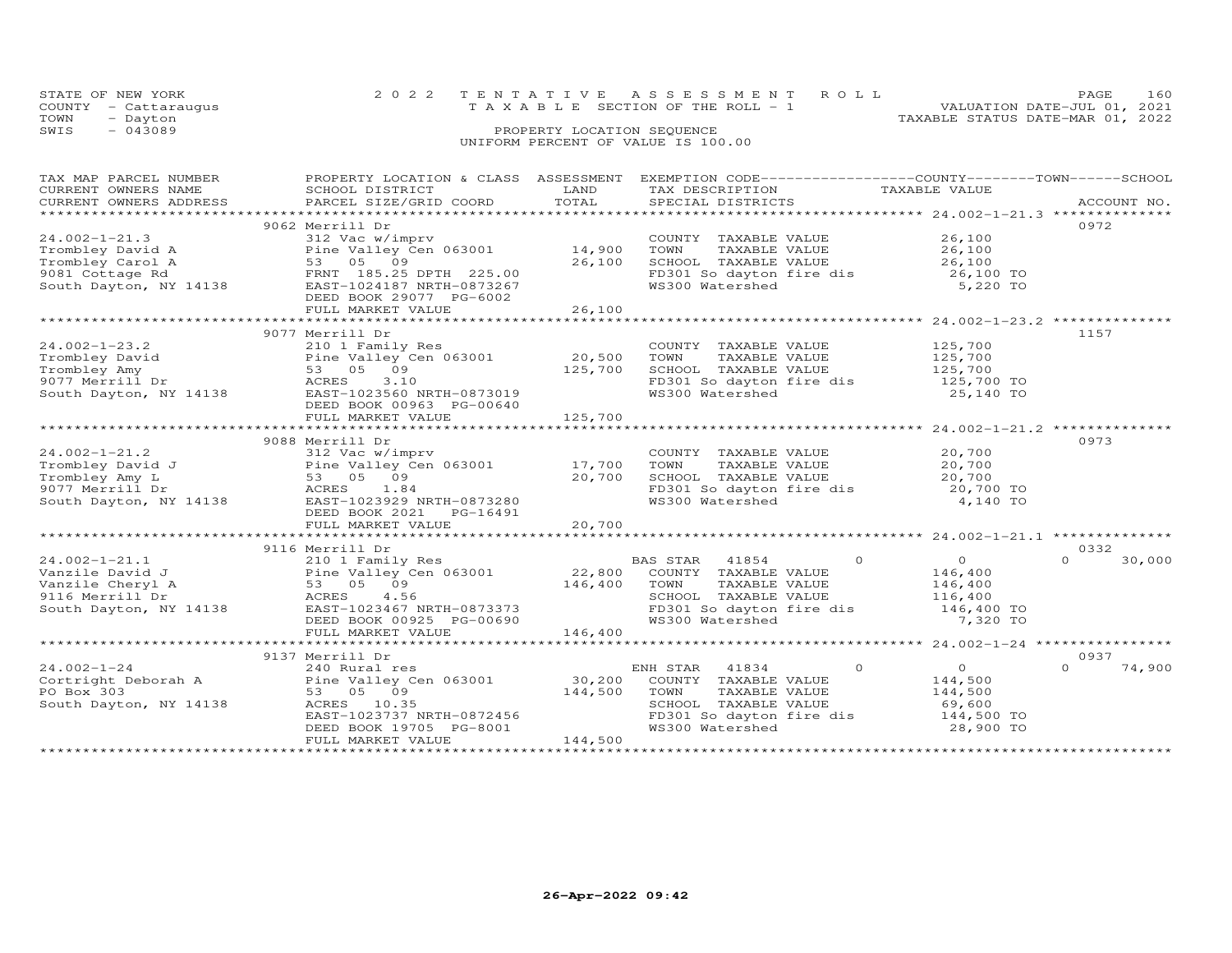STATE OF NEW YORK | 2 0 2 2 T E N T A T I V E A S S E S S M E N T R O L L | VALUATION DATE-JUL 01, 2021
COUNTY - Cattaraugus | T A X A B L E SECTION OF THE ROLL - 1 | TAXABLE STATUS DATE-MAR 01, 2022
TOWN - Dayton
SWIS - 043089

PROPERTY LOCATION SEQUENCE
UNIFORM PERCENT OF VALUE IS 100.00

| TAX MAP PARCEL NUMBER / CURRENT OWNERS NAME / CURRENT OWNERS ADDRESS | PROPERTY LOCATION & CLASS / SCHOOL DISTRICT / PARCEL SIZE/GRID COORD | ASSESSMENT LAND | TOTAL | EXEMPTION CODE / TAX DESCRIPTION / SPECIAL DISTRICTS | COUNTY / TAXABLE VALUE | TOWN | SCHOOL / ACCOUNT NO. |
|---|---|---|---|---|---|---|---|
| **24.002-1-21.3** | 9062 Merrill Dr | | | | | | 0972 |
| 24.002-1-21.3 | 312 Vac w/imprv | | | COUNTY TAXABLE VALUE | 26,100 | | |
| Trombley David A | Pine Valley Cen 063001 | 14,900 | | TOWN TAXABLE VALUE | 26,100 | | |
| Trombley Carol A | 53 05 09 | | 26,100 | SCHOOL TAXABLE VALUE | 26,100 | | |
| 9081 Cottage Rd | FRNT 185.25 DPTH 225.00 | | | FD301 So dayton fire dis | 26,100 TO | | |
| South Dayton, NY 14138 | EAST-1024187 NRTH-0873267 | | | WS300 Watershed | 5,220 TO | | |
| | DEED BOOK 29077 PG-6002 | | | | | | |
| | FULL MARKET VALUE | | 26,100 | | | | |
| **24.002-1-23.2** | 9077 Merrill Dr | | | | | | 1157 |
| 24.002-1-23.2 | 210 1 Family Res | | | COUNTY TAXABLE VALUE | 125,700 | | |
| Trombley David | Pine Valley Cen 063001 | 20,500 | | TOWN TAXABLE VALUE | 125,700 | | |
| Trombley Amy | 53 05 09 | | 125,700 | SCHOOL TAXABLE VALUE | 125,700 | | |
| 9077 Merrill Dr | ACRES 3.10 | | | FD301 So dayton fire dis | 125,700 TO | | |
| South Dayton, NY 14138 | EAST-1023560 NRTH-0873019 | | | WS300 Watershed | 25,140 TO | | |
| | DEED BOOK 00963 PG-00640 | | | | | | |
| | FULL MARKET VALUE | | 125,700 | | | | |
| **24.002-1-21.2** | 9088 Merrill Dr | | | | | | 0973 |
| 24.002-1-21.2 | 312 Vac w/imprv | | | COUNTY TAXABLE VALUE | 20,700 | | |
| Trombley David J | Pine Valley Cen 063001 | 17,700 | | TOWN TAXABLE VALUE | 20,700 | | |
| Trombley Amy L | 53 05 09 | | 20,700 | SCHOOL TAXABLE VALUE | 20,700 | | |
| 9077 Merrill Dr | ACRES 1.84 | | | FD301 So dayton fire dis | 20,700 TO | | |
| South Dayton, NY 14138 | EAST-1023929 NRTH-0873280 | | | WS300 Watershed | 4,140 TO | | |
| | DEED BOOK 2021 PG-16491 | | | | | | |
| | FULL MARKET VALUE | | 20,700 | | | | |
| **24.002-1-21.1** | 9116 Merrill Dr | | | | | | 0332 |
| 24.002-1-21.1 | 210 1 Family Res | | | BAS STAR 41854 | 0 | 0 | 30,000 |
| Vanzile David J | Pine Valley Cen 063001 | 22,800 | | COUNTY TAXABLE VALUE | 146,400 | | |
| Vanzile Cheryl A | 53 05 09 | | 146,400 | TOWN TAXABLE VALUE | 146,400 | | |
| 9116 Merrill Dr | ACRES 4.56 | | | SCHOOL TAXABLE VALUE | 116,400 | | |
| South Dayton, NY 14138 | EAST-1023467 NRTH-0873373 | | | FD301 So dayton fire dis | 146,400 TO | | |
| | DEED BOOK 00925 PG-00690 | | | WS300 Watershed | 7,320 TO | | |
| | FULL MARKET VALUE | | 146,400 | | | | |
| **24.002-1-24** | 9137 Merrill Dr | | | | | | 0937 |
| 24.002-1-24 | 240 Rural res | | | ENH STAR 41834 | 0 | 0 | 74,900 |
| Cortright Deborah A | Pine Valley Cen 063001 | 30,200 | | COUNTY TAXABLE VALUE | 144,500 | | |
| PO Box 303 | 53 05 09 | | 144,500 | TOWN TAXABLE VALUE | 144,500 | | |
| South Dayton, NY 14138 | ACRES 10.35 | | | SCHOOL TAXABLE VALUE | 69,600 | | |
| | EAST-1023737 NRTH-0872456 | | | FD301 So dayton fire dis | 144,500 TO | | |
| | DEED BOOK 19705 PG-8001 | | | WS300 Watershed | 28,900 TO | | |
| | FULL MARKET VALUE | | 144,500 | | | | |

26-Apr-2022 09:42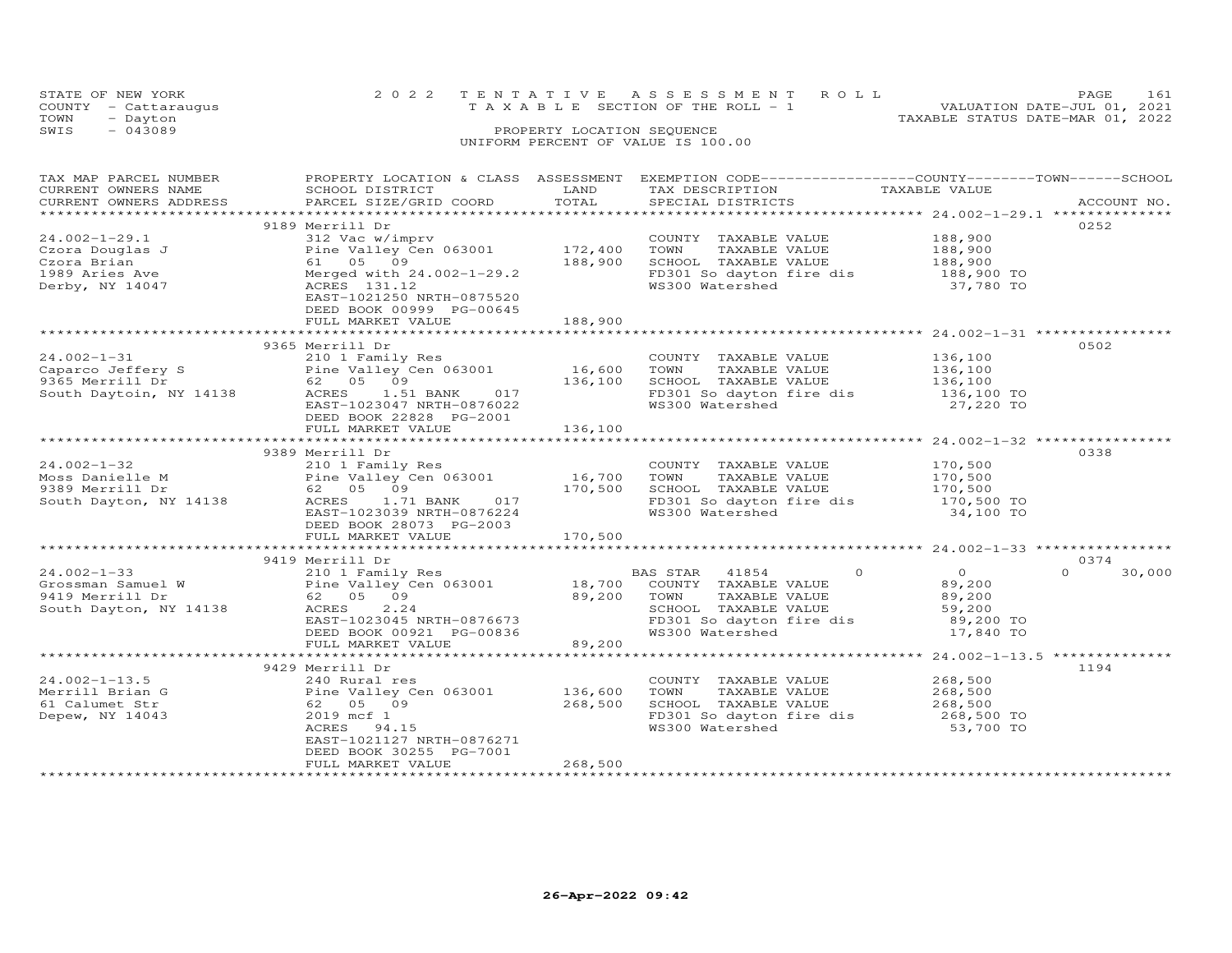STATE OF NEW YORK — 2022 TENTATIVE ASSESSMENT ROLL — VALUATION DATE-JUL 01, 2021
COUNTY - Cattaraugus — TAXABLE SECTION OF THE ROLL - 1 — TAXABLE STATUS DATE-MAR 01, 2022
TOWN - Dayton
SWIS - 043089 — PROPERTY LOCATION SEQUENCE
UNIFORM PERCENT OF VALUE IS 100.00

| TAX MAP PARCEL NUMBER / CURRENT OWNERS NAME / CURRENT OWNERS ADDRESS | PROPERTY LOCATION & CLASS / SCHOOL DISTRICT / PARCEL SIZE/GRID COORD | ASSESSMENT LAND / TOTAL | EXEMPTION CODE / TAX DESCRIPTION / SPECIAL DISTRICTS | COUNTY TAXABLE VALUE | TOWN | SCHOOL | ACCOUNT NO. |
|---|---|---|---|---|---|---|---|
| 24.002-1-29.1 | 9189 Merrill Dr | | | | | | 0252 |
| Czora Douglas J | 312 Vac w/imprv | | COUNTY TAXABLE VALUE | 188,900 | | | |
| Czora Brian | Pine Valley Cen 063001 | 172,400 | TOWN TAXABLE VALUE | 188,900 | | | |
| 1989 Aries Ave | 61 05 09 | 188,900 | SCHOOL TAXABLE VALUE | 188,900 | | | |
| Derby, NY 14047 | Merged with 24.002-1-29.2 | | FD301 So dayton fire dis | 188,900 TO | | | |
| | ACRES 131.12 | | WS300 Watershed | 37,780 TO | | | |
| | EAST-1021250 NRTH-0875520 | | | | | | |
| | DEED BOOK 00999 PG-00645 | | | | | | |
| | FULL MARKET VALUE | 188,900 | | | | | |
| 24.002-1-31 | 9365 Merrill Dr | | | | | | 0502 |
| Caparco Jeffery S | 210 1 Family Res | | COUNTY TAXABLE VALUE | 136,100 | | | |
| 9365 Merrill Dr | Pine Valley Cen 063001 | 16,600 | TOWN TAXABLE VALUE | 136,100 | | | |
| South Daytoin, NY 14138 | 62 05 09 | 136,100 | SCHOOL TAXABLE VALUE | 136,100 | | | |
| | ACRES 1.51 BANK 017 | | FD301 So dayton fire dis | 136,100 TO | | | |
| | EAST-1023047 NRTH-0876022 | | WS300 Watershed | 27,220 TO | | | |
| | DEED BOOK 22828 PG-2001 | | | | | | |
| | FULL MARKET VALUE | 136,100 | | | | | |
| 24.002-1-32 | 9389 Merrill Dr | | | | | | 0338 |
| Moss Danielle M | 210 1 Family Res | | COUNTY TAXABLE VALUE | 170,500 | | | |
| 9389 Merrill Dr | Pine Valley Cen 063001 | 16,700 | TOWN TAXABLE VALUE | 170,500 | | | |
| South Dayton, NY 14138 | 62 05 09 | 170,500 | SCHOOL TAXABLE VALUE | 170,500 | | | |
| | ACRES 1.71 BANK 017 | | FD301 So dayton fire dis | 170,500 TO | | | |
| | EAST-1023039 NRTH-0876224 | | WS300 Watershed | 34,100 TO | | | |
| | DEED BOOK 28073 PG-2003 | | | | | | |
| | FULL MARKET VALUE | 170,500 | | | | | |
| 24.002-1-33 | 9419 Merrill Dr | | | | | | 0374 |
| Grossman Samuel W | 210 1 Family Res | | BAS STAR 41854 | 0 | 0 | 30,000 | |
| 9419 Merrill Dr | Pine Valley Cen 063001 | 18,700 | COUNTY TAXABLE VALUE | 89,200 | | | |
| South Dayton, NY 14138 | 62 05 09 | 89,200 | TOWN TAXABLE VALUE | 89,200 | | | |
| | ACRES 2.24 | | SCHOOL TAXABLE VALUE | 59,200 | | | |
| | EAST-1023045 NRTH-0876673 | | FD301 So dayton fire dis | 89,200 TO | | | |
| | DEED BOOK 00921 PG-00836 | | WS300 Watershed | 17,840 TO | | | |
| | FULL MARKET VALUE | 89,200 | | | | | |
| 24.002-1-13.5 | 9429 Merrill Dr | | | | | | 1194 |
| Merrill Brian G | 240 Rural res | | COUNTY TAXABLE VALUE | 268,500 | | | |
| 61 Calumet Str | Pine Valley Cen 063001 | 136,600 | TOWN TAXABLE VALUE | 268,500 | | | |
| Depew, NY 14043 | 62 05 09 | 268,500 | SCHOOL TAXABLE VALUE | 268,500 | | | |
| | 2019 mcf 1 | | FD301 So dayton fire dis | 268,500 TO | | | |
| | ACRES 94.15 | | WS300 Watershed | 53,700 TO | | | |
| | EAST-1021127 NRTH-0876271 | | | | | | |
| | DEED BOOK 30255 PG-7001 | | | | | | |
| | FULL MARKET VALUE | 268,500 | | | | | |

26-Apr-2022 09:42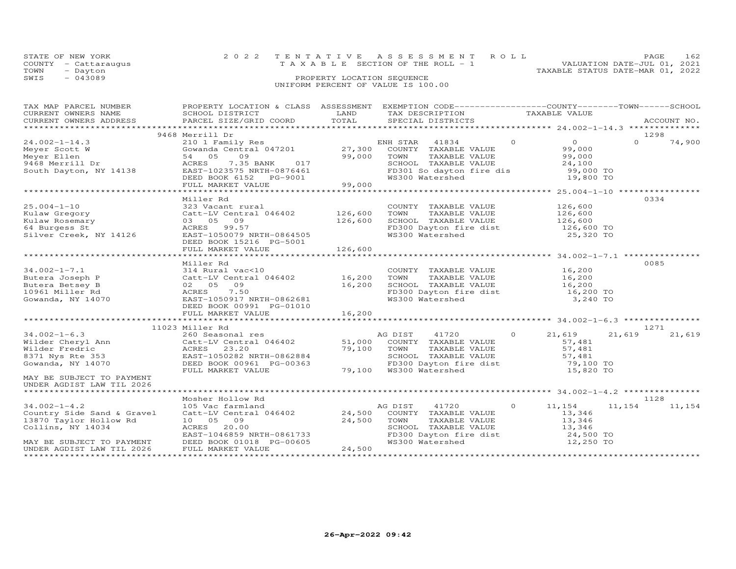STATE OF NEW YORK
COUNTY - Cattaraugus
TOWN - Dayton
SWIS - 043089

2022 TENTATIVE ASSESSMENT ROLL
TAXABLE SECTION OF THE ROLL - 1
PROPERTY LOCATION SEQUENCE
UNIFORM PERCENT OF VALUE IS 100.00

VALUATION DATE-JUL 01, 2021
TAXABLE STATUS DATE-MAR 01, 2022

| TAX MAP PARCEL NUMBER / CURRENT OWNERS NAME / CURRENT OWNERS ADDRESS | PROPERTY LOCATION & CLASS / SCHOOL DISTRICT / PARCEL SIZE/GRID COORD | ASSESSMENT LAND | TOTAL | EXEMPTION CODE / TAX DESCRIPTION / SPECIAL DISTRICTS | | COUNTY | TOWN | SCHOOL / TAXABLE VALUE | ACCOUNT NO. |
|---|---|---|---|---|---|---|---|---|---|
| | 9468 Merrill Dr | | | | | | | | 1298 |
| 24.002-1-14.3 | 210 1 Family Res | | | ENH STAR 41834 | 0 | 0 | 0 | 74,900 | |
| Meyer Scott W | Gowanda Central 047201 | 27,300 | | COUNTY TAXABLE VALUE | | 99,000 | | | |
| Meyer Ellen | 54 05 09 | | 99,000 | TOWN TAXABLE VALUE | | 99,000 | | | |
| 9468 Merrill Dr | ACRES 7.35 BANK 017 | | | SCHOOL TAXABLE VALUE | | 24,100 | | | |
| South Dayton, NY 14138 | EAST-1023575 NRTH-0876461 | | | FD301 So dayton fire dis | | 99,000 TO | | | |
| | DEED BOOK 6152 PG-9001 | | | WS300 Watershed | | 19,800 TO | | | |
| | FULL MARKET VALUE | | 99,000 | | | | | | |
| | Miller Rd | | | | | | | | 0334 |
| 25.004-1-10 | 323 Vacant rural | | | COUNTY TAXABLE VALUE | | 126,600 | | | |
| Kulaw Gregory | Catt-LV Central 046402 | 126,600 | | TOWN TAXABLE VALUE | | 126,600 | | | |
| Kulaw Rosemary | 03 05 09 | | 126,600 | SCHOOL TAXABLE VALUE | | 126,600 | | | |
| 64 Burgess St | ACRES 99.57 | | | FD300 Dayton fire dist | | 126,600 TO | | | |
| Silver Creek, NY 14126 | EAST-1050079 NRTH-0864505 | | | WS300 Watershed | | 25,320 TO | | | |
| | DEED BOOK 15216 PG-5001 | | | | | | | | |
| | FULL MARKET VALUE | | 126,600 | | | | | | |
| | Miller Rd | | | | | | | | 0085 |
| 34.002-1-7.1 | 314 Rural vac<10 | | | COUNTY TAXABLE VALUE | | 16,200 | | | |
| Butera Joseph P | Catt-LV Central 046402 | 16,200 | | TOWN TAXABLE VALUE | | 16,200 | | | |
| Butera Betsey B | 02 05 09 | | 16,200 | SCHOOL TAXABLE VALUE | | 16,200 | | | |
| 10961 Miller Rd | ACRES 7.50 | | | FD300 Dayton fire dist | | 16,200 TO | | | |
| Gowanda, NY 14070 | EAST-1050917 NRTH-0862681 | | | WS300 Watershed | | 3,240 TO | | | |
| | DEED BOOK 00991 PG-01010 | | | | | | | | |
| | FULL MARKET VALUE | | 16,200 | | | | | | |
| | 11023 Miller Rd | | | | | | | | 1271 |
| 34.002-1-6.3 | 260 Seasonal res | | | AG DIST 41720 | 0 | 21,619 | 21,619 | 21,619 | |
| Wilder Cheryl Ann | Catt-LV Central 046402 | 51,000 | | COUNTY TAXABLE VALUE | | 57,481 | | | |
| Wilder Fredric | ACRES 23.20 | | 79,100 | TOWN TAXABLE VALUE | | 57,481 | | | |
| 8371 Nys Rte 353 | EAST-1050282 NRTH-0862884 | | | SCHOOL TAXABLE VALUE | | 57,481 | | | |
| Gowanda, NY 14070 | DEED BOOK 00961 PG-00363 | | | FD300 Dayton fire dist | | 79,100 TO | | | |
| | FULL MARKET VALUE | | 79,100 | WS300 Watershed | | 15,820 TO | | | |
| MAY BE SUBJECT TO PAYMENT UNDER AGDIST LAW TIL 2026 | | | | | | | | | |
| | Mosher Hollow Rd | | | | | | | | 1128 |
| 34.002-1-4.2 | 105 Vac farmland | | | AG DIST 41720 | 0 | 11,154 | 11,154 | 11,154 | |
| Country Side Sand & Gravel | Catt-LV Central 046402 | 24,500 | | COUNTY TAXABLE VALUE | | 13,346 | | | |
| 13870 Taylor Hollow Rd | 10 05 09 | | 24,500 | TOWN TAXABLE VALUE | | 13,346 | | | |
| Collins, NY 14034 | ACRES 20.00 | | | SCHOOL TAXABLE VALUE | | 13,346 | | | |
| | EAST-1046859 NRTH-0861733 | | | FD300 Dayton fire dist | | 24,500 TO | | | |
| MAY BE SUBJECT TO PAYMENT | DEED BOOK 01018 PG-00605 | | | WS300 Watershed | | 12,250 TO | | | |
| UNDER AGDIST LAW TIL 2026 | FULL MARKET VALUE | | 24,500 | | | | | | |

26-Apr-2022 09:42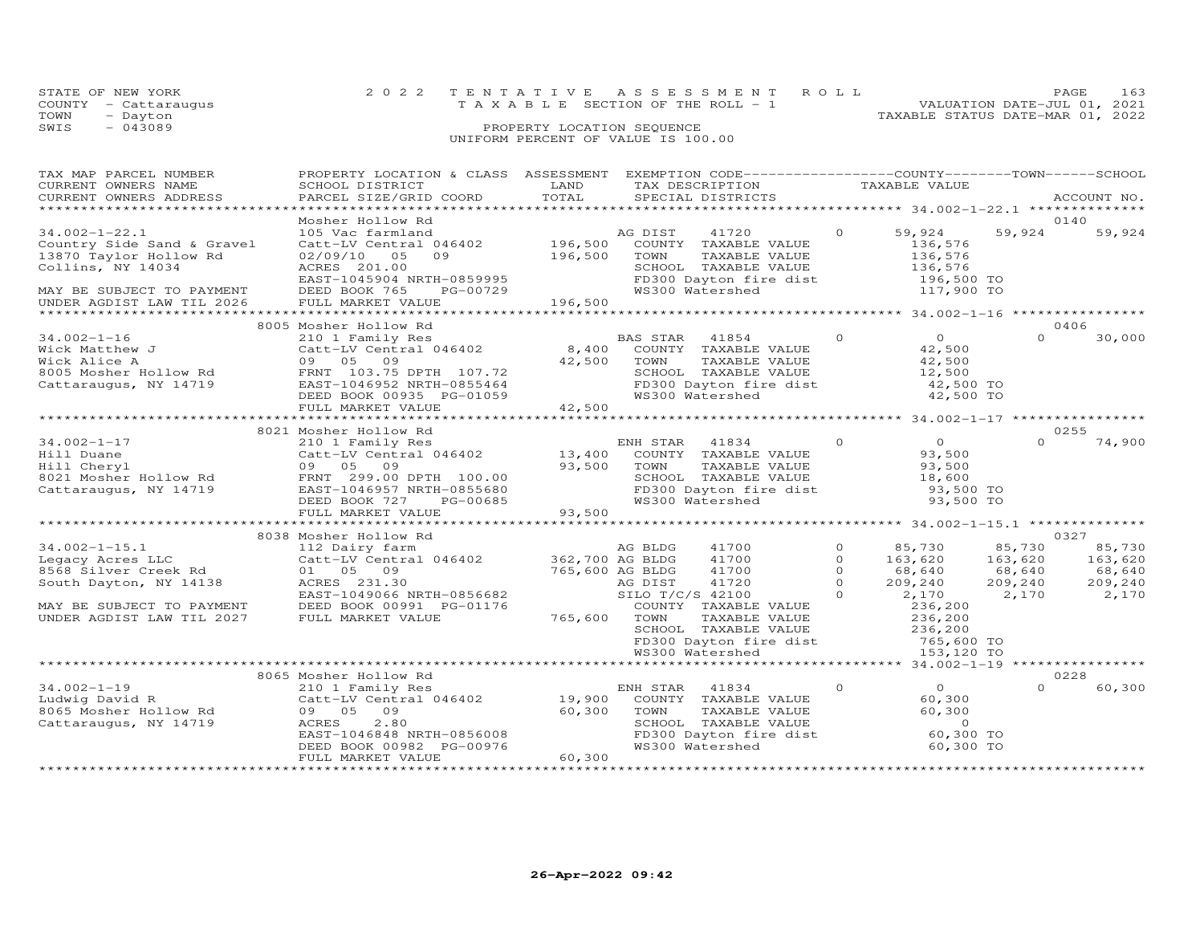STATE OF NEW YORK
COUNTY - Cattaraugus
TOWN - Dayton
SWIS - 043089

# 2022 TENTATIVE ASSESSMENT ROLL
TAXABLE SECTION OF THE ROLL - 1
PROPERTY LOCATION SEQUENCE
UNIFORM PERCENT OF VALUE IS 100.00

VALUATION DATE-JUL 01, 2021
TAXABLE STATUS DATE-MAR 01, 2022

| TAX MAP PARCEL NUMBER / CURRENT OWNERS NAME / CURRENT OWNERS ADDRESS | PROPERTY LOCATION & CLASS / SCHOOL DISTRICT / PARCEL SIZE/GRID COORD | ASSESSMENT LAND / TOTAL | EXEMPTION CODE / TAX DESCRIPTION / SPECIAL DISTRICTS | COUNTY TAXABLE VALUE | TOWN | SCHOOL | ACCOUNT NO. |
|---|---|---|---|---|---|---|---|
| **34.002-1-22.1** | Mosher Hollow Rd | | | | | | 0140 |
| 34.002-1-22.1 | 105 Vac farmland | | AG DIST 41720 0 | 59,924 | 59,924 | 59,924 | |
| Country Side Sand & Gravel | Catt-LV Central 046402 | 196,500 | COUNTY TAXABLE VALUE | 136,576 | | | |
| 13870 Taylor Hollow Rd | 02/09/10 05 09 | 196,500 | TOWN TAXABLE VALUE | 136,576 | | | |
| Collins, NY 14034 | ACRES 201.00 | | SCHOOL TAXABLE VALUE | 136,576 | | | |
| | EAST-1045904 NRTH-0859995 | | FD300 Dayton fire dist | 196,500 TO | | | |
| MAY BE SUBJECT TO PAYMENT | DEED BOOK 765 PG-00729 | | WS300 Watershed | 117,900 TO | | | |
| UNDER AGDIST LAW TIL 2026 | FULL MARKET VALUE | 196,500 | | | | | |
| **34.002-1-16** | 8005 Mosher Hollow Rd | | | | | | 0406 |
| 34.002-1-16 | 210 1 Family Res | | BAS STAR 41854 0 | 0 | 0 | 30,000 | |
| Wick Matthew J | Catt-LV Central 046402 | 8,400 | COUNTY TAXABLE VALUE | 42,500 | | | |
| Wick Alice A | 09 05 09 | 42,500 | TOWN TAXABLE VALUE | 42,500 | | | |
| 8005 Mosher Hollow Rd | FRNT 103.75 DPTH 107.72 | | SCHOOL TAXABLE VALUE | 12,500 | | | |
| Cattaraugus, NY 14719 | EAST-1046952 NRTH-0855464 | | FD300 Dayton fire dist | 42,500 TO | | | |
| | DEED BOOK 00935 PG-01059 | | WS300 Watershed | 42,500 TO | | | |
| | FULL MARKET VALUE | 42,500 | | | | | |
| **34.002-1-17** | 8021 Mosher Hollow Rd | | | | | | 0255 |
| 34.002-1-17 | 210 1 Family Res | | ENH STAR 41834 0 | 0 | 0 | 74,900 | |
| Hill Duane | Catt-LV Central 046402 | 13,400 | COUNTY TAXABLE VALUE | 93,500 | | | |
| Hill Cheryl | 09 05 09 | 93,500 | TOWN TAXABLE VALUE | 93,500 | | | |
| 8021 Mosher Hollow Rd | FRNT 299.00 DPTH 100.00 | | SCHOOL TAXABLE VALUE | 18,600 | | | |
| Cattaraugus, NY 14719 | EAST-1046957 NRTH-0855680 | | FD300 Dayton fire dist | 93,500 TO | | | |
| | DEED BOOK 727 PG-00685 | | WS300 Watershed | 93,500 TO | | | |
| | FULL MARKET VALUE | 93,500 | | | | | |
| **34.002-1-15.1** | 8038 Mosher Hollow Rd | | | | | | 0327 |
| 34.002-1-15.1 | 112 Dairy farm | | AG BLDG 41700 0 | 85,730 | 85,730 | 85,730 | |
| Legacy Acres LLC | Catt-LV Central 046402 | 362,700 | AG BLDG 41700 0 | 163,620 | 163,620 | 163,620 | |
| 8568 Silver Creek Rd | 01 05 09 | 765,600 | AG BLDG 41700 0 | 68,640 | 68,640 | 68,640 | |
| South Dayton, NY 14138 | ACRES 231.30 | | AG DIST 41720 0 | 209,240 | 209,240 | 209,240 | |
| | EAST-1049066 NRTH-0856682 | | SILO T/C/S 42100 0 | 2,170 | 2,170 | 2,170 | |
| MAY BE SUBJECT TO PAYMENT | DEED BOOK 00991 PG-01176 | | COUNTY TAXABLE VALUE | 236,200 | | | |
| UNDER AGDIST LAW TIL 2027 | FULL MARKET VALUE | 765,600 | TOWN TAXABLE VALUE | 236,200 | | | |
| | | | SCHOOL TAXABLE VALUE | 236,200 | | | |
| | | | FD300 Dayton fire dist | 765,600 TO | | | |
| | | | WS300 Watershed | 153,120 TO | | | |
| **34.002-1-19** | 8065 Mosher Hollow Rd | | | | | | 0228 |
| 34.002-1-19 | 210 1 Family Res | | ENH STAR 41834 0 | 0 | 0 | 60,300 | |
| Ludwig David R | Catt-LV Central 046402 | 19,900 | COUNTY TAXABLE VALUE | 60,300 | | | |
| 8065 Mosher Hollow Rd | 09 05 09 | 60,300 | TOWN TAXABLE VALUE | 60,300 | | | |
| Cattaraugus, NY 14719 | ACRES 2.80 | | SCHOOL TAXABLE VALUE | 0 | | | |
| | EAST-1046848 NRTH-0856008 | | FD300 Dayton fire dist | 60,300 TO | | | |
| | DEED BOOK 00982 PG-00976 | | WS300 Watershed | 60,300 TO | | | |
| | FULL MARKET VALUE | 60,300 | | | | | |

26-Apr-2022 09:42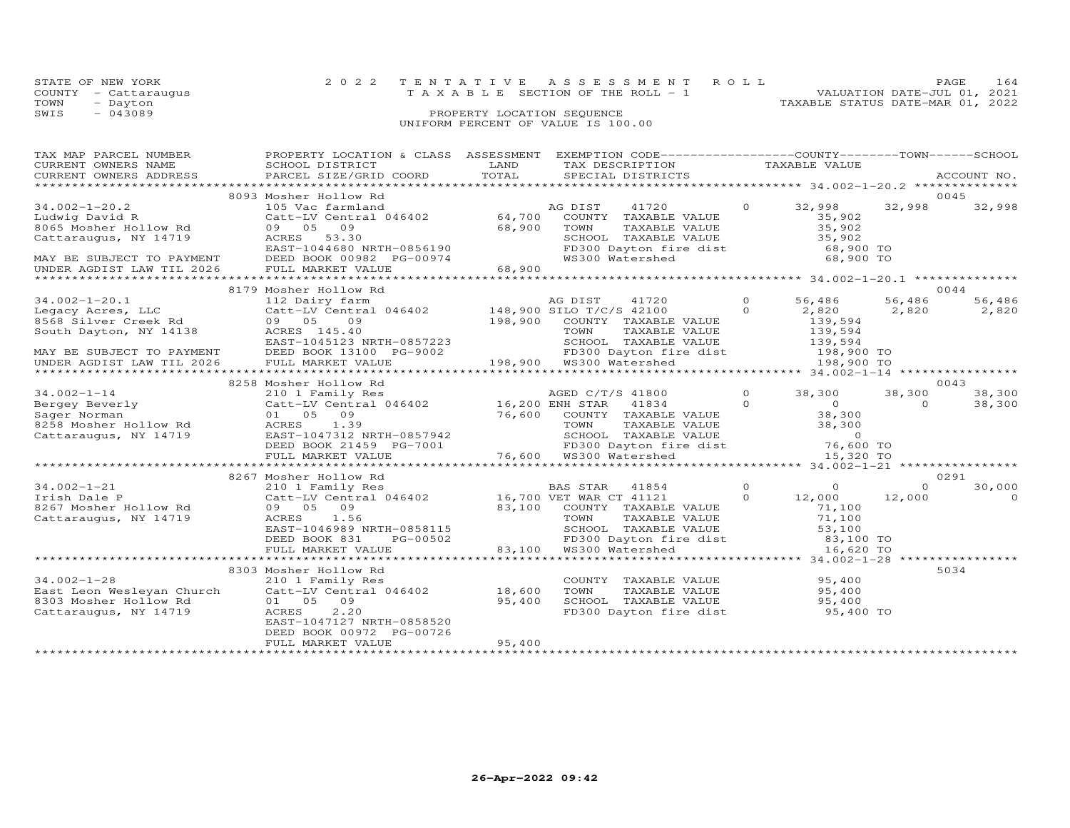STATE OF NEW YORK
COUNTY - Cattaraugus
TOWN - Dayton
SWIS - 043089

2022 TENTATIVE ASSESSMENT ROLL
TAXABLE SECTION OF THE ROLL - 1
PROPERTY LOCATION SEQUENCE
UNIFORM PERCENT OF VALUE IS 100.00

VALUATION DATE-JUL 01, 2021
TAXABLE STATUS DATE-MAR 01, 2022

| TAX MAP PARCEL NUMBER / CURRENT OWNERS NAME / CURRENT OWNERS ADDRESS | PROPERTY LOCATION & CLASS / SCHOOL DISTRICT / PARCEL SIZE/GRID COORD | ASSESSMENT LAND | TOTAL | EXEMPTION CODE / TAX DESCRIPTION / SPECIAL DISTRICTS | | COUNTY TAXABLE VALUE | TOWN | SCHOOL | ACCOUNT NO. |
|---|---|---|---|---|---|---|---|---|---|
| | 8093 Mosher Hollow Rd | | | | | | | | 0045 |
| 34.002-1-20.2 | 105 Vac farmland | | | AG DIST 41720 | 0 | 32,998 | 32,998 | 32,998 | |
| Ludwig David R | Catt-LV Central 046402 | 64,700 | | COUNTY TAXABLE VALUE | | 35,902 | | | |
| 8065 Mosher Hollow Rd | 09 05 09 | | 68,900 | TOWN TAXABLE VALUE | | 35,902 | | | |
| Cattaraugus, NY 14719 | ACRES 53.30 | | | SCHOOL TAXABLE VALUE | | 35,902 | | | |
| | EAST-1044680 NRTH-0856190 | | | FD300 Dayton fire dist | | 68,900 TO | | | |
| MAY BE SUBJECT TO PAYMENT | DEED BOOK 00982 PG-00974 | | | WS300 Watershed | | 68,900 TO | | | |
| UNDER AGDIST LAW TIL 2026 | FULL MARKET VALUE | | 68,900 | | | | | | |
| | 8179 Mosher Hollow Rd | | | | | | | | 0044 |
| 34.002-1-20.1 | 112 Dairy farm | | | AG DIST 41720 | 0 | 56,486 | 56,486 | 56,486 | |
| Legacy Acres, LLC | Catt-LV Central 046402 | 148,900 | | SILO T/C/S 42100 | 0 | 2,820 | 2,820 | 2,820 | |
| 8568 Silver Creek Rd | 09 05 09 | | 198,900 | COUNTY TAXABLE VALUE | | 139,594 | | | |
| South Dayton, NY 14138 | ACRES 145.40 | | | TOWN TAXABLE VALUE | | 139,594 | | | |
| | EAST-1045123 NRTH-0857223 | | | SCHOOL TAXABLE VALUE | | 139,594 | | | |
| MAY BE SUBJECT TO PAYMENT | DEED BOOK 13100 PG-9002 | | | FD300 Dayton fire dist | | 198,900 TO | | | |
| UNDER AGDIST LAW TIL 2026 | FULL MARKET VALUE | | 198,900 | WS300 Watershed | | 198,900 TO | | | |
| | 8258 Mosher Hollow Rd | | | | | | | | 0043 |
| 34.002-1-14 | 210 1 Family Res | | | AGED C/T/S 41800 | 0 | 38,300 | 38,300 | 38,300 | |
| Bergey Beverly | Catt-LV Central 046402 | 16,200 | | ENH STAR 41834 | 0 | 0 | 0 | 38,300 | |
| Sager Norman | 01 05 09 | | 76,600 | COUNTY TAXABLE VALUE | | 38,300 | | | |
| 8258 Mosher Hollow Rd | ACRES 1.39 | | | TOWN TAXABLE VALUE | | 38,300 | | | |
| Cattaraugus, NY 14719 | EAST-1047312 NRTH-0857942 | | | SCHOOL TAXABLE VALUE | | 0 | | | |
| | DEED BOOK 21459 PG-7001 | | | FD300 Dayton fire dist | | 76,600 TO | | | |
| | FULL MARKET VALUE | | 76,600 | WS300 Watershed | | 15,320 TO | | | |
| | 8267 Mosher Hollow Rd | | | | | | | | 0291 |
| 34.002-1-21 | 210 1 Family Res | | | BAS STAR 41854 | 0 | 0 | 0 | 30,000 | |
| Irish Dale P | Catt-LV Central 046402 | 16,700 | | VET WAR CT 41121 | 0 | 12,000 | 12,000 | 0 | |
| 8267 Mosher Hollow Rd | 09 05 09 | | 83,100 | COUNTY TAXABLE VALUE | | 71,100 | | | |
| Cattaraugus, NY 14719 | ACRES 1.56 | | | TOWN TAXABLE VALUE | | 71,100 | | | |
| | EAST-1046989 NRTH-0858115 | | | SCHOOL TAXABLE VALUE | | 53,100 | | | |
| | DEED BOOK 831 PG-00502 | | | FD300 Dayton fire dist | | 83,100 TO | | | |
| | FULL MARKET VALUE | | 83,100 | WS300 Watershed | | 16,620 TO | | | |
| | 8303 Mosher Hollow Rd | | | | | | | | 5034 |
| 34.002-1-28 | 210 1 Family Res | | | COUNTY TAXABLE VALUE | | 95,400 | | | |
| East Leon Wesleyan Church | Catt-LV Central 046402 | 18,600 | | TOWN TAXABLE VALUE | | 95,400 | | | |
| 8303 Mosher Hollow Rd | 01 05 09 | | 95,400 | SCHOOL TAXABLE VALUE | | 95,400 | | | |
| Cattaraugus, NY 14719 | ACRES 2.20 | | | FD300 Dayton fire dist | | 95,400 TO | | | |
| | EAST-1047127 NRTH-0858520 | | | | | | | | |
| | DEED BOOK 00972 PG-00726 | | | | | | | | |
| | FULL MARKET VALUE | | 95,400 | | | | | | |

26-Apr-2022 09:42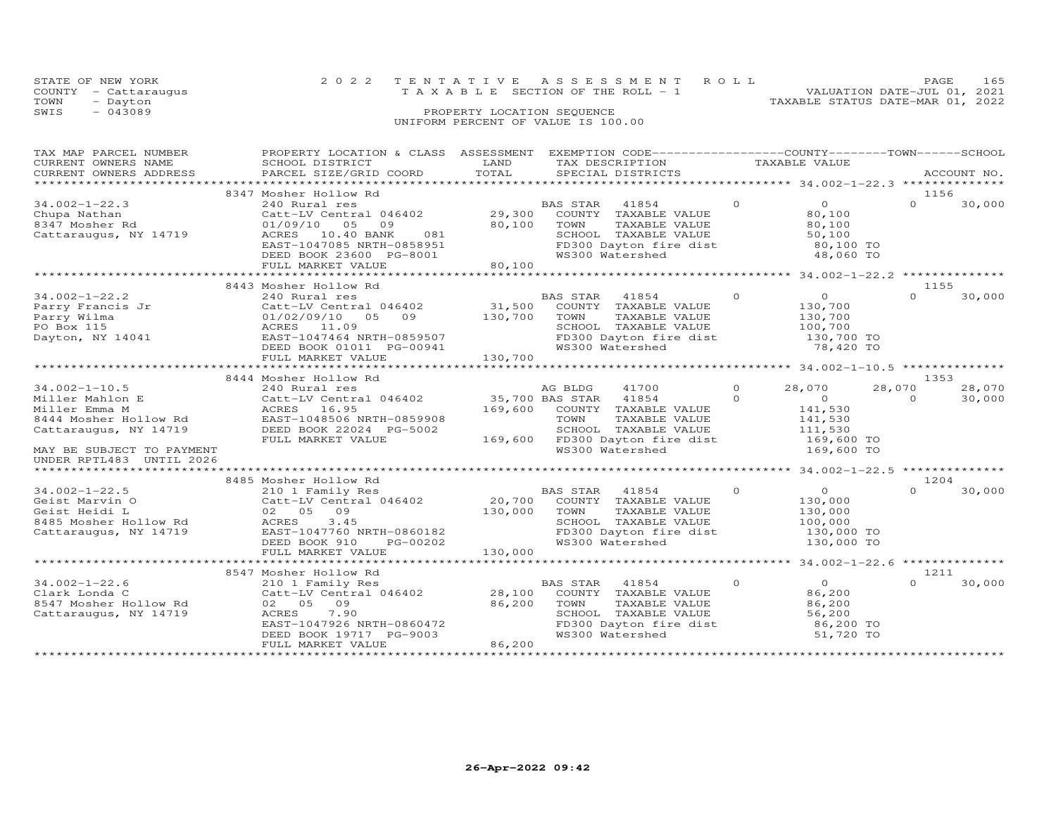STATE OF NEW YORK | COUNTY - Cattaraugus | TOWN - Dayton | SWIS - 043089

2022 TENTATIVE ASSESSMENT ROLL
TAXABLE SECTION OF THE ROLL - 1
PROPERTY LOCATION SEQUENCE
UNIFORM PERCENT OF VALUE IS 100.00

VALUATION DATE-JUL 01, 2021
TAXABLE STATUS DATE-MAR 01, 2022

| TAX MAP PARCEL NUMBER / CURRENT OWNERS NAME / CURRENT OWNERS ADDRESS | PROPERTY LOCATION & CLASS / SCHOOL DISTRICT / PARCEL SIZE/GRID COORD | ASSESSMENT LAND | TOTAL | EXEMPTION CODE / TAX DESCRIPTION / SPECIAL DISTRICTS | COUNTY TAXABLE VALUE | TOWN | SCHOOL / ACCOUNT NO. |
|---|---|---|---|---|---|---|---|
| 34.002-1-22.3 | 8347 Mosher Hollow Rd | | | | | | 1156 |
| Chupa Nathan | 240 Rural res | | | BAS STAR 41854 | 0 | 0 | 0 30,000 |
| 8347 Mosher Rd | Catt-LV Central 046402 | 29,300 | | COUNTY TAXABLE VALUE | 80,100 | | |
| Cattaraugus, NY 14719 | 01/09/10 05 09 | | 80,100 | TOWN TAXABLE VALUE | 80,100 | | |
| | ACRES 10.40 BANK 081 | | | SCHOOL TAXABLE VALUE | 50,100 | | |
| | EAST-1047085 NRTH-0858951 | | | FD300 Dayton fire dist | 80,100 TO | | |
| | DEED BOOK 23600 PG-8001 | | | WS300 Watershed | 48,060 TO | | |
| | FULL MARKET VALUE | | 80,100 | | | | |
| 34.002-1-22.2 | 8443 Mosher Hollow Rd | | | | | | 1155 |
| Parry Francis Jr | 240 Rural res | | | BAS STAR 41854 | 0 | 0 | 0 30,000 |
| Parry Wilma | Catt-LV Central 046402 | 31,500 | | COUNTY TAXABLE VALUE | 130,700 | | |
| PO Box 115 | 01/02/09/10 05 09 | | 130,700 | TOWN TAXABLE VALUE | 130,700 | | |
| Dayton, NY 14041 | ACRES 11.09 | | | SCHOOL TAXABLE VALUE | 100,700 | | |
| | EAST-1047464 NRTH-0859507 | | | FD300 Dayton fire dist | 130,700 TO | | |
| | DEED BOOK 01011 PG-00941 | | | WS300 Watershed | 78,420 TO | | |
| | FULL MARKET VALUE | | 130,700 | | | | |
| 34.002-1-10.5 | 8444 Mosher Hollow Rd | | | | | | 1353 |
| Miller Mahlon E | 240 Rural res | | | AG BLDG 41700 | 0 28,070 | 28,070 | 28,070 |
| Miller Emma M | Catt-LV Central 046402 | 35,700 | | BAS STAR 41854 | 0 0 | 0 | 30,000 |
| 8444 Mosher Hollow Rd | ACRES 16.95 | | 169,600 | COUNTY TAXABLE VALUE | 141,530 | | |
| Cattaraugus, NY 14719 | EAST-1048506 NRTH-0859908 | | | TOWN TAXABLE VALUE | 141,530 | | |
| | DEED BOOK 22024 PG-5002 | | | SCHOOL TAXABLE VALUE | 111,530 | | |
| MAY BE SUBJECT TO PAYMENT | FULL MARKET VALUE | | 169,600 | FD300 Dayton fire dist | 169,600 TO | | |
| UNDER RPTL483 UNTIL 2026 | | | | WS300 Watershed | 169,600 TO | | |
| 34.002-1-22.5 | 8485 Mosher Hollow Rd | | | | | | 1204 |
| Geist Marvin O | 210 1 Family Res | | | BAS STAR 41854 | 0 | 0 | 0 30,000 |
| Geist Heidi L | Catt-LV Central 046402 | 20,700 | | COUNTY TAXABLE VALUE | 130,000 | | |
| 8485 Mosher Hollow Rd | 02 05 09 | | 130,000 | TOWN TAXABLE VALUE | 130,000 | | |
| Cattaraugus, NY 14719 | ACRES 3.45 | | | SCHOOL TAXABLE VALUE | 100,000 | | |
| | EAST-1047760 NRTH-0860182 | | | FD300 Dayton fire dist | 130,000 TO | | |
| | DEED BOOK 910 PG-00202 | | | WS300 Watershed | 130,000 TO | | |
| | FULL MARKET VALUE | | 130,000 | | | | |
| 34.002-1-22.6 | 8547 Mosher Hollow Rd | | | | | | 1211 |
| Clark Londa C | 210 1 Family Res | | | BAS STAR 41854 | 0 | 0 | 0 30,000 |
| 8547 Mosher Hollow Rd | Catt-LV Central 046402 | 28,100 | | COUNTY TAXABLE VALUE | 86,200 | | |
| Cattaraugus, NY 14719 | 02 05 09 | | 86,200 | TOWN TAXABLE VALUE | 86,200 | | |
| | ACRES 7.90 | | | SCHOOL TAXABLE VALUE | 56,200 | | |
| | EAST-1047926 NRTH-0860472 | | | FD300 Dayton fire dist | 86,200 TO | | |
| | DEED BOOK 19717 PG-9003 | | | WS300 Watershed | 51,720 TO | | |
| | FULL MARKET VALUE | | 86,200 | | | | |

26-Apr-2022 09:42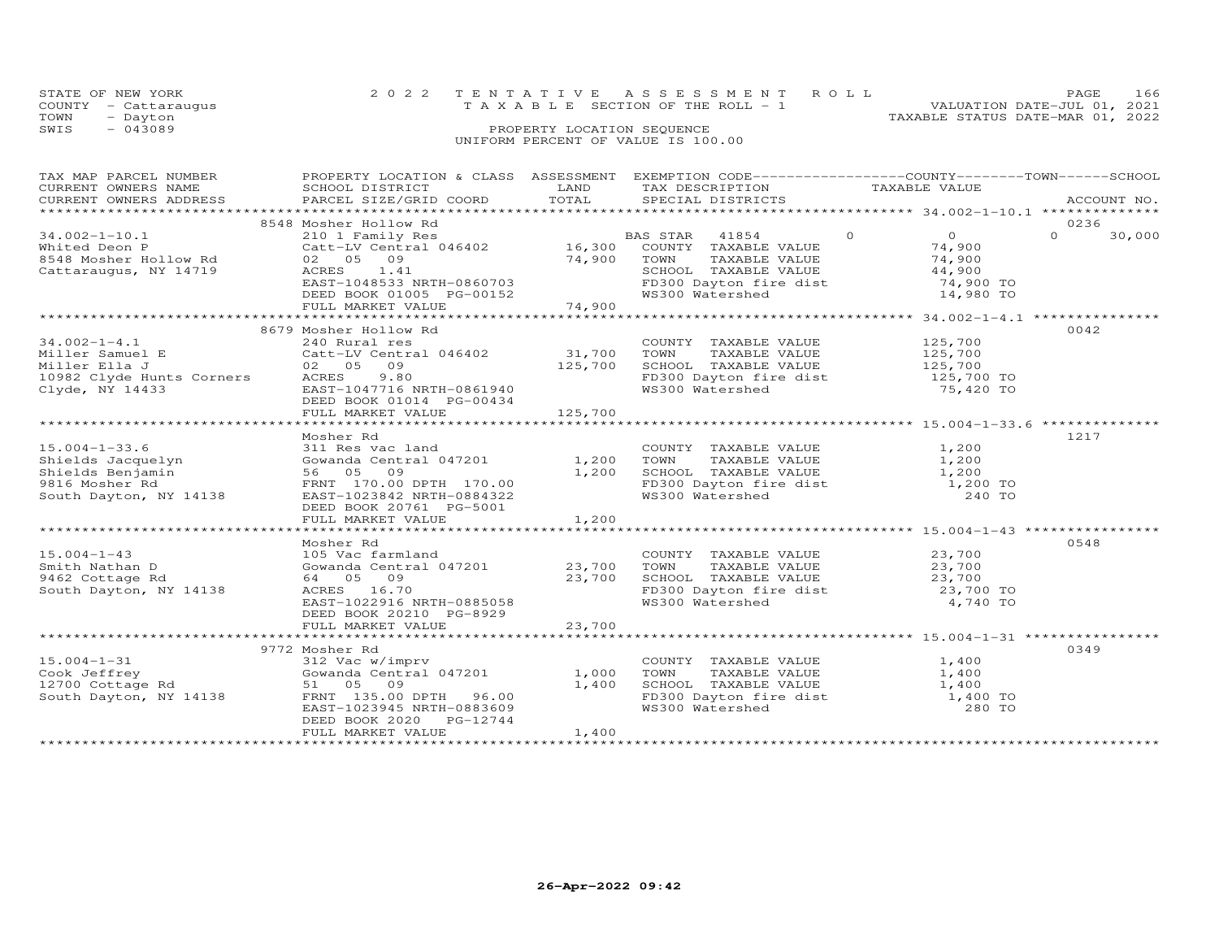STATE OF NEW YORK
COUNTY - Cattaraugus
TOWN - Dayton
SWIS - 043089

2022 TENTATIVE ASSESSMENT ROLL
TAXABLE SECTION OF THE ROLL - 1
PROPERTY LOCATION SEQUENCE
UNIFORM PERCENT OF VALUE IS 100.00

VALUATION DATE-JUL 01, 2021
TAXABLE STATUS DATE-MAR 01, 2022

| TAX MAP PARCEL NUMBER / CURRENT OWNERS NAME / CURRENT OWNERS ADDRESS | PROPERTY LOCATION & CLASS / SCHOOL DISTRICT / PARCEL SIZE/GRID COORD | ASSESSMENT LAND | TOTAL | EXEMPTION CODE / TAX DESCRIPTION / SPECIAL DISTRICTS | COUNTY | TOWN | SCHOOL | TAXABLE VALUE | ACCOUNT NO. |
|---|---|---|---|---|---|---|---|---|---|
| **34.002-1-10.1** | 8548 Mosher Hollow Rd | | | | | | | | 0236 |
| 34.002-1-10.1 | 210 1 Family Res | | | BAS STAR 41854 | 0 | 0 | 30,000 | | |
| Whited Deon P | Catt-LV Central 046402 | 16,300 | | COUNTY TAXABLE VALUE | | | | 74,900 | |
| 8548 Mosher Hollow Rd | 02 05 09 | | 74,900 | TOWN TAXABLE VALUE | | | | 74,900 | |
| Cattaraugus, NY 14719 | ACRES 1.41 | | | SCHOOL TAXABLE VALUE | | | | 44,900 | |
| | EAST-1048533 NRTH-0860703 | | | FD300 Dayton fire dist | | | | 74,900 TO | |
| | DEED BOOK 01005 PG-00152 | | | WS300 Watershed | | | | 14,980 TO | |
| | FULL MARKET VALUE | | 74,900 | | | | | | |
| **34.002-1-4.1** | 8679 Mosher Hollow Rd | | | | | | | | 0042 |
| 34.002-1-4.1 | 240 Rural res | | | COUNTY TAXABLE VALUE | | | | 125,700 | |
| Miller Samuel E | Catt-LV Central 046402 | 31,700 | | TOWN TAXABLE VALUE | | | | 125,700 | |
| Miller Ella J | 02 05 09 | | 125,700 | SCHOOL TAXABLE VALUE | | | | 125,700 | |
| 10982 Clyde Hunts Corners | ACRES 9.80 | | | FD300 Dayton fire dist | | | | 125,700 TO | |
| Clyde, NY 14433 | EAST-1047716 NRTH-0861940 | | | WS300 Watershed | | | | 75,420 TO | |
| | DEED BOOK 01014 PG-00434 | | | | | | | | |
| | FULL MARKET VALUE | | 125,700 | | | | | | |
| **15.004-1-33.6** | Mosher Rd | | | | | | | | 1217 |
| 15.004-1-33.6 | 311 Res vac land | | | COUNTY TAXABLE VALUE | | | | 1,200 | |
| Shields Jacquelyn | Gowanda Central 047201 | 1,200 | | TOWN TAXABLE VALUE | | | | 1,200 | |
| Shields Benjamin | 56 05 09 | | 1,200 | SCHOOL TAXABLE VALUE | | | | 1,200 | |
| 9816 Mosher Rd | FRNT 170.00 DPTH 170.00 | | | FD300 Dayton fire dist | | | | 1,200 TO | |
| South Dayton, NY 14138 | EAST-1023842 NRTH-0884322 | | | WS300 Watershed | | | | 240 TO | |
| | DEED BOOK 20761 PG-5001 | | | | | | | | |
| | FULL MARKET VALUE | | 1,200 | | | | | | |
| **15.004-1-43** | Mosher Rd | | | | | | | | 0548 |
| 15.004-1-43 | 105 Vac farmland | | | COUNTY TAXABLE VALUE | | | | 23,700 | |
| Smith Nathan D | Gowanda Central 047201 | 23,700 | | TOWN TAXABLE VALUE | | | | 23,700 | |
| 9462 Cottage Rd | 64 05 09 | | 23,700 | SCHOOL TAXABLE VALUE | | | | 23,700 | |
| South Dayton, NY 14138 | ACRES 16.70 | | | FD300 Dayton fire dist | | | | 23,700 TO | |
| | EAST-1022916 NRTH-0885058 | | | WS300 Watershed | | | | 4,740 TO | |
| | DEED BOOK 20210 PG-8929 | | | | | | | | |
| | FULL MARKET VALUE | | 23,700 | | | | | | |
| **15.004-1-31** | 9772 Mosher Rd | | | | | | | | 0349 |
| 15.004-1-31 | 312 Vac w/imprv | | | COUNTY TAXABLE VALUE | | | | 1,400 | |
| Cook Jeffrey | Gowanda Central 047201 | 1,000 | | TOWN TAXABLE VALUE | | | | 1,400 | |
| 12700 Cottage Rd | 51 05 09 | | 1,400 | SCHOOL TAXABLE VALUE | | | | 1,400 | |
| South Dayton, NY 14138 | FRNT 135.00 DPTH 96.00 | | | FD300 Dayton fire dist | | | | 1,400 TO | |
| | EAST-1023945 NRTH-0883609 | | | WS300 Watershed | | | | 280 TO | |
| | DEED BOOK 2020 PG-12744 | | | | | | | | |
| | FULL MARKET VALUE | | 1,400 | | | | | | |

26-Apr-2022 09:42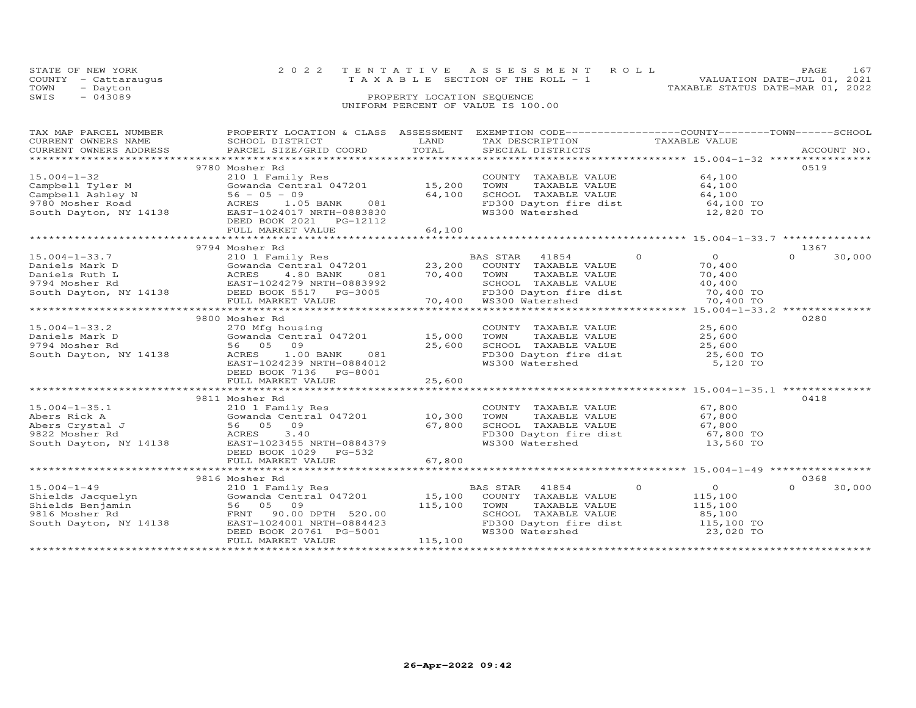STATE OF NEW YORK
COUNTY - Cattaraugus
TOWN - Dayton
SWIS - 043089

2022 TENTATIVE ASSESSMENT ROLL
TAXABLE SECTION OF THE ROLL - 1
PROPERTY LOCATION SEQUENCE
UNIFORM PERCENT OF VALUE IS 100.00

VALUATION DATE-JUL 01, 2021
TAXABLE STATUS DATE-MAR 01, 2022

| TAX MAP PARCEL NUMBER / CURRENT OWNERS NAME / CURRENT OWNERS ADDRESS | PROPERTY LOCATION & CLASS / SCHOOL DISTRICT / PARCEL SIZE/GRID COORD | ASSESSMENT LAND | TOTAL | EXEMPTION CODE / TAX DESCRIPTION / SPECIAL DISTRICTS | COUNTY | TAXABLE VALUE | TOWN | SCHOOL / ACCOUNT NO. |
|---|---|---|---|---|---|---|---|---|
| 15.004-1-32 | 9780 Mosher Rd | | | | | | | 0519 |
| | 210 1 Family Res | | | COUNTY TAXABLE VALUE | | 64,100 | | |
| Campbell Tyler M | Gowanda Central 047201 | 15,200 | | TOWN TAXABLE VALUE | | 64,100 | | |
| Campbell Ashley N | 56 - 05 - 09 | | 64,100 | SCHOOL TAXABLE VALUE | | 64,100 | | |
| 9780 Mosher Road | ACRES 1.05 BANK 081 | | | FD300 Dayton fire dist | | 64,100 TO | | |
| South Dayton, NY 14138 | EAST-1024017 NRTH-0883830 | | | WS300 Watershed | | 12,820 TO | | |
| | DEED BOOK 2021 PG-12112 | | | | | | | |
| | FULL MARKET VALUE | | 64,100 | | | | | |
| 15.004-1-33.7 | 9794 Mosher Rd | | | | | | | 1367 |
| | 210 1 Family Res | | | BAS STAR 41854 | 0 | 0 | 0 | 30,000 |
| Daniels Mark D | Gowanda Central 047201 | 23,200 | | COUNTY TAXABLE VALUE | | 70,400 | | |
| Daniels Ruth L | ACRES 4.80 BANK 081 | | 70,400 | TOWN TAXABLE VALUE | | 70,400 | | |
| 9794 Mosher Rd | EAST-1024279 NRTH-0883992 | | | SCHOOL TAXABLE VALUE | | 40,400 | | |
| South Dayton, NY 14138 | DEED BOOK 5517 PG-3005 | | | FD300 Dayton fire dist | | 70,400 TO | | |
| | FULL MARKET VALUE | | 70,400 | WS300 Watershed | | 70,400 TO | | |
| 15.004-1-33.2 | 9800 Mosher Rd | | | | | | | 0280 |
| | 270 Mfg housing | | | COUNTY TAXABLE VALUE | | 25,600 | | |
| Daniels Mark D | Gowanda Central 047201 | 15,000 | | TOWN TAXABLE VALUE | | 25,600 | | |
| 9794 Mosher Rd | 56 05 09 | | 25,600 | SCHOOL TAXABLE VALUE | | 25,600 | | |
| South Dayton, NY 14138 | ACRES 1.00 BANK 081 | | | FD300 Dayton fire dist | | 25,600 TO | | |
| | EAST-1024239 NRTH-0884012 | | | WS300 Watershed | | 5,120 TO | | |
| | DEED BOOK 7136 PG-8001 | | | | | | | |
| | FULL MARKET VALUE | | 25,600 | | | | | |
| 15.004-1-35.1 | 9811 Mosher Rd | | | | | | | 0418 |
| | 210 1 Family Res | | | COUNTY TAXABLE VALUE | | 67,800 | | |
| Abers Rick A | Gowanda Central 047201 | 10,300 | | TOWN TAXABLE VALUE | | 67,800 | | |
| Abers Crystal J | 56 05 09 | | 67,800 | SCHOOL TAXABLE VALUE | | 67,800 | | |
| 9822 Mosher Rd | ACRES 3.40 | | | FD300 Dayton fire dist | | 67,800 TO | | |
| South Dayton, NY 14138 | EAST-1023455 NRTH-0884379 | | | WS300 Watershed | | 13,560 TO | | |
| | DEED BOOK 1029 PG-532 | | | | | | | |
| | FULL MARKET VALUE | | 67,800 | | | | | |
| 15.004-1-49 | 9816 Mosher Rd | | | | | | | 0368 |
| | 210 1 Family Res | | | BAS STAR 41854 | 0 | 0 | 0 | 30,000 |
| Shields Jacquelyn | Gowanda Central 047201 | 15,100 | | COUNTY TAXABLE VALUE | | 115,100 | | |
| Shields Benjamin | 56 05 09 | | 115,100 | TOWN TAXABLE VALUE | | 115,100 | | |
| 9816 Mosher Rd | FRNT 90.00 DPTH 520.00 | | | SCHOOL TAXABLE VALUE | | 85,100 | | |
| South Dayton, NY 14138 | EAST-1024001 NRTH-0884423 | | | FD300 Dayton fire dist | | 115,100 TO | | |
| | DEED BOOK 20761 PG-5001 | | | WS300 Watershed | | 23,020 TO | | |
| | FULL MARKET VALUE | | 115,100 | | | | | |

26-Apr-2022 09:42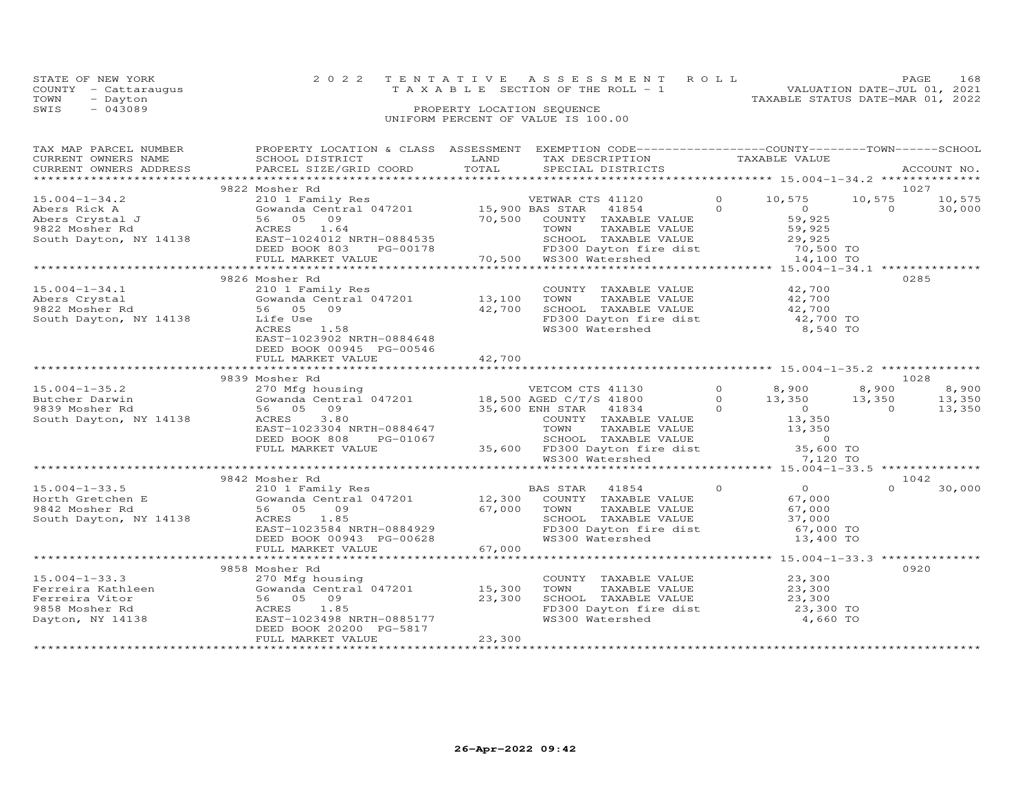STATE OF NEW YORK
COUNTY - Cattaraugus
TOWN - Dayton
SWIS - 043089

2022 TENTATIVE ASSESSMENT ROLL
TAXABLE SECTION OF THE ROLL - 1
PROPERTY LOCATION SEQUENCE
UNIFORM PERCENT OF VALUE IS 100.00

VALUATION DATE-JUL 01, 2021
TAXABLE STATUS DATE-MAR 01, 2022

| TAX MAP PARCEL NUMBER / CURRENT OWNERS NAME / CURRENT OWNERS ADDRESS | PROPERTY LOCATION & CLASS / SCHOOL DISTRICT / PARCEL SIZE/GRID COORD | ASSESSMENT LAND | TOTAL | EXEMPTION CODE / TAX DESCRIPTION / SPECIAL DISTRICTS | | COUNTY TAXABLE VALUE | TOWN | SCHOOL | ACCOUNT NO. |
|---|---|---|---|---|---|---|---|---|---|
| **15.004-1-34.2** | 9822 Mosher Rd | | | | | | | | 1027 |
| 15.004-1-34.2 | 210 1 Family Res | | | VETWAR CTS 41120 | 0 | 10,575 | 10,575 | 10,575 | |
| Abers Rick A | Gowanda Central 047201 | 15,900 | | BAS STAR 41854 | 0 | 0 | 0 | 30,000 | |
| Abers Crystal J | 56 05 09 | | 70,500 | COUNTY TAXABLE VALUE | | 59,925 | | | |
| 9822 Mosher Rd | ACRES 1.64 | | | TOWN TAXABLE VALUE | | 59,925 | | | |
| South Dayton, NY 14138 | EAST-1024012 NRTH-0884535 | | | SCHOOL TAXABLE VALUE | | 29,925 | | | |
| | DEED BOOK 803 PG-00178 | | | FD300 Dayton fire dist | | 70,500 TO | | | |
| | FULL MARKET VALUE | | 70,500 | WS300 Watershed | | 14,100 TO | | | |
| **15.004-1-34.1** | 9826 Mosher Rd | | | | | | | | 0285 |
| 15.004-1-34.1 | 210 1 Family Res | | | COUNTY TAXABLE VALUE | | 42,700 | | | |
| Abers Crystal | Gowanda Central 047201 | 13,100 | | TOWN TAXABLE VALUE | | 42,700 | | | |
| 9822 Mosher Rd | 56 05 09 | | 42,700 | SCHOOL TAXABLE VALUE | | 42,700 | | | |
| South Dayton, NY 14138 | Life Use | | | FD300 Dayton fire dist | | 42,700 TO | | | |
| | ACRES 1.58 | | | WS300 Watershed | | 8,540 TO | | | |
| | EAST-1023902 NRTH-0884648 | | | | | | | | |
| | DEED BOOK 00945 PG-00546 | | | | | | | | |
| | FULL MARKET VALUE | | 42,700 | | | | | | |
| **15.004-1-35.2** | 9839 Mosher Rd | | | | | | | | 1028 |
| 15.004-1-35.2 | 270 Mfg housing | | | VETCOM CTS 41130 | 0 | 8,900 | 8,900 | 8,900 | |
| Butcher Darwin | Gowanda Central 047201 | 18,500 | | AGED C/T/S 41800 | 0 | 13,350 | 13,350 | 13,350 | |
| 9839 Mosher Rd | 56 05 09 | | 35,600 | ENH STAR 41834 | 0 | 0 | 0 | 13,350 | |
| South Dayton, NY 14138 | ACRES 3.80 | | | COUNTY TAXABLE VALUE | | 13,350 | | | |
| | EAST-1023304 NRTH-0884647 | | | TOWN TAXABLE VALUE | | 13,350 | | | |
| | DEED BOOK 808 PG-01067 | | | SCHOOL TAXABLE VALUE | | 0 | | | |
| | FULL MARKET VALUE | | 35,600 | FD300 Dayton fire dist | | 35,600 TO | | | |
| | | | | WS300 Watershed | | 7,120 TO | | | |
| **15.004-1-33.5** | 9842 Mosher Rd | | | | | | | | 1042 |
| 15.004-1-33.5 | 210 1 Family Res | | | BAS STAR 41854 | 0 | 0 | 0 | 30,000 | |
| Horth Gretchen E | Gowanda Central 047201 | 12,300 | | COUNTY TAXABLE VALUE | | 67,000 | | | |
| 9842 Mosher Rd | 56 05 09 | | 67,000 | TOWN TAXABLE VALUE | | 67,000 | | | |
| South Dayton, NY 14138 | ACRES 1.85 | | | SCHOOL TAXABLE VALUE | | 37,000 | | | |
| | EAST-1023584 NRTH-0884929 | | | FD300 Dayton fire dist | | 67,000 TO | | | |
| | DEED BOOK 00943 PG-00628 | | | WS300 Watershed | | 13,400 TO | | | |
| | FULL MARKET VALUE | | 67,000 | | | | | | |
| **15.004-1-33.3** | 9858 Mosher Rd | | | | | | | | 0920 |
| 15.004-1-33.3 | 270 Mfg housing | | | COUNTY TAXABLE VALUE | | 23,300 | | | |
| Ferreira Kathleen | Gowanda Central 047201 | 15,300 | | TOWN TAXABLE VALUE | | 23,300 | | | |
| Ferreira Vitor | 56 05 09 | | 23,300 | SCHOOL TAXABLE VALUE | | 23,300 | | | |
| 9858 Mosher Rd | ACRES 1.85 | | | FD300 Dayton fire dist | | 23,300 TO | | | |
| Dayton, NY 14138 | EAST-1023498 NRTH-0885177 | | | WS300 Watershed | | 4,660 TO | | | |
| | DEED BOOK 20200 PG-5817 | | | | | | | | |
| | FULL MARKET VALUE | | 23,300 | | | | | | |

26-Apr-2022 09:42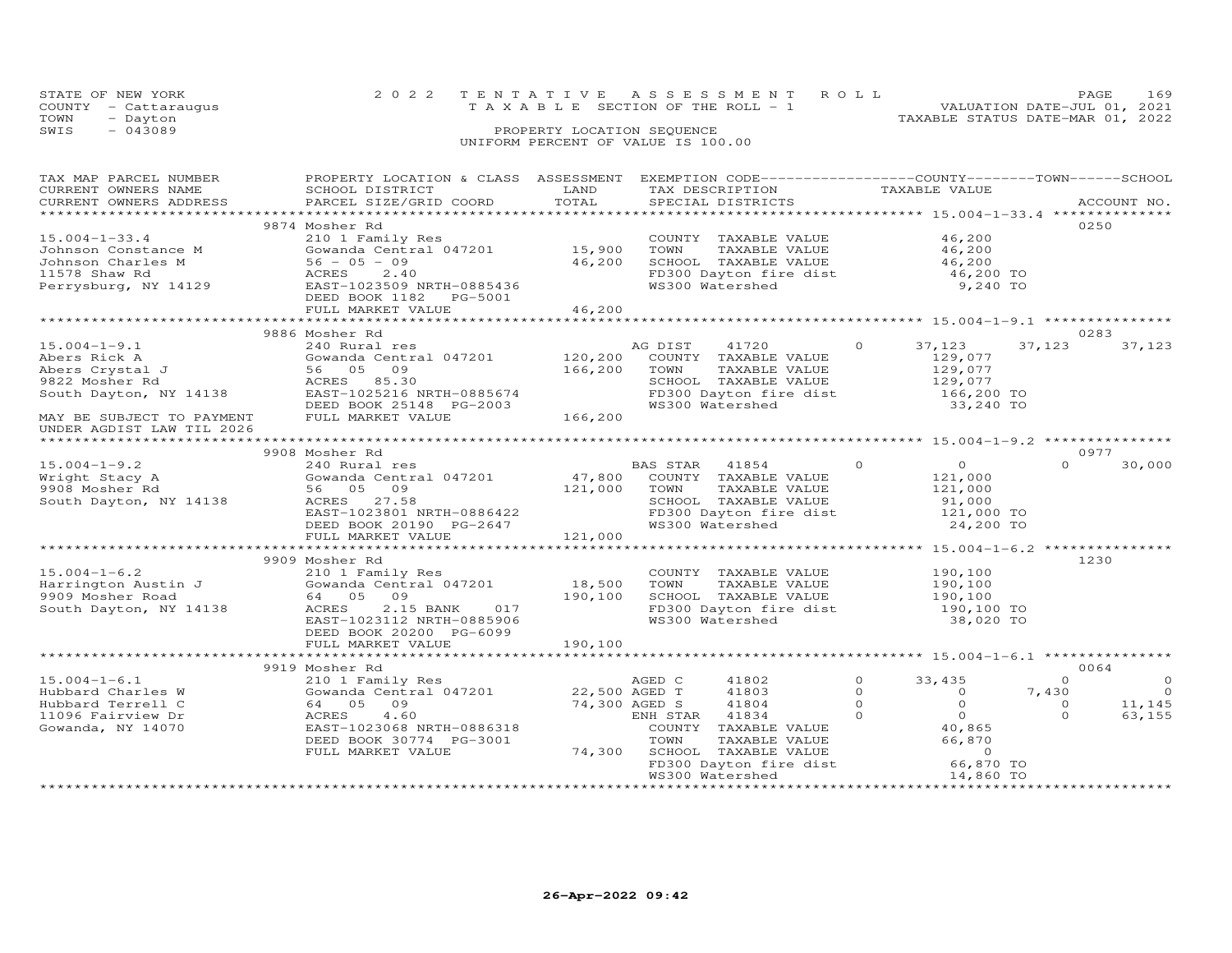STATE OF NEW YORK
COUNTY - Cattaraugus
TOWN - Dayton
SWIS - 043089

2022 TENTATIVE ASSESSMENT ROLL
TAXABLE SECTION OF THE ROLL - 1
PROPERTY LOCATION SEQUENCE
UNIFORM PERCENT OF VALUE IS 100.00

VALUATION DATE-JUL 01, 2021
TAXABLE STATUS DATE-MAR 01, 2022

| TAX MAP PARCEL NUMBER / CURRENT OWNERS NAME / CURRENT OWNERS ADDRESS | PROPERTY LOCATION & CLASS / SCHOOL DISTRICT / PARCEL SIZE/GRID COORD | ASSESSMENT LAND / TOTAL | EXEMPTION CODE / TAX DESCRIPTION / SPECIAL DISTRICTS | COUNTY TAXABLE VALUE | TOWN | SCHOOL | ACCOUNT NO. |
|---|---|---|---|---|---|---|---|
| **15.004-1-33.4** | 9874 Mosher Rd | | | | | | 0250 |
| Johnson Constance M | 210 1 Family Res | | COUNTY TAXABLE VALUE | 46,200 | | | |
| Johnson Charles M | Gowanda Central 047201 | 15,900 | TOWN TAXABLE VALUE | 46,200 | | | |
| 11578 Shaw Rd | 56 - 05 - 09 | 46,200 | SCHOOL TAXABLE VALUE | 46,200 | | | |
| Perrysburg, NY 14129 | ACRES 2.40 | | FD300 Dayton fire dist | 46,200 TO | | | |
| | EAST-1023509 NRTH-0885436 | | WS300 Watershed | 9,240 TO | | | |
| | DEED BOOK 1182 PG-5001 | | | | | | |
| | FULL MARKET VALUE | 46,200 | | | | | |
| **15.004-1-9.1** | 9886 Mosher Rd | | | | | | 0283 |
| Abers Rick A | 240 Rural res | | AG DIST 41720 0 | 37,123 | 37,123 | 37,123 | |
| Abers Crystal J | Gowanda Central 047201 | 120,200 | COUNTY TAXABLE VALUE | 129,077 | | | |
| 9822 Mosher Rd | 56 05 09 | 166,200 | TOWN TAXABLE VALUE | 129,077 | | | |
| South Dayton, NY 14138 | ACRES 85.30 | | SCHOOL TAXABLE VALUE | 129,077 | | | |
| | EAST-1025216 NRTH-0885674 | | FD300 Dayton fire dist | 166,200 TO | | | |
| | DEED BOOK 25148 PG-2003 | | WS300 Watershed | 33,240 TO | | | |
| MAY BE SUBJECT TO PAYMENT UNDER AGDIST LAW TIL 2026 | FULL MARKET VALUE | 166,200 | | | | | |
| **15.004-1-9.2** | 9908 Mosher Rd | | | | | | 0977 |
| Wright Stacy A | 240 Rural res | | BAS STAR 41854 0 | 0 | 0 | 30,000 | |
| 9908 Mosher Rd | Gowanda Central 047201 | 47,800 | COUNTY TAXABLE VALUE | 121,000 | | | |
| South Dayton, NY 14138 | 56 05 09 | 121,000 | TOWN TAXABLE VALUE | 121,000 | | | |
| | ACRES 27.58 | | SCHOOL TAXABLE VALUE | 91,000 | | | |
| | EAST-1023801 NRTH-0886422 | | FD300 Dayton fire dist | 121,000 TO | | | |
| | DEED BOOK 20190 PG-2647 | | WS300 Watershed | 24,200 TO | | | |
| | FULL MARKET VALUE | 121,000 | | | | | |
| **15.004-1-6.2** | 9909 Mosher Rd | | | | | | 1230 |
| Harrington Austin J | 210 1 Family Res | | COUNTY TAXABLE VALUE | 190,100 | | | |
| 9909 Mosher Road | Gowanda Central 047201 | 18,500 | TOWN TAXABLE VALUE | 190,100 | | | |
| South Dayton, NY 14138 | 64 05 09 | 190,100 | SCHOOL TAXABLE VALUE | 190,100 | | | |
| | ACRES 2.15 BANK 017 | | FD300 Dayton fire dist | 190,100 TO | | | |
| | EAST-1023112 NRTH-0885906 | | WS300 Watershed | 38,020 TO | | | |
| | DEED BOOK 20200 PG-6099 | | | | | | |
| | FULL MARKET VALUE | 190,100 | | | | | |
| **15.004-1-6.1** | 9919 Mosher Rd | | | | | | 0064 |
| Hubbard Charles W | 210 1 Family Res | | AGED C 41802 0 | 33,435 | 0 | 0 | |
| Hubbard Terrell C | Gowanda Central 047201 | 22,500 | AGED T 41803 0 | 0 | 7,430 | 0 | |
| 11096 Fairview Dr | 64 05 09 | 74,300 | AGED S 41804 0 | 0 | 0 | 11,145 | |
| Gowanda, NY 14070 | ACRES 4.60 | | ENH STAR 41834 0 | 0 | 0 | 63,155 | |
| | EAST-1023068 NRTH-0886318 | | COUNTY TAXABLE VALUE | 40,865 | | | |
| | DEED BOOK 30774 PG-3001 | | TOWN TAXABLE VALUE | 66,870 | | | |
| | FULL MARKET VALUE | 74,300 | SCHOOL TAXABLE VALUE | 0 | | | |
| | | | FD300 Dayton fire dist | 66,870 TO | | | |
| | | | WS300 Watershed | 14,860 TO | | | |

26-Apr-2022 09:42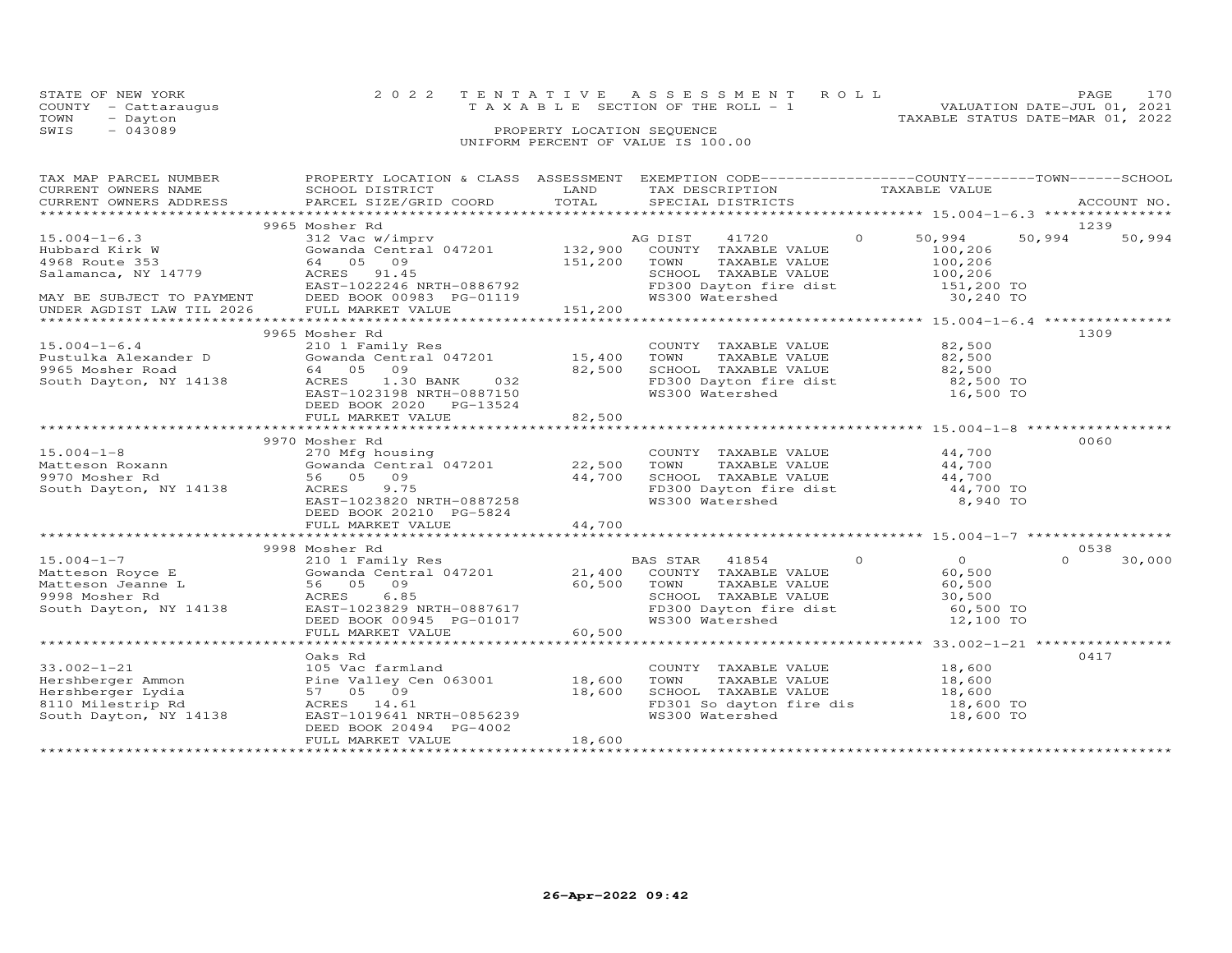STATE OF NEW YORK
COUNTY - Cattaraugus
TOWN - Dayton
SWIS - 043089

2 0 2 2 T E N T A T I V E A S S E S S M E N T R O L L
T A X A B L E SECTION OF THE ROLL - 1
PROPERTY LOCATION SEQUENCE
UNIFORM PERCENT OF VALUE IS 100.00

VALUATION DATE-JUL 01, 2021
TAXABLE STATUS DATE-MAR 01, 2022

| TAX MAP PARCEL NUMBER / CURRENT OWNERS NAME / CURRENT OWNERS ADDRESS | PROPERTY LOCATION & CLASS / SCHOOL DISTRICT / PARCEL SIZE/GRID COORD | ASSESSMENT LAND | TOTAL | EXEMPTION CODE / TAX DESCRIPTION / SPECIAL DISTRICTS | COUNTY TAXABLE VALUE | TOWN | SCHOOL | ACCOUNT NO. |
|---|---|---|---|---|---|---|---|---|
| | 9965 Mosher Rd | | | | | | | 1239 |
| 15.004-1-6.3 | 312 Vac w/imprv | | | AG DIST 41720 0 | 50,994 | 50,994 | 50,994 | |
| Hubbard Kirk W | Gowanda Central 047201 | 132,900 | | COUNTY TAXABLE VALUE | 100,206 | | | |
| 4968 Route 353 | 64 05 09 | | 151,200 | TOWN TAXABLE VALUE | 100,206 | | | |
| Salamanca, NY 14779 | ACRES 91.45 | | | SCHOOL TAXABLE VALUE | 100,206 | | | |
| | EAST-1022246 NRTH-0886792 | | | FD300 Dayton fire dist | 151,200 TO | | | |
| MAY BE SUBJECT TO PAYMENT | DEED BOOK 00983 PG-01119 | | | WS300 Watershed | 30,240 TO | | | |
| UNDER AGDIST LAW TIL 2026 | FULL MARKET VALUE | | 151,200 | | | | | |
| | 9965 Mosher Rd | | | | | | | 1309 |
| 15.004-1-6.4 | 210 1 Family Res | | | COUNTY TAXABLE VALUE | 82,500 | | | |
| Pustulka Alexander D | Gowanda Central 047201 | 15,400 | | TOWN TAXABLE VALUE | 82,500 | | | |
| 9965 Mosher Road | 64 05 09 | | 82,500 | SCHOOL TAXABLE VALUE | 82,500 | | | |
| South Dayton, NY 14138 | ACRES 1.30 BANK 032 | | | FD300 Dayton fire dist | 82,500 TO | | | |
| | EAST-1023198 NRTH-0887150 | | | WS300 Watershed | 16,500 TO | | | |
| | DEED BOOK 2020 PG-13524 | | | | | | | |
| | FULL MARKET VALUE | | 82,500 | | | | | |
| | 9970 Mosher Rd | | | | | | | 0060 |
| 15.004-1-8 | 270 Mfg housing | | | COUNTY TAXABLE VALUE | 44,700 | | | |
| Matteson Roxann | Gowanda Central 047201 | 22,500 | | TOWN TAXABLE VALUE | 44,700 | | | |
| 9970 Mosher Rd | 56 05 09 | | 44,700 | SCHOOL TAXABLE VALUE | 44,700 | | | |
| South Dayton, NY 14138 | ACRES 9.75 | | | FD300 Dayton fire dist | 44,700 TO | | | |
| | EAST-1023820 NRTH-0887258 | | | WS300 Watershed | 8,940 TO | | | |
| | DEED BOOK 20210 PG-5824 | | | | | | | |
| | FULL MARKET VALUE | | 44,700 | | | | | |
| | 9998 Mosher Rd | | | | | | | 0538 |
| 15.004-1-7 | 210 1 Family Res | | | BAS STAR 41854 0 | 0 | 0 | 30,000 | |
| Matteson Royce E | Gowanda Central 047201 | 21,400 | | COUNTY TAXABLE VALUE | 60,500 | | | |
| Matteson Jeanne L | 56 05 09 | | 60,500 | TOWN TAXABLE VALUE | 60,500 | | | |
| 9998 Mosher Rd | ACRES 6.85 | | | SCHOOL TAXABLE VALUE | 30,500 | | | |
| South Dayton, NY 14138 | EAST-1023829 NRTH-0887617 | | | FD300 Dayton fire dist | 60,500 TO | | | |
| | DEED BOOK 00945 PG-01017 | | | WS300 Watershed | 12,100 TO | | | |
| | FULL MARKET VALUE | | 60,500 | | | | | |
| | Oaks Rd | | | | | | | 0417 |
| 33.002-1-21 | 105 Vac farmland | | | COUNTY TAXABLE VALUE | 18,600 | | | |
| Hershberger Ammon | Pine Valley Cen 063001 | 18,600 | | TOWN TAXABLE VALUE | 18,600 | | | |
| Hershberger Lydia | 57 05 09 | | 18,600 | SCHOOL TAXABLE VALUE | 18,600 | | | |
| 8110 Milestrip Rd | ACRES 14.61 | | | FD301 So dayton fire dis | 18,600 TO | | | |
| South Dayton, NY 14138 | EAST-1019641 NRTH-0856239 | | | WS300 Watershed | 18,600 TO | | | |
| | DEED BOOK 20494 PG-4002 | | | | | | | |
| | FULL MARKET VALUE | | 18,600 | | | | | |

26-Apr-2022 09:42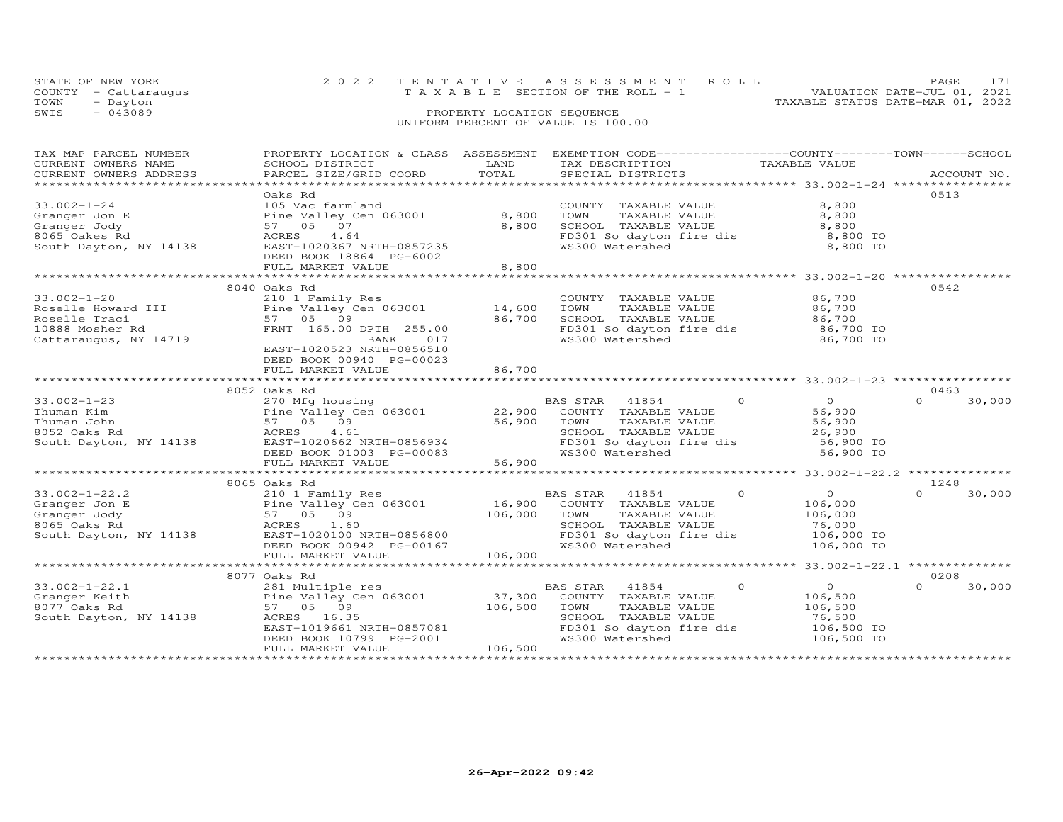STATE OF NEW YORK
COUNTY - Cattaraugus
TOWN - Dayton
SWIS - 043089

2022 TENTATIVE ASSESSMENT ROLL
TAXABLE SECTION OF THE ROLL - 1
PROPERTY LOCATION SEQUENCE
UNIFORM PERCENT OF VALUE IS 100.00

VALUATION DATE-JUL 01, 2021
TAXABLE STATUS DATE-MAR 01, 2022

| TAX MAP PARCEL NUMBER / CURRENT OWNERS NAME / CURRENT OWNERS ADDRESS | PROPERTY LOCATION & CLASS / SCHOOL DISTRICT / PARCEL SIZE/GRID COORD | ASSESSMENT LAND / TOTAL | EXEMPTION CODE / TAX DESCRIPTION / SPECIAL DISTRICTS | COUNTY / TOWN / SCHOOL TAXABLE VALUE | ACCOUNT NO. |
|---|---|---|---|---|---|
| 33.002-1-24 | Oaks Rd | | | | 0513 |
| 33.002-1-24 | 105 Vac farmland | | COUNTY TAXABLE VALUE | 8,800 | |
| Granger Jon E | Pine Valley Cen 063001 | 8,800 | TOWN TAXABLE VALUE | 8,800 | |
| Granger Jody | 57 05 07 | 8,800 | SCHOOL TAXABLE VALUE | 8,800 | |
| 8065 Oakes Rd | ACRES 4.64 | | FD301 So dayton fire dis | 8,800 TO | |
| South Dayton, NY 14138 | EAST-1020367 NRTH-0857235 | | WS300 Watershed | 8,800 TO | |
| | DEED BOOK 18864 PG-6002 | | | | |
| | FULL MARKET VALUE | 8,800 | | | |
| 33.002-1-20 | 8040 Oaks Rd | | | | 0542 |
| 33.002-1-20 | 210 1 Family Res | | COUNTY TAXABLE VALUE | 86,700 | |
| Roselle Howard III | Pine Valley Cen 063001 | 14,600 | TOWN TAXABLE VALUE | 86,700 | |
| Roselle Traci | 57 05 09 | 86,700 | SCHOOL TAXABLE VALUE | 86,700 | |
| 10888 Mosher Rd | FRNT 165.00 DPTH 255.00 | | FD301 So dayton fire dis | 86,700 TO | |
| Cattaraugus, NY 14719 | BANK 017 | | WS300 Watershed | 86,700 TO | |
| | EAST-1020523 NRTH-0856510 | | | | |
| | DEED BOOK 00940 PG-00023 | | | | |
| | FULL MARKET VALUE | 86,700 | | | |
| 33.002-1-23 | 8052 Oaks Rd | | | | 0463 |
| 33.002-1-23 | 270 Mfg housing | | BAS STAR 41854 0 | 0 0 30,000 | |
| Thuman Kim | Pine Valley Cen 063001 | 22,900 | COUNTY TAXABLE VALUE | 56,900 | |
| Thuman John | 57 05 09 | 56,900 | TOWN TAXABLE VALUE | 56,900 | |
| 8052 Oaks Rd | ACRES 4.61 | | SCHOOL TAXABLE VALUE | 26,900 | |
| South Dayton, NY 14138 | EAST-1020662 NRTH-0856934 | | FD301 So dayton fire dis | 56,900 TO | |
| | DEED BOOK 01003 PG-00083 | | WS300 Watershed | 56,900 TO | |
| | FULL MARKET VALUE | 56,900 | | | |
| 33.002-1-22.2 | 8065 Oaks Rd | | | | 1248 |
| 33.002-1-22.2 | 210 1 Family Res | | BAS STAR 41854 0 | 0 0 30,000 | |
| Granger Jon E | Pine Valley Cen 063001 | 16,900 | COUNTY TAXABLE VALUE | 106,000 | |
| Granger Jody | 57 05 09 | 106,000 | TOWN TAXABLE VALUE | 106,000 | |
| 8065 Oaks Rd | ACRES 1.60 | | SCHOOL TAXABLE VALUE | 76,000 | |
| South Dayton, NY 14138 | EAST-1020100 NRTH-0856800 | | FD301 So dayton fire dis | 106,000 TO | |
| | DEED BOOK 00942 PG-00167 | | WS300 Watershed | 106,000 TO | |
| | FULL MARKET VALUE | 106,000 | | | |
| 33.002-1-22.1 | 8077 Oaks Rd | | | | 0208 |
| 33.002-1-22.1 | 281 Multiple res | | BAS STAR 41854 0 | 0 0 30,000 | |
| Granger Keith | Pine Valley Cen 063001 | 37,300 | COUNTY TAXABLE VALUE | 106,500 | |
| 8077 Oaks Rd | 57 05 09 | 106,500 | TOWN TAXABLE VALUE | 106,500 | |
| South Dayton, NY 14138 | ACRES 16.35 | | SCHOOL TAXABLE VALUE | 76,500 | |
| | EAST-1019661 NRTH-0857081 | | FD301 So dayton fire dis | 106,500 TO | |
| | DEED BOOK 10799 PG-2001 | | WS300 Watershed | 106,500 TO | |
| | FULL MARKET VALUE | 106,500 | | | |

26-Apr-2022 09:42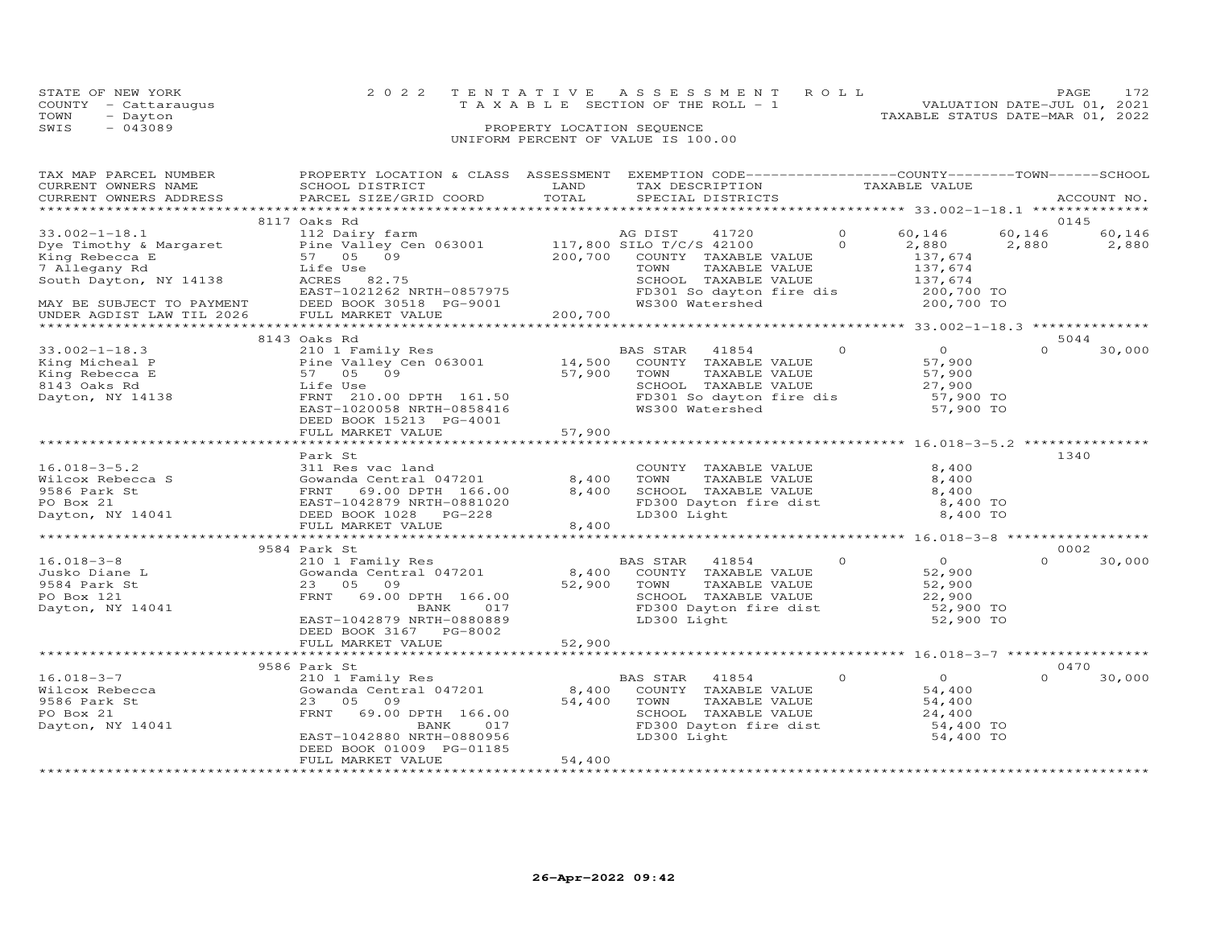STATE OF NEW YORK — 2022 TENTATIVE ASSESSMENT ROLL
COUNTY - Cattaraugus — TAXABLE SECTION OF THE ROLL - 1 — VALUATION DATE-JUL 01, 2021
TOWN - Dayton — TAXABLE STATUS DATE-MAR 01, 2022
SWIS - 043089 — PROPERTY LOCATION SEQUENCE
UNIFORM PERCENT OF VALUE IS 100.00

| TAX MAP PARCEL NUMBER / CURRENT OWNERS NAME / CURRENT OWNERS ADDRESS | PROPERTY LOCATION & CLASS / SCHOOL DISTRICT / PARCEL SIZE/GRID COORD | ASSESSMENT LAND / TOTAL | EXEMPTION CODE / TAX DESCRIPTION / SPECIAL DISTRICTS | COUNTY TAXABLE VALUE | TOWN | SCHOOL | ACCOUNT NO. |
|---|---|---|---|---|---|---|---|
| | 8117 Oaks Rd | | | | | | 0145 |
| 33.002-1-18.1 | 112 Dairy farm | | AG DIST 41720 0 | 60,146 | 60,146 | 60,146 | |
| Dye Timothy & Margaret | Pine Valley Cen 063001 | 117,800 | SILO T/C/S 42100 0 | 2,880 | 2,880 | 2,880 | |
| King Rebecca E | 57 05 09 | 200,700 | COUNTY TAXABLE VALUE | 137,674 | | | |
| 7 Allegany Rd | Life Use | | TOWN TAXABLE VALUE | 137,674 | | | |
| South Dayton, NY 14138 | ACRES 82.75 | | SCHOOL TAXABLE VALUE | 137,674 | | | |
| | EAST-1021262 NRTH-0857975 | | FD301 So dayton fire dis | 200,700 TO | | | |
| MAY BE SUBJECT TO PAYMENT | DEED BOOK 30518 PG-9001 | | WS300 Watershed | 200,700 TO | | | |
| UNDER AGDIST LAW TIL 2026 | FULL MARKET VALUE | 200,700 | | | | | |
| | 8143 Oaks Rd | | | | | | 5044 |
| 33.002-1-18.3 | 210 1 Family Res | | BAS STAR 41854 0 | 0 | 0 | 30,000 | |
| King Micheal P | Pine Valley Cen 063001 | 14,500 | COUNTY TAXABLE VALUE | 57,900 | | | |
| King Rebecca E | 57 05 09 | 57,900 | TOWN TAXABLE VALUE | 57,900 | | | |
| 8143 Oaks Rd | Life Use | | SCHOOL TAXABLE VALUE | 27,900 | | | |
| Dayton, NY 14138 | FRNT 210.00 DPTH 161.50 | | FD301 So dayton fire dis | 57,900 TO | | | |
| | EAST-1020058 NRTH-0858416 | | WS300 Watershed | 57,900 TO | | | |
| | DEED BOOK 15213 PG-4001 | | | | | | |
| | FULL MARKET VALUE | 57,900 | | | | | |
| | Park St | | | | | | 1340 |
| 16.018-3-5.2 | 311 Res vac land | | COUNTY TAXABLE VALUE | 8,400 | | | |
| Wilcox Rebecca S | Gowanda Central 047201 | 8,400 | TOWN TAXABLE VALUE | 8,400 | | | |
| 9586 Park St | FRNT 69.00 DPTH 166.00 | 8,400 | SCHOOL TAXABLE VALUE | 8,400 | | | |
| PO Box 21 | EAST-1042879 NRTH-0881020 | | FD300 Dayton fire dist | 8,400 TO | | | |
| Dayton, NY 14041 | DEED BOOK 1028 PG-228 | | LD300 Light | 8,400 TO | | | |
| | FULL MARKET VALUE | 8,400 | | | | | |
| | 9584 Park St | | | | | | 0002 |
| 16.018-3-8 | 210 1 Family Res | | BAS STAR 41854 0 | 0 | 0 | 30,000 | |
| Jusko Diane L | Gowanda Central 047201 | 8,400 | COUNTY TAXABLE VALUE | 52,900 | | | |
| 9584 Park St | 23 05 09 | 52,900 | TOWN TAXABLE VALUE | 52,900 | | | |
| PO Box 121 | FRNT 69.00 DPTH 166.00 | | SCHOOL TAXABLE VALUE | 22,900 | | | |
| Dayton, NY 14041 | BANK 017 | | FD300 Dayton fire dist | 52,900 TO | | | |
| | EAST-1042879 NRTH-0880889 | | LD300 Light | 52,900 TO | | | |
| | DEED BOOK 3167 PG-8002 | | | | | | |
| | FULL MARKET VALUE | 52,900 | | | | | |
| | 9586 Park St | | | | | | 0470 |
| 16.018-3-7 | 210 1 Family Res | | BAS STAR 41854 0 | 0 | 0 | 30,000 | |
| Wilcox Rebecca | Gowanda Central 047201 | 8,400 | COUNTY TAXABLE VALUE | 54,400 | | | |
| 9586 Park St | 23 05 09 | 54,400 | TOWN TAXABLE VALUE | 54,400 | | | |
| PO Box 21 | FRNT 69.00 DPTH 166.00 | | SCHOOL TAXABLE VALUE | 24,400 | | | |
| Dayton, NY 14041 | BANK 017 | | FD300 Dayton fire dist | 54,400 TO | | | |
| | EAST-1042880 NRTH-0880956 | | LD300 Light | 54,400 TO | | | |
| | DEED BOOK 01009 PG-01185 | | | | | | |
| | FULL MARKET VALUE | 54,400 | | | | | |

26-Apr-2022 09:42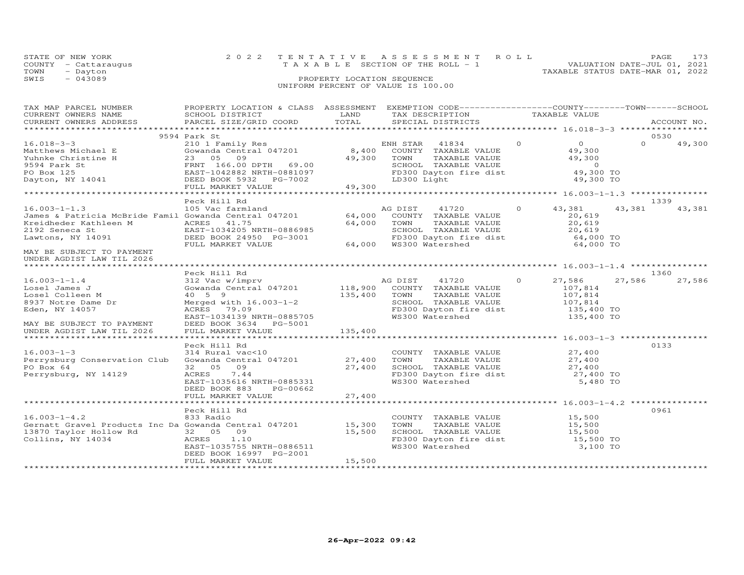STATE OF NEW YORK
COUNTY - Cattaraugus
TOWN - Dayton
SWIS - 043089

2022 TENTATIVE ASSESSMENT ROLL
TAXABLE SECTION OF THE ROLL - 1
PROPERTY LOCATION SEQUENCE
UNIFORM PERCENT OF VALUE IS 100.00

VALUATION DATE-JUL 01, 2021
TAXABLE STATUS DATE-MAR 01, 2022

| TAX MAP PARCEL NUMBER / CURRENT OWNERS NAME / CURRENT OWNERS ADDRESS | PROPERTY LOCATION & CLASS / SCHOOL DISTRICT / PARCEL SIZE/GRID COORD | ASSESSMENT LAND / TOTAL | EXEMPTION CODE / TAX DESCRIPTION / SPECIAL DISTRICTS | COUNTY TAXABLE VALUE | TOWN | SCHOOL | ACCOUNT NO. |
|---|---|---|---|---|---|---|---|
| **16.018-3-3** | 9594 Park St | | | | | | 0530 |
| 16.018-3-3 | 210 1 Family Res | | ENH STAR 41834 | 0 | 0 | 49,300 | |
| Matthews Michael E | Gowanda Central 047201 | 8,400 | COUNTY TAXABLE VALUE | 49,300 | | | |
| Yuhnke Christine H | 23 05 09 | 49,300 | TOWN TAXABLE VALUE | 49,300 | | | |
| 9594 Park St | FRNT 166.00 DPTH 69.00 | | SCHOOL TAXABLE VALUE | 0 | | | |
| PO Box 125 | EAST-1042882 NRTH-0881097 | | FD300 Dayton fire dist | 49,300 TO | | | |
| Dayton, NY 14041 | DEED BOOK 5932 PG-7002 | | LD300 Light | 49,300 TO | | | |
| | FULL MARKET VALUE | 49,300 | | | | | |
| **16.003-1-1.3** | Peck Hill Rd | | | | | | 1339 |
| 16.003-1-1.3 | 105 Vac farmland | | AG DIST 41720 | 43,381 | 43,381 | 43,381 | |
| James & Patricia McBride Famil | Gowanda Central 047201 | 64,000 | COUNTY TAXABLE VALUE | 20,619 | | | |
| Kreidheder Kathleen M | ACRES 41.75 | 64,000 | TOWN TAXABLE VALUE | 20,619 | | | |
| 2192 Seneca St | EAST-1034205 NRTH-0886985 | | SCHOOL TAXABLE VALUE | 20,619 | | | |
| Lawtons, NY 14091 | DEED BOOK 24950 PG-3001 | | FD300 Dayton fire dist | 64,000 TO | | | |
| | FULL MARKET VALUE | 64,000 | WS300 Watershed | 64,000 TO | | | |
| MAY BE SUBJECT TO PAYMENT UNDER AGDIST LAW TIL 2026 | | | | | | | |
| **16.003-1-1.4** | Peck Hill Rd | | | | | | 1360 |
| 16.003-1-1.4 | 312 Vac w/imprv | | AG DIST 41720 | 27,586 | 27,586 | 27,586 | |
| Losel James J | Gowanda Central 047201 | 118,900 | COUNTY TAXABLE VALUE | 107,814 | | | |
| Losel Colleen M | 40 5 9 | 135,400 | TOWN TAXABLE VALUE | 107,814 | | | |
| 8937 Notre Dame Dr | Merged with 16.003-1-2 | | SCHOOL TAXABLE VALUE | 107,814 | | | |
| Eden, NY 14057 | ACRES 79.09 | | FD300 Dayton fire dist | 135,400 TO | | | |
| | EAST-1034139 NRTH-0885705 | | WS300 Watershed | 135,400 TO | | | |
| MAY BE SUBJECT TO PAYMENT | DEED BOOK 3634 PG-5001 | | | | | | |
| UNDER AGDIST LAW TIL 2026 | FULL MARKET VALUE | 135,400 | | | | | |
| **16.003-1-3** | Peck Hill Rd | | | | | | 0133 |
| 16.003-1-3 | 314 Rural vac<10 | | COUNTY TAXABLE VALUE | 27,400 | | | |
| Perrysburg Conservation Club | Gowanda Central 047201 | 27,400 | TOWN TAXABLE VALUE | 27,400 | | | |
| PO Box 64 | 32 05 09 | 27,400 | SCHOOL TAXABLE VALUE | 27,400 | | | |
| Perrysburg, NY 14129 | ACRES 7.44 | | FD300 Dayton fire dist | 27,400 TO | | | |
| | EAST-1035616 NRTH-0885331 | | WS300 Watershed | 5,480 TO | | | |
| | DEED BOOK 883 PG-00662 | | | | | | |
| | FULL MARKET VALUE | 27,400 | | | | | |
| **16.003-1-4.2** | Peck Hill Rd | | | | | | 0961 |
| 16.003-1-4.2 | 833 Radio | | COUNTY TAXABLE VALUE | 15,500 | | | |
| Gernatt Gravel Products Inc Da | Gowanda Central 047201 | 15,300 | TOWN TAXABLE VALUE | 15,500 | | | |
| 13870 Taylor Hollow Rd | 32 05 09 | 15,500 | SCHOOL TAXABLE VALUE | 15,500 | | | |
| Collins, NY 14034 | ACRES 1.10 | | FD300 Dayton fire dist | 15,500 TO | | | |
| | EAST-1035755 NRTH-0886511 | | WS300 Watershed | 3,100 TO | | | |
| | DEED BOOK 16997 PG-2001 | | | | | | |
| | FULL MARKET VALUE | 15,500 | | | | | |

26-Apr-2022 09:42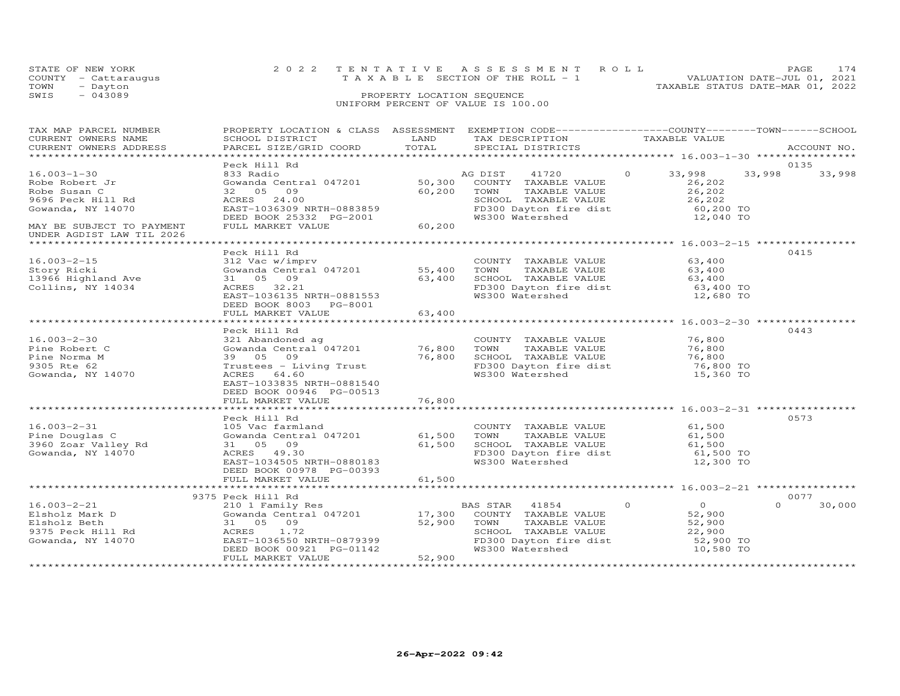STATE OF NEW YORK
COUNTY - Cattaraugus
TOWN - Dayton
SWIS - 043089

2022 TENTATIVE ASSESSMENT ROLL
TAXABLE SECTION OF THE ROLL - 1
PROPERTY LOCATION SEQUENCE
UNIFORM PERCENT OF VALUE IS 100.00

VALUATION DATE-JUL 01, 2021
TAXABLE STATUS DATE-MAR 01, 2022

| TAX MAP PARCEL NUMBER / CURRENT OWNERS NAME / CURRENT OWNERS ADDRESS | PROPERTY LOCATION & CLASS / SCHOOL DISTRICT / PARCEL SIZE/GRID COORD | ASSESSMENT LAND / TOTAL | EXEMPTION CODE / TAX DESCRIPTION / SPECIAL DISTRICTS | COUNTY TAXABLE VALUE | TOWN | SCHOOL | ACCOUNT NO. |
|---|---|---|---|---|---|---|---|
| 16.003-1-30 | Peck Hill Rd | | | | | | 0135 |
| 16.003-1-30 | 833 Radio | | AG DIST 41720 0 | 33,998 | 33,998 | 33,998 | |
| Robe Robert Jr | Gowanda Central 047201 | 50,300 | COUNTY TAXABLE VALUE | 26,202 | | | |
| Robe Susan C | 32 05 09 | 60,200 | TOWN TAXABLE VALUE | 26,202 | | | |
| 9696 Peck Hill Rd | ACRES 24.00 | | SCHOOL TAXABLE VALUE | 26,202 | | | |
| Gowanda, NY 14070 | EAST-1036309 NRTH-0883859 | | FD300 Dayton fire dist | 60,200 TO | | | |
| | DEED BOOK 25332 PG-2001 | | WS300 Watershed | 12,040 TO | | | |
| MAY BE SUBJECT TO PAYMENT UNDER AGDIST LAW TIL 2026 | FULL MARKET VALUE | 60,200 | | | | | |
| 16.003-2-15 | Peck Hill Rd | | | | | | 0415 |
| 16.003-2-15 | 312 Vac w/imprv | | COUNTY TAXABLE VALUE | 63,400 | | | |
| Story Ricki | Gowanda Central 047201 | 55,400 | TOWN TAXABLE VALUE | 63,400 | | | |
| 13966 Highland Ave | 31 05 09 | 63,400 | SCHOOL TAXABLE VALUE | 63,400 | | | |
| Collins, NY 14034 | ACRES 32.21 | | FD300 Dayton fire dist | 63,400 TO | | | |
| | EAST-1036135 NRTH-0881553 | | WS300 Watershed | 12,680 TO | | | |
| | DEED BOOK 8003 PG-8001 | | | | | | |
| | FULL MARKET VALUE | 63,400 | | | | | |
| 16.003-2-30 | Peck Hill Rd | | | | | | 0443 |
| 16.003-2-30 | 321 Abandoned ag | | COUNTY TAXABLE VALUE | 76,800 | | | |
| Pine Robert C | Gowanda Central 047201 | 76,800 | TOWN TAXABLE VALUE | 76,800 | | | |
| Pine Norma M | 39 05 09 | 76,800 | SCHOOL TAXABLE VALUE | 76,800 | | | |
| 9305 Rte 62 | Trustees - Living Trust | | FD300 Dayton fire dist | 76,800 TO | | | |
| Gowanda, NY 14070 | ACRES 64.60 | | WS300 Watershed | 15,360 TO | | | |
| | EAST-1033835 NRTH-0881540 | | | | | | |
| | DEED BOOK 00946 PG-00513 | | | | | | |
| | FULL MARKET VALUE | 76,800 | | | | | |
| 16.003-2-31 | Peck Hill Rd | | | | | | 0573 |
| 16.003-2-31 | 105 Vac farmland | | COUNTY TAXABLE VALUE | 61,500 | | | |
| Pine Douglas C | Gowanda Central 047201 | 61,500 | TOWN TAXABLE VALUE | 61,500 | | | |
| 3960 Zoar Valley Rd | 31 05 09 | 61,500 | SCHOOL TAXABLE VALUE | 61,500 | | | |
| Gowanda, NY 14070 | ACRES 49.30 | | FD300 Dayton fire dist | 61,500 TO | | | |
| | EAST-1034505 NRTH-0880183 | | WS300 Watershed | 12,300 TO | | | |
| | DEED BOOK 00978 PG-00393 | | | | | | |
| | FULL MARKET VALUE | 61,500 | | | | | |
| 16.003-2-21 | 9375 Peck Hill Rd | | | | | | 0077 |
| 16.003-2-21 | 210 1 Family Res | | BAS STAR 41854 0 | 0 | 0 | 30,000 | |
| Elsholz Mark D | Gowanda Central 047201 | 17,300 | COUNTY TAXABLE VALUE | 52,900 | | | |
| Elsholz Beth | 31 05 09 | 52,900 | TOWN TAXABLE VALUE | 52,900 | | | |
| 9375 Peck Hill Rd | ACRES 1.72 | | SCHOOL TAXABLE VALUE | 22,900 | | | |
| Gowanda, NY 14070 | EAST-1036550 NRTH-0879399 | | FD300 Dayton fire dist | 52,900 TO | | | |
| | DEED BOOK 00921 PG-01142 | | WS300 Watershed | 10,580 TO | | | |
| | FULL MARKET VALUE | 52,900 | | | | | |

26-Apr-2022 09:42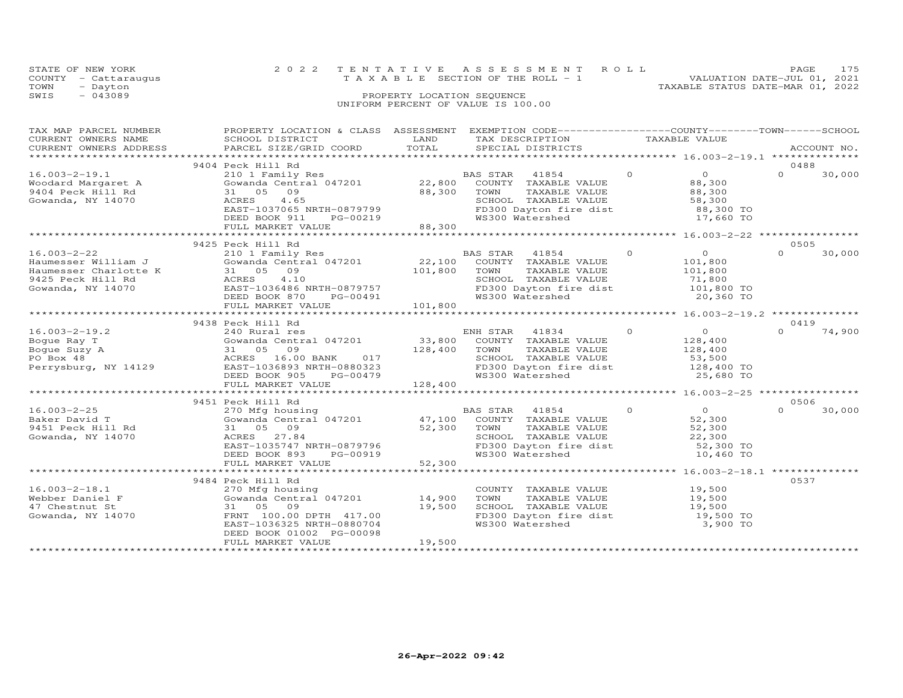STATE OF NEW YORK
COUNTY - Cattaraugus
TOWN - Dayton
SWIS - 043089

2022 TENTATIVE ASSESSMENT ROLL
TAXABLE SECTION OF THE ROLL - 1
PROPERTY LOCATION SEQUENCE
UNIFORM PERCENT OF VALUE IS 100.00

VALUATION DATE-JUL 01, 2021
TAXABLE STATUS DATE-MAR 01, 2022

| TAX MAP PARCEL NUMBER / CURRENT OWNERS NAME / CURRENT OWNERS ADDRESS | PROPERTY LOCATION & CLASS / SCHOOL DISTRICT / PARCEL SIZE/GRID COORD | ASSESSMENT LAND | TOTAL | EXEMPTION CODE / TAX DESCRIPTION / SPECIAL DISTRICTS | COUNTY | TOWN | SCHOOL | ACCOUNT NO. |
|---|---|---|---|---|---|---|---|---|
| **16.003-2-19.1** | 9404 Peck Hill Rd | | | | | | | 0488 |
| Woodard Margaret A | 210 1 Family Res | | | BAS STAR 41854 | 0 | 0 | 30,000 | |
| 9404 Peck Hill Rd | Gowanda Central 047201 | 22,800 | | COUNTY TAXABLE VALUE | 88,300 | | | |
| Gowanda, NY 14070 | 31 05 09 | | 88,300 | TOWN TAXABLE VALUE | | 88,300 | | |
| | ACRES 4.65 | | | SCHOOL TAXABLE VALUE | | | 58,300 | |
| | EAST-1037065 NRTH-0879799 | | | FD300 Dayton fire dist | 88,300 TO | | | |
| | DEED BOOK 911 PG-00219 | | | WS300 Watershed | 17,660 TO | | | |
| | FULL MARKET VALUE | | 88,300 | | | | | |
| **16.003-2-22** | 9425 Peck Hill Rd | | | | | | | 0505 |
| Haumesser William J | 210 1 Family Res | | | BAS STAR 41854 | 0 | 0 | 30,000 | |
| Haumesser Charlotte K | Gowanda Central 047201 | 22,100 | | COUNTY TAXABLE VALUE | 101,800 | | | |
| 9425 Peck Hill Rd | 31 05 09 | | 101,800 | TOWN TAXABLE VALUE | | 101,800 | | |
| Gowanda, NY 14070 | ACRES 4.10 | | | SCHOOL TAXABLE VALUE | | | 71,800 | |
| | EAST-1036486 NRTH-0879757 | | | FD300 Dayton fire dist | 101,800 TO | | | |
| | DEED BOOK 870 PG-00491 | | | WS300 Watershed | 20,360 TO | | | |
| | FULL MARKET VALUE | | 101,800 | | | | | |
| **16.003-2-19.2** | 9438 Peck Hill Rd | | | | | | | 0419 |
| Bogue Ray T | 240 Rural res | | | ENH STAR 41834 | 0 | 0 | 74,900 | |
| Bogue Suzy A | Gowanda Central 047201 | 33,800 | | COUNTY TAXABLE VALUE | 128,400 | | | |
| PO Box 48 | 31 05 09 | | 128,400 | TOWN TAXABLE VALUE | | 128,400 | | |
| Perrysburg, NY 14129 | ACRES 16.00 BANK 017 | | | SCHOOL TAXABLE VALUE | | | 53,500 | |
| | EAST-1036893 NRTH-0880323 | | | FD300 Dayton fire dist | 128,400 TO | | | |
| | DEED BOOK 905 PG-00479 | | | WS300 Watershed | 25,680 TO | | | |
| | FULL MARKET VALUE | | 128,400 | | | | | |
| **16.003-2-25** | 9451 Peck Hill Rd | | | | | | | 0506 |
| Baker David T | 270 Mfg housing | | | BAS STAR 41854 | 0 | 0 | 30,000 | |
| 9451 Peck Hill Rd | Gowanda Central 047201 | 47,100 | | COUNTY TAXABLE VALUE | 52,300 | | | |
| Gowanda, NY 14070 | 31 05 09 | | 52,300 | TOWN TAXABLE VALUE | | 52,300 | | |
| | ACRES 27.84 | | | SCHOOL TAXABLE VALUE | | | 22,300 | |
| | EAST-1035747 NRTH-0879796 | | | FD300 Dayton fire dist | 52,300 TO | | | |
| | DEED BOOK 893 PG-00919 | | | WS300 Watershed | 10,460 TO | | | |
| | FULL MARKET VALUE | | 52,300 | | | | | |
| **16.003-2-18.1** | 9484 Peck Hill Rd | | | | | | | 0537 |
| Webber Daniel F | 270 Mfg housing | | | COUNTY TAXABLE VALUE | 19,500 | | | |
| 47 Chestnut St | Gowanda Central 047201 | 14,900 | | TOWN TAXABLE VALUE | | 19,500 | | |
| Gowanda, NY 14070 | 31 05 09 | | 19,500 | SCHOOL TAXABLE VALUE | | | 19,500 | |
| | FRNT 100.00 DPTH 417.00 | | | FD300 Dayton fire dist | 19,500 TO | | | |
| | EAST-1036325 NRTH-0880704 | | | WS300 Watershed | 3,900 TO | | | |
| | DEED BOOK 01002 PG-00098 | | | | | | | |
| | FULL MARKET VALUE | | 19,500 | | | | | |

26-Apr-2022 09:42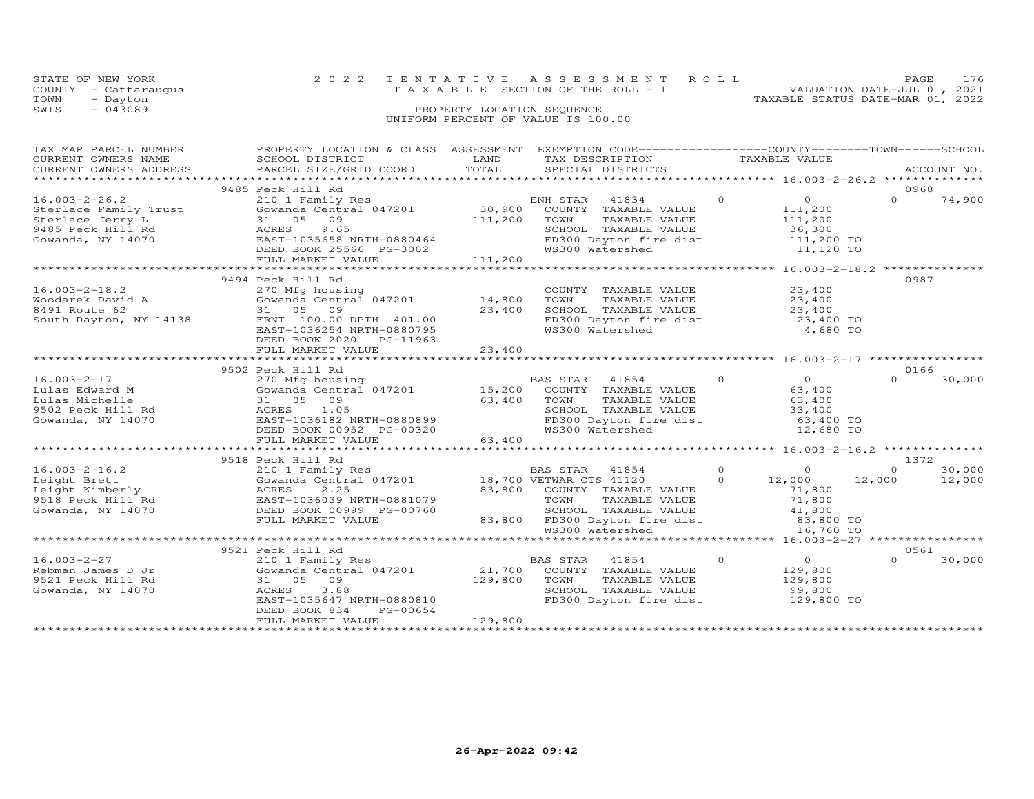STATE OF NEW YORK | 2022 TENTATIVE ASSESSMENT ROLL | VALUATION DATE-JUL 01, 2021
COUNTY - Cattaraugus | TAXABLE SECTION OF THE ROLL - 1 | TAXABLE STATUS DATE-MAR 01, 2022
TOWN - Dayton | PROPERTY LOCATION SEQUENCE
SWIS - 043089 | UNIFORM PERCENT OF VALUE IS 100.00

| TAX MAP PARCEL NUMBER / CURRENT OWNERS NAME / CURRENT OWNERS ADDRESS | PROPERTY LOCATION & CLASS / SCHOOL DISTRICT / PARCEL SIZE/GRID COORD | ASSESSMENT LAND / TOTAL | EXEMPTION CODE / TAX DESCRIPTION / SPECIAL DISTRICTS | COUNTY | TOWN | SCHOOL | ACCOUNT NO. |
|---|---|---|---|---|---|---|---|
| 16.003-2-26.2 | 9485 Peck Hill Rd | | | | | | 0968 |
| 16.003-2-26.2 | 210 1 Family Res | | ENH STAR 41834 | 0 | 0 | 74,900 | |
| Sterlace Family Trust | Gowanda Central 047201 | 30,900 | COUNTY TAXABLE VALUE | 111,200 | | | |
| Sterlace Jerry L | 31 05 09 | 111,200 | TOWN TAXABLE VALUE | | 111,200 | | |
| 9485 Peck Hill Rd | ACRES 9.65 | | SCHOOL TAXABLE VALUE | | | 36,300 | |
| Gowanda, NY 14070 | EAST-1035658 NRTH-0880464 | | FD300 Dayton fire dist | 111,200 TO | | | |
| | DEED BOOK 25566 PG-3002 | | WS300 Watershed | 11,120 TO | | | |
| | FULL MARKET VALUE | 111,200 | | | | | |
| 16.003-2-18.2 | 9494 Peck Hill Rd | | | | | | 0987 |
| 16.003-2-18.2 | 270 Mfg housing | | COUNTY TAXABLE VALUE | 23,400 | | | |
| Woodarek David A | Gowanda Central 047201 | 14,800 | TOWN TAXABLE VALUE | | 23,400 | | |
| 8491 Route 62 | 31 05 09 | 23,400 | SCHOOL TAXABLE VALUE | | | 23,400 | |
| South Dayton, NY 14138 | FRNT 100.00 DPTH 401.00 | | FD300 Dayton fire dist | 23,400 TO | | | |
| | EAST-1036254 NRTH-0880795 | | WS300 Watershed | 4,680 TO | | | |
| | DEED BOOK 2020 PG-11963 | | | | | | |
| | FULL MARKET VALUE | 23,400 | | | | | |
| 16.003-2-17 | 9502 Peck Hill Rd | | | | | | 0166 |
| 16.003-2-17 | 270 Mfg housing | | BAS STAR 41854 | 0 | 0 | 30,000 | |
| Lulas Edward M | Gowanda Central 047201 | 15,200 | COUNTY TAXABLE VALUE | 63,400 | | | |
| Lulas Michelle | 31 05 09 | 63,400 | TOWN TAXABLE VALUE | | 63,400 | | |
| 9502 Peck Hill Rd | ACRES 1.05 | | SCHOOL TAXABLE VALUE | | | 33,400 | |
| Gowanda, NY 14070 | EAST-1036182 NRTH-0880899 | | FD300 Dayton fire dist | 63,400 TO | | | |
| | DEED BOOK 00952 PG-00320 | | WS300 Watershed | 12,680 TO | | | |
| | FULL MARKET VALUE | 63,400 | | | | | |
| 16.003-2-16.2 | 9518 Peck Hill Rd | | | | | | 1372 |
| 16.003-2-16.2 | 210 1 Family Res | | BAS STAR 41854 | 0 | 0 | 30,000 | |
| Leight Brett | Gowanda Central 047201 | 18,700 | VETWAR CTS 41120 | 12,000 | 12,000 | 12,000 | |
| Leight Kimberly | ACRES 2.25 | 83,800 | COUNTY TAXABLE VALUE | 71,800 | | | |
| 9518 Peck Hill Rd | EAST-1036039 NRTH-0881079 | | TOWN TAXABLE VALUE | | 71,800 | | |
| Gowanda, NY 14070 | DEED BOOK 00999 PG-00760 | | SCHOOL TAXABLE VALUE | | | 41,800 | |
| | FULL MARKET VALUE | 83,800 | FD300 Dayton fire dist | 83,800 TO | | | |
| | | | WS300 Watershed | 16,760 TO | | | |
| 16.003-2-27 | 9521 Peck Hill Rd | | | | | | 0561 |
| 16.003-2-27 | 210 1 Family Res | | BAS STAR 41854 | 0 | 0 | 30,000 | |
| Rebman James D Jr | Gowanda Central 047201 | 21,700 | COUNTY TAXABLE VALUE | 129,800 | | | |
| 9521 Peck Hill Rd | 31 05 09 | 129,800 | TOWN TAXABLE VALUE | | 129,800 | | |
| Gowanda, NY 14070 | ACRES 3.88 | | SCHOOL TAXABLE VALUE | | | 99,800 | |
| | EAST-1035647 NRTH-0880810 | | FD300 Dayton fire dist | 129,800 TO | | | |
| | DEED BOOK 834 PG-00654 | | | | | | |
| | FULL MARKET VALUE | 129,800 | | | | | |

26-Apr-2022 09:42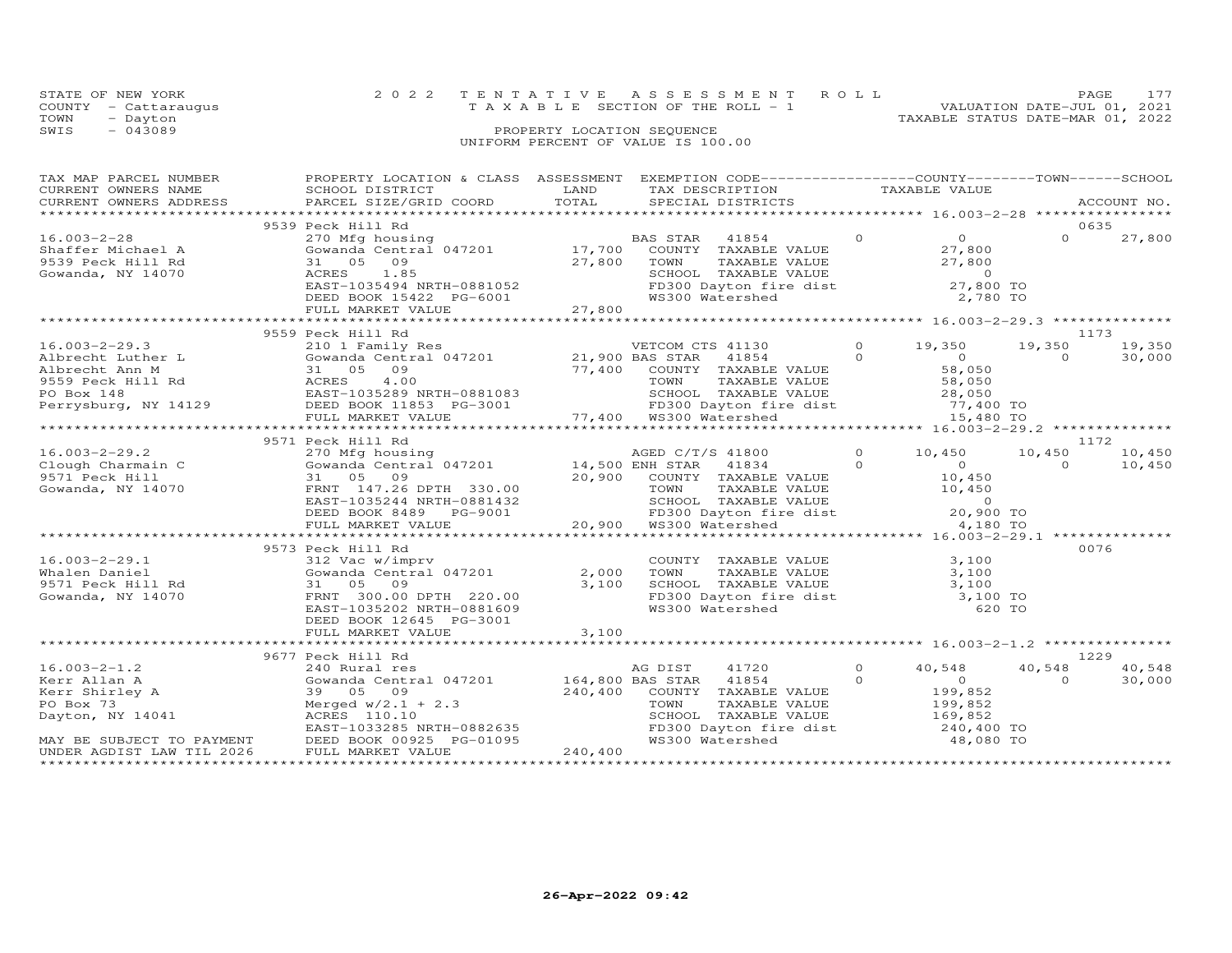STATE OF NEW YORK — 2022 TENTATIVE ASSESSMENT ROLL
COUNTY - Cattaraugus — TAXABLE SECTION OF THE ROLL - 1 — VALUATION DATE-JUL 01, 2021
TOWN - Dayton — TAXABLE STATUS DATE-MAR 01, 2022
SWIS - 043089 — PROPERTY LOCATION SEQUENCE
UNIFORM PERCENT OF VALUE IS 100.00

| TAX MAP PARCEL NUMBER / CURRENT OWNERS NAME / CURRENT OWNERS ADDRESS | PROPERTY LOCATION & CLASS / SCHOOL DISTRICT / PARCEL SIZE/GRID COORD | ASSESSMENT LAND | TOTAL | EXEMPTION CODE / TAX DESCRIPTION / SPECIAL DISTRICTS | COUNTY TAXABLE VALUE | TOWN | SCHOOL | ACCOUNT NO. |
|---|---|---|---|---|---|---|---|---|
| **16.003-2-28** | 9539 Peck Hill Rd | | | | | | | 0635 |
| Shaffer Michael A | 270 Mfg housing | | | BAS STAR 41854 0 | 0 | 0 | 27,800 | |
| 9539 Peck Hill Rd | Gowanda Central 047201 | 17,700 | | COUNTY TAXABLE VALUE | 27,800 | | | |
| Gowanda, NY 14070 | 31 05 09 | | 27,800 | TOWN TAXABLE VALUE | 27,800 | | | |
| | ACRES 1.85 | | | SCHOOL TAXABLE VALUE | 0 | | | |
| | EAST-1035494 NRTH-0881052 | | | FD300 Dayton fire dist | 27,800 TO | | | |
| | DEED BOOK 15422 PG-6001 | | | WS300 Watershed | 2,780 TO | | | |
| | FULL MARKET VALUE | | 27,800 | | | | | |
| **16.003-2-29.3** | 9559 Peck Hill Rd | | | | | | | 1173 |
| Albrecht Luther L | 210 1 Family Res | | | VETCOM CTS 41130 0 | 19,350 | 19,350 | 19,350 | |
| Albrecht Ann M | Gowanda Central 047201 | 21,900 | | BAS STAR 41854 0 | 0 | 0 | 30,000 | |
| 9559 Peck Hill Rd | 31 05 09 | | 77,400 | COUNTY TAXABLE VALUE | 58,050 | | | |
| PO Box 148 | ACRES 4.00 | | | TOWN TAXABLE VALUE | 58,050 | | | |
| Perrysburg, NY 14129 | EAST-1035289 NRTH-0881083 | | | SCHOOL TAXABLE VALUE | 28,050 | | | |
| | DEED BOOK 11853 PG-3001 | | | FD300 Dayton fire dist | 77,400 TO | | | |
| | FULL MARKET VALUE | | 77,400 | WS300 Watershed | 15,480 TO | | | |
| **16.003-2-29.2** | 9571 Peck Hill Rd | | | | | | | 1172 |
| Clough Charmain C | 270 Mfg housing | | | AGED C/T/S 41800 0 | 10,450 | 10,450 | 10,450 | |
| 9571 Peck Hill | Gowanda Central 047201 | 14,500 | | ENH STAR 41834 0 | 0 | 0 | 10,450 | |
| Gowanda, NY 14070 | 31 05 09 | | 20,900 | COUNTY TAXABLE VALUE | 10,450 | | | |
| | FRNT 147.26 DPTH 330.00 | | | TOWN TAXABLE VALUE | 10,450 | | | |
| | EAST-1035244 NRTH-0881432 | | | SCHOOL TAXABLE VALUE | 0 | | | |
| | DEED BOOK 8489 PG-9001 | | | FD300 Dayton fire dist | 20,900 TO | | | |
| | FULL MARKET VALUE | | 20,900 | WS300 Watershed | 4,180 TO | | | |
| **16.003-2-29.1** | 9573 Peck Hill Rd | | | | | | | 0076 |
| Whalen Daniel | 312 Vac w/imprv | | | COUNTY TAXABLE VALUE | 3,100 | | | |
| 9571 Peck Hill Rd | Gowanda Central 047201 | 2,000 | | TOWN TAXABLE VALUE | 3,100 | | | |
| Gowanda, NY 14070 | 31 05 09 | | 3,100 | SCHOOL TAXABLE VALUE | 3,100 | | | |
| | FRNT 300.00 DPTH 220.00 | | | FD300 Dayton fire dist | 3,100 TO | | | |
| | EAST-1035202 NRTH-0881609 | | | WS300 Watershed | 620 TO | | | |
| | DEED BOOK 12645 PG-3001 | | | | | | | |
| | FULL MARKET VALUE | | 3,100 | | | | | |
| **16.003-2-1.2** | 9677 Peck Hill Rd | | | | | | | 1229 |
| Kerr Allan A | 240 Rural res | | | AG DIST 41720 0 | 40,548 | 40,548 | 40,548 | |
| Kerr Shirley A | Gowanda Central 047201 | 164,800 | | BAS STAR 41854 0 | 0 | 0 | 30,000 | |
| PO Box 73 | 39 05 09 | | 240,400 | COUNTY TAXABLE VALUE | 199,852 | | | |
| Dayton, NY 14041 | Merged w/2.1 + 2.3 | | | TOWN TAXABLE VALUE | 199,852 | | | |
| | ACRES 110.10 | | | SCHOOL TAXABLE VALUE | 169,852 | | | |
| MAY BE SUBJECT TO PAYMENT | EAST-1033285 NRTH-0882635 | | | FD300 Dayton fire dist | 240,400 TO | | | |
| UNDER AGDIST LAW TIL 2026 | DEED BOOK 00925 PG-01095 | | | WS300 Watershed | 48,080 TO | | | |
| | FULL MARKET VALUE | | 240,400 | | | | | |

26-Apr-2022 09:42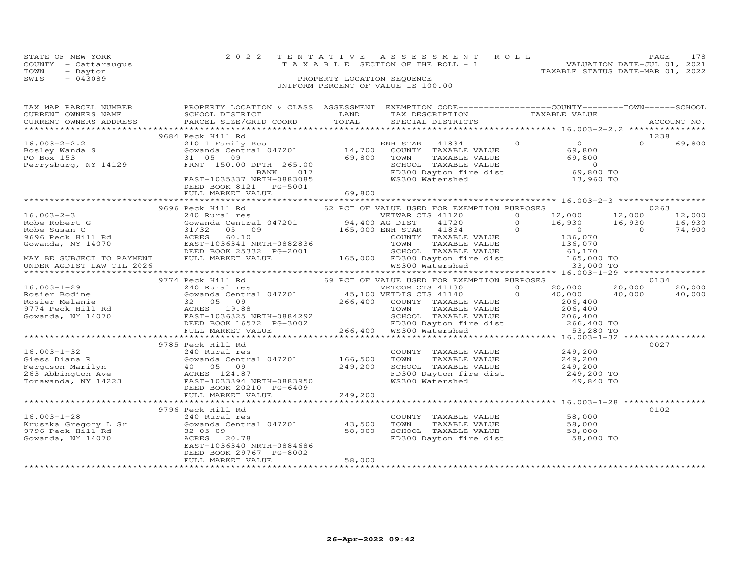STATE OF NEW YORK
COUNTY - Cattaraugus
TOWN - Dayton
SWIS - 043089

2 0 2 2 T E N T A T I V E A S S E S S M E N T R O L L
T A X A B L E SECTION OF THE ROLL - 1
PROPERTY LOCATION SEQUENCE
UNIFORM PERCENT OF VALUE IS 100.00

VALUATION DATE-JUL 01, 2021
TAXABLE STATUS DATE-MAR 01, 2022

| TAX MAP PARCEL NUMBER / CURRENT OWNERS NAME / CURRENT OWNERS ADDRESS | PROPERTY LOCATION & CLASS / SCHOOL DISTRICT / PARCEL SIZE/GRID COORD | ASSESSMENT LAND / TOTAL | EXEMPTION CODE / TAX DESCRIPTION / SPECIAL DISTRICTS | COUNTY TAXABLE VALUE | TOWN | SCHOOL | ACCOUNT NO. |
|---|---|---|---|---|---|---|---|
| **16.003-2-2.2** | 9684 Peck Hill Rd | | | | | | 1238 |
| Bosley Wanda S | 210 1 Family Res | | ENH STAR 41834 0 | 0 | 0 | 69,800 | |
| PO Box 153 | Gowanda Central 047201 | 14,700 | COUNTY TAXABLE VALUE | 69,800 | | | |
| Perrysburg, NY 14129 | 31 05 09 | 69,800 | TOWN TAXABLE VALUE | 69,800 | | | |
| | FRNT 150.00 DPTH 265.00 | | SCHOOL TAXABLE VALUE | 0 | | | |
| | BANK 017 | | FD300 Dayton fire dist | 69,800 TO | | | |
| | EAST-1035337 NRTH-0883085 | | WS300 Watershed | 13,960 TO | | | |
| | DEED BOOK 8121 PG-5001 | | | | | | |
| | FULL MARKET VALUE | 69,800 | | | | | |
| **16.003-2-3** | 9696 Peck Hill Rd | | 62 PCT OF VALUE USED FOR EXEMPTION PURPOSES | | | | 0263 |
| Robe Robert G | 240 Rural res | | VETWAR CTS 41120 0 | 12,000 | 12,000 | 12,000 | |
| Robe Susan C | Gowanda Central 047201 | 94,400 | AG DIST 41720 0 | 16,930 | 16,930 | 16,930 | |
| 9696 Peck Hill Rd | 31/32 05 09 | 165,000 | ENH STAR 41834 0 | 0 | 0 | 74,900 | |
| Gowanda, NY 14070 | ACRES 60.10 | | COUNTY TAXABLE VALUE | 136,070 | | | |
| | EAST-1036341 NRTH-0882836 | | TOWN TAXABLE VALUE | 136,070 | | | |
| | DEED BOOK 25332 PG-2001 | | SCHOOL TAXABLE VALUE | 61,170 | | | |
| MAY BE SUBJECT TO PAYMENT | FULL MARKET VALUE | 165,000 | FD300 Dayton fire dist | 165,000 TO | | | |
| UNDER AGDIST LAW TIL 2026 | | | WS300 Watershed | 33,000 TO | | | |
| **16.003-1-29** | 9774 Peck Hill Rd | | 69 PCT OF VALUE USED FOR EXEMPTION PURPOSES | | | | 0134 |
| Rosier Bodine | 240 Rural res | | VETCOM CTS 41130 0 | 20,000 | 20,000 | 20,000 | |
| Rosier Melanie | Gowanda Central 047201 | 45,100 | VETDIS CTS 41140 0 | 40,000 | 40,000 | 40,000 | |
| 9774 Peck Hill Rd | 32 05 09 | 266,400 | COUNTY TAXABLE VALUE | 206,400 | | | |
| Gowanda, NY 14070 | ACRES 19.88 | | TOWN TAXABLE VALUE | 206,400 | | | |
| | EAST-1036325 NRTH-0884292 | | SCHOOL TAXABLE VALUE | 206,400 | | | |
| | DEED BOOK 16572 PG-3002 | | FD300 Dayton fire dist | 266,400 TO | | | |
| | FULL MARKET VALUE | 266,400 | WS300 Watershed | 53,280 TO | | | |
| **16.003-1-32** | 9785 Peck Hill Rd | | | | | | 0027 |
| Giess Diana R | 240 Rural res | | COUNTY TAXABLE VALUE | 249,200 | | | |
| Ferguson Marilyn | Gowanda Central 047201 | 166,500 | TOWN TAXABLE VALUE | 249,200 | | | |
| 263 Abbington Ave | 40 05 09 | 249,200 | SCHOOL TAXABLE VALUE | 249,200 | | | |
| Tonawanda, NY 14223 | ACRES 124.87 | | FD300 Dayton fire dist | 249,200 TO | | | |
| | EAST-1033394 NRTH-0883950 | | WS300 Watershed | 49,840 TO | | | |
| | DEED BOOK 20210 PG-6409 | | | | | | |
| | FULL MARKET VALUE | 249,200 | | | | | |
| **16.003-1-28** | 9796 Peck Hill Rd | | | | | | 0102 |
| Kruszka Gregory L Sr | 240 Rural res | | COUNTY TAXABLE VALUE | 58,000 | | | |
| 9796 Peck Hill Rd | Gowanda Central 047201 | 43,500 | TOWN TAXABLE VALUE | 58,000 | | | |
| Gowanda, NY 14070 | 32-05-09 | 58,000 | SCHOOL TAXABLE VALUE | 58,000 | | | |
| | ACRES 20.78 | | FD300 Dayton fire dist | 58,000 TO | | | |
| | EAST-1036340 NRTH-0884686 | | | | | | |
| | DEED BOOK 29767 PG-8002 | | | | | | |
| | FULL MARKET VALUE | 58,000 | | | | | |

26-Apr-2022 09:42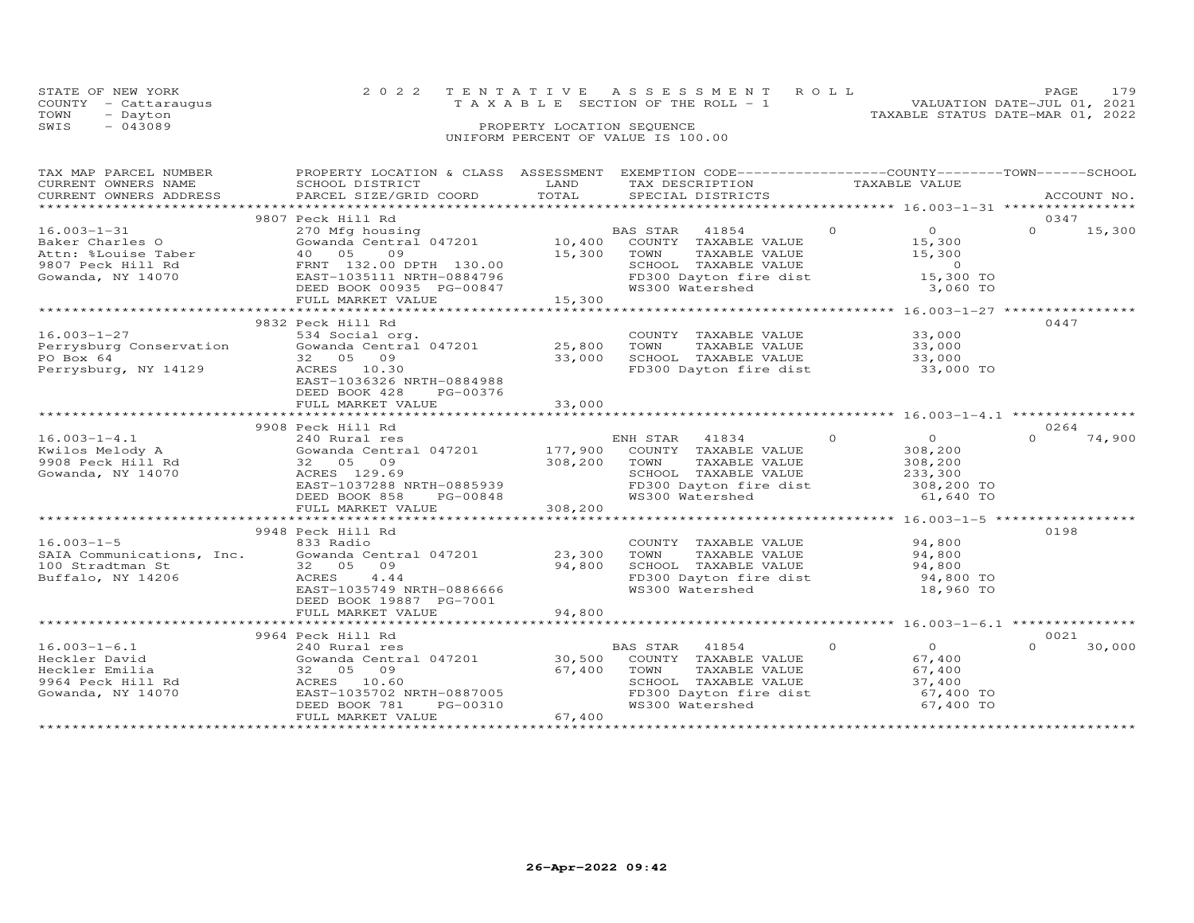STATE OF NEW YORK
COUNTY - Cattaraugus
TOWN - Dayton
SWIS - 043089

2022 TENTATIVE ASSESSMENT ROLL
TAXABLE SECTION OF THE ROLL - 1
PROPERTY LOCATION SEQUENCE
UNIFORM PERCENT OF VALUE IS 100.00

VALUATION DATE-JUL 01, 2021
TAXABLE STATUS DATE-MAR 01, 2022

| TAX MAP PARCEL NUMBER / CURRENT OWNERS NAME / CURRENT OWNERS ADDRESS | PROPERTY LOCATION & CLASS / SCHOOL DISTRICT / PARCEL SIZE/GRID COORD | ASSESSMENT LAND | ASSESSMENT TOTAL | EXEMPTION CODE / TAX DESCRIPTION / SPECIAL DISTRICTS | COUNTY TAXABLE VALUE | TOWN | SCHOOL | ACCOUNT NO. |
|---|---|---|---|---|---|---|---|---|
| 16.003-1-31 | 9807 Peck Hill Rd | | | | | | | 0347 |
| Baker Charles O | 270 Mfg housing | | | BAS STAR 41854 | 0 | 0 | 15,300 | |
| Attn: %Louise Taber | Gowanda Central 047201 | 10,400 | | COUNTY TAXABLE VALUE | 15,300 | | | |
| 9807 Peck Hill Rd | 40 05 09 | | 15,300 | TOWN TAXABLE VALUE | 15,300 | | | |
| Gowanda, NY 14070 | FRNT 132.00 DPTH 130.00 | | | SCHOOL TAXABLE VALUE | 0 | | | |
| | EAST-1035111 NRTH-0884796 | | | FD300 Dayton fire dist | 15,300 TO | | | |
| | DEED BOOK 00935 PG-00847 | | | WS300 Watershed | 3,060 TO | | | |
| | FULL MARKET VALUE | | 15,300 | | | | | |
| 16.003-1-27 | 9832 Peck Hill Rd | | | | | | | 0447 |
| Perrysburg Conservation | 534 Social org. | | | COUNTY TAXABLE VALUE | 33,000 | | | |
| PO Box 64 | Gowanda Central 047201 | 25,800 | | TOWN TAXABLE VALUE | 33,000 | | | |
| Perrysburg, NY 14129 | 32 05 09 | | 33,000 | SCHOOL TAXABLE VALUE | 33,000 | | | |
| | ACRES 10.30 | | | FD300 Dayton fire dist | 33,000 TO | | | |
| | EAST-1036326 NRTH-0884988 | | | | | | | |
| | DEED BOOK 428 PG-00376 | | | | | | | |
| | FULL MARKET VALUE | | 33,000 | | | | | |
| 16.003-1-4.1 | 9908 Peck Hill Rd | | | | | | | 0264 |
| Kwilos Melody A | 240 Rural res | | | ENH STAR 41834 | 0 | 0 | 74,900 | |
| 9908 Peck Hill Rd | Gowanda Central 047201 | 177,900 | | COUNTY TAXABLE VALUE | 308,200 | | | |
| Gowanda, NY 14070 | 32 05 09 | | 308,200 | TOWN TAXABLE VALUE | 308,200 | | | |
| | ACRES 129.69 | | | SCHOOL TAXABLE VALUE | 233,300 | | | |
| | EAST-1037288 NRTH-0885939 | | | FD300 Dayton fire dist | 308,200 TO | | | |
| | DEED BOOK 858 PG-00848 | | | WS300 Watershed | 61,640 TO | | | |
| | FULL MARKET VALUE | | 308,200 | | | | | |
| 16.003-1-5 | 9948 Peck Hill Rd | | | | | | | 0198 |
| SAIA Communications, Inc. | 833 Radio | | | COUNTY TAXABLE VALUE | 94,800 | | | |
| 100 Stradtman St | Gowanda Central 047201 | 23,300 | | TOWN TAXABLE VALUE | 94,800 | | | |
| Buffalo, NY 14206 | 32 05 09 | | 94,800 | SCHOOL TAXABLE VALUE | 94,800 | | | |
| | ACRES 4.44 | | | FD300 Dayton fire dist | 94,800 TO | | | |
| | EAST-1035749 NRTH-0886666 | | | WS300 Watershed | 18,960 TO | | | |
| | DEED BOOK 19887 PG-7001 | | | | | | | |
| | FULL MARKET VALUE | | 94,800 | | | | | |
| 16.003-1-6.1 | 9964 Peck Hill Rd | | | | | | | 0021 |
| Heckler David | 240 Rural res | | | BAS STAR 41854 | 0 | 0 | 30,000 | |
| Heckler Emilia | Gowanda Central 047201 | 30,500 | | COUNTY TAXABLE VALUE | 67,400 | | | |
| 9964 Peck Hill Rd | 32 05 09 | | 67,400 | TOWN TAXABLE VALUE | 67,400 | | | |
| Gowanda, NY 14070 | ACRES 10.60 | | | SCHOOL TAXABLE VALUE | 37,400 | | | |
| | EAST-1035702 NRTH-0887005 | | | FD300 Dayton fire dist | 67,400 TO | | | |
| | DEED BOOK 781 PG-00310 | | | WS300 Watershed | 67,400 TO | | | |
| | FULL MARKET VALUE | | 67,400 | | | | | |

26-Apr-2022 09:42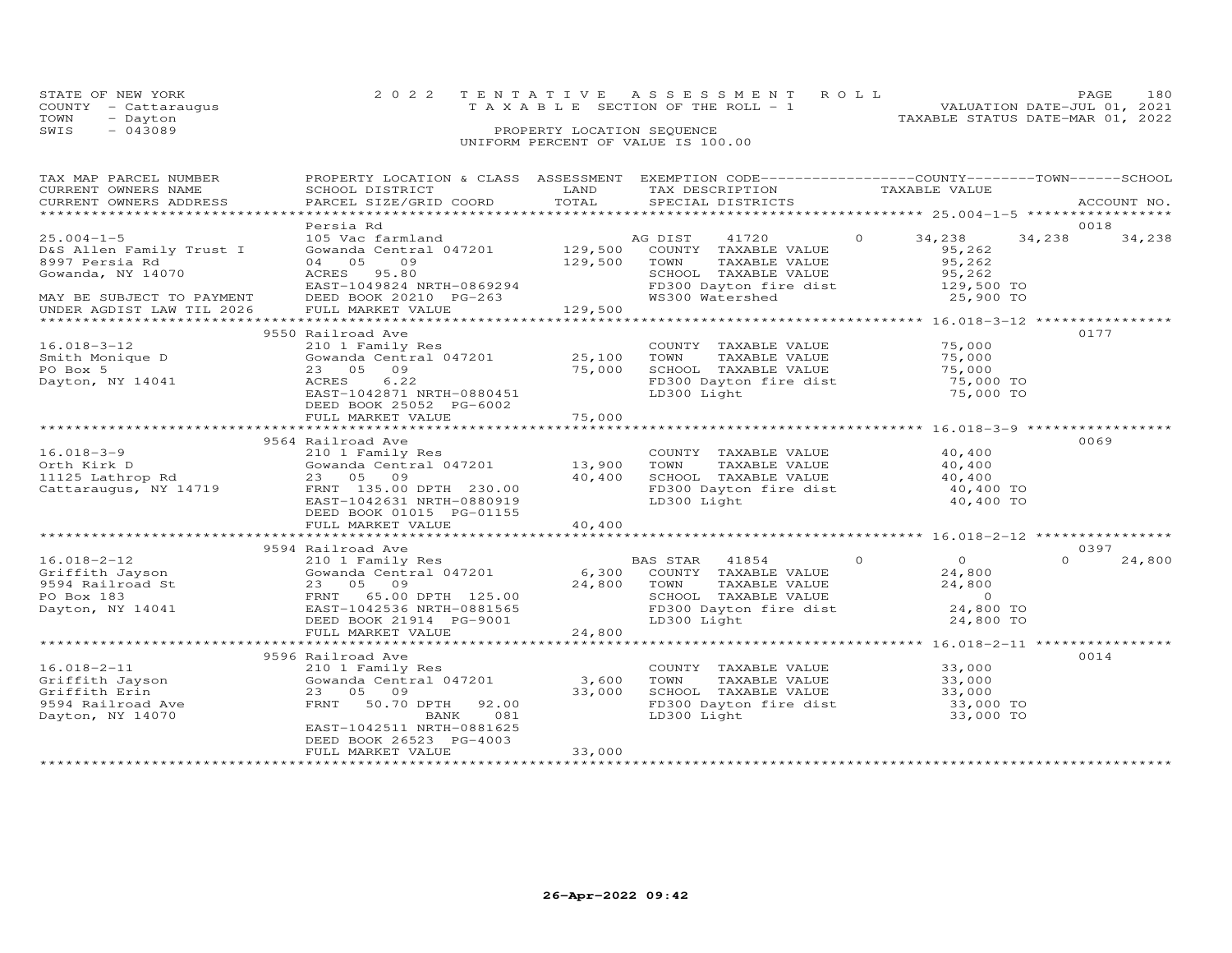STATE OF NEW YORK
COUNTY - Cattaraugus
TOWN - Dayton
SWIS - 043089

2022 TENTATIVE ASSESSMENT ROLL
TAXABLE SECTION OF THE ROLL - 1
PROPERTY LOCATION SEQUENCE
UNIFORM PERCENT OF VALUE IS 100.00

VALUATION DATE-JUL 01, 2021
TAXABLE STATUS DATE-MAR 01, 2022

| TAX MAP PARCEL NUMBER / CURRENT OWNERS NAME / CURRENT OWNERS ADDRESS | PROPERTY LOCATION & CLASS / SCHOOL DISTRICT / PARCEL SIZE/GRID COORD | ASSESSMENT LAND / TOTAL | EXEMPTION CODE / TAX DESCRIPTION / SPECIAL DISTRICTS | COUNTY | TOWN | SCHOOL | ACCOUNT NO. |
|---|---|---|---|---|---|---|---|
| 25.004-1-5 | Persia Rd | | | | | | 0018 |
| | 105 Vac farmland | | AG DIST 41720 0 | 34,238 | 34,238 | 34,238 | |
| D&S Allen Family Trust I | Gowanda Central 047201 | 129,500 | COUNTY TAXABLE VALUE | 95,262 | | | |
| 8997 Persia Rd | 04 05 09 | 129,500 | TOWN TAXABLE VALUE | | 95,262 | | |
| Gowanda, NY 14070 | ACRES 95.80 | | SCHOOL TAXABLE VALUE | | | 95,262 | |
| | EAST-1049824 NRTH-0869294 | | FD300 Dayton fire dist | 129,500 TO | | | |
| MAY BE SUBJECT TO PAYMENT | DEED BOOK 20210 PG-263 | | WS300 Watershed | 25,900 TO | | | |
| UNDER AGDIST LAW TIL 2026 | FULL MARKET VALUE | 129,500 | | | | | |
| 16.018-3-12 | 9550 Railroad Ave | | | | | | 0177 |
| | 210 1 Family Res | | COUNTY TAXABLE VALUE | 75,000 | | | |
| Smith Monique D | Gowanda Central 047201 | 25,100 | TOWN TAXABLE VALUE | | 75,000 | | |
| PO Box 5 | 23 05 09 | 75,000 | SCHOOL TAXABLE VALUE | | | 75,000 | |
| Dayton, NY 14041 | ACRES 6.22 | | FD300 Dayton fire dist | 75,000 TO | | | |
| | EAST-1042871 NRTH-0880451 | | LD300 Light | 75,000 TO | | | |
| | DEED BOOK 25052 PG-6002 | | | | | | |
| | FULL MARKET VALUE | 75,000 | | | | | |
| 16.018-3-9 | 9564 Railroad Ave | | | | | | 0069 |
| | 210 1 Family Res | | COUNTY TAXABLE VALUE | 40,400 | | | |
| Orth Kirk D | Gowanda Central 047201 | 13,900 | TOWN TAXABLE VALUE | | 40,400 | | |
| 11125 Lathrop Rd | 23 05 09 | 40,400 | SCHOOL TAXABLE VALUE | | | 40,400 | |
| Cattaraugus, NY 14719 | FRNT 135.00 DPTH 230.00 | | FD300 Dayton fire dist | 40,400 TO | | | |
| | EAST-1042631 NRTH-0880919 | | LD300 Light | 40,400 TO | | | |
| | DEED BOOK 01015 PG-01155 | | | | | | |
| | FULL MARKET VALUE | 40,400 | | | | | |
| 16.018-2-12 | 9594 Railroad Ave | | | | | | 0397 |
| | 210 1 Family Res | | BAS STAR 41854 0 | 0 | 0 | 24,800 | |
| Griffith Jayson | Gowanda Central 047201 | 6,300 | COUNTY TAXABLE VALUE | 24,800 | | | |
| 9594 Railroad St | 23 05 09 | 24,800 | TOWN TAXABLE VALUE | | 24,800 | | |
| PO Box 183 | FRNT 65.00 DPTH 125.00 | | SCHOOL TAXABLE VALUE | | | 0 | |
| Dayton, NY 14041 | EAST-1042536 NRTH-0881565 | | FD300 Dayton fire dist | 24,800 TO | | | |
| | DEED BOOK 21914 PG-9001 | | LD300 Light | 24,800 TO | | | |
| | FULL MARKET VALUE | 24,800 | | | | | |
| 16.018-2-11 | 9596 Railroad Ave | | | | | | 0014 |
| | 210 1 Family Res | | COUNTY TAXABLE VALUE | 33,000 | | | |
| Griffith Jayson | Gowanda Central 047201 | 3,600 | TOWN TAXABLE VALUE | | 33,000 | | |
| Griffith Erin | 23 05 09 | 33,000 | SCHOOL TAXABLE VALUE | | | 33,000 | |
| 9594 Railroad Ave | FRNT 50.70 DPTH 92.00 | | FD300 Dayton fire dist | 33,000 TO | | | |
| Dayton, NY 14070 | BANK 081 | | LD300 Light | 33,000 TO | | | |
| | EAST-1042511 NRTH-0881625 | | | | | | |
| | DEED BOOK 26523 PG-4003 | | | | | | |
| | FULL MARKET VALUE | 33,000 | | | | | |

26-Apr-2022 09:42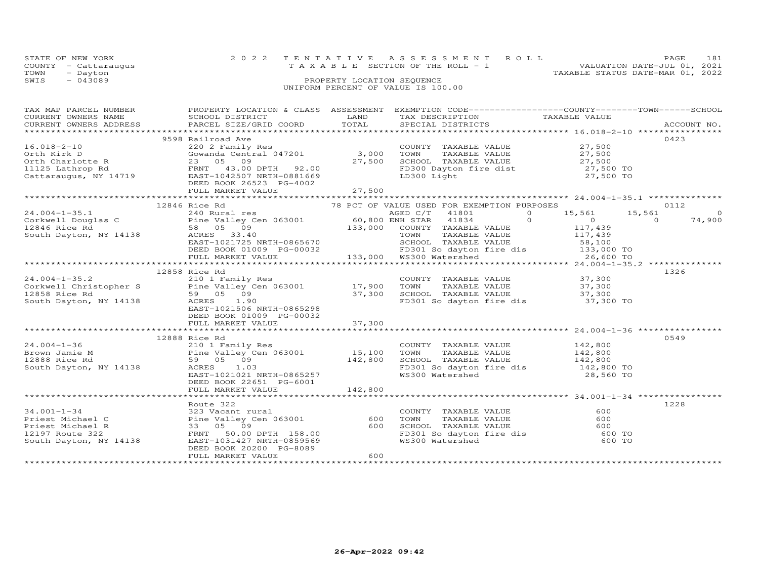STATE OF NEW YORK
COUNTY - Cattaraugus
TOWN - Dayton
SWIS - 043089

# 2022 TENTATIVE ASSESSMENT ROLL
TAXABLE SECTION OF THE ROLL - 1
PROPERTY LOCATION SEQUENCE
UNIFORM PERCENT OF VALUE IS 100.00

VALUATION DATE-JUL 01, 2021
TAXABLE STATUS DATE-MAR 01, 2022

| TAX MAP PARCEL NUMBER / CURRENT OWNERS NAME / CURRENT OWNERS ADDRESS | PROPERTY LOCATION & CLASS / SCHOOL DISTRICT / PARCEL SIZE/GRID COORD | ASSESSMENT LAND | TOTAL | EXEMPTION CODE / TAX DESCRIPTION / SPECIAL DISTRICTS | COUNTY | TOWN | SCHOOL | ACCOUNT NO. |
|---|---|---|---|---|---|---|---|---|
| 16.018-2-10 | 9598 Railroad Ave | | | | | | | 0423 |
| Orth Kirk D | 220 2 Family Res | | | COUNTY TAXABLE VALUE | 27,500 | | | |
| Orth Charlotte R | Gowanda Central 047201 | 3,000 | | TOWN TAXABLE VALUE | | 27,500 | | |
| 11125 Lathrop Rd | 23 05 09 | | 27,500 | SCHOOL TAXABLE VALUE | | | 27,500 | |
| Cattaraugus, NY 14719 | FRNT 43.00 DPTH 92.00 | | | FD300 Dayton fire dist | 27,500 TO | | | |
| | EAST-1042507 NRTH-0881669 | | | LD300 Light | 27,500 TO | | | |
| | DEED BOOK 26523 PG-4002 | | | | | | | |
| | FULL MARKET VALUE | | 27,500 | | | | | |
| 24.004-1-35.1 | 12846 Rice Rd | | | 78 PCT OF VALUE USED FOR EXEMPTION PURPOSES | | | | 0112 |
| Corkwell Douglas C | 240 Rural res | | | AGED C/T 41801 0 | 15,561 | 15,561 | 0 | |
| 12846 Rice Rd | Pine Valley Cen 063001 | 60,800 | | ENH STAR 41834 0 | 0 | 0 | 74,900 | |
| South Dayton, NY 14138 | 58 05 09 | | 133,000 | COUNTY TAXABLE VALUE | 117,439 | | | |
| | ACRES 33.40 | | | TOWN TAXABLE VALUE | | 117,439 | | |
| | EAST-1021725 NRTH-0865670 | | | SCHOOL TAXABLE VALUE | | | 58,100 | |
| | DEED BOOK 01009 PG-00032 | | | FD301 So dayton fire dis | 133,000 TO | | | |
| | FULL MARKET VALUE | | 133,000 | WS300 Watershed | 26,600 TO | | | |
| 24.004-1-35.2 | 12858 Rice Rd | | | | | | | 1326 |
| Corkwell Christopher S | 210 1 Family Res | | | COUNTY TAXABLE VALUE | 37,300 | | | |
| 12858 Rice Rd | Pine Valley Cen 063001 | 17,900 | | TOWN TAXABLE VALUE | | 37,300 | | |
| South Dayton, NY 14138 | 59 05 09 | | 37,300 | SCHOOL TAXABLE VALUE | | | 37,300 | |
| | ACRES 1.90 | | | FD301 So dayton fire dis | 37,300 TO | | | |
| | EAST-1021506 NRTH-0865298 | | | | | | | |
| | DEED BOOK 01009 PG-00032 | | | | | | | |
| | FULL MARKET VALUE | | 37,300 | | | | | |
| 24.004-1-36 | 12888 Rice Rd | | | | | | | 0549 |
| Brown Jamie M | 210 1 Family Res | | | COUNTY TAXABLE VALUE | 142,800 | | | |
| 12888 Rice Rd | Pine Valley Cen 063001 | 15,100 | | TOWN TAXABLE VALUE | | 142,800 | | |
| South Dayton, NY 14138 | 59 05 09 | | 142,800 | SCHOOL TAXABLE VALUE | | | 142,800 | |
| | ACRES 1.03 | | | FD301 So dayton fire dis | 142,800 TO | | | |
| | EAST-1021021 NRTH-0865257 | | | WS300 Watershed | 28,560 TO | | | |
| | DEED BOOK 22651 PG-6001 | | | | | | | |
| | FULL MARKET VALUE | | 142,800 | | | | | |
| 34.001-1-34 | Route 322 | | | | | | | 1228 |
| Priest Michael C | 323 Vacant rural | | | COUNTY TAXABLE VALUE | 600 | | | |
| Priest Michael R | Pine Valley Cen 063001 | 600 | | TOWN TAXABLE VALUE | | 600 | | |
| 12197 Route 322 | 33 05 09 | | 600 | SCHOOL TAXABLE VALUE | | | 600 | |
| South Dayton, NY 14138 | FRNT 50.00 DPTH 158.00 | | | FD301 So dayton fire dis | 600 TO | | | |
| | EAST-1031427 NRTH-0859569 | | | WS300 Watershed | 600 TO | | | |
| | DEED BOOK 20200 PG-8089 | | | | | | | |
| | FULL MARKET VALUE | | 600 | | | | | |

26-Apr-2022 09:42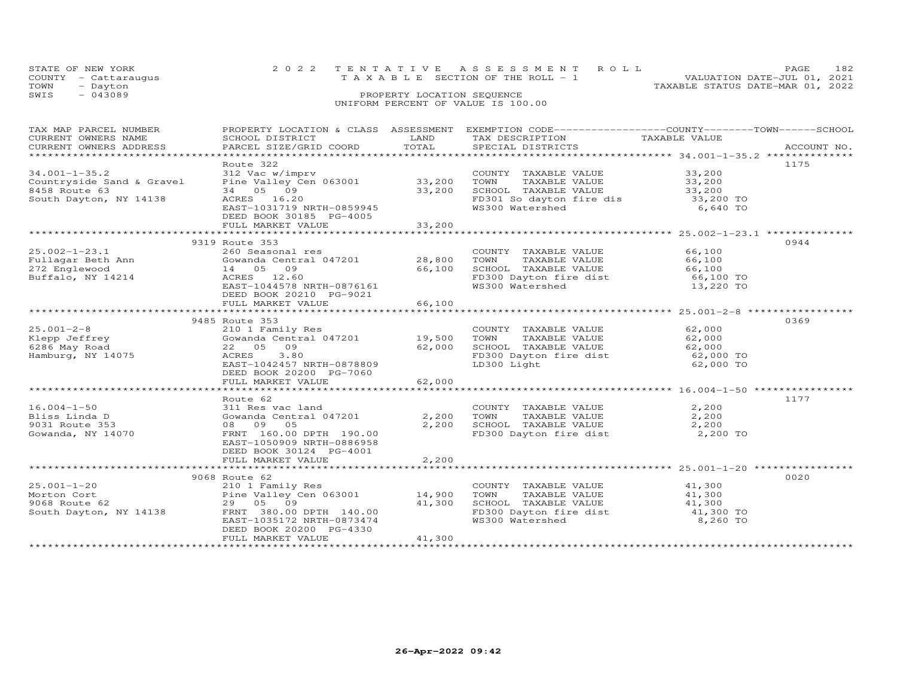STATE OF NEW YORK
COUNTY - Cattaraugus
TOWN - Dayton
SWIS - 043089

# 2022 TENTATIVE ASSESSMENT ROLL

TAXABLE SECTION OF THE ROLL - 1

PROPERTY LOCATION SEQUENCE

UNIFORM PERCENT OF VALUE IS 100.00

VALUATION DATE-JUL 01, 2021
TAXABLE STATUS DATE-MAR 01, 2022

| TAX MAP PARCEL NUMBER / CURRENT OWNERS NAME / CURRENT OWNERS ADDRESS | PROPERTY LOCATION & CLASS / SCHOOL DISTRICT / PARCEL SIZE/GRID COORD | ASSESSMENT LAND | TOTAL | EXEMPTION CODE / TAX DESCRIPTION / SPECIAL DISTRICTS | COUNTY--------TOWN------SCHOOL TAXABLE VALUE | ACCOUNT NO. |
|---|---|---|---|---|---|---|
| 34.001-1-35.2 | Route 322 | | | | | 1175 |
| 34.001-1-35.2 | 312 Vac w/imprv | | | COUNTY TAXABLE VALUE | 33,200 | |
| Countryside Sand & Gravel | Pine Valley Cen 063001 | 33,200 | | TOWN TAXABLE VALUE | 33,200 | |
| 8458 Route 63 | 34 05 09 | | 33,200 | SCHOOL TAXABLE VALUE | 33,200 | |
| South Dayton, NY 14138 | ACRES 16.20 | | | FD301 So dayton fire dis | 33,200 TO | |
| | EAST-1031719 NRTH-0859945 | | | WS300 Watershed | 6,640 TO | |
| | DEED BOOK 30185 PG-4005 | | | | | |
| | FULL MARKET VALUE | | 33,200 | | | |
| 25.002-1-23.1 | 9319 Route 353 | | | | | 0944 |
| 25.002-1-23.1 | 260 Seasonal res | | | COUNTY TAXABLE VALUE | 66,100 | |
| Fullagar Beth Ann | Gowanda Central 047201 | 28,800 | | TOWN TAXABLE VALUE | 66,100 | |
| 272 Englewood | 14 05 09 | | 66,100 | SCHOOL TAXABLE VALUE | 66,100 | |
| Buffalo, NY 14214 | ACRES 12.60 | | | FD300 Dayton fire dist | 66,100 TO | |
| | EAST-1044578 NRTH-0876161 | | | WS300 Watershed | 13,220 TO | |
| | DEED BOOK 20210 PG-9021 | | | | | |
| | FULL MARKET VALUE | | 66,100 | | | |
| 25.001-2-8 | 9485 Route 353 | | | | | 0369 |
| 25.001-2-8 | 210 1 Family Res | | | COUNTY TAXABLE VALUE | 62,000 | |
| Klepp Jeffrey | Gowanda Central 047201 | 19,500 | | TOWN TAXABLE VALUE | 62,000 | |
| 6286 May Road | 22 05 09 | | 62,000 | SCHOOL TAXABLE VALUE | 62,000 | |
| Hamburg, NY 14075 | ACRES 3.80 | | | FD300 Dayton fire dist | 62,000 TO | |
| | EAST-1042457 NRTH-0878809 | | | LD300 Light | 62,000 TO | |
| | DEED BOOK 20200 PG-7060 | | | | | |
| | FULL MARKET VALUE | | 62,000 | | | |
| 16.004-1-50 | Route 62 | | | | | 1177 |
| 16.004-1-50 | 311 Res vac land | | | COUNTY TAXABLE VALUE | 2,200 | |
| Bliss Linda D | Gowanda Central 047201 | 2,200 | | TOWN TAXABLE VALUE | 2,200 | |
| 9031 Route 353 | 08 09 05 | | 2,200 | SCHOOL TAXABLE VALUE | 2,200 | |
| Gowanda, NY 14070 | FRNT 160.00 DPTH 190.00 | | | FD300 Dayton fire dist | 2,200 TO | |
| | EAST-1050909 NRTH-0886958 | | | | | |
| | DEED BOOK 30124 PG-4001 | | | | | |
| | FULL MARKET VALUE | | 2,200 | | | |
| 25.001-1-20 | 9068 Route 62 | | | | | 0020 |
| 25.001-1-20 | 210 1 Family Res | | | COUNTY TAXABLE VALUE | 41,300 | |
| Morton Cort | Pine Valley Cen 063001 | 14,900 | | TOWN TAXABLE VALUE | 41,300 | |
| 9068 Route 62 | 29 05 09 | | 41,300 | SCHOOL TAXABLE VALUE | 41,300 | |
| South Dayton, NY 14138 | FRNT 380.00 DPTH 140.00 | | | FD300 Dayton fire dist | 41,300 TO | |
| | EAST-1035172 NRTH-0873474 | | | WS300 Watershed | 8,260 TO | |
| | DEED BOOK 20200 PG-4330 | | | | | |
| | FULL MARKET VALUE | | 41,300 | | | |

26-Apr-2022 09:42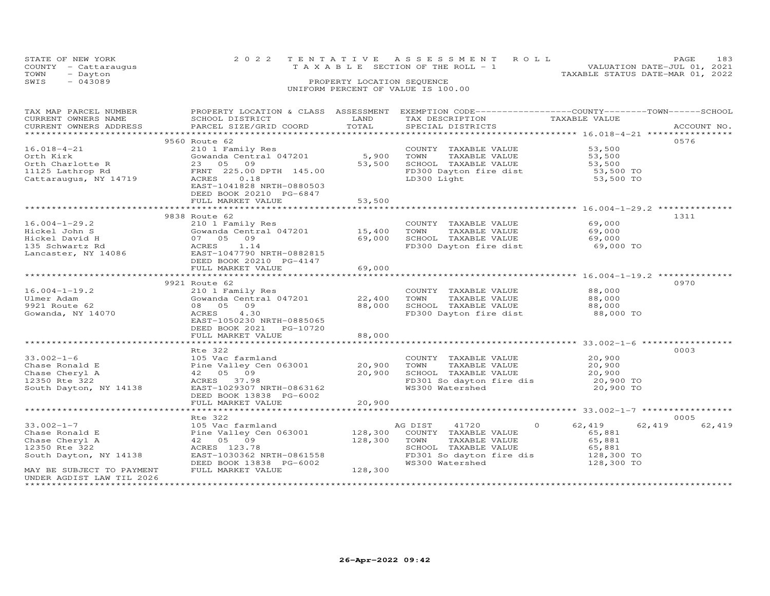STATE OF NEW YORK
COUNTY - Cattaraugus
TOWN - Dayton
SWIS - 043089

2022 TENTATIVE ASSESSMENT ROLL
TAXABLE SECTION OF THE ROLL - 1
PROPERTY LOCATION SEQUENCE
UNIFORM PERCENT OF VALUE IS 100.00

VALUATION DATE-JUL 01, 2021
TAXABLE STATUS DATE-MAR 01, 2022

| TAX MAP PARCEL NUMBER / CURRENT OWNERS NAME / CURRENT OWNERS ADDRESS | PROPERTY LOCATION & CLASS / SCHOOL DISTRICT / PARCEL SIZE/GRID COORD | ASSESSMENT LAND | TOTAL | EXEMPTION CODE / TAX DESCRIPTION / SPECIAL DISTRICTS | COUNTY TAXABLE VALUE | TOWN | SCHOOL | ACCOUNT NO. |
|---|---|---|---|---|---|---|---|---|
| 16.018-4-21 | 9560 Route 62 | | | | | | | 0576 |
| Orth Kirk | 210 1 Family Res | | | COUNTY TAXABLE VALUE | 53,500 | | | |
| Orth Charlotte R | Gowanda Central 047201 | 5,900 | | TOWN TAXABLE VALUE | 53,500 | | | |
| 11125 Lathrop Rd | 23 05 09 | | 53,500 | SCHOOL TAXABLE VALUE | 53,500 | | | |
| Cattaraugus, NY 14719 | FRNT 225.00 DPTH 145.00 | | | FD300 Dayton fire dist | 53,500 TO | | | |
| | ACRES 0.18 | | | LD300 Light | 53,500 TO | | | |
| | EAST-1041828 NRTH-0880503 | | | | | | | |
| | DEED BOOK 20210 PG-6847 | | | | | | | |
| | FULL MARKET VALUE | | 53,500 | | | | | |
| 16.004-1-29.2 | 9838 Route 62 | | | | | | | 1311 |
| Hickel John S | 210 1 Family Res | | | COUNTY TAXABLE VALUE | 69,000 | | | |
| Hickel David H | Gowanda Central 047201 | 15,400 | | TOWN TAXABLE VALUE | 69,000 | | | |
| 135 Schwartz Rd | 07 05 09 | | 69,000 | SCHOOL TAXABLE VALUE | 69,000 | | | |
| Lancaster, NY 14086 | ACRES 1.14 | | | FD300 Dayton fire dist | 69,000 TO | | | |
| | EAST-1047790 NRTH-0882815 | | | | | | | |
| | DEED BOOK 20210 PG-4147 | | | | | | | |
| | FULL MARKET VALUE | | 69,000 | | | | | |
| 16.004-1-19.2 | 9921 Route 62 | | | | | | | 0970 |
| Ulmer Adam | 210 1 Family Res | | | COUNTY TAXABLE VALUE | 88,000 | | | |
| 9921 Route 62 | Gowanda Central 047201 | 22,400 | | TOWN TAXABLE VALUE | 88,000 | | | |
| Gowanda, NY 14070 | 08 05 09 | | 88,000 | SCHOOL TAXABLE VALUE | 88,000 | | | |
| | ACRES 4.30 | | | FD300 Dayton fire dist | 88,000 TO | | | |
| | EAST-1050230 NRTH-0885065 | | | | | | | |
| | DEED BOOK 2021 PG-10720 | | | | | | | |
| | FULL MARKET VALUE | | 88,000 | | | | | |
| 33.002-1-6 | Rte 322 | | | | | | | 0003 |
| Chase Ronald E | 105 Vac farmland | | | COUNTY TAXABLE VALUE | 20,900 | | | |
| Chase Cheryl A | Pine Valley Cen 063001 | 20,900 | | TOWN TAXABLE VALUE | 20,900 | | | |
| 12350 Rte 322 | 42 05 09 | | 20,900 | SCHOOL TAXABLE VALUE | 20,900 | | | |
| South Dayton, NY 14138 | ACRES 37.98 | | | FD301 So dayton fire dis | 20,900 TO | | | |
| | EAST-1029307 NRTH-0863162 | | | WS300 Watershed | 20,900 TO | | | |
| | DEED BOOK 13838 PG-6002 | | | | | | | |
| | FULL MARKET VALUE | | 20,900 | | | | | |
| 33.002-1-7 | Rte 322 | | | | | | | 0005 |
| Chase Ronald E | 105 Vac farmland | | | AG DIST 41720 0 | 62,419 | 62,419 | 62,419 | |
| Chase Cheryl A | Pine Valley Cen 063001 | 128,300 | | COUNTY TAXABLE VALUE | 65,881 | | | |
| 12350 Rte 322 | 42 05 09 | | 128,300 | TOWN TAXABLE VALUE | 65,881 | | | |
| South Dayton, NY 14138 | ACRES 123.78 | | | SCHOOL TAXABLE VALUE | 65,881 | | | |
| | EAST-1030362 NRTH-0861558 | | | FD301 So dayton fire dis | 128,300 TO | | | |
| | DEED BOOK 13838 PG-6002 | | | WS300 Watershed | 128,300 TO | | | |
| MAY BE SUBJECT TO PAYMENT | FULL MARKET VALUE | | 128,300 | | | | | |
| UNDER AGDIST LAW TIL 2026 | | | | | | | | |

26-Apr-2022 09:42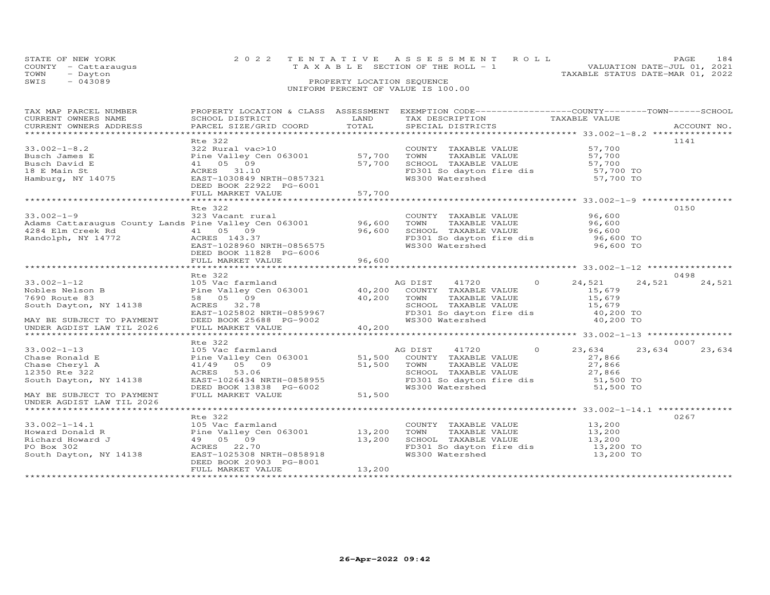STATE OF NEW YORK — 2022 TENTATIVE ASSESSMENT ROLL
COUNTY - Cattaraugus — TAXABLE SECTION OF THE ROLL - 1 — VALUATION DATE-JUL 01, 2021
TOWN - Dayton — TAXABLE STATUS DATE-MAR 01, 2022
SWIS - 043089 — PROPERTY LOCATION SEQUENCE
UNIFORM PERCENT OF VALUE IS 100.00

| TAX MAP PARCEL NUMBER / CURRENT OWNERS NAME / CURRENT OWNERS ADDRESS | PROPERTY LOCATION & CLASS / SCHOOL DISTRICT / PARCEL SIZE/GRID COORD | ASSESSMENT LAND | TOTAL | EXEMPTION CODE / TAX DESCRIPTION / SPECIAL DISTRICTS | COUNTY TAXABLE VALUE | TOWN | SCHOOL | ACCOUNT NO. |
|---|---|---|---|---|---|---|---|---|
| **33.002-1-8.2** | Rte 322 | | | | | | | 1141 |
| 33.002-1-8.2 | 322 Rural vac>10 | | | COUNTY TAXABLE VALUE | 57,700 | | | |
| Busch James E | Pine Valley Cen 063001 | 57,700 | | TOWN TAXABLE VALUE | 57,700 | | | |
| Busch David E | 41 05 09 | | 57,700 | SCHOOL TAXABLE VALUE | 57,700 | | | |
| 18 E Main St | ACRES 31.10 | | | FD301 So dayton fire dis | 57,700 TO | | | |
| Hamburg, NY 14075 | EAST-1030849 NRTH-0857321 | | | WS300 Watershed | 57,700 TO | | | |
| | DEED BOOK 22922 PG-6001 | | | | | | | |
| | FULL MARKET VALUE | | 57,700 | | | | | |
| **33.002-1-9** | Rte 322 | | | | | | | 0150 |
| 33.002-1-9 | 323 Vacant rural | | | COUNTY TAXABLE VALUE | 96,600 | | | |
| Adams Cattaraugus County Lands | Pine Valley Cen 063001 | 96,600 | | TOWN TAXABLE VALUE | 96,600 | | | |
| 4284 Elm Creek Rd | 41 05 09 | | 96,600 | SCHOOL TAXABLE VALUE | 96,600 | | | |
| Randolph, NY 14772 | ACRES 143.37 | | | FD301 So dayton fire dis | 96,600 TO | | | |
| | EAST-1028960 NRTH-0856575 | | | WS300 Watershed | 96,600 TO | | | |
| | DEED BOOK 11828 PG-6006 | | | | | | | |
| | FULL MARKET VALUE | | 96,600 | | | | | |
| **33.002-1-12** | Rte 322 | | | | | | | 0498 |
| 33.002-1-12 | 105 Vac farmland | | | AG DIST 41720 0 | 24,521 | 24,521 | 24,521 | |
| Nobles Nelson B | Pine Valley Cen 063001 | 40,200 | | COUNTY TAXABLE VALUE | 15,679 | | | |
| 7690 Route 83 | 58 05 09 | | 40,200 | TOWN TAXABLE VALUE | 15,679 | | | |
| South Dayton, NY 14138 | ACRES 32.78 | | | SCHOOL TAXABLE VALUE | 15,679 | | | |
| | EAST-1025802 NRTH-0859967 | | | FD301 So dayton fire dis | 40,200 TO | | | |
| MAY BE SUBJECT TO PAYMENT | DEED BOOK 25688 PG-9002 | | | WS300 Watershed | 40,200 TO | | | |
| UNDER AGDIST LAW TIL 2026 | FULL MARKET VALUE | | 40,200 | | | | | |
| **33.002-1-13** | Rte 322 | | | | | | | 0007 |
| 33.002-1-13 | 105 Vac farmland | | | AG DIST 41720 0 | 23,634 | 23,634 | 23,634 | |
| Chase Ronald E | Pine Valley Cen 063001 | 51,500 | | COUNTY TAXABLE VALUE | 27,866 | | | |
| Chase Cheryl A | 41/49 05 09 | | 51,500 | TOWN TAXABLE VALUE | 27,866 | | | |
| 12350 Rte 322 | ACRES 53.06 | | | SCHOOL TAXABLE VALUE | 27,866 | | | |
| South Dayton, NY 14138 | EAST-1026434 NRTH-0858955 | | | FD301 So dayton fire dis | 51,500 TO | | | |
| | DEED BOOK 13838 PG-6002 | | | WS300 Watershed | 51,500 TO | | | |
| MAY BE SUBJECT TO PAYMENT | FULL MARKET VALUE | | 51,500 | | | | | |
| UNDER AGDIST LAW TIL 2026 | | | | | | | | |
| **33.002-1-14.1** | Rte 322 | | | | | | | 0267 |
| 33.002-1-14.1 | 105 Vac farmland | | | COUNTY TAXABLE VALUE | 13,200 | | | |
| Howard Donald R | Pine Valley Cen 063001 | 13,200 | | TOWN TAXABLE VALUE | 13,200 | | | |
| Richard Howard J | 49 05 09 | | 13,200 | SCHOOL TAXABLE VALUE | 13,200 | | | |
| PO Box 302 | ACRES 22.70 | | | FD301 So dayton fire dis | 13,200 TO | | | |
| South Dayton, NY 14138 | EAST-1025308 NRTH-0858918 | | | WS300 Watershed | 13,200 TO | | | |
| | DEED BOOK 20903 PG-8001 | | | | | | | |
| | FULL MARKET VALUE | | 13,200 | | | | | |

26-Apr-2022 09:42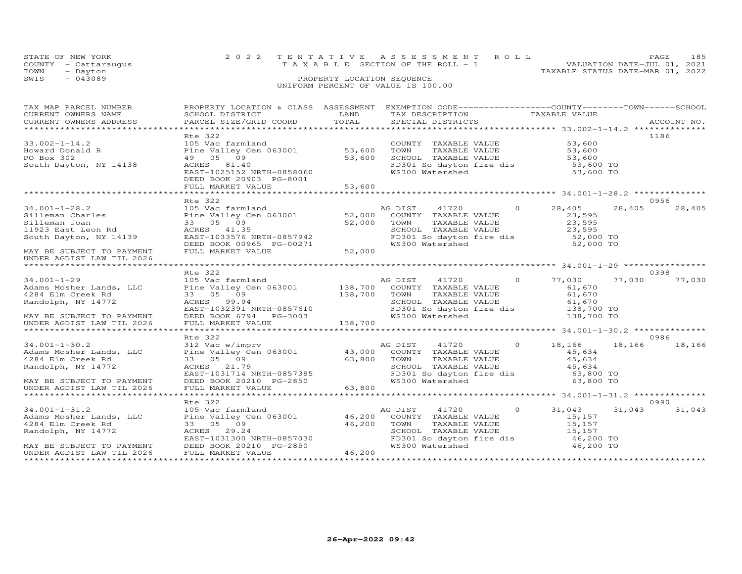STATE OF NEW YORK
COUNTY - Cattaraugus
TOWN - Dayton
SWIS - 043089

2022 TENTATIVE ASSESSMENT ROLL
TAXABLE SECTION OF THE ROLL - 1
PROPERTY LOCATION SEQUENCE
UNIFORM PERCENT OF VALUE IS 100.00

VALUATION DATE-JUL 01, 2021
TAXABLE STATUS DATE-MAR 01, 2022

| TAX MAP PARCEL NUMBER / CURRENT OWNERS NAME / CURRENT OWNERS ADDRESS | PROPERTY LOCATION & CLASS / SCHOOL DISTRICT / PARCEL SIZE/GRID COORD | ASSESSMENT LAND | TOTAL | EXEMPTION CODE / TAX DESCRIPTION / SPECIAL DISTRICTS | COUNTY TAXABLE VALUE | TOWN | SCHOOL | ACCOUNT NO. |
|---|---|---|---|---|---|---|---|---|
| **33.002-1-14.2** | Rte 322 | | | | | | | 1186 |
| 33.002-1-14.2 | 105 Vac farmland | | | COUNTY TAXABLE VALUE | 53,600 | | | |
| Howard Donald R | Pine Valley Cen 063001 | 53,600 | | TOWN TAXABLE VALUE | 53,600 | | | |
| PO Box 302 | 49 05 09 | | 53,600 | SCHOOL TAXABLE VALUE | 53,600 | | | |
| South Dayton, NY 14138 | ACRES 81.40 | | | FD301 So dayton fire dis | 53,600 TO | | | |
| | EAST-1025152 NRTH-0858060 | | | WS300 Watershed | 53,600 TO | | | |
| | DEED BOOK 20903 PG-8001 | | | | | | | |
| | FULL MARKET VALUE | | 53,600 | | | | | |
| **34.001-1-28.2** | Rte 322 | | | | | | | 0956 |
| 34.001-1-28.2 | 105 Vac farmland | | | AG DIST 41720 0 | 28,405 | 28,405 | 28,405 | |
| Silleman Charles | Pine Valley Cen 063001 | 52,000 | | COUNTY TAXABLE VALUE | 23,595 | | | |
| Silleman Joan | 33 05 09 | | 52,000 | TOWN TAXABLE VALUE | 23,595 | | | |
| 11923 East Leon Rd | ACRES 41.35 | | | SCHOOL TAXABLE VALUE | 23,595 | | | |
| South Dayton, NY 14139 | EAST-1033576 NRTH-0857942 | | | FD301 So dayton fire dis | 52,000 TO | | | |
| | DEED BOOK 00965 PG-00271 | | | WS300 Watershed | 52,000 TO | | | |
| MAY BE SUBJECT TO PAYMENT | FULL MARKET VALUE | | 52,000 | | | | | |
| UNDER AGDIST LAW TIL 2026 | | | | | | | | |
| **34.001-1-29** | Rte 322 | | | | | | | 0398 |
| 34.001-1-29 | 105 Vac farmland | | | AG DIST 41720 0 | 77,030 | 77,030 | 77,030 | |
| Adams Mosher Lands, LLC | Pine Valley Cen 063001 | 138,700 | | COUNTY TAXABLE VALUE | 61,670 | | | |
| 4284 Elm Creek Rd | 33 05 09 | | 138,700 | TOWN TAXABLE VALUE | 61,670 | | | |
| Randolph, NY 14772 | ACRES 99.94 | | | SCHOOL TAXABLE VALUE | 61,670 | | | |
| | EAST-1032391 NRTH-0857610 | | | FD301 So dayton fire dis | 138,700 TO | | | |
| MAY BE SUBJECT TO PAYMENT | DEED BOOK 6794 PG-3003 | | | WS300 Watershed | 138,700 TO | | | |
| UNDER AGDIST LAW TIL 2026 | FULL MARKET VALUE | | 138,700 | | | | | |
| **34.001-1-30.2** | Rte 322 | | | | | | | 0986 |
| 34.001-1-30.2 | 312 Vac w/imprv | | | AG DIST 41720 0 | 18,166 | 18,166 | 18,166 | |
| Adams Mosher Lands, LLC | Pine Valley Cen 063001 | 43,000 | | COUNTY TAXABLE VALUE | 45,634 | | | |
| 4284 Elm Creek Rd | 33 05 09 | | 63,800 | TOWN TAXABLE VALUE | 45,634 | | | |
| Randolph, NY 14772 | ACRES 21.79 | | | SCHOOL TAXABLE VALUE | 45,634 | | | |
| | EAST-1031714 NRTH-0857385 | | | FD301 So dayton fire dis | 63,800 TO | | | |
| MAY BE SUBJECT TO PAYMENT | DEED BOOK 20210 PG-2850 | | | WS300 Watershed | 63,800 TO | | | |
| UNDER AGDIST LAW TIL 2026 | FULL MARKET VALUE | | 63,800 | | | | | |
| **34.001-1-31.2** | Rte 322 | | | | | | | 0990 |
| 34.001-1-31.2 | 105 Vac farmland | | | AG DIST 41720 0 | 31,043 | 31,043 | 31,043 | |
| Adams Mosher Lands, LLC | Pine Valley Cen 063001 | 46,200 | | COUNTY TAXABLE VALUE | 15,157 | | | |
| 4284 Elm Creek Rd | 33 05 09 | | 46,200 | TOWN TAXABLE VALUE | 15,157 | | | |
| Randolph, NY 14772 | ACRES 29.24 | | | SCHOOL TAXABLE VALUE | 15,157 | | | |
| | EAST-1031300 NRTH-0857030 | | | FD301 So dayton fire dis | 46,200 TO | | | |
| MAY BE SUBJECT TO PAYMENT | DEED BOOK 20210 PG-2850 | | | WS300 Watershed | 46,200 TO | | | |
| UNDER AGDIST LAW TIL 2026 | FULL MARKET VALUE | | 46,200 | | | | | |

26-Apr-2022 09:42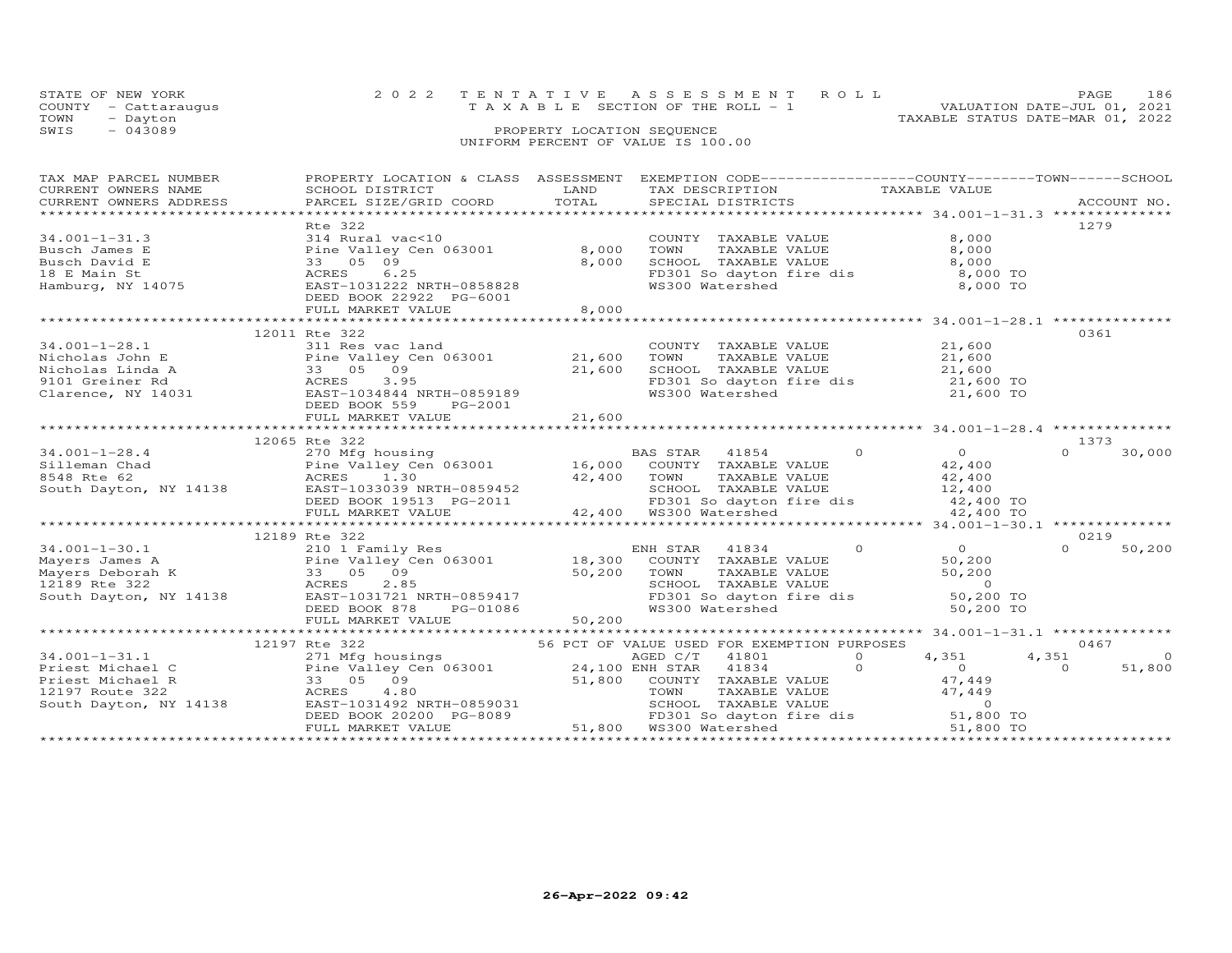STATE OF NEW YORK 2 0 2 2 T E N T A T I V E A S S E S S M E N T R O L L
COUNTY - Cattaraugus T A X A B L E SECTION OF THE ROLL - 1 VALUATION DATE-JUL 01, 2021
TOWN - Dayton TAXABLE STATUS DATE-MAR 01, 2022
SWIS - 043089 PROPERTY LOCATION SEQUENCE
UNIFORM PERCENT OF VALUE IS 100.00

```
TAX MAP PARCEL NUMBER        PROPERTY LOCATION & CLASS  ASSESSMENT  EXEMPTION CODE------------------COUNTY--------TOWN------SCHOOL
CURRENT OWNERS NAME          SCHOOL DISTRICT               LAND      TAX DESCRIPTION            TAXABLE VALUE
CURRENT OWNERS ADDRESS       PARCEL SIZE/GRID COORD        TOTAL     SPECIAL DISTRICTS                                    ACCOUNT NO.
******************************************************************************************************* 34.001-1-31.3 **************
                             Rte 322                                                                                       1279
34.001-1-31.3                314 Rural vac<10                          COUNTY  TAXABLE VALUE              8,000
Busch James E                Pine Valley Cen 063001        8,000       TOWN    TAXABLE VALUE              8,000
Busch David E                33  05  09                    8,000       SCHOOL  TAXABLE VALUE              8,000
18 E Main St                 ACRES     6.25                            FD301 So dayton fire dis           8,000 TO
Hamburg, NY 14075            EAST-1031222 NRTH-0858828                 WS300 Watershed                    8,000 TO
                             DEED BOOK 22922  PG-6001
                             FULL MARKET VALUE             8,000
******************************************************************************************************* 34.001-1-28.1 **************
                       12011 Rte 322                                                                                       0361
34.001-1-28.1                311 Res vac land                          COUNTY  TAXABLE VALUE             21,600
Nicholas John E              Pine Valley Cen 063001       21,600       TOWN    TAXABLE VALUE             21,600
Nicholas Linda A             33  05  09                   21,600       SCHOOL  TAXABLE VALUE             21,600
9101 Greiner Rd              ACRES     3.95                            FD301 So dayton fire dis          21,600 TO
Clarence, NY 14031           EAST-1034844 NRTH-0859189                 WS300 Watershed                   21,600 TO
                             DEED BOOK 559     PG-2001
                             FULL MARKET VALUE            21,600
******************************************************************************************************* 34.001-1-28.4 **************
                       12065 Rte 322                                                                                       1373
34.001-1-28.4                270 Mfg housing                           BAS STAR   41854        0          0            0     30,000
Silleman Chad                Pine Valley Cen 063001       16,000       COUNTY  TAXABLE VALUE             42,400
8548 Rte 62                  ACRES     1.30               42,400       TOWN    TAXABLE VALUE             42,400
South Dayton, NY 14138       EAST-1033039 NRTH-0859452                 SCHOOL  TAXABLE VALUE             12,400
                             DEED BOOK 19513  PG-2011                  FD301 So dayton fire dis          42,400 TO
                             FULL MARKET VALUE            42,400       WS300 Watershed                   42,400 TO
******************************************************************************************************* 34.001-1-30.1 **************
                       12189 Rte 322                                                                                       0219
34.001-1-30.1                210 1 Family Res                          ENH STAR   41834        0          0            0     50,200
Mayers James A               Pine Valley Cen 063001       18,300       COUNTY  TAXABLE VALUE             50,200
Mayers Deborah K             33  05  09                   50,200       TOWN    TAXABLE VALUE             50,200
12189 Rte 322                ACRES     2.85                            SCHOOL  TAXABLE VALUE                  0
South Dayton, NY 14138       EAST-1031721 NRTH-0859417                 FD301 So dayton fire dis          50,200 TO
                             DEED BOOK 878     PG-01086                WS300 Watershed                   50,200 TO
                             FULL MARKET VALUE            50,200
******************************************************************************************************* 34.001-1-31.1 **************
                       12197 Rte 322                     56 PCT OF VALUE USED FOR EXEMPTION PURPOSES                      0467
34.001-1-31.1                271 Mfg housings                          AGED C/T   41801        0      4,351        4,351          0
Priest Michael C             Pine Valley Cen 063001       24,100 ENH STAR   41834        0          0            0     51,800
Priest Michael R             33  05  09                   51,800       COUNTY  TAXABLE VALUE             47,449
12197 Route 322              ACRES     4.80                            TOWN    TAXABLE VALUE             47,449
South Dayton, NY 14138       EAST-1031492 NRTH-0859031                 SCHOOL  TAXABLE VALUE                  0
                             DEED BOOK 20200  PG-8089                  FD301 So dayton fire dis          51,800 TO
                             FULL MARKET VALUE            51,800       WS300 Watershed                   51,800 TO
************************************************************************************************************************************
```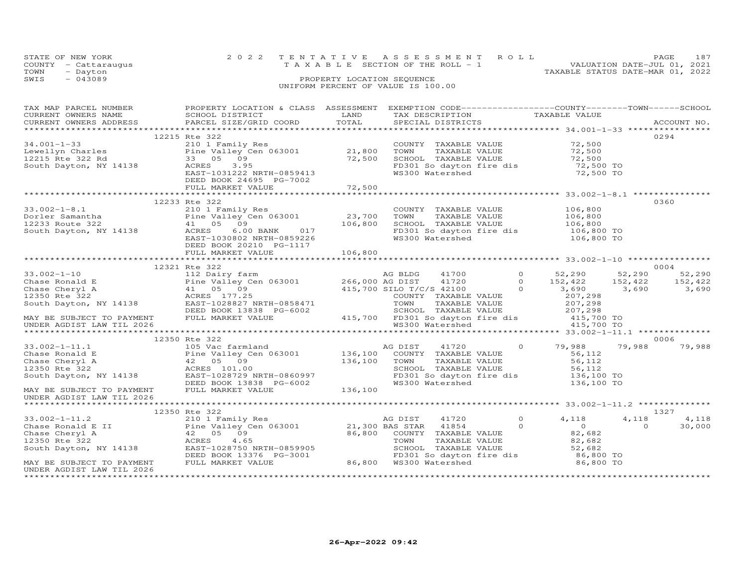STATE OF NEW YORK · COUNTY - Cattaraugus · TOWN - Dayton · SWIS - 043089

# 2022 TENTATIVE ASSESSMENT ROLL

TAXABLE SECTION OF THE ROLL - 1

PROPERTY LOCATION SEQUENCE

UNIFORM PERCENT OF VALUE IS 100.00

VALUATION DATE-JUL 01, 2021
TAXABLE STATUS DATE-MAR 01, 2022

| TAX MAP PARCEL NUMBER / CURRENT OWNERS NAME / CURRENT OWNERS ADDRESS | PROPERTY LOCATION & CLASS / SCHOOL DISTRICT / PARCEL SIZE/GRID COORD | ASSESSMENT LAND / TOTAL | EXEMPTION CODE / TAX DESCRIPTION / SPECIAL DISTRICTS | | COUNTY TAXABLE VALUE | TOWN | SCHOOL | ACCOUNT NO. |
|---|---|---|---|---|---|---|---|---|
| | 12215 Rte 322 | | | | | | | 0294 |
| 34.001-1-33 | 210 1 Family Res | | COUNTY TAXABLE VALUE | | 72,500 | | | |
| Lewellyn Charles | Pine Valley Cen 063001 | 21,800 | TOWN TAXABLE VALUE | | 72,500 | | | |
| 12215 Rte 322 Rd | 33 05 09 | 72,500 | SCHOOL TAXABLE VALUE | | 72,500 | | | |
| South Dayton, NY 14138 | ACRES 3.95 | | FD301 So dayton fire dis | | 72,500 TO | | | |
| | EAST-1031222 NRTH-0859413 | | WS300 Watershed | | 72,500 TO | | | |
| | DEED BOOK 24695 PG-7002 | | | | | | | |
| | FULL MARKET VALUE | 72,500 | | | | | | |
| | 12233 Rte 322 | | | | | | | 0360 |
| 33.002-1-8.1 | 210 1 Family Res | | COUNTY TAXABLE VALUE | | 106,800 | | | |
| Dorler Samantha | Pine Valley Cen 063001 | 23,700 | TOWN TAXABLE VALUE | | 106,800 | | | |
| 12233 Route 322 | 41 05 09 | 106,800 | SCHOOL TAXABLE VALUE | | 106,800 | | | |
| South Dayton, NY 14138 | ACRES 6.00 BANK 017 | | FD301 So dayton fire dis | | 106,800 TO | | | |
| | EAST-1030802 NRTH-0859226 | | WS300 Watershed | | 106,800 TO | | | |
| | DEED BOOK 20210 PG-1117 | | | | | | | |
| | FULL MARKET VALUE | 106,800 | | | | | | |
| | 12321 Rte 322 | | | | | | | 0004 |
| 33.002-1-10 | 112 Dairy farm | | AG BLDG 41700 | 0 | 52,290 | 52,290 | 52,290 | |
| Chase Ronald E | Pine Valley Cen 063001 | 266,000 | AG DIST 41720 | 0 | 152,422 | 152,422 | 152,422 | |
| Chase Cheryl A | 41 05 09 | 415,700 | SILO T/C/S 42100 | 0 | 3,690 | 3,690 | 3,690 | |
| 12350 Rte 322 | ACRES 177.25 | | COUNTY TAXABLE VALUE | | 207,298 | | | |
| South Dayton, NY 14138 | EAST-1028827 NRTH-0858471 | | TOWN TAXABLE VALUE | | 207,298 | | | |
| | DEED BOOK 13838 PG-6002 | | SCHOOL TAXABLE VALUE | | 207,298 | | | |
| MAY BE SUBJECT TO PAYMENT | FULL MARKET VALUE | 415,700 | FD301 So dayton fire dis | | 415,700 TO | | | |
| UNDER AGDIST LAW TIL 2026 | | | WS300 Watershed | | 415,700 TO | | | |
| | 12350 Rte 322 | | | | | | | 0006 |
| 33.002-1-11.1 | 105 Vac farmland | | AG DIST 41720 | 0 | 79,988 | 79,988 | 79,988 | |
| Chase Ronald E | Pine Valley Cen 063001 | 136,100 | COUNTY TAXABLE VALUE | | 56,112 | | | |
| Chase Cheryl A | 42 05 09 | 136,100 | TOWN TAXABLE VALUE | | 56,112 | | | |
| 12350 Rte 322 | ACRES 101.00 | | SCHOOL TAXABLE VALUE | | 56,112 | | | |
| South Dayton, NY 14138 | EAST-1028729 NRTH-0860997 | | FD301 So dayton fire dis | | 136,100 TO | | | |
| | DEED BOOK 13838 PG-6002 | | WS300 Watershed | | 136,100 TO | | | |
| MAY BE SUBJECT TO PAYMENT | FULL MARKET VALUE | 136,100 | | | | | | |
| UNDER AGDIST LAW TIL 2026 | | | | | | | | |
| | 12350 Rte 322 | | | | | | | 1327 |
| 33.002-1-11.2 | 210 1 Family Res | | AG DIST 41720 | 0 | 4,118 | 4,118 | 4,118 | |
| Chase Ronald E II | Pine Valley Cen 063001 | 21,300 | BAS STAR 41854 | 0 | 0 | 0 | 30,000 | |
| Chase Cheryl A | 42 05 09 | 86,800 | COUNTY TAXABLE VALUE | | 82,682 | | | |
| 12350 Rte 322 | ACRES 4.65 | | TOWN TAXABLE VALUE | | 82,682 | | | |
| South Dayton, NY 14138 | EAST-1028750 NRTH-0859905 | | SCHOOL TAXABLE VALUE | | 52,682 | | | |
| | DEED BOOK 13376 PG-3001 | | FD301 So dayton fire dis | | 86,800 TO | | | |
| MAY BE SUBJECT TO PAYMENT | FULL MARKET VALUE | 86,800 | WS300 Watershed | | 86,800 TO | | | |
| UNDER AGDIST LAW TIL 2026 | | | | | | | | |

26-Apr-2022 09:42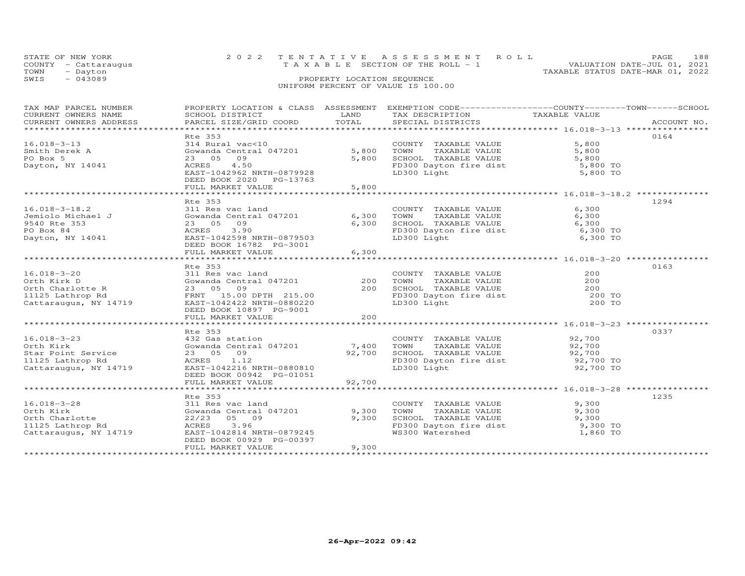STATE OF NEW YORK
COUNTY - Cattaraugus
TOWN - Dayton
SWIS - 043089

2022 TENTATIVE ASSESSMENT ROLL
TAXABLE SECTION OF THE ROLL - 1
PROPERTY LOCATION SEQUENCE
UNIFORM PERCENT OF VALUE IS 100.00

VALUATION DATE-JUL 01, 2021
TAXABLE STATUS DATE-MAR 01, 2022

| TAX MAP PARCEL NUMBER / CURRENT OWNERS NAME / CURRENT OWNERS ADDRESS | PROPERTY LOCATION & CLASS / SCHOOL DISTRICT / PARCEL SIZE/GRID COORD | ASSESSMENT LAND | TOTAL | EXEMPTION CODE / TAX DESCRIPTION / SPECIAL DISTRICTS | TAXABLE VALUE | ACCOUNT NO. |
|---|---|---|---|---|---|---|
| 16.018-3-13 | Rte 353 | | | | | 0164 |
| Smith Derek A | 314 Rural vac<10 | | | COUNTY TAXABLE VALUE | 5,800 | |
| PO Box 5 | Gowanda Central 047201 | 5,800 | | TOWN TAXABLE VALUE | 5,800 | |
| Dayton, NY 14041 | 23 05 09 | | 5,800 | SCHOOL TAXABLE VALUE | 5,800 | |
| | ACRES 4.50 | | | FD300 Dayton fire dist | 5,800 TO | |
| | EAST-1042962 NRTH-0879928 | | | LD300 Light | 5,800 TO | |
| | DEED BOOK 2020 PG-13763 | | | | | |
| | FULL MARKET VALUE | | 5,800 | | | |
| 16.018-3-18.2 | Rte 353 | | | | | 1294 |
| Jemiolo Michael J | 311 Res vac land | | | COUNTY TAXABLE VALUE | 6,300 | |
| 9540 Rte 353 | Gowanda Central 047201 | 6,300 | | TOWN TAXABLE VALUE | 6,300 | |
| PO Box 84 | 23 05 09 | | 6,300 | SCHOOL TAXABLE VALUE | 6,300 | |
| Dayton, NY 14041 | ACRES 3.90 | | | FD300 Dayton fire dist | 6,300 TO | |
| | EAST-1042598 NRTH-0879503 | | | LD300 Light | 6,300 TO | |
| | DEED BOOK 16782 PG-3001 | | | | | |
| | FULL MARKET VALUE | | 6,300 | | | |
| 16.018-3-20 | Rte 353 | | | | | 0163 |
| Orth Kirk D | 311 Res vac land | | | COUNTY TAXABLE VALUE | 200 | |
| Orth Charlotte R | Gowanda Central 047201 | 200 | | TOWN TAXABLE VALUE | 200 | |
| 11125 Lathrop Rd | 23 05 09 | | 200 | SCHOOL TAXABLE VALUE | 200 | |
| Cattaraugus, NY 14719 | FRNT 15.00 DPTH 215.00 | | | FD300 Dayton fire dist | 200 TO | |
| | EAST-1042422 NRTH-0880220 | | | LD300 Light | 200 TO | |
| | DEED BOOK 10897 PG-9001 | | | | | |
| | FULL MARKET VALUE | | 200 | | | |
| 16.018-3-23 | Rte 353 | | | | | 0337 |
| Orth Kirk | 432 Gas station | | | COUNTY TAXABLE VALUE | 92,700 | |
| Star Point Service | Gowanda Central 047201 | 7,400 | | TOWN TAXABLE VALUE | 92,700 | |
| 11125 Lathrop Rd | 23 05 09 | | 92,700 | SCHOOL TAXABLE VALUE | 92,700 | |
| Cattaraugus, NY 14719 | ACRES 1.12 | | | FD300 Dayton fire dist | 92,700 TO | |
| | EAST-1042216 NRTH-0880810 | | | LD300 Light | 92,700 TO | |
| | DEED BOOK 00942 PG-01051 | | | | | |
| | FULL MARKET VALUE | | 92,700 | | | |
| 16.018-3-28 | Rte 353 | | | | | 1235 |
| Orth Kirk | 311 Res vac land | | | COUNTY TAXABLE VALUE | 9,300 | |
| Orth Charlotte | Gowanda Central 047201 | 9,300 | | TOWN TAXABLE VALUE | 9,300 | |
| 11125 Lathrop Rd | 22/23 05 09 | | 9,300 | SCHOOL TAXABLE VALUE | 9,300 | |
| Cattaraugus, NY 14719 | ACRES 3.96 | | | FD300 Dayton fire dist | 9,300 TO | |
| | EAST-1042814 NRTH-0879245 | | | WS300 Watershed | 1,860 TO | |
| | DEED BOOK 00929 PG-00397 | | | | | |
| | FULL MARKET VALUE | | 9,300 | | | |

26-Apr-2022 09:42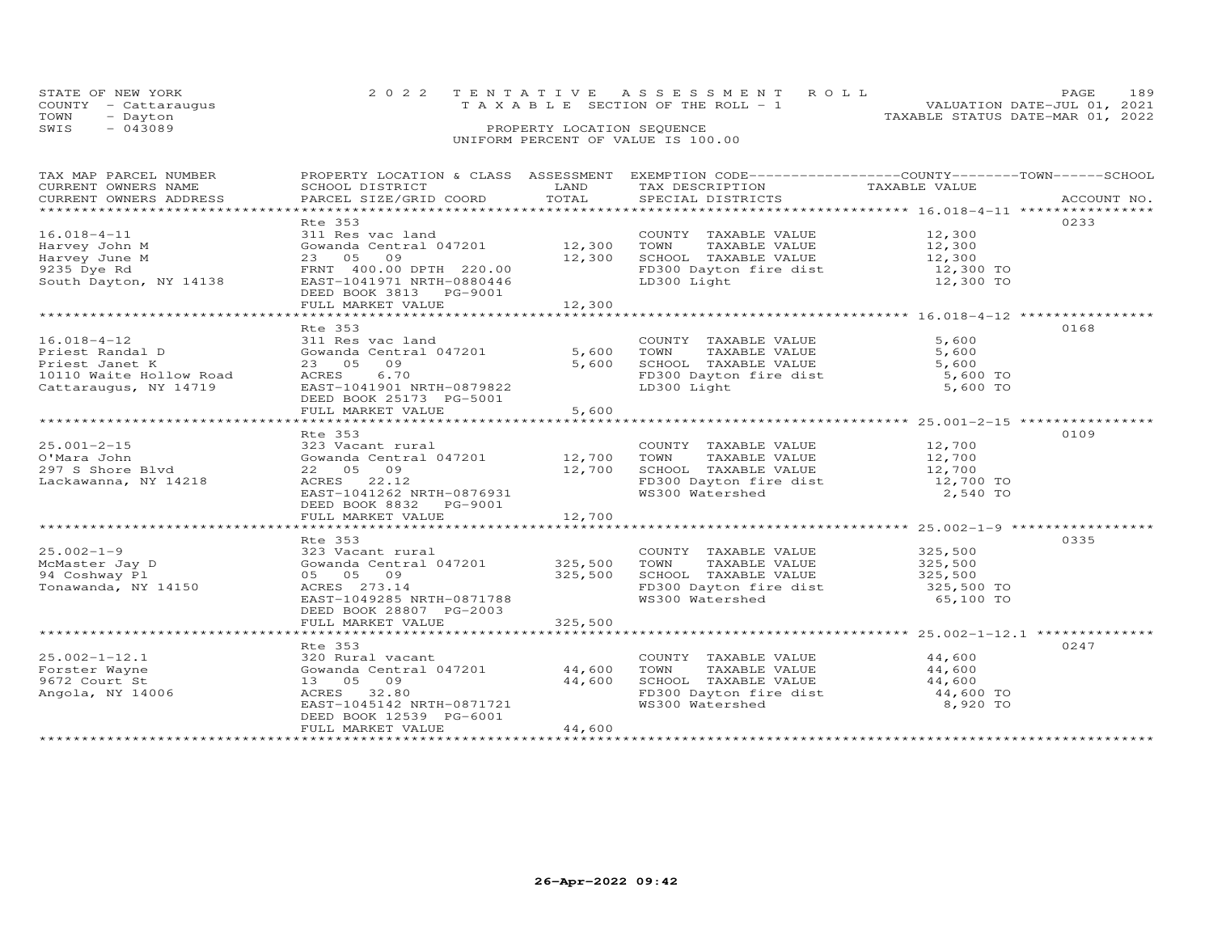STATE OF NEW YORK — COUNTY - Cattaraugus — TOWN - Dayton — SWIS - 043089

2022 TENTATIVE ASSESSMENT ROLL
TAXABLE SECTION OF THE ROLL - 1
PROPERTY LOCATION SEQUENCE
UNIFORM PERCENT OF VALUE IS 100.00

VALUATION DATE-JUL 01, 2021
TAXABLE STATUS DATE-MAR 01, 2022

| TAX MAP PARCEL NUMBER / CURRENT OWNERS NAME / CURRENT OWNERS ADDRESS | PROPERTY LOCATION & CLASS / SCHOOL DISTRICT / PARCEL SIZE/GRID COORD | ASSESSMENT LAND | TOTAL | EXEMPTION CODE / TAX DESCRIPTION / SPECIAL DISTRICTS | TAXABLE VALUE (COUNTY / TOWN / SCHOOL) | ACCOUNT NO. |
|---|---|---|---|---|---|---|
| 16.018-4-11 | Rte 353 | | | | | 0233 |
| Harvey John M | 311 Res vac land | | | COUNTY TAXABLE VALUE | 12,300 | |
| Harvey June M | Gowanda Central 047201 | 12,300 | | TOWN TAXABLE VALUE | 12,300 | |
| 9235 Dye Rd | 23 05 09 | | 12,300 | SCHOOL TAXABLE VALUE | 12,300 | |
| South Dayton, NY 14138 | FRNT 400.00 DPTH 220.00 | | | FD300 Dayton fire dist | 12,300 TO | |
| | EAST-1041971 NRTH-0880446 | | | LD300 Light | 12,300 TO | |
| | DEED BOOK 3813 PG-9001 | | | | | |
| | FULL MARKET VALUE | | 12,300 | | | |
| 16.018-4-12 | Rte 353 | | | | | 0168 |
| Priest Randal D | 311 Res vac land | | | COUNTY TAXABLE VALUE | 5,600 | |
| Priest Janet K | Gowanda Central 047201 | 5,600 | | TOWN TAXABLE VALUE | 5,600 | |
| 10110 Waite Hollow Road | 23 05 09 | | 5,600 | SCHOOL TAXABLE VALUE | 5,600 | |
| Cattaraugus, NY 14719 | ACRES 6.70 | | | FD300 Dayton fire dist | 5,600 TO | |
| | EAST-1041901 NRTH-0879822 | | | LD300 Light | 5,600 TO | |
| | DEED BOOK 25173 PG-5001 | | | | | |
| | FULL MARKET VALUE | | 5,600 | | | |
| 25.001-2-15 | Rte 353 | | | | | 0109 |
| O'Mara John | 323 Vacant rural | | | COUNTY TAXABLE VALUE | 12,700 | |
| 297 S Shore Blvd | Gowanda Central 047201 | 12,700 | | TOWN TAXABLE VALUE | 12,700 | |
| Lackawanna, NY 14218 | 22 05 09 | | 12,700 | SCHOOL TAXABLE VALUE | 12,700 | |
| | ACRES 22.12 | | | FD300 Dayton fire dist | 12,700 TO | |
| | EAST-1041262 NRTH-0876931 | | | WS300 Watershed | 2,540 TO | |
| | DEED BOOK 8832 PG-9001 | | | | | |
| | FULL MARKET VALUE | | 12,700 | | | |
| 25.002-1-9 | Rte 353 | | | | | 0335 |
| McMaster Jay D | 323 Vacant rural | | | COUNTY TAXABLE VALUE | 325,500 | |
| 94 Coshway Pl | Gowanda Central 047201 | 325,500 | | TOWN TAXABLE VALUE | 325,500 | |
| Tonawanda, NY 14150 | 05 05 09 | | 325,500 | SCHOOL TAXABLE VALUE | 325,500 | |
| | ACRES 273.14 | | | FD300 Dayton fire dist | 325,500 TO | |
| | EAST-1049285 NRTH-0871788 | | | WS300 Watershed | 65,100 TO | |
| | DEED BOOK 28807 PG-2003 | | | | | |
| | FULL MARKET VALUE | | 325,500 | | | |
| 25.002-1-12.1 | Rte 353 | | | | | 0247 |
| Forster Wayne | 320 Rural vacant | | | COUNTY TAXABLE VALUE | 44,600 | |
| 9672 Court St | Gowanda Central 047201 | 44,600 | | TOWN TAXABLE VALUE | 44,600 | |
| Angola, NY 14006 | 13 05 09 | | 44,600 | SCHOOL TAXABLE VALUE | 44,600 | |
| | ACRES 32.80 | | | FD300 Dayton fire dist | 44,600 TO | |
| | EAST-1045142 NRTH-0871721 | | | WS300 Watershed | 8,920 TO | |
| | DEED BOOK 12539 PG-6001 | | | | | |
| | FULL MARKET VALUE | | 44,600 | | | |

26-Apr-2022 09:42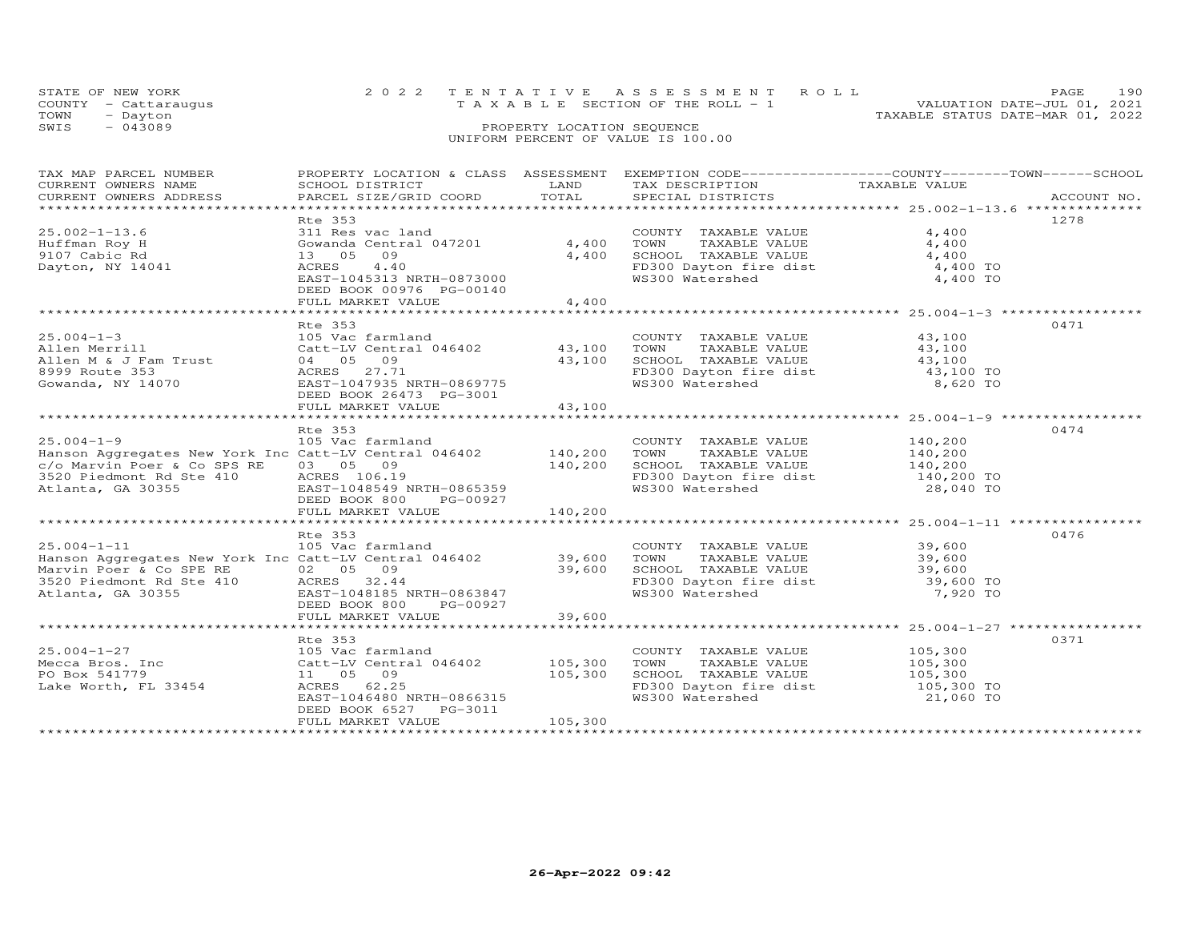STATE OF NEW YORK — 2022 TENTATIVE ASSESSMENT ROLL — VALUATION DATE-JUL 01, 2021
COUNTY - Cattaraugus — TAXABLE SECTION OF THE ROLL - 1 — TAXABLE STATUS DATE-MAR 01, 2022
TOWN - Dayton
SWIS - 043089 — PROPERTY LOCATION SEQUENCE — UNIFORM PERCENT OF VALUE IS 100.00

| TAX MAP PARCEL NUMBER / CURRENT OWNERS NAME / CURRENT OWNERS ADDRESS | PROPERTY LOCATION & CLASS / SCHOOL DISTRICT / PARCEL SIZE/GRID COORD | ASSESSMENT LAND / TOTAL | EXEMPTION CODE / TAX DESCRIPTION / SPECIAL DISTRICTS | COUNTY--TOWN--SCHOOL TAXABLE VALUE | ACCOUNT NO. |
|---|---|---|---|---|---|
| **25.002-1-13.6** | Rte 353 | | | | 1278 |
| 25.002-1-13.6 | 311 Res vac land | | COUNTY TAXABLE VALUE | 4,400 | |
| Huffman Roy H | Gowanda Central 047201 | 4,400 | TOWN TAXABLE VALUE | 4,400 | |
| 9107 Cabic Rd | 13 05 09 | 4,400 | SCHOOL TAXABLE VALUE | 4,400 | |
| Dayton, NY 14041 | ACRES 4.40 | | FD300 Dayton fire dist | 4,400 TO | |
| | EAST-1045313 NRTH-0873000 | | WS300 Watershed | 4,400 TO | |
| | DEED BOOK 00976 PG-00140 | | | | |
| | FULL MARKET VALUE | 4,400 | | | |
| **25.004-1-3** | Rte 353 | | | | 0471 |
| 25.004-1-3 | 105 Vac farmland | | COUNTY TAXABLE VALUE | 43,100 | |
| Allen Merrill | Catt-LV Central 046402 | 43,100 | TOWN TAXABLE VALUE | 43,100 | |
| Allen M & J Fam Trust | 04 05 09 | 43,100 | SCHOOL TAXABLE VALUE | 43,100 | |
| 8999 Route 353 | ACRES 27.71 | | FD300 Dayton fire dist | 43,100 TO | |
| Gowanda, NY 14070 | EAST-1047935 NRTH-0869775 | | WS300 Watershed | 8,620 TO | |
| | DEED BOOK 26473 PG-3001 | | | | |
| | FULL MARKET VALUE | 43,100 | | | |
| **25.004-1-9** | Rte 353 | | | | 0474 |
| 25.004-1-9 | 105 Vac farmland | | COUNTY TAXABLE VALUE | 140,200 | |
| Hanson Aggregates New York Inc | Catt-LV Central 046402 | 140,200 | TOWN TAXABLE VALUE | 140,200 | |
| c/o Marvin Poer & Co SPS RE | 03 05 09 | 140,200 | SCHOOL TAXABLE VALUE | 140,200 | |
| 3520 Piedmont Rd Ste 410 | ACRES 106.19 | | FD300 Dayton fire dist | 140,200 TO | |
| Atlanta, GA 30355 | EAST-1048549 NRTH-0865359 | | WS300 Watershed | 28,040 TO | |
| | DEED BOOK 800 PG-00927 | | | | |
| | FULL MARKET VALUE | 140,200 | | | |
| **25.004-1-11** | Rte 353 | | | | 0476 |
| 25.004-1-11 | 105 Vac farmland | | COUNTY TAXABLE VALUE | 39,600 | |
| Hanson Aggregates New York Inc | Catt-LV Central 046402 | 39,600 | TOWN TAXABLE VALUE | 39,600 | |
| Marvin Poer & Co SPE RE | 02 05 09 | 39,600 | SCHOOL TAXABLE VALUE | 39,600 | |
| 3520 Piedmont Rd Ste 410 | ACRES 32.44 | | FD300 Dayton fire dist | 39,600 TO | |
| Atlanta, GA 30355 | EAST-1048185 NRTH-0863847 | | WS300 Watershed | 7,920 TO | |
| | DEED BOOK 800 PG-00927 | | | | |
| | FULL MARKET VALUE | 39,600 | | | |
| **25.004-1-27** | Rte 353 | | | | 0371 |
| 25.004-1-27 | 105 Vac farmland | | COUNTY TAXABLE VALUE | 105,300 | |
| Mecca Bros. Inc | Catt-LV Central 046402 | 105,300 | TOWN TAXABLE VALUE | 105,300 | |
| PO Box 541779 | 11 05 09 | 105,300 | SCHOOL TAXABLE VALUE | 105,300 | |
| Lake Worth, FL 33454 | ACRES 62.25 | | FD300 Dayton fire dist | 105,300 TO | |
| | EAST-1046480 NRTH-0866315 | | WS300 Watershed | 21,060 TO | |
| | DEED BOOK 6527 PG-3011 | | | | |
| | FULL MARKET VALUE | 105,300 | | | |

26-Apr-2022 09:42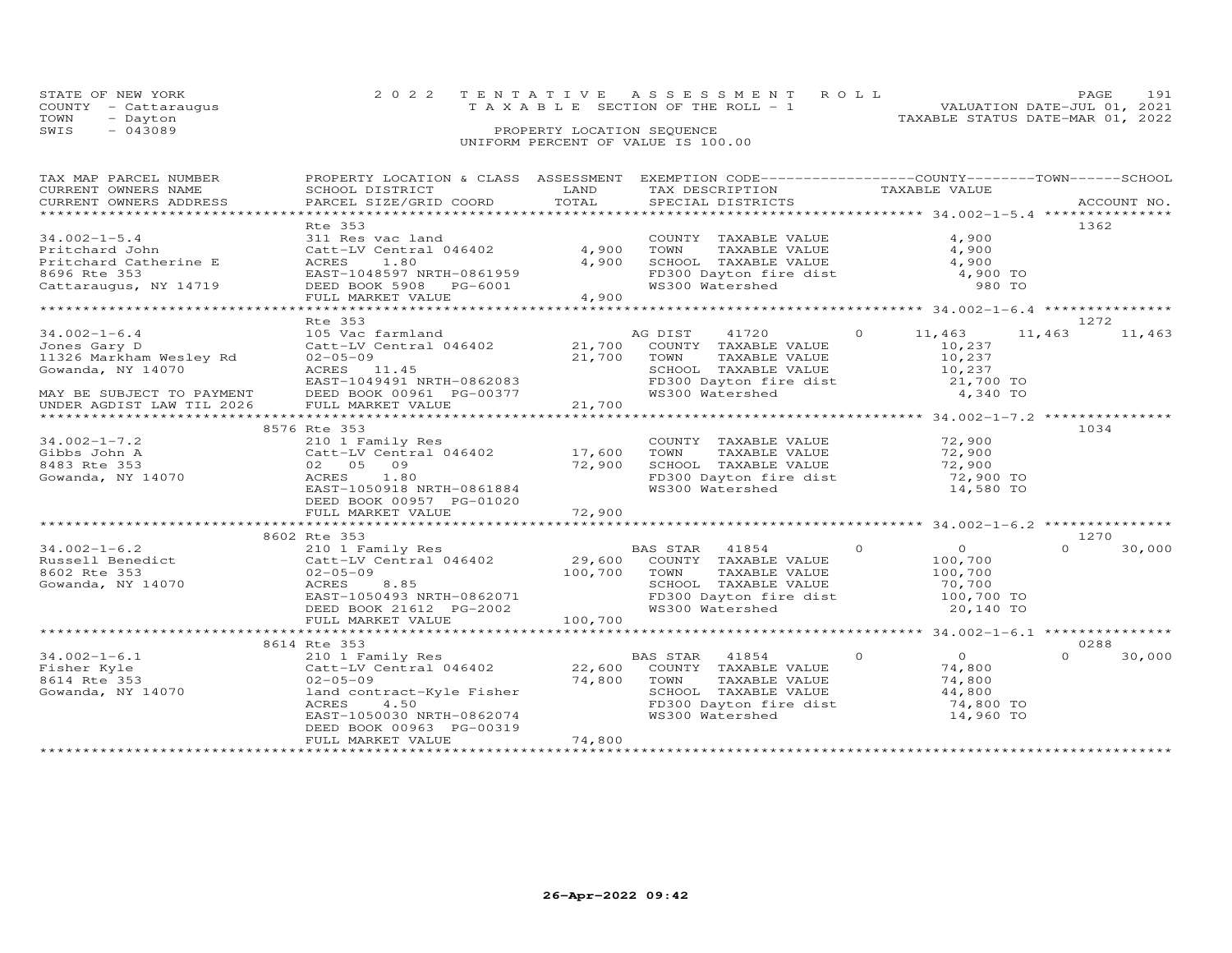STATE OF NEW YORK
COUNTY - Cattaraugus
TOWN - Dayton
SWIS - 043089

2022 TENTATIVE ASSESSMENT ROLL
TAXABLE SECTION OF THE ROLL - 1
PROPERTY LOCATION SEQUENCE
UNIFORM PERCENT OF VALUE IS 100.00

VALUATION DATE-JUL 01, 2021
TAXABLE STATUS DATE-MAR 01, 2022

| TAX MAP PARCEL NUMBER / CURRENT OWNERS NAME / CURRENT OWNERS ADDRESS | PROPERTY LOCATION & CLASS / SCHOOL DISTRICT / PARCEL SIZE/GRID COORD | ASSESSMENT LAND | TOTAL | EXEMPTION CODE / TAX DESCRIPTION / SPECIAL DISTRICTS | COUNTY TAXABLE VALUE | TOWN | SCHOOL | ACCOUNT NO. |
|---|---|---|---|---|---|---|---|---|
| **34.002-1-5.4** | Rte 353 | | | | | | | 1362 |
| 34.002-1-5.4 | 311 Res vac land | | | COUNTY TAXABLE VALUE | 4,900 | | | |
| Pritchard John | Catt-LV Central 046402 | 4,900 | | TOWN TAXABLE VALUE | 4,900 | | | |
| Pritchard Catherine E | ACRES 1.80 | | 4,900 | SCHOOL TAXABLE VALUE | 4,900 | | | |
| 8696 Rte 353 | EAST-1048597 NRTH-0861959 | | | FD300 Dayton fire dist | 4,900 TO | | | |
| Cattaraugus, NY 14719 | DEED BOOK 5908 PG-6001 | | | WS300 Watershed | 980 TO | | | |
| | FULL MARKET VALUE | | 4,900 | | | | | |
| **34.002-1-6.4** | Rte 353 | | | | | | | 1272 |
| 34.002-1-6.4 | 105 Vac farmland | | | AG DIST 41720 0 | 11,463 | 11,463 | 11,463 | |
| Jones Gary D | Catt-LV Central 046402 | 21,700 | | COUNTY TAXABLE VALUE | 10,237 | | | |
| 11326 Markham Wesley Rd | 02-05-09 | | 21,700 | TOWN TAXABLE VALUE | 10,237 | | | |
| Gowanda, NY 14070 | ACRES 11.45 | | | SCHOOL TAXABLE VALUE | 10,237 | | | |
| | EAST-1049491 NRTH-0862083 | | | FD300 Dayton fire dist | 21,700 TO | | | |
| MAY BE SUBJECT TO PAYMENT | DEED BOOK 00961 PG-00377 | | | WS300 Watershed | 4,340 TO | | | |
| UNDER AGDIST LAW TIL 2026 | FULL MARKET VALUE | | 21,700 | | | | | |
| **34.002-1-7.2** | 8576 Rte 353 | | | | | | | 1034 |
| 34.002-1-7.2 | 210 1 Family Res | | | COUNTY TAXABLE VALUE | 72,900 | | | |
| Gibbs John A | Catt-LV Central 046402 | 17,600 | | TOWN TAXABLE VALUE | 72,900 | | | |
| 8483 Rte 353 | 02 05 09 | | 72,900 | SCHOOL TAXABLE VALUE | 72,900 | | | |
| Gowanda, NY 14070 | ACRES 1.80 | | | FD300 Dayton fire dist | 72,900 TO | | | |
| | EAST-1050918 NRTH-0861884 | | | WS300 Watershed | 14,580 TO | | | |
| | DEED BOOK 00957 PG-01020 | | | | | | | |
| | FULL MARKET VALUE | | 72,900 | | | | | |
| **34.002-1-6.2** | 8602 Rte 353 | | | | | | | 1270 |
| 34.002-1-6.2 | 210 1 Family Res | | | BAS STAR 41854 0 | 0 | 0 | 30,000 | |
| Russell Benedict | Catt-LV Central 046402 | 29,600 | | COUNTY TAXABLE VALUE | 100,700 | | | |
| 8602 Rte 353 | 02-05-09 | | 100,700 | TOWN TAXABLE VALUE | 100,700 | | | |
| Gowanda, NY 14070 | ACRES 8.85 | | | SCHOOL TAXABLE VALUE | 70,700 | | | |
| | EAST-1050493 NRTH-0862071 | | | FD300 Dayton fire dist | 100,700 TO | | | |
| | DEED BOOK 21612 PG-2002 | | | WS300 Watershed | 20,140 TO | | | |
| | FULL MARKET VALUE | | 100,700 | | | | | |
| **34.002-1-6.1** | 8614 Rte 353 | | | | | | | 0288 |
| 34.002-1-6.1 | 210 1 Family Res | | | BAS STAR 41854 0 | 0 | 0 | 30,000 | |
| Fisher Kyle | Catt-LV Central 046402 | 22,600 | | COUNTY TAXABLE VALUE | 74,800 | | | |
| 8614 Rte 353 | 02-05-09 | | 74,800 | TOWN TAXABLE VALUE | 74,800 | | | |
| Gowanda, NY 14070 | land contract-Kyle Fisher | | | SCHOOL TAXABLE VALUE | 44,800 | | | |
| | ACRES 4.50 | | | FD300 Dayton fire dist | 74,800 TO | | | |
| | EAST-1050030 NRTH-0862074 | | | WS300 Watershed | 14,960 TO | | | |
| | DEED BOOK 00963 PG-00319 | | | | | | | |
| | FULL MARKET VALUE | | 74,800 | | | | | |

26-Apr-2022 09:42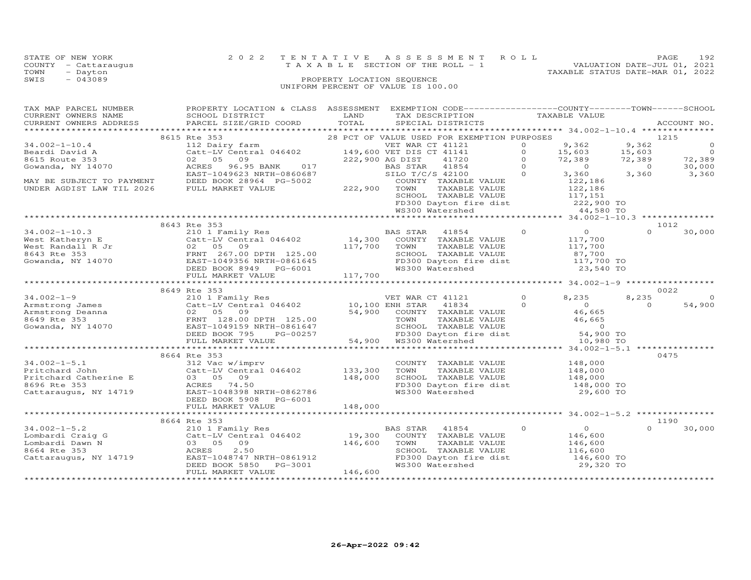STATE OF NEW YORK
COUNTY - Cattaraugus
TOWN - Dayton
SWIS - 043089

2022 TENTATIVE ASSESSMENT ROLL
TAXABLE SECTION OF THE ROLL - 1
PROPERTY LOCATION SEQUENCE
UNIFORM PERCENT OF VALUE IS 100.00

VALUATION DATE-JUL 01, 2021
TAXABLE STATUS DATE-MAR 01, 2022

| TAX MAP PARCEL NUMBER / CURRENT OWNERS NAME / CURRENT OWNERS ADDRESS | PROPERTY LOCATION & CLASS / SCHOOL DISTRICT / PARCEL SIZE/GRID COORD | ASSESSMENT LAND | TOTAL | EXEMPTION CODE / TAX DESCRIPTION / SPECIAL DISTRICTS | | COUNTY TAXABLE VALUE | TOWN | SCHOOL | ACCOUNT NO. |
|---|---|---|---|---|---|---|---|---|---|
| **34.002-1-10.4** | 8615 Rte 353 | | | 28 PCT OF VALUE USED FOR EXEMPTION PURPOSES | | | | | 1215 |
| 34.002-1-10.4 | 112 Dairy farm | | | VET WAR CT 41121 | 0 | 9,362 | 9,362 | 0 | |
| Beardi David A | Catt-LV Central 046402 | 149,600 | | VET DIS CT 41141 | 0 | 15,603 | 15,603 | 0 | |
| 8615 Route 353 | 02 05 09 | | 222,900 | AG DIST 41720 | 0 | 72,389 | 72,389 | 72,389 | |
| Gowanda, NY 14070 | ACRES 96.95 BANK 017 | | | BAS STAR 41854 | 0 | 0 | 0 | 30,000 | |
| | EAST-1049623 NRTH-0860687 | | | SILO T/C/S 42100 | 0 | 3,360 | 3,360 | 3,360 | |
| MAY BE SUBJECT TO PAYMENT | DEED BOOK 28964 PG-5002 | | | COUNTY TAXABLE VALUE | | 122,186 | | | |
| UNDER AGDIST LAW TIL 2026 | FULL MARKET VALUE | | 222,900 | TOWN TAXABLE VALUE | | 122,186 | | | |
| | | | | SCHOOL TAXABLE VALUE | | 117,151 | | | |
| | | | | FD300 Dayton fire dist | | 222,900 TO | | | |
| | | | | WS300 Watershed | | 44,580 TO | | | |
| **34.002-1-10.3** | 8643 Rte 353 | | | | | | | | 1012 |
| 34.002-1-10.3 | 210 1 Family Res | | | BAS STAR 41854 | 0 | 0 | 0 | 30,000 | |
| West Katheryn E | Catt-LV Central 046402 | 14,300 | | COUNTY TAXABLE VALUE | | 117,700 | | | |
| West Randall R Jr | 02 05 09 | | 117,700 | TOWN TAXABLE VALUE | | 117,700 | | | |
| 8643 Rte 353 | FRNT 267.00 DPTH 125.00 | | | SCHOOL TAXABLE VALUE | | 87,700 | | | |
| Gowanda, NY 14070 | EAST-1049356 NRTH-0861645 | | | FD300 Dayton fire dist | | 117,700 TO | | | |
| | DEED BOOK 8949 PG-6001 | | | WS300 Watershed | | 23,540 TO | | | |
| | FULL MARKET VALUE | | 117,700 | | | | | | |
| **34.002-1-9** | 8649 Rte 353 | | | | | | | | 0022 |
| 34.002-1-9 | 210 1 Family Res | | | VET WAR CT 41121 | 0 | 8,235 | 8,235 | 0 | |
| Armstrong James | Catt-LV Central 046402 | 10,100 | | ENH STAR 41834 | 0 | 0 | 0 | 54,900 | |
| Armstrong Deanna | 02 05 09 | | 54,900 | COUNTY TAXABLE VALUE | | 46,665 | | | |
| 8649 Rte 353 | FRNT 128.00 DPTH 125.00 | | | TOWN TAXABLE VALUE | | 46,665 | | | |
| Gowanda, NY 14070 | EAST-1049159 NRTH-0861647 | | | SCHOOL TAXABLE VALUE | | 0 | | | |
| | DEED BOOK 795 PG-00257 | | | FD300 Dayton fire dist | | 54,900 TO | | | |
| | FULL MARKET VALUE | | 54,900 | WS300 Watershed | | 10,980 TO | | | |
| **34.002-1-5.1** | 8664 Rte 353 | | | | | | | | 0475 |
| 34.002-1-5.1 | 312 Vac w/imprv | | | COUNTY TAXABLE VALUE | | 148,000 | | | |
| Pritchard John | Catt-LV Central 046402 | 133,300 | | TOWN TAXABLE VALUE | | 148,000 | | | |
| Pritchard Catherine E | 03 05 09 | | 148,000 | SCHOOL TAXABLE VALUE | | 148,000 | | | |
| 8696 Rte 353 | ACRES 74.50 | | | FD300 Dayton fire dist | | 148,000 TO | | | |
| Cattaraugus, NY 14719 | EAST-1048398 NRTH-0862786 | | | WS300 Watershed | | 29,600 TO | | | |
| | DEED BOOK 5908 PG-6001 | | | | | | | | |
| | FULL MARKET VALUE | | 148,000 | | | | | | |
| **34.002-1-5.2** | 8664 Rte 353 | | | | | | | | 1190 |
| 34.002-1-5.2 | 210 1 Family Res | | | BAS STAR 41854 | 0 | 0 | 0 | 30,000 | |
| Lombardi Craig G | Catt-LV Central 046402 | 19,300 | | COUNTY TAXABLE VALUE | | 146,600 | | | |
| Lombardi Dawn N | 03 05 09 | | 146,600 | TOWN TAXABLE VALUE | | 146,600 | | | |
| 8664 Rte 353 | ACRES 2.50 | | | SCHOOL TAXABLE VALUE | | 116,600 | | | |
| Cattaraugus, NY 14719 | EAST-1048747 NRTH-0861912 | | | FD300 Dayton fire dist | | 146,600 TO | | | |
| | DEED BOOK 5850 PG-3001 | | | WS300 Watershed | | 29,320 TO | | | |
| | FULL MARKET VALUE | | 146,600 | | | | | | |

26-Apr-2022 09:42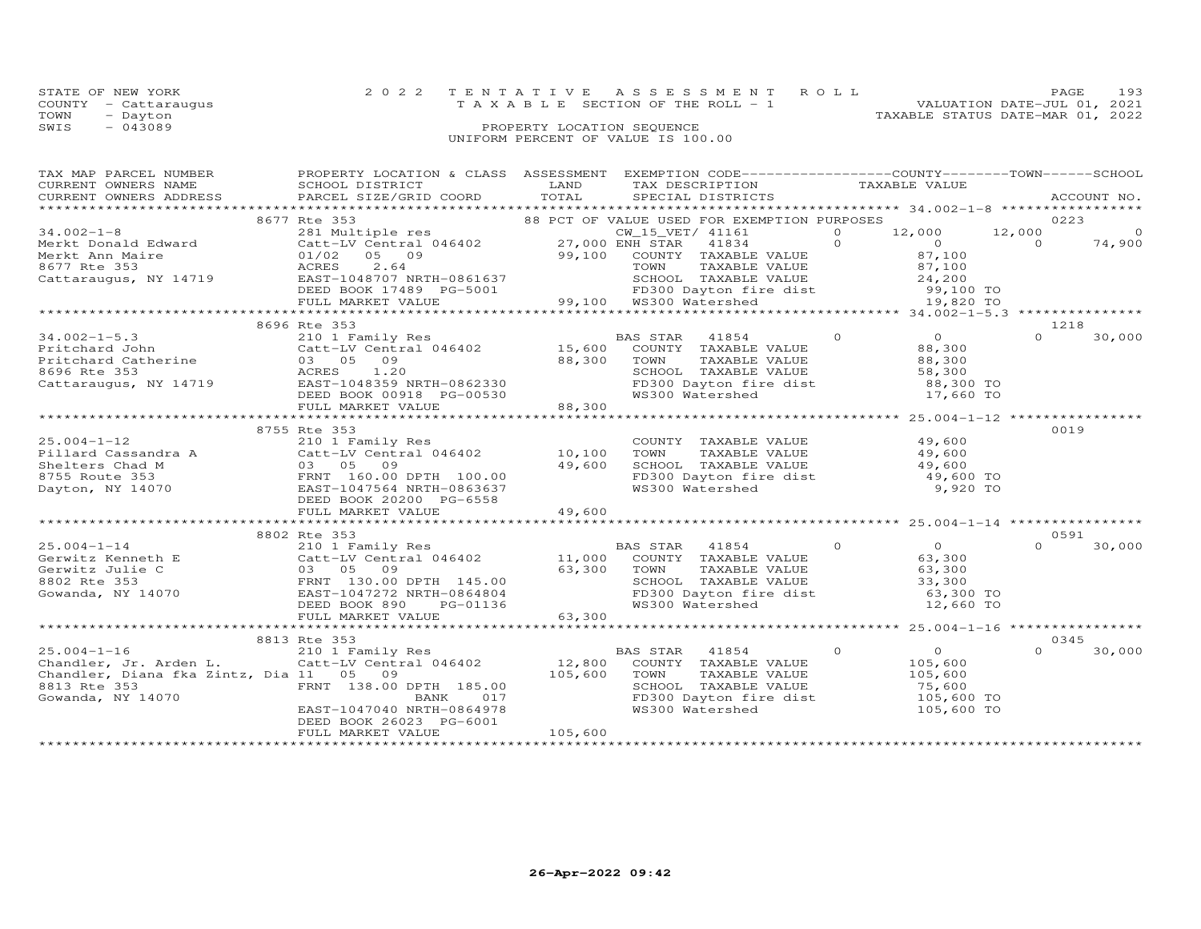STATE OF NEW YORK 2 0 2 2 T E N T A T I V E A S S E S S M E N T R O L L
COUNTY - Cattaraugus T A X A B L E SECTION OF THE ROLL - 1 VALUATION DATE-JUL 01, 2021
TOWN - Dayton TAXABLE STATUS DATE-MAR 01, 2022
SWIS - 043089 PROPERTY LOCATION SEQUENCE
UNIFORM PERCENT OF VALUE IS 100.00

| TAX MAP PARCEL NUMBER / CURRENT OWNERS NAME / CURRENT OWNERS ADDRESS | PROPERTY LOCATION & CLASS / SCHOOL DISTRICT / PARCEL SIZE/GRID COORD | ASSESSMENT LAND | TOTAL | EXEMPTION CODE / TAX DESCRIPTION / SPECIAL DISTRICTS | | COUNTY TAXABLE VALUE | TOWN | SCHOOL | ACCOUNT NO. |
|---|---|---|---|---|---|---|---|---|---|
| | 8677 Rte 353 | | | 88 PCT OF VALUE USED FOR EXEMPTION PURPOSES | | | | | 0223 |
| 34.002-1-8 | 281 Multiple res | | | CW_15_VET/ 41161 | 0 | 12,000 | 12,000 | 0 | |
| Merkt Donald Edward | Catt-LV Central 046402 | 27,000 | | ENH STAR 41834 | 0 | 0 | 0 | 74,900 | |
| Merkt Ann Maire | 01/02 05 09 | | 99,100 | COUNTY TAXABLE VALUE | | 87,100 | | | |
| 8677 Rte 353 | ACRES 2.64 | | | TOWN TAXABLE VALUE | | 87,100 | | | |
| Cattaraugus, NY 14719 | EAST-1048707 NRTH-0861637 | | | SCHOOL TAXABLE VALUE | | 24,200 | | | |
| | DEED BOOK 17489 PG-5001 | | | FD300 Dayton fire dist | | 99,100 TO | | | |
| | FULL MARKET VALUE | | 99,100 | WS300 Watershed | | 19,820 TO | | | |
| | 8696 Rte 353 | | | | | | | | 1218 |
| 34.002-1-5.3 | 210 1 Family Res | | | BAS STAR 41854 | 0 | 0 | 0 | 30,000 | |
| Pritchard John | Catt-LV Central 046402 | 15,600 | | COUNTY TAXABLE VALUE | | 88,300 | | | |
| Pritchard Catherine | 03 05 09 | | 88,300 | TOWN TAXABLE VALUE | | 88,300 | | | |
| 8696 Rte 353 | ACRES 1.20 | | | SCHOOL TAXABLE VALUE | | 58,300 | | | |
| Cattaraugus, NY 14719 | EAST-1048359 NRTH-0862330 | | | FD300 Dayton fire dist | | 88,300 TO | | | |
| | DEED BOOK 00918 PG-00530 | | | WS300 Watershed | | 17,660 TO | | | |
| | FULL MARKET VALUE | | 88,300 | | | | | | |
| | 8755 Rte 353 | | | | | | | | 0019 |
| 25.004-1-12 | 210 1 Family Res | | | COUNTY TAXABLE VALUE | | 49,600 | | | |
| Pillard Cassandra A | Catt-LV Central 046402 | 10,100 | | TOWN TAXABLE VALUE | | 49,600 | | | |
| Shelters Chad M | 03 05 09 | | 49,600 | SCHOOL TAXABLE VALUE | | 49,600 | | | |
| 8755 Route 353 | FRNT 160.00 DPTH 100.00 | | | FD300 Dayton fire dist | | 49,600 TO | | | |
| Dayton, NY 14070 | EAST-1047564 NRTH-0863637 | | | WS300 Watershed | | 9,920 TO | | | |
| | DEED BOOK 20200 PG-6558 | | | | | | | | |
| | FULL MARKET VALUE | | 49,600 | | | | | | |
| | 8802 Rte 353 | | | | | | | | 0591 |
| 25.004-1-14 | 210 1 Family Res | | | BAS STAR 41854 | 0 | 0 | 0 | 30,000 | |
| Gerwitz Kenneth E | Catt-LV Central 046402 | 11,000 | | COUNTY TAXABLE VALUE | | 63,300 | | | |
| Gerwitz Julie C | 03 05 09 | | 63,300 | TOWN TAXABLE VALUE | | 63,300 | | | |
| 8802 Rte 353 | FRNT 130.00 DPTH 145.00 | | | SCHOOL TAXABLE VALUE | | 33,300 | | | |
| Gowanda, NY 14070 | EAST-1047272 NRTH-0864804 | | | FD300 Dayton fire dist | | 63,300 TO | | | |
| | DEED BOOK 890 PG-01136 | | | WS300 Watershed | | 12,660 TO | | | |
| | FULL MARKET VALUE | | 63,300 | | | | | | |
| | 8813 Rte 353 | | | | | | | | 0345 |
| 25.004-1-16 | 210 1 Family Res | | | BAS STAR 41854 | 0 | 0 | 0 | 30,000 | |
| Chandler, Jr. Arden L. | Catt-LV Central 046402 | 12,800 | | COUNTY TAXABLE VALUE | | 105,600 | | | |
| Chandler, Diana fka Zintz, Dia | 11 05 09 | | 105,600 | TOWN TAXABLE VALUE | | 105,600 | | | |
| 8813 Rte 353 | FRNT 138.00 DPTH 185.00 | | | SCHOOL TAXABLE VALUE | | 75,600 | | | |
| Gowanda, NY 14070 | BANK 017 | | | FD300 Dayton fire dist | | 105,600 TO | | | |
| | EAST-1047040 NRTH-0864978 | | | WS300 Watershed | | 105,600 TO | | | |
| | DEED BOOK 26023 PG-6001 | | | | | | | | |
| | FULL MARKET VALUE | | 105,600 | | | | | | |

26-Apr-2022 09:42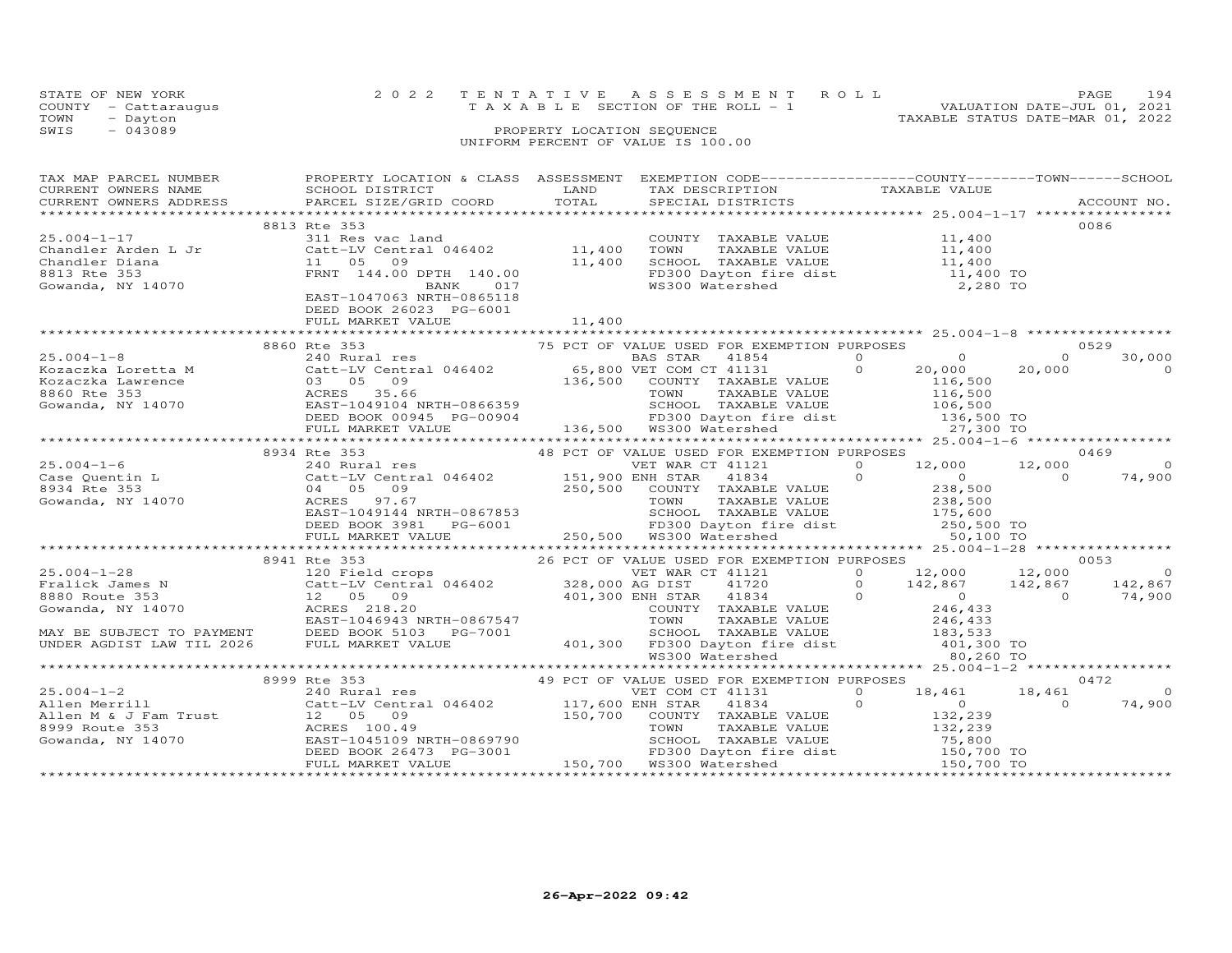STATE OF NEW YORK
COUNTY - Cattaraugus
TOWN - Dayton
SWIS - 043089

2022 TENTATIVE ASSESSMENT ROLL
TAXABLE SECTION OF THE ROLL - 1
PROPERTY LOCATION SEQUENCE
UNIFORM PERCENT OF VALUE IS 100.00

VALUATION DATE-JUL 01, 2021
TAXABLE STATUS DATE-MAR 01, 2022

| TAX MAP PARCEL NUMBER / CURRENT OWNERS NAME / CURRENT OWNERS ADDRESS | PROPERTY LOCATION & CLASS / SCHOOL DISTRICT / PARCEL SIZE/GRID COORD | ASSESSMENT LAND | TOTAL | EXEMPTION CODE / TAX DESCRIPTION / SPECIAL DISTRICTS | | COUNTY TAXABLE VALUE | TOWN | SCHOOL | ACCOUNT NO. |
|---|---|---|---|---|---|---|---|---|---|
| | 8813 Rte 353 | | | | | | | | 0086 |
| 25.004-1-17 | 311 Res vac land | | | COUNTY TAXABLE VALUE | | 11,400 | | | |
| Chandler Arden L Jr | Catt-LV Central 046402 | 11,400 | | TOWN TAXABLE VALUE | | 11,400 | | | |
| Chandler Diana | 11 05 09 | | 11,400 | SCHOOL TAXABLE VALUE | | 11,400 | | | |
| 8813 Rte 353 | FRNT 144.00 DPTH 140.00 | | | FD300 Dayton fire dist | | 11,400 TO | | | |
| Gowanda, NY 14070 | BANK 017 | | | WS300 Watershed | | 2,280 TO | | | |
| | EAST-1047063 NRTH-0865118 | | | | | | | | |
| | DEED BOOK 26023 PG-6001 | | | | | | | | |
| | FULL MARKET VALUE | | 11,400 | | | | | | |
| | 8860 Rte 353 | | | 75 PCT OF VALUE USED FOR EXEMPTION PURPOSES | | | | | 0529 |
| 25.004-1-8 | 240 Rural res | | | BAS STAR 41854 | 0 | 0 | 0 | 30,000 | |
| Kozaczka Loretta M | Catt-LV Central 046402 | 65,800 | | VET COM CT 41131 | 0 | 20,000 | 20,000 | 0 | |
| Kozaczka Lawrence | 03 05 09 | | 136,500 | COUNTY TAXABLE VALUE | | 116,500 | | | |
| 8860 Rte 353 | ACRES 35.66 | | | TOWN TAXABLE VALUE | | 116,500 | | | |
| Gowanda, NY 14070 | EAST-1049104 NRTH-0866359 | | | SCHOOL TAXABLE VALUE | | 106,500 | | | |
| | DEED BOOK 00945 PG-00904 | | | FD300 Dayton fire dist | | 136,500 TO | | | |
| | FULL MARKET VALUE | | 136,500 | WS300 Watershed | | 27,300 TO | | | |
| | 8934 Rte 353 | | | 48 PCT OF VALUE USED FOR EXEMPTION PURPOSES | | | | | 0469 |
| 25.004-1-6 | 240 Rural res | | | VET WAR CT 41121 | 0 | 12,000 | 12,000 | 0 | |
| Case Quentin L | Catt-LV Central 046402 | 151,900 | | ENH STAR 41834 | 0 | 0 | 0 | 74,900 | |
| 8934 Rte 353 | 04 05 09 | | 250,500 | COUNTY TAXABLE VALUE | | 238,500 | | | |
| Gowanda, NY 14070 | ACRES 97.67 | | | TOWN TAXABLE VALUE | | 238,500 | | | |
| | EAST-1049144 NRTH-0867853 | | | SCHOOL TAXABLE VALUE | | 175,600 | | | |
| | DEED BOOK 3981 PG-6001 | | | FD300 Dayton fire dist | | 250,500 TO | | | |
| | FULL MARKET VALUE | | 250,500 | WS300 Watershed | | 50,100 TO | | | |
| | 8941 Rte 353 | | | 26 PCT OF VALUE USED FOR EXEMPTION PURPOSES | | | | | 0053 |
| 25.004-1-28 | 120 Field crops | | | VET WAR CT 41121 | 0 | 12,000 | 12,000 | 0 | |
| Fralick James N | Catt-LV Central 046402 | 328,000 | | AG DIST 41720 | 0 | 142,867 | 142,867 | 142,867 | |
| 8880 Route 353 | 12 05 09 | | 401,300 | ENH STAR 41834 | 0 | 0 | 0 | 74,900 | |
| Gowanda, NY 14070 | ACRES 218.20 | | | COUNTY TAXABLE VALUE | | 246,433 | | | |
| | EAST-1046943 NRTH-0867547 | | | TOWN TAXABLE VALUE | | 246,433 | | | |
| MAY BE SUBJECT TO PAYMENT | DEED BOOK 5103 PG-7001 | | | SCHOOL TAXABLE VALUE | | 183,533 | | | |
| UNDER AGDIST LAW TIL 2026 | FULL MARKET VALUE | | 401,300 | FD300 Dayton fire dist | | 401,300 TO | | | |
| | | | | WS300 Watershed | | 80,260 TO | | | |
| | 8999 Rte 353 | | | 49 PCT OF VALUE USED FOR EXEMPTION PURPOSES | | | | | 0472 |
| 25.004-1-2 | 240 Rural res | | | VET COM CT 41131 | 0 | 18,461 | 18,461 | 0 | |
| Allen Merrill | Catt-LV Central 046402 | 117,600 | | ENH STAR 41834 | 0 | 0 | 0 | 74,900 | |
| Allen M & J Fam Trust | 12 05 09 | | 150,700 | COUNTY TAXABLE VALUE | | 132,239 | | | |
| 8999 Route 353 | ACRES 100.49 | | | TOWN TAXABLE VALUE | | 132,239 | | | |
| Gowanda, NY 14070 | EAST-1045109 NRTH-0869790 | | | SCHOOL TAXABLE VALUE | | 75,800 | | | |
| | DEED BOOK 26473 PG-3001 | | | FD300 Dayton fire dist | | 150,700 TO | | | |
| | FULL MARKET VALUE | | 150,700 | WS300 Watershed | | 150,700 TO | | | |

26-Apr-2022 09:42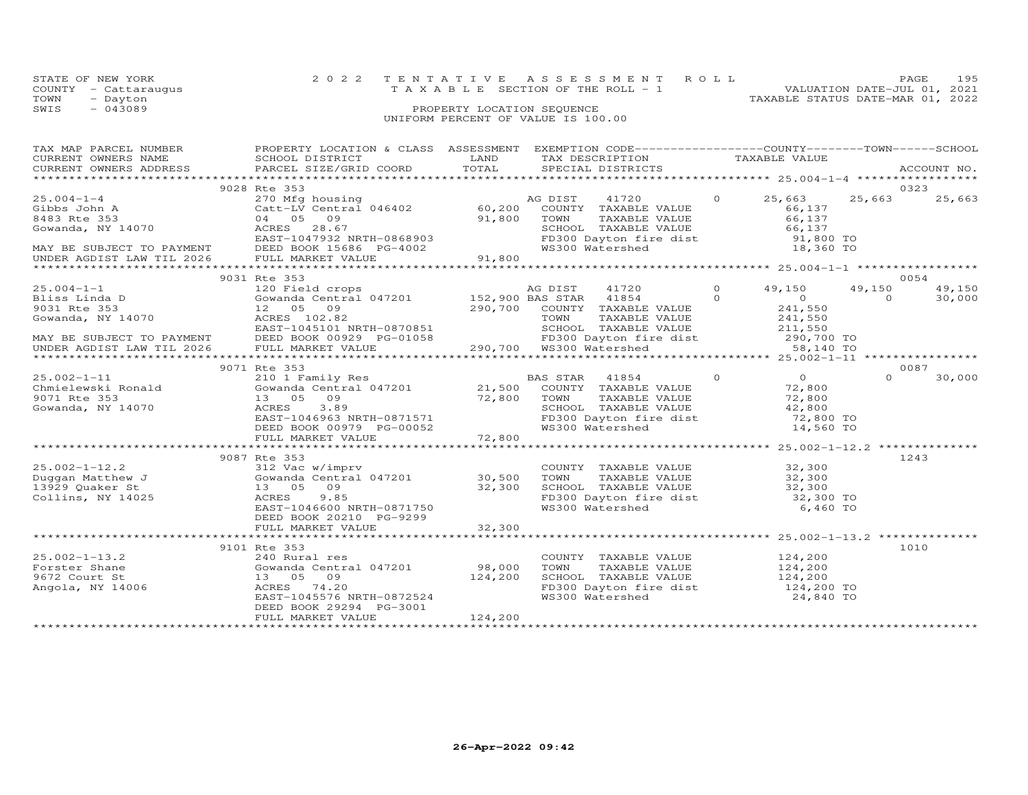STATE OF NEW YORK
COUNTY - Cattaraugus
TOWN - Dayton
SWIS - 043089

2022 TENTATIVE ASSESSMENT ROLL
TAXABLE SECTION OF THE ROLL - 1
PROPERTY LOCATION SEQUENCE
UNIFORM PERCENT OF VALUE IS 100.00

VALUATION DATE-JUL 01, 2021
TAXABLE STATUS DATE-MAR 01, 2022

| TAX MAP PARCEL NUMBER / CURRENT OWNERS NAME / CURRENT OWNERS ADDRESS | PROPERTY LOCATION & CLASS / SCHOOL DISTRICT / PARCEL SIZE/GRID COORD | ASSESSMENT LAND / TOTAL | EXEMPTION CODE / TAX DESCRIPTION / SPECIAL DISTRICTS | COUNTY TAXABLE VALUE | TOWN | SCHOOL / ACCOUNT NO. |
|---|---|---|---|---|---|---|
| | 9028 Rte 353 | | | | | 0323 |
| 25.004-1-4 | 270 Mfg housing | | AG DIST 41720 0 | 25,663 | 25,663 | 25,663 |
| Gibbs John A | Catt-LV Central 046402 | 60,200 | COUNTY TAXABLE VALUE | 66,137 | | |
| 8483 Rte 353 | 04 05 09 | 91,800 | TOWN TAXABLE VALUE | 66,137 | | |
| Gowanda, NY 14070 | ACRES 28.67 | | SCHOOL TAXABLE VALUE | 66,137 | | |
| | EAST-1047932 NRTH-0868903 | | FD300 Dayton fire dist | 91,800 TO | | |
| MAY BE SUBJECT TO PAYMENT | DEED BOOK 15686 PG-4002 | | WS300 Watershed | 18,360 TO | | |
| UNDER AGDIST LAW TIL 2026 | FULL MARKET VALUE | 91,800 | | | | |
| | 9031 Rte 353 | | | | | 0054 |
| 25.004-1-1 | 120 Field crops | | AG DIST 41720 0 | 49,150 | 49,150 | 49,150 |
| Bliss Linda D | Gowanda Central 047201 | 152,900 | BAS STAR 41854 0 | 0 | 0 | 30,000 |
| 9031 Rte 353 | 12 05 09 | 290,700 | COUNTY TAXABLE VALUE | 241,550 | | |
| Gowanda, NY 14070 | ACRES 102.82 | | TOWN TAXABLE VALUE | 241,550 | | |
| | EAST-1045101 NRTH-0870851 | | SCHOOL TAXABLE VALUE | 211,550 | | |
| MAY BE SUBJECT TO PAYMENT | DEED BOOK 00929 PG-01058 | | FD300 Dayton fire dist | 290,700 TO | | |
| UNDER AGDIST LAW TIL 2026 | FULL MARKET VALUE | 290,700 | WS300 Watershed | 58,140 TO | | |
| | 9071 Rte 353 | | | | | 0087 |
| 25.002-1-11 | 210 1 Family Res | | BAS STAR 41854 0 | 0 | 0 | 30,000 |
| Chmielewski Ronald | Gowanda Central 047201 | 21,500 | COUNTY TAXABLE VALUE | 72,800 | | |
| 9071 Rte 353 | 13 05 09 | 72,800 | TOWN TAXABLE VALUE | 72,800 | | |
| Gowanda, NY 14070 | ACRES 3.89 | | SCHOOL TAXABLE VALUE | 42,800 | | |
| | EAST-1046963 NRTH-0871571 | | FD300 Dayton fire dist | 72,800 TO | | |
| | DEED BOOK 00979 PG-00052 | | WS300 Watershed | 14,560 TO | | |
| | FULL MARKET VALUE | 72,800 | | | | |
| | 9087 Rte 353 | | | | | 1243 |
| 25.002-1-12.2 | 312 Vac w/imprv | | COUNTY TAXABLE VALUE | 32,300 | | |
| Duggan Matthew J | Gowanda Central 047201 | 30,500 | TOWN TAXABLE VALUE | 32,300 | | |
| 13929 Quaker St | 13 05 09 | 32,300 | SCHOOL TAXABLE VALUE | 32,300 | | |
| Collins, NY 14025 | ACRES 9.85 | | FD300 Dayton fire dist | 32,300 TO | | |
| | EAST-1046600 NRTH-0871750 | | WS300 Watershed | 6,460 TO | | |
| | DEED BOOK 20210 PG-9299 | | | | | |
| | FULL MARKET VALUE | 32,300 | | | | |
| | 9101 Rte 353 | | | | | 1010 |
| 25.002-1-13.2 | 240 Rural res | | COUNTY TAXABLE VALUE | 124,200 | | |
| Forster Shane | Gowanda Central 047201 | 98,000 | TOWN TAXABLE VALUE | 124,200 | | |
| 9672 Court St | 13 05 09 | 124,200 | SCHOOL TAXABLE VALUE | 124,200 | | |
| Angola, NY 14006 | ACRES 74.20 | | FD300 Dayton fire dist | 124,200 TO | | |
| | EAST-1045576 NRTH-0872524 | | WS300 Watershed | 24,840 TO | | |
| | DEED BOOK 29294 PG-3001 | | | | | |
| | FULL MARKET VALUE | 124,200 | | | | |

26-Apr-2022 09:42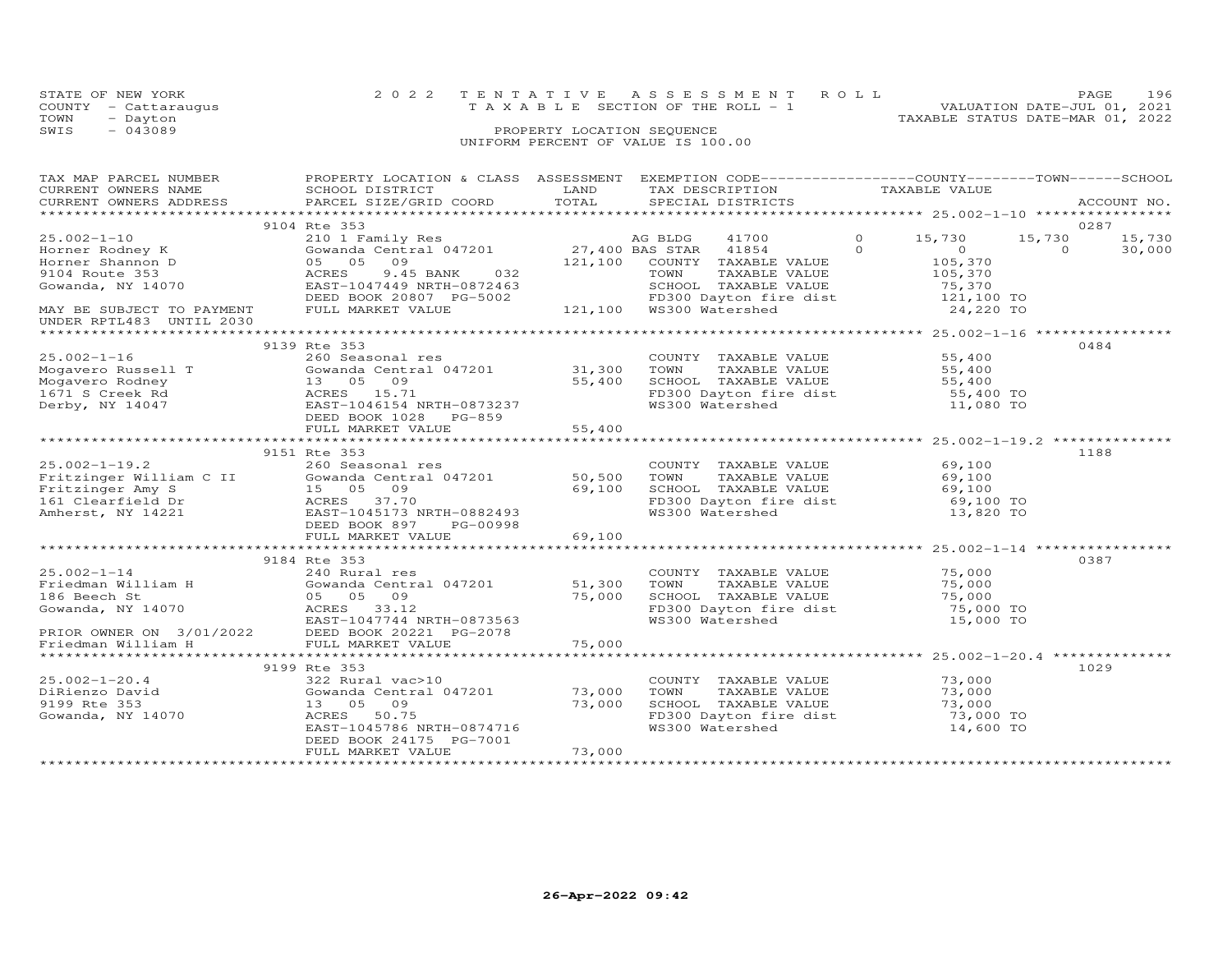STATE OF NEW YORK
COUNTY - Cattaraugus
TOWN - Dayton
SWIS - 043089

# 2022 TENTATIVE ASSESSMENT ROLL

TAXABLE SECTION OF THE ROLL - 1

PROPERTY LOCATION SEQUENCE

UNIFORM PERCENT OF VALUE IS 100.00

VALUATION DATE-JUL 01, 2021
TAXABLE STATUS DATE-MAR 01, 2022

| TAX MAP PARCEL NUMBER / CURRENT OWNERS NAME / CURRENT OWNERS ADDRESS | PROPERTY LOCATION & CLASS / SCHOOL DISTRICT / PARCEL SIZE/GRID COORD | ASSESSMENT LAND | TOTAL | EXEMPTION CODE / TAX DESCRIPTION / SPECIAL DISTRICTS | COUNTY TAXABLE VALUE | TOWN | SCHOOL | ACCOUNT NO. |
|---|---|---|---|---|---|---|---|---|
| **25.002-1-10** | 9104 Rte 353 | | | | | | | 0287 |
| Horner Rodney K | 210 1 Family Res | | | AG BLDG 41700 0 | 15,730 | 15,730 | 15,730 | |
| Horner Shannon D | Gowanda Central 047201 | 27,400 | | BAS STAR 41854 0 | 0 | 0 | 30,000 | |
| 9104 Route 353 | 05 05 09 | | 121,100 | COUNTY TAXABLE VALUE | 105,370 | | | |
| Gowanda, NY 14070 | ACRES 9.45 BANK 032 | | | TOWN TAXABLE VALUE | 105,370 | | | |
| | EAST-1047449 NRTH-0872463 | | | SCHOOL TAXABLE VALUE | 75,370 | | | |
| | DEED BOOK 20807 PG-5002 | | | FD300 Dayton fire dist | 121,100 TO | | | |
| MAY BE SUBJECT TO PAYMENT UNDER RPTL483 UNTIL 2030 | FULL MARKET VALUE | | 121,100 | WS300 Watershed | 24,220 TO | | | |
| **25.002-1-16** | 9139 Rte 353 | | | | | | | 0484 |
| Mogavero Russell T | 260 Seasonal res | | | COUNTY TAXABLE VALUE | 55,400 | | | |
| Mogavero Rodney | Gowanda Central 047201 | 31,300 | | TOWN TAXABLE VALUE | 55,400 | | | |
| 1671 S Creek Rd | 13 05 09 | | 55,400 | SCHOOL TAXABLE VALUE | 55,400 | | | |
| Derby, NY 14047 | ACRES 15.71 | | | FD300 Dayton fire dist | 55,400 TO | | | |
| | EAST-1046154 NRTH-0873237 | | | WS300 Watershed | 11,080 TO | | | |
| | DEED BOOK 1028 PG-859 | | | | | | | |
| | FULL MARKET VALUE | | 55,400 | | | | | |
| **25.002-1-19.2** | 9151 Rte 353 | | | | | | | 1188 |
| Fritzinger William C II | 260 Seasonal res | | | COUNTY TAXABLE VALUE | 69,100 | | | |
| Fritzinger Amy S | Gowanda Central 047201 | 50,500 | | TOWN TAXABLE VALUE | 69,100 | | | |
| 161 Clearfield Dr | 15 05 09 | | 69,100 | SCHOOL TAXABLE VALUE | 69,100 | | | |
| Amherst, NY 14221 | ACRES 37.70 | | | FD300 Dayton fire dist | 69,100 TO | | | |
| | EAST-1045173 NRTH-0882493 | | | WS300 Watershed | 13,820 TO | | | |
| | DEED BOOK 897 PG-00998 | | | | | | | |
| | FULL MARKET VALUE | | 69,100 | | | | | |
| **25.002-1-14** | 9184 Rte 353 | | | | | | | 0387 |
| Friedman William H | 240 Rural res | | | COUNTY TAXABLE VALUE | 75,000 | | | |
| 186 Beech St | Gowanda Central 047201 | 51,300 | | TOWN TAXABLE VALUE | 75,000 | | | |
| Gowanda, NY 14070 | 05 05 09 | | 75,000 | SCHOOL TAXABLE VALUE | 75,000 | | | |
| | ACRES 33.12 | | | FD300 Dayton fire dist | 75,000 TO | | | |
| | EAST-1047744 NRTH-0873563 | | | WS300 Watershed | 15,000 TO | | | |
| PRIOR OWNER ON 3/01/2022 | DEED BOOK 20221 PG-2078 | | | | | | | |
| Friedman William H | FULL MARKET VALUE | | 75,000 | | | | | |
| **25.002-1-20.4** | 9199 Rte 353 | | | | | | | 1029 |
| DiRienzo David | 322 Rural vac>10 | | | COUNTY TAXABLE VALUE | 73,000 | | | |
| 9199 Rte 353 | Gowanda Central 047201 | 73,000 | | TOWN TAXABLE VALUE | 73,000 | | | |
| Gowanda, NY 14070 | 13 05 09 | | 73,000 | SCHOOL TAXABLE VALUE | 73,000 | | | |
| | ACRES 50.75 | | | FD300 Dayton fire dist | 73,000 TO | | | |
| | EAST-1045786 NRTH-0874716 | | | WS300 Watershed | 14,600 TO | | | |
| | DEED BOOK 24175 PG-7001 | | | | | | | |
| | FULL MARKET VALUE | | 73,000 | | | | | |

26-Apr-2022 09:42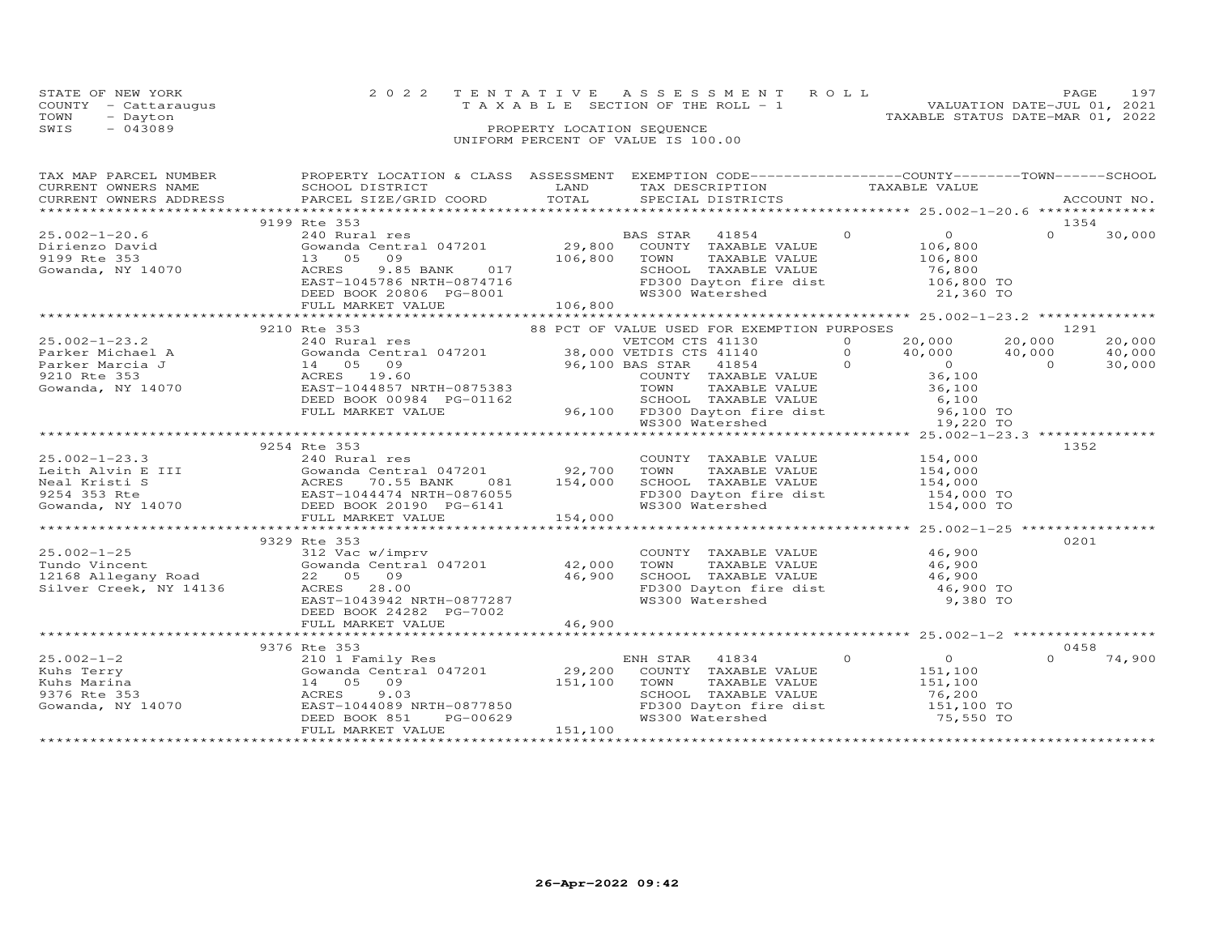STATE OF NEW YORK
COUNTY - Cattaraugus
TOWN - Dayton
SWIS - 043089

2022 TENTATIVE ASSESSMENT ROLL
TAXABLE SECTION OF THE ROLL - 1
PROPERTY LOCATION SEQUENCE
UNIFORM PERCENT OF VALUE IS 100.00

VALUATION DATE-JUL 01, 2021
TAXABLE STATUS DATE-MAR 01, 2022

| TAX MAP PARCEL NUMBER / CURRENT OWNERS NAME / CURRENT OWNERS ADDRESS | PROPERTY LOCATION & CLASS / SCHOOL DISTRICT / PARCEL SIZE/GRID COORD | ASSESSMENT LAND | TOTAL | EXEMPTION CODE / TAX DESCRIPTION / SPECIAL DISTRICTS | | COUNTY TAXABLE VALUE | TOWN | SCHOOL | ACCOUNT NO. |
|---|---|---|---|---|---|---|---|---|---|
| **25.002-1-20.6** | 9199 Rte 353 | | | | | | | | 1354 |
| 25.002-1-20.6 | 240 Rural res | | | BAS STAR 41854 | 0 | 0 | 0 | 30,000 | |
| Dirienzo David | Gowanda Central 047201 | 29,800 | | COUNTY TAXABLE VALUE | | 106,800 | | | |
| 9199 Rte 353 | 13 05 09 | | 106,800 | TOWN TAXABLE VALUE | | 106,800 | | | |
| Gowanda, NY 14070 | ACRES 9.85 BANK 017 | | | SCHOOL TAXABLE VALUE | | 76,800 | | | |
| | EAST-1045786 NRTH-0874716 | | | FD300 Dayton fire dist | | 106,800 TO | | | |
| | DEED BOOK 20806 PG-8001 | | | WS300 Watershed | | 21,360 TO | | | |
| | FULL MARKET VALUE | | 106,800 | | | | | | |
| **25.002-1-23.2** | 9210 Rte 353 | | | 88 PCT OF VALUE USED FOR EXEMPTION PURPOSES | | | | | 1291 |
| 25.002-1-23.2 | 240 Rural res | | | VETCOM CTS 41130 | 0 | 20,000 | 20,000 | 20,000 | |
| Parker Michael A | Gowanda Central 047201 | 38,000 | | VETDIS CTS 41140 | 0 | 40,000 | 40,000 | 40,000 | |
| Parker Marcia J | 14 05 09 | | 96,100 | BAS STAR 41854 | 0 | 0 | 0 | 30,000 | |
| 9210 Rte 353 | ACRES 19.60 | | | COUNTY TAXABLE VALUE | | 36,100 | | | |
| Gowanda, NY 14070 | EAST-1044857 NRTH-0875383 | | | TOWN TAXABLE VALUE | | 36,100 | | | |
| | DEED BOOK 00984 PG-01162 | | | SCHOOL TAXABLE VALUE | | 6,100 | | | |
| | FULL MARKET VALUE | | 96,100 | FD300 Dayton fire dist | | 96,100 TO | | | |
| | | | | WS300 Watershed | | 19,220 TO | | | |
| **25.002-1-23.3** | 9254 Rte 353 | | | | | | | | 1352 |
| 25.002-1-23.3 | 240 Rural res | | | COUNTY TAXABLE VALUE | | 154,000 | | | |
| Leith Alvin E III | Gowanda Central 047201 | 92,700 | | TOWN TAXABLE VALUE | | 154,000 | | | |
| Neal Kristi S | ACRES 70.55 BANK 081 | | 154,000 | SCHOOL TAXABLE VALUE | | 154,000 | | | |
| 9254 353 Rte | EAST-1044474 NRTH-0876055 | | | FD300 Dayton fire dist | | 154,000 TO | | | |
| Gowanda, NY 14070 | DEED BOOK 20190 PG-6141 | | | WS300 Watershed | | 154,000 TO | | | |
| | FULL MARKET VALUE | | 154,000 | | | | | | |
| **25.002-1-25** | 9329 Rte 353 | | | | | | | | 0201 |
| 25.002-1-25 | 312 Vac w/imprv | | | COUNTY TAXABLE VALUE | | 46,900 | | | |
| Tundo Vincent | Gowanda Central 047201 | 42,000 | | TOWN TAXABLE VALUE | | 46,900 | | | |
| 12168 Allegany Road | 22 05 09 | | 46,900 | SCHOOL TAXABLE VALUE | | 46,900 | | | |
| Silver Creek, NY 14136 | ACRES 28.00 | | | FD300 Dayton fire dist | | 46,900 TO | | | |
| | EAST-1043942 NRTH-0877287 | | | WS300 Watershed | | 9,380 TO | | | |
| | DEED BOOK 24282 PG-7002 | | | | | | | | |
| | FULL MARKET VALUE | | 46,900 | | | | | | |
| **25.002-1-2** | 9376 Rte 353 | | | | | | | | 0458 |
| 25.002-1-2 | 210 1 Family Res | | | ENH STAR 41834 | 0 | 0 | 0 | 74,900 | |
| Kuhs Terry | Gowanda Central 047201 | 29,200 | | COUNTY TAXABLE VALUE | | 151,100 | | | |
| Kuhs Marina | 14 05 09 | | 151,100 | TOWN TAXABLE VALUE | | 151,100 | | | |
| 9376 Rte 353 | ACRES 9.03 | | | SCHOOL TAXABLE VALUE | | 76,200 | | | |
| Gowanda, NY 14070 | EAST-1044089 NRTH-0877850 | | | FD300 Dayton fire dist | | 151,100 TO | | | |
| | DEED BOOK 851 PG-00629 | | | WS300 Watershed | | 75,550 TO | | | |
| | FULL MARKET VALUE | | 151,100 | | | | | | |

26-Apr-2022 09:42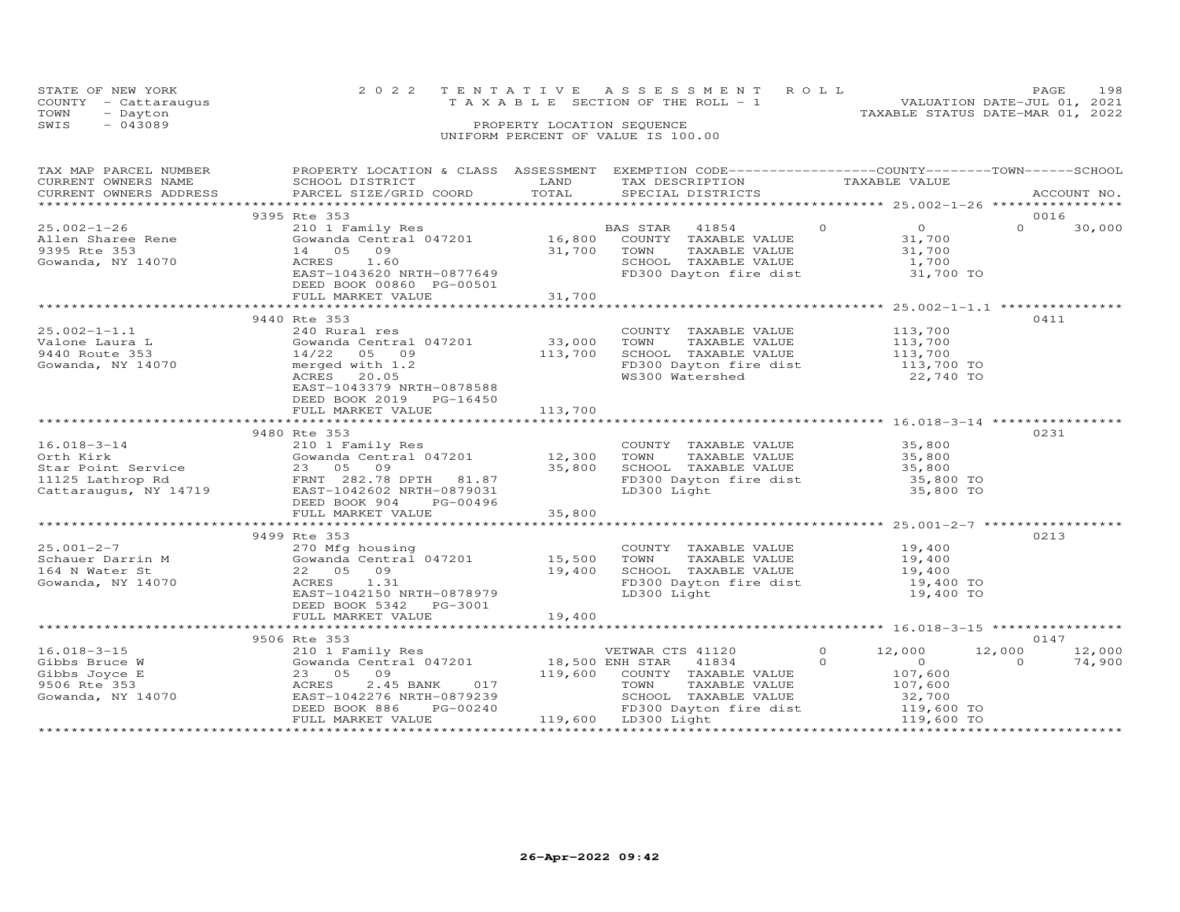STATE OF NEW YORK
COUNTY - Cattaraugus
TOWN - Dayton
SWIS - 043089

2022 TENTATIVE ASSESSMENT ROLL
TAXABLE SECTION OF THE ROLL - 1
PROPERTY LOCATION SEQUENCE
UNIFORM PERCENT OF VALUE IS 100.00

VALUATION DATE-JUL 01, 2021
TAXABLE STATUS DATE-MAR 01, 2022

| TAX MAP PARCEL NUMBER / CURRENT OWNERS NAME / CURRENT OWNERS ADDRESS | PROPERTY LOCATION & CLASS / SCHOOL DISTRICT / PARCEL SIZE/GRID COORD | ASSESSMENT LAND | TOTAL | EXEMPTION CODE / TAX DESCRIPTION / SPECIAL DISTRICTS | | COUNTY TAXABLE VALUE | TOWN | SCHOOL / ACCOUNT NO. |
|---|---|---|---|---|---|---|---|---|
| | 9395 Rte 353 | | | | | | | 0016 |
| 25.002-1-26 | 210 1 Family Res | | | BAS STAR 41854 | 0 | 0 | 0 | 30,000 |
| Allen Sharee Rene | Gowanda Central 047201 | 16,800 | | COUNTY TAXABLE VALUE | | 31,700 | | |
| 9395 Rte 353 | 14 05 09 | | 31,700 | TOWN TAXABLE VALUE | | 31,700 | | |
| Gowanda, NY 14070 | ACRES 1.60 | | | SCHOOL TAXABLE VALUE | | 1,700 | | |
| | EAST-1043620 NRTH-0877649 | | | FD300 Dayton fire dist | | 31,700 TO | | |
| | DEED BOOK 00860 PG-00501 | | | | | | | |
| | FULL MARKET VALUE | | 31,700 | | | | | |
| | 9440 Rte 353 | | | | | | | 0411 |
| 25.002-1-1.1 | 240 Rural res | | | COUNTY TAXABLE VALUE | | 113,700 | | |
| Valone Laura L | Gowanda Central 047201 | 33,000 | | TOWN TAXABLE VALUE | | 113,700 | | |
| 9440 Route 353 | 14/22 05 09 | | 113,700 | SCHOOL TAXABLE VALUE | | 113,700 | | |
| Gowanda, NY 14070 | merged with 1.2 | | | FD300 Dayton fire dist | | 113,700 TO | | |
| | ACRES 20.05 | | | WS300 Watershed | | 22,740 TO | | |
| | EAST-1043379 NRTH-0878588 | | | | | | | |
| | DEED BOOK 2019 PG-16450 | | | | | | | |
| | FULL MARKET VALUE | | 113,700 | | | | | |
| | 9480 Rte 353 | | | | | | | 0231 |
| 16.018-3-14 | 210 1 Family Res | | | COUNTY TAXABLE VALUE | | 35,800 | | |
| Orth Kirk | Gowanda Central 047201 | 12,300 | | TOWN TAXABLE VALUE | | 35,800 | | |
| Star Point Service | 23 05 09 | | 35,800 | SCHOOL TAXABLE VALUE | | 35,800 | | |
| 11125 Lathrop Rd | FRNT 282.78 DPTH 81.87 | | | FD300 Dayton fire dist | | 35,800 TO | | |
| Cattaraugus, NY 14719 | EAST-1042602 NRTH-0879031 | | | LD300 Light | | 35,800 TO | | |
| | DEED BOOK 904 PG-00496 | | | | | | | |
| | FULL MARKET VALUE | | 35,800 | | | | | |
| | 9499 Rte 353 | | | | | | | 0213 |
| 25.001-2-7 | 270 Mfg housing | | | COUNTY TAXABLE VALUE | | 19,400 | | |
| Schauer Darrin M | Gowanda Central 047201 | 15,500 | | TOWN TAXABLE VALUE | | 19,400 | | |
| 164 N Water St | 22 05 09 | | 19,400 | SCHOOL TAXABLE VALUE | | 19,400 | | |
| Gowanda, NY 14070 | ACRES 1.31 | | | FD300 Dayton fire dist | | 19,400 TO | | |
| | EAST-1042150 NRTH-0878979 | | | LD300 Light | | 19,400 TO | | |
| | DEED BOOK 5342 PG-3001 | | | | | | | |
| | FULL MARKET VALUE | | 19,400 | | | | | |
| | 9506 Rte 353 | | | | | | | 0147 |
| 16.018-3-15 | 210 1 Family Res | | | VETWAR CTS 41120 | 0 | 12,000 | 12,000 | 12,000 |
| Gibbs Bruce W | Gowanda Central 047201 | 18,500 | | ENH STAR 41834 | 0 | 0 | 0 | 74,900 |
| Gibbs Joyce E | 23 05 09 | | 119,600 | COUNTY TAXABLE VALUE | | 107,600 | | |
| 9506 Rte 353 | ACRES 2.45 BANK 017 | | | TOWN TAXABLE VALUE | | 107,600 | | |
| Gowanda, NY 14070 | EAST-1042276 NRTH-0879239 | | | SCHOOL TAXABLE VALUE | | 32,700 | | |
| | DEED BOOK 886 PG-00240 | | | FD300 Dayton fire dist | | 119,600 TO | | |
| | FULL MARKET VALUE | | 119,600 | LD300 Light | | 119,600 TO | | |

26-Apr-2022 09:42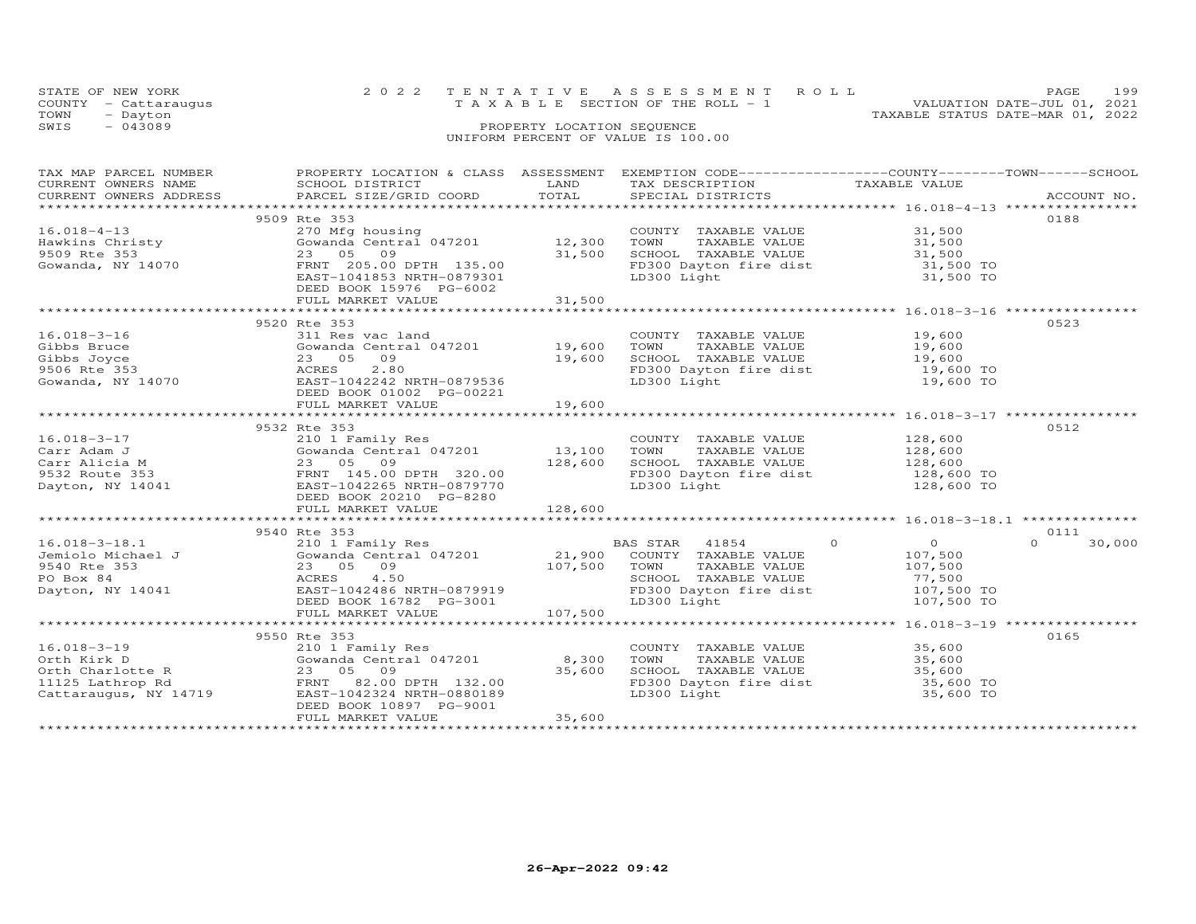STATE OF NEW YORK
COUNTY - Cattaraugus
TOWN - Dayton
SWIS - 043089

2022 TENTATIVE ASSESSMENT ROLL
TAXABLE SECTION OF THE ROLL - 1
PROPERTY LOCATION SEQUENCE
UNIFORM PERCENT OF VALUE IS 100.00

VALUATION DATE-JUL 01, 2021
TAXABLE STATUS DATE-MAR 01, 2022

| TAX MAP PARCEL NUMBER / CURRENT OWNERS NAME / CURRENT OWNERS ADDRESS | PROPERTY LOCATION & CLASS / SCHOOL DISTRICT / PARCEL SIZE/GRID COORD | ASSESSMENT LAND | TOTAL | EXEMPTION CODE / TAX DESCRIPTION / SPECIAL DISTRICTS | COUNTY | TOWN | SCHOOL TAXABLE VALUE | ACCOUNT NO. |
|---|---|---|---|---|---|---|---|---|
| **16.018-4-13** | 9509 Rte 353 | | | | | | | 0188 |
| 16.018-4-13 | 270 Mfg housing | | | COUNTY TAXABLE VALUE | 31,500 | | | |
| Hawkins Christy | Gowanda Central 047201 | 12,300 | | TOWN TAXABLE VALUE | | 31,500 | | |
| 9509 Rte 353 | 23 05 09 | | 31,500 | SCHOOL TAXABLE VALUE | | | 31,500 | |
| Gowanda, NY 14070 | FRNT 205.00 DPTH 135.00 | | | FD300 Dayton fire dist | 31,500 TO | | | |
| | EAST-1041853 NRTH-0879301 | | | LD300 Light | 31,500 TO | | | |
| | DEED BOOK 15976 PG-6002 | | | | | | | |
| | FULL MARKET VALUE | | 31,500 | | | | | |
| **16.018-3-16** | 9520 Rte 353 | | | | | | | 0523 |
| 16.018-3-16 | 311 Res vac land | | | COUNTY TAXABLE VALUE | 19,600 | | | |
| Gibbs Bruce | Gowanda Central 047201 | 19,600 | | TOWN TAXABLE VALUE | | 19,600 | | |
| Gibbs Joyce | 23 05 09 | | 19,600 | SCHOOL TAXABLE VALUE | | | 19,600 | |
| 9506 Rte 353 | ACRES 2.80 | | | FD300 Dayton fire dist | 19,600 TO | | | |
| Gowanda, NY 14070 | EAST-1042242 NRTH-0879536 | | | LD300 Light | 19,600 TO | | | |
| | DEED BOOK 01002 PG-00221 | | | | | | | |
| | FULL MARKET VALUE | | 19,600 | | | | | |
| **16.018-3-17** | 9532 Rte 353 | | | | | | | 0512 |
| 16.018-3-17 | 210 1 Family Res | | | COUNTY TAXABLE VALUE | 128,600 | | | |
| Carr Adam J | Gowanda Central 047201 | 13,100 | | TOWN TAXABLE VALUE | | 128,600 | | |
| Carr Alicia M | 23 05 09 | | 128,600 | SCHOOL TAXABLE VALUE | | | 128,600 | |
| 9532 Route 353 | FRNT 145.00 DPTH 320.00 | | | FD300 Dayton fire dist | 128,600 TO | | | |
| Dayton, NY 14041 | EAST-1042265 NRTH-0879770 | | | LD300 Light | 128,600 TO | | | |
| | DEED BOOK 20210 PG-8280 | | | | | | | |
| | FULL MARKET VALUE | | 128,600 | | | | | |
| **16.018-3-18.1** | 9540 Rte 353 | | | | | | | 0111 |
| 16.018-3-18.1 | 210 1 Family Res | | | BAS STAR 41854 | 0 | 0 | 30,000 | |
| Jemiolo Michael J | Gowanda Central 047201 | 21,900 | | COUNTY TAXABLE VALUE | 107,500 | | | |
| 9540 Rte 353 | 23 05 09 | | 107,500 | TOWN TAXABLE VALUE | | 107,500 | | |
| PO Box 84 | ACRES 4.50 | | | SCHOOL TAXABLE VALUE | | | 77,500 | |
| Dayton, NY 14041 | EAST-1042486 NRTH-0879919 | | | FD300 Dayton fire dist | 107,500 TO | | | |
| | DEED BOOK 16782 PG-3001 | | | LD300 Light | 107,500 TO | | | |
| | FULL MARKET VALUE | | 107,500 | | | | | |
| **16.018-3-19** | 9550 Rte 353 | | | | | | | 0165 |
| 16.018-3-19 | 210 1 Family Res | | | COUNTY TAXABLE VALUE | 35,600 | | | |
| Orth Kirk D | Gowanda Central 047201 | 8,300 | | TOWN TAXABLE VALUE | | 35,600 | | |
| Orth Charlotte R | 23 05 09 | | 35,600 | SCHOOL TAXABLE VALUE | | | 35,600 | |
| 11125 Lathrop Rd | FRNT 82.00 DPTH 132.00 | | | FD300 Dayton fire dist | 35,600 TO | | | |
| Cattaraugus, NY 14719 | EAST-1042324 NRTH-0880189 | | | LD300 Light | 35,600 TO | | | |
| | DEED BOOK 10897 PG-9001 | | | | | | | |
| | FULL MARKET VALUE | | 35,600 | | | | | |

26-Apr-2022 09:42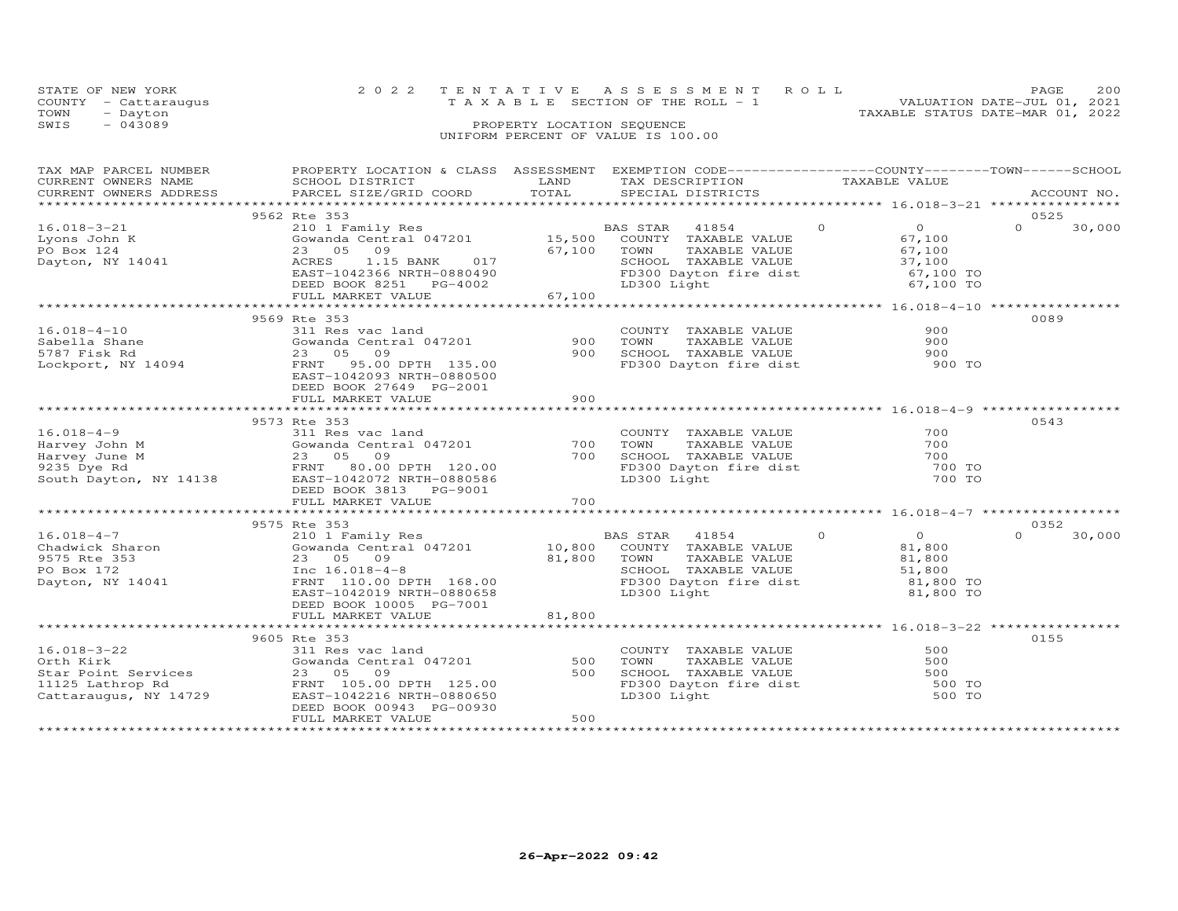STATE OF NEW YORK — 2022 TENTATIVE ASSESSMENT ROLL — VALUATION DATE-JUL 01, 2021
COUNTY - Cattaraugus — TAXABLE SECTION OF THE ROLL - 1 — TAXABLE STATUS DATE-MAR 01, 2022
TOWN - Dayton
SWIS - 043089 — PROPERTY LOCATION SEQUENCE
UNIFORM PERCENT OF VALUE IS 100.00

| TAX MAP PARCEL NUMBER / CURRENT OWNERS NAME / CURRENT OWNERS ADDRESS | PROPERTY LOCATION & CLASS / SCHOOL DISTRICT / PARCEL SIZE/GRID COORD | ASSESSMENT LAND | TOTAL | EXEMPTION CODE / TAX DESCRIPTION / SPECIAL DISTRICTS | COUNTY | TOWN | SCHOOL | TAXABLE VALUE | ACCOUNT NO. |
|---|---|---|---|---|---|---|---|---|---|
| 16.018-3-21 | 9562 Rte 353 | | | | | | | | 0525 |
| 16.018-3-21 | 210 1 Family Res | | | BAS STAR 41854 | 0 | 0 | 30,000 | | |
| Lyons John K | Gowanda Central 047201 | 15,500 | | COUNTY TAXABLE VALUE | | | | 67,100 | |
| PO Box 124 | 23 05 09 | | 67,100 | TOWN TAXABLE VALUE | | | | 67,100 | |
| Dayton, NY 14041 | ACRES 1.15 BANK 017 | | | SCHOOL TAXABLE VALUE | | | | 37,100 | |
| | EAST-1042366 NRTH-0880490 | | | FD300 Dayton fire dist | | | | 67,100 TO | |
| | DEED BOOK 8251 PG-4002 | | | LD300 Light | | | | 67,100 TO | |
| | FULL MARKET VALUE | | 67,100 | | | | | | |
| 16.018-4-10 | 9569 Rte 353 | | | | | | | | 0089 |
| 16.018-4-10 | 311 Res vac land | | | COUNTY TAXABLE VALUE | | | | 900 | |
| Sabella Shane | Gowanda Central 047201 | 900 | | TOWN TAXABLE VALUE | | | | 900 | |
| 5787 Fisk Rd | 23 05 09 | | 900 | SCHOOL TAXABLE VALUE | | | | 900 | |
| Lockport, NY 14094 | FRNT 95.00 DPTH 135.00 | | | FD300 Dayton fire dist | | | | 900 TO | |
| | EAST-1042093 NRTH-0880500 | | | | | | | | |
| | DEED BOOK 27649 PG-2001 | | | | | | | | |
| | FULL MARKET VALUE | | 900 | | | | | | |
| 16.018-4-9 | 9573 Rte 353 | | | | | | | | 0543 |
| 16.018-4-9 | 311 Res vac land | | | COUNTY TAXABLE VALUE | | | | 700 | |
| Harvey John M | Gowanda Central 047201 | 700 | | TOWN TAXABLE VALUE | | | | 700 | |
| Harvey June M | 23 05 09 | | 700 | SCHOOL TAXABLE VALUE | | | | 700 | |
| 9235 Dye Rd | FRNT 80.00 DPTH 120.00 | | | FD300 Dayton fire dist | | | | 700 TO | |
| South Dayton, NY 14138 | EAST-1042072 NRTH-0880586 | | | LD300 Light | | | | 700 TO | |
| | DEED BOOK 3813 PG-9001 | | | | | | | | |
| | FULL MARKET VALUE | | 700 | | | | | | |
| 16.018-4-7 | 9575 Rte 353 | | | | | | | | 0352 |
| 16.018-4-7 | 210 1 Family Res | | | BAS STAR 41854 | 0 | 0 | 30,000 | | |
| Chadwick Sharon | Gowanda Central 047201 | 10,800 | | COUNTY TAXABLE VALUE | | | | 81,800 | |
| 9575 Rte 353 | 23 05 09 | | 81,800 | TOWN TAXABLE VALUE | | | | 81,800 | |
| PO Box 172 | Inc 16.018-4-8 | | | SCHOOL TAXABLE VALUE | | | | 51,800 | |
| Dayton, NY 14041 | FRNT 110.00 DPTH 168.00 | | | FD300 Dayton fire dist | | | | 81,800 TO | |
| | EAST-1042019 NRTH-0880658 | | | LD300 Light | | | | 81,800 TO | |
| | DEED BOOK 10005 PG-7001 | | | | | | | | |
| | FULL MARKET VALUE | | 81,800 | | | | | | |
| 16.018-3-22 | 9605 Rte 353 | | | | | | | | 0155 |
| 16.018-3-22 | 311 Res vac land | | | COUNTY TAXABLE VALUE | | | | 500 | |
| Orth Kirk | Gowanda Central 047201 | 500 | | TOWN TAXABLE VALUE | | | | 500 | |
| Star Point Services | 23 05 09 | | 500 | SCHOOL TAXABLE VALUE | | | | 500 | |
| 11125 Lathrop Rd | FRNT 105.00 DPTH 125.00 | | | FD300 Dayton fire dist | | | | 500 TO | |
| Cattaraugus, NY 14729 | EAST-1042216 NRTH-0880650 | | | LD300 Light | | | | 500 TO | |
| | DEED BOOK 00943 PG-00930 | | | | | | | | |
| | FULL MARKET VALUE | | 500 | | | | | | |

26-Apr-2022 09:42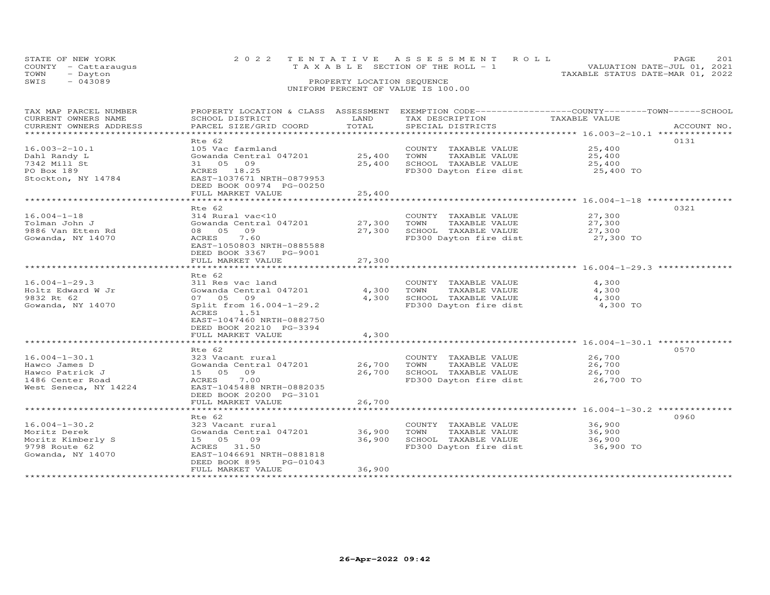STATE OF NEW YORK — 2022 TENTATIVE ASSESSMENT ROLL
COUNTY - Cattaraugus — TAXABLE SECTION OF THE ROLL - 1 — VALUATION DATE-JUL 01, 2021
TOWN - Dayton — TAXABLE STATUS DATE-MAR 01, 2022
SWIS - 043089 — PROPERTY LOCATION SEQUENCE
UNIFORM PERCENT OF VALUE IS 100.00

| TAX MAP PARCEL NUMBER / CURRENT OWNERS NAME / CURRENT OWNERS ADDRESS | PROPERTY LOCATION & CLASS / SCHOOL DISTRICT / PARCEL SIZE/GRID COORD | ASSESSMENT LAND / TOTAL | EXEMPTION CODE / TAX DESCRIPTION / SPECIAL DISTRICTS | TAXABLE VALUE (COUNTY / TOWN / SCHOOL) | ACCOUNT NO. |
|---|---|---|---|---|---|
| 16.003-2-10.1 | Rte 62 | | | | 0131 |
| Dahl Randy L | 105 Vac farmland | | COUNTY TAXABLE VALUE | 25,400 | |
| 7342 Mill St | Gowanda Central 047201 | 25,400 | TOWN TAXABLE VALUE | 25,400 | |
| PO Box 189 | 31 05 09 | 25,400 | SCHOOL TAXABLE VALUE | 25,400 | |
| Stockton, NY 14784 | ACRES 18.25 | | FD300 Dayton fire dist | 25,400 TO | |
| | EAST-1037671 NRTH-0879953 | | | | |
| | DEED BOOK 00974 PG-00250 | | | | |
| | FULL MARKET VALUE | 25,400 | | | |
| 16.004-1-18 | Rte 62 | | | | 0321 |
| Tolman John J | 314 Rural vac<10 | | COUNTY TAXABLE VALUE | 27,300 | |
| 9886 Van Etten Rd | Gowanda Central 047201 | 27,300 | TOWN TAXABLE VALUE | 27,300 | |
| Gowanda, NY 14070 | 08 05 09 | 27,300 | SCHOOL TAXABLE VALUE | 27,300 | |
| | ACRES 7.60 | | FD300 Dayton fire dist | 27,300 TO | |
| | EAST-1050803 NRTH-0885588 | | | | |
| | DEED BOOK 3367 PG-9001 | | | | |
| | FULL MARKET VALUE | 27,300 | | | |
| 16.004-1-29.3 | Rte 62 | | | | |
| Holtz Edward W Jr | 311 Res vac land | | COUNTY TAXABLE VALUE | 4,300 | |
| 9832 Rt 62 | Gowanda Central 047201 | 4,300 | TOWN TAXABLE VALUE | 4,300 | |
| Gowanda, NY 14070 | 07 05 09 | 4,300 | SCHOOL TAXABLE VALUE | 4,300 | |
| | Split from 16.004-1-29.2 | | FD300 Dayton fire dist | 4,300 TO | |
| | ACRES 1.51 | | | | |
| | EAST-1047460 NRTH-0882750 | | | | |
| | DEED BOOK 20210 PG-3394 | | | | |
| | FULL MARKET VALUE | 4,300 | | | |
| 16.004-1-30.1 | Rte 62 | | | | 0570 |
| Hawco James D | 323 Vacant rural | | COUNTY TAXABLE VALUE | 26,700 | |
| Hawco Patrick J | Gowanda Central 047201 | 26,700 | TOWN TAXABLE VALUE | 26,700 | |
| 1486 Center Road | 15 05 09 | 26,700 | SCHOOL TAXABLE VALUE | 26,700 | |
| West Seneca, NY 14224 | ACRES 7.00 | | FD300 Dayton fire dist | 26,700 TO | |
| | EAST-1045488 NRTH-0882035 | | | | |
| | DEED BOOK 20200 PG-3101 | | | | |
| | FULL MARKET VALUE | 26,700 | | | |
| 16.004-1-30.2 | Rte 62 | | | | 0960 |
| Moritz Derek | 323 Vacant rural | | COUNTY TAXABLE VALUE | 36,900 | |
| Moritz Kimberly S | Gowanda Central 047201 | 36,900 | TOWN TAXABLE VALUE | 36,900 | |
| 9798 Route 62 | 15 05 09 | 36,900 | SCHOOL TAXABLE VALUE | 36,900 | |
| Gowanda, NY 14070 | ACRES 31.50 | | FD300 Dayton fire dist | 36,900 TO | |
| | EAST-1046691 NRTH-0881818 | | | | |
| | DEED BOOK 895 PG-01043 | | | | |
| | FULL MARKET VALUE | 36,900 | | | |

26-Apr-2022 09:42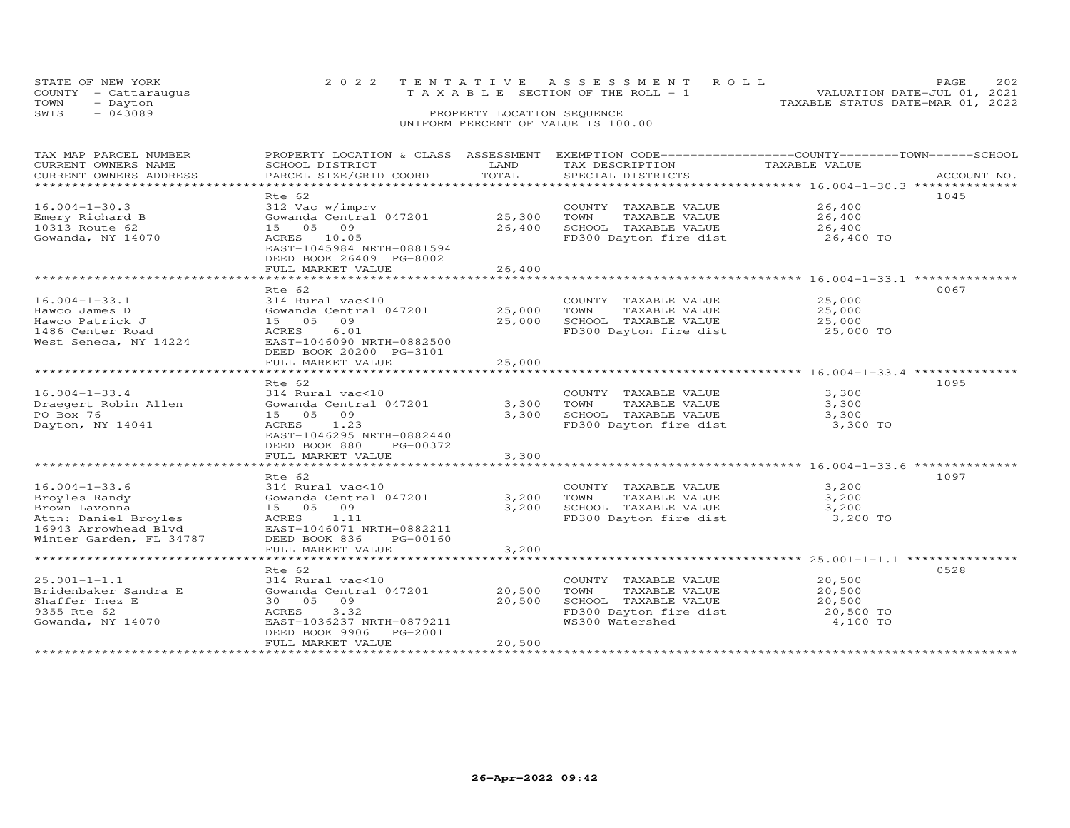STATE OF NEW YORK | 2022 TENTATIVE ASSESSMENT ROLL | VALUATION DATE-JUL 01, 2021
COUNTY - Cattaraugus | TAXABLE SECTION OF THE ROLL - 1 | TAXABLE STATUS DATE-MAR 01, 2022
TOWN - Dayton | PROPERTY LOCATION SEQUENCE
SWIS - 043089 | UNIFORM PERCENT OF VALUE IS 100.00

| TAX MAP PARCEL NUMBER / CURRENT OWNERS NAME / CURRENT OWNERS ADDRESS | PROPERTY LOCATION & CLASS / SCHOOL DISTRICT / PARCEL SIZE/GRID COORD | ASSESSMENT LAND | TOTAL | EXEMPTION CODE / TAX DESCRIPTION / SPECIAL DISTRICTS | TAXABLE VALUE | ACCOUNT NO. |
|---|---|---|---|---|---|---|
| 16.004-1-30.3 | Rte 62 | | | | | 1045 |
| 16.004-1-30.3 | 312 Vac w/imprv | | | COUNTY TAXABLE VALUE | 26,400 | |
| Emery Richard B | Gowanda Central 047201 | 25,300 | | TOWN TAXABLE VALUE | 26,400 | |
| 10313 Route 62 | 15 05 09 | | 26,400 | SCHOOL TAXABLE VALUE | 26,400 | |
| Gowanda, NY 14070 | ACRES 10.05 | | | FD300 Dayton fire dist | 26,400 TO | |
| | EAST-1045984 NRTH-0881594 | | | | | |
| | DEED BOOK 26409 PG-8002 | | | | | |
| | FULL MARKET VALUE | | 26,400 | | | |
| 16.004-1-33.1 | Rte 62 | | | | | 0067 |
| 16.004-1-33.1 | 314 Rural vac<10 | | | COUNTY TAXABLE VALUE | 25,000 | |
| Hawco James D | Gowanda Central 047201 | 25,000 | | TOWN TAXABLE VALUE | 25,000 | |
| Hawco Patrick J | 15 05 09 | | 25,000 | SCHOOL TAXABLE VALUE | 25,000 | |
| 1486 Center Road | ACRES 6.01 | | | FD300 Dayton fire dist | 25,000 TO | |
| West Seneca, NY 14224 | EAST-1046090 NRTH-0882500 | | | | | |
| | DEED BOOK 20200 PG-3101 | | | | | |
| | FULL MARKET VALUE | | 25,000 | | | |
| 16.004-1-33.4 | Rte 62 | | | | | 1095 |
| 16.004-1-33.4 | 314 Rural vac<10 | | | COUNTY TAXABLE VALUE | 3,300 | |
| Draegert Robin Allen | Gowanda Central 047201 | 3,300 | | TOWN TAXABLE VALUE | 3,300 | |
| PO Box 76 | 15 05 09 | | 3,300 | SCHOOL TAXABLE VALUE | 3,300 | |
| Dayton, NY 14041 | ACRES 1.23 | | | FD300 Dayton fire dist | 3,300 TO | |
| | EAST-1046295 NRTH-0882440 | | | | | |
| | DEED BOOK 880 PG-00372 | | | | | |
| | FULL MARKET VALUE | | 3,300 | | | |
| 16.004-1-33.6 | Rte 62 | | | | | 1097 |
| 16.004-1-33.6 | 314 Rural vac<10 | | | COUNTY TAXABLE VALUE | 3,200 | |
| Broyles Randy | Gowanda Central 047201 | 3,200 | | TOWN TAXABLE VALUE | 3,200 | |
| Brown Lavonna | 15 05 09 | | 3,200 | SCHOOL TAXABLE VALUE | 3,200 | |
| Attn: Daniel Broyles | ACRES 1.11 | | | FD300 Dayton fire dist | 3,200 TO | |
| 16943 Arrowhead Blvd | EAST-1046071 NRTH-0882211 | | | | | |
| Winter Garden, FL 34787 | DEED BOOK 836 PG-00160 | | | | | |
| | FULL MARKET VALUE | | 3,200 | | | |
| 25.001-1-1.1 | Rte 62 | | | | | 0528 |
| 25.001-1-1.1 | 314 Rural vac<10 | | | COUNTY TAXABLE VALUE | 20,500 | |
| Bridenbaker Sandra E | Gowanda Central 047201 | 20,500 | | TOWN TAXABLE VALUE | 20,500 | |
| Shaffer Inez E | 30 05 09 | | 20,500 | SCHOOL TAXABLE VALUE | 20,500 | |
| 9355 Rte 62 | ACRES 3.32 | | | FD300 Dayton fire dist | 20,500 TO | |
| Gowanda, NY 14070 | EAST-1036237 NRTH-0879211 | | | WS300 Watershed | 4,100 TO | |
| | DEED BOOK 9906 PG-2001 | | | | | |
| | FULL MARKET VALUE | | 20,500 | | | |

26-Apr-2022 09:42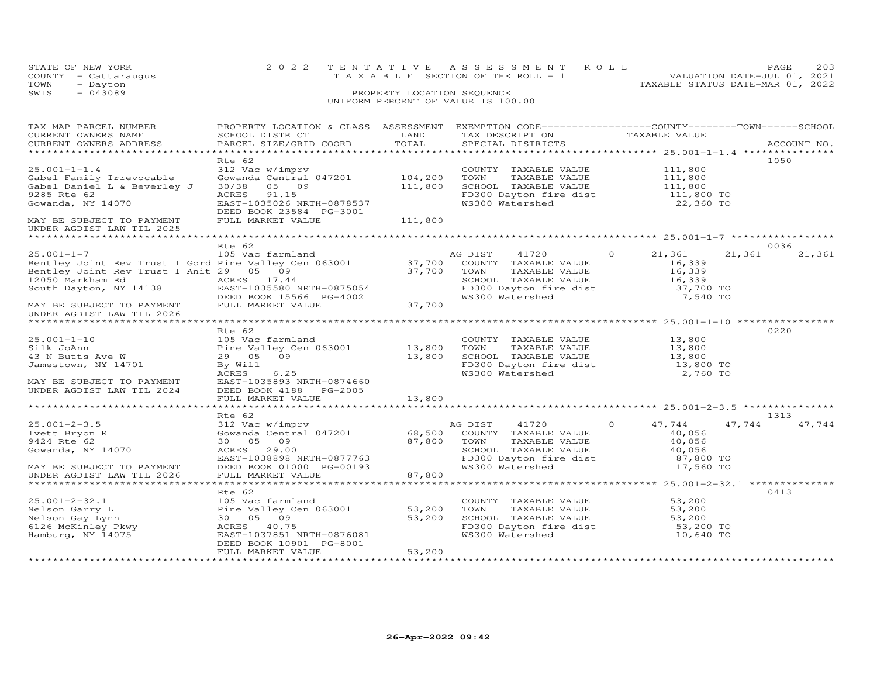STATE OF NEW YORK
COUNTY - Cattaraugus
TOWN - Dayton
SWIS - 043089

2022 TENTATIVE ASSESSMENT ROLL
TAXABLE SECTION OF THE ROLL - 1
PROPERTY LOCATION SEQUENCE
UNIFORM PERCENT OF VALUE IS 100.00

VALUATION DATE-JUL 01, 2021
TAXABLE STATUS DATE-MAR 01, 2022

| TAX MAP PARCEL NUMBER / CURRENT OWNERS NAME / CURRENT OWNERS ADDRESS | PROPERTY LOCATION & CLASS / SCHOOL DISTRICT / PARCEL SIZE/GRID COORD | ASSESSMENT LAND | TOTAL | EXEMPTION CODE / TAX DESCRIPTION / SPECIAL DISTRICTS | COUNTY TAXABLE VALUE | TOWN | SCHOOL | ACCOUNT NO. |
|---|---|---|---|---|---|---|---|---|
| 25.001-1-1.4 | Rte 62 | | | | | | | 1050 |
| | 312 Vac w/imprv | | | COUNTY TAXABLE VALUE | 111,800 | | | |
| Gabel Family Irrevocable | Gowanda Central 047201 | 104,200 | | TOWN TAXABLE VALUE | 111,800 | | | |
| Gabel Daniel L & Beverley J | 30/38 05 09 | | 111,800 | SCHOOL TAXABLE VALUE | 111,800 | | | |
| 9285 Rte 62 | ACRES 91.15 | | | FD300 Dayton fire dist | 111,800 TO | | | |
| Gowanda, NY 14070 | EAST-1035026 NRTH-0878537 | | | WS300 Watershed | 22,360 TO | | | |
| | DEED BOOK 23584 PG-3001 | | | | | | | |
| MAY BE SUBJECT TO PAYMENT UNDER AGDIST LAW TIL 2025 | FULL MARKET VALUE | | 111,800 | | | | | |
| 25.001-1-7 | Rte 62 | | | | | | | 0036 |
| | 105 Vac farmland | | | AG DIST 41720 0 | 21,361 | 21,361 | 21,361 | |
| Bentley Joint Rev Trust I Gord | Pine Valley Cen 063001 | 37,700 | | COUNTY TAXABLE VALUE | 16,339 | | | |
| Bentley Joint Rev Trust I Anit | 29 05 09 | | 37,700 | TOWN TAXABLE VALUE | 16,339 | | | |
| 12050 Markham Rd | ACRES 17.44 | | | SCHOOL TAXABLE VALUE | 16,339 | | | |
| South Dayton, NY 14138 | EAST-1035580 NRTH-0875054 | | | FD300 Dayton fire dist | 37,700 TO | | | |
| | DEED BOOK 15566 PG-4002 | | | WS300 Watershed | 7,540 TO | | | |
| MAY BE SUBJECT TO PAYMENT UNDER AGDIST LAW TIL 2026 | FULL MARKET VALUE | | 37,700 | | | | | |
| 25.001-1-10 | Rte 62 | | | | | | | 0220 |
| | 105 Vac farmland | | | COUNTY TAXABLE VALUE | 13,800 | | | |
| Silk JoAnn | Pine Valley Cen 063001 | 13,800 | | TOWN TAXABLE VALUE | 13,800 | | | |
| 43 N Butts Ave W | 29 05 09 | | 13,800 | SCHOOL TAXABLE VALUE | 13,800 | | | |
| Jamestown, NY 14701 | By Will | | | FD300 Dayton fire dist | 13,800 TO | | | |
| | ACRES 6.25 | | | WS300 Watershed | 2,760 TO | | | |
| MAY BE SUBJECT TO PAYMENT | EAST-1035893 NRTH-0874660 | | | | | | | |
| UNDER AGDIST LAW TIL 2024 | DEED BOOK 4188 PG-2005 | | | | | | | |
| | FULL MARKET VALUE | | 13,800 | | | | | |
| 25.001-2-3.5 | Rte 62 | | | | | | | 1313 |
| | 312 Vac w/imprv | | | AG DIST 41720 0 | 47,744 | 47,744 | 47,744 | |
| Ivett Bryon R | Gowanda Central 047201 | 68,500 | | COUNTY TAXABLE VALUE | 40,056 | | | |
| 9424 Rte 62 | 30 05 09 | | 87,800 | TOWN TAXABLE VALUE | 40,056 | | | |
| Gowanda, NY 14070 | ACRES 29.00 | | | SCHOOL TAXABLE VALUE | 40,056 | | | |
| | EAST-1038898 NRTH-0877763 | | | FD300 Dayton fire dist | 87,800 TO | | | |
| MAY BE SUBJECT TO PAYMENT | DEED BOOK 01000 PG-00193 | | | WS300 Watershed | 17,560 TO | | | |
| UNDER AGDIST LAW TIL 2026 | FULL MARKET VALUE | | 87,800 | | | | | |
| 25.001-2-32.1 | Rte 62 | | | | | | | 0413 |
| | 105 Vac farmland | | | COUNTY TAXABLE VALUE | 53,200 | | | |
| Nelson Garry L | Pine Valley Cen 063001 | 53,200 | | TOWN TAXABLE VALUE | 53,200 | | | |
| Nelson Gay Lynn | 30 05 09 | | 53,200 | SCHOOL TAXABLE VALUE | 53,200 | | | |
| 6126 McKinley Pkwy | ACRES 40.75 | | | FD300 Dayton fire dist | 53,200 TO | | | |
| Hamburg, NY 14075 | EAST-1037851 NRTH-0876081 | | | WS300 Watershed | 10,640 TO | | | |
| | DEED BOOK 10901 PG-8001 | | | | | | | |
| | FULL MARKET VALUE | | 53,200 | | | | | |

26-Apr-2022 09:42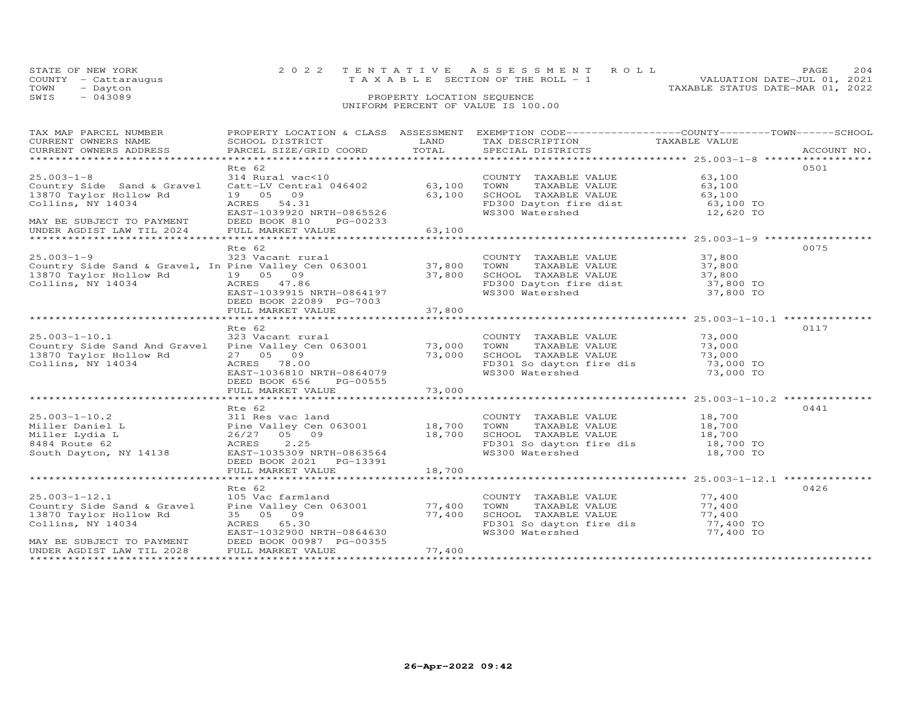STATE OF NEW YORK
COUNTY - Cattaraugus
TOWN - Dayton
SWIS - 043089

2022 TENTATIVE ASSESSMENT ROLL
TAXABLE SECTION OF THE ROLL - 1
PROPERTY LOCATION SEQUENCE
UNIFORM PERCENT OF VALUE IS 100.00

VALUATION DATE-JUL 01, 2021
TAXABLE STATUS DATE-MAR 01, 2022

| TAX MAP PARCEL NUMBER / CURRENT OWNERS NAME / CURRENT OWNERS ADDRESS | PROPERTY LOCATION & CLASS / SCHOOL DISTRICT / PARCEL SIZE/GRID COORD | ASSESSMENT LAND | TOTAL | EXEMPTION CODE / TAX DESCRIPTION / SPECIAL DISTRICTS | TAXABLE VALUE | ACCOUNT NO. |
|---|---|---|---|---|---|---|
| 25.003-1-8 | Rte 62 | | | | | 0501 |
| 25.003-1-8 | 314 Rural vac<10 | | | COUNTY TAXABLE VALUE | 63,100 | |
| Country Side Sand & Gravel | Catt-LV Central 046402 | 63,100 | | TOWN TAXABLE VALUE | 63,100 | |
| 13870 Taylor Hollow Rd | 19 05 09 | | 63,100 | SCHOOL TAXABLE VALUE | 63,100 | |
| Collins, NY 14034 | ACRES 54.31 | | | FD300 Dayton fire dist | 63,100 TO | |
| | EAST-1039920 NRTH-0865526 | | | WS300 Watershed | 12,620 TO | |
| MAY BE SUBJECT TO PAYMENT | DEED BOOK 810 PG-00233 | | | | | |
| UNDER AGDIST LAW TIL 2024 | FULL MARKET VALUE | | 63,100 | | | |
| 25.003-1-9 | Rte 62 | | | | | 0075 |
| 25.003-1-9 | 323 Vacant rural | | | COUNTY TAXABLE VALUE | 37,800 | |
| Country Side Sand & Gravel, In | Pine Valley Cen 063001 | 37,800 | | TOWN TAXABLE VALUE | 37,800 | |
| 13870 Taylor Hollow Rd | 19 05 09 | | 37,800 | SCHOOL TAXABLE VALUE | 37,800 | |
| Collins, NY 14034 | ACRES 47.86 | | | FD300 Dayton fire dist | 37,800 TO | |
| | EAST-1039915 NRTH-0864197 | | | WS300 Watershed | 37,800 TO | |
| | DEED BOOK 22089 PG-7003 | | | | | |
| | FULL MARKET VALUE | | 37,800 | | | |
| 25.003-1-10.1 | Rte 62 | | | | | 0117 |
| 25.003-1-10.1 | 323 Vacant rural | | | COUNTY TAXABLE VALUE | 73,000 | |
| Country Side Sand And Gravel | Pine Valley Cen 063001 | 73,000 | | TOWN TAXABLE VALUE | 73,000 | |
| 13870 Taylor Hollow Rd | 27 05 09 | | 73,000 | SCHOOL TAXABLE VALUE | 73,000 | |
| Collins, NY 14034 | ACRES 78.00 | | | FD301 So dayton fire dis | 73,000 TO | |
| | EAST-1036810 NRTH-0864079 | | | WS300 Watershed | 73,000 TO | |
| | DEED BOOK 656 PG-00555 | | | | | |
| | FULL MARKET VALUE | | 73,000 | | | |
| 25.003-1-10.2 | Rte 62 | | | | | 0441 |
| 25.003-1-10.2 | 311 Res vac land | | | COUNTY TAXABLE VALUE | 18,700 | |
| Miller Daniel L | Pine Valley Cen 063001 | 18,700 | | TOWN TAXABLE VALUE | 18,700 | |
| Miller Lydia L | 26/27 05 09 | | 18,700 | SCHOOL TAXABLE VALUE | 18,700 | |
| 8484 Route 62 | ACRES 2.25 | | | FD301 So dayton fire dis | 18,700 TO | |
| South Dayton, NY 14138 | EAST-1035309 NRTH-0863564 | | | WS300 Watershed | 18,700 TO | |
| | DEED BOOK 2021 PG-13391 | | | | | |
| | FULL MARKET VALUE | | 18,700 | | | |
| 25.003-1-12.1 | Rte 62 | | | | | 0426 |
| 25.003-1-12.1 | 105 Vac farmland | | | COUNTY TAXABLE VALUE | 77,400 | |
| Country Side Sand & Gravel | Pine Valley Cen 063001 | 77,400 | | TOWN TAXABLE VALUE | 77,400 | |
| 13870 Taylor Hollow Rd | 35 05 09 | | 77,400 | SCHOOL TAXABLE VALUE | 77,400 | |
| Collins, NY 14034 | ACRES 65.30 | | | FD301 So dayton fire dis | 77,400 TO | |
| | EAST-1032900 NRTH-0864630 | | | WS300 Watershed | 77,400 TO | |
| MAY BE SUBJECT TO PAYMENT | DEED BOOK 00987 PG-00355 | | | | | |
| UNDER AGDIST LAW TIL 2028 | FULL MARKET VALUE | | 77,400 | | | |

26-Apr-2022 09:42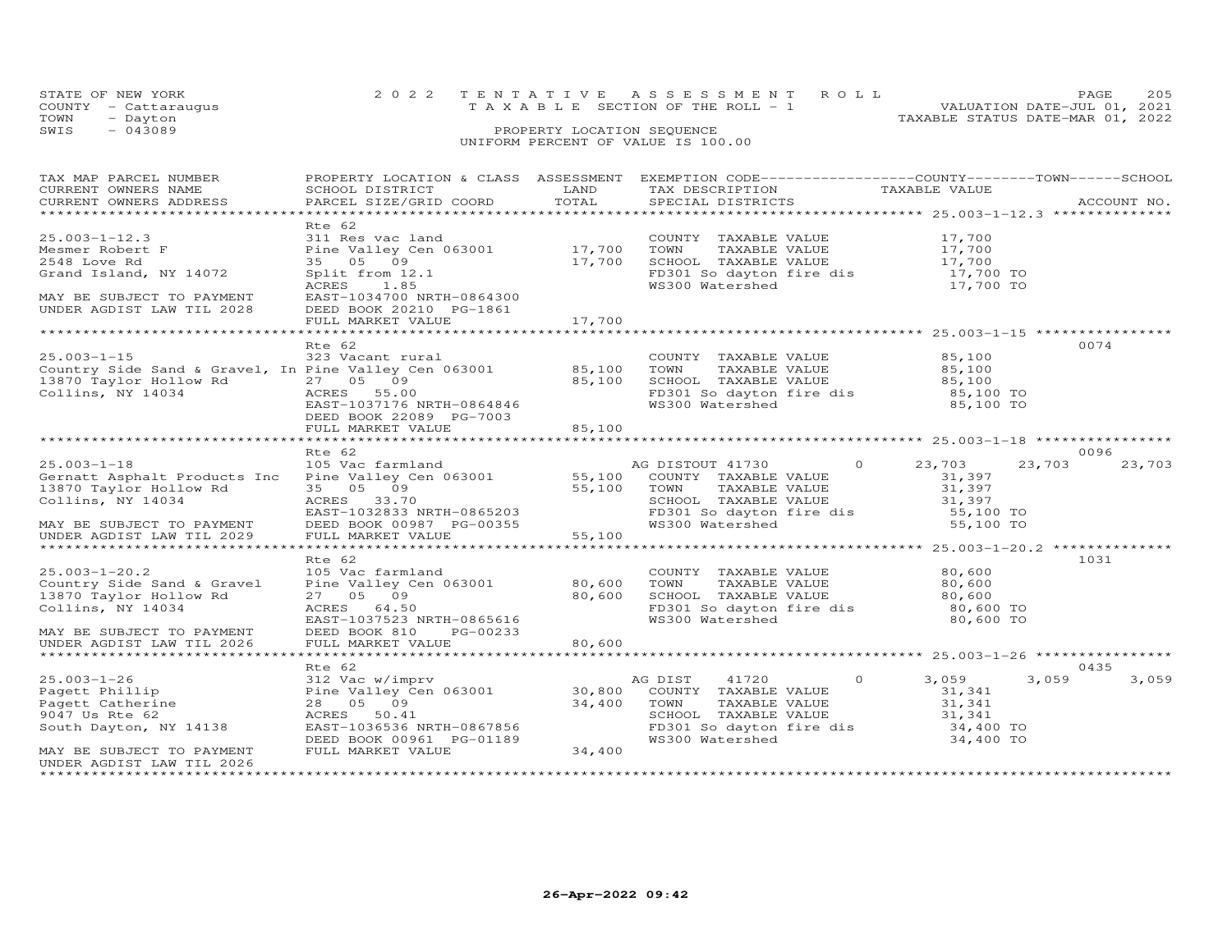STATE OF NEW YORK
COUNTY - Cattaraugus
TOWN - Dayton
SWIS - 043089

2022 TENTATIVE ASSESSMENT ROLL
TAXABLE SECTION OF THE ROLL - 1
PROPERTY LOCATION SEQUENCE
UNIFORM PERCENT OF VALUE IS 100.00

VALUATION DATE-JUL 01, 2021
TAXABLE STATUS DATE-MAR 01, 2022

| TAX MAP PARCEL NUMBER / CURRENT OWNERS NAME / CURRENT OWNERS ADDRESS | PROPERTY LOCATION & CLASS / SCHOOL DISTRICT / PARCEL SIZE/GRID COORD | ASSESSMENT LAND / TOTAL | EXEMPTION CODE / TAX DESCRIPTION / SPECIAL DISTRICTS | COUNTY | TOWN | SCHOOL / ACCOUNT NO. |
|---|---|---|---|---|---|---|
| **25.003-1-12.3** | Rte 62 | | | | | |
| 25.003-1-12.3 | 311 Res vac land | | COUNTY TAXABLE VALUE | 17,700 | | |
| Mesmer Robert F | Pine Valley Cen 063001 | 17,700 | TOWN TAXABLE VALUE | 17,700 | | |
| 2548 Love Rd | 35 05 09 | 17,700 | SCHOOL TAXABLE VALUE | 17,700 | | |
| Grand Island, NY 14072 | Split from 12.1 | | FD301 So dayton fire dis | 17,700 TO | | |
| | ACRES 1.85 | | WS300 Watershed | 17,700 TO | | |
| MAY BE SUBJECT TO PAYMENT | EAST-1034700 NRTH-0864300 | | | | | |
| UNDER AGDIST LAW TIL 2028 | DEED BOOK 20210 PG-1861 | | | | | |
| | FULL MARKET VALUE | 17,700 | | | | |
| **25.003-1-15** | Rte 62 | | | | | 0074 |
| 25.003-1-15 | 323 Vacant rural | | COUNTY TAXABLE VALUE | 85,100 | | |
| Country Side Sand & Gravel, In | Pine Valley Cen 063001 | 85,100 | TOWN TAXABLE VALUE | 85,100 | | |
| 13870 Taylor Hollow Rd | 27 05 09 | 85,100 | SCHOOL TAXABLE VALUE | 85,100 | | |
| Collins, NY 14034 | ACRES 55.00 | | FD301 So dayton fire dis | 85,100 TO | | |
| | EAST-1037176 NRTH-0864846 | | WS300 Watershed | 85,100 TO | | |
| | DEED BOOK 22089 PG-7003 | | | | | |
| | FULL MARKET VALUE | 85,100 | | | | |
| **25.003-1-18** | Rte 62 | | | | | 0096 |
| 25.003-1-18 | 105 Vac farmland | | AG DISTOUT 41730 0 | 23,703 | 23,703 | 23,703 |
| Gernatt Asphalt Products Inc | Pine Valley Cen 063001 | 55,100 | COUNTY TAXABLE VALUE | 31,397 | | |
| 13870 Taylor Hollow Rd | 35 05 09 | 55,100 | TOWN TAXABLE VALUE | 31,397 | | |
| Collins, NY 14034 | ACRES 33.70 | | SCHOOL TAXABLE VALUE | 31,397 | | |
| | EAST-1032833 NRTH-0865203 | | FD301 So dayton fire dis | 55,100 TO | | |
| MAY BE SUBJECT TO PAYMENT | DEED BOOK 00987 PG-00355 | | WS300 Watershed | 55,100 TO | | |
| UNDER AGDIST LAW TIL 2029 | FULL MARKET VALUE | 55,100 | | | | |
| **25.003-1-20.2** | Rte 62 | | | | | 1031 |
| 25.003-1-20.2 | 105 Vac farmland | | COUNTY TAXABLE VALUE | 80,600 | | |
| Country Side Sand & Gravel | Pine Valley Cen 063001 | 80,600 | TOWN TAXABLE VALUE | 80,600 | | |
| 13870 Taylor Hollow Rd | 27 05 09 | 80,600 | SCHOOL TAXABLE VALUE | 80,600 | | |
| Collins, NY 14034 | ACRES 64.50 | | FD301 So dayton fire dis | 80,600 TO | | |
| | EAST-1037523 NRTH-0865616 | | WS300 Watershed | 80,600 TO | | |
| MAY BE SUBJECT TO PAYMENT | DEED BOOK 810 PG-00233 | | | | | |
| UNDER AGDIST LAW TIL 2026 | FULL MARKET VALUE | 80,600 | | | | |
| **25.003-1-26** | Rte 62 | | | | | 0435 |
| 25.003-1-26 | 312 Vac w/imprv | | AG DIST 41720 0 | 3,059 | 3,059 | 3,059 |
| Pagett Phillip | Pine Valley Cen 063001 | 30,800 | COUNTY TAXABLE VALUE | 31,341 | | |
| Pagett Catherine | 28 05 09 | 34,400 | TOWN TAXABLE VALUE | 31,341 | | |
| 9047 Us Rte 62 | ACRES 50.41 | | SCHOOL TAXABLE VALUE | 31,341 | | |
| South Dayton, NY 14138 | EAST-1036536 NRTH-0867856 | | FD301 So dayton fire dis | 34,400 TO | | |
| | DEED BOOK 00961 PG-01189 | | WS300 Watershed | 34,400 TO | | |
| MAY BE SUBJECT TO PAYMENT | FULL MARKET VALUE | 34,400 | | | | |
| UNDER AGDIST LAW TIL 2026 | | | | | | |

26-Apr-2022 09:42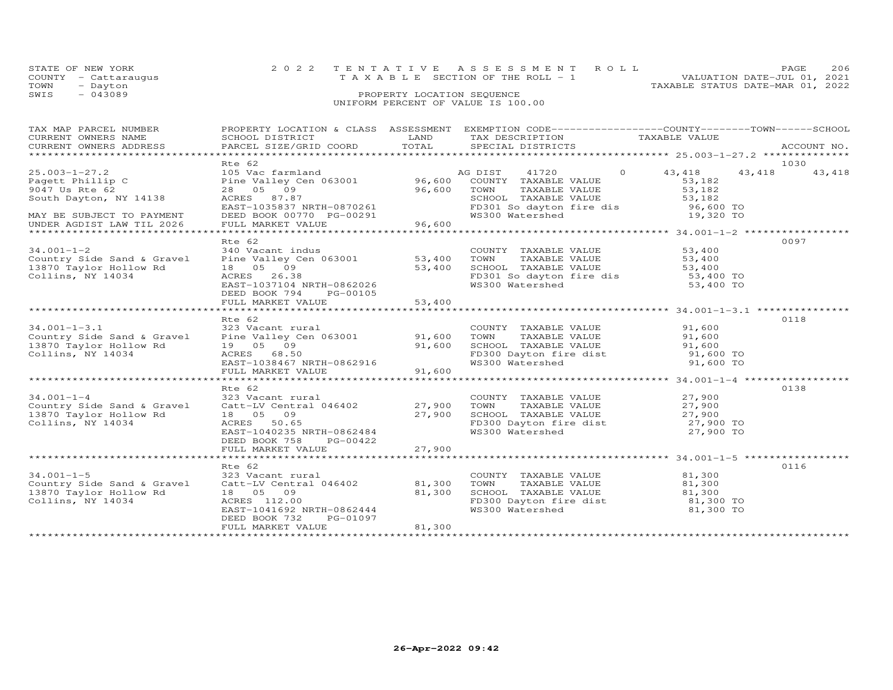STATE OF NEW YORK
COUNTY - Cattaraugus
TOWN - Dayton
SWIS - 043089

# 2022 TENTATIVE ASSESSMENT ROLL

TAXABLE SECTION OF THE ROLL - 1

PROPERTY LOCATION SEQUENCE

UNIFORM PERCENT OF VALUE IS 100.00

VALUATION DATE-JUL 01, 2021
TAXABLE STATUS DATE-MAR 01, 2022

| TAX MAP PARCEL NUMBER / CURRENT OWNERS NAME / CURRENT OWNERS ADDRESS | PROPERTY LOCATION & CLASS / SCHOOL DISTRICT / PARCEL SIZE/GRID COORD | ASSESSMENT LAND / TOTAL | EXEMPTION CODE / TAX DESCRIPTION / SPECIAL DISTRICTS | COUNTY | TOWN | SCHOOL / TAXABLE VALUE | ACCOUNT NO. |
|---|---|---|---|---|---|---|---|
| 25.003-1-27.2 | Rte 62 | | | | | | 1030 |
| 25.003-1-27.2 | 105 Vac farmland | | AG DIST 41720 0 | 43,418 | 43,418 | 43,418 | |
| Pagett Phillip C | Pine Valley Cen 063001 | 96,600 | COUNTY TAXABLE VALUE | 53,182 | | | |
| 9047 Us Rte 62 | 28 05 09 | 96,600 | TOWN TAXABLE VALUE | 53,182 | | | |
| South Dayton, NY 14138 | ACRES 87.87 | | SCHOOL TAXABLE VALUE | 53,182 | | | |
| | EAST-1035837 NRTH-0870261 | | FD301 So dayton fire dis | 96,600 TO | | | |
| MAY BE SUBJECT TO PAYMENT | DEED BOOK 00770 PG-00291 | | WS300 Watershed | 19,320 TO | | | |
| UNDER AGDIST LAW TIL 2026 | FULL MARKET VALUE | 96,600 | | | | | |
| 34.001-1-2 | Rte 62 | | | | | | 0097 |
| 34.001-1-2 | 340 Vacant indus | | COUNTY TAXABLE VALUE | 53,400 | | | |
| Country Side Sand & Gravel | Pine Valley Cen 063001 | 53,400 | TOWN TAXABLE VALUE | 53,400 | | | |
| 13870 Taylor Hollow Rd | 18 05 09 | 53,400 | SCHOOL TAXABLE VALUE | 53,400 | | | |
| Collins, NY 14034 | ACRES 26.38 | | FD301 So dayton fire dis | 53,400 TO | | | |
| | EAST-1037104 NRTH-0862026 | | WS300 Watershed | 53,400 TO | | | |
| | DEED BOOK 794 PG-00105 | | | | | | |
| | FULL MARKET VALUE | 53,400 | | | | | |
| 34.001-1-3.1 | Rte 62 | | | | | | 0118 |
| 34.001-1-3.1 | 323 Vacant rural | | COUNTY TAXABLE VALUE | 91,600 | | | |
| Country Side Sand & Gravel | Pine Valley Cen 063001 | 91,600 | TOWN TAXABLE VALUE | 91,600 | | | |
| 13870 Taylor Hollow Rd | 19 05 09 | 91,600 | SCHOOL TAXABLE VALUE | 91,600 | | | |
| Collins, NY 14034 | ACRES 68.50 | | FD300 Dayton fire dist | 91,600 TO | | | |
| | EAST-1038467 NRTH-0862916 | | WS300 Watershed | 91,600 TO | | | |
| | FULL MARKET VALUE | 91,600 | | | | | |
| 34.001-1-4 | Rte 62 | | | | | | 0138 |
| 34.001-1-4 | 323 Vacant rural | | COUNTY TAXABLE VALUE | 27,900 | | | |
| Country Side Sand & Gravel | Catt-LV Central 046402 | 27,900 | TOWN TAXABLE VALUE | 27,900 | | | |
| 13870 Taylor Hollow Rd | 18 05 09 | 27,900 | SCHOOL TAXABLE VALUE | 27,900 | | | |
| Collins, NY 14034 | ACRES 50.65 | | FD300 Dayton fire dist | 27,900 TO | | | |
| | EAST-1040235 NRTH-0862484 | | WS300 Watershed | 27,900 TO | | | |
| | DEED BOOK 758 PG-00422 | | | | | | |
| | FULL MARKET VALUE | 27,900 | | | | | |
| 34.001-1-5 | Rte 62 | | | | | | 0116 |
| 34.001-1-5 | 323 Vacant rural | | COUNTY TAXABLE VALUE | 81,300 | | | |
| Country Side Sand & Gravel | Catt-LV Central 046402 | 81,300 | TOWN TAXABLE VALUE | 81,300 | | | |
| 13870 Taylor Hollow Rd | 18 05 09 | 81,300 | SCHOOL TAXABLE VALUE | 81,300 | | | |
| Collins, NY 14034 | ACRES 112.00 | | FD300 Dayton fire dist | 81,300 TO | | | |
| | EAST-1041692 NRTH-0862444 | | WS300 Watershed | 81,300 TO | | | |
| | DEED BOOK 732 PG-01097 | | | | | | |
| | FULL MARKET VALUE | 81,300 | | | | | |

26-Apr-2022 09:42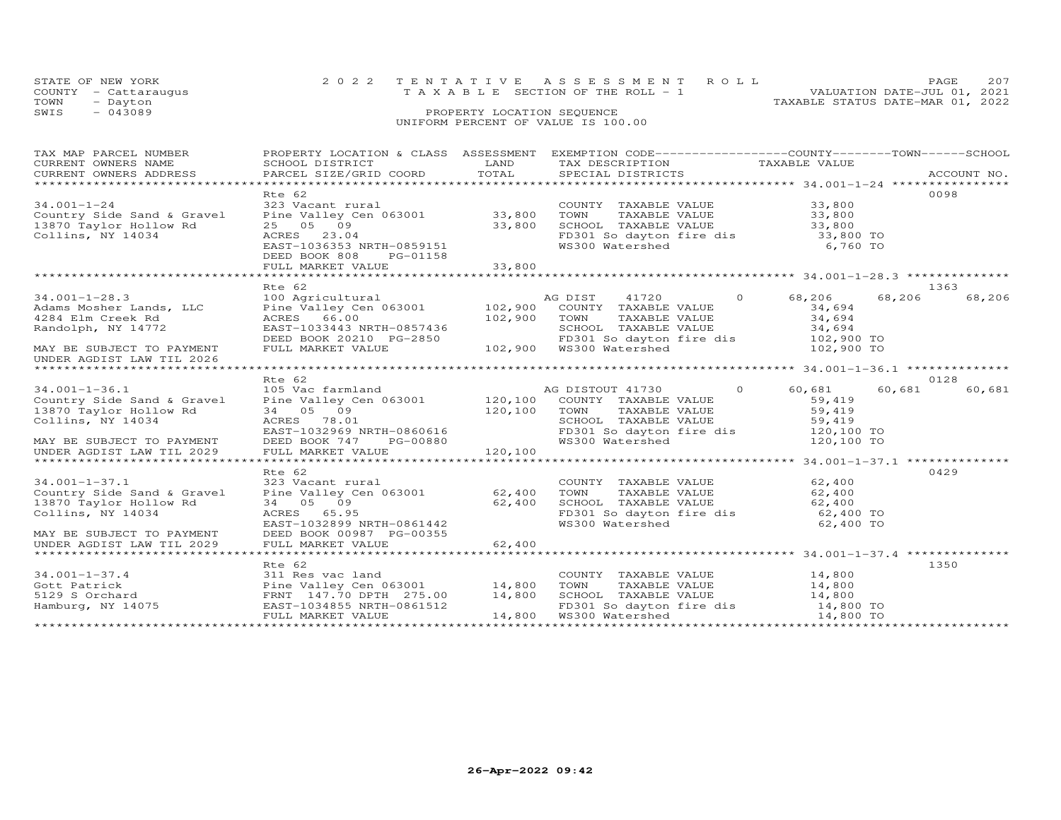STATE OF NEW YORK
COUNTY - Cattaraugus
TOWN - Dayton
SWIS - 043089

2022 TENTATIVE ASSESSMENT ROLL
TAXABLE SECTION OF THE ROLL - 1
PROPERTY LOCATION SEQUENCE
UNIFORM PERCENT OF VALUE IS 100.00

VALUATION DATE-JUL 01, 2021
TAXABLE STATUS DATE-MAR 01, 2022

| TAX MAP PARCEL NUMBER / CURRENT OWNERS NAME / CURRENT OWNERS ADDRESS | PROPERTY LOCATION & CLASS / SCHOOL DISTRICT / PARCEL SIZE/GRID COORD | ASSESSMENT LAND / TOTAL | EXEMPTION CODE / TAX DESCRIPTION / SPECIAL DISTRICTS | COUNTY TAXABLE VALUE | TOWN | SCHOOL | ACCOUNT NO. |
|---|---|---|---|---|---|---|---|
| 34.001-1-24 | Rte 62 | | | | | | 0098 |
| 34.001-1-24 | 323 Vacant rural | | COUNTY TAXABLE VALUE | 33,800 | | | |
| Country Side Sand & Gravel | Pine Valley Cen 063001 | 33,800 | TOWN TAXABLE VALUE | 33,800 | | | |
| 13870 Taylor Hollow Rd | 25 05 09 | 33,800 | SCHOOL TAXABLE VALUE | 33,800 | | | |
| Collins, NY 14034 | ACRES 23.04 | | FD301 So dayton fire dis | 33,800 TO | | | |
| | EAST-1036353 NRTH-0859151 | | WS300 Watershed | 6,760 TO | | | |
| | DEED BOOK 808 PG-01158 | | | | | | |
| | FULL MARKET VALUE | 33,800 | | | | | |
| 34.001-1-28.3 | Rte 62 | | | | | | 1363 |
| 34.001-1-28.3 | 100 Agricultural | | AG DIST 41720 0 | 68,206 | 68,206 | 68,206 | |
| Adams Mosher Lands, LLC | Pine Valley Cen 063001 | 102,900 | COUNTY TAXABLE VALUE | 34,694 | | | |
| 4284 Elm Creek Rd | ACRES 66.00 | 102,900 | TOWN TAXABLE VALUE | 34,694 | | | |
| Randolph, NY 14772 | EAST-1033443 NRTH-0857436 | | SCHOOL TAXABLE VALUE | 34,694 | | | |
| | DEED BOOK 20210 PG-2850 | | FD301 So dayton fire dis | 102,900 TO | | | |
| MAY BE SUBJECT TO PAYMENT | FULL MARKET VALUE | 102,900 | WS300 Watershed | 102,900 TO | | | |
| UNDER AGDIST LAW TIL 2026 | | | | | | | |
| 34.001-1-36.1 | Rte 62 | | | | | | 0128 |
| 34.001-1-36.1 | 105 Vac farmland | | AG DISTOUT 41730 0 | 60,681 | 60,681 | 60,681 | |
| Country Side Sand & Gravel | Pine Valley Cen 063001 | 120,100 | COUNTY TAXABLE VALUE | 59,419 | | | |
| 13870 Taylor Hollow Rd | 34 05 09 | 120,100 | TOWN TAXABLE VALUE | 59,419 | | | |
| Collins, NY 14034 | ACRES 78.01 | | SCHOOL TAXABLE VALUE | 59,419 | | | |
| | EAST-1032969 NRTH-0860616 | | FD301 So dayton fire dis | 120,100 TO | | | |
| MAY BE SUBJECT TO PAYMENT | DEED BOOK 747 PG-00880 | | WS300 Watershed | 120,100 TO | | | |
| UNDER AGDIST LAW TIL 2029 | FULL MARKET VALUE | 120,100 | | | | | |
| 34.001-1-37.1 | Rte 62 | | | | | | 0429 |
| 34.001-1-37.1 | 323 Vacant rural | | COUNTY TAXABLE VALUE | 62,400 | | | |
| Country Side Sand & Gravel | Pine Valley Cen 063001 | 62,400 | TOWN TAXABLE VALUE | 62,400 | | | |
| 13870 Taylor Hollow Rd | 34 05 09 | 62,400 | SCHOOL TAXABLE VALUE | 62,400 | | | |
| Collins, NY 14034 | ACRES 65.95 | | FD301 So dayton fire dis | 62,400 TO | | | |
| | EAST-1032899 NRTH-0861442 | | WS300 Watershed | 62,400 TO | | | |
| MAY BE SUBJECT TO PAYMENT | DEED BOOK 00987 PG-00355 | | | | | | |
| UNDER AGDIST LAW TIL 2029 | FULL MARKET VALUE | 62,400 | | | | | |
| 34.001-1-37.4 | Rte 62 | | | | | | 1350 |
| 34.001-1-37.4 | 311 Res vac land | | COUNTY TAXABLE VALUE | 14,800 | | | |
| Gott Patrick | Pine Valley Cen 063001 | 14,800 | TOWN TAXABLE VALUE | 14,800 | | | |
| 5129 S Orchard | FRNT 147.70 DPTH 275.00 | 14,800 | SCHOOL TAXABLE VALUE | 14,800 | | | |
| Hamburg, NY 14075 | EAST-1034855 NRTH-0861512 | | FD301 So dayton fire dis | 14,800 TO | | | |
| | FULL MARKET VALUE | 14,800 | WS300 Watershed | 14,800 TO | | | |

26-Apr-2022 09:42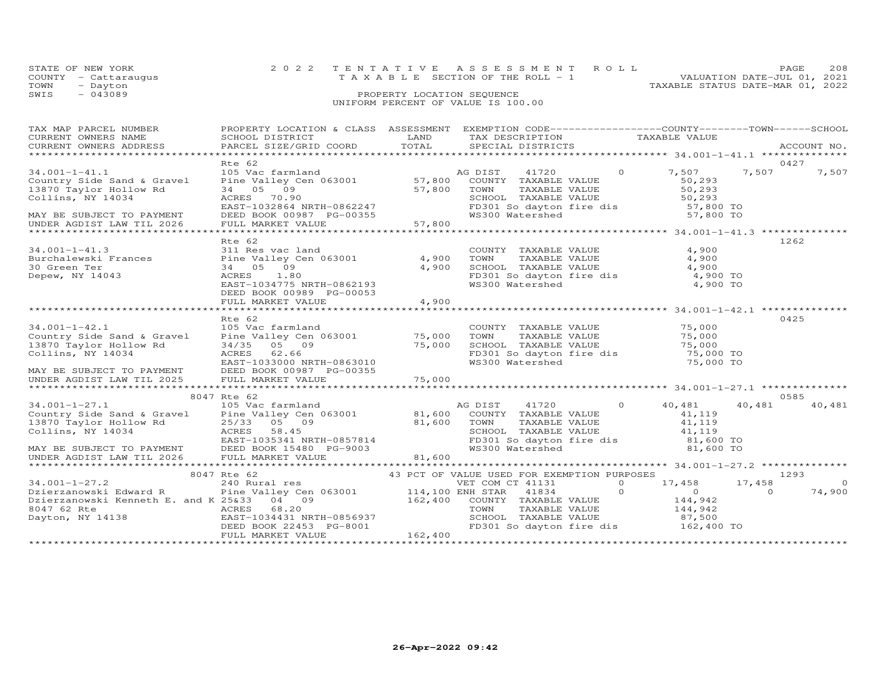STATE OF NEW YORK
COUNTY - Cattaraugus
TOWN - Dayton
SWIS - 043089

# 2022 TENTATIVE ASSESSMENT ROLL
TAXABLE SECTION OF THE ROLL - 1
PROPERTY LOCATION SEQUENCE
UNIFORM PERCENT OF VALUE IS 100.00

VALUATION DATE-JUL 01, 2021
TAXABLE STATUS DATE-MAR 01, 2022

| TAX MAP PARCEL NUMBER / CURRENT OWNERS NAME / CURRENT OWNERS ADDRESS | PROPERTY LOCATION & CLASS / SCHOOL DISTRICT / PARCEL SIZE/GRID COORD | ASSESSMENT LAND | TOTAL | EXEMPTION CODE / TAX DESCRIPTION / SPECIAL DISTRICTS | COUNTY TAXABLE VALUE | TOWN | SCHOOL | ACCOUNT NO. |
|---|---|---|---|---|---|---|---|---|
| **34.001-1-41.1** | Rte 62 | | | | | | | 0427 |
| 34.001-1-41.1 | 105 Vac farmland | | | AG DIST 41720 0 | 7,507 | 7,507 | 7,507 | |
| Country Side Sand & Gravel | Pine Valley Cen 063001 | 57,800 | | COUNTY TAXABLE VALUE | 50,293 | | | |
| 13870 Taylor Hollow Rd | 34 05 09 | | 57,800 | TOWN TAXABLE VALUE | 50,293 | | | |
| Collins, NY 14034 | ACRES 70.90 | | | SCHOOL TAXABLE VALUE | 50,293 | | | |
| | EAST-1032864 NRTH-0862247 | | | FD301 So dayton fire dis | 57,800 TO | | | |
| MAY BE SUBJECT TO PAYMENT | DEED BOOK 00987 PG-00355 | | | WS300 Watershed | 57,800 TO | | | |
| UNDER AGDIST LAW TIL 2026 | FULL MARKET VALUE | | 57,800 | | | | | |
| **34.001-1-41.3** | Rte 62 | | | | | | | 1262 |
| 34.001-1-41.3 | 311 Res vac land | | | COUNTY TAXABLE VALUE | 4,900 | | | |
| Burchalewski Frances | Pine Valley Cen 063001 | 4,900 | | TOWN TAXABLE VALUE | 4,900 | | | |
| 30 Green Ter | 34 05 09 | | 4,900 | SCHOOL TAXABLE VALUE | 4,900 | | | |
| Depew, NY 14043 | ACRES 1.80 | | | FD301 So dayton fire dis | 4,900 TO | | | |
| | EAST-1034775 NRTH-0862193 | | | WS300 Watershed | 4,900 TO | | | |
| | DEED BOOK 00989 PG-00053 | | | | | | | |
| | FULL MARKET VALUE | | 4,900 | | | | | |
| **34.001-1-42.1** | Rte 62 | | | | | | | 0425 |
| 34.001-1-42.1 | 105 Vac farmland | | | COUNTY TAXABLE VALUE | 75,000 | | | |
| Country Side Sand & Gravel | Pine Valley Cen 063001 | 75,000 | | TOWN TAXABLE VALUE | 75,000 | | | |
| 13870 Taylor Hollow Rd | 34/35 05 09 | | 75,000 | SCHOOL TAXABLE VALUE | 75,000 | | | |
| Collins, NY 14034 | ACRES 62.66 | | | FD301 So dayton fire dis | 75,000 TO | | | |
| | EAST-1033000 NRTH-0863010 | | | WS300 Watershed | 75,000 TO | | | |
| MAY BE SUBJECT TO PAYMENT | DEED BOOK 00987 PG-00355 | | | | | | | |
| UNDER AGDIST LAW TIL 2025 | FULL MARKET VALUE | | 75,000 | | | | | |
| **34.001-1-27.1** | 8047 Rte 62 | | | | | | | 0585 |
| 34.001-1-27.1 | 105 Vac farmland | | | AG DIST 41720 0 | 40,481 | 40,481 | 40,481 | |
| Country Side Sand & Gravel | Pine Valley Cen 063001 | 81,600 | | COUNTY TAXABLE VALUE | 41,119 | | | |
| 13870 Taylor Hollow Rd | 25/33 05 09 | | 81,600 | TOWN TAXABLE VALUE | 41,119 | | | |
| Collins, NY 14034 | ACRES 58.45 | | | SCHOOL TAXABLE VALUE | 41,119 | | | |
| | EAST-1035341 NRTH-0857814 | | | FD301 So dayton fire dis | 81,600 TO | | | |
| MAY BE SUBJECT TO PAYMENT | DEED BOOK 15480 PG-9003 | | | WS300 Watershed | 81,600 TO | | | |
| UNDER AGDIST LAW TIL 2026 | FULL MARKET VALUE | | 81,600 | | | | | |
| **34.001-1-27.2** | 8047 Rte 62 | | | 43 PCT OF VALUE USED FOR EXEMPTION PURPOSES | | | | 1293 |
| 34.001-1-27.2 | 240 Rural res | | | VET COM CT 41131 0 | 17,458 | 17,458 | 0 | |
| Dzierzanowski Edward R | Pine Valley Cen 063001 | 114,100 | | ENH STAR 41834 0 | 0 | 0 | 74,900 | |
| Dzierzanowski Kenneth E. and K | 25&33 04 09 | | 162,400 | COUNTY TAXABLE VALUE | 144,942 | | | |
| 8047 62 Rte | ACRES 68.20 | | | TOWN TAXABLE VALUE | 144,942 | | | |
| Dayton, NY 14138 | EAST-1034431 NRTH-0856937 | | | SCHOOL TAXABLE VALUE | 87,500 | | | |
| | DEED BOOK 22453 PG-8001 | | | FD301 So dayton fire dis | 162,400 TO | | | |
| | FULL MARKET VALUE | | 162,400 | | | | | |

26-Apr-2022 09:42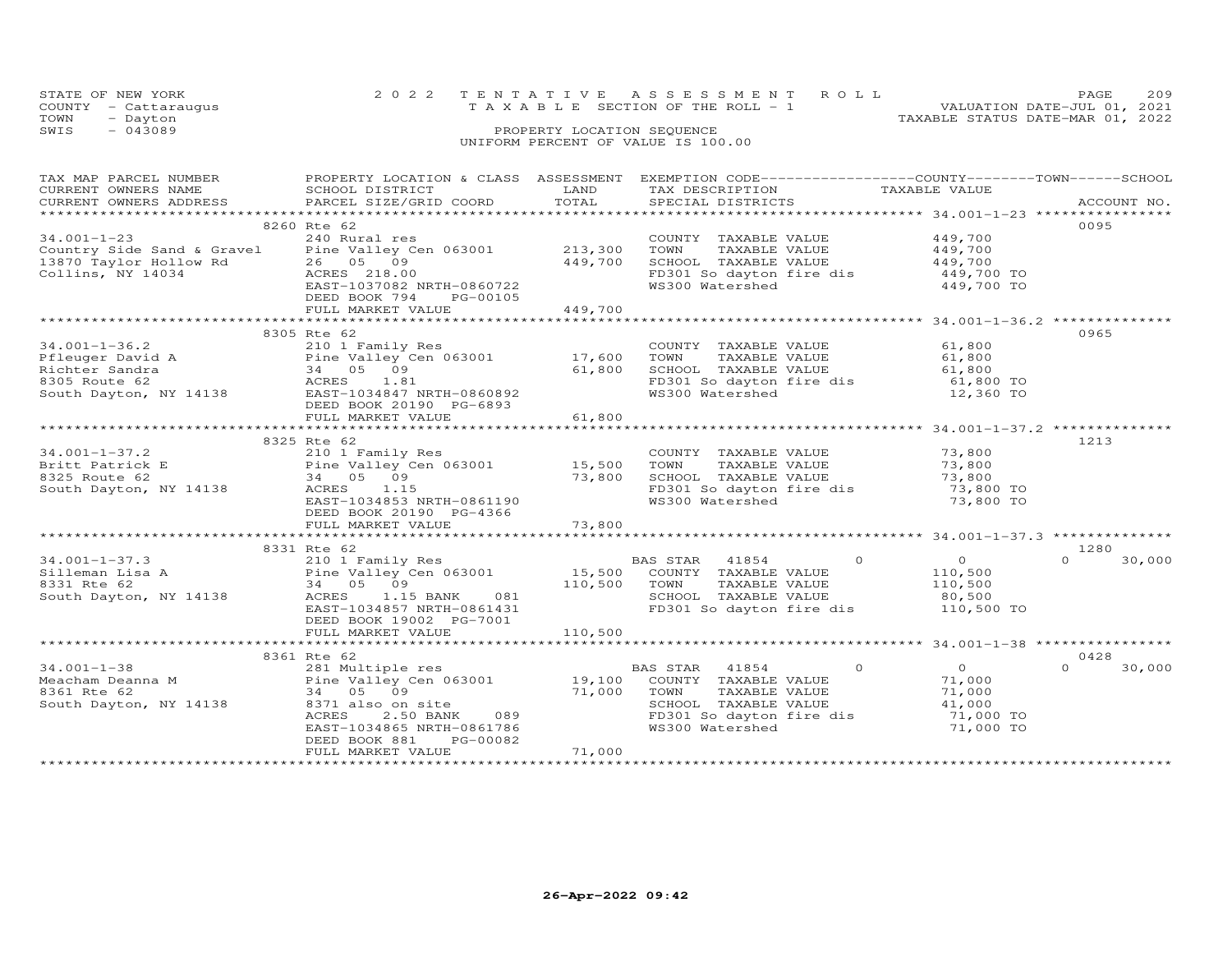STATE OF NEW YORK
COUNTY - Cattaraugus
TOWN - Dayton
SWIS - 043089

2022 TENTATIVE ASSESSMENT ROLL
TAXABLE SECTION OF THE ROLL - 1
PROPERTY LOCATION SEQUENCE
UNIFORM PERCENT OF VALUE IS 100.00

VALUATION DATE-JUL 01, 2021
TAXABLE STATUS DATE-MAR 01, 2022

| TAX MAP PARCEL NUMBER / CURRENT OWNERS NAME / CURRENT OWNERS ADDRESS | PROPERTY LOCATION & CLASS / SCHOOL DISTRICT / PARCEL SIZE/GRID COORD | ASSESSMENT LAND / TOTAL | EXEMPTION CODE / TAX DESCRIPTION / SPECIAL DISTRICTS | COUNTY / TOWN / SCHOOL TAXABLE VALUE | ACCOUNT NO. |
|---|---|---|---|---|---|
| **34.001-1-23** | 8260 Rte 62 | | | | 0095 |
| 34.001-1-23 | 240 Rural res | | COUNTY TAXABLE VALUE | 449,700 | |
| Country Side Sand & Gravel | Pine Valley Cen 063001 | 213,300 | TOWN TAXABLE VALUE | 449,700 | |
| 13870 Taylor Hollow Rd | 26 05 09 | 449,700 | SCHOOL TAXABLE VALUE | 449,700 | |
| Collins, NY 14034 | ACRES 218.00 | | FD301 So dayton fire dis | 449,700 TO | |
| | EAST-1037082 NRTH-0860722 | | WS300 Watershed | 449,700 TO | |
| | DEED BOOK 794 PG-00105 | | | | |
| | FULL MARKET VALUE | 449,700 | | | |
| **34.001-1-36.2** | 8305 Rte 62 | | | | 0965 |
| 34.001-1-36.2 | 210 1 Family Res | | COUNTY TAXABLE VALUE | 61,800 | |
| Pfleuger David A | Pine Valley Cen 063001 | 17,600 | TOWN TAXABLE VALUE | 61,800 | |
| Richter Sandra | 34 05 09 | 61,800 | SCHOOL TAXABLE VALUE | 61,800 | |
| 8305 Route 62 | ACRES 1.81 | | FD301 So dayton fire dis | 61,800 TO | |
| South Dayton, NY 14138 | EAST-1034847 NRTH-0860892 | | WS300 Watershed | 12,360 TO | |
| | DEED BOOK 20190 PG-6893 | | | | |
| | FULL MARKET VALUE | 61,800 | | | |
| **34.001-1-37.2** | 8325 Rte 62 | | | | 1213 |
| 34.001-1-37.2 | 210 1 Family Res | | COUNTY TAXABLE VALUE | 73,800 | |
| Britt Patrick E | Pine Valley Cen 063001 | 15,500 | TOWN TAXABLE VALUE | 73,800 | |
| 8325 Route 62 | 34 05 09 | 73,800 | SCHOOL TAXABLE VALUE | 73,800 | |
| South Dayton, NY 14138 | ACRES 1.15 | | FD301 So dayton fire dis | 73,800 TO | |
| | EAST-1034853 NRTH-0861190 | | WS300 Watershed | 73,800 TO | |
| | DEED BOOK 20190 PG-4366 | | | | |
| | FULL MARKET VALUE | 73,800 | | | |
| **34.001-1-37.3** | 8331 Rte 62 | | | | 1280 |
| 34.001-1-37.3 | 210 1 Family Res | | BAS STAR 41854 0 | 0 | 0 30,000 |
| Silleman Lisa A | Pine Valley Cen 063001 | 15,500 | COUNTY TAXABLE VALUE | 110,500 | |
| 8331 Rte 62 | 34 05 09 | 110,500 | TOWN TAXABLE VALUE | 110,500 | |
| South Dayton, NY 14138 | ACRES 1.15 BANK 081 | | SCHOOL TAXABLE VALUE | 80,500 | |
| | EAST-1034857 NRTH-0861431 | | FD301 So dayton fire dis | 110,500 TO | |
| | DEED BOOK 19002 PG-7001 | | | | |
| | FULL MARKET VALUE | 110,500 | | | |
| **34.001-1-38** | 8361 Rte 62 | | | | 0428 |
| 34.001-1-38 | 281 Multiple res | | BAS STAR 41854 0 | 0 | 0 30,000 |
| Meacham Deanna M | Pine Valley Cen 063001 | 19,100 | COUNTY TAXABLE VALUE | 71,000 | |
| 8361 Rte 62 | 34 05 09 | 71,000 | TOWN TAXABLE VALUE | 71,000 | |
| South Dayton, NY 14138 | 8371 also on site | | SCHOOL TAXABLE VALUE | 41,000 | |
| | ACRES 2.50 BANK 089 | | FD301 So dayton fire dis | 71,000 TO | |
| | EAST-1034865 NRTH-0861786 | | WS300 Watershed | 71,000 TO | |
| | DEED BOOK 881 PG-00082 | | | | |
| | FULL MARKET VALUE | 71,000 | | | |

26-Apr-2022 09:42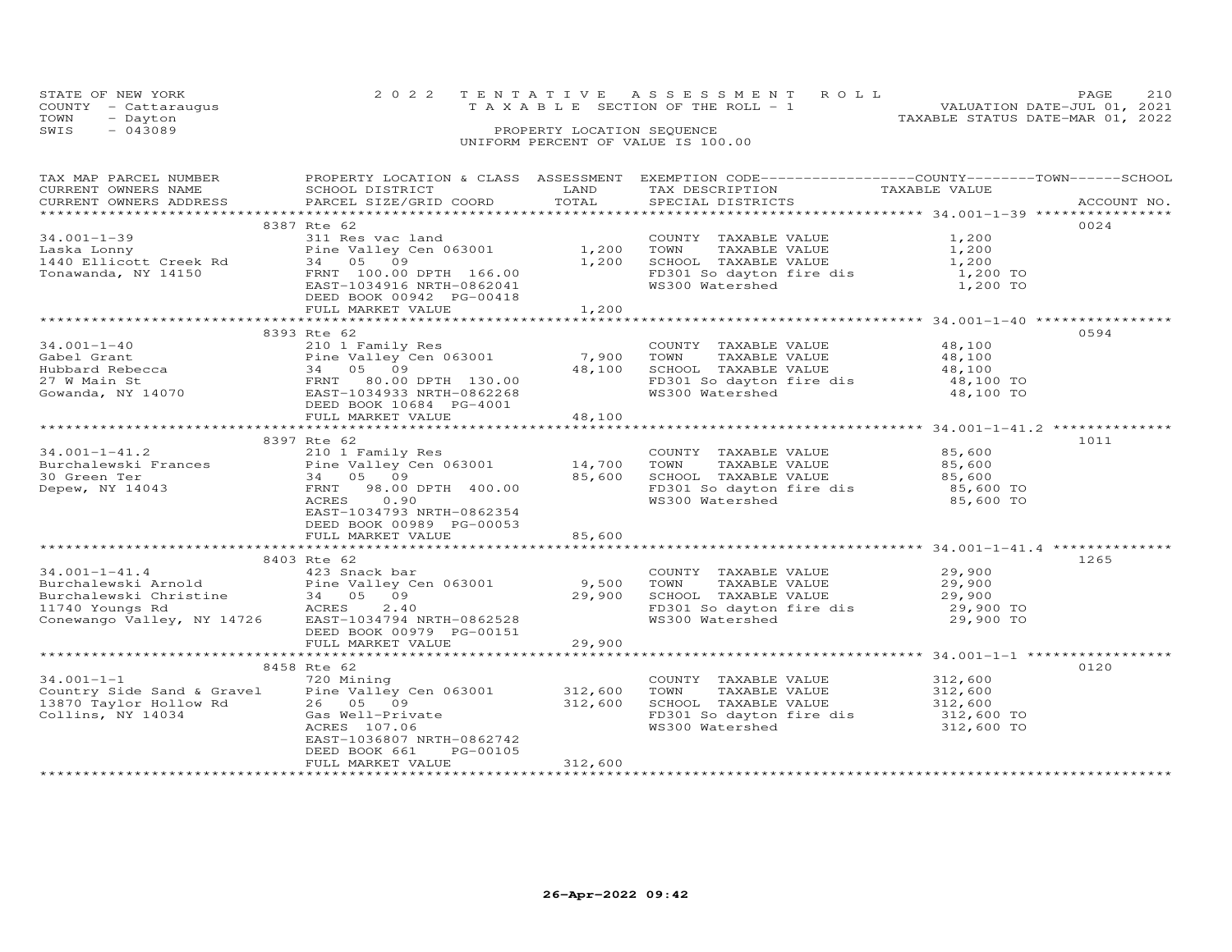STATE OF NEW YORK
COUNTY - Cattaraugus
TOWN - Dayton
SWIS - 043089

# 2022 TENTATIVE ASSESSMENT ROLL

TAXABLE SECTION OF THE ROLL - 1

PROPERTY LOCATION SEQUENCE

UNIFORM PERCENT OF VALUE IS 100.00

VALUATION DATE-JUL 01, 2021
TAXABLE STATUS DATE-MAR 01, 2022

| TAX MAP PARCEL NUMBER / CURRENT OWNERS NAME / CURRENT OWNERS ADDRESS | PROPERTY LOCATION & CLASS / SCHOOL DISTRICT / PARCEL SIZE/GRID COORD | ASSESSMENT LAND | TOTAL | EXEMPTION CODE / TAX DESCRIPTION / SPECIAL DISTRICTS | TAXABLE VALUE (COUNTY / TOWN / SCHOOL) | ACCOUNT NO. |
|---|---|---|---|---|---|---|
| | 8387 Rte 62 | | | | | 0024 |
| 34.001-1-39 | 311 Res vac land | | | COUNTY TAXABLE VALUE | 1,200 | |
| Laska Lonny | Pine Valley Cen 063001 | 1,200 | | TOWN TAXABLE VALUE | 1,200 | |
| 1440 Ellicott Creek Rd | 34 05 09 | | 1,200 | SCHOOL TAXABLE VALUE | 1,200 | |
| Tonawanda, NY 14150 | FRNT 100.00 DPTH 166.00 | | | FD301 So dayton fire dis | 1,200 TO | |
| | EAST-1034916 NRTH-0862041 | | | WS300 Watershed | 1,200 TO | |
| | DEED BOOK 00942 PG-00418 | | | | | |
| | FULL MARKET VALUE | | 1,200 | | | |
| | 8393 Rte 62 | | | | | 0594 |
| 34.001-1-40 | 210 1 Family Res | | | COUNTY TAXABLE VALUE | 48,100 | |
| Gabel Grant | Pine Valley Cen 063001 | 7,900 | | TOWN TAXABLE VALUE | 48,100 | |
| Hubbard Rebecca | 34 05 09 | | 48,100 | SCHOOL TAXABLE VALUE | 48,100 | |
| 27 W Main St | FRNT 80.00 DPTH 130.00 | | | FD301 So dayton fire dis | 48,100 TO | |
| Gowanda, NY 14070 | EAST-1034933 NRTH-0862268 | | | WS300 Watershed | 48,100 TO | |
| | DEED BOOK 10684 PG-4001 | | | | | |
| | FULL MARKET VALUE | | 48,100 | | | |
| | 8397 Rte 62 | | | | | 1011 |
| 34.001-1-41.2 | 210 1 Family Res | | | COUNTY TAXABLE VALUE | 85,600 | |
| Burchalewski Frances | Pine Valley Cen 063001 | 14,700 | | TOWN TAXABLE VALUE | 85,600 | |
| 30 Green Ter | 34 05 09 | | 85,600 | SCHOOL TAXABLE VALUE | 85,600 | |
| Depew, NY 14043 | FRNT 98.00 DPTH 400.00 | | | FD301 So dayton fire dis | 85,600 TO | |
| | ACRES 0.90 | | | WS300 Watershed | 85,600 TO | |
| | EAST-1034793 NRTH-0862354 | | | | | |
| | DEED BOOK 00989 PG-00053 | | | | | |
| | FULL MARKET VALUE | | 85,600 | | | |
| | 8403 Rte 62 | | | | | 1265 |
| 34.001-1-41.4 | 423 Snack bar | | | COUNTY TAXABLE VALUE | 29,900 | |
| Burchalewski Arnold | Pine Valley Cen 063001 | 9,500 | | TOWN TAXABLE VALUE | 29,900 | |
| Burchalewski Christine | 34 05 09 | | 29,900 | SCHOOL TAXABLE VALUE | 29,900 | |
| 11740 Youngs Rd | ACRES 2.40 | | | FD301 So dayton fire dis | 29,900 TO | |
| Conewango Valley, NY 14726 | EAST-1034794 NRTH-0862528 | | | WS300 Watershed | 29,900 TO | |
| | DEED BOOK 00979 PG-00151 | | | | | |
| | FULL MARKET VALUE | | 29,900 | | | |
| | 8458 Rte 62 | | | | | 0120 |
| 34.001-1-1 | 720 Mining | | | COUNTY TAXABLE VALUE | 312,600 | |
| Country Side Sand & Gravel | Pine Valley Cen 063001 | 312,600 | | TOWN TAXABLE VALUE | 312,600 | |
| 13870 Taylor Hollow Rd | 26 05 09 | | 312,600 | SCHOOL TAXABLE VALUE | 312,600 | |
| Collins, NY 14034 | Gas Well-Private | | | FD301 So dayton fire dis | 312,600 TO | |
| | ACRES 107.06 | | | WS300 Watershed | 312,600 TO | |
| | EAST-1036807 NRTH-0862742 | | | | | |
| | DEED BOOK 661 PG-00105 | | | | | |
| | FULL MARKET VALUE | | 312,600 | | | |

26-Apr-2022 09:42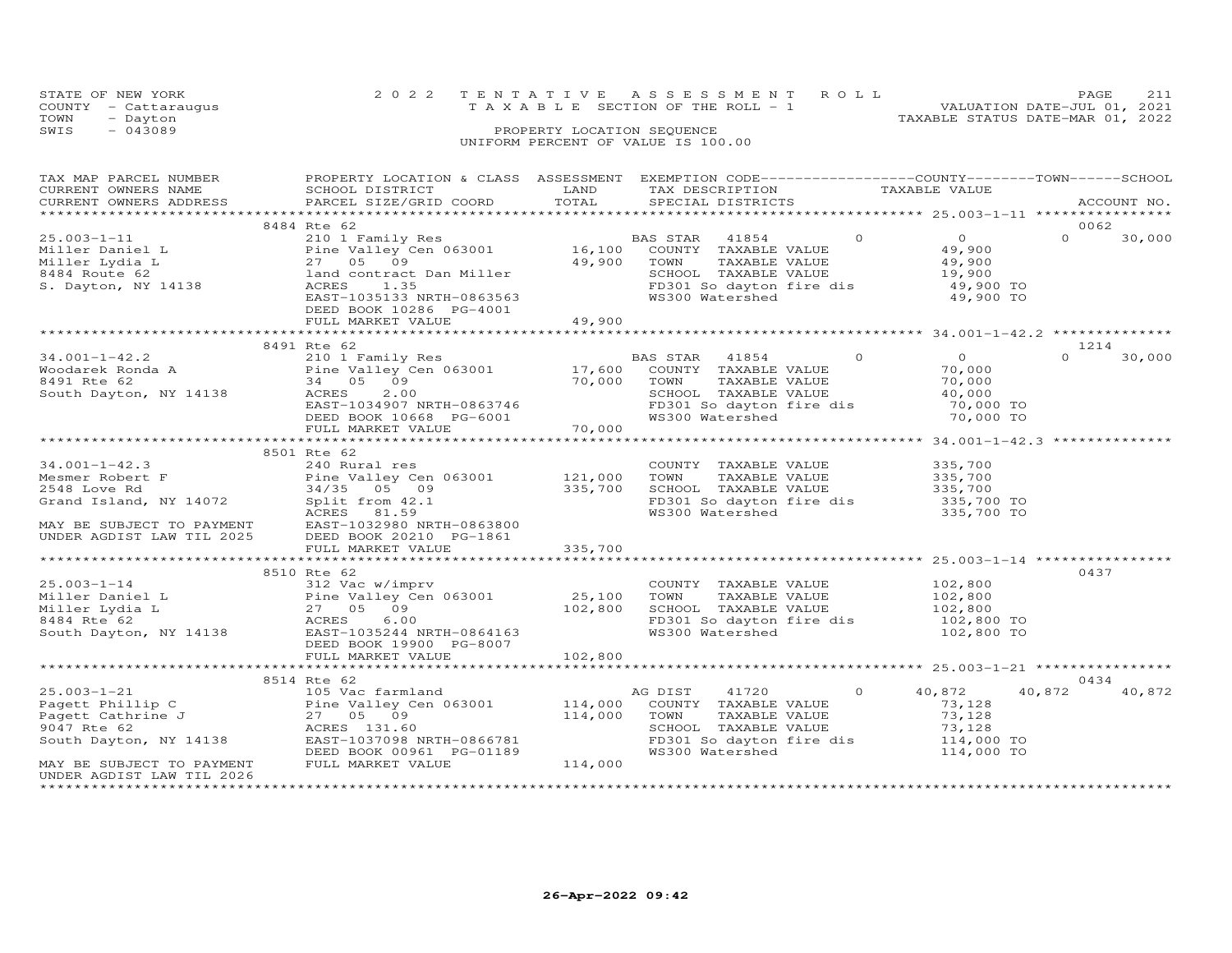STATE OF NEW YORK | COUNTY - Cattaraugus | TOWN - Dayton | SWIS - 043089

# 2022 TENTATIVE ASSESSMENT ROLL

TAXABLE SECTION OF THE ROLL - 1

PROPERTY LOCATION SEQUENCE

UNIFORM PERCENT OF VALUE IS 100.00

VALUATION DATE-JUL 01, 2021
TAXABLE STATUS DATE-MAR 01, 2022

| TAX MAP PARCEL NUMBER / CURRENT OWNERS NAME / CURRENT OWNERS ADDRESS | PROPERTY LOCATION & CLASS / SCHOOL DISTRICT / PARCEL SIZE/GRID COORD | ASSESSMENT LAND | TOTAL | EXEMPTION CODE / TAX DESCRIPTION / SPECIAL DISTRICTS | COUNTY TAXABLE VALUE | TOWN | SCHOOL | ACCOUNT NO. |
|---|---|---|---|---|---|---|---|---|
| **25.003-1-11** | 8484 Rte 62 | | | | | | | 0062 |
| 25.003-1-11 | 210 1 Family Res | | | BAS STAR 41854 0 | 0 | 0 | 30,000 | |
| Miller Daniel L | Pine Valley Cen 063001 | 16,100 | | COUNTY TAXABLE VALUE | 49,900 | | | |
| Miller Lydia L | 27 05 09 | | 49,900 | TOWN TAXABLE VALUE | 49,900 | | | |
| 8484 Route 62 | land contract Dan Miller | | | SCHOOL TAXABLE VALUE | 19,900 | | | |
| S. Dayton, NY 14138 | ACRES 1.35 | | | FD301 So dayton fire dis | 49,900 TO | | | |
| | EAST-1035133 NRTH-0863563 | | | WS300 Watershed | 49,900 TO | | | |
| | DEED BOOK 10286 PG-4001 | | | | | | | |
| | FULL MARKET VALUE | | 49,900 | | | | | |
| **34.001-1-42.2** | 8491 Rte 62 | | | | | | | 1214 |
| 34.001-1-42.2 | 210 1 Family Res | | | BAS STAR 41854 0 | 0 | 0 | 30,000 | |
| Woodarek Ronda A | Pine Valley Cen 063001 | 17,600 | | COUNTY TAXABLE VALUE | 70,000 | | | |
| 8491 Rte 62 | 34 05 09 | | 70,000 | TOWN TAXABLE VALUE | 70,000 | | | |
| South Dayton, NY 14138 | ACRES 2.00 | | | SCHOOL TAXABLE VALUE | 40,000 | | | |
| | EAST-1034907 NRTH-0863746 | | | FD301 So dayton fire dis | 70,000 TO | | | |
| | DEED BOOK 10668 PG-6001 | | | WS300 Watershed | 70,000 TO | | | |
| | FULL MARKET VALUE | | 70,000 | | | | | |
| **34.001-1-42.3** | 8501 Rte 62 | | | | | | | |
| 34.001-1-42.3 | 240 Rural res | | | COUNTY TAXABLE VALUE | 335,700 | | | |
| Mesmer Robert F | Pine Valley Cen 063001 | 121,000 | | TOWN TAXABLE VALUE | 335,700 | | | |
| 2548 Love Rd | 34/35 05 09 | | 335,700 | SCHOOL TAXABLE VALUE | 335,700 | | | |
| Grand Island, NY 14072 | Split from 42.1 | | | FD301 So dayton fire dis | 335,700 TO | | | |
| | ACRES 81.59 | | | WS300 Watershed | 335,700 TO | | | |
| MAY BE SUBJECT TO PAYMENT | EAST-1032980 NRTH-0863800 | | | | | | | |
| UNDER AGDIST LAW TIL 2025 | DEED BOOK 20210 PG-1861 | | | | | | | |
| | FULL MARKET VALUE | | 335,700 | | | | | |
| **25.003-1-14** | 8510 Rte 62 | | | | | | | 0437 |
| 25.003-1-14 | 312 Vac w/imprv | | | COUNTY TAXABLE VALUE | 102,800 | | | |
| Miller Daniel L | Pine Valley Cen 063001 | 25,100 | | TOWN TAXABLE VALUE | 102,800 | | | |
| Miller Lydia L | 27 05 09 | | 102,800 | SCHOOL TAXABLE VALUE | 102,800 | | | |
| 8484 Rte 62 | ACRES 6.00 | | | FD301 So dayton fire dis | 102,800 TO | | | |
| South Dayton, NY 14138 | EAST-1035244 NRTH-0864163 | | | WS300 Watershed | 102,800 TO | | | |
| | DEED BOOK 19900 PG-8007 | | | | | | | |
| | FULL MARKET VALUE | | 102,800 | | | | | |
| **25.003-1-21** | 8514 Rte 62 | | | | | | | 0434 |
| 25.003-1-21 | 105 Vac farmland | | | AG DIST 41720 0 | 40,872 | 40,872 | 40,872 | |
| Pagett Phillip C | Pine Valley Cen 063001 | 114,000 | | COUNTY TAXABLE VALUE | 73,128 | | | |
| Pagett Cathrine J | 27 05 09 | | 114,000 | TOWN TAXABLE VALUE | 73,128 | | | |
| 9047 Rte 62 | ACRES 131.60 | | | SCHOOL TAXABLE VALUE | 73,128 | | | |
| South Dayton, NY 14138 | EAST-1037098 NRTH-0866781 | | | FD301 So dayton fire dis | 114,000 TO | | | |
| | DEED BOOK 00961 PG-01189 | | | WS300 Watershed | 114,000 TO | | | |
| MAY BE SUBJECT TO PAYMENT | FULL MARKET VALUE | | 114,000 | | | | | |
| UNDER AGDIST LAW TIL 2026 | | | | | | | | |

26-Apr-2022 09:42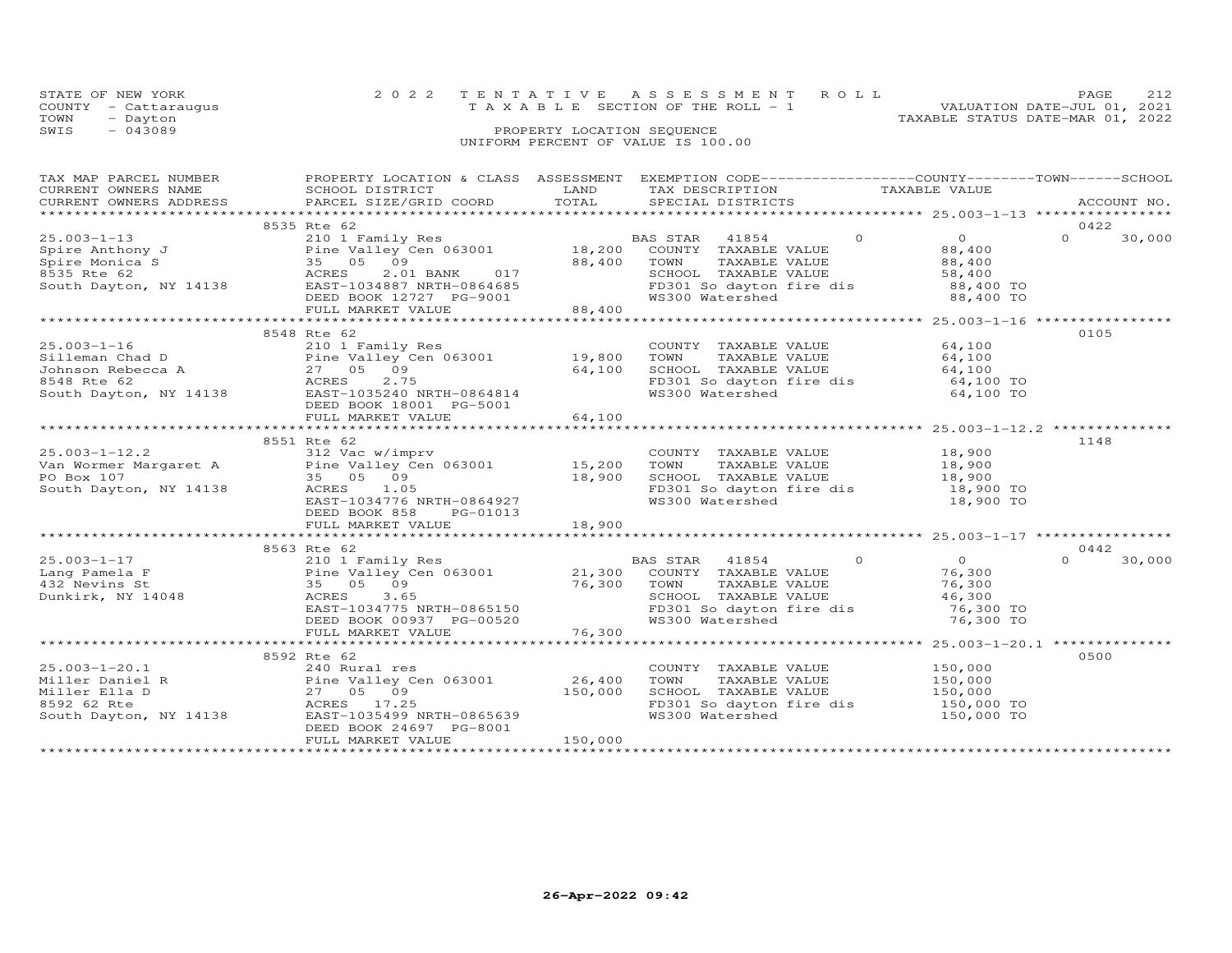STATE OF NEW YORK
COUNTY - Cattaraugus
TOWN - Dayton
SWIS - 043089

2 0 2 2 T E N T A T I V E A S S E S S M E N T R O L L
T A X A B L E SECTION OF THE ROLL - 1
PROPERTY LOCATION SEQUENCE
UNIFORM PERCENT OF VALUE IS 100.00

VALUATION DATE-JUL 01, 2021
TAXABLE STATUS DATE-MAR 01, 2022

| TAX MAP PARCEL NUMBER / CURRENT OWNERS NAME / CURRENT OWNERS ADDRESS | PROPERTY LOCATION & CLASS / SCHOOL DISTRICT / PARCEL SIZE/GRID COORD | ASSESSMENT LAND / TOTAL | EXEMPTION CODE / TAX DESCRIPTION / SPECIAL DISTRICTS | COUNTY / TOWN TAXABLE VALUE | SCHOOL / ACCOUNT NO. |
|---|---|---|---|---|---|
| **25.003-1-13** | 8535 Rte 62 | | | | 0422 |
| 25.003-1-13 | 210 1 Family Res | | BAS STAR 41854 0 | 0 | 0 30,000 |
| Spire Anthony J | Pine Valley Cen 063001 | 18,200 | COUNTY TAXABLE VALUE | 88,400 | |
| Spire Monica S | 35 05 09 | 88,400 | TOWN TAXABLE VALUE | 88,400 | |
| 8535 Rte 62 | ACRES 2.01 BANK 017 | | SCHOOL TAXABLE VALUE | 58,400 | |
| South Dayton, NY 14138 | EAST-1034887 NRTH-0864685 | | FD301 So dayton fire dis | 88,400 TO | |
| | DEED BOOK 12727 PG-9001 | | WS300 Watershed | 88,400 TO | |
| | FULL MARKET VALUE | 88,400 | | | |
| **25.003-1-16** | 8548 Rte 62 | | | | 0105 |
| 25.003-1-16 | 210 1 Family Res | | COUNTY TAXABLE VALUE | 64,100 | |
| Silleman Chad D | Pine Valley Cen 063001 | 19,800 | TOWN TAXABLE VALUE | 64,100 | |
| Johnson Rebecca A | 27 05 09 | 64,100 | SCHOOL TAXABLE VALUE | 64,100 | |
| 8548 Rte 62 | ACRES 2.75 | | FD301 So dayton fire dis | 64,100 TO | |
| South Dayton, NY 14138 | EAST-1035240 NRTH-0864814 | | WS300 Watershed | 64,100 TO | |
| | DEED BOOK 18001 PG-5001 | | | | |
| | FULL MARKET VALUE | 64,100 | | | |
| **25.003-1-12.2** | 8551 Rte 62 | | | | 1148 |
| 25.003-1-12.2 | 312 Vac w/imprv | | COUNTY TAXABLE VALUE | 18,900 | |
| Van Wormer Margaret A | Pine Valley Cen 063001 | 15,200 | TOWN TAXABLE VALUE | 18,900 | |
| PO Box 107 | 35 05 09 | 18,900 | SCHOOL TAXABLE VALUE | 18,900 | |
| South Dayton, NY 14138 | ACRES 1.05 | | FD301 So dayton fire dis | 18,900 TO | |
| | EAST-1034776 NRTH-0864927 | | WS300 Watershed | 18,900 TO | |
| | DEED BOOK 858 PG-01013 | | | | |
| | FULL MARKET VALUE | 18,900 | | | |
| **25.003-1-17** | 8563 Rte 62 | | | | 0442 |
| 25.003-1-17 | 210 1 Family Res | | BAS STAR 41854 0 | 0 | 0 30,000 |
| Lang Pamela F | Pine Valley Cen 063001 | 21,300 | COUNTY TAXABLE VALUE | 76,300 | |
| 432 Nevins St | 35 05 09 | 76,300 | TOWN TAXABLE VALUE | 76,300 | |
| Dunkirk, NY 14048 | ACRES 3.65 | | SCHOOL TAXABLE VALUE | 46,300 | |
| | EAST-1034775 NRTH-0865150 | | FD301 So dayton fire dis | 76,300 TO | |
| | DEED BOOK 00937 PG-00520 | | WS300 Watershed | 76,300 TO | |
| | FULL MARKET VALUE | 76,300 | | | |
| **25.003-1-20.1** | 8592 Rte 62 | | | | 0500 |
| 25.003-1-20.1 | 240 Rural res | | COUNTY TAXABLE VALUE | 150,000 | |
| Miller Daniel R | Pine Valley Cen 063001 | 26,400 | TOWN TAXABLE VALUE | 150,000 | |
| Miller Ella D | 27 05 09 | 150,000 | SCHOOL TAXABLE VALUE | 150,000 | |
| 8592 62 Rte | ACRES 17.25 | | FD301 So dayton fire dis | 150,000 TO | |
| South Dayton, NY 14138 | EAST-1035499 NRTH-0865639 | | WS300 Watershed | 150,000 TO | |
| | DEED BOOK 24697 PG-8001 | | | | |
| | FULL MARKET VALUE | 150,000 | | | |

26-Apr-2022 09:42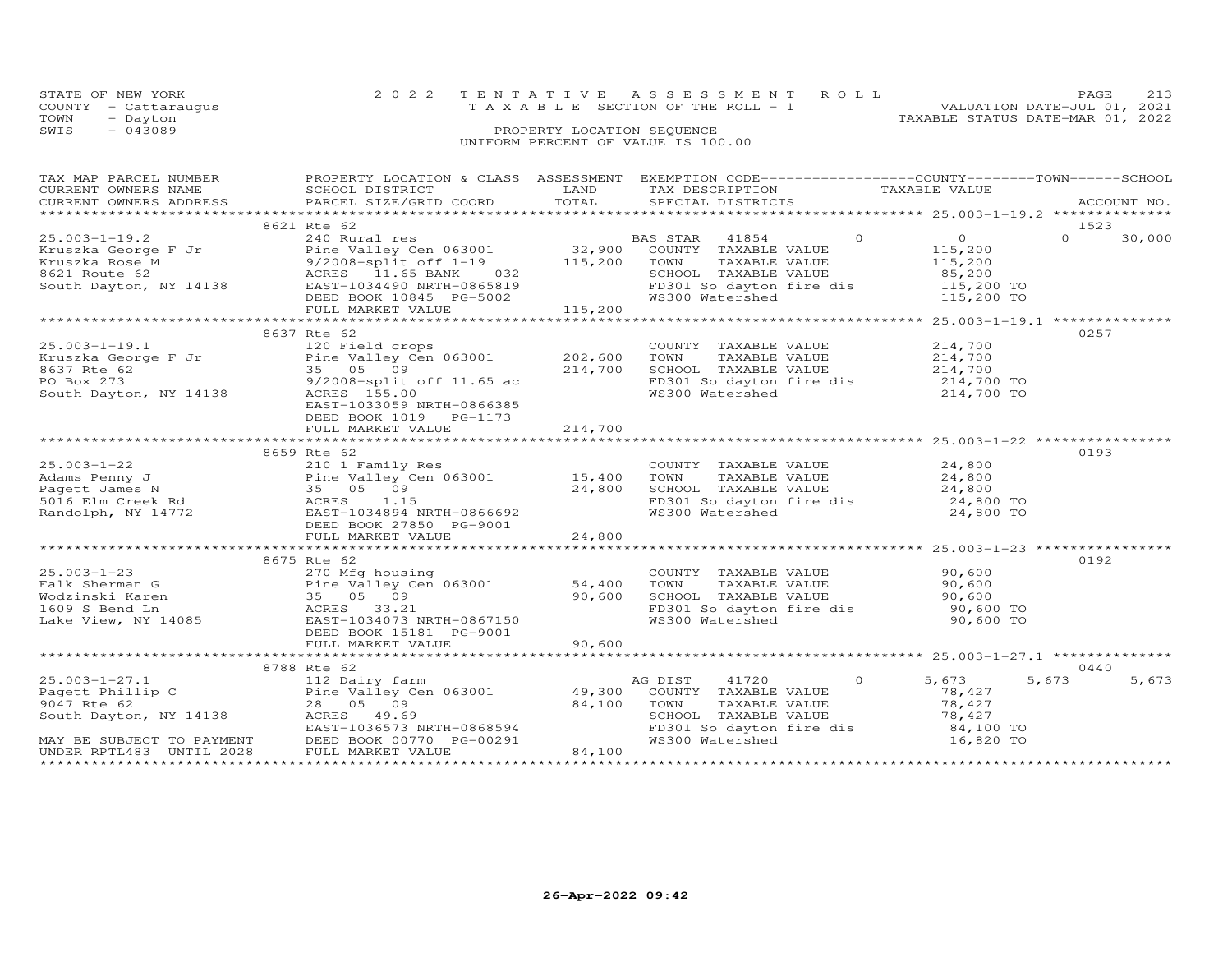STATE OF NEW YORK | 2022 TENTATIVE ASSESSMENT ROLL | PAGE 213
COUNTY - Cattaraugus | TAXABLE SECTION OF THE ROLL - 1 | VALUATION DATE-JUL 01, 2021
TOWN - Dayton | | TAXABLE STATUS DATE-MAR 01, 2022
SWIS - 043089 | PROPERTY LOCATION SEQUENCE
UNIFORM PERCENT OF VALUE IS 100.00

| TAX MAP PARCEL NUMBER / CURRENT OWNERS NAME / CURRENT OWNERS ADDRESS | PROPERTY LOCATION & CLASS / SCHOOL DISTRICT / PARCEL SIZE/GRID COORD | ASSESSMENT LAND | TOTAL | EXEMPTION CODE / TAX DESCRIPTION / SPECIAL DISTRICTS | COUNTY TAXABLE VALUE | TOWN | SCHOOL | ACCOUNT NO. |
|---|---|---|---|---|---|---|---|---|
| **25.003-1-19.2** | 8621 Rte 62 | | | | | | | 1523 |
| 25.003-1-19.2 | 240 Rural res | | | BAS STAR 41854 0 | 0 | 0 | 30,000 | |
| Kruszka George F Jr | Pine Valley Cen 063001 | 32,900 | | COUNTY TAXABLE VALUE | 115,200 | | | |
| Kruszka Rose M | 9/2008-split off 1-19 | | 115,200 | TOWN TAXABLE VALUE | 115,200 | | | |
| 8621 Route 62 | ACRES 11.65 BANK 032 | | | SCHOOL TAXABLE VALUE | 85,200 | | | |
| South Dayton, NY 14138 | EAST-1034490 NRTH-0865819 | | | FD301 So dayton fire dis | 115,200 TO | | | |
| | DEED BOOK 10845 PG-5002 | | | WS300 Watershed | 115,200 TO | | | |
| | FULL MARKET VALUE | | 115,200 | | | | | |
| **25.003-1-19.1** | 8637 Rte 62 | | | | | | | 0257 |
| 25.003-1-19.1 | 120 Field crops | | | COUNTY TAXABLE VALUE | 214,700 | | | |
| Kruszka George F Jr | Pine Valley Cen 063001 | 202,600 | | TOWN TAXABLE VALUE | 214,700 | | | |
| 8637 Rte 62 | 35 05 09 | | 214,700 | SCHOOL TAXABLE VALUE | 214,700 | | | |
| PO Box 273 | 9/2008-split off 11.65 ac | | | FD301 So dayton fire dis | 214,700 TO | | | |
| South Dayton, NY 14138 | ACRES 155.00 | | | WS300 Watershed | 214,700 TO | | | |
| | EAST-1033059 NRTH-0866385 | | | | | | | |
| | DEED BOOK 1019 PG-1173 | | | | | | | |
| | FULL MARKET VALUE | | 214,700 | | | | | |
| **25.003-1-22** | 8659 Rte 62 | | | | | | | 0193 |
| 25.003-1-22 | 210 1 Family Res | | | COUNTY TAXABLE VALUE | 24,800 | | | |
| Adams Penny J | Pine Valley Cen 063001 | 15,400 | | TOWN TAXABLE VALUE | 24,800 | | | |
| Pagett James N | 35 05 09 | | 24,800 | SCHOOL TAXABLE VALUE | 24,800 | | | |
| 5016 Elm Creek Rd | ACRES 1.15 | | | FD301 So dayton fire dis | 24,800 TO | | | |
| Randolph, NY 14772 | EAST-1034894 NRTH-0866692 | | | WS300 Watershed | 24,800 TO | | | |
| | DEED BOOK 27850 PG-9001 | | | | | | | |
| | FULL MARKET VALUE | | 24,800 | | | | | |
| **25.003-1-23** | 8675 Rte 62 | | | | | | | 0192 |
| 25.003-1-23 | 270 Mfg housing | | | COUNTY TAXABLE VALUE | 90,600 | | | |
| Falk Sherman G | Pine Valley Cen 063001 | 54,400 | | TOWN TAXABLE VALUE | 90,600 | | | |
| Wodzinski Karen | 35 05 09 | | 90,600 | SCHOOL TAXABLE VALUE | 90,600 | | | |
| 1609 S Bend Ln | ACRES 33.21 | | | FD301 So dayton fire dis | 90,600 TO | | | |
| Lake View, NY 14085 | EAST-1034073 NRTH-0867150 | | | WS300 Watershed | 90,600 TO | | | |
| | DEED BOOK 15181 PG-9001 | | | | | | | |
| | FULL MARKET VALUE | | 90,600 | | | | | |
| **25.003-1-27.1** | 8788 Rte 62 | | | | | | | 0440 |
| 25.003-1-27.1 | 112 Dairy farm | | | AG DIST 41720 0 | 5,673 | 5,673 | 5,673 | |
| Pagett Phillip C | Pine Valley Cen 063001 | 49,300 | | COUNTY TAXABLE VALUE | 78,427 | | | |
| 9047 Rte 62 | 28 05 09 | | 84,100 | TOWN TAXABLE VALUE | 78,427 | | | |
| South Dayton, NY 14138 | ACRES 49.69 | | | SCHOOL TAXABLE VALUE | 78,427 | | | |
| | EAST-1036573 NRTH-0868594 | | | FD301 So dayton fire dis | 84,100 TO | | | |
| MAY BE SUBJECT TO PAYMENT | DEED BOOK 00770 PG-00291 | | | WS300 Watershed | 16,820 TO | | | |
| UNDER RPTL483 UNTIL 2028 | FULL MARKET VALUE | | 84,100 | | | | | |

26-Apr-2022 09:42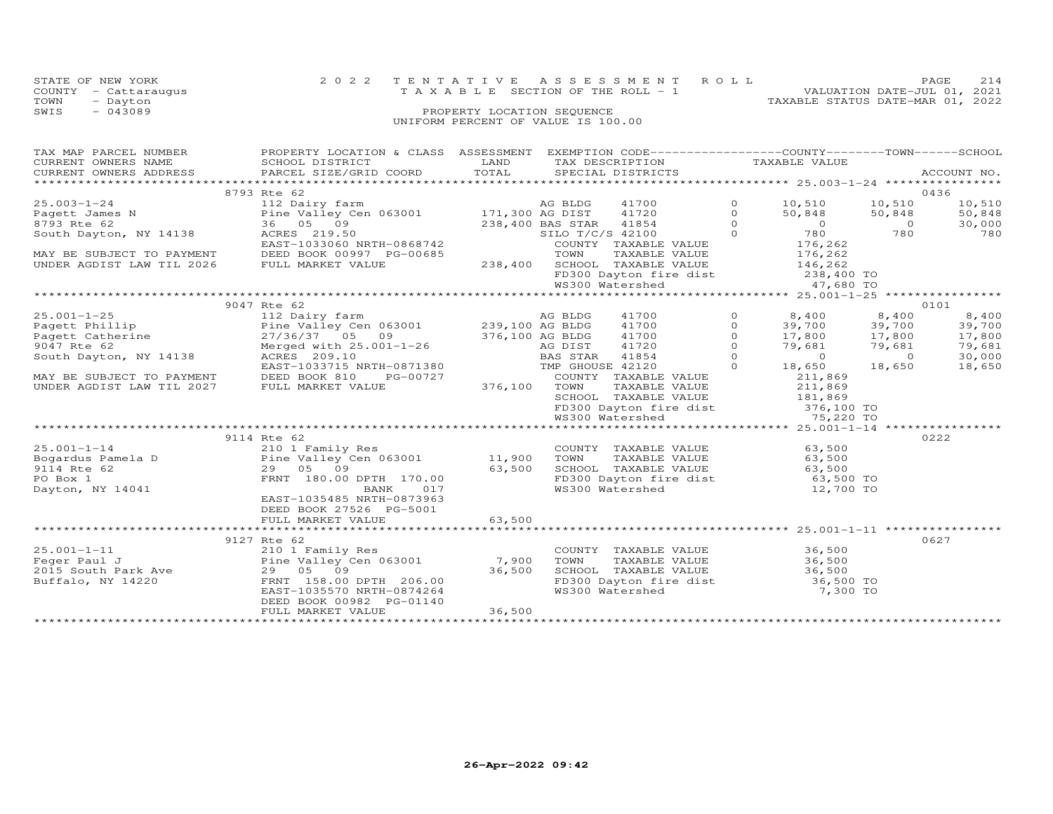STATE OF NEW YORK
COUNTY - Cattaraugus
TOWN - Dayton
SWIS - 043089

2022 TENTATIVE ASSESSMENT ROLL
TAXABLE SECTION OF THE ROLL - 1
PROPERTY LOCATION SEQUENCE
UNIFORM PERCENT OF VALUE IS 100.00

VALUATION DATE-JUL 01, 2021
TAXABLE STATUS DATE-MAR 01, 2022

| TAX MAP PARCEL NUMBER / CURRENT OWNERS NAME / CURRENT OWNERS ADDRESS | PROPERTY LOCATION & CLASS / SCHOOL DISTRICT / PARCEL SIZE/GRID COORD | ASSESSMENT LAND | TOTAL | EXEMPTION CODE / TAX DESCRIPTION / SPECIAL DISTRICTS | | COUNTY TAXABLE VALUE | TOWN | SCHOOL | ACCOUNT NO. |
|---|---|---|---|---|---|---|---|---|---|
| | 8793 Rte 62 | | | | | | | | 0436 |
| 25.003-1-24 | 112 Dairy farm | | | AG BLDG 41700 | 0 | 10,510 | 10,510 | 10,510 | |
| Pagett James N | Pine Valley Cen 063001 | 171,300 | | AG DIST 41720 | 0 | 50,848 | 50,848 | 50,848 | |
| 8793 Rte 62 | 36 05 09 | | 238,400 | BAS STAR 41854 | 0 | 0 | 0 | 30,000 | |
| South Dayton, NY 14138 | ACRES 219.50 | | | SILO T/C/S 42100 | 0 | 780 | 780 | 780 | |
| | EAST-1033060 NRTH-0868742 | | | COUNTY TAXABLE VALUE | | 176,262 | | | |
| MAY BE SUBJECT TO PAYMENT | DEED BOOK 00997 PG-00685 | | | TOWN TAXABLE VALUE | | 176,262 | | | |
| UNDER AGDIST LAW TIL 2026 | FULL MARKET VALUE | | 238,400 | SCHOOL TAXABLE VALUE | | 146,262 | | | |
| | | | | FD300 Dayton fire dist | | 238,400 TO | | | |
| | | | | WS300 Watershed | | 47,680 TO | | | |
| | 9047 Rte 62 | | | | | | | | 0101 |
| 25.001-1-25 | 112 Dairy farm | | | AG BLDG 41700 | 0 | 8,400 | 8,400 | 8,400 | |
| Pagett Phillip | Pine Valley Cen 063001 | 239,100 | | AG BLDG 41700 | 0 | 39,700 | 39,700 | 39,700 | |
| Pagett Catherine | 27/36/37 05 09 | | 376,100 | AG BLDG 41700 | 0 | 17,800 | 17,800 | 17,800 | |
| 9047 Rte 62 | Merged with 25.001-1-26 | | | AG DIST 41720 | 0 | 79,681 | 79,681 | 79,681 | |
| South Dayton, NY 14138 | ACRES 209.10 | | | BAS STAR 41854 | 0 | 0 | 0 | 30,000 | |
| | EAST-1033715 NRTH-0871380 | | | TMP GHOUSE 42120 | 0 | 18,650 | 18,650 | 18,650 | |
| MAY BE SUBJECT TO PAYMENT | DEED BOOK 810 PG-00727 | | | COUNTY TAXABLE VALUE | | 211,869 | | | |
| UNDER AGDIST LAW TIL 2027 | FULL MARKET VALUE | | 376,100 | TOWN TAXABLE VALUE | | 211,869 | | | |
| | | | | SCHOOL TAXABLE VALUE | | 181,869 | | | |
| | | | | FD300 Dayton fire dist | | 376,100 TO | | | |
| | | | | WS300 Watershed | | 75,220 TO | | | |
| | 9114 Rte 62 | | | | | | | | 0222 |
| 25.001-1-14 | 210 1 Family Res | | | COUNTY TAXABLE VALUE | | 63,500 | | | |
| Bogardus Pamela D | Pine Valley Cen 063001 | 11,900 | | TOWN TAXABLE VALUE | | 63,500 | | | |
| 9114 Rte 62 | 29 05 09 | | 63,500 | SCHOOL TAXABLE VALUE | | 63,500 | | | |
| PO Box 1 | FRNT 180.00 DPTH 170.00 | | | FD300 Dayton fire dist | | 63,500 TO | | | |
| Dayton, NY 14041 | BANK 017 | | | WS300 Watershed | | 12,700 TO | | | |
| | EAST-1035485 NRTH-0873963 | | | | | | | | |
| | DEED BOOK 27526 PG-5001 | | | | | | | | |
| | FULL MARKET VALUE | | 63,500 | | | | | | |
| | 9127 Rte 62 | | | | | | | | 0627 |
| 25.001-1-11 | 210 1 Family Res | | | COUNTY TAXABLE VALUE | | 36,500 | | | |
| Feger Paul J | Pine Valley Cen 063001 | 7,900 | | TOWN TAXABLE VALUE | | 36,500 | | | |
| 2015 South Park Ave | 29 05 09 | | 36,500 | SCHOOL TAXABLE VALUE | | 36,500 | | | |
| Buffalo, NY 14220 | FRNT 158.00 DPTH 206.00 | | | FD300 Dayton fire dist | | 36,500 TO | | | |
| | EAST-1035570 NRTH-0874264 | | | WS300 Watershed | | 7,300 TO | | | |
| | DEED BOOK 00982 PG-01140 | | | | | | | | |
| | FULL MARKET VALUE | | 36,500 | | | | | | |

26-Apr-2022 09:42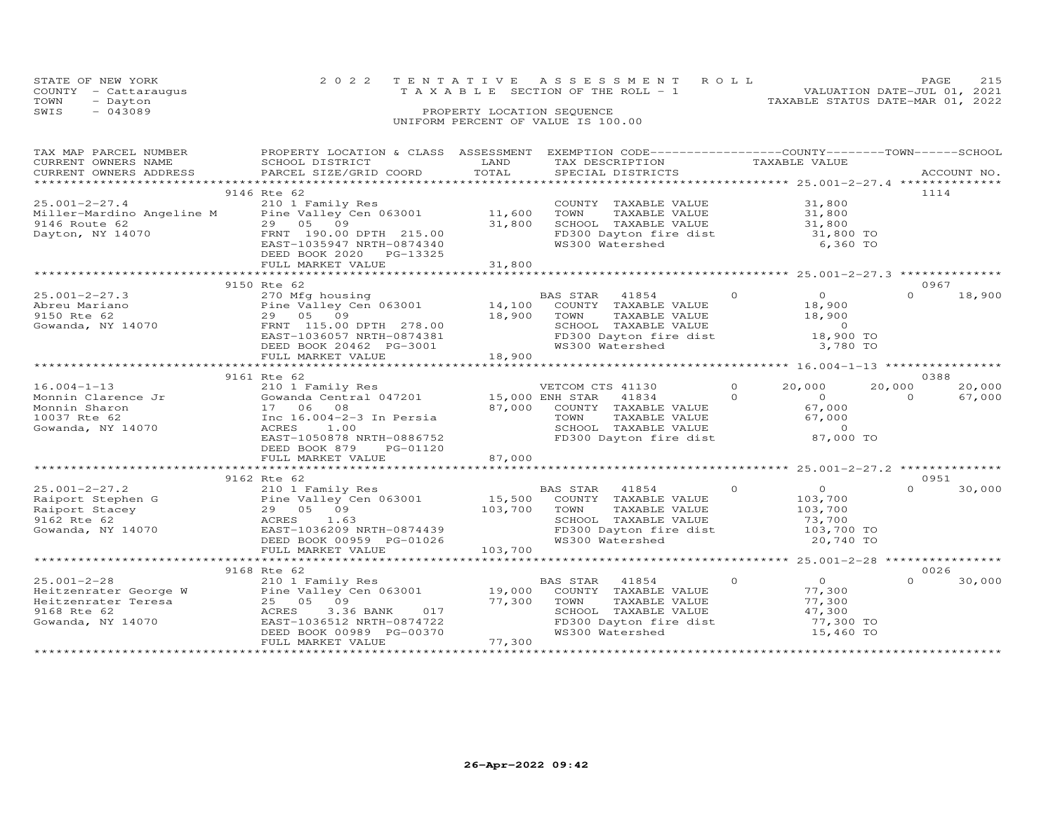STATE OF NEW YORK
COUNTY - Cattaraugus
TOWN - Dayton
SWIS - 043089

2022 TENTATIVE ASSESSMENT ROLL
TAXABLE SECTION OF THE ROLL - 1
PROPERTY LOCATION SEQUENCE
UNIFORM PERCENT OF VALUE IS 100.00

VALUATION DATE-JUL 01, 2021
TAXABLE STATUS DATE-MAR 01, 2022

| TAX MAP PARCEL NUMBER / CURRENT OWNERS NAME / CURRENT OWNERS ADDRESS | PROPERTY LOCATION & CLASS / SCHOOL DISTRICT / PARCEL SIZE/GRID COORD | ASSESSMENT LAND | TOTAL | EXEMPTION CODE / TAX DESCRIPTION / SPECIAL DISTRICTS | COUNTY | TOWN | SCHOOL | ACCOUNT NO. |
|---|---|---|---|---|---|---|---|---|
| 25.001-2-27.4 | 9146 Rte 62 | | | | | | | 1114 |
| Miller-Mardino Angeline M | 210 1 Family Res | | | COUNTY TAXABLE VALUE | 31,800 | | | |
| 9146 Route 62 | Pine Valley Cen 063001 | 11,600 | | TOWN TAXABLE VALUE | | 31,800 | | |
| Dayton, NY 14070 | 29 05 09 | | 31,800 | SCHOOL TAXABLE VALUE | | | 31,800 | |
| | FRNT 190.00 DPTH 215.00 | | | FD300 Dayton fire dist | 31,800 TO | | | |
| | EAST-1035947 NRTH-0874340 | | | WS300 Watershed | 6,360 TO | | | |
| | DEED BOOK 2020 PG-13325 | | | | | | | |
| | FULL MARKET VALUE | | 31,800 | | | | | |
| 25.001-2-27.3 | 9150 Rte 62 | | | | | | | 0967 |
| Abreu Mariano | 270 Mfg housing | | | BAS STAR 41854 | 0 | 0 | 18,900 | |
| 9150 Rte 62 | Pine Valley Cen 063001 | 14,100 | | COUNTY TAXABLE VALUE | 18,900 | | | |
| Gowanda, NY 14070 | 29 05 09 | | 18,900 | TOWN TAXABLE VALUE | | 18,900 | | |
| | FRNT 115.00 DPTH 278.00 | | | SCHOOL TAXABLE VALUE | | | 0 | |
| | EAST-1036057 NRTH-0874381 | | | FD300 Dayton fire dist | 18,900 TO | | | |
| | DEED BOOK 20462 PG-3001 | | | WS300 Watershed | 3,780 TO | | | |
| | FULL MARKET VALUE | | 18,900 | | | | | |
| 16.004-1-13 | 9161 Rte 62 | | | | | | | 0388 |
| Monnin Clarence Jr | 210 1 Family Res | | | VETCOM CTS 41130 | 20,000 | 20,000 | 20,000 | |
| Monnin Sharon | Gowanda Central 047201 | 15,000 | | ENH STAR 41834 | 0 | 0 | 67,000 | |
| 10037 Rte 62 | 17 06 08 | | 87,000 | COUNTY TAXABLE VALUE | 67,000 | | | |
| Gowanda, NY 14070 | Inc 16.004-2-3 In Persia | | | TOWN TAXABLE VALUE | | 67,000 | | |
| | ACRES 1.00 | | | SCHOOL TAXABLE VALUE | | | 0 | |
| | EAST-1050878 NRTH-0886752 | | | FD300 Dayton fire dist | 87,000 TO | | | |
| | DEED BOOK 879 PG-01120 | | | | | | | |
| | FULL MARKET VALUE | | 87,000 | | | | | |
| 25.001-2-27.2 | 9162 Rte 62 | | | | | | | 0951 |
| Raiport Stephen G | 210 1 Family Res | | | BAS STAR 41854 | 0 | 0 | 30,000 | |
| Raiport Stacey | Pine Valley Cen 063001 | 15,500 | | COUNTY TAXABLE VALUE | 103,700 | | | |
| 9162 Rte 62 | 29 05 09 | | 103,700 | TOWN TAXABLE VALUE | | 103,700 | | |
| Gowanda, NY 14070 | ACRES 1.63 | | | SCHOOL TAXABLE VALUE | | | 73,700 | |
| | EAST-1036209 NRTH-0874439 | | | FD300 Dayton fire dist | 103,700 TO | | | |
| | DEED BOOK 00959 PG-01026 | | | WS300 Watershed | 20,740 TO | | | |
| | FULL MARKET VALUE | | 103,700 | | | | | |
| 25.001-2-28 | 9168 Rte 62 | | | | | | | 0026 |
| Heitzenrater George W | 210 1 Family Res | | | BAS STAR 41854 | 0 | 0 | 30,000 | |
| Heitzenrater Teresa | Pine Valley Cen 063001 | 19,000 | | COUNTY TAXABLE VALUE | 77,300 | | | |
| 9168 Rte 62 | 25 05 09 | | 77,300 | TOWN TAXABLE VALUE | | 77,300 | | |
| Gowanda, NY 14070 | ACRES 3.36 BANK 017 | | | SCHOOL TAXABLE VALUE | | | 47,300 | |
| | EAST-1036512 NRTH-0874722 | | | FD300 Dayton fire dist | 77,300 TO | | | |
| | DEED BOOK 00989 PG-00370 | | | WS300 Watershed | 15,460 TO | | | |
| | FULL MARKET VALUE | | 77,300 | | | | | |

26-Apr-2022 09:42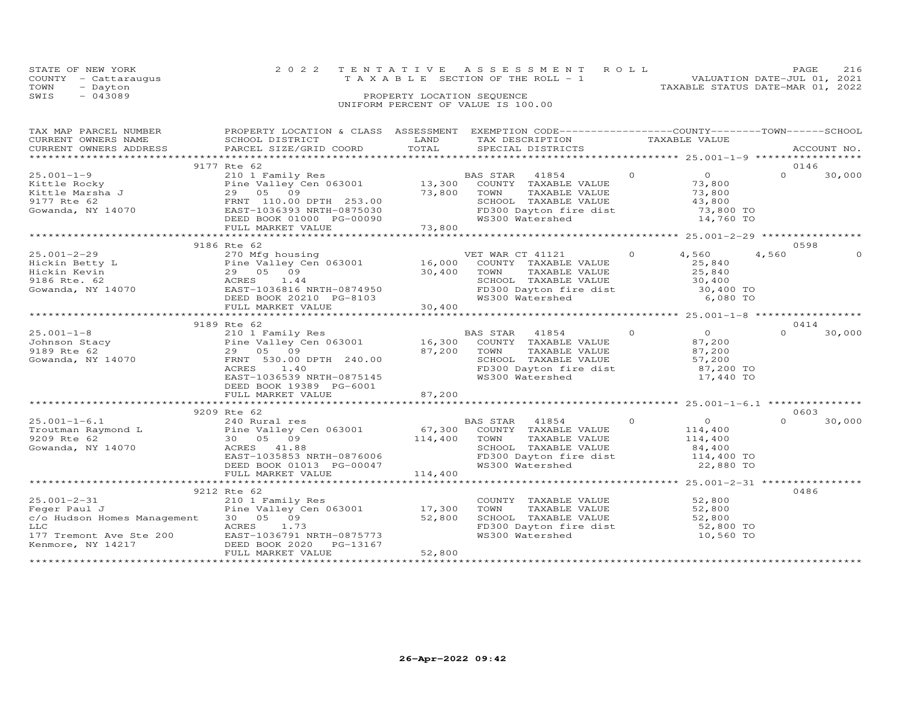STATE OF NEW YORK
COUNTY - Cattaraugus
TOWN - Dayton
SWIS - 043089

# 2022 TENTATIVE ASSESSMENT ROLL

TAXABLE SECTION OF THE ROLL - 1

PROPERTY LOCATION SEQUENCE

UNIFORM PERCENT OF VALUE IS 100.00

VALUATION DATE-JUL 01, 2021
TAXABLE STATUS DATE-MAR 01, 2022

| TAX MAP PARCEL NUMBER / CURRENT OWNERS NAME / CURRENT OWNERS ADDRESS | PROPERTY LOCATION & CLASS / SCHOOL DISTRICT / PARCEL SIZE/GRID COORD | ASSESSMENT LAND | TOTAL | EXEMPTION CODE / TAX DESCRIPTION / SPECIAL DISTRICTS | COUNTY TAXABLE VALUE | TOWN | SCHOOL / ACCOUNT NO. |
|---|---|---|---|---|---|---|---|
| | 9177 Rte 62 | | | | | | 0146 |
| 25.001-1-9 | 210 1 Family Res | | | BAS STAR 41854 | 0 | 0 | 0 30,000 |
| Kittle Rocky | Pine Valley Cen 063001 | 13,300 | | COUNTY TAXABLE VALUE | 73,800 | | |
| Kittle Marsha J | 29 05 09 | | 73,800 | TOWN TAXABLE VALUE | 73,800 | | |
| 9177 Rte 62 | FRNT 110.00 DPTH 253.00 | | | SCHOOL TAXABLE VALUE | 43,800 | | |
| Gowanda, NY 14070 | EAST-1036393 NRTH-0875030 | | | FD300 Dayton fire dist | 73,800 TO | | |
| | DEED BOOK 01000 PG-00090 | | | WS300 Watershed | 14,760 TO | | |
| | FULL MARKET VALUE | | 73,800 | | | | |
| | 9186 Rte 62 | | | | | | 0598 |
| 25.001-2-29 | 270 Mfg housing | | | VET WAR CT 41121 | 0 | 4,560 | 4,560 0 |
| Hickin Betty L | Pine Valley Cen 063001 | 16,000 | | COUNTY TAXABLE VALUE | 25,840 | | |
| Hickin Kevin | 29 05 09 | | 30,400 | TOWN TAXABLE VALUE | 25,840 | | |
| 9186 Rte. 62 | ACRES 1.44 | | | SCHOOL TAXABLE VALUE | 30,400 | | |
| Gowanda, NY 14070 | EAST-1036816 NRTH-0874950 | | | FD300 Dayton fire dist | 30,400 TO | | |
| | DEED BOOK 20210 PG-8103 | | | WS300 Watershed | 6,080 TO | | |
| | FULL MARKET VALUE | | 30,400 | | | | |
| | 9189 Rte 62 | | | | | | 0414 |
| 25.001-1-8 | 210 1 Family Res | | | BAS STAR 41854 | 0 | 0 | 0 30,000 |
| Johnson Stacy | Pine Valley Cen 063001 | 16,300 | | COUNTY TAXABLE VALUE | 87,200 | | |
| 9189 Rte 62 | 29 05 09 | | 87,200 | TOWN TAXABLE VALUE | 87,200 | | |
| Gowanda, NY 14070 | FRNT 530.00 DPTH 240.00 | | | SCHOOL TAXABLE VALUE | 57,200 | | |
| | ACRES 1.40 | | | FD300 Dayton fire dist | 87,200 TO | | |
| | EAST-1036539 NRTH-0875145 | | | WS300 Watershed | 17,440 TO | | |
| | DEED BOOK 19389 PG-6001 | | | | | | |
| | FULL MARKET VALUE | | 87,200 | | | | |
| | 9209 Rte 62 | | | | | | 0603 |
| 25.001-1-6.1 | 240 Rural res | | | BAS STAR 41854 | 0 | 0 | 0 30,000 |
| Troutman Raymond L | Pine Valley Cen 063001 | 67,300 | | COUNTY TAXABLE VALUE | 114,400 | | |
| 9209 Rte 62 | 30 05 09 | | 114,400 | TOWN TAXABLE VALUE | 114,400 | | |
| Gowanda, NY 14070 | ACRES 41.88 | | | SCHOOL TAXABLE VALUE | 84,400 | | |
| | EAST-1035853 NRTH-0876006 | | | FD300 Dayton fire dist | 114,400 TO | | |
| | DEED BOOK 01013 PG-00047 | | | WS300 Watershed | 22,880 TO | | |
| | FULL MARKET VALUE | | 114,400 | | | | |
| | 9212 Rte 62 | | | | | | 0486 |
| 25.001-2-31 | 210 1 Family Res | | | COUNTY TAXABLE VALUE | 52,800 | | |
| Feger Paul J | Pine Valley Cen 063001 | 17,300 | | TOWN TAXABLE VALUE | 52,800 | | |
| c/o Hudson Homes Management | 30 05 09 | | 52,800 | SCHOOL TAXABLE VALUE | 52,800 | | |
| LLC | ACRES 1.73 | | | FD300 Dayton fire dist | 52,800 TO | | |
| 177 Tremont Ave Ste 200 | EAST-1036791 NRTH-0875773 | | | WS300 Watershed | 10,560 TO | | |
| Kenmore, NY 14217 | DEED BOOK 2020 PG-13167 | | | | | | |
| | FULL MARKET VALUE | | 52,800 | | | | |

26-Apr-2022 09:42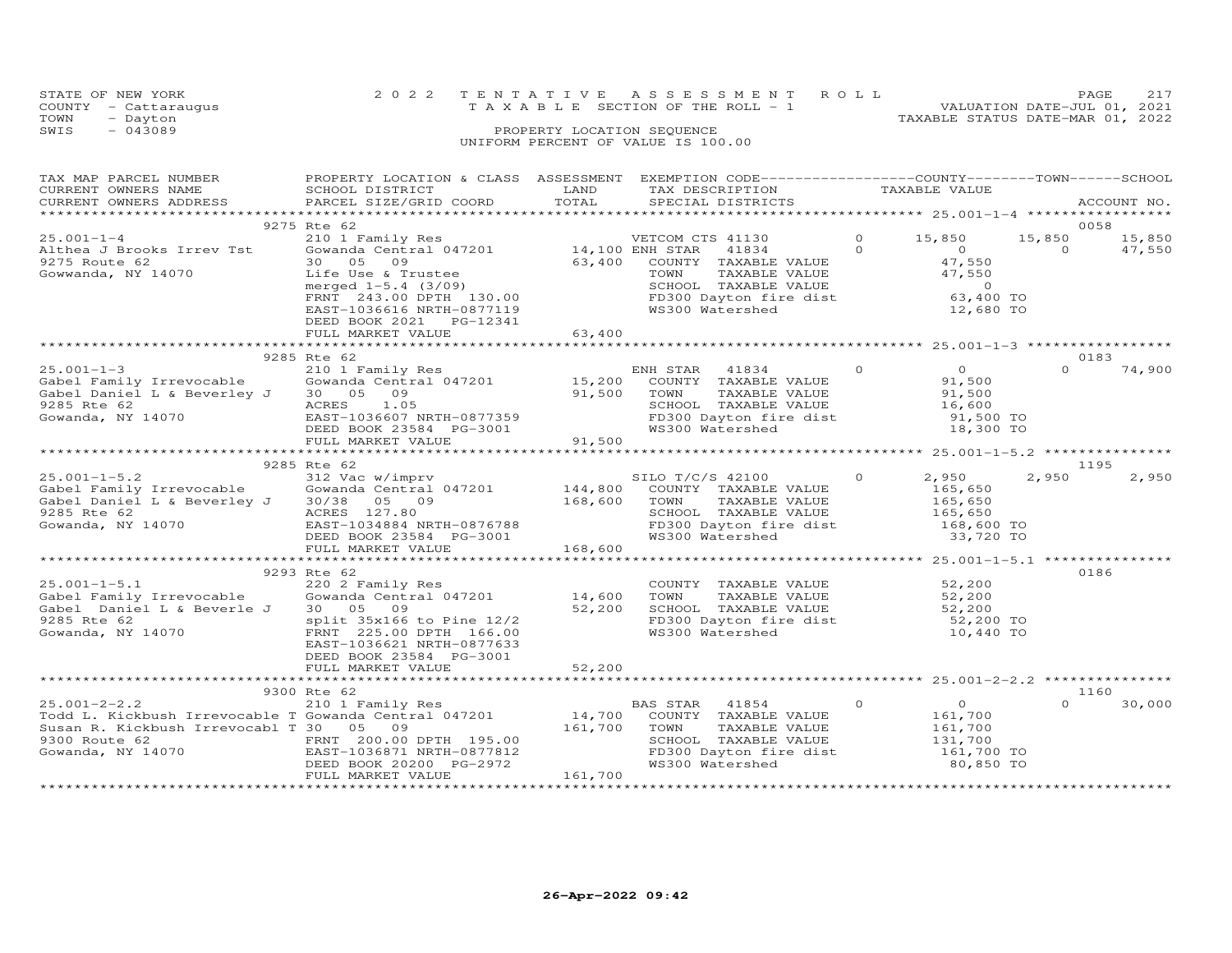STATE OF NEW YORK
COUNTY - Cattaraugus
TOWN - Dayton
SWIS - 043089

2022 TENTATIVE ASSESSMENT ROLL
TAXABLE SECTION OF THE ROLL - 1
PROPERTY LOCATION SEQUENCE
UNIFORM PERCENT OF VALUE IS 100.00

VALUATION DATE-JUL 01, 2021
TAXABLE STATUS DATE-MAR 01, 2022

| TAX MAP PARCEL NUMBER / CURRENT OWNERS NAME / CURRENT OWNERS ADDRESS | PROPERTY LOCATION & CLASS / SCHOOL DISTRICT / PARCEL SIZE/GRID COORD | ASSESSMENT LAND | TOTAL | EXEMPTION CODE / TAX DESCRIPTION / SPECIAL DISTRICTS | | COUNTY TAXABLE VALUE | TOWN | SCHOOL | ACCOUNT NO. |
|---|---|---|---|---|---|---|---|---|---|
| **25.001-1-4** | 9275 Rte 62 | | | | | | | | 0058 |
| 25.001-1-4 | 210 1 Family Res | | | VETCOM CTS 41130 | 0 | 15,850 | 15,850 | 15,850 | |
| Althea J Brooks Irrev Tst | Gowanda Central 047201 | 14,100 | | ENH STAR 41834 | 0 | 0 | 0 | 47,550 | |
| 9275 Route 62 | 30 05 09 | | 63,400 | COUNTY TAXABLE VALUE | | 47,550 | | | |
| Gowwanda, NY 14070 | Life Use & Trustee | | | TOWN TAXABLE VALUE | | 47,550 | | | |
| | merged 1-5.4 (3/09) | | | SCHOOL TAXABLE VALUE | | 0 | | | |
| | FRNT 243.00 DPTH 130.00 | | | FD300 Dayton fire dist | | 63,400 TO | | | |
| | EAST-1036616 NRTH-0877119 | | | WS300 Watershed | | 12,680 TO | | | |
| | DEED BOOK 2021 PG-12341 | | | | | | | | |
| | FULL MARKET VALUE | | 63,400 | | | | | | |
| **25.001-1-3** | 9285 Rte 62 | | | | | | | | 0183 |
| 25.001-1-3 | 210 1 Family Res | | | ENH STAR 41834 | 0 | 0 | 0 | 74,900 | |
| Gabel Family Irrevocable | Gowanda Central 047201 | 15,200 | | COUNTY TAXABLE VALUE | | 91,500 | | | |
| Gabel Daniel L & Beverley J | 30 05 09 | | 91,500 | TOWN TAXABLE VALUE | | 91,500 | | | |
| 9285 Rte 62 | ACRES 1.05 | | | SCHOOL TAXABLE VALUE | | 16,600 | | | |
| Gowanda, NY 14070 | EAST-1036607 NRTH-0877359 | | | FD300 Dayton fire dist | | 91,500 TO | | | |
| | DEED BOOK 23584 PG-3001 | | | WS300 Watershed | | 18,300 TO | | | |
| | FULL MARKET VALUE | | 91,500 | | | | | | |
| **25.001-1-5.2** | 9285 Rte 62 | | | | | | | | 1195 |
| 25.001-1-5.2 | 312 Vac w/imprv | | | SILO T/C/S 42100 | 0 | 2,950 | 2,950 | 2,950 | |
| Gabel Family Irrevocable | Gowanda Central 047201 | 144,800 | | COUNTY TAXABLE VALUE | | 165,650 | | | |
| Gabel Daniel L & Beverley J | 30/38 05 09 | | 168,600 | TOWN TAXABLE VALUE | | 165,650 | | | |
| 9285 Rte 62 | ACRES 127.80 | | | SCHOOL TAXABLE VALUE | | 165,650 | | | |
| Gowanda, NY 14070 | EAST-1034884 NRTH-0876788 | | | FD300 Dayton fire dist | | 168,600 TO | | | |
| | DEED BOOK 23584 PG-3001 | | | WS300 Watershed | | 33,720 TO | | | |
| | FULL MARKET VALUE | | 168,600 | | | | | | |
| **25.001-1-5.1** | 9293 Rte 62 | | | | | | | | 0186 |
| 25.001-1-5.1 | 220 2 Family Res | | | COUNTY TAXABLE VALUE | | 52,200 | | | |
| Gabel Family Irrevocable | Gowanda Central 047201 | 14,600 | | TOWN TAXABLE VALUE | | 52,200 | | | |
| Gabel Daniel L & Beverle J | 30 05 09 | | 52,200 | SCHOOL TAXABLE VALUE | | 52,200 | | | |
| 9285 Rte 62 | split 35x166 to Pine 12/2 | | | FD300 Dayton fire dist | | 52,200 TO | | | |
| Gowanda, NY 14070 | FRNT 225.00 DPTH 166.00 | | | WS300 Watershed | | 10,440 TO | | | |
| | EAST-1036621 NRTH-0877633 | | | | | | | | |
| | DEED BOOK 23584 PG-3001 | | | | | | | | |
| | FULL MARKET VALUE | | 52,200 | | | | | | |
| **25.001-2-2.2** | 9300 Rte 62 | | | | | | | | 1160 |
| 25.001-2-2.2 | 210 1 Family Res | | | BAS STAR 41854 | 0 | 0 | 0 | 30,000 | |
| Todd L. Kickbush Irrevocable T | Gowanda Central 047201 | 14,700 | | COUNTY TAXABLE VALUE | | 161,700 | | | |
| Susan R. Kickbush Irrevocabl T | 30 05 09 | | 161,700 | TOWN TAXABLE VALUE | | 161,700 | | | |
| 9300 Route 62 | FRNT 200.00 DPTH 195.00 | | | SCHOOL TAXABLE VALUE | | 131,700 | | | |
| Gowanda, NY 14070 | EAST-1036871 NRTH-0877812 | | | FD300 Dayton fire dist | | 161,700 TO | | | |
| | DEED BOOK 20200 PG-2972 | | | WS300 Watershed | | 80,850 TO | | | |
| | FULL MARKET VALUE | | 161,700 | | | | | | |

26-Apr-2022 09:42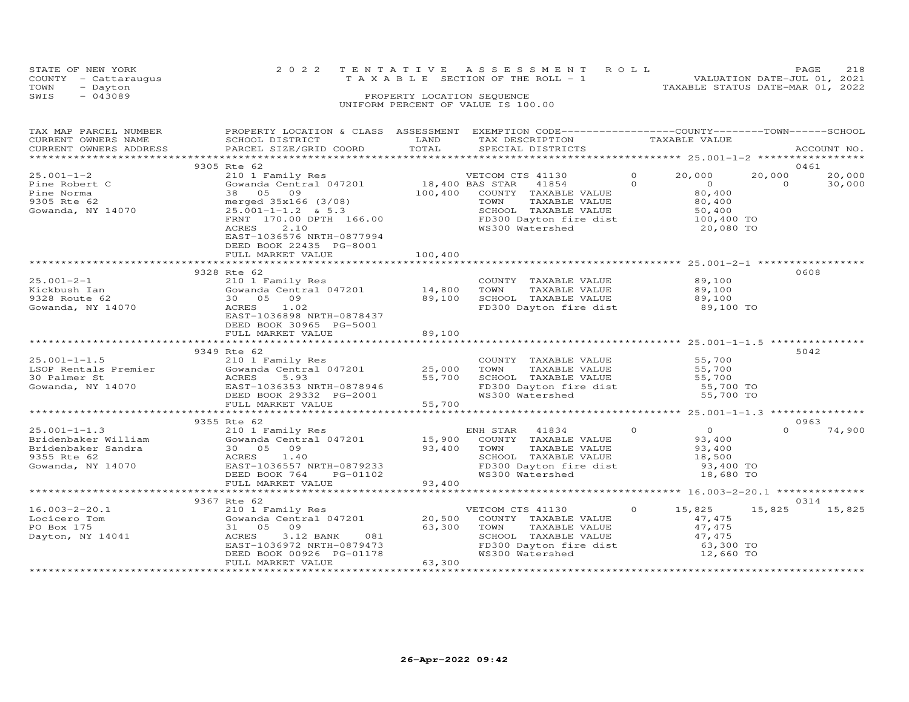STATE OF NEW YORK
COUNTY - Cattaraugus
TOWN - Dayton
SWIS - 043089

2022 TENTATIVE ASSESSMENT ROLL
TAXABLE SECTION OF THE ROLL - 1
PROPERTY LOCATION SEQUENCE
UNIFORM PERCENT OF VALUE IS 100.00

VALUATION DATE-JUL 01, 2021
TAXABLE STATUS DATE-MAR 01, 2022

| TAX MAP PARCEL NUMBER / CURRENT OWNERS NAME / CURRENT OWNERS ADDRESS | PROPERTY LOCATION & CLASS / SCHOOL DISTRICT / PARCEL SIZE/GRID COORD | ASSESSMENT LAND | TOTAL | EXEMPTION CODE / TAX DESCRIPTION / SPECIAL DISTRICTS | | COUNTY TAXABLE VALUE | TOWN | SCHOOL | ACCOUNT NO. |
|---|---|---|---|---|---|---|---|---|---|
| 9305 Rte 62 | | | | | | | | | 0461 |
| 25.001-1-2 | 210 1 Family Res | | | VETCOM CTS 41130 | 0 | 20,000 | 20,000 | 20,000 | |
| Pine Robert C | Gowanda Central 047201 | 18,400 | | BAS STAR 41854 | 0 | 0 | 0 | 30,000 | |
| Pine Norma | 38 05 09 | | 100,400 | COUNTY TAXABLE VALUE | | 80,400 | | | |
| 9305 Rte 62 | merged 35x166 (3/08) | | | TOWN TAXABLE VALUE | | 80,400 | | | |
| Gowanda, NY 14070 | 25.001-1-1.2 & 5.3 | | | SCHOOL TAXABLE VALUE | | 50,400 | | | |
| | FRNT 170.00 DPTH 166.00 | | | FD300 Dayton fire dist | | 100,400 TO | | | |
| | ACRES 2.10 | | | WS300 Watershed | | 20,080 TO | | | |
| | EAST-1036576 NRTH-0877994 | | | | | | | | |
| | DEED BOOK 22435 PG-8001 | | | | | | | | |
| | FULL MARKET VALUE | | 100,400 | | | | | | |
| 9328 Rte 62 | | | | | | | | | 0608 |
| 25.001-2-1 | 210 1 Family Res | | | COUNTY TAXABLE VALUE | | 89,100 | | | |
| Kickbush Ian | Gowanda Central 047201 | 14,800 | | TOWN TAXABLE VALUE | | 89,100 | | | |
| 9328 Route 62 | 30 05 09 | | 89,100 | SCHOOL TAXABLE VALUE | | 89,100 | | | |
| Gowanda, NY 14070 | ACRES 1.02 | | | FD300 Dayton fire dist | | 89,100 TO | | | |
| | EAST-1036898 NRTH-0878437 | | | | | | | | |
| | DEED BOOK 30965 PG-5001 | | | | | | | | |
| | FULL MARKET VALUE | | 89,100 | | | | | | |
| 9349 Rte 62 | | | | | | | | | 5042 |
| 25.001-1-1.5 | 210 1 Family Res | | | COUNTY TAXABLE VALUE | | 55,700 | | | |
| LSOP Rentals Premier | Gowanda Central 047201 | 25,000 | | TOWN TAXABLE VALUE | | 55,700 | | | |
| 30 Palmer St | ACRES 5.93 | | 55,700 | SCHOOL TAXABLE VALUE | | 55,700 | | | |
| Gowanda, NY 14070 | EAST-1036353 NRTH-0878946 | | | FD300 Dayton fire dist | | 55,700 TO | | | |
| | DEED BOOK 29332 PG-2001 | | | WS300 Watershed | | 55,700 TO | | | |
| | FULL MARKET VALUE | | 55,700 | | | | | | |
| 9355 Rte 62 | | | | | | | | | 0963 |
| 25.001-1-1.3 | 210 1 Family Res | | | ENH STAR 41834 | 0 | 0 | 0 | 74,900 | |
| Bridenbaker William | Gowanda Central 047201 | 15,900 | | COUNTY TAXABLE VALUE | | 93,400 | | | |
| Bridenbaker Sandra | 30 05 09 | | 93,400 | TOWN TAXABLE VALUE | | 93,400 | | | |
| 9355 Rte 62 | ACRES 1.40 | | | SCHOOL TAXABLE VALUE | | 18,500 | | | |
| Gowanda, NY 14070 | EAST-1036557 NRTH-0879233 | | | FD300 Dayton fire dist | | 93,400 TO | | | |
| | DEED BOOK 764 PG-01102 | | | WS300 Watershed | | 18,680 TO | | | |
| | FULL MARKET VALUE | | 93,400 | | | | | | |
| 9367 Rte 62 | | | | | | | | | 0314 |
| 16.003-2-20.1 | 210 1 Family Res | | | VETCOM CTS 41130 | 0 | 15,825 | 15,825 | 15,825 | |
| Locicero Tom | Gowanda Central 047201 | 20,500 | | COUNTY TAXABLE VALUE | | 47,475 | | | |
| PO Box 175 | 31 05 09 | | 63,300 | TOWN TAXABLE VALUE | | 47,475 | | | |
| Dayton, NY 14041 | ACRES 3.12 BANK 081 | | | SCHOOL TAXABLE VALUE | | 47,475 | | | |
| | EAST-1036972 NRTH-0879473 | | | FD300 Dayton fire dist | | 63,300 TO | | | |
| | DEED BOOK 00926 PG-01178 | | | WS300 Watershed | | 12,660 TO | | | |
| | FULL MARKET VALUE | | 63,300 | | | | | | |

26-Apr-2022 09:42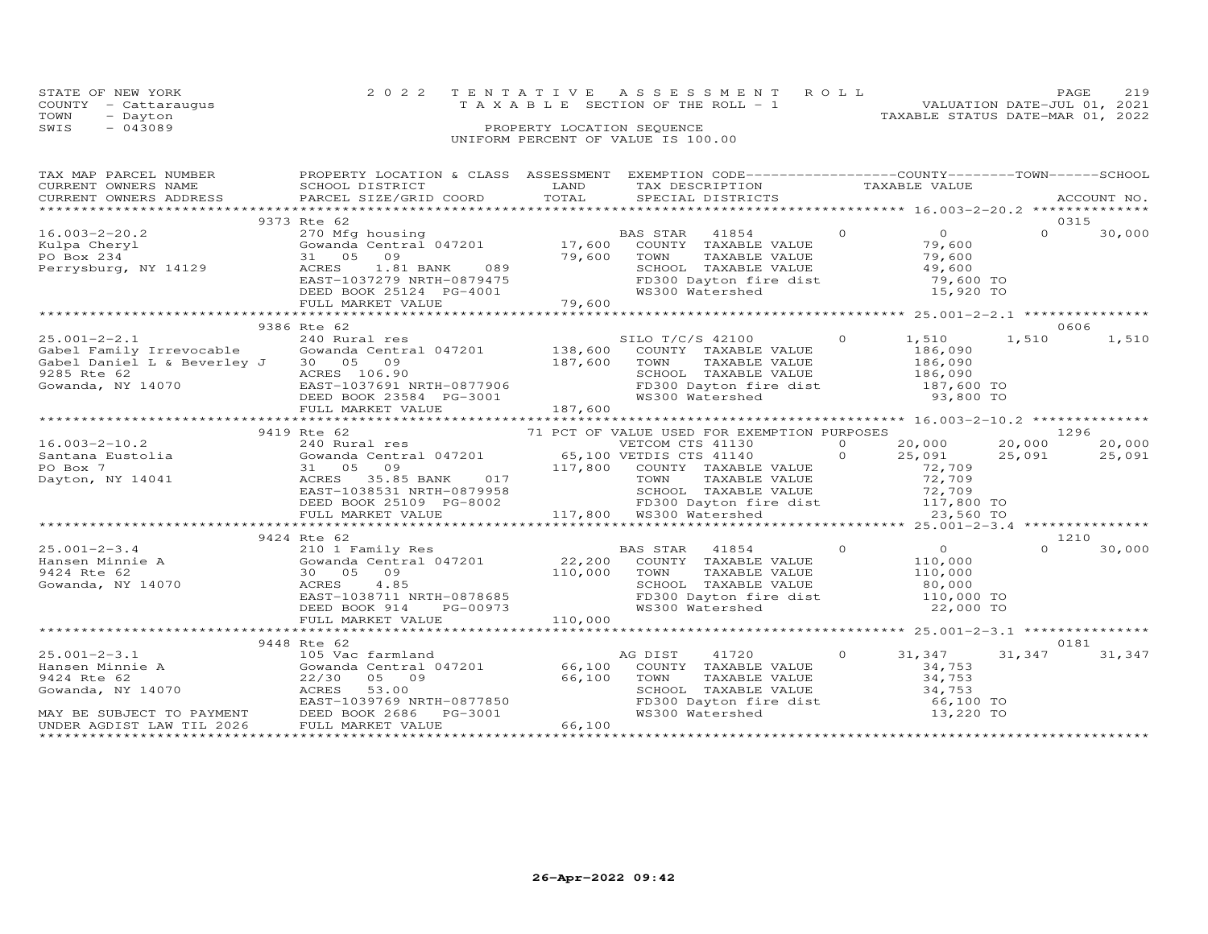STATE OF NEW YORK
COUNTY - Cattaraugus
TOWN - Dayton
SWIS - 043089

2022 TENTATIVE ASSESSMENT ROLL
TAXABLE SECTION OF THE ROLL - 1
PROPERTY LOCATION SEQUENCE
UNIFORM PERCENT OF VALUE IS 100.00

VALUATION DATE-JUL 01, 2021
TAXABLE STATUS DATE-MAR 01, 2022

| TAX MAP PARCEL NUMBER / CURRENT OWNERS NAME / CURRENT OWNERS ADDRESS | PROPERTY LOCATION & CLASS / SCHOOL DISTRICT / PARCEL SIZE/GRID COORD | ASSESSMENT LAND | TOTAL | EXEMPTION CODE / TAX DESCRIPTION / SPECIAL DISTRICTS | COUNTY TAXABLE VALUE | TOWN | SCHOOL | ACCOUNT NO. |
|---|---|---|---|---|---|---|---|---|
| **16.003-2-20.2** | 9373 Rte 62 | | | | | | | 0315 |
| 16.003-2-20.2 | 270 Mfg housing | | | BAS STAR 41854 | 0 | 0 | 30,000 | |
| Kulpa Cheryl | Gowanda Central 047201 | 17,600 | | COUNTY TAXABLE VALUE | 79,600 | | | |
| PO Box 234 | 31 05 09 | | 79,600 | TOWN TAXABLE VALUE | 79,600 | | | |
| Perrysburg, NY 14129 | ACRES 1.81 BANK 089 | | | SCHOOL TAXABLE VALUE | 49,600 | | | |
| | EAST-1037279 NRTH-0879475 | | | FD300 Dayton fire dist | 79,600 TO | | | |
| | DEED BOOK 25124 PG-4001 | | | WS300 Watershed | 15,920 TO | | | |
| | FULL MARKET VALUE | | 79,600 | | | | | |
| **25.001-2-2.1** | 9386 Rte 62 | | | | | | | 0606 |
| 25.001-2-2.1 | 240 Rural res | | | SILO T/C/S 42100 | 0 1,510 | 1,510 | 1,510 | |
| Gabel Family Irrevocable | Gowanda Central 047201 | 138,600 | | COUNTY TAXABLE VALUE | 186,090 | | | |
| Gabel Daniel L & Beverley J | 30 05 09 | | 187,600 | TOWN TAXABLE VALUE | 186,090 | | | |
| 9285 Rte 62 | ACRES 106.90 | | | SCHOOL TAXABLE VALUE | 186,090 | | | |
| Gowanda, NY 14070 | EAST-1037691 NRTH-0877906 | | | FD300 Dayton fire dist | 187,600 TO | | | |
| | DEED BOOK 23584 PG-3001 | | | WS300 Watershed | 93,800 TO | | | |
| | FULL MARKET VALUE | | 187,600 | | | | | |
| **16.003-2-10.2** | 9419 Rte 62 | | | 71 PCT OF VALUE USED FOR EXEMPTION PURPOSES | | | | 1296 |
| 16.003-2-10.2 | 240 Rural res | | | VETCOM CTS 41130 | 0 20,000 | 20,000 | 20,000 | |
| Santana Eustolia | Gowanda Central 047201 | 65,100 | | VETDIS CTS 41140 | 0 25,091 | 25,091 | 25,091 | |
| PO Box 7 | 31 05 09 | | 117,800 | COUNTY TAXABLE VALUE | 72,709 | | | |
| Dayton, NY 14041 | ACRES 35.85 BANK 017 | | | TOWN TAXABLE VALUE | 72,709 | | | |
| | EAST-1038531 NRTH-0879958 | | | SCHOOL TAXABLE VALUE | 72,709 | | | |
| | DEED BOOK 25109 PG-8002 | | | FD300 Dayton fire dist | 117,800 TO | | | |
| | FULL MARKET VALUE | | 117,800 | WS300 Watershed | 23,560 TO | | | |
| **25.001-2-3.4** | 9424 Rte 62 | | | | | | | 1210 |
| 25.001-2-3.4 | 210 1 Family Res | | | BAS STAR 41854 | 0 | 0 | 30,000 | |
| Hansen Minnie A | Gowanda Central 047201 | 22,200 | | COUNTY TAXABLE VALUE | 110,000 | | | |
| 9424 Rte 62 | 30 05 09 | | 110,000 | TOWN TAXABLE VALUE | 110,000 | | | |
| Gowanda, NY 14070 | ACRES 4.85 | | | SCHOOL TAXABLE VALUE | 80,000 | | | |
| | EAST-1038711 NRTH-0878685 | | | FD300 Dayton fire dist | 110,000 TO | | | |
| | DEED BOOK 914 PG-00973 | | | WS300 Watershed | 22,000 TO | | | |
| | FULL MARKET VALUE | | 110,000 | | | | | |
| **25.001-2-3.1** | 9448 Rte 62 | | | | | | | 0181 |
| 25.001-2-3.1 | 105 Vac farmland | | | AG DIST 41720 | 0 31,347 | 31,347 | 31,347 | |
| Hansen Minnie A | Gowanda Central 047201 | 66,100 | | COUNTY TAXABLE VALUE | 34,753 | | | |
| 9424 Rte 62 | 22/30 05 09 | | 66,100 | TOWN TAXABLE VALUE | 34,753 | | | |
| Gowanda, NY 14070 | ACRES 53.00 | | | SCHOOL TAXABLE VALUE | 34,753 | | | |
| | EAST-1039769 NRTH-0877850 | | | FD300 Dayton fire dist | 66,100 TO | | | |
| MAY BE SUBJECT TO PAYMENT | DEED BOOK 2686 PG-3001 | | | WS300 Watershed | 13,220 TO | | | |
| UNDER AGDIST LAW TIL 2026 | FULL MARKET VALUE | | 66,100 | | | | | |

26-Apr-2022 09:42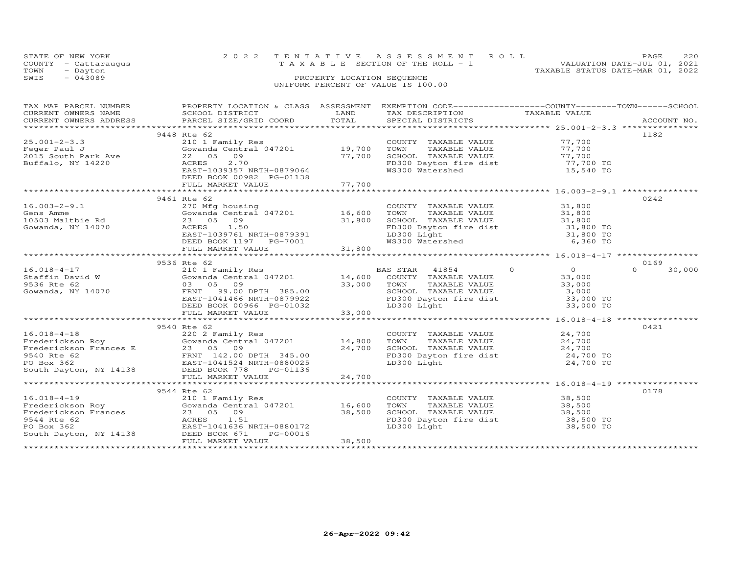STATE OF NEW YORK
COUNTY - Cattaraugus
TOWN - Dayton
SWIS - 043089

2022 TENTATIVE ASSESSMENT ROLL
TAXABLE SECTION OF THE ROLL - 1
PROPERTY LOCATION SEQUENCE
UNIFORM PERCENT OF VALUE IS 100.00

VALUATION DATE-JUL 01, 2021
TAXABLE STATUS DATE-MAR 01, 2022

| TAX MAP PARCEL NUMBER / CURRENT OWNERS NAME / CURRENT OWNERS ADDRESS | PROPERTY LOCATION & CLASS / SCHOOL DISTRICT / PARCEL SIZE/GRID COORD | ASSESSMENT LAND | TOTAL | EXEMPTION CODE / TAX DESCRIPTION / SPECIAL DISTRICTS | COUNTY TAXABLE VALUE | TOWN | SCHOOL | ACCOUNT NO. |
|---|---|---|---|---|---|---|---|---|
| | 9448 Rte 62 | | | | | | | 1182 |
| 25.001-2-3.3 | 210 1 Family Res | | | COUNTY TAXABLE VALUE | 77,700 | | | |
| Feger Paul J | Gowanda Central 047201 | 19,700 | | TOWN TAXABLE VALUE | 77,700 | | | |
| 2015 South Park Ave | 22 05 09 | | 77,700 | SCHOOL TAXABLE VALUE | 77,700 | | | |
| Buffalo, NY 14220 | ACRES 2.70 | | | FD300 Dayton fire dist | 77,700 TO | | | |
| | EAST-1039357 NRTH-0879064 | | | WS300 Watershed | 15,540 TO | | | |
| | DEED BOOK 00982 PG-01138 | | | | | | | |
| | FULL MARKET VALUE | | 77,700 | | | | | |
| | 9461 Rte 62 | | | | | | | 0242 |
| 16.003-2-9.1 | 270 Mfg housing | | | COUNTY TAXABLE VALUE | 31,800 | | | |
| Gens Amme | Gowanda Central 047201 | 16,600 | | TOWN TAXABLE VALUE | 31,800 | | | |
| 10503 Maltbie Rd | 23 05 09 | | 31,800 | SCHOOL TAXABLE VALUE | 31,800 | | | |
| Gowanda, NY 14070 | ACRES 1.50 | | | FD300 Dayton fire dist | 31,800 TO | | | |
| | EAST-1039761 NRTH-0879391 | | | LD300 Light | 31,800 TO | | | |
| | DEED BOOK 1197 PG-7001 | | | WS300 Watershed | 6,360 TO | | | |
| | FULL MARKET VALUE | | 31,800 | | | | | |
| | 9536 Rte 62 | | | | | | | 0169 |
| 16.018-4-17 | 210 1 Family Res | | | BAS STAR 41854 | 0 | 0 | 30,000 | |
| Staffin David W | Gowanda Central 047201 | 14,600 | | COUNTY TAXABLE VALUE | 33,000 | | | |
| 9536 Rte 62 | 03 05 09 | | 33,000 | TOWN TAXABLE VALUE | 33,000 | | | |
| Gowanda, NY 14070 | FRNT 99.00 DPTH 385.00 | | | SCHOOL TAXABLE VALUE | 3,000 | | | |
| | EAST-1041466 NRTH-0879922 | | | FD300 Dayton fire dist | 33,000 TO | | | |
| | DEED BOOK 00966 PG-01032 | | | LD300 Light | 33,000 TO | | | |
| | FULL MARKET VALUE | | 33,000 | | | | | |
| | 9540 Rte 62 | | | | | | | 0421 |
| 16.018-4-18 | 220 2 Family Res | | | COUNTY TAXABLE VALUE | 24,700 | | | |
| Frederickson Roy | Gowanda Central 047201 | 14,800 | | TOWN TAXABLE VALUE | 24,700 | | | |
| Frederickson Frances E | 23 05 09 | | 24,700 | SCHOOL TAXABLE VALUE | 24,700 | | | |
| 9540 Rte 62 | FRNT 142.00 DPTH 345.00 | | | FD300 Dayton fire dist | 24,700 TO | | | |
| PO Box 362 | EAST-1041524 NRTH-0880025 | | | LD300 Light | 24,700 TO | | | |
| South Dayton, NY 14138 | DEED BOOK 778 PG-01136 | | | | | | | |
| | FULL MARKET VALUE | | 24,700 | | | | | |
| | 9544 Rte 62 | | | | | | | 0178 |
| 16.018-4-19 | 210 1 Family Res | | | COUNTY TAXABLE VALUE | 38,500 | | | |
| Frederickson Roy | Gowanda Central 047201 | 16,600 | | TOWN TAXABLE VALUE | 38,500 | | | |
| Frederickson Frances | 23 05 09 | | 38,500 | SCHOOL TAXABLE VALUE | 38,500 | | | |
| 9544 Rte 62 | ACRES 1.51 | | | FD300 Dayton fire dist | 38,500 TO | | | |
| PO Box 362 | EAST-1041636 NRTH-0880172 | | | LD300 Light | 38,500 TO | | | |
| South Dayton, NY 14138 | DEED BOOK 671 PG-00016 | | | | | | | |
| | FULL MARKET VALUE | | 38,500 | | | | | |

26-Apr-2022 09:42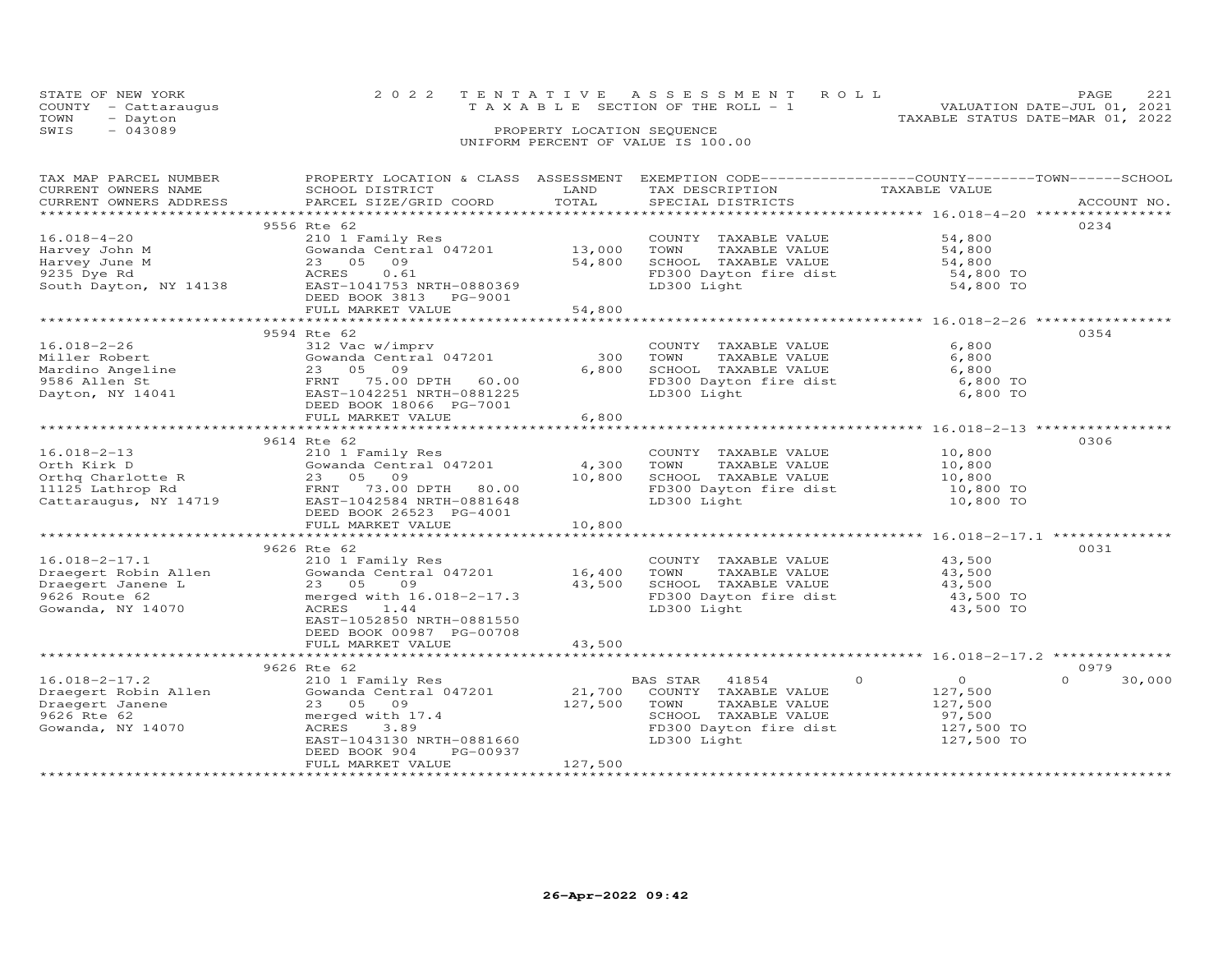STATE OF NEW YORK
COUNTY - Cattaraugus
TOWN - Dayton
SWIS - 043089

2022 TENTATIVE ASSESSMENT ROLL
TAXABLE SECTION OF THE ROLL - 1
PROPERTY LOCATION SEQUENCE
UNIFORM PERCENT OF VALUE IS 100.00

VALUATION DATE-JUL 01, 2021
TAXABLE STATUS DATE-MAR 01, 2022

| TAX MAP PARCEL NUMBER / CURRENT OWNERS NAME / CURRENT OWNERS ADDRESS | PROPERTY LOCATION & CLASS / SCHOOL DISTRICT / PARCEL SIZE/GRID COORD | ASSESSMENT LAND | TOTAL | EXEMPTION CODE / TAX DESCRIPTION / SPECIAL DISTRICTS | COUNTY | TOWN | SCHOOL TAXABLE VALUE | ACCOUNT NO. |
|---|---|---|---|---|---|---|---|---|
| | 9556 Rte 62 | | | | | | | 0234 |
| 16.018-4-20 | 210 1 Family Res | | | COUNTY TAXABLE VALUE | 54,800 | | | |
| Harvey John M | Gowanda Central 047201 | 13,000 | | TOWN TAXABLE VALUE | | 54,800 | | |
| Harvey June M | 23 05 09 | | 54,800 | SCHOOL TAXABLE VALUE | | | 54,800 | |
| 9235 Dye Rd | ACRES 0.61 | | | FD300 Dayton fire dist | 54,800 TO | | | |
| South Dayton, NY 14138 | EAST-1041753 NRTH-0880369 | | | LD300 Light | 54,800 TO | | | |
| | DEED BOOK 3813 PG-9001 | | | | | | | |
| | FULL MARKET VALUE | | 54,800 | | | | | |
| | 9594 Rte 62 | | | | | | | 0354 |
| 16.018-2-26 | 312 Vac w/imprv | | | COUNTY TAXABLE VALUE | 6,800 | | | |
| Miller Robert | Gowanda Central 047201 | 300 | | TOWN TAXABLE VALUE | | 6,800 | | |
| Mardino Angeline | 23 05 09 | | 6,800 | SCHOOL TAXABLE VALUE | | | 6,800 | |
| 9586 Allen St | FRNT 75.00 DPTH 60.00 | | | FD300 Dayton fire dist | 6,800 TO | | | |
| Dayton, NY 14041 | EAST-1042251 NRTH-0881225 | | | LD300 Light | 6,800 TO | | | |
| | DEED BOOK 18066 PG-7001 | | | | | | | |
| | FULL MARKET VALUE | | 6,800 | | | | | |
| | 9614 Rte 62 | | | | | | | 0306 |
| 16.018-2-13 | 210 1 Family Res | | | COUNTY TAXABLE VALUE | 10,800 | | | |
| Orth Kirk D | Gowanda Central 047201 | 4,300 | | TOWN TAXABLE VALUE | | 10,800 | | |
| Orthq Charlotte R | 23 05 09 | | 10,800 | SCHOOL TAXABLE VALUE | | | 10,800 | |
| 11125 Lathrop Rd | FRNT 73.00 DPTH 80.00 | | | FD300 Dayton fire dist | 10,800 TO | | | |
| Cattaraugus, NY 14719 | EAST-1042584 NRTH-0881648 | | | LD300 Light | 10,800 TO | | | |
| | DEED BOOK 26523 PG-4001 | | | | | | | |
| | FULL MARKET VALUE | | 10,800 | | | | | |
| | 9626 Rte 62 | | | | | | | 0031 |
| 16.018-2-17.1 | 210 1 Family Res | | | COUNTY TAXABLE VALUE | 43,500 | | | |
| Draegert Robin Allen | Gowanda Central 047201 | 16,400 | | TOWN TAXABLE VALUE | | 43,500 | | |
| Draegert Janene L | 23 05 09 | | 43,500 | SCHOOL TAXABLE VALUE | | | 43,500 | |
| 9626 Route 62 | merged with 16.018-2-17.3 | | | FD300 Dayton fire dist | 43,500 TO | | | |
| Gowanda, NY 14070 | ACRES 1.44 | | | LD300 Light | 43,500 TO | | | |
| | EAST-1052850 NRTH-0881550 | | | | | | | |
| | DEED BOOK 00987 PG-00708 | | | | | | | |
| | FULL MARKET VALUE | | 43,500 | | | | | |
| | 9626 Rte 62 | | | | | | | 0979 |
| 16.018-2-17.2 | 210 1 Family Res | | | BAS STAR 41854 | 0 | 0 | 30,000 | |
| Draegert Robin Allen | Gowanda Central 047201 | 21,700 | | COUNTY TAXABLE VALUE | 127,500 | | | |
| Draegert Janene | 23 05 09 | | 127,500 | TOWN TAXABLE VALUE | | 127,500 | | |
| 9626 Rte 62 | merged with 17.4 | | | SCHOOL TAXABLE VALUE | | | 97,500 | |
| Gowanda, NY 14070 | ACRES 3.89 | | | FD300 Dayton fire dist | 127,500 TO | | | |
| | EAST-1043130 NRTH-0881660 | | | LD300 Light | 127,500 TO | | | |
| | DEED BOOK 904 PG-00937 | | | | | | | |
| | FULL MARKET VALUE | | 127,500 | | | | | |

26-Apr-2022 09:42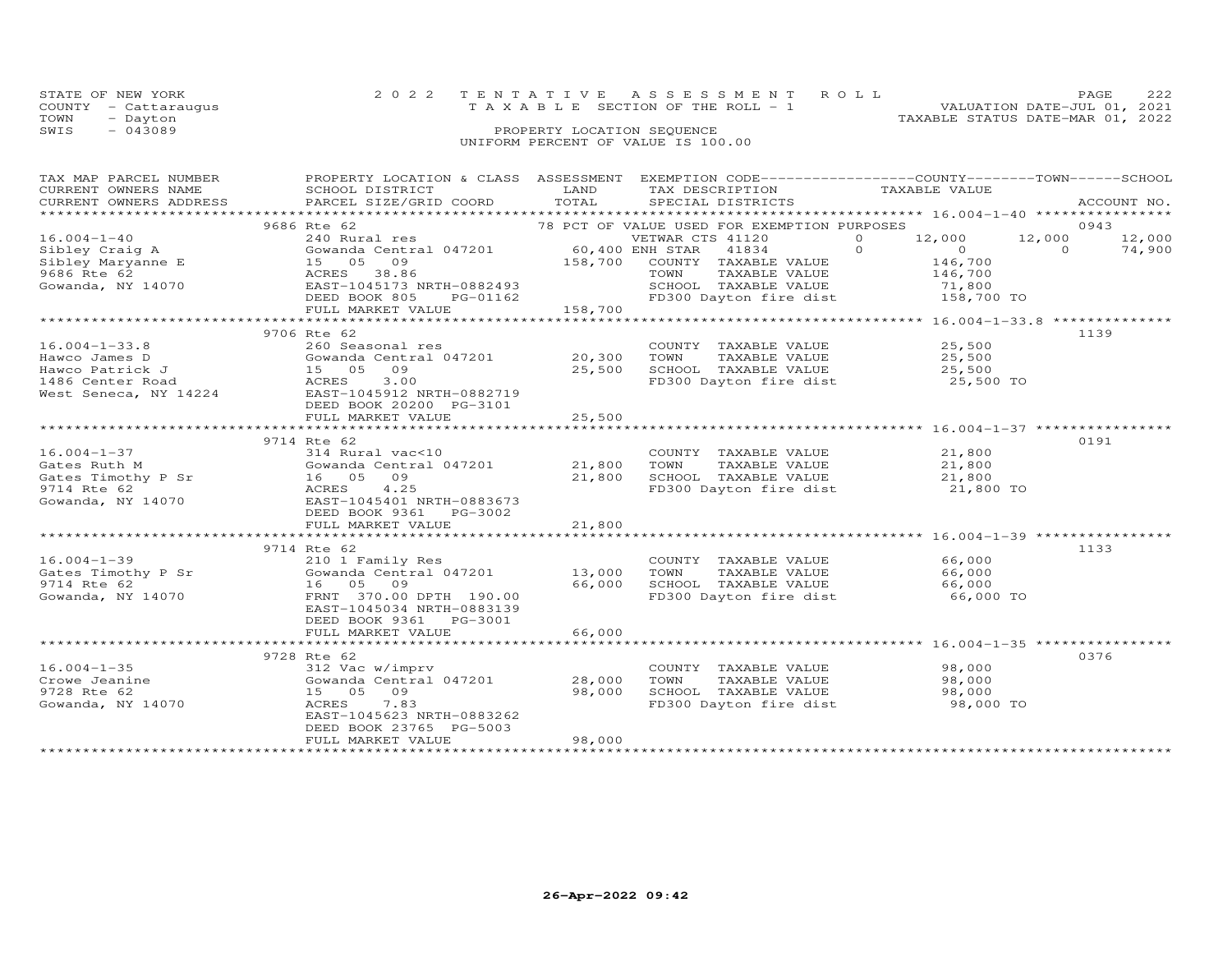STATE OF NEW YORK
COUNTY - Cattaraugus
TOWN - Dayton
SWIS - 043089

2022 TENTATIVE ASSESSMENT ROLL
TAXABLE SECTION OF THE ROLL - 1
PROPERTY LOCATION SEQUENCE
UNIFORM PERCENT OF VALUE IS 100.00

VALUATION DATE-JUL 01, 2021
TAXABLE STATUS DATE-MAR 01, 2022

| TAX MAP PARCEL NUMBER / CURRENT OWNERS NAME / CURRENT OWNERS ADDRESS | PROPERTY LOCATION & CLASS / SCHOOL DISTRICT / PARCEL SIZE/GRID COORD | ASSESSMENT LAND / TOTAL | EXEMPTION CODE / TAX DESCRIPTION / SPECIAL DISTRICTS | COUNTY | TOWN | SCHOOL | ACCOUNT NO. |
|---|---|---|---|---|---|---|---|
| 16.004-1-40 | 9686 Rte 62 | | 78 PCT OF VALUE USED FOR EXEMPTION PURPOSES | | | | 0943 |
| Sibley Craig A | 240 Rural res | | VETWAR CTS 41120 0 | 12,000 | 12,000 | 12,000 | |
| Sibley Maryanne E | Gowanda Central 047201 | 60,400 | ENH STAR 41834 0 | 0 | 0 | 74,900 | |
| 9686 Rte 62 | 15 05 09 | 158,700 | COUNTY TAXABLE VALUE | 146,700 | | | |
| Gowanda, NY 14070 | ACRES 38.86 | | TOWN TAXABLE VALUE | 146,700 | | | |
| | EAST-1045173 NRTH-0882493 | | SCHOOL TAXABLE VALUE | 71,800 | | | |
| | DEED BOOK 805 PG-01162 | | FD300 Dayton fire dist | 158,700 TO | | | |
| | FULL MARKET VALUE | 158,700 | | | | | |
| 16.004-1-33.8 | 9706 Rte 62 | | | | | | 1139 |
| Hawco James D | 260 Seasonal res | | COUNTY TAXABLE VALUE | 25,500 | | | |
| Hawco Patrick J | Gowanda Central 047201 | 20,300 | TOWN TAXABLE VALUE | 25,500 | | | |
| 1486 Center Road | 15 05 09 | 25,500 | SCHOOL TAXABLE VALUE | 25,500 | | | |
| West Seneca, NY 14224 | ACRES 3.00 | | FD300 Dayton fire dist | 25,500 TO | | | |
| | EAST-1045912 NRTH-0882719 | | | | | | |
| | DEED BOOK 20200 PG-3101 | | | | | | |
| | FULL MARKET VALUE | 25,500 | | | | | |
| 16.004-1-37 | 9714 Rte 62 | | | | | | 0191 |
| Gates Ruth M | 314 Rural vac<10 | | COUNTY TAXABLE VALUE | 21,800 | | | |
| Gates Timothy P Sr | Gowanda Central 047201 | 21,800 | TOWN TAXABLE VALUE | 21,800 | | | |
| 9714 Rte 62 | 16 05 09 | 21,800 | SCHOOL TAXABLE VALUE | 21,800 | | | |
| Gowanda, NY 14070 | ACRES 4.25 | | FD300 Dayton fire dist | 21,800 TO | | | |
| | EAST-1045401 NRTH-0883673 | | | | | | |
| | DEED BOOK 9361 PG-3002 | | | | | | |
| | FULL MARKET VALUE | 21,800 | | | | | |
| 16.004-1-39 | 9714 Rte 62 | | | | | | 1133 |
| Gates Timothy P Sr | 210 1 Family Res | | COUNTY TAXABLE VALUE | 66,000 | | | |
| 9714 Rte 62 | Gowanda Central 047201 | 13,000 | TOWN TAXABLE VALUE | 66,000 | | | |
| Gowanda, NY 14070 | 16 05 09 | 66,000 | SCHOOL TAXABLE VALUE | 66,000 | | | |
| | FRNT 370.00 DPTH 190.00 | | FD300 Dayton fire dist | 66,000 TO | | | |
| | EAST-1045034 NRTH-0883139 | | | | | | |
| | DEED BOOK 9361 PG-3001 | | | | | | |
| | FULL MARKET VALUE | 66,000 | | | | | |
| 16.004-1-35 | 9728 Rte 62 | | | | | | 0376 |
| Crowe Jeanine | 312 Vac w/imprv | | COUNTY TAXABLE VALUE | 98,000 | | | |
| 9728 Rte 62 | Gowanda Central 047201 | 28,000 | TOWN TAXABLE VALUE | 98,000 | | | |
| Gowanda, NY 14070 | 15 05 09 | 98,000 | SCHOOL TAXABLE VALUE | 98,000 | | | |
| | ACRES 7.83 | | FD300 Dayton fire dist | 98,000 TO | | | |
| | EAST-1045623 NRTH-0883262 | | | | | | |
| | DEED BOOK 23765 PG-5003 | | | | | | |
| | FULL MARKET VALUE | 98,000 | | | | | |

26-Apr-2022 09:42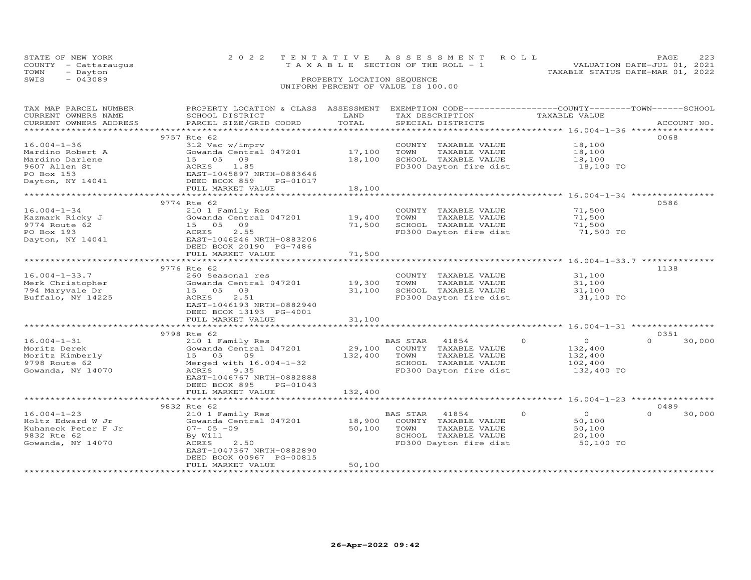STATE OF NEW YORK
COUNTY - Cattaraugus
TOWN - Dayton
SWIS - 043089

2022 TENTATIVE ASSESSMENT ROLL
TAXABLE SECTION OF THE ROLL - 1
PROPERTY LOCATION SEQUENCE
UNIFORM PERCENT OF VALUE IS 100.00

VALUATION DATE-JUL 01, 2021
TAXABLE STATUS DATE-MAR 01, 2022

| TAX MAP PARCEL NUMBER / CURRENT OWNERS NAME / CURRENT OWNERS ADDRESS | PROPERTY LOCATION & CLASS / SCHOOL DISTRICT / PARCEL SIZE/GRID COORD | ASSESSMENT LAND | TOTAL | EXEMPTION CODE / TAX DESCRIPTION / SPECIAL DISTRICTS | COUNTY | TAXABLE VALUE | TOWN / SCHOOL | ACCOUNT NO. |
|---|---|---|---|---|---|---|---|---|
| 16.004-1-36 | 9757 Rte 62 | | | | | | | 0068 |
| Mardino Robert A | 312 Vac w/imprv | | | COUNTY TAXABLE VALUE | | 18,100 | | |
| Mardino Darlene | Gowanda Central 047201 | 17,100 | | TOWN TAXABLE VALUE | | 18,100 | | |
| 9607 Allen St | 15 05 09 | | 18,100 | SCHOOL TAXABLE VALUE | | 18,100 | | |
| PO Box 153 | ACRES 1.85 | | | FD300 Dayton fire dist | | 18,100 TO | | |
| Dayton, NY 14041 | EAST-1045897 NRTH-0883646 | | | | | | | |
| | DEED BOOK 859 PG-01017 | | | | | | | |
| | FULL MARKET VALUE | | 18,100 | | | | | |
| 16.004-1-34 | 9774 Rte 62 | | | | | | | 0586 |
| Kazmark Ricky J | 210 1 Family Res | | | COUNTY TAXABLE VALUE | | 71,500 | | |
| 9774 Route 62 | Gowanda Central 047201 | 19,400 | | TOWN TAXABLE VALUE | | 71,500 | | |
| PO Box 193 | 15 05 09 | | 71,500 | SCHOOL TAXABLE VALUE | | 71,500 | | |
| Dayton, NY 14041 | ACRES 2.55 | | | FD300 Dayton fire dist | | 71,500 TO | | |
| | EAST-1046246 NRTH-0883206 | | | | | | | |
| | DEED BOOK 20190 PG-7486 | | | | | | | |
| | FULL MARKET VALUE | | 71,500 | | | | | |
| 16.004-1-33.7 | 9776 Rte 62 | | | | | | | 1138 |
| Merk Christopher | 260 Seasonal res | | | COUNTY TAXABLE VALUE | | 31,100 | | |
| 794 Maryvale Dr | Gowanda Central 047201 | 19,300 | | TOWN TAXABLE VALUE | | 31,100 | | |
| Buffalo, NY 14225 | 15 05 09 | | 31,100 | SCHOOL TAXABLE VALUE | | 31,100 | | |
| | ACRES 2.51 | | | FD300 Dayton fire dist | | 31,100 TO | | |
| | EAST-1046193 NRTH-0882940 | | | | | | | |
| | DEED BOOK 13193 PG-4001 | | | | | | | |
| | FULL MARKET VALUE | | 31,100 | | | | | |
| 16.004-1-31 | 9798 Rte 62 | | | | | | | 0351 |
| Moritz Derek | 210 1 Family Res | | | BAS STAR 41854 | 0 | 0 | 0 | 30,000 |
| Moritz Kimberly | Gowanda Central 047201 | 29,100 | | COUNTY TAXABLE VALUE | | 132,400 | | |
| 9798 Route 62 | 15 05 09 | | 132,400 | TOWN TAXABLE VALUE | | 132,400 | | |
| Gowanda, NY 14070 | Merged with 16.004-1-32 | | | SCHOOL TAXABLE VALUE | | 102,400 | | |
| | ACRES 9.35 | | | FD300 Dayton fire dist | | 132,400 TO | | |
| | EAST-1046767 NRTH-0882888 | | | | | | | |
| | DEED BOOK 895 PG-01043 | | | | | | | |
| | FULL MARKET VALUE | | 132,400 | | | | | |
| 16.004-1-23 | 9832 Rte 62 | | | | | | | 0489 |
| Holtz Edward W Jr | 210 1 Family Res | | | BAS STAR 41854 | 0 | 0 | 0 | 30,000 |
| Kuhaneck Peter F Jr | Gowanda Central 047201 | 18,900 | | COUNTY TAXABLE VALUE | | 50,100 | | |
| 9832 Rte 62 | 07- 05 -09 | | 50,100 | TOWN TAXABLE VALUE | | 50,100 | | |
| Gowanda, NY 14070 | By Will | | | SCHOOL TAXABLE VALUE | | 20,100 | | |
| | ACRES 2.50 | | | FD300 Dayton fire dist | | 50,100 TO | | |
| | EAST-1047367 NRTH-0882890 | | | | | | | |
| | DEED BOOK 00967 PG-00815 | | | | | | | |
| | FULL MARKET VALUE | | 50,100 | | | | | |

26-Apr-2022 09:42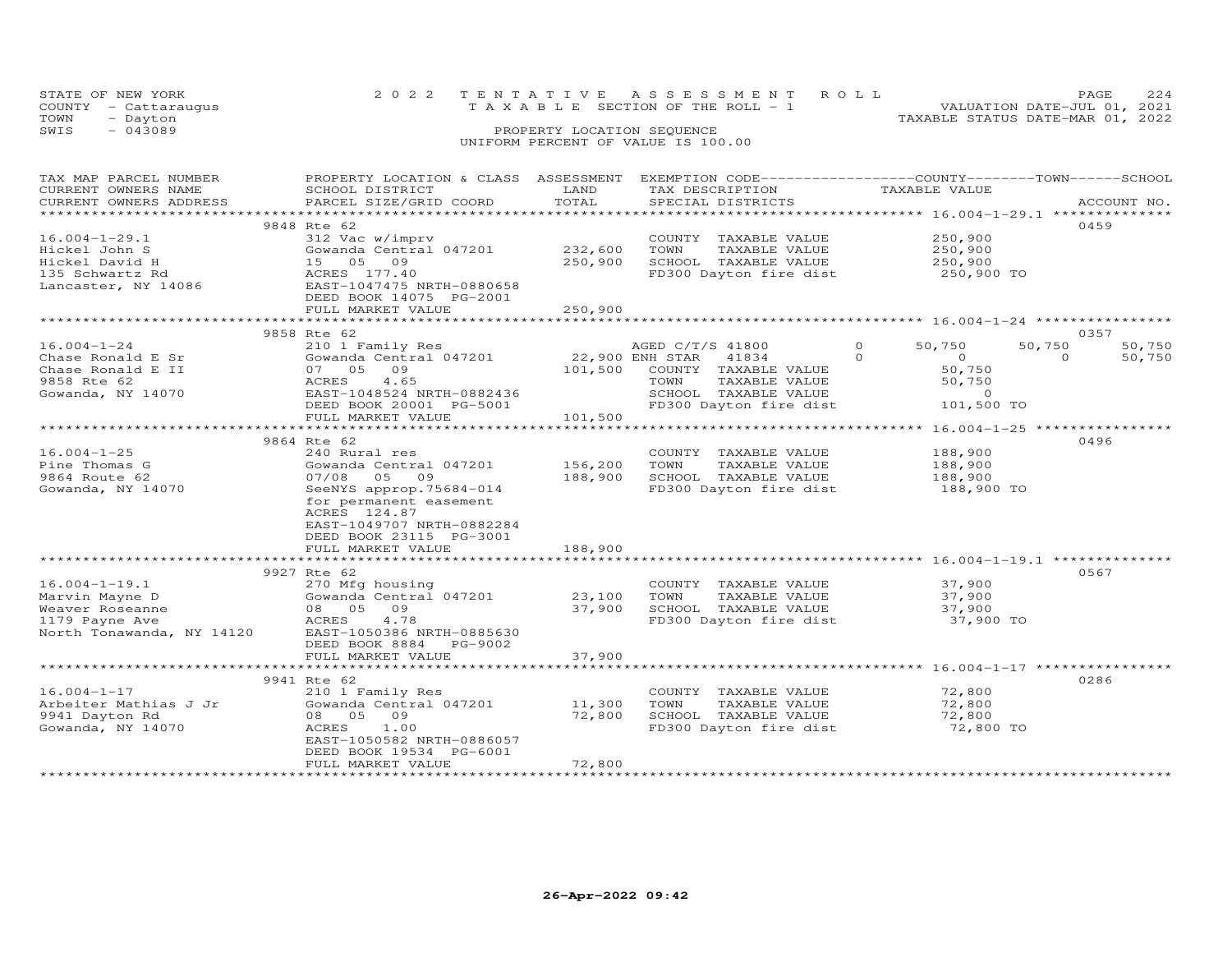STATE OF NEW YORK — 2022 TENTATIVE ASSESSMENT ROLL — TAXABLE SECTION OF THE ROLL - 1
COUNTY - Cattaraugus — VALUATION DATE-JUL 01, 2021
TOWN - Dayton — TAXABLE STATUS DATE-MAR 01, 2022
SWIS - 043089 — PROPERTY LOCATION SEQUENCE — UNIFORM PERCENT OF VALUE IS 100.00

| TAX MAP PARCEL NUMBER / CURRENT OWNERS NAME / CURRENT OWNERS ADDRESS | PROPERTY LOCATION & CLASS / SCHOOL DISTRICT / PARCEL SIZE/GRID COORD | ASSESSMENT LAND / TOTAL | EXEMPTION CODE / TAX DESCRIPTION / SPECIAL DISTRICTS | COUNTY | TOWN | SCHOOL | TAXABLE VALUE | ACCOUNT NO. |
|---|---|---|---|---|---|---|---|---|
| **16.004-1-29.1** | 9848 Rte 62 | | | | | | | 0459 |
| 16.004-1-29.1 | 312 Vac w/imprv | | COUNTY TAXABLE VALUE | | | | 250,900 | |
| Hickel John S | Gowanda Central 047201 | 232,600 | TOWN TAXABLE VALUE | | | | 250,900 | |
| Hickel David H | 15 05 09 | 250,900 | SCHOOL TAXABLE VALUE | | | | 250,900 | |
| 135 Schwartz Rd | ACRES 177.40 | | FD300 Dayton fire dist | | | | 250,900 TO | |
| Lancaster, NY 14086 | EAST-1047475 NRTH-0880658 | | | | | | | |
| | DEED BOOK 14075 PG-2001 | | | | | | | |
| | FULL MARKET VALUE | 250,900 | | | | | | |
| **16.004-1-24** | 9858 Rte 62 | | | | | | | 0357 |
| 16.004-1-24 | 210 1 Family Res | | AGED C/T/S 41800 | 50,750 | 50,750 | 50,750 | | |
| Chase Ronald E Sr | Gowanda Central 047201 | 22,900 | ENH STAR 41834 | 0 | 0 | 50,750 | | |
| Chase Ronald E II | 07 05 09 | 101,500 | COUNTY TAXABLE VALUE | | | | 50,750 | |
| 9858 Rte 62 | ACRES 4.65 | | TOWN TAXABLE VALUE | | | | 50,750 | |
| Gowanda, NY 14070 | EAST-1048524 NRTH-0882436 | | SCHOOL TAXABLE VALUE | | | | 0 | |
| | DEED BOOK 20001 PG-5001 | | FD300 Dayton fire dist | | | | 101,500 TO | |
| | FULL MARKET VALUE | 101,500 | | | | | | |
| **16.004-1-25** | 9864 Rte 62 | | | | | | | 0496 |
| 16.004-1-25 | 240 Rural res | | COUNTY TAXABLE VALUE | | | | 188,900 | |
| Pine Thomas G | Gowanda Central 047201 | 156,200 | TOWN TAXABLE VALUE | | | | 188,900 | |
| 9864 Route 62 | 07/08 05 09 | 188,900 | SCHOOL TAXABLE VALUE | | | | 188,900 | |
| Gowanda, NY 14070 | SeeNYS approp.75684-014 | | FD300 Dayton fire dist | | | | 188,900 TO | |
| | for permanent easement | | | | | | | |
| | ACRES 124.87 | | | | | | | |
| | EAST-1049707 NRTH-0882284 | | | | | | | |
| | DEED BOOK 23115 PG-3001 | | | | | | | |
| | FULL MARKET VALUE | 188,900 | | | | | | |
| **16.004-1-19.1** | 9927 Rte 62 | | | | | | | 0567 |
| 16.004-1-19.1 | 270 Mfg housing | | COUNTY TAXABLE VALUE | | | | 37,900 | |
| Marvin Mayne D | Gowanda Central 047201 | 23,100 | TOWN TAXABLE VALUE | | | | 37,900 | |
| Weaver Roseanne | 08 05 09 | 37,900 | SCHOOL TAXABLE VALUE | | | | 37,900 | |
| 1179 Payne Ave | ACRES 4.78 | | FD300 Dayton fire dist | | | | 37,900 TO | |
| North Tonawanda, NY 14120 | EAST-1050386 NRTH-0885630 | | | | | | | |
| | DEED BOOK 8884 PG-9002 | | | | | | | |
| | FULL MARKET VALUE | 37,900 | | | | | | |
| **16.004-1-17** | 9941 Rte 62 | | | | | | | 0286 |
| 16.004-1-17 | 210 1 Family Res | | COUNTY TAXABLE VALUE | | | | 72,800 | |
| Arbeiter Mathias J Jr | Gowanda Central 047201 | 11,300 | TOWN TAXABLE VALUE | | | | 72,800 | |
| 9941 Dayton Rd | 08 05 09 | 72,800 | SCHOOL TAXABLE VALUE | | | | 72,800 | |
| Gowanda, NY 14070 | ACRES 1.00 | | FD300 Dayton fire dist | | | | 72,800 TO | |
| | EAST-1050582 NRTH-0886057 | | | | | | | |
| | DEED BOOK 19534 PG-6001 | | | | | | | |
| | FULL MARKET VALUE | 72,800 | | | | | | |

26-Apr-2022 09:42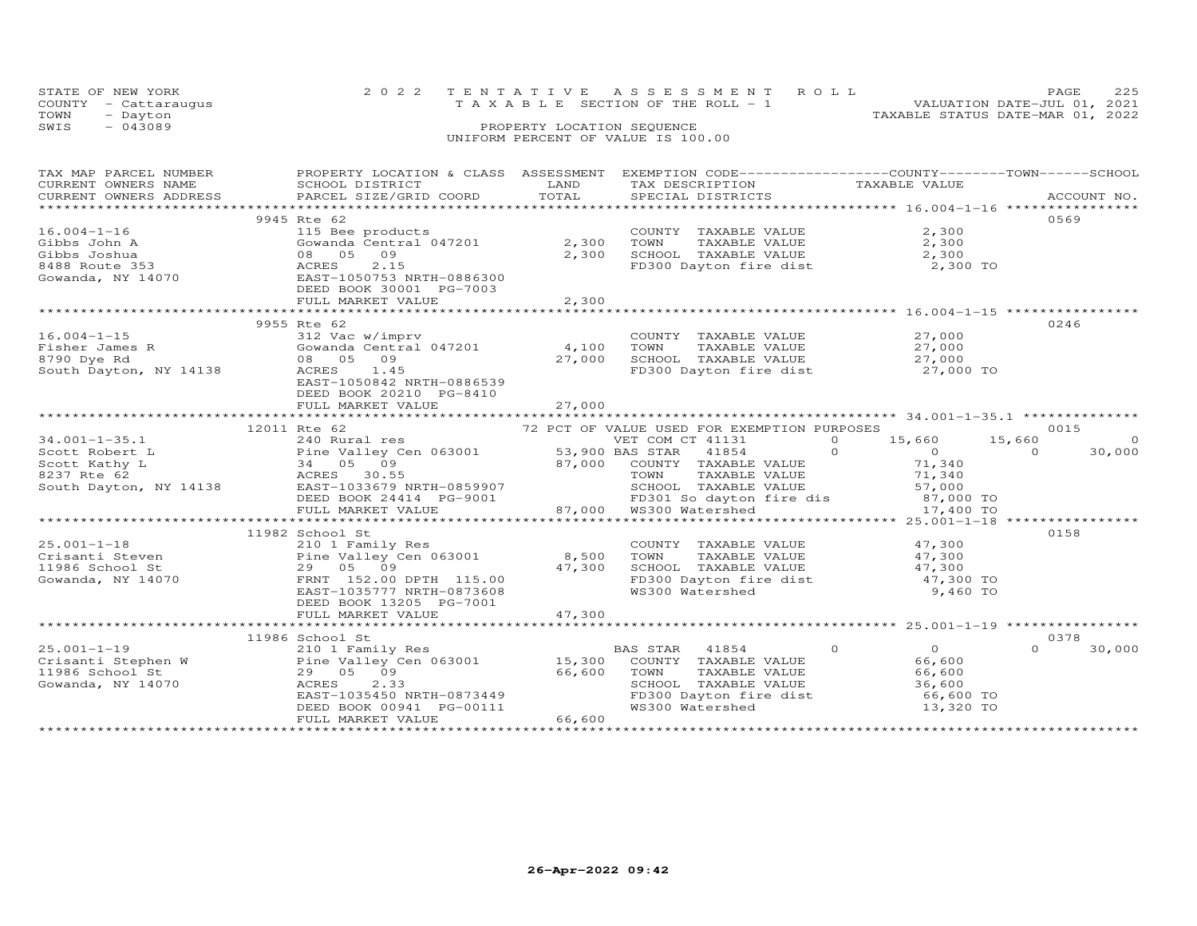STATE OF NEW YORK — 2022 TENTATIVE ASSESSMENT ROLL — TAXABLE SECTION OF THE ROLL - 1
COUNTY - Cattaraugus — VALUATION DATE-JUL 01, 2021
TOWN - Dayton — TAXABLE STATUS DATE-MAR 01, 2022
SWIS - 043089 — PROPERTY LOCATION SEQUENCE
UNIFORM PERCENT OF VALUE IS 100.00

| TAX MAP PARCEL NUMBER / CURRENT OWNERS NAME / CURRENT OWNERS ADDRESS | PROPERTY LOCATION & CLASS / SCHOOL DISTRICT / PARCEL SIZE/GRID COORD | ASSESSMENT LAND | TOTAL | EXEMPTION CODE / TAX DESCRIPTION / SPECIAL DISTRICTS | COUNTY TAXABLE VALUE | TOWN | SCHOOL | ACCOUNT NO. |
|---|---|---|---|---|---|---|---|---|
| | 9945 Rte 62 | | | | | | | 0569 |
| 16.004-1-16 | 115 Bee products | | | COUNTY TAXABLE VALUE | 2,300 | | | |
| Gibbs John A | Gowanda Central 047201 | 2,300 | | TOWN TAXABLE VALUE | 2,300 | | | |
| Gibbs Joshua | 08 05 09 | | 2,300 | SCHOOL TAXABLE VALUE | 2,300 | | | |
| 8488 Route 353 | ACRES 2.15 | | | FD300 Dayton fire dist | 2,300 TO | | | |
| Gowanda, NY 14070 | EAST-1050753 NRTH-0886300 | | | | | | | |
| | DEED BOOK 30001 PG-7003 | | | | | | | |
| | FULL MARKET VALUE | | 2,300 | | | | | |
| | 9955 Rte 62 | | | | | | | 0246 |
| 16.004-1-15 | 312 Vac w/imprv | | | COUNTY TAXABLE VALUE | 27,000 | | | |
| Fisher James R | Gowanda Central 047201 | 4,100 | | TOWN TAXABLE VALUE | 27,000 | | | |
| 8790 Dye Rd | 08 05 09 | | 27,000 | SCHOOL TAXABLE VALUE | 27,000 | | | |
| South Dayton, NY 14138 | ACRES 1.45 | | | FD300 Dayton fire dist | 27,000 TO | | | |
| | EAST-1050842 NRTH-0886539 | | | | | | | |
| | DEED BOOK 20210 PG-8410 | | | | | | | |
| | FULL MARKET VALUE | | 27,000 | | | | | |
| | 12011 Rte 62 | | | 72 PCT OF VALUE USED FOR EXEMPTION PURPOSES | | | | 0015 |
| 34.001-1-35.1 | 240 Rural res | | | VET COM CT 41131 0 | 15,660 | 15,660 | 0 | |
| Scott Robert L | Pine Valley Cen 063001 | 53,900 | | BAS STAR 41854 0 | 0 | 0 | 30,000 | |
| Scott Kathy L | 34 05 09 | | 87,000 | COUNTY TAXABLE VALUE | 71,340 | | | |
| 8237 Rte 62 | ACRES 30.55 | | | TOWN TAXABLE VALUE | 71,340 | | | |
| South Dayton, NY 14138 | EAST-1033679 NRTH-0859907 | | | SCHOOL TAXABLE VALUE | 57,000 | | | |
| | DEED BOOK 24414 PG-9001 | | | FD301 So dayton fire dis | 87,000 TO | | | |
| | FULL MARKET VALUE | | 87,000 | WS300 Watershed | 17,400 TO | | | |
| | 11982 School St | | | | | | | 0158 |
| 25.001-1-18 | 210 1 Family Res | | | COUNTY TAXABLE VALUE | 47,300 | | | |
| Crisanti Steven | Pine Valley Cen 063001 | 8,500 | | TOWN TAXABLE VALUE | 47,300 | | | |
| 11986 School St | 29 05 09 | | 47,300 | SCHOOL TAXABLE VALUE | 47,300 | | | |
| Gowanda, NY 14070 | FRNT 152.00 DPTH 115.00 | | | FD300 Dayton fire dist | 47,300 TO | | | |
| | EAST-1035777 NRTH-0873608 | | | WS300 Watershed | 9,460 TO | | | |
| | DEED BOOK 13205 PG-7001 | | | | | | | |
| | FULL MARKET VALUE | | 47,300 | | | | | |
| | 11986 School St | | | | | | | 0378 |
| 25.001-1-19 | 210 1 Family Res | | | BAS STAR 41854 0 | 0 | 0 | 30,000 | |
| Crisanti Stephen W | Pine Valley Cen 063001 | 15,300 | | COUNTY TAXABLE VALUE | 66,600 | | | |
| 11986 School St | 29 05 09 | | 66,600 | TOWN TAXABLE VALUE | 66,600 | | | |
| Gowanda, NY 14070 | ACRES 2.33 | | | SCHOOL TAXABLE VALUE | 36,600 | | | |
| | EAST-1035450 NRTH-0873449 | | | FD300 Dayton fire dist | 66,600 TO | | | |
| | DEED BOOK 00941 PG-00111 | | | WS300 Watershed | 13,320 TO | | | |
| | FULL MARKET VALUE | | 66,600 | | | | | |

26-Apr-2022 09:42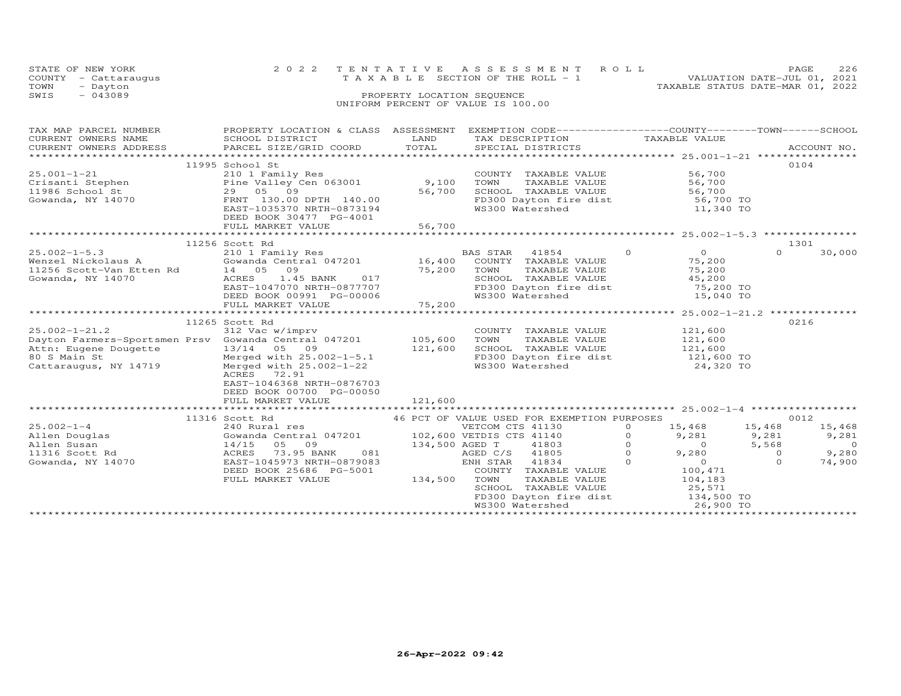STATE OF NEW YORK
COUNTY - Cattaraugus
TOWN - Dayton
SWIS - 043089

2022 TENTATIVE ASSESSMENT ROLL
TAXABLE SECTION OF THE ROLL - 1
PROPERTY LOCATION SEQUENCE
UNIFORM PERCENT OF VALUE IS 100.00

VALUATION DATE-JUL 01, 2021
TAXABLE STATUS DATE-MAR 01, 2022

| TAX MAP PARCEL NUMBER / CURRENT OWNERS NAME / CURRENT OWNERS ADDRESS | PROPERTY LOCATION & CLASS / SCHOOL DISTRICT / PARCEL SIZE/GRID COORD | ASSESSMENT LAND / TOTAL | EXEMPTION CODE / TAX DESCRIPTION / SPECIAL DISTRICTS | | COUNTY TAXABLE VALUE | TOWN | SCHOOL | ACCOUNT NO. |
|---|---|---|---|---|---|---|---|---|
| | 11995 School St | | | | | | | 0104 |
| 25.001-1-21 | 210 1 Family Res | | COUNTY TAXABLE VALUE | | 56,700 | | | |
| Crisanti Stephen | Pine Valley Cen 063001 | 9,100 | TOWN TAXABLE VALUE | | 56,700 | | | |
| 11986 School St | 29 05 09 | 56,700 | SCHOOL TAXABLE VALUE | | 56,700 | | | |
| Gowanda, NY 14070 | FRNT 130.00 DPTH 140.00 | | FD300 Dayton fire dist | | 56,700 TO | | | |
| | EAST-1035370 NRTH-0873194 | | WS300 Watershed | | 11,340 TO | | | |
| | DEED BOOK 30477 PG-4001 | | | | | | | |
| | FULL MARKET VALUE | 56,700 | | | | | | |
| | 11256 Scott Rd | | | | | | | 1301 |
| 25.002-1-5.3 | 210 1 Family Res | | BAS STAR 41854 | 0 | 0 | 0 | 30,000 | |
| Wenzel Nickolaus A | Gowanda Central 047201 | 16,400 | COUNTY TAXABLE VALUE | | 75,200 | | | |
| 11256 Scott-Van Etten Rd | 14 05 09 | 75,200 | TOWN TAXABLE VALUE | | 75,200 | | | |
| Gowanda, NY 14070 | ACRES 1.45 BANK 017 | | SCHOOL TAXABLE VALUE | | 45,200 | | | |
| | EAST-1047070 NRTH-0877707 | | FD300 Dayton fire dist | | 75,200 TO | | | |
| | DEED BOOK 00991 PG-00006 | | WS300 Watershed | | 15,040 TO | | | |
| | FULL MARKET VALUE | 75,200 | | | | | | |
| | 11265 Scott Rd | | | | | | | 0216 |
| 25.002-1-21.2 | 312 Vac w/imprv | | COUNTY TAXABLE VALUE | | 121,600 | | | |
| Dayton Farmers-Sportsmen Prsv | Gowanda Central 047201 | 105,600 | TOWN TAXABLE VALUE | | 121,600 | | | |
| Attn: Eugene Dougette | 13/14 05 09 | 121,600 | SCHOOL TAXABLE VALUE | | 121,600 | | | |
| 80 S Main St | Merged with 25.002-1-5.1 | | FD300 Dayton fire dist | | 121,600 TO | | | |
| Cattaraugus, NY 14719 | Merged with 25.002-1-22 | | WS300 Watershed | | 24,320 TO | | | |
| | ACRES 72.91 | | | | | | | |
| | EAST-1046368 NRTH-0876703 | | | | | | | |
| | DEED BOOK 00700 PG-00050 | | | | | | | |
| | FULL MARKET VALUE | 121,600 | | | | | | |
| | 11316 Scott Rd | | 46 PCT OF VALUE USED FOR EXEMPTION PURPOSES | | | | | 0012 |
| 25.002-1-4 | 240 Rural res | | VETCOM CTS 41130 | 0 | 15,468 | 15,468 | 15,468 | |
| Allen Douglas | Gowanda Central 047201 | 102,600 | VETDIS CTS 41140 | 0 | 9,281 | 9,281 | 9,281 | |
| Allen Susan | 14/15 05 09 | 134,500 | AGED T 41803 | 0 | 0 | 5,568 | 0 | |
| 11316 Scott Rd | ACRES 73.95 BANK 081 | | AGED C/S 41805 | 0 | 9,280 | 0 | 9,280 | |
| Gowanda, NY 14070 | EAST-1045973 NRTH-0879083 | | ENH STAR 41834 | 0 | 0 | 0 | 74,900 | |
| | DEED BOOK 25686 PG-5001 | | COUNTY TAXABLE VALUE | | 100,471 | | | |
| | FULL MARKET VALUE | 134,500 | TOWN TAXABLE VALUE | | 104,183 | | | |
| | | | SCHOOL TAXABLE VALUE | | 25,571 | | | |
| | | | FD300 Dayton fire dist | | 134,500 TO | | | |
| | | | WS300 Watershed | | 26,900 TO | | | |

26-Apr-2022 09:42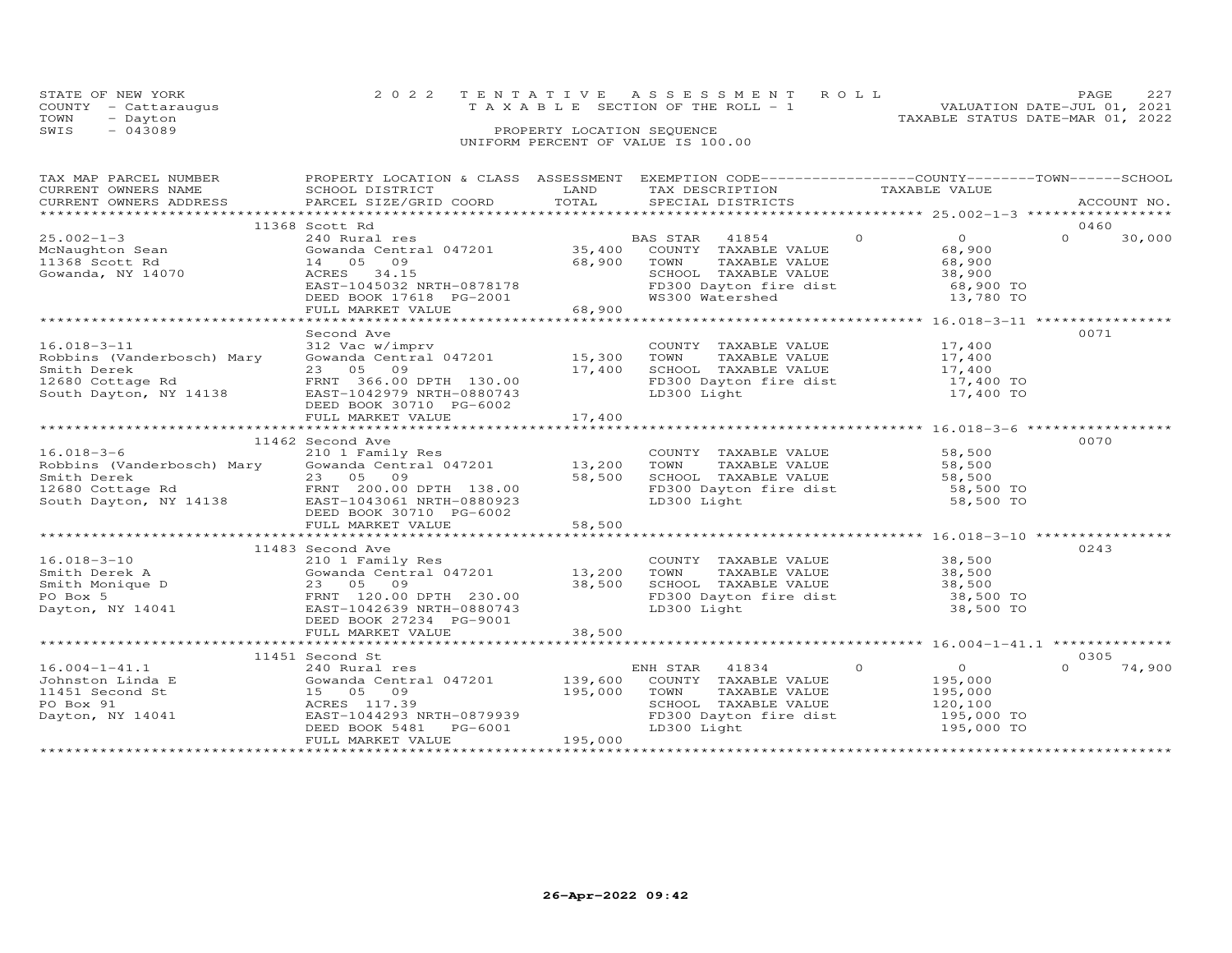STATE OF NEW YORK
COUNTY - Cattaraugus
TOWN - Dayton
SWIS - 043089

2022 TENTATIVE ASSESSMENT ROLL
TAXABLE SECTION OF THE ROLL - 1
PROPERTY LOCATION SEQUENCE
UNIFORM PERCENT OF VALUE IS 100.00

VALUATION DATE-JUL 01, 2021
TAXABLE STATUS DATE-MAR 01, 2022

| TAX MAP PARCEL NUMBER / CURRENT OWNERS NAME / CURRENT OWNERS ADDRESS | PROPERTY LOCATION & CLASS / SCHOOL DISTRICT / PARCEL SIZE/GRID COORD | ASSESSMENT LAND | TOTAL | EXEMPTION CODE / TAX DESCRIPTION / SPECIAL DISTRICTS | COUNTY | TOWN | SCHOOL / TAXABLE VALUE | ACCOUNT NO. |
|---|---|---|---|---|---|---|---|---|
| **25.002-1-3** | 11368 Scott Rd | | | | | | | 0460 |
| 25.002-1-3 | 240 Rural res | | | BAS STAR 41854 | 0 | 0 | 0 | 30,000 |
| McNaughton Sean | Gowanda Central 047201 | 35,400 | | COUNTY TAXABLE VALUE | | | 68,900 | |
| 11368 Scott Rd | 14 05 09 | | 68,900 | TOWN TAXABLE VALUE | | | 68,900 | |
| Gowanda, NY 14070 | ACRES 34.15 | | | SCHOOL TAXABLE VALUE | | | 38,900 | |
| | EAST-1045032 NRTH-0878178 | | | FD300 Dayton fire dist | | | 68,900 TO | |
| | DEED BOOK 17618 PG-2001 | | | WS300 Watershed | | | 13,780 TO | |
| | FULL MARKET VALUE | | 68,900 | | | | | |
| **16.018-3-11** | Second Ave | | | | | | | 0071 |
| 16.018-3-11 | 312 Vac w/imprv | | | COUNTY TAXABLE VALUE | | | 17,400 | |
| Robbins (Vanderbosch) Mary | Gowanda Central 047201 | 15,300 | | TOWN TAXABLE VALUE | | | 17,400 | |
| Smith Derek | 23 05 09 | | 17,400 | SCHOOL TAXABLE VALUE | | | 17,400 | |
| 12680 Cottage Rd | FRNT 366.00 DPTH 130.00 | | | FD300 Dayton fire dist | | | 17,400 TO | |
| South Dayton, NY 14138 | EAST-1042979 NRTH-0880743 | | | LD300 Light | | | 17,400 TO | |
| | DEED BOOK 30710 PG-6002 | | | | | | | |
| | FULL MARKET VALUE | | 17,400 | | | | | |
| **16.018-3-6** | 11462 Second Ave | | | | | | | 0070 |
| 16.018-3-6 | 210 1 Family Res | | | COUNTY TAXABLE VALUE | | | 58,500 | |
| Robbins (Vanderbosch) Mary | Gowanda Central 047201 | 13,200 | | TOWN TAXABLE VALUE | | | 58,500 | |
| Smith Derek | 23 05 09 | | 58,500 | SCHOOL TAXABLE VALUE | | | 58,500 | |
| 12680 Cottage Rd | FRNT 200.00 DPTH 138.00 | | | FD300 Dayton fire dist | | | 58,500 TO | |
| South Dayton, NY 14138 | EAST-1043061 NRTH-0880923 | | | LD300 Light | | | 58,500 TO | |
| | DEED BOOK 30710 PG-6002 | | | | | | | |
| | FULL MARKET VALUE | | 58,500 | | | | | |
| **16.018-3-10** | 11483 Second Ave | | | | | | | 0243 |
| 16.018-3-10 | 210 1 Family Res | | | COUNTY TAXABLE VALUE | | | 38,500 | |
| Smith Derek A | Gowanda Central 047201 | 13,200 | | TOWN TAXABLE VALUE | | | 38,500 | |
| Smith Monique D | 23 05 09 | | 38,500 | SCHOOL TAXABLE VALUE | | | 38,500 | |
| PO Box 5 | FRNT 120.00 DPTH 230.00 | | | FD300 Dayton fire dist | | | 38,500 TO | |
| Dayton, NY 14041 | EAST-1042639 NRTH-0880743 | | | LD300 Light | | | 38,500 TO | |
| | DEED BOOK 27234 PG-9001 | | | | | | | |
| | FULL MARKET VALUE | | 38,500 | | | | | |
| **16.004-1-41.1** | 11451 Second St | | | | | | | 0305 |
| 16.004-1-41.1 | 240 Rural res | | | ENH STAR 41834 | 0 | 0 | 0 | 74,900 |
| Johnston Linda E | Gowanda Central 047201 | 139,600 | | COUNTY TAXABLE VALUE | | | 195,000 | |
| 11451 Second St | 15 05 09 | | 195,000 | TOWN TAXABLE VALUE | | | 195,000 | |
| PO Box 91 | ACRES 117.39 | | | SCHOOL TAXABLE VALUE | | | 120,100 | |
| Dayton, NY 14041 | EAST-1044293 NRTH-0879939 | | | FD300 Dayton fire dist | | | 195,000 TO | |
| | DEED BOOK 5481 PG-6001 | | | LD300 Light | | | 195,000 TO | |
| | FULL MARKET VALUE | | 195,000 | | | | | |

26-Apr-2022 09:42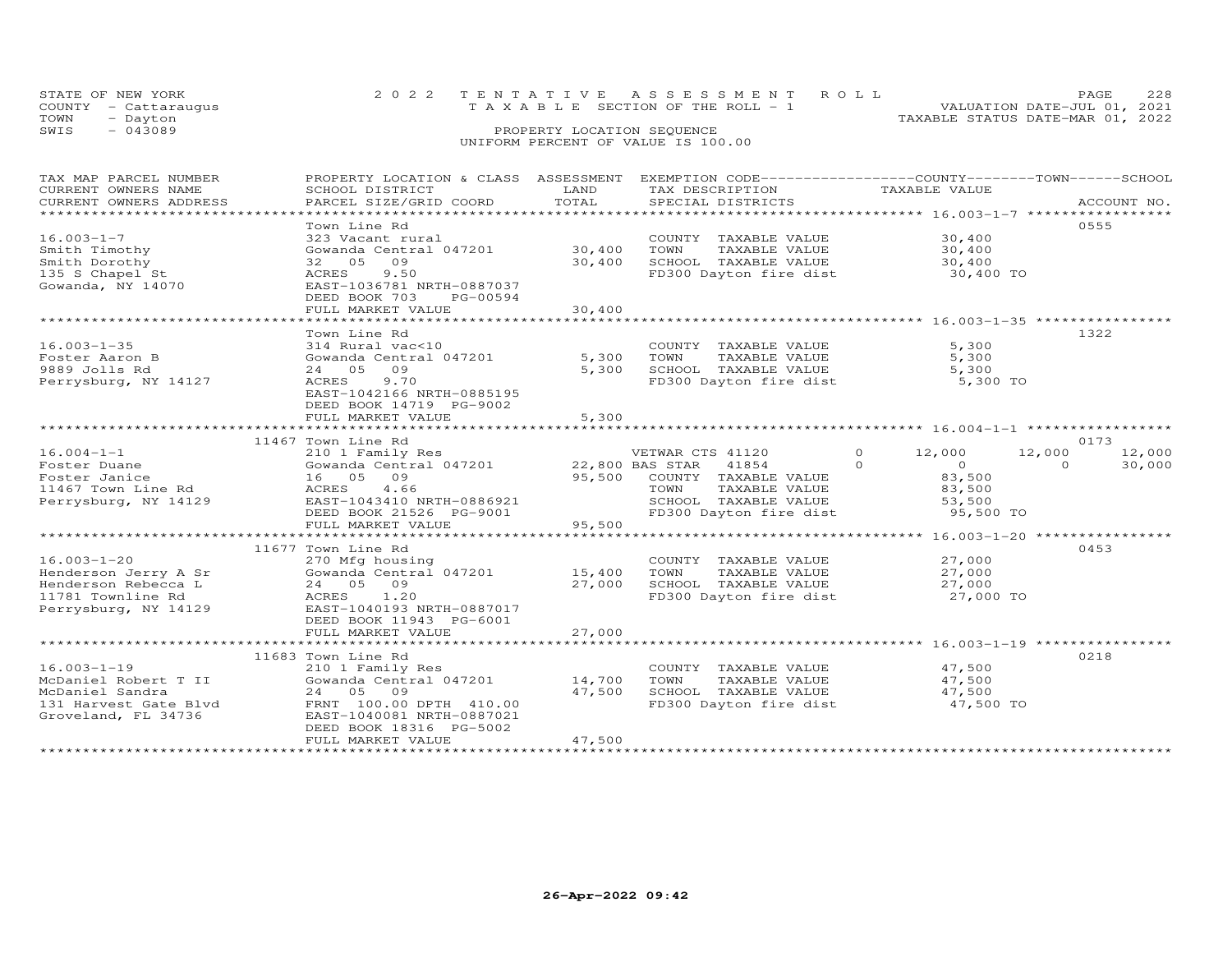STATE OF NEW YORK
COUNTY - Cattaraugus
TOWN - Dayton
SWIS - 043089

2022 TENTATIVE ASSESSMENT ROLL
TAXABLE SECTION OF THE ROLL - 1
PROPERTY LOCATION SEQUENCE
UNIFORM PERCENT OF VALUE IS 100.00

VALUATION DATE-JUL 01, 2021
TAXABLE STATUS DATE-MAR 01, 2022

| TAX MAP PARCEL NUMBER / CURRENT OWNERS NAME / CURRENT OWNERS ADDRESS | PROPERTY LOCATION & CLASS / SCHOOL DISTRICT / PARCEL SIZE/GRID COORD | ASSESSMENT LAND / TOTAL | EXEMPTION CODE / TAX DESCRIPTION / SPECIAL DISTRICTS | COUNTY TAXABLE VALUE | TOWN | SCHOOL | ACCOUNT NO. |
|---|---|---|---|---|---|---|---|
| 16.003-1-7 | Town Line Rd | | | | | | 0555 |
| | 323 Vacant rural | | COUNTY TAXABLE VALUE | 30,400 | | | |
| Smith Timothy | Gowanda Central 047201 | 30,400 | TOWN TAXABLE VALUE | 30,400 | | | |
| Smith Dorothy | 32 05 09 | 30,400 | SCHOOL TAXABLE VALUE | 30,400 | | | |
| 135 S Chapel St | ACRES 9.50 | | FD300 Dayton fire dist | 30,400 TO | | | |
| Gowanda, NY 14070 | EAST-1036781 NRTH-0887037 | | | | | | |
| | DEED BOOK 703 PG-00594 | | | | | | |
| | FULL MARKET VALUE | 30,400 | | | | | |
| 16.003-1-35 | Town Line Rd | | | | | | 1322 |
| | 314 Rural vac<10 | | COUNTY TAXABLE VALUE | 5,300 | | | |
| Foster Aaron B | Gowanda Central 047201 | 5,300 | TOWN TAXABLE VALUE | 5,300 | | | |
| 9889 Jolls Rd | 24 05 09 | 5,300 | SCHOOL TAXABLE VALUE | 5,300 | | | |
| Perrysburg, NY 14127 | ACRES 9.70 | | FD300 Dayton fire dist | 5,300 TO | | | |
| | EAST-1042166 NRTH-0885195 | | | | | | |
| | DEED BOOK 14719 PG-9002 | | | | | | |
| | FULL MARKET VALUE | 5,300 | | | | | |
| 16.004-1-1 | 11467 Town Line Rd | | | | | | 0173 |
| | 210 1 Family Res | | VETWAR CTS 41120 0 | 12,000 | 12,000 | 12,000 | |
| Foster Duane | Gowanda Central 047201 | 22,800 | BAS STAR 41854 0 | 0 | 0 | 30,000 | |
| Foster Janice | 16 05 09 | 95,500 | COUNTY TAXABLE VALUE | 83,500 | | | |
| 11467 Town Line Rd | ACRES 4.66 | | TOWN TAXABLE VALUE | 83,500 | | | |
| Perrysburg, NY 14129 | EAST-1043410 NRTH-0886921 | | SCHOOL TAXABLE VALUE | 53,500 | | | |
| | DEED BOOK 21526 PG-9001 | | FD300 Dayton fire dist | 95,500 TO | | | |
| | FULL MARKET VALUE | 95,500 | | | | | |
| 16.003-1-20 | 11677 Town Line Rd | | | | | | 0453 |
| | 270 Mfg housing | | COUNTY TAXABLE VALUE | 27,000 | | | |
| Henderson Jerry A Sr | Gowanda Central 047201 | 15,400 | TOWN TAXABLE VALUE | 27,000 | | | |
| Henderson Rebecca L | 24 05 09 | 27,000 | SCHOOL TAXABLE VALUE | 27,000 | | | |
| 11781 Townline Rd | ACRES 1.20 | | FD300 Dayton fire dist | 27,000 TO | | | |
| Perrysburg, NY 14129 | EAST-1040193 NRTH-0887017 | | | | | | |
| | DEED BOOK 11943 PG-6001 | | | | | | |
| | FULL MARKET VALUE | 27,000 | | | | | |
| 16.003-1-19 | 11683 Town Line Rd | | | | | | 0218 |
| | 210 1 Family Res | | COUNTY TAXABLE VALUE | 47,500 | | | |
| McDaniel Robert T II | Gowanda Central 047201 | 14,700 | TOWN TAXABLE VALUE | 47,500 | | | |
| McDaniel Sandra | 24 05 09 | 47,500 | SCHOOL TAXABLE VALUE | 47,500 | | | |
| 131 Harvest Gate Blvd | FRNT 100.00 DPTH 410.00 | | FD300 Dayton fire dist | 47,500 TO | | | |
| Groveland, FL 34736 | EAST-1040081 NRTH-0887021 | | | | | | |
| | DEED BOOK 18316 PG-5002 | | | | | | |
| | FULL MARKET VALUE | 47,500 | | | | | |

26-Apr-2022 09:42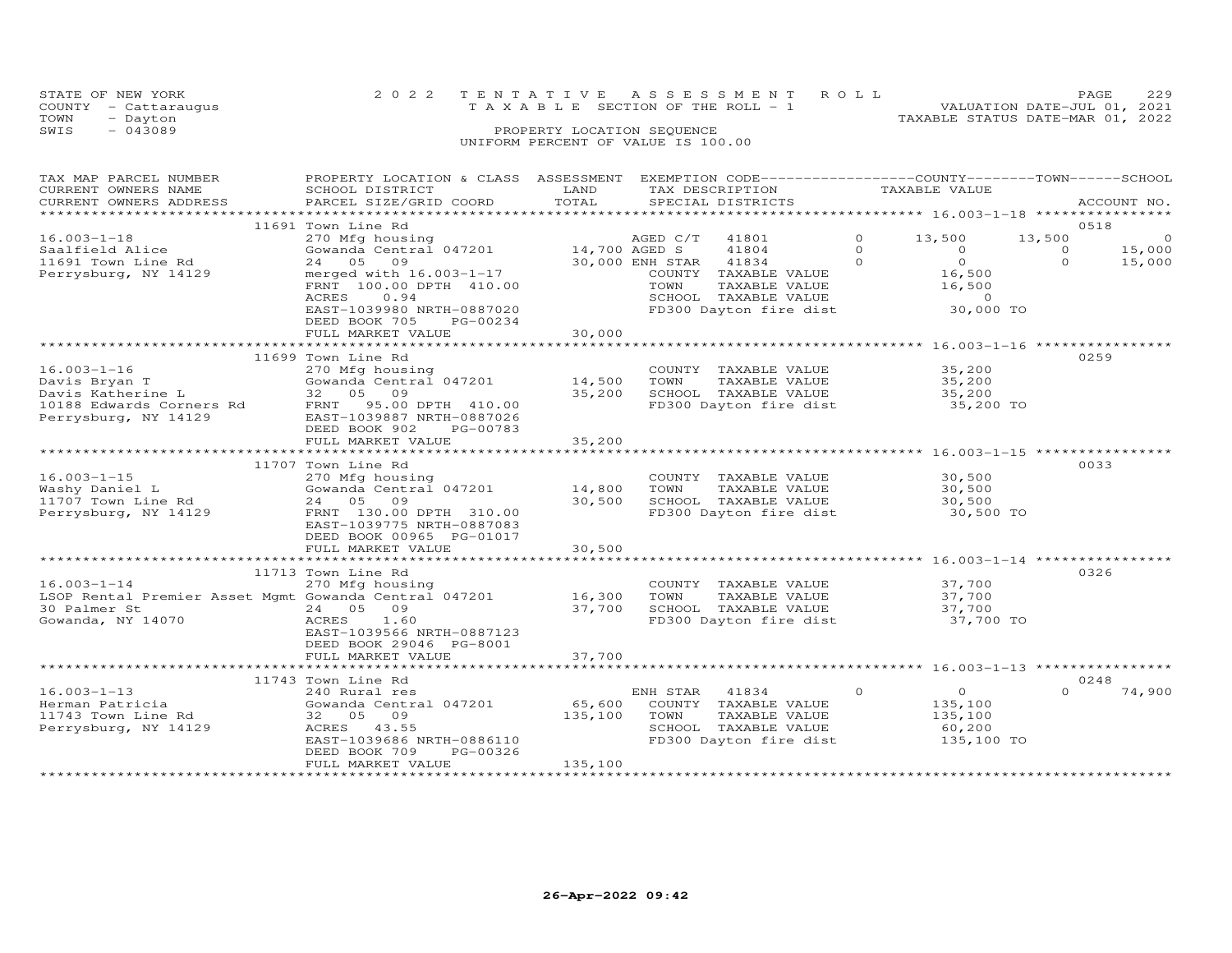STATE OF NEW YORK
COUNTY - Cattaraugus
TOWN - Dayton
SWIS - 043089

2022 TENTATIVE ASSESSMENT ROLL
TAXABLE SECTION OF THE ROLL - 1
PROPERTY LOCATION SEQUENCE
UNIFORM PERCENT OF VALUE IS 100.00

VALUATION DATE-JUL 01, 2021
TAXABLE STATUS DATE-MAR 01, 2022

| TAX MAP PARCEL NUMBER / CURRENT OWNERS NAME / CURRENT OWNERS ADDRESS | PROPERTY LOCATION & CLASS / SCHOOL DISTRICT / PARCEL SIZE/GRID COORD | ASSESSMENT LAND / TOTAL | EXEMPTION CODE / TAX DESCRIPTION / SPECIAL DISTRICTS | | COUNTY TAXABLE VALUE | TOWN | SCHOOL | ACCOUNT NO. |
|---|---|---|---|---|---|---|---|---|
| | 11691 Town Line Rd | | | | | | | 0518 |
| 16.003-1-18 | 270 Mfg housing | | AGED C/T 41801 | 0 | 13,500 | 13,500 | 0 | |
| Saalfield Alice | Gowanda Central 047201 | 14,700 | AGED S 41804 | 0 | 0 | 0 | 15,000 | |
| 11691 Town Line Rd | 24 05 09 | 30,000 | ENH STAR 41834 | 0 | 0 | 0 | 15,000 | |
| Perrysburg, NY 14129 | merged with 16.003-1-17 | | COUNTY TAXABLE VALUE | | 16,500 | | | |
| | FRNT 100.00 DPTH 410.00 | | TOWN TAXABLE VALUE | | 16,500 | | | |
| | ACRES 0.94 | | SCHOOL TAXABLE VALUE | | 0 | | | |
| | EAST-1039980 NRTH-0887020 | | FD300 Dayton fire dist | | 30,000 TO | | | |
| | DEED BOOK 705 PG-00234 | | | | | | | |
| | FULL MARKET VALUE | 30,000 | | | | | | |
| | 11699 Town Line Rd | | | | | | | 0259 |
| 16.003-1-16 | 270 Mfg housing | | COUNTY TAXABLE VALUE | | 35,200 | | | |
| Davis Bryan T | Gowanda Central 047201 | 14,500 | TOWN TAXABLE VALUE | | 35,200 | | | |
| Davis Katherine L | 32 05 09 | 35,200 | SCHOOL TAXABLE VALUE | | 35,200 | | | |
| 10188 Edwards Corners Rd | FRNT 95.00 DPTH 410.00 | | FD300 Dayton fire dist | | 35,200 TO | | | |
| Perrysburg, NY 14129 | EAST-1039887 NRTH-0887026 | | | | | | | |
| | DEED BOOK 902 PG-00783 | | | | | | | |
| | FULL MARKET VALUE | 35,200 | | | | | | |
| | 11707 Town Line Rd | | | | | | | 0033 |
| 16.003-1-15 | 270 Mfg housing | | COUNTY TAXABLE VALUE | | 30,500 | | | |
| Washy Daniel L | Gowanda Central 047201 | 14,800 | TOWN TAXABLE VALUE | | 30,500 | | | |
| 11707 Town Line Rd | 24 05 09 | 30,500 | SCHOOL TAXABLE VALUE | | 30,500 | | | |
| Perrysburg, NY 14129 | FRNT 130.00 DPTH 310.00 | | FD300 Dayton fire dist | | 30,500 TO | | | |
| | EAST-1039775 NRTH-0887083 | | | | | | | |
| | DEED BOOK 00965 PG-01017 | | | | | | | |
| | FULL MARKET VALUE | 30,500 | | | | | | |
| | 11713 Town Line Rd | | | | | | | 0326 |
| 16.003-1-14 | 270 Mfg housing | | COUNTY TAXABLE VALUE | | 37,700 | | | |
| LSOP Rental Premier Asset Mgmt | Gowanda Central 047201 | 16,300 | TOWN TAXABLE VALUE | | 37,700 | | | |
| 30 Palmer St | 24 05 09 | 37,700 | SCHOOL TAXABLE VALUE | | 37,700 | | | |
| Gowanda, NY 14070 | ACRES 1.60 | | FD300 Dayton fire dist | | 37,700 TO | | | |
| | EAST-1039566 NRTH-0887123 | | | | | | | |
| | DEED BOOK 29046 PG-8001 | | | | | | | |
| | FULL MARKET VALUE | 37,700 | | | | | | |
| | 11743 Town Line Rd | | | | | | | 0248 |
| 16.003-1-13 | 240 Rural res | | ENH STAR 41834 | 0 | 0 | 0 | 74,900 | |
| Herman Patricia | Gowanda Central 047201 | 65,600 | COUNTY TAXABLE VALUE | | 135,100 | | | |
| 11743 Town Line Rd | 32 05 09 | 135,100 | TOWN TAXABLE VALUE | | 135,100 | | | |
| Perrysburg, NY 14129 | ACRES 43.55 | | SCHOOL TAXABLE VALUE | | 60,200 | | | |
| | EAST-1039686 NRTH-0886110 | | FD300 Dayton fire dist | | 135,100 TO | | | |
| | DEED BOOK 709 PG-00326 | | | | | | | |
| | FULL MARKET VALUE | 135,100 | | | | | | |

26-Apr-2022 09:42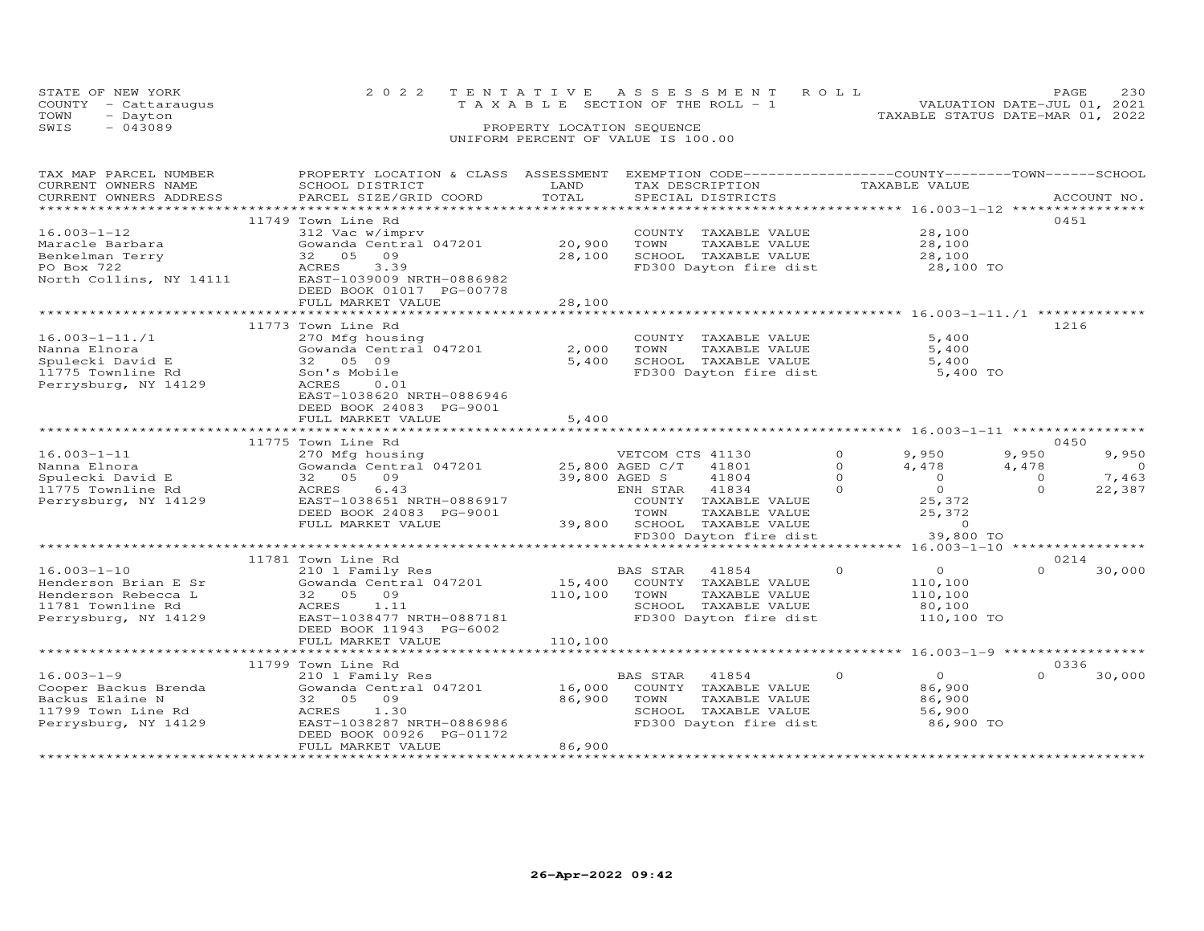STATE OF NEW YORK — 2022 TENTATIVE ASSESSMENT ROLL — PAGE 230
COUNTY - Cattaraugus — TAXABLE SECTION OF THE ROLL - 1 — VALUATION DATE-JUL 01, 2021
TOWN - Dayton — TAXABLE STATUS DATE-MAR 01, 2022
SWIS - 043089 — PROPERTY LOCATION SEQUENCE
UNIFORM PERCENT OF VALUE IS 100.00

| TAX MAP PARCEL NUMBER / CURRENT OWNERS NAME / CURRENT OWNERS ADDRESS | PROPERTY LOCATION & CLASS / SCHOOL DISTRICT / PARCEL SIZE/GRID COORD | ASSESSMENT LAND / TOTAL | EXEMPTION CODE / TAX DESCRIPTION / SPECIAL DISTRICTS | | COUNTY TAXABLE VALUE | TOWN | SCHOOL | ACCOUNT NO. |
|---|---|---|---|---|---|---|---|---|
| | 11749 Town Line Rd | | | | | | | 0451 |
| 16.003-1-12 | 312 Vac w/imprv | | COUNTY TAXABLE VALUE | | 28,100 | | | |
| Maracle Barbara | Gowanda Central 047201 | 20,900 | TOWN TAXABLE VALUE | | 28,100 | | | |
| Benkelman Terry | 32 05 09 | 28,100 | SCHOOL TAXABLE VALUE | | 28,100 | | | |
| PO Box 722 | ACRES 3.39 | | FD300 Dayton fire dist | | 28,100 TO | | | |
| North Collins, NY 14111 | EAST-1039009 NRTH-0886982 | | | | | | | |
| | DEED BOOK 01017 PG-00778 | | | | | | | |
| | FULL MARKET VALUE | 28,100 | | | | | | |
| | 11773 Town Line Rd | | | | | | | 1216 |
| 16.003-1-11./1 | 270 Mfg housing | | COUNTY TAXABLE VALUE | | 5,400 | | | |
| Nanna Elnora | Gowanda Central 047201 | 2,000 | TOWN TAXABLE VALUE | | 5,400 | | | |
| Spulecki David E | 32 05 09 | 5,400 | SCHOOL TAXABLE VALUE | | 5,400 | | | |
| 11775 Townline Rd | Son's Mobile | | FD300 Dayton fire dist | | 5,400 TO | | | |
| Perrysburg, NY 14129 | ACRES 0.01 | | | | | | | |
| | EAST-1038620 NRTH-0886946 | | | | | | | |
| | DEED BOOK 24083 PG-9001 | | | | | | | |
| | FULL MARKET VALUE | 5,400 | | | | | | |
| | 11775 Town Line Rd | | | | | | | 0450 |
| 16.003-1-11 | 270 Mfg housing | | VETCOM CTS 41130 | 0 | 9,950 | 9,950 | 9,950 | |
| Nanna Elnora | Gowanda Central 047201 | 25,800 | AGED C/T 41801 | 0 | 4,478 | 4,478 | 0 | |
| Spulecki David E | 32 05 09 | 39,800 | AGED S 41804 | 0 | 0 | 0 | 7,463 | |
| 11775 Townline Rd | ACRES 6.43 | | ENH STAR 41834 | 0 | 0 | 0 | 22,387 | |
| Perrysburg, NY 14129 | EAST-1038651 NRTH-0886917 | | COUNTY TAXABLE VALUE | | 25,372 | | | |
| | DEED BOOK 24083 PG-9001 | | TOWN TAXABLE VALUE | | 25,372 | | | |
| | FULL MARKET VALUE | 39,800 | SCHOOL TAXABLE VALUE | | 0 | | | |
| | | | FD300 Dayton fire dist | | 39,800 TO | | | |
| | 11781 Town Line Rd | | | | | | | 0214 |
| 16.003-1-10 | 210 1 Family Res | | BAS STAR 41854 | 0 | 0 | 0 | 30,000 | |
| Henderson Brian E Sr | Gowanda Central 047201 | 15,400 | COUNTY TAXABLE VALUE | | 110,100 | | | |
| Henderson Rebecca L | 32 05 09 | 110,100 | TOWN TAXABLE VALUE | | 110,100 | | | |
| 11781 Townline Rd | ACRES 1.11 | | SCHOOL TAXABLE VALUE | | 80,100 | | | |
| Perrysburg, NY 14129 | EAST-1038477 NRTH-0887181 | | FD300 Dayton fire dist | | 110,100 TO | | | |
| | DEED BOOK 11943 PG-6002 | | | | | | | |
| | FULL MARKET VALUE | 110,100 | | | | | | |
| | 11799 Town Line Rd | | | | | | | 0336 |
| 16.003-1-9 | 210 1 Family Res | | BAS STAR 41854 | 0 | 0 | 0 | 30,000 | |
| Cooper Backus Brenda | Gowanda Central 047201 | 16,000 | COUNTY TAXABLE VALUE | | 86,900 | | | |
| Backus Elaine N | 32 05 09 | 86,900 | TOWN TAXABLE VALUE | | 86,900 | | | |
| 11799 Town Line Rd | ACRES 1.30 | | SCHOOL TAXABLE VALUE | | 56,900 | | | |
| Perrysburg, NY 14129 | EAST-1038287 NRTH-0886986 | | FD300 Dayton fire dist | | 86,900 TO | | | |
| | DEED BOOK 00926 PG-01172 | | | | | | | |
| | FULL MARKET VALUE | 86,900 | | | | | | |

26-Apr-2022 09:42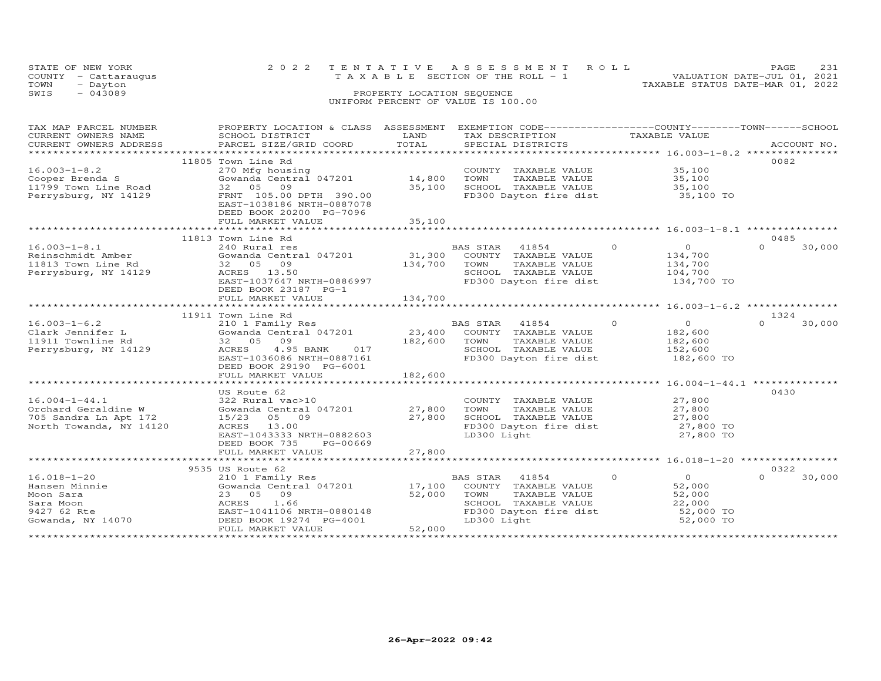STATE OF NEW YORK
COUNTY - Cattaraugus
TOWN - Dayton
SWIS - 043089

# 2022 TENTATIVE ASSESSMENT ROLL
## TAXABLE SECTION OF THE ROLL - 1

PROPERTY LOCATION SEQUENCE
UNIFORM PERCENT OF VALUE IS 100.00

VALUATION DATE-JUL 01, 2021
TAXABLE STATUS DATE-MAR 01, 2022

| TAX MAP PARCEL NUMBER / CURRENT OWNERS NAME / CURRENT OWNERS ADDRESS | PROPERTY LOCATION & CLASS / SCHOOL DISTRICT / PARCEL SIZE/GRID COORD | ASSESSMENT LAND | TOTAL | EXEMPTION CODE / TAX DESCRIPTION / SPECIAL DISTRICTS | COUNTY TAXABLE VALUE | TOWN | SCHOOL | ACCOUNT NO. |
|---|---|---|---|---|---|---|---|---|
| **16.003-1-8.2** | 11805 Town Line Rd | | | | | | | 0082 |
| 16.003-1-8.2 | 270 Mfg housing | | | COUNTY TAXABLE VALUE | 35,100 | | | |
| Cooper Brenda S | Gowanda Central 047201 | 14,800 | | TOWN TAXABLE VALUE | 35,100 | | | |
| 11799 Town Line Road | 32 05 09 | | 35,100 | SCHOOL TAXABLE VALUE | 35,100 | | | |
| Perrysburg, NY 14129 | FRNT 105.00 DPTH 390.00 | | | FD300 Dayton fire dist | 35,100 TO | | | |
| | EAST-1038186 NRTH-0887078 | | | | | | | |
| | DEED BOOK 20200 PG-7096 | | | | | | | |
| | FULL MARKET VALUE | | 35,100 | | | | | |
| **16.003-1-8.1** | 11813 Town Line Rd | | | | | | | 0485 |
| 16.003-1-8.1 | 240 Rural res | | | BAS STAR 41854 | 0 | 0 | 0 | 30,000 |
| Reinschmidt Amber | Gowanda Central 047201 | 31,300 | | COUNTY TAXABLE VALUE | 134,700 | | | |
| 11813 Town Line Rd | 32 05 09 | | 134,700 | TOWN TAXABLE VALUE | 134,700 | | | |
| Perrysburg, NY 14129 | ACRES 13.50 | | | SCHOOL TAXABLE VALUE | 104,700 | | | |
| | EAST-1037647 NRTH-0886997 | | | FD300 Dayton fire dist | 134,700 TO | | | |
| | DEED BOOK 23187 PG-1 | | | | | | | |
| | FULL MARKET VALUE | | 134,700 | | | | | |
| **16.003-1-6.2** | 11911 Town Line Rd | | | | | | | 1324 |
| 16.003-1-6.2 | 210 1 Family Res | | | BAS STAR 41854 | 0 | 0 | 0 | 30,000 |
| Clark Jennifer L | Gowanda Central 047201 | 23,400 | | COUNTY TAXABLE VALUE | 182,600 | | | |
| 11911 Townline Rd | 32 05 09 | | 182,600 | TOWN TAXABLE VALUE | 182,600 | | | |
| Perrysburg, NY 14129 | ACRES 4.95 BANK 017 | | | SCHOOL TAXABLE VALUE | 152,600 | | | |
| | EAST-1036086 NRTH-0887161 | | | FD300 Dayton fire dist | 182,600 TO | | | |
| | DEED BOOK 29190 PG-6001 | | | | | | | |
| | FULL MARKET VALUE | | 182,600 | | | | | |
| **16.004-1-44.1** | US Route 62 | | | | | | | 0430 |
| 16.004-1-44.1 | 322 Rural vac>10 | | | COUNTY TAXABLE VALUE | 27,800 | | | |
| Orchard Geraldine W | Gowanda Central 047201 | 27,800 | | TOWN TAXABLE VALUE | 27,800 | | | |
| 705 Sandra Ln Apt 172 | 15/23 05 09 | | 27,800 | SCHOOL TAXABLE VALUE | 27,800 | | | |
| North Towanda, NY 14120 | ACRES 13.00 | | | FD300 Dayton fire dist | 27,800 TO | | | |
| | EAST-1043333 NRTH-0882603 | | | LD300 Light | 27,800 TO | | | |
| | DEED BOOK 735 PG-00669 | | | | | | | |
| | FULL MARKET VALUE | | 27,800 | | | | | |
| **16.018-1-20** | 9535 US Route 62 | | | | | | | 0322 |
| 16.018-1-20 | 210 1 Family Res | | | BAS STAR 41854 | 0 | 0 | 0 | 30,000 |
| Hansen Minnie | Gowanda Central 047201 | 17,100 | | COUNTY TAXABLE VALUE | 52,000 | | | |
| Moon Sara | 23 05 09 | | 52,000 | TOWN TAXABLE VALUE | 52,000 | | | |
| Sara Moon | ACRES 1.66 | | | SCHOOL TAXABLE VALUE | 22,000 | | | |
| 9427 62 Rte | EAST-1041106 NRTH-0880148 | | | FD300 Dayton fire dist | 52,000 TO | | | |
| Gowanda, NY 14070 | DEED BOOK 19274 PG-4001 | | | LD300 Light | 52,000 TO | | | |
| | FULL MARKET VALUE | | 52,000 | | | | | |

26-Apr-2022 09:42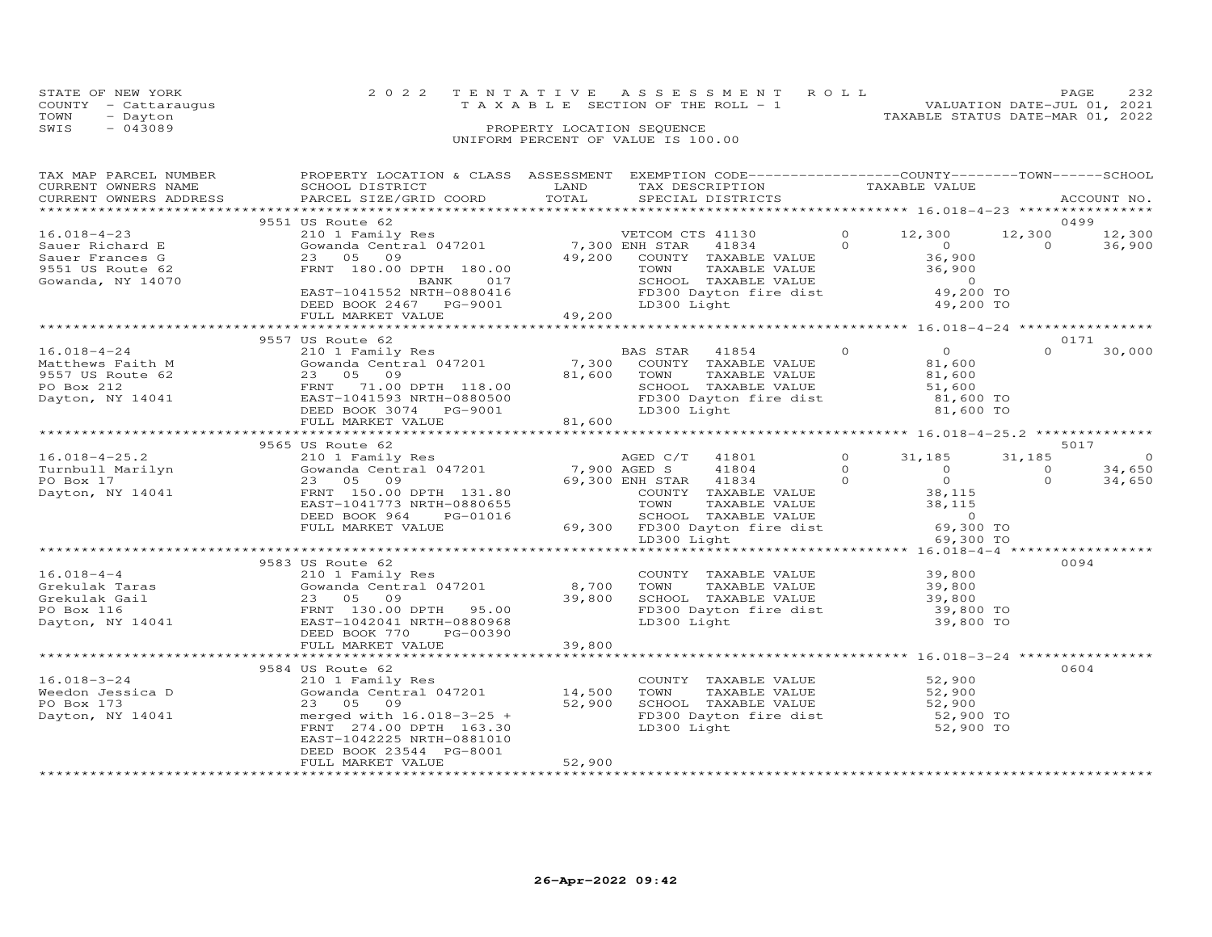STATE OF NEW YORK
COUNTY - Cattaraugus
TOWN - Dayton
SWIS - 043089

# 2022 TENTATIVE ASSESSMENT ROLL
TAXABLE SECTION OF THE ROLL - 1
PROPERTY LOCATION SEQUENCE
UNIFORM PERCENT OF VALUE IS 100.00

VALUATION DATE-JUL 01, 2021
TAXABLE STATUS DATE-MAR 01, 2022

| TAX MAP PARCEL NUMBER / CURRENT OWNERS NAME / CURRENT OWNERS ADDRESS | PROPERTY LOCATION & CLASS / SCHOOL DISTRICT / PARCEL SIZE/GRID COORD | ASSESSMENT LAND | TOTAL | EXEMPTION CODE / TAX DESCRIPTION / SPECIAL DISTRICTS | | COUNTY TAXABLE VALUE | TOWN | SCHOOL | ACCOUNT NO. |
|---|---|---|---|---|---|---|---|---|---|
| 16.018-4-23 | 9551 US Route 62 | | | | | | | | 0499 |
| 16.018-4-23 | 210 1 Family Res | | | VETCOM CTS 41130 | 0 | 12,300 | 12,300 | 12,300 | |
| Sauer Richard E | Gowanda Central 047201 | 7,300 | | ENH STAR 41834 | 0 | 0 | 0 | 36,900 | |
| Sauer Frances G | 23 05 09 | | 49,200 | COUNTY TAXABLE VALUE | | 36,900 | | | |
| 9551 US Route 62 | FRNT 180.00 DPTH 180.00 | | | TOWN TAXABLE VALUE | | 36,900 | | | |
| Gowanda, NY 14070 | BANK 017 | | | SCHOOL TAXABLE VALUE | | 0 | | | |
| | EAST-1041552 NRTH-0880416 | | | FD300 Dayton fire dist | | 49,200 TO | | | |
| | DEED BOOK 2467 PG-9001 | | | LD300 Light | | 49,200 TO | | | |
| | FULL MARKET VALUE | | 49,200 | | | | | | |
| 16.018-4-24 | 9557 US Route 62 | | | | | | | | 0171 |
| 16.018-4-24 | 210 1 Family Res | | | BAS STAR 41854 | 0 | 0 | 0 | 30,000 | |
| Matthews Faith M | Gowanda Central 047201 | 7,300 | | COUNTY TAXABLE VALUE | | 81,600 | | | |
| 9557 US Route 62 | 23 05 09 | | 81,600 | TOWN TAXABLE VALUE | | 81,600 | | | |
| PO Box 212 | FRNT 71.00 DPTH 118.00 | | | SCHOOL TAXABLE VALUE | | 51,600 | | | |
| Dayton, NY 14041 | EAST-1041593 NRTH-0880500 | | | FD300 Dayton fire dist | | 81,600 TO | | | |
| | DEED BOOK 3074 PG-9001 | | | LD300 Light | | 81,600 TO | | | |
| | FULL MARKET VALUE | | 81,600 | | | | | | |
| 16.018-4-25.2 | 9565 US Route 62 | | | | | | | | 5017 |
| 16.018-4-25.2 | 210 1 Family Res | | | AGED C/T 41801 | 0 | 31,185 | 31,185 | 0 | |
| Turnbull Marilyn | Gowanda Central 047201 | 7,900 | | AGED S 41804 | 0 | 0 | 0 | 34,650 | |
| PO Box 17 | 23 05 09 | | 69,300 | ENH STAR 41834 | 0 | 0 | 0 | 34,650 | |
| Dayton, NY 14041 | FRNT 150.00 DPTH 131.80 | | | COUNTY TAXABLE VALUE | | 38,115 | | | |
| | EAST-1041773 NRTH-0880655 | | | TOWN TAXABLE VALUE | | 38,115 | | | |
| | DEED BOOK 964 PG-01016 | | | SCHOOL TAXABLE VALUE | | 0 | | | |
| | FULL MARKET VALUE | | 69,300 | FD300 Dayton fire dist | | 69,300 TO | | | |
| | | | | LD300 Light | | 69,300 TO | | | |
| 16.018-4-4 | 9583 US Route 62 | | | | | | | | 0094 |
| 16.018-4-4 | 210 1 Family Res | | | COUNTY TAXABLE VALUE | | 39,800 | | | |
| Grekulak Taras | Gowanda Central 047201 | 8,700 | | TOWN TAXABLE VALUE | | 39,800 | | | |
| Grekulak Gail | 23 05 09 | | 39,800 | SCHOOL TAXABLE VALUE | | 39,800 | | | |
| PO Box 116 | FRNT 130.00 DPTH 95.00 | | | FD300 Dayton fire dist | | 39,800 TO | | | |
| Dayton, NY 14041 | EAST-1042041 NRTH-0880968 | | | LD300 Light | | 39,800 TO | | | |
| | DEED BOOK 770 PG-00390 | | | | | | | | |
| | FULL MARKET VALUE | | 39,800 | | | | | | |
| 16.018-3-24 | 9584 US Route 62 | | | | | | | | 0604 |
| 16.018-3-24 | 210 1 Family Res | | | COUNTY TAXABLE VALUE | | 52,900 | | | |
| Weedon Jessica D | Gowanda Central 047201 | 14,500 | | TOWN TAXABLE VALUE | | 52,900 | | | |
| PO Box 173 | 23 05 09 | | 52,900 | SCHOOL TAXABLE VALUE | | 52,900 | | | |
| Dayton, NY 14041 | merged with 16.018-3-25 + | | | FD300 Dayton fire dist | | 52,900 TO | | | |
| | FRNT 274.00 DPTH 163.30 | | | LD300 Light | | 52,900 TO | | | |
| | EAST-1042225 NRTH-0881010 | | | | | | | | |
| | DEED BOOK 23544 PG-8001 | | | | | | | | |
| | FULL MARKET VALUE | | 52,900 | | | | | | |

26-Apr-2022 09:42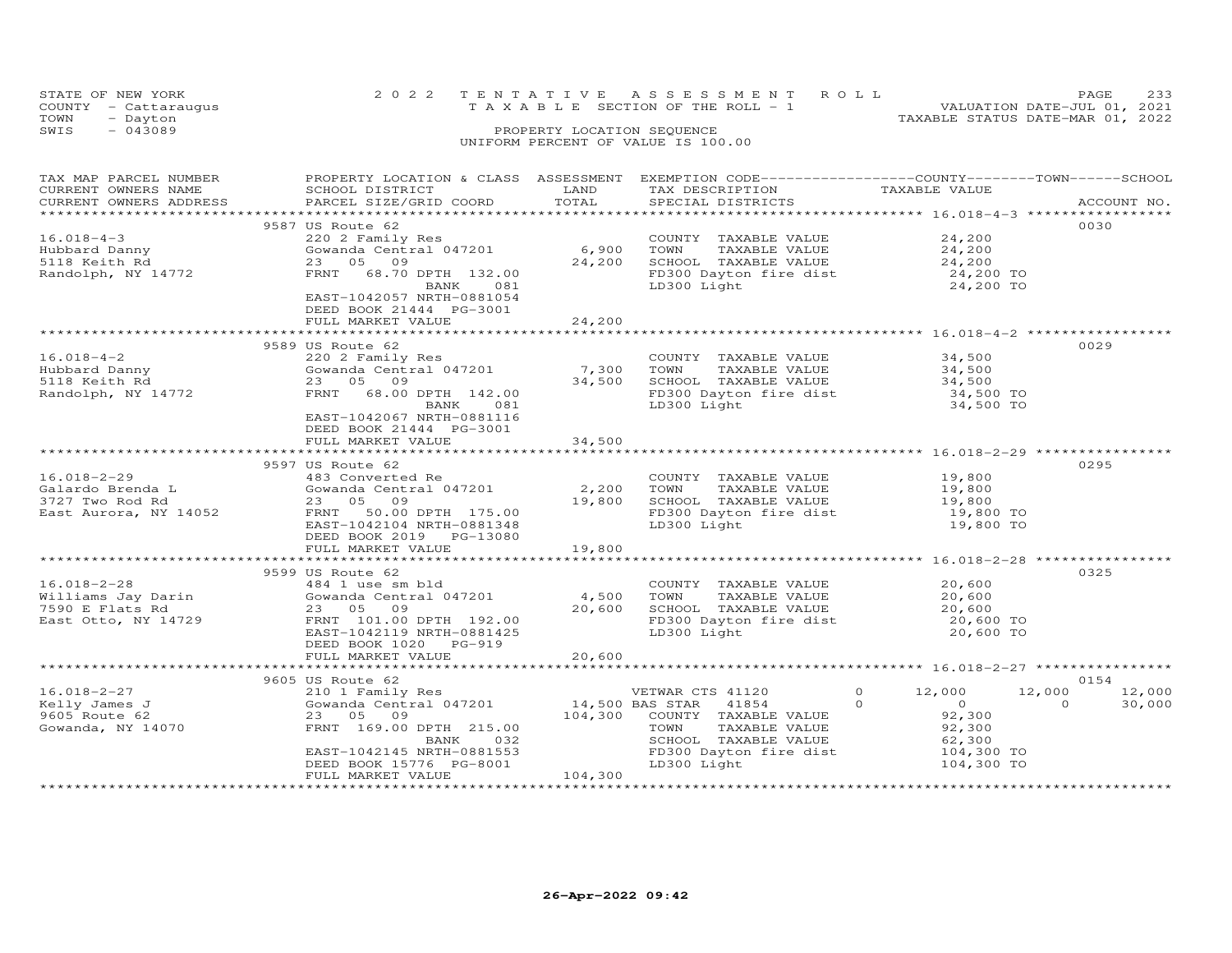STATE OF NEW YORK
COUNTY - Cattaraugus
TOWN - Dayton
SWIS - 043089

2022 TENTATIVE ASSESSMENT ROLL
TAXABLE SECTION OF THE ROLL - 1
PROPERTY LOCATION SEQUENCE
UNIFORM PERCENT OF VALUE IS 100.00

VALUATION DATE-JUL 01, 2021
TAXABLE STATUS DATE-MAR 01, 2022

| TAX MAP PARCEL NUMBER / CURRENT OWNERS NAME / CURRENT OWNERS ADDRESS | PROPERTY LOCATION & CLASS / SCHOOL DISTRICT / PARCEL SIZE/GRID COORD | ASSESSMENT LAND | TOTAL | EXEMPTION CODE / TAX DESCRIPTION / SPECIAL DISTRICTS | COUNTY TAXABLE VALUE | TOWN | SCHOOL | ACCOUNT NO. |
|---|---|---|---|---|---|---|---|---|
| | 9587 US Route 62 | | | | | | | 0030 |
| 16.018-4-3 | 220 2 Family Res | | | COUNTY TAXABLE VALUE | 24,200 | | | |
| Hubbard Danny | Gowanda Central 047201 | 6,900 | | TOWN TAXABLE VALUE | 24,200 | | | |
| 5118 Keith Rd | 23 05 09 | | 24,200 | SCHOOL TAXABLE VALUE | 24,200 | | | |
| Randolph, NY 14772 | FRNT 68.70 DPTH 132.00 | | | FD300 Dayton fire dist | 24,200 TO | | | |
| | BANK 081 | | | LD300 Light | 24,200 TO | | | |
| | EAST-1042057 NRTH-0881054 | | | | | | | |
| | DEED BOOK 21444 PG-3001 | | | | | | | |
| | FULL MARKET VALUE | | 24,200 | | | | | |
| | 9589 US Route 62 | | | | | | | 0029 |
| 16.018-4-2 | 220 2 Family Res | | | COUNTY TAXABLE VALUE | 34,500 | | | |
| Hubbard Danny | Gowanda Central 047201 | 7,300 | | TOWN TAXABLE VALUE | 34,500 | | | |
| 5118 Keith Rd | 23 05 09 | | 34,500 | SCHOOL TAXABLE VALUE | 34,500 | | | |
| Randolph, NY 14772 | FRNT 68.00 DPTH 142.00 | | | FD300 Dayton fire dist | 34,500 TO | | | |
| | BANK 081 | | | LD300 Light | 34,500 TO | | | |
| | EAST-1042067 NRTH-0881116 | | | | | | | |
| | DEED BOOK 21444 PG-3001 | | | | | | | |
| | FULL MARKET VALUE | | 34,500 | | | | | |
| | 9597 US Route 62 | | | | | | | 0295 |
| 16.018-2-29 | 483 Converted Re | | | COUNTY TAXABLE VALUE | 19,800 | | | |
| Galardo Brenda L | Gowanda Central 047201 | 2,200 | | TOWN TAXABLE VALUE | 19,800 | | | |
| 3727 Two Rod Rd | 23 05 09 | | 19,800 | SCHOOL TAXABLE VALUE | 19,800 | | | |
| East Aurora, NY 14052 | FRNT 50.00 DPTH 175.00 | | | FD300 Dayton fire dist | 19,800 TO | | | |
| | EAST-1042104 NRTH-0881348 | | | LD300 Light | 19,800 TO | | | |
| | DEED BOOK 2019 PG-13080 | | | | | | | |
| | FULL MARKET VALUE | | 19,800 | | | | | |
| | 9599 US Route 62 | | | | | | | 0325 |
| 16.018-2-28 | 484 1 use sm bld | | | COUNTY TAXABLE VALUE | 20,600 | | | |
| Williams Jay Darin | Gowanda Central 047201 | 4,500 | | TOWN TAXABLE VALUE | 20,600 | | | |
| 7590 E Flats Rd | 23 05 09 | | 20,600 | SCHOOL TAXABLE VALUE | 20,600 | | | |
| East Otto, NY 14729 | FRNT 101.00 DPTH 192.00 | | | FD300 Dayton fire dist | 20,600 TO | | | |
| | EAST-1042119 NRTH-0881425 | | | LD300 Light | 20,600 TO | | | |
| | DEED BOOK 1020 PG-919 | | | | | | | |
| | FULL MARKET VALUE | | 20,600 | | | | | |
| | 9605 US Route 62 | | | | | | | 0154 |
| 16.018-2-27 | 210 1 Family Res | | | VETWAR CTS 41120 0 | 12,000 | 12,000 | 12,000 | |
| Kelly James J | Gowanda Central 047201 | 14,500 | | BAS STAR 41854 0 | 0 | 0 | 30,000 | |
| 9605 Route 62 | 23 05 09 | | 104,300 | COUNTY TAXABLE VALUE | 92,300 | | | |
| Gowanda, NY 14070 | FRNT 169.00 DPTH 215.00 | | | TOWN TAXABLE VALUE | 92,300 | | | |
| | BANK 032 | | | SCHOOL TAXABLE VALUE | 62,300 | | | |
| | EAST-1042145 NRTH-0881553 | | | FD300 Dayton fire dist | 104,300 TO | | | |
| | DEED BOOK 15776 PG-8001 | | | LD300 Light | 104,300 TO | | | |
| | FULL MARKET VALUE | | 104,300 | | | | | |

26-Apr-2022 09:42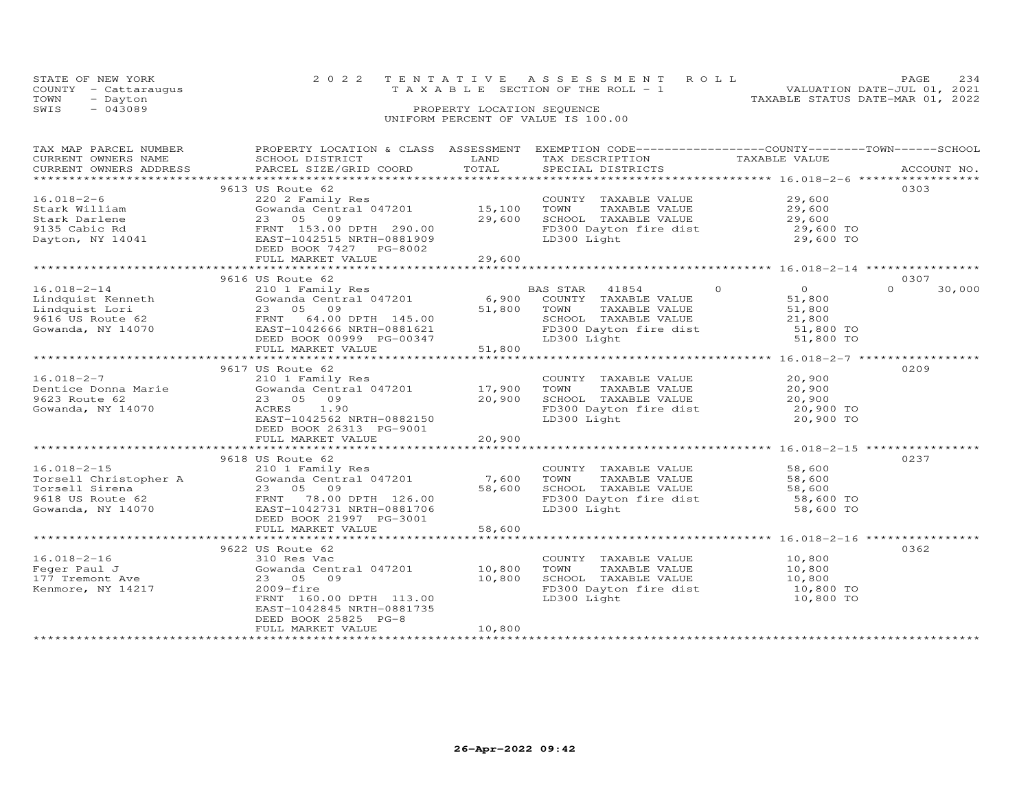STATE OF NEW YORK — 2022 TENTATIVE ASSESSMENT ROLL
COUNTY - Cattaraugus — TAXABLE SECTION OF THE ROLL - 1 — VALUATION DATE-JUL 01, 2021
TOWN - Dayton — TAXABLE STATUS DATE-MAR 01, 2022
SWIS - 043089 — PROPERTY LOCATION SEQUENCE
UNIFORM PERCENT OF VALUE IS 100.00

| TAX MAP PARCEL NUMBER / CURRENT OWNERS NAME / CURRENT OWNERS ADDRESS | PROPERTY LOCATION & CLASS / SCHOOL DISTRICT / PARCEL SIZE/GRID COORD | ASSESSMENT LAND | TOTAL | EXEMPTION CODE / TAX DESCRIPTION / SPECIAL DISTRICTS | COUNTY / TAXABLE VALUE | TOWN | SCHOOL | ACCOUNT NO. |
|---|---|---|---|---|---|---|---|---|
| | 9613 US Route 62 | | | | | | | 0303 |
| 16.018-2-6 | 220 2 Family Res | | | COUNTY TAXABLE VALUE | 29,600 | | | |
| Stark William | Gowanda Central 047201 | 15,100 | | TOWN TAXABLE VALUE | 29,600 | | | |
| Stark Darlene | 23 05 09 | | 29,600 | SCHOOL TAXABLE VALUE | 29,600 | | | |
| 9135 Cabic Rd | FRNT 153.00 DPTH 290.00 | | | FD300 Dayton fire dist | 29,600 TO | | | |
| Dayton, NY 14041 | EAST-1042515 NRTH-0881909 | | | LD300 Light | 29,600 TO | | | |
| | DEED BOOK 7427 PG-8002 | | | | | | | |
| | FULL MARKET VALUE | | 29,600 | | | | | |
| | 9616 US Route 62 | | | | | | | 0307 |
| 16.018-2-14 | 210 1 Family Res | | | BAS STAR 41854 | 0 | 0 | 0 | 30,000 |
| Lindquist Kenneth | Gowanda Central 047201 | 6,900 | | COUNTY TAXABLE VALUE | 51,800 | | | |
| Lindquist Lori | 23 05 09 | | 51,800 | TOWN TAXABLE VALUE | 51,800 | | | |
| 9616 US Route 62 | FRNT 64.00 DPTH 145.00 | | | SCHOOL TAXABLE VALUE | 21,800 | | | |
| Gowanda, NY 14070 | EAST-1042666 NRTH-0881621 | | | FD300 Dayton fire dist | 51,800 TO | | | |
| | DEED BOOK 00999 PG-00347 | | | LD300 Light | 51,800 TO | | | |
| | FULL MARKET VALUE | | 51,800 | | | | | |
| | 9617 US Route 62 | | | | | | | 0209 |
| 16.018-2-7 | 210 1 Family Res | | | COUNTY TAXABLE VALUE | 20,900 | | | |
| Dentice Donna Marie | Gowanda Central 047201 | 17,900 | | TOWN TAXABLE VALUE | 20,900 | | | |
| 9623 Route 62 | 23 05 09 | | 20,900 | SCHOOL TAXABLE VALUE | 20,900 | | | |
| Gowanda, NY 14070 | ACRES 1.90 | | | FD300 Dayton fire dist | 20,900 TO | | | |
| | EAST-1042562 NRTH-0882150 | | | LD300 Light | 20,900 TO | | | |
| | DEED BOOK 26313 PG-9001 | | | | | | | |
| | FULL MARKET VALUE | | 20,900 | | | | | |
| | 9618 US Route 62 | | | | | | | 0237 |
| 16.018-2-15 | 210 1 Family Res | | | COUNTY TAXABLE VALUE | 58,600 | | | |
| Torsell Christopher A | Gowanda Central 047201 | 7,600 | | TOWN TAXABLE VALUE | 58,600 | | | |
| Torsell Sirena | 23 05 09 | | 58,600 | SCHOOL TAXABLE VALUE | 58,600 | | | |
| 9618 US Route 62 | FRNT 78.00 DPTH 126.00 | | | FD300 Dayton fire dist | 58,600 TO | | | |
| Gowanda, NY 14070 | EAST-1042731 NRTH-0881706 | | | LD300 Light | 58,600 TO | | | |
| | DEED BOOK 21997 PG-3001 | | | | | | | |
| | FULL MARKET VALUE | | 58,600 | | | | | |
| | 9622 US Route 62 | | | | | | | 0362 |
| 16.018-2-16 | 310 Res Vac | | | COUNTY TAXABLE VALUE | 10,800 | | | |
| Feger Paul J | Gowanda Central 047201 | 10,800 | | TOWN TAXABLE VALUE | 10,800 | | | |
| 177 Tremont Ave | 23 05 09 | | 10,800 | SCHOOL TAXABLE VALUE | 10,800 | | | |
| Kenmore, NY 14217 | 2009-fire | | | FD300 Dayton fire dist | 10,800 TO | | | |
| | FRNT 160.00 DPTH 113.00 | | | LD300 Light | 10,800 TO | | | |
| | EAST-1042845 NRTH-0881735 | | | | | | | |
| | DEED BOOK 25825 PG-8 | | | | | | | |
| | FULL MARKET VALUE | | 10,800 | | | | | |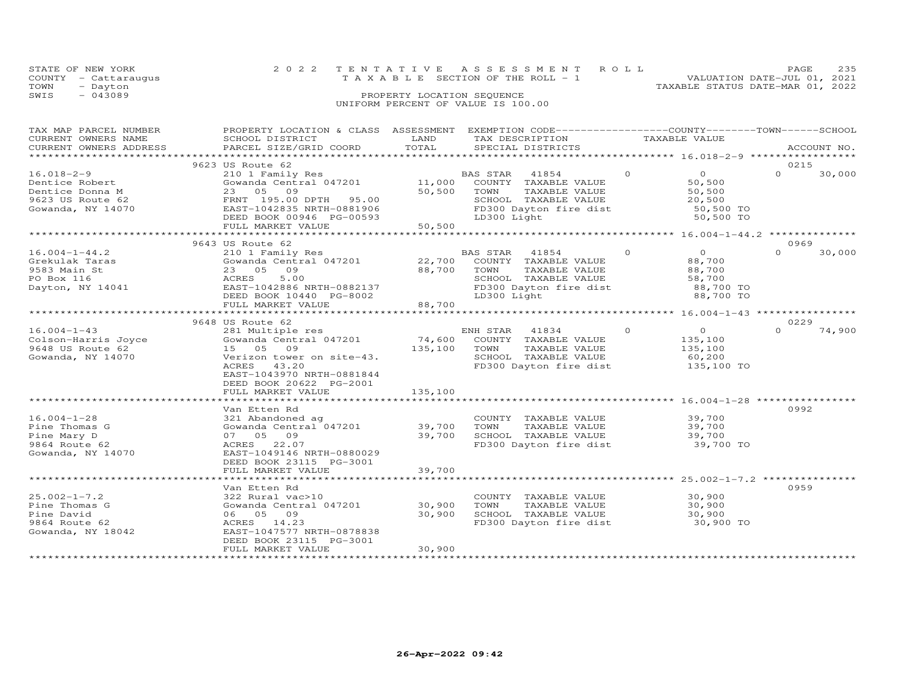STATE OF NEW YORK  
COUNTY - Cattaraugus  
TOWN - Dayton  
SWIS - 043089

2022 TENTATIVE ASSESSMENT ROLL  
TAXABLE SECTION OF THE ROLL - 1  
PROPERTY LOCATION SEQUENCE  
UNIFORM PERCENT OF VALUE IS 100.00

VALUATION DATE-JUL 01, 2021  
TAXABLE STATUS DATE-MAR 01, 2022

| TAX MAP PARCEL NUMBER / CURRENT OWNERS NAME / CURRENT OWNERS ADDRESS | PROPERTY LOCATION & CLASS / SCHOOL DISTRICT / PARCEL SIZE/GRID COORD | ASSESSMENT LAND | TOTAL | EXEMPTION CODE / TAX DESCRIPTION / SPECIAL DISTRICTS | | COUNTY / TOWN / SCHOOL TAXABLE VALUE | ACCOUNT NO. |
|---|---|---|---|---|---|---|---|
| | 9623 US Route 62 | | | | | | 0215 |
| 16.018-2-9 | 210 1 Family Res | | | BAS STAR 41854 | 0 | 0 | 0 30,000 |
| Dentice Robert | Gowanda Central 047201 | 11,000 | | COUNTY TAXABLE VALUE | | 50,500 | |
| Dentice Donna M | 23 05 09 | | 50,500 | TOWN TAXABLE VALUE | | 50,500 | |
| 9623 US Route 62 | FRNT 195.00 DPTH 95.00 | | | SCHOOL TAXABLE VALUE | | 20,500 | |
| Gowanda, NY 14070 | EAST-1042835 NRTH-0881906 | | | FD300 Dayton fire dist | | 50,500 TO | |
| | DEED BOOK 00946 PG-00593 | | | LD300 Light | | 50,500 TO | |
| | FULL MARKET VALUE | | 50,500 | | | | |
| | 9643 US Route 62 | | | | | | 0969 |
| 16.004-1-44.2 | 210 1 Family Res | | | BAS STAR 41854 | 0 | 0 | 0 30,000 |
| Grekulak Taras | Gowanda Central 047201 | 22,700 | | COUNTY TAXABLE VALUE | | 88,700 | |
| 9583 Main St | 23 05 09 | | 88,700 | TOWN TAXABLE VALUE | | 88,700 | |
| PO Box 116 | ACRES 5.00 | | | SCHOOL TAXABLE VALUE | | 58,700 | |
| Dayton, NY 14041 | EAST-1042886 NRTH-0882137 | | | FD300 Dayton fire dist | | 88,700 TO | |
| | DEED BOOK 10440 PG-8002 | | | LD300 Light | | 88,700 TO | |
| | FULL MARKET VALUE | | 88,700 | | | | |
| | 9648 US Route 62 | | | | | | 0229 |
| 16.004-1-43 | 281 Multiple res | | | ENH STAR 41834 | 0 | 0 | 0 74,900 |
| Colson-Harris Joyce | Gowanda Central 047201 | 74,600 | | COUNTY TAXABLE VALUE | | 135,100 | |
| 9648 US Route 62 | 15 05 09 | | 135,100 | TOWN TAXABLE VALUE | | 135,100 | |
| Gowanda, NY 14070 | Verizon tower on site-43. | | | SCHOOL TAXABLE VALUE | | 60,200 | |
| | ACRES 43.20 | | | FD300 Dayton fire dist | | 135,100 TO | |
| | EAST-1043970 NRTH-0881844 | | | | | | |
| | DEED BOOK 20622 PG-2001 | | | | | | |
| | FULL MARKET VALUE | | 135,100 | | | | |
| | Van Etten Rd | | | | | | 0992 |
| 16.004-1-28 | 321 Abandoned ag | | | COUNTY TAXABLE VALUE | | 39,700 | |
| Pine Thomas G | Gowanda Central 047201 | 39,700 | | TOWN TAXABLE VALUE | | 39,700 | |
| Pine Mary D | 07 05 09 | | 39,700 | SCHOOL TAXABLE VALUE | | 39,700 | |
| 9864 Route 62 | ACRES 22.07 | | | FD300 Dayton fire dist | | 39,700 TO | |
| Gowanda, NY 14070 | EAST-1049146 NRTH-0880029 | | | | | | |
| | DEED BOOK 23115 PG-3001 | | | | | | |
| | FULL MARKET VALUE | | 39,700 | | | | |
| | Van Etten Rd | | | | | | 0959 |
| 25.002-1-7.2 | 322 Rural vac>10 | | | COUNTY TAXABLE VALUE | | 30,900 | |
| Pine Thomas G | Gowanda Central 047201 | 30,900 | | TOWN TAXABLE VALUE | | 30,900 | |
| Pine David | 06 05 09 | | 30,900 | SCHOOL TAXABLE VALUE | | 30,900 | |
| 9864 Route 62 | ACRES 14.23 | | | FD300 Dayton fire dist | | 30,900 TO | |
| Gowanda, NY 18042 | EAST-1047577 NRTH-0878838 | | | | | | |
| | DEED BOOK 23115 PG-3001 | | | | | | |
| | FULL MARKET VALUE | | 30,900 | | | | |

26-Apr-2022 09:42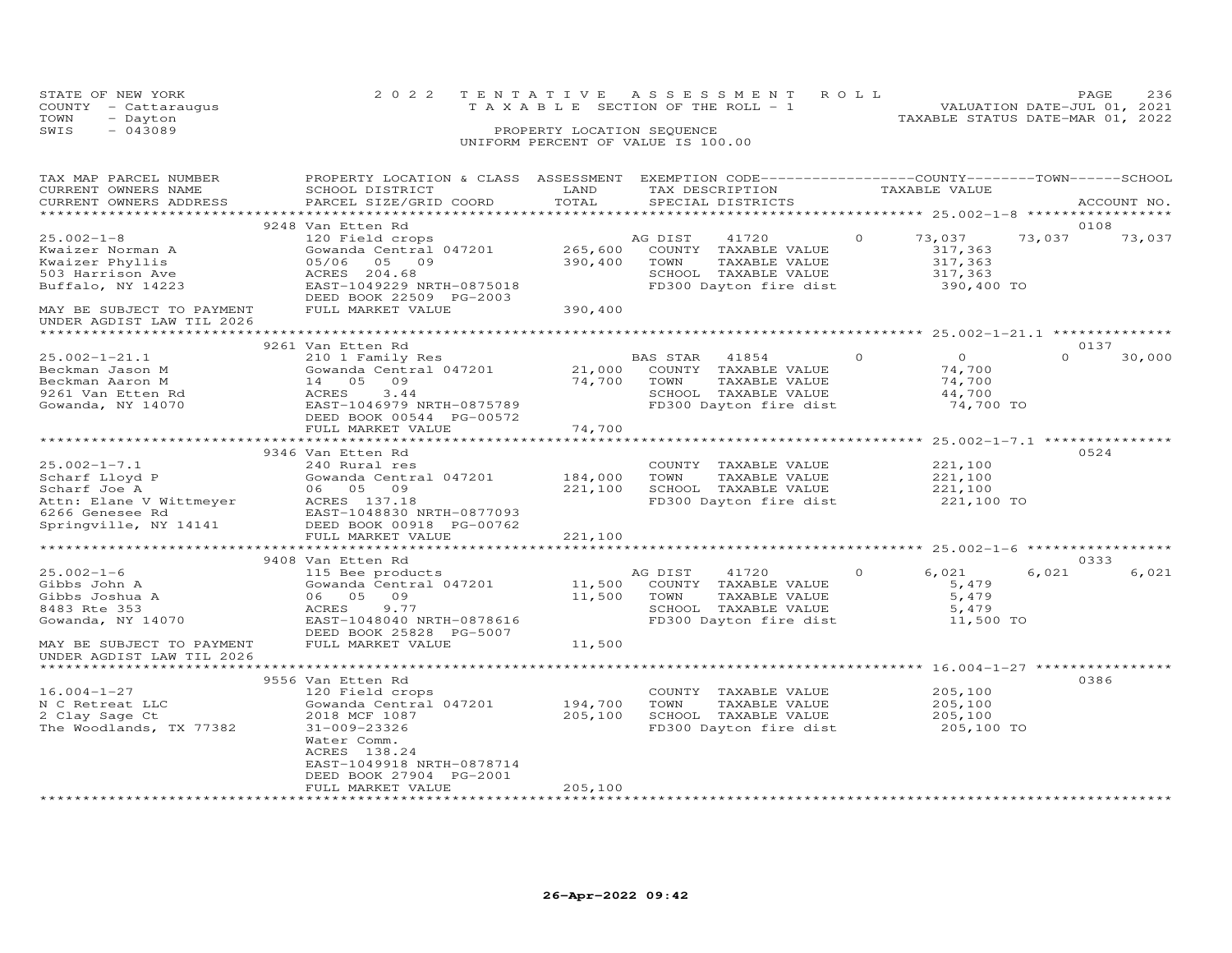STATE OF NEW YORK
COUNTY - Cattaraugus
TOWN - Dayton
SWIS - 043089

2022 TENTATIVE ASSESSMENT ROLL
TAXABLE SECTION OF THE ROLL - 1
PROPERTY LOCATION SEQUENCE
UNIFORM PERCENT OF VALUE IS 100.00

VALUATION DATE-JUL 01, 2021
TAXABLE STATUS DATE-MAR 01, 2022

| TAX MAP PARCEL NUMBER / CURRENT OWNERS NAME / CURRENT OWNERS ADDRESS | PROPERTY LOCATION & CLASS / SCHOOL DISTRICT / PARCEL SIZE/GRID COORD | ASSESSMENT LAND | TOTAL | EXEMPTION CODE / TAX DESCRIPTION / SPECIAL DISTRICTS | COUNTY TAXABLE VALUE | TOWN | SCHOOL / ACCOUNT NO. |
|---|---|---|---|---|---|---|---|
| | 9248 Van Etten Rd | | | | | | 0108 |
| 25.002-1-8 | 120 Field crops | | | AG DIST 41720 0 | 73,037 | 73,037 | 73,037 |
| Kwaizer Norman A | Gowanda Central 047201 | 265,600 | | COUNTY TAXABLE VALUE | 317,363 | | |
| Kwaizer Phyllis | 05/06 05 09 | | 390,400 | TOWN TAXABLE VALUE | 317,363 | | |
| 503 Harrison Ave | ACRES 204.68 | | | SCHOOL TAXABLE VALUE | 317,363 | | |
| Buffalo, NY 14223 | EAST-1049229 NRTH-0875018 | | | FD300 Dayton fire dist | 390,400 TO | | |
| | DEED BOOK 22509 PG-2003 | | | | | | |
| MAY BE SUBJECT TO PAYMENT | FULL MARKET VALUE | | 390,400 | | | | |
| UNDER AGDIST LAW TIL 2026 | | | | | | | |
| | 9261 Van Etten Rd | | | | | | 0137 |
| 25.002-1-21.1 | 210 1 Family Res | | | BAS STAR 41854 0 | 0 | 0 | 30,000 |
| Beckman Jason M | Gowanda Central 047201 | 21,000 | | COUNTY TAXABLE VALUE | 74,700 | | |
| Beckman Aaron M | 14 05 09 | | 74,700 | TOWN TAXABLE VALUE | 74,700 | | |
| 9261 Van Etten Rd | ACRES 3.44 | | | SCHOOL TAXABLE VALUE | 44,700 | | |
| Gowanda, NY 14070 | EAST-1046979 NRTH-0875789 | | | FD300 Dayton fire dist | 74,700 TO | | |
| | DEED BOOK 00544 PG-00572 | | | | | | |
| | FULL MARKET VALUE | | 74,700 | | | | |
| | 9346 Van Etten Rd | | | | | | 0524 |
| 25.002-1-7.1 | 240 Rural res | | | COUNTY TAXABLE VALUE | 221,100 | | |
| Scharf Lloyd P | Gowanda Central 047201 | 184,000 | | TOWN TAXABLE VALUE | 221,100 | | |
| Scharf Joe A | 06 05 09 | | 221,100 | SCHOOL TAXABLE VALUE | 221,100 | | |
| Attn: Elane V Wittmeyer | ACRES 137.18 | | | FD300 Dayton fire dist | 221,100 TO | | |
| 6266 Genesee Rd | EAST-1048830 NRTH-0877093 | | | | | | |
| Springville, NY 14141 | DEED BOOK 00918 PG-00762 | | | | | | |
| | FULL MARKET VALUE | | 221,100 | | | | |
| | 9408 Van Etten Rd | | | | | | 0333 |
| 25.002-1-6 | 115 Bee products | | | AG DIST 41720 0 | 6,021 | 6,021 | 6,021 |
| Gibbs John A | Gowanda Central 047201 | 11,500 | | COUNTY TAXABLE VALUE | 5,479 | | |
| Gibbs Joshua A | 06 05 09 | | 11,500 | TOWN TAXABLE VALUE | 5,479 | | |
| 8483 Rte 353 | ACRES 9.77 | | | SCHOOL TAXABLE VALUE | 5,479 | | |
| Gowanda, NY 14070 | EAST-1048040 NRTH-0878616 | | | FD300 Dayton fire dist | 11,500 TO | | |
| | DEED BOOK 25828 PG-5007 | | | | | | |
| MAY BE SUBJECT TO PAYMENT | FULL MARKET VALUE | | 11,500 | | | | |
| UNDER AGDIST LAW TIL 2026 | | | | | | | |
| | 9556 Van Etten Rd | | | | | | 0386 |
| 16.004-1-27 | 120 Field crops | | | COUNTY TAXABLE VALUE | 205,100 | | |
| N C Retreat LLC | Gowanda Central 047201 | 194,700 | | TOWN TAXABLE VALUE | 205,100 | | |
| 2 Clay Sage Ct | 2018 MCF 1087 | | 205,100 | SCHOOL TAXABLE VALUE | 205,100 | | |
| The Woodlands, TX 77382 | 31-009-23326 | | | FD300 Dayton fire dist | 205,100 TO | | |
| | Water Comm. | | | | | | |
| | ACRES 138.24 | | | | | | |
| | EAST-1049918 NRTH-0878714 | | | | | | |
| | DEED BOOK 27904 PG-2001 | | | | | | |
| | FULL MARKET VALUE | | 205,100 | | | | |

26-Apr-2022 09:42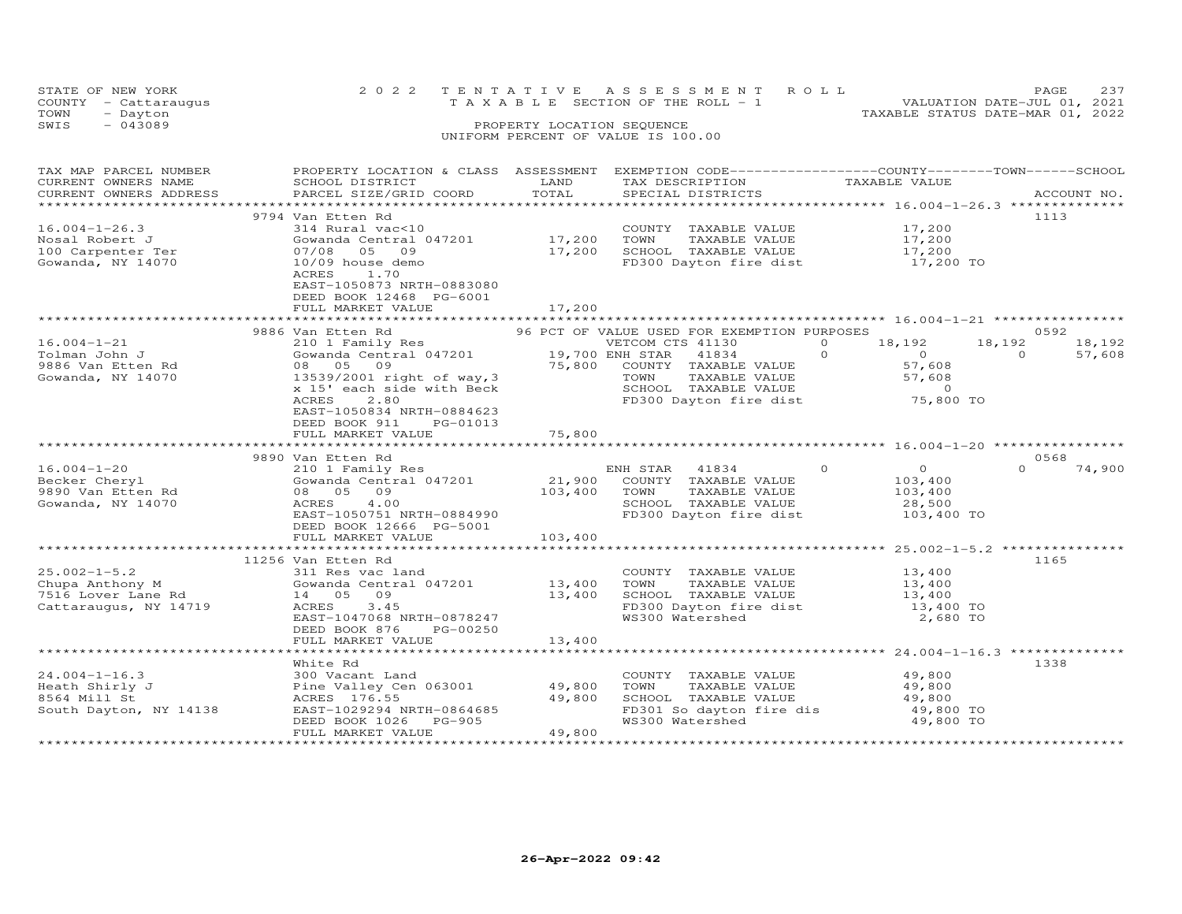STATE OF NEW YORK
COUNTY - Cattaraugus
TOWN - Dayton
SWIS - 043089

2022 TENTATIVE ASSESSMENT ROLL
TAXABLE SECTION OF THE ROLL - 1
PROPERTY LOCATION SEQUENCE
UNIFORM PERCENT OF VALUE IS 100.00

VALUATION DATE-JUL 01, 2021
TAXABLE STATUS DATE-MAR 01, 2022

| TAX MAP PARCEL NUMBER / CURRENT OWNERS NAME / CURRENT OWNERS ADDRESS | PROPERTY LOCATION & CLASS / SCHOOL DISTRICT / PARCEL SIZE/GRID COORD | ASSESSMENT LAND / TOTAL | EXEMPTION CODE / TAX DESCRIPTION / SPECIAL DISTRICTS | COUNTY TAXABLE VALUE | TOWN | SCHOOL | ACCOUNT NO. |
|---|---|---|---|---|---|---|---|
| **16.004-1-26.3** | 9794 Van Etten Rd | | | | | | 1113 |
| 16.004-1-26.3 | 314 Rural vac<10 | | COUNTY TAXABLE VALUE | 17,200 | | | |
| Nosal Robert J | Gowanda Central 047201 | 17,200 | TOWN TAXABLE VALUE | 17,200 | | | |
| 100 Carpenter Ter | 07/08 05 09 | 17,200 | SCHOOL TAXABLE VALUE | 17,200 | | | |
| Gowanda, NY 14070 | 10/09 house demo | | FD300 Dayton fire dist | 17,200 TO | | | |
| | ACRES 1.70 | | | | | | |
| | EAST-1050873 NRTH-0883080 | | | | | | |
| | DEED BOOK 12468 PG-6001 | | | | | | |
| | FULL MARKET VALUE | 17,200 | | | | | |
| **16.004-1-21** | 9886 Van Etten Rd | | 96 PCT OF VALUE USED FOR EXEMPTION PURPOSES | | | | 0592 |
| 16.004-1-21 | 210 1 Family Res | | VETCOM CTS 41130 0 | 18,192 | 18,192 | 18,192 | |
| Tolman John J | Gowanda Central 047201 | 19,700 | ENH STAR 41834 0 | 0 | 0 | 57,608 | |
| 9886 Van Etten Rd | 08 05 09 | 75,800 | COUNTY TAXABLE VALUE | 57,608 | | | |
| Gowanda, NY 14070 | 13539/2001 right of way,3 | | TOWN TAXABLE VALUE | 57,608 | | | |
| | x 15' each side with Beck | | SCHOOL TAXABLE VALUE | 0 | | | |
| | ACRES 2.80 | | FD300 Dayton fire dist | 75,800 TO | | | |
| | EAST-1050834 NRTH-0884623 | | | | | | |
| | DEED BOOK 911 PG-01013 | | | | | | |
| | FULL MARKET VALUE | 75,800 | | | | | |
| **16.004-1-20** | 9890 Van Etten Rd | | | | | | 0568 |
| 16.004-1-20 | 210 1 Family Res | | ENH STAR 41834 0 | 0 | 0 | 74,900 | |
| Becker Cheryl | Gowanda Central 047201 | 21,900 | COUNTY TAXABLE VALUE | 103,400 | | | |
| 9890 Van Etten Rd | 08 05 09 | 103,400 | TOWN TAXABLE VALUE | 103,400 | | | |
| Gowanda, NY 14070 | ACRES 4.00 | | SCHOOL TAXABLE VALUE | 28,500 | | | |
| | EAST-1050751 NRTH-0884990 | | FD300 Dayton fire dist | 103,400 TO | | | |
| | DEED BOOK 12666 PG-5001 | | | | | | |
| | FULL MARKET VALUE | 103,400 | | | | | |
| **25.002-1-5.2** | 11256 Van Etten Rd | | | | | | 1165 |
| 25.002-1-5.2 | 311 Res vac land | | COUNTY TAXABLE VALUE | 13,400 | | | |
| Chupa Anthony M | Gowanda Central 047201 | 13,400 | TOWN TAXABLE VALUE | 13,400 | | | |
| 7516 Lover Lane Rd | 14 05 09 | 13,400 | SCHOOL TAXABLE VALUE | 13,400 | | | |
| Cattaraugus, NY 14719 | ACRES 3.45 | | FD300 Dayton fire dist | 13,400 TO | | | |
| | EAST-1047068 NRTH-0878247 | | WS300 Watershed | 2,680 TO | | | |
| | DEED BOOK 876 PG-00250 | | | | | | |
| | FULL MARKET VALUE | 13,400 | | | | | |
| **24.004-1-16.3** | White Rd | | | | | | 1338 |
| 24.004-1-16.3 | 300 Vacant Land | | COUNTY TAXABLE VALUE | 49,800 | | | |
| Heath Shirly J | Pine Valley Cen 063001 | 49,800 | TOWN TAXABLE VALUE | 49,800 | | | |
| 8564 Mill St | ACRES 176.55 | 49,800 | SCHOOL TAXABLE VALUE | 49,800 | | | |
| South Dayton, NY 14138 | EAST-1029294 NRTH-0864685 | | FD301 So dayton fire dis | 49,800 TO | | | |
| | DEED BOOK 1026 PG-905 | | WS300 Watershed | 49,800 TO | | | |
| | FULL MARKET VALUE | 49,800 | | | | | |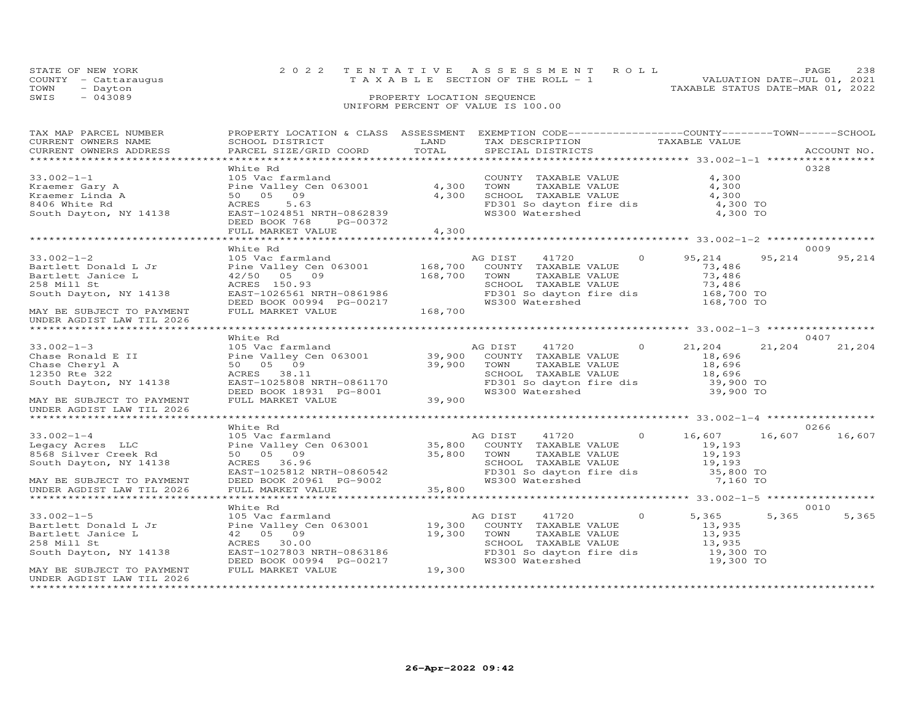STATE OF NEW YORK
COUNTY - Cattaraugus
TOWN - Dayton
SWIS - 043089

# 2022 TENTATIVE ASSESSMENT ROLL
TAXABLE SECTION OF THE ROLL - 1
PROPERTY LOCATION SEQUENCE
UNIFORM PERCENT OF VALUE IS 100.00

VALUATION DATE-JUL 01, 2021
TAXABLE STATUS DATE-MAR 01, 2022

| TAX MAP PARCEL NUMBER / CURRENT OWNERS NAME / CURRENT OWNERS ADDRESS | PROPERTY LOCATION & CLASS / SCHOOL DISTRICT / PARCEL SIZE/GRID COORD | ASSESSMENT LAND | TOTAL | EXEMPTION CODE / TAX DESCRIPTION / SPECIAL DISTRICTS | COUNTY TAXABLE VALUE | TOWN | SCHOOL | ACCOUNT NO. |
|---|---|---|---|---|---|---|---|---|
| **33.002-1-1** | White Rd | | | | | | | 0328 |
| Kraemer Gary A | 105 Vac farmland | | | COUNTY TAXABLE VALUE | 4,300 | | | |
| Kraemer Linda A | Pine Valley Cen 063001 | 4,300 | | TOWN TAXABLE VALUE | 4,300 | | | |
| 8406 White Rd | 50 05 09 | | 4,300 | SCHOOL TAXABLE VALUE | 4,300 | | | |
| South Dayton, NY 14138 | ACRES 5.63 | | | FD301 So dayton fire dis | 4,300 TO | | | |
| | EAST-1024851 NRTH-0862839 | | | WS300 Watershed | 4,300 TO | | | |
| | DEED BOOK 768 PG-00372 | | | | | | | |
| | FULL MARKET VALUE | | 4,300 | | | | | |
| **33.002-1-2** | White Rd | | | | | | | 0009 |
| Bartlett Donald L Jr | 105 Vac farmland | | | AG DIST 41720 0 | 95,214 | 95,214 | 95,214 | |
| Bartlett Janice L | Pine Valley Cen 063001 | 168,700 | | COUNTY TAXABLE VALUE | 73,486 | | | |
| 258 Mill St | 42/50 05 09 | | 168,700 | TOWN TAXABLE VALUE | 73,486 | | | |
| South Dayton, NY 14138 | ACRES 150.93 | | | SCHOOL TAXABLE VALUE | 73,486 | | | |
| | EAST-1026561 NRTH-0861986 | | | FD301 So dayton fire dis | 168,700 TO | | | |
| | DEED BOOK 00994 PG-00217 | | | WS300 Watershed | 168,700 TO | | | |
| MAY BE SUBJECT TO PAYMENT UNDER AGDIST LAW TIL 2026 | FULL MARKET VALUE | | 168,700 | | | | | |
| **33.002-1-3** | White Rd | | | | | | | 0407 |
| Chase Ronald E II | 105 Vac farmland | | | AG DIST 41720 0 | 21,204 | 21,204 | 21,204 | |
| Chase Cheryl A | Pine Valley Cen 063001 | 39,900 | | COUNTY TAXABLE VALUE | 18,696 | | | |
| 12350 Rte 322 | 50 05 09 | | 39,900 | TOWN TAXABLE VALUE | 18,696 | | | |
| South Dayton, NY 14138 | ACRES 38.11 | | | SCHOOL TAXABLE VALUE | 18,696 | | | |
| | EAST-1025808 NRTH-0861170 | | | FD301 So dayton fire dis | 39,900 TO | | | |
| | DEED BOOK 18931 PG-8001 | | | WS300 Watershed | 39,900 TO | | | |
| MAY BE SUBJECT TO PAYMENT UNDER AGDIST LAW TIL 2026 | FULL MARKET VALUE | | 39,900 | | | | | |
| **33.002-1-4** | White Rd | | | | | | | 0266 |
| Legacy Acres LLC | 105 Vac farmland | | | AG DIST 41720 0 | 16,607 | 16,607 | 16,607 | |
| 8568 Silver Creek Rd | Pine Valley Cen 063001 | 35,800 | | COUNTY TAXABLE VALUE | 19,193 | | | |
| South Dayton, NY 14138 | 50 05 09 | | 35,800 | TOWN TAXABLE VALUE | 19,193 | | | |
| | ACRES 36.96 | | | SCHOOL TAXABLE VALUE | 19,193 | | | |
| | EAST-1025812 NRTH-0860542 | | | FD301 So dayton fire dis | 35,800 TO | | | |
| MAY BE SUBJECT TO PAYMENT | DEED BOOK 20961 PG-9002 | | | WS300 Watershed | 7,160 TO | | | |
| UNDER AGDIST LAW TIL 2026 | FULL MARKET VALUE | | 35,800 | | | | | |
| **33.002-1-5** | White Rd | | | | | | | 0010 |
| Bartlett Donald L Jr | 105 Vac farmland | | | AG DIST 41720 0 | 5,365 | 5,365 | 5,365 | |
| Bartlett Janice L | Pine Valley Cen 063001 | 19,300 | | COUNTY TAXABLE VALUE | 13,935 | | | |
| 258 Mill St | 42 05 09 | | 19,300 | TOWN TAXABLE VALUE | 13,935 | | | |
| South Dayton, NY 14138 | ACRES 30.00 | | | SCHOOL TAXABLE VALUE | 13,935 | | | |
| | EAST-1027803 NRTH-0863186 | | | FD301 So dayton fire dis | 19,300 TO | | | |
| | DEED BOOK 00994 PG-00217 | | | WS300 Watershed | 19,300 TO | | | |
| MAY BE SUBJECT TO PAYMENT UNDER AGDIST LAW TIL 2026 | FULL MARKET VALUE | | 19,300 | | | | | |

26-Apr-2022 09:42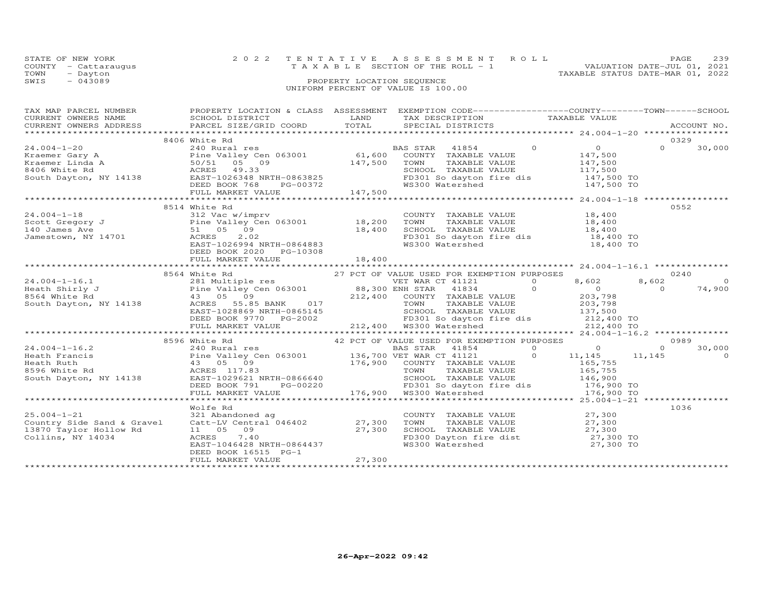STATE OF NEW YORK
COUNTY - Cattaraugus
TOWN - Dayton
SWIS - 043089

2022 TENTATIVE ASSESSMENT ROLL
TAXABLE SECTION OF THE ROLL - 1
PROPERTY LOCATION SEQUENCE
UNIFORM PERCENT OF VALUE IS 100.00

VALUATION DATE-JUL 01, 2021
TAXABLE STATUS DATE-MAR 01, 2022

| TAX MAP PARCEL NUMBER / CURRENT OWNERS NAME / CURRENT OWNERS ADDRESS | PROPERTY LOCATION & CLASS / SCHOOL DISTRICT / PARCEL SIZE/GRID COORD | ASSESSMENT LAND | TOTAL | EXEMPTION CODE / TAX DESCRIPTION / SPECIAL DISTRICTS | COUNTY TAXABLE VALUE | TOWN | SCHOOL | ACCOUNT NO. |
|---|---|---|---|---|---|---|---|---|
| | 8406 White Rd | | | | | | | 0329 |
| 24.004-1-20 | 240 Rural res | | | BAS STAR 41854 0 | 0 | 0 | 30,000 | |
| Kraemer Gary A | Pine Valley Cen 063001 | 61,600 | | COUNTY TAXABLE VALUE | 147,500 | | | |
| Kraemer Linda A | 50/51 05 09 | | 147,500 | TOWN TAXABLE VALUE | 147,500 | | | |
| 8406 White Rd | ACRES 49.33 | | | SCHOOL TAXABLE VALUE | 117,500 | | | |
| South Dayton, NY 14138 | EAST-1026348 NRTH-0863825 | | | FD301 So dayton fire dis | 147,500 TO | | | |
| | DEED BOOK 768 PG-00372 | | | WS300 Watershed | 147,500 TO | | | |
| | FULL MARKET VALUE | | 147,500 | | | | | |
| | 8514 White Rd | | | | | | | 0552 |
| 24.004-1-18 | 312 Vac w/imprv | | | COUNTY TAXABLE VALUE | 18,400 | | | |
| Scott Gregory J | Pine Valley Cen 063001 | 18,200 | | TOWN TAXABLE VALUE | 18,400 | | | |
| 140 James Ave | 51 05 09 | | 18,400 | SCHOOL TAXABLE VALUE | 18,400 | | | |
| Jamestown, NY 14701 | ACRES 2.02 | | | FD301 So dayton fire dis | 18,400 TO | | | |
| | EAST-1026994 NRTH-0864883 | | | WS300 Watershed | 18,400 TO | | | |
| | DEED BOOK 2020 PG-10308 | | | | | | | |
| | FULL MARKET VALUE | | 18,400 | | | | | |
| | 8564 White Rd | | | 27 PCT OF VALUE USED FOR EXEMPTION PURPOSES | | | | 0240 |
| 24.004-1-16.1 | 281 Multiple res | | | VET WAR CT 41121 0 | 8,602 | 8,602 | 0 | |
| Heath Shirly J | Pine Valley Cen 063001 | 88,300 | | ENH STAR 41834 0 | 0 | 0 | 74,900 | |
| 8564 White Rd | 43 05 09 | | 212,400 | COUNTY TAXABLE VALUE | 203,798 | | | |
| South Dayton, NY 14138 | ACRES 55.85 BANK 017 | | | TOWN TAXABLE VALUE | 203,798 | | | |
| | EAST-1028869 NRTH-0865145 | | | SCHOOL TAXABLE VALUE | 137,500 | | | |
| | DEED BOOK 9770 PG-2002 | | | FD301 So dayton fire dis | 212,400 TO | | | |
| | FULL MARKET VALUE | | 212,400 | WS300 Watershed | 212,400 TO | | | |
| | 8596 White Rd | | | 42 PCT OF VALUE USED FOR EXEMPTION PURPOSES | | | | 0989 |
| 24.004-1-16.2 | 240 Rural res | | | BAS STAR 41854 0 | 0 | 0 | 30,000 | |
| Heath Francis | Pine Valley Cen 063001 | 136,700 | | VET WAR CT 41121 0 | 11,145 | 11,145 | 0 | |
| Heath Ruth | 43 05 09 | | 176,900 | COUNTY TAXABLE VALUE | 165,755 | | | |
| 8596 White Rd | ACRES 117.83 | | | TOWN TAXABLE VALUE | 165,755 | | | |
| South Dayton, NY 14138 | EAST-1029621 NRTH-0866640 | | | SCHOOL TAXABLE VALUE | 146,900 | | | |
| | DEED BOOK 791 PG-00220 | | | FD301 So dayton fire dis | 176,900 TO | | | |
| | FULL MARKET VALUE | | 176,900 | WS300 Watershed | 176,900 TO | | | |
| | Wolfe Rd | | | | | | | 1036 |
| 25.004-1-21 | 321 Abandoned ag | | | COUNTY TAXABLE VALUE | 27,300 | | | |
| Country Side Sand & Gravel | Catt-LV Central 046402 | 27,300 | | TOWN TAXABLE VALUE | 27,300 | | | |
| 13870 Taylor Hollow Rd | 11 05 09 | | 27,300 | SCHOOL TAXABLE VALUE | 27,300 | | | |
| Collins, NY 14034 | ACRES 7.40 | | | FD300 Dayton fire dist | 27,300 TO | | | |
| | EAST-1046428 NRTH-0864437 | | | WS300 Watershed | 27,300 TO | | | |
| | DEED BOOK 16515 PG-1 | | | | | | | |
| | FULL MARKET VALUE | | 27,300 | | | | | |

26-Apr-2022 09:42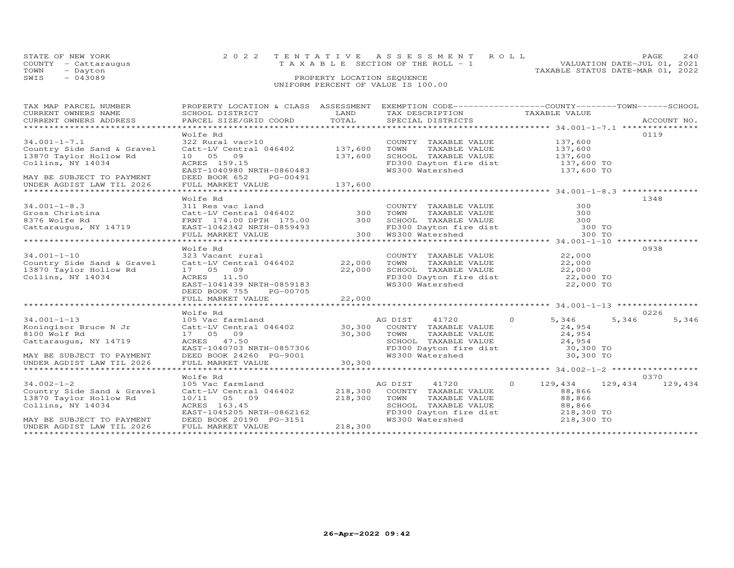STATE OF NEW YORK
COUNTY - Cattaraugus
TOWN - Dayton
SWIS - 043089

2022 TENTATIVE ASSESSMENT ROLL
TAXABLE SECTION OF THE ROLL - 1
PROPERTY LOCATION SEQUENCE
UNIFORM PERCENT OF VALUE IS 100.00

VALUATION DATE-JUL 01, 2021
TAXABLE STATUS DATE-MAR 01, 2022

| TAX MAP PARCEL NUMBER / CURRENT OWNERS NAME / CURRENT OWNERS ADDRESS | PROPERTY LOCATION & CLASS / SCHOOL DISTRICT / PARCEL SIZE/GRID COORD | ASSESSMENT LAND | TOTAL | EXEMPTION CODE / TAX DESCRIPTION / SPECIAL DISTRICTS | COUNTY TAXABLE VALUE | TOWN | SCHOOL | ACCOUNT NO. |
|---|---|---|---|---|---|---|---|---|
| **34.001-1-7.1** | Wolfe Rd | | | | | | | 0119 |
| 34.001-1-7.1 | 322 Rural vac>10 | | | COUNTY TAXABLE VALUE | 137,600 | | | |
| Country Side Sand & Gravel | Catt-LV Central 046402 | 137,600 | | TOWN TAXABLE VALUE | 137,600 | | | |
| 13870 Taylor Hollow Rd | 10 05 09 | | 137,600 | SCHOOL TAXABLE VALUE | 137,600 | | | |
| Collins, NY 14034 | ACRES 159.15 | | | FD300 Dayton fire dist | 137,600 TO | | | |
| | EAST-1040980 NRTH-0860483 | | | WS300 Watershed | 137,600 TO | | | |
| MAY BE SUBJECT TO PAYMENT | DEED BOOK 652 PG-00491 | | | | | | | |
| UNDER AGDIST LAW TIL 2026 | FULL MARKET VALUE | | 137,600 | | | | | |
| **34.001-1-8.3** | Wolfe Rd | | | | | | | 1348 |
| 34.001-1-8.3 | 311 Res vac land | | | COUNTY TAXABLE VALUE | 300 | | | |
| Gross Christina | Catt-LV Central 046402 | 300 | | TOWN TAXABLE VALUE | 300 | | | |
| 8376 Wolfe Rd | FRNT 174.00 DPTH 175.00 | | 300 | SCHOOL TAXABLE VALUE | 300 | | | |
| Cattaraugus, NY 14719 | EAST-1042342 NRTH-0859493 | | | FD300 Dayton fire dist | 300 TO | | | |
| | FULL MARKET VALUE | | 300 | WS300 Watershed | 300 TO | | | |
| **34.001-1-10** | Wolfe Rd | | | | | | | 0938 |
| 34.001-1-10 | 323 Vacant rural | | | COUNTY TAXABLE VALUE | 22,000 | | | |
| Country Side Sand & Gravel | Catt-LV Central 046402 | 22,000 | | TOWN TAXABLE VALUE | 22,000 | | | |
| 13870 Taylor Hollow Rd | 17 05 09 | | 22,000 | SCHOOL TAXABLE VALUE | 22,000 | | | |
| Collins, NY 14034 | ACRES 11.50 | | | FD300 Dayton fire dist | 22,000 TO | | | |
| | EAST-1041439 NRTH-0859183 | | | WS300 Watershed | 22,000 TO | | | |
| | DEED BOOK 755 PG-00705 | | | | | | | |
| | FULL MARKET VALUE | | 22,000 | | | | | |
| **34.001-1-13** | Wolfe Rd | | | | | | | 0226 |
| 34.001-1-13 | 105 Vac farmland | | | AG DIST 41720 0 | 5,346 | 5,346 | 5,346 | |
| Koningisor Bruce N Jr | Catt-LV Central 046402 | 30,300 | | COUNTY TAXABLE VALUE | 24,954 | | | |
| 8100 Wolf Rd | 17 05 09 | | 30,300 | TOWN TAXABLE VALUE | 24,954 | | | |
| Cattaraugus, NY 14719 | ACRES 47.50 | | | SCHOOL TAXABLE VALUE | 24,954 | | | |
| | EAST-1040703 NRTH-0857306 | | | FD300 Dayton fire dist | 30,300 TO | | | |
| MAY BE SUBJECT TO PAYMENT | DEED BOOK 24260 PG-9001 | | | WS300 Watershed | 30,300 TO | | | |
| UNDER AGDIST LAW TIL 2026 | FULL MARKET VALUE | | 30,300 | | | | | |
| **34.002-1-2** | Wolfe Rd | | | | | | | 0370 |
| 34.002-1-2 | 105 Vac farmland | | | AG DIST 41720 0 | 129,434 | 129,434 | 129,434 | |
| Country Side Sand & Gravel | Catt-LV Central 046402 | 218,300 | | COUNTY TAXABLE VALUE | 88,866 | | | |
| 13870 Taylor Hollow Rd | 10/11 05 09 | | 218,300 | TOWN TAXABLE VALUE | 88,866 | | | |
| Collins, NY 14034 | ACRES 163.45 | | | SCHOOL TAXABLE VALUE | 88,866 | | | |
| | EAST-1045205 NRTH-0862162 | | | FD300 Dayton fire dist | 218,300 TO | | | |
| MAY BE SUBJECT TO PAYMENT | DEED BOOK 20190 PG-3151 | | | WS300 Watershed | 218,300 TO | | | |
| UNDER AGDIST LAW TIL 2026 | FULL MARKET VALUE | | 218,300 | | | | | |

26-Apr-2022 09:42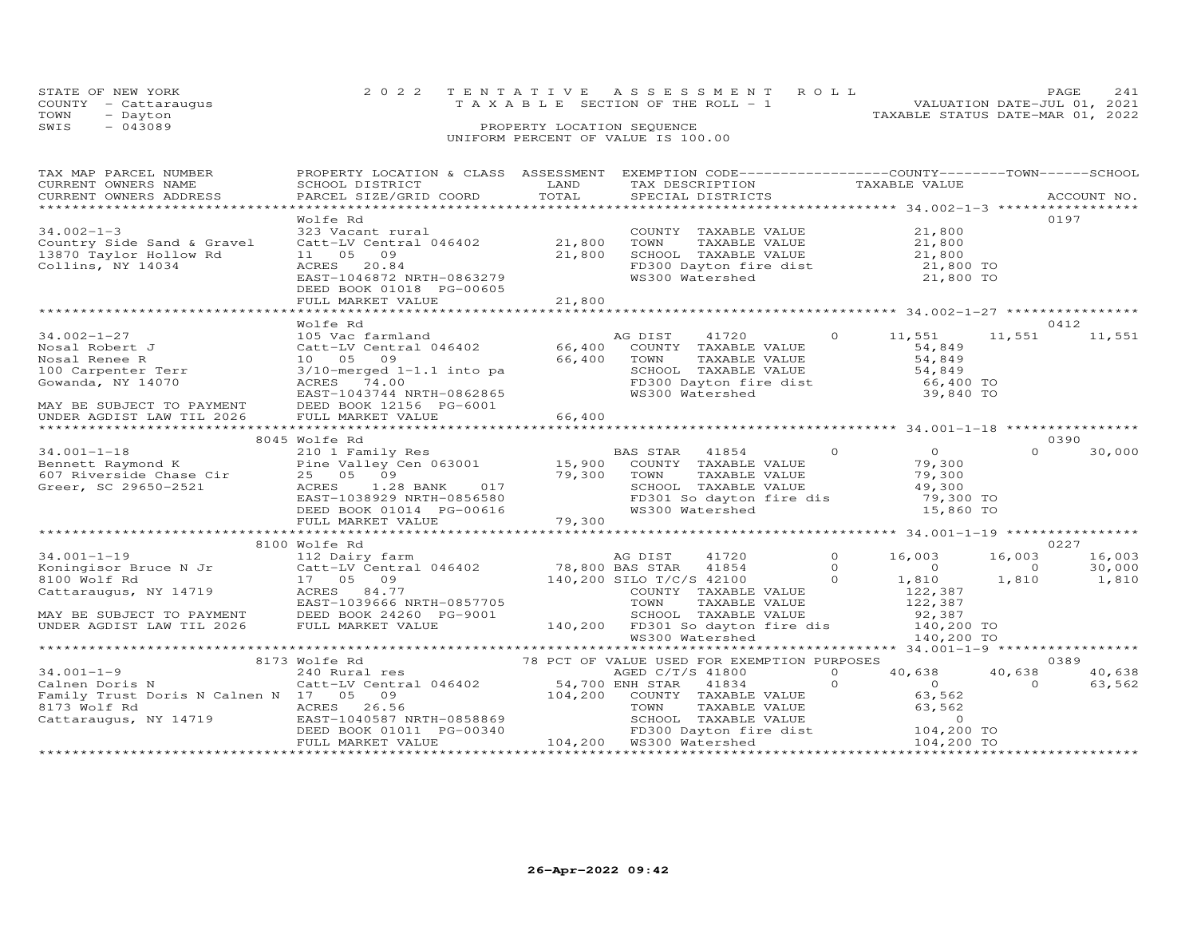STATE OF NEW YORK
COUNTY - Cattaraugus
TOWN - Dayton
SWIS - 043089

2022 TENTATIVE ASSESSMENT ROLL
TAXABLE SECTION OF THE ROLL - 1
PROPERTY LOCATION SEQUENCE
UNIFORM PERCENT OF VALUE IS 100.00

VALUATION DATE-JUL 01, 2021
TAXABLE STATUS DATE-MAR 01, 2022

| TAX MAP PARCEL NUMBER / CURRENT OWNERS NAME / CURRENT OWNERS ADDRESS | PROPERTY LOCATION & CLASS / SCHOOL DISTRICT / PARCEL SIZE/GRID COORD | ASSESSMENT LAND / TOTAL | EXEMPTION CODE / TAX DESCRIPTION / SPECIAL DISTRICTS | | COUNTY TAXABLE VALUE | TOWN | SCHOOL | ACCOUNT NO. |
|---|---|---|---|---|---|---|---|---|
| **34.002-1-3** | Wolfe Rd | | | | | | | 0197 |
| 34.002-1-3 | 323 Vacant rural | | COUNTY TAXABLE VALUE | | 21,800 | | | |
| Country Side Sand & Gravel | Catt-LV Central 046402 | 21,800 | TOWN TAXABLE VALUE | | 21,800 | | | |
| 13870 Taylor Hollow Rd | 11 05 09 | 21,800 | SCHOOL TAXABLE VALUE | | 21,800 | | | |
| Collins, NY 14034 | ACRES 20.84 | | FD300 Dayton fire dist | | 21,800 TO | | | |
| | EAST-1046872 NRTH-0863279 | | WS300 Watershed | | 21,800 TO | | | |
| | DEED BOOK 01018 PG-00605 | | | | | | | |
| | FULL MARKET VALUE | 21,800 | | | | | | |
| **34.002-1-27** | Wolfe Rd | | | | | | | 0412 |
| 34.002-1-27 | 105 Vac farmland | | AG DIST 41720 | 0 | 11,551 | 11,551 | 11,551 | |
| Nosal Robert J | Catt-LV Central 046402 | 66,400 | COUNTY TAXABLE VALUE | | 54,849 | | | |
| Nosal Renee R | 10 05 09 | 66,400 | TOWN TAXABLE VALUE | | 54,849 | | | |
| 100 Carpenter Terr | 3/10-merged 1-1.1 into pa | | SCHOOL TAXABLE VALUE | | 54,849 | | | |
| Gowanda, NY 14070 | ACRES 74.00 | | FD300 Dayton fire dist | | 66,400 TO | | | |
| | EAST-1043744 NRTH-0862865 | | WS300 Watershed | | 39,840 TO | | | |
| MAY BE SUBJECT TO PAYMENT | DEED BOOK 12156 PG-6001 | | | | | | | |
| UNDER AGDIST LAW TIL 2026 | FULL MARKET VALUE | 66,400 | | | | | | |
| **34.001-1-18** | 8045 Wolfe Rd | | | | | | | 0390 |
| 34.001-1-18 | 210 1 Family Res | | BAS STAR 41854 | 0 | 0 | 0 | 30,000 | |
| Bennett Raymond K | Pine Valley Cen 063001 | 15,900 | COUNTY TAXABLE VALUE | | 79,300 | | | |
| 607 Riverside Chase Cir | 25 05 09 | 79,300 | TOWN TAXABLE VALUE | | 79,300 | | | |
| Greer, SC 29650-2521 | ACRES 1.28 BANK 017 | | SCHOOL TAXABLE VALUE | | 49,300 | | | |
| | EAST-1038929 NRTH-0856580 | | FD301 So dayton fire dis | | 79,300 TO | | | |
| | DEED BOOK 01014 PG-00616 | | WS300 Watershed | | 15,860 TO | | | |
| | FULL MARKET VALUE | 79,300 | | | | | | |
| **34.001-1-19** | 8100 Wolfe Rd | | | | | | | 0227 |
| 34.001-1-19 | 112 Dairy farm | | AG DIST 41720 | 0 | 16,003 | 16,003 | 16,003 | |
| Koningisor Bruce N Jr | Catt-LV Central 046402 | 78,800 | BAS STAR 41854 | 0 | 0 | 0 | 30,000 | |
| 8100 Wolf Rd | 17 05 09 | 140,200 | SILO T/C/S 42100 | 0 | 1,810 | 1,810 | 1,810 | |
| Cattaraugus, NY 14719 | ACRES 84.77 | | COUNTY TAXABLE VALUE | | 122,387 | | | |
| | EAST-1039666 NRTH-0857705 | | TOWN TAXABLE VALUE | | 122,387 | | | |
| MAY BE SUBJECT TO PAYMENT | DEED BOOK 24260 PG-9001 | | SCHOOL TAXABLE VALUE | | 92,387 | | | |
| UNDER AGDIST LAW TIL 2026 | FULL MARKET VALUE | 140,200 | FD301 So dayton fire dis | | 140,200 TO | | | |
| | | | WS300 Watershed | | 140,200 TO | | | |
| **34.001-1-9** | 8173 Wolfe Rd | | 78 PCT OF VALUE USED FOR EXEMPTION PURPOSES | | | | | 0389 |
| 34.001-1-9 | 240 Rural res | | AGED C/T/S 41800 | 0 | 40,638 | 40,638 | 40,638 | |
| Calnen Doris N | Catt-LV Central 046402 | 54,700 | ENH STAR 41834 | 0 | 0 | 0 | 63,562 | |
| Family Trust Doris N Calnen N | 17 05 09 | 104,200 | COUNTY TAXABLE VALUE | | 63,562 | | | |
| 8173 Wolf Rd | ACRES 26.56 | | TOWN TAXABLE VALUE | | 63,562 | | | |
| Cattaraugus, NY 14719 | EAST-1040587 NRTH-0858869 | | SCHOOL TAXABLE VALUE | | 0 | | | |
| | DEED BOOK 01011 PG-00340 | | FD300 Dayton fire dist | | 104,200 TO | | | |
| | FULL MARKET VALUE | 104,200 | WS300 Watershed | | 104,200 TO | | | |

26-Apr-2022 09:42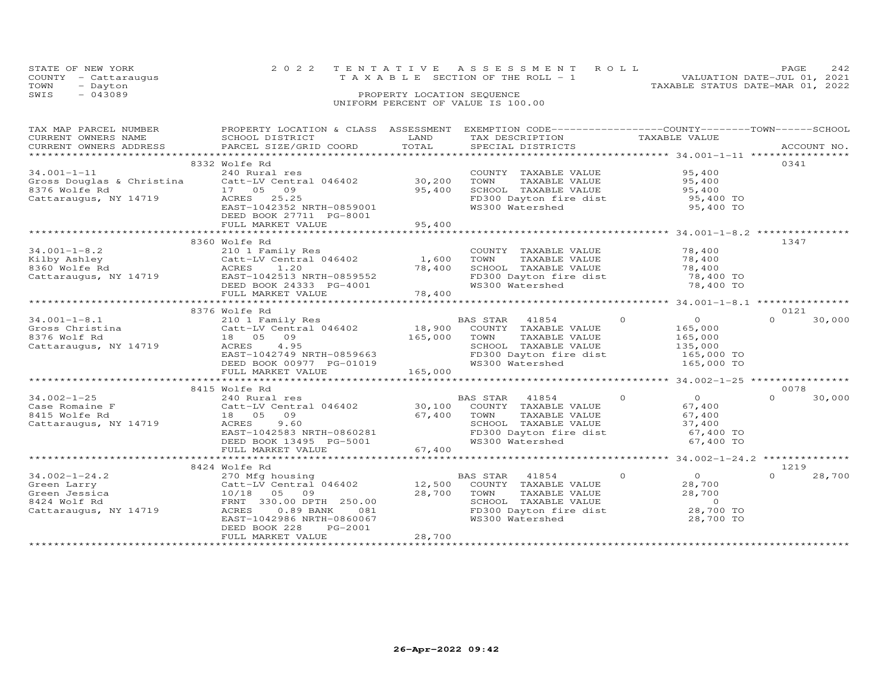STATE OF NEW YORK — COUNTY - Cattaraugus — TOWN - Dayton — SWIS - 043089

2022 TENTATIVE ASSESSMENT ROLL — TAXABLE SECTION OF THE ROLL - 1 — PROPERTY LOCATION SEQUENCE — UNIFORM PERCENT OF VALUE IS 100.00

VALUATION DATE-JUL 01, 2021 — TAXABLE STATUS DATE-MAR 01, 2022

| TAX MAP PARCEL NUMBER / CURRENT OWNERS NAME / CURRENT OWNERS ADDRESS | PROPERTY LOCATION & CLASS / SCHOOL DISTRICT / PARCEL SIZE/GRID COORD | ASSESSMENT LAND | TOTAL | EXEMPTION CODE / TAX DESCRIPTION / SPECIAL DISTRICTS | COUNTY | TOWN | SCHOOL | ACCOUNT NO. |
|---|---|---|---|---|---|---|---|---|
| **34.001-1-11** | 8332 Wolfe Rd | | | | | | | 0341 |
| Gross Douglas & Christina | 240 Rural res | | | COUNTY TAXABLE VALUE | 95,400 | | | |
| 8376 Wolfe Rd | Catt-LV Central 046402 | 30,200 | | TOWN TAXABLE VALUE | | 95,400 | | |
| Cattaraugus, NY 14719 | 17 05 09 | | 95,400 | SCHOOL TAXABLE VALUE | | | 95,400 | |
| | ACRES 25.25 | | | FD300 Dayton fire dist | 95,400 TO | | | |
| | EAST-1042352 NRTH-0859001 | | | WS300 Watershed | 95,400 TO | | | |
| | DEED BOOK 27711 PG-8001 | | | | | | | |
| | FULL MARKET VALUE | | 95,400 | | | | | |
| **34.001-1-8.2** | 8360 Wolfe Rd | | | | | | | 1347 |
| Kilby Ashley | 210 1 Family Res | | | COUNTY TAXABLE VALUE | 78,400 | | | |
| 8360 Wolfe Rd | Catt-LV Central 046402 | 1,600 | | TOWN TAXABLE VALUE | | 78,400 | | |
| Cattaraugus, NY 14719 | ACRES 1.20 | | 78,400 | SCHOOL TAXABLE VALUE | | | 78,400 | |
| | EAST-1042513 NRTH-0859552 | | | FD300 Dayton fire dist | 78,400 TO | | | |
| | DEED BOOK 24333 PG-4001 | | | WS300 Watershed | 78,400 TO | | | |
| | FULL MARKET VALUE | | 78,400 | | | | | |
| **34.001-1-8.1** | 8376 Wolfe Rd | | | | | | | 0121 |
| Gross Christina | 210 1 Family Res | | | BAS STAR 41854 | 0 | 0 | 30,000 | |
| 8376 Wolf Rd | Catt-LV Central 046402 | 18,900 | | COUNTY TAXABLE VALUE | 165,000 | | | |
| Cattaraugus, NY 14719 | 18 05 09 | | 165,000 | TOWN TAXABLE VALUE | | 165,000 | | |
| | ACRES 4.95 | | | SCHOOL TAXABLE VALUE | | | 135,000 | |
| | EAST-1042749 NRTH-0859663 | | | FD300 Dayton fire dist | 165,000 TO | | | |
| | DEED BOOK 00977 PG-01019 | | | WS300 Watershed | 165,000 TO | | | |
| | FULL MARKET VALUE | | 165,000 | | | | | |
| **34.002-1-25** | 8415 Wolfe Rd | | | | | | | 0078 |
| Case Romaine F | 240 Rural res | | | BAS STAR 41854 | 0 | 0 | 30,000 | |
| 8415 Wolfe Rd | Catt-LV Central 046402 | 30,100 | | COUNTY TAXABLE VALUE | 67,400 | | | |
| Cattaraugus, NY 14719 | 18 05 09 | | 67,400 | TOWN TAXABLE VALUE | | 67,400 | | |
| | ACRES 9.60 | | | SCHOOL TAXABLE VALUE | | | 37,400 | |
| | EAST-1042583 NRTH-0860281 | | | FD300 Dayton fire dist | 67,400 TO | | | |
| | DEED BOOK 13495 PG-5001 | | | WS300 Watershed | 67,400 TO | | | |
| | FULL MARKET VALUE | | 67,400 | | | | | |
| **34.002-1-24.2** | 8424 Wolfe Rd | | | | | | | 1219 |
| Green Larry | 270 Mfg housing | | | BAS STAR 41854 | 0 | 0 | 28,700 | |
| Green Jessica | Catt-LV Central 046402 | 12,500 | | COUNTY TAXABLE VALUE | 28,700 | | | |
| 8424 Wolf Rd | 10/18 05 09 | | 28,700 | TOWN TAXABLE VALUE | | 28,700 | | |
| Cattaraugus, NY 14719 | FRNT 330.00 DPTH 250.00 | | | SCHOOL TAXABLE VALUE | | | 0 | |
| | ACRES 0.89 BANK 081 | | | FD300 Dayton fire dist | 28,700 TO | | | |
| | EAST-1042986 NRTH-0860067 | | | WS300 Watershed | 28,700 TO | | | |
| | DEED BOOK 228 PG-2001 | | | | | | | |
| | FULL MARKET VALUE | | 28,700 | | | | | |

26-Apr-2022 09:42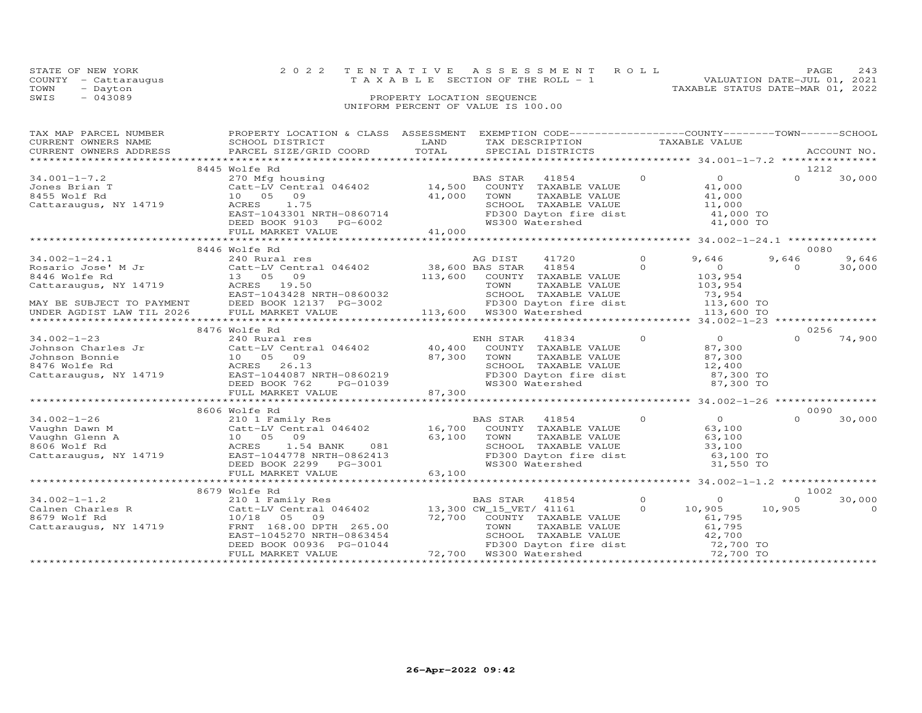STATE OF NEW YORK — 2022 TENTATIVE ASSESSMENT ROLL — PAGE 243
COUNTY - Cattaraugus — TAXABLE SECTION OF THE ROLL - 1 — VALUATION DATE-JUL 01, 2021
TOWN - Dayton — TAXABLE STATUS DATE-MAR 01, 2022
SWIS - 043089 — PROPERTY LOCATION SEQUENCE
UNIFORM PERCENT OF VALUE IS 100.00

| TAX MAP PARCEL NUMBER / CURRENT OWNERS NAME / CURRENT OWNERS ADDRESS | PROPERTY LOCATION & CLASS / SCHOOL DISTRICT / PARCEL SIZE/GRID COORD | ASSESSMENT LAND | TOTAL | EXEMPTION CODE / TAX DESCRIPTION / SPECIAL DISTRICTS | | COUNTY TAXABLE VALUE | TOWN | SCHOOL / ACCOUNT NO. |
|---|---|---|---|---|---|---|---|---|
| | 8445 Wolfe Rd | | | | | | | 1212 |
| 34.001-1-7.2 | 270 Mfg housing | | | BAS STAR 41854 | 0 | 0 | 0 | 30,000 |
| Jones Brian T | Catt-LV Central 046402 | 14,500 | | COUNTY TAXABLE VALUE | | 41,000 | | |
| 8455 Wolf Rd | 10 05 09 | | 41,000 | TOWN TAXABLE VALUE | | 41,000 | | |
| Cattaraugus, NY 14719 | ACRES 1.75 | | | SCHOOL TAXABLE VALUE | | 11,000 | | |
| | EAST-1043301 NRTH-0860714 | | | FD300 Dayton fire dist | | 41,000 TO | | |
| | DEED BOOK 9103 PG-6002 | | | WS300 Watershed | | 41,000 TO | | |
| | FULL MARKET VALUE | | 41,000 | | | | | |
| | 8446 Wolfe Rd | | | | | | | 0080 |
| 34.002-1-24.1 | 240 Rural res | | | AG DIST 41720 | 0 | 9,646 | 9,646 | 9,646 |
| Rosario Jose' M Jr | Catt-LV Central 046402 | 38,600 | | BAS STAR 41854 | 0 | 0 | 0 | 30,000 |
| 8446 Wolfe Rd | 13 05 09 | | 113,600 | COUNTY TAXABLE VALUE | | 103,954 | | |
| Cattaraugus, NY 14719 | ACRES 19.50 | | | TOWN TAXABLE VALUE | | 103,954 | | |
| | EAST-1043428 NRTH-0860032 | | | SCHOOL TAXABLE VALUE | | 73,954 | | |
| MAY BE SUBJECT TO PAYMENT | DEED BOOK 12137 PG-3002 | | | FD300 Dayton fire dist | | 113,600 TO | | |
| UNDER AGDIST LAW TIL 2026 | FULL MARKET VALUE | | 113,600 | WS300 Watershed | | 113,600 TO | | |
| | 8476 Wolfe Rd | | | | | | | 0256 |
| 34.002-1-23 | 240 Rural res | | | ENH STAR 41834 | 0 | 0 | 0 | 74,900 |
| Johnson Charles Jr | Catt-LV Central 046402 | 40,400 | | COUNTY TAXABLE VALUE | | 87,300 | | |
| Johnson Bonnie | 10 05 09 | | 87,300 | TOWN TAXABLE VALUE | | 87,300 | | |
| 8476 Wolfe Rd | ACRES 26.13 | | | SCHOOL TAXABLE VALUE | | 12,400 | | |
| Cattaraugus, NY 14719 | EAST-1044087 NRTH-0860219 | | | FD300 Dayton fire dist | | 87,300 TO | | |
| | DEED BOOK 762 PG-01039 | | | WS300 Watershed | | 87,300 TO | | |
| | FULL MARKET VALUE | | 87,300 | | | | | |
| | 8606 Wolfe Rd | | | | | | | 0090 |
| 34.002-1-26 | 210 1 Family Res | | | BAS STAR 41854 | 0 | 0 | 0 | 30,000 |
| Vaughn Dawn M | Catt-LV Central 046402 | 16,700 | | COUNTY TAXABLE VALUE | | 63,100 | | |
| Vaughn Glenn A | 10 05 09 | | 63,100 | TOWN TAXABLE VALUE | | 63,100 | | |
| 8606 Wolf Rd | ACRES 1.54 BANK 081 | | | SCHOOL TAXABLE VALUE | | 33,100 | | |
| Cattaraugus, NY 14719 | EAST-1044778 NRTH-0862413 | | | FD300 Dayton fire dist | | 63,100 TO | | |
| | DEED BOOK 2299 PG-3001 | | | WS300 Watershed | | 31,550 TO | | |
| | FULL MARKET VALUE | | 63,100 | | | | | |
| | 8679 Wolfe Rd | | | | | | | 1002 |
| 34.002-1-1.2 | 210 1 Family Res | | | BAS STAR 41854 | 0 | 0 | 0 | 30,000 |
| Calnen Charles R | Catt-LV Central 046402 | 13,300 | | CW_15_VET/ 41161 | 0 | 10,905 | 10,905 | 0 |
| 8679 Wolf Rd | 10/18 05 09 | | 72,700 | COUNTY TAXABLE VALUE | | 61,795 | | |
| Cattaraugus, NY 14719 | FRNT 168.00 DPTH 265.00 | | | TOWN TAXABLE VALUE | | 61,795 | | |
| | EAST-1045270 NRTH-0863454 | | | SCHOOL TAXABLE VALUE | | 42,700 | | |
| | DEED BOOK 00936 PG-01044 | | | FD300 Dayton fire dist | | 72,700 TO | | |
| | FULL MARKET VALUE | | 72,700 | WS300 Watershed | | 72,700 TO | | |

26-Apr-2022 09:42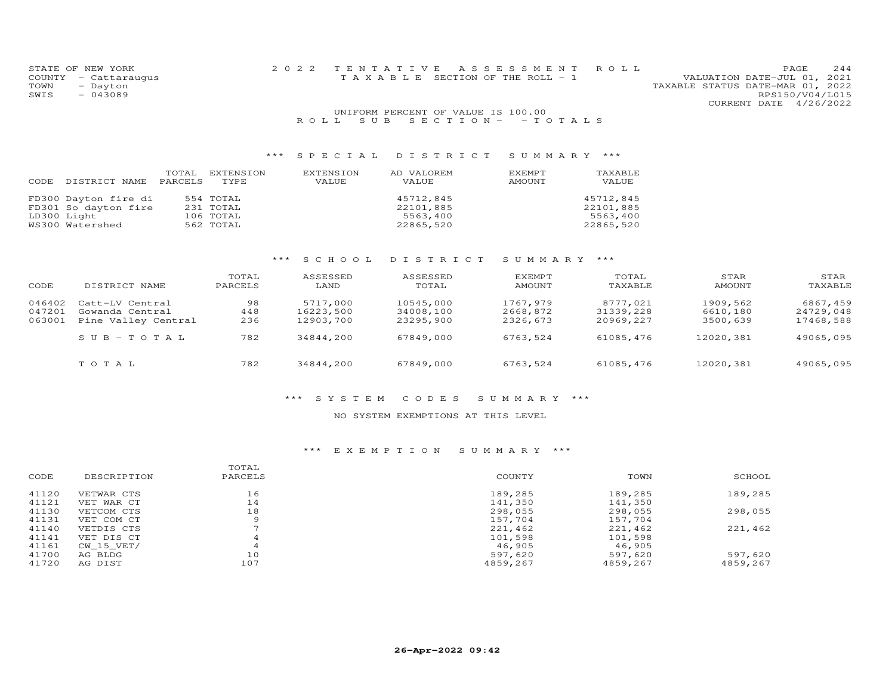STATE OF NEW YORK
COUNTY - Cattaraugus
TOWN - Dayton
SWIS - 043089

2022 TENTATIVE ASSESSMENT ROLL
TAXABLE SECTION OF THE ROLL - 1

VALUATION DATE-JUL 01, 2021
TAXABLE STATUS DATE-MAR 01, 2022
RPS150/V04/L015
CURRENT DATE 4/26/2022

UNIFORM PERCENT OF VALUE IS 100.00

ROLL SUB SECTION- - TOTALS

### *** SPECIAL DISTRICT SUMMARY ***

| CODE | DISTRICT NAME | TOTAL PARCELS | EXTENSION TYPE | EXTENSION VALUE | AD VALOREM VALUE | EXEMPT AMOUNT | TAXABLE VALUE |
|---|---|---|---|---|---|---|---|
| FD300 | Dayton fire di | 554 | TOTAL | | 45712,845 | | 45712,845 |
| FD301 | So dayton fire | 231 | TOTAL | | 22101,885 | | 22101,885 |
| LD300 | Light | 106 | TOTAL | | 5563,400 | | 5563,400 |
| WS300 | Watershed | 562 | TOTAL | | 22865,520 | | 22865,520 |

### *** SCHOOL DISTRICT SUMMARY ***

| CODE | DISTRICT NAME | TOTAL PARCELS | ASSESSED LAND | ASSESSED TOTAL | EXEMPT AMOUNT | TOTAL TAXABLE | STAR AMOUNT | STAR TAXABLE |
|---|---|---|---|---|---|---|---|---|
| 046402 | Catt-LV Central | 98 | 5717,000 | 10545,000 | 1767,979 | 8777,021 | 1909,562 | 6867,459 |
| 047201 | Gowanda Central | 448 | 16223,500 | 34008,100 | 2668,872 | 31339,228 | 6610,180 | 24729,048 |
| 063001 | Pine Valley Central | 236 | 12903,700 | 23295,900 | 2326,673 | 20969,227 | 3500,639 | 17468,588 |
| | SUB-TOTAL | 782 | 34844,200 | 67849,000 | 6763,524 | 61085,476 | 12020,381 | 49065,095 |
| | TOTAL | 782 | 34844,200 | 67849,000 | 6763,524 | 61085,476 | 12020,381 | 49065,095 |

### *** SYSTEM CODES SUMMARY ***

NO SYSTEM EXEMPTIONS AT THIS LEVEL

### *** EXEMPTION SUMMARY ***

| CODE | DESCRIPTION | TOTAL PARCELS | COUNTY | TOWN | SCHOOL |
|---|---|---|---|---|---|
| 41120 | VETWAR CTS | 16 | 189,285 | 189,285 | 189,285 |
| 41121 | VET WAR CT | 14 | 141,350 | 141,350 | |
| 41130 | VETCOM CTS | 18 | 298,055 | 298,055 | 298,055 |
| 41131 | VET COM CT | 9 | 157,704 | 157,704 | |
| 41140 | VETDIS CTS | 7 | 221,462 | 221,462 | 221,462 |
| 41141 | VET DIS CT | 4 | 101,598 | 101,598 | |
| 41161 | CW_15_VET/ | 4 | 46,905 | 46,905 | |
| 41700 | AG BLDG | 10 | 597,620 | 597,620 | 597,620 |
| 41720 | AG DIST | 107 | 4859,267 | 4859,267 | 4859,267 |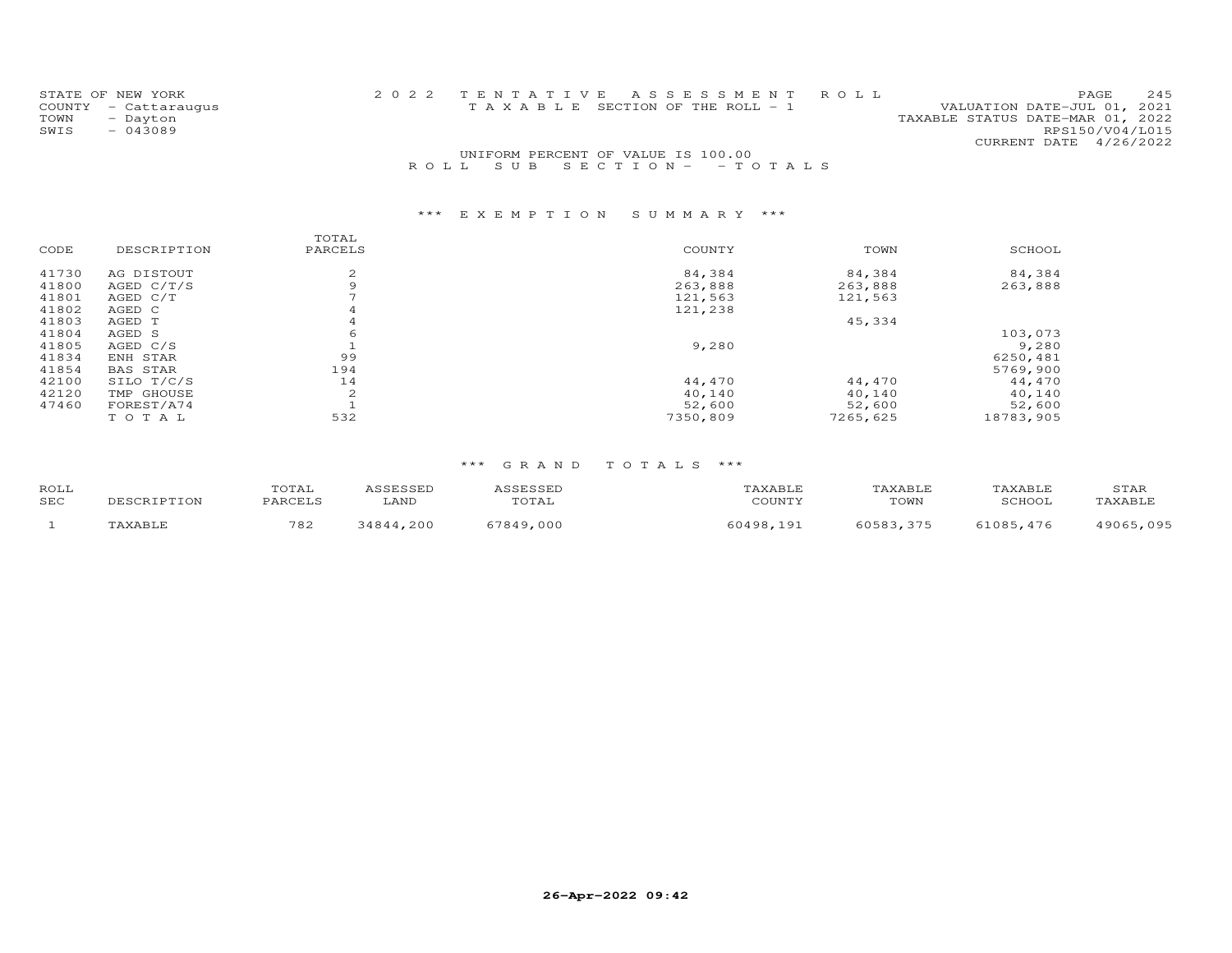STATE OF NEW YORK
COUNTY - Cattaraugus
TOWN - Dayton
SWIS - 043089

2 0 2 2 T E N T A T I V E A S S E S S M E N T R O L L
T A X A B L E SECTION OF THE ROLL - 1

VALUATION DATE-JUL 01, 2021
TAXABLE STATUS DATE-MAR 01, 2022
RPS150/V04/L015
CURRENT DATE 4/26/2022

UNIFORM PERCENT OF VALUE IS 100.00
R O L L S U B S E C T I O N - - T O T A L S

### *** E X E M P T I O N S U M M A R Y ***

| CODE | DESCRIPTION | TOTAL PARCELS | COUNTY | TOWN | SCHOOL |
|---|---|---|---|---|---|
| 41730 | AG DISTOUT | 2 | 84,384 | 84,384 | 84,384 |
| 41800 | AGED C/T/S | 9 | 263,888 | 263,888 | 263,888 |
| 41801 | AGED C/T | 7 | 121,563 | 121,563 | |
| 41802 | AGED C | 4 | 121,238 | | |
| 41803 | AGED T | 4 | | 45,334 | |
| 41804 | AGED S | 6 | | | 103,073 |
| 41805 | AGED C/S | 1 | 9,280 | | 9,280 |
| 41834 | ENH STAR | 99 | | | 6250,481 |
| 41854 | BAS STAR | 194 | | | 5769,900 |
| 42100 | SILO T/C/S | 14 | 44,470 | 44,470 | 44,470 |
| 42120 | TMP GHOUSE | 2 | 40,140 | 40,140 | 40,140 |
| 47460 | FOREST/A74 | 1 | 52,600 | 52,600 | 52,600 |
| | T O T A L | 532 | 7350,809 | 7265,625 | 18783,905 |

### *** G R A N D T O T A L S ***

| ROLL SEC | DESCRIPTION | TOTAL PARCELS | ASSESSED LAND | ASSESSED TOTAL | TAXABLE COUNTY | TAXABLE TOWN | TAXABLE SCHOOL | STAR TAXABLE |
|---|---|---|---|---|---|---|---|---|
| 1 | TAXABLE | 782 | 34844,200 | 67849,000 | 60498,191 | 60583,375 | 61085,476 | 49065,095 |

26-Apr-2022 09:42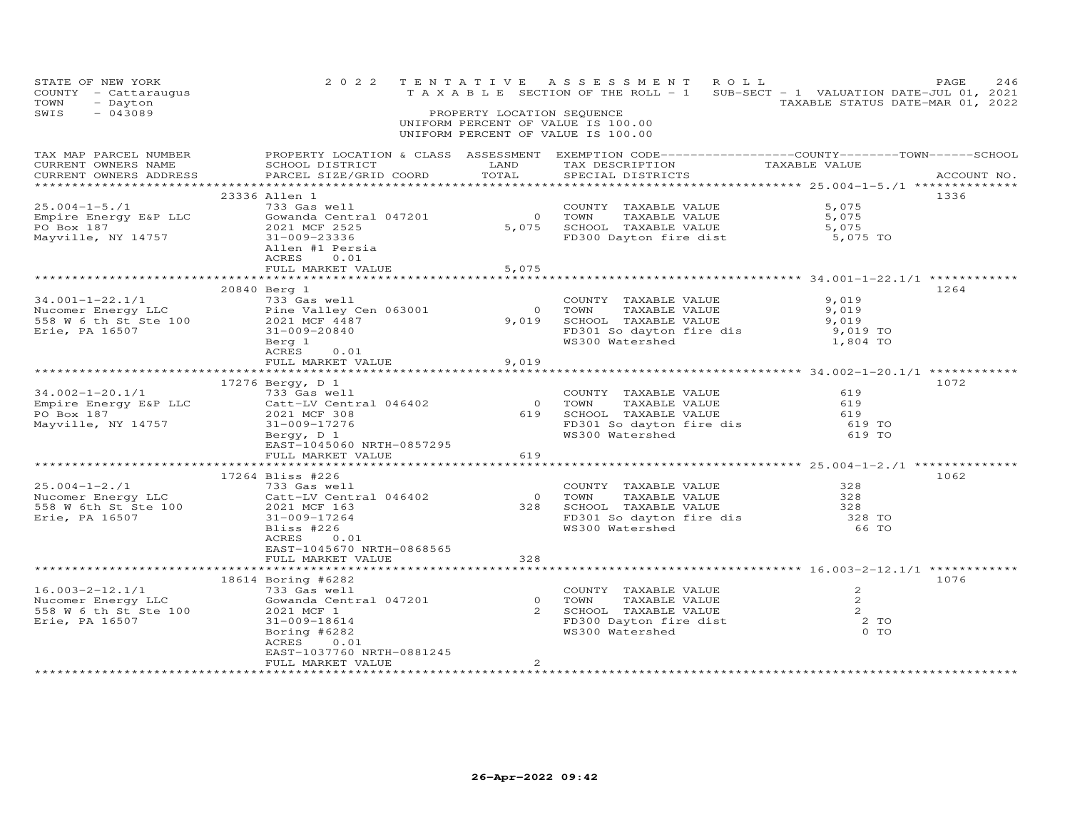STATE OF NEW YORK — 2022 TENTATIVE ASSESSMENT ROLL — PAGE 246
COUNTY - Cattaraugus — TAXABLE SECTION OF THE ROLL - 1 — SUB-SECT - 1 VALUATION DATE-JUL 01, 2021
TOWN - Dayton — TAXABLE STATUS DATE-MAR 01, 2022
SWIS - 043089 — PROPERTY LOCATION SEQUENCE
UNIFORM PERCENT OF VALUE IS 100.00
UNIFORM PERCENT OF VALUE IS 100.00

| TAX MAP PARCEL NUMBER / CURRENT OWNERS NAME / CURRENT OWNERS ADDRESS | PROPERTY LOCATION & CLASS / SCHOOL DISTRICT / PARCEL SIZE/GRID COORD | ASSESSMENT LAND / TOTAL | EXEMPTION CODE / TAX DESCRIPTION / SPECIAL DISTRICTS | COUNTY / TOWN / SCHOOL TAXABLE VALUE | ACCOUNT NO. |
|---|---|---|---|---|---|
| 25.004-1-5./1 | 23336 Allen 1 | | | | 1336 |
| 25.004-1-5./1 | 733 Gas well | | COUNTY TAXABLE VALUE | 5,075 | |
| Empire Energy E&P LLC | Gowanda Central 047201 | 0 | TOWN TAXABLE VALUE | 5,075 | |
| PO Box 187 | 2021 MCF 2525 | 5,075 | SCHOOL TAXABLE VALUE | 5,075 | |
| Mayville, NY 14757 | 31-009-23336 | | FD300 Dayton fire dist | 5,075 TO | |
| | Allen #1 Persia | | | | |
| | ACRES 0.01 | | | | |
| | FULL MARKET VALUE | 5,075 | | | |
| 34.001-1-22.1/1 | 20840 Berg 1 | | | | 1264 |
| 34.001-1-22.1/1 | 733 Gas well | | COUNTY TAXABLE VALUE | 9,019 | |
| Nucomer Energy LLC | Pine Valley Cen 063001 | 0 | TOWN TAXABLE VALUE | 9,019 | |
| 558 W 6 th St Ste 100 | 2021 MCF 4487 | 9,019 | SCHOOL TAXABLE VALUE | 9,019 | |
| Erie, PA 16507 | 31-009-20840 | | FD301 So dayton fire dis | 9,019 TO | |
| | Berg 1 | | WS300 Watershed | 1,804 TO | |
| | ACRES 0.01 | | | | |
| | FULL MARKET VALUE | 9,019 | | | |
| 34.002-1-20.1/1 | 17276 Bergy, D 1 | | | | 1072 |
| 34.002-1-20.1/1 | 733 Gas well | | COUNTY TAXABLE VALUE | 619 | |
| Empire Energy E&P LLC | Catt-LV Central 046402 | 0 | TOWN TAXABLE VALUE | 619 | |
| PO Box 187 | 2021 MCF 308 | 619 | SCHOOL TAXABLE VALUE | 619 | |
| Mayville, NY 14757 | 31-009-17276 | | FD301 So dayton fire dis | 619 TO | |
| | Bergy, D 1 | | WS300 Watershed | 619 TO | |
| | EAST-1045060 NRTH-0857295 | | | | |
| | FULL MARKET VALUE | 619 | | | |
| 25.004-1-2./1 | 17264 Bliss #226 | | | | 1062 |
| 25.004-1-2./1 | 733 Gas well | | COUNTY TAXABLE VALUE | 328 | |
| Nucomer Energy LLC | Catt-LV Central 046402 | 0 | TOWN TAXABLE VALUE | 328 | |
| 558 W 6th St Ste 100 | 2021 MCF 163 | 328 | SCHOOL TAXABLE VALUE | 328 | |
| Erie, PA 16507 | 31-009-17264 | | FD301 So dayton fire dis | 328 TO | |
| | Bliss #226 | | WS300 Watershed | 66 TO | |
| | ACRES 0.01 | | | | |
| | EAST-1045670 NRTH-0868565 | | | | |
| | FULL MARKET VALUE | 328 | | | |
| 16.003-2-12.1/1 | 18614 Boring #6282 | | | | 1076 |
| 16.003-2-12.1/1 | 733 Gas well | | COUNTY TAXABLE VALUE | 2 | |
| Nucomer Energy LLC | Gowanda Central 047201 | 0 | TOWN TAXABLE VALUE | 2 | |
| 558 W 6 th St Ste 100 | 2021 MCF 1 | 2 | SCHOOL TAXABLE VALUE | 2 | |
| Erie, PA 16507 | 31-009-18614 | | FD300 Dayton fire dist | 2 TO | |
| | Boring #6282 | | WS300 Watershed | 0 TO | |
| | ACRES 0.01 | | | | |
| | EAST-1037760 NRTH-0881245 | | | | |
| | FULL MARKET VALUE | 2 | | | |

26-Apr-2022 09:42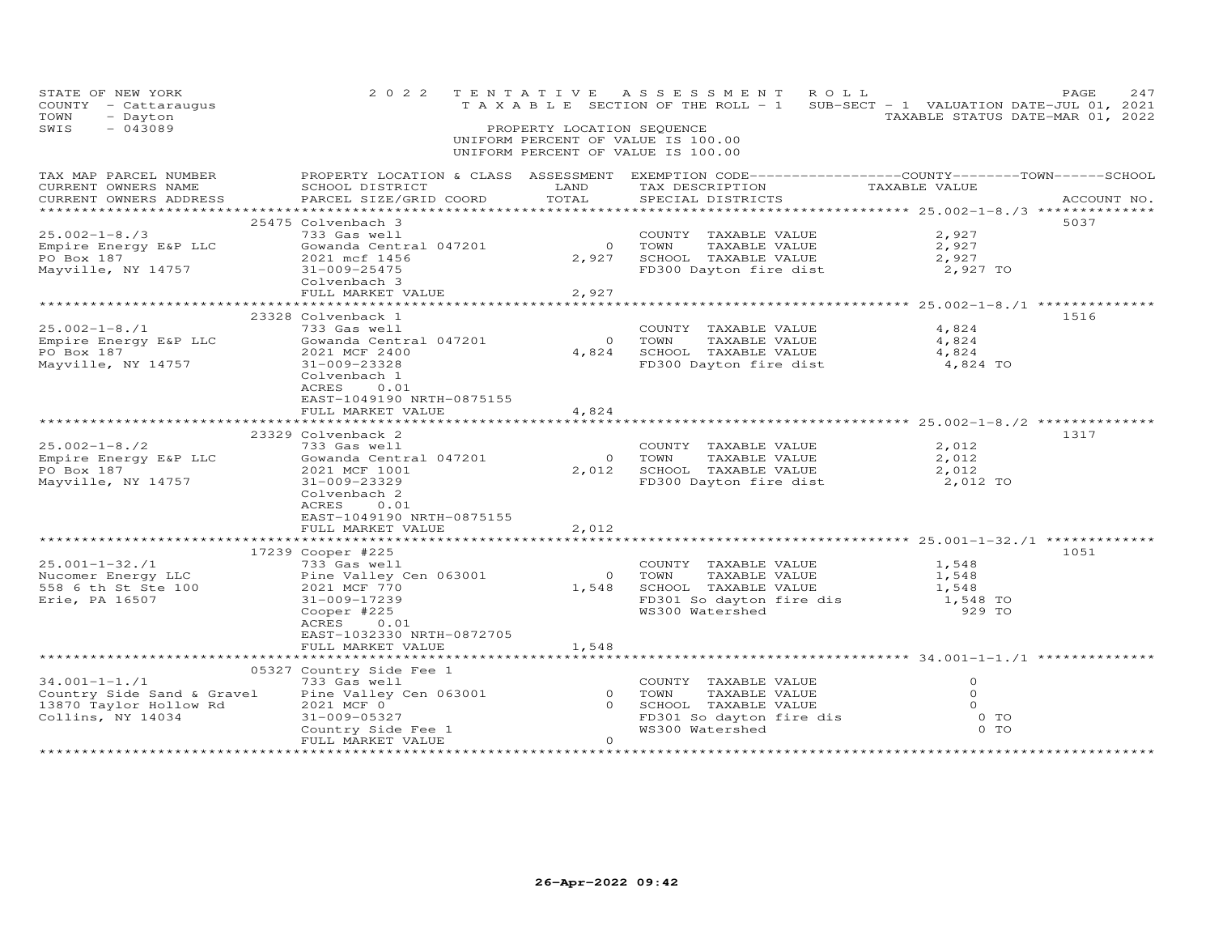STATE OF NEW YORK
COUNTY - Cattaraugus
TOWN - Dayton
SWIS - 043089

2022 TENTATIVE ASSESSMENT ROLL
TAXABLE SECTION OF THE ROLL - 1
SUB-SECT - 1 VALUATION DATE-JUL 01, 2021
TAXABLE STATUS DATE-MAR 01, 2022

PROPERTY LOCATION SEQUENCE
UNIFORM PERCENT OF VALUE IS 100.00
UNIFORM PERCENT OF VALUE IS 100.00

| TAX MAP PARCEL NUMBER / CURRENT OWNERS NAME / CURRENT OWNERS ADDRESS | PROPERTY LOCATION & CLASS / SCHOOL DISTRICT / PARCEL SIZE/GRID COORD | ASSESSMENT LAND / TOTAL | EXEMPTION CODE / TAX DESCRIPTION / SPECIAL DISTRICTS | TAXABLE VALUE (COUNTY / TOWN / SCHOOL) | ACCOUNT NO. |
|---|---|---|---|---|---|
| 25.002-1-8./3 | 25475 Colvenbach 3 | | | | 5037 |
| 25.002-1-8./3 | 733 Gas well | | COUNTY TAXABLE VALUE | 2,927 | |
| Empire Energy E&P LLC | Gowanda Central 047201 | 0 | TOWN TAXABLE VALUE | 2,927 | |
| PO Box 187 | 2021 mcf 1456 | 2,927 | SCHOOL TAXABLE VALUE | 2,927 | |
| Mayville, NY 14757 | 31-009-25475 | | FD300 Dayton fire dist | 2,927 TO | |
| | Colvenbach 3 | | | | |
| | FULL MARKET VALUE | 2,927 | | | |
| 25.002-1-8./1 | 23328 Colvenback 1 | | | | 1516 |
| 25.002-1-8./1 | 733 Gas well | | COUNTY TAXABLE VALUE | 4,824 | |
| Empire Energy E&P LLC | Gowanda Central 047201 | 0 | TOWN TAXABLE VALUE | 4,824 | |
| PO Box 187 | 2021 MCF 2400 | 4,824 | SCHOOL TAXABLE VALUE | 4,824 | |
| Mayville, NY 14757 | 31-009-23328 | | FD300 Dayton fire dist | 4,824 TO | |
| | Colvenbach 1 | | | | |
| | ACRES 0.01 | | | | |
| | EAST-1049190 NRTH-0875155 | | | | |
| | FULL MARKET VALUE | 4,824 | | | |
| 25.002-1-8./2 | 23329 Colvenback 2 | | | | 1317 |
| 25.002-1-8./2 | 733 Gas well | | COUNTY TAXABLE VALUE | 2,012 | |
| Empire Energy E&P LLC | Gowanda Central 047201 | 0 | TOWN TAXABLE VALUE | 2,012 | |
| PO Box 187 | 2021 MCF 1001 | 2,012 | SCHOOL TAXABLE VALUE | 2,012 | |
| Mayville, NY 14757 | 31-009-23329 | | FD300 Dayton fire dist | 2,012 TO | |
| | Colvenbach 2 | | | | |
| | ACRES 0.01 | | | | |
| | EAST-1049190 NRTH-0875155 | | | | |
| | FULL MARKET VALUE | 2,012 | | | |
| 25.001-1-32./1 | 17239 Cooper #225 | | | | 1051 |
| 25.001-1-32./1 | 733 Gas well | | COUNTY TAXABLE VALUE | 1,548 | |
| Nucomer Energy LLC | Pine Valley Cen 063001 | 0 | TOWN TAXABLE VALUE | 1,548 | |
| 558 6 th St Ste 100 | 2021 MCF 770 | 1,548 | SCHOOL TAXABLE VALUE | 1,548 | |
| Erie, PA 16507 | 31-009-17239 | | FD301 So dayton fire dis | 1,548 TO | |
| | Cooper #225 | | WS300 Watershed | 929 TO | |
| | ACRES 0.01 | | | | |
| | EAST-1032330 NRTH-0872705 | | | | |
| | FULL MARKET VALUE | 1,548 | | | |
| 34.001-1-1./1 | 05327 Country Side Fee 1 | | | | |
| 34.001-1-1./1 | 733 Gas well | | COUNTY TAXABLE VALUE | 0 | |
| Country Side Sand & Gravel | Pine Valley Cen 063001 | 0 | TOWN TAXABLE VALUE | 0 | |
| 13870 Taylor Hollow Rd | 2021 MCF 0 | 0 | SCHOOL TAXABLE VALUE | 0 | |
| Collins, NY 14034 | 31-009-05327 | | FD301 So dayton fire dis | 0 TO | |
| | Country Side Fee 1 | | WS300 Watershed | 0 TO | |
| | FULL MARKET VALUE | 0 | | | |

26-Apr-2022 09:42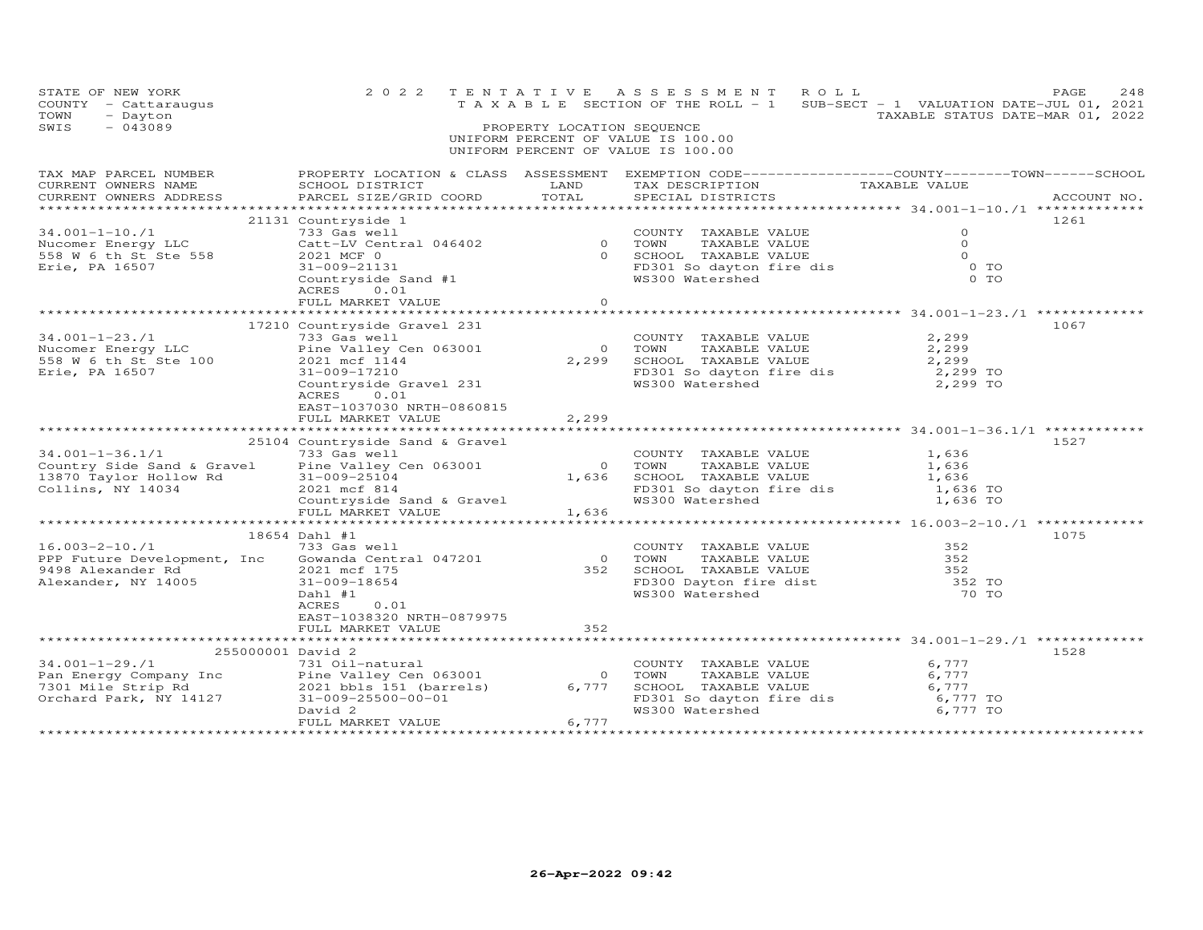STATE OF NEW YORK — 2022 TENTATIVE ASSESSMENT ROLL
COUNTY - Cattaraugus — TAXABLE SECTION OF THE ROLL - 1 — SUB-SECT - 1 VALUATION DATE-JUL 01, 2021
TOWN - Dayton — TAXABLE STATUS DATE-MAR 01, 2022
SWIS - 043089 — PROPERTY LOCATION SEQUENCE
UNIFORM PERCENT OF VALUE IS 100.00
UNIFORM PERCENT OF VALUE IS 100.00

| TAX MAP PARCEL NUMBER / CURRENT OWNERS NAME / CURRENT OWNERS ADDRESS | PROPERTY LOCATION & CLASS / SCHOOL DISTRICT / PARCEL SIZE/GRID COORD | ASSESSMENT LAND | TOTAL | EXEMPTION CODE / TAX DESCRIPTION / SPECIAL DISTRICTS | TAXABLE VALUE | ACCOUNT NO. |
|---|---|---|---|---|---|---|
| **34.001-1-10./1** | 21131 Countryside 1 | | | | | 1261 |
| 34.001-1-10./1 | 733 Gas well | | | COUNTY TAXABLE VALUE | 0 | |
| Nucomer Energy LLC | Catt-LV Central 046402 | 0 | | TOWN TAXABLE VALUE | 0 | |
| 558 W 6 th St Ste 558 | 2021 MCF 0 | | 0 | SCHOOL TAXABLE VALUE | 0 | |
| Erie, PA 16507 | 31-009-21131 | | | FD301 So dayton fire dis | 0 TO | |
| | Countryside Sand #1 | | | WS300 Watershed | 0 TO | |
| | ACRES 0.01 | | | | | |
| | FULL MARKET VALUE | | 0 | | | |
| **34.001-1-23./1** | 17210 Countryside Gravel 231 | | | | | 1067 |
| 34.001-1-23./1 | 733 Gas well | | | COUNTY TAXABLE VALUE | 2,299 | |
| Nucomer Energy LLC | Pine Valley Cen 063001 | 0 | | TOWN TAXABLE VALUE | 2,299 | |
| 558 W 6 th St Ste 100 | 2021 mcf 1144 | | 2,299 | SCHOOL TAXABLE VALUE | 2,299 | |
| Erie, PA 16507 | 31-009-17210 | | | FD301 So dayton fire dis | 2,299 TO | |
| | Countryside Gravel 231 | | | WS300 Watershed | 2,299 TO | |
| | ACRES 0.01 | | | | | |
| | EAST-1037030 NRTH-0860815 | | | | | |
| | FULL MARKET VALUE | | 2,299 | | | |
| **34.001-1-36.1/1** | 25104 Countryside Sand & Gravel | | | | | 1527 |
| 34.001-1-36.1/1 | 733 Gas well | | | COUNTY TAXABLE VALUE | 1,636 | |
| Country Side Sand & Gravel | Pine Valley Cen 063001 | 0 | | TOWN TAXABLE VALUE | 1,636 | |
| 13870 Taylor Hollow Rd | 31-009-25104 | | 1,636 | SCHOOL TAXABLE VALUE | 1,636 | |
| Collins, NY 14034 | 2021 mcf 814 | | | FD301 So dayton fire dis | 1,636 TO | |
| | Countryside Sand & Gravel | | | WS300 Watershed | 1,636 TO | |
| | FULL MARKET VALUE | | 1,636 | | | |
| **16.003-2-10./1** | 18654 Dahl #1 | | | | | 1075 |
| 16.003-2-10./1 | 733 Gas well | | | COUNTY TAXABLE VALUE | 352 | |
| PPP Future Development, Inc | Gowanda Central 047201 | 0 | | TOWN TAXABLE VALUE | 352 | |
| 9498 Alexander Rd | 2021 mcf 175 | | 352 | SCHOOL TAXABLE VALUE | 352 | |
| Alexander, NY 14005 | 31-009-18654 | | | FD300 Dayton fire dist | 352 TO | |
| | Dahl #1 | | | WS300 Watershed | 70 TO | |
| | ACRES 0.01 | | | | | |
| | EAST-1038320 NRTH-0879975 | | | | | |
| | FULL MARKET VALUE | | 352 | | | |
| **34.001-1-29./1** | 255000001 David 2 | | | | | 1528 |
| 34.001-1-29./1 | 731 Oil-natural | | | COUNTY TAXABLE VALUE | 6,777 | |
| Pan Energy Company Inc | Pine Valley Cen 063001 | 0 | | TOWN TAXABLE VALUE | 6,777 | |
| 7301 Mile Strip Rd | 2021 bbls 151 (barrels) | | 6,777 | SCHOOL TAXABLE VALUE | 6,777 | |
| Orchard Park, NY 14127 | 31-009-25500-00-01 | | | FD301 So dayton fire dis | 6,777 TO | |
| | David 2 | | | WS300 Watershed | 6,777 TO | |
| | FULL MARKET VALUE | | 6,777 | | | |

26-Apr-2022 09:42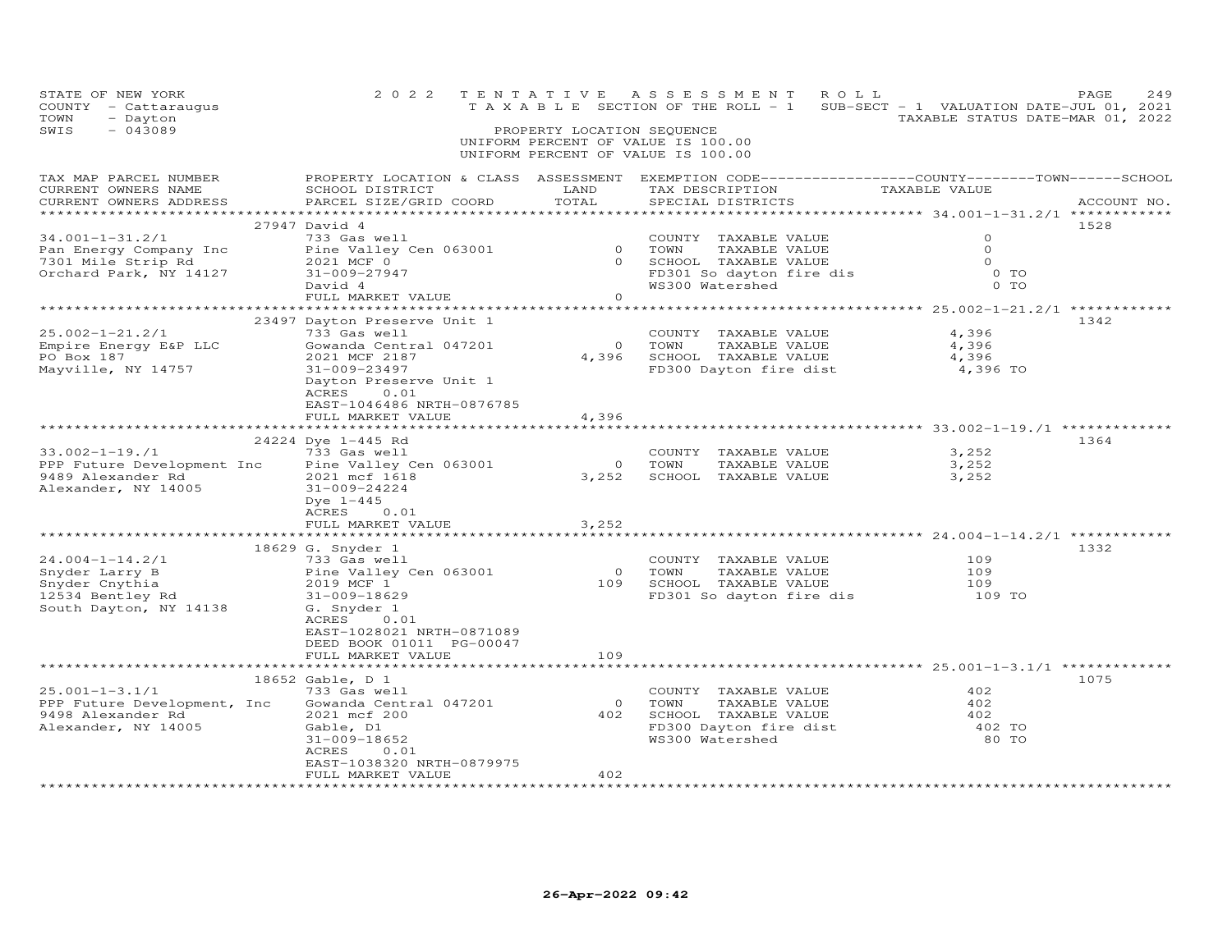STATE OF NEW YORK
COUNTY - Cattaraugus
TOWN - Dayton
SWIS - 043089

2022 TENTATIVE ASSESSMENT ROLL
TAXABLE SECTION OF THE ROLL - 1
SUB-SECT - 1 VALUATION DATE-JUL 01, 2021
TAXABLE STATUS DATE-MAR 01, 2022

PROPERTY LOCATION SEQUENCE
UNIFORM PERCENT OF VALUE IS 100.00
UNIFORM PERCENT OF VALUE IS 100.00

| TAX MAP PARCEL NUMBER / CURRENT OWNERS NAME / CURRENT OWNERS ADDRESS | PROPERTY LOCATION & CLASS / SCHOOL DISTRICT / PARCEL SIZE/GRID COORD | ASSESSMENT LAND | ASSESSMENT TOTAL | EXEMPTION CODE / TAX DESCRIPTION / SPECIAL DISTRICTS | TAXABLE VALUE (COUNTY / TOWN / SCHOOL) | ACCOUNT NO. |
|---|---|---|---|---|---|---|
| 34.001-1-31.2/1 | 27947 David 4 | | | | | 1528 |
| | 733 Gas well | | | COUNTY TAXABLE VALUE | 0 | |
| Pan Energy Company Inc | Pine Valley Cen 063001 | 0 | | TOWN TAXABLE VALUE | 0 | |
| 7301 Mile Strip Rd | 2021 MCF 0 | | 0 | SCHOOL TAXABLE VALUE | 0 | |
| Orchard Park, NY 14127 | 31-009-27947 | | | FD301 So dayton fire dis | 0 TO | |
| | David 4 | | | WS300 Watershed | 0 TO | |
| | FULL MARKET VALUE | | 0 | | | |
| 25.002-1-21.2/1 | 23497 Dayton Preserve Unit 1 | | | | | 1342 |
| | 733 Gas well | | | COUNTY TAXABLE VALUE | 4,396 | |
| Empire Energy E&P LLC | Gowanda Central 047201 | 0 | | TOWN TAXABLE VALUE | 4,396 | |
| PO Box 187 | 2021 MCF 2187 | | 4,396 | SCHOOL TAXABLE VALUE | 4,396 | |
| Mayville, NY 14757 | 31-009-23497 | | | FD300 Dayton fire dist | 4,396 TO | |
| | Dayton Preserve Unit 1 | | | | | |
| | ACRES 0.01 | | | | | |
| | EAST-1046486 NRTH-0876785 | | | | | |
| | FULL MARKET VALUE | | 4,396 | | | |
| 33.002-1-19./1 | 24224 Dye 1-445 Rd | | | | | 1364 |
| | 733 Gas well | | | COUNTY TAXABLE VALUE | 3,252 | |
| PPP Future Development Inc | Pine Valley Cen 063001 | 0 | | TOWN TAXABLE VALUE | 3,252 | |
| 9489 Alexander Rd | 2021 mcf 1618 | | 3,252 | SCHOOL TAXABLE VALUE | 3,252 | |
| Alexander, NY 14005 | 31-009-24224 | | | | | |
| | Dye 1-445 | | | | | |
| | ACRES 0.01 | | | | | |
| | FULL MARKET VALUE | | 3,252 | | | |
| 24.004-1-14.2/1 | 18629 G. Snyder 1 | | | | | 1332 |
| | 733 Gas well | | | COUNTY TAXABLE VALUE | 109 | |
| Snyder Larry B | Pine Valley Cen 063001 | 0 | | TOWN TAXABLE VALUE | 109 | |
| Snyder Cnythia | 2019 MCF 1 | | 109 | SCHOOL TAXABLE VALUE | 109 | |
| 12534 Bentley Rd | 31-009-18629 | | | FD301 So dayton fire dis | 109 TO | |
| South Dayton, NY 14138 | G. Snyder 1 | | | | | |
| | ACRES 0.01 | | | | | |
| | EAST-1028021 NRTH-0871089 | | | | | |
| | DEED BOOK 01011 PG-00047 | | | | | |
| | FULL MARKET VALUE | | 109 | | | |
| 25.001-1-3.1/1 | 18652 Gable, D 1 | | | | | 1075 |
| | 733 Gas well | | | COUNTY TAXABLE VALUE | 402 | |
| PPP Future Development, Inc | Gowanda Central 047201 | 0 | | TOWN TAXABLE VALUE | 402 | |
| 9498 Alexander Rd | 2021 mcf 200 | | 402 | SCHOOL TAXABLE VALUE | 402 | |
| Alexander, NY 14005 | Gable, D1 | | | FD300 Dayton fire dist | 402 TO | |
| | 31-009-18652 | | | WS300 Watershed | 80 TO | |
| | ACRES 0.01 | | | | | |
| | EAST-1038320 NRTH-0879975 | | | | | |
| | FULL MARKET VALUE | | 402 | | | |

26-Apr-2022 09:42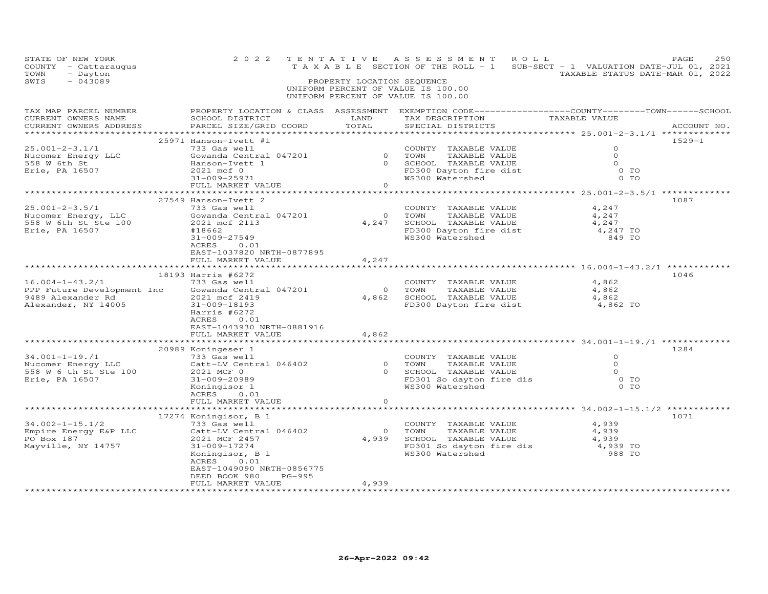STATE OF NEW YORK — 2022 TENTATIVE ASSESSMENT ROLL
COUNTY - Cattaraugus — TAXABLE SECTION OF THE ROLL - 1 — SUB-SECT - 1 VALUATION DATE-JUL 01, 2021
TOWN - Dayton — TAXABLE STATUS DATE-MAR 01, 2022
SWIS - 043089 — PROPERTY LOCATION SEQUENCE
UNIFORM PERCENT OF VALUE IS 100.00
UNIFORM PERCENT OF VALUE IS 100.00

| TAX MAP PARCEL NUMBER / CURRENT OWNERS NAME / CURRENT OWNERS ADDRESS | PROPERTY LOCATION & CLASS / SCHOOL DISTRICT / PARCEL SIZE/GRID COORD | ASSESSMENT LAND / TOTAL | EXEMPTION CODE / TAX DESCRIPTION / SPECIAL DISTRICTS | TAXABLE VALUE | ACCOUNT NO. |
|---|---|---|---|---|---|
| | 25971 Hanson-Ivett #1 | | | | 1529-1 |
| 25.001-2-3.1/1 | 733 Gas well | | COUNTY TAXABLE VALUE | 0 | |
| Nucomer Energy LLC | Gowanda Central 047201 | 0 | TOWN TAXABLE VALUE | 0 | |
| 558 W 6th St | Hanson-Ivett 1 | 0 | SCHOOL TAXABLE VALUE | 0 | |
| Erie, PA 16507 | 2021 mcf 0 | | FD300 Dayton fire dist | 0 TO | |
| | 31-009-25971 | | WS300 Watershed | 0 TO | |
| | FULL MARKET VALUE | 0 | | | |
| | 27549 Hanson-Ivett 2 | | | | 1087 |
| 25.001-2-3.5/1 | 733 Gas well | | COUNTY TAXABLE VALUE | 4,247 | |
| Nucomer Energy, LLC | Gowanda Central 047201 | 0 | TOWN TAXABLE VALUE | 4,247 | |
| 558 W 6th St Ste 100 | 2021 mcf 2113 | 4,247 | SCHOOL TAXABLE VALUE | 4,247 | |
| Erie, PA 16507 | #18662 | | FD300 Dayton fire dist | 4,247 TO | |
| | 31-009-27549 | | WS300 Watershed | 849 TO | |
| | ACRES 0.01 | | | | |
| | EAST-1037820 NRTH-0877895 | | | | |
| | FULL MARKET VALUE | 4,247 | | | |
| | 18193 Harris #6272 | | | | 1046 |
| 16.004-1-43.2/1 | 733 Gas well | | COUNTY TAXABLE VALUE | 4,862 | |
| PPP Future Development Inc | Gowanda Central 047201 | 0 | TOWN TAXABLE VALUE | 4,862 | |
| 9489 Alexander Rd | 2021 mcf 2419 | 4,862 | SCHOOL TAXABLE VALUE | 4,862 | |
| Alexander, NY 14005 | 31-009-18193 | | FD300 Dayton fire dist | 4,862 TO | |
| | Harris #6272 | | | | |
| | ACRES 0.01 | | | | |
| | EAST-1043930 NRTH-0881916 | | | | |
| | FULL MARKET VALUE | 4,862 | | | |
| | 20989 Koningeser 1 | | | | 1284 |
| 34.001-1-19./1 | 733 Gas well | | COUNTY TAXABLE VALUE | 0 | |
| Nucomer Energy LLC | Catt-LV Central 046402 | 0 | TOWN TAXABLE VALUE | 0 | |
| 558 W 6 th St Ste 100 | 2021 MCF 0 | 0 | SCHOOL TAXABLE VALUE | 0 | |
| Erie, PA 16507 | 31-009-20989 | | FD301 So dayton fire dis | 0 TO | |
| | Koningisor 1 | | WS300 Watershed | 0 TO | |
| | ACRES 0.01 | | | | |
| | FULL MARKET VALUE | 0 | | | |
| | 17274 Koningisor, B 1 | | | | 1071 |
| 34.002-1-15.1/2 | 733 Gas well | | COUNTY TAXABLE VALUE | 4,939 | |
| Empire Energy E&P LLC | Catt-LV Central 046402 | 0 | TOWN TAXABLE VALUE | 4,939 | |
| PO Box 187 | 2021 MCF 2457 | 4,939 | SCHOOL TAXABLE VALUE | 4,939 | |
| Mayville, NY 14757 | 31-009-17274 | | FD301 So dayton fire dis | 4,939 TO | |
| | Koningisor, B 1 | | WS300 Watershed | 988 TO | |
| | ACRES 0.01 | | | | |
| | EAST-1049090 NRTH-0856775 | | | | |
| | DEED BOOK 980 PG-995 | | | | |
| | FULL MARKET VALUE | 4,939 | | | |

26-Apr-2022 09:42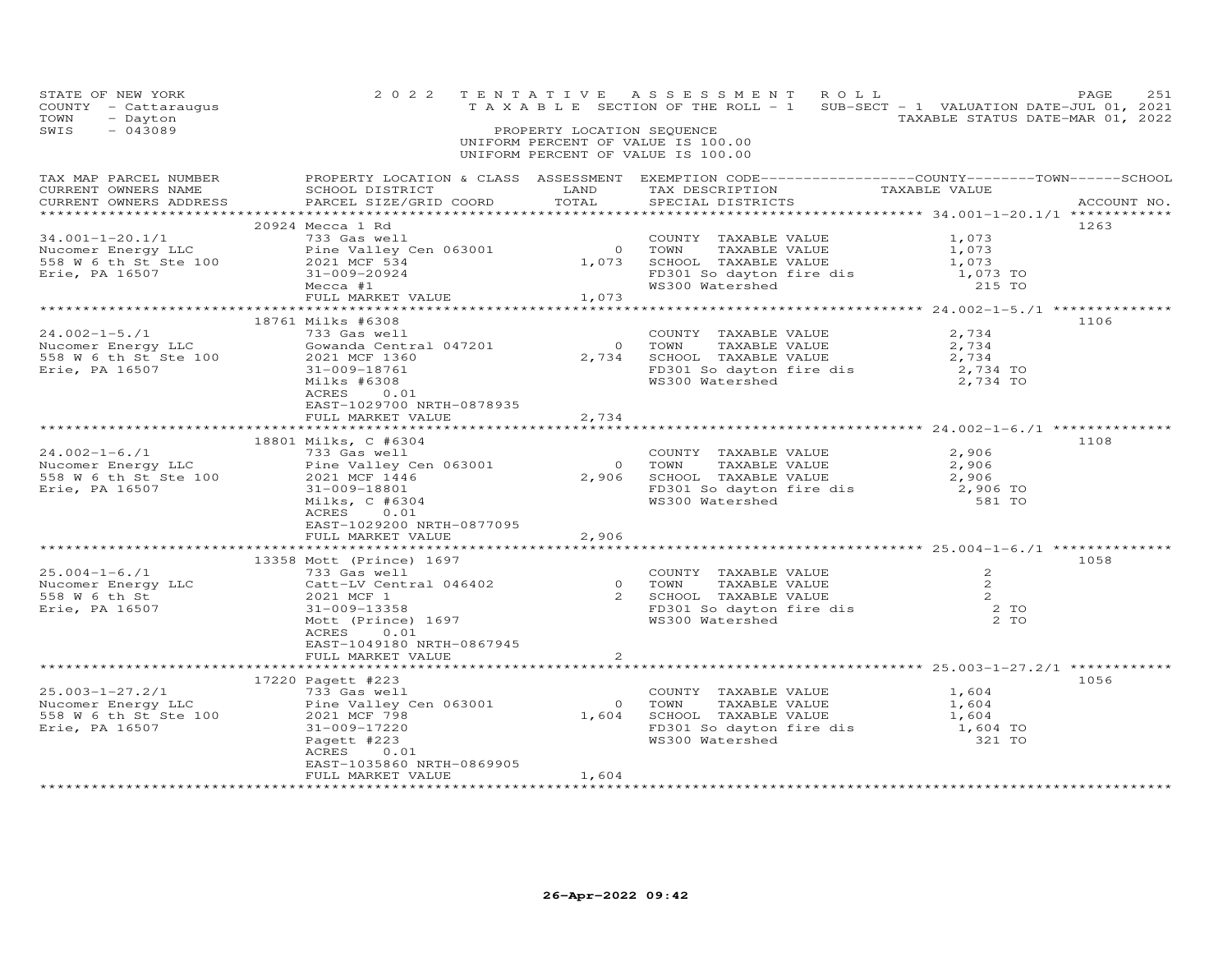STATE OF NEW YORK
COUNTY - Cattaraugus
TOWN - Dayton
SWIS - 043089

2022 TENTATIVE ASSESSMENT ROLL
TAXABLE SECTION OF THE ROLL - 1
SUB-SECT - 1 VALUATION DATE-JUL 01, 2021
TAXABLE STATUS DATE-MAR 01, 2022

PROPERTY LOCATION SEQUENCE
UNIFORM PERCENT OF VALUE IS 100.00
UNIFORM PERCENT OF VALUE IS 100.00

| TAX MAP PARCEL NUMBER / CURRENT OWNERS NAME / CURRENT OWNERS ADDRESS | PROPERTY LOCATION & CLASS / SCHOOL DISTRICT / PARCEL SIZE/GRID COORD | ASSESSMENT LAND | TOTAL | EXEMPTION CODE / TAX DESCRIPTION / SPECIAL DISTRICTS | COUNTY--------TOWN------SCHOOL TAXABLE VALUE | ACCOUNT NO. |
|---|---|---|---|---|---|---|
| 34.001-1-20.1/1 | 20924 Mecca 1 Rd | | | | | 1263 |
| 34.001-1-20.1/1 | 733 Gas well | | | COUNTY TAXABLE VALUE | 1,073 | |
| Nucomer Energy LLC | Pine Valley Cen 063001 | 0 | | TOWN TAXABLE VALUE | 1,073 | |
| 558 W 6 th St Ste 100 | 2021 MCF 534 | | 1,073 | SCHOOL TAXABLE VALUE | 1,073 | |
| Erie, PA 16507 | 31-009-20924 | | | FD301 So dayton fire dis | 1,073 TO | |
| | Mecca #1 | | | WS300 Watershed | 215 TO | |
| | FULL MARKET VALUE | | 1,073 | | | |
| 24.002-1-5./1 | 18761 Milks #6308 | | | | | 1106 |
| 24.002-1-5./1 | 733 Gas well | | | COUNTY TAXABLE VALUE | 2,734 | |
| Nucomer Energy LLC | Gowanda Central 047201 | 0 | | TOWN TAXABLE VALUE | 2,734 | |
| 558 W 6 th St Ste 100 | 2021 MCF 1360 | | 2,734 | SCHOOL TAXABLE VALUE | 2,734 | |
| Erie, PA 16507 | 31-009-18761 | | | FD301 So dayton fire dis | 2,734 TO | |
| | Milks #6308 | | | WS300 Watershed | 2,734 TO | |
| | ACRES 0.01 | | | | | |
| | EAST-1029700 NRTH-0878935 | | | | | |
| | FULL MARKET VALUE | | 2,734 | | | |
| 24.002-1-6./1 | 18801 Milks, C #6304 | | | | | 1108 |
| 24.002-1-6./1 | 733 Gas well | | | COUNTY TAXABLE VALUE | 2,906 | |
| Nucomer Energy LLC | Pine Valley Cen 063001 | 0 | | TOWN TAXABLE VALUE | 2,906 | |
| 558 W 6 th St Ste 100 | 2021 MCF 1446 | | 2,906 | SCHOOL TAXABLE VALUE | 2,906 | |
| Erie, PA 16507 | 31-009-18801 | | | FD301 So dayton fire dis | 2,906 TO | |
| | Milks, C #6304 | | | WS300 Watershed | 581 TO | |
| | ACRES 0.01 | | | | | |
| | EAST-1029200 NRTH-0877095 | | | | | |
| | FULL MARKET VALUE | | 2,906 | | | |
| 25.004-1-6./1 | 13358 Mott (Prince) 1697 | | | | | 1058 |
| 25.004-1-6./1 | 733 Gas well | | | COUNTY TAXABLE VALUE | 2 | |
| Nucomer Energy LLC | Catt-LV Central 046402 | 0 | | TOWN TAXABLE VALUE | 2 | |
| 558 W 6 th St | 2021 MCF 1 | | 2 | SCHOOL TAXABLE VALUE | 2 | |
| Erie, PA 16507 | 31-009-13358 | | | FD301 So dayton fire dis | 2 TO | |
| | Mott (Prince) 1697 | | | WS300 Watershed | 2 TO | |
| | ACRES 0.01 | | | | | |
| | EAST-1049180 NRTH-0867945 | | | | | |
| | FULL MARKET VALUE | | 2 | | | |
| 25.003-1-27.2/1 | 17220 Pagett #223 | | | | | 1056 |
| 25.003-1-27.2/1 | 733 Gas well | | | COUNTY TAXABLE VALUE | 1,604 | |
| Nucomer Energy LLC | Pine Valley Cen 063001 | 0 | | TOWN TAXABLE VALUE | 1,604 | |
| 558 W 6 th St Ste 100 | 2021 MCF 798 | | 1,604 | SCHOOL TAXABLE VALUE | 1,604 | |
| Erie, PA 16507 | 31-009-17220 | | | FD301 So dayton fire dis | 1,604 TO | |
| | Pagett #223 | | | WS300 Watershed | 321 TO | |
| | ACRES 0.01 | | | | | |
| | EAST-1035860 NRTH-0869905 | | | | | |
| | FULL MARKET VALUE | | 1,604 | | | |

26-Apr-2022 09:42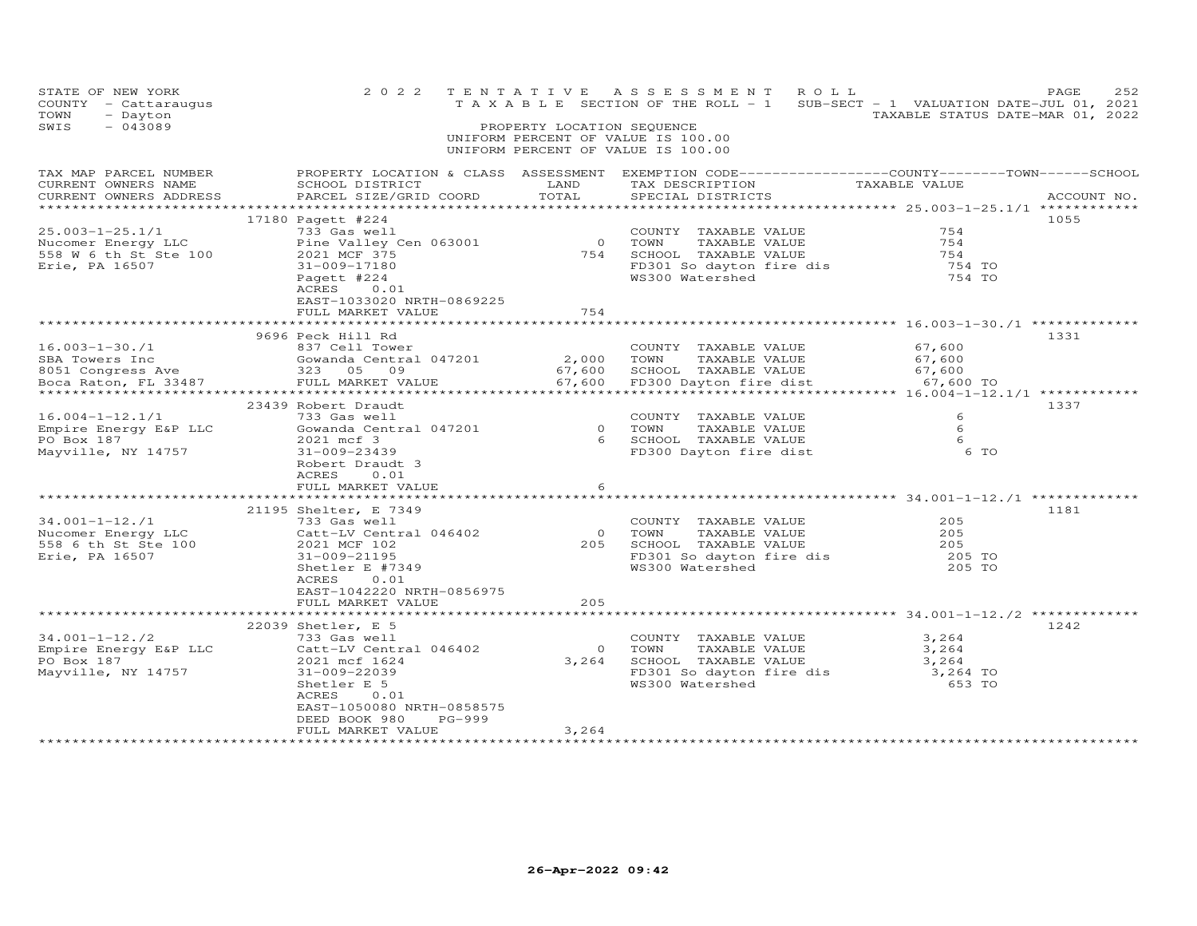STATE OF NEW YORK
COUNTY - Cattaraugus
TOWN - Dayton
SWIS - 043089

2022 TENTATIVE ASSESSMENT ROLL
TAXABLE SECTION OF THE ROLL - 1
SUB-SECT - 1 VALUATION DATE-JUL 01, 2021
TAXABLE STATUS DATE-MAR 01, 2022

PROPERTY LOCATION SEQUENCE
UNIFORM PERCENT OF VALUE IS 100.00
UNIFORM PERCENT OF VALUE IS 100.00

| TAX MAP PARCEL NUMBER<br>CURRENT OWNERS NAME<br>CURRENT OWNERS ADDRESS | PROPERTY LOCATION & CLASS<br>SCHOOL DISTRICT<br>PARCEL SIZE/GRID COORD | ASSESSMENT<br>LAND<br>TOTAL | EXEMPTION CODE---COUNTY---TOWN---SCHOOL<br>TAX DESCRIPTION<br>SPECIAL DISTRICTS | TAXABLE VALUE | ACCOUNT NO. |
|---|---|---|---|---|---|
| 25.003-1-25.1/1 | 17180 Pagett #224 | | | | 1055 |
| 25.003-1-25.1/1 | 733 Gas well | | COUNTY TAXABLE VALUE | 754 | |
| Nucomer Energy LLC | Pine Valley Cen 063001 | 0 | TOWN TAXABLE VALUE | 754 | |
| 558 W 6 th St Ste 100 | 2021 MCF 375 | 754 | SCHOOL TAXABLE VALUE | 754 | |
| Erie, PA 16507 | 31-009-17180 | | FD301 So dayton fire dis | 754 TO | |
| | Pagett #224 | | WS300 Watershed | 754 TO | |
| | ACRES 0.01 | | | | |
| | EAST-1033020 NRTH-0869225 | | | | |
| | FULL MARKET VALUE | 754 | | | |
| 16.003-1-30./1 | 9696 Peck Hill Rd | | | | 1331 |
| 16.003-1-30./1 | 837 Cell Tower | | COUNTY TAXABLE VALUE | 67,600 | |
| SBA Towers Inc | Gowanda Central 047201 | 2,000 | TOWN TAXABLE VALUE | 67,600 | |
| 8051 Congress Ave | 323 05 09 | 67,600 | SCHOOL TAXABLE VALUE | 67,600 | |
| Boca Raton, FL 33487 | FULL MARKET VALUE | 67,600 | FD300 Dayton fire dist | 67,600 TO | |
| 16.004-1-12.1/1 | 23439 Robert Draudt | | | | 1337 |
| 16.004-1-12.1/1 | 733 Gas well | | COUNTY TAXABLE VALUE | 6 | |
| Empire Energy E&P LLC | Gowanda Central 047201 | 0 | TOWN TAXABLE VALUE | 6 | |
| PO Box 187 | 2021 mcf 3 | 6 | SCHOOL TAXABLE VALUE | 6 | |
| Mayville, NY 14757 | 31-009-23439 | | FD300 Dayton fire dist | 6 TO | |
| | Robert Draudt 3 | | | | |
| | ACRES 0.01 | | | | |
| | FULL MARKET VALUE | 6 | | | |
| 34.001-1-12./1 | 21195 Shelter, E 7349 | | | | 1181 |
| 34.001-1-12./1 | 733 Gas well | | COUNTY TAXABLE VALUE | 205 | |
| Nucomer Energy LLC | Catt-LV Central 046402 | 0 | TOWN TAXABLE VALUE | 205 | |
| 558 6 th St Ste 100 | 2021 MCF 102 | 205 | SCHOOL TAXABLE VALUE | 205 | |
| Erie, PA 16507 | 31-009-21195 | | FD301 So dayton fire dis | 205 TO | |
| | Shetler E #7349 | | WS300 Watershed | 205 TO | |
| | ACRES 0.01 | | | | |
| | EAST-1042220 NRTH-0856975 | | | | |
| | FULL MARKET VALUE | 205 | | | |
| 34.001-1-12./2 | 22039 Shetler, E 5 | | | | 1242 |
| 34.001-1-12./2 | 733 Gas well | | COUNTY TAXABLE VALUE | 3,264 | |
| Empire Energy E&P LLC | Catt-LV Central 046402 | 0 | TOWN TAXABLE VALUE | 3,264 | |
| PO Box 187 | 2021 mcf 1624 | 3,264 | SCHOOL TAXABLE VALUE | 3,264 | |
| Mayville, NY 14757 | 31-009-22039 | | FD301 So dayton fire dis | 3,264 TO | |
| | Shetler E 5 | | WS300 Watershed | 653 TO | |
| | ACRES 0.01 | | | | |
| | EAST-1050080 NRTH-0858575 | | | | |
| | DEED BOOK 980 PG-999 | | | | |
| | FULL MARKET VALUE | 3,264 | | | |

26-Apr-2022 09:42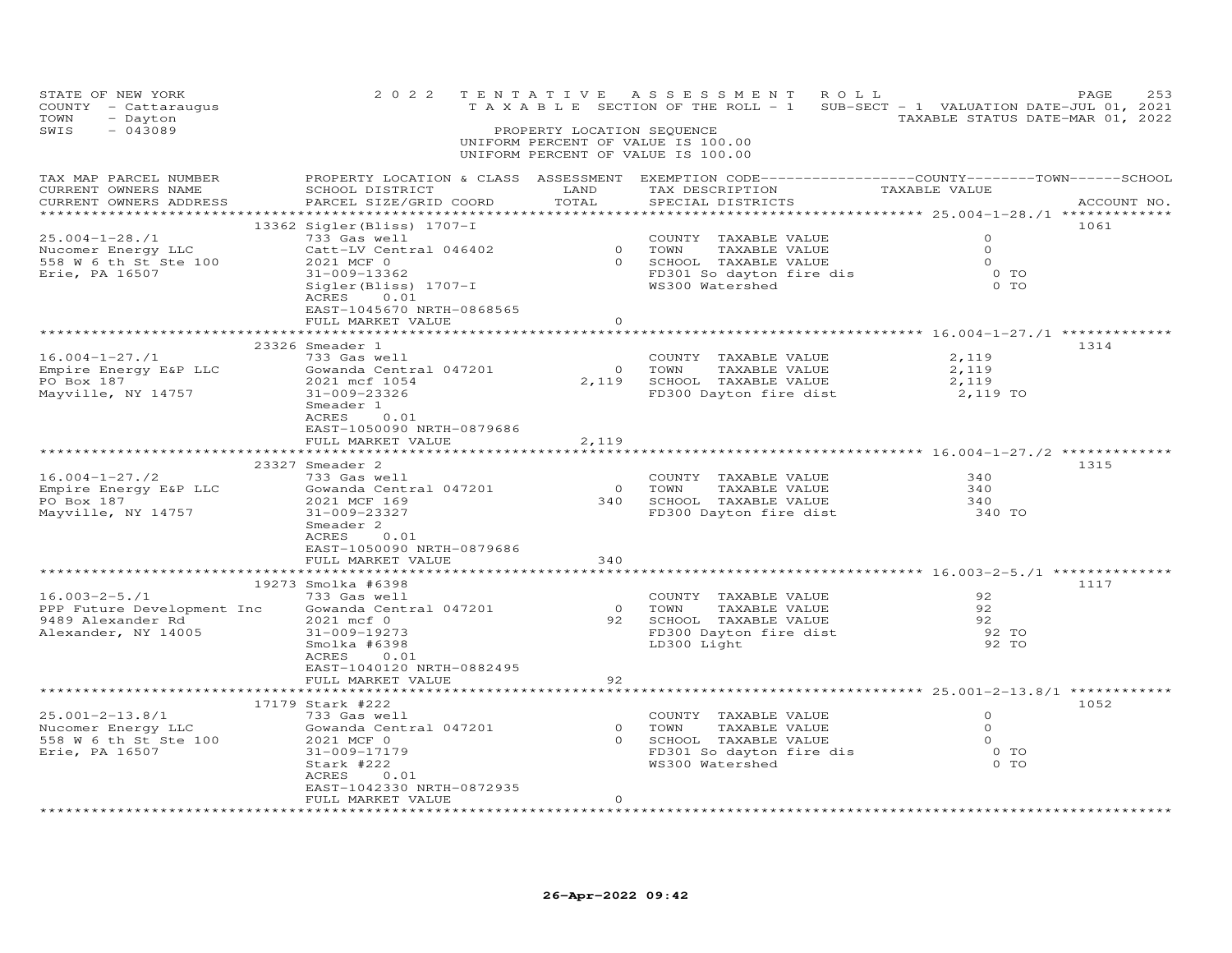STATE OF NEW YORK
COUNTY - Cattaraugus
TOWN - Dayton
SWIS - 043089

2022 TENTATIVE ASSESSMENT ROLL
TAXABLE SECTION OF THE ROLL - 1
SUB-SECT - 1 VALUATION DATE-JUL 01, 2021
TAXABLE STATUS DATE-MAR 01, 2022

PROPERTY LOCATION SEQUENCE
UNIFORM PERCENT OF VALUE IS 100.00
UNIFORM PERCENT OF VALUE IS 100.00

| TAX MAP PARCEL NUMBER / CURRENT OWNERS NAME / CURRENT OWNERS ADDRESS | PROPERTY LOCATION & CLASS / SCHOOL DISTRICT / PARCEL SIZE/GRID COORD | ASSESSMENT LAND / TOTAL | EXEMPTION CODE / TAX DESCRIPTION / SPECIAL DISTRICTS | TAXABLE VALUE (COUNTY / TOWN / SCHOOL) | ACCOUNT NO. |
|---|---|---|---|---|---|
| 25.004-1-28./1 | 13362 Sigler(Bliss) 1707-I | | | | 1061 |
| Nucomer Energy LLC | 733 Gas well | | COUNTY TAXABLE VALUE | 0 | |
| 558 W 6 th St Ste 100 | Catt-LV Central 046402 | 0 | TOWN TAXABLE VALUE | 0 | |
| Erie, PA 16507 | 2021 MCF 0 | 0 | SCHOOL TAXABLE VALUE | 0 | |
| | 31-009-13362 | | FD301 So dayton fire dis | 0 TO | |
| | Sigler(Bliss) 1707-I | | WS300 Watershed | 0 TO | |
| | ACRES 0.01 | | | | |
| | EAST-1045670 NRTH-0868565 | | | | |
| | FULL MARKET VALUE | 0 | | | |
| 16.004-1-27./1 | 23326 Smeader 1 | | | | 1314 |
| Empire Energy E&P LLC | 733 Gas well | | COUNTY TAXABLE VALUE | 2,119 | |
| PO Box 187 | Gowanda Central 047201 | 0 | TOWN TAXABLE VALUE | 2,119 | |
| Mayville, NY 14757 | 2021 mcf 1054 | 2,119 | SCHOOL TAXABLE VALUE | 2,119 | |
| | 31-009-23326 | | FD300 Dayton fire dist | 2,119 TO | |
| | Smeader 1 | | | | |
| | ACRES 0.01 | | | | |
| | EAST-1050090 NRTH-0879686 | | | | |
| | FULL MARKET VALUE | 2,119 | | | |
| 16.004-1-27./2 | 23327 Smeader 2 | | | | 1315 |
| Empire Energy E&P LLC | 733 Gas well | | COUNTY TAXABLE VALUE | 340 | |
| PO Box 187 | Gowanda Central 047201 | 0 | TOWN TAXABLE VALUE | 340 | |
| Mayville, NY 14757 | 2021 MCF 169 | 340 | SCHOOL TAXABLE VALUE | 340 | |
| | 31-009-23327 | | FD300 Dayton fire dist | 340 TO | |
| | Smeader 2 | | | | |
| | ACRES 0.01 | | | | |
| | EAST-1050090 NRTH-0879686 | | | | |
| | FULL MARKET VALUE | 340 | | | |
| 16.003-2-5./1 | 19273 Smolka #6398 | | | | 1117 |
| PPP Future Development Inc | 733 Gas well | | COUNTY TAXABLE VALUE | 92 | |
| 9489 Alexander Rd | Gowanda Central 047201 | 0 | TOWN TAXABLE VALUE | 92 | |
| Alexander, NY 14005 | 2021 mcf 0 | 92 | SCHOOL TAXABLE VALUE | 92 | |
| | 31-009-19273 | | FD300 Dayton fire dist | 92 TO | |
| | Smolka #6398 | | LD300 Light | 92 TO | |
| | ACRES 0.01 | | | | |
| | EAST-1040120 NRTH-0882495 | | | | |
| | FULL MARKET VALUE | 92 | | | |
| 25.001-2-13.8/1 | 17179 Stark #222 | | | | 1052 |
| Nucomer Energy LLC | 733 Gas well | | COUNTY TAXABLE VALUE | 0 | |
| 558 W 6 th St Ste 100 | Gowanda Central 047201 | 0 | TOWN TAXABLE VALUE | 0 | |
| Erie, PA 16507 | 2021 MCF 0 | 0 | SCHOOL TAXABLE VALUE | 0 | |
| | 31-009-17179 | | FD301 So dayton fire dis | 0 TO | |
| | Stark #222 | | WS300 Watershed | 0 TO | |
| | ACRES 0.01 | | | | |
| | EAST-1042330 NRTH-0872935 | | | | |
| | FULL MARKET VALUE | 0 | | | |

26-Apr-2022 09:42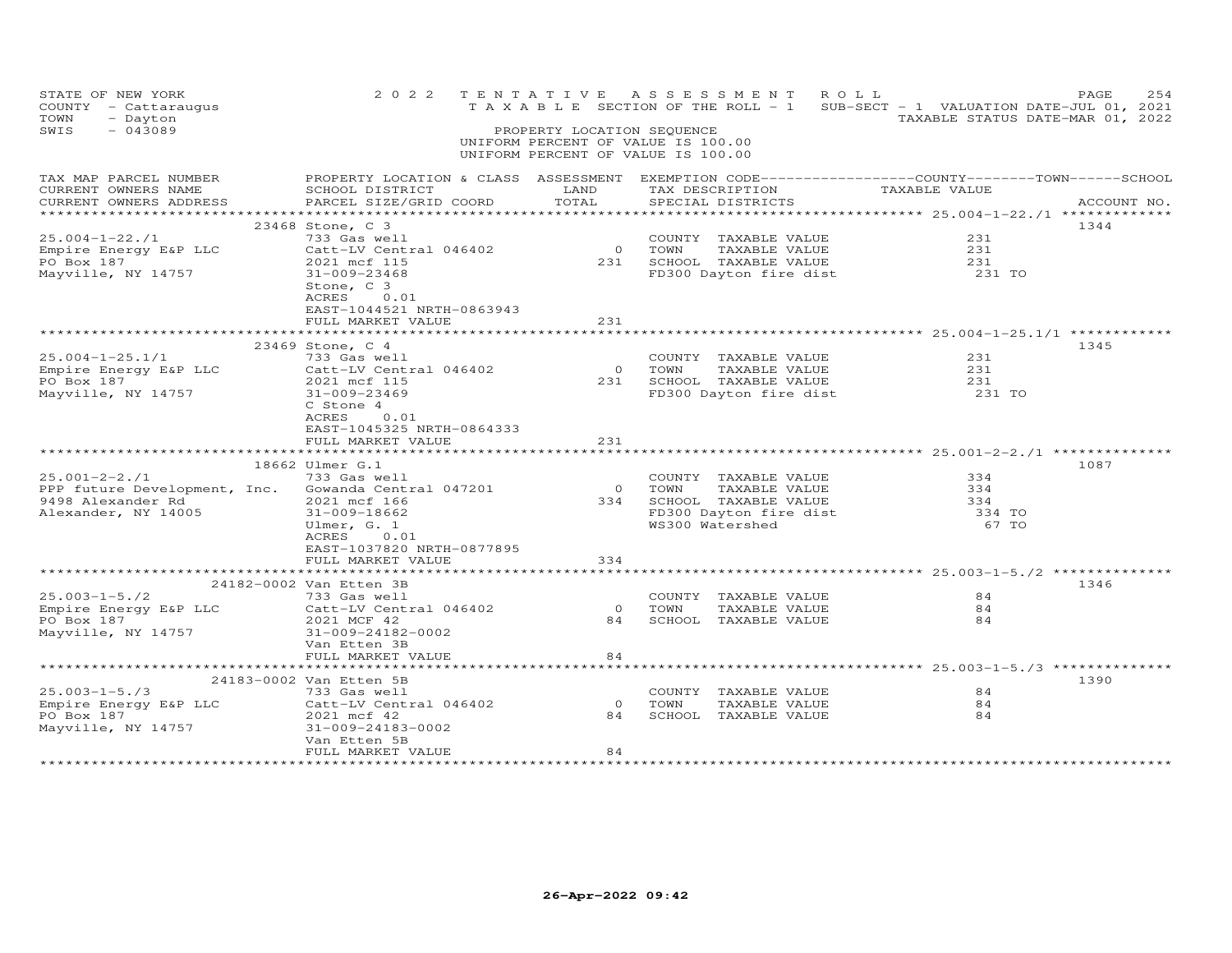STATE OF NEW YORK — 2022 TENTATIVE ASSESSMENT ROLL
COUNTY - Cattaraugus — TAXABLE SECTION OF THE ROLL - 1 — SUB-SECT - 1 VALUATION DATE-JUL 01, 2021
TOWN - Dayton — TAXABLE STATUS DATE-MAR 01, 2022
SWIS - 043089 — PROPERTY LOCATION SEQUENCE
UNIFORM PERCENT OF VALUE IS 100.00
UNIFORM PERCENT OF VALUE IS 100.00

| TAX MAP PARCEL NUMBER / CURRENT OWNERS NAME / CURRENT OWNERS ADDRESS | PROPERTY LOCATION & CLASS / SCHOOL DISTRICT / PARCEL SIZE/GRID COORD | ASSESSMENT LAND / TOTAL | EXEMPTION CODE / TAX DESCRIPTION / SPECIAL DISTRICTS | TAXABLE VALUE (COUNTY / TOWN / SCHOOL) | ACCOUNT NO. |
|---|---|---|---|---|---|
| **25.004-1-22./1** | 23468 Stone, C 3 | | | | 1344 |
| 25.004-1-22./1 | 733 Gas well | | COUNTY TAXABLE VALUE | 231 | |
| Empire Energy E&P LLC | Catt-LV Central 046402 | 0 | TOWN TAXABLE VALUE | 231 | |
| PO Box 187 | 2021 mcf 115 | 231 | SCHOOL TAXABLE VALUE | 231 | |
| Mayville, NY 14757 | 31-009-23468 | | FD300 Dayton fire dist | 231 TO | |
| | Stone, C 3 | | | | |
| | ACRES 0.01 | | | | |
| | EAST-1044521 NRTH-0863943 | | | | |
| | FULL MARKET VALUE | 231 | | | |
| **25.004-1-25.1/1** | 23469 Stone, C 4 | | | | 1345 |
| 25.004-1-25.1/1 | 733 Gas well | | COUNTY TAXABLE VALUE | 231 | |
| Empire Energy E&P LLC | Catt-LV Central 046402 | 0 | TOWN TAXABLE VALUE | 231 | |
| PO Box 187 | 2021 mcf 115 | 231 | SCHOOL TAXABLE VALUE | 231 | |
| Mayville, NY 14757 | 31-009-23469 | | FD300 Dayton fire dist | 231 TO | |
| | C Stone 4 | | | | |
| | ACRES 0.01 | | | | |
| | EAST-1045325 NRTH-0864333 | | | | |
| | FULL MARKET VALUE | 231 | | | |
| **25.001-2-2./1** | 18662 Ulmer G.1 | | | | 1087 |
| 25.001-2-2./1 | 733 Gas well | | COUNTY TAXABLE VALUE | 334 | |
| PPP future Development, Inc. | Gowanda Central 047201 | 0 | TOWN TAXABLE VALUE | 334 | |
| 9498 Alexander Rd | 2021 mcf 166 | 334 | SCHOOL TAXABLE VALUE | 334 | |
| Alexander, NY 14005 | 31-009-18662 | | FD300 Dayton fire dist | 334 TO | |
| | Ulmer, G. 1 | | WS300 Watershed | 67 TO | |
| | ACRES 0.01 | | | | |
| | EAST-1037820 NRTH-0877895 | | | | |
| | FULL MARKET VALUE | 334 | | | |
| **25.003-1-5./2** | 24182-0002 Van Etten 3B | | | | 1346 |
| 25.003-1-5./2 | 733 Gas well | | COUNTY TAXABLE VALUE | 84 | |
| Empire Energy E&P LLC | Catt-LV Central 046402 | 0 | TOWN TAXABLE VALUE | 84 | |
| PO Box 187 | 2021 MCF 42 | 84 | SCHOOL TAXABLE VALUE | 84 | |
| Mayville, NY 14757 | 31-009-24182-0002 | | | | |
| | Van Etten 3B | | | | |
| | FULL MARKET VALUE | 84 | | | |
| **25.003-1-5./3** | 24183-0002 Van Etten 5B | | | | 1390 |
| 25.003-1-5./3 | 733 Gas well | | COUNTY TAXABLE VALUE | 84 | |
| Empire Energy E&P LLC | Catt-LV Central 046402 | 0 | TOWN TAXABLE VALUE | 84 | |
| PO Box 187 | 2021 mcf 42 | 84 | SCHOOL TAXABLE VALUE | 84 | |
| Mayville, NY 14757 | 31-009-24183-0002 | | | | |
| | Van Etten 5B | | | | |
| | FULL MARKET VALUE | 84 | | | |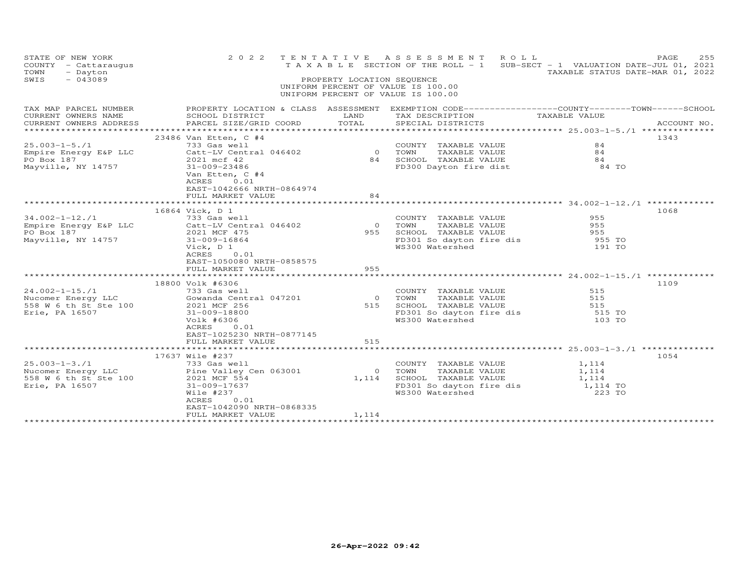STATE OF NEW YORK — 2022 TENTATIVE ASSESSMENT ROLL
COUNTY - Cattaraugus — TAXABLE SECTION OF THE ROLL - 1 — SUB-SECT - 1 VALUATION DATE-JUL 01, 2021
TOWN - Dayton — TAXABLE STATUS DATE-MAR 01, 2022
SWIS - 043089 — PROPERTY LOCATION SEQUENCE
UNIFORM PERCENT OF VALUE IS 100.00
UNIFORM PERCENT OF VALUE IS 100.00

| TAX MAP PARCEL NUMBER / CURRENT OWNERS NAME / CURRENT OWNERS ADDRESS | PROPERTY LOCATION & CLASS / SCHOOL DISTRICT / PARCEL SIZE/GRID COORD | ASSESSMENT LAND | ASSESSMENT TOTAL | EXEMPTION CODE / TAX DESCRIPTION / SPECIAL DISTRICTS | TAXABLE VALUE (COUNTY / TOWN / SCHOOL) | ACCOUNT NO. |
|---|---|---|---|---|---|---|
| 25.003-1-5./1 | 23486 Van Etten, C #4 | | | | | 1343 |
| Empire Energy E&P LLC | 733 Gas well | | | COUNTY TAXABLE VALUE | 84 | |
| PO Box 187 | Catt-LV Central 046402 | 0 | | TOWN TAXABLE VALUE | 84 | |
| Mayville, NY 14757 | 2021 mcf 42 | | 84 | SCHOOL TAXABLE VALUE | 84 | |
| | 31-009-23486 | | | FD300 Dayton fire dist | 84 TO | |
| | Van Etten, C #4 | | | | | |
| | ACRES 0.01 | | | | | |
| | EAST-1042666 NRTH-0864974 | | | | | |
| | FULL MARKET VALUE | | 84 | | | |
| 34.002-1-12./1 | 16864 Vick, D 1 | | | | | 1068 |
| Empire Energy E&P LLC | 733 Gas well | | | COUNTY TAXABLE VALUE | 955 | |
| PO Box 187 | Catt-LV Central 046402 | 0 | | TOWN TAXABLE VALUE | 955 | |
| Mayville, NY 14757 | 2021 MCF 475 | | 955 | SCHOOL TAXABLE VALUE | 955 | |
| | 31-009-16864 | | | FD301 So dayton fire dis | 955 TO | |
| | Vick, D 1 | | | WS300 Watershed | 191 TO | |
| | ACRES 0.01 | | | | | |
| | EAST-1050080 NRTH-0858575 | | | | | |
| | FULL MARKET VALUE | | 955 | | | |
| 24.002-1-15./1 | 18800 Volk #6306 | | | | | 1109 |
| Nucomer Energy LLC | 733 Gas well | | | COUNTY TAXABLE VALUE | 515 | |
| 558 W 6 th St Ste 100 | Gowanda Central 047201 | 0 | | TOWN TAXABLE VALUE | 515 | |
| Erie, PA 16507 | 2021 MCF 256 | | 515 | SCHOOL TAXABLE VALUE | 515 | |
| | 31-009-18800 | | | FD301 So dayton fire dis | 515 TO | |
| | Volk #6306 | | | WS300 Watershed | 103 TO | |
| | ACRES 0.01 | | | | | |
| | EAST-1025230 NRTH-0877145 | | | | | |
| | FULL MARKET VALUE | | 515 | | | |
| 25.003-1-3./1 | 17637 Wile #237 | | | | | 1054 |
| Nucomer Energy LLC | 733 Gas well | | | COUNTY TAXABLE VALUE | 1,114 | |
| 558 W 6 th St Ste 100 | Pine Valley Cen 063001 | 0 | | TOWN TAXABLE VALUE | 1,114 | |
| Erie, PA 16507 | 2021 MCF 554 | | 1,114 | SCHOOL TAXABLE VALUE | 1,114 | |
| | 31-009-17637 | | | FD301 So dayton fire dis | 1,114 TO | |
| | Wile #237 | | | WS300 Watershed | 223 TO | |
| | ACRES 0.01 | | | | | |
| | EAST-1042090 NRTH-0868335 | | | | | |
| | FULL MARKET VALUE | | 1,114 | | | |

26-Apr-2022 09:42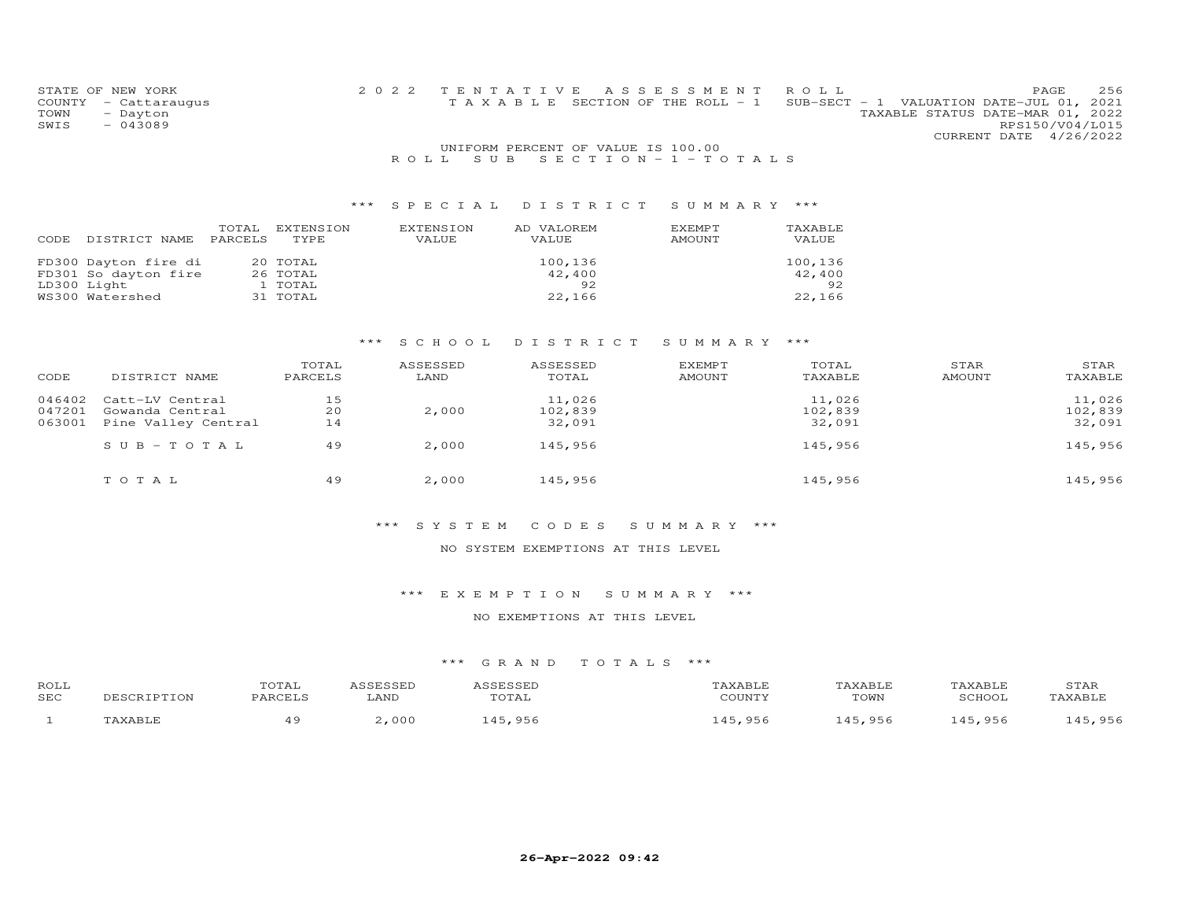STATE OF NEW YORK
COUNTY - Cattaraugus
TOWN - Dayton
SWIS - 043089

2022 TENTATIVE ASSESSMENT ROLL
TAXABLE SECTION OF THE ROLL - 1
SUB-SECT - 1 VALUATION DATE-JUL 01, 2021
TAXABLE STATUS DATE-MAR 01, 2022
RPS150/V04/L015
CURRENT DATE 4/26/2022

UNIFORM PERCENT OF VALUE IS 100.00

ROLL SUB SECTION - 1 - TOTALS

### *** SPECIAL DISTRICT SUMMARY ***

| CODE | DISTRICT NAME | TOTAL PARCELS | EXTENSION TYPE | EXTENSION VALUE | AD VALOREM VALUE | EXEMPT AMOUNT | TAXABLE VALUE |
|---|---|---|---|---|---|---|---|
| FD300 | Dayton fire di | 20 | TOTAL | | 100,136 | | 100,136 |
| FD301 | So dayton fire | 26 | TOTAL | | 42,400 | | 42,400 |
| LD300 | Light | 1 | TOTAL | | 92 | | 92 |
| WS300 | Watershed | 31 | TOTAL | | 22,166 | | 22,166 |

### *** SCHOOL DISTRICT SUMMARY ***

| CODE | DISTRICT NAME | TOTAL PARCELS | ASSESSED LAND | ASSESSED TOTAL | EXEMPT AMOUNT | TOTAL TAXABLE | STAR AMOUNT | STAR TAXABLE |
|---|---|---|---|---|---|---|---|---|
| 046402 | Catt-LV Central | 15 | | 11,026 | | 11,026 | | 11,026 |
| 047201 | Gowanda Central | 20 | 2,000 | 102,839 | | 102,839 | | 102,839 |
| 063001 | Pine Valley Central | 14 | | 32,091 | | 32,091 | | 32,091 |
| | SUB-TOTAL | 49 | 2,000 | 145,956 | | 145,956 | | 145,956 |
| | TOTAL | 49 | 2,000 | 145,956 | | 145,956 | | 145,956 |

### *** SYSTEM CODES SUMMARY ***

NO SYSTEM EXEMPTIONS AT THIS LEVEL

### *** EXEMPTION SUMMARY ***

NO EXEMPTIONS AT THIS LEVEL

### *** GRAND TOTALS ***

| ROLL SEC | DESCRIPTION | TOTAL PARCELS | ASSESSED LAND | ASSESSED TOTAL | TAXABLE COUNTY | TAXABLE TOWN | TAXABLE SCHOOL | STAR TAXABLE |
|---|---|---|---|---|---|---|---|---|
| 1 | TAXABLE | 49 | 2,000 | 145,956 | 145,956 | 145,956 | 145,956 | 145,956 |

26-Apr-2022 09:42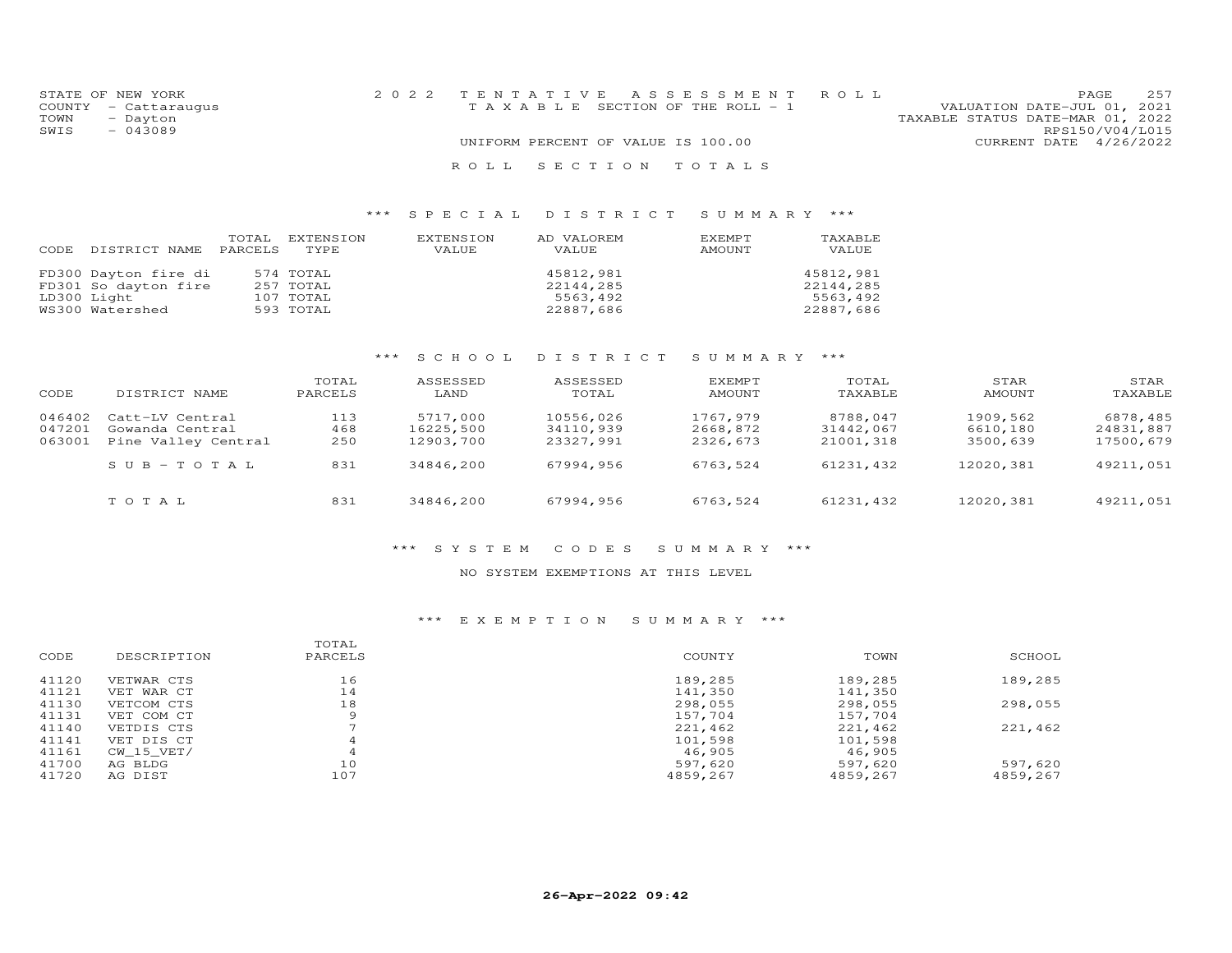STATE OF NEW YORK
COUNTY - Cattaraugus
TOWN - Dayton
SWIS - 043089

2022 TENTATIVE ASSESSMENT ROLL
TAXABLE SECTION OF THE ROLL - 1
UNIFORM PERCENT OF VALUE IS 100.00

VALUATION DATE-JUL 01, 2021
TAXABLE STATUS DATE-MAR 01, 2022
RPS150/V04/L015
CURRENT DATE 4/26/2022

## ROLL SECTION TOTALS

### *** SPECIAL DISTRICT SUMMARY ***

| CODE DISTRICT NAME | TOTAL PARCELS | EXTENSION TYPE | EXTENSION VALUE | AD VALOREM VALUE | EXEMPT AMOUNT | TAXABLE VALUE |
|---|---|---|---|---|---|---|
| FD300 Dayton fire di | 574 | TOTAL | | 45812,981 | | 45812,981 |
| FD301 So dayton fire | 257 | TOTAL | | 22144,285 | | 22144,285 |
| LD300 Light | 107 | TOTAL | | 5563,492 | | 5563,492 |
| WS300 Watershed | 593 | TOTAL | | 22887,686 | | 22887,686 |

### *** SCHOOL DISTRICT SUMMARY ***

| CODE | DISTRICT NAME | TOTAL PARCELS | ASSESSED LAND | ASSESSED TOTAL | EXEMPT AMOUNT | TOTAL TAXABLE | STAR AMOUNT | STAR TAXABLE |
|---|---|---|---|---|---|---|---|---|
| 046402 | Catt-LV Central | 113 | 5717,000 | 10556,026 | 1767,979 | 8788,047 | 1909,562 | 6878,485 |
| 047201 | Gowanda Central | 468 | 16225,500 | 34110,939 | 2668,872 | 31442,067 | 6610,180 | 24831,887 |
| 063001 | Pine Valley Central | 250 | 12903,700 | 23327,991 | 2326,673 | 21001,318 | 3500,639 | 17500,679 |
| | SUB-TOTAL | 831 | 34846,200 | 67994,956 | 6763,524 | 61231,432 | 12020,381 | 49211,051 |
| | TOTAL | 831 | 34846,200 | 67994,956 | 6763,524 | 61231,432 | 12020,381 | 49211,051 |

### *** SYSTEM CODES SUMMARY ***

NO SYSTEM EXEMPTIONS AT THIS LEVEL

### *** EXEMPTION SUMMARY ***

| CODE | DESCRIPTION | TOTAL PARCELS | COUNTY | TOWN | SCHOOL |
|---|---|---|---|---|---|
| 41120 | VETWAR CTS | 16 | 189,285 | 189,285 | 189,285 |
| 41121 | VET WAR CT | 14 | 141,350 | 141,350 | |
| 41130 | VETCOM CTS | 18 | 298,055 | 298,055 | 298,055 |
| 41131 | VET COM CT | 9 | 157,704 | 157,704 | |
| 41140 | VETDIS CTS | 7 | 221,462 | 221,462 | 221,462 |
| 41141 | VET DIS CT | 4 | 101,598 | 101,598 | |
| 41161 | CW_15_VET/ | 4 | 46,905 | 46,905 | |
| 41700 | AG BLDG | 10 | 597,620 | 597,620 | 597,620 |
| 41720 | AG DIST | 107 | 4859,267 | 4859,267 | 4859,267 |

26-Apr-2022 09:42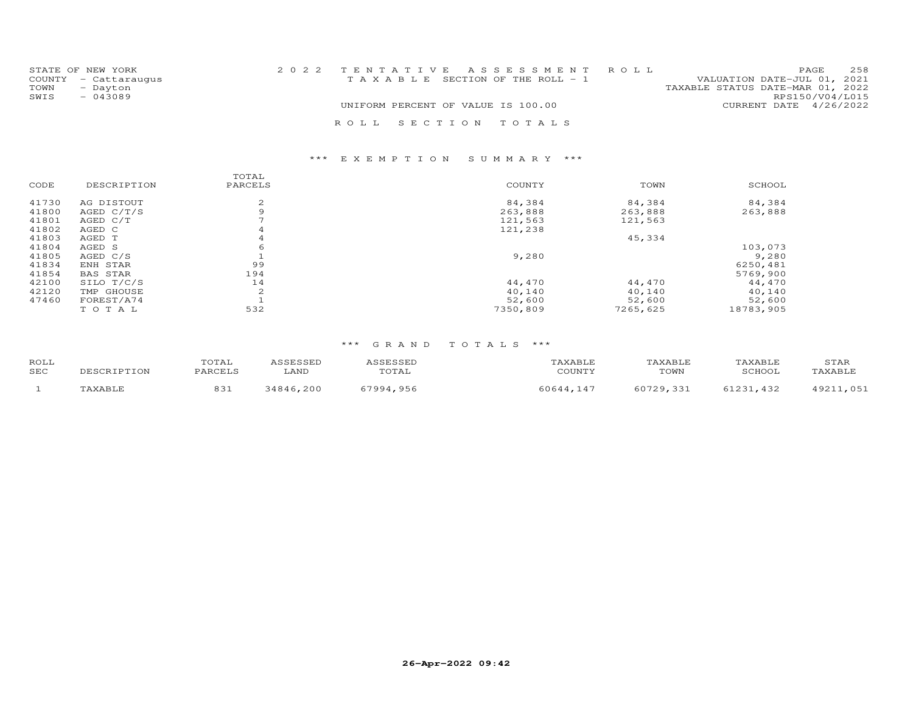STATE OF NEW YORK
COUNTY - Cattaraugus
TOWN - Dayton
SWIS - 043089

2022 TENTATIVE ASSESSMENT ROLL
TAXABLE SECTION OF THE ROLL - 1
UNIFORM PERCENT OF VALUE IS 100.00

VALUATION DATE-JUL 01, 2021
TAXABLE STATUS DATE-MAR 01, 2022
RPS150/V04/L015
CURRENT DATE 4/26/2022

## ROLL SECTION TOTALS

### *** EXEMPTION SUMMARY ***

| CODE | DESCRIPTION | TOTAL PARCELS | COUNTY | TOWN | SCHOOL |
|---|---|---|---|---|---|
| 41730 | AG DISTOUT | 2 | 84,384 | 84,384 | 84,384 |
| 41800 | AGED C/T/S | 9 | 263,888 | 263,888 | 263,888 |
| 41801 | AGED C/T | 7 | 121,563 | 121,563 | |
| 41802 | AGED C | 4 | 121,238 | | |
| 41803 | AGED T | 4 | | 45,334 | |
| 41804 | AGED S | 6 | | | 103,073 |
| 41805 | AGED C/S | 1 | 9,280 | | 9,280 |
| 41834 | ENH STAR | 99 | | | 6250,481 |
| 41854 | BAS STAR | 194 | | | 5769,900 |
| 42100 | SILO T/C/S | 14 | 44,470 | 44,470 | 44,470 |
| 42120 | TMP GHOUSE | 2 | 40,140 | 40,140 | 40,140 |
| 47460 | FOREST/A74 | 1 | 52,600 | 52,600 | 52,600 |
| | TOTAL | 532 | 7350,809 | 7265,625 | 18783,905 |

### *** GRAND TOTALS ***

| ROLL SEC | DESCRIPTION | TOTAL PARCELS | ASSESSED LAND | ASSESSED TOTAL | TAXABLE COUNTY | TAXABLE TOWN | TAXABLE SCHOOL | STAR TAXABLE |
|---|---|---|---|---|---|---|---|---|
| 1 | TAXABLE | 831 | 34846,200 | 67994,956 | 60644,147 | 60729,331 | 61231,432 | 49211,051 |

26-Apr-2022 09:42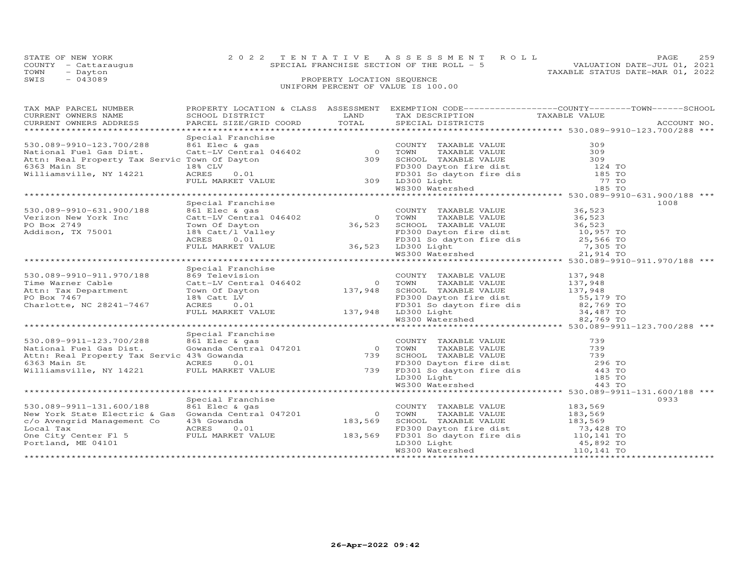STATE OF NEW YORK
COUNTY - Cattaraugus
TOWN - Dayton
SWIS - 043089

# 2022 TENTATIVE ASSESSMENT ROLL

SPECIAL FRANCHISE SECTION OF THE ROLL - 5

PROPERTY LOCATION SEQUENCE

UNIFORM PERCENT OF VALUE IS 100.00

VALUATION DATE-JUL 01, 2021
TAXABLE STATUS DATE-MAR 01, 2022

| TAX MAP PARCEL NUMBER / CURRENT OWNERS NAME / CURRENT OWNERS ADDRESS | PROPERTY LOCATION & CLASS / SCHOOL DISTRICT / PARCEL SIZE/GRID COORD | ASSESSMENT LAND | TOTAL | EXEMPTION CODE / TAX DESCRIPTION / SPECIAL DISTRICTS | TAXABLE VALUE (COUNTY / TOWN / SCHOOL) | ACCOUNT NO. |
|---|---|---|---|---|---|---|
| **530.089-9910-123.700/288** | Special Franchise | | | | | |
| 530.089-9910-123.700/288 | 861 Elec & gas | | | COUNTY TAXABLE VALUE | 309 | |
| National Fuel Gas Dist. | Catt-LV Central 046402 | 0 | | TOWN TAXABLE VALUE | 309 | |
| Attn: Real Property Tax Servic | Town Of Dayton | | 309 | SCHOOL TAXABLE VALUE | 309 | |
| 6363 Main St | 18% CLV | | | FD300 Dayton fire dist | 124 TO | |
| Williamsville, NY 14221 | ACRES 0.01 | | | FD301 So dayton fire dis | 185 TO | |
| | FULL MARKET VALUE | | 309 | LD300 Light | 77 TO | |
| | | | | WS300 Watershed | 185 TO | |
| **530.089-9910-631.900/188** | Special Franchise | | | | | 1008 |
| 530.089-9910-631.900/188 | 861 Elec & gas | | | COUNTY TAXABLE VALUE | 36,523 | |
| Verizon New York Inc | Catt-LV Central 046402 | 0 | | TOWN TAXABLE VALUE | 36,523 | |
| PO Box 2749 | Town Of Dayton | | 36,523 | SCHOOL TAXABLE VALUE | 36,523 | |
| Addison, TX 75001 | 18% Catt/l Valley | | | FD300 Dayton fire dist | 10,957 TO | |
| | ACRES 0.01 | | | FD301 So dayton fire dis | 25,566 TO | |
| | FULL MARKET VALUE | | 36,523 | LD300 Light | 7,305 TO | |
| | | | | WS300 Watershed | 21,914 TO | |
| **530.089-9910-911.970/188** | Special Franchise | | | | | |
| 530.089-9910-911.970/188 | 869 Television | | | COUNTY TAXABLE VALUE | 137,948 | |
| Time Warner Cable | Catt-LV Central 046402 | 0 | | TOWN TAXABLE VALUE | 137,948 | |
| Attn: Tax Department | Town Of Dayton | | 137,948 | SCHOOL TAXABLE VALUE | 137,948 | |
| PO Box 7467 | 18% Catt LV | | | FD300 Dayton fire dist | 55,179 TO | |
| Charlotte, NC 28241-7467 | ACRES 0.01 | | | FD301 So dayton fire dis | 82,769 TO | |
| | FULL MARKET VALUE | | 137,948 | LD300 Light | 34,487 TO | |
| | | | | WS300 Watershed | 82,769 TO | |
| **530.089-9911-123.700/288** | Special Franchise | | | | | |
| 530.089-9911-123.700/288 | 861 Elec & gas | | | COUNTY TAXABLE VALUE | 739 | |
| National Fuel Gas Dist. | Gowanda Central 047201 | 0 | | TOWN TAXABLE VALUE | 739 | |
| Attn: Real Property Tax Servic | 43% Gowanda | | 739 | SCHOOL TAXABLE VALUE | 739 | |
| 6363 Main St | ACRES 0.01 | | | FD300 Dayton fire dist | 296 TO | |
| Williamsville, NY 14221 | FULL MARKET VALUE | | 739 | FD301 So dayton fire dis | 443 TO | |
| | | | | LD300 Light | 185 TO | |
| | | | | WS300 Watershed | 443 TO | |
| **530.089-9911-131.600/188** | Special Franchise | | | | | 0933 |
| 530.089-9911-131.600/188 | 861 Elec & gas | | | COUNTY TAXABLE VALUE | 183,569 | |
| New York State Electric & Gas | Gowanda Central 047201 | 0 | | TOWN TAXABLE VALUE | 183,569 | |
| c/o Avengrid Management Co | 43% Gowanda | | 183,569 | SCHOOL TAXABLE VALUE | 183,569 | |
| Local Tax | ACRES 0.01 | | | FD300 Dayton fire dist | 73,428 TO | |
| One City Center Fl 5 | FULL MARKET VALUE | | 183,569 | FD301 So dayton fire dis | 110,141 TO | |
| Portland, ME 04101 | | | | LD300 Light | 45,892 TO | |
| | | | | WS300 Watershed | 110,141 TO | |

26-Apr-2022 09:42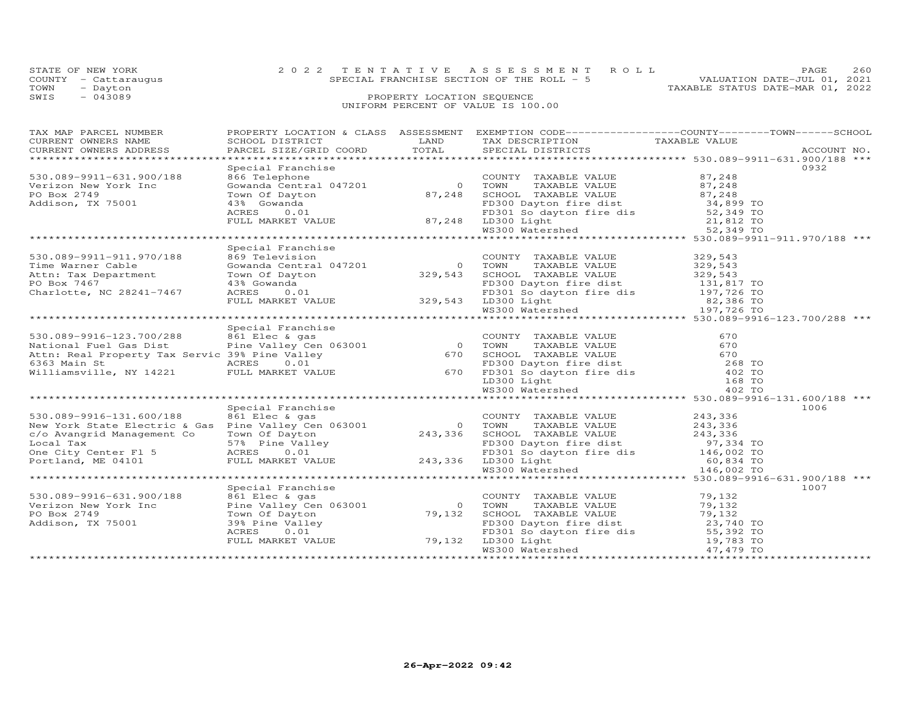STATE OF NEW YORK
COUNTY - Cattaraugus
TOWN - Dayton
SWIS - 043089

# 2022 TENTATIVE ASSESSMENT ROLL

SPECIAL FRANCHISE SECTION OF THE ROLL - 5

PROPERTY LOCATION SEQUENCE

UNIFORM PERCENT OF VALUE IS 100.00

VALUATION DATE-JUL 01, 2021
TAXABLE STATUS DATE-MAR 01, 2022

| TAX MAP PARCEL NUMBER / CURRENT OWNERS NAME / CURRENT OWNERS ADDRESS | PROPERTY LOCATION & CLASS / SCHOOL DISTRICT / PARCEL SIZE/GRID COORD | ASSESSMENT LAND / TOTAL | EXEMPTION CODE / TAX DESCRIPTION / SPECIAL DISTRICTS | TAXABLE VALUE (COUNTY / TOWN / SCHOOL) | ACCOUNT NO. |
|---|---|---|---|---|---|
| **530.089-9911-631.900/188** | Special Franchise | | | | 0932 |
| 530.089-9911-631.900/188 | 866 Telephone | | COUNTY TAXABLE VALUE | 87,248 | |
| Verizon New York Inc | Gowanda Central 047201 | 0 | TOWN TAXABLE VALUE | 87,248 | |
| PO Box 2749 | Town Of Dayton | 87,248 | SCHOOL TAXABLE VALUE | 87,248 | |
| Addison, TX 75001 | 43% Gowanda | | FD300 Dayton fire dist | 34,899 TO | |
| | ACRES 0.01 | | FD301 So dayton fire dis | 52,349 TO | |
| | FULL MARKET VALUE | 87,248 | LD300 Light | 21,812 TO | |
| | | | WS300 Watershed | 52,349 TO | |
| **530.089-9911-911.970/188** | Special Franchise | | | | |
| 530.089-9911-911.970/188 | 869 Television | | COUNTY TAXABLE VALUE | 329,543 | |
| Time Warner Cable | Gowanda Central 047201 | 0 | TOWN TAXABLE VALUE | 329,543 | |
| Attn: Tax Department | Town Of Dayton | 329,543 | SCHOOL TAXABLE VALUE | 329,543 | |
| PO Box 7467 | 43% Gowanda | | FD300 Dayton fire dist | 131,817 TO | |
| Charlotte, NC 28241-7467 | ACRES 0.01 | | FD301 So dayton fire dis | 197,726 TO | |
| | FULL MARKET VALUE | 329,543 | LD300 Light | 82,386 TO | |
| | | | WS300 Watershed | 197,726 TO | |
| **530.089-9916-123.700/288** | Special Franchise | | | | |
| 530.089-9916-123.700/288 | 861 Elec & gas | | COUNTY TAXABLE VALUE | 670 | |
| National Fuel Gas Dist | Pine Valley Cen 063001 | 0 | TOWN TAXABLE VALUE | 670 | |
| Attn: Real Property Tax Servic | 39% Pine Valley | 670 | SCHOOL TAXABLE VALUE | 670 | |
| 6363 Main St | ACRES 0.01 | | FD300 Dayton fire dist | 268 TO | |
| Williamsville, NY 14221 | FULL MARKET VALUE | 670 | FD301 So dayton fire dis | 402 TO | |
| | | | LD300 Light | 168 TO | |
| | | | WS300 Watershed | 402 TO | |
| **530.089-9916-131.600/188** | Special Franchise | | | | 1006 |
| 530.089-9916-131.600/188 | 861 Elec & gas | | COUNTY TAXABLE VALUE | 243,336 | |
| New York State Electric & Gas | Pine Valley Cen 063001 | 0 | TOWN TAXABLE VALUE | 243,336 | |
| c/o Avangrid Management Co | Town Of Dayton | 243,336 | SCHOOL TAXABLE VALUE | 243,336 | |
| Local Tax | 57% Pine Valley | | FD300 Dayton fire dist | 97,334 TO | |
| One City Center Fl 5 | ACRES 0.01 | | FD301 So dayton fire dis | 146,002 TO | |
| Portland, ME 04101 | FULL MARKET VALUE | 243,336 | LD300 Light | 60,834 TO | |
| | | | WS300 Watershed | 146,002 TO | |
| **530.089-9916-631.900/188** | Special Franchise | | | | 1007 |
| 530.089-9916-631.900/188 | 861 Elec & gas | | COUNTY TAXABLE VALUE | 79,132 | |
| Verizon New York Inc | Pine Valley Cen 063001 | 0 | TOWN TAXABLE VALUE | 79,132 | |
| PO Box 2749 | Town Of Dayton | 79,132 | SCHOOL TAXABLE VALUE | 79,132 | |
| Addison, TX 75001 | 39% Pine Valley | | FD300 Dayton fire dist | 23,740 TO | |
| | ACRES 0.01 | | FD301 So dayton fire dis | 55,392 TO | |
| | FULL MARKET VALUE | 79,132 | LD300 Light | 19,783 TO | |
| | | | WS300 Watershed | 47,479 TO | |

26-Apr-2022 09:42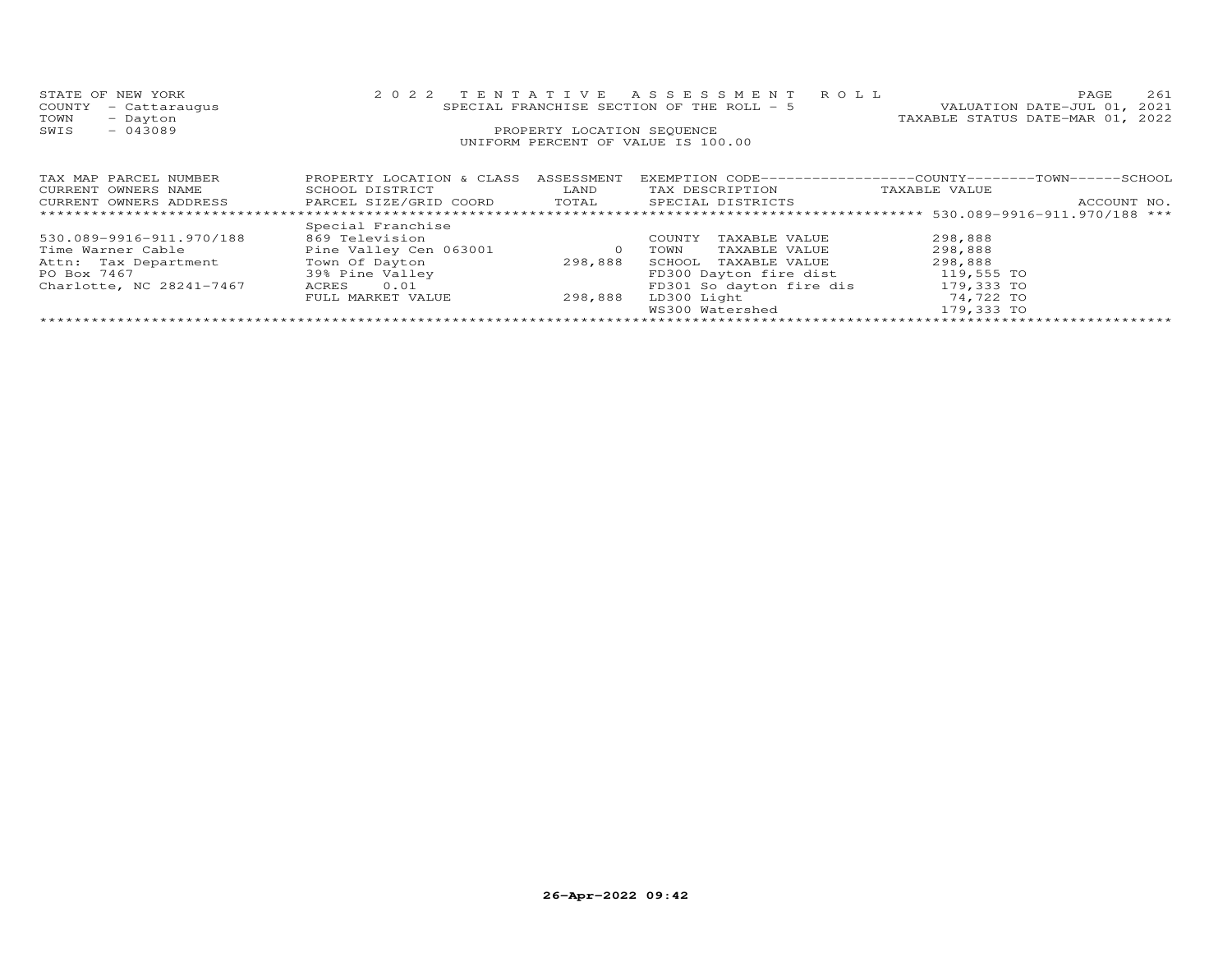STATE OF NEW YORK
COUNTY - Cattaraugus
TOWN - Dayton
SWIS - 043089

2 0 2 2 TENTATIVE ASSESSMENT ROLL
SPECIAL FRANCHISE SECTION OF THE ROLL - 5
PROPERTY LOCATION SEQUENCE
UNIFORM PERCENT OF VALUE IS 100.00

VALUATION DATE-JUL 01, 2021
TAXABLE STATUS DATE-MAR 01, 2022

| TAX MAP PARCEL NUMBER / CURRENT OWNERS NAME / CURRENT OWNERS ADDRESS | PROPERTY LOCATION & CLASS / SCHOOL DISTRICT / PARCEL SIZE/GRID COORD | ASSESSMENT LAND / TOTAL | EXEMPTION CODE / TAX DESCRIPTION / SPECIAL DISTRICTS | COUNTY / TOWN / SCHOOL TAXABLE VALUE | ACCOUNT NO. |
|---|---|---|---|---|---|
| | Special Franchise | | | | 530.089-9916-911.970/188 |
| 530.089-9916-911.970/188 | 869 Television | | COUNTY TAXABLE VALUE | 298,888 | |
| Time Warner Cable | Pine Valley Cen 063001 | 0 | TOWN TAXABLE VALUE | 298,888 | |
| Attn: Tax Department | Town Of Dayton | 298,888 | SCHOOL TAXABLE VALUE | 298,888 | |
| PO Box 7467 | 39% Pine Valley | | FD300 Dayton fire dist | 119,555 TO | |
| Charlotte, NC 28241-7467 | ACRES 0.01 | | FD301 So dayton fire dis | 179,333 TO | |
| | FULL MARKET VALUE | 298,888 | LD300 Light | 74,722 TO | |
| | | | WS300 Watershed | 179,333 TO | |

26-Apr-2022 09:42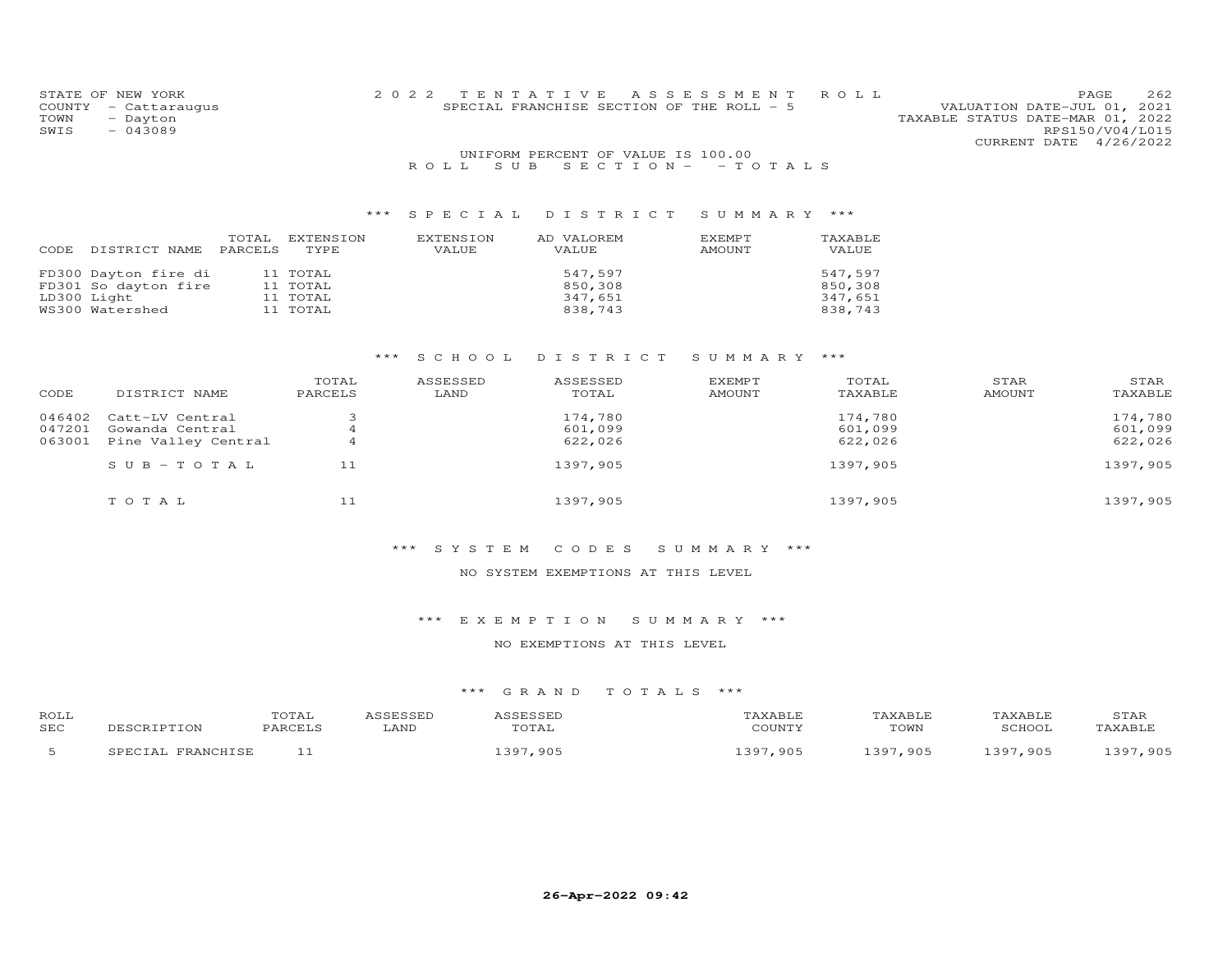STATE OF NEW YORK
COUNTY - Cattaraugus
TOWN - Dayton
SWIS - 043089

2022 TENTATIVE ASSESSMENT ROLL
SPECIAL FRANCHISE SECTION OF THE ROLL - 5

VALUATION DATE-JUL 01, 2021
TAXABLE STATUS DATE-MAR 01, 2022
RPS150/V04/L015
CURRENT DATE 4/26/2022

UNIFORM PERCENT OF VALUE IS 100.00

ROLL SUB SECTION- - TOTALS

### *** SPECIAL DISTRICT SUMMARY ***

| CODE DISTRICT NAME | TOTAL PARCELS | EXTENSION TYPE | EXTENSION VALUE | AD VALOREM VALUE | EXEMPT AMOUNT | TAXABLE VALUE |
|---|---|---|---|---|---|---|
| FD300 Dayton fire di | 11 | TOTAL | | 547,597 | | 547,597 |
| FD301 So dayton fire | 11 | TOTAL | | 850,308 | | 850,308 |
| LD300 Light | 11 | TOTAL | | 347,651 | | 347,651 |
| WS300 Watershed | 11 | TOTAL | | 838,743 | | 838,743 |

### *** SCHOOL DISTRICT SUMMARY ***

| CODE | DISTRICT NAME | TOTAL PARCELS | ASSESSED LAND | ASSESSED TOTAL | EXEMPT AMOUNT | TOTAL TAXABLE | STAR AMOUNT | STAR TAXABLE |
|---|---|---|---|---|---|---|---|---|
| 046402 | Catt-LV Central | 3 | | 174,780 | | 174,780 | | 174,780 |
| 047201 | Gowanda Central | 4 | | 601,099 | | 601,099 | | 601,099 |
| 063001 | Pine Valley Central | 4 | | 622,026 | | 622,026 | | 622,026 |
| | SUB-TOTAL | 11 | | 1397,905 | | 1397,905 | | 1397,905 |
| | TOTAL | 11 | | 1397,905 | | 1397,905 | | 1397,905 |

### *** SYSTEM CODES SUMMARY ***

NO SYSTEM EXEMPTIONS AT THIS LEVEL

### *** EXEMPTION SUMMARY ***

NO EXEMPTIONS AT THIS LEVEL

### *** GRAND TOTALS ***

| ROLL SEC | DESCRIPTION | TOTAL PARCELS | ASSESSED LAND | ASSESSED TOTAL | TAXABLE COUNTY | TAXABLE TOWN | TAXABLE SCHOOL | STAR TAXABLE |
|---|---|---|---|---|---|---|---|---|
| 5 | SPECIAL FRANCHISE | 11 | | 1397,905 | 1397,905 | 1397,905 | 1397,905 | 1397,905 |

26-Apr-2022 09:42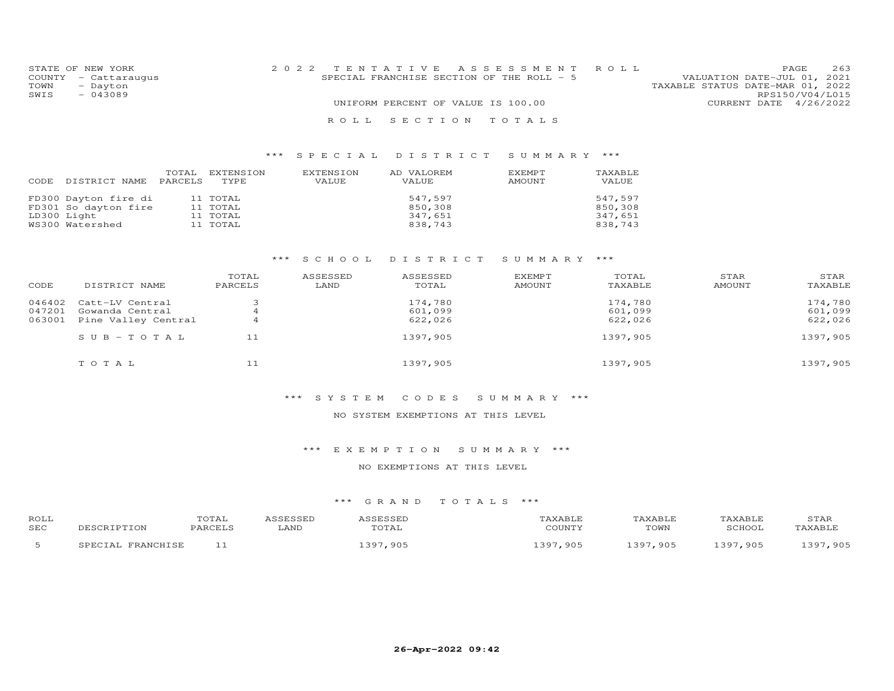STATE OF NEW YORK
COUNTY - Cattaraugus
TOWN - Dayton
SWIS - 043089

2022 TENTATIVE ASSESSMENT ROLL
SPECIAL FRANCHISE SECTION OF THE ROLL - 5
UNIFORM PERCENT OF VALUE IS 100.00

VALUATION DATE-JUL 01, 2021
TAXABLE STATUS DATE-MAR 01, 2022
RPS150/V04/L015
CURRENT DATE 4/26/2022

## ROLL SECTION TOTALS

### *** SPECIAL DISTRICT SUMMARY ***

| CODE | DISTRICT NAME | TOTAL PARCELS | EXTENSION TYPE | EXTENSION VALUE | AD VALOREM VALUE | EXEMPT AMOUNT | TAXABLE VALUE |
|---|---|---|---|---|---|---|---|
| FD300 | Dayton fire di | 11 | TOTAL | | 547,597 | | 547,597 |
| FD301 | So dayton fire | 11 | TOTAL | | 850,308 | | 850,308 |
| LD300 | Light | 11 | TOTAL | | 347,651 | | 347,651 |
| WS300 | Watershed | 11 | TOTAL | | 838,743 | | 838,743 |

### *** SCHOOL DISTRICT SUMMARY ***

| CODE | DISTRICT NAME | TOTAL PARCELS | ASSESSED LAND | ASSESSED TOTAL | EXEMPT AMOUNT | TOTAL TAXABLE | STAR AMOUNT | STAR TAXABLE |
|---|---|---|---|---|---|---|---|---|
| 046402 | Catt-LV Central | 3 | | 174,780 | | 174,780 | | 174,780 |
| 047201 | Gowanda Central | 4 | | 601,099 | | 601,099 | | 601,099 |
| 063001 | Pine Valley Central | 4 | | 622,026 | | 622,026 | | 622,026 |
| | SUB-TOTAL | 11 | | 1397,905 | | 1397,905 | | 1397,905 |
| | TOTAL | 11 | | 1397,905 | | 1397,905 | | 1397,905 |

### *** SYSTEM CODES SUMMARY ***

NO SYSTEM EXEMPTIONS AT THIS LEVEL

### *** EXEMPTION SUMMARY ***

NO EXEMPTIONS AT THIS LEVEL

### *** GRAND TOTALS ***

| ROLL SEC | DESCRIPTION | TOTAL PARCELS | ASSESSED LAND | ASSESSED TOTAL | TAXABLE COUNTY | TAXABLE TOWN | TAXABLE SCHOOL | STAR TAXABLE |
|---|---|---|---|---|---|---|---|---|
| 5 | SPECIAL FRANCHISE | 11 | | 1397,905 | 1397,905 | 1397,905 | 1397,905 | 1397,905 |

26-Apr-2022 09:42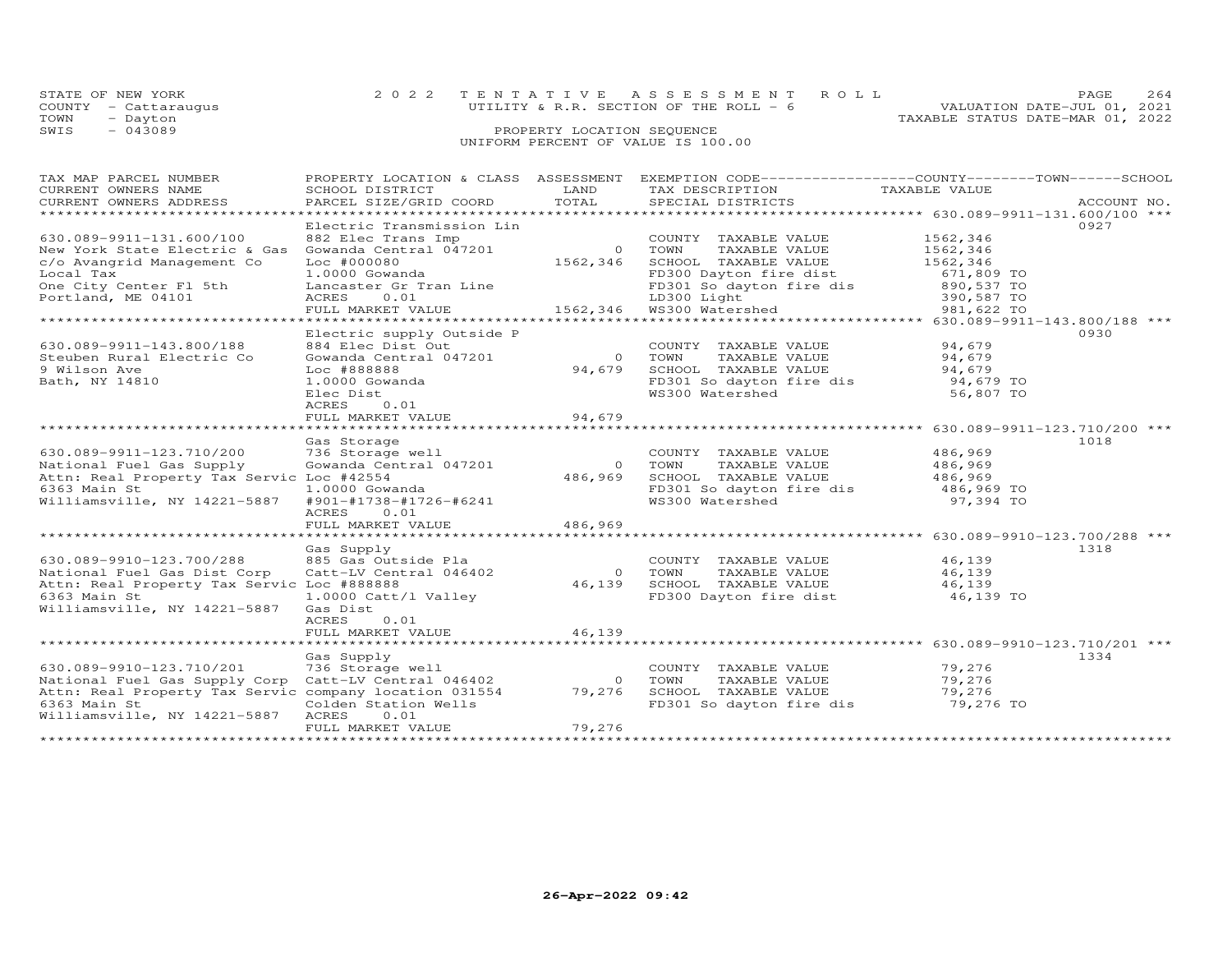STATE OF NEW YORK
COUNTY - Cattaraugus
TOWN - Dayton
SWIS - 043089

2022 TENTATIVE ASSESSMENT ROLL
UTILITY & R.R. SECTION OF THE ROLL - 6
PROPERTY LOCATION SEQUENCE
UNIFORM PERCENT OF VALUE IS 100.00

VALUATION DATE-JUL 01, 2021
TAXABLE STATUS DATE-MAR 01, 2022

| TAX MAP PARCEL NUMBER / CURRENT OWNERS NAME / CURRENT OWNERS ADDRESS | PROPERTY LOCATION & CLASS / SCHOOL DISTRICT / PARCEL SIZE/GRID COORD | ASSESSMENT LAND | TOTAL | EXEMPTION CODE / TAX DESCRIPTION / SPECIAL DISTRICTS | TAXABLE VALUE | ACCOUNT NO. |
|---|---|---|---|---|---|---|
| **630.089-9911-131.600/100** | Electric Transmission Lin | | | | | 0927 |
| 630.089-9911-131.600/100 | 882 Elec Trans Imp | | | COUNTY TAXABLE VALUE | 1562,346 | |
| New York State Electric & Gas | Gowanda Central 047201 | 0 | | TOWN TAXABLE VALUE | 1562,346 | |
| c/o Avangrid Management Co | Loc #000080 | | 1562,346 | SCHOOL TAXABLE VALUE | 1562,346 | |
| Local Tax | 1.0000 Gowanda | | | FD300 Dayton fire dist | 671,809 TO | |
| One City Center Fl 5th | Lancaster Gr Tran Line | | | FD301 So dayton fire dis | 890,537 TO | |
| Portland, ME 04101 | ACRES 0.01 | | | LD300 Light | 390,587 TO | |
| | FULL MARKET VALUE | | 1562,346 | WS300 Watershed | 981,622 TO | |
| **630.089-9911-143.800/188** | Electric supply Outside P | | | | | 0930 |
| 630.089-9911-143.800/188 | 884 Elec Dist Out | | | COUNTY TAXABLE VALUE | 94,679 | |
| Steuben Rural Electric Co | Gowanda Central 047201 | 0 | | TOWN TAXABLE VALUE | 94,679 | |
| 9 Wilson Ave | Loc #888888 | | 94,679 | SCHOOL TAXABLE VALUE | 94,679 | |
| Bath, NY 14810 | 1.0000 Gowanda | | | FD301 So dayton fire dis | 94,679 TO | |
| | Elec Dist | | | WS300 Watershed | 56,807 TO | |
| | ACRES 0.01 | | | | | |
| | FULL MARKET VALUE | | 94,679 | | | |
| **630.089-9911-123.710/200** | Gas Storage | | | | | 1018 |
| 630.089-9911-123.710/200 | 736 Storage well | | | COUNTY TAXABLE VALUE | 486,969 | |
| National Fuel Gas Supply | Gowanda Central 047201 | 0 | | TOWN TAXABLE VALUE | 486,969 | |
| Attn: Real Property Tax Servic | Loc #42554 | | 486,969 | SCHOOL TAXABLE VALUE | 486,969 | |
| 6363 Main St | 1.0000 Gowanda | | | FD301 So dayton fire dis | 486,969 TO | |
| Williamsville, NY 14221-5887 | #901-#1738-#1726-#6241 | | | WS300 Watershed | 97,394 TO | |
| | ACRES 0.01 | | | | | |
| | FULL MARKET VALUE | | 486,969 | | | |
| **630.089-9910-123.700/288** | Gas Supply | | | | | 1318 |
| 630.089-9910-123.700/288 | 885 Gas Outside Pla | | | COUNTY TAXABLE VALUE | 46,139 | |
| National Fuel Gas Dist Corp | Catt-LV Central 046402 | 0 | | TOWN TAXABLE VALUE | 46,139 | |
| Attn: Real Property Tax Servic | Loc #888888 | | 46,139 | SCHOOL TAXABLE VALUE | 46,139 | |
| 6363 Main St | 1.0000 Catt/l Valley | | | FD300 Dayton fire dist | 46,139 TO | |
| Williamsville, NY 14221-5887 | Gas Dist | | | | | |
| | ACRES 0.01 | | | | | |
| | FULL MARKET VALUE | | 46,139 | | | |
| **630.089-9910-123.710/201** | Gas Supply | | | | | 1334 |
| 630.089-9910-123.710/201 | 736 Storage well | | | COUNTY TAXABLE VALUE | 79,276 | |
| National Fuel Gas Supply Corp | Catt-LV Central 046402 | 0 | | TOWN TAXABLE VALUE | 79,276 | |
| Attn: Real Property Tax Servic | company location 031554 | | 79,276 | SCHOOL TAXABLE VALUE | 79,276 | |
| 6363 Main St | Colden Station Wells | | | FD301 So dayton fire dis | 79,276 TO | |
| Williamsville, NY 14221-5887 | ACRES 0.01 | | | | | |
| | FULL MARKET VALUE | | 79,276 | | | |

26-Apr-2022 09:42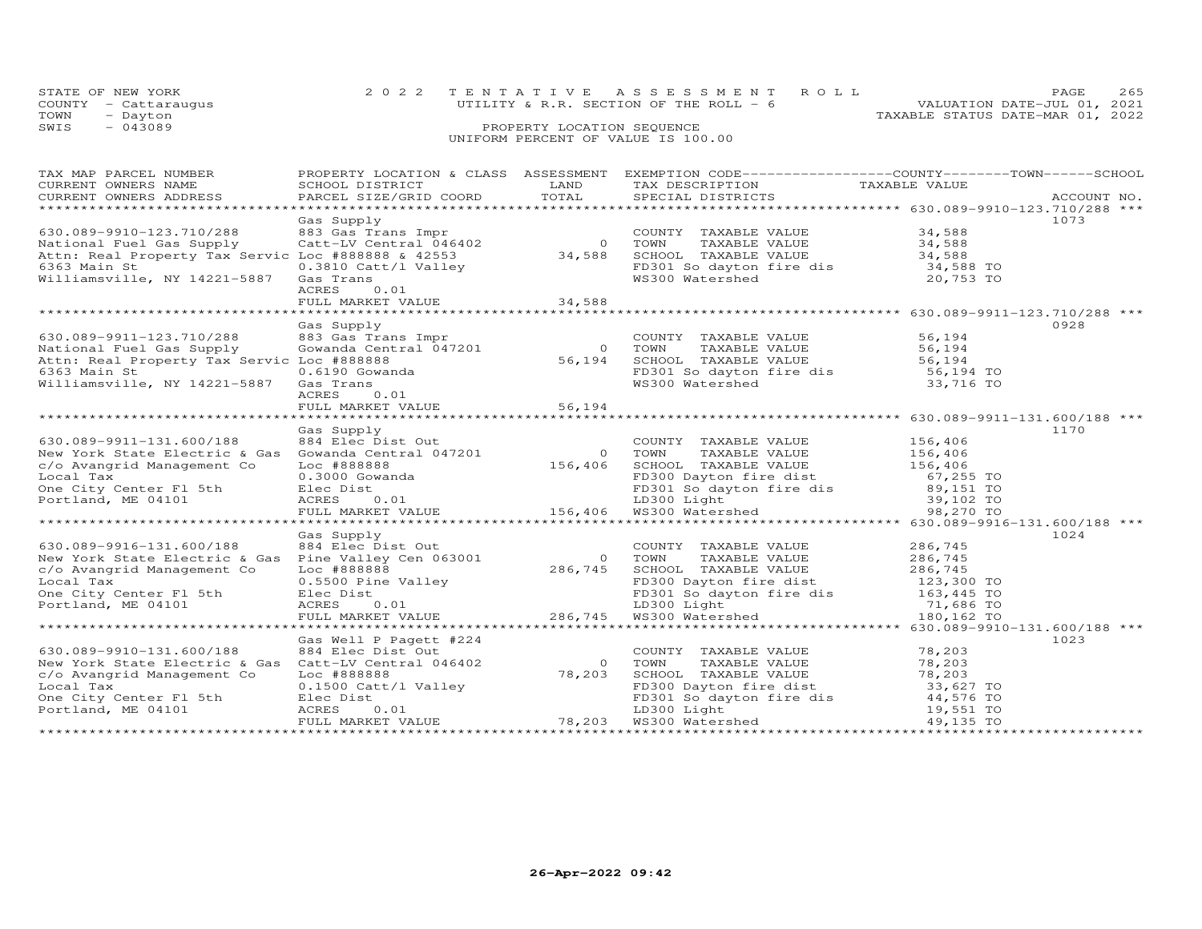STATE OF NEW YORK | 2022 TENTATIVE ASSESSMENT ROLL | VALUATION DATE-JUL 01, 2021
COUNTY - Cattaraugus | UTILITY & R.R. SECTION OF THE ROLL - 6 | TAXABLE STATUS DATE-MAR 01, 2022
TOWN - Dayton
SWIS - 043089

PROPERTY LOCATION SEQUENCE
UNIFORM PERCENT OF VALUE IS 100.00

| TAX MAP PARCEL NUMBER / CURRENT OWNERS NAME / CURRENT OWNERS ADDRESS | PROPERTY LOCATION & CLASS / SCHOOL DISTRICT / PARCEL SIZE/GRID COORD | ASSESSMENT LAND / TOTAL | EXEMPTION CODE / TAX DESCRIPTION / SPECIAL DISTRICTS | COUNTY / TOWN / SCHOOL TAXABLE VALUE | ACCOUNT NO. |
|---|---|---|---|---|---|
| **630.089-9910-123.710/288** | Gas Supply | | | | 1073 |
| 630.089-9910-123.710/288 | 883 Gas Trans Impr | | COUNTY TAXABLE VALUE | 34,588 | |
| National Fuel Gas Supply | Catt-LV Central 046402 | 0 | TOWN TAXABLE VALUE | 34,588 | |
| Attn: Real Property Tax Servic | Loc #888888 & 42553 | 34,588 | SCHOOL TAXABLE VALUE | 34,588 | |
| 6363 Main St | 0.3810 Catt/l Valley | | FD301 So dayton fire dis | 34,588 TO | |
| Williamsville, NY 14221-5887 | Gas Trans | | WS300 Watershed | 20,753 TO | |
| | ACRES 0.01 | | | | |
| | FULL MARKET VALUE | 34,588 | | | |
| **630.089-9911-123.710/288** | Gas Supply | | | | 0928 |
| 630.089-9911-123.710/288 | 883 Gas Trans Impr | | COUNTY TAXABLE VALUE | 56,194 | |
| National Fuel Gas Supply | Gowanda Central 047201 | 0 | TOWN TAXABLE VALUE | 56,194 | |
| Attn: Real Property Tax Servic | Loc #888888 | 56,194 | SCHOOL TAXABLE VALUE | 56,194 | |
| 6363 Main St | 0.6190 Gowanda | | FD301 So dayton fire dis | 56,194 TO | |
| Williamsville, NY 14221-5887 | Gas Trans | | WS300 Watershed | 33,716 TO | |
| | ACRES 0.01 | | | | |
| | FULL MARKET VALUE | 56,194 | | | |
| **630.089-9911-131.600/188** | Gas Supply | | | | 1170 |
| 630.089-9911-131.600/188 | 884 Elec Dist Out | | COUNTY TAXABLE VALUE | 156,406 | |
| New York State Electric & Gas | Gowanda Central 047201 | 0 | TOWN TAXABLE VALUE | 156,406 | |
| c/o Avangrid Management Co | Loc #888888 | 156,406 | SCHOOL TAXABLE VALUE | 156,406 | |
| Local Tax | 0.3000 Gowanda | | FD300 Dayton fire dist | 67,255 TO | |
| One City Center Fl 5th | Elec Dist | | FD301 So dayton fire dis | 89,151 TO | |
| Portland, ME 04101 | ACRES 0.01 | | LD300 Light | 39,102 TO | |
| | FULL MARKET VALUE | 156,406 | WS300 Watershed | 98,270 TO | |
| **630.089-9916-131.600/188** | Gas Supply | | | | 1024 |
| 630.089-9916-131.600/188 | 884 Elec Dist Out | | COUNTY TAXABLE VALUE | 286,745 | |
| New York State Electric & Gas | Pine Valley Cen 063001 | 0 | TOWN TAXABLE VALUE | 286,745 | |
| c/o Avangrid Management Co | Loc #888888 | 286,745 | SCHOOL TAXABLE VALUE | 286,745 | |
| Local Tax | 0.5500 Pine Valley | | FD300 Dayton fire dist | 123,300 TO | |
| One City Center Fl 5th | Elec Dist | | FD301 So dayton fire dis | 163,445 TO | |
| Portland, ME 04101 | ACRES 0.01 | | LD300 Light | 71,686 TO | |
| | FULL MARKET VALUE | 286,745 | WS300 Watershed | 180,162 TO | |
| **630.089-9910-131.600/188** | Gas Well P Pagett #224 | | | | 1023 |
| 630.089-9910-131.600/188 | 884 Elec Dist Out | | COUNTY TAXABLE VALUE | 78,203 | |
| New York State Electric & Gas | Catt-LV Central 046402 | 0 | TOWN TAXABLE VALUE | 78,203 | |
| c/o Avangrid Management Co | Loc #888888 | 78,203 | SCHOOL TAXABLE VALUE | 78,203 | |
| Local Tax | 0.1500 Catt/l Valley | | FD300 Dayton fire dist | 33,627 TO | |
| One City Center Fl 5th | Elec Dist | | FD301 So dayton fire dis | 44,576 TO | |
| Portland, ME 04101 | ACRES 0.01 | | LD300 Light | 19,551 TO | |
| | FULL MARKET VALUE | 78,203 | WS300 Watershed | 49,135 TO | |

26-Apr-2022 09:42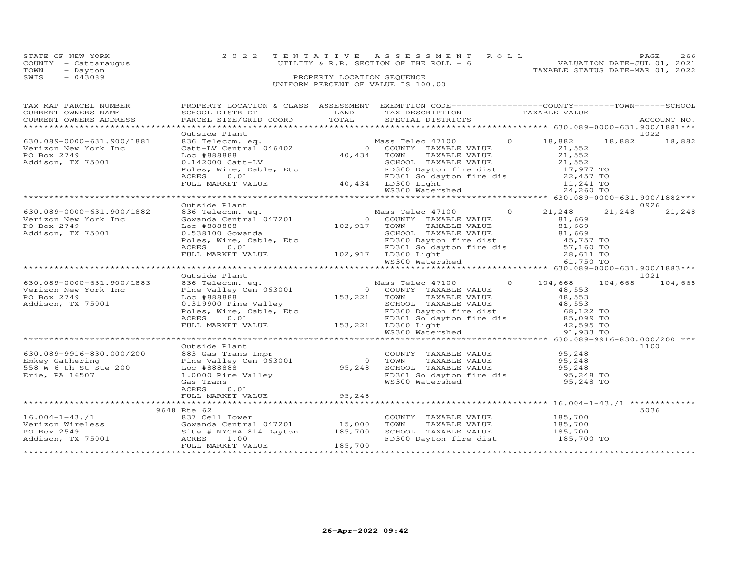STATE OF NEW YORK
COUNTY - Cattaraugus
TOWN - Dayton
SWIS - 043089

# 2022 TENTATIVE ASSESSMENT ROLL

UTILITY & R.R. SECTION OF THE ROLL - 6

PROPERTY LOCATION SEQUENCE

UNIFORM PERCENT OF VALUE IS 100.00

VALUATION DATE-JUL 01, 2021
TAXABLE STATUS DATE-MAR 01, 2022

| TAX MAP PARCEL NUMBER / CURRENT OWNERS NAME / CURRENT OWNERS ADDRESS | PROPERTY LOCATION & CLASS / SCHOOL DISTRICT / PARCEL SIZE/GRID COORD | ASSESSMENT LAND | TOTAL | EXEMPTION CODE / TAX DESCRIPTION / SPECIAL DISTRICTS | COUNTY TAXABLE VALUE | TOWN | SCHOOL | ACCOUNT NO. |
|---|---|---|---|---|---|---|---|---|
| **630.089-0000-631.900/1881** | Outside Plant | | | | | | | 1022 |
| 630.089-0000-631.900/1881 | 836 Telecom. eq. | | | Mass Telec 47100 0 | 18,882 | 18,882 | 18,882 | |
| Verizon New York Inc | Catt-LV Central 046402 | 0 | | COUNTY TAXABLE VALUE | 21,552 | | | |
| PO Box 2749 | Loc #888888 | | 40,434 | TOWN TAXABLE VALUE | 21,552 | | | |
| Addison, TX 75001 | 0.142000 Catt-LV | | | SCHOOL TAXABLE VALUE | 21,552 | | | |
| | Poles, Wire, Cable, Etc | | | FD300 Dayton fire dist | 17,977 TO | | | |
| | ACRES 0.01 | | | FD301 So dayton fire dis | 22,457 TO | | | |
| | FULL MARKET VALUE | | 40,434 | LD300 Light | 11,241 TO | | | |
| | | | | WS300 Watershed | 24,260 TO | | | |
| **630.089-0000-631.900/1882** | Outside Plant | | | | | | | 0926 |
| 630.089-0000-631.900/1882 | 836 Telecom. eq. | | | Mass Telec 47100 0 | 21,248 | 21,248 | 21,248 | |
| Verizon New York Inc | Gowanda Central 047201 | 0 | | COUNTY TAXABLE VALUE | 81,669 | | | |
| PO Box 2749 | Loc #888888 | | 102,917 | TOWN TAXABLE VALUE | 81,669 | | | |
| Addison, TX 75001 | 0.538100 Gowanda | | | SCHOOL TAXABLE VALUE | 81,669 | | | |
| | Poles, Wire, Cable, Etc | | | FD300 Dayton fire dist | 45,757 TO | | | |
| | ACRES 0.01 | | | FD301 So dayton fire dis | 57,160 TO | | | |
| | FULL MARKET VALUE | | 102,917 | LD300 Light | 28,611 TO | | | |
| | | | | WS300 Watershed | 61,750 TO | | | |
| **630.089-0000-631.900/1883** | Outside Plant | | | | | | | 1021 |
| 630.089-0000-631.900/1883 | 836 Telecom. eq. | | | Mass Telec 47100 0 | 104,668 | 104,668 | 104,668 | |
| Verizon New York Inc | Pine Valley Cen 063001 | 0 | | COUNTY TAXABLE VALUE | 48,553 | | | |
| PO Box 2749 | Loc #888888 | | 153,221 | TOWN TAXABLE VALUE | 48,553 | | | |
| Addison, TX 75001 | 0.319900 Pine Valley | | | SCHOOL TAXABLE VALUE | 48,553 | | | |
| | Poles, Wire, Cable, Etc | | | FD300 Dayton fire dist | 68,122 TO | | | |
| | ACRES 0.01 | | | FD301 So dayton fire dis | 85,099 TO | | | |
| | FULL MARKET VALUE | | 153,221 | LD300 Light | 42,595 TO | | | |
| | | | | WS300 Watershed | 91,933 TO | | | |
| **630.089-9916-830.000/200** | Outside Plant | | | | | | | 1100 |
| 630.089-9916-830.000/200 | 883 Gas Trans Impr | | | COUNTY TAXABLE VALUE | 95,248 | | | |
| Emkey Gathering | Pine Valley Cen 063001 | 0 | | TOWN TAXABLE VALUE | 95,248 | | | |
| 558 W 6 th St Ste 200 | Loc #888888 | | 95,248 | SCHOOL TAXABLE VALUE | 95,248 | | | |
| Erie, PA 16507 | 1.0000 Pine Valley | | | FD301 So dayton fire dis | 95,248 TO | | | |
| | Gas Trans | | | WS300 Watershed | 95,248 TO | | | |
| | ACRES 0.01 | | | | | | | |
| | FULL MARKET VALUE | | 95,248 | | | | | |
| **16.004-1-43./1** | 9648 Rte 62 | | | | | | | 5036 |
| 16.004-1-43./1 | 837 Cell Tower | | | COUNTY TAXABLE VALUE | 185,700 | | | |
| Verizon Wireless | Gowanda Central 047201 | 15,000 | | TOWN TAXABLE VALUE | 185,700 | | | |
| PO Box 2549 | Site # NYCHA 814 Dayton | | 185,700 | SCHOOL TAXABLE VALUE | 185,700 | | | |
| Addison, TX 75001 | ACRES 1.00 | | | FD300 Dayton fire dist | 185,700 TO | | | |
| | FULL MARKET VALUE | | 185,700 | | | | | |

26-Apr-2022 09:42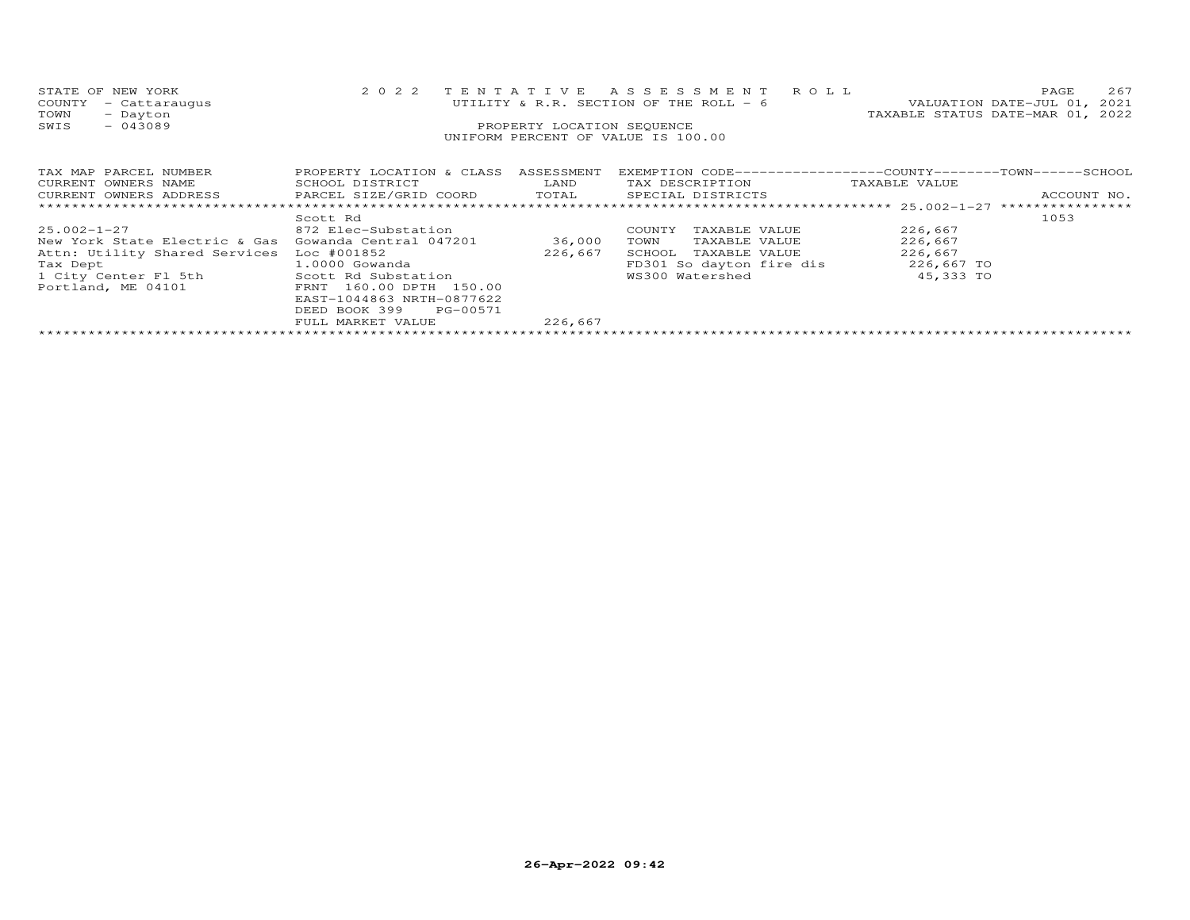STATE OF NEW YORK
COUNTY - Cattaraugus
TOWN - Dayton
SWIS - 043089

2022 TENTATIVE ASSESSMENT ROLL
UTILITY & R.R. SECTION OF THE ROLL - 6
PROPERTY LOCATION SEQUENCE
UNIFORM PERCENT OF VALUE IS 100.00

VALUATION DATE-JUL 01, 2021
TAXABLE STATUS DATE-MAR 01, 2022

| TAX MAP PARCEL NUMBER<br>CURRENT OWNERS NAME<br>CURRENT OWNERS ADDRESS | PROPERTY LOCATION & CLASS<br>SCHOOL DISTRICT<br>PARCEL SIZE/GRID COORD | ASSESSMENT<br>LAND<br>TOTAL | EXEMPTION CODE------------------COUNTY--------TOWN------SCHOOL<br>TAX DESCRIPTION<br>SPECIAL DISTRICTS | TAXABLE VALUE | ACCOUNT NO. |
|---|---|---|---|---|---|
| ******************** 25.002-1-27 | Scott Rd | | | | 1053 |
| 25.002-1-27 | 872 Elec-Substation | | COUNTY TAXABLE VALUE | 226,667 | |
| New York State Electric & Gas | Gowanda Central 047201 | 36,000 | TOWN TAXABLE VALUE | 226,667 | |
| Attn: Utility Shared Services | Loc #001852 | 226,667 | SCHOOL TAXABLE VALUE | 226,667 | |
| Tax Dept | 1.0000 Gowanda | | FD301 So dayton fire dis | 226,667 TO | |
| 1 City Center Fl 5th | Scott Rd Substation | | WS300 Watershed | 45,333 TO | |
| Portland, ME 04101 | FRNT 160.00 DPTH 150.00 | | | | |
| | EAST-1044863 NRTH-0877622 | | | | |
| | DEED BOOK 399 PG-00571 | | | | |
| | FULL MARKET VALUE | 226,667 | | | |

26-Apr-2022 09:42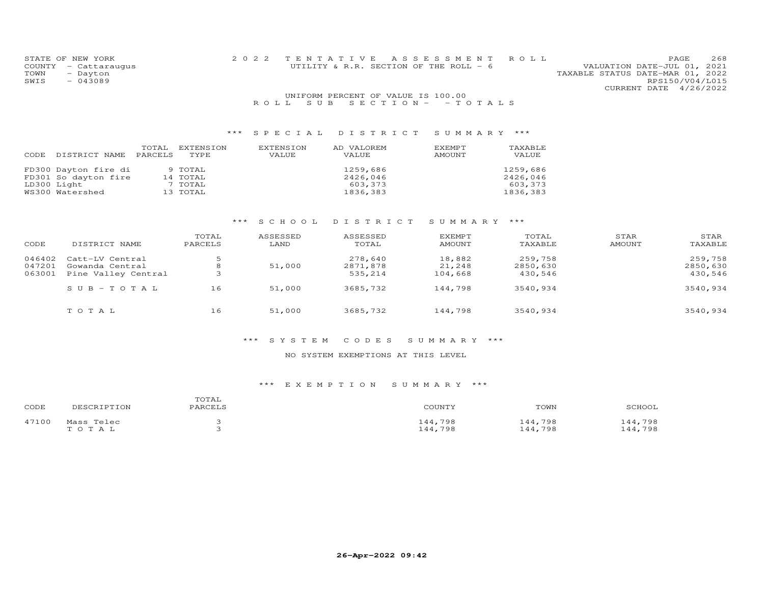STATE OF NEW YORK
COUNTY - Cattaraugus
TOWN - Dayton
SWIS - 043089

2022 TENTATIVE ASSESSMENT ROLL
UTILITY & R.R. SECTION OF THE ROLL - 6

VALUATION DATE-JUL 01, 2021
TAXABLE STATUS DATE-MAR 01, 2022
RPS150/V04/L015
CURRENT DATE 4/26/2022

UNIFORM PERCENT OF VALUE IS 100.00

ROLL SUB SECTION- - TOTALS

### *** SPECIAL DISTRICT SUMMARY ***

| CODE | DISTRICT NAME | TOTAL PARCELS | EXTENSION TYPE | EXTENSION VALUE | AD VALOREM VALUE | EXEMPT AMOUNT | TAXABLE VALUE |
|---|---|---|---|---|---|---|---|
| FD300 | Dayton fire di | 9 | TOTAL | | 1259,686 | | 1259,686 |
| FD301 | So dayton fire | 14 | TOTAL | | 2426,046 | | 2426,046 |
| LD300 | Light | 7 | TOTAL | | 603,373 | | 603,373 |
| WS300 | Watershed | 13 | TOTAL | | 1836,383 | | 1836,383 |

### *** SCHOOL DISTRICT SUMMARY ***

| CODE | DISTRICT NAME | TOTAL PARCELS | ASSESSED LAND | ASSESSED TOTAL | EXEMPT AMOUNT | TOTAL TAXABLE | STAR AMOUNT | STAR TAXABLE |
|---|---|---|---|---|---|---|---|---|
| 046402 | Catt-LV Central | 5 | | 278,640 | 18,882 | 259,758 | | 259,758 |
| 047201 | Gowanda Central | 8 | 51,000 | 2871,878 | 21,248 | 2850,630 | | 2850,630 |
| 063001 | Pine Valley Central | 3 | | 535,214 | 104,668 | 430,546 | | 430,546 |
| | SUB-TOTAL | 16 | 51,000 | 3685,732 | 144,798 | 3540,934 | | 3540,934 |
| | TOTAL | 16 | 51,000 | 3685,732 | 144,798 | 3540,934 | | 3540,934 |

### *** SYSTEM CODES SUMMARY ***

NO SYSTEM EXEMPTIONS AT THIS LEVEL

### *** EXEMPTION SUMMARY ***

| CODE | DESCRIPTION | TOTAL PARCELS | COUNTY | TOWN | SCHOOL |
|---|---|---|---|---|---|
| 47100 | Mass Telec | 3 | 144,798 | 144,798 | 144,798 |
| | TOTAL | 3 | 144,798 | 144,798 | 144,798 |

26-Apr-2022 09:42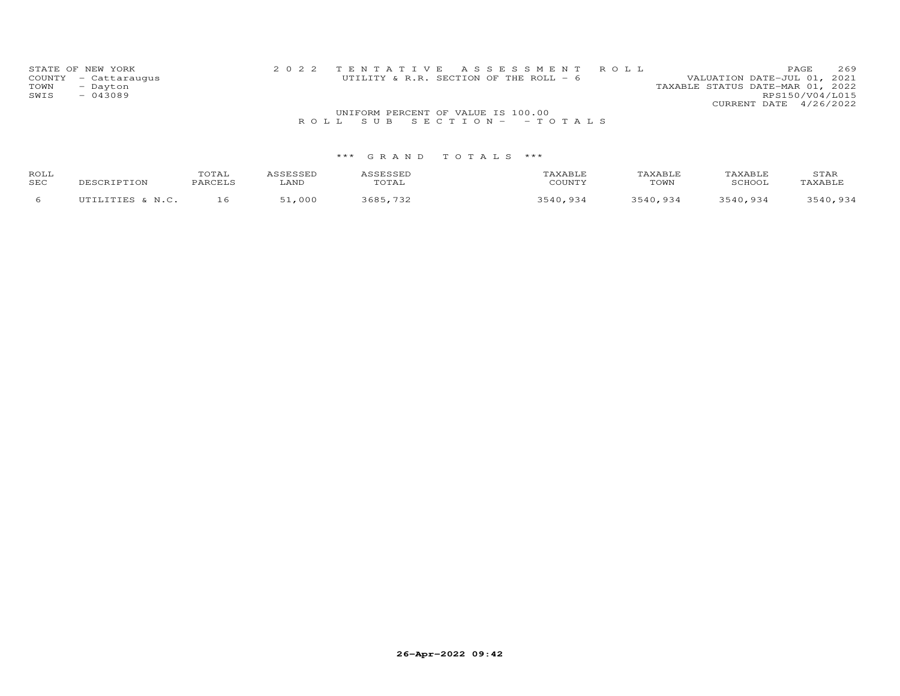STATE OF NEW YORK
COUNTY - Cattaraugus
TOWN - Dayton
SWIS - 043089

2022 TENTATIVE ASSESSMENT ROLL
UTILITY & R.R. SECTION OF THE ROLL - 6

VALUATION DATE-JUL 01, 2021
TAXABLE STATUS DATE-MAR 01, 2022
RPS150/V04/L015
CURRENT DATE 4/26/2022

UNIFORM PERCENT OF VALUE IS 100.00

ROLL SUB SECTION- - TOTALS

*** GRAND TOTALS ***

| ROLL SEC | DESCRIPTION | TOTAL PARCELS | ASSESSED LAND | ASSESSED TOTAL | TAXABLE COUNTY | TAXABLE TOWN | TAXABLE SCHOOL | STAR TAXABLE |
|---|---|---|---|---|---|---|---|---|
| 6 | UTILITIES & N.C. | 16 | 51,000 | 3685,732 | 3540,934 | 3540,934 | 3540,934 | 3540,934 |

26-Apr-2022 09:42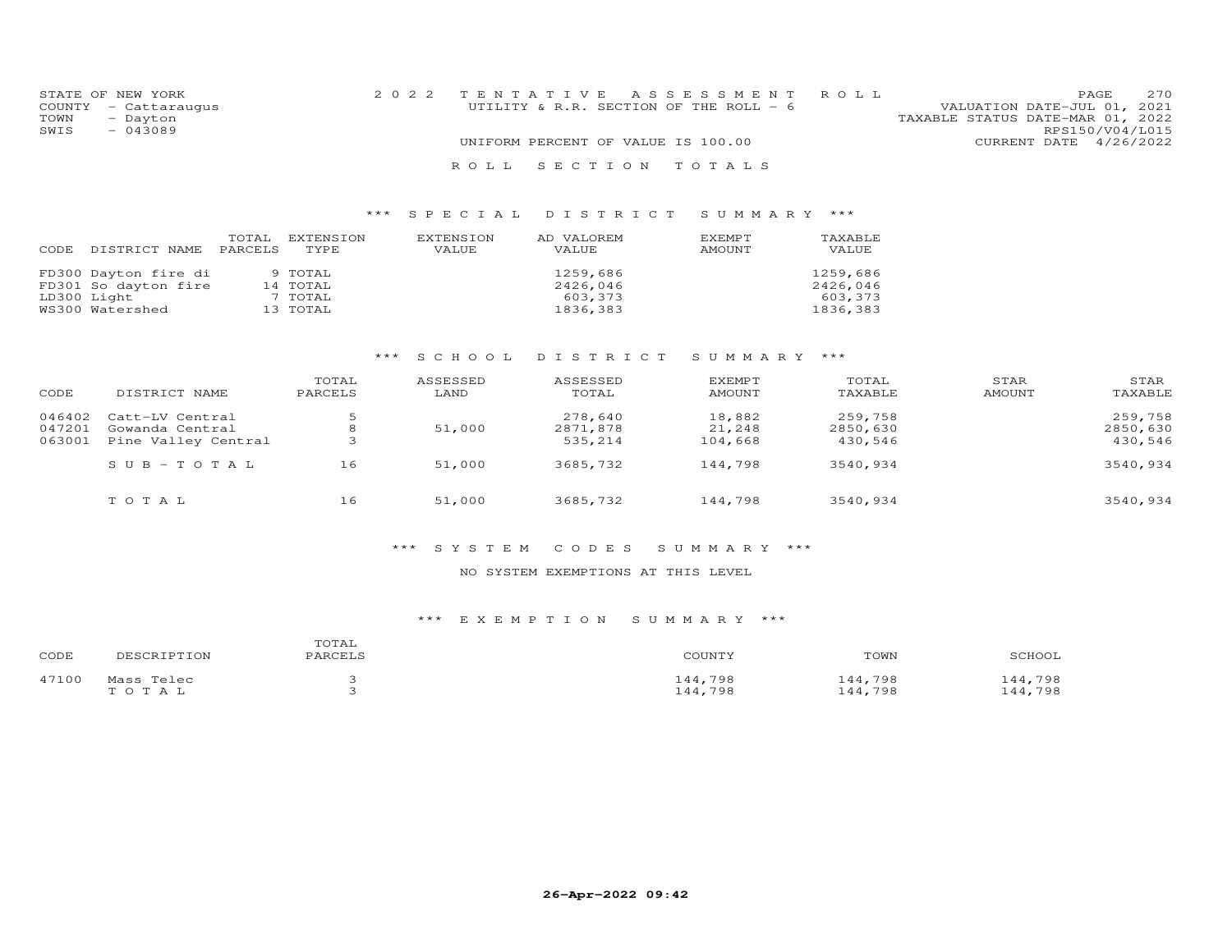STATE OF NEW YORK
COUNTY - Cattaraugus
TOWN - Dayton
SWIS - 043089

2022 TENTATIVE ASSESSMENT ROLL
UTILITY & R.R. SECTION OF THE ROLL - 6
UNIFORM PERCENT OF VALUE IS 100.00

VALUATION DATE-JUL 01, 2021
TAXABLE STATUS DATE-MAR 01, 2022
RPS150/V04/L015
CURRENT DATE 4/26/2022

## ROLL SECTION TOTALS

### *** SPECIAL DISTRICT SUMMARY ***

| CODE | DISTRICT NAME | TOTAL PARCELS | EXTENSION TYPE | EXTENSION VALUE | AD VALOREM VALUE | EXEMPT AMOUNT | TAXABLE VALUE |
|---|---|---|---|---|---|---|---|
| FD300 | Dayton fire di | 9 | TOTAL | | 1259,686 | | 1259,686 |
| FD301 | So dayton fire | 14 | TOTAL | | 2426,046 | | 2426,046 |
| LD300 | Light | 7 | TOTAL | | 603,373 | | 603,373 |
| WS300 | Watershed | 13 | TOTAL | | 1836,383 | | 1836,383 |

### *** SCHOOL DISTRICT SUMMARY ***

| CODE | DISTRICT NAME | TOTAL PARCELS | ASSESSED LAND | ASSESSED TOTAL | EXEMPT AMOUNT | TOTAL TAXABLE | STAR AMOUNT | STAR TAXABLE |
|---|---|---|---|---|---|---|---|---|
| 046402 | Catt-LV Central | 5 | | 278,640 | 18,882 | 259,758 | | 259,758 |
| 047201 | Gowanda Central | 8 | 51,000 | 2871,878 | 21,248 | 2850,630 | | 2850,630 |
| 063001 | Pine Valley Central | 3 | | 535,214 | 104,668 | 430,546 | | 430,546 |
| | SUB-TOTAL | 16 | 51,000 | 3685,732 | 144,798 | 3540,934 | | 3540,934 |
| | TOTAL | 16 | 51,000 | 3685,732 | 144,798 | 3540,934 | | 3540,934 |

### *** SYSTEM CODES SUMMARY ***

NO SYSTEM EXEMPTIONS AT THIS LEVEL

### *** EXEMPTION SUMMARY ***

| CODE | DESCRIPTION | TOTAL PARCELS | COUNTY | TOWN | SCHOOL |
|---|---|---|---|---|---|
| 47100 | Mass Telec | 3 | 144,798 | 144,798 | 144,798 |
| | TOTAL | 3 | 144,798 | 144,798 | 144,798 |

26-Apr-2022 09:42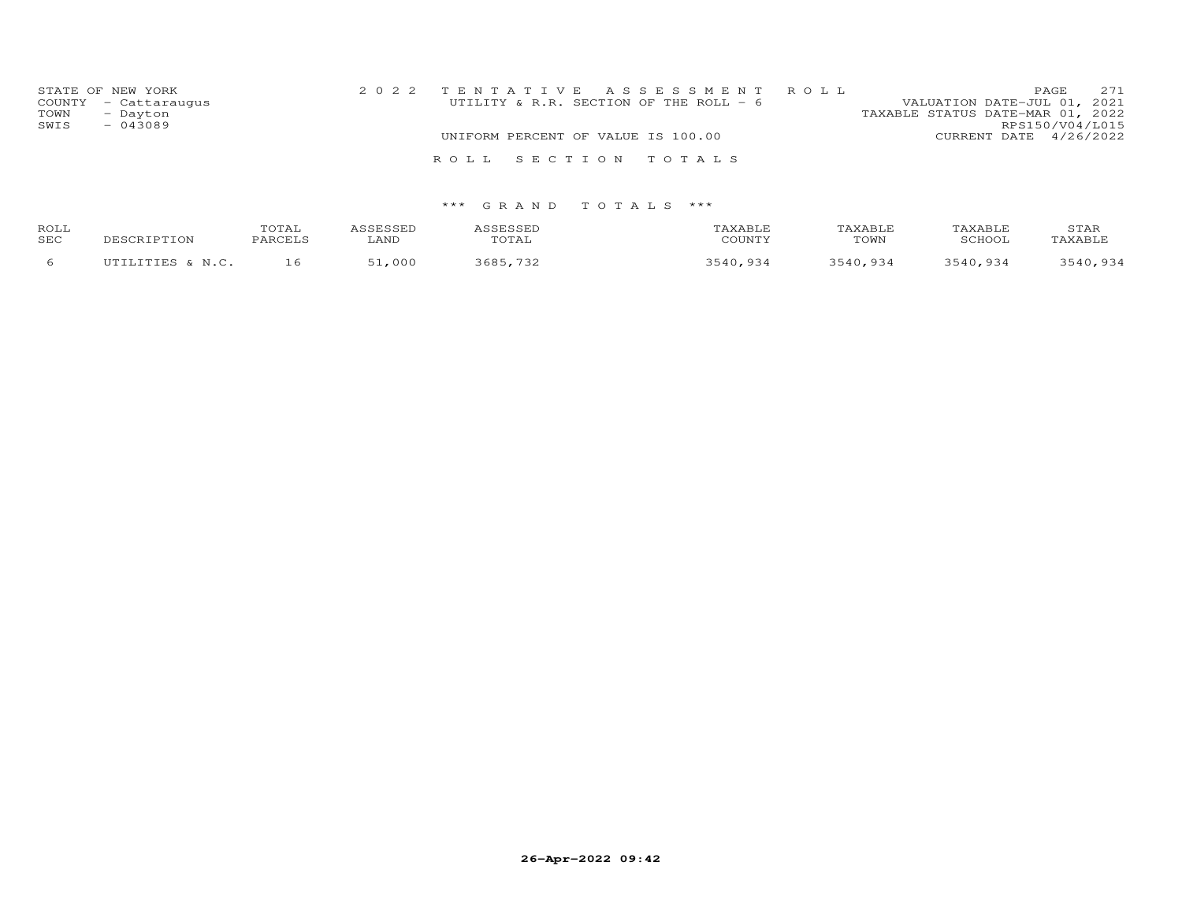STATE OF NEW YORK
COUNTY - Cattaraugus
TOWN - Dayton
SWIS - 043089

2 0 2 2 T E N T A T I V E A S S E S S M E N T R O L L
UTILITY & R.R. SECTION OF THE ROLL - 6
UNIFORM PERCENT OF VALUE IS 100.00

VALUATION DATE-JUL 01, 2021
TAXABLE STATUS DATE-MAR 01, 2022
RPS150/V04/L015
CURRENT DATE 4/26/2022

R O L L S E C T I O N T O T A L S

*** G R A N D T O T A L S ***

| ROLL SEC | DESCRIPTION | TOTAL PARCELS | ASSESSED LAND | ASSESSED TOTAL | TAXABLE COUNTY | TAXABLE TOWN | TAXABLE SCHOOL | STAR TAXABLE |
|---|---|---|---|---|---|---|---|---|
| 6 | UTILITIES & N.C. | 16 | 51,000 | 3685,732 | 3540,934 | 3540,934 | 3540,934 | 3540,934 |

26-Apr-2022 09:42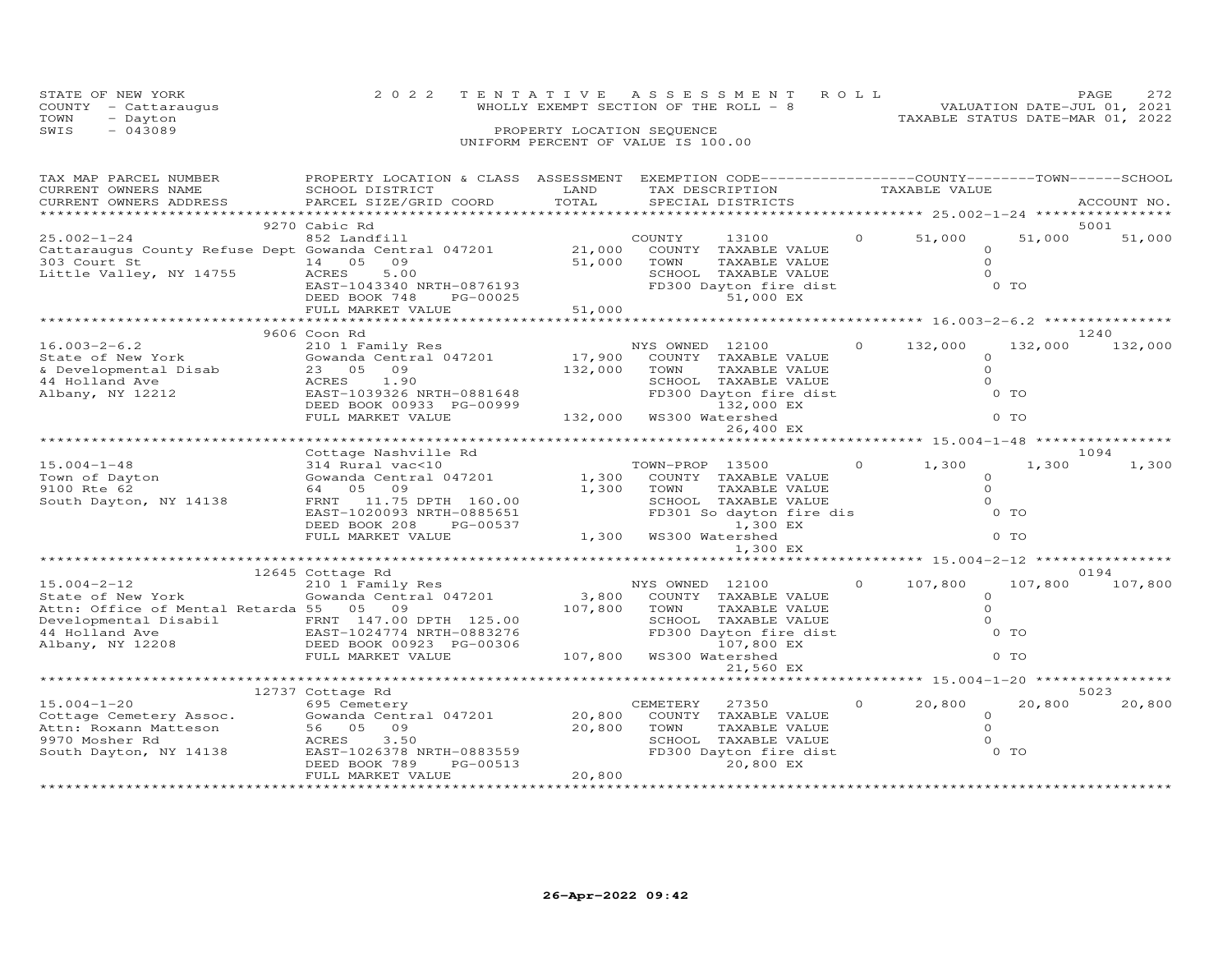STATE OF NEW YORK — 2022 TENTATIVE ASSESSMENT ROLL — PAGE 272
COUNTY - Cattaraugus — WHOLLY EXEMPT SECTION OF THE ROLL - 8 — VALUATION DATE-JUL 01, 2021
TOWN - Dayton — TAXABLE STATUS DATE-MAR 01, 2022
SWIS - 043089 — PROPERTY LOCATION SEQUENCE
UNIFORM PERCENT OF VALUE IS 100.00

| TAX MAP PARCEL NUMBER / CURRENT OWNERS NAME / CURRENT OWNERS ADDRESS | PROPERTY LOCATION & CLASS / SCHOOL DISTRICT / PARCEL SIZE/GRID COORD | ASSESSMENT LAND | TOTAL | EXEMPTION CODE / TAX DESCRIPTION / SPECIAL DISTRICTS | | COUNTY TAXABLE VALUE | TOWN | SCHOOL | ACCOUNT NO. |
|---|---|---|---|---|---|---|---|---|---|
| 25.002-1-24 | 9270 Cabic Rd | | | | | | | | 5001 |
| | 852 Landfill | | | COUNTY 13100 | 0 | 51,000 | 51,000 | 51,000 | |
| Cattaraugus County Refuse Dept | Gowanda Central 047201 | 21,000 | | COUNTY TAXABLE VALUE | | 0 | | | |
| 303 Court St | 14 05 09 | | 51,000 | TOWN TAXABLE VALUE | | 0 | | | |
| Little Valley, NY 14755 | ACRES 5.00 | | | SCHOOL TAXABLE VALUE | | 0 | | | |
| | EAST-1043340 NRTH-0876193 | | | FD300 Dayton fire dist 51,000 EX | | 0 TO | | | |
| | DEED BOOK 748 PG-00025 | | | | | | | | |
| | FULL MARKET VALUE | | 51,000 | | | | | | |
| 16.003-2-6.2 | 9606 Coon Rd | | | | | | | | 1240 |
| | 210 1 Family Res | | | NYS OWNED 12100 | 0 | 132,000 | 132,000 | 132,000 | |
| State of New York | Gowanda Central 047201 | 17,900 | | COUNTY TAXABLE VALUE | | 0 | | | |
| & Developmental Disab | 23 05 09 | | 132,000 | TOWN TAXABLE VALUE | | 0 | | | |
| 44 Holland Ave | ACRES 1.90 | | | SCHOOL TAXABLE VALUE | | 0 | | | |
| Albany, NY 12212 | EAST-1039326 NRTH-0881648 | | | FD300 Dayton fire dist 132,000 EX | | 0 TO | | | |
| | DEED BOOK 00933 PG-00999 | | | | | | | | |
| | FULL MARKET VALUE | | 132,000 | WS300 Watershed 26,400 EX | | 0 TO | | | |
| 15.004-1-48 | Cottage Nashville Rd | | | | | | | | 1094 |
| | 314 Rural vac<10 | | | TOWN-PROP 13500 | 0 | 1,300 | 1,300 | 1,300 | |
| Town of Dayton | Gowanda Central 047201 | 1,300 | | COUNTY TAXABLE VALUE | | 0 | | | |
| 9100 Rte 62 | 64 05 09 | | 1,300 | TOWN TAXABLE VALUE | | 0 | | | |
| South Dayton, NY 14138 | FRNT 11.75 DPTH 160.00 | | | SCHOOL TAXABLE VALUE | | 0 | | | |
| | EAST-1020093 NRTH-0885651 | | | FD301 So dayton fire dis 1,300 EX | | 0 TO | | | |
| | DEED BOOK 208 PG-00537 | | | | | | | | |
| | FULL MARKET VALUE | | 1,300 | WS300 Watershed 1,300 EX | | 0 TO | | | |
| 15.004-2-12 | 12645 Cottage Rd | | | | | | | | 0194 |
| | 210 1 Family Res | | | NYS OWNED 12100 | 0 | 107,800 | 107,800 | 107,800 | |
| State of New York | Gowanda Central 047201 | 3,800 | | COUNTY TAXABLE VALUE | | 0 | | | |
| Attn: Office of Mental Retarda | 55 05 09 | | 107,800 | TOWN TAXABLE VALUE | | 0 | | | |
| Developmental Disabil | FRNT 147.00 DPTH 125.00 | | | SCHOOL TAXABLE VALUE | | 0 | | | |
| 44 Holland Ave | EAST-1024774 NRTH-0883276 | | | FD300 Dayton fire dist 107,800 EX | | 0 TO | | | |
| Albany, NY 12208 | DEED BOOK 00923 PG-00306 | | | | | | | | |
| | FULL MARKET VALUE | | 107,800 | WS300 Watershed 21,560 EX | | 0 TO | | | |
| 15.004-1-20 | 12737 Cottage Rd | | | | | | | | 5023 |
| | 695 Cemetery | | | CEMETERY 27350 | 0 | 20,800 | 20,800 | 20,800 | |
| Cottage Cemetery Assoc. | Gowanda Central 047201 | 20,800 | | COUNTY TAXABLE VALUE | | 0 | | | |
| Attn: Roxann Matteson | 56 05 09 | | 20,800 | TOWN TAXABLE VALUE | | 0 | | | |
| 9970 Mosher Rd | ACRES 3.50 | | | SCHOOL TAXABLE VALUE | | 0 | | | |
| South Dayton, NY 14138 | EAST-1026378 NRTH-0883559 | | | FD300 Dayton fire dist 20,800 EX | | 0 TO | | | |
| | DEED BOOK 789 PG-00513 | | | | | | | | |
| | FULL MARKET VALUE | | 20,800 | | | | | | |

26-Apr-2022 09:42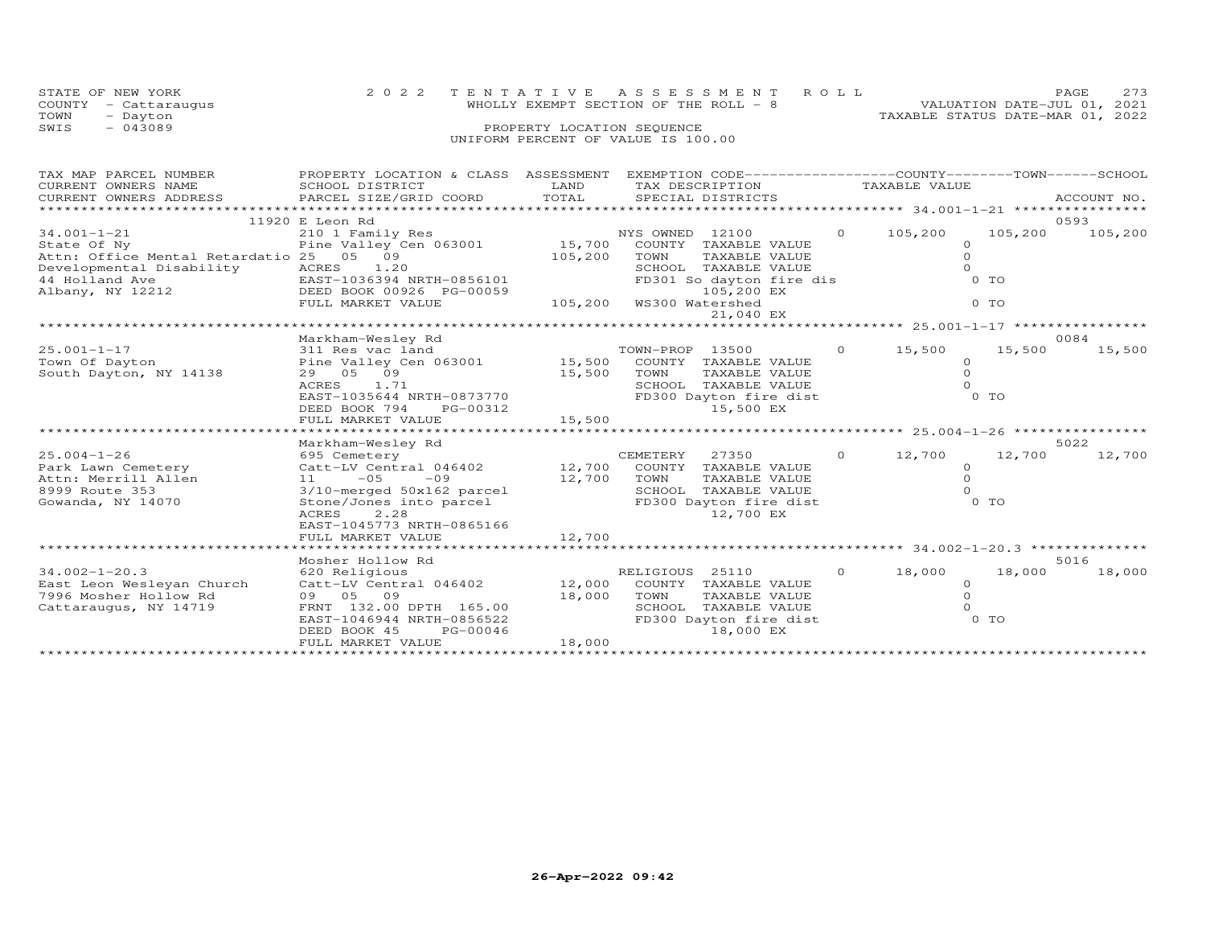STATE OF NEW YORK
COUNTY - Cattaraugus
TOWN - Dayton
SWIS - 043089

2022 TENTATIVE ASSESSMENT ROLL
WHOLLY EXEMPT SECTION OF THE ROLL - 8
PROPERTY LOCATION SEQUENCE
UNIFORM PERCENT OF VALUE IS 100.00

VALUATION DATE-JUL 01, 2021
TAXABLE STATUS DATE-MAR 01, 2022

| TAX MAP PARCEL NUMBER / CURRENT OWNERS NAME / CURRENT OWNERS ADDRESS | PROPERTY LOCATION & CLASS / SCHOOL DISTRICT / PARCEL SIZE/GRID COORD | ASSESSMENT LAND / TOTAL | EXEMPTION CODE / TAX DESCRIPTION / SPECIAL DISTRICTS | | COUNTY TAXABLE VALUE | TOWN | SCHOOL / ACCOUNT NO. |
|---|---|---|---|---|---|---|---|
| ************ 34.001-1-21 ************ | 11920 E Leon Rd | | | | | | 0593 |
| 34.001-1-21 | 210 1 Family Res | | NYS OWNED 12100 | 0 | 105,200 | 105,200 | 105,200 |
| State Of Ny | Pine Valley Cen 063001 | 15,700 | COUNTY TAXABLE VALUE | | 0 | | |
| Attn: Office Mental Retardatio | 25 05 09 | 105,200 | TOWN TAXABLE VALUE | | 0 | | |
| Developmental Disability | ACRES 1.20 | | SCHOOL TAXABLE VALUE | | 0 | | |
| 44 Holland Ave | EAST-1036394 NRTH-0856101 | | FD301 So dayton fire dis | | | 0 TO | |
| Albany, NY 12212 | DEED BOOK 00926 PG-00059 | | 105,200 EX | | | | |
| | FULL MARKET VALUE | 105,200 | WS300 Watershed | | | 0 TO | |
| | | | 21,040 EX | | | | |
| ************ 25.001-1-17 ************ | Markham-Wesley Rd | | | | | | 0084 |
| 25.001-1-17 | 311 Res vac land | | TOWN-PROP 13500 | 0 | 15,500 | 15,500 | 15,500 |
| Town Of Dayton | Pine Valley Cen 063001 | 15,500 | COUNTY TAXABLE VALUE | | 0 | | |
| South Dayton, NY 14138 | 29 05 09 | 15,500 | TOWN TAXABLE VALUE | | 0 | | |
| | ACRES 1.71 | | SCHOOL TAXABLE VALUE | | 0 | | |
| | EAST-1035644 NRTH-0873770 | | FD300 Dayton fire dist | | | 0 TO | |
| | DEED BOOK 794 PG-00312 | | 15,500 EX | | | | |
| | FULL MARKET VALUE | 15,500 | | | | | |
| ************ 25.004-1-26 ************ | Markham-Wesley Rd | | | | | | 5022 |
| 25.004-1-26 | 695 Cemetery | | CEMETERY 27350 | 0 | 12,700 | 12,700 | 12,700 |
| Park Lawn Cemetery | Catt-LV Central 046402 | 12,700 | COUNTY TAXABLE VALUE | | 0 | | |
| Attn: Merrill Allen | 11 -05 -09 | 12,700 | TOWN TAXABLE VALUE | | 0 | | |
| 8999 Route 353 | 3/10-merged 50x162 parcel | | SCHOOL TAXABLE VALUE | | 0 | | |
| Gowanda, NY 14070 | Stone/Jones into parcel | | FD300 Dayton fire dist | | | 0 TO | |
| | ACRES 2.28 | | 12,700 EX | | | | |
| | EAST-1045773 NRTH-0865166 | | | | | | |
| | FULL MARKET VALUE | 12,700 | | | | | |
| ************ 34.002-1-20.3 ************ | Mosher Hollow Rd | | | | | | 5016 |
| 34.002-1-20.3 | 620 Religious | | RELIGIOUS 25110 | 0 | 18,000 | 18,000 | 18,000 |
| East Leon Wesleyan Church | Catt-LV Central 046402 | 12,000 | COUNTY TAXABLE VALUE | | 0 | | |
| 7996 Mosher Hollow Rd | 09 05 09 | 18,000 | TOWN TAXABLE VALUE | | 0 | | |
| Cattaraugus, NY 14719 | FRNT 132.00 DPTH 165.00 | | SCHOOL TAXABLE VALUE | | 0 | | |
| | EAST-1046944 NRTH-0856522 | | FD300 Dayton fire dist | | | 0 TO | |
| | DEED BOOK 45 PG-00046 | | 18,000 EX | | | | |
| | FULL MARKET VALUE | 18,000 | | | | | |

26-Apr-2022 09:42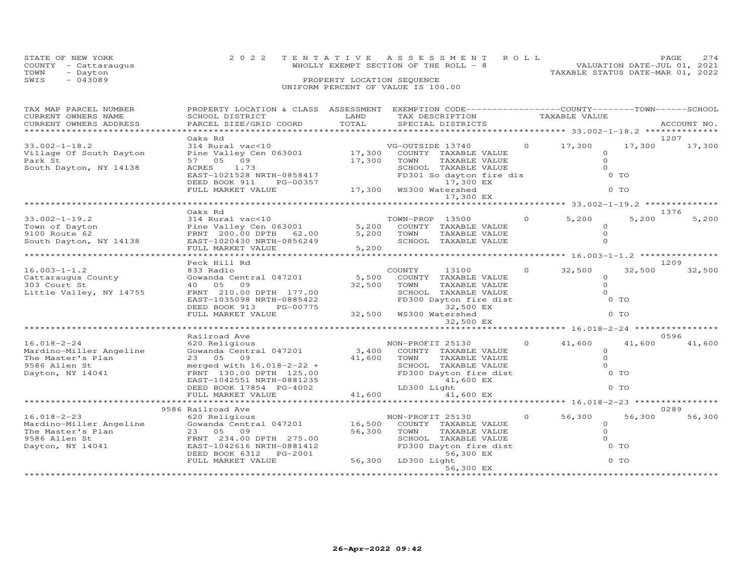STATE OF NEW YORK
COUNTY - Cattaraugus
TOWN - Dayton
SWIS - 043089

2 0 2 2 T E N T A T I V E A S S E S S M E N T R O L L
WHOLLY EXEMPT SECTION OF THE ROLL - 8
PROPERTY LOCATION SEQUENCE
UNIFORM PERCENT OF VALUE IS 100.00

VALUATION DATE-JUL 01, 2021
TAXABLE STATUS DATE-MAR 01, 2022

| TAX MAP PARCEL NUMBER / CURRENT OWNERS NAME / CURRENT OWNERS ADDRESS | PROPERTY LOCATION & CLASS / SCHOOL DISTRICT / PARCEL SIZE/GRID COORD | ASSESSMENT LAND | ASSESSMENT TOTAL | EXEMPTION CODE / TAX DESCRIPTION / SPECIAL DISTRICTS | | COUNTY TAXABLE VALUE | TOWN | SCHOOL | ACCOUNT NO. |
|---|---|---|---|---|---|---|---|---|---|
| **33.002-1-18.2** | Oaks Rd | | | | | | | | 1207 |
| 33.002-1-18.2 | 314 Rural vac<10 | | | VG-OUTSIDE 13740 | 0 | 17,300 | 17,300 | 17,300 | |
| Village Of South Dayton | Pine Valley Cen 063001 | 17,300 | | COUNTY TAXABLE VALUE | | 0 | | | |
| Park St | 57 05 09 | | 17,300 | TOWN TAXABLE VALUE | | 0 | | | |
| South Dayton, NY 14138 | ACRES 1.73 | | | SCHOOL TAXABLE VALUE | | 0 | | | |
| | EAST-1021528 NRTH-0858417 | | | FD301 So dayton fire dis | | 0 TO | | | |
| | DEED BOOK 911 PG-00357 | | | 17,300 EX | | | | | |
| | FULL MARKET VALUE | | 17,300 | WS300 Watershed | | 0 TO | | | |
| | | | | 17,300 EX | | | | | |
| **33.002-1-19.2** | Oaks Rd | | | | | | | | 1376 |
| 33.002-1-19.2 | 314 Rural vac<10 | | | TOWN-PROP 13500 | 0 | 5,200 | 5,200 | 5,200 | |
| Town of Dayton | Pine Valley Cen 063001 | 5,200 | | COUNTY TAXABLE VALUE | | 0 | | | |
| 9100 Route 62 | FRNT 200.00 DPTH 62.00 | | 5,200 | TOWN TAXABLE VALUE | | 0 | | | |
| South Dayton, NY 14138 | EAST-1020430 NRTH-0856249 | | | SCHOOL TAXABLE VALUE | | 0 | | | |
| | FULL MARKET VALUE | | 5,200 | | | | | | |
| **16.003-1-1.2** | Peck Hill Rd | | | | | | | | 1209 |
| 16.003-1-1.2 | 833 Radio | | | COUNTY 13100 | 0 | 32,500 | 32,500 | 32,500 | |
| Cattaraugus County | Gowanda Central 047201 | 5,500 | | COUNTY TAXABLE VALUE | | 0 | | | |
| 303 Court St | 40 05 09 | | 32,500 | TOWN TAXABLE VALUE | | 0 | | | |
| Little Valley, NY 14755 | FRNT 210.00 DPTH 177.00 | | | SCHOOL TAXABLE VALUE | | 0 | | | |
| | EAST-1035098 NRTH-0885422 | | | FD300 Dayton fire dist | | 0 TO | | | |
| | DEED BOOK 913 PG-00775 | | | 32,500 EX | | | | | |
| | FULL MARKET VALUE | | 32,500 | WS300 Watershed | | 0 TO | | | |
| | | | | 32,500 EX | | | | | |
| **16.018-2-24** | Railroad Ave | | | | | | | | 0596 |
| 16.018-2-24 | 620 Religious | | | NON-PROFIT 25130 | 0 | 41,600 | 41,600 | 41,600 | |
| Mardino-Miller Angeline | Gowanda Central 047201 | 3,400 | | COUNTY TAXABLE VALUE | | 0 | | | |
| The Master's Plan | 23 05 09 | | 41,600 | TOWN TAXABLE VALUE | | 0 | | | |
| 9586 Allen St | merged with 16.018-2-22 + | | | SCHOOL TAXABLE VALUE | | 0 | | | |
| Dayton, NY 14041 | FRNT 130.00 DPTH 125.00 | | | FD300 Dayton fire dist | | 0 TO | | | |
| | EAST-1042551 NRTH-0881235 | | | 41,600 EX | | | | | |
| | DEED BOOK 17854 PG-4002 | | | LD300 Light | | 0 TO | | | |
| | FULL MARKET VALUE | | 41,600 | 41,600 EX | | | | | |
| **16.018-2-23** | 9586 Railroad Ave | | | | | | | | 0289 |
| 16.018-2-23 | 620 Religious | | | NON-PROFIT 25130 | 0 | 56,300 | 56,300 | 56,300 | |
| Mardino-Miller Angeline | Gowanda Central 047201 | 16,500 | | COUNTY TAXABLE VALUE | | 0 | | | |
| The Master's Plan | 23 05 09 | | 56,300 | TOWN TAXABLE VALUE | | 0 | | | |
| 9586 Allen St | FRNT 234.00 DPTH 275.00 | | | SCHOOL TAXABLE VALUE | | 0 | | | |
| Dayton, NY 14041 | EAST-1042616 NRTH-0881412 | | | FD300 Dayton fire dist | | 0 TO | | | |
| | DEED BOOK 6312 PG-2001 | | | 56,300 EX | | | | | |
| | FULL MARKET VALUE | | 56,300 | LD300 Light | | 0 TO | | | |
| | | | | 56,300 EX | | | | | |

26-Apr-2022 09:42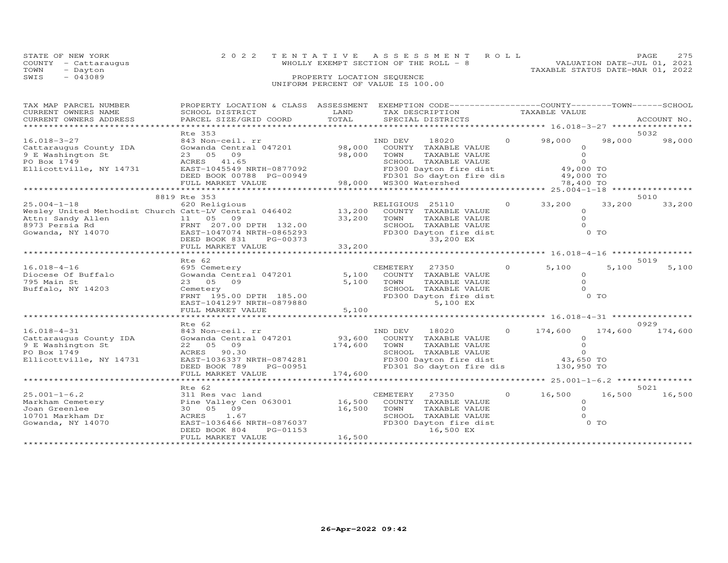STATE OF NEW YORK
COUNTY - Cattaraugus
TOWN - Dayton
SWIS - 043089

2022 TENTATIVE ASSESSMENT ROLL
WHOLLY EXEMPT SECTION OF THE ROLL - 8
PROPERTY LOCATION SEQUENCE
UNIFORM PERCENT OF VALUE IS 100.00

VALUATION DATE-JUL 01, 2021
TAXABLE STATUS DATE-MAR 01, 2022

| TAX MAP PARCEL NUMBER / CURRENT OWNERS NAME / CURRENT OWNERS ADDRESS | PROPERTY LOCATION & CLASS / SCHOOL DISTRICT / PARCEL SIZE/GRID COORD | ASSESSMENT LAND / TOTAL | EXEMPTION CODE / TAX DESCRIPTION / SPECIAL DISTRICTS | COUNTY TAXABLE VALUE | TOWN | SCHOOL | ACCOUNT NO. |
|---|---|---|---|---|---|---|---|
| **16.018-3-27** | Rte 353 | | | | | | 5032 |
| 16.018-3-27 | 843 Non-ceil. rr | | IND DEV 18020 0 | 98,000 | 98,000 | 98,000 | |
| Cattaraugus County IDA | Gowanda Central 047201 | 98,000 | COUNTY TAXABLE VALUE | 0 | | | |
| 9 E Washington St | 23 05 09 | 98,000 | TOWN TAXABLE VALUE | 0 | | | |
| PO Box 1749 | ACRES 41.65 | | SCHOOL TAXABLE VALUE | 0 | | | |
| Ellicottville, NY 14731 | EAST-1045549 NRTH-0877092 | | FD300 Dayton fire dist | 49,000 TO | | | |
| | DEED BOOK 00788 PG-00949 | | FD301 So dayton fire dis | 49,000 TO | | | |
| | FULL MARKET VALUE | 98,000 | WS300 Watershed | 78,400 TO | | | |
| **25.004-1-18** | 8819 Rte 353 | | | | | | 5010 |
| 25.004-1-18 | 620 Religious | | RELIGIOUS 25110 0 | 33,200 | 33,200 | 33,200 | |
| Wesley United Methodist Church | Catt-LV Central 046402 | 13,200 | COUNTY TAXABLE VALUE | 0 | | | |
| Attn: Sandy Allen | 11 05 09 | 33,200 | TOWN TAXABLE VALUE | 0 | | | |
| 8973 Persia Rd | FRNT 207.00 DPTH 132.00 | | SCHOOL TAXABLE VALUE | 0 | | | |
| Gowanda, NY 14070 | EAST-1047074 NRTH-0865293 | | FD300 Dayton fire dist | 0 TO | | | |
| | DEED BOOK 831 PG-00373 | | 33,200 EX | | | | |
| | FULL MARKET VALUE | 33,200 | | | | | |
| **16.018-4-16** | Rte 62 | | | | | | 5019 |
| 16.018-4-16 | 695 Cemetery | | CEMETERY 27350 0 | 5,100 | 5,100 | 5,100 | |
| Diocese Of Buffalo | Gowanda Central 047201 | 5,100 | COUNTY TAXABLE VALUE | 0 | | | |
| 795 Main St | 23 05 09 | 5,100 | TOWN TAXABLE VALUE | 0 | | | |
| Buffalo, NY 14203 | Cemetery | | SCHOOL TAXABLE VALUE | 0 | | | |
| | FRNT 195.00 DPTH 185.00 | | FD300 Dayton fire dist | 0 TO | | | |
| | EAST-1041297 NRTH-0879880 | | 5,100 EX | | | | |
| | FULL MARKET VALUE | 5,100 | | | | | |
| **16.018-4-31** | Rte 62 | | | | | | 0929 |
| 16.018-4-31 | 843 Non-ceil. rr | | IND DEV 18020 0 | 174,600 | 174,600 | 174,600 | |
| Cattaraugus County IDA | Gowanda Central 047201 | 93,600 | COUNTY TAXABLE VALUE | 0 | | | |
| 9 E Washington St | 22 05 09 | 174,600 | TOWN TAXABLE VALUE | 0 | | | |
| PO Box 1749 | ACRES 90.30 | | SCHOOL TAXABLE VALUE | 0 | | | |
| Ellicottville, NY 14731 | EAST-1036337 NRTH-0874281 | | FD300 Dayton fire dist | 43,650 TO | | | |
| | DEED BOOK 789 PG-00951 | | FD301 So dayton fire dis | 130,950 TO | | | |
| | FULL MARKET VALUE | 174,600 | | | | | |
| **25.001-1-6.2** | Rte 62 | | | | | | 5021 |
| 25.001-1-6.2 | 311 Res vac land | | CEMETERY 27350 0 | 16,500 | 16,500 | 16,500 | |
| Markham Cemetery | Pine Valley Cen 063001 | 16,500 | COUNTY TAXABLE VALUE | 0 | | | |
| Joan Greenlee | 30 05 09 | 16,500 | TOWN TAXABLE VALUE | 0 | | | |
| 10701 Markham Dr | ACRES 1.67 | | SCHOOL TAXABLE VALUE | 0 | | | |
| Gowanda, NY 14070 | EAST-1036466 NRTH-0876037 | | FD300 Dayton fire dist | 0 TO | | | |
| | DEED BOOK 804 PG-01153 | | 16,500 EX | | | | |
| | FULL MARKET VALUE | 16,500 | | | | | |

26-Apr-2022 09:42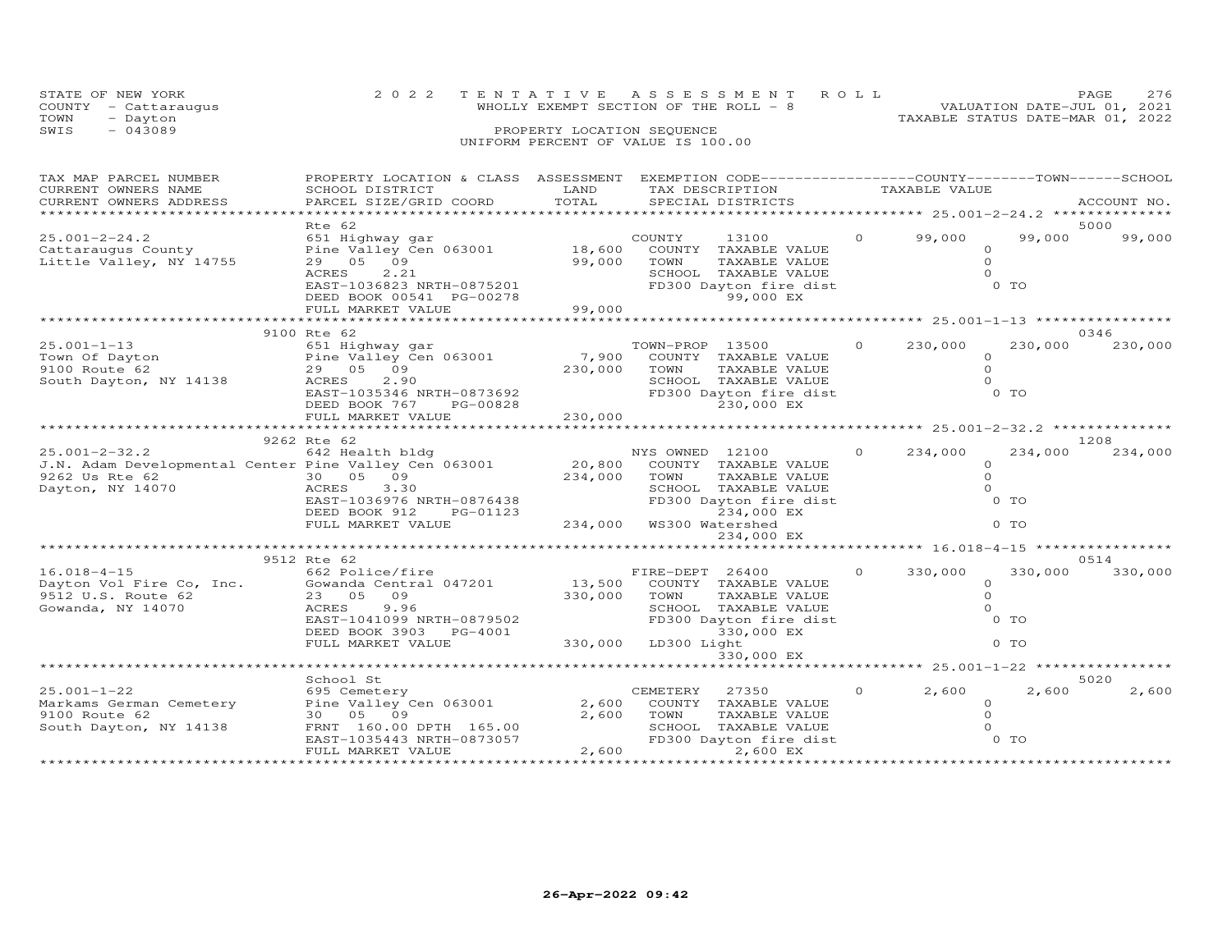STATE OF NEW YORK
COUNTY - Cattaraugus
TOWN - Dayton
SWIS - 043089

# 2022 TENTATIVE ASSESSMENT ROLL

WHOLLY EXEMPT SECTION OF THE ROLL - 8

PROPERTY LOCATION SEQUENCE

UNIFORM PERCENT OF VALUE IS 100.00

VALUATION DATE-JUL 01, 2021
TAXABLE STATUS DATE-MAR 01, 2022

| TAX MAP PARCEL NUMBER / CURRENT OWNERS NAME / CURRENT OWNERS ADDRESS | PROPERTY LOCATION & CLASS / SCHOOL DISTRICT / PARCEL SIZE/GRID COORD | ASSESSMENT LAND / TOTAL | EXEMPTION CODE / TAX DESCRIPTION / SPECIAL DISTRICTS | | COUNTY TAXABLE VALUE | TOWN | SCHOOL / ACCOUNT NO. |
|---|---|---|---|---|---|---|---|
| 25.001-2-24.2 | Rte 62 | | | | | | 5000 |
| 25.001-2-24.2 | 651 Highway gar | | COUNTY 13100 | 0 | 99,000 | 99,000 | 99,000 |
| Cattaraugus County | Pine Valley Cen 063001 | 18,600 | COUNTY TAXABLE VALUE | | 0 | | |
| Little Valley, NY 14755 | 29 05 09 | 99,000 | TOWN TAXABLE VALUE | | 0 | | |
| | ACRES 2.21 | | SCHOOL TAXABLE VALUE | | 0 | | |
| | EAST-1036823 NRTH-0875201 | | FD300 Dayton fire dist | | 0 TO | | |
| | DEED BOOK 00541 PG-00278 | | 99,000 EX | | | | |
| | FULL MARKET VALUE | 99,000 | | | | | |
| 25.001-1-13 | 9100 Rte 62 | | | | | | 0346 |
| 25.001-1-13 | 651 Highway gar | | TOWN-PROP 13500 | 0 | 230,000 | 230,000 | 230,000 |
| Town Of Dayton | Pine Valley Cen 063001 | 7,900 | COUNTY TAXABLE VALUE | | 0 | | |
| 9100 Route 62 | 29 05 09 | 230,000 | TOWN TAXABLE VALUE | | 0 | | |
| South Dayton, NY 14138 | ACRES 2.90 | | SCHOOL TAXABLE VALUE | | 0 | | |
| | EAST-1035346 NRTH-0873692 | | FD300 Dayton fire dist | | 0 TO | | |
| | DEED BOOK 767 PG-00828 | | 230,000 EX | | | | |
| | FULL MARKET VALUE | 230,000 | | | | | |
| 25.001-2-32.2 | 9262 Rte 62 | | | | | | 1208 |
| 25.001-2-32.2 | 642 Health bldg | | NYS OWNED 12100 | 0 | 234,000 | 234,000 | 234,000 |
| J.N. Adam Developmental Center | Pine Valley Cen 063001 | 20,800 | COUNTY TAXABLE VALUE | | 0 | | |
| 9262 Us Rte 62 | 30 05 09 | 234,000 | TOWN TAXABLE VALUE | | 0 | | |
| Dayton, NY 14070 | ACRES 3.30 | | SCHOOL TAXABLE VALUE | | 0 | | |
| | EAST-1036976 NRTH-0876438 | | FD300 Dayton fire dist | | 0 TO | | |
| | DEED BOOK 912 PG-01123 | | 234,000 EX | | | | |
| | FULL MARKET VALUE | 234,000 | WS300 Watershed | | 0 TO | | |
| | | | 234,000 EX | | | | |
| 16.018-4-15 | 9512 Rte 62 | | | | | | 0514 |
| 16.018-4-15 | 662 Police/fire | | FIRE-DEPT 26400 | 0 | 330,000 | 330,000 | 330,000 |
| Dayton Vol Fire Co, Inc. | Gowanda Central 047201 | 13,500 | COUNTY TAXABLE VALUE | | 0 | | |
| 9512 U.S. Route 62 | 23 05 09 | 330,000 | TOWN TAXABLE VALUE | | 0 | | |
| Gowanda, NY 14070 | ACRES 9.96 | | SCHOOL TAXABLE VALUE | | 0 | | |
| | EAST-1041099 NRTH-0879502 | | FD300 Dayton fire dist | | 0 TO | | |
| | DEED BOOK 3903 PG-4001 | | 330,000 EX | | | | |
| | FULL MARKET VALUE | 330,000 | LD300 Light | | 0 TO | | |
| | | | 330,000 EX | | | | |
| 25.001-1-22 | School St | | | | | | 5020 |
| 25.001-1-22 | 695 Cemetery | | CEMETERY 27350 | 0 | 2,600 | 2,600 | 2,600 |
| Markams German Cemetery | Pine Valley Cen 063001 | 2,600 | COUNTY TAXABLE VALUE | | 0 | | |
| 9100 Route 62 | 30 05 09 | 2,600 | TOWN TAXABLE VALUE | | 0 | | |
| South Dayton, NY 14138 | FRNT 160.00 DPTH 165.00 | | SCHOOL TAXABLE VALUE | | 0 | | |
| | EAST-1035443 NRTH-0873057 | | FD300 Dayton fire dist | | 0 TO | | |
| | FULL MARKET VALUE | 2,600 | 2,600 EX | | | | |

26-Apr-2022 09:42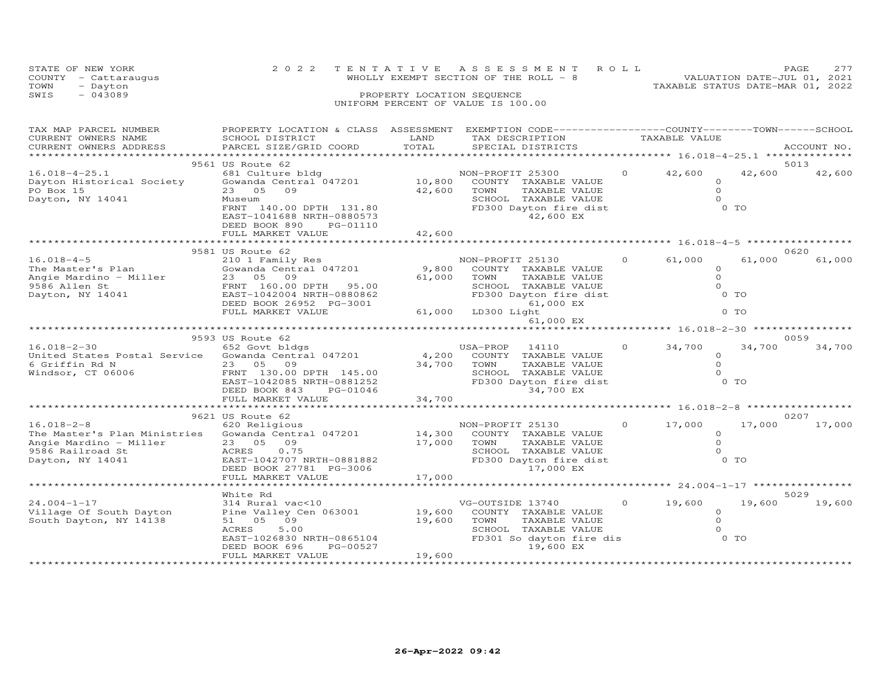STATE OF NEW YORK
COUNTY - Cattaraugus
TOWN - Dayton
SWIS - 043089

2022 TENTATIVE ASSESSMENT ROLL
WHOLLY EXEMPT SECTION OF THE ROLL - 8
PROPERTY LOCATION SEQUENCE
UNIFORM PERCENT OF VALUE IS 100.00

VALUATION DATE-JUL 01, 2021
TAXABLE STATUS DATE-MAR 01, 2022

| TAX MAP PARCEL NUMBER / CURRENT OWNERS NAME / CURRENT OWNERS ADDRESS | PROPERTY LOCATION & CLASS / SCHOOL DISTRICT / PARCEL SIZE/GRID COORD | ASSESSMENT LAND | TOTAL | EXEMPTION CODE / TAX DESCRIPTION / SPECIAL DISTRICTS | COUNTY | TOWN | SCHOOL | ACCOUNT NO. |
|---|---|---|---|---|---|---|---|---|
| 16.018-4-25.1 | 9561 US Route 62 | | | | | | | 5013 |
| Dayton Historical Society | 681 Culture bldg | | | NON-PROFIT 25300 | 0 42,600 | 42,600 | 42,600 | |
| PO Box 15 | Gowanda Central 047201 | 10,800 | | COUNTY TAXABLE VALUE | 0 | | | |
| Dayton, NY 14041 | 23 05 09 | | 42,600 | TOWN TAXABLE VALUE | 0 | | | |
| | Museum | | | SCHOOL TAXABLE VALUE | 0 | | | |
| | FRNT 140.00 DPTH 131.80 | | | FD300 Dayton fire dist 42,600 EX | 0 TO | | | |
| | EAST-1041688 NRTH-0880573 | | | | | | | |
| | DEED BOOK 890 PG-01110 | | | | | | | |
| | FULL MARKET VALUE | | 42,600 | | | | | |
| 16.018-4-5 | 9581 US Route 62 | | | | | | | 0620 |
| The Master's Plan | 210 1 Family Res | | | NON-PROFIT 25130 | 0 61,000 | 61,000 | 61,000 | |
| Angie Mardino - Miller | Gowanda Central 047201 | 9,800 | | COUNTY TAXABLE VALUE | 0 | | | |
| 9586 Allen St | 23 05 09 | | 61,000 | TOWN TAXABLE VALUE | 0 | | | |
| Dayton, NY 14041 | FRNT 160.00 DPTH 95.00 | | | SCHOOL TAXABLE VALUE | 0 | | | |
| | EAST-1042004 NRTH-0880862 | | | FD300 Dayton fire dist 61,000 EX | 0 TO | | | |
| | DEED BOOK 26952 PG-3001 | | | | | | | |
| | FULL MARKET VALUE | | 61,000 | LD300 Light 61,000 EX | 0 TO | | | |
| 16.018-2-30 | 9593 US Route 62 | | | | | | | 0059 |
| United States Postal Service | 652 Govt bldgs | | | USA-PROP 14110 | 0 34,700 | 34,700 | 34,700 | |
| 6 Griffin Rd N | Gowanda Central 047201 | 4,200 | | COUNTY TAXABLE VALUE | 0 | | | |
| Windsor, CT 06006 | 23 05 09 | | 34,700 | TOWN TAXABLE VALUE | 0 | | | |
| | FRNT 130.00 DPTH 145.00 | | | SCHOOL TAXABLE VALUE | 0 | | | |
| | EAST-1042085 NRTH-0881252 | | | FD300 Dayton fire dist 34,700 EX | 0 TO | | | |
| | DEED BOOK 843 PG-01046 | | | | | | | |
| | FULL MARKET VALUE | | 34,700 | | | | | |
| 16.018-2-8 | 9621 US Route 62 | | | | | | | 0207 |
| The Master's Plan Ministries | 620 Religious | | | NON-PROFIT 25130 | 0 17,000 | 17,000 | 17,000 | |
| Angie Mardino - Miller | Gowanda Central 047201 | 14,300 | | COUNTY TAXABLE VALUE | 0 | | | |
| 9586 Railroad St | 23 05 09 | | 17,000 | TOWN TAXABLE VALUE | 0 | | | |
| Dayton, NY 14041 | ACRES 0.75 | | | SCHOOL TAXABLE VALUE | 0 | | | |
| | EAST-1042707 NRTH-0881882 | | | FD300 Dayton fire dist 17,000 EX | 0 TO | | | |
| | DEED BOOK 27781 PG-3006 | | | | | | | |
| | FULL MARKET VALUE | | 17,000 | | | | | |
| 24.004-1-17 | White Rd | | | | | | | 5029 |
| Village Of South Dayton | 314 Rural vac<10 | | | VG-OUTSIDE 13740 | 0 19,600 | 19,600 | 19,600 | |
| South Dayton, NY 14138 | Pine Valley Cen 063001 | 19,600 | | COUNTY TAXABLE VALUE | 0 | | | |
| | 51 05 09 | | 19,600 | TOWN TAXABLE VALUE | 0 | | | |
| | ACRES 5.00 | | | SCHOOL TAXABLE VALUE | 0 | | | |
| | EAST-1026830 NRTH-0865104 | | | FD301 So dayton fire dis 19,600 EX | 0 TO | | | |
| | DEED BOOK 696 PG-00527 | | | | | | | |
| | FULL MARKET VALUE | | 19,600 | | | | | |

26-Apr-2022 09:42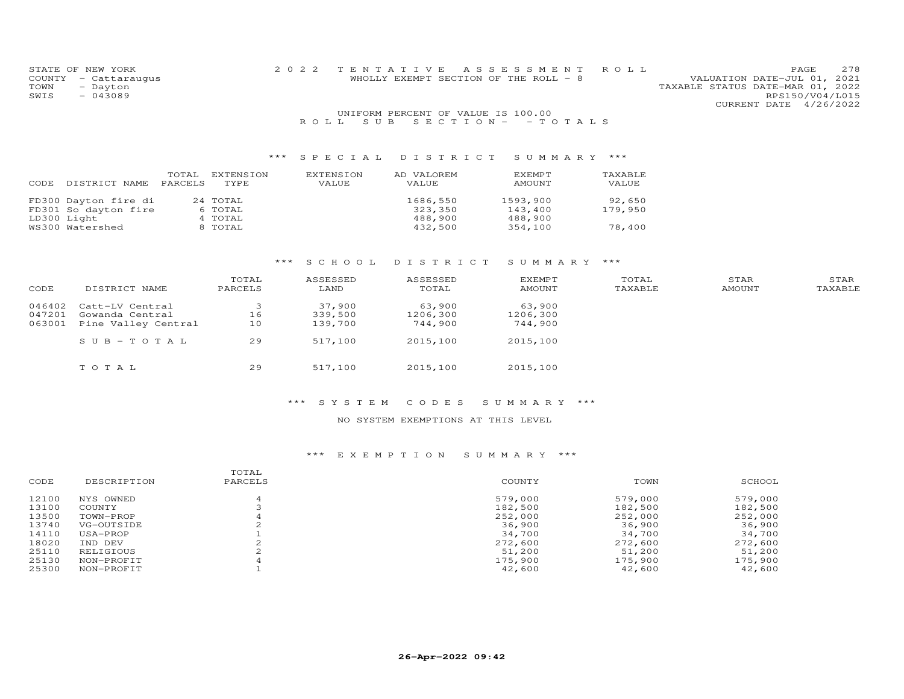STATE OF NEW YORK
COUNTY - Cattaraugus
TOWN - Dayton
SWIS - 043089

2022 TENTATIVE ASSESSMENT ROLL
WHOLLY EXEMPT SECTION OF THE ROLL - 8

VALUATION DATE-JUL 01, 2021
TAXABLE STATUS DATE-MAR 01, 2022
RPS150/V04/L015
CURRENT DATE 4/26/2022

UNIFORM PERCENT OF VALUE IS 100.00

ROLL SUB SECTION- - TOTALS

### *** SPECIAL DISTRICT SUMMARY ***

| CODE | DISTRICT NAME | TOTAL PARCELS | EXTENSION TYPE | EXTENSION VALUE | AD VALOREM VALUE | EXEMPT AMOUNT | TAXABLE VALUE |
|---|---|---|---|---|---|---|---|
| FD300 | Dayton fire di | 24 | TOTAL | | 1686,550 | 1593,900 | 92,650 |
| FD301 | So dayton fire | 6 | TOTAL | | 323,350 | 143,400 | 179,950 |
| LD300 | Light | 4 | TOTAL | | 488,900 | 488,900 | |
| WS300 | Watershed | 8 | TOTAL | | 432,500 | 354,100 | 78,400 |

### *** SCHOOL DISTRICT SUMMARY ***

| CODE | DISTRICT NAME | TOTAL PARCELS | ASSESSED LAND | ASSESSED TOTAL | EXEMPT AMOUNT | TOTAL TAXABLE | STAR AMOUNT | STAR TAXABLE |
|---|---|---|---|---|---|---|---|---|
| 046402 | Catt-LV Central | 3 | 37,900 | 63,900 | 63,900 | | | |
| 047201 | Gowanda Central | 16 | 339,500 | 1206,300 | 1206,300 | | | |
| 063001 | Pine Valley Central | 10 | 139,700 | 744,900 | 744,900 | | | |
| | SUB-TOTAL | 29 | 517,100 | 2015,100 | 2015,100 | | | |
| | TOTAL | 29 | 517,100 | 2015,100 | 2015,100 | | | |

### *** SYSTEM CODES SUMMARY ***

NO SYSTEM EXEMPTIONS AT THIS LEVEL

### *** EXEMPTION SUMMARY ***

| CODE | DESCRIPTION | TOTAL PARCELS | COUNTY | TOWN | SCHOOL |
|---|---|---|---|---|---|
| 12100 | NYS OWNED | 4 | 579,000 | 579,000 | 579,000 |
| 13100 | COUNTY | 3 | 182,500 | 182,500 | 182,500 |
| 13500 | TOWN-PROP | 4 | 252,000 | 252,000 | 252,000 |
| 13740 | VG-OUTSIDE | 2 | 36,900 | 36,900 | 36,900 |
| 14110 | USA-PROP | 1 | 34,700 | 34,700 | 34,700 |
| 18020 | IND DEV | 2 | 272,600 | 272,600 | 272,600 |
| 25110 | RELIGIOUS | 2 | 51,200 | 51,200 | 51,200 |
| 25130 | NON-PROFIT | 4 | 175,900 | 175,900 | 175,900 |
| 25300 | NON-PROFIT | 1 | 42,600 | 42,600 | 42,600 |

26-Apr-2022 09:42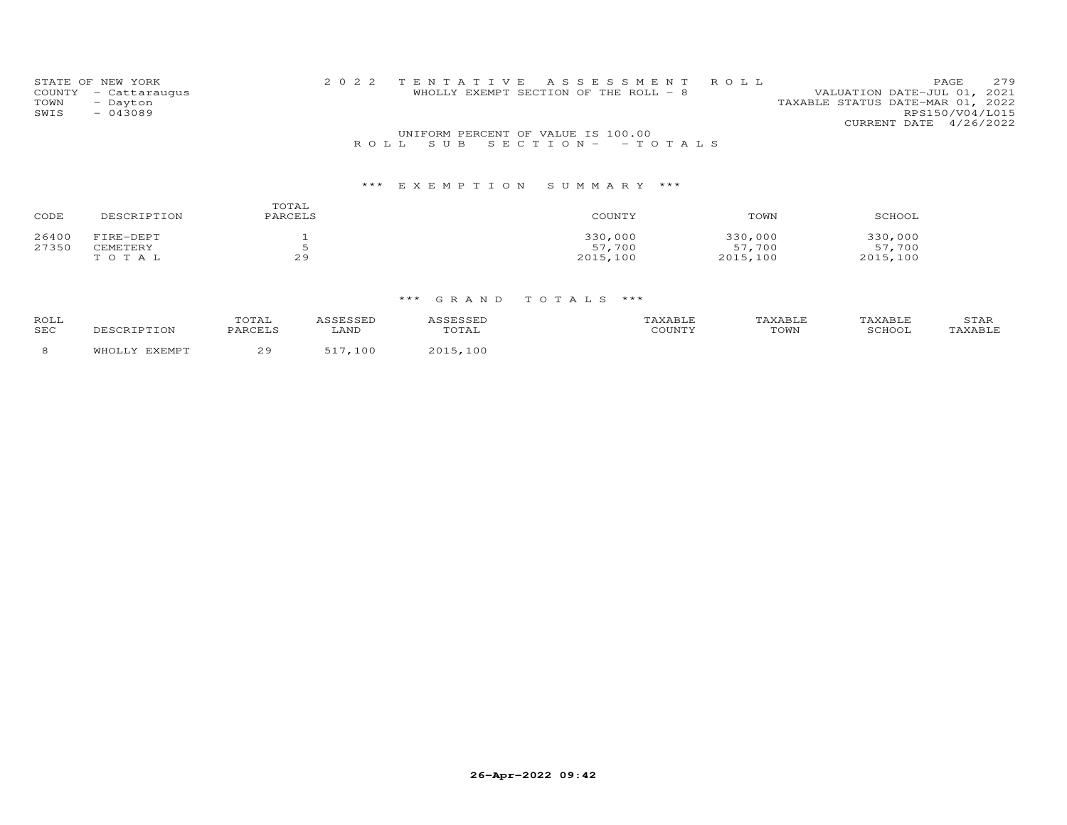STATE OF NEW YORK
COUNTY - Cattaraugus
TOWN - Dayton
SWIS - 043089

2022 TENTATIVE ASSESSMENT ROLL
WHOLLY EXEMPT SECTION OF THE ROLL - 8

VALUATION DATE-JUL 01, 2021
TAXABLE STATUS DATE-MAR 01, 2022
RPS150/V04/L015
CURRENT DATE 4/26/2022

UNIFORM PERCENT OF VALUE IS 100.00

ROLL SUB SECTION- - TOTALS

### *** EXEMPTION SUMMARY ***

| CODE | DESCRIPTION | TOTAL PARCELS | COUNTY | TOWN | SCHOOL |
|---|---|---|---|---|---|
| 26400 | FIRE-DEPT | 1 | 330,000 | 330,000 | 330,000 |
| 27350 | CEMETERY | 5 | 57,700 | 57,700 | 57,700 |
| | TOTAL | 29 | 2015,100 | 2015,100 | 2015,100 |

### *** GRAND TOTALS ***

| ROLL SEC | DESCRIPTION | TOTAL PARCELS | ASSESSED LAND | ASSESSED TOTAL | TAXABLE COUNTY | TAXABLE TOWN | TAXABLE SCHOOL | STAR TAXABLE |
|---|---|---|---|---|---|---|---|---|
| 8 | WHOLLY EXEMPT | 29 | 517,100 | 2015,100 | | | | |

26-Apr-2022 09:42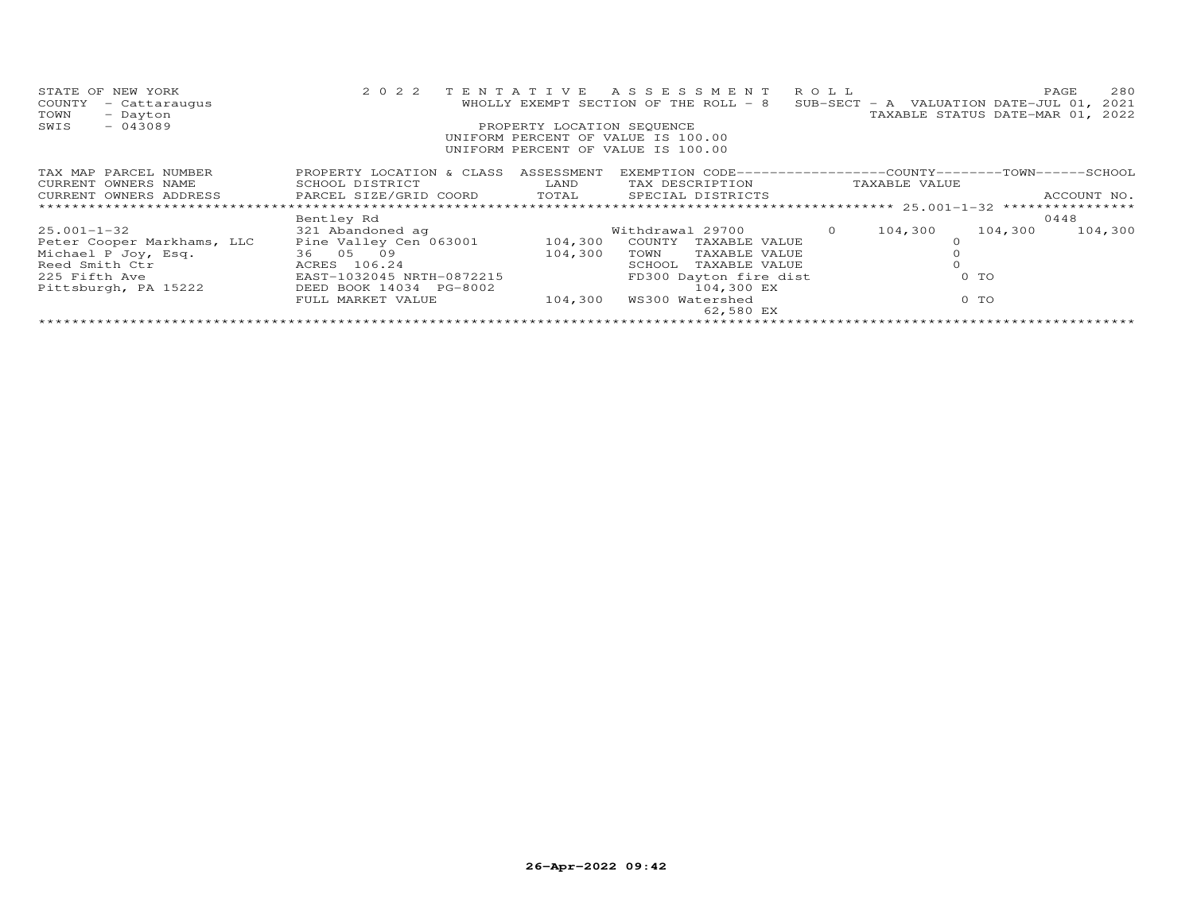STATE OF NEW YORK
COUNTY - Cattaraugus
TOWN - Dayton
SWIS - 043089

2022 TENTATIVE ASSESSMENT ROLL
WHOLLY EXEMPT SECTION OF THE ROLL - 8 SUB-SECT - A VALUATION DATE-JUL 01, 2021
TAXABLE STATUS DATE-MAR 01, 2022
PROPERTY LOCATION SEQUENCE
UNIFORM PERCENT OF VALUE IS 100.00
UNIFORM PERCENT OF VALUE IS 100.00

| TAX MAP PARCEL NUMBER / CURRENT OWNERS NAME / CURRENT OWNERS ADDRESS | PROPERTY LOCATION & CLASS / SCHOOL DISTRICT / PARCEL SIZE/GRID COORD | ASSESSMENT LAND / TOTAL | EXEMPTION CODE / TAX DESCRIPTION / SPECIAL DISTRICTS | | COUNTY TAXABLE VALUE | TOWN | SCHOOL / ACCOUNT NO. |
|---|---|---|---|---|---|---|---|
| 25.001-1-32 | Bentley Rd | | | | | | 0448 |
| 25.001-1-32 | 321 Abandoned ag | | Withdrawal 29700 | 0 | 104,300 | 104,300 | 104,300 |
| Peter Cooper Markhams, LLC | Pine Valley Cen 063001 | 104,300 | COUNTY TAXABLE VALUE | | 0 | | |
| Michael P Joy, Esq. | 36 05 09 | 104,300 | TOWN TAXABLE VALUE | | 0 | | |
| Reed Smith Ctr | ACRES 106.24 | | SCHOOL TAXABLE VALUE | | 0 | | |
| 225 Fifth Ave | EAST-1032045 NRTH-0872215 | | FD300 Dayton fire dist | | 0 TO | | |
| Pittsburgh, PA 15222 | DEED BOOK 14034 PG-8002 | | 104,300 EX | | | | |
| | FULL MARKET VALUE | 104,300 | WS300 Watershed | | 0 TO | | |
| | | | 62,580 EX | | | | |

26-Apr-2022 09:42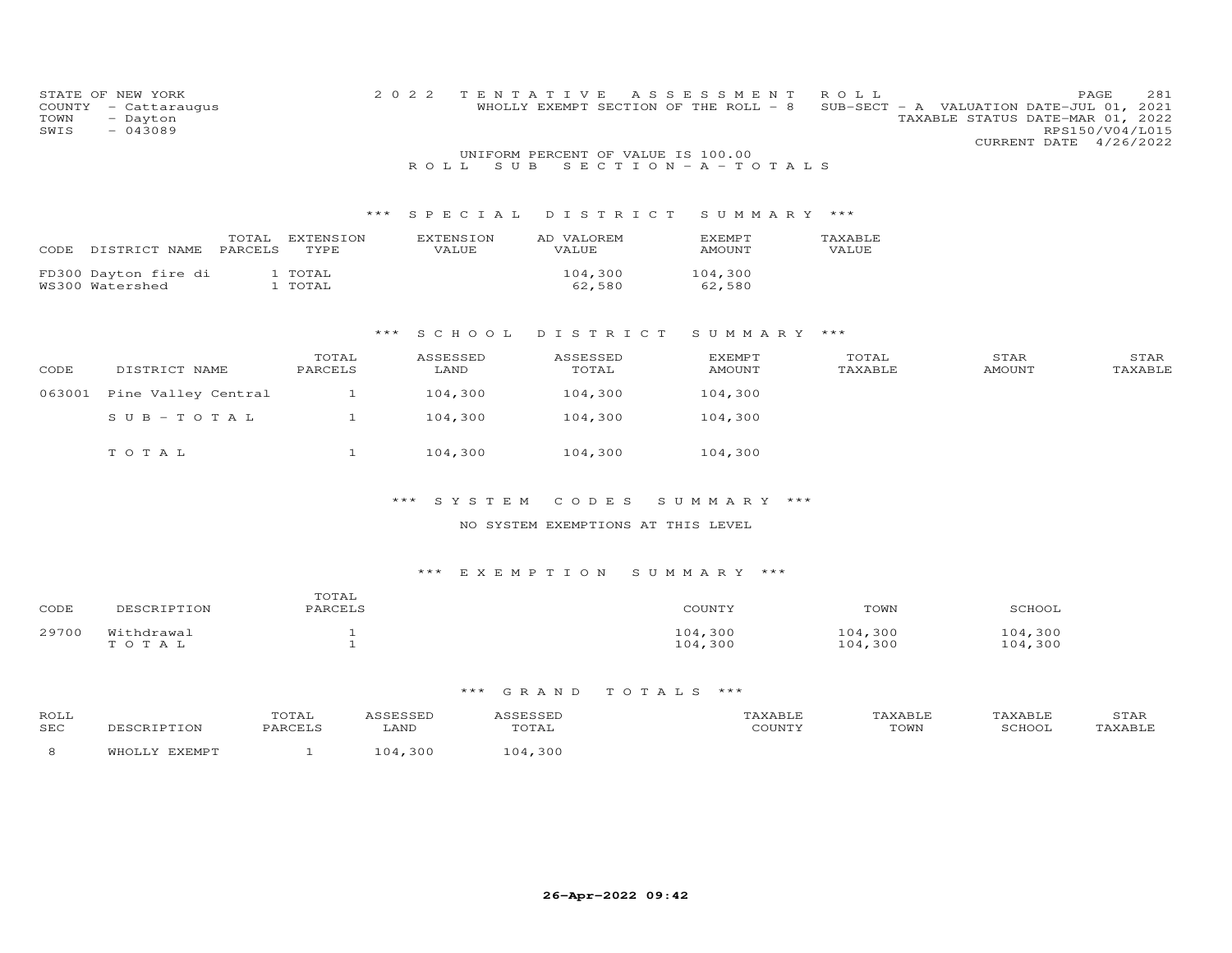STATE OF NEW YORK
COUNTY - Cattaraugus
TOWN - Dayton
SWIS - 043089

2022 TENTATIVE ASSESSMENT ROLL
WHOLLY EXEMPT SECTION OF THE ROLL - 8 SUB-SECT - A VALUATION DATE-JUL 01, 2021
TAXABLE STATUS DATE-MAR 01, 2022
RPS150/V04/L015
CURRENT DATE 4/26/2022

UNIFORM PERCENT OF VALUE IS 100.00

ROLL SUB SECTION - A - TOTALS

### *** SPECIAL DISTRICT SUMMARY ***

| CODE | DISTRICT NAME | TOTAL PARCELS | EXTENSION TYPE | EXTENSION VALUE | AD VALOREM VALUE | EXEMPT AMOUNT | TAXABLE VALUE |
|---|---|---|---|---|---|---|---|
| FD300 | Dayton fire di | 1 | TOTAL | | 104,300 | 104,300 | |
| WS300 | Watershed | 1 | TOTAL | | 62,580 | 62,580 | |

### *** SCHOOL DISTRICT SUMMARY ***

| CODE | DISTRICT NAME | TOTAL PARCELS | ASSESSED LAND | ASSESSED TOTAL | EXEMPT AMOUNT | TOTAL TAXABLE | STAR AMOUNT | STAR TAXABLE |
|---|---|---|---|---|---|---|---|---|
| 063001 | Pine Valley Central | 1 | 104,300 | 104,300 | 104,300 | | | |
| | SUB-TOTAL | 1 | 104,300 | 104,300 | 104,300 | | | |
| | TOTAL | 1 | 104,300 | 104,300 | 104,300 | | | |

### *** SYSTEM CODES SUMMARY ***

NO SYSTEM EXEMPTIONS AT THIS LEVEL

### *** EXEMPTION SUMMARY ***

| CODE | DESCRIPTION | TOTAL PARCELS | COUNTY | TOWN | SCHOOL |
|---|---|---|---|---|---|
| 29700 | Withdrawal | 1 | 104,300 | 104,300 | 104,300 |
| | TOTAL | 1 | 104,300 | 104,300 | 104,300 |

### *** GRAND TOTALS ***

| ROLL SEC | DESCRIPTION | TOTAL PARCELS | ASSESSED LAND | ASSESSED TOTAL | TAXABLE COUNTY | TAXABLE TOWN | TAXABLE SCHOOL | STAR TAXABLE |
|---|---|---|---|---|---|---|---|---|
| 8 | WHOLLY EXEMPT | 1 | 104,300 | 104,300 | | | | |

26-Apr-2022 09:42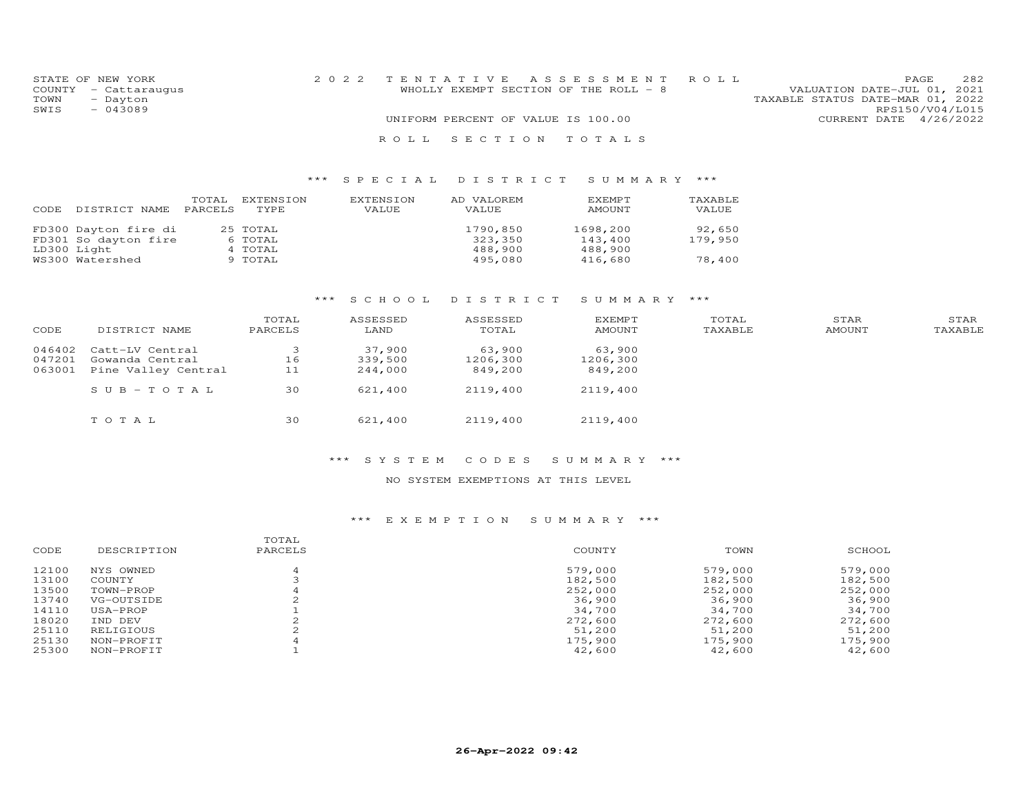STATE OF NEW YORK
COUNTY - Cattaraugus
TOWN - Dayton
SWIS - 043089

2022 TENTATIVE ASSESSMENT ROLL
WHOLLY EXEMPT SECTION OF THE ROLL - 8
UNIFORM PERCENT OF VALUE IS 100.00

VALUATION DATE-JUL 01, 2021
TAXABLE STATUS DATE-MAR 01, 2022
RPS150/V04/L015
CURRENT DATE 4/26/2022

## ROLL SECTION TOTALS

### *** SPECIAL DISTRICT SUMMARY ***

| CODE | DISTRICT NAME | TOTAL PARCELS | EXTENSION TYPE | EXTENSION VALUE | AD VALOREM VALUE | EXEMPT AMOUNT | TAXABLE VALUE |
|---|---|---|---|---|---|---|---|
| FD300 | Dayton fire di | 25 | TOTAL | | 1790,850 | 1698,200 | 92,650 |
| FD301 | So dayton fire | 6 | TOTAL | | 323,350 | 143,400 | 179,950 |
| LD300 | Light | 4 | TOTAL | | 488,900 | 488,900 | |
| WS300 | Watershed | 9 | TOTAL | | 495,080 | 416,680 | 78,400 |

### *** SCHOOL DISTRICT SUMMARY ***

| CODE | DISTRICT NAME | TOTAL PARCELS | ASSESSED LAND | ASSESSED TOTAL | EXEMPT AMOUNT | TOTAL TAXABLE | STAR AMOUNT | STAR TAXABLE |
|---|---|---|---|---|---|---|---|---|
| 046402 | Catt-LV Central | 3 | 37,900 | 63,900 | 63,900 | | | |
| 047201 | Gowanda Central | 16 | 339,500 | 1206,300 | 1206,300 | | | |
| 063001 | Pine Valley Central | 11 | 244,000 | 849,200 | 849,200 | | | |
| | SUB-TOTAL | 30 | 621,400 | 2119,400 | 2119,400 | | | |
| | TOTAL | 30 | 621,400 | 2119,400 | 2119,400 | | | |

### *** SYSTEM CODES SUMMARY ***

NO SYSTEM EXEMPTIONS AT THIS LEVEL

### *** EXEMPTION SUMMARY ***

| CODE | DESCRIPTION | TOTAL PARCELS | COUNTY | TOWN | SCHOOL |
|---|---|---|---|---|---|
| 12100 | NYS OWNED | 4 | 579,000 | 579,000 | 579,000 |
| 13100 | COUNTY | 3 | 182,500 | 182,500 | 182,500 |
| 13500 | TOWN-PROP | 4 | 252,000 | 252,000 | 252,000 |
| 13740 | VG-OUTSIDE | 2 | 36,900 | 36,900 | 36,900 |
| 14110 | USA-PROP | 1 | 34,700 | 34,700 | 34,700 |
| 18020 | IND DEV | 2 | 272,600 | 272,600 | 272,600 |
| 25110 | RELIGIOUS | 2 | 51,200 | 51,200 | 51,200 |
| 25130 | NON-PROFIT | 4 | 175,900 | 175,900 | 175,900 |
| 25300 | NON-PROFIT | 1 | 42,600 | 42,600 | 42,600 |

26-Apr-2022 09:42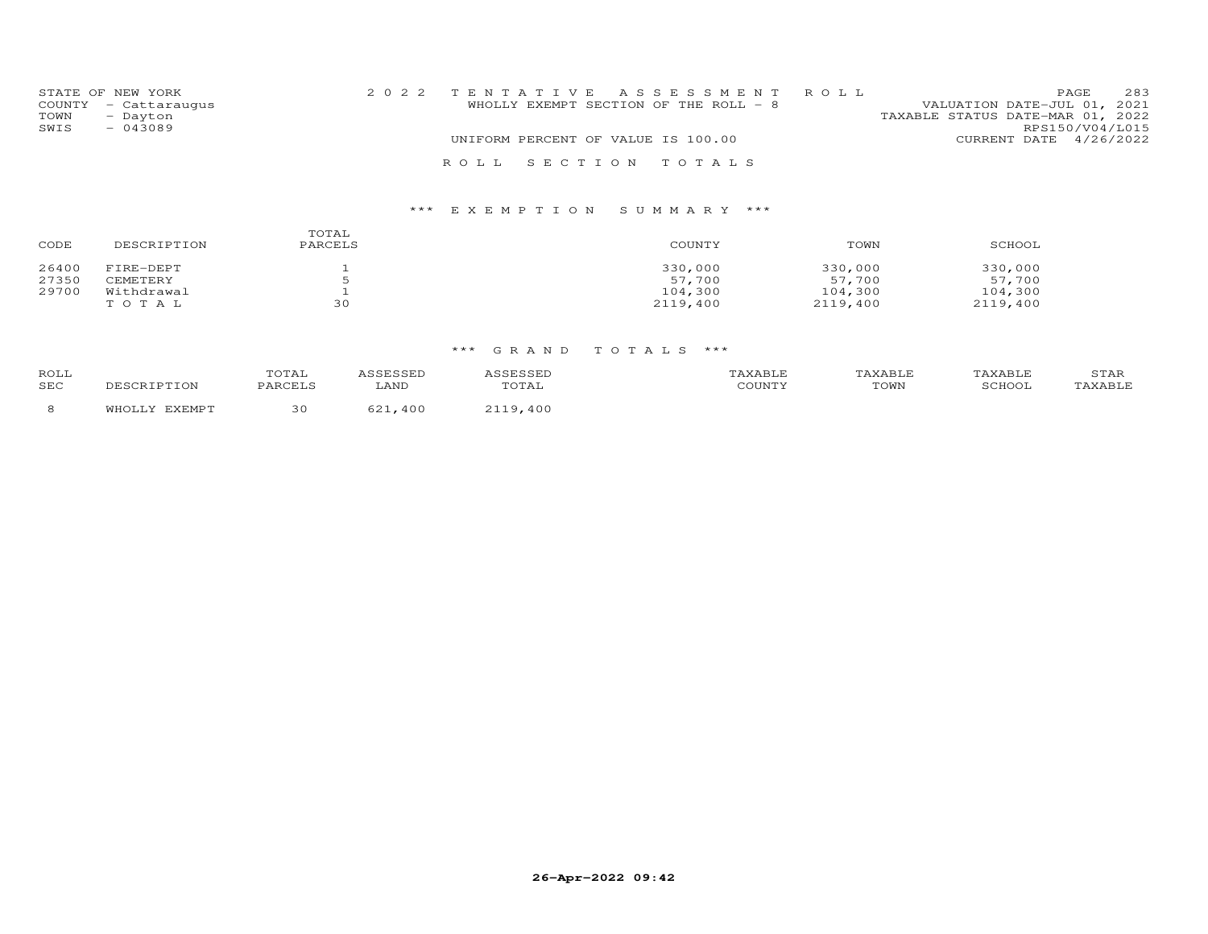STATE OF NEW YORK
COUNTY - Cattaraugus
TOWN - Dayton
SWIS - 043089

2 0 2 2 T E N T A T I V E A S S E S S M E N T R O L L
WHOLLY EXEMPT SECTION OF THE ROLL - 8
UNIFORM PERCENT OF VALUE IS 100.00

VALUATION DATE-JUL 01, 2021
TAXABLE STATUS DATE-MAR 01, 2022
RPS150/V04/L015
CURRENT DATE 4/26/2022

R O L L S E C T I O N T O T A L S

### *** E X E M P T I O N S U M M A R Y ***

| CODE | DESCRIPTION | TOTAL PARCELS | COUNTY | TOWN | SCHOOL |
|---|---|---|---|---|---|
| 26400 | FIRE-DEPT | 1 | 330,000 | 330,000 | 330,000 |
| 27350 | CEMETERY | 5 | 57,700 | 57,700 | 57,700 |
| 29700 | Withdrawal | 1 | 104,300 | 104,300 | 104,300 |
| | T O T A L | 30 | 2119,400 | 2119,400 | 2119,400 |

### *** G R A N D T O T A L S ***

| ROLL SEC | DESCRIPTION | TOTAL PARCELS | ASSESSED LAND | ASSESSED TOTAL | TAXABLE COUNTY | TAXABLE TOWN | TAXABLE SCHOOL | STAR TAXABLE |
|---|---|---|---|---|---|---|---|---|
| 8 | WHOLLY EXEMPT | 30 | 621,400 | 2119,400 | | | | |

26-Apr-2022 09:42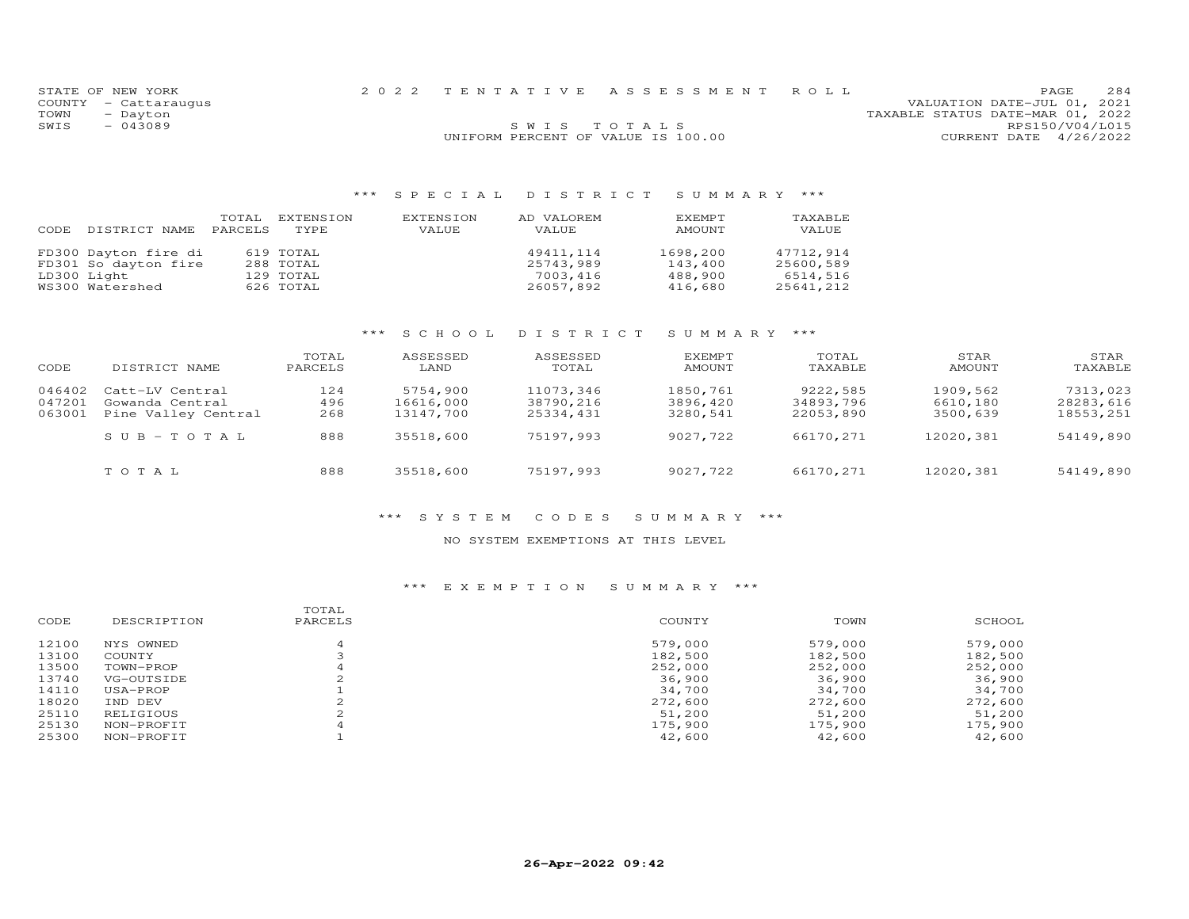STATE OF NEW YORK
COUNTY - Cattaraugus
TOWN - Dayton
SWIS - 043089

2022 TENTATIVE ASSESSMENT ROLL

SWIS TOTALS

UNIFORM PERCENT OF VALUE IS 100.00

VALUATION DATE-JUL 01, 2021
TAXABLE STATUS DATE-MAR 01, 2022
RPS150/V04/L015
CURRENT DATE 4/26/2022

### *** SPECIAL DISTRICT SUMMARY ***

| CODE | DISTRICT NAME | TOTAL PARCELS | EXTENSION TYPE | EXTENSION VALUE | AD VALOREM VALUE | EXEMPT AMOUNT | TAXABLE VALUE |
|---|---|---|---|---|---|---|---|
| FD300 | Dayton fire di | 619 | TOTAL | | 49411,114 | 1698,200 | 47712,914 |
| FD301 | So dayton fire | 288 | TOTAL | | 25743,989 | 143,400 | 25600,589 |
| LD300 | Light | 129 | TOTAL | | 7003,416 | 488,900 | 6514,516 |
| WS300 | Watershed | 626 | TOTAL | | 26057,892 | 416,680 | 25641,212 |

### *** SCHOOL DISTRICT SUMMARY ***

| CODE | DISTRICT NAME | TOTAL PARCELS | ASSESSED LAND | ASSESSED TOTAL | EXEMPT AMOUNT | TOTAL TAXABLE | STAR AMOUNT | STAR TAXABLE |
|---|---|---|---|---|---|---|---|---|
| 046402 | Catt-LV Central | 124 | 5754,900 | 11073,346 | 1850,761 | 9222,585 | 1909,562 | 7313,023 |
| 047201 | Gowanda Central | 496 | 16616,000 | 38790,216 | 3896,420 | 34893,796 | 6610,180 | 28283,616 |
| 063001 | Pine Valley Central | 268 | 13147,700 | 25334,431 | 3280,541 | 22053,890 | 3500,639 | 18553,251 |
| | SUB-TOTAL | 888 | 35518,600 | 75197,993 | 9027,722 | 66170,271 | 12020,381 | 54149,890 |
| | TOTAL | 888 | 35518,600 | 75197,993 | 9027,722 | 66170,271 | 12020,381 | 54149,890 |

### *** SYSTEM CODES SUMMARY ***

NO SYSTEM EXEMPTIONS AT THIS LEVEL

### *** EXEMPTION SUMMARY ***

| CODE | DESCRIPTION | TOTAL PARCELS | COUNTY | TOWN | SCHOOL |
|---|---|---|---|---|---|
| 12100 | NYS OWNED | 4 | 579,000 | 579,000 | 579,000 |
| 13100 | COUNTY | 3 | 182,500 | 182,500 | 182,500 |
| 13500 | TOWN-PROP | 4 | 252,000 | 252,000 | 252,000 |
| 13740 | VG-OUTSIDE | 2 | 36,900 | 36,900 | 36,900 |
| 14110 | USA-PROP | 1 | 34,700 | 34,700 | 34,700 |
| 18020 | IND DEV | 2 | 272,600 | 272,600 | 272,600 |
| 25110 | RELIGIOUS | 2 | 51,200 | 51,200 | 51,200 |
| 25130 | NON-PROFIT | 4 | 175,900 | 175,900 | 175,900 |
| 25300 | NON-PROFIT | 1 | 42,600 | 42,600 | 42,600 |

26-Apr-2022 09:42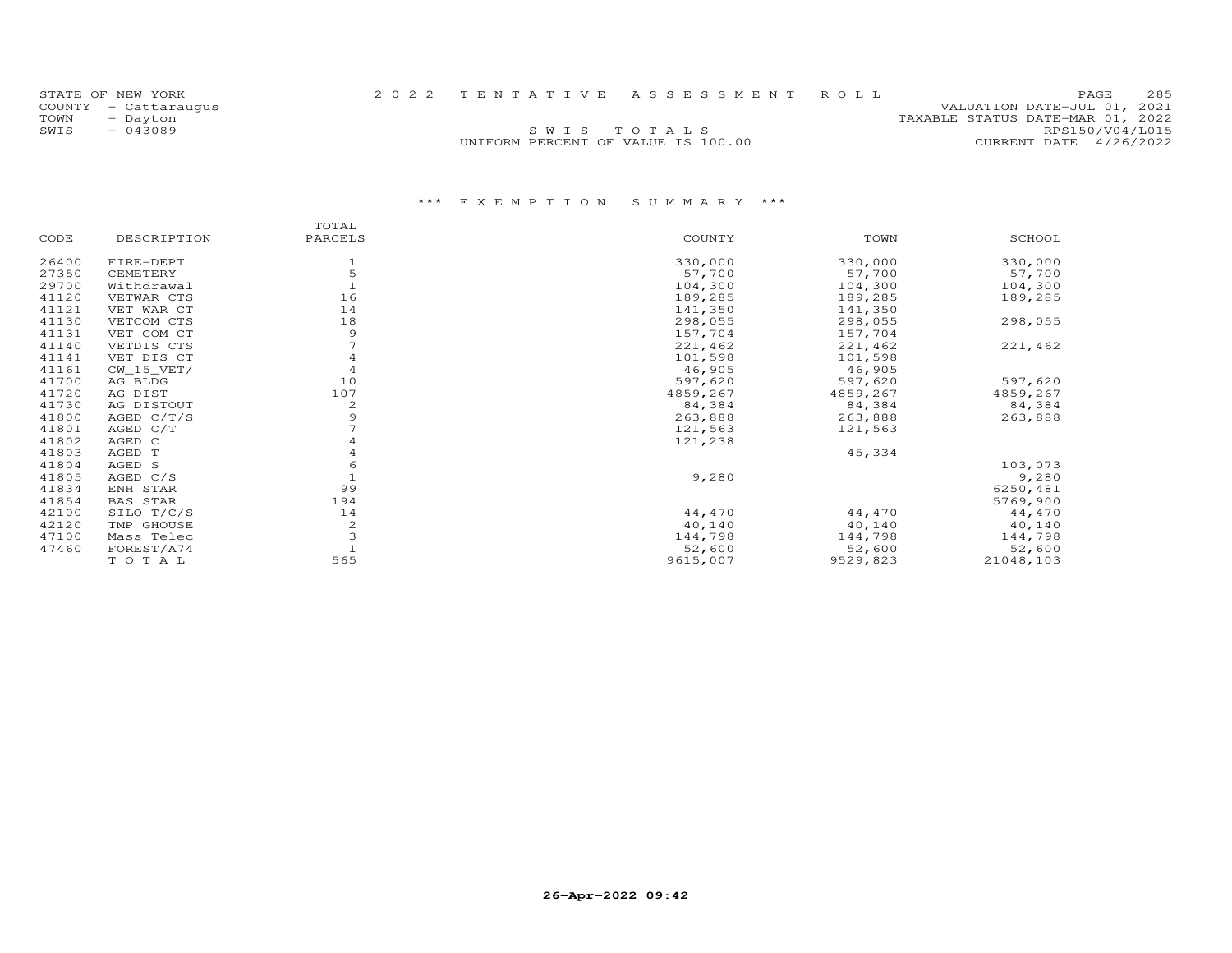STATE OF NEW YORK
COUNTY - Cattaraugus
TOWN - Dayton
SWIS - 043089

2 0 2 2 T E N T A T I V E A S S E S S M E N T R O L L

S W I S T O T A L S

UNIFORM PERCENT OF VALUE IS 100.00

VALUATION DATE-JUL 01, 2021
TAXABLE STATUS DATE-MAR 01, 2022
RPS150/V04/L015
CURRENT DATE 4/26/2022

### *** E X E M P T I O N S U M M A R Y ***

| CODE | DESCRIPTION | TOTAL PARCELS | COUNTY | TOWN | SCHOOL |
|---|---|---|---|---|---|
| 26400 | FIRE-DEPT | 1 | 330,000 | 330,000 | 330,000 |
| 27350 | CEMETERY | 5 | 57,700 | 57,700 | 57,700 |
| 29700 | Withdrawal | 1 | 104,300 | 104,300 | 104,300 |
| 41120 | VETWAR CTS | 16 | 189,285 | 189,285 | 189,285 |
| 41121 | VET WAR CT | 14 | 141,350 | 141,350 | |
| 41130 | VETCOM CTS | 18 | 298,055 | 298,055 | 298,055 |
| 41131 | VET COM CT | 9 | 157,704 | 157,704 | |
| 41140 | VETDIS CTS | 7 | 221,462 | 221,462 | 221,462 |
| 41141 | VET DIS CT | 4 | 101,598 | 101,598 | |
| 41161 | CW_15_VET/ | 4 | 46,905 | 46,905 | |
| 41700 | AG BLDG | 10 | 597,620 | 597,620 | 597,620 |
| 41720 | AG DIST | 107 | 4859,267 | 4859,267 | 4859,267 |
| 41730 | AG DISTOUT | 2 | 84,384 | 84,384 | 84,384 |
| 41800 | AGED C/T/S | 9 | 263,888 | 263,888 | 263,888 |
| 41801 | AGED C/T | 7 | 121,563 | 121,563 | |
| 41802 | AGED C | 4 | 121,238 | | |
| 41803 | AGED T | 4 | | 45,334 | |
| 41804 | AGED S | 6 | | | 103,073 |
| 41805 | AGED C/S | 1 | 9,280 | | 9,280 |
| 41834 | ENH STAR | 99 | | | 6250,481 |
| 41854 | BAS STAR | 194 | | | 5769,900 |
| 42100 | SILO T/C/S | 14 | 44,470 | 44,470 | 44,470 |
| 42120 | TMP GHOUSE | 2 | 40,140 | 40,140 | 40,140 |
| 47100 | Mass Telec | 3 | 144,798 | 144,798 | 144,798 |
| 47460 | FOREST/A74 | 1 | 52,600 | 52,600 | 52,600 |
| | T O T A L | 565 | 9615,007 | 9529,823 | 21048,103 |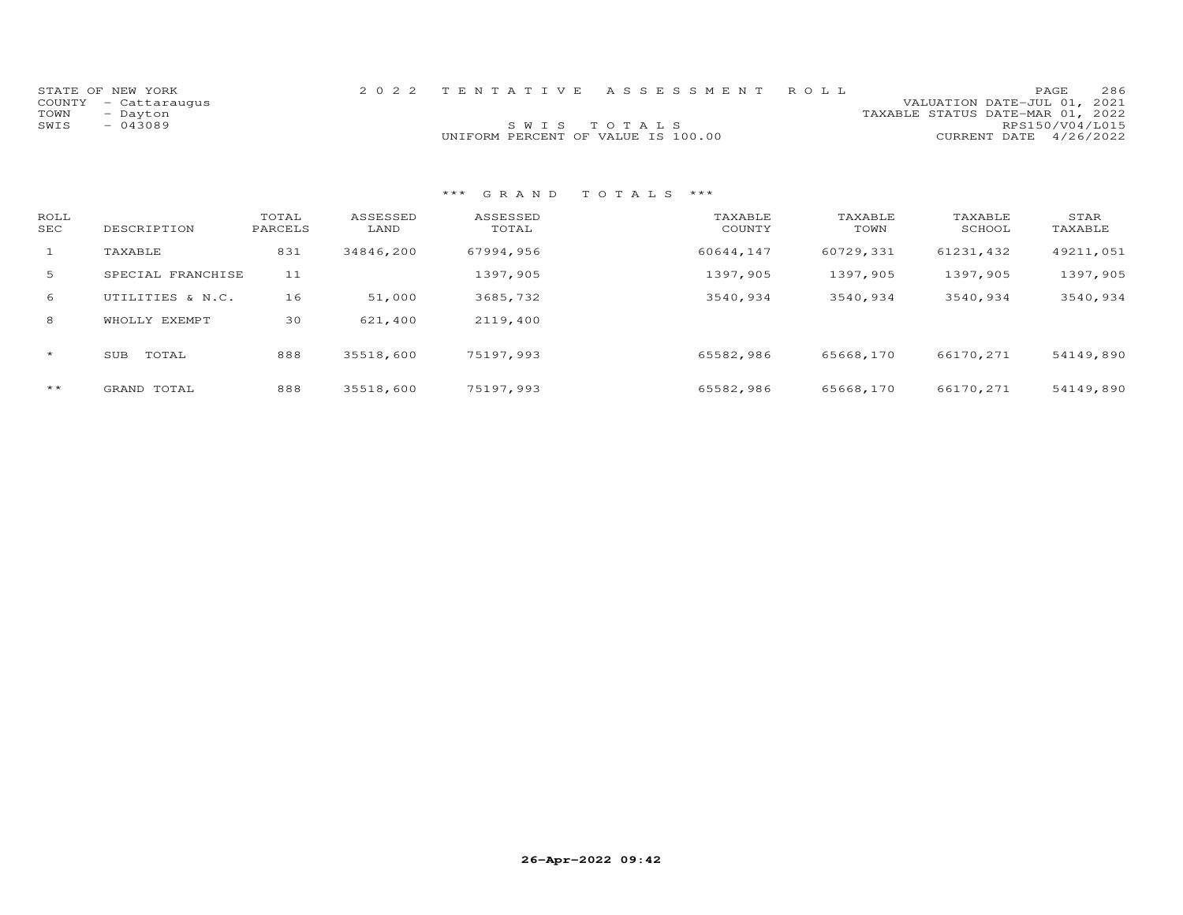STATE OF NEW YORK
COUNTY - Cattaraugus
TOWN - Dayton
SWIS - 043089

# 2 0 2 2 T E N T A T I V E A S S E S S M E N T R O L L

S W I S T O T A L S
UNIFORM PERCENT OF VALUE IS 100.00

VALUATION DATE-JUL 01, 2021
TAXABLE STATUS DATE-MAR 01, 2022
RPS150/V04/L015
CURRENT DATE 4/26/2022

## *** G R A N D T O T A L S ***

| ROLL SEC | DESCRIPTION | TOTAL PARCELS | ASSESSED LAND | ASSESSED TOTAL | TAXABLE COUNTY | TAXABLE TOWN | TAXABLE SCHOOL | STAR TAXABLE |
|---|---|---|---|---|---|---|---|---|
| 1 | TAXABLE | 831 | 34846,200 | 67994,956 | 60644,147 | 60729,331 | 61231,432 | 49211,051 |
| 5 | SPECIAL FRANCHISE | 11 | | 1397,905 | 1397,905 | 1397,905 | 1397,905 | 1397,905 |
| 6 | UTILITIES & N.C. | 16 | 51,000 | 3685,732 | 3540,934 | 3540,934 | 3540,934 | 3540,934 |
| 8 | WHOLLY EXEMPT | 30 | 621,400 | 2119,400 | | | | |
| * | SUB TOTAL | 888 | 35518,600 | 75197,993 | 65582,986 | 65668,170 | 66170,271 | 54149,890 |
| ** | GRAND TOTAL | 888 | 35518,600 | 75197,993 | 65582,986 | 65668,170 | 66170,271 | 54149,890 |

26-Apr-2022 09:42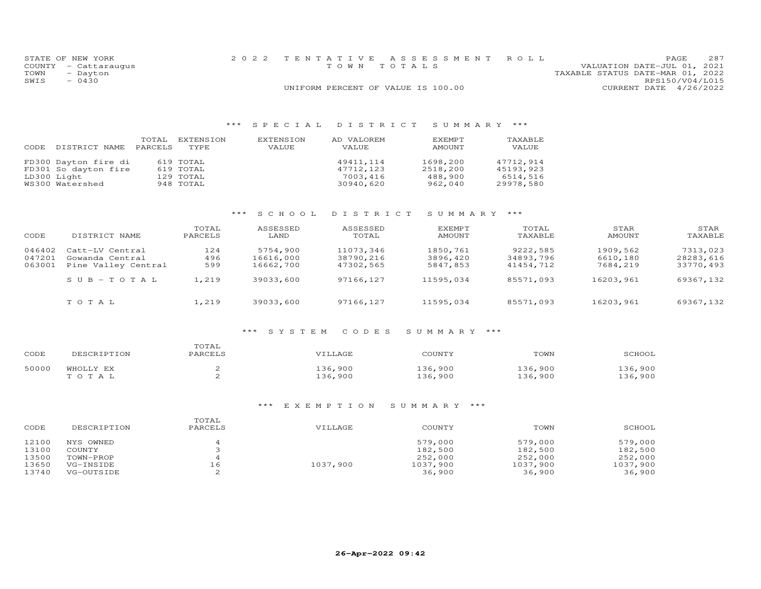STATE OF NEW YORK
COUNTY - Cattaraugus
TOWN - Dayton
SWIS - 0430

# 2022 TENTATIVE ASSESSMENT ROLL

TOWN TOTALS

UNIFORM PERCENT OF VALUE IS 100.00

VALUATION DATE-JUL 01, 2021
TAXABLE STATUS DATE-MAR 01, 2022
RPS150/V04/L015
CURRENT DATE 4/26/2022

## *** SPECIAL DISTRICT SUMMARY ***

| CODE | DISTRICT NAME | TOTAL PARCELS | EXTENSION TYPE | EXTENSION VALUE | AD VALOREM VALUE | EXEMPT AMOUNT | TAXABLE VALUE |
|---|---|---|---|---|---|---|---|
| FD300 | Dayton fire di | 619 | TOTAL | | 49411,114 | 1698,200 | 47712,914 |
| FD301 | So dayton fire | 619 | TOTAL | | 47712,123 | 2518,200 | 45193,923 |
| LD300 | Light | 129 | TOTAL | | 7003,416 | 488,900 | 6514,516 |
| WS300 | Watershed | 948 | TOTAL | | 30940,620 | 962,040 | 29978,580 |

## *** SCHOOL DISTRICT SUMMARY ***

| CODE | DISTRICT NAME | TOTAL PARCELS | ASSESSED LAND | ASSESSED TOTAL | EXEMPT AMOUNT | TOTAL TAXABLE | STAR AMOUNT | STAR TAXABLE |
|---|---|---|---|---|---|---|---|---|
| 046402 | Catt-LV Central | 124 | 5754,900 | 11073,346 | 1850,761 | 9222,585 | 1909,562 | 7313,023 |
| 047201 | Gowanda Central | 496 | 16616,000 | 38790,216 | 3896,420 | 34893,796 | 6610,180 | 28283,616 |
| 063001 | Pine Valley Central | 599 | 16662,700 | 47302,565 | 5847,853 | 41454,712 | 7684,219 | 33770,493 |
| | SUB-TOTAL | 1,219 | 39033,600 | 97166,127 | 11595,034 | 85571,093 | 16203,961 | 69367,132 |
| | TOTAL | 1,219 | 39033,600 | 97166,127 | 11595,034 | 85571,093 | 16203,961 | 69367,132 |

## *** SYSTEM CODES SUMMARY ***

| CODE | DESCRIPTION | TOTAL PARCELS | VILLAGE | COUNTY | TOWN | SCHOOL |
|---|---|---|---|---|---|---|
| 50000 | WHOLLY EX | 2 | 136,900 | 136,900 | 136,900 | 136,900 |
| | TOTAL | 2 | 136,900 | 136,900 | 136,900 | 136,900 |

## *** EXEMPTION SUMMARY ***

| CODE | DESCRIPTION | TOTAL PARCELS | VILLAGE | COUNTY | TOWN | SCHOOL |
|---|---|---|---|---|---|---|
| 12100 | NYS OWNED | 4 | | 579,000 | 579,000 | 579,000 |
| 13100 | COUNTY | 3 | | 182,500 | 182,500 | 182,500 |
| 13500 | TOWN-PROP | 4 | | 252,000 | 252,000 | 252,000 |
| 13650 | VG-INSIDE | 16 | 1037,900 | 1037,900 | 1037,900 | 1037,900 |
| 13740 | VG-OUTSIDE | 2 | | 36,900 | 36,900 | 36,900 |

26-Apr-2022 09:42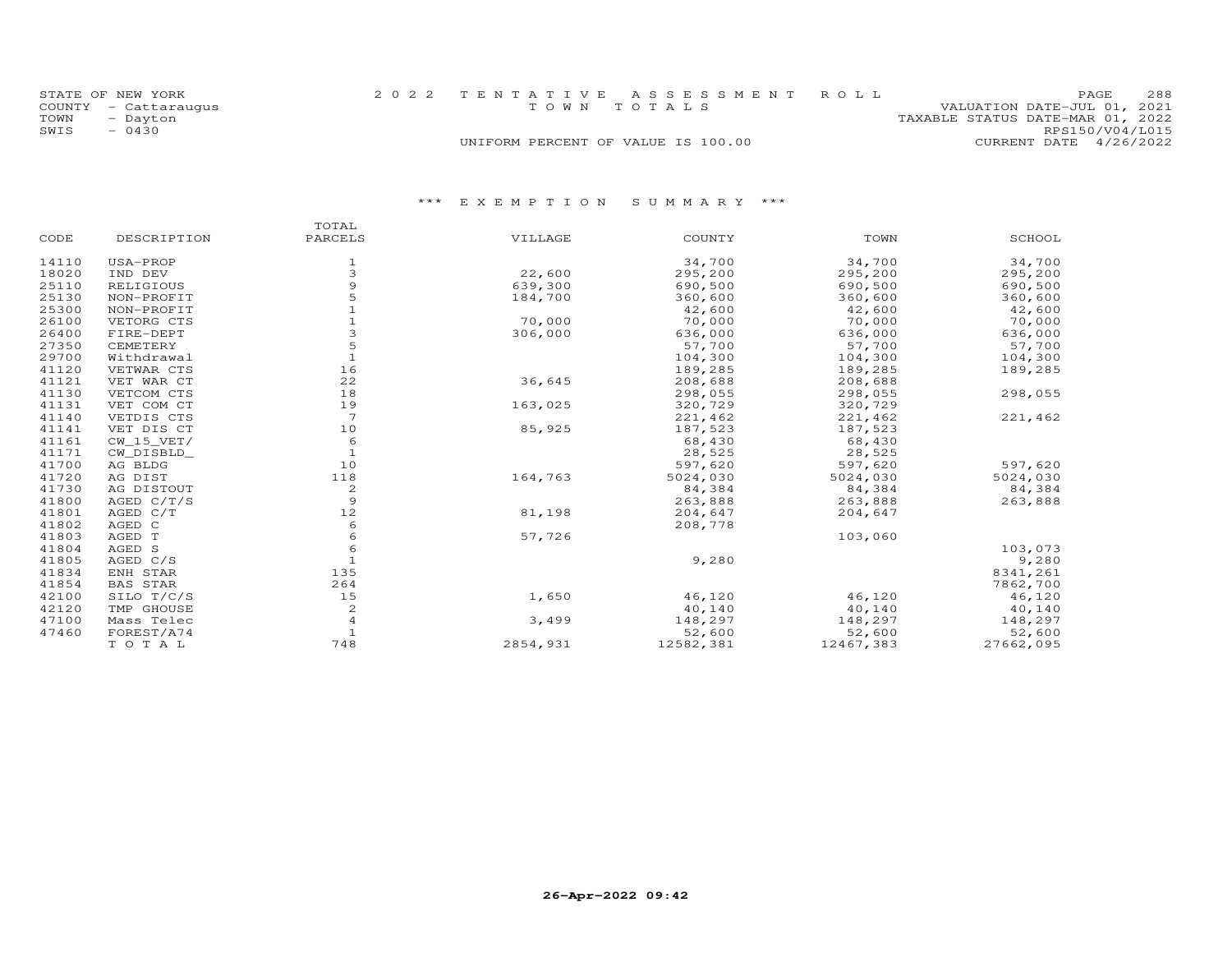STATE OF NEW YORK
COUNTY - Cattaraugus
TOWN - Dayton
SWIS - 0430

2 0 2 2 T E N T A T I V E A S S E S S M E N T R O L L
T O W N T O T A L S

UNIFORM PERCENT OF VALUE IS 100.00

VALUATION DATE-JUL 01, 2021
TAXABLE STATUS DATE-MAR 01, 2022
RPS150/V04/L015
CURRENT DATE 4/26/2022

## \*\*\* E X E M P T I O N S U M M A R Y \*\*\*

| CODE | DESCRIPTION | TOTAL PARCELS | VILLAGE | COUNTY | TOWN | SCHOOL |
|---|---|---|---|---|---|---|
| 14110 | USA-PROP | 1 | | 34,700 | 34,700 | 34,700 |
| 18020 | IND DEV | 3 | 22,600 | 295,200 | 295,200 | 295,200 |
| 25110 | RELIGIOUS | 9 | 639,300 | 690,500 | 690,500 | 690,500 |
| 25130 | NON-PROFIT | 5 | 184,700 | 360,600 | 360,600 | 360,600 |
| 25300 | NON-PROFIT | 1 | | 42,600 | 42,600 | 42,600 |
| 26100 | VETORG CTS | 1 | 70,000 | 70,000 | 70,000 | 70,000 |
| 26400 | FIRE-DEPT | 3 | 306,000 | 636,000 | 636,000 | 636,000 |
| 27350 | CEMETERY | 5 | | 57,700 | 57,700 | 57,700 |
| 29700 | Withdrawal | 1 | | 104,300 | 104,300 | 104,300 |
| 41120 | VETWAR CTS | 16 | | 189,285 | 189,285 | 189,285 |
| 41121 | VET WAR CT | 22 | 36,645 | 208,688 | 208,688 | |
| 41130 | VETCOM CTS | 18 | | 298,055 | 298,055 | 298,055 |
| 41131 | VET COM CT | 19 | 163,025 | 320,729 | 320,729 | |
| 41140 | VETDIS CTS | 7 | | 221,462 | 221,462 | 221,462 |
| 41141 | VET DIS CT | 10 | 85,925 | 187,523 | 187,523 | |
| 41161 | CW_15_VET/ | 6 | | 68,430 | 68,430 | |
| 41171 | CW_DISBLD_ | 1 | | 28,525 | 28,525 | |
| 41700 | AG BLDG | 10 | | 597,620 | 597,620 | 597,620 |
| 41720 | AG DIST | 118 | 164,763 | 5024,030 | 5024,030 | 5024,030 |
| 41730 | AG DISTOUT | 2 | | 84,384 | 84,384 | 84,384 |
| 41800 | AGED C/T/S | 9 | | 263,888 | 263,888 | 263,888 |
| 41801 | AGED C/T | 12 | 81,198 | 204,647 | 204,647 | |
| 41802 | AGED C | 6 | | 208,778 | | |
| 41803 | AGED T | 6 | 57,726 | | 103,060 | |
| 41804 | AGED S | 6 | | | | 103,073 |
| 41805 | AGED C/S | 1 | | 9,280 | | 9,280 |
| 41834 | ENH STAR | 135 | | | | 8341,261 |
| 41854 | BAS STAR | 264 | | | | 7862,700 |
| 42100 | SILO T/C/S | 15 | 1,650 | 46,120 | 46,120 | 46,120 |
| 42120 | TMP GHOUSE | 2 | | 40,140 | 40,140 | 40,140 |
| 47100 | Mass Telec | 4 | 3,499 | 148,297 | 148,297 | 148,297 |
| 47460 | FOREST/A74 | 1 | | 52,600 | 52,600 | 52,600 |
| | T O T A L | 748 | 2854,931 | 12582,381 | 12467,383 | 27662,095 |

26-Apr-2022 09:42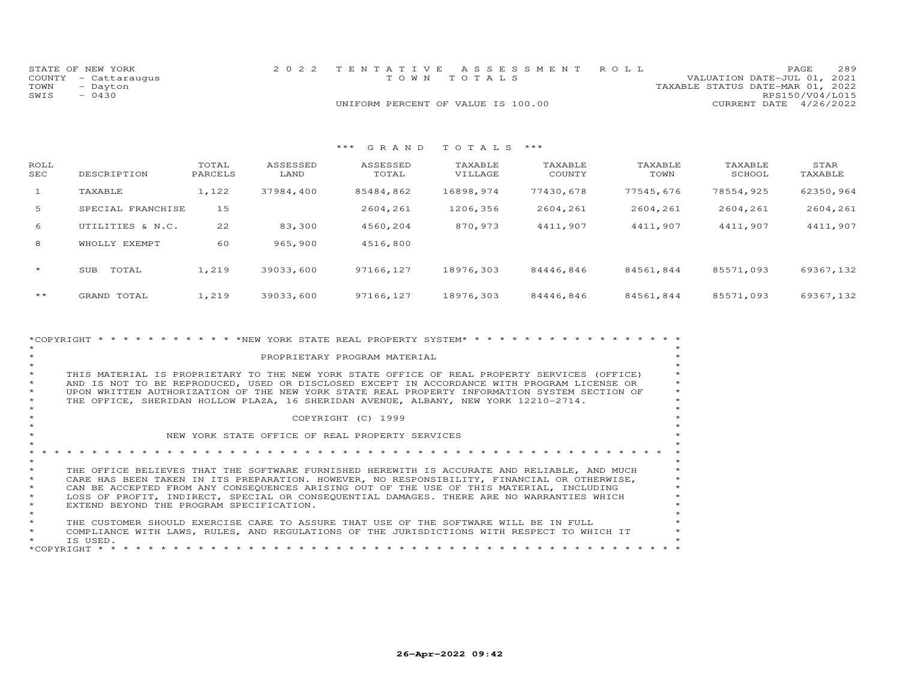STATE OF NEW YORK
COUNTY - Cattaraugus
TOWN - Dayton
SWIS - 0430

2 0 2 2 T E N T A T I V E A S S E S S M E N T R O L L
T O W N T O T A L S
UNIFORM PERCENT OF VALUE IS 100.00

VALUATION DATE-JUL 01, 2021
TAXABLE STATUS DATE-MAR 01, 2022
RPS150/V04/L015
CURRENT DATE 4/26/2022

## *** G R A N D T O T A L S ***

| ROLL SEC | DESCRIPTION | TOTAL PARCELS | ASSESSED LAND | ASSESSED TOTAL | TAXABLE VILLAGE | TAXABLE COUNTY | TAXABLE TOWN | TAXABLE SCHOOL | STAR TAXABLE |
|---|---|---|---|---|---|---|---|---|---|
| 1 | TAXABLE | 1,122 | 37984,400 | 85484,862 | 16898,974 | 77430,678 | 77545,676 | 78554,925 | 62350,964 |
| 5 | SPECIAL FRANCHISE | 15 | | 2604,261 | 1206,356 | 2604,261 | 2604,261 | 2604,261 | 2604,261 |
| 6 | UTILITIES & N.C. | 22 | 83,300 | 4560,204 | 870,973 | 4411,907 | 4411,907 | 4411,907 | 4411,907 |
| 8 | WHOLLY EXEMPT | 60 | 965,900 | 4516,800 | | | | | |
| * | SUB TOTAL | 1,219 | 39033,600 | 97166,127 | 18976,303 | 84446,846 | 84561,844 | 85571,093 | 69367,132 |
| ** | GRAND TOTAL | 1,219 | 39033,600 | 97166,127 | 18976,303 | 84446,846 | 84561,844 | 85571,093 | 69367,132 |

*COPYRIGHT * * * * * * * * * * * *NEW YORK STATE REAL PROPERTY SYSTEM* * * * * * * * * * * * * * * * * *

PROPRIETARY PROGRAM MATERIAL

THIS MATERIAL IS PROPRIETARY TO THE NEW YORK STATE OFFICE OF REAL PROPERTY SERVICES (OFFICE) AND IS NOT TO BE REPRODUCED, USED OR DISCLOSED EXCEPT IN ACCORDANCE WITH PROGRAM LICENSE OR UPON WRITTEN AUTHORIZATION OF THE NEW YORK STATE REAL PROPERTY INFORMATION SYSTEM SECTION OF THE OFFICE, SHERIDAN HOLLOW PLAZA, 16 SHERIDAN AVENUE, ALBANY, NEW YORK 12210-2714.

COPYRIGHT (C) 1999

NEW YORK STATE OFFICE OF REAL PROPERTY SERVICES

THE OFFICE BELIEVES THAT THE SOFTWARE FURNISHED HEREWITH IS ACCURATE AND RELIABLE, AND MUCH CARE HAS BEEN TAKEN IN ITS PREPARATION. HOWEVER, NO RESPONSIBILITY, FINANCIAL OR OTHERWISE, CAN BE ACCEPTED FROM ANY CONSEQUENCES ARISING OUT OF THE USE OF THIS MATERIAL, INCLUDING LOSS OF PROFIT, INDIRECT, SPECIAL OR CONSEQUENTIAL DAMAGES. THERE ARE NO WARRANTIES WHICH EXTEND BEYOND THE PROGRAM SPECIFICATION.

THE CUSTOMER SHOULD EXERCISE CARE TO ASSURE THAT USE OF THE SOFTWARE WILL BE IN FULL COMPLIANCE WITH LAWS, RULES, AND REGULATIONS OF THE JURISDICTIONS WITH RESPECT TO WHICH IT IS USED.

*COPYRIGHT * * * * * * * * * * * * * * * * * * * * * * * * * * * * * * * * * * * * * * * * * * * * * *

**26-Apr-2022 09:42**